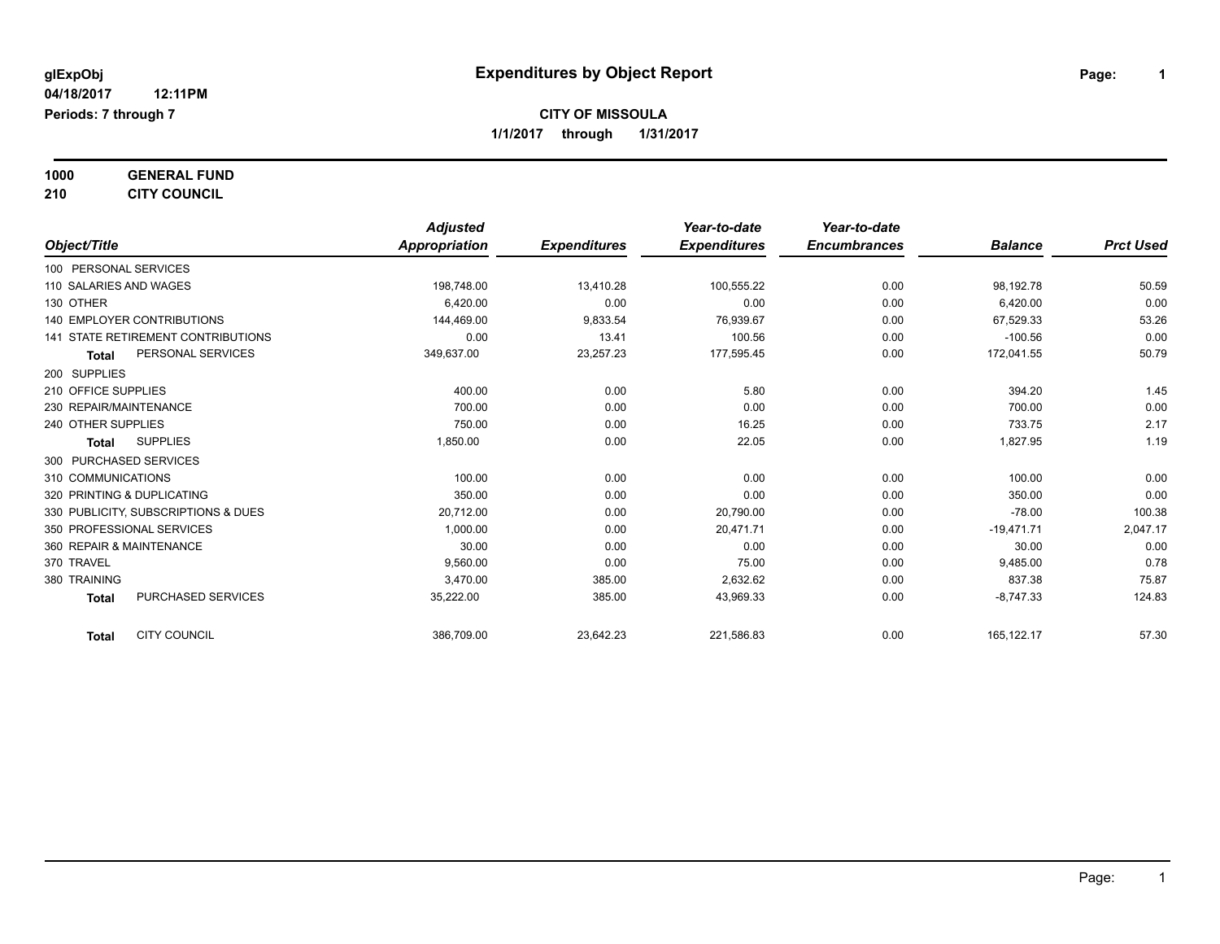glExpObj
04/18/2017 12:11PM
Periods: 7 through 7

# Expenditures by Object Report

**CITY OF MISSOULA**
**1/1/2017 through 1/31/2017**

**1000 GENERAL FUND**
**210 CITY COUNCIL**

| Object/Title | Adjusted Appropriation | Expenditures | Year-to-date Expenditures | Year-to-date Encumbrances | Balance | Prct Used |
|---|---|---|---|---|---|---|
| 100 PERSONAL SERVICES | | | | | | |
| 110 SALARIES AND WAGES | 198,748.00 | 13,410.28 | 100,555.22 | 0.00 | 98,192.78 | 50.59 |
| 130 OTHER | 6,420.00 | 0.00 | 0.00 | 0.00 | 6,420.00 | 0.00 |
| 140 EMPLOYER CONTRIBUTIONS | 144,469.00 | 9,833.54 | 76,939.67 | 0.00 | 67,529.33 | 53.26 |
| 141 STATE RETIREMENT CONTRIBUTIONS | 0.00 | 13.41 | 100.56 | 0.00 | -100.56 | 0.00 |
| **Total** PERSONAL SERVICES | 349,637.00 | 23,257.23 | 177,595.45 | 0.00 | 172,041.55 | 50.79 |
| 200 SUPPLIES | | | | | | |
| 210 OFFICE SUPPLIES | 400.00 | 0.00 | 5.80 | 0.00 | 394.20 | 1.45 |
| 230 REPAIR/MAINTENANCE | 700.00 | 0.00 | 0.00 | 0.00 | 700.00 | 0.00 |
| 240 OTHER SUPPLIES | 750.00 | 0.00 | 16.25 | 0.00 | 733.75 | 2.17 |
| **Total** SUPPLIES | 1,850.00 | 0.00 | 22.05 | 0.00 | 1,827.95 | 1.19 |
| 300 PURCHASED SERVICES | | | | | | |
| 310 COMMUNICATIONS | 100.00 | 0.00 | 0.00 | 0.00 | 100.00 | 0.00 |
| 320 PRINTING & DUPLICATING | 350.00 | 0.00 | 0.00 | 0.00 | 350.00 | 0.00 |
| 330 PUBLICITY, SUBSCRIPTIONS & DUES | 20,712.00 | 0.00 | 20,790.00 | 0.00 | -78.00 | 100.38 |
| 350 PROFESSIONAL SERVICES | 1,000.00 | 0.00 | 20,471.71 | 0.00 | -19,471.71 | 2,047.17 |
| 360 REPAIR & MAINTENANCE | 30.00 | 0.00 | 0.00 | 0.00 | 30.00 | 0.00 |
| 370 TRAVEL | 9,560.00 | 0.00 | 75.00 | 0.00 | 9,485.00 | 0.78 |
| 380 TRAINING | 3,470.00 | 385.00 | 2,632.62 | 0.00 | 837.38 | 75.87 |
| **Total** PURCHASED SERVICES | 35,222.00 | 385.00 | 43,969.33 | 0.00 | -8,747.33 | 124.83 |
| **Total** CITY COUNCIL | 386,709.00 | 23,642.23 | 221,586.83 | 0.00 | 165,122.17 | 57.30 |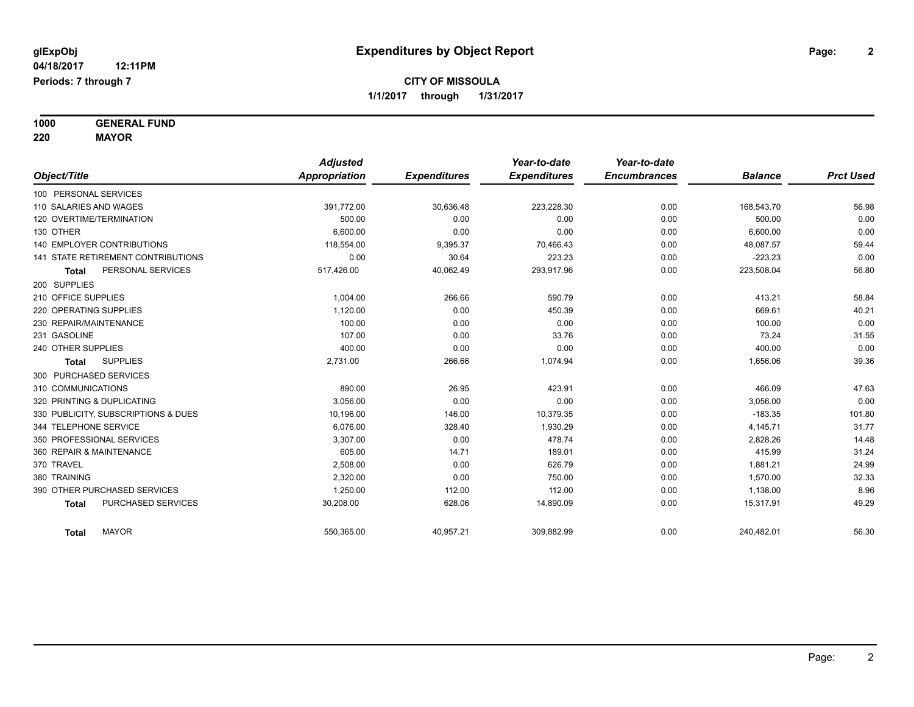# Expenditures by Object Report

glExpObj
04/18/2017 12:11PM
Periods: 7 through 7

**CITY OF MISSOULA**
**1/1/2017 through 1/31/2017**

**1000 GENERAL FUND**
**220 MAYOR**

| Object/Title | Adjusted Appropriation | Expenditures | Year-to-date Expenditures | Year-to-date Encumbrances | Balance | Prct Used |
|---|---|---|---|---|---|---|
| 100 PERSONAL SERVICES | | | | | | |
| 110 SALARIES AND WAGES | 391,772.00 | 30,636.48 | 223,228.30 | 0.00 | 168,543.70 | 56.98 |
| 120 OVERTIME/TERMINATION | 500.00 | 0.00 | 0.00 | 0.00 | 500.00 | 0.00 |
| 130 OTHER | 6,600.00 | 0.00 | 0.00 | 0.00 | 6,600.00 | 0.00 |
| 140 EMPLOYER CONTRIBUTIONS | 118,554.00 | 9,395.37 | 70,466.43 | 0.00 | 48,087.57 | 59.44 |
| 141 STATE RETIREMENT CONTRIBUTIONS | 0.00 | 30.64 | 223.23 | 0.00 | -223.23 | 0.00 |
| **Total** PERSONAL SERVICES | 517,426.00 | 40,062.49 | 293,917.96 | 0.00 | 223,508.04 | 56.80 |
| 200 SUPPLIES | | | | | | |
| 210 OFFICE SUPPLIES | 1,004.00 | 266.66 | 590.79 | 0.00 | 413.21 | 58.84 |
| 220 OPERATING SUPPLIES | 1,120.00 | 0.00 | 450.39 | 0.00 | 669.61 | 40.21 |
| 230 REPAIR/MAINTENANCE | 100.00 | 0.00 | 0.00 | 0.00 | 100.00 | 0.00 |
| 231 GASOLINE | 107.00 | 0.00 | 33.76 | 0.00 | 73.24 | 31.55 |
| 240 OTHER SUPPLIES | 400.00 | 0.00 | 0.00 | 0.00 | 400.00 | 0.00 |
| **Total** SUPPLIES | 2,731.00 | 266.66 | 1,074.94 | 0.00 | 1,656.06 | 39.36 |
| 300 PURCHASED SERVICES | | | | | | |
| 310 COMMUNICATIONS | 890.00 | 26.95 | 423.91 | 0.00 | 466.09 | 47.63 |
| 320 PRINTING & DUPLICATING | 3,056.00 | 0.00 | 0.00 | 0.00 | 3,056.00 | 0.00 |
| 330 PUBLICITY, SUBSCRIPTIONS & DUES | 10,196.00 | 146.00 | 10,379.35 | 0.00 | -183.35 | 101.80 |
| 344 TELEPHONE SERVICE | 6,076.00 | 328.40 | 1,930.29 | 0.00 | 4,145.71 | 31.77 |
| 350 PROFESSIONAL SERVICES | 3,307.00 | 0.00 | 478.74 | 0.00 | 2,828.26 | 14.48 |
| 360 REPAIR & MAINTENANCE | 605.00 | 14.71 | 189.01 | 0.00 | 415.99 | 31.24 |
| 370 TRAVEL | 2,508.00 | 0.00 | 626.79 | 0.00 | 1,881.21 | 24.99 |
| 380 TRAINING | 2,320.00 | 0.00 | 750.00 | 0.00 | 1,570.00 | 32.33 |
| 390 OTHER PURCHASED SERVICES | 1,250.00 | 112.00 | 112.00 | 0.00 | 1,138.00 | 8.96 |
| **Total** PURCHASED SERVICES | 30,208.00 | 628.06 | 14,890.09 | 0.00 | 15,317.91 | 49.29 |
| **Total** MAYOR | 550,365.00 | 40,957.21 | 309,882.99 | 0.00 | 240,482.01 | 56.30 |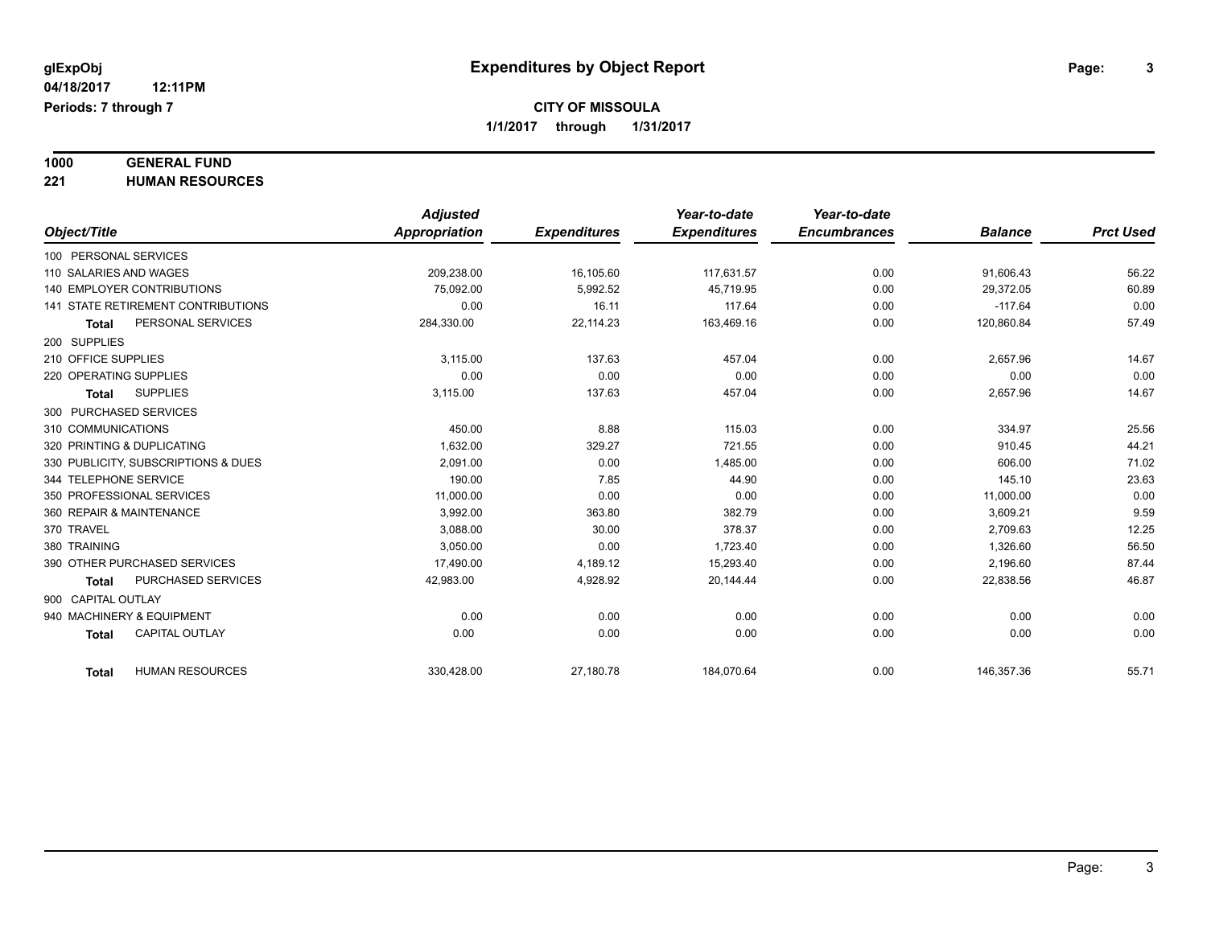**glExpObj** **Expenditures by Object Report**

**04/18/2017 12:11PM**

**Periods: 7 through 7**

**CITY OF MISSOULA**

**1/1/2017 through 1/31/2017**

**1000 GENERAL FUND**

**221 HUMAN RESOURCES**

| Object/Title | Adjusted Appropriation | Expenditures | Year-to-date Expenditures | Year-to-date Encumbrances | Balance | Prct Used |
|---|---|---|---|---|---|---|
| 100 PERSONAL SERVICES | | | | | | |
| 110 SALARIES AND WAGES | 209,238.00 | 16,105.60 | 117,631.57 | 0.00 | 91,606.43 | 56.22 |
| 140 EMPLOYER CONTRIBUTIONS | 75,092.00 | 5,992.52 | 45,719.95 | 0.00 | 29,372.05 | 60.89 |
| 141 STATE RETIREMENT CONTRIBUTIONS | 0.00 | 16.11 | 117.64 | 0.00 | -117.64 | 0.00 |
| **Total** PERSONAL SERVICES | 284,330.00 | 22,114.23 | 163,469.16 | 0.00 | 120,860.84 | 57.49 |
| 200 SUPPLIES | | | | | | |
| 210 OFFICE SUPPLIES | 3,115.00 | 137.63 | 457.04 | 0.00 | 2,657.96 | 14.67 |
| 220 OPERATING SUPPLIES | 0.00 | 0.00 | 0.00 | 0.00 | 0.00 | 0.00 |
| **Total** SUPPLIES | 3,115.00 | 137.63 | 457.04 | 0.00 | 2,657.96 | 14.67 |
| 300 PURCHASED SERVICES | | | | | | |
| 310 COMMUNICATIONS | 450.00 | 8.88 | 115.03 | 0.00 | 334.97 | 25.56 |
| 320 PRINTING & DUPLICATING | 1,632.00 | 329.27 | 721.55 | 0.00 | 910.45 | 44.21 |
| 330 PUBLICITY, SUBSCRIPTIONS & DUES | 2,091.00 | 0.00 | 1,485.00 | 0.00 | 606.00 | 71.02 |
| 344 TELEPHONE SERVICE | 190.00 | 7.85 | 44.90 | 0.00 | 145.10 | 23.63 |
| 350 PROFESSIONAL SERVICES | 11,000.00 | 0.00 | 0.00 | 0.00 | 11,000.00 | 0.00 |
| 360 REPAIR & MAINTENANCE | 3,992.00 | 363.80 | 382.79 | 0.00 | 3,609.21 | 9.59 |
| 370 TRAVEL | 3,088.00 | 30.00 | 378.37 | 0.00 | 2,709.63 | 12.25 |
| 380 TRAINING | 3,050.00 | 0.00 | 1,723.40 | 0.00 | 1,326.60 | 56.50 |
| 390 OTHER PURCHASED SERVICES | 17,490.00 | 4,189.12 | 15,293.40 | 0.00 | 2,196.60 | 87.44 |
| **Total** PURCHASED SERVICES | 42,983.00 | 4,928.92 | 20,144.44 | 0.00 | 22,838.56 | 46.87 |
| 900 CAPITAL OUTLAY | | | | | | |
| 940 MACHINERY & EQUIPMENT | 0.00 | 0.00 | 0.00 | 0.00 | 0.00 | 0.00 |
| **Total** CAPITAL OUTLAY | 0.00 | 0.00 | 0.00 | 0.00 | 0.00 | 0.00 |
| **Total** HUMAN RESOURCES | 330,428.00 | 27,180.78 | 184,070.64 | 0.00 | 146,357.36 | 55.71 |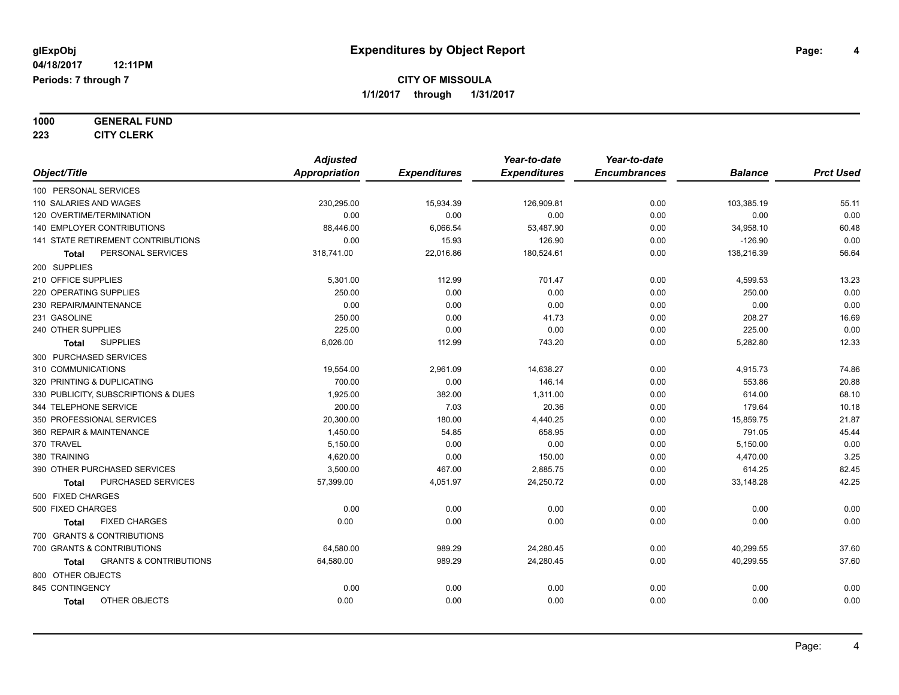# Expenditures by Object Report

glExpObj
04/18/2017 12:11PM
Periods: 7 through 7

**CITY OF MISSOULA**
**1/1/2017 through 1/31/2017**

**1000 GENERAL FUND**
**223 CITY CLERK**

| Object/Title | Adjusted Appropriation | Expenditures | Year-to-date Expenditures | Year-to-date Encumbrances | Balance | Prct Used |
|---|---|---|---|---|---|---|
| 100 PERSONAL SERVICES | | | | | | |
| 110 SALARIES AND WAGES | 230,295.00 | 15,934.39 | 126,909.81 | 0.00 | 103,385.19 | 55.11 |
| 120 OVERTIME/TERMINATION | 0.00 | 0.00 | 0.00 | 0.00 | 0.00 | 0.00 |
| 140 EMPLOYER CONTRIBUTIONS | 88,446.00 | 6,066.54 | 53,487.90 | 0.00 | 34,958.10 | 60.48 |
| 141 STATE RETIREMENT CONTRIBUTIONS | 0.00 | 15.93 | 126.90 | 0.00 | -126.90 | 0.00 |
| **Total** PERSONAL SERVICES | 318,741.00 | 22,016.86 | 180,524.61 | 0.00 | 138,216.39 | 56.64 |
| 200 SUPPLIES | | | | | | |
| 210 OFFICE SUPPLIES | 5,301.00 | 112.99 | 701.47 | 0.00 | 4,599.53 | 13.23 |
| 220 OPERATING SUPPLIES | 250.00 | 0.00 | 0.00 | 0.00 | 250.00 | 0.00 |
| 230 REPAIR/MAINTENANCE | 0.00 | 0.00 | 0.00 | 0.00 | 0.00 | 0.00 |
| 231 GASOLINE | 250.00 | 0.00 | 41.73 | 0.00 | 208.27 | 16.69 |
| 240 OTHER SUPPLIES | 225.00 | 0.00 | 0.00 | 0.00 | 225.00 | 0.00 |
| **Total** SUPPLIES | 6,026.00 | 112.99 | 743.20 | 0.00 | 5,282.80 | 12.33 |
| 300 PURCHASED SERVICES | | | | | | |
| 310 COMMUNICATIONS | 19,554.00 | 2,961.09 | 14,638.27 | 0.00 | 4,915.73 | 74.86 |
| 320 PRINTING & DUPLICATING | 700.00 | 0.00 | 146.14 | 0.00 | 553.86 | 20.88 |
| 330 PUBLICITY, SUBSCRIPTIONS & DUES | 1,925.00 | 382.00 | 1,311.00 | 0.00 | 614.00 | 68.10 |
| 344 TELEPHONE SERVICE | 200.00 | 7.03 | 20.36 | 0.00 | 179.64 | 10.18 |
| 350 PROFESSIONAL SERVICES | 20,300.00 | 180.00 | 4,440.25 | 0.00 | 15,859.75 | 21.87 |
| 360 REPAIR & MAINTENANCE | 1,450.00 | 54.85 | 658.95 | 0.00 | 791.05 | 45.44 |
| 370 TRAVEL | 5,150.00 | 0.00 | 0.00 | 0.00 | 5,150.00 | 0.00 |
| 380 TRAINING | 4,620.00 | 0.00 | 150.00 | 0.00 | 4,470.00 | 3.25 |
| 390 OTHER PURCHASED SERVICES | 3,500.00 | 467.00 | 2,885.75 | 0.00 | 614.25 | 82.45 |
| **Total** PURCHASED SERVICES | 57,399.00 | 4,051.97 | 24,250.72 | 0.00 | 33,148.28 | 42.25 |
| 500 FIXED CHARGES | | | | | | |
| 500 FIXED CHARGES | 0.00 | 0.00 | 0.00 | 0.00 | 0.00 | 0.00 |
| **Total** FIXED CHARGES | 0.00 | 0.00 | 0.00 | 0.00 | 0.00 | 0.00 |
| 700 GRANTS & CONTRIBUTIONS | | | | | | |
| 700 GRANTS & CONTRIBUTIONS | 64,580.00 | 989.29 | 24,280.45 | 0.00 | 40,299.55 | 37.60 |
| **Total** GRANTS & CONTRIBUTIONS | 64,580.00 | 989.29 | 24,280.45 | 0.00 | 40,299.55 | 37.60 |
| 800 OTHER OBJECTS | | | | | | |
| 845 CONTINGENCY | 0.00 | 0.00 | 0.00 | 0.00 | 0.00 | 0.00 |
| **Total** OTHER OBJECTS | 0.00 | 0.00 | 0.00 | 0.00 | 0.00 | 0.00 |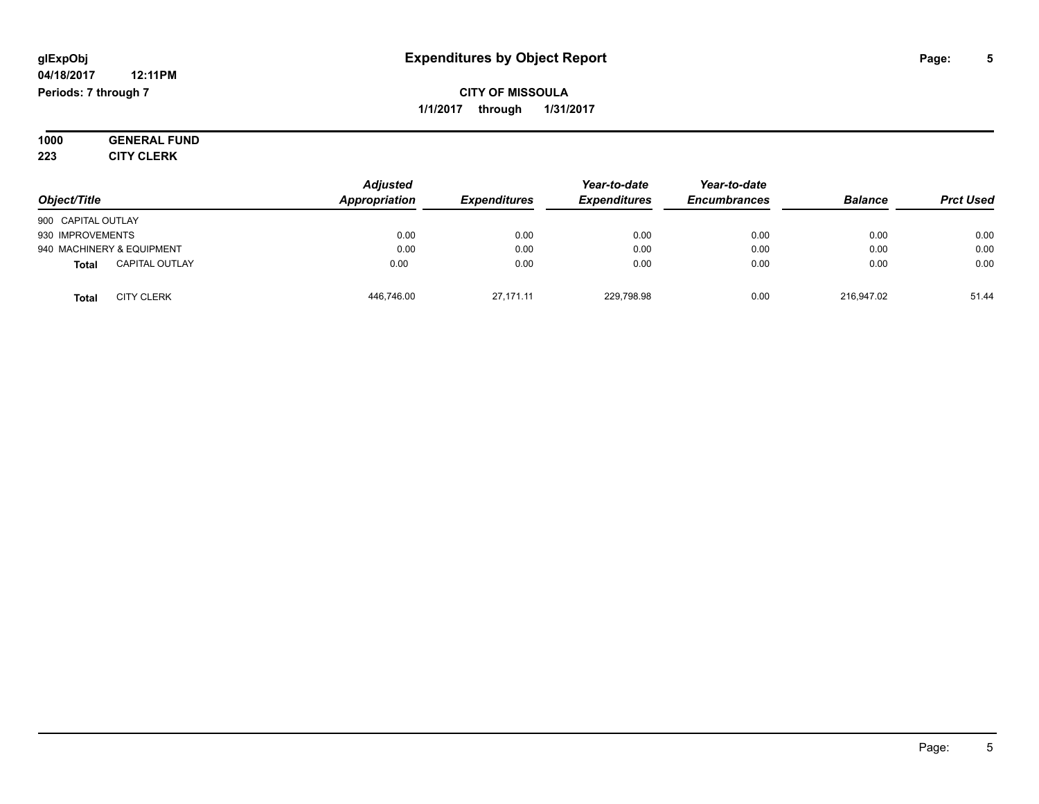**glExpObj**
**04/18/2017 12:11PM**
**Periods: 7 through 7**

# Expenditures by Object Report

**CITY OF MISSOULA**
**1/1/2017 through 1/31/2017**

**1000 GENERAL FUND**
**223 CITY CLERK**

| Object/Title | Adjusted Appropriation | Expenditures | Year-to-date Expenditures | Year-to-date Encumbrances | Balance | Prct Used |
|---|---|---|---|---|---|---|
| 900 CAPITAL OUTLAY | | | | | | |
| 930 IMPROVEMENTS | 0.00 | 0.00 | 0.00 | 0.00 | 0.00 | 0.00 |
| 940 MACHINERY & EQUIPMENT | 0.00 | 0.00 | 0.00 | 0.00 | 0.00 | 0.00 |
| **Total** CAPITAL OUTLAY | 0.00 | 0.00 | 0.00 | 0.00 | 0.00 | 0.00 |
| **Total** CITY CLERK | 446,746.00 | 27,171.11 | 229,798.98 | 0.00 | 216,947.02 | 51.44 |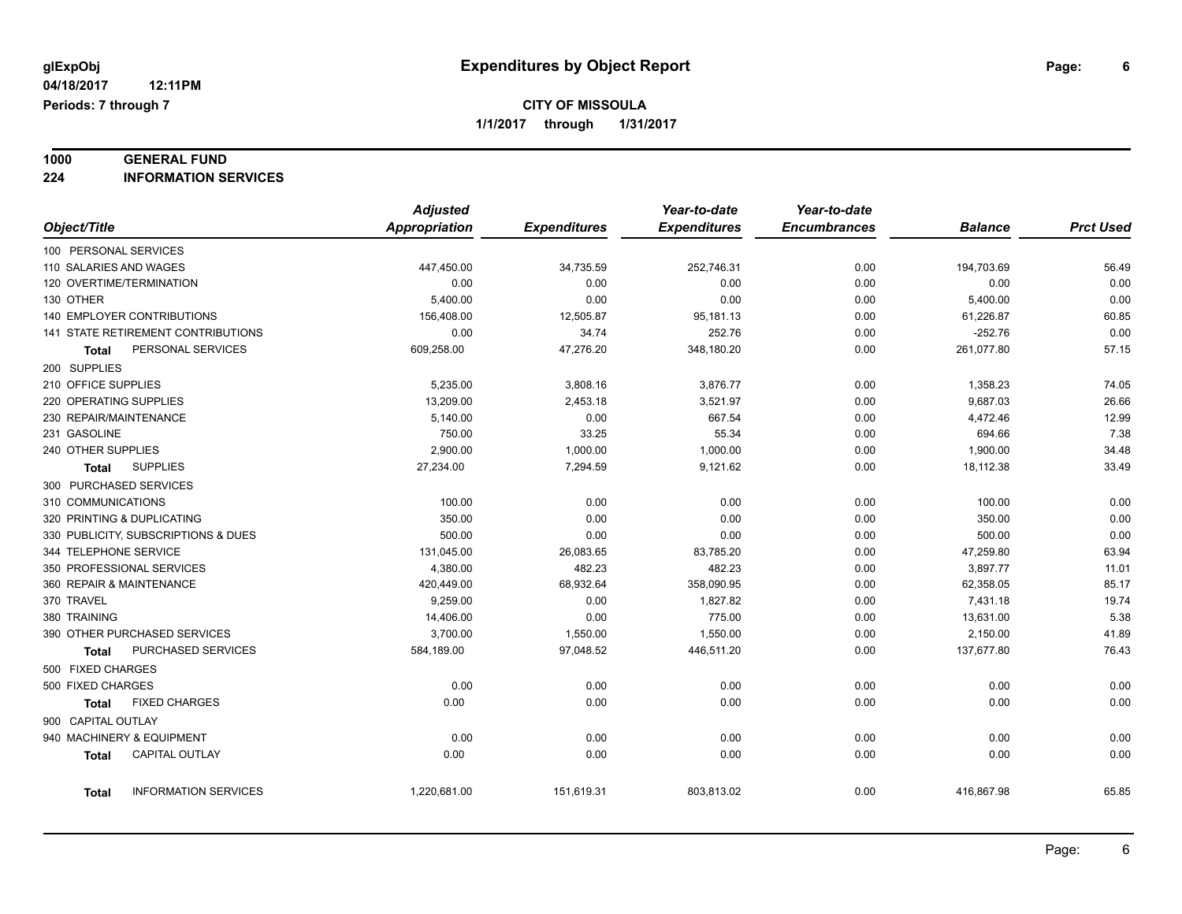# Expenditures by Object Report

glExpObj
04/18/2017 12:11PM
Periods: 7 through 7

**CITY OF MISSOULA**
**1/1/2017 through 1/31/2017**

**1000 GENERAL FUND**
**224 INFORMATION SERVICES**

| Object/Title | Adjusted Appropriation | Expenditures | Year-to-date Expenditures | Year-to-date Encumbrances | Balance | Prct Used |
|---|---|---|---|---|---|---|
| 100 PERSONAL SERVICES | | | | | | |
| 110 SALARIES AND WAGES | 447,450.00 | 34,735.59 | 252,746.31 | 0.00 | 194,703.69 | 56.49 |
| 120 OVERTIME/TERMINATION | 0.00 | 0.00 | 0.00 | 0.00 | 0.00 | 0.00 |
| 130 OTHER | 5,400.00 | 0.00 | 0.00 | 0.00 | 5,400.00 | 0.00 |
| 140 EMPLOYER CONTRIBUTIONS | 156,408.00 | 12,505.87 | 95,181.13 | 0.00 | 61,226.87 | 60.85 |
| 141 STATE RETIREMENT CONTRIBUTIONS | 0.00 | 34.74 | 252.76 | 0.00 | -252.76 | 0.00 |
| **Total** PERSONAL SERVICES | 609,258.00 | 47,276.20 | 348,180.20 | 0.00 | 261,077.80 | 57.15 |
| 200 SUPPLIES | | | | | | |
| 210 OFFICE SUPPLIES | 5,235.00 | 3,808.16 | 3,876.77 | 0.00 | 1,358.23 | 74.05 |
| 220 OPERATING SUPPLIES | 13,209.00 | 2,453.18 | 3,521.97 | 0.00 | 9,687.03 | 26.66 |
| 230 REPAIR/MAINTENANCE | 5,140.00 | 0.00 | 667.54 | 0.00 | 4,472.46 | 12.99 |
| 231 GASOLINE | 750.00 | 33.25 | 55.34 | 0.00 | 694.66 | 7.38 |
| 240 OTHER SUPPLIES | 2,900.00 | 1,000.00 | 1,000.00 | 0.00 | 1,900.00 | 34.48 |
| **Total** SUPPLIES | 27,234.00 | 7,294.59 | 9,121.62 | 0.00 | 18,112.38 | 33.49 |
| 300 PURCHASED SERVICES | | | | | | |
| 310 COMMUNICATIONS | 100.00 | 0.00 | 0.00 | 0.00 | 100.00 | 0.00 |
| 320 PRINTING & DUPLICATING | 350.00 | 0.00 | 0.00 | 0.00 | 350.00 | 0.00 |
| 330 PUBLICITY, SUBSCRIPTIONS & DUES | 500.00 | 0.00 | 0.00 | 0.00 | 500.00 | 0.00 |
| 344 TELEPHONE SERVICE | 131,045.00 | 26,083.65 | 83,785.20 | 0.00 | 47,259.80 | 63.94 |
| 350 PROFESSIONAL SERVICES | 4,380.00 | 482.23 | 482.23 | 0.00 | 3,897.77 | 11.01 |
| 360 REPAIR & MAINTENANCE | 420,449.00 | 68,932.64 | 358,090.95 | 0.00 | 62,358.05 | 85.17 |
| 370 TRAVEL | 9,259.00 | 0.00 | 1,827.82 | 0.00 | 7,431.18 | 19.74 |
| 380 TRAINING | 14,406.00 | 0.00 | 775.00 | 0.00 | 13,631.00 | 5.38 |
| 390 OTHER PURCHASED SERVICES | 3,700.00 | 1,550.00 | 1,550.00 | 0.00 | 2,150.00 | 41.89 |
| **Total** PURCHASED SERVICES | 584,189.00 | 97,048.52 | 446,511.20 | 0.00 | 137,677.80 | 76.43 |
| 500 FIXED CHARGES | | | | | | |
| 500 FIXED CHARGES | 0.00 | 0.00 | 0.00 | 0.00 | 0.00 | 0.00 |
| **Total** FIXED CHARGES | 0.00 | 0.00 | 0.00 | 0.00 | 0.00 | 0.00 |
| 900 CAPITAL OUTLAY | | | | | | |
| 940 MACHINERY & EQUIPMENT | 0.00 | 0.00 | 0.00 | 0.00 | 0.00 | 0.00 |
| **Total** CAPITAL OUTLAY | 0.00 | 0.00 | 0.00 | 0.00 | 0.00 | 0.00 |
| **Total** INFORMATION SERVICES | 1,220,681.00 | 151,619.31 | 803,813.02 | 0.00 | 416,867.98 | 65.85 |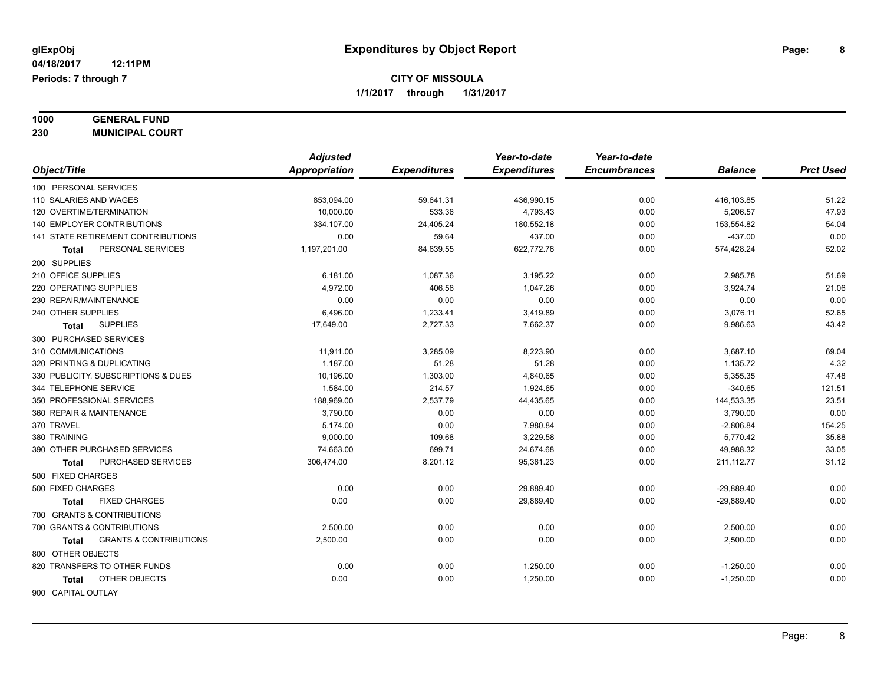**glExpObj**
**04/18/2017 12:11PM**
**Periods: 7 through 7**

# Expenditures by Object Report

**CITY OF MISSOULA**
**1/1/2017 through 1/31/2017**

**1000 GENERAL FUND**
**230 MUNICIPAL COURT**

| Object/Title | Adjusted Appropriation | Expenditures | Year-to-date Expenditures | Year-to-date Encumbrances | Balance | Prct Used |
|---|---|---|---|---|---|---|
| 100 PERSONAL SERVICES | | | | | | |
| 110 SALARIES AND WAGES | 853,094.00 | 59,641.31 | 436,990.15 | 0.00 | 416,103.85 | 51.22 |
| 120 OVERTIME/TERMINATION | 10,000.00 | 533.36 | 4,793.43 | 0.00 | 5,206.57 | 47.93 |
| 140 EMPLOYER CONTRIBUTIONS | 334,107.00 | 24,405.24 | 180,552.18 | 0.00 | 153,554.82 | 54.04 |
| 141 STATE RETIREMENT CONTRIBUTIONS | 0.00 | 59.64 | 437.00 | 0.00 | -437.00 | 0.00 |
| **Total** PERSONAL SERVICES | 1,197,201.00 | 84,639.55 | 622,772.76 | 0.00 | 574,428.24 | 52.02 |
| 200 SUPPLIES | | | | | | |
| 210 OFFICE SUPPLIES | 6,181.00 | 1,087.36 | 3,195.22 | 0.00 | 2,985.78 | 51.69 |
| 220 OPERATING SUPPLIES | 4,972.00 | 406.56 | 1,047.26 | 0.00 | 3,924.74 | 21.06 |
| 230 REPAIR/MAINTENANCE | 0.00 | 0.00 | 0.00 | 0.00 | 0.00 | 0.00 |
| 240 OTHER SUPPLIES | 6,496.00 | 1,233.41 | 3,419.89 | 0.00 | 3,076.11 | 52.65 |
| **Total** SUPPLIES | 17,649.00 | 2,727.33 | 7,662.37 | 0.00 | 9,986.63 | 43.42 |
| 300 PURCHASED SERVICES | | | | | | |
| 310 COMMUNICATIONS | 11,911.00 | 3,285.09 | 8,223.90 | 0.00 | 3,687.10 | 69.04 |
| 320 PRINTING & DUPLICATING | 1,187.00 | 51.28 | 51.28 | 0.00 | 1,135.72 | 4.32 |
| 330 PUBLICITY, SUBSCRIPTIONS & DUES | 10,196.00 | 1,303.00 | 4,840.65 | 0.00 | 5,355.35 | 47.48 |
| 344 TELEPHONE SERVICE | 1,584.00 | 214.57 | 1,924.65 | 0.00 | -340.65 | 121.51 |
| 350 PROFESSIONAL SERVICES | 188,969.00 | 2,537.79 | 44,435.65 | 0.00 | 144,533.35 | 23.51 |
| 360 REPAIR & MAINTENANCE | 3,790.00 | 0.00 | 0.00 | 0.00 | 3,790.00 | 0.00 |
| 370 TRAVEL | 5,174.00 | 0.00 | 7,980.84 | 0.00 | -2,806.84 | 154.25 |
| 380 TRAINING | 9,000.00 | 109.68 | 3,229.58 | 0.00 | 5,770.42 | 35.88 |
| 390 OTHER PURCHASED SERVICES | 74,663.00 | 699.71 | 24,674.68 | 0.00 | 49,988.32 | 33.05 |
| **Total** PURCHASED SERVICES | 306,474.00 | 8,201.12 | 95,361.23 | 0.00 | 211,112.77 | 31.12 |
| 500 FIXED CHARGES | | | | | | |
| 500 FIXED CHARGES | 0.00 | 0.00 | 29,889.40 | 0.00 | -29,889.40 | 0.00 |
| **Total** FIXED CHARGES | 0.00 | 0.00 | 29,889.40 | 0.00 | -29,889.40 | 0.00 |
| 700 GRANTS & CONTRIBUTIONS | | | | | | |
| 700 GRANTS & CONTRIBUTIONS | 2,500.00 | 0.00 | 0.00 | 0.00 | 2,500.00 | 0.00 |
| **Total** GRANTS & CONTRIBUTIONS | 2,500.00 | 0.00 | 0.00 | 0.00 | 2,500.00 | 0.00 |
| 800 OTHER OBJECTS | | | | | | |
| 820 TRANSFERS TO OTHER FUNDS | 0.00 | 0.00 | 1,250.00 | 0.00 | -1,250.00 | 0.00 |
| **Total** OTHER OBJECTS | 0.00 | 0.00 | 1,250.00 | 0.00 | -1,250.00 | 0.00 |
| 900 CAPITAL OUTLAY | | | | | | |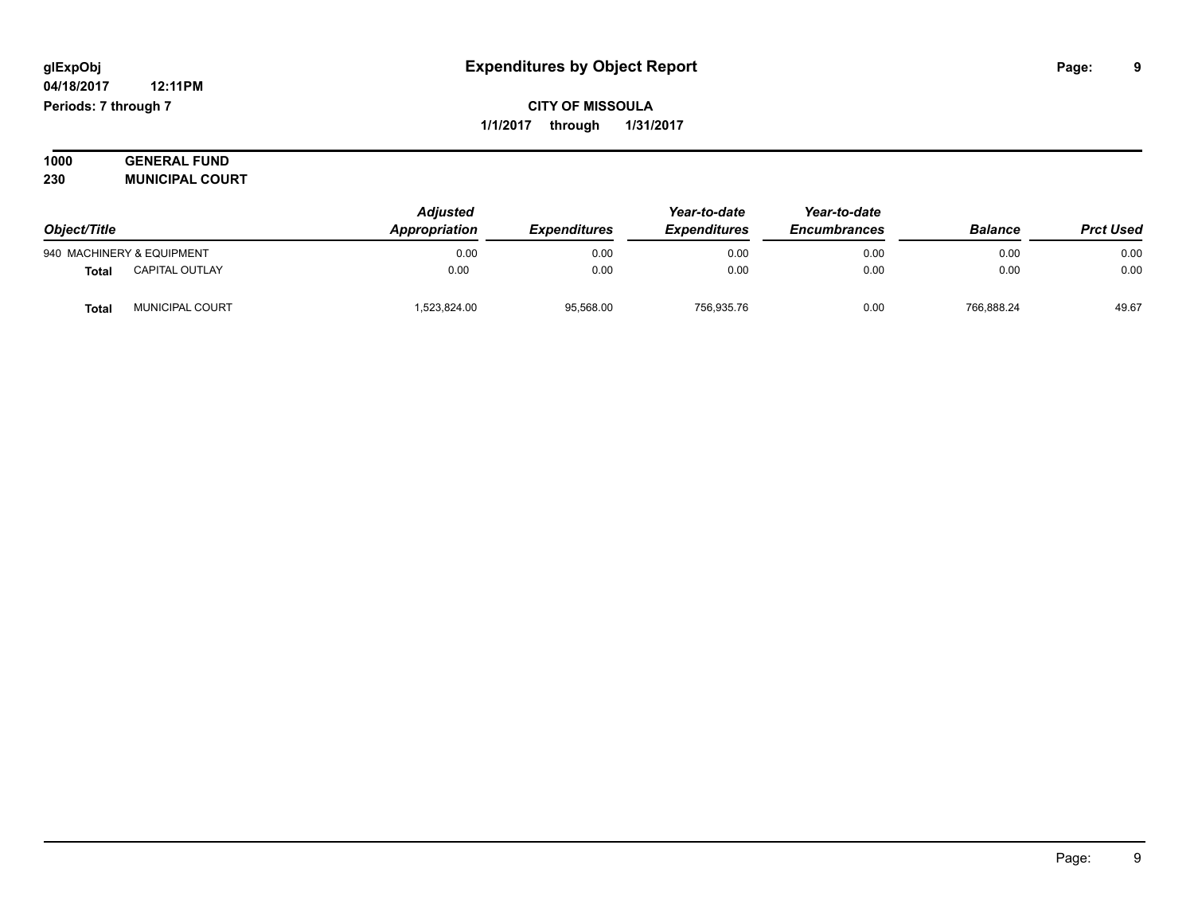**glExpObj**
**04/18/2017 12:11PM**
**Periods: 7 through 7**

# Expenditures by Object Report

**CITY OF MISSOULA**
**1/1/2017 through 1/31/2017**

**1000 GENERAL FUND**
**230 MUNICIPAL COURT**

| Object/Title | | Adjusted Appropriation | Expenditures | Year-to-date Expenditures | Year-to-date Encumbrances | Balance | Prct Used |
|---|---|---|---|---|---|---|---|
| 940 MACHINERY & EQUIPMENT | | 0.00 | 0.00 | 0.00 | 0.00 | 0.00 | 0.00 |
| **Total** | CAPITAL OUTLAY | 0.00 | 0.00 | 0.00 | 0.00 | 0.00 | 0.00 |
| **Total** | MUNICIPAL COURT | 1,523,824.00 | 95,568.00 | 756,935.76 | 0.00 | 766,888.24 | 49.67 |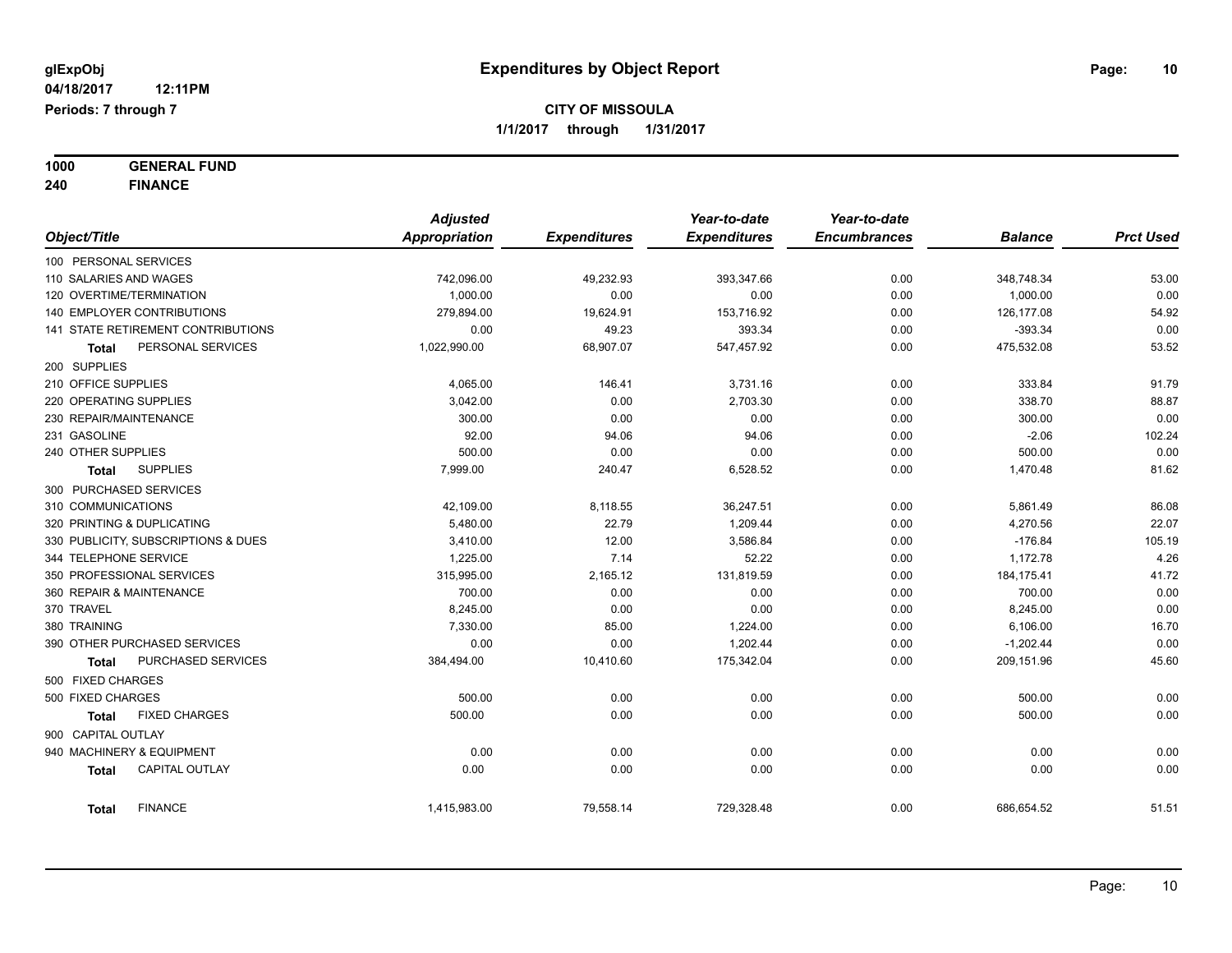**glExpObj**
**04/18/2017 12:11PM**
**Periods: 7 through 7**

# Expenditures by Object Report

**CITY OF MISSOULA**
**1/1/2017 through 1/31/2017**

**1000 GENERAL FUND**
**240 FINANCE**

| Object/Title | Adjusted Appropriation | Expenditures | Year-to-date Expenditures | Year-to-date Encumbrances | Balance | Prct Used |
|---|---|---|---|---|---|---|
| 100 PERSONAL SERVICES | | | | | | |
| 110 SALARIES AND WAGES | 742,096.00 | 49,232.93 | 393,347.66 | 0.00 | 348,748.34 | 53.00 |
| 120 OVERTIME/TERMINATION | 1,000.00 | 0.00 | 0.00 | 0.00 | 1,000.00 | 0.00 |
| 140 EMPLOYER CONTRIBUTIONS | 279,894.00 | 19,624.91 | 153,716.92 | 0.00 | 126,177.08 | 54.92 |
| 141 STATE RETIREMENT CONTRIBUTIONS | 0.00 | 49.23 | 393.34 | 0.00 | -393.34 | 0.00 |
| **Total** PERSONAL SERVICES | 1,022,990.00 | 68,907.07 | 547,457.92 | 0.00 | 475,532.08 | 53.52 |
| 200 SUPPLIES | | | | | | |
| 210 OFFICE SUPPLIES | 4,065.00 | 146.41 | 3,731.16 | 0.00 | 333.84 | 91.79 |
| 220 OPERATING SUPPLIES | 3,042.00 | 0.00 | 2,703.30 | 0.00 | 338.70 | 88.87 |
| 230 REPAIR/MAINTENANCE | 300.00 | 0.00 | 0.00 | 0.00 | 300.00 | 0.00 |
| 231 GASOLINE | 92.00 | 94.06 | 94.06 | 0.00 | -2.06 | 102.24 |
| 240 OTHER SUPPLIES | 500.00 | 0.00 | 0.00 | 0.00 | 500.00 | 0.00 |
| **Total** SUPPLIES | 7,999.00 | 240.47 | 6,528.52 | 0.00 | 1,470.48 | 81.62 |
| 300 PURCHASED SERVICES | | | | | | |
| 310 COMMUNICATIONS | 42,109.00 | 8,118.55 | 36,247.51 | 0.00 | 5,861.49 | 86.08 |
| 320 PRINTING & DUPLICATING | 5,480.00 | 22.79 | 1,209.44 | 0.00 | 4,270.56 | 22.07 |
| 330 PUBLICITY, SUBSCRIPTIONS & DUES | 3,410.00 | 12.00 | 3,586.84 | 0.00 | -176.84 | 105.19 |
| 344 TELEPHONE SERVICE | 1,225.00 | 7.14 | 52.22 | 0.00 | 1,172.78 | 4.26 |
| 350 PROFESSIONAL SERVICES | 315,995.00 | 2,165.12 | 131,819.59 | 0.00 | 184,175.41 | 41.72 |
| 360 REPAIR & MAINTENANCE | 700.00 | 0.00 | 0.00 | 0.00 | 700.00 | 0.00 |
| 370 TRAVEL | 8,245.00 | 0.00 | 0.00 | 0.00 | 8,245.00 | 0.00 |
| 380 TRAINING | 7,330.00 | 85.00 | 1,224.00 | 0.00 | 6,106.00 | 16.70 |
| 390 OTHER PURCHASED SERVICES | 0.00 | 0.00 | 1,202.44 | 0.00 | -1,202.44 | 0.00 |
| **Total** PURCHASED SERVICES | 384,494.00 | 10,410.60 | 175,342.04 | 0.00 | 209,151.96 | 45.60 |
| 500 FIXED CHARGES | | | | | | |
| 500 FIXED CHARGES | 500.00 | 0.00 | 0.00 | 0.00 | 500.00 | 0.00 |
| **Total** FIXED CHARGES | 500.00 | 0.00 | 0.00 | 0.00 | 500.00 | 0.00 |
| 900 CAPITAL OUTLAY | | | | | | |
| 940 MACHINERY & EQUIPMENT | 0.00 | 0.00 | 0.00 | 0.00 | 0.00 | 0.00 |
| **Total** CAPITAL OUTLAY | 0.00 | 0.00 | 0.00 | 0.00 | 0.00 | 0.00 |
| **Total** FINANCE | 1,415,983.00 | 79,558.14 | 729,328.48 | 0.00 | 686,654.52 | 51.51 |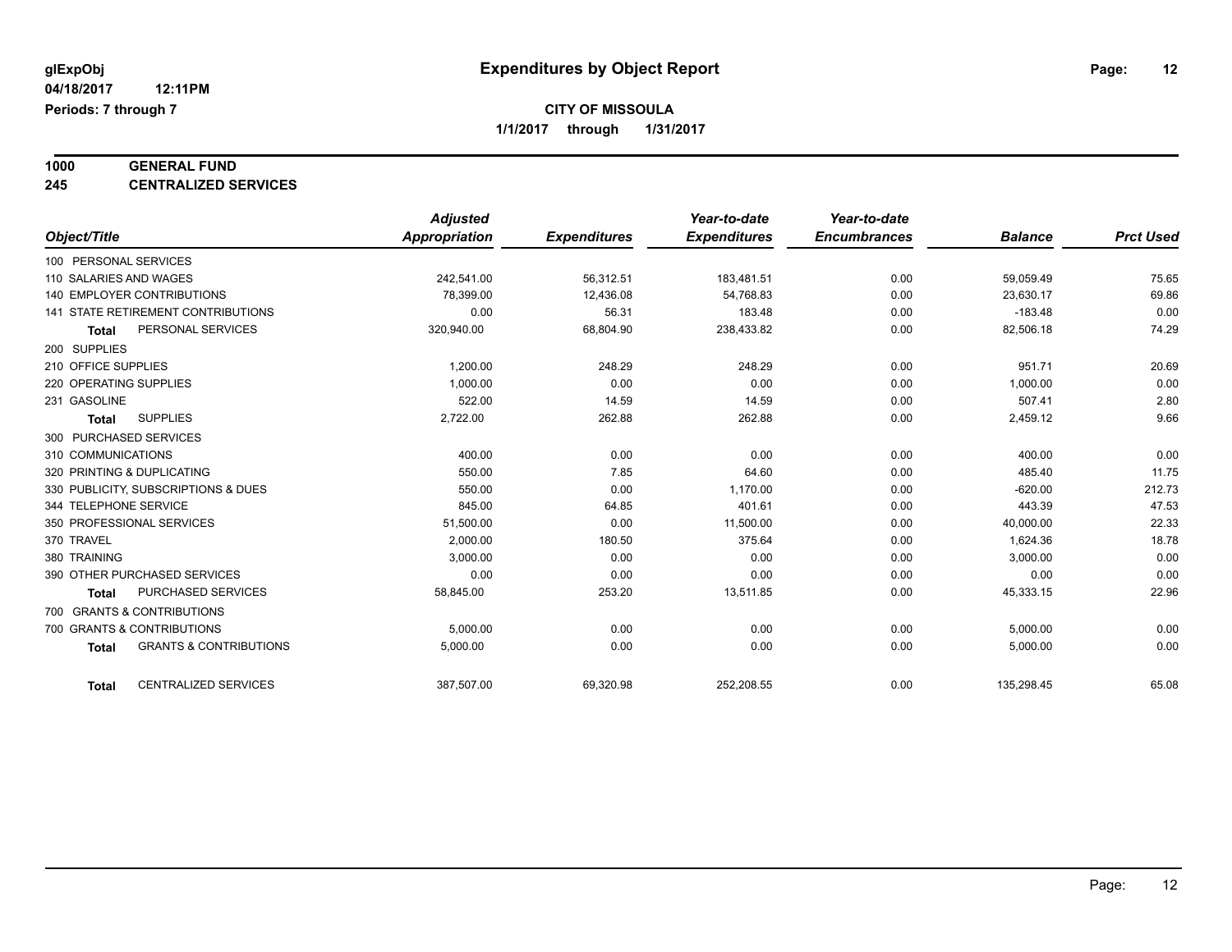# Expenditures by Object Report

glExpObj
04/18/2017 12:11PM
Periods: 7 through 7

**CITY OF MISSOULA**
**1/1/2017 through 1/31/2017**

**1000 GENERAL FUND**
**245 CENTRALIZED SERVICES**

| Object/Title | Adjusted Appropriation | Expenditures | Year-to-date Expenditures | Year-to-date Encumbrances | Balance | Prct Used |
|---|---|---|---|---|---|---|
| 100 PERSONAL SERVICES | | | | | | |
| 110 SALARIES AND WAGES | 242,541.00 | 56,312.51 | 183,481.51 | 0.00 | 59,059.49 | 75.65 |
| 140 EMPLOYER CONTRIBUTIONS | 78,399.00 | 12,436.08 | 54,768.83 | 0.00 | 23,630.17 | 69.86 |
| 141 STATE RETIREMENT CONTRIBUTIONS | 0.00 | 56.31 | 183.48 | 0.00 | -183.48 | 0.00 |
| **Total** PERSONAL SERVICES | 320,940.00 | 68,804.90 | 238,433.82 | 0.00 | 82,506.18 | 74.29 |
| 200 SUPPLIES | | | | | | |
| 210 OFFICE SUPPLIES | 1,200.00 | 248.29 | 248.29 | 0.00 | 951.71 | 20.69 |
| 220 OPERATING SUPPLIES | 1,000.00 | 0.00 | 0.00 | 0.00 | 1,000.00 | 0.00 |
| 231 GASOLINE | 522.00 | 14.59 | 14.59 | 0.00 | 507.41 | 2.80 |
| **Total** SUPPLIES | 2,722.00 | 262.88 | 262.88 | 0.00 | 2,459.12 | 9.66 |
| 300 PURCHASED SERVICES | | | | | | |
| 310 COMMUNICATIONS | 400.00 | 0.00 | 0.00 | 0.00 | 400.00 | 0.00 |
| 320 PRINTING & DUPLICATING | 550.00 | 7.85 | 64.60 | 0.00 | 485.40 | 11.75 |
| 330 PUBLICITY, SUBSCRIPTIONS & DUES | 550.00 | 0.00 | 1,170.00 | 0.00 | -620.00 | 212.73 |
| 344 TELEPHONE SERVICE | 845.00 | 64.85 | 401.61 | 0.00 | 443.39 | 47.53 |
| 350 PROFESSIONAL SERVICES | 51,500.00 | 0.00 | 11,500.00 | 0.00 | 40,000.00 | 22.33 |
| 370 TRAVEL | 2,000.00 | 180.50 | 375.64 | 0.00 | 1,624.36 | 18.78 |
| 380 TRAINING | 3,000.00 | 0.00 | 0.00 | 0.00 | 3,000.00 | 0.00 |
| 390 OTHER PURCHASED SERVICES | 0.00 | 0.00 | 0.00 | 0.00 | 0.00 | 0.00 |
| **Total** PURCHASED SERVICES | 58,845.00 | 253.20 | 13,511.85 | 0.00 | 45,333.15 | 22.96 |
| 700 GRANTS & CONTRIBUTIONS | | | | | | |
| 700 GRANTS & CONTRIBUTIONS | 5,000.00 | 0.00 | 0.00 | 0.00 | 5,000.00 | 0.00 |
| **Total** GRANTS & CONTRIBUTIONS | 5,000.00 | 0.00 | 0.00 | 0.00 | 5,000.00 | 0.00 |
| **Total** CENTRALIZED SERVICES | 387,507.00 | 69,320.98 | 252,208.55 | 0.00 | 135,298.45 | 65.08 |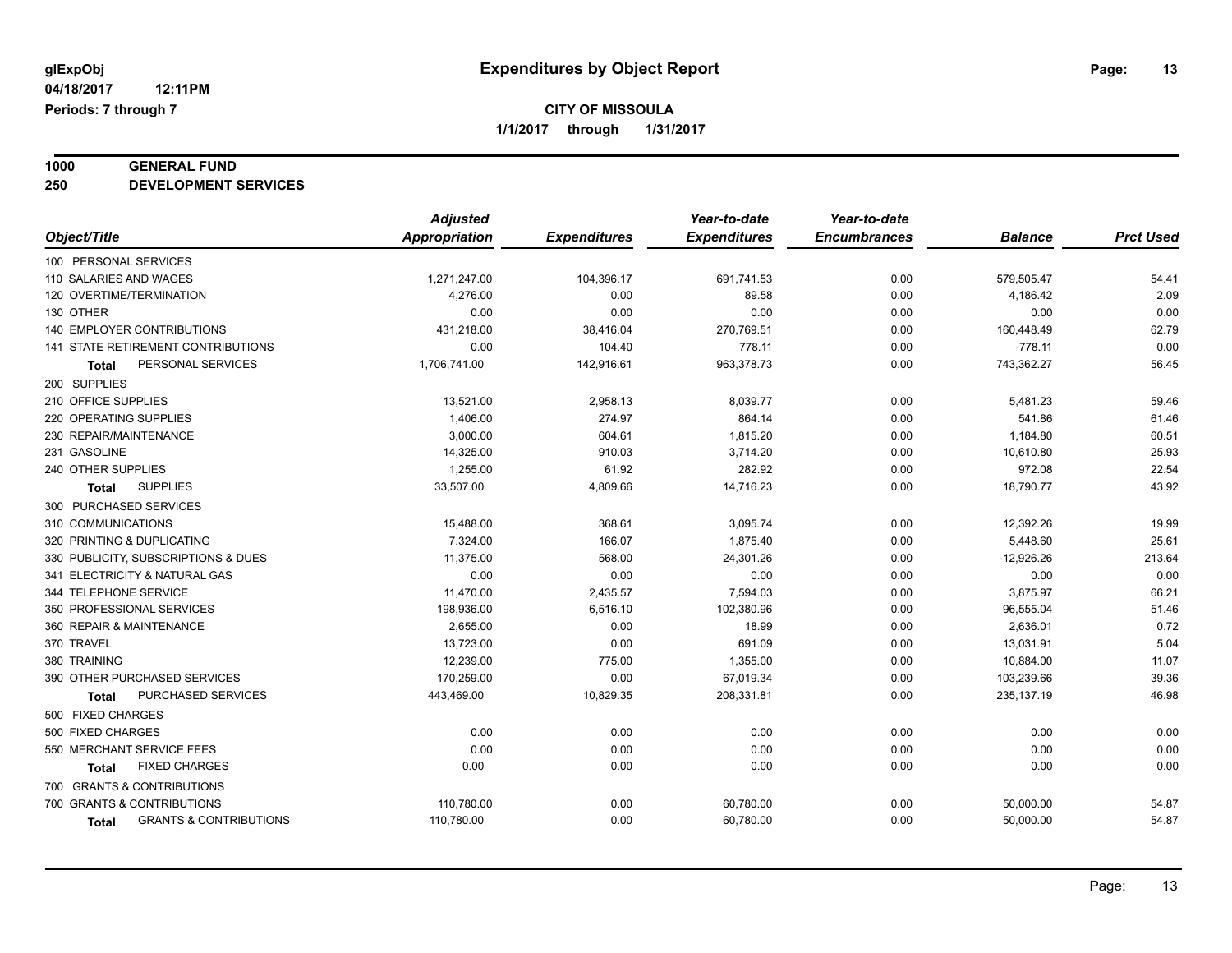**glExpObj** **Expenditures by Object Report**
**04/18/2017 12:11PM**
**Periods: 7 through 7**

**CITY OF MISSOULA**
**1/1/2017 through 1/31/2017**

**1000 GENERAL FUND**
**250 DEVELOPMENT SERVICES**

| Object/Title | *Adjusted Appropriation* | *Expenditures* | *Year-to-date Expenditures* | *Year-to-date Encumbrances* | *Balance* | *Prct Used* |
|---|---|---|---|---|---|---|
| 100 PERSONAL SERVICES | | | | | | |
| 110 SALARIES AND WAGES | 1,271,247.00 | 104,396.17 | 691,741.53 | 0.00 | 579,505.47 | 54.41 |
| 120 OVERTIME/TERMINATION | 4,276.00 | 0.00 | 89.58 | 0.00 | 4,186.42 | 2.09 |
| 130 OTHER | 0.00 | 0.00 | 0.00 | 0.00 | 0.00 | 0.00 |
| 140 EMPLOYER CONTRIBUTIONS | 431,218.00 | 38,416.04 | 270,769.51 | 0.00 | 160,448.49 | 62.79 |
| 141 STATE RETIREMENT CONTRIBUTIONS | 0.00 | 104.40 | 778.11 | 0.00 | -778.11 | 0.00 |
| **Total** PERSONAL SERVICES | 1,706,741.00 | 142,916.61 | 963,378.73 | 0.00 | 743,362.27 | 56.45 |
| 200 SUPPLIES | | | | | | |
| 210 OFFICE SUPPLIES | 13,521.00 | 2,958.13 | 8,039.77 | 0.00 | 5,481.23 | 59.46 |
| 220 OPERATING SUPPLIES | 1,406.00 | 274.97 | 864.14 | 0.00 | 541.86 | 61.46 |
| 230 REPAIR/MAINTENANCE | 3,000.00 | 604.61 | 1,815.20 | 0.00 | 1,184.80 | 60.51 |
| 231 GASOLINE | 14,325.00 | 910.03 | 3,714.20 | 0.00 | 10,610.80 | 25.93 |
| 240 OTHER SUPPLIES | 1,255.00 | 61.92 | 282.92 | 0.00 | 972.08 | 22.54 |
| **Total** SUPPLIES | 33,507.00 | 4,809.66 | 14,716.23 | 0.00 | 18,790.77 | 43.92 |
| 300 PURCHASED SERVICES | | | | | | |
| 310 COMMUNICATIONS | 15,488.00 | 368.61 | 3,095.74 | 0.00 | 12,392.26 | 19.99 |
| 320 PRINTING & DUPLICATING | 7,324.00 | 166.07 | 1,875.40 | 0.00 | 5,448.60 | 25.61 |
| 330 PUBLICITY, SUBSCRIPTIONS & DUES | 11,375.00 | 568.00 | 24,301.26 | 0.00 | -12,926.26 | 213.64 |
| 341 ELECTRICITY & NATURAL GAS | 0.00 | 0.00 | 0.00 | 0.00 | 0.00 | 0.00 |
| 344 TELEPHONE SERVICE | 11,470.00 | 2,435.57 | 7,594.03 | 0.00 | 3,875.97 | 66.21 |
| 350 PROFESSIONAL SERVICES | 198,936.00 | 6,516.10 | 102,380.96 | 0.00 | 96,555.04 | 51.46 |
| 360 REPAIR & MAINTENANCE | 2,655.00 | 0.00 | 18.99 | 0.00 | 2,636.01 | 0.72 |
| 370 TRAVEL | 13,723.00 | 0.00 | 691.09 | 0.00 | 13,031.91 | 5.04 |
| 380 TRAINING | 12,239.00 | 775.00 | 1,355.00 | 0.00 | 10,884.00 | 11.07 |
| 390 OTHER PURCHASED SERVICES | 170,259.00 | 0.00 | 67,019.34 | 0.00 | 103,239.66 | 39.36 |
| **Total** PURCHASED SERVICES | 443,469.00 | 10,829.35 | 208,331.81 | 0.00 | 235,137.19 | 46.98 |
| 500 FIXED CHARGES | | | | | | |
| 500 FIXED CHARGES | 0.00 | 0.00 | 0.00 | 0.00 | 0.00 | 0.00 |
| 550 MERCHANT SERVICE FEES | 0.00 | 0.00 | 0.00 | 0.00 | 0.00 | 0.00 |
| **Total** FIXED CHARGES | 0.00 | 0.00 | 0.00 | 0.00 | 0.00 | 0.00 |
| 700 GRANTS & CONTRIBUTIONS | | | | | | |
| 700 GRANTS & CONTRIBUTIONS | 110,780.00 | 0.00 | 60,780.00 | 0.00 | 50,000.00 | 54.87 |
| **Total** GRANTS & CONTRIBUTIONS | 110,780.00 | 0.00 | 60,780.00 | 0.00 | 50,000.00 | 54.87 |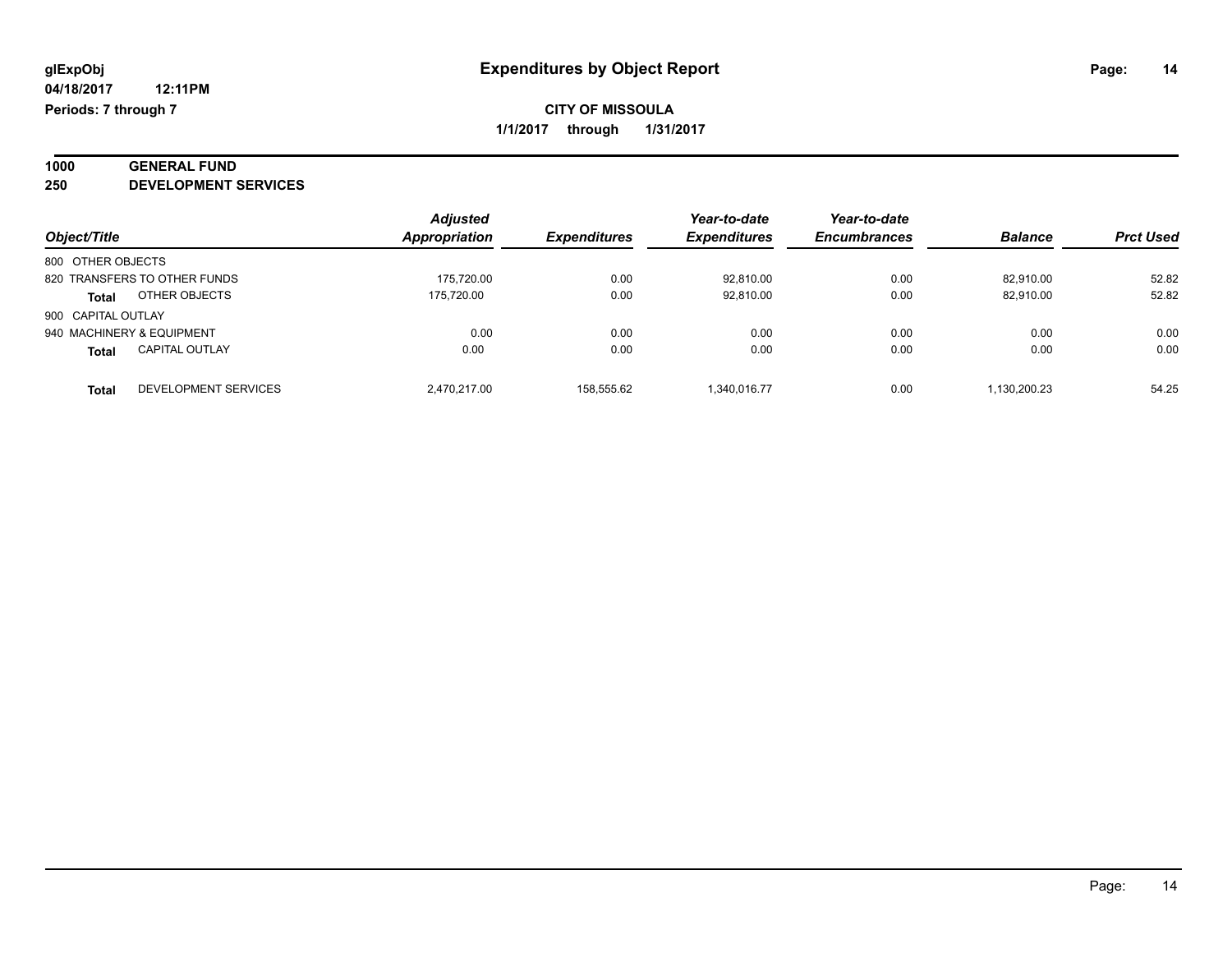**glExpObj**
**04/18/2017 12:11PM**
**Periods: 7 through 7**

# Expenditures by Object Report

**CITY OF MISSOULA**
**1/1/2017 through 1/31/2017**

## 1000 GENERAL FUND
## 250 DEVELOPMENT SERVICES

| Object/Title | | Adjusted Appropriation | Expenditures | Year-to-date Expenditures | Year-to-date Encumbrances | Balance | Prct Used |
|---|---|---|---|---|---|---|---|
| 800 OTHER OBJECTS | | | | | | | |
| 820 TRANSFERS TO OTHER FUNDS | | 175,720.00 | 0.00 | 92,810.00 | 0.00 | 82,910.00 | 52.82 |
| **Total** | OTHER OBJECTS | 175,720.00 | 0.00 | 92,810.00 | 0.00 | 82,910.00 | 52.82 |
| 900 CAPITAL OUTLAY | | | | | | | |
| 940 MACHINERY & EQUIPMENT | | 0.00 | 0.00 | 0.00 | 0.00 | 0.00 | 0.00 |
| **Total** | CAPITAL OUTLAY | 0.00 | 0.00 | 0.00 | 0.00 | 0.00 | 0.00 |
| **Total** | DEVELOPMENT SERVICES | 2,470,217.00 | 158,555.62 | 1,340,016.77 | 0.00 | 1,130,200.23 | 54.25 |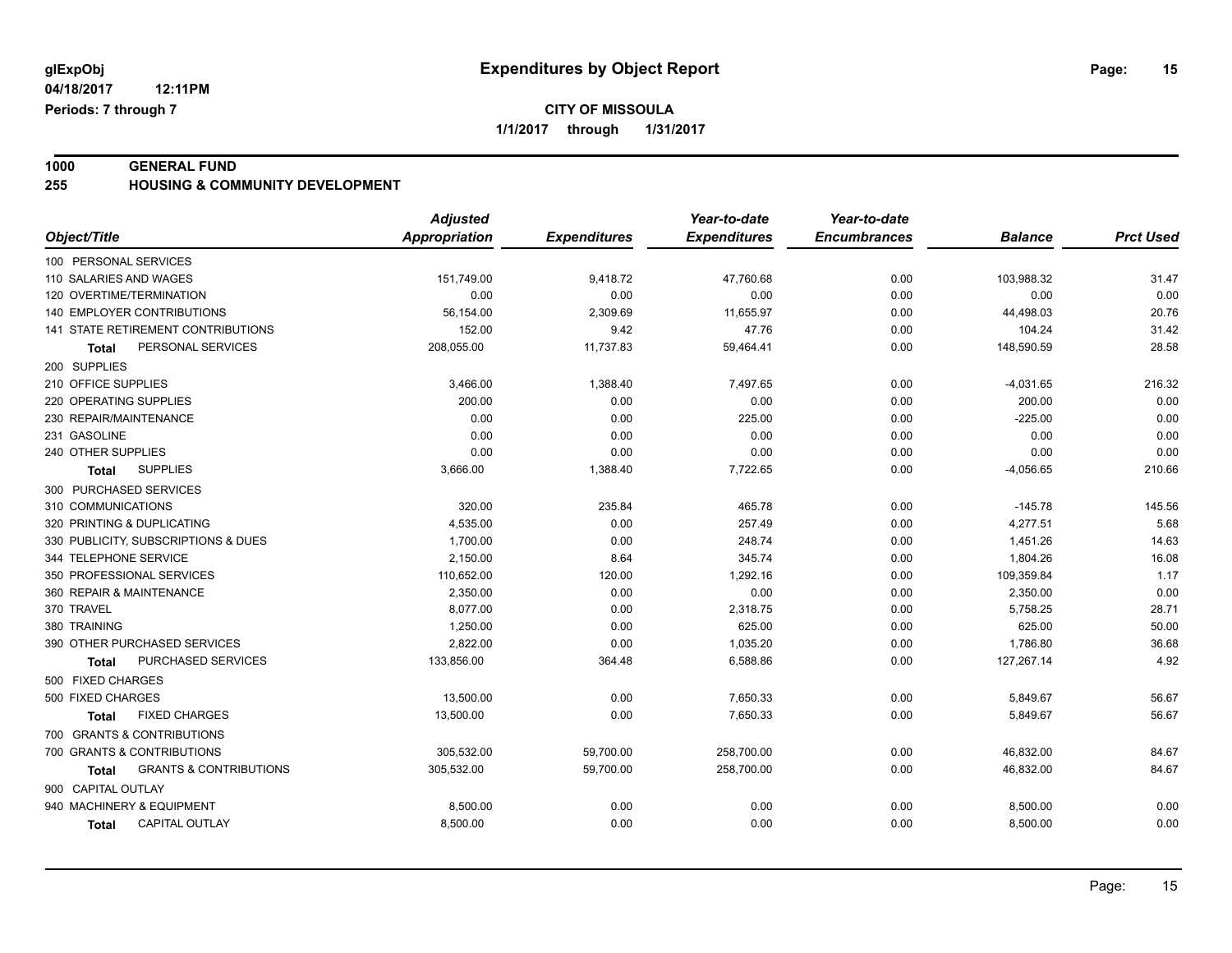glExpObj
04/18/2017 12:11PM
Periods: 7 through 7

# Expenditures by Object Report

**CITY OF MISSOULA**
**1/1/2017 through 1/31/2017**

## 1000 GENERAL FUND
### 255 HOUSING & COMMUNITY DEVELOPMENT

| Object/Title | Adjusted Appropriation | Expenditures | Year-to-date Expenditures | Year-to-date Encumbrances | Balance | Prct Used |
|---|---|---|---|---|---|---|
| 100 PERSONAL SERVICES | | | | | | |
| 110 SALARIES AND WAGES | 151,749.00 | 9,418.72 | 47,760.68 | 0.00 | 103,988.32 | 31.47 |
| 120 OVERTIME/TERMINATION | 0.00 | 0.00 | 0.00 | 0.00 | 0.00 | 0.00 |
| 140 EMPLOYER CONTRIBUTIONS | 56,154.00 | 2,309.69 | 11,655.97 | 0.00 | 44,498.03 | 20.76 |
| 141 STATE RETIREMENT CONTRIBUTIONS | 152.00 | 9.42 | 47.76 | 0.00 | 104.24 | 31.42 |
| **Total** PERSONAL SERVICES | 208,055.00 | 11,737.83 | 59,464.41 | 0.00 | 148,590.59 | 28.58 |
| 200 SUPPLIES | | | | | | |
| 210 OFFICE SUPPLIES | 3,466.00 | 1,388.40 | 7,497.65 | 0.00 | -4,031.65 | 216.32 |
| 220 OPERATING SUPPLIES | 200.00 | 0.00 | 0.00 | 0.00 | 200.00 | 0.00 |
| 230 REPAIR/MAINTENANCE | 0.00 | 0.00 | 225.00 | 0.00 | -225.00 | 0.00 |
| 231 GASOLINE | 0.00 | 0.00 | 0.00 | 0.00 | 0.00 | 0.00 |
| 240 OTHER SUPPLIES | 0.00 | 0.00 | 0.00 | 0.00 | 0.00 | 0.00 |
| **Total** SUPPLIES | 3,666.00 | 1,388.40 | 7,722.65 | 0.00 | -4,056.65 | 210.66 |
| 300 PURCHASED SERVICES | | | | | | |
| 310 COMMUNICATIONS | 320.00 | 235.84 | 465.78 | 0.00 | -145.78 | 145.56 |
| 320 PRINTING & DUPLICATING | 4,535.00 | 0.00 | 257.49 | 0.00 | 4,277.51 | 5.68 |
| 330 PUBLICITY, SUBSCRIPTIONS & DUES | 1,700.00 | 0.00 | 248.74 | 0.00 | 1,451.26 | 14.63 |
| 344 TELEPHONE SERVICE | 2,150.00 | 8.64 | 345.74 | 0.00 | 1,804.26 | 16.08 |
| 350 PROFESSIONAL SERVICES | 110,652.00 | 120.00 | 1,292.16 | 0.00 | 109,359.84 | 1.17 |
| 360 REPAIR & MAINTENANCE | 2,350.00 | 0.00 | 0.00 | 0.00 | 2,350.00 | 0.00 |
| 370 TRAVEL | 8,077.00 | 0.00 | 2,318.75 | 0.00 | 5,758.25 | 28.71 |
| 380 TRAINING | 1,250.00 | 0.00 | 625.00 | 0.00 | 625.00 | 50.00 |
| 390 OTHER PURCHASED SERVICES | 2,822.00 | 0.00 | 1,035.20 | 0.00 | 1,786.80 | 36.68 |
| **Total** PURCHASED SERVICES | 133,856.00 | 364.48 | 6,588.86 | 0.00 | 127,267.14 | 4.92 |
| 500 FIXED CHARGES | | | | | | |
| 500 FIXED CHARGES | 13,500.00 | 0.00 | 7,650.33 | 0.00 | 5,849.67 | 56.67 |
| **Total** FIXED CHARGES | 13,500.00 | 0.00 | 7,650.33 | 0.00 | 5,849.67 | 56.67 |
| 700 GRANTS & CONTRIBUTIONS | | | | | | |
| 700 GRANTS & CONTRIBUTIONS | 305,532.00 | 59,700.00 | 258,700.00 | 0.00 | 46,832.00 | 84.67 |
| **Total** GRANTS & CONTRIBUTIONS | 305,532.00 | 59,700.00 | 258,700.00 | 0.00 | 46,832.00 | 84.67 |
| 900 CAPITAL OUTLAY | | | | | | |
| 940 MACHINERY & EQUIPMENT | 8,500.00 | 0.00 | 0.00 | 0.00 | 8,500.00 | 0.00 |
| **Total** CAPITAL OUTLAY | 8,500.00 | 0.00 | 0.00 | 0.00 | 8,500.00 | 0.00 |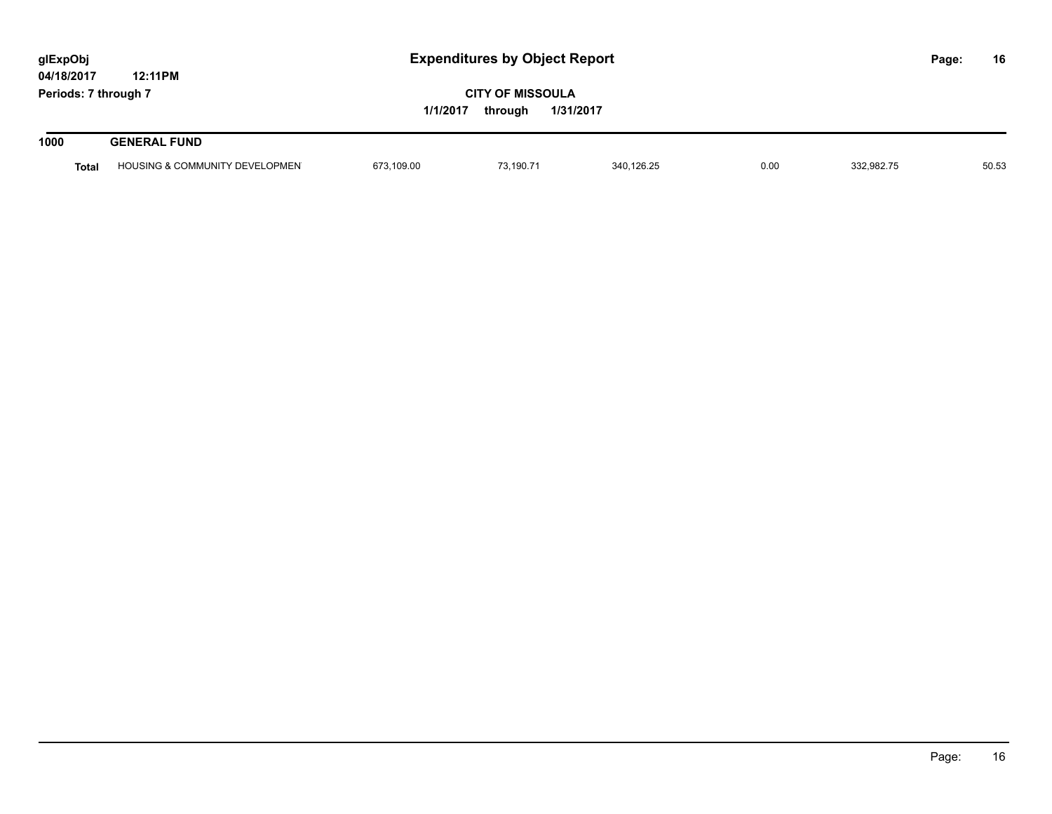# Expenditures by Object Report

glExpObj
04/18/2017 12:11PM
Periods: 7 through 7

**CITY OF MISSOULA**
1/1/2017 through 1/31/2017

## 1000 GENERAL FUND

| | | | | | | | |
|---|---|---|---|---|---|---|---|
| **Total** | HOUSING & COMMUNITY DEVELOPMEN | 673,109.00 | 73,190.71 | 340,126.25 | 0.00 | 332,982.75 | 50.53 |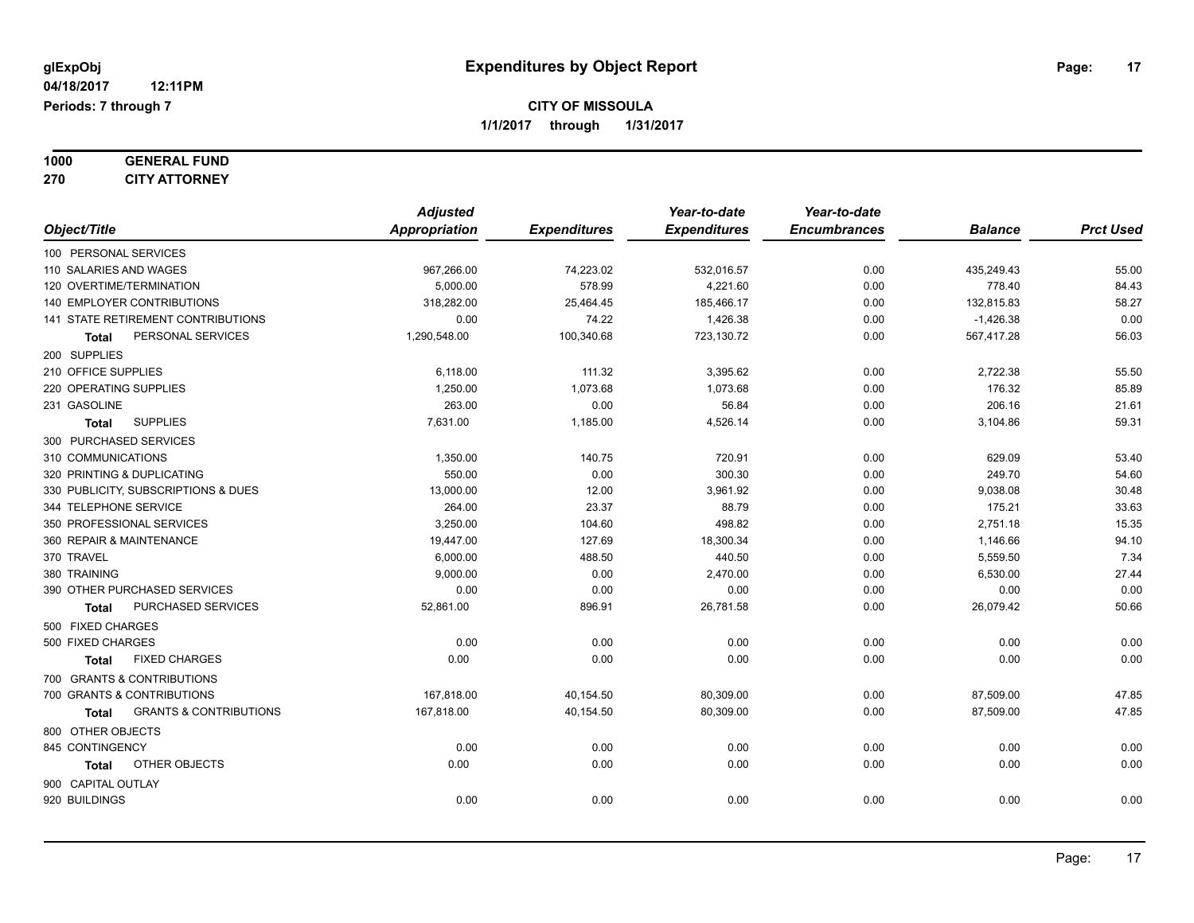glExpObj
04/18/2017 12:11PM
Periods: 7 through 7

# Expenditures by Object Report

**CITY OF MISSOULA**
**1/1/2017 through 1/31/2017**

**1000 GENERAL FUND**
**270 CITY ATTORNEY**

| Object/Title | Adjusted Appropriation | Expenditures | Year-to-date Expenditures | Year-to-date Encumbrances | Balance | Prct Used |
|---|---|---|---|---|---|---|
| 100 PERSONAL SERVICES | | | | | | |
| 110 SALARIES AND WAGES | 967,266.00 | 74,223.02 | 532,016.57 | 0.00 | 435,249.43 | 55.00 |
| 120 OVERTIME/TERMINATION | 5,000.00 | 578.99 | 4,221.60 | 0.00 | 778.40 | 84.43 |
| 140 EMPLOYER CONTRIBUTIONS | 318,282.00 | 25,464.45 | 185,466.17 | 0.00 | 132,815.83 | 58.27 |
| 141 STATE RETIREMENT CONTRIBUTIONS | 0.00 | 74.22 | 1,426.38 | 0.00 | -1,426.38 | 0.00 |
| **Total** PERSONAL SERVICES | 1,290,548.00 | 100,340.68 | 723,130.72 | 0.00 | 567,417.28 | 56.03 |
| 200 SUPPLIES | | | | | | |
| 210 OFFICE SUPPLIES | 6,118.00 | 111.32 | 3,395.62 | 0.00 | 2,722.38 | 55.50 |
| 220 OPERATING SUPPLIES | 1,250.00 | 1,073.68 | 1,073.68 | 0.00 | 176.32 | 85.89 |
| 231 GASOLINE | 263.00 | 0.00 | 56.84 | 0.00 | 206.16 | 21.61 |
| **Total** SUPPLIES | 7,631.00 | 1,185.00 | 4,526.14 | 0.00 | 3,104.86 | 59.31 |
| 300 PURCHASED SERVICES | | | | | | |
| 310 COMMUNICATIONS | 1,350.00 | 140.75 | 720.91 | 0.00 | 629.09 | 53.40 |
| 320 PRINTING & DUPLICATING | 550.00 | 0.00 | 300.30 | 0.00 | 249.70 | 54.60 |
| 330 PUBLICITY, SUBSCRIPTIONS & DUES | 13,000.00 | 12.00 | 3,961.92 | 0.00 | 9,038.08 | 30.48 |
| 344 TELEPHONE SERVICE | 264.00 | 23.37 | 88.79 | 0.00 | 175.21 | 33.63 |
| 350 PROFESSIONAL SERVICES | 3,250.00 | 104.60 | 498.82 | 0.00 | 2,751.18 | 15.35 |
| 360 REPAIR & MAINTENANCE | 19,447.00 | 127.69 | 18,300.34 | 0.00 | 1,146.66 | 94.10 |
| 370 TRAVEL | 6,000.00 | 488.50 | 440.50 | 0.00 | 5,559.50 | 7.34 |
| 380 TRAINING | 9,000.00 | 0.00 | 2,470.00 | 0.00 | 6,530.00 | 27.44 |
| 390 OTHER PURCHASED SERVICES | 0.00 | 0.00 | 0.00 | 0.00 | 0.00 | 0.00 |
| **Total** PURCHASED SERVICES | 52,861.00 | 896.91 | 26,781.58 | 0.00 | 26,079.42 | 50.66 |
| 500 FIXED CHARGES | | | | | | |
| 500 FIXED CHARGES | 0.00 | 0.00 | 0.00 | 0.00 | 0.00 | 0.00 |
| **Total** FIXED CHARGES | 0.00 | 0.00 | 0.00 | 0.00 | 0.00 | 0.00 |
| 700 GRANTS & CONTRIBUTIONS | | | | | | |
| 700 GRANTS & CONTRIBUTIONS | 167,818.00 | 40,154.50 | 80,309.00 | 0.00 | 87,509.00 | 47.85 |
| **Total** GRANTS & CONTRIBUTIONS | 167,818.00 | 40,154.50 | 80,309.00 | 0.00 | 87,509.00 | 47.85 |
| 800 OTHER OBJECTS | | | | | | |
| 845 CONTINGENCY | 0.00 | 0.00 | 0.00 | 0.00 | 0.00 | 0.00 |
| **Total** OTHER OBJECTS | 0.00 | 0.00 | 0.00 | 0.00 | 0.00 | 0.00 |
| 900 CAPITAL OUTLAY | | | | | | |
| 920 BUILDINGS | 0.00 | 0.00 | 0.00 | 0.00 | 0.00 | 0.00 |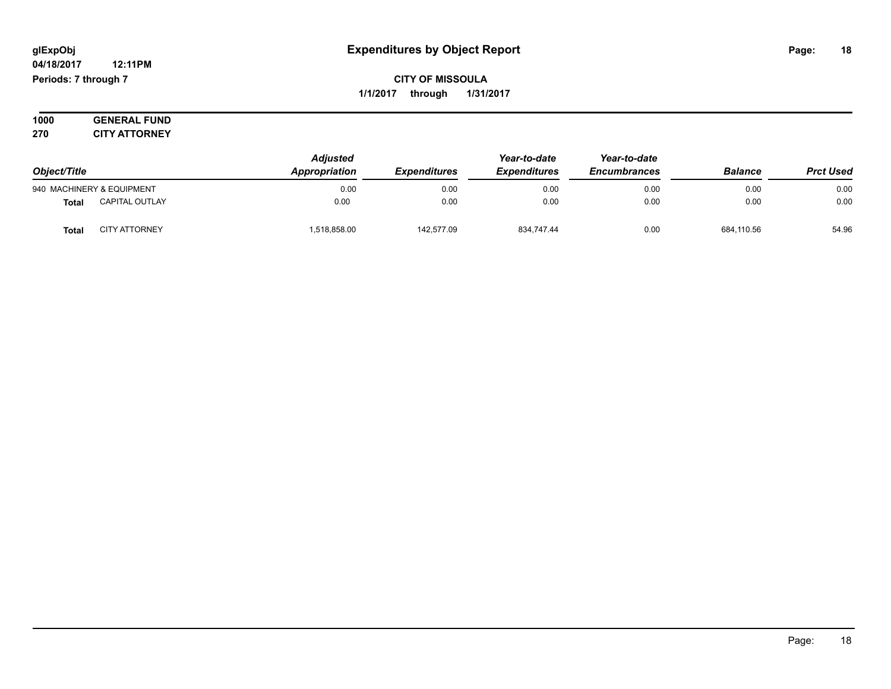**glExpObj**
**04/18/2017 12:11PM**
**Periods: 7 through 7**

# Expenditures by Object Report

**CITY OF MISSOULA**
**1/1/2017 through 1/31/2017**

**1000 GENERAL FUND**
**270 CITY ATTORNEY**

| Object/Title | | Adjusted Appropriation | Expenditures | Year-to-date Expenditures | Year-to-date Encumbrances | Balance | Prct Used |
|---|---|---|---|---|---|---|---|
| 940 MACHINERY & EQUIPMENT | | 0.00 | 0.00 | 0.00 | 0.00 | 0.00 | 0.00 |
| **Total** | CAPITAL OUTLAY | 0.00 | 0.00 | 0.00 | 0.00 | 0.00 | 0.00 |
| **Total** | CITY ATTORNEY | 1,518,858.00 | 142,577.09 | 834,747.44 | 0.00 | 684,110.56 | 54.96 |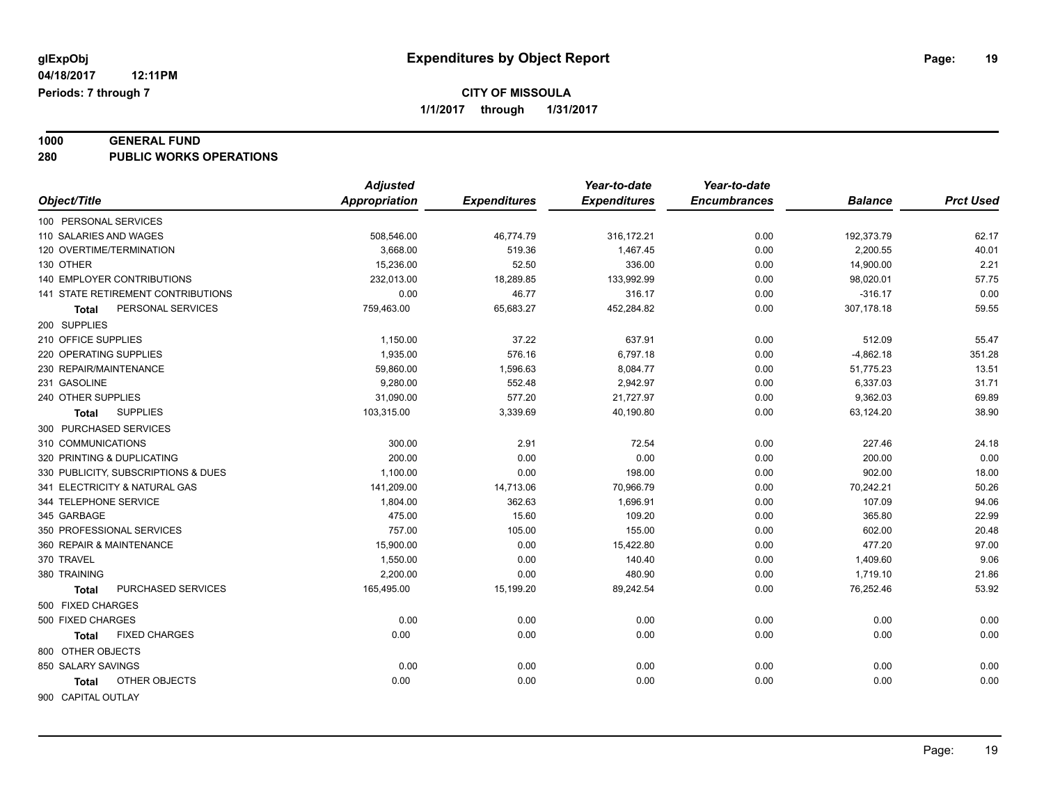**glExpObj** — **Expenditures by Object Report**

**04/18/2017 12:11PM**

**Periods: 7 through 7**

**CITY OF MISSOULA**

**1/1/2017 through 1/31/2017**

## 1000 GENERAL FUND
## 280 PUBLIC WORKS OPERATIONS

| Object/Title | Adjusted Appropriation | Expenditures | Year-to-date Expenditures | Year-to-date Encumbrances | Balance | Prct Used |
|---|---|---|---|---|---|---|
| 100 PERSONAL SERVICES | | | | | | |
| 110 SALARIES AND WAGES | 508,546.00 | 46,774.79 | 316,172.21 | 0.00 | 192,373.79 | 62.17 |
| 120 OVERTIME/TERMINATION | 3,668.00 | 519.36 | 1,467.45 | 0.00 | 2,200.55 | 40.01 |
| 130 OTHER | 15,236.00 | 52.50 | 336.00 | 0.00 | 14,900.00 | 2.21 |
| 140 EMPLOYER CONTRIBUTIONS | 232,013.00 | 18,289.85 | 133,992.99 | 0.00 | 98,020.01 | 57.75 |
| 141 STATE RETIREMENT CONTRIBUTIONS | 0.00 | 46.77 | 316.17 | 0.00 | -316.17 | 0.00 |
| **Total** PERSONAL SERVICES | 759,463.00 | 65,683.27 | 452,284.82 | 0.00 | 307,178.18 | 59.55 |
| 200 SUPPLIES | | | | | | |
| 210 OFFICE SUPPLIES | 1,150.00 | 37.22 | 637.91 | 0.00 | 512.09 | 55.47 |
| 220 OPERATING SUPPLIES | 1,935.00 | 576.16 | 6,797.18 | 0.00 | -4,862.18 | 351.28 |
| 230 REPAIR/MAINTENANCE | 59,860.00 | 1,596.63 | 8,084.77 | 0.00 | 51,775.23 | 13.51 |
| 231 GASOLINE | 9,280.00 | 552.48 | 2,942.97 | 0.00 | 6,337.03 | 31.71 |
| 240 OTHER SUPPLIES | 31,090.00 | 577.20 | 21,727.97 | 0.00 | 9,362.03 | 69.89 |
| **Total** SUPPLIES | 103,315.00 | 3,339.69 | 40,190.80 | 0.00 | 63,124.20 | 38.90 |
| 300 PURCHASED SERVICES | | | | | | |
| 310 COMMUNICATIONS | 300.00 | 2.91 | 72.54 | 0.00 | 227.46 | 24.18 |
| 320 PRINTING & DUPLICATING | 200.00 | 0.00 | 0.00 | 0.00 | 200.00 | 0.00 |
| 330 PUBLICITY, SUBSCRIPTIONS & DUES | 1,100.00 | 0.00 | 198.00 | 0.00 | 902.00 | 18.00 |
| 341 ELECTRICITY & NATURAL GAS | 141,209.00 | 14,713.06 | 70,966.79 | 0.00 | 70,242.21 | 50.26 |
| 344 TELEPHONE SERVICE | 1,804.00 | 362.63 | 1,696.91 | 0.00 | 107.09 | 94.06 |
| 345 GARBAGE | 475.00 | 15.60 | 109.20 | 0.00 | 365.80 | 22.99 |
| 350 PROFESSIONAL SERVICES | 757.00 | 105.00 | 155.00 | 0.00 | 602.00 | 20.48 |
| 360 REPAIR & MAINTENANCE | 15,900.00 | 0.00 | 15,422.80 | 0.00 | 477.20 | 97.00 |
| 370 TRAVEL | 1,550.00 | 0.00 | 140.40 | 0.00 | 1,409.60 | 9.06 |
| 380 TRAINING | 2,200.00 | 0.00 | 480.90 | 0.00 | 1,719.10 | 21.86 |
| **Total** PURCHASED SERVICES | 165,495.00 | 15,199.20 | 89,242.54 | 0.00 | 76,252.46 | 53.92 |
| 500 FIXED CHARGES | | | | | | |
| 500 FIXED CHARGES | 0.00 | 0.00 | 0.00 | 0.00 | 0.00 | 0.00 |
| **Total** FIXED CHARGES | 0.00 | 0.00 | 0.00 | 0.00 | 0.00 | 0.00 |
| 800 OTHER OBJECTS | | | | | | |
| 850 SALARY SAVINGS | 0.00 | 0.00 | 0.00 | 0.00 | 0.00 | 0.00 |
| **Total** OTHER OBJECTS | 0.00 | 0.00 | 0.00 | 0.00 | 0.00 | 0.00 |
| 900 CAPITAL OUTLAY | | | | | | |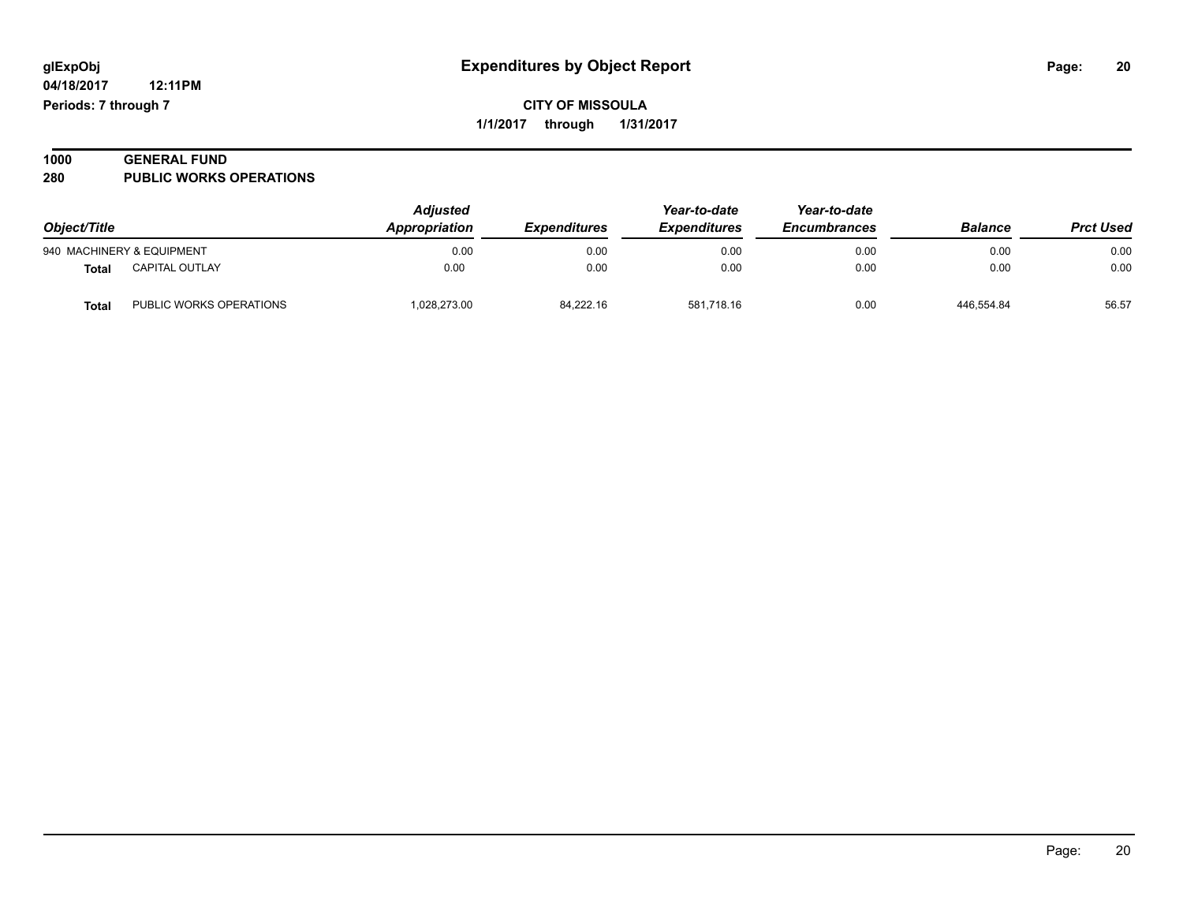# Expenditures by Object Report

glExpObj
04/18/2017 12:11PM
Periods: 7 through 7

**CITY OF MISSOULA**
**1/1/2017 through 1/31/2017**

## 1000 GENERAL FUND
## 280 PUBLIC WORKS OPERATIONS

| Object/Title | | *Adjusted Appropriation* | *Expenditures* | *Year-to-date Expenditures* | *Year-to-date Encumbrances* | *Balance* | *Prct Used* |
|---|---|---|---|---|---|---|---|
| 940 MACHINERY & EQUIPMENT | | 0.00 | 0.00 | 0.00 | 0.00 | 0.00 | 0.00 |
| **Total** | CAPITAL OUTLAY | 0.00 | 0.00 | 0.00 | 0.00 | 0.00 | 0.00 |
| **Total** | PUBLIC WORKS OPERATIONS | 1,028,273.00 | 84,222.16 | 581,718.16 | 0.00 | 446,554.84 | 56.57 |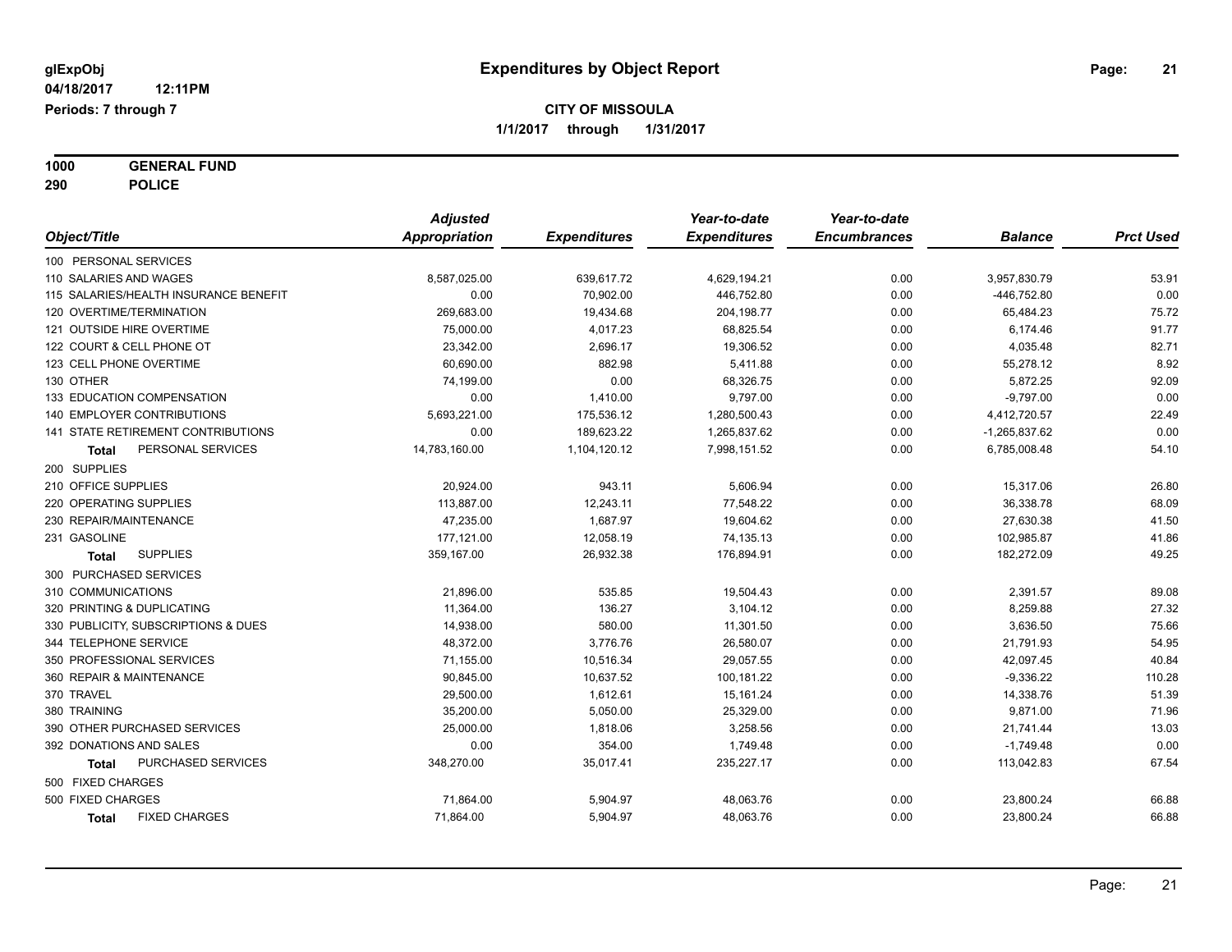# Expenditures by Object Report

glExpObj
04/18/2017 12:11PM
Periods: 7 through 7

**CITY OF MISSOULA**
**1/1/2017 through 1/31/2017**

**1000 GENERAL FUND**
**290 POLICE**

| Object/Title | Adjusted Appropriation | Expenditures | Year-to-date Expenditures | Year-to-date Encumbrances | Balance | Prct Used |
|---|---|---|---|---|---|---|
| 100 PERSONAL SERVICES | | | | | | |
| 110 SALARIES AND WAGES | 8,587,025.00 | 639,617.72 | 4,629,194.21 | 0.00 | 3,957,830.79 | 53.91 |
| 115 SALARIES/HEALTH INSURANCE BENEFIT | 0.00 | 70,902.00 | 446,752.80 | 0.00 | -446,752.80 | 0.00 |
| 120 OVERTIME/TERMINATION | 269,683.00 | 19,434.68 | 204,198.77 | 0.00 | 65,484.23 | 75.72 |
| 121 OUTSIDE HIRE OVERTIME | 75,000.00 | 4,017.23 | 68,825.54 | 0.00 | 6,174.46 | 91.77 |
| 122 COURT & CELL PHONE OT | 23,342.00 | 2,696.17 | 19,306.52 | 0.00 | 4,035.48 | 82.71 |
| 123 CELL PHONE OVERTIME | 60,690.00 | 882.98 | 5,411.88 | 0.00 | 55,278.12 | 8.92 |
| 130 OTHER | 74,199.00 | 0.00 | 68,326.75 | 0.00 | 5,872.25 | 92.09 |
| 133 EDUCATION COMPENSATION | 0.00 | 1,410.00 | 9,797.00 | 0.00 | -9,797.00 | 0.00 |
| 140 EMPLOYER CONTRIBUTIONS | 5,693,221.00 | 175,536.12 | 1,280,500.43 | 0.00 | 4,412,720.57 | 22.49 |
| 141 STATE RETIREMENT CONTRIBUTIONS | 0.00 | 189,623.22 | 1,265,837.62 | 0.00 | -1,265,837.62 | 0.00 |
| **Total** PERSONAL SERVICES | 14,783,160.00 | 1,104,120.12 | 7,998,151.52 | 0.00 | 6,785,008.48 | 54.10 |
| 200 SUPPLIES | | | | | | |
| 210 OFFICE SUPPLIES | 20,924.00 | 943.11 | 5,606.94 | 0.00 | 15,317.06 | 26.80 |
| 220 OPERATING SUPPLIES | 113,887.00 | 12,243.11 | 77,548.22 | 0.00 | 36,338.78 | 68.09 |
| 230 REPAIR/MAINTENANCE | 47,235.00 | 1,687.97 | 19,604.62 | 0.00 | 27,630.38 | 41.50 |
| 231 GASOLINE | 177,121.00 | 12,058.19 | 74,135.13 | 0.00 | 102,985.87 | 41.86 |
| **Total** SUPPLIES | 359,167.00 | 26,932.38 | 176,894.91 | 0.00 | 182,272.09 | 49.25 |
| 300 PURCHASED SERVICES | | | | | | |
| 310 COMMUNICATIONS | 21,896.00 | 535.85 | 19,504.43 | 0.00 | 2,391.57 | 89.08 |
| 320 PRINTING & DUPLICATING | 11,364.00 | 136.27 | 3,104.12 | 0.00 | 8,259.88 | 27.32 |
| 330 PUBLICITY, SUBSCRIPTIONS & DUES | 14,938.00 | 580.00 | 11,301.50 | 0.00 | 3,636.50 | 75.66 |
| 344 TELEPHONE SERVICE | 48,372.00 | 3,776.76 | 26,580.07 | 0.00 | 21,791.93 | 54.95 |
| 350 PROFESSIONAL SERVICES | 71,155.00 | 10,516.34 | 29,057.55 | 0.00 | 42,097.45 | 40.84 |
| 360 REPAIR & MAINTENANCE | 90,845.00 | 10,637.52 | 100,181.22 | 0.00 | -9,336.22 | 110.28 |
| 370 TRAVEL | 29,500.00 | 1,612.61 | 15,161.24 | 0.00 | 14,338.76 | 51.39 |
| 380 TRAINING | 35,200.00 | 5,050.00 | 25,329.00 | 0.00 | 9,871.00 | 71.96 |
| 390 OTHER PURCHASED SERVICES | 25,000.00 | 1,818.06 | 3,258.56 | 0.00 | 21,741.44 | 13.03 |
| 392 DONATIONS AND SALES | 0.00 | 354.00 | 1,749.48 | 0.00 | -1,749.48 | 0.00 |
| **Total** PURCHASED SERVICES | 348,270.00 | 35,017.41 | 235,227.17 | 0.00 | 113,042.83 | 67.54 |
| 500 FIXED CHARGES | | | | | | |
| 500 FIXED CHARGES | 71,864.00 | 5,904.97 | 48,063.76 | 0.00 | 23,800.24 | 66.88 |
| **Total** FIXED CHARGES | 71,864.00 | 5,904.97 | 48,063.76 | 0.00 | 23,800.24 | 66.88 |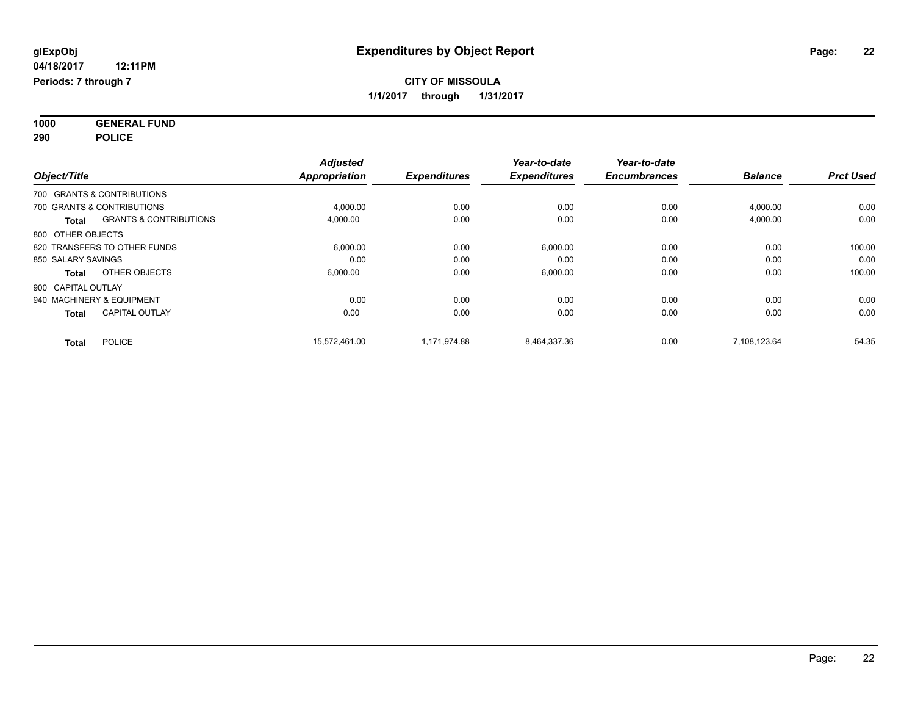**glExpObj**
**04/18/2017 12:11PM**
**Periods: 7 through 7**

# Expenditures by Object Report

**CITY OF MISSOULA**
**1/1/2017 through 1/31/2017**

**1000 GENERAL FUND**
**290 POLICE**

| Object/Title | | Adjusted Appropriation | Expenditures | Year-to-date Expenditures | Year-to-date Encumbrances | Balance | Prct Used |
|---|---|---|---|---|---|---|---|
| 700 GRANTS & CONTRIBUTIONS | | | | | | | |
| 700 GRANTS & CONTRIBUTIONS | | 4,000.00 | 0.00 | 0.00 | 0.00 | 4,000.00 | 0.00 |
| **Total** | GRANTS & CONTRIBUTIONS | 4,000.00 | 0.00 | 0.00 | 0.00 | 4,000.00 | 0.00 |
| 800 OTHER OBJECTS | | | | | | | |
| 820 TRANSFERS TO OTHER FUNDS | | 6,000.00 | 0.00 | 6,000.00 | 0.00 | 0.00 | 100.00 |
| 850 SALARY SAVINGS | | 0.00 | 0.00 | 0.00 | 0.00 | 0.00 | 0.00 |
| **Total** | OTHER OBJECTS | 6,000.00 | 0.00 | 6,000.00 | 0.00 | 0.00 | 100.00 |
| 900 CAPITAL OUTLAY | | | | | | | |
| 940 MACHINERY & EQUIPMENT | | 0.00 | 0.00 | 0.00 | 0.00 | 0.00 | 0.00 |
| **Total** | CAPITAL OUTLAY | 0.00 | 0.00 | 0.00 | 0.00 | 0.00 | 0.00 |
| **Total** | POLICE | 15,572,461.00 | 1,171,974.88 | 8,464,337.36 | 0.00 | 7,108,123.64 | 54.35 |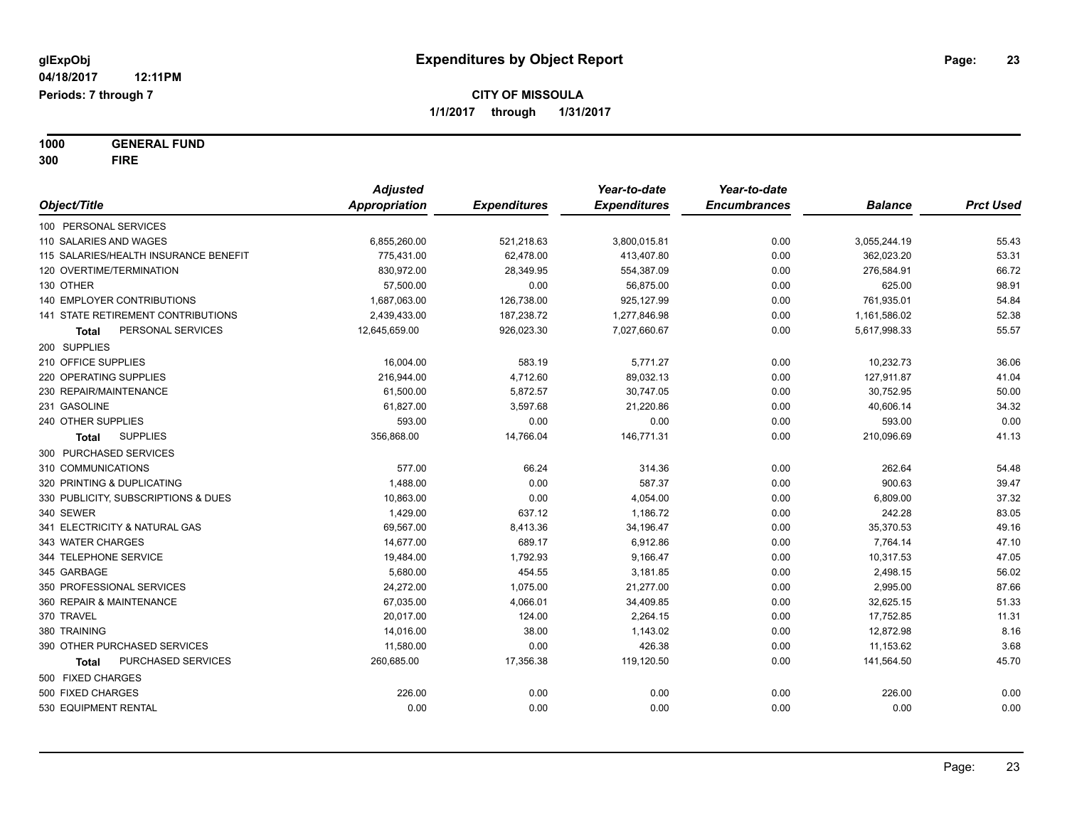**glExpObj**
**04/18/2017 12:11PM**
**Periods: 7 through 7**

# Expenditures by Object Report

**CITY OF MISSOULA**
**1/1/2017 through 1/31/2017**

**1000 GENERAL FUND**
**300 FIRE**

| Object/Title | Adjusted Appropriation | Expenditures | Year-to-date Expenditures | Year-to-date Encumbrances | Balance | Prct Used |
|---|---|---|---|---|---|---|
| 100 PERSONAL SERVICES | | | | | | |
| 110 SALARIES AND WAGES | 6,855,260.00 | 521,218.63 | 3,800,015.81 | 0.00 | 3,055,244.19 | 55.43 |
| 115 SALARIES/HEALTH INSURANCE BENEFIT | 775,431.00 | 62,478.00 | 413,407.80 | 0.00 | 362,023.20 | 53.31 |
| 120 OVERTIME/TERMINATION | 830,972.00 | 28,349.95 | 554,387.09 | 0.00 | 276,584.91 | 66.72 |
| 130 OTHER | 57,500.00 | 0.00 | 56,875.00 | 0.00 | 625.00 | 98.91 |
| 140 EMPLOYER CONTRIBUTIONS | 1,687,063.00 | 126,738.00 | 925,127.99 | 0.00 | 761,935.01 | 54.84 |
| 141 STATE RETIREMENT CONTRIBUTIONS | 2,439,433.00 | 187,238.72 | 1,277,846.98 | 0.00 | 1,161,586.02 | 52.38 |
| **Total** PERSONAL SERVICES | 12,645,659.00 | 926,023.30 | 7,027,660.67 | 0.00 | 5,617,998.33 | 55.57 |
| 200 SUPPLIES | | | | | | |
| 210 OFFICE SUPPLIES | 16,004.00 | 583.19 | 5,771.27 | 0.00 | 10,232.73 | 36.06 |
| 220 OPERATING SUPPLIES | 216,944.00 | 4,712.60 | 89,032.13 | 0.00 | 127,911.87 | 41.04 |
| 230 REPAIR/MAINTENANCE | 61,500.00 | 5,872.57 | 30,747.05 | 0.00 | 30,752.95 | 50.00 |
| 231 GASOLINE | 61,827.00 | 3,597.68 | 21,220.86 | 0.00 | 40,606.14 | 34.32 |
| 240 OTHER SUPPLIES | 593.00 | 0.00 | 0.00 | 0.00 | 593.00 | 0.00 |
| **Total** SUPPLIES | 356,868.00 | 14,766.04 | 146,771.31 | 0.00 | 210,096.69 | 41.13 |
| 300 PURCHASED SERVICES | | | | | | |
| 310 COMMUNICATIONS | 577.00 | 66.24 | 314.36 | 0.00 | 262.64 | 54.48 |
| 320 PRINTING & DUPLICATING | 1,488.00 | 0.00 | 587.37 | 0.00 | 900.63 | 39.47 |
| 330 PUBLICITY, SUBSCRIPTIONS & DUES | 10,863.00 | 0.00 | 4,054.00 | 0.00 | 6,809.00 | 37.32 |
| 340 SEWER | 1,429.00 | 637.12 | 1,186.72 | 0.00 | 242.28 | 83.05 |
| 341 ELECTRICITY & NATURAL GAS | 69,567.00 | 8,413.36 | 34,196.47 | 0.00 | 35,370.53 | 49.16 |
| 343 WATER CHARGES | 14,677.00 | 689.17 | 6,912.86 | 0.00 | 7,764.14 | 47.10 |
| 344 TELEPHONE SERVICE | 19,484.00 | 1,792.93 | 9,166.47 | 0.00 | 10,317.53 | 47.05 |
| 345 GARBAGE | 5,680.00 | 454.55 | 3,181.85 | 0.00 | 2,498.15 | 56.02 |
| 350 PROFESSIONAL SERVICES | 24,272.00 | 1,075.00 | 21,277.00 | 0.00 | 2,995.00 | 87.66 |
| 360 REPAIR & MAINTENANCE | 67,035.00 | 4,066.01 | 34,409.85 | 0.00 | 32,625.15 | 51.33 |
| 370 TRAVEL | 20,017.00 | 124.00 | 2,264.15 | 0.00 | 17,752.85 | 11.31 |
| 380 TRAINING | 14,016.00 | 38.00 | 1,143.02 | 0.00 | 12,872.98 | 8.16 |
| 390 OTHER PURCHASED SERVICES | 11,580.00 | 0.00 | 426.38 | 0.00 | 11,153.62 | 3.68 |
| **Total** PURCHASED SERVICES | 260,685.00 | 17,356.38 | 119,120.50 | 0.00 | 141,564.50 | 45.70 |
| 500 FIXED CHARGES | | | | | | |
| 500 FIXED CHARGES | 226.00 | 0.00 | 0.00 | 0.00 | 226.00 | 0.00 |
| 530 EQUIPMENT RENTAL | 0.00 | 0.00 | 0.00 | 0.00 | 0.00 | 0.00 |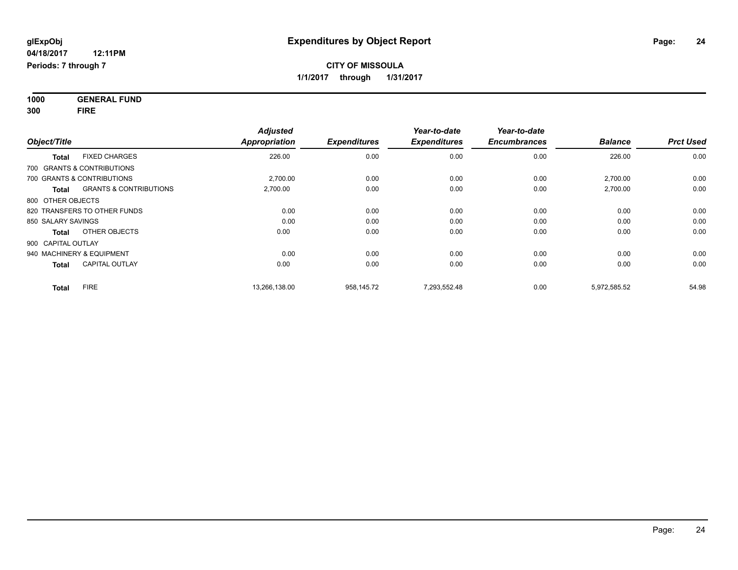**glExpObj**

**04/18/2017 12:11PM**

**Periods: 7 through 7**

# Expenditures by Object Report

**CITY OF MISSOULA**

**1/1/2017 through 1/31/2017**

**1000 GENERAL FUND**

**300 FIRE**

| Object/Title | | Adjusted Appropriation | Expenditures | Year-to-date Expenditures | Year-to-date Encumbrances | Balance | Prct Used |
|---|---|---|---|---|---|---|---|
| **Total** | FIXED CHARGES | 226.00 | 0.00 | 0.00 | 0.00 | 226.00 | 0.00 |
| 700 GRANTS & CONTRIBUTIONS | | | | | | | |
| 700 GRANTS & CONTRIBUTIONS | | 2,700.00 | 0.00 | 0.00 | 0.00 | 2,700.00 | 0.00 |
| **Total** | GRANTS & CONTRIBUTIONS | 2,700.00 | 0.00 | 0.00 | 0.00 | 2,700.00 | 0.00 |
| 800 OTHER OBJECTS | | | | | | | |
| 820 TRANSFERS TO OTHER FUNDS | | 0.00 | 0.00 | 0.00 | 0.00 | 0.00 | 0.00 |
| 850 SALARY SAVINGS | | 0.00 | 0.00 | 0.00 | 0.00 | 0.00 | 0.00 |
| **Total** | OTHER OBJECTS | 0.00 | 0.00 | 0.00 | 0.00 | 0.00 | 0.00 |
| 900 CAPITAL OUTLAY | | | | | | | |
| 940 MACHINERY & EQUIPMENT | | 0.00 | 0.00 | 0.00 | 0.00 | 0.00 | 0.00 |
| **Total** | CAPITAL OUTLAY | 0.00 | 0.00 | 0.00 | 0.00 | 0.00 | 0.00 |
| **Total** | FIRE | 13,266,138.00 | 958,145.72 | 7,293,552.48 | 0.00 | 5,972,585.52 | 54.98 |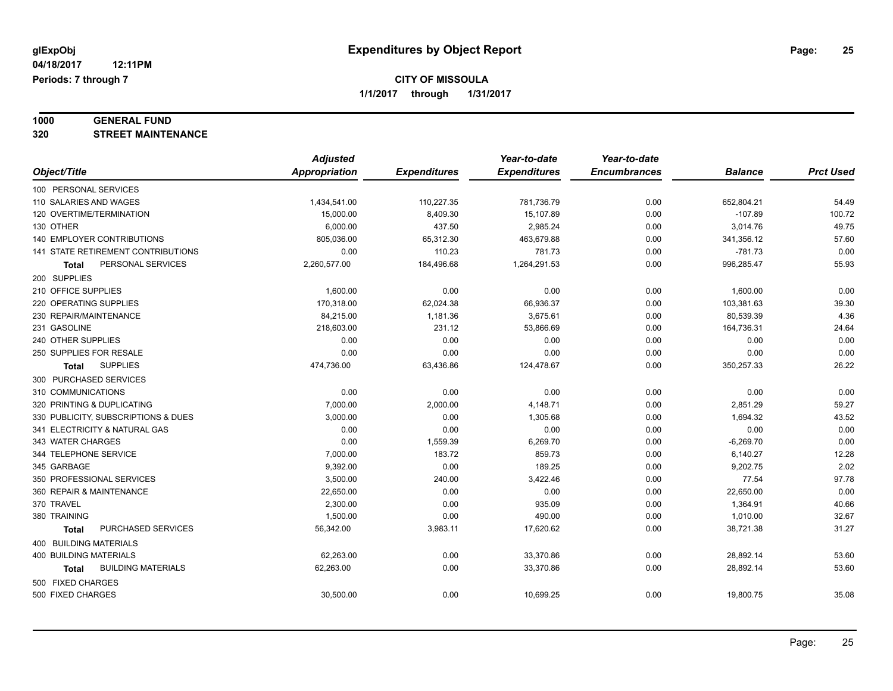glExpObj **Expenditures by Object Report**

04/18/2017 12:11PM

Periods: 7 through 7

**CITY OF MISSOULA**

**1/1/2017 through 1/31/2017**

**1000 GENERAL FUND**

**320 STREET MAINTENANCE**

| Object/Title | Adjusted Appropriation | Expenditures | Year-to-date Expenditures | Year-to-date Encumbrances | Balance | Prct Used |
|---|---|---|---|---|---|---|
| 100 PERSONAL SERVICES | | | | | | |
| 110 SALARIES AND WAGES | 1,434,541.00 | 110,227.35 | 781,736.79 | 0.00 | 652,804.21 | 54.49 |
| 120 OVERTIME/TERMINATION | 15,000.00 | 8,409.30 | 15,107.89 | 0.00 | -107.89 | 100.72 |
| 130 OTHER | 6,000.00 | 437.50 | 2,985.24 | 0.00 | 3,014.76 | 49.75 |
| 140 EMPLOYER CONTRIBUTIONS | 805,036.00 | 65,312.30 | 463,679.88 | 0.00 | 341,356.12 | 57.60 |
| 141 STATE RETIREMENT CONTRIBUTIONS | 0.00 | 110.23 | 781.73 | 0.00 | -781.73 | 0.00 |
| **Total** PERSONAL SERVICES | 2,260,577.00 | 184,496.68 | 1,264,291.53 | 0.00 | 996,285.47 | 55.93 |
| 200 SUPPLIES | | | | | | |
| 210 OFFICE SUPPLIES | 1,600.00 | 0.00 | 0.00 | 0.00 | 1,600.00 | 0.00 |
| 220 OPERATING SUPPLIES | 170,318.00 | 62,024.38 | 66,936.37 | 0.00 | 103,381.63 | 39.30 |
| 230 REPAIR/MAINTENANCE | 84,215.00 | 1,181.36 | 3,675.61 | 0.00 | 80,539.39 | 4.36 |
| 231 GASOLINE | 218,603.00 | 231.12 | 53,866.69 | 0.00 | 164,736.31 | 24.64 |
| 240 OTHER SUPPLIES | 0.00 | 0.00 | 0.00 | 0.00 | 0.00 | 0.00 |
| 250 SUPPLIES FOR RESALE | 0.00 | 0.00 | 0.00 | 0.00 | 0.00 | 0.00 |
| **Total** SUPPLIES | 474,736.00 | 63,436.86 | 124,478.67 | 0.00 | 350,257.33 | 26.22 |
| 300 PURCHASED SERVICES | | | | | | |
| 310 COMMUNICATIONS | 0.00 | 0.00 | 0.00 | 0.00 | 0.00 | 0.00 |
| 320 PRINTING & DUPLICATING | 7,000.00 | 2,000.00 | 4,148.71 | 0.00 | 2,851.29 | 59.27 |
| 330 PUBLICITY, SUBSCRIPTIONS & DUES | 3,000.00 | 0.00 | 1,305.68 | 0.00 | 1,694.32 | 43.52 |
| 341 ELECTRICITY & NATURAL GAS | 0.00 | 0.00 | 0.00 | 0.00 | 0.00 | 0.00 |
| 343 WATER CHARGES | 0.00 | 1,559.39 | 6,269.70 | 0.00 | -6,269.70 | 0.00 |
| 344 TELEPHONE SERVICE | 7,000.00 | 183.72 | 859.73 | 0.00 | 6,140.27 | 12.28 |
| 345 GARBAGE | 9,392.00 | 0.00 | 189.25 | 0.00 | 9,202.75 | 2.02 |
| 350 PROFESSIONAL SERVICES | 3,500.00 | 240.00 | 3,422.46 | 0.00 | 77.54 | 97.78 |
| 360 REPAIR & MAINTENANCE | 22,650.00 | 0.00 | 0.00 | 0.00 | 22,650.00 | 0.00 |
| 370 TRAVEL | 2,300.00 | 0.00 | 935.09 | 0.00 | 1,364.91 | 40.66 |
| 380 TRAINING | 1,500.00 | 0.00 | 490.00 | 0.00 | 1,010.00 | 32.67 |
| **Total** PURCHASED SERVICES | 56,342.00 | 3,983.11 | 17,620.62 | 0.00 | 38,721.38 | 31.27 |
| 400 BUILDING MATERIALS | | | | | | |
| 400 BUILDING MATERIALS | 62,263.00 | 0.00 | 33,370.86 | 0.00 | 28,892.14 | 53.60 |
| **Total** BUILDING MATERIALS | 62,263.00 | 0.00 | 33,370.86 | 0.00 | 28,892.14 | 53.60 |
| 500 FIXED CHARGES | | | | | | |
| 500 FIXED CHARGES | 30,500.00 | 0.00 | 10,699.25 | 0.00 | 19,800.75 | 35.08 |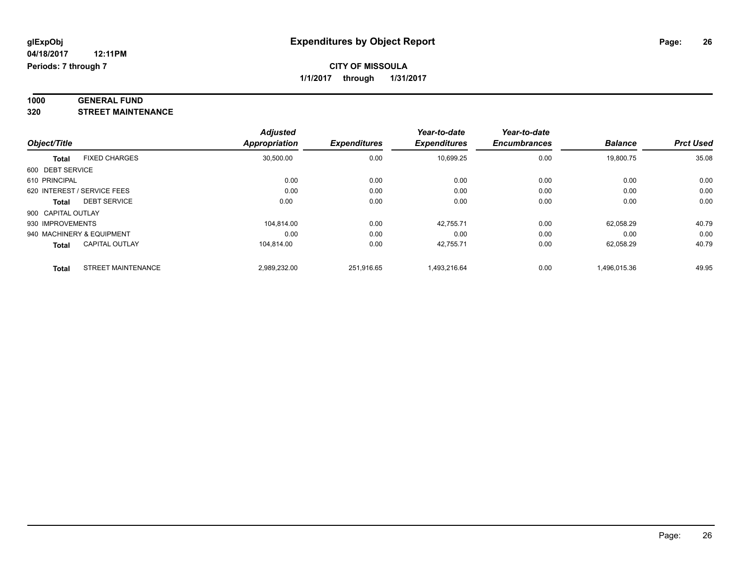**glExpObj** **Expenditures by Object Report**

**04/18/2017 12:11PM**

**Periods: 7 through 7**

**CITY OF MISSOULA**

**1/1/2017 through 1/31/2017**

**1000 GENERAL FUND**

**320 STREET MAINTENANCE**

| Object/Title | | Adjusted Appropriation | Expenditures | Year-to-date Expenditures | Year-to-date Encumbrances | Balance | Prct Used |
|---|---|---|---|---|---|---|---|
| Total | FIXED CHARGES | 30,500.00 | 0.00 | 10,699.25 | 0.00 | 19,800.75 | 35.08 |
| 600 DEBT SERVICE | | | | | | | |
| 610 PRINCIPAL | | 0.00 | 0.00 | 0.00 | 0.00 | 0.00 | 0.00 |
| 620 INTEREST / SERVICE FEES | | 0.00 | 0.00 | 0.00 | 0.00 | 0.00 | 0.00 |
| Total | DEBT SERVICE | 0.00 | 0.00 | 0.00 | 0.00 | 0.00 | 0.00 |
| 900 CAPITAL OUTLAY | | | | | | | |
| 930 IMPROVEMENTS | | 104,814.00 | 0.00 | 42,755.71 | 0.00 | 62,058.29 | 40.79 |
| 940 MACHINERY & EQUIPMENT | | 0.00 | 0.00 | 0.00 | 0.00 | 0.00 | 0.00 |
| Total | CAPITAL OUTLAY | 104,814.00 | 0.00 | 42,755.71 | 0.00 | 62,058.29 | 40.79 |
| Total | STREET MAINTENANCE | 2,989,232.00 | 251,916.65 | 1,493,216.64 | 0.00 | 1,496,015.36 | 49.95 |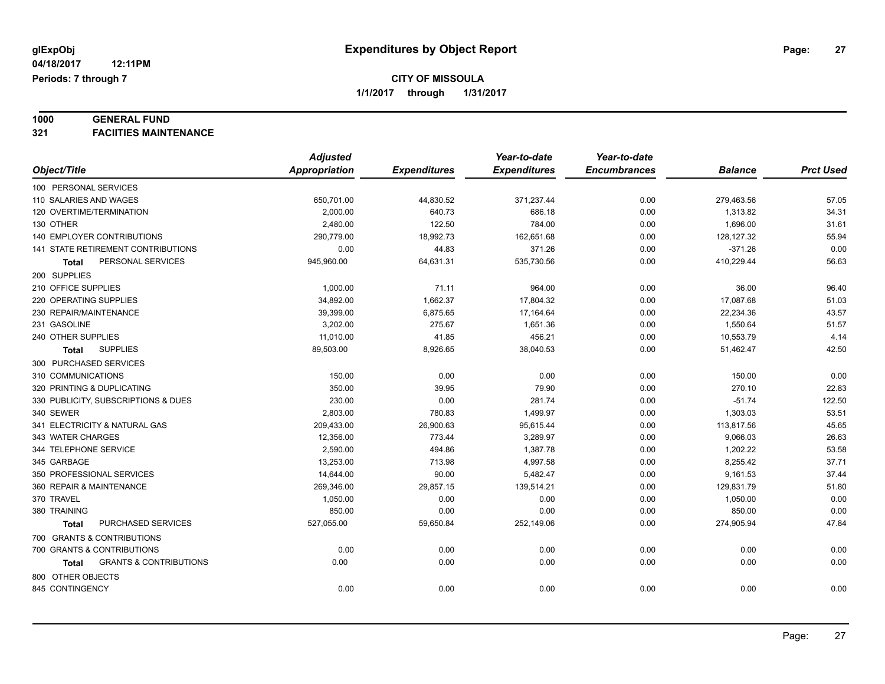**glExpObj** 
**04/18/2017 12:11PM** 
**Periods: 7 through 7**

# Expenditures by Object Report

**CITY OF MISSOULA** 
**1/1/2017 through 1/31/2017**

**1000 GENERAL FUND** 
**321 FACIITIES MAINTENANCE**

| Object/Title | Adjusted Appropriation | Expenditures | Year-to-date Expenditures | Year-to-date Encumbrances | Balance | Prct Used |
|---|---|---|---|---|---|---|
| 100 PERSONAL SERVICES | | | | | | |
| 110 SALARIES AND WAGES | 650,701.00 | 44,830.52 | 371,237.44 | 0.00 | 279,463.56 | 57.05 |
| 120 OVERTIME/TERMINATION | 2,000.00 | 640.73 | 686.18 | 0.00 | 1,313.82 | 34.31 |
| 130 OTHER | 2,480.00 | 122.50 | 784.00 | 0.00 | 1,696.00 | 31.61 |
| 140 EMPLOYER CONTRIBUTIONS | 290,779.00 | 18,992.73 | 162,651.68 | 0.00 | 128,127.32 | 55.94 |
| 141 STATE RETIREMENT CONTRIBUTIONS | 0.00 | 44.83 | 371.26 | 0.00 | -371.26 | 0.00 |
| **Total** PERSONAL SERVICES | 945,960.00 | 64,631.31 | 535,730.56 | 0.00 | 410,229.44 | 56.63 |
| 200 SUPPLIES | | | | | | |
| 210 OFFICE SUPPLIES | 1,000.00 | 71.11 | 964.00 | 0.00 | 36.00 | 96.40 |
| 220 OPERATING SUPPLIES | 34,892.00 | 1,662.37 | 17,804.32 | 0.00 | 17,087.68 | 51.03 |
| 230 REPAIR/MAINTENANCE | 39,399.00 | 6,875.65 | 17,164.64 | 0.00 | 22,234.36 | 43.57 |
| 231 GASOLINE | 3,202.00 | 275.67 | 1,651.36 | 0.00 | 1,550.64 | 51.57 |
| 240 OTHER SUPPLIES | 11,010.00 | 41.85 | 456.21 | 0.00 | 10,553.79 | 4.14 |
| **Total** SUPPLIES | 89,503.00 | 8,926.65 | 38,040.53 | 0.00 | 51,462.47 | 42.50 |
| 300 PURCHASED SERVICES | | | | | | |
| 310 COMMUNICATIONS | 150.00 | 0.00 | 0.00 | 0.00 | 150.00 | 0.00 |
| 320 PRINTING & DUPLICATING | 350.00 | 39.95 | 79.90 | 0.00 | 270.10 | 22.83 |
| 330 PUBLICITY, SUBSCRIPTIONS & DUES | 230.00 | 0.00 | 281.74 | 0.00 | -51.74 | 122.50 |
| 340 SEWER | 2,803.00 | 780.83 | 1,499.97 | 0.00 | 1,303.03 | 53.51 |
| 341 ELECTRICITY & NATURAL GAS | 209,433.00 | 26,900.63 | 95,615.44 | 0.00 | 113,817.56 | 45.65 |
| 343 WATER CHARGES | 12,356.00 | 773.44 | 3,289.97 | 0.00 | 9,066.03 | 26.63 |
| 344 TELEPHONE SERVICE | 2,590.00 | 494.86 | 1,387.78 | 0.00 | 1,202.22 | 53.58 |
| 345 GARBAGE | 13,253.00 | 713.98 | 4,997.58 | 0.00 | 8,255.42 | 37.71 |
| 350 PROFESSIONAL SERVICES | 14,644.00 | 90.00 | 5,482.47 | 0.00 | 9,161.53 | 37.44 |
| 360 REPAIR & MAINTENANCE | 269,346.00 | 29,857.15 | 139,514.21 | 0.00 | 129,831.79 | 51.80 |
| 370 TRAVEL | 1,050.00 | 0.00 | 0.00 | 0.00 | 1,050.00 | 0.00 |
| 380 TRAINING | 850.00 | 0.00 | 0.00 | 0.00 | 850.00 | 0.00 |
| **Total** PURCHASED SERVICES | 527,055.00 | 59,650.84 | 252,149.06 | 0.00 | 274,905.94 | 47.84 |
| 700 GRANTS & CONTRIBUTIONS | | | | | | |
| 700 GRANTS & CONTRIBUTIONS | 0.00 | 0.00 | 0.00 | 0.00 | 0.00 | 0.00 |
| **Total** GRANTS & CONTRIBUTIONS | 0.00 | 0.00 | 0.00 | 0.00 | 0.00 | 0.00 |
| 800 OTHER OBJECTS | | | | | | |
| 845 CONTINGENCY | 0.00 | 0.00 | 0.00 | 0.00 | 0.00 | 0.00 |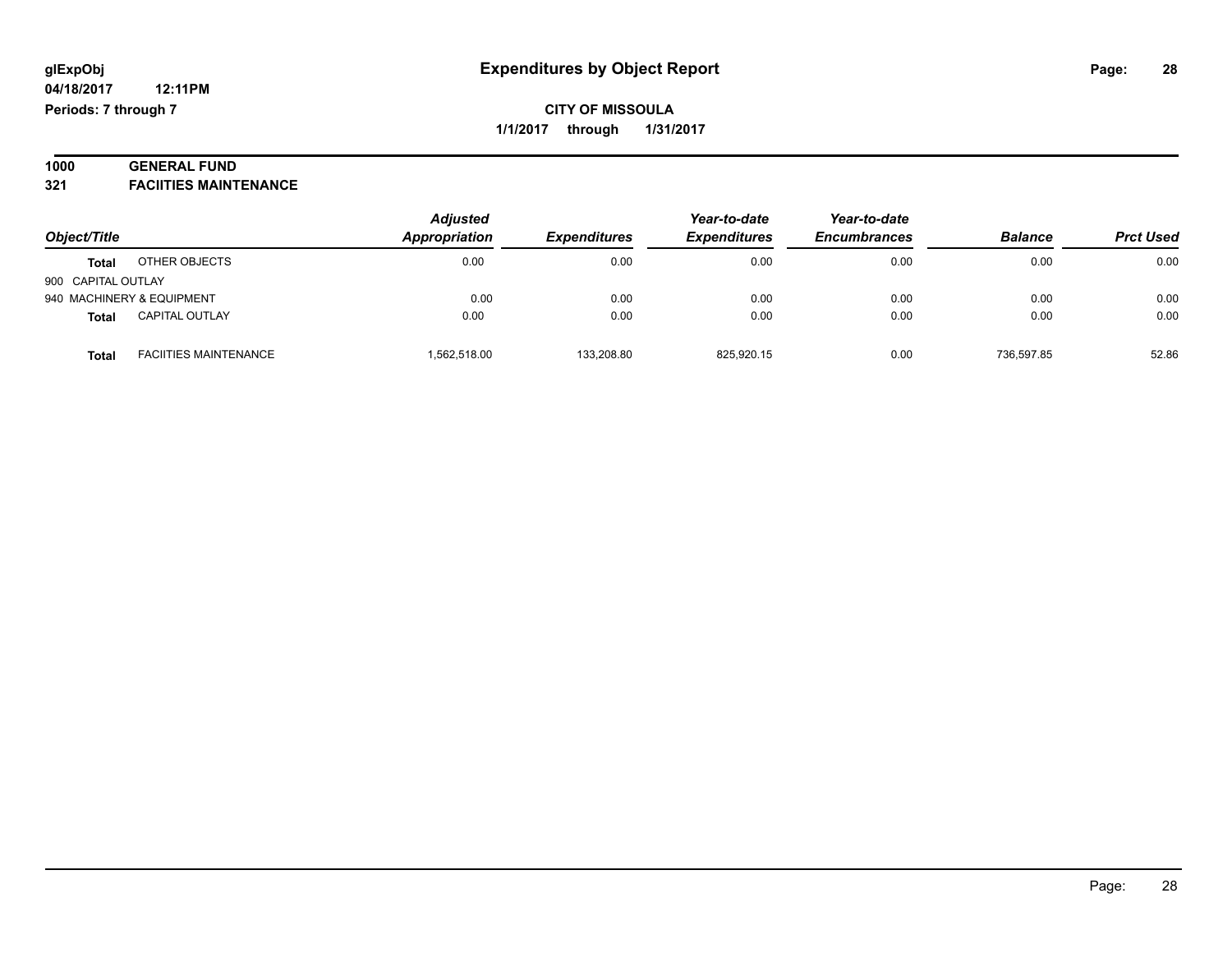**glExpObj** | **Expenditures by Object Report**

**04/18/2017 12:11PM**

**Periods: 7 through 7**

**CITY OF MISSOULA**

**1/1/2017 through 1/31/2017**

**1000 GENERAL FUND**

**321 FACIITIES MAINTENANCE**

| Object/Title | | Adjusted Appropriation | Expenditures | Year-to-date Expenditures | Year-to-date Encumbrances | Balance | Prct Used |
|---|---|---|---|---|---|---|---|
| **Total** | OTHER OBJECTS | 0.00 | 0.00 | 0.00 | 0.00 | 0.00 | 0.00 |
| 900 CAPITAL OUTLAY | | | | | | | |
| 940 MACHINERY & EQUIPMENT | | 0.00 | 0.00 | 0.00 | 0.00 | 0.00 | 0.00 |
| **Total** | CAPITAL OUTLAY | 0.00 | 0.00 | 0.00 | 0.00 | 0.00 | 0.00 |
| **Total** | FACIITIES MAINTENANCE | 1,562,518.00 | 133,208.80 | 825,920.15 | 0.00 | 736,597.85 | 52.86 |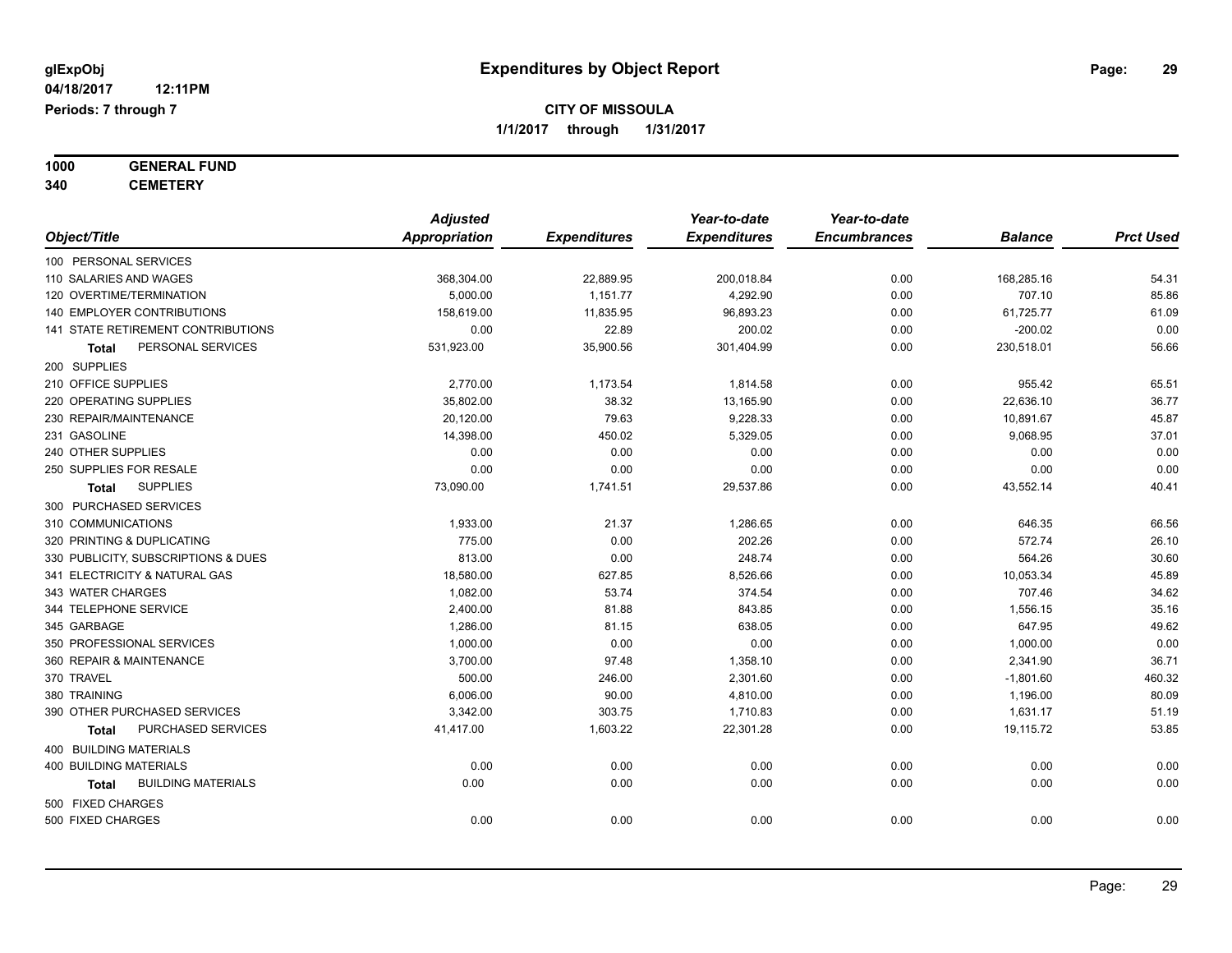glExpObj
04/18/2017 12:11PM
Periods: 7 through 7

# Expenditures by Object Report

**CITY OF MISSOULA**
**1/1/2017 through 1/31/2017**

**1000 GENERAL FUND**
**340 CEMETERY**

| Object/Title | Adjusted Appropriation | Expenditures | Year-to-date Expenditures | Year-to-date Encumbrances | Balance | Prct Used |
|---|---|---|---|---|---|---|
| 100 PERSONAL SERVICES | | | | | | |
| 110 SALARIES AND WAGES | 368,304.00 | 22,889.95 | 200,018.84 | 0.00 | 168,285.16 | 54.31 |
| 120 OVERTIME/TERMINATION | 5,000.00 | 1,151.77 | 4,292.90 | 0.00 | 707.10 | 85.86 |
| 140 EMPLOYER CONTRIBUTIONS | 158,619.00 | 11,835.95 | 96,893.23 | 0.00 | 61,725.77 | 61.09 |
| 141 STATE RETIREMENT CONTRIBUTIONS | 0.00 | 22.89 | 200.02 | 0.00 | -200.02 | 0.00 |
| **Total** PERSONAL SERVICES | 531,923.00 | 35,900.56 | 301,404.99 | 0.00 | 230,518.01 | 56.66 |
| 200 SUPPLIES | | | | | | |
| 210 OFFICE SUPPLIES | 2,770.00 | 1,173.54 | 1,814.58 | 0.00 | 955.42 | 65.51 |
| 220 OPERATING SUPPLIES | 35,802.00 | 38.32 | 13,165.90 | 0.00 | 22,636.10 | 36.77 |
| 230 REPAIR/MAINTENANCE | 20,120.00 | 79.63 | 9,228.33 | 0.00 | 10,891.67 | 45.87 |
| 231 GASOLINE | 14,398.00 | 450.02 | 5,329.05 | 0.00 | 9,068.95 | 37.01 |
| 240 OTHER SUPPLIES | 0.00 | 0.00 | 0.00 | 0.00 | 0.00 | 0.00 |
| 250 SUPPLIES FOR RESALE | 0.00 | 0.00 | 0.00 | 0.00 | 0.00 | 0.00 |
| **Total** SUPPLIES | 73,090.00 | 1,741.51 | 29,537.86 | 0.00 | 43,552.14 | 40.41 |
| 300 PURCHASED SERVICES | | | | | | |
| 310 COMMUNICATIONS | 1,933.00 | 21.37 | 1,286.65 | 0.00 | 646.35 | 66.56 |
| 320 PRINTING & DUPLICATING | 775.00 | 0.00 | 202.26 | 0.00 | 572.74 | 26.10 |
| 330 PUBLICITY, SUBSCRIPTIONS & DUES | 813.00 | 0.00 | 248.74 | 0.00 | 564.26 | 30.60 |
| 341 ELECTRICITY & NATURAL GAS | 18,580.00 | 627.85 | 8,526.66 | 0.00 | 10,053.34 | 45.89 |
| 343 WATER CHARGES | 1,082.00 | 53.74 | 374.54 | 0.00 | 707.46 | 34.62 |
| 344 TELEPHONE SERVICE | 2,400.00 | 81.88 | 843.85 | 0.00 | 1,556.15 | 35.16 |
| 345 GARBAGE | 1,286.00 | 81.15 | 638.05 | 0.00 | 647.95 | 49.62 |
| 350 PROFESSIONAL SERVICES | 1,000.00 | 0.00 | 0.00 | 0.00 | 1,000.00 | 0.00 |
| 360 REPAIR & MAINTENANCE | 3,700.00 | 97.48 | 1,358.10 | 0.00 | 2,341.90 | 36.71 |
| 370 TRAVEL | 500.00 | 246.00 | 2,301.60 | 0.00 | -1,801.60 | 460.32 |
| 380 TRAINING | 6,006.00 | 90.00 | 4,810.00 | 0.00 | 1,196.00 | 80.09 |
| 390 OTHER PURCHASED SERVICES | 3,342.00 | 303.75 | 1,710.83 | 0.00 | 1,631.17 | 51.19 |
| **Total** PURCHASED SERVICES | 41,417.00 | 1,603.22 | 22,301.28 | 0.00 | 19,115.72 | 53.85 |
| 400 BUILDING MATERIALS | | | | | | |
| 400 BUILDING MATERIALS | 0.00 | 0.00 | 0.00 | 0.00 | 0.00 | 0.00 |
| **Total** BUILDING MATERIALS | 0.00 | 0.00 | 0.00 | 0.00 | 0.00 | 0.00 |
| 500 FIXED CHARGES | | | | | | |
| 500 FIXED CHARGES | 0.00 | 0.00 | 0.00 | 0.00 | 0.00 | 0.00 |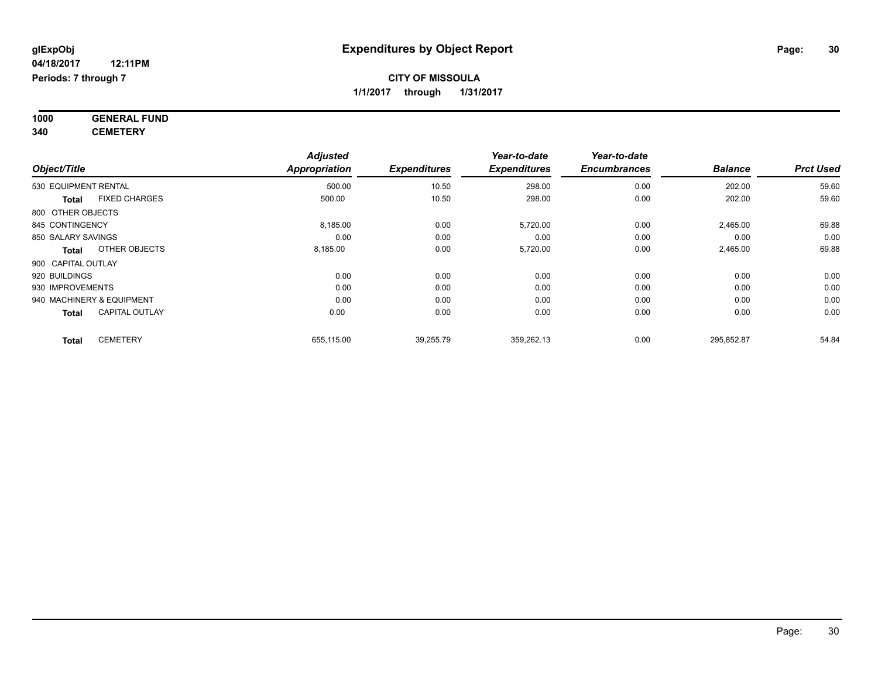**glExpObj**
**04/18/2017 12:11PM**
**Periods: 7 through 7**

# Expenditures by Object Report

**CITY OF MISSOULA**
**1/1/2017 through 1/31/2017**

**1000 GENERAL FUND**
**340 CEMETERY**

| Object/Title | Adjusted Appropriation | Expenditures | Year-to-date Expenditures | Year-to-date Encumbrances | Balance | Prct Used |
|---|---|---|---|---|---|---|
| 530 EQUIPMENT RENTAL | 500.00 | 10.50 | 298.00 | 0.00 | 202.00 | 59.60 |
| **Total** FIXED CHARGES | 500.00 | 10.50 | 298.00 | 0.00 | 202.00 | 59.60 |
| 800 OTHER OBJECTS | | | | | | |
| 845 CONTINGENCY | 8,185.00 | 0.00 | 5,720.00 | 0.00 | 2,465.00 | 69.88 |
| 850 SALARY SAVINGS | 0.00 | 0.00 | 0.00 | 0.00 | 0.00 | 0.00 |
| **Total** OTHER OBJECTS | 8,185.00 | 0.00 | 5,720.00 | 0.00 | 2,465.00 | 69.88 |
| 900 CAPITAL OUTLAY | | | | | | |
| 920 BUILDINGS | 0.00 | 0.00 | 0.00 | 0.00 | 0.00 | 0.00 |
| 930 IMPROVEMENTS | 0.00 | 0.00 | 0.00 | 0.00 | 0.00 | 0.00 |
| 940 MACHINERY & EQUIPMENT | 0.00 | 0.00 | 0.00 | 0.00 | 0.00 | 0.00 |
| **Total** CAPITAL OUTLAY | 0.00 | 0.00 | 0.00 | 0.00 | 0.00 | 0.00 |
| **Total** CEMETERY | 655,115.00 | 39,255.79 | 359,262.13 | 0.00 | 295,852.87 | 54.84 |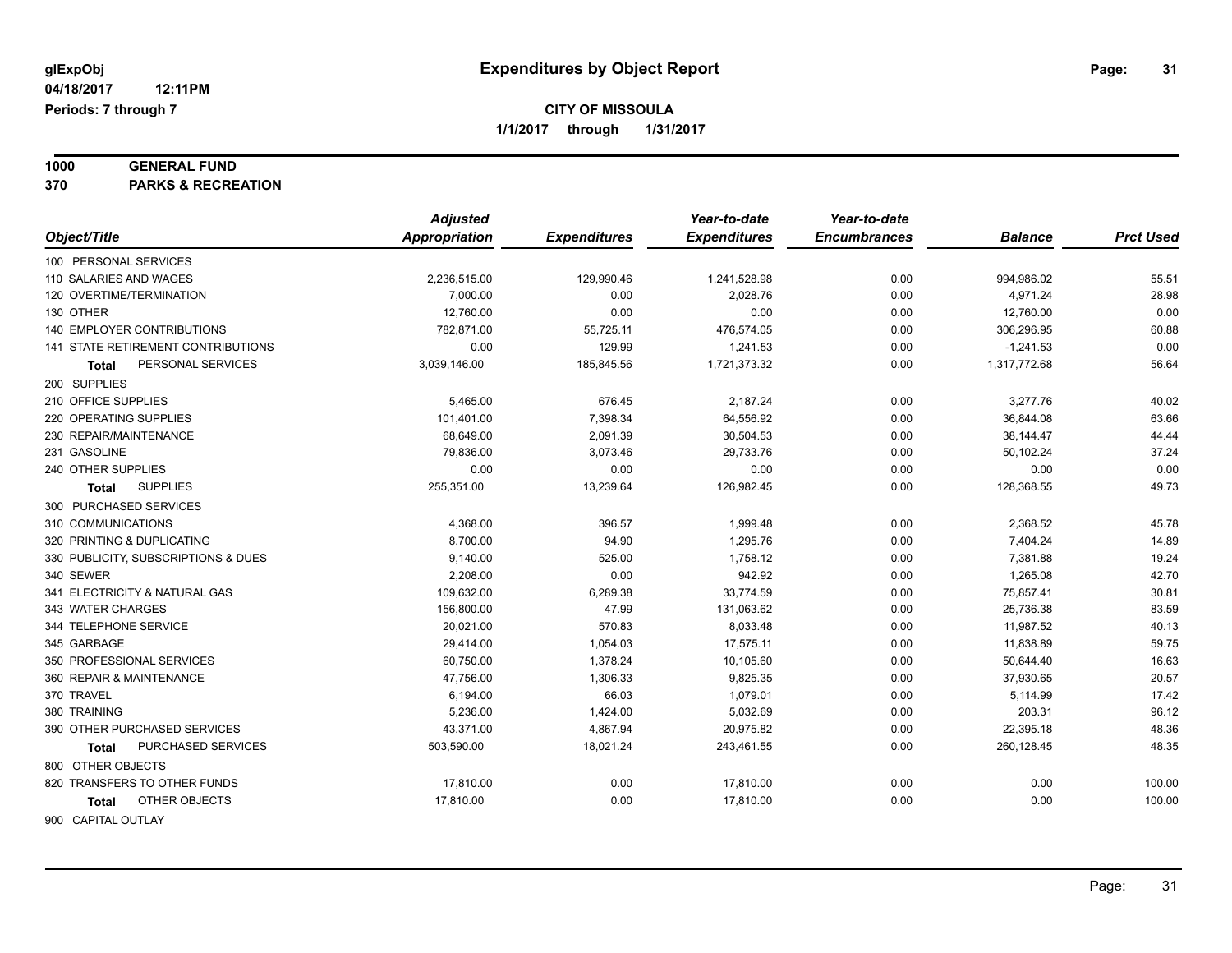**glExpObj** | **Expenditures by Object Report**

**04/18/2017 12:11PM**

**Periods: 7 through 7**

**CITY OF MISSOULA**

**1/1/2017 through 1/31/2017**

**1000 GENERAL FUND**

**370 PARKS & RECREATION**

| Object/Title | Adjusted Appropriation | Expenditures | Year-to-date Expenditures | Year-to-date Encumbrances | Balance | Prct Used |
|---|---|---|---|---|---|---|
| 100 PERSONAL SERVICES | | | | | | |
| 110 SALARIES AND WAGES | 2,236,515.00 | 129,990.46 | 1,241,528.98 | 0.00 | 994,986.02 | 55.51 |
| 120 OVERTIME/TERMINATION | 7,000.00 | 0.00 | 2,028.76 | 0.00 | 4,971.24 | 28.98 |
| 130 OTHER | 12,760.00 | 0.00 | 0.00 | 0.00 | 12,760.00 | 0.00 |
| 140 EMPLOYER CONTRIBUTIONS | 782,871.00 | 55,725.11 | 476,574.05 | 0.00 | 306,296.95 | 60.88 |
| 141 STATE RETIREMENT CONTRIBUTIONS | 0.00 | 129.99 | 1,241.53 | 0.00 | -1,241.53 | 0.00 |
| **Total** PERSONAL SERVICES | 3,039,146.00 | 185,845.56 | 1,721,373.32 | 0.00 | 1,317,772.68 | 56.64 |
| 200 SUPPLIES | | | | | | |
| 210 OFFICE SUPPLIES | 5,465.00 | 676.45 | 2,187.24 | 0.00 | 3,277.76 | 40.02 |
| 220 OPERATING SUPPLIES | 101,401.00 | 7,398.34 | 64,556.92 | 0.00 | 36,844.08 | 63.66 |
| 230 REPAIR/MAINTENANCE | 68,649.00 | 2,091.39 | 30,504.53 | 0.00 | 38,144.47 | 44.44 |
| 231 GASOLINE | 79,836.00 | 3,073.46 | 29,733.76 | 0.00 | 50,102.24 | 37.24 |
| 240 OTHER SUPPLIES | 0.00 | 0.00 | 0.00 | 0.00 | 0.00 | 0.00 |
| **Total** SUPPLIES | 255,351.00 | 13,239.64 | 126,982.45 | 0.00 | 128,368.55 | 49.73 |
| 300 PURCHASED SERVICES | | | | | | |
| 310 COMMUNICATIONS | 4,368.00 | 396.57 | 1,999.48 | 0.00 | 2,368.52 | 45.78 |
| 320 PRINTING & DUPLICATING | 8,700.00 | 94.90 | 1,295.76 | 0.00 | 7,404.24 | 14.89 |
| 330 PUBLICITY, SUBSCRIPTIONS & DUES | 9,140.00 | 525.00 | 1,758.12 | 0.00 | 7,381.88 | 19.24 |
| 340 SEWER | 2,208.00 | 0.00 | 942.92 | 0.00 | 1,265.08 | 42.70 |
| 341 ELECTRICITY & NATURAL GAS | 109,632.00 | 6,289.38 | 33,774.59 | 0.00 | 75,857.41 | 30.81 |
| 343 WATER CHARGES | 156,800.00 | 47.99 | 131,063.62 | 0.00 | 25,736.38 | 83.59 |
| 344 TELEPHONE SERVICE | 20,021.00 | 570.83 | 8,033.48 | 0.00 | 11,987.52 | 40.13 |
| 345 GARBAGE | 29,414.00 | 1,054.03 | 17,575.11 | 0.00 | 11,838.89 | 59.75 |
| 350 PROFESSIONAL SERVICES | 60,750.00 | 1,378.24 | 10,105.60 | 0.00 | 50,644.40 | 16.63 |
| 360 REPAIR & MAINTENANCE | 47,756.00 | 1,306.33 | 9,825.35 | 0.00 | 37,930.65 | 20.57 |
| 370 TRAVEL | 6,194.00 | 66.03 | 1,079.01 | 0.00 | 5,114.99 | 17.42 |
| 380 TRAINING | 5,236.00 | 1,424.00 | 5,032.69 | 0.00 | 203.31 | 96.12 |
| 390 OTHER PURCHASED SERVICES | 43,371.00 | 4,867.94 | 20,975.82 | 0.00 | 22,395.18 | 48.36 |
| **Total** PURCHASED SERVICES | 503,590.00 | 18,021.24 | 243,461.55 | 0.00 | 260,128.45 | 48.35 |
| 800 OTHER OBJECTS | | | | | | |
| 820 TRANSFERS TO OTHER FUNDS | 17,810.00 | 0.00 | 17,810.00 | 0.00 | 0.00 | 100.00 |
| **Total** OTHER OBJECTS | 17,810.00 | 0.00 | 17,810.00 | 0.00 | 0.00 | 100.00 |
| 900 CAPITAL OUTLAY | | | | | | |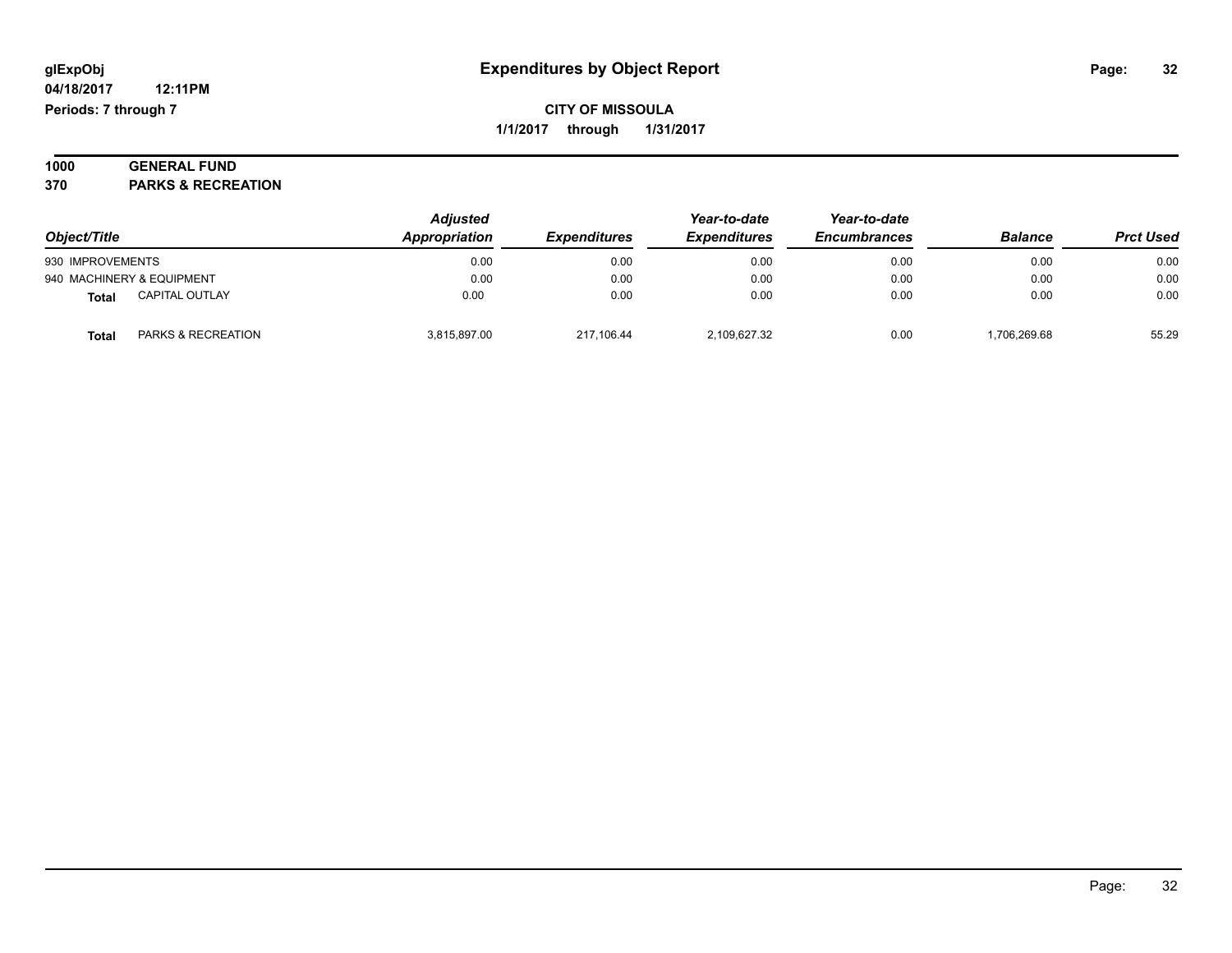**glExpObj** **Expenditures by Object Report**
**04/18/2017 12:11PM**
**Periods: 7 through 7**

**CITY OF MISSOULA**
**1/1/2017 through 1/31/2017**

**1000 GENERAL FUND**
**370 PARKS & RECREATION**

| Object/Title | Adjusted Appropriation | Expenditures | Year-to-date Expenditures | Year-to-date Encumbrances | Balance | Prct Used |
|---|---|---|---|---|---|---|
| 930 IMPROVEMENTS | 0.00 | 0.00 | 0.00 | 0.00 | 0.00 | 0.00 |
| 940 MACHINERY & EQUIPMENT | 0.00 | 0.00 | 0.00 | 0.00 | 0.00 | 0.00 |
| **Total** CAPITAL OUTLAY | 0.00 | 0.00 | 0.00 | 0.00 | 0.00 | 0.00 |
| **Total** PARKS & RECREATION | 3,815,897.00 | 217,106.44 | 2,109,627.32 | 0.00 | 1,706,269.68 | 55.29 |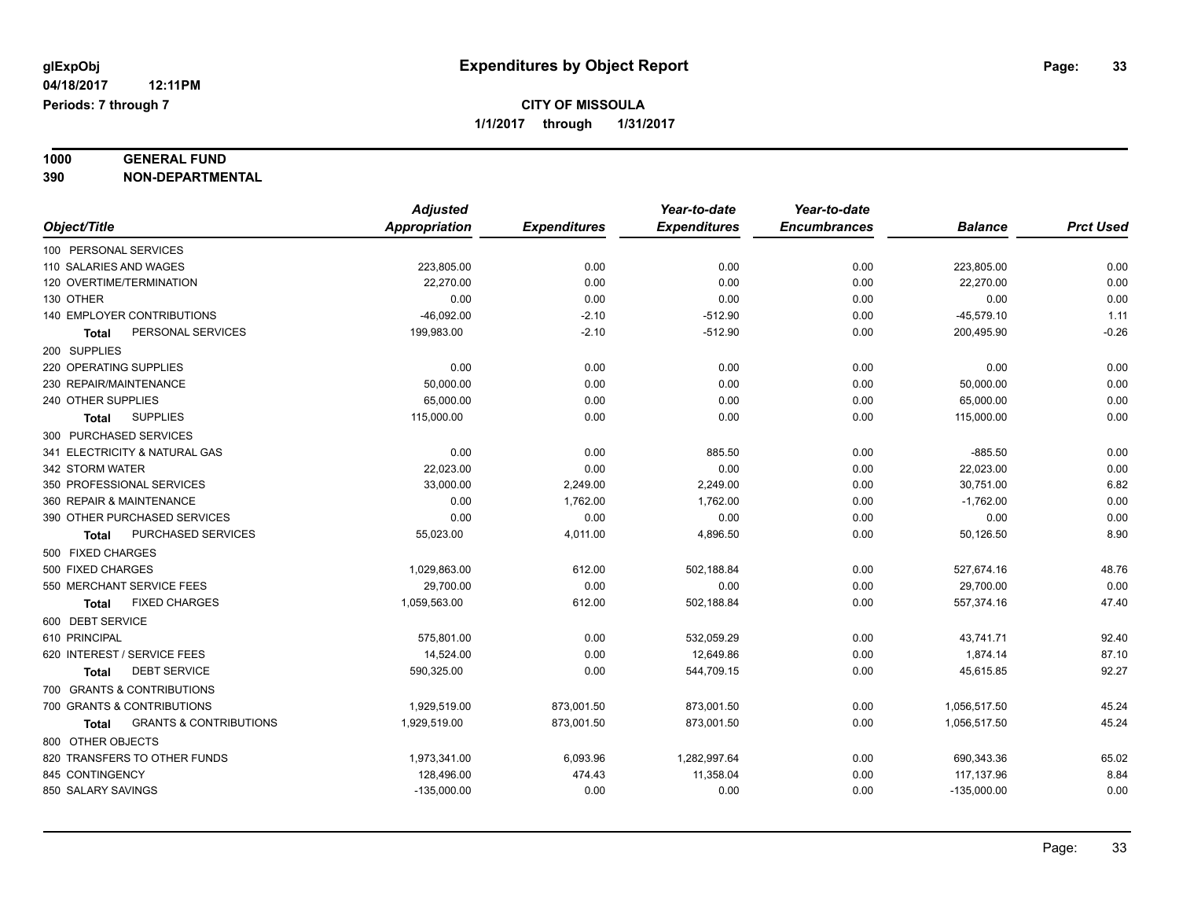# Expenditures by Object Report

glExpObj
04/18/2017 12:11PM
Periods: 7 through 7

**CITY OF MISSOULA**
**1/1/2017 through 1/31/2017**

**1000 GENERAL FUND**
**390 NON-DEPARTMENTAL**

| Object/Title | Adjusted Appropriation | Expenditures | Year-to-date Expenditures | Year-to-date Encumbrances | Balance | Prct Used |
|---|---|---|---|---|---|---|
| 100 PERSONAL SERVICES | | | | | | |
| 110 SALARIES AND WAGES | 223,805.00 | 0.00 | 0.00 | 0.00 | 223,805.00 | 0.00 |
| 120 OVERTIME/TERMINATION | 22,270.00 | 0.00 | 0.00 | 0.00 | 22,270.00 | 0.00 |
| 130 OTHER | 0.00 | 0.00 | 0.00 | 0.00 | 0.00 | 0.00 |
| 140 EMPLOYER CONTRIBUTIONS | -46,092.00 | -2.10 | -512.90 | 0.00 | -45,579.10 | 1.11 |
| **Total** PERSONAL SERVICES | 199,983.00 | -2.10 | -512.90 | 0.00 | 200,495.90 | -0.26 |
| 200 SUPPLIES | | | | | | |
| 220 OPERATING SUPPLIES | 0.00 | 0.00 | 0.00 | 0.00 | 0.00 | 0.00 |
| 230 REPAIR/MAINTENANCE | 50,000.00 | 0.00 | 0.00 | 0.00 | 50,000.00 | 0.00 |
| 240 OTHER SUPPLIES | 65,000.00 | 0.00 | 0.00 | 0.00 | 65,000.00 | 0.00 |
| **Total** SUPPLIES | 115,000.00 | 0.00 | 0.00 | 0.00 | 115,000.00 | 0.00 |
| 300 PURCHASED SERVICES | | | | | | |
| 341 ELECTRICITY & NATURAL GAS | 0.00 | 0.00 | 885.50 | 0.00 | -885.50 | 0.00 |
| 342 STORM WATER | 22,023.00 | 0.00 | 0.00 | 0.00 | 22,023.00 | 0.00 |
| 350 PROFESSIONAL SERVICES | 33,000.00 | 2,249.00 | 2,249.00 | 0.00 | 30,751.00 | 6.82 |
| 360 REPAIR & MAINTENANCE | 0.00 | 1,762.00 | 1,762.00 | 0.00 | -1,762.00 | 0.00 |
| 390 OTHER PURCHASED SERVICES | 0.00 | 0.00 | 0.00 | 0.00 | 0.00 | 0.00 |
| **Total** PURCHASED SERVICES | 55,023.00 | 4,011.00 | 4,896.50 | 0.00 | 50,126.50 | 8.90 |
| 500 FIXED CHARGES | | | | | | |
| 500 FIXED CHARGES | 1,029,863.00 | 612.00 | 502,188.84 | 0.00 | 527,674.16 | 48.76 |
| 550 MERCHANT SERVICE FEES | 29,700.00 | 0.00 | 0.00 | 0.00 | 29,700.00 | 0.00 |
| **Total** FIXED CHARGES | 1,059,563.00 | 612.00 | 502,188.84 | 0.00 | 557,374.16 | 47.40 |
| 600 DEBT SERVICE | | | | | | |
| 610 PRINCIPAL | 575,801.00 | 0.00 | 532,059.29 | 0.00 | 43,741.71 | 92.40 |
| 620 INTEREST / SERVICE FEES | 14,524.00 | 0.00 | 12,649.86 | 0.00 | 1,874.14 | 87.10 |
| **Total** DEBT SERVICE | 590,325.00 | 0.00 | 544,709.15 | 0.00 | 45,615.85 | 92.27 |
| 700 GRANTS & CONTRIBUTIONS | | | | | | |
| 700 GRANTS & CONTRIBUTIONS | 1,929,519.00 | 873,001.50 | 873,001.50 | 0.00 | 1,056,517.50 | 45.24 |
| **Total** GRANTS & CONTRIBUTIONS | 1,929,519.00 | 873,001.50 | 873,001.50 | 0.00 | 1,056,517.50 | 45.24 |
| 800 OTHER OBJECTS | | | | | | |
| 820 TRANSFERS TO OTHER FUNDS | 1,973,341.00 | 6,093.96 | 1,282,997.64 | 0.00 | 690,343.36 | 65.02 |
| 845 CONTINGENCY | 128,496.00 | 474.43 | 11,358.04 | 0.00 | 117,137.96 | 8.84 |
| 850 SALARY SAVINGS | -135,000.00 | 0.00 | 0.00 | 0.00 | -135,000.00 | 0.00 |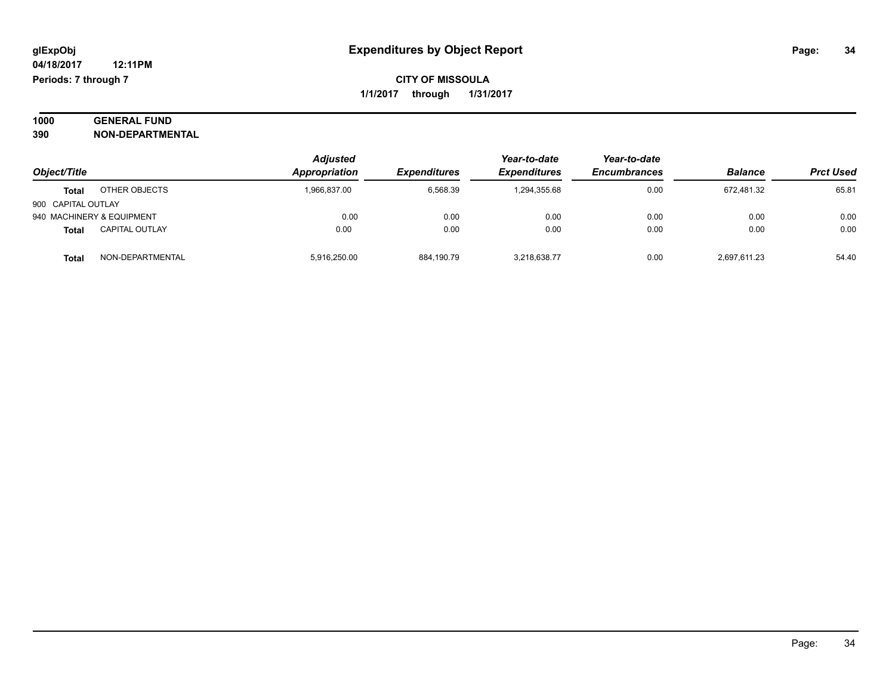**glExpObj** | **Expenditures by Object Report**

**04/18/2017 12:11PM**

**Periods: 7 through 7**

**CITY OF MISSOULA**

**1/1/2017 through 1/31/2017**

**1000 GENERAL FUND**

**390 NON-DEPARTMENTAL**

| Object/Title | | Adjusted Appropriation | Expenditures | Year-to-date Expenditures | Year-to-date Encumbrances | Balance | Prct Used |
|---|---|---|---|---|---|---|---|
| **Total** | OTHER OBJECTS | 1,966,837.00 | 6,568.39 | 1,294,355.68 | 0.00 | 672,481.32 | 65.81 |
| 900 CAPITAL OUTLAY | | | | | | | |
| 940 MACHINERY & EQUIPMENT | | 0.00 | 0.00 | 0.00 | 0.00 | 0.00 | 0.00 |
| **Total** | CAPITAL OUTLAY | 0.00 | 0.00 | 0.00 | 0.00 | 0.00 | 0.00 |
| **Total** | NON-DEPARTMENTAL | 5,916,250.00 | 884,190.79 | 3,218,638.77 | 0.00 | 2,697,611.23 | 54.40 |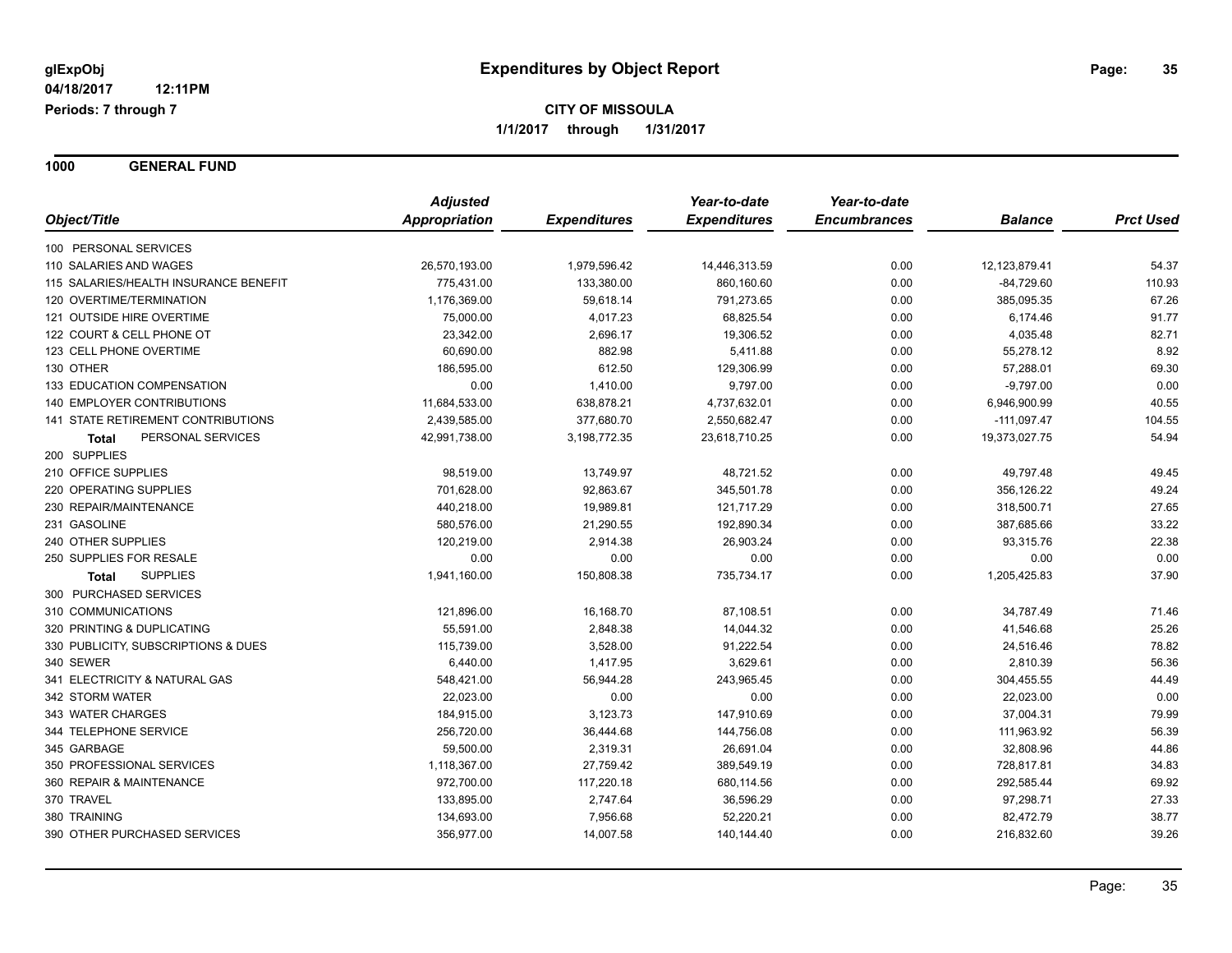# Expenditures by Object Report

glExpObj
04/18/2017 12:11PM
Periods: 7 through 7

**CITY OF MISSOULA**
1/1/2017 through 1/31/2017

**1000 GENERAL FUND**

| Object/Title | Adjusted Appropriation | Expenditures | Year-to-date Expenditures | Year-to-date Encumbrances | Balance | Prct Used |
|---|---|---|---|---|---|---|
| 100 PERSONAL SERVICES | | | | | | |
| 110 SALARIES AND WAGES | 26,570,193.00 | 1,979,596.42 | 14,446,313.59 | 0.00 | 12,123,879.41 | 54.37 |
| 115 SALARIES/HEALTH INSURANCE BENEFIT | 775,431.00 | 133,380.00 | 860,160.60 | 0.00 | -84,729.60 | 110.93 |
| 120 OVERTIME/TERMINATION | 1,176,369.00 | 59,618.14 | 791,273.65 | 0.00 | 385,095.35 | 67.26 |
| 121 OUTSIDE HIRE OVERTIME | 75,000.00 | 4,017.23 | 68,825.54 | 0.00 | 6,174.46 | 91.77 |
| 122 COURT & CELL PHONE OT | 23,342.00 | 2,696.17 | 19,306.52 | 0.00 | 4,035.48 | 82.71 |
| 123 CELL PHONE OVERTIME | 60,690.00 | 882.98 | 5,411.88 | 0.00 | 55,278.12 | 8.92 |
| 130 OTHER | 186,595.00 | 612.50 | 129,306.99 | 0.00 | 57,288.01 | 69.30 |
| 133 EDUCATION COMPENSATION | 0.00 | 1,410.00 | 9,797.00 | 0.00 | -9,797.00 | 0.00 |
| 140 EMPLOYER CONTRIBUTIONS | 11,684,533.00 | 638,878.21 | 4,737,632.01 | 0.00 | 6,946,900.99 | 40.55 |
| 141 STATE RETIREMENT CONTRIBUTIONS | 2,439,585.00 | 377,680.70 | 2,550,682.47 | 0.00 | -111,097.47 | 104.55 |
| **Total** PERSONAL SERVICES | 42,991,738.00 | 3,198,772.35 | 23,618,710.25 | 0.00 | 19,373,027.75 | 54.94 |
| 200 SUPPLIES | | | | | | |
| 210 OFFICE SUPPLIES | 98,519.00 | 13,749.97 | 48,721.52 | 0.00 | 49,797.48 | 49.45 |
| 220 OPERATING SUPPLIES | 701,628.00 | 92,863.67 | 345,501.78 | 0.00 | 356,126.22 | 49.24 |
| 230 REPAIR/MAINTENANCE | 440,218.00 | 19,989.81 | 121,717.29 | 0.00 | 318,500.71 | 27.65 |
| 231 GASOLINE | 580,576.00 | 21,290.55 | 192,890.34 | 0.00 | 387,685.66 | 33.22 |
| 240 OTHER SUPPLIES | 120,219.00 | 2,914.38 | 26,903.24 | 0.00 | 93,315.76 | 22.38 |
| 250 SUPPLIES FOR RESALE | 0.00 | 0.00 | 0.00 | 0.00 | 0.00 | 0.00 |
| **Total** SUPPLIES | 1,941,160.00 | 150,808.38 | 735,734.17 | 0.00 | 1,205,425.83 | 37.90 |
| 300 PURCHASED SERVICES | | | | | | |
| 310 COMMUNICATIONS | 121,896.00 | 16,168.70 | 87,108.51 | 0.00 | 34,787.49 | 71.46 |
| 320 PRINTING & DUPLICATING | 55,591.00 | 2,848.38 | 14,044.32 | 0.00 | 41,546.68 | 25.26 |
| 330 PUBLICITY, SUBSCRIPTIONS & DUES | 115,739.00 | 3,528.00 | 91,222.54 | 0.00 | 24,516.46 | 78.82 |
| 340 SEWER | 6,440.00 | 1,417.95 | 3,629.61 | 0.00 | 2,810.39 | 56.36 |
| 341 ELECTRICITY & NATURAL GAS | 548,421.00 | 56,944.28 | 243,965.45 | 0.00 | 304,455.55 | 44.49 |
| 342 STORM WATER | 22,023.00 | 0.00 | 0.00 | 0.00 | 22,023.00 | 0.00 |
| 343 WATER CHARGES | 184,915.00 | 3,123.73 | 147,910.69 | 0.00 | 37,004.31 | 79.99 |
| 344 TELEPHONE SERVICE | 256,720.00 | 36,444.68 | 144,756.08 | 0.00 | 111,963.92 | 56.39 |
| 345 GARBAGE | 59,500.00 | 2,319.31 | 26,691.04 | 0.00 | 32,808.96 | 44.86 |
| 350 PROFESSIONAL SERVICES | 1,118,367.00 | 27,759.42 | 389,549.19 | 0.00 | 728,817.81 | 34.83 |
| 360 REPAIR & MAINTENANCE | 972,700.00 | 117,220.18 | 680,114.56 | 0.00 | 292,585.44 | 69.92 |
| 370 TRAVEL | 133,895.00 | 2,747.64 | 36,596.29 | 0.00 | 97,298.71 | 27.33 |
| 380 TRAINING | 134,693.00 | 7,956.68 | 52,220.21 | 0.00 | 82,472.79 | 38.77 |
| 390 OTHER PURCHASED SERVICES | 356,977.00 | 14,007.58 | 140,144.40 | 0.00 | 216,832.60 | 39.26 |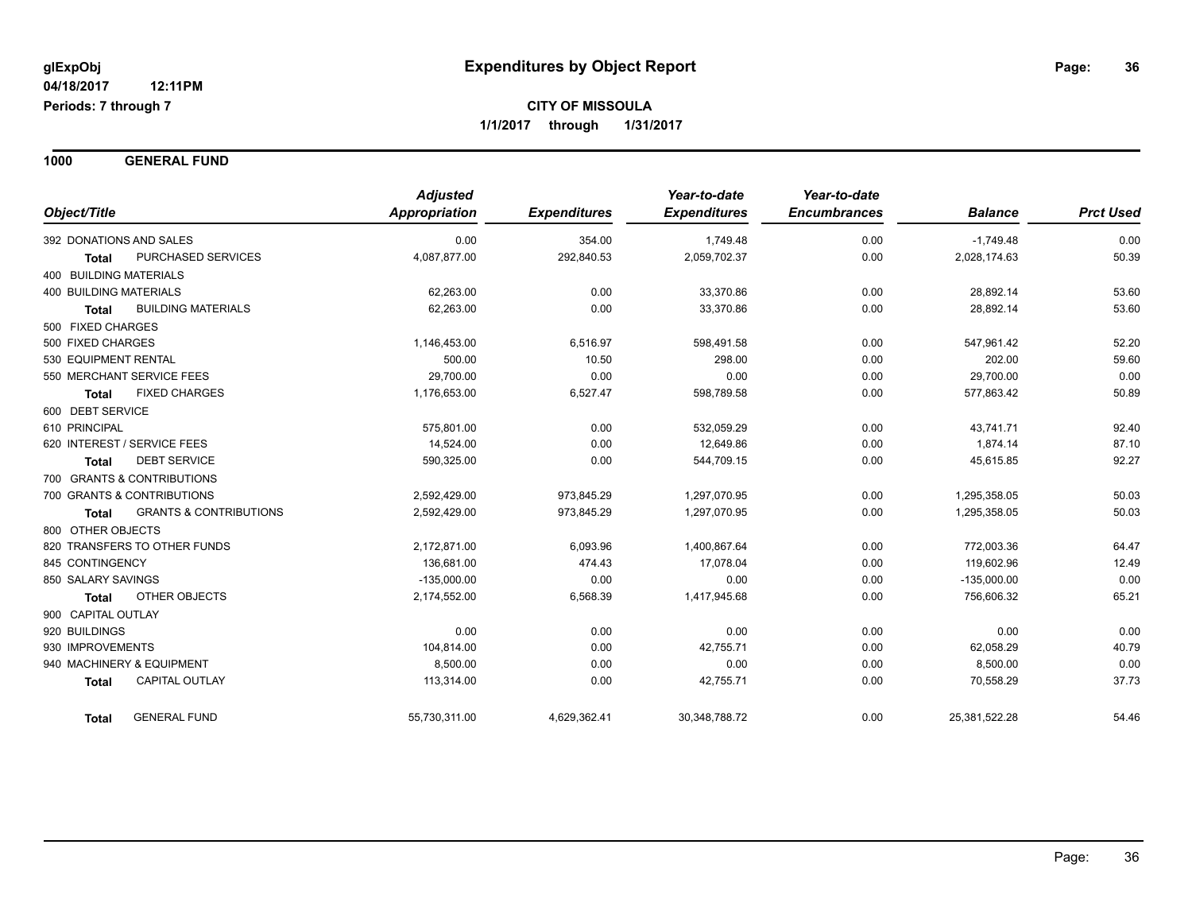glExpObj
04/18/2017 12:11PM
Periods: 7 through 7

# Expenditures by Object Report

**CITY OF MISSOULA**
**1/1/2017 through 1/31/2017**

**1000 GENERAL FUND**

| Object/Title | | Adjusted Appropriation | Expenditures | Year-to-date Expenditures | Year-to-date Encumbrances | Balance | Prct Used |
|---|---|---|---|---|---|---|---|
| 392 DONATIONS AND SALES | | 0.00 | 354.00 | 1,749.48 | 0.00 | -1,749.48 | 0.00 |
| **Total** | PURCHASED SERVICES | 4,087,877.00 | 292,840.53 | 2,059,702.37 | 0.00 | 2,028,174.63 | 50.39 |
| 400 BUILDING MATERIALS | | | | | | | |
| 400 BUILDING MATERIALS | | 62,263.00 | 0.00 | 33,370.86 | 0.00 | 28,892.14 | 53.60 |
| **Total** | BUILDING MATERIALS | 62,263.00 | 0.00 | 33,370.86 | 0.00 | 28,892.14 | 53.60 |
| 500 FIXED CHARGES | | | | | | | |
| 500 FIXED CHARGES | | 1,146,453.00 | 6,516.97 | 598,491.58 | 0.00 | 547,961.42 | 52.20 |
| 530 EQUIPMENT RENTAL | | 500.00 | 10.50 | 298.00 | 0.00 | 202.00 | 59.60 |
| 550 MERCHANT SERVICE FEES | | 29,700.00 | 0.00 | 0.00 | 0.00 | 29,700.00 | 0.00 |
| **Total** | FIXED CHARGES | 1,176,653.00 | 6,527.47 | 598,789.58 | 0.00 | 577,863.42 | 50.89 |
| 600 DEBT SERVICE | | | | | | | |
| 610 PRINCIPAL | | 575,801.00 | 0.00 | 532,059.29 | 0.00 | 43,741.71 | 92.40 |
| 620 INTEREST / SERVICE FEES | | 14,524.00 | 0.00 | 12,649.86 | 0.00 | 1,874.14 | 87.10 |
| **Total** | DEBT SERVICE | 590,325.00 | 0.00 | 544,709.15 | 0.00 | 45,615.85 | 92.27 |
| 700 GRANTS & CONTRIBUTIONS | | | | | | | |
| 700 GRANTS & CONTRIBUTIONS | | 2,592,429.00 | 973,845.29 | 1,297,070.95 | 0.00 | 1,295,358.05 | 50.03 |
| **Total** | GRANTS & CONTRIBUTIONS | 2,592,429.00 | 973,845.29 | 1,297,070.95 | 0.00 | 1,295,358.05 | 50.03 |
| 800 OTHER OBJECTS | | | | | | | |
| 820 TRANSFERS TO OTHER FUNDS | | 2,172,871.00 | 6,093.96 | 1,400,867.64 | 0.00 | 772,003.36 | 64.47 |
| 845 CONTINGENCY | | 136,681.00 | 474.43 | 17,078.04 | 0.00 | 119,602.96 | 12.49 |
| 850 SALARY SAVINGS | | -135,000.00 | 0.00 | 0.00 | 0.00 | -135,000.00 | 0.00 |
| **Total** | OTHER OBJECTS | 2,174,552.00 | 6,568.39 | 1,417,945.68 | 0.00 | 756,606.32 | 65.21 |
| 900 CAPITAL OUTLAY | | | | | | | |
| 920 BUILDINGS | | 0.00 | 0.00 | 0.00 | 0.00 | 0.00 | 0.00 |
| 930 IMPROVEMENTS | | 104,814.00 | 0.00 | 42,755.71 | 0.00 | 62,058.29 | 40.79 |
| 940 MACHINERY & EQUIPMENT | | 8,500.00 | 0.00 | 0.00 | 0.00 | 8,500.00 | 0.00 |
| **Total** | CAPITAL OUTLAY | 113,314.00 | 0.00 | 42,755.71 | 0.00 | 70,558.29 | 37.73 |
| **Total** | GENERAL FUND | 55,730,311.00 | 4,629,362.41 | 30,348,788.72 | 0.00 | 25,381,522.28 | 54.46 |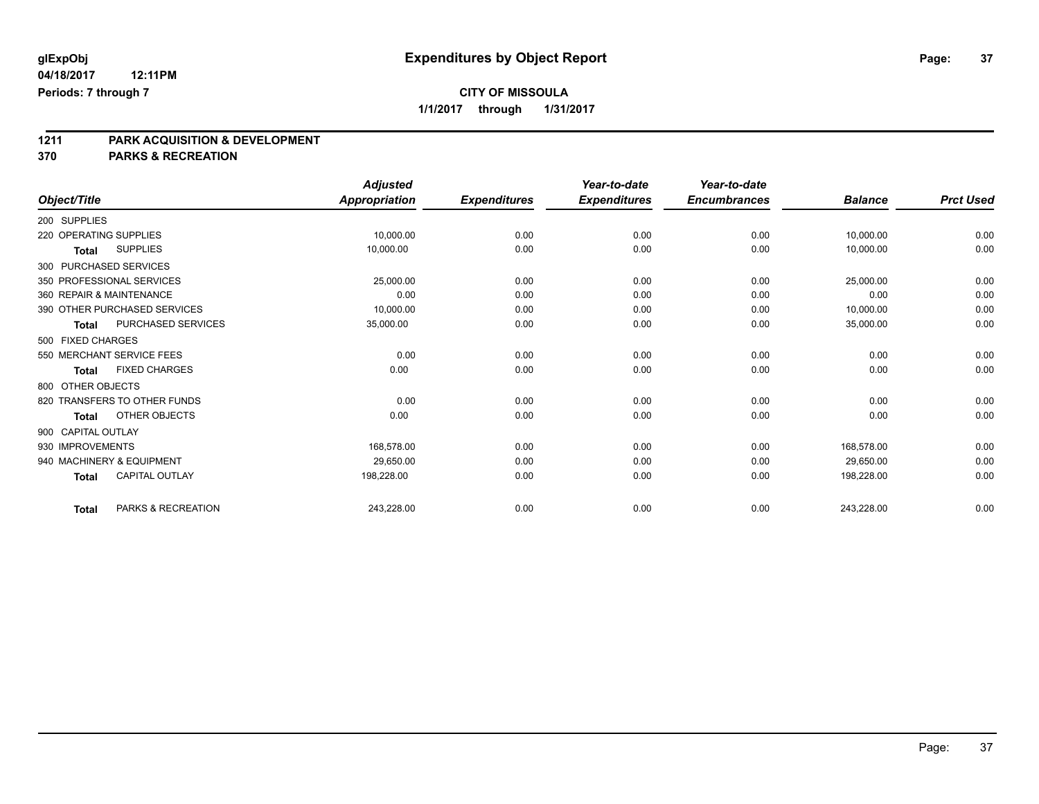glExpObj
04/18/2017 12:11PM
Periods: 7 through 7

# Expenditures by Object Report

**CITY OF MISSOULA**

**1/1/2017 through 1/31/2017**

## 1211 PARK ACQUISITION & DEVELOPMENT
## 370 PARKS & RECREATION

| Object/Title | Adjusted Appropriation | Expenditures | Year-to-date Expenditures | Year-to-date Encumbrances | Balance | Prct Used |
|---|---|---|---|---|---|---|
| 200 SUPPLIES | | | | | | |
| 220 OPERATING SUPPLIES | 10,000.00 | 0.00 | 0.00 | 0.00 | 10,000.00 | 0.00 |
| **Total** SUPPLIES | 10,000.00 | 0.00 | 0.00 | 0.00 | 10,000.00 | 0.00 |
| 300 PURCHASED SERVICES | | | | | | |
| 350 PROFESSIONAL SERVICES | 25,000.00 | 0.00 | 0.00 | 0.00 | 25,000.00 | 0.00 |
| 360 REPAIR & MAINTENANCE | 0.00 | 0.00 | 0.00 | 0.00 | 0.00 | 0.00 |
| 390 OTHER PURCHASED SERVICES | 10,000.00 | 0.00 | 0.00 | 0.00 | 10,000.00 | 0.00 |
| **Total** PURCHASED SERVICES | 35,000.00 | 0.00 | 0.00 | 0.00 | 35,000.00 | 0.00 |
| 500 FIXED CHARGES | | | | | | |
| 550 MERCHANT SERVICE FEES | 0.00 | 0.00 | 0.00 | 0.00 | 0.00 | 0.00 |
| **Total** FIXED CHARGES | 0.00 | 0.00 | 0.00 | 0.00 | 0.00 | 0.00 |
| 800 OTHER OBJECTS | | | | | | |
| 820 TRANSFERS TO OTHER FUNDS | 0.00 | 0.00 | 0.00 | 0.00 | 0.00 | 0.00 |
| **Total** OTHER OBJECTS | 0.00 | 0.00 | 0.00 | 0.00 | 0.00 | 0.00 |
| 900 CAPITAL OUTLAY | | | | | | |
| 930 IMPROVEMENTS | 168,578.00 | 0.00 | 0.00 | 0.00 | 168,578.00 | 0.00 |
| 940 MACHINERY & EQUIPMENT | 29,650.00 | 0.00 | 0.00 | 0.00 | 29,650.00 | 0.00 |
| **Total** CAPITAL OUTLAY | 198,228.00 | 0.00 | 0.00 | 0.00 | 198,228.00 | 0.00 |
| **Total** PARKS & RECREATION | 243,228.00 | 0.00 | 0.00 | 0.00 | 243,228.00 | 0.00 |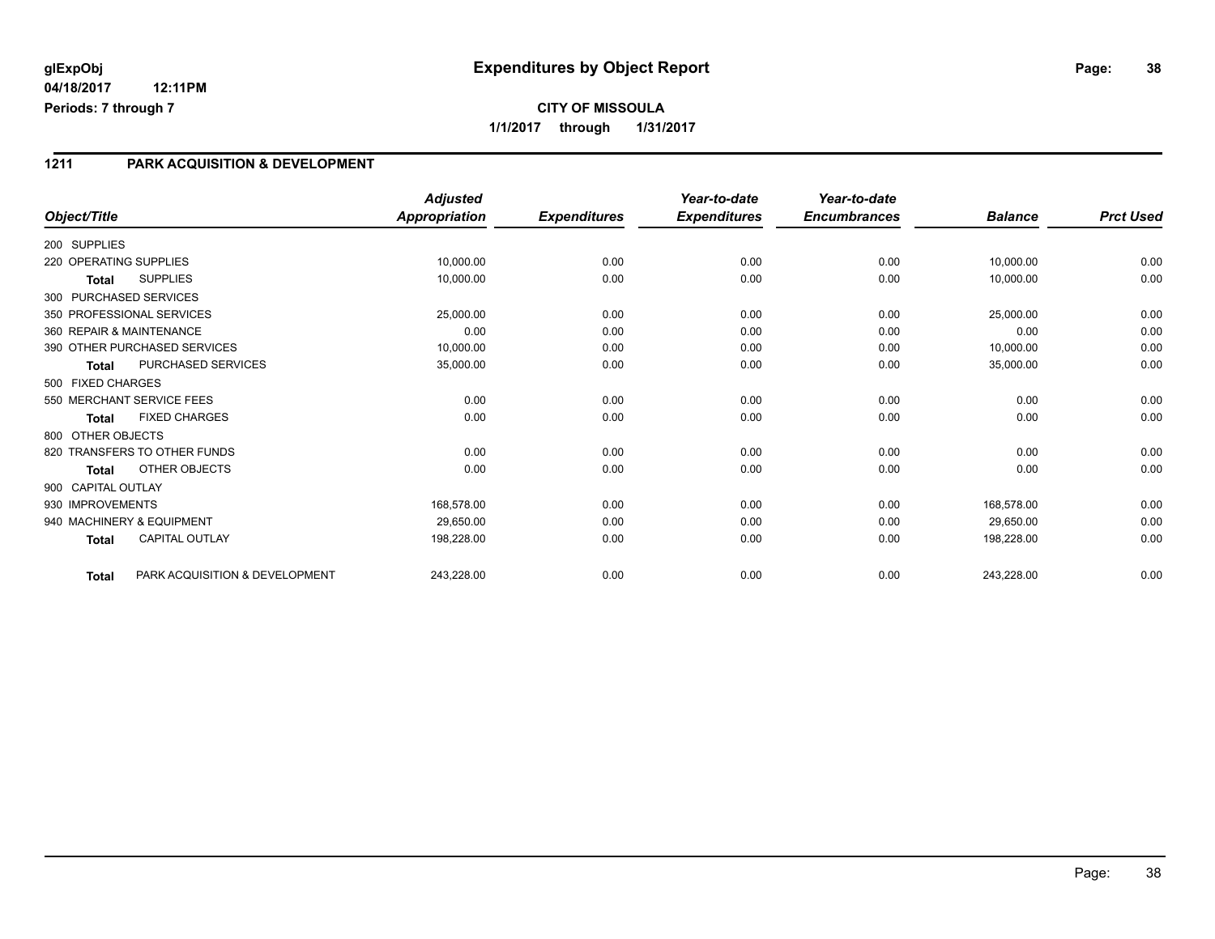# Expenditures by Object Report

glExpObj
04/18/2017 12:11PM
Periods: 7 through 7

**CITY OF MISSOULA**
**1/1/2017 through 1/31/2017**

## 1211 PARK ACQUISITION & DEVELOPMENT

| Object/Title | | Adjusted Appropriation | Expenditures | Year-to-date Expenditures | Year-to-date Encumbrances | Balance | Prct Used |
|---|---|---|---|---|---|---|---|
| 200 SUPPLIES | | | | | | | |
| 220 OPERATING SUPPLIES | | 10,000.00 | 0.00 | 0.00 | 0.00 | 10,000.00 | 0.00 |
| **Total** | SUPPLIES | 10,000.00 | 0.00 | 0.00 | 0.00 | 10,000.00 | 0.00 |
| 300 PURCHASED SERVICES | | | | | | | |
| 350 PROFESSIONAL SERVICES | | 25,000.00 | 0.00 | 0.00 | 0.00 | 25,000.00 | 0.00 |
| 360 REPAIR & MAINTENANCE | | 0.00 | 0.00 | 0.00 | 0.00 | 0.00 | 0.00 |
| 390 OTHER PURCHASED SERVICES | | 10,000.00 | 0.00 | 0.00 | 0.00 | 10,000.00 | 0.00 |
| **Total** | PURCHASED SERVICES | 35,000.00 | 0.00 | 0.00 | 0.00 | 35,000.00 | 0.00 |
| 500 FIXED CHARGES | | | | | | | |
| 550 MERCHANT SERVICE FEES | | 0.00 | 0.00 | 0.00 | 0.00 | 0.00 | 0.00 |
| **Total** | FIXED CHARGES | 0.00 | 0.00 | 0.00 | 0.00 | 0.00 | 0.00 |
| 800 OTHER OBJECTS | | | | | | | |
| 820 TRANSFERS TO OTHER FUNDS | | 0.00 | 0.00 | 0.00 | 0.00 | 0.00 | 0.00 |
| **Total** | OTHER OBJECTS | 0.00 | 0.00 | 0.00 | 0.00 | 0.00 | 0.00 |
| 900 CAPITAL OUTLAY | | | | | | | |
| 930 IMPROVEMENTS | | 168,578.00 | 0.00 | 0.00 | 0.00 | 168,578.00 | 0.00 |
| 940 MACHINERY & EQUIPMENT | | 29,650.00 | 0.00 | 0.00 | 0.00 | 29,650.00 | 0.00 |
| **Total** | CAPITAL OUTLAY | 198,228.00 | 0.00 | 0.00 | 0.00 | 198,228.00 | 0.00 |
| **Total** | PARK ACQUISITION & DEVELOPMENT | 243,228.00 | 0.00 | 0.00 | 0.00 | 243,228.00 | 0.00 |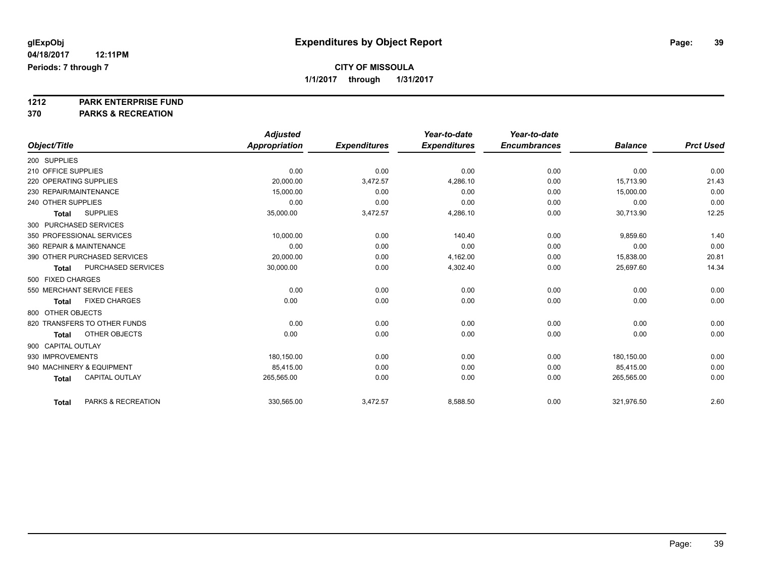# Expenditures by Object Report

glExpObj
04/18/2017 12:11PM
Periods: 7 through 7

**CITY OF MISSOULA**
**1/1/2017 through 1/31/2017**

**1212 PARK ENTERPRISE FUND**
**370 PARKS & RECREATION**

| Object/Title | Adjusted Appropriation | Expenditures | Year-to-date Expenditures | Year-to-date Encumbrances | Balance | Prct Used |
|---|---|---|---|---|---|---|
| 200 SUPPLIES | | | | | | |
| 210 OFFICE SUPPLIES | 0.00 | 0.00 | 0.00 | 0.00 | 0.00 | 0.00 |
| 220 OPERATING SUPPLIES | 20,000.00 | 3,472.57 | 4,286.10 | 0.00 | 15,713.90 | 21.43 |
| 230 REPAIR/MAINTENANCE | 15,000.00 | 0.00 | 0.00 | 0.00 | 15,000.00 | 0.00 |
| 240 OTHER SUPPLIES | 0.00 | 0.00 | 0.00 | 0.00 | 0.00 | 0.00 |
| **Total** SUPPLIES | 35,000.00 | 3,472.57 | 4,286.10 | 0.00 | 30,713.90 | 12.25 |
| 300 PURCHASED SERVICES | | | | | | |
| 350 PROFESSIONAL SERVICES | 10,000.00 | 0.00 | 140.40 | 0.00 | 9,859.60 | 1.40 |
| 360 REPAIR & MAINTENANCE | 0.00 | 0.00 | 0.00 | 0.00 | 0.00 | 0.00 |
| 390 OTHER PURCHASED SERVICES | 20,000.00 | 0.00 | 4,162.00 | 0.00 | 15,838.00 | 20.81 |
| **Total** PURCHASED SERVICES | 30,000.00 | 0.00 | 4,302.40 | 0.00 | 25,697.60 | 14.34 |
| 500 FIXED CHARGES | | | | | | |
| 550 MERCHANT SERVICE FEES | 0.00 | 0.00 | 0.00 | 0.00 | 0.00 | 0.00 |
| **Total** FIXED CHARGES | 0.00 | 0.00 | 0.00 | 0.00 | 0.00 | 0.00 |
| 800 OTHER OBJECTS | | | | | | |
| 820 TRANSFERS TO OTHER FUNDS | 0.00 | 0.00 | 0.00 | 0.00 | 0.00 | 0.00 |
| **Total** OTHER OBJECTS | 0.00 | 0.00 | 0.00 | 0.00 | 0.00 | 0.00 |
| 900 CAPITAL OUTLAY | | | | | | |
| 930 IMPROVEMENTS | 180,150.00 | 0.00 | 0.00 | 0.00 | 180,150.00 | 0.00 |
| 940 MACHINERY & EQUIPMENT | 85,415.00 | 0.00 | 0.00 | 0.00 | 85,415.00 | 0.00 |
| **Total** CAPITAL OUTLAY | 265,565.00 | 0.00 | 0.00 | 0.00 | 265,565.00 | 0.00 |
| **Total** PARKS & RECREATION | 330,565.00 | 3,472.57 | 8,588.50 | 0.00 | 321,976.50 | 2.60 |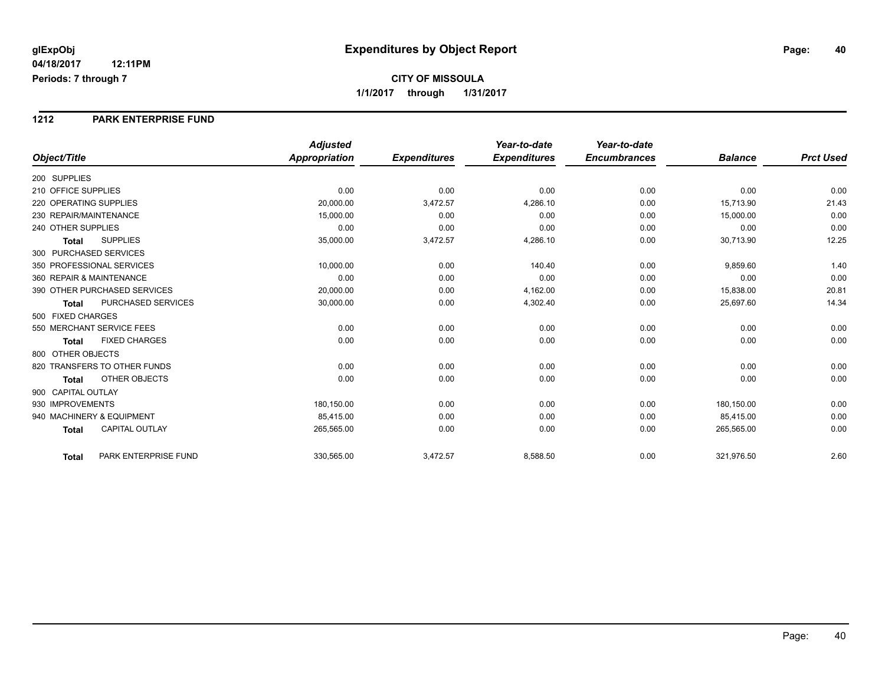**glExpObj**
**04/18/2017 12:11PM**
**Periods: 7 through 7**

# Expenditures by Object Report

**CITY OF MISSOULA**
**1/1/2017 through 1/31/2017**

## 1212 PARK ENTERPRISE FUND

| Object/Title | Adjusted Appropriation | Expenditures | Year-to-date Expenditures | Year-to-date Encumbrances | Balance | Prct Used |
|---|---|---|---|---|---|---|
| 200 SUPPLIES | | | | | | |
| 210 OFFICE SUPPLIES | 0.00 | 0.00 | 0.00 | 0.00 | 0.00 | 0.00 |
| 220 OPERATING SUPPLIES | 20,000.00 | 3,472.57 | 4,286.10 | 0.00 | 15,713.90 | 21.43 |
| 230 REPAIR/MAINTENANCE | 15,000.00 | 0.00 | 0.00 | 0.00 | 15,000.00 | 0.00 |
| 240 OTHER SUPPLIES | 0.00 | 0.00 | 0.00 | 0.00 | 0.00 | 0.00 |
| **Total** SUPPLIES | 35,000.00 | 3,472.57 | 4,286.10 | 0.00 | 30,713.90 | 12.25 |
| 300 PURCHASED SERVICES | | | | | | |
| 350 PROFESSIONAL SERVICES | 10,000.00 | 0.00 | 140.40 | 0.00 | 9,859.60 | 1.40 |
| 360 REPAIR & MAINTENANCE | 0.00 | 0.00 | 0.00 | 0.00 | 0.00 | 0.00 |
| 390 OTHER PURCHASED SERVICES | 20,000.00 | 0.00 | 4,162.00 | 0.00 | 15,838.00 | 20.81 |
| **Total** PURCHASED SERVICES | 30,000.00 | 0.00 | 4,302.40 | 0.00 | 25,697.60 | 14.34 |
| 500 FIXED CHARGES | | | | | | |
| 550 MERCHANT SERVICE FEES | 0.00 | 0.00 | 0.00 | 0.00 | 0.00 | 0.00 |
| **Total** FIXED CHARGES | 0.00 | 0.00 | 0.00 | 0.00 | 0.00 | 0.00 |
| 800 OTHER OBJECTS | | | | | | |
| 820 TRANSFERS TO OTHER FUNDS | 0.00 | 0.00 | 0.00 | 0.00 | 0.00 | 0.00 |
| **Total** OTHER OBJECTS | 0.00 | 0.00 | 0.00 | 0.00 | 0.00 | 0.00 |
| 900 CAPITAL OUTLAY | | | | | | |
| 930 IMPROVEMENTS | 180,150.00 | 0.00 | 0.00 | 0.00 | 180,150.00 | 0.00 |
| 940 MACHINERY & EQUIPMENT | 85,415.00 | 0.00 | 0.00 | 0.00 | 85,415.00 | 0.00 |
| **Total** CAPITAL OUTLAY | 265,565.00 | 0.00 | 0.00 | 0.00 | 265,565.00 | 0.00 |
| **Total** PARK ENTERPRISE FUND | 330,565.00 | 3,472.57 | 8,588.50 | 0.00 | 321,976.50 | 2.60 |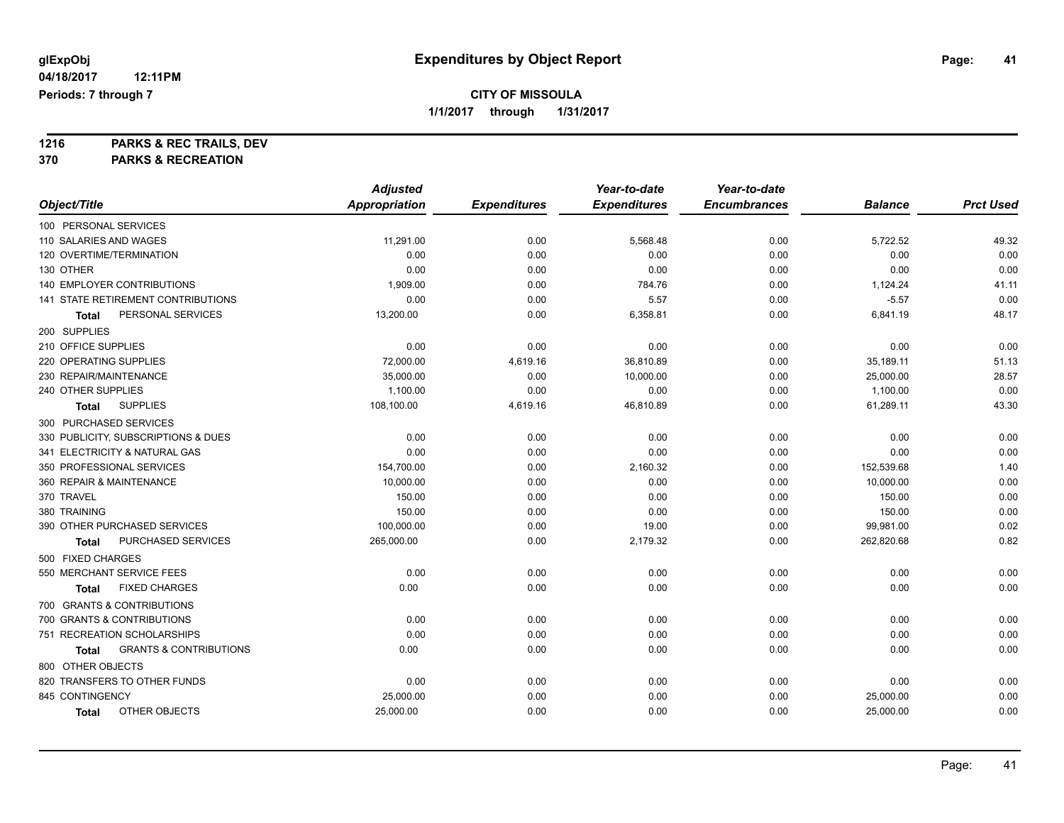# Expenditures by Object Report

glExpObj
04/18/2017 12:11PM
Periods: 7 through 7

**CITY OF MISSOULA**
**1/1/2017 through 1/31/2017**

**1216 PARKS & REC TRAILS, DEV**
**370 PARKS & RECREATION**

| Object/Title | Adjusted Appropriation | Expenditures | Year-to-date Expenditures | Year-to-date Encumbrances | Balance | Prct Used |
|---|---|---|---|---|---|---|
| 100 PERSONAL SERVICES | | | | | | |
| 110 SALARIES AND WAGES | 11,291.00 | 0.00 | 5,568.48 | 0.00 | 5,722.52 | 49.32 |
| 120 OVERTIME/TERMINATION | 0.00 | 0.00 | 0.00 | 0.00 | 0.00 | 0.00 |
| 130 OTHER | 0.00 | 0.00 | 0.00 | 0.00 | 0.00 | 0.00 |
| 140 EMPLOYER CONTRIBUTIONS | 1,909.00 | 0.00 | 784.76 | 0.00 | 1,124.24 | 41.11 |
| 141 STATE RETIREMENT CONTRIBUTIONS | 0.00 | 0.00 | 5.57 | 0.00 | -5.57 | 0.00 |
| **Total** PERSONAL SERVICES | 13,200.00 | 0.00 | 6,358.81 | 0.00 | 6,841.19 | 48.17 |
| 200 SUPPLIES | | | | | | |
| 210 OFFICE SUPPLIES | 0.00 | 0.00 | 0.00 | 0.00 | 0.00 | 0.00 |
| 220 OPERATING SUPPLIES | 72,000.00 | 4,619.16 | 36,810.89 | 0.00 | 35,189.11 | 51.13 |
| 230 REPAIR/MAINTENANCE | 35,000.00 | 0.00 | 10,000.00 | 0.00 | 25,000.00 | 28.57 |
| 240 OTHER SUPPLIES | 1,100.00 | 0.00 | 0.00 | 0.00 | 1,100.00 | 0.00 |
| **Total** SUPPLIES | 108,100.00 | 4,619.16 | 46,810.89 | 0.00 | 61,289.11 | 43.30 |
| 300 PURCHASED SERVICES | | | | | | |
| 330 PUBLICITY, SUBSCRIPTIONS & DUES | 0.00 | 0.00 | 0.00 | 0.00 | 0.00 | 0.00 |
| 341 ELECTRICITY & NATURAL GAS | 0.00 | 0.00 | 0.00 | 0.00 | 0.00 | 0.00 |
| 350 PROFESSIONAL SERVICES | 154,700.00 | 0.00 | 2,160.32 | 0.00 | 152,539.68 | 1.40 |
| 360 REPAIR & MAINTENANCE | 10,000.00 | 0.00 | 0.00 | 0.00 | 10,000.00 | 0.00 |
| 370 TRAVEL | 150.00 | 0.00 | 0.00 | 0.00 | 150.00 | 0.00 |
| 380 TRAINING | 150.00 | 0.00 | 0.00 | 0.00 | 150.00 | 0.00 |
| 390 OTHER PURCHASED SERVICES | 100,000.00 | 0.00 | 19.00 | 0.00 | 99,981.00 | 0.02 |
| **Total** PURCHASED SERVICES | 265,000.00 | 0.00 | 2,179.32 | 0.00 | 262,820.68 | 0.82 |
| 500 FIXED CHARGES | | | | | | |
| 550 MERCHANT SERVICE FEES | 0.00 | 0.00 | 0.00 | 0.00 | 0.00 | 0.00 |
| **Total** FIXED CHARGES | 0.00 | 0.00 | 0.00 | 0.00 | 0.00 | 0.00 |
| 700 GRANTS & CONTRIBUTIONS | | | | | | |
| 700 GRANTS & CONTRIBUTIONS | 0.00 | 0.00 | 0.00 | 0.00 | 0.00 | 0.00 |
| 751 RECREATION SCHOLARSHIPS | 0.00 | 0.00 | 0.00 | 0.00 | 0.00 | 0.00 |
| **Total** GRANTS & CONTRIBUTIONS | 0.00 | 0.00 | 0.00 | 0.00 | 0.00 | 0.00 |
| 800 OTHER OBJECTS | | | | | | |
| 820 TRANSFERS TO OTHER FUNDS | 0.00 | 0.00 | 0.00 | 0.00 | 0.00 | 0.00 |
| 845 CONTINGENCY | 25,000.00 | 0.00 | 0.00 | 0.00 | 25,000.00 | 0.00 |
| **Total** OTHER OBJECTS | 25,000.00 | 0.00 | 0.00 | 0.00 | 25,000.00 | 0.00 |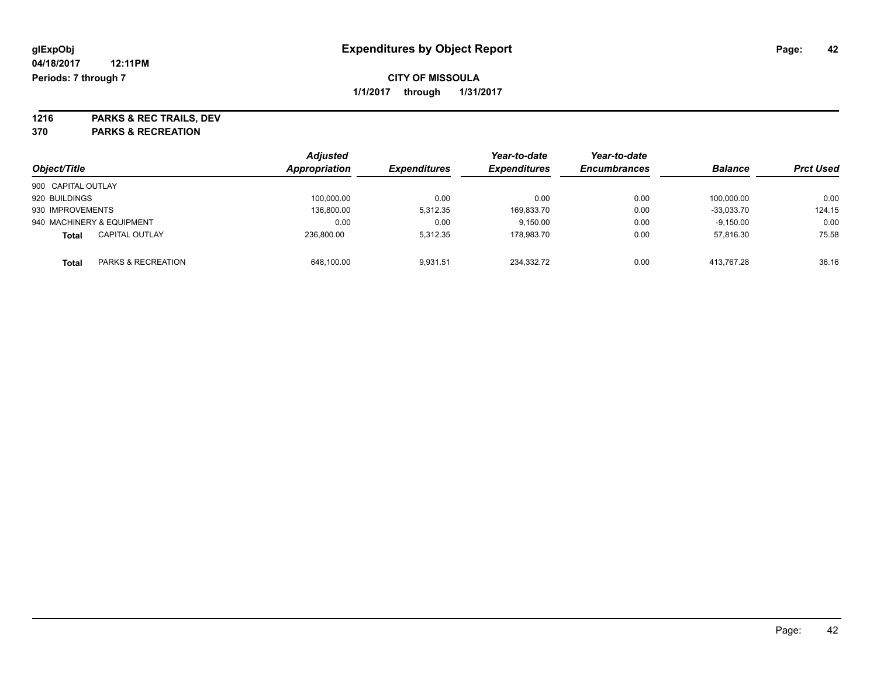glExpObj
04/18/2017 12:11PM
Periods: 7 through 7

# Expenditures by Object Report

**CITY OF MISSOULA**
**1/1/2017 through 1/31/2017**

**1216 PARKS & REC TRAILS, DEV**
**370 PARKS & RECREATION**

| Object/Title | Adjusted Appropriation | Expenditures | Year-to-date Expenditures | Year-to-date Encumbrances | Balance | Prct Used |
|---|---|---|---|---|---|---|
| 900 CAPITAL OUTLAY | | | | | | |
| 920 BUILDINGS | 100,000.00 | 0.00 | 0.00 | 0.00 | 100,000.00 | 0.00 |
| 930 IMPROVEMENTS | 136,800.00 | 5,312.35 | 169,833.70 | 0.00 | -33,033.70 | 124.15 |
| 940 MACHINERY & EQUIPMENT | 0.00 | 0.00 | 9,150.00 | 0.00 | -9,150.00 | 0.00 |
| **Total** CAPITAL OUTLAY | 236,800.00 | 5,312.35 | 178,983.70 | 0.00 | 57,816.30 | 75.58 |
| **Total** PARKS & RECREATION | 648,100.00 | 9,931.51 | 234,332.72 | 0.00 | 413,767.28 | 36.16 |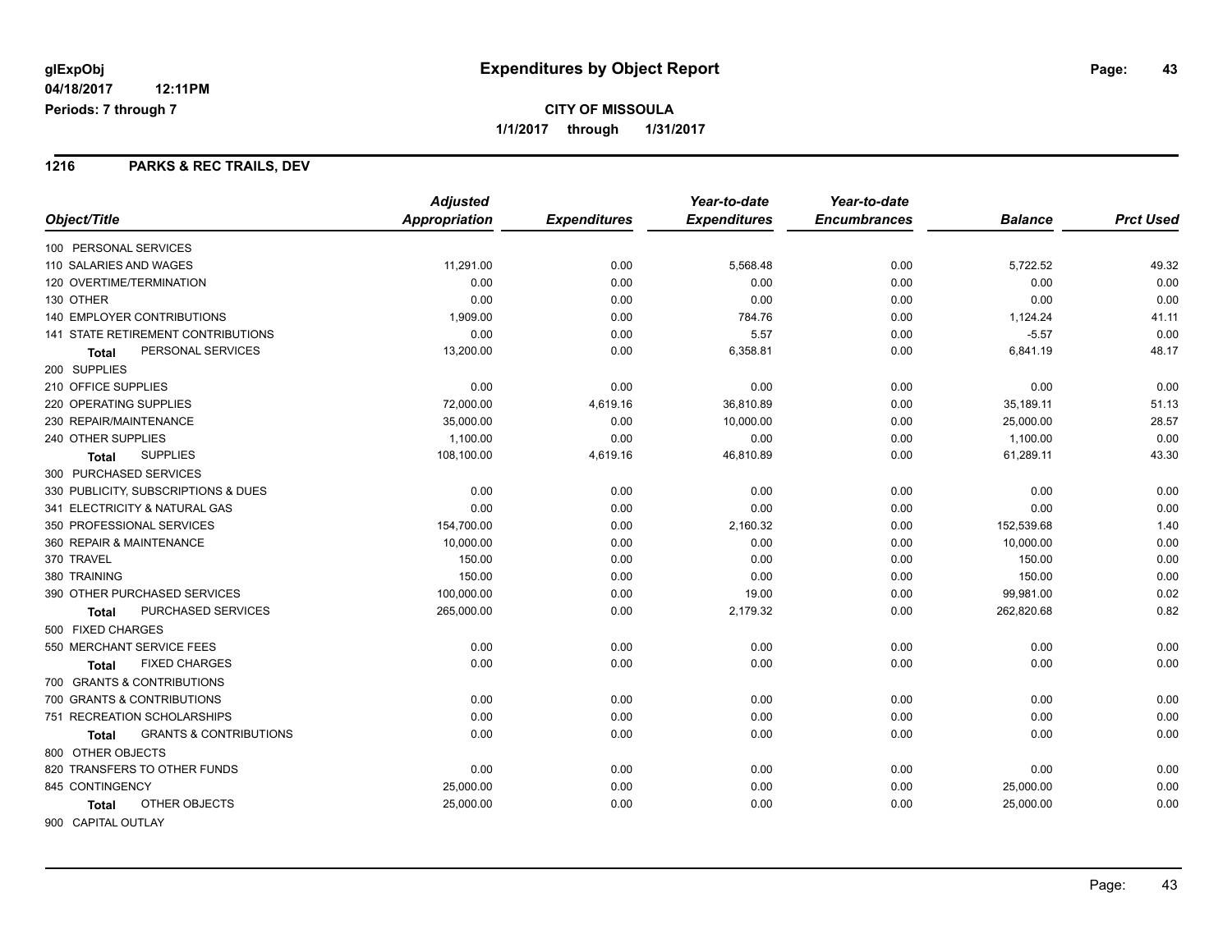# Expenditures by Object Report

glExpObj
04/18/2017 12:11PM
Periods: 7 through 7

**CITY OF MISSOULA**
**1/1/2017 through 1/31/2017**

## 1216 PARKS & REC TRAILS, DEV

| Object/Title | Adjusted Appropriation | Expenditures | Year-to-date Expenditures | Year-to-date Encumbrances | Balance | Prct Used |
|---|---|---|---|---|---|---|
| 100 PERSONAL SERVICES | | | | | | |
| 110 SALARIES AND WAGES | 11,291.00 | 0.00 | 5,568.48 | 0.00 | 5,722.52 | 49.32 |
| 120 OVERTIME/TERMINATION | 0.00 | 0.00 | 0.00 | 0.00 | 0.00 | 0.00 |
| 130 OTHER | 0.00 | 0.00 | 0.00 | 0.00 | 0.00 | 0.00 |
| 140 EMPLOYER CONTRIBUTIONS | 1,909.00 | 0.00 | 784.76 | 0.00 | 1,124.24 | 41.11 |
| 141 STATE RETIREMENT CONTRIBUTIONS | 0.00 | 0.00 | 5.57 | 0.00 | -5.57 | 0.00 |
| **Total** PERSONAL SERVICES | 13,200.00 | 0.00 | 6,358.81 | 0.00 | 6,841.19 | 48.17 |
| 200 SUPPLIES | | | | | | |
| 210 OFFICE SUPPLIES | 0.00 | 0.00 | 0.00 | 0.00 | 0.00 | 0.00 |
| 220 OPERATING SUPPLIES | 72,000.00 | 4,619.16 | 36,810.89 | 0.00 | 35,189.11 | 51.13 |
| 230 REPAIR/MAINTENANCE | 35,000.00 | 0.00 | 10,000.00 | 0.00 | 25,000.00 | 28.57 |
| 240 OTHER SUPPLIES | 1,100.00 | 0.00 | 0.00 | 0.00 | 1,100.00 | 0.00 |
| **Total** SUPPLIES | 108,100.00 | 4,619.16 | 46,810.89 | 0.00 | 61,289.11 | 43.30 |
| 300 PURCHASED SERVICES | | | | | | |
| 330 PUBLICITY, SUBSCRIPTIONS & DUES | 0.00 | 0.00 | 0.00 | 0.00 | 0.00 | 0.00 |
| 341 ELECTRICITY & NATURAL GAS | 0.00 | 0.00 | 0.00 | 0.00 | 0.00 | 0.00 |
| 350 PROFESSIONAL SERVICES | 154,700.00 | 0.00 | 2,160.32 | 0.00 | 152,539.68 | 1.40 |
| 360 REPAIR & MAINTENANCE | 10,000.00 | 0.00 | 0.00 | 0.00 | 10,000.00 | 0.00 |
| 370 TRAVEL | 150.00 | 0.00 | 0.00 | 0.00 | 150.00 | 0.00 |
| 380 TRAINING | 150.00 | 0.00 | 0.00 | 0.00 | 150.00 | 0.00 |
| 390 OTHER PURCHASED SERVICES | 100,000.00 | 0.00 | 19.00 | 0.00 | 99,981.00 | 0.02 |
| **Total** PURCHASED SERVICES | 265,000.00 | 0.00 | 2,179.32 | 0.00 | 262,820.68 | 0.82 |
| 500 FIXED CHARGES | | | | | | |
| 550 MERCHANT SERVICE FEES | 0.00 | 0.00 | 0.00 | 0.00 | 0.00 | 0.00 |
| **Total** FIXED CHARGES | 0.00 | 0.00 | 0.00 | 0.00 | 0.00 | 0.00 |
| 700 GRANTS & CONTRIBUTIONS | | | | | | |
| 700 GRANTS & CONTRIBUTIONS | 0.00 | 0.00 | 0.00 | 0.00 | 0.00 | 0.00 |
| 751 RECREATION SCHOLARSHIPS | 0.00 | 0.00 | 0.00 | 0.00 | 0.00 | 0.00 |
| **Total** GRANTS & CONTRIBUTIONS | 0.00 | 0.00 | 0.00 | 0.00 | 0.00 | 0.00 |
| 800 OTHER OBJECTS | | | | | | |
| 820 TRANSFERS TO OTHER FUNDS | 0.00 | 0.00 | 0.00 | 0.00 | 0.00 | 0.00 |
| 845 CONTINGENCY | 25,000.00 | 0.00 | 0.00 | 0.00 | 25,000.00 | 0.00 |
| **Total** OTHER OBJECTS | 25,000.00 | 0.00 | 0.00 | 0.00 | 25,000.00 | 0.00 |
| 900 CAPITAL OUTLAY | | | | | | |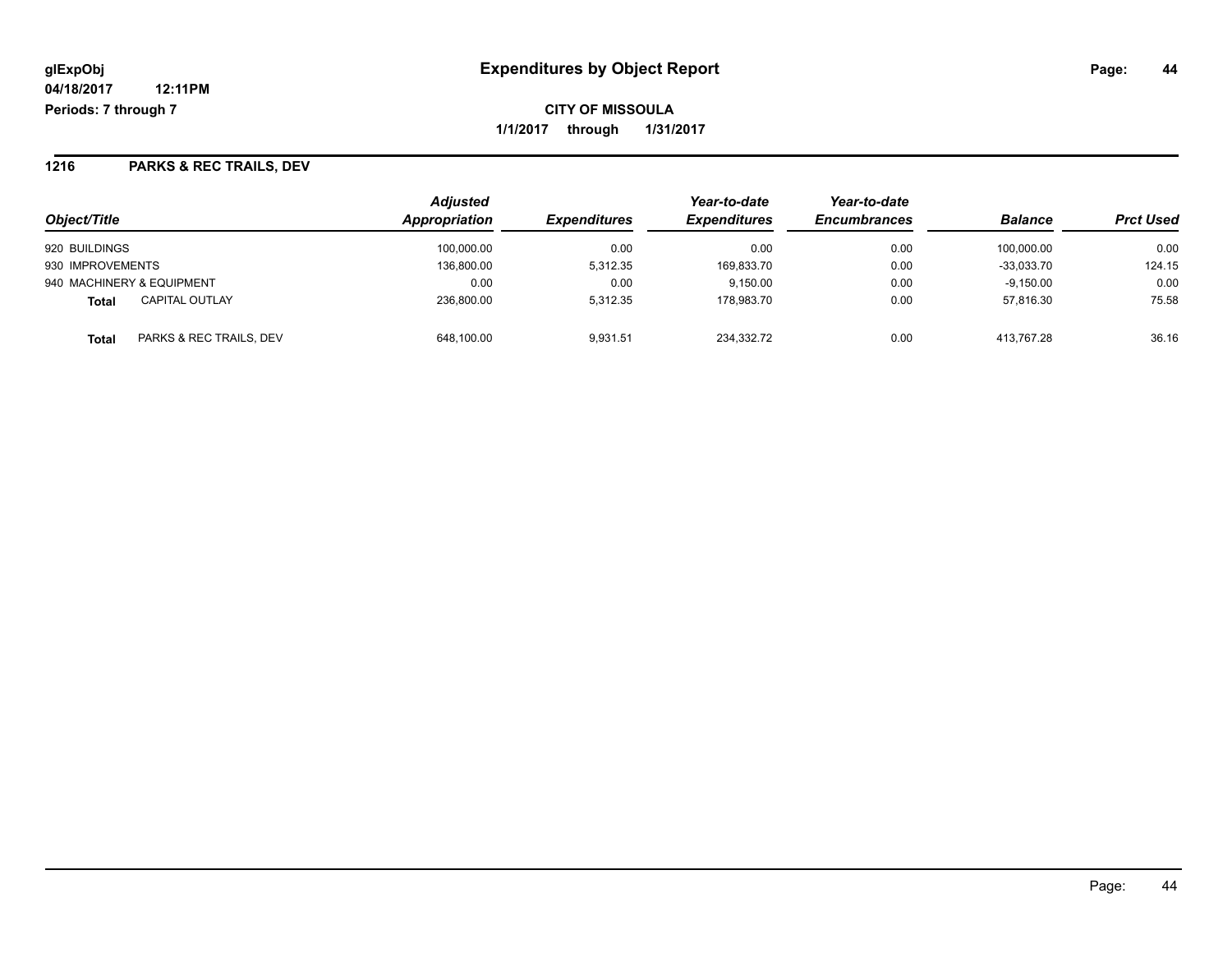# Expenditures by Object Report

glExpObj
04/18/2017 12:11PM
Periods: 7 through 7

**CITY OF MISSOULA**
**1/1/2017 through 1/31/2017**

## 1216 PARKS & REC TRAILS, DEV

| Object/Title | | Adjusted Appropriation | Expenditures | Year-to-date Expenditures | Year-to-date Encumbrances | Balance | Prct Used |
|---|---|---|---|---|---|---|---|
| 920 BUILDINGS | | 100,000.00 | 0.00 | 0.00 | 0.00 | 100,000.00 | 0.00 |
| 930 IMPROVEMENTS | | 136,800.00 | 5,312.35 | 169,833.70 | 0.00 | -33,033.70 | 124.15 |
| 940 MACHINERY & EQUIPMENT | | 0.00 | 0.00 | 9,150.00 | 0.00 | -9,150.00 | 0.00 |
| **Total** | CAPITAL OUTLAY | 236,800.00 | 5,312.35 | 178,983.70 | 0.00 | 57,816.30 | 75.58 |
| **Total** | PARKS & REC TRAILS, DEV | 648,100.00 | 9,931.51 | 234,332.72 | 0.00 | 413,767.28 | 36.16 |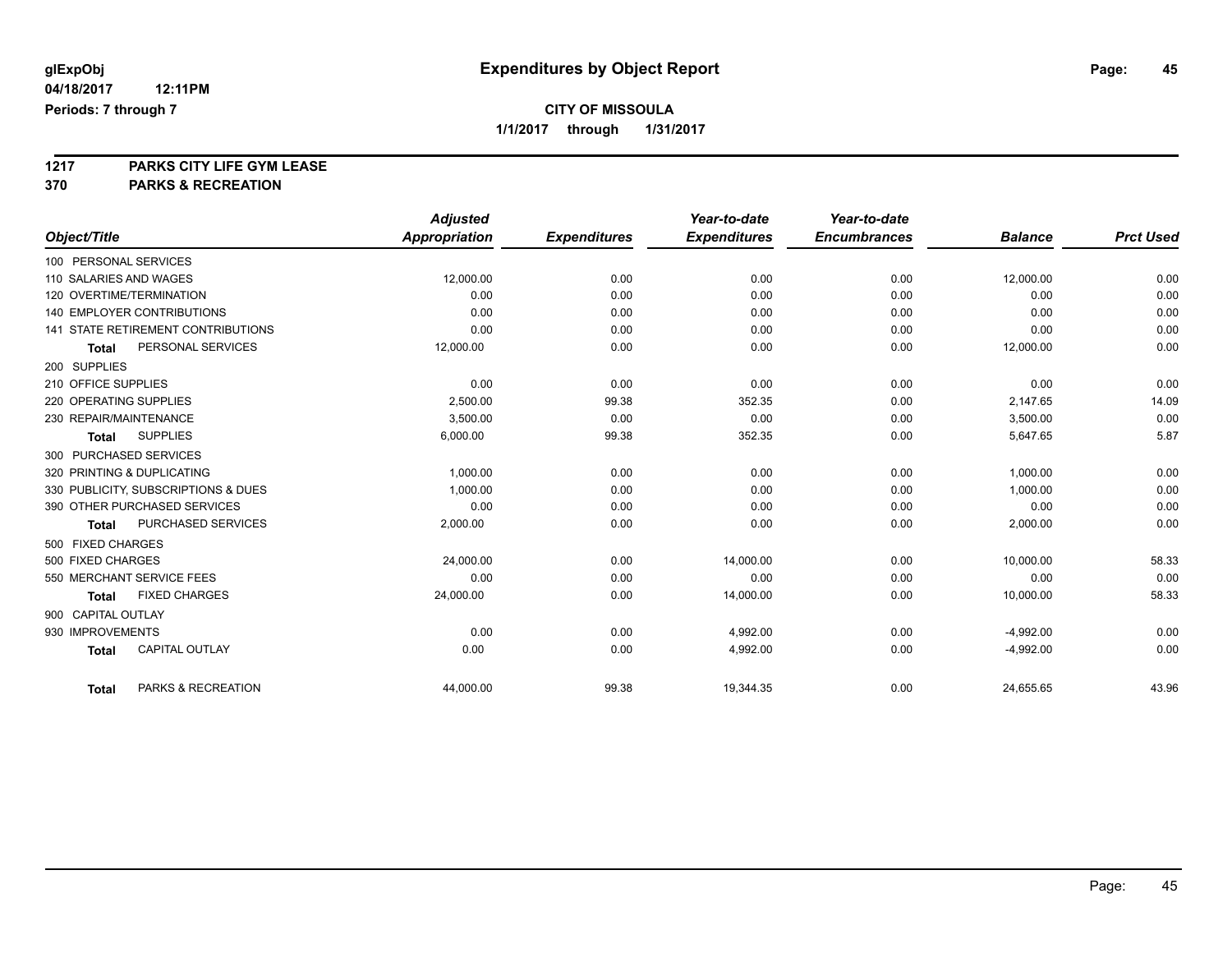**glExpObj** **Expenditures by Object Report**

**04/18/2017 12:11PM**

**Periods: 7 through 7**

**CITY OF MISSOULA**

**1/1/2017 through 1/31/2017**

**1217 PARKS CITY LIFE GYM LEASE**

**370 PARKS & RECREATION**

| Object/Title | Adjusted Appropriation | Expenditures | Year-to-date Expenditures | Year-to-date Encumbrances | Balance | Prct Used |
|---|---|---|---|---|---|---|
| 100 PERSONAL SERVICES | | | | | | |
| 110 SALARIES AND WAGES | 12,000.00 | 0.00 | 0.00 | 0.00 | 12,000.00 | 0.00 |
| 120 OVERTIME/TERMINATION | 0.00 | 0.00 | 0.00 | 0.00 | 0.00 | 0.00 |
| 140 EMPLOYER CONTRIBUTIONS | 0.00 | 0.00 | 0.00 | 0.00 | 0.00 | 0.00 |
| 141 STATE RETIREMENT CONTRIBUTIONS | 0.00 | 0.00 | 0.00 | 0.00 | 0.00 | 0.00 |
| **Total** PERSONAL SERVICES | 12,000.00 | 0.00 | 0.00 | 0.00 | 12,000.00 | 0.00 |
| 200 SUPPLIES | | | | | | |
| 210 OFFICE SUPPLIES | 0.00 | 0.00 | 0.00 | 0.00 | 0.00 | 0.00 |
| 220 OPERATING SUPPLIES | 2,500.00 | 99.38 | 352.35 | 0.00 | 2,147.65 | 14.09 |
| 230 REPAIR/MAINTENANCE | 3,500.00 | 0.00 | 0.00 | 0.00 | 3,500.00 | 0.00 |
| **Total** SUPPLIES | 6,000.00 | 99.38 | 352.35 | 0.00 | 5,647.65 | 5.87 |
| 300 PURCHASED SERVICES | | | | | | |
| 320 PRINTING & DUPLICATING | 1,000.00 | 0.00 | 0.00 | 0.00 | 1,000.00 | 0.00 |
| 330 PUBLICITY, SUBSCRIPTIONS & DUES | 1,000.00 | 0.00 | 0.00 | 0.00 | 1,000.00 | 0.00 |
| 390 OTHER PURCHASED SERVICES | 0.00 | 0.00 | 0.00 | 0.00 | 0.00 | 0.00 |
| **Total** PURCHASED SERVICES | 2,000.00 | 0.00 | 0.00 | 0.00 | 2,000.00 | 0.00 |
| 500 FIXED CHARGES | | | | | | |
| 500 FIXED CHARGES | 24,000.00 | 0.00 | 14,000.00 | 0.00 | 10,000.00 | 58.33 |
| 550 MERCHANT SERVICE FEES | 0.00 | 0.00 | 0.00 | 0.00 | 0.00 | 0.00 |
| **Total** FIXED CHARGES | 24,000.00 | 0.00 | 14,000.00 | 0.00 | 10,000.00 | 58.33 |
| 900 CAPITAL OUTLAY | | | | | | |
| 930 IMPROVEMENTS | 0.00 | 0.00 | 4,992.00 | 0.00 | -4,992.00 | 0.00 |
| **Total** CAPITAL OUTLAY | 0.00 | 0.00 | 4,992.00 | 0.00 | -4,992.00 | 0.00 |
| **Total** PARKS & RECREATION | 44,000.00 | 99.38 | 19,344.35 | 0.00 | 24,655.65 | 43.96 |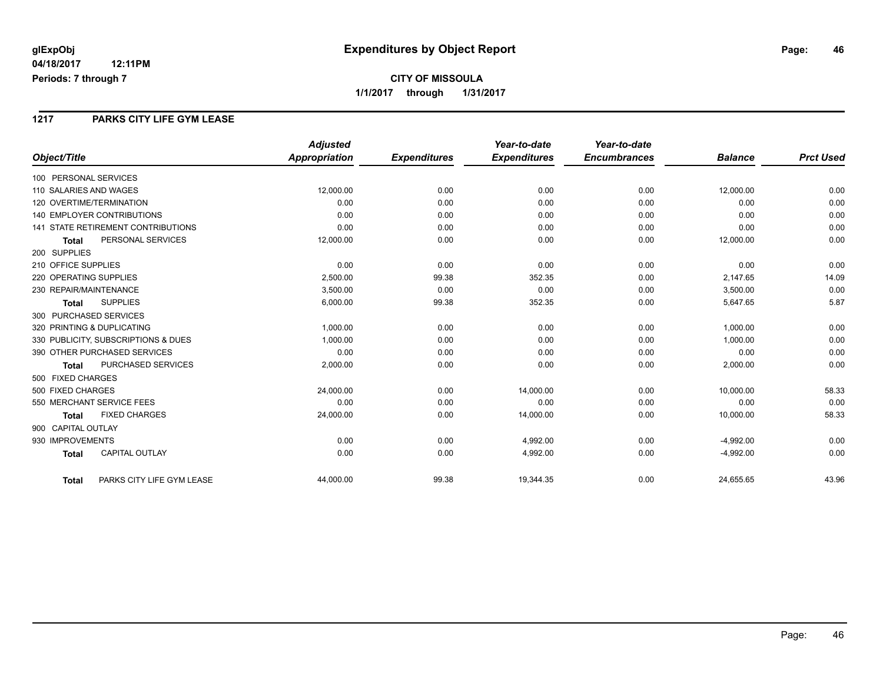**glExpObj** — **Expenditures by Object Report**

**04/18/2017 12:11PM**

**Periods: 7 through 7**

**CITY OF MISSOULA**

**1/1/2017 through 1/31/2017**

## 1217 PARKS CITY LIFE GYM LEASE

| Object/Title | Adjusted Appropriation | Expenditures | Year-to-date Expenditures | Year-to-date Encumbrances | Balance | Prct Used |
|---|---|---|---|---|---|---|
| 100 PERSONAL SERVICES | | | | | | |
| 110 SALARIES AND WAGES | 12,000.00 | 0.00 | 0.00 | 0.00 | 12,000.00 | 0.00 |
| 120 OVERTIME/TERMINATION | 0.00 | 0.00 | 0.00 | 0.00 | 0.00 | 0.00 |
| 140 EMPLOYER CONTRIBUTIONS | 0.00 | 0.00 | 0.00 | 0.00 | 0.00 | 0.00 |
| 141 STATE RETIREMENT CONTRIBUTIONS | 0.00 | 0.00 | 0.00 | 0.00 | 0.00 | 0.00 |
| **Total** PERSONAL SERVICES | 12,000.00 | 0.00 | 0.00 | 0.00 | 12,000.00 | 0.00 |
| 200 SUPPLIES | | | | | | |
| 210 OFFICE SUPPLIES | 0.00 | 0.00 | 0.00 | 0.00 | 0.00 | 0.00 |
| 220 OPERATING SUPPLIES | 2,500.00 | 99.38 | 352.35 | 0.00 | 2,147.65 | 14.09 |
| 230 REPAIR/MAINTENANCE | 3,500.00 | 0.00 | 0.00 | 0.00 | 3,500.00 | 0.00 |
| **Total** SUPPLIES | 6,000.00 | 99.38 | 352.35 | 0.00 | 5,647.65 | 5.87 |
| 300 PURCHASED SERVICES | | | | | | |
| 320 PRINTING & DUPLICATING | 1,000.00 | 0.00 | 0.00 | 0.00 | 1,000.00 | 0.00 |
| 330 PUBLICITY, SUBSCRIPTIONS & DUES | 1,000.00 | 0.00 | 0.00 | 0.00 | 1,000.00 | 0.00 |
| 390 OTHER PURCHASED SERVICES | 0.00 | 0.00 | 0.00 | 0.00 | 0.00 | 0.00 |
| **Total** PURCHASED SERVICES | 2,000.00 | 0.00 | 0.00 | 0.00 | 2,000.00 | 0.00 |
| 500 FIXED CHARGES | | | | | | |
| 500 FIXED CHARGES | 24,000.00 | 0.00 | 14,000.00 | 0.00 | 10,000.00 | 58.33 |
| 550 MERCHANT SERVICE FEES | 0.00 | 0.00 | 0.00 | 0.00 | 0.00 | 0.00 |
| **Total** FIXED CHARGES | 24,000.00 | 0.00 | 14,000.00 | 0.00 | 10,000.00 | 58.33 |
| 900 CAPITAL OUTLAY | | | | | | |
| 930 IMPROVEMENTS | 0.00 | 0.00 | 4,992.00 | 0.00 | -4,992.00 | 0.00 |
| **Total** CAPITAL OUTLAY | 0.00 | 0.00 | 4,992.00 | 0.00 | -4,992.00 | 0.00 |
| **Total** PARKS CITY LIFE GYM LEASE | 44,000.00 | 99.38 | 19,344.35 | 0.00 | 24,655.65 | 43.96 |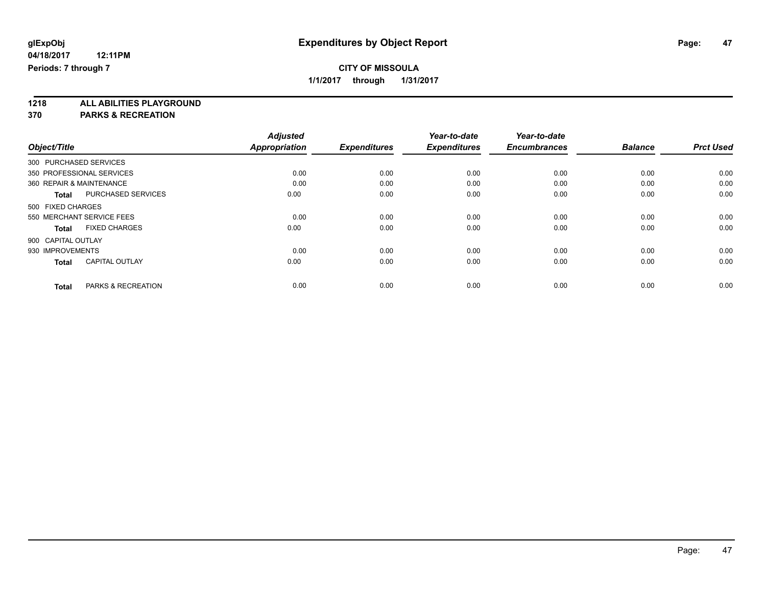**glExpObj** **Expenditures by Object Report**

**04/18/2017 12:11PM**

**Periods: 7 through 7**

**CITY OF MISSOULA**

**1/1/2017 through 1/31/2017**

## 1218 ALL ABILITIES PLAYGROUND

## 370 PARKS & RECREATION

| Object/Title | | Adjusted Appropriation | Expenditures | Year-to-date Expenditures | Year-to-date Encumbrances | Balance | Prct Used |
|---|---|---|---|---|---|---|---|
| 300 PURCHASED SERVICES | | | | | | | |
| 350 PROFESSIONAL SERVICES | | 0.00 | 0.00 | 0.00 | 0.00 | 0.00 | 0.00 |
| 360 REPAIR & MAINTENANCE | | 0.00 | 0.00 | 0.00 | 0.00 | 0.00 | 0.00 |
| **Total** | PURCHASED SERVICES | 0.00 | 0.00 | 0.00 | 0.00 | 0.00 | 0.00 |
| 500 FIXED CHARGES | | | | | | | |
| 550 MERCHANT SERVICE FEES | | 0.00 | 0.00 | 0.00 | 0.00 | 0.00 | 0.00 |
| **Total** | FIXED CHARGES | 0.00 | 0.00 | 0.00 | 0.00 | 0.00 | 0.00 |
| 900 CAPITAL OUTLAY | | | | | | | |
| 930 IMPROVEMENTS | | 0.00 | 0.00 | 0.00 | 0.00 | 0.00 | 0.00 |
| **Total** | CAPITAL OUTLAY | 0.00 | 0.00 | 0.00 | 0.00 | 0.00 | 0.00 |
| **Total** | PARKS & RECREATION | 0.00 | 0.00 | 0.00 | 0.00 | 0.00 | 0.00 |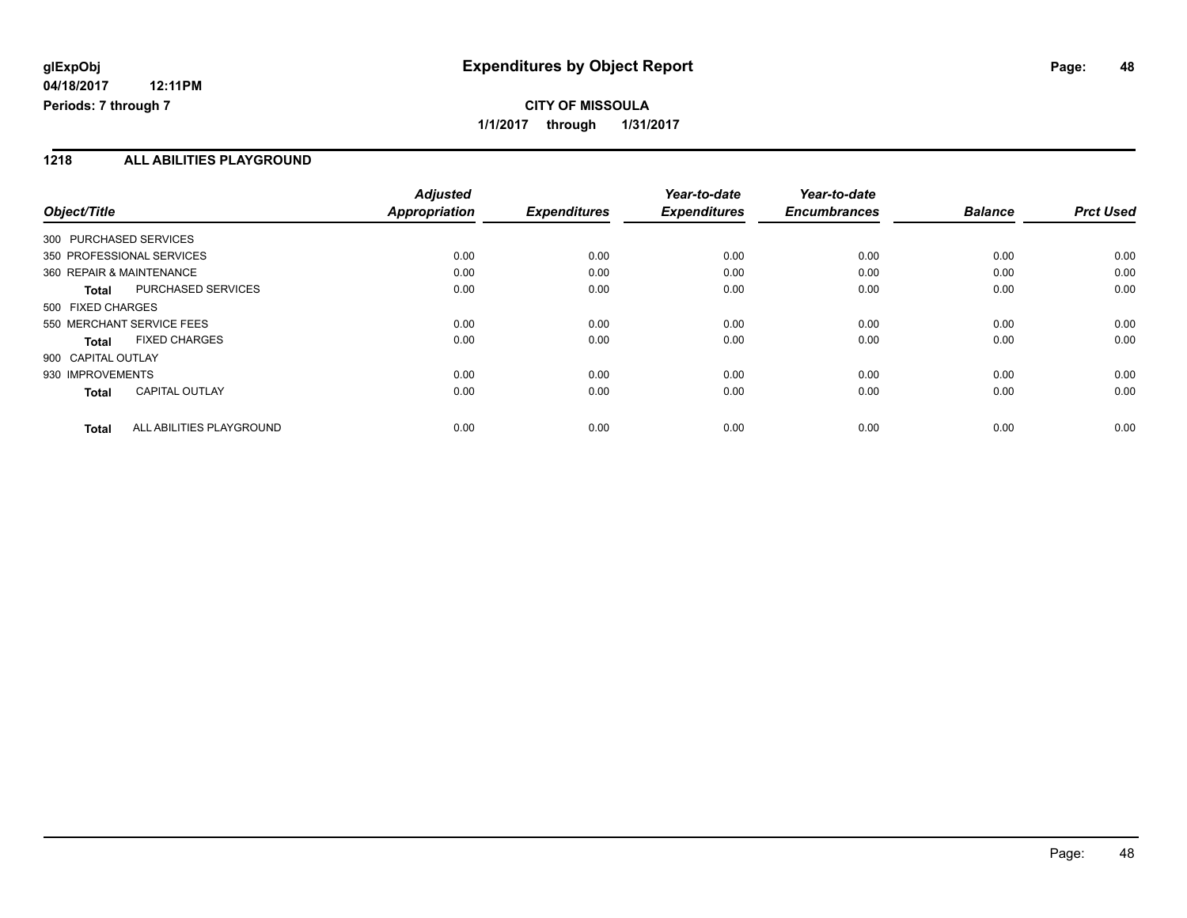**glExpObj**
**04/18/2017 12:11PM**
**Periods: 7 through 7**

# Expenditures by Object Report

**CITY OF MISSOULA**
**1/1/2017 through 1/31/2017**

## 1218 ALL ABILITIES PLAYGROUND

| Object/Title | Adjusted Appropriation | Expenditures | Year-to-date Expenditures | Year-to-date Encumbrances | Balance | Prct Used |
|---|---|---|---|---|---|---|
| 300 PURCHASED SERVICES | | | | | | |
| 350 PROFESSIONAL SERVICES | 0.00 | 0.00 | 0.00 | 0.00 | 0.00 | 0.00 |
| 360 REPAIR & MAINTENANCE | 0.00 | 0.00 | 0.00 | 0.00 | 0.00 | 0.00 |
| **Total** PURCHASED SERVICES | 0.00 | 0.00 | 0.00 | 0.00 | 0.00 | 0.00 |
| 500 FIXED CHARGES | | | | | | |
| 550 MERCHANT SERVICE FEES | 0.00 | 0.00 | 0.00 | 0.00 | 0.00 | 0.00 |
| **Total** FIXED CHARGES | 0.00 | 0.00 | 0.00 | 0.00 | 0.00 | 0.00 |
| 900 CAPITAL OUTLAY | | | | | | |
| 930 IMPROVEMENTS | 0.00 | 0.00 | 0.00 | 0.00 | 0.00 | 0.00 |
| **Total** CAPITAL OUTLAY | 0.00 | 0.00 | 0.00 | 0.00 | 0.00 | 0.00 |
| **Total** ALL ABILITIES PLAYGROUND | 0.00 | 0.00 | 0.00 | 0.00 | 0.00 | 0.00 |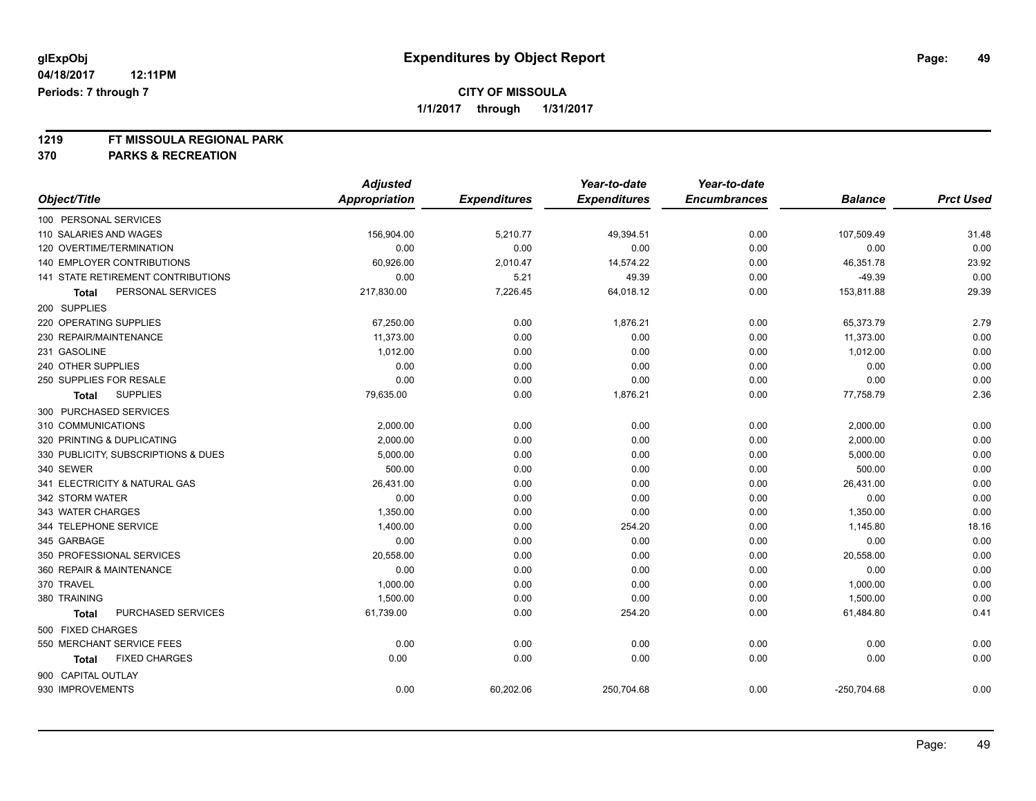**glExpObj**
**04/18/2017 12:11PM**
**Periods: 7 through 7**

# Expenditures by Object Report

**CITY OF MISSOULA**
**1/1/2017 through 1/31/2017**

**1219 FT MISSOULA REGIONAL PARK**
**370 PARKS & RECREATION**

| Object/Title | Adjusted Appropriation | Expenditures | Year-to-date Expenditures | Year-to-date Encumbrances | Balance | Prct Used |
|---|---|---|---|---|---|---|
| 100 PERSONAL SERVICES | | | | | | |
| 110 SALARIES AND WAGES | 156,904.00 | 5,210.77 | 49,394.51 | 0.00 | 107,509.49 | 31.48 |
| 120 OVERTIME/TERMINATION | 0.00 | 0.00 | 0.00 | 0.00 | 0.00 | 0.00 |
| 140 EMPLOYER CONTRIBUTIONS | 60,926.00 | 2,010.47 | 14,574.22 | 0.00 | 46,351.78 | 23.92 |
| 141 STATE RETIREMENT CONTRIBUTIONS | 0.00 | 5.21 | 49.39 | 0.00 | -49.39 | 0.00 |
| **Total** PERSONAL SERVICES | 217,830.00 | 7,226.45 | 64,018.12 | 0.00 | 153,811.88 | 29.39 |
| 200 SUPPLIES | | | | | | |
| 220 OPERATING SUPPLIES | 67,250.00 | 0.00 | 1,876.21 | 0.00 | 65,373.79 | 2.79 |
| 230 REPAIR/MAINTENANCE | 11,373.00 | 0.00 | 0.00 | 0.00 | 11,373.00 | 0.00 |
| 231 GASOLINE | 1,012.00 | 0.00 | 0.00 | 0.00 | 1,012.00 | 0.00 |
| 240 OTHER SUPPLIES | 0.00 | 0.00 | 0.00 | 0.00 | 0.00 | 0.00 |
| 250 SUPPLIES FOR RESALE | 0.00 | 0.00 | 0.00 | 0.00 | 0.00 | 0.00 |
| **Total** SUPPLIES | 79,635.00 | 0.00 | 1,876.21 | 0.00 | 77,758.79 | 2.36 |
| 300 PURCHASED SERVICES | | | | | | |
| 310 COMMUNICATIONS | 2,000.00 | 0.00 | 0.00 | 0.00 | 2,000.00 | 0.00 |
| 320 PRINTING & DUPLICATING | 2,000.00 | 0.00 | 0.00 | 0.00 | 2,000.00 | 0.00 |
| 330 PUBLICITY, SUBSCRIPTIONS & DUES | 5,000.00 | 0.00 | 0.00 | 0.00 | 5,000.00 | 0.00 |
| 340 SEWER | 500.00 | 0.00 | 0.00 | 0.00 | 500.00 | 0.00 |
| 341 ELECTRICITY & NATURAL GAS | 26,431.00 | 0.00 | 0.00 | 0.00 | 26,431.00 | 0.00 |
| 342 STORM WATER | 0.00 | 0.00 | 0.00 | 0.00 | 0.00 | 0.00 |
| 343 WATER CHARGES | 1,350.00 | 0.00 | 0.00 | 0.00 | 1,350.00 | 0.00 |
| 344 TELEPHONE SERVICE | 1,400.00 | 0.00 | 254.20 | 0.00 | 1,145.80 | 18.16 |
| 345 GARBAGE | 0.00 | 0.00 | 0.00 | 0.00 | 0.00 | 0.00 |
| 350 PROFESSIONAL SERVICES | 20,558.00 | 0.00 | 0.00 | 0.00 | 20,558.00 | 0.00 |
| 360 REPAIR & MAINTENANCE | 0.00 | 0.00 | 0.00 | 0.00 | 0.00 | 0.00 |
| 370 TRAVEL | 1,000.00 | 0.00 | 0.00 | 0.00 | 1,000.00 | 0.00 |
| 380 TRAINING | 1,500.00 | 0.00 | 0.00 | 0.00 | 1,500.00 | 0.00 |
| **Total** PURCHASED SERVICES | 61,739.00 | 0.00 | 254.20 | 0.00 | 61,484.80 | 0.41 |
| 500 FIXED CHARGES | | | | | | |
| 550 MERCHANT SERVICE FEES | 0.00 | 0.00 | 0.00 | 0.00 | 0.00 | 0.00 |
| **Total** FIXED CHARGES | 0.00 | 0.00 | 0.00 | 0.00 | 0.00 | 0.00 |
| 900 CAPITAL OUTLAY | | | | | | |
| 930 IMPROVEMENTS | 0.00 | 60,202.06 | 250,704.68 | 0.00 | -250,704.68 | 0.00 |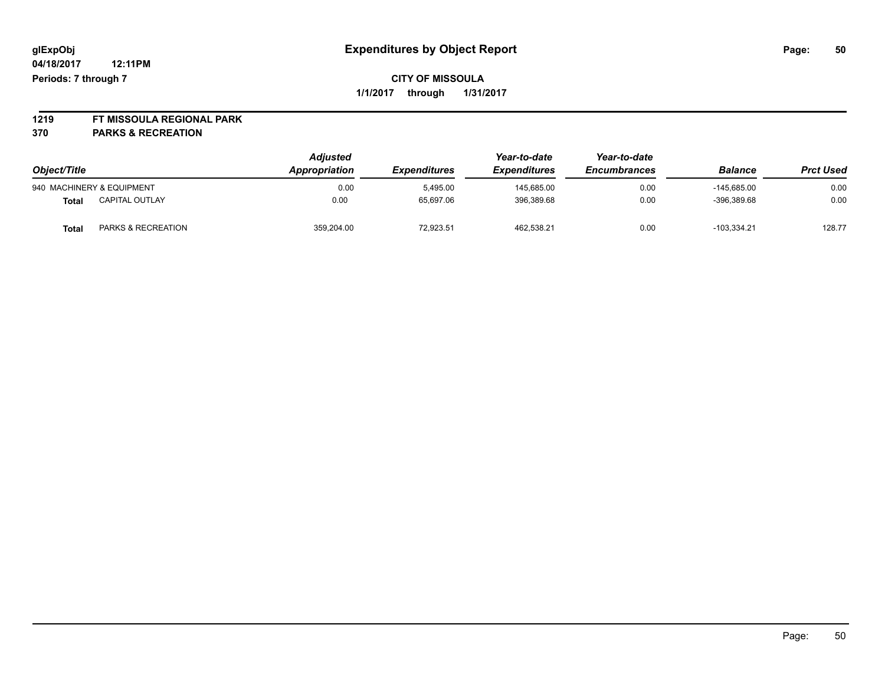# Expenditures by Object Report

glExpObj
04/18/2017 12:11PM
Periods: 7 through 7

**CITY OF MISSOULA**
**1/1/2017 through 1/31/2017**

**1219 FT MISSOULA REGIONAL PARK**
**370 PARKS & RECREATION**

| Object/Title | | *Adjusted Appropriation* | *Expenditures* | *Year-to-date Expenditures* | *Year-to-date Encumbrances* | *Balance* | *Prct Used* |
|---|---|---|---|---|---|---|---|
| 940 MACHINERY & EQUIPMENT | | 0.00 | 5,495.00 | 145,685.00 | 0.00 | -145,685.00 | 0.00 |
| **Total** | CAPITAL OUTLAY | 0.00 | 65,697.06 | 396,389.68 | 0.00 | -396,389.68 | 0.00 |
| **Total** | PARKS & RECREATION | 359,204.00 | 72,923.51 | 462,538.21 | 0.00 | -103,334.21 | 128.77 |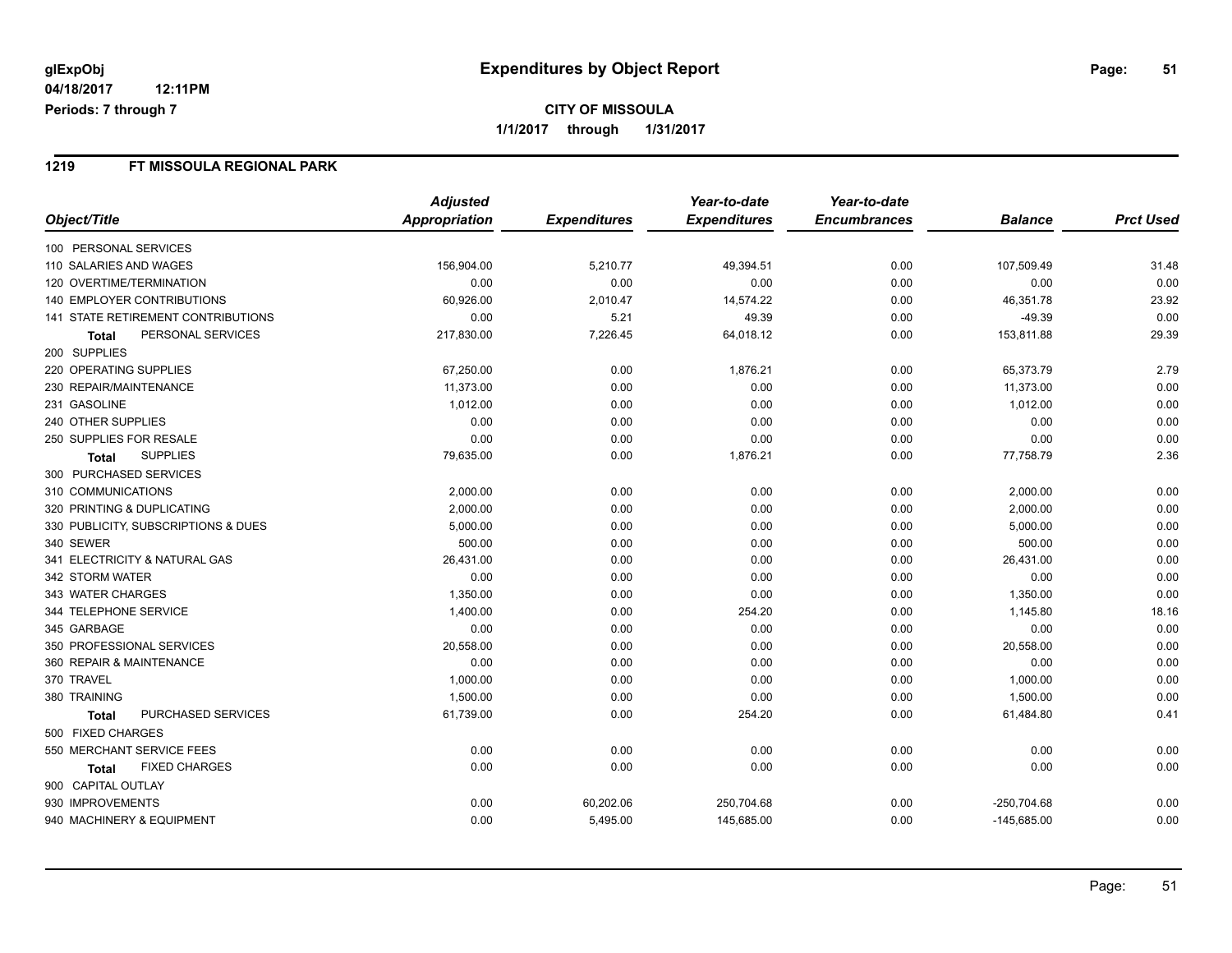glExpObj
04/18/2017 12:11PM
Periods: 7 through 7

# Expenditures by Object Report

**CITY OF MISSOULA**
**1/1/2017 through 1/31/2017**

## 1219 FT MISSOULA REGIONAL PARK

| Object/Title | Adjusted Appropriation | Expenditures | Year-to-date Expenditures | Year-to-date Encumbrances | Balance | Prct Used |
|---|---|---|---|---|---|---|
| 100 PERSONAL SERVICES | | | | | | |
| 110 SALARIES AND WAGES | 156,904.00 | 5,210.77 | 49,394.51 | 0.00 | 107,509.49 | 31.48 |
| 120 OVERTIME/TERMINATION | 0.00 | 0.00 | 0.00 | 0.00 | 0.00 | 0.00 |
| 140 EMPLOYER CONTRIBUTIONS | 60,926.00 | 2,010.47 | 14,574.22 | 0.00 | 46,351.78 | 23.92 |
| 141 STATE RETIREMENT CONTRIBUTIONS | 0.00 | 5.21 | 49.39 | 0.00 | -49.39 | 0.00 |
| **Total** PERSONAL SERVICES | 217,830.00 | 7,226.45 | 64,018.12 | 0.00 | 153,811.88 | 29.39 |
| 200 SUPPLIES | | | | | | |
| 220 OPERATING SUPPLIES | 67,250.00 | 0.00 | 1,876.21 | 0.00 | 65,373.79 | 2.79 |
| 230 REPAIR/MAINTENANCE | 11,373.00 | 0.00 | 0.00 | 0.00 | 11,373.00 | 0.00 |
| 231 GASOLINE | 1,012.00 | 0.00 | 0.00 | 0.00 | 1,012.00 | 0.00 |
| 240 OTHER SUPPLIES | 0.00 | 0.00 | 0.00 | 0.00 | 0.00 | 0.00 |
| 250 SUPPLIES FOR RESALE | 0.00 | 0.00 | 0.00 | 0.00 | 0.00 | 0.00 |
| **Total** SUPPLIES | 79,635.00 | 0.00 | 1,876.21 | 0.00 | 77,758.79 | 2.36 |
| 300 PURCHASED SERVICES | | | | | | |
| 310 COMMUNICATIONS | 2,000.00 | 0.00 | 0.00 | 0.00 | 2,000.00 | 0.00 |
| 320 PRINTING & DUPLICATING | 2,000.00 | 0.00 | 0.00 | 0.00 | 2,000.00 | 0.00 |
| 330 PUBLICITY, SUBSCRIPTIONS & DUES | 5,000.00 | 0.00 | 0.00 | 0.00 | 5,000.00 | 0.00 |
| 340 SEWER | 500.00 | 0.00 | 0.00 | 0.00 | 500.00 | 0.00 |
| 341 ELECTRICITY & NATURAL GAS | 26,431.00 | 0.00 | 0.00 | 0.00 | 26,431.00 | 0.00 |
| 342 STORM WATER | 0.00 | 0.00 | 0.00 | 0.00 | 0.00 | 0.00 |
| 343 WATER CHARGES | 1,350.00 | 0.00 | 0.00 | 0.00 | 1,350.00 | 0.00 |
| 344 TELEPHONE SERVICE | 1,400.00 | 0.00 | 254.20 | 0.00 | 1,145.80 | 18.16 |
| 345 GARBAGE | 0.00 | 0.00 | 0.00 | 0.00 | 0.00 | 0.00 |
| 350 PROFESSIONAL SERVICES | 20,558.00 | 0.00 | 0.00 | 0.00 | 20,558.00 | 0.00 |
| 360 REPAIR & MAINTENANCE | 0.00 | 0.00 | 0.00 | 0.00 | 0.00 | 0.00 |
| 370 TRAVEL | 1,000.00 | 0.00 | 0.00 | 0.00 | 1,000.00 | 0.00 |
| 380 TRAINING | 1,500.00 | 0.00 | 0.00 | 0.00 | 1,500.00 | 0.00 |
| **Total** PURCHASED SERVICES | 61,739.00 | 0.00 | 254.20 | 0.00 | 61,484.80 | 0.41 |
| 500 FIXED CHARGES | | | | | | |
| 550 MERCHANT SERVICE FEES | 0.00 | 0.00 | 0.00 | 0.00 | 0.00 | 0.00 |
| **Total** FIXED CHARGES | 0.00 | 0.00 | 0.00 | 0.00 | 0.00 | 0.00 |
| 900 CAPITAL OUTLAY | | | | | | |
| 930 IMPROVEMENTS | 0.00 | 60,202.06 | 250,704.68 | 0.00 | -250,704.68 | 0.00 |
| 940 MACHINERY & EQUIPMENT | 0.00 | 5,495.00 | 145,685.00 | 0.00 | -145,685.00 | 0.00 |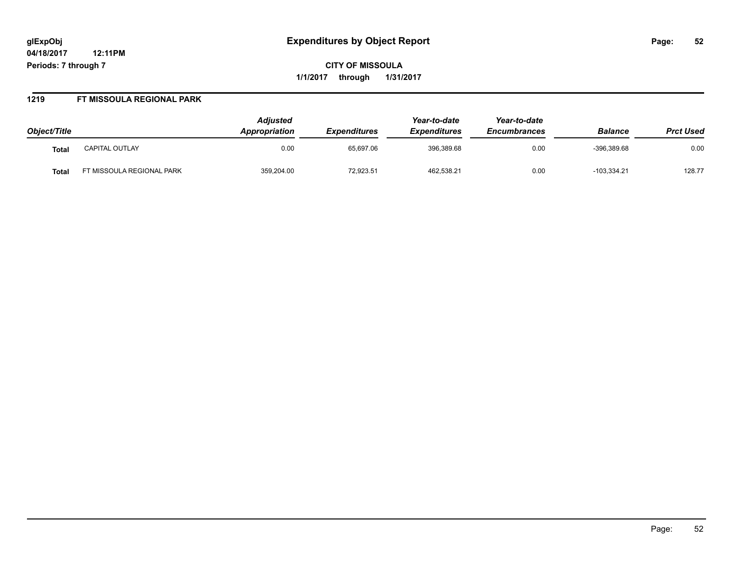# Expenditures by Object Report

glExpObj
04/18/2017 12:11PM
Periods: 7 through 7

**CITY OF MISSOULA**
**1/1/2017 through 1/31/2017**

## 1219 FT MISSOULA REGIONAL PARK

| Object/Title | | Adjusted Appropriation | Expenditures | Year-to-date Expenditures | Year-to-date Encumbrances | Balance | Prct Used |
|---|---|---|---|---|---|---|---|
| **Total** | CAPITAL OUTLAY | 0.00 | 65,697.06 | 396,389.68 | 0.00 | -396,389.68 | 0.00 |
| **Total** | FT MISSOULA REGIONAL PARK | 359,204.00 | 72,923.51 | 462,538.21 | 0.00 | -103,334.21 | 128.77 |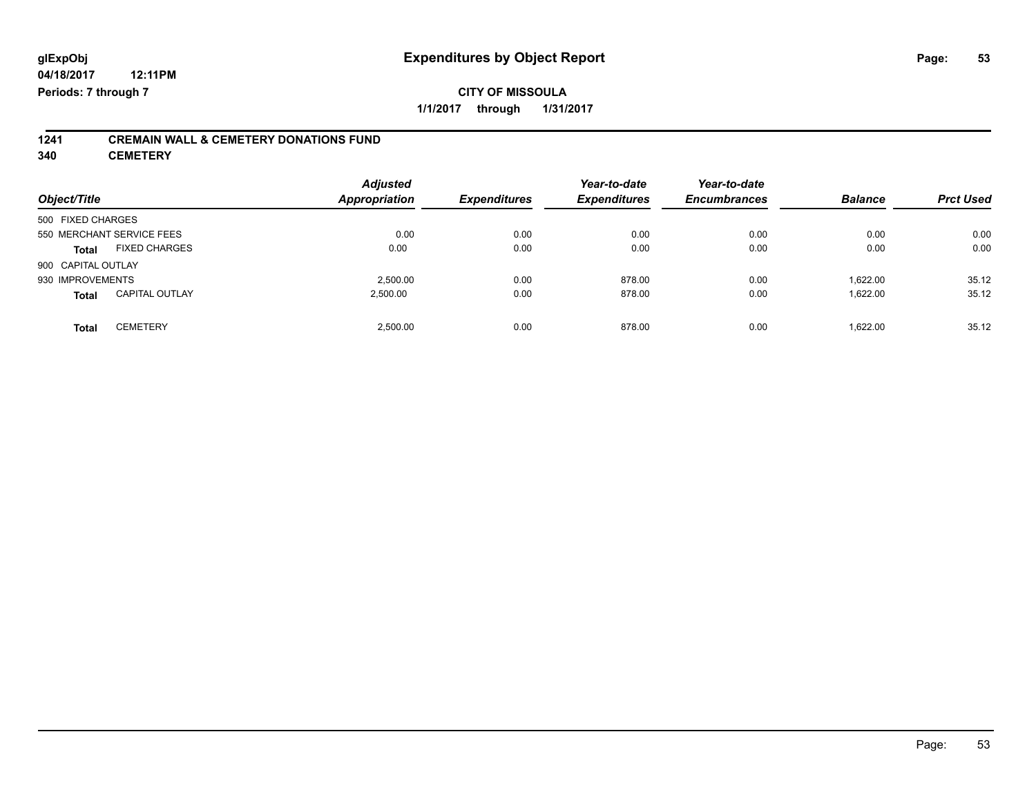**glExpObj** | **Expenditures by Object Report**

**04/18/2017 12:11PM**

**Periods: 7 through 7**

**CITY OF MISSOULA**

**1/1/2017 through 1/31/2017**

## 1241 CREMAIN WALL & CEMETERY DONATIONS FUND

### 340 CEMETERY

| Object/Title | Adjusted Appropriation | Expenditures | Year-to-date Expenditures | Year-to-date Encumbrances | Balance | Prct Used |
|---|---|---|---|---|---|---|
| 500 FIXED CHARGES | | | | | | |
| 550 MERCHANT SERVICE FEES | 0.00 | 0.00 | 0.00 | 0.00 | 0.00 | 0.00 |
| **Total** FIXED CHARGES | 0.00 | 0.00 | 0.00 | 0.00 | 0.00 | 0.00 |
| 900 CAPITAL OUTLAY | | | | | | |
| 930 IMPROVEMENTS | 2,500.00 | 0.00 | 878.00 | 0.00 | 1,622.00 | 35.12 |
| **Total** CAPITAL OUTLAY | 2,500.00 | 0.00 | 878.00 | 0.00 | 1,622.00 | 35.12 |
| **Total** CEMETERY | 2,500.00 | 0.00 | 878.00 | 0.00 | 1,622.00 | 35.12 |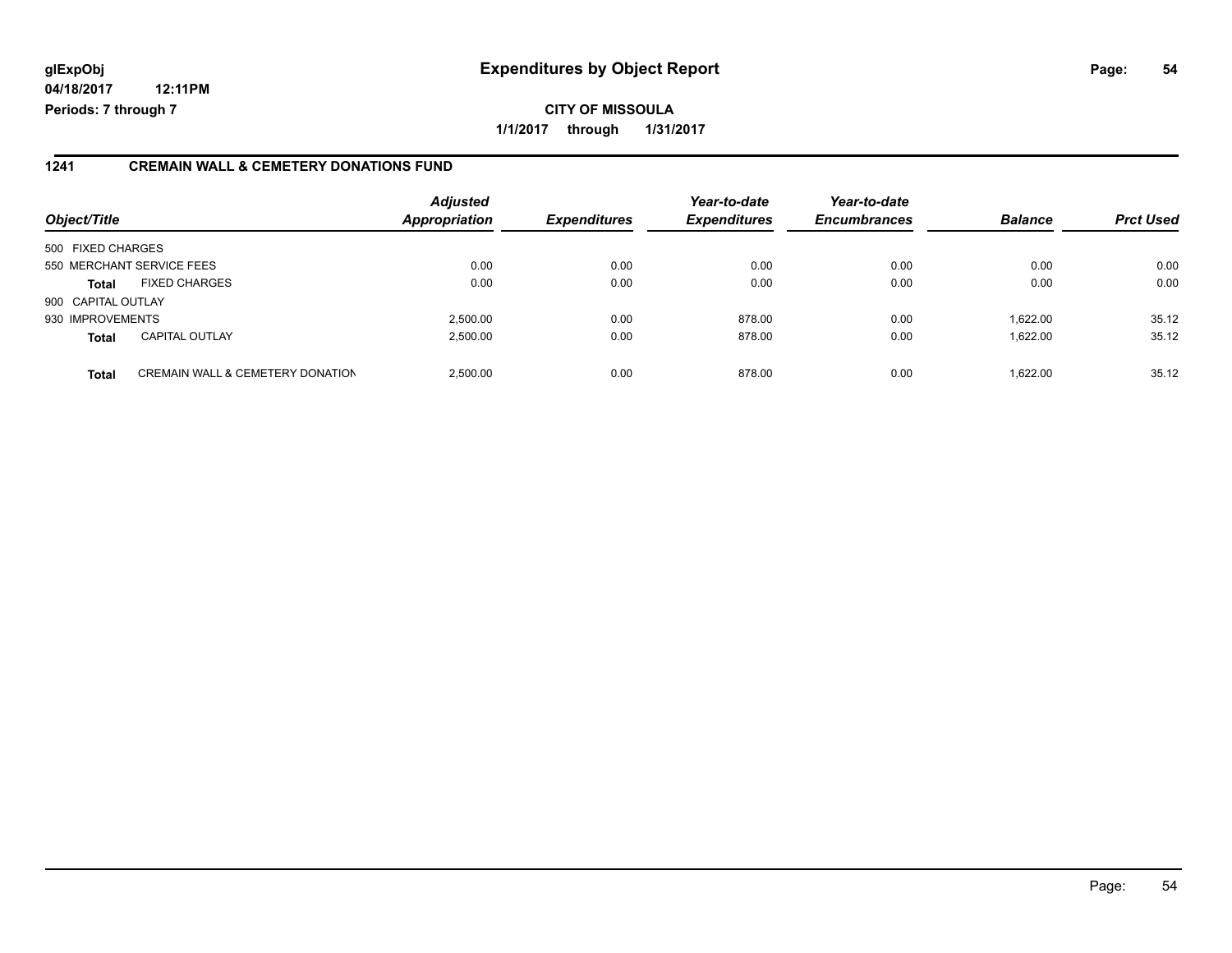**glExpObj** **Expenditures by Object Report**

**04/18/2017 12:11PM**

**Periods: 7 through 7**

**CITY OF MISSOULA**

**1/1/2017 through 1/31/2017**

## 1241 CREMAIN WALL & CEMETERY DONATIONS FUND

| Object/Title | | Adjusted Appropriation | Expenditures | Year-to-date Expenditures | Year-to-date Encumbrances | Balance | Prct Used |
|---|---|---|---|---|---|---|---|
| 500 FIXED CHARGES | | | | | | | |
| 550 MERCHANT SERVICE FEES | | 0.00 | 0.00 | 0.00 | 0.00 | 0.00 | 0.00 |
| **Total** | FIXED CHARGES | 0.00 | 0.00 | 0.00 | 0.00 | 0.00 | 0.00 |
| 900 CAPITAL OUTLAY | | | | | | | |
| 930 IMPROVEMENTS | | 2,500.00 | 0.00 | 878.00 | 0.00 | 1,622.00 | 35.12 |
| **Total** | CAPITAL OUTLAY | 2,500.00 | 0.00 | 878.00 | 0.00 | 1,622.00 | 35.12 |
| **Total** | CREMAIN WALL & CEMETERY DONATION | 2,500.00 | 0.00 | 878.00 | 0.00 | 1,622.00 | 35.12 |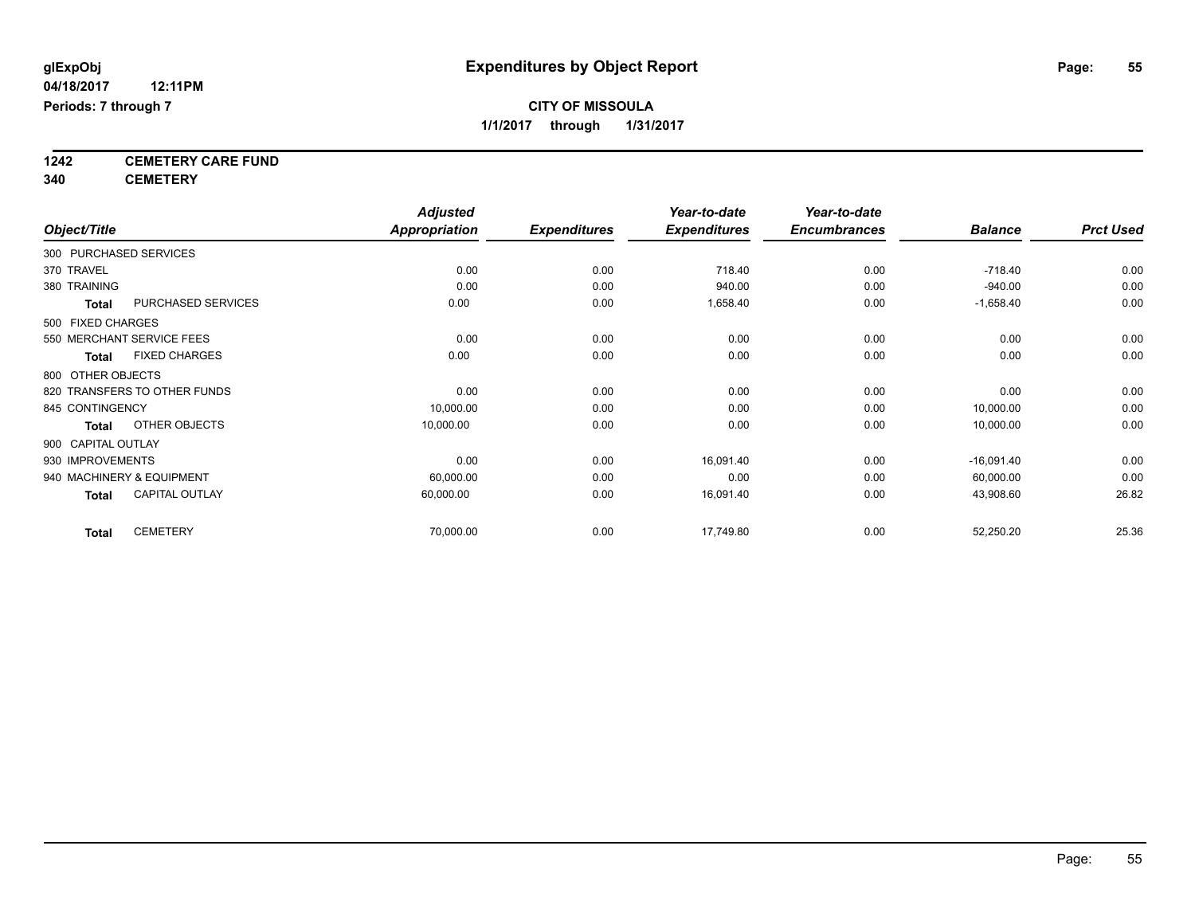# Expenditures by Object Report

glExpObj
04/18/2017 12:11PM
Periods: 7 through 7

**CITY OF MISSOULA**
**1/1/2017 through 1/31/2017**

**1242 CEMETERY CARE FUND**
**340 CEMETERY**

| Object/Title | | Adjusted Appropriation | Expenditures | Year-to-date Expenditures | Year-to-date Encumbrances | Balance | Prct Used |
|---|---|---|---|---|---|---|---|
| 300 PURCHASED SERVICES | | | | | | | |
| 370 TRAVEL | | 0.00 | 0.00 | 718.40 | 0.00 | -718.40 | 0.00 |
| 380 TRAINING | | 0.00 | 0.00 | 940.00 | 0.00 | -940.00 | 0.00 |
| **Total** | PURCHASED SERVICES | 0.00 | 0.00 | 1,658.40 | 0.00 | -1,658.40 | 0.00 |
| 500 FIXED CHARGES | | | | | | | |
| 550 MERCHANT SERVICE FEES | | 0.00 | 0.00 | 0.00 | 0.00 | 0.00 | 0.00 |
| **Total** | FIXED CHARGES | 0.00 | 0.00 | 0.00 | 0.00 | 0.00 | 0.00 |
| 800 OTHER OBJECTS | | | | | | | |
| 820 TRANSFERS TO OTHER FUNDS | | 0.00 | 0.00 | 0.00 | 0.00 | 0.00 | 0.00 |
| 845 CONTINGENCY | | 10,000.00 | 0.00 | 0.00 | 0.00 | 10,000.00 | 0.00 |
| **Total** | OTHER OBJECTS | 10,000.00 | 0.00 | 0.00 | 0.00 | 10,000.00 | 0.00 |
| 900 CAPITAL OUTLAY | | | | | | | |
| 930 IMPROVEMENTS | | 0.00 | 0.00 | 16,091.40 | 0.00 | -16,091.40 | 0.00 |
| 940 MACHINERY & EQUIPMENT | | 60,000.00 | 0.00 | 0.00 | 0.00 | 60,000.00 | 0.00 |
| **Total** | CAPITAL OUTLAY | 60,000.00 | 0.00 | 16,091.40 | 0.00 | 43,908.60 | 26.82 |
| **Total** | CEMETERY | 70,000.00 | 0.00 | 17,749.80 | 0.00 | 52,250.20 | 25.36 |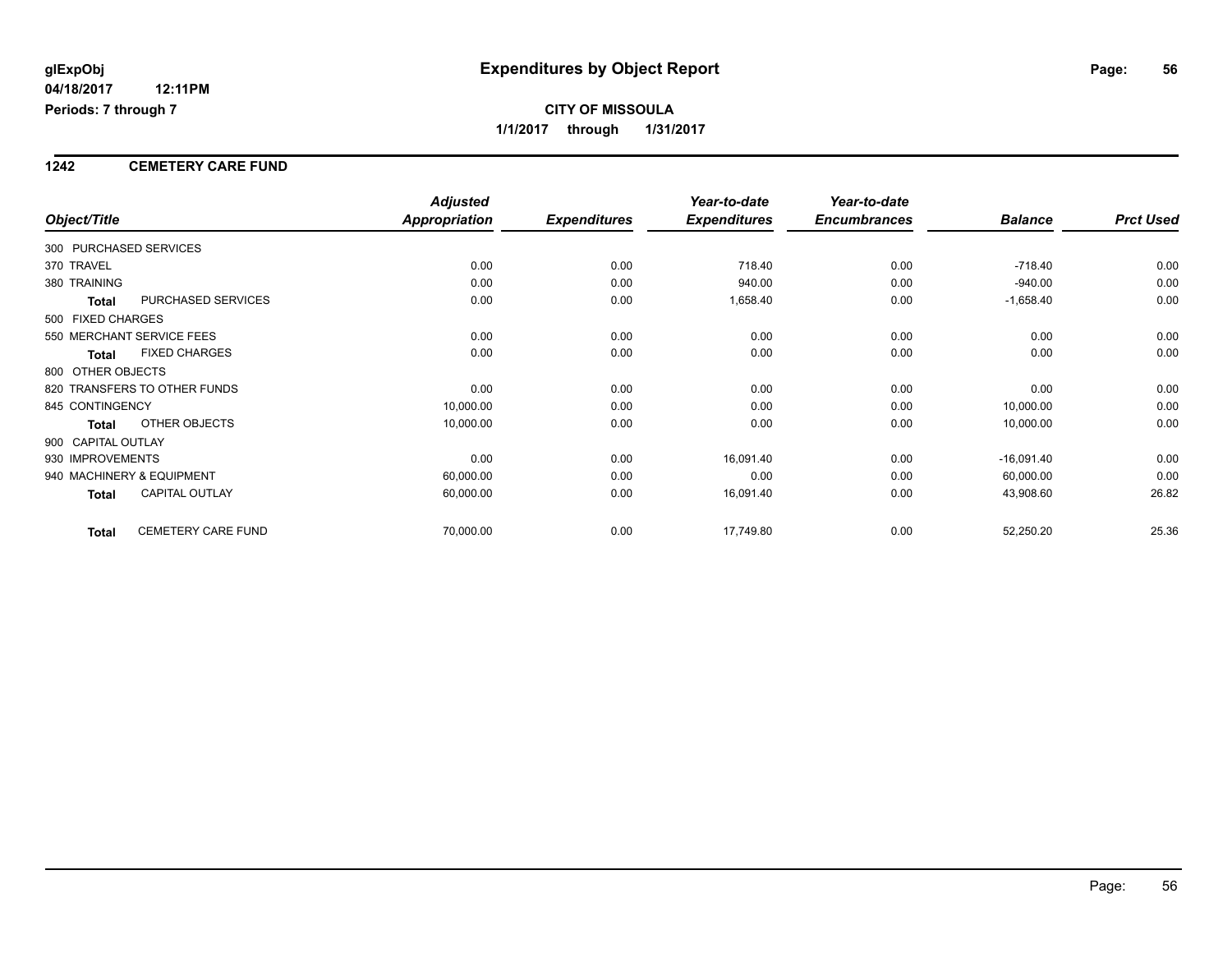**glExpObj** **Expenditures by Object Report**

**04/18/2017 12:11PM**

**Periods: 7 through 7**

**CITY OF MISSOULA**

**1/1/2017 through 1/31/2017**

## 1242 CEMETERY CARE FUND

| Object/Title | | *Adjusted Appropriation* | *Expenditures* | *Year-to-date Expenditures* | *Year-to-date Encumbrances* | *Balance* | *Prct Used* |
|---|---|---|---|---|---|---|---|
| 300 PURCHASED SERVICES | | | | | | | |
| 370 TRAVEL | | 0.00 | 0.00 | 718.40 | 0.00 | -718.40 | 0.00 |
| 380 TRAINING | | 0.00 | 0.00 | 940.00 | 0.00 | -940.00 | 0.00 |
| **Total** | PURCHASED SERVICES | 0.00 | 0.00 | 1,658.40 | 0.00 | -1,658.40 | 0.00 |
| 500 FIXED CHARGES | | | | | | | |
| 550 MERCHANT SERVICE FEES | | 0.00 | 0.00 | 0.00 | 0.00 | 0.00 | 0.00 |
| **Total** | FIXED CHARGES | 0.00 | 0.00 | 0.00 | 0.00 | 0.00 | 0.00 |
| 800 OTHER OBJECTS | | | | | | | |
| 820 TRANSFERS TO OTHER FUNDS | | 0.00 | 0.00 | 0.00 | 0.00 | 0.00 | 0.00 |
| 845 CONTINGENCY | | 10,000.00 | 0.00 | 0.00 | 0.00 | 10,000.00 | 0.00 |
| **Total** | OTHER OBJECTS | 10,000.00 | 0.00 | 0.00 | 0.00 | 10,000.00 | 0.00 |
| 900 CAPITAL OUTLAY | | | | | | | |
| 930 IMPROVEMENTS | | 0.00 | 0.00 | 16,091.40 | 0.00 | -16,091.40 | 0.00 |
| 940 MACHINERY & EQUIPMENT | | 60,000.00 | 0.00 | 0.00 | 0.00 | 60,000.00 | 0.00 |
| **Total** | CAPITAL OUTLAY | 60,000.00 | 0.00 | 16,091.40 | 0.00 | 43,908.60 | 26.82 |
| **Total** | CEMETERY CARE FUND | 70,000.00 | 0.00 | 17,749.80 | 0.00 | 52,250.20 | 25.36 |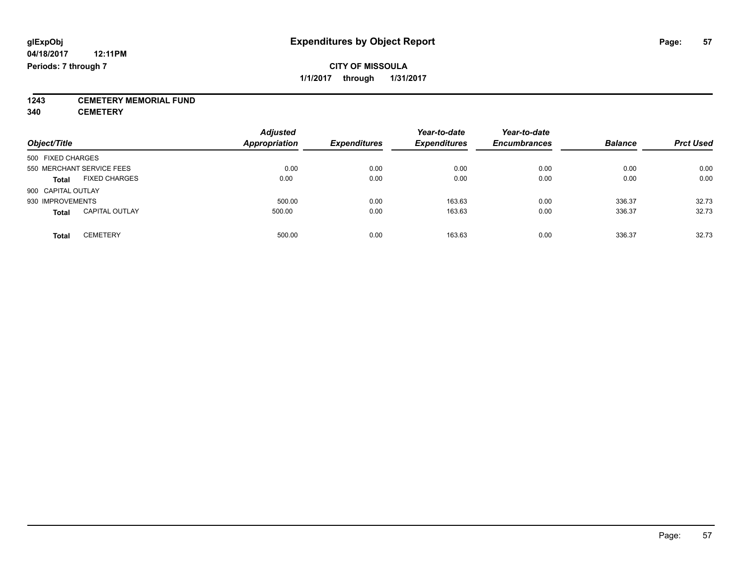# Expenditures by Object Report

glExpObj
04/18/2017 12:11PM
Periods: 7 through 7

**CITY OF MISSOULA**
**1/1/2017 through 1/31/2017**

**1243 CEMETERY MEMORIAL FUND**
**340 CEMETERY**

| Object/Title | Adjusted Appropriation | Expenditures | Year-to-date Expenditures | Year-to-date Encumbrances | Balance | Prct Used |
|---|---|---|---|---|---|---|
| 500 FIXED CHARGES | | | | | | |
| 550 MERCHANT SERVICE FEES | 0.00 | 0.00 | 0.00 | 0.00 | 0.00 | 0.00 |
| **Total** FIXED CHARGES | 0.00 | 0.00 | 0.00 | 0.00 | 0.00 | 0.00 |
| 900 CAPITAL OUTLAY | | | | | | |
| 930 IMPROVEMENTS | 500.00 | 0.00 | 163.63 | 0.00 | 336.37 | 32.73 |
| **Total** CAPITAL OUTLAY | 500.00 | 0.00 | 163.63 | 0.00 | 336.37 | 32.73 |
| **Total** CEMETERY | 500.00 | 0.00 | 163.63 | 0.00 | 336.37 | 32.73 |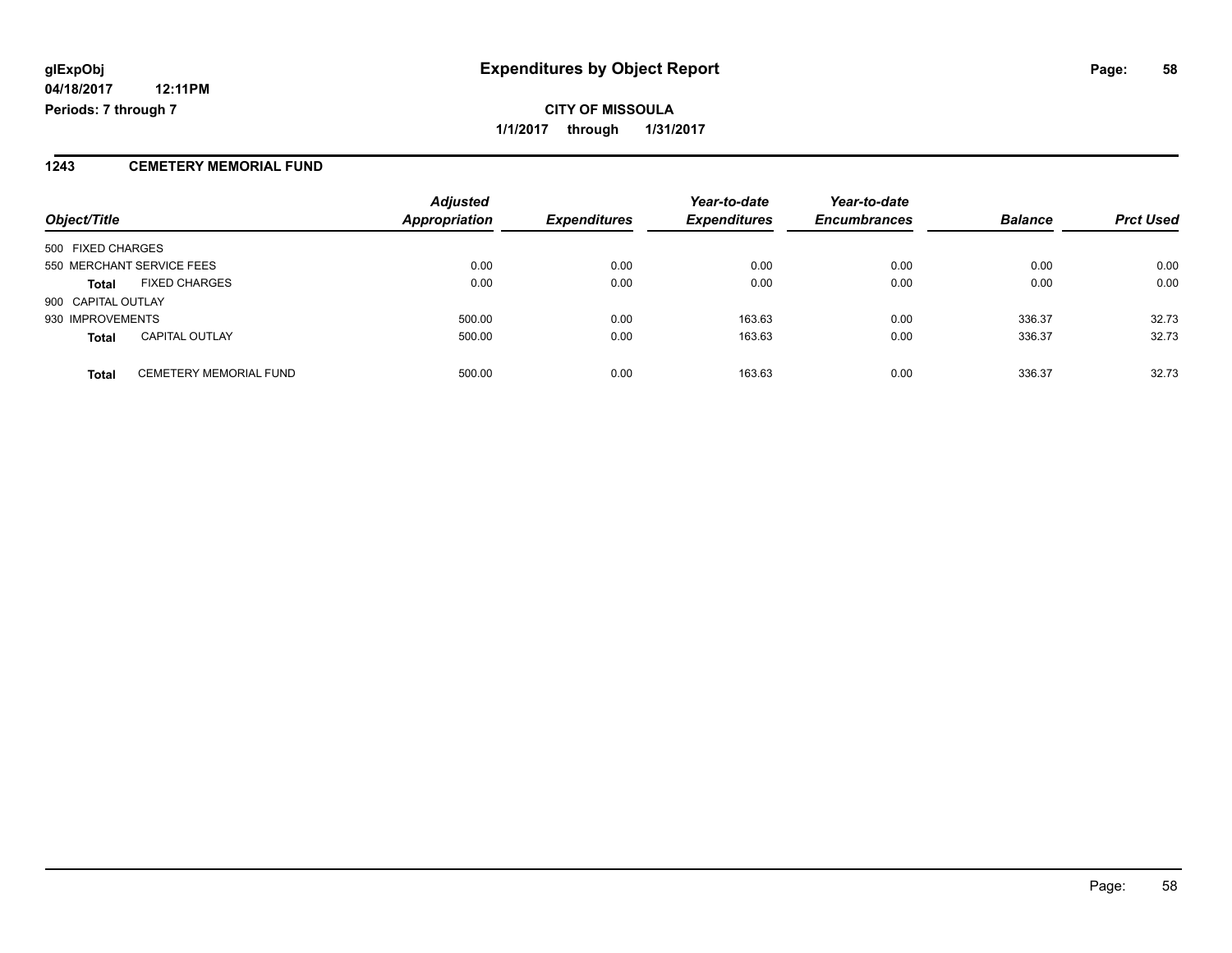**glExpObj**
**04/18/2017 12:11PM**
**Periods: 7 through 7**

# Expenditures by Object Report

**CITY OF MISSOULA**
**1/1/2017 through 1/31/2017**

## 1243 CEMETERY MEMORIAL FUND

| Object/Title | | Adjusted Appropriation | Expenditures | Year-to-date Expenditures | Year-to-date Encumbrances | Balance | Prct Used |
|---|---|---|---|---|---|---|---|
| 500 FIXED CHARGES | | | | | | | |
| 550 MERCHANT SERVICE FEES | | 0.00 | 0.00 | 0.00 | 0.00 | 0.00 | 0.00 |
| **Total** | FIXED CHARGES | 0.00 | 0.00 | 0.00 | 0.00 | 0.00 | 0.00 |
| 900 CAPITAL OUTLAY | | | | | | | |
| 930 IMPROVEMENTS | | 500.00 | 0.00 | 163.63 | 0.00 | 336.37 | 32.73 |
| **Total** | CAPITAL OUTLAY | 500.00 | 0.00 | 163.63 | 0.00 | 336.37 | 32.73 |
| **Total** | CEMETERY MEMORIAL FUND | 500.00 | 0.00 | 163.63 | 0.00 | 336.37 | 32.73 |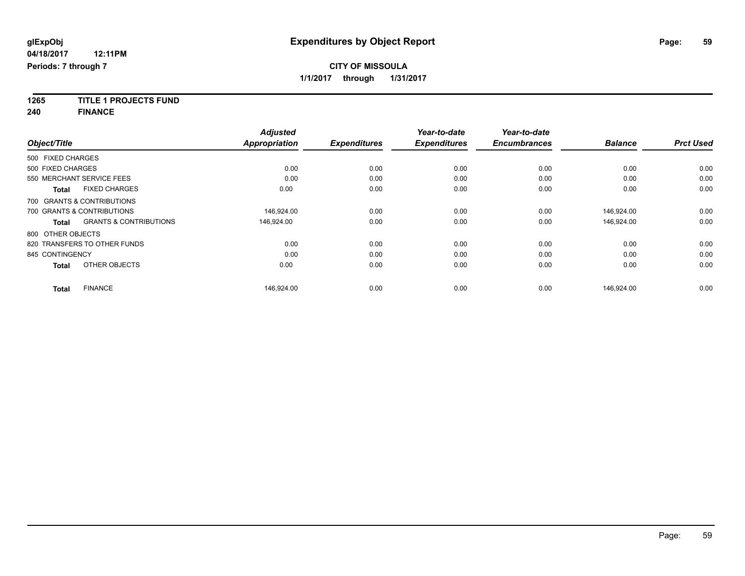**glExpObj**
**04/18/2017 12:11PM**
**Periods: 7 through 7**

# Expenditures by Object Report

**CITY OF MISSOULA**
**1/1/2017 through 1/31/2017**

**1265 TITLE 1 PROJECTS FUND**
**240 FINANCE**

| Object/Title | Adjusted Appropriation | Expenditures | Year-to-date Expenditures | Year-to-date Encumbrances | Balance | Prct Used |
|---|---|---|---|---|---|---|
| 500 FIXED CHARGES | | | | | | |
| 500 FIXED CHARGES | 0.00 | 0.00 | 0.00 | 0.00 | 0.00 | 0.00 |
| 550 MERCHANT SERVICE FEES | 0.00 | 0.00 | 0.00 | 0.00 | 0.00 | 0.00 |
| **Total** FIXED CHARGES | 0.00 | 0.00 | 0.00 | 0.00 | 0.00 | 0.00 |
| 700 GRANTS & CONTRIBUTIONS | | | | | | |
| 700 GRANTS & CONTRIBUTIONS | 146,924.00 | 0.00 | 0.00 | 0.00 | 146,924.00 | 0.00 |
| **Total** GRANTS & CONTRIBUTIONS | 146,924.00 | 0.00 | 0.00 | 0.00 | 146,924.00 | 0.00 |
| 800 OTHER OBJECTS | | | | | | |
| 820 TRANSFERS TO OTHER FUNDS | 0.00 | 0.00 | 0.00 | 0.00 | 0.00 | 0.00 |
| 845 CONTINGENCY | 0.00 | 0.00 | 0.00 | 0.00 | 0.00 | 0.00 |
| **Total** OTHER OBJECTS | 0.00 | 0.00 | 0.00 | 0.00 | 0.00 | 0.00 |
| **Total** FINANCE | 146,924.00 | 0.00 | 0.00 | 0.00 | 146,924.00 | 0.00 |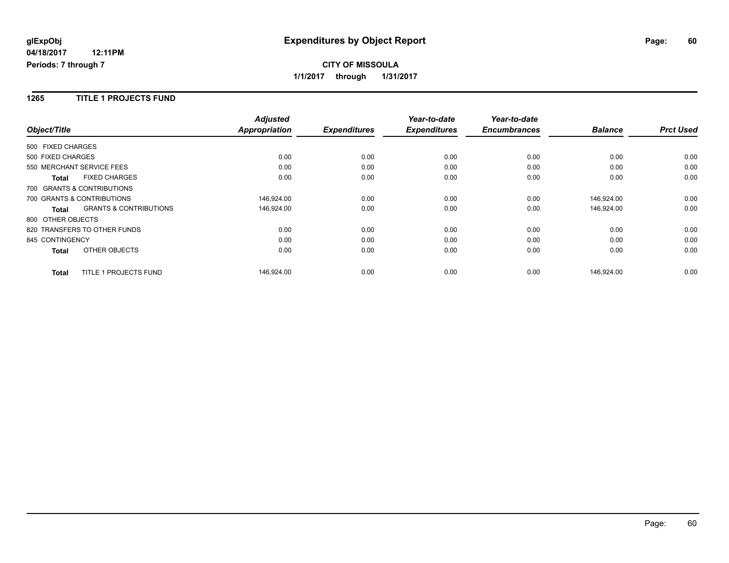# Expenditures by Object Report

glExpObj
04/18/2017 12:11PM
Periods: 7 through 7

**CITY OF MISSOULA**
**1/1/2017 through 1/31/2017**

## 1265 TITLE 1 PROJECTS FUND

| Object/Title | | Adjusted Appropriation | Expenditures | Year-to-date Expenditures | Year-to-date Encumbrances | Balance | Prct Used |
|---|---|---|---|---|---|---|---|
| 500 FIXED CHARGES | | | | | | | |
| 500 FIXED CHARGES | | 0.00 | 0.00 | 0.00 | 0.00 | 0.00 | 0.00 |
| 550 MERCHANT SERVICE FEES | | 0.00 | 0.00 | 0.00 | 0.00 | 0.00 | 0.00 |
| **Total** | FIXED CHARGES | 0.00 | 0.00 | 0.00 | 0.00 | 0.00 | 0.00 |
| 700 GRANTS & CONTRIBUTIONS | | | | | | | |
| 700 GRANTS & CONTRIBUTIONS | | 146,924.00 | 0.00 | 0.00 | 0.00 | 146,924.00 | 0.00 |
| **Total** | GRANTS & CONTRIBUTIONS | 146,924.00 | 0.00 | 0.00 | 0.00 | 146,924.00 | 0.00 |
| 800 OTHER OBJECTS | | | | | | | |
| 820 TRANSFERS TO OTHER FUNDS | | 0.00 | 0.00 | 0.00 | 0.00 | 0.00 | 0.00 |
| 845 CONTINGENCY | | 0.00 | 0.00 | 0.00 | 0.00 | 0.00 | 0.00 |
| **Total** | OTHER OBJECTS | 0.00 | 0.00 | 0.00 | 0.00 | 0.00 | 0.00 |
| **Total** | TITLE 1 PROJECTS FUND | 146,924.00 | 0.00 | 0.00 | 0.00 | 146,924.00 | 0.00 |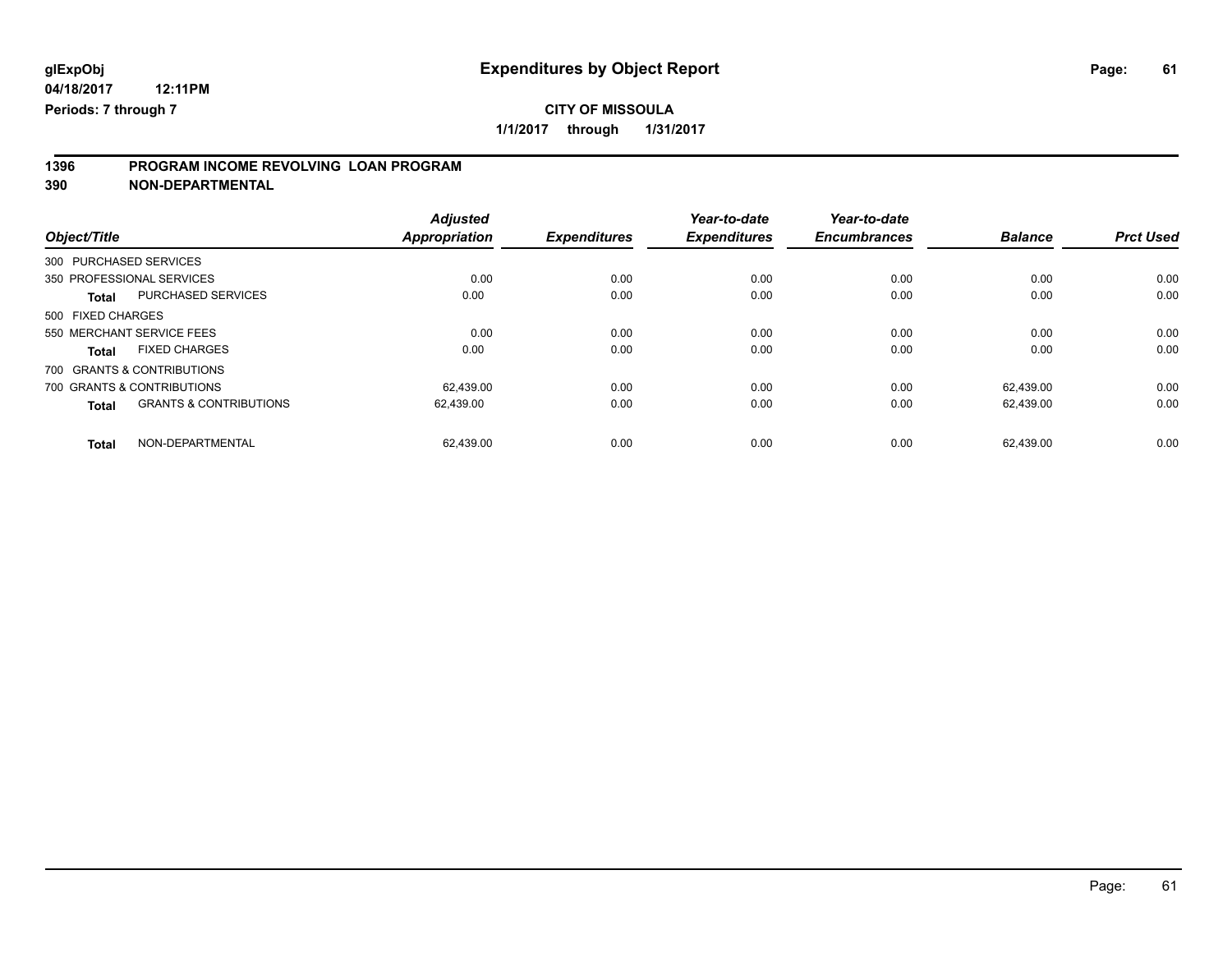**glExpObj** **Expenditures by Object Report**

**04/18/2017 12:11PM**

**Periods: 7 through 7**

**CITY OF MISSOULA**

**1/1/2017 through 1/31/2017**

## 1396 PROGRAM INCOME REVOLVING LOAN PROGRAM

## 390 NON-DEPARTMENTAL

| Object/Title | | Adjusted Appropriation | Expenditures | Year-to-date Expenditures | Year-to-date Encumbrances | Balance | Prct Used |
|---|---|---|---|---|---|---|---|
| 300 PURCHASED SERVICES | | | | | | | |
| 350 PROFESSIONAL SERVICES | | 0.00 | 0.00 | 0.00 | 0.00 | 0.00 | 0.00 |
| **Total** | PURCHASED SERVICES | 0.00 | 0.00 | 0.00 | 0.00 | 0.00 | 0.00 |
| 500 FIXED CHARGES | | | | | | | |
| 550 MERCHANT SERVICE FEES | | 0.00 | 0.00 | 0.00 | 0.00 | 0.00 | 0.00 |
| **Total** | FIXED CHARGES | 0.00 | 0.00 | 0.00 | 0.00 | 0.00 | 0.00 |
| 700 GRANTS & CONTRIBUTIONS | | | | | | | |
| 700 GRANTS & CONTRIBUTIONS | | 62,439.00 | 0.00 | 0.00 | 0.00 | 62,439.00 | 0.00 |
| **Total** | GRANTS & CONTRIBUTIONS | 62,439.00 | 0.00 | 0.00 | 0.00 | 62,439.00 | 0.00 |
| **Total** | NON-DEPARTMENTAL | 62,439.00 | 0.00 | 0.00 | 0.00 | 62,439.00 | 0.00 |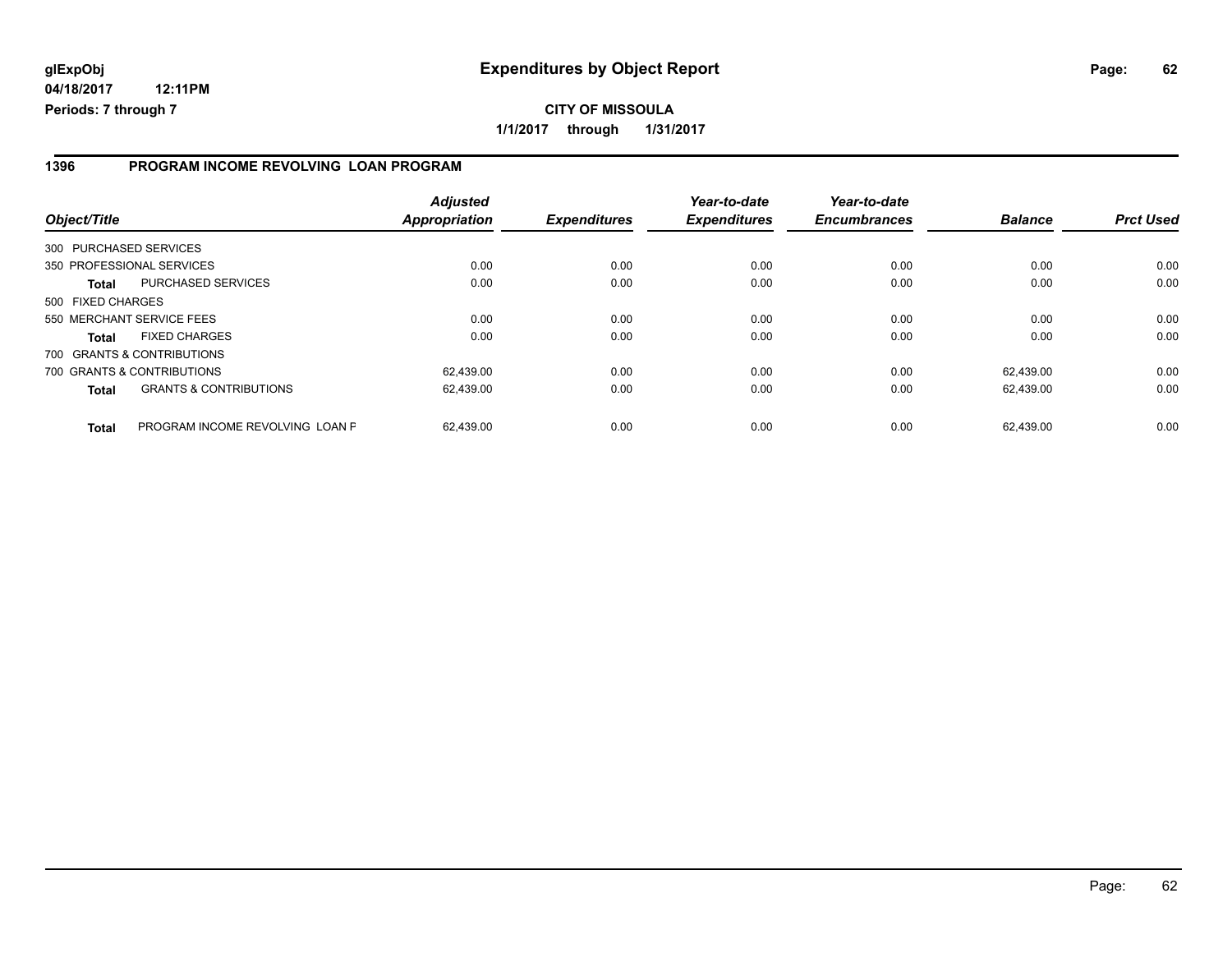**glExpObj** **Expenditures by Object Report**

**04/18/2017 12:11PM**

**Periods: 7 through 7**

**CITY OF MISSOULA**

**1/1/2017 through 1/31/2017**

## 1396 PROGRAM INCOME REVOLVING LOAN PROGRAM

| Object/Title | | Adjusted Appropriation | Expenditures | Year-to-date Expenditures | Year-to-date Encumbrances | Balance | Prct Used |
|---|---|---|---|---|---|---|---|
| 300 PURCHASED SERVICES | | | | | | | |
| 350 PROFESSIONAL SERVICES | | 0.00 | 0.00 | 0.00 | 0.00 | 0.00 | 0.00 |
| **Total** | PURCHASED SERVICES | 0.00 | 0.00 | 0.00 | 0.00 | 0.00 | 0.00 |
| 500 FIXED CHARGES | | | | | | | |
| 550 MERCHANT SERVICE FEES | | 0.00 | 0.00 | 0.00 | 0.00 | 0.00 | 0.00 |
| **Total** | FIXED CHARGES | 0.00 | 0.00 | 0.00 | 0.00 | 0.00 | 0.00 |
| 700 GRANTS & CONTRIBUTIONS | | | | | | | |
| 700 GRANTS & CONTRIBUTIONS | | 62,439.00 | 0.00 | 0.00 | 0.00 | 62,439.00 | 0.00 |
| **Total** | GRANTS & CONTRIBUTIONS | 62,439.00 | 0.00 | 0.00 | 0.00 | 62,439.00 | 0.00 |
| **Total** | PROGRAM INCOME REVOLVING LOAN F | 62,439.00 | 0.00 | 0.00 | 0.00 | 62,439.00 | 0.00 |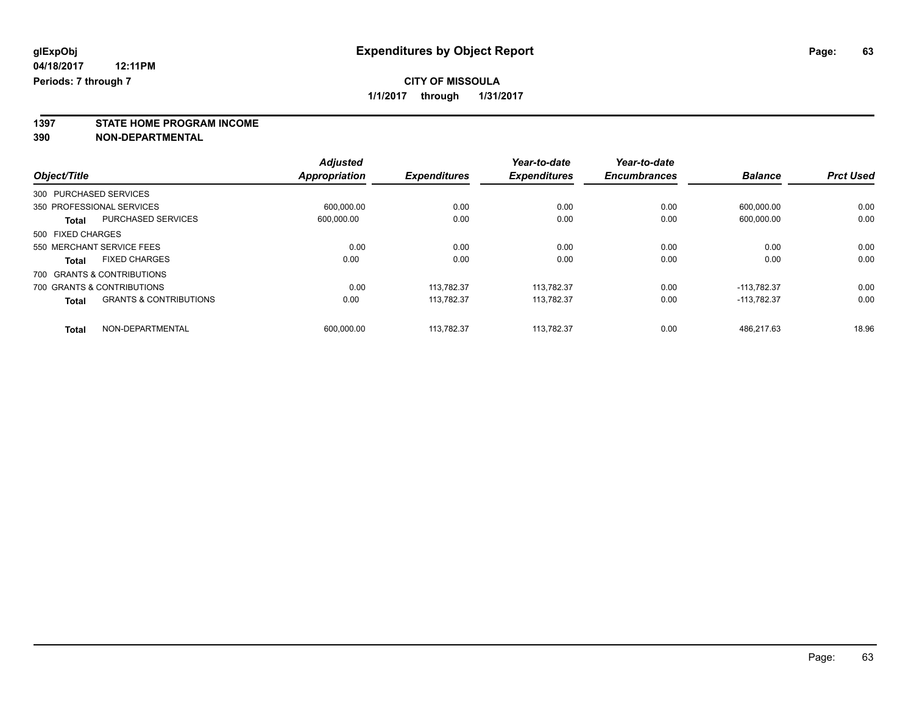**glExpObj** 

**04/18/2017 12:11PM**

**Periods: 7 through 7**

# Expenditures by Object Report

**CITY OF MISSOULA**

**1/1/2017 through 1/31/2017**

**1397 STATE HOME PROGRAM INCOME**

**390 NON-DEPARTMENTAL**

| Object/Title | | Adjusted Appropriation | Expenditures | Year-to-date Expenditures | Year-to-date Encumbrances | Balance | Prct Used |
|---|---|---|---|---|---|---|---|
| 300 PURCHASED SERVICES | | | | | | | |
| 350 PROFESSIONAL SERVICES | | 600,000.00 | 0.00 | 0.00 | 0.00 | 600,000.00 | 0.00 |
| **Total** | PURCHASED SERVICES | 600,000.00 | 0.00 | 0.00 | 0.00 | 600,000.00 | 0.00 |
| 500 FIXED CHARGES | | | | | | | |
| 550 MERCHANT SERVICE FEES | | 0.00 | 0.00 | 0.00 | 0.00 | 0.00 | 0.00 |
| **Total** | FIXED CHARGES | 0.00 | 0.00 | 0.00 | 0.00 | 0.00 | 0.00 |
| 700 GRANTS & CONTRIBUTIONS | | | | | | | |
| 700 GRANTS & CONTRIBUTIONS | | 0.00 | 113,782.37 | 113,782.37 | 0.00 | -113,782.37 | 0.00 |
| **Total** | GRANTS & CONTRIBUTIONS | 0.00 | 113,782.37 | 113,782.37 | 0.00 | -113,782.37 | 0.00 |
| **Total** | NON-DEPARTMENTAL | 600,000.00 | 113,782.37 | 113,782.37 | 0.00 | 486,217.63 | 18.96 |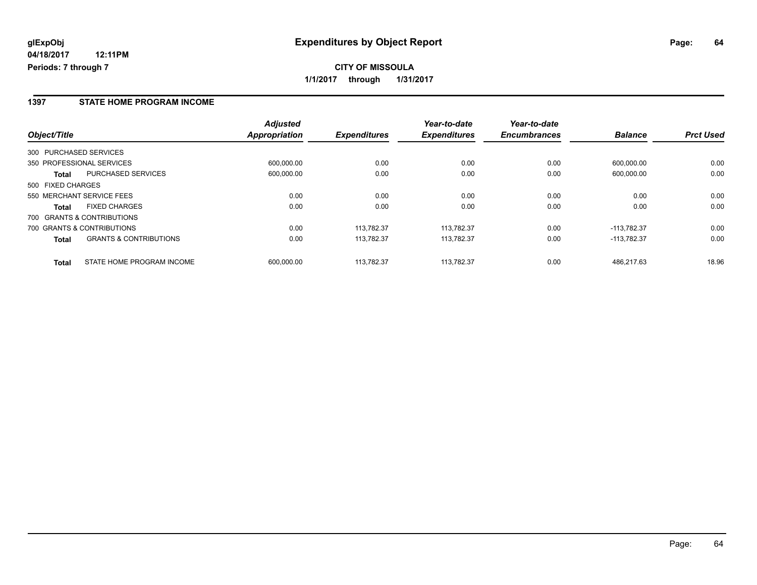# Expenditures by Object Report

glExpObj
04/18/2017 12:11PM
Periods: 7 through 7

**CITY OF MISSOULA**
**1/1/2017 through 1/31/2017**

## 1397 STATE HOME PROGRAM INCOME

| Object/Title | | Adjusted Appropriation | Expenditures | Year-to-date Expenditures | Year-to-date Encumbrances | Balance | Prct Used |
|---|---|---|---|---|---|---|---|
| 300 PURCHASED SERVICES | | | | | | | |
| 350 PROFESSIONAL SERVICES | | 600,000.00 | 0.00 | 0.00 | 0.00 | 600,000.00 | 0.00 |
| **Total** | PURCHASED SERVICES | 600,000.00 | 0.00 | 0.00 | 0.00 | 600,000.00 | 0.00 |
| 500 FIXED CHARGES | | | | | | | |
| 550 MERCHANT SERVICE FEES | | 0.00 | 0.00 | 0.00 | 0.00 | 0.00 | 0.00 |
| **Total** | FIXED CHARGES | 0.00 | 0.00 | 0.00 | 0.00 | 0.00 | 0.00 |
| 700 GRANTS & CONTRIBUTIONS | | | | | | | |
| 700 GRANTS & CONTRIBUTIONS | | 0.00 | 113,782.37 | 113,782.37 | 0.00 | -113,782.37 | 0.00 |
| **Total** | GRANTS & CONTRIBUTIONS | 0.00 | 113,782.37 | 113,782.37 | 0.00 | -113,782.37 | 0.00 |
| **Total** | STATE HOME PROGRAM INCOME | 600,000.00 | 113,782.37 | 113,782.37 | 0.00 | 486,217.63 | 18.96 |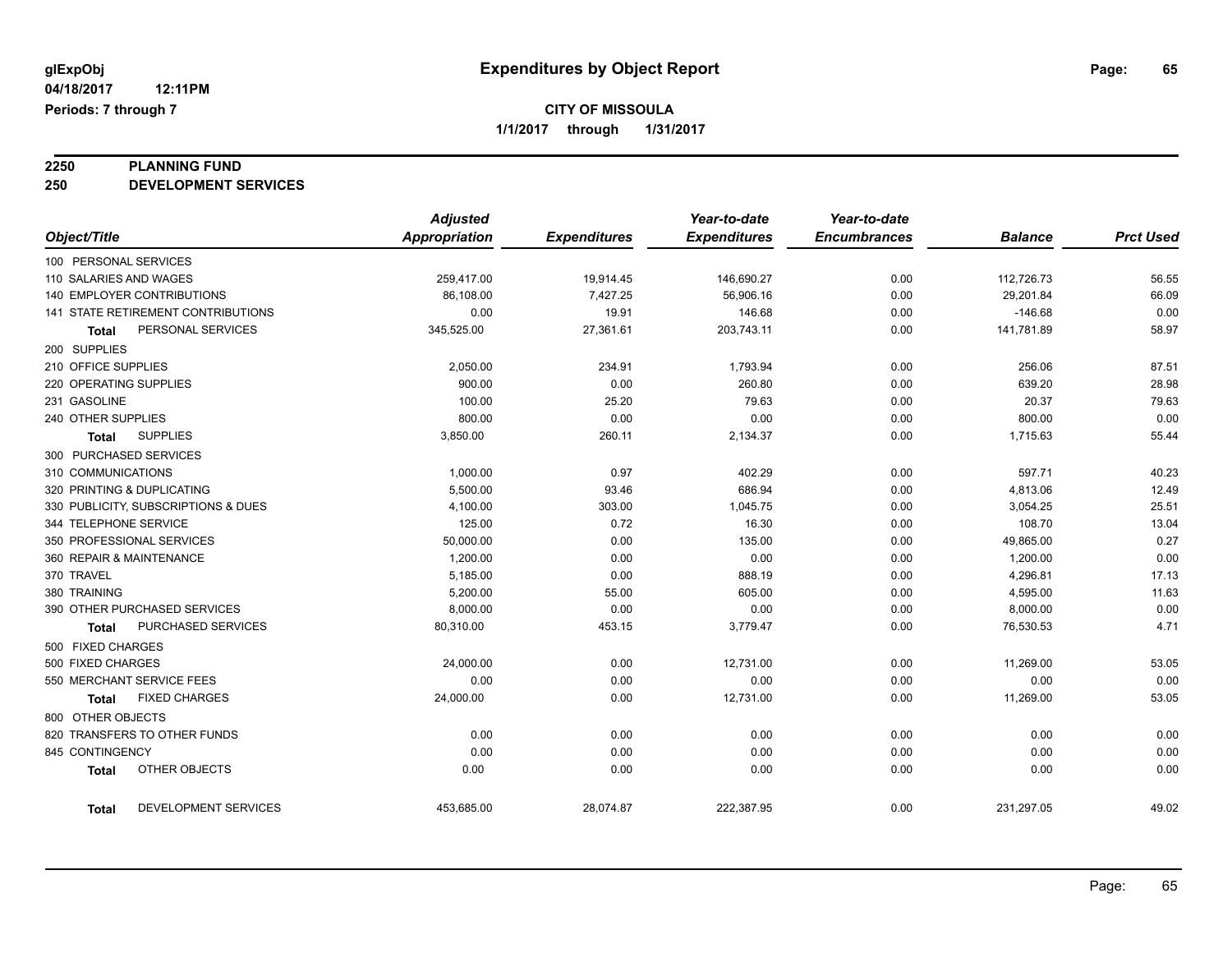# Expenditures by Object Report

glExpObj
04/18/2017 12:11PM
Periods: 7 through 7

**CITY OF MISSOULA**
**1/1/2017 through 1/31/2017**

**2250 PLANNING FUND**
**250 DEVELOPMENT SERVICES**

| Object/Title | Adjusted Appropriation | Expenditures | Year-to-date Expenditures | Year-to-date Encumbrances | Balance | Prct Used |
|---|---|---|---|---|---|---|
| 100 PERSONAL SERVICES | | | | | | |
| 110 SALARIES AND WAGES | 259,417.00 | 19,914.45 | 146,690.27 | 0.00 | 112,726.73 | 56.55 |
| 140 EMPLOYER CONTRIBUTIONS | 86,108.00 | 7,427.25 | 56,906.16 | 0.00 | 29,201.84 | 66.09 |
| 141 STATE RETIREMENT CONTRIBUTIONS | 0.00 | 19.91 | 146.68 | 0.00 | -146.68 | 0.00 |
| **Total** PERSONAL SERVICES | 345,525.00 | 27,361.61 | 203,743.11 | 0.00 | 141,781.89 | 58.97 |
| 200 SUPPLIES | | | | | | |
| 210 OFFICE SUPPLIES | 2,050.00 | 234.91 | 1,793.94 | 0.00 | 256.06 | 87.51 |
| 220 OPERATING SUPPLIES | 900.00 | 0.00 | 260.80 | 0.00 | 639.20 | 28.98 |
| 231 GASOLINE | 100.00 | 25.20 | 79.63 | 0.00 | 20.37 | 79.63 |
| 240 OTHER SUPPLIES | 800.00 | 0.00 | 0.00 | 0.00 | 800.00 | 0.00 |
| **Total** SUPPLIES | 3,850.00 | 260.11 | 2,134.37 | 0.00 | 1,715.63 | 55.44 |
| 300 PURCHASED SERVICES | | | | | | |
| 310 COMMUNICATIONS | 1,000.00 | 0.97 | 402.29 | 0.00 | 597.71 | 40.23 |
| 320 PRINTING & DUPLICATING | 5,500.00 | 93.46 | 686.94 | 0.00 | 4,813.06 | 12.49 |
| 330 PUBLICITY, SUBSCRIPTIONS & DUES | 4,100.00 | 303.00 | 1,045.75 | 0.00 | 3,054.25 | 25.51 |
| 344 TELEPHONE SERVICE | 125.00 | 0.72 | 16.30 | 0.00 | 108.70 | 13.04 |
| 350 PROFESSIONAL SERVICES | 50,000.00 | 0.00 | 135.00 | 0.00 | 49,865.00 | 0.27 |
| 360 REPAIR & MAINTENANCE | 1,200.00 | 0.00 | 0.00 | 0.00 | 1,200.00 | 0.00 |
| 370 TRAVEL | 5,185.00 | 0.00 | 888.19 | 0.00 | 4,296.81 | 17.13 |
| 380 TRAINING | 5,200.00 | 55.00 | 605.00 | 0.00 | 4,595.00 | 11.63 |
| 390 OTHER PURCHASED SERVICES | 8,000.00 | 0.00 | 0.00 | 0.00 | 8,000.00 | 0.00 |
| **Total** PURCHASED SERVICES | 80,310.00 | 453.15 | 3,779.47 | 0.00 | 76,530.53 | 4.71 |
| 500 FIXED CHARGES | | | | | | |
| 500 FIXED CHARGES | 24,000.00 | 0.00 | 12,731.00 | 0.00 | 11,269.00 | 53.05 |
| 550 MERCHANT SERVICE FEES | 0.00 | 0.00 | 0.00 | 0.00 | 0.00 | 0.00 |
| **Total** FIXED CHARGES | 24,000.00 | 0.00 | 12,731.00 | 0.00 | 11,269.00 | 53.05 |
| 800 OTHER OBJECTS | | | | | | |
| 820 TRANSFERS TO OTHER FUNDS | 0.00 | 0.00 | 0.00 | 0.00 | 0.00 | 0.00 |
| 845 CONTINGENCY | 0.00 | 0.00 | 0.00 | 0.00 | 0.00 | 0.00 |
| **Total** OTHER OBJECTS | 0.00 | 0.00 | 0.00 | 0.00 | 0.00 | 0.00 |
| **Total** DEVELOPMENT SERVICES | 453,685.00 | 28,074.87 | 222,387.95 | 0.00 | 231,297.05 | 49.02 |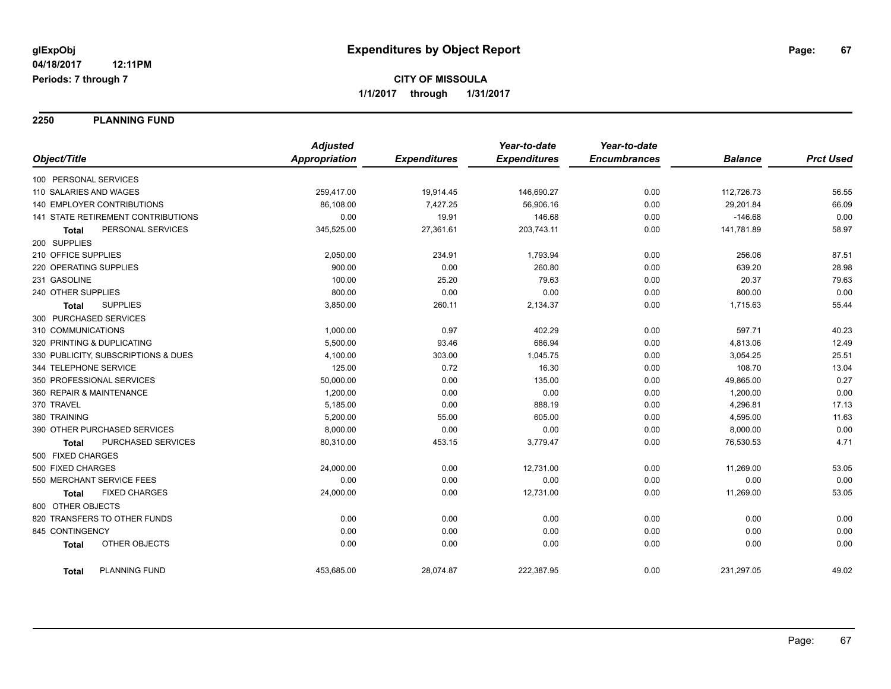**glExpObj**
**04/18/2017 12:11PM**
**Periods: 7 through 7**

# Expenditures by Object Report

**CITY OF MISSOULA**
**1/1/2017 through 1/31/2017**

## 2250 PLANNING FUND

| Object/Title | Adjusted Appropriation | Expenditures | Year-to-date Expenditures | Year-to-date Encumbrances | Balance | Prct Used |
|---|---|---|---|---|---|---|
| 100 PERSONAL SERVICES | | | | | | |
| 110 SALARIES AND WAGES | 259,417.00 | 19,914.45 | 146,690.27 | 0.00 | 112,726.73 | 56.55 |
| 140 EMPLOYER CONTRIBUTIONS | 86,108.00 | 7,427.25 | 56,906.16 | 0.00 | 29,201.84 | 66.09 |
| 141 STATE RETIREMENT CONTRIBUTIONS | 0.00 | 19.91 | 146.68 | 0.00 | -146.68 | 0.00 |
| **Total** PERSONAL SERVICES | 345,525.00 | 27,361.61 | 203,743.11 | 0.00 | 141,781.89 | 58.97 |
| 200 SUPPLIES | | | | | | |
| 210 OFFICE SUPPLIES | 2,050.00 | 234.91 | 1,793.94 | 0.00 | 256.06 | 87.51 |
| 220 OPERATING SUPPLIES | 900.00 | 0.00 | 260.80 | 0.00 | 639.20 | 28.98 |
| 231 GASOLINE | 100.00 | 25.20 | 79.63 | 0.00 | 20.37 | 79.63 |
| 240 OTHER SUPPLIES | 800.00 | 0.00 | 0.00 | 0.00 | 800.00 | 0.00 |
| **Total** SUPPLIES | 3,850.00 | 260.11 | 2,134.37 | 0.00 | 1,715.63 | 55.44 |
| 300 PURCHASED SERVICES | | | | | | |
| 310 COMMUNICATIONS | 1,000.00 | 0.97 | 402.29 | 0.00 | 597.71 | 40.23 |
| 320 PRINTING & DUPLICATING | 5,500.00 | 93.46 | 686.94 | 0.00 | 4,813.06 | 12.49 |
| 330 PUBLICITY, SUBSCRIPTIONS & DUES | 4,100.00 | 303.00 | 1,045.75 | 0.00 | 3,054.25 | 25.51 |
| 344 TELEPHONE SERVICE | 125.00 | 0.72 | 16.30 | 0.00 | 108.70 | 13.04 |
| 350 PROFESSIONAL SERVICES | 50,000.00 | 0.00 | 135.00 | 0.00 | 49,865.00 | 0.27 |
| 360 REPAIR & MAINTENANCE | 1,200.00 | 0.00 | 0.00 | 0.00 | 1,200.00 | 0.00 |
| 370 TRAVEL | 5,185.00 | 0.00 | 888.19 | 0.00 | 4,296.81 | 17.13 |
| 380 TRAINING | 5,200.00 | 55.00 | 605.00 | 0.00 | 4,595.00 | 11.63 |
| 390 OTHER PURCHASED SERVICES | 8,000.00 | 0.00 | 0.00 | 0.00 | 8,000.00 | 0.00 |
| **Total** PURCHASED SERVICES | 80,310.00 | 453.15 | 3,779.47 | 0.00 | 76,530.53 | 4.71 |
| 500 FIXED CHARGES | | | | | | |
| 500 FIXED CHARGES | 24,000.00 | 0.00 | 12,731.00 | 0.00 | 11,269.00 | 53.05 |
| 550 MERCHANT SERVICE FEES | 0.00 | 0.00 | 0.00 | 0.00 | 0.00 | 0.00 |
| **Total** FIXED CHARGES | 24,000.00 | 0.00 | 12,731.00 | 0.00 | 11,269.00 | 53.05 |
| 800 OTHER OBJECTS | | | | | | |
| 820 TRANSFERS TO OTHER FUNDS | 0.00 | 0.00 | 0.00 | 0.00 | 0.00 | 0.00 |
| 845 CONTINGENCY | 0.00 | 0.00 | 0.00 | 0.00 | 0.00 | 0.00 |
| **Total** OTHER OBJECTS | 0.00 | 0.00 | 0.00 | 0.00 | 0.00 | 0.00 |
| **Total** PLANNING FUND | 453,685.00 | 28,074.87 | 222,387.95 | 0.00 | 231,297.05 | 49.02 |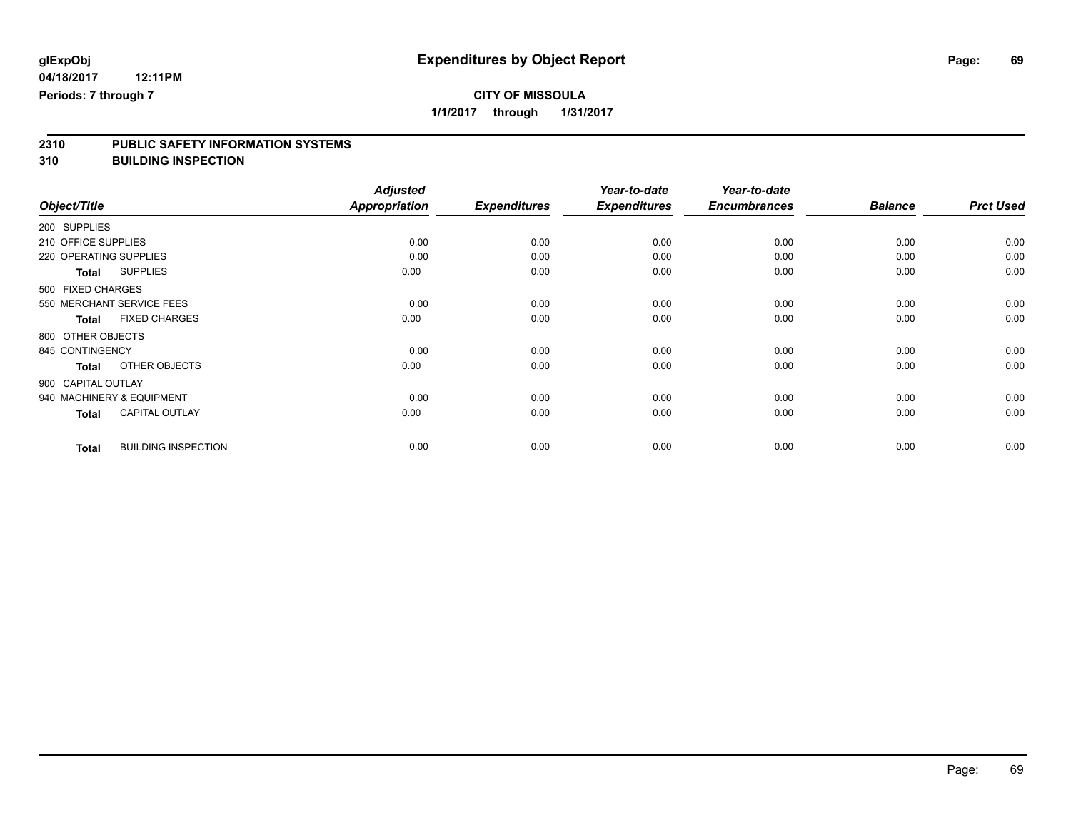**glExpObj** **Expenditures by Object Report**

**04/18/2017 12:11PM**

**Periods: 7 through 7**

**CITY OF MISSOULA**

**1/1/2017 through 1/31/2017**

## 2310 PUBLIC SAFETY INFORMATION SYSTEMS

## 310 BUILDING INSPECTION

| Object/Title | Adjusted Appropriation | Expenditures | Year-to-date Expenditures | Year-to-date Encumbrances | Balance | Prct Used |
|---|---|---|---|---|---|---|
| 200 SUPPLIES | | | | | | |
| 210 OFFICE SUPPLIES | 0.00 | 0.00 | 0.00 | 0.00 | 0.00 | 0.00 |
| 220 OPERATING SUPPLIES | 0.00 | 0.00 | 0.00 | 0.00 | 0.00 | 0.00 |
| **Total** SUPPLIES | 0.00 | 0.00 | 0.00 | 0.00 | 0.00 | 0.00 |
| 500 FIXED CHARGES | | | | | | |
| 550 MERCHANT SERVICE FEES | 0.00 | 0.00 | 0.00 | 0.00 | 0.00 | 0.00 |
| **Total** FIXED CHARGES | 0.00 | 0.00 | 0.00 | 0.00 | 0.00 | 0.00 |
| 800 OTHER OBJECTS | | | | | | |
| 845 CONTINGENCY | 0.00 | 0.00 | 0.00 | 0.00 | 0.00 | 0.00 |
| **Total** OTHER OBJECTS | 0.00 | 0.00 | 0.00 | 0.00 | 0.00 | 0.00 |
| 900 CAPITAL OUTLAY | | | | | | |
| 940 MACHINERY & EQUIPMENT | 0.00 | 0.00 | 0.00 | 0.00 | 0.00 | 0.00 |
| **Total** CAPITAL OUTLAY | 0.00 | 0.00 | 0.00 | 0.00 | 0.00 | 0.00 |
| **Total** BUILDING INSPECTION | 0.00 | 0.00 | 0.00 | 0.00 | 0.00 | 0.00 |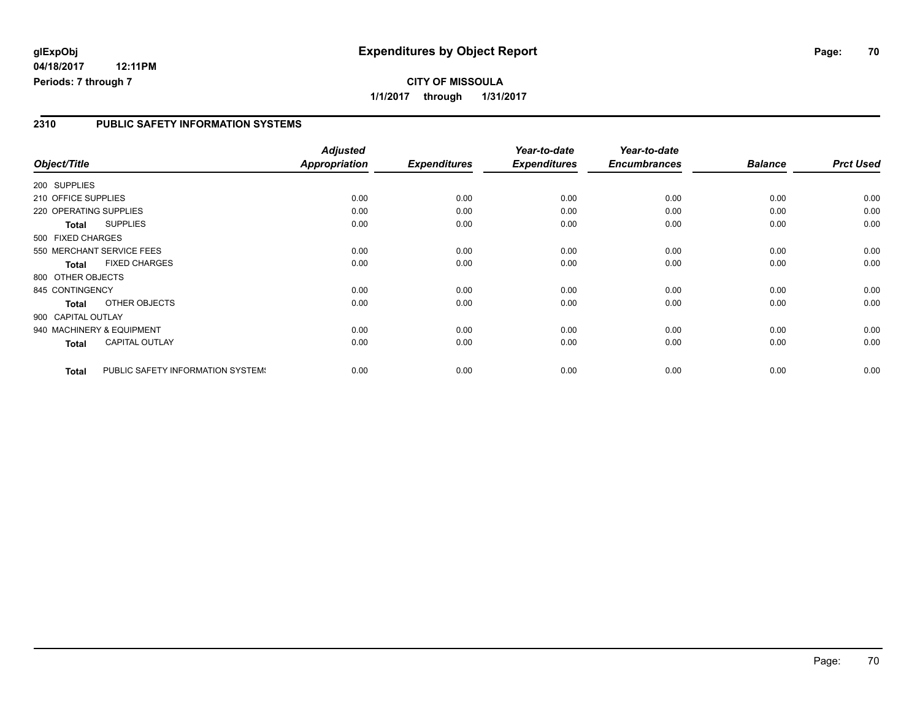glExpObj
04/18/2017 12:11PM
Periods: 7 through 7

# Expenditures by Object Report

**CITY OF MISSOULA**

**1/1/2017 through 1/31/2017**

## 2310 PUBLIC SAFETY INFORMATION SYSTEMS

| Object/Title | Adjusted Appropriation | Expenditures | Year-to-date Expenditures | Year-to-date Encumbrances | Balance | Prct Used |
|---|---|---|---|---|---|---|
| 200 SUPPLIES | | | | | | |
| 210 OFFICE SUPPLIES | 0.00 | 0.00 | 0.00 | 0.00 | 0.00 | 0.00 |
| 220 OPERATING SUPPLIES | 0.00 | 0.00 | 0.00 | 0.00 | 0.00 | 0.00 |
| **Total** SUPPLIES | 0.00 | 0.00 | 0.00 | 0.00 | 0.00 | 0.00 |
| 500 FIXED CHARGES | | | | | | |
| 550 MERCHANT SERVICE FEES | 0.00 | 0.00 | 0.00 | 0.00 | 0.00 | 0.00 |
| **Total** FIXED CHARGES | 0.00 | 0.00 | 0.00 | 0.00 | 0.00 | 0.00 |
| 800 OTHER OBJECTS | | | | | | |
| 845 CONTINGENCY | 0.00 | 0.00 | 0.00 | 0.00 | 0.00 | 0.00 |
| **Total** OTHER OBJECTS | 0.00 | 0.00 | 0.00 | 0.00 | 0.00 | 0.00 |
| 900 CAPITAL OUTLAY | | | | | | |
| 940 MACHINERY & EQUIPMENT | 0.00 | 0.00 | 0.00 | 0.00 | 0.00 | 0.00 |
| **Total** CAPITAL OUTLAY | 0.00 | 0.00 | 0.00 | 0.00 | 0.00 | 0.00 |
| **Total** PUBLIC SAFETY INFORMATION SYSTEMS | 0.00 | 0.00 | 0.00 | 0.00 | 0.00 | 0.00 |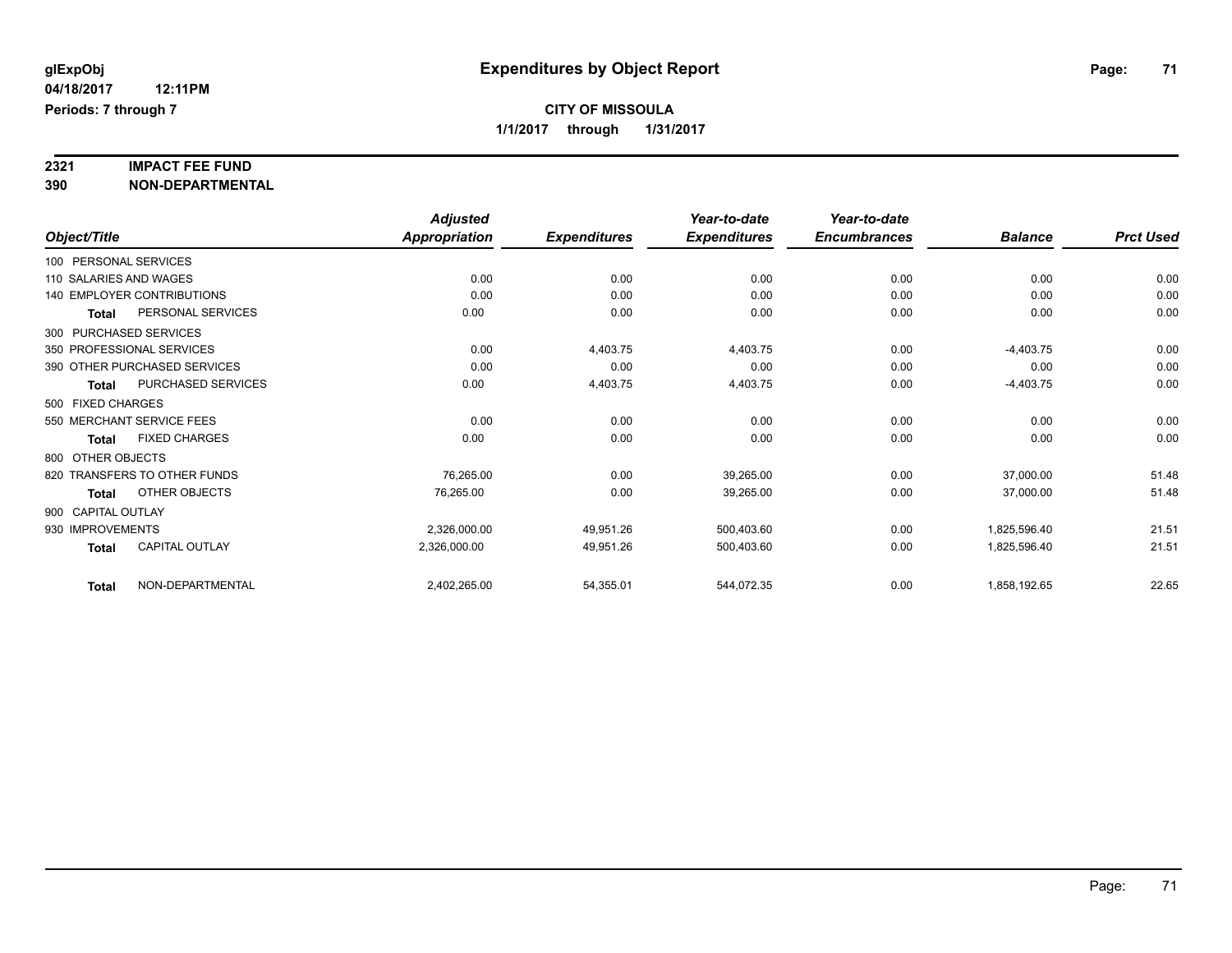**glExpObj**
**04/18/2017 12:11PM**
**Periods: 7 through 7**

# Expenditures by Object Report

**CITY OF MISSOULA**
**1/1/2017 through 1/31/2017**

**2321 IMPACT FEE FUND**
**390 NON-DEPARTMENTAL**

| Object/Title | Adjusted Appropriation | Expenditures | Year-to-date Expenditures | Year-to-date Encumbrances | Balance | Prct Used |
|---|---|---|---|---|---|---|
| 100 PERSONAL SERVICES | | | | | | |
| 110 SALARIES AND WAGES | 0.00 | 0.00 | 0.00 | 0.00 | 0.00 | 0.00 |
| 140 EMPLOYER CONTRIBUTIONS | 0.00 | 0.00 | 0.00 | 0.00 | 0.00 | 0.00 |
| **Total** PERSONAL SERVICES | 0.00 | 0.00 | 0.00 | 0.00 | 0.00 | 0.00 |
| 300 PURCHASED SERVICES | | | | | | |
| 350 PROFESSIONAL SERVICES | 0.00 | 4,403.75 | 4,403.75 | 0.00 | -4,403.75 | 0.00 |
| 390 OTHER PURCHASED SERVICES | 0.00 | 0.00 | 0.00 | 0.00 | 0.00 | 0.00 |
| **Total** PURCHASED SERVICES | 0.00 | 4,403.75 | 4,403.75 | 0.00 | -4,403.75 | 0.00 |
| 500 FIXED CHARGES | | | | | | |
| 550 MERCHANT SERVICE FEES | 0.00 | 0.00 | 0.00 | 0.00 | 0.00 | 0.00 |
| **Total** FIXED CHARGES | 0.00 | 0.00 | 0.00 | 0.00 | 0.00 | 0.00 |
| 800 OTHER OBJECTS | | | | | | |
| 820 TRANSFERS TO OTHER FUNDS | 76,265.00 | 0.00 | 39,265.00 | 0.00 | 37,000.00 | 51.48 |
| **Total** OTHER OBJECTS | 76,265.00 | 0.00 | 39,265.00 | 0.00 | 37,000.00 | 51.48 |
| 900 CAPITAL OUTLAY | | | | | | |
| 930 IMPROVEMENTS | 2,326,000.00 | 49,951.26 | 500,403.60 | 0.00 | 1,825,596.40 | 21.51 |
| **Total** CAPITAL OUTLAY | 2,326,000.00 | 49,951.26 | 500,403.60 | 0.00 | 1,825,596.40 | 21.51 |
| **Total** NON-DEPARTMENTAL | 2,402,265.00 | 54,355.01 | 544,072.35 | 0.00 | 1,858,192.65 | 22.65 |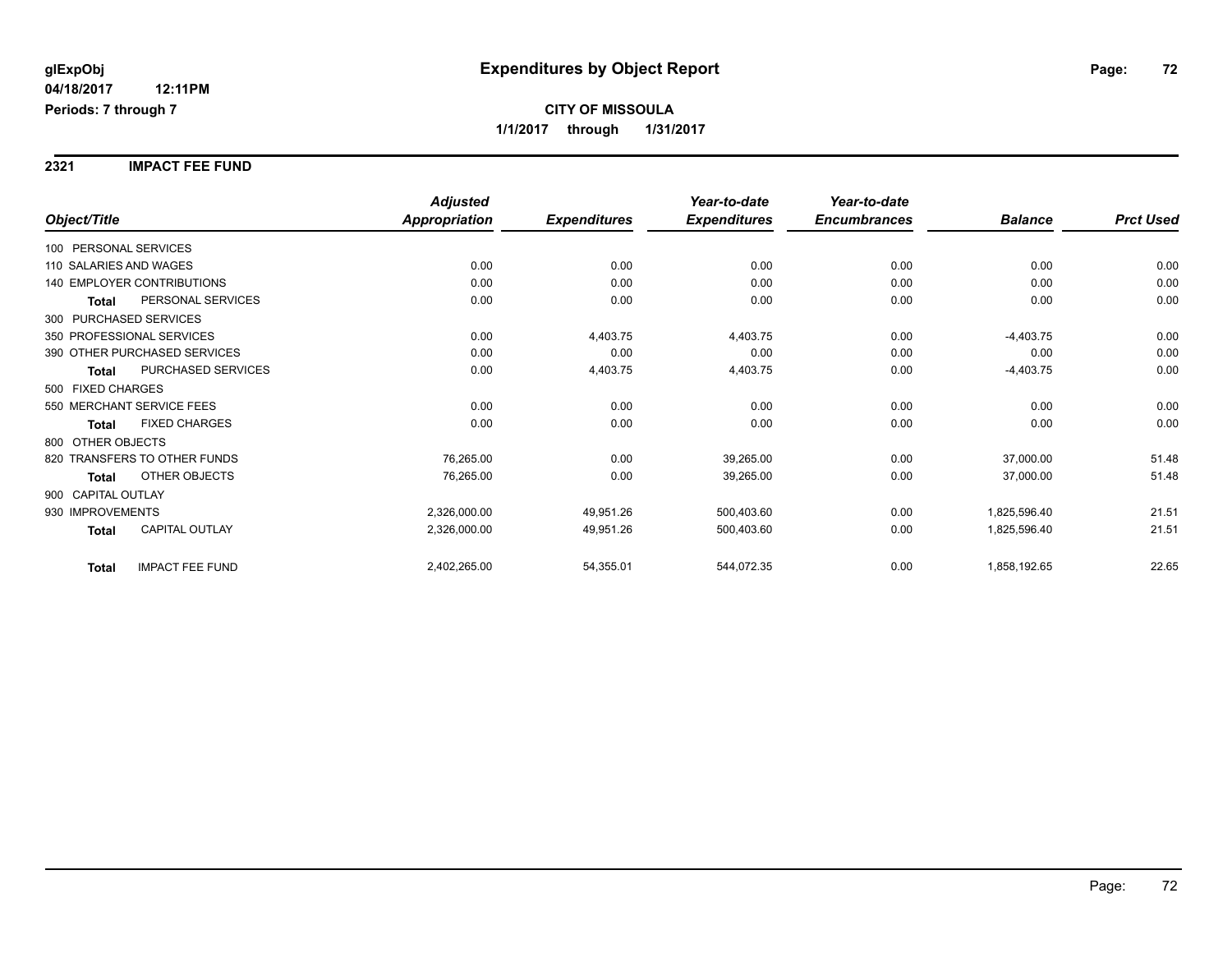**glExpObj**
**04/18/2017 12:11PM**
**Periods: 7 through 7**

# Expenditures by Object Report

**CITY OF MISSOULA**
**1/1/2017 through 1/31/2017**

## 2321 IMPACT FEE FUND

| Object/Title | Adjusted Appropriation | Expenditures | Year-to-date Expenditures | Year-to-date Encumbrances | Balance | Prct Used |
|---|---|---|---|---|---|---|
| 100 PERSONAL SERVICES | | | | | | |
| 110 SALARIES AND WAGES | 0.00 | 0.00 | 0.00 | 0.00 | 0.00 | 0.00 |
| 140 EMPLOYER CONTRIBUTIONS | 0.00 | 0.00 | 0.00 | 0.00 | 0.00 | 0.00 |
| **Total** PERSONAL SERVICES | 0.00 | 0.00 | 0.00 | 0.00 | 0.00 | 0.00 |
| 300 PURCHASED SERVICES | | | | | | |
| 350 PROFESSIONAL SERVICES | 0.00 | 4,403.75 | 4,403.75 | 0.00 | -4,403.75 | 0.00 |
| 390 OTHER PURCHASED SERVICES | 0.00 | 0.00 | 0.00 | 0.00 | 0.00 | 0.00 |
| **Total** PURCHASED SERVICES | 0.00 | 4,403.75 | 4,403.75 | 0.00 | -4,403.75 | 0.00 |
| 500 FIXED CHARGES | | | | | | |
| 550 MERCHANT SERVICE FEES | 0.00 | 0.00 | 0.00 | 0.00 | 0.00 | 0.00 |
| **Total** FIXED CHARGES | 0.00 | 0.00 | 0.00 | 0.00 | 0.00 | 0.00 |
| 800 OTHER OBJECTS | | | | | | |
| 820 TRANSFERS TO OTHER FUNDS | 76,265.00 | 0.00 | 39,265.00 | 0.00 | 37,000.00 | 51.48 |
| **Total** OTHER OBJECTS | 76,265.00 | 0.00 | 39,265.00 | 0.00 | 37,000.00 | 51.48 |
| 900 CAPITAL OUTLAY | | | | | | |
| 930 IMPROVEMENTS | 2,326,000.00 | 49,951.26 | 500,403.60 | 0.00 | 1,825,596.40 | 21.51 |
| **Total** CAPITAL OUTLAY | 2,326,000.00 | 49,951.26 | 500,403.60 | 0.00 | 1,825,596.40 | 21.51 |
| **Total** IMPACT FEE FUND | 2,402,265.00 | 54,355.01 | 544,072.35 | 0.00 | 1,858,192.65 | 22.65 |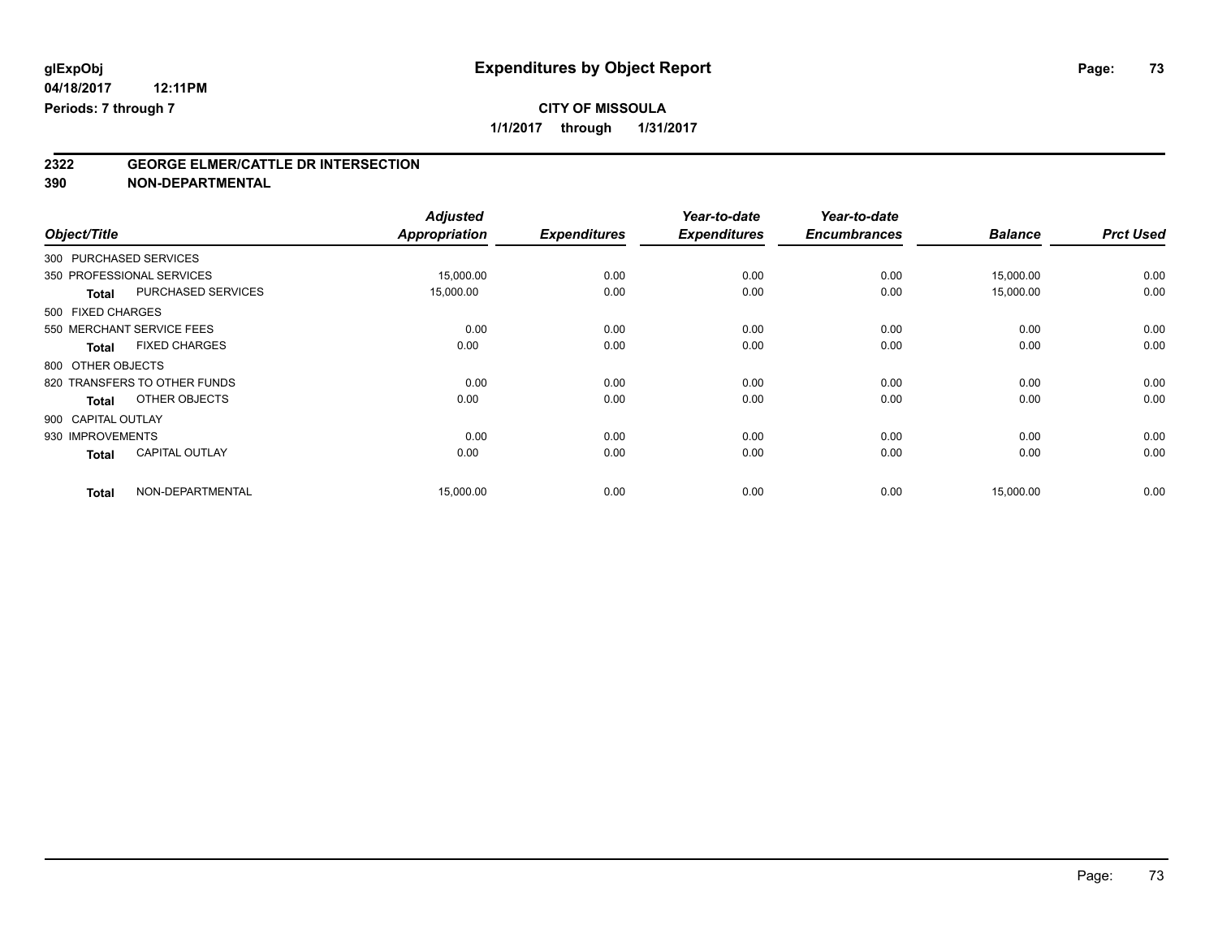# Expenditures by Object Report

glExpObj
04/18/2017 12:11PM
Periods: 7 through 7

**CITY OF MISSOULA**
**1/1/2017 through 1/31/2017**

## 2322 GEORGE ELMER/CATTLE DR INTERSECTION
## 390 NON-DEPARTMENTAL

| Object/Title | Adjusted Appropriation | Expenditures | Year-to-date Expenditures | Year-to-date Encumbrances | Balance | Prct Used |
|---|---|---|---|---|---|---|
| 300 PURCHASED SERVICES | | | | | | |
| 350 PROFESSIONAL SERVICES | 15,000.00 | 0.00 | 0.00 | 0.00 | 15,000.00 | 0.00 |
| **Total** PURCHASED SERVICES | 15,000.00 | 0.00 | 0.00 | 0.00 | 15,000.00 | 0.00 |
| 500 FIXED CHARGES | | | | | | |
| 550 MERCHANT SERVICE FEES | 0.00 | 0.00 | 0.00 | 0.00 | 0.00 | 0.00 |
| **Total** FIXED CHARGES | 0.00 | 0.00 | 0.00 | 0.00 | 0.00 | 0.00 |
| 800 OTHER OBJECTS | | | | | | |
| 820 TRANSFERS TO OTHER FUNDS | 0.00 | 0.00 | 0.00 | 0.00 | 0.00 | 0.00 |
| **Total** OTHER OBJECTS | 0.00 | 0.00 | 0.00 | 0.00 | 0.00 | 0.00 |
| 900 CAPITAL OUTLAY | | | | | | |
| 930 IMPROVEMENTS | 0.00 | 0.00 | 0.00 | 0.00 | 0.00 | 0.00 |
| **Total** CAPITAL OUTLAY | 0.00 | 0.00 | 0.00 | 0.00 | 0.00 | 0.00 |
| **Total** NON-DEPARTMENTAL | 15,000.00 | 0.00 | 0.00 | 0.00 | 15,000.00 | 0.00 |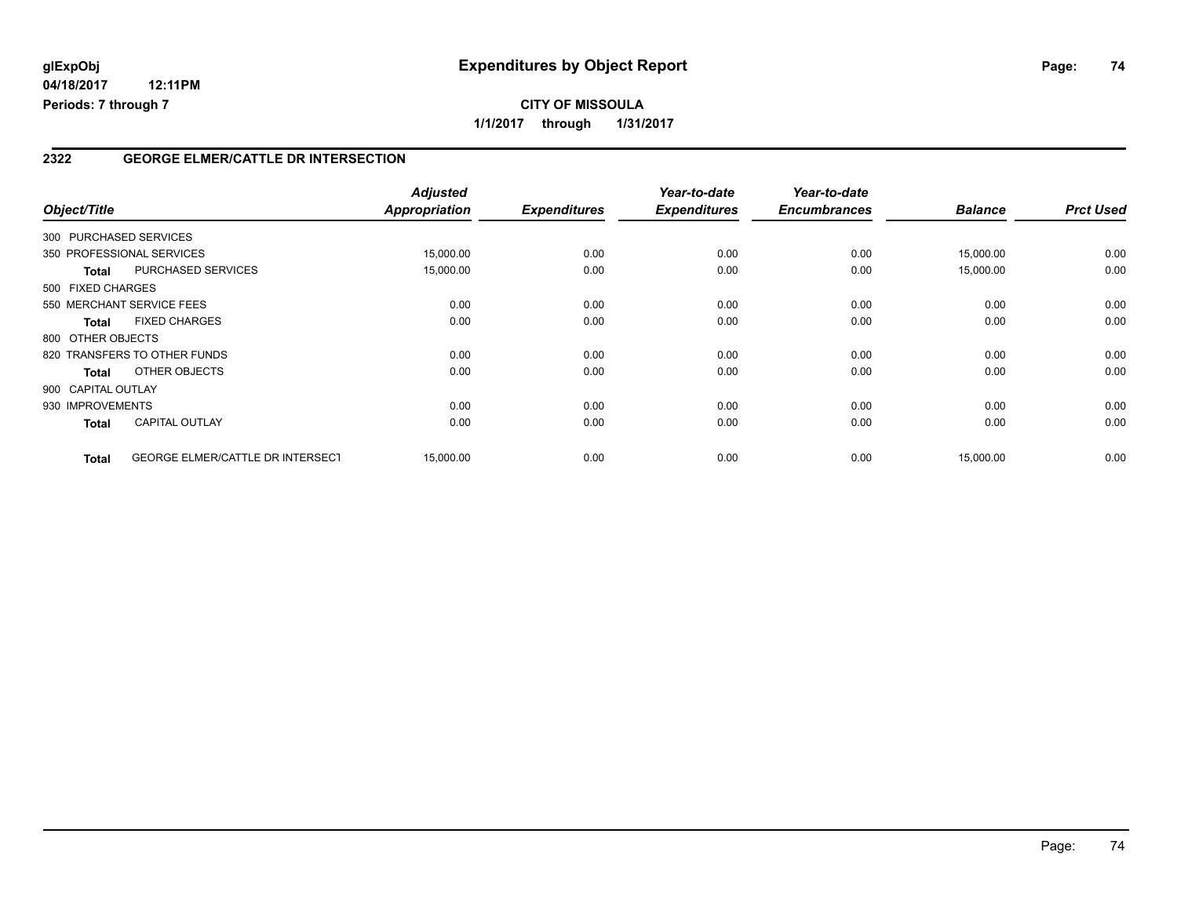glExpObj
04/18/2017 12:11PM
Periods: 7 through 7

# Expenditures by Object Report

**CITY OF MISSOULA**
**1/1/2017 through 1/31/2017**

## 2322 GEORGE ELMER/CATTLE DR INTERSECTION

| Object/Title | | Adjusted Appropriation | Expenditures | Year-to-date Expenditures | Year-to-date Encumbrances | Balance | Prct Used |
|---|---|---|---|---|---|---|---|
| 300 PURCHASED SERVICES | | | | | | | |
| 350 PROFESSIONAL SERVICES | | 15,000.00 | 0.00 | 0.00 | 0.00 | 15,000.00 | 0.00 |
| **Total** | PURCHASED SERVICES | 15,000.00 | 0.00 | 0.00 | 0.00 | 15,000.00 | 0.00 |
| 500 FIXED CHARGES | | | | | | | |
| 550 MERCHANT SERVICE FEES | | 0.00 | 0.00 | 0.00 | 0.00 | 0.00 | 0.00 |
| **Total** | FIXED CHARGES | 0.00 | 0.00 | 0.00 | 0.00 | 0.00 | 0.00 |
| 800 OTHER OBJECTS | | | | | | | |
| 820 TRANSFERS TO OTHER FUNDS | | 0.00 | 0.00 | 0.00 | 0.00 | 0.00 | 0.00 |
| **Total** | OTHER OBJECTS | 0.00 | 0.00 | 0.00 | 0.00 | 0.00 | 0.00 |
| 900 CAPITAL OUTLAY | | | | | | | |
| 930 IMPROVEMENTS | | 0.00 | 0.00 | 0.00 | 0.00 | 0.00 | 0.00 |
| **Total** | CAPITAL OUTLAY | 0.00 | 0.00 | 0.00 | 0.00 | 0.00 | 0.00 |
| **Total** | GEORGE ELMER/CATTLE DR INTERSECT | 15,000.00 | 0.00 | 0.00 | 0.00 | 15,000.00 | 0.00 |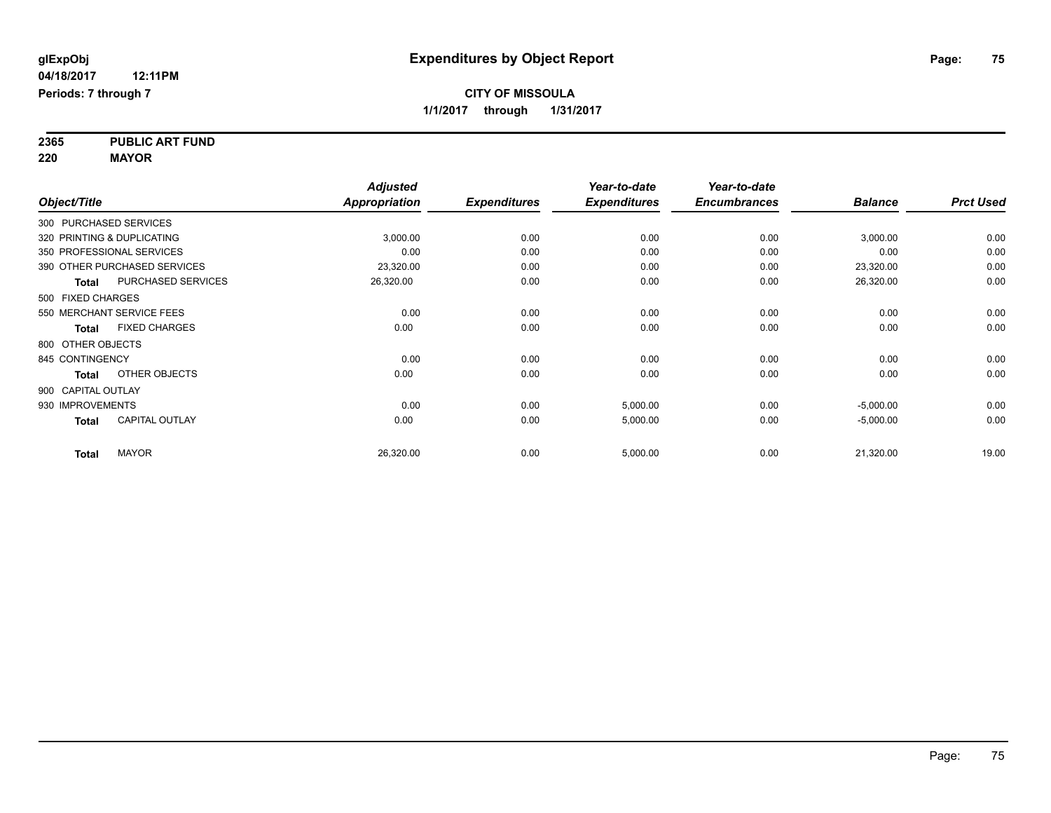**glExpObj**
**04/18/2017 12:11PM**
**Periods: 7 through 7**

# Expenditures by Object Report

**CITY OF MISSOULA**
**1/1/2017 through 1/31/2017**

**2365 PUBLIC ART FUND**
**220 MAYOR**

| Object/Title | Adjusted Appropriation | Expenditures | Year-to-date Expenditures | Year-to-date Encumbrances | Balance | Prct Used |
|---|---|---|---|---|---|---|
| 300 PURCHASED SERVICES | | | | | | |
| 320 PRINTING & DUPLICATING | 3,000.00 | 0.00 | 0.00 | 0.00 | 3,000.00 | 0.00 |
| 350 PROFESSIONAL SERVICES | 0.00 | 0.00 | 0.00 | 0.00 | 0.00 | 0.00 |
| 390 OTHER PURCHASED SERVICES | 23,320.00 | 0.00 | 0.00 | 0.00 | 23,320.00 | 0.00 |
| **Total** PURCHASED SERVICES | 26,320.00 | 0.00 | 0.00 | 0.00 | 26,320.00 | 0.00 |
| 500 FIXED CHARGES | | | | | | |
| 550 MERCHANT SERVICE FEES | 0.00 | 0.00 | 0.00 | 0.00 | 0.00 | 0.00 |
| **Total** FIXED CHARGES | 0.00 | 0.00 | 0.00 | 0.00 | 0.00 | 0.00 |
| 800 OTHER OBJECTS | | | | | | |
| 845 CONTINGENCY | 0.00 | 0.00 | 0.00 | 0.00 | 0.00 | 0.00 |
| **Total** OTHER OBJECTS | 0.00 | 0.00 | 0.00 | 0.00 | 0.00 | 0.00 |
| 900 CAPITAL OUTLAY | | | | | | |
| 930 IMPROVEMENTS | 0.00 | 0.00 | 5,000.00 | 0.00 | -5,000.00 | 0.00 |
| **Total** CAPITAL OUTLAY | 0.00 | 0.00 | 5,000.00 | 0.00 | -5,000.00 | 0.00 |
| **Total** MAYOR | 26,320.00 | 0.00 | 5,000.00 | 0.00 | 21,320.00 | 19.00 |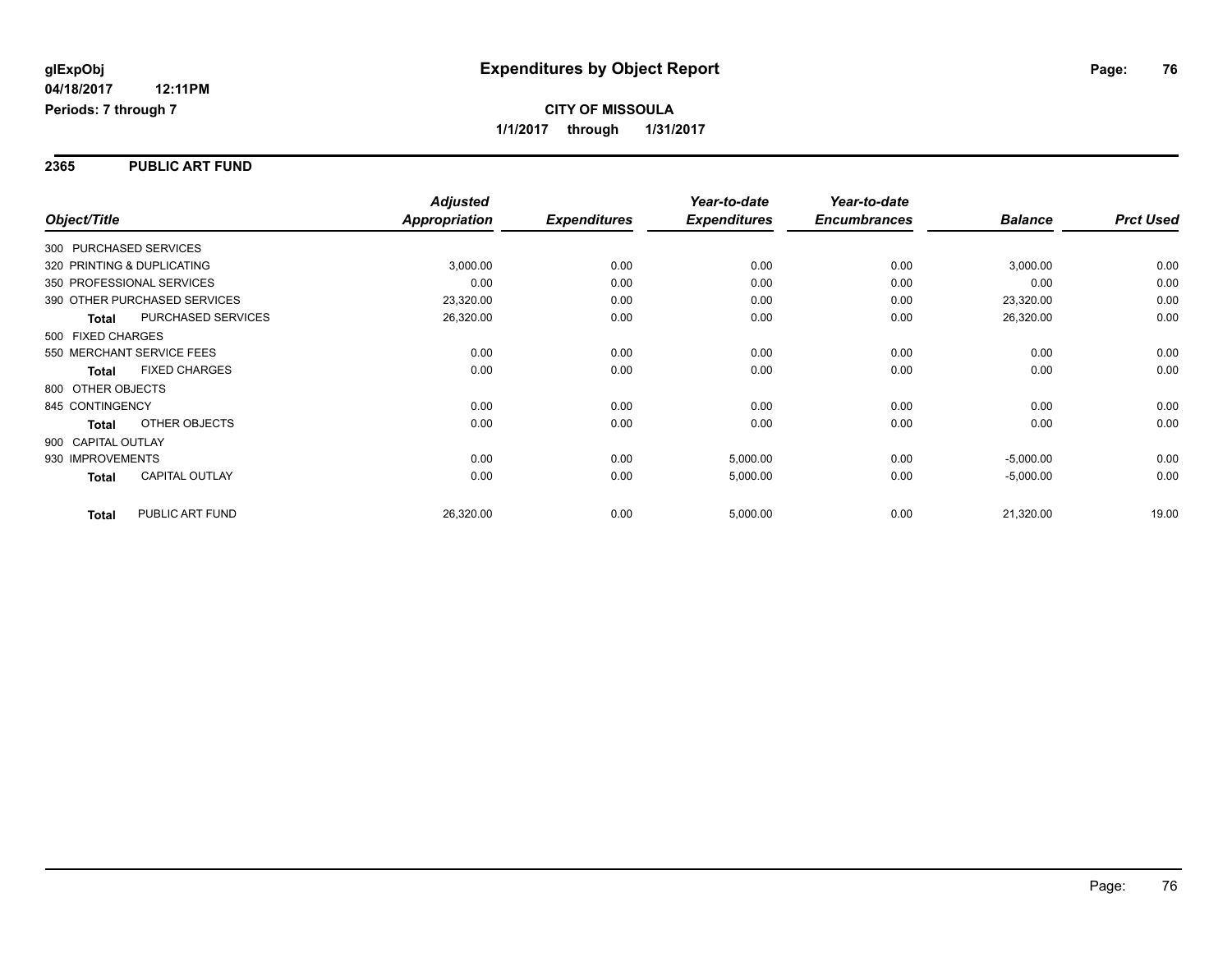**glExpObj**
**04/18/2017 12:11PM**
**Periods: 7 through 7**

# Expenditures by Object Report

**CITY OF MISSOULA**
**1/1/2017 through 1/31/2017**

## 2365 PUBLIC ART FUND

| Object/Title | | Adjusted Appropriation | Expenditures | Year-to-date Expenditures | Year-to-date Encumbrances | Balance | Prct Used |
|---|---|---|---|---|---|---|---|
| 300 PURCHASED SERVICES | | | | | | | |
| 320 PRINTING & DUPLICATING | | 3,000.00 | 0.00 | 0.00 | 0.00 | 3,000.00 | 0.00 |
| 350 PROFESSIONAL SERVICES | | 0.00 | 0.00 | 0.00 | 0.00 | 0.00 | 0.00 |
| 390 OTHER PURCHASED SERVICES | | 23,320.00 | 0.00 | 0.00 | 0.00 | 23,320.00 | 0.00 |
| **Total** | PURCHASED SERVICES | 26,320.00 | 0.00 | 0.00 | 0.00 | 26,320.00 | 0.00 |
| 500 FIXED CHARGES | | | | | | | |
| 550 MERCHANT SERVICE FEES | | 0.00 | 0.00 | 0.00 | 0.00 | 0.00 | 0.00 |
| **Total** | FIXED CHARGES | 0.00 | 0.00 | 0.00 | 0.00 | 0.00 | 0.00 |
| 800 OTHER OBJECTS | | | | | | | |
| 845 CONTINGENCY | | 0.00 | 0.00 | 0.00 | 0.00 | 0.00 | 0.00 |
| **Total** | OTHER OBJECTS | 0.00 | 0.00 | 0.00 | 0.00 | 0.00 | 0.00 |
| 900 CAPITAL OUTLAY | | | | | | | |
| 930 IMPROVEMENTS | | 0.00 | 0.00 | 5,000.00 | 0.00 | -5,000.00 | 0.00 |
| **Total** | CAPITAL OUTLAY | 0.00 | 0.00 | 5,000.00 | 0.00 | -5,000.00 | 0.00 |
| **Total** | PUBLIC ART FUND | 26,320.00 | 0.00 | 5,000.00 | 0.00 | 21,320.00 | 19.00 |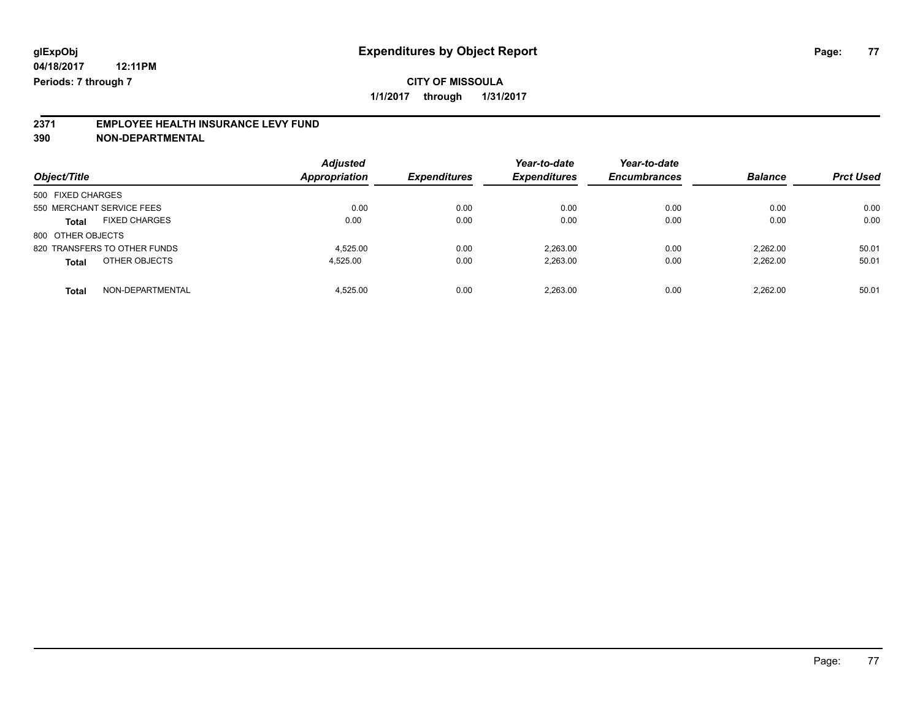glExpObj
04/18/2017 12:11PM
Periods: 7 through 7

# Expenditures by Object Report

**CITY OF MISSOULA**

**1/1/2017 through 1/31/2017**

**2371 EMPLOYEE HEALTH INSURANCE LEVY FUND**
**390 NON-DEPARTMENTAL**

| Object/Title | | Adjusted Appropriation | Expenditures | Year-to-date Expenditures | Year-to-date Encumbrances | Balance | Prct Used |
|---|---|---|---|---|---|---|---|
| 500 FIXED CHARGES | | | | | | | |
| 550 MERCHANT SERVICE FEES | | 0.00 | 0.00 | 0.00 | 0.00 | 0.00 | 0.00 |
| **Total** | FIXED CHARGES | 0.00 | 0.00 | 0.00 | 0.00 | 0.00 | 0.00 |
| 800 OTHER OBJECTS | | | | | | | |
| 820 TRANSFERS TO OTHER FUNDS | | 4,525.00 | 0.00 | 2,263.00 | 0.00 | 2,262.00 | 50.01 |
| **Total** | OTHER OBJECTS | 4,525.00 | 0.00 | 2,263.00 | 0.00 | 2,262.00 | 50.01 |
| **Total** | NON-DEPARTMENTAL | 4,525.00 | 0.00 | 2,263.00 | 0.00 | 2,262.00 | 50.01 |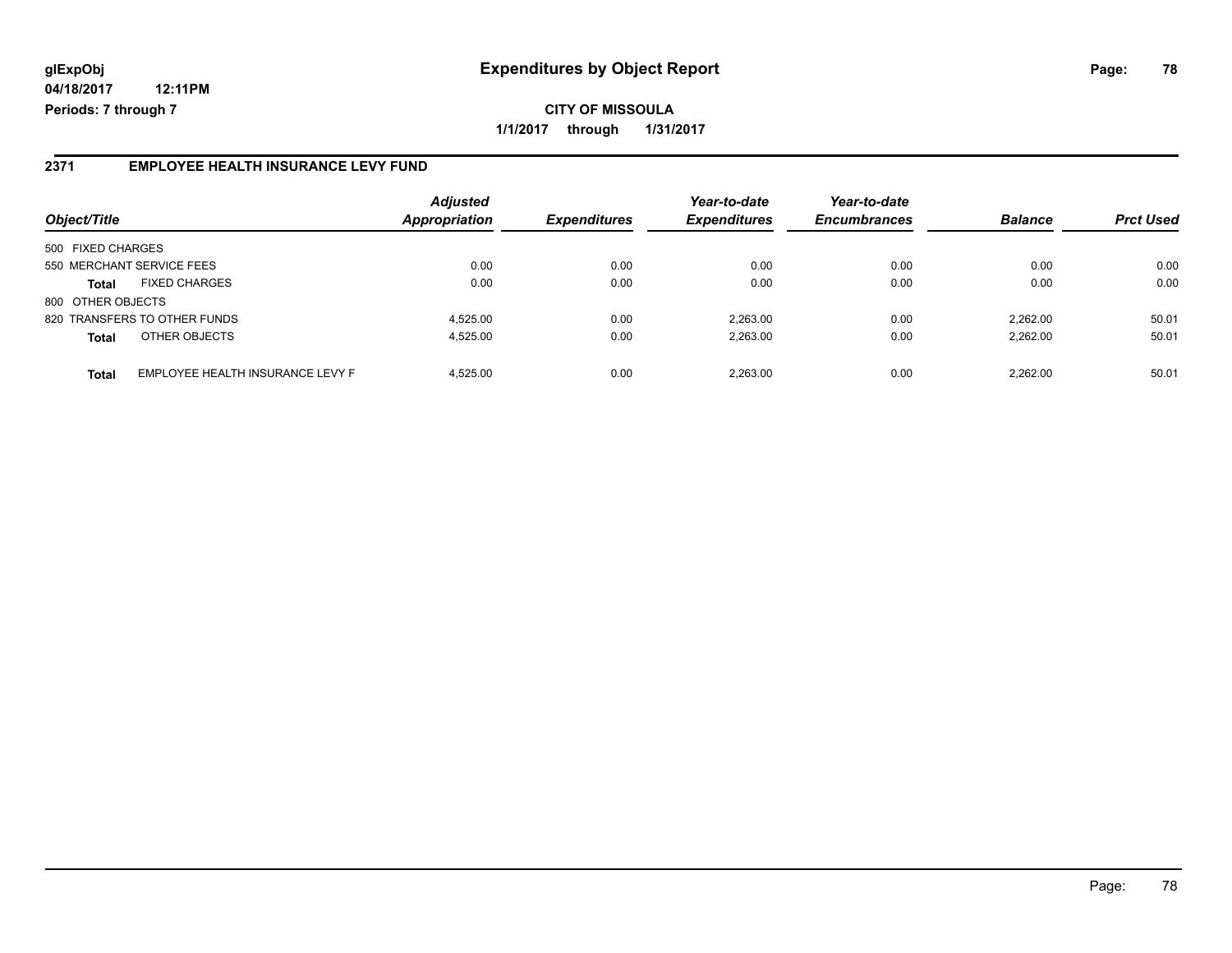# Expenditures by Object Report

**glExpObj**
**04/18/2017 12:11PM**
**Periods: 7 through 7**

**CITY OF MISSOULA**
**1/1/2017 through 1/31/2017**

## 2371 EMPLOYEE HEALTH INSURANCE LEVY FUND

| Object/Title | | Adjusted Appropriation | Expenditures | Year-to-date Expenditures | Year-to-date Encumbrances | Balance | Prct Used |
|---|---|---|---|---|---|---|---|
| 500 FIXED CHARGES | | | | | | | |
| 550 MERCHANT SERVICE FEES | | 0.00 | 0.00 | 0.00 | 0.00 | 0.00 | 0.00 |
| **Total** | FIXED CHARGES | 0.00 | 0.00 | 0.00 | 0.00 | 0.00 | 0.00 |
| 800 OTHER OBJECTS | | | | | | | |
| 820 TRANSFERS TO OTHER FUNDS | | 4,525.00 | 0.00 | 2,263.00 | 0.00 | 2,262.00 | 50.01 |
| **Total** | OTHER OBJECTS | 4,525.00 | 0.00 | 2,263.00 | 0.00 | 2,262.00 | 50.01 |
| **Total** | EMPLOYEE HEALTH INSURANCE LEVY F | 4,525.00 | 0.00 | 2,263.00 | 0.00 | 2,262.00 | 50.01 |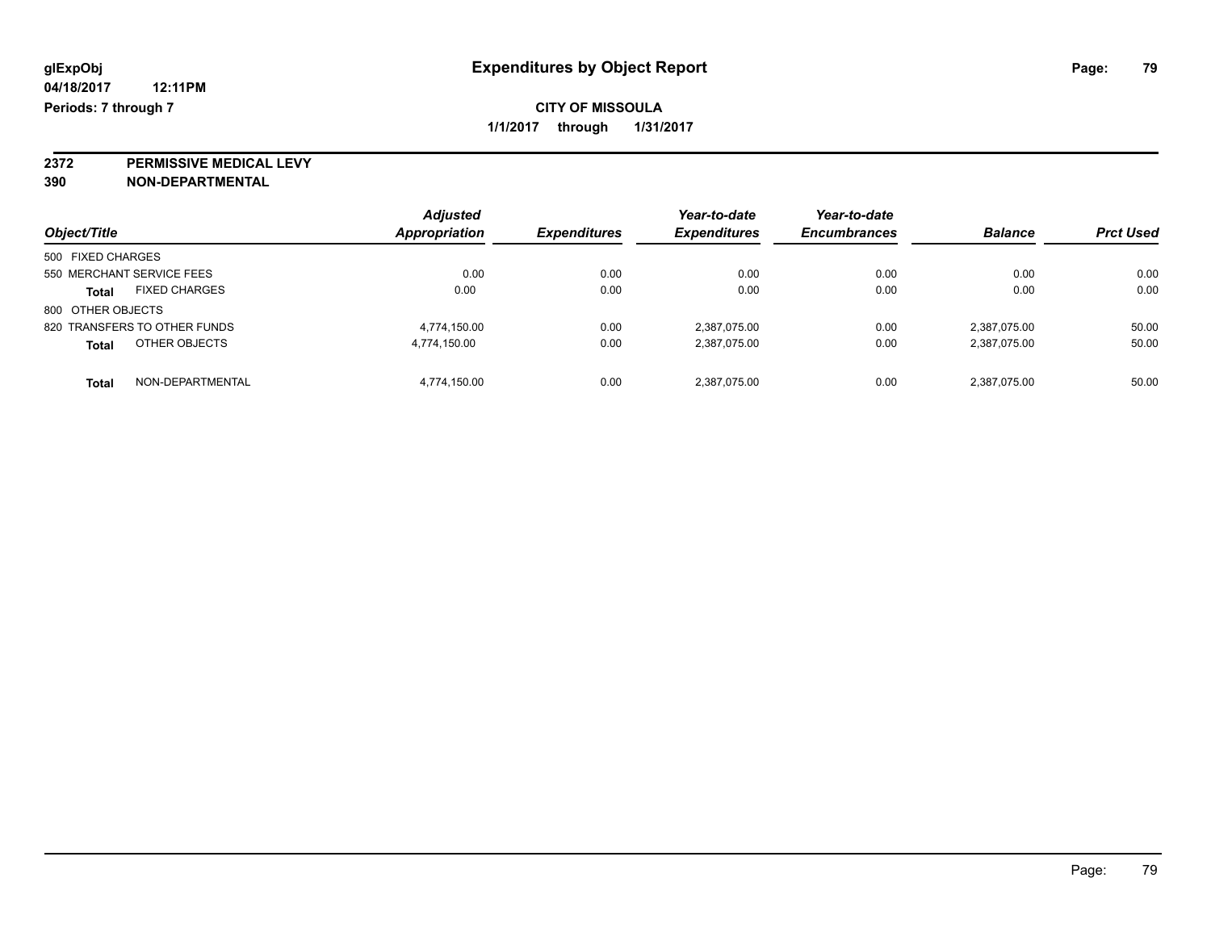**glExpObj**
**04/18/2017 12:11PM**
**Periods: 7 through 7**

# Expenditures by Object Report

**CITY OF MISSOULA**
**1/1/2017 through 1/31/2017**

**2372 PERMISSIVE MEDICAL LEVY**
**390 NON-DEPARTMENTAL**

| Object/Title | | Adjusted Appropriation | Expenditures | Year-to-date Expenditures | Year-to-date Encumbrances | Balance | Prct Used |
|---|---|---|---|---|---|---|---|
| 500 FIXED CHARGES | | | | | | | |
| 550 MERCHANT SERVICE FEES | | 0.00 | 0.00 | 0.00 | 0.00 | 0.00 | 0.00 |
| **Total** | FIXED CHARGES | 0.00 | 0.00 | 0.00 | 0.00 | 0.00 | 0.00 |
| 800 OTHER OBJECTS | | | | | | | |
| 820 TRANSFERS TO OTHER FUNDS | | 4,774,150.00 | 0.00 | 2,387,075.00 | 0.00 | 2,387,075.00 | 50.00 |
| **Total** | OTHER OBJECTS | 4,774,150.00 | 0.00 | 2,387,075.00 | 0.00 | 2,387,075.00 | 50.00 |
| **Total** | NON-DEPARTMENTAL | 4,774,150.00 | 0.00 | 2,387,075.00 | 0.00 | 2,387,075.00 | 50.00 |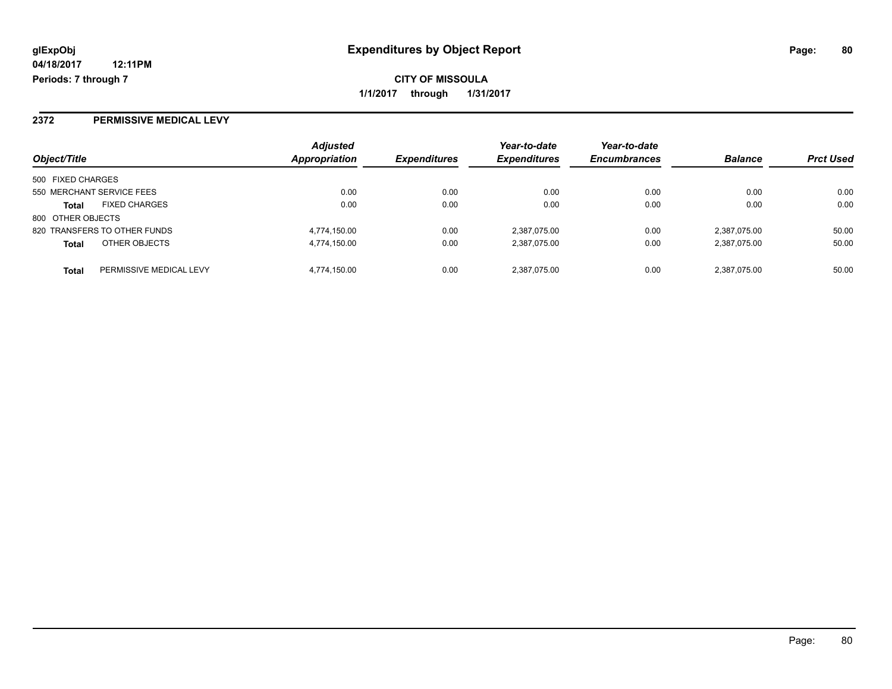glExpObj
04/18/2017 12:11PM
Periods: 7 through 7

# Expenditures by Object Report

**CITY OF MISSOULA**
**1/1/2017 through 1/31/2017**

## 2372 PERMISSIVE MEDICAL LEVY

| Object/Title | | Adjusted Appropriation | Expenditures | Year-to-date Expenditures | Year-to-date Encumbrances | Balance | Prct Used |
|---|---|---|---|---|---|---|---|
| 500 FIXED CHARGES | | | | | | | |
| 550 MERCHANT SERVICE FEES | | 0.00 | 0.00 | 0.00 | 0.00 | 0.00 | 0.00 |
| **Total** | FIXED CHARGES | 0.00 | 0.00 | 0.00 | 0.00 | 0.00 | 0.00 |
| 800 OTHER OBJECTS | | | | | | | |
| 820 TRANSFERS TO OTHER FUNDS | | 4,774,150.00 | 0.00 | 2,387,075.00 | 0.00 | 2,387,075.00 | 50.00 |
| **Total** | OTHER OBJECTS | 4,774,150.00 | 0.00 | 2,387,075.00 | 0.00 | 2,387,075.00 | 50.00 |
| **Total** | PERMISSIVE MEDICAL LEVY | 4,774,150.00 | 0.00 | 2,387,075.00 | 0.00 | 2,387,075.00 | 50.00 |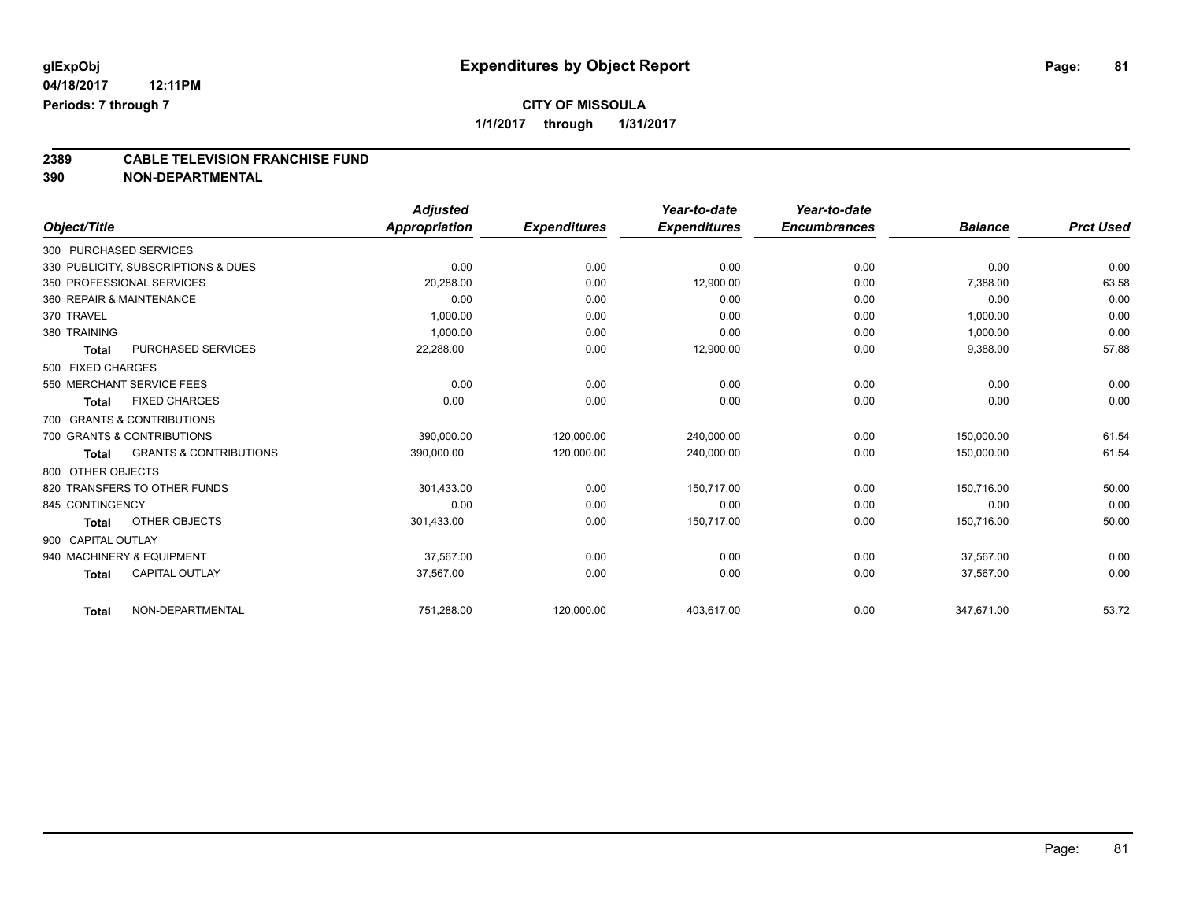glExpObj
04/18/2017 12:11PM
Periods: 7 through 7

# Expenditures by Object Report

**CITY OF MISSOULA**
**1/1/2017 through 1/31/2017**

**2389 CABLE TELEVISION FRANCHISE FUND**
**390 NON-DEPARTMENTAL**

| Object/Title | | Adjusted Appropriation | Expenditures | Year-to-date Expenditures | Year-to-date Encumbrances | Balance | Prct Used |
|---|---|---|---|---|---|---|---|
| 300 PURCHASED SERVICES | | | | | | | |
| 330 PUBLICITY, SUBSCRIPTIONS & DUES | | 0.00 | 0.00 | 0.00 | 0.00 | 0.00 | 0.00 |
| 350 PROFESSIONAL SERVICES | | 20,288.00 | 0.00 | 12,900.00 | 0.00 | 7,388.00 | 63.58 |
| 360 REPAIR & MAINTENANCE | | 0.00 | 0.00 | 0.00 | 0.00 | 0.00 | 0.00 |
| 370 TRAVEL | | 1,000.00 | 0.00 | 0.00 | 0.00 | 1,000.00 | 0.00 |
| 380 TRAINING | | 1,000.00 | 0.00 | 0.00 | 0.00 | 1,000.00 | 0.00 |
| **Total** | PURCHASED SERVICES | 22,288.00 | 0.00 | 12,900.00 | 0.00 | 9,388.00 | 57.88 |
| 500 FIXED CHARGES | | | | | | | |
| 550 MERCHANT SERVICE FEES | | 0.00 | 0.00 | 0.00 | 0.00 | 0.00 | 0.00 |
| **Total** | FIXED CHARGES | 0.00 | 0.00 | 0.00 | 0.00 | 0.00 | 0.00 |
| 700 GRANTS & CONTRIBUTIONS | | | | | | | |
| 700 GRANTS & CONTRIBUTIONS | | 390,000.00 | 120,000.00 | 240,000.00 | 0.00 | 150,000.00 | 61.54 |
| **Total** | GRANTS & CONTRIBUTIONS | 390,000.00 | 120,000.00 | 240,000.00 | 0.00 | 150,000.00 | 61.54 |
| 800 OTHER OBJECTS | | | | | | | |
| 820 TRANSFERS TO OTHER FUNDS | | 301,433.00 | 0.00 | 150,717.00 | 0.00 | 150,716.00 | 50.00 |
| 845 CONTINGENCY | | 0.00 | 0.00 | 0.00 | 0.00 | 0.00 | 0.00 |
| **Total** | OTHER OBJECTS | 301,433.00 | 0.00 | 150,717.00 | 0.00 | 150,716.00 | 50.00 |
| 900 CAPITAL OUTLAY | | | | | | | |
| 940 MACHINERY & EQUIPMENT | | 37,567.00 | 0.00 | 0.00 | 0.00 | 37,567.00 | 0.00 |
| **Total** | CAPITAL OUTLAY | 37,567.00 | 0.00 | 0.00 | 0.00 | 37,567.00 | 0.00 |
| **Total** | NON-DEPARTMENTAL | 751,288.00 | 120,000.00 | 403,617.00 | 0.00 | 347,671.00 | 53.72 |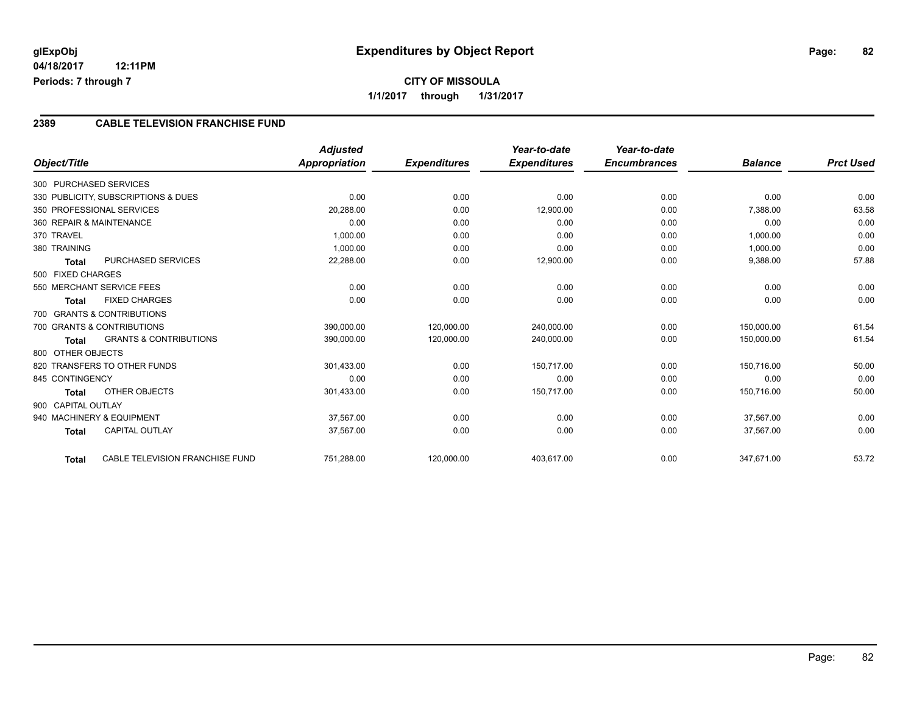**glExpObj**
**04/18/2017 12:11PM**
**Periods: 7 through 7**

# Expenditures by Object Report

**CITY OF MISSOULA**
**1/1/2017 through 1/31/2017**

## 2389 CABLE TELEVISION FRANCHISE FUND

| Object/Title | Adjusted Appropriation | Expenditures | Year-to-date Expenditures | Year-to-date Encumbrances | Balance | Prct Used |
|---|---|---|---|---|---|---|
| 300 PURCHASED SERVICES | | | | | | |
| 330 PUBLICITY, SUBSCRIPTIONS & DUES | 0.00 | 0.00 | 0.00 | 0.00 | 0.00 | 0.00 |
| 350 PROFESSIONAL SERVICES | 20,288.00 | 0.00 | 12,900.00 | 0.00 | 7,388.00 | 63.58 |
| 360 REPAIR & MAINTENANCE | 0.00 | 0.00 | 0.00 | 0.00 | 0.00 | 0.00 |
| 370 TRAVEL | 1,000.00 | 0.00 | 0.00 | 0.00 | 1,000.00 | 0.00 |
| 380 TRAINING | 1,000.00 | 0.00 | 0.00 | 0.00 | 1,000.00 | 0.00 |
| **Total** PURCHASED SERVICES | 22,288.00 | 0.00 | 12,900.00 | 0.00 | 9,388.00 | 57.88 |
| 500 FIXED CHARGES | | | | | | |
| 550 MERCHANT SERVICE FEES | 0.00 | 0.00 | 0.00 | 0.00 | 0.00 | 0.00 |
| **Total** FIXED CHARGES | 0.00 | 0.00 | 0.00 | 0.00 | 0.00 | 0.00 |
| 700 GRANTS & CONTRIBUTIONS | | | | | | |
| 700 GRANTS & CONTRIBUTIONS | 390,000.00 | 120,000.00 | 240,000.00 | 0.00 | 150,000.00 | 61.54 |
| **Total** GRANTS & CONTRIBUTIONS | 390,000.00 | 120,000.00 | 240,000.00 | 0.00 | 150,000.00 | 61.54 |
| 800 OTHER OBJECTS | | | | | | |
| 820 TRANSFERS TO OTHER FUNDS | 301,433.00 | 0.00 | 150,717.00 | 0.00 | 150,716.00 | 50.00 |
| 845 CONTINGENCY | 0.00 | 0.00 | 0.00 | 0.00 | 0.00 | 0.00 |
| **Total** OTHER OBJECTS | 301,433.00 | 0.00 | 150,717.00 | 0.00 | 150,716.00 | 50.00 |
| 900 CAPITAL OUTLAY | | | | | | |
| 940 MACHINERY & EQUIPMENT | 37,567.00 | 0.00 | 0.00 | 0.00 | 37,567.00 | 0.00 |
| **Total** CAPITAL OUTLAY | 37,567.00 | 0.00 | 0.00 | 0.00 | 37,567.00 | 0.00 |
| **Total** CABLE TELEVISION FRANCHISE FUND | 751,288.00 | 120,000.00 | 403,617.00 | 0.00 | 347,671.00 | 53.72 |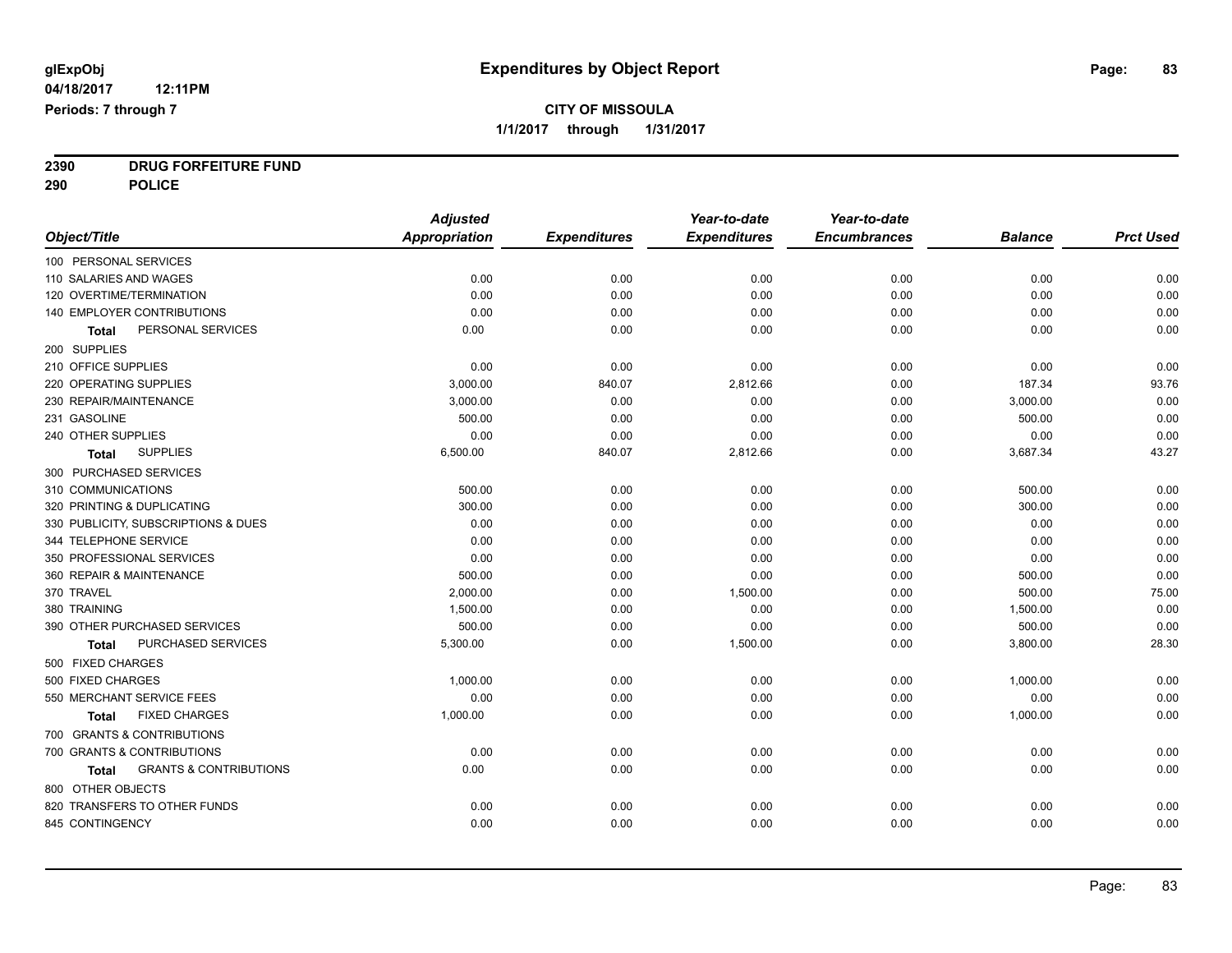**glExpObj**
**04/18/2017 12:11PM**
**Periods: 7 through 7**

# Expenditures by Object Report

**CITY OF MISSOULA**
**1/1/2017 through 1/31/2017**

**2390 DRUG FORFEITURE FUND**
**290 POLICE**

| Object/Title | Adjusted Appropriation | Expenditures | Year-to-date Expenditures | Year-to-date Encumbrances | Balance | Prct Used |
|---|---|---|---|---|---|---|
| 100 PERSONAL SERVICES | | | | | | |
| 110 SALARIES AND WAGES | 0.00 | 0.00 | 0.00 | 0.00 | 0.00 | 0.00 |
| 120 OVERTIME/TERMINATION | 0.00 | 0.00 | 0.00 | 0.00 | 0.00 | 0.00 |
| 140 EMPLOYER CONTRIBUTIONS | 0.00 | 0.00 | 0.00 | 0.00 | 0.00 | 0.00 |
| **Total** PERSONAL SERVICES | 0.00 | 0.00 | 0.00 | 0.00 | 0.00 | 0.00 |
| 200 SUPPLIES | | | | | | |
| 210 OFFICE SUPPLIES | 0.00 | 0.00 | 0.00 | 0.00 | 0.00 | 0.00 |
| 220 OPERATING SUPPLIES | 3,000.00 | 840.07 | 2,812.66 | 0.00 | 187.34 | 93.76 |
| 230 REPAIR/MAINTENANCE | 3,000.00 | 0.00 | 0.00 | 0.00 | 3,000.00 | 0.00 |
| 231 GASOLINE | 500.00 | 0.00 | 0.00 | 0.00 | 500.00 | 0.00 |
| 240 OTHER SUPPLIES | 0.00 | 0.00 | 0.00 | 0.00 | 0.00 | 0.00 |
| **Total** SUPPLIES | 6,500.00 | 840.07 | 2,812.66 | 0.00 | 3,687.34 | 43.27 |
| 300 PURCHASED SERVICES | | | | | | |
| 310 COMMUNICATIONS | 500.00 | 0.00 | 0.00 | 0.00 | 500.00 | 0.00 |
| 320 PRINTING & DUPLICATING | 300.00 | 0.00 | 0.00 | 0.00 | 300.00 | 0.00 |
| 330 PUBLICITY, SUBSCRIPTIONS & DUES | 0.00 | 0.00 | 0.00 | 0.00 | 0.00 | 0.00 |
| 344 TELEPHONE SERVICE | 0.00 | 0.00 | 0.00 | 0.00 | 0.00 | 0.00 |
| 350 PROFESSIONAL SERVICES | 0.00 | 0.00 | 0.00 | 0.00 | 0.00 | 0.00 |
| 360 REPAIR & MAINTENANCE | 500.00 | 0.00 | 0.00 | 0.00 | 500.00 | 0.00 |
| 370 TRAVEL | 2,000.00 | 0.00 | 1,500.00 | 0.00 | 500.00 | 75.00 |
| 380 TRAINING | 1,500.00 | 0.00 | 0.00 | 0.00 | 1,500.00 | 0.00 |
| 390 OTHER PURCHASED SERVICES | 500.00 | 0.00 | 0.00 | 0.00 | 500.00 | 0.00 |
| **Total** PURCHASED SERVICES | 5,300.00 | 0.00 | 1,500.00 | 0.00 | 3,800.00 | 28.30 |
| 500 FIXED CHARGES | | | | | | |
| 500 FIXED CHARGES | 1,000.00 | 0.00 | 0.00 | 0.00 | 1,000.00 | 0.00 |
| 550 MERCHANT SERVICE FEES | 0.00 | 0.00 | 0.00 | 0.00 | 0.00 | 0.00 |
| **Total** FIXED CHARGES | 1,000.00 | 0.00 | 0.00 | 0.00 | 1,000.00 | 0.00 |
| 700 GRANTS & CONTRIBUTIONS | | | | | | |
| 700 GRANTS & CONTRIBUTIONS | 0.00 | 0.00 | 0.00 | 0.00 | 0.00 | 0.00 |
| **Total** GRANTS & CONTRIBUTIONS | 0.00 | 0.00 | 0.00 | 0.00 | 0.00 | 0.00 |
| 800 OTHER OBJECTS | | | | | | |
| 820 TRANSFERS TO OTHER FUNDS | 0.00 | 0.00 | 0.00 | 0.00 | 0.00 | 0.00 |
| 845 CONTINGENCY | 0.00 | 0.00 | 0.00 | 0.00 | 0.00 | 0.00 |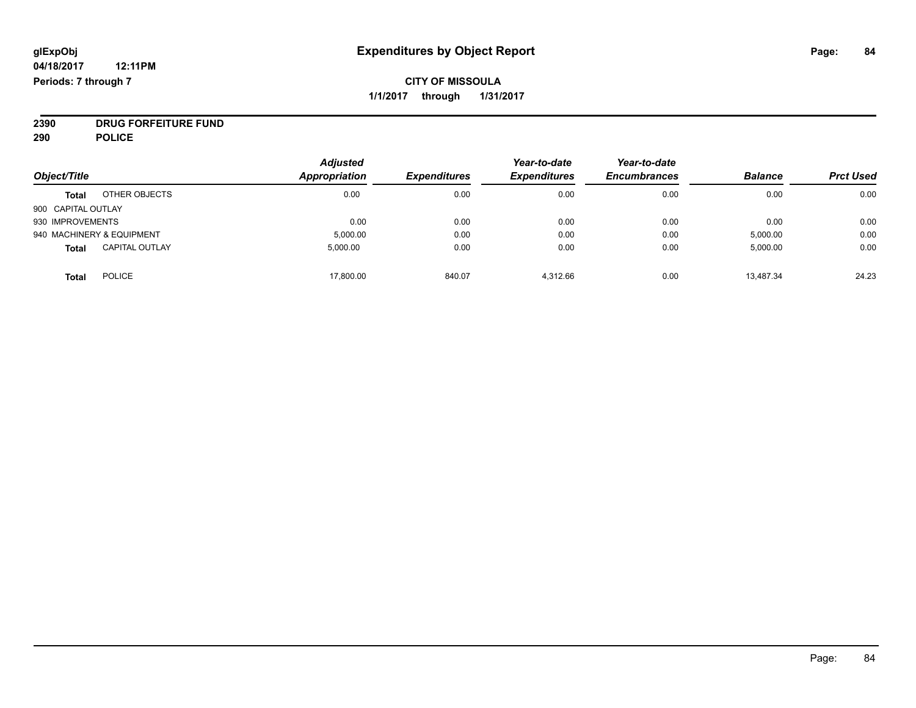# Expenditures by Object Report

glExpObj
04/18/2017 12:11PM
Periods: 7 through 7

**CITY OF MISSOULA**
**1/1/2017 through 1/31/2017**

**2390 DRUG FORFEITURE FUND**
**290 POLICE**

| Object/Title | | Adjusted Appropriation | Expenditures | Year-to-date Expenditures | Year-to-date Encumbrances | Balance | Prct Used |
|---|---|---|---|---|---|---|---|
| **Total** | OTHER OBJECTS | 0.00 | 0.00 | 0.00 | 0.00 | 0.00 | 0.00 |
| 900 CAPITAL OUTLAY | | | | | | | |
| 930 IMPROVEMENTS | | 0.00 | 0.00 | 0.00 | 0.00 | 0.00 | 0.00 |
| 940 MACHINERY & EQUIPMENT | | 5,000.00 | 0.00 | 0.00 | 0.00 | 5,000.00 | 0.00 |
| **Total** | CAPITAL OUTLAY | 5,000.00 | 0.00 | 0.00 | 0.00 | 5,000.00 | 0.00 |
| **Total** | POLICE | 17,800.00 | 840.07 | 4,312.66 | 0.00 | 13,487.34 | 24.23 |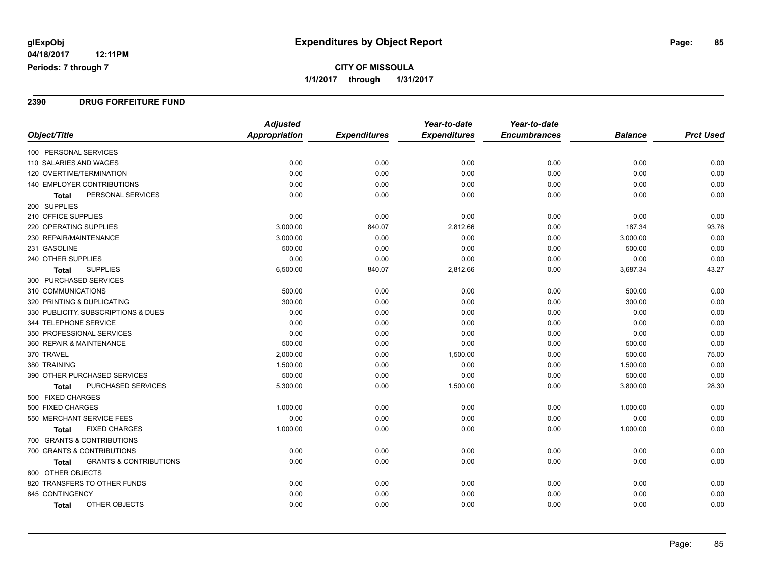# Expenditures by Object Report

glExpObj
04/18/2017 12:11PM
Periods: 7 through 7

**CITY OF MISSOULA**
**1/1/2017 through 1/31/2017**

## 2390 DRUG FORFEITURE FUND

| Object/Title | Adjusted Appropriation | Expenditures | Year-to-date Expenditures | Year-to-date Encumbrances | Balance | Prct Used |
|---|---|---|---|---|---|---|
| 100 PERSONAL SERVICES | | | | | | |
| 110 SALARIES AND WAGES | 0.00 | 0.00 | 0.00 | 0.00 | 0.00 | 0.00 |
| 120 OVERTIME/TERMINATION | 0.00 | 0.00 | 0.00 | 0.00 | 0.00 | 0.00 |
| 140 EMPLOYER CONTRIBUTIONS | 0.00 | 0.00 | 0.00 | 0.00 | 0.00 | 0.00 |
| **Total** PERSONAL SERVICES | 0.00 | 0.00 | 0.00 | 0.00 | 0.00 | 0.00 |
| 200 SUPPLIES | | | | | | |
| 210 OFFICE SUPPLIES | 0.00 | 0.00 | 0.00 | 0.00 | 0.00 | 0.00 |
| 220 OPERATING SUPPLIES | 3,000.00 | 840.07 | 2,812.66 | 0.00 | 187.34 | 93.76 |
| 230 REPAIR/MAINTENANCE | 3,000.00 | 0.00 | 0.00 | 0.00 | 3,000.00 | 0.00 |
| 231 GASOLINE | 500.00 | 0.00 | 0.00 | 0.00 | 500.00 | 0.00 |
| 240 OTHER SUPPLIES | 0.00 | 0.00 | 0.00 | 0.00 | 0.00 | 0.00 |
| **Total** SUPPLIES | 6,500.00 | 840.07 | 2,812.66 | 0.00 | 3,687.34 | 43.27 |
| 300 PURCHASED SERVICES | | | | | | |
| 310 COMMUNICATIONS | 500.00 | 0.00 | 0.00 | 0.00 | 500.00 | 0.00 |
| 320 PRINTING & DUPLICATING | 300.00 | 0.00 | 0.00 | 0.00 | 300.00 | 0.00 |
| 330 PUBLICITY, SUBSCRIPTIONS & DUES | 0.00 | 0.00 | 0.00 | 0.00 | 0.00 | 0.00 |
| 344 TELEPHONE SERVICE | 0.00 | 0.00 | 0.00 | 0.00 | 0.00 | 0.00 |
| 350 PROFESSIONAL SERVICES | 0.00 | 0.00 | 0.00 | 0.00 | 0.00 | 0.00 |
| 360 REPAIR & MAINTENANCE | 500.00 | 0.00 | 0.00 | 0.00 | 500.00 | 0.00 |
| 370 TRAVEL | 2,000.00 | 0.00 | 1,500.00 | 0.00 | 500.00 | 75.00 |
| 380 TRAINING | 1,500.00 | 0.00 | 0.00 | 0.00 | 1,500.00 | 0.00 |
| 390 OTHER PURCHASED SERVICES | 500.00 | 0.00 | 0.00 | 0.00 | 500.00 | 0.00 |
| **Total** PURCHASED SERVICES | 5,300.00 | 0.00 | 1,500.00 | 0.00 | 3,800.00 | 28.30 |
| 500 FIXED CHARGES | | | | | | |
| 500 FIXED CHARGES | 1,000.00 | 0.00 | 0.00 | 0.00 | 1,000.00 | 0.00 |
| 550 MERCHANT SERVICE FEES | 0.00 | 0.00 | 0.00 | 0.00 | 0.00 | 0.00 |
| **Total** FIXED CHARGES | 1,000.00 | 0.00 | 0.00 | 0.00 | 1,000.00 | 0.00 |
| 700 GRANTS & CONTRIBUTIONS | | | | | | |
| 700 GRANTS & CONTRIBUTIONS | 0.00 | 0.00 | 0.00 | 0.00 | 0.00 | 0.00 |
| **Total** GRANTS & CONTRIBUTIONS | 0.00 | 0.00 | 0.00 | 0.00 | 0.00 | 0.00 |
| 800 OTHER OBJECTS | | | | | | |
| 820 TRANSFERS TO OTHER FUNDS | 0.00 | 0.00 | 0.00 | 0.00 | 0.00 | 0.00 |
| 845 CONTINGENCY | 0.00 | 0.00 | 0.00 | 0.00 | 0.00 | 0.00 |
| **Total** OTHER OBJECTS | 0.00 | 0.00 | 0.00 | 0.00 | 0.00 | 0.00 |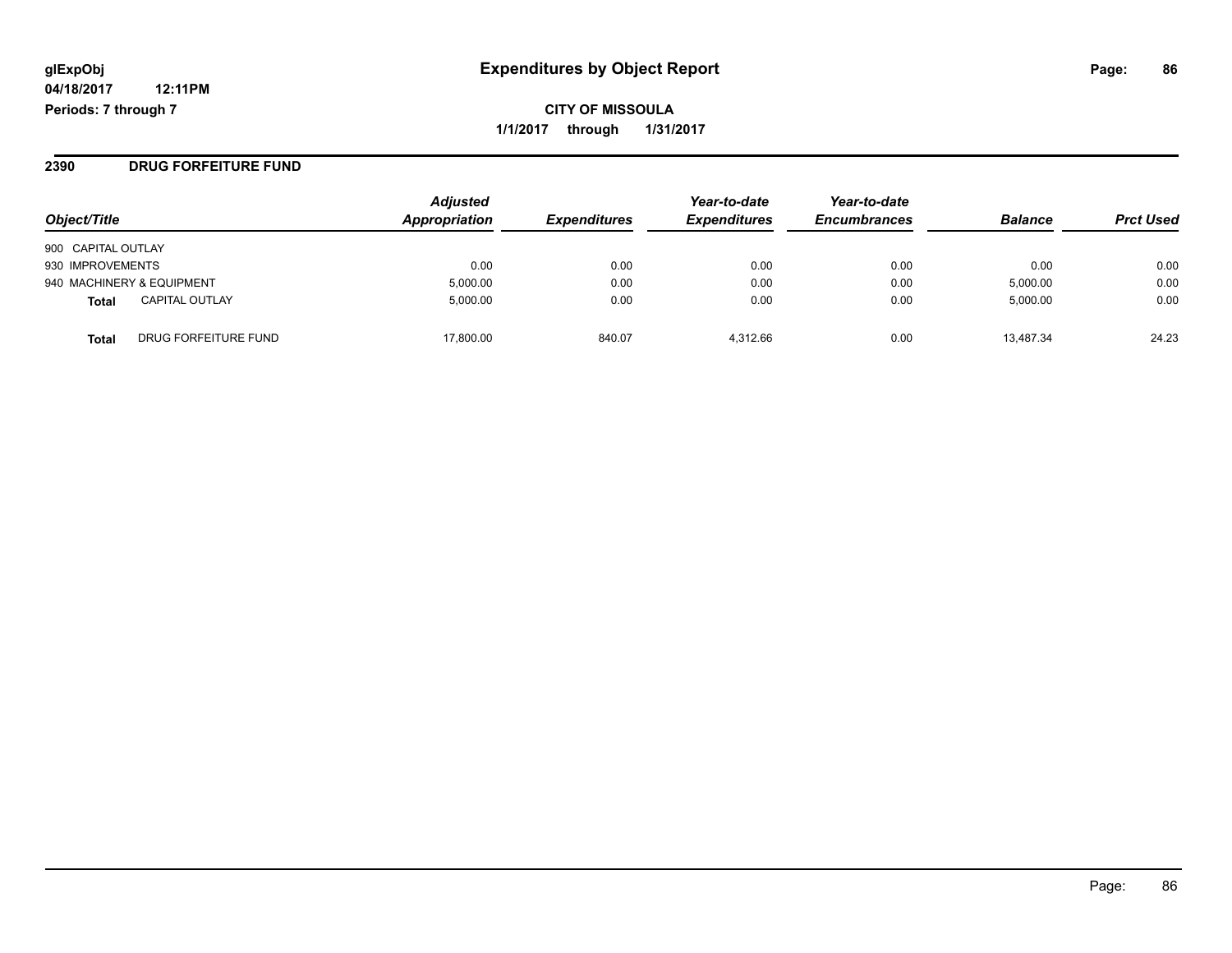**glExpObj** **Expenditures by Object Report**

**04/18/2017 12:11PM**

**Periods: 7 through 7**

**CITY OF MISSOULA**

**1/1/2017 through 1/31/2017**

## 2390 DRUG FORFEITURE FUND

| Object/Title | | Adjusted Appropriation | Expenditures | Year-to-date Expenditures | Year-to-date Encumbrances | Balance | Prct Used |
|---|---|---|---|---|---|---|---|
| 900 CAPITAL OUTLAY | | | | | | | |
| 930 IMPROVEMENTS | | 0.00 | 0.00 | 0.00 | 0.00 | 0.00 | 0.00 |
| 940 MACHINERY & EQUIPMENT | | 5,000.00 | 0.00 | 0.00 | 0.00 | 5,000.00 | 0.00 |
| **Total** | CAPITAL OUTLAY | 5,000.00 | 0.00 | 0.00 | 0.00 | 5,000.00 | 0.00 |
| **Total** | DRUG FORFEITURE FUND | 17,800.00 | 840.07 | 4,312.66 | 0.00 | 13,487.34 | 24.23 |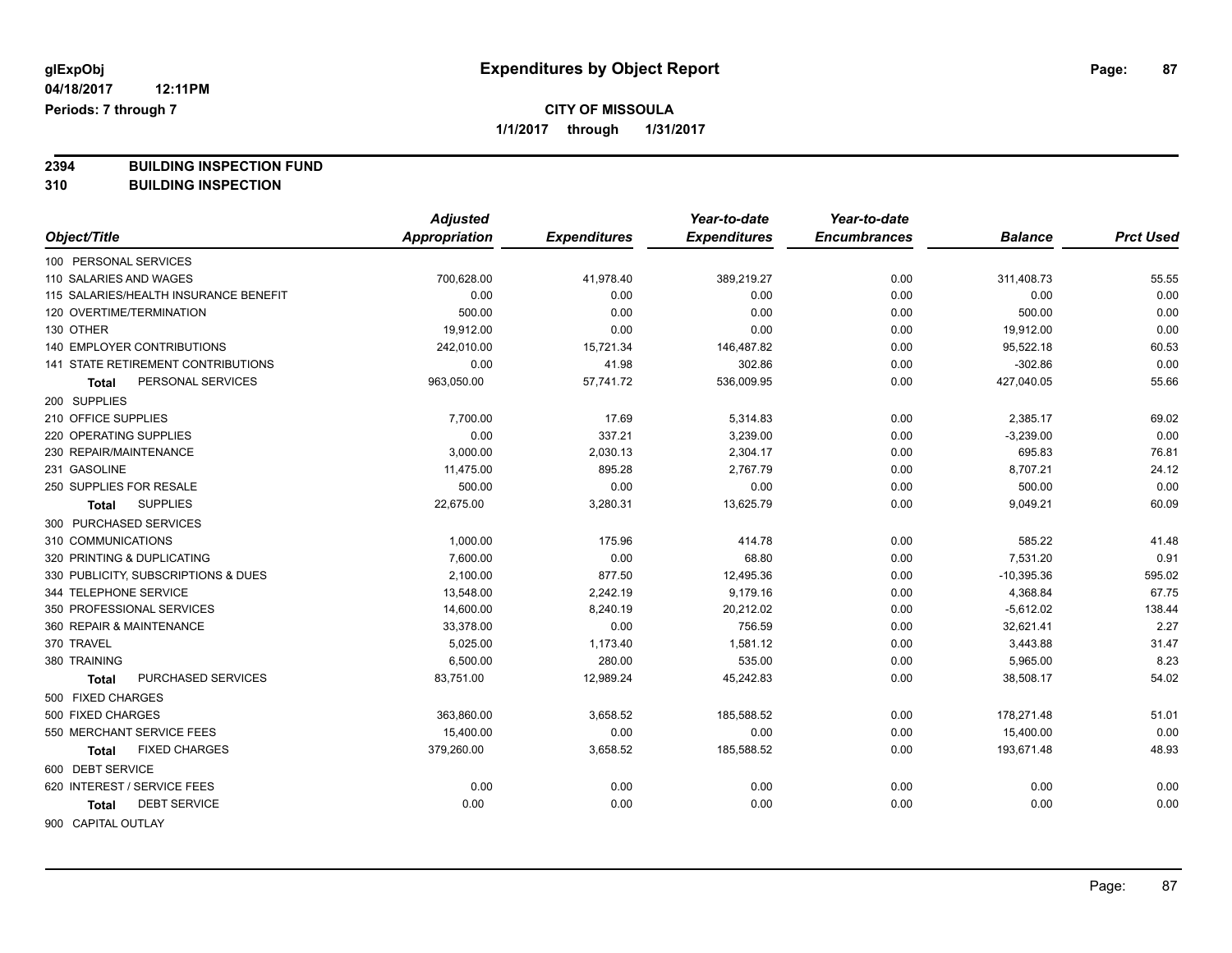# Expenditures by Object Report

glExpObj
04/18/2017 12:11PM
Periods: 7 through 7

**CITY OF MISSOULA**
**1/1/2017 through 1/31/2017**

**2394 BUILDING INSPECTION FUND**
**310 BUILDING INSPECTION**

| Object/Title | Adjusted Appropriation | Expenditures | Year-to-date Expenditures | Year-to-date Encumbrances | Balance | Prct Used |
|---|---|---|---|---|---|---|
| 100 PERSONAL SERVICES | | | | | | |
| 110 SALARIES AND WAGES | 700,628.00 | 41,978.40 | 389,219.27 | 0.00 | 311,408.73 | 55.55 |
| 115 SALARIES/HEALTH INSURANCE BENEFIT | 0.00 | 0.00 | 0.00 | 0.00 | 0.00 | 0.00 |
| 120 OVERTIME/TERMINATION | 500.00 | 0.00 | 0.00 | 0.00 | 500.00 | 0.00 |
| 130 OTHER | 19,912.00 | 0.00 | 0.00 | 0.00 | 19,912.00 | 0.00 |
| 140 EMPLOYER CONTRIBUTIONS | 242,010.00 | 15,721.34 | 146,487.82 | 0.00 | 95,522.18 | 60.53 |
| 141 STATE RETIREMENT CONTRIBUTIONS | 0.00 | 41.98 | 302.86 | 0.00 | -302.86 | 0.00 |
| **Total** PERSONAL SERVICES | 963,050.00 | 57,741.72 | 536,009.95 | 0.00 | 427,040.05 | 55.66 |
| 200 SUPPLIES | | | | | | |
| 210 OFFICE SUPPLIES | 7,700.00 | 17.69 | 5,314.83 | 0.00 | 2,385.17 | 69.02 |
| 220 OPERATING SUPPLIES | 0.00 | 337.21 | 3,239.00 | 0.00 | -3,239.00 | 0.00 |
| 230 REPAIR/MAINTENANCE | 3,000.00 | 2,030.13 | 2,304.17 | 0.00 | 695.83 | 76.81 |
| 231 GASOLINE | 11,475.00 | 895.28 | 2,767.79 | 0.00 | 8,707.21 | 24.12 |
| 250 SUPPLIES FOR RESALE | 500.00 | 0.00 | 0.00 | 0.00 | 500.00 | 0.00 |
| **Total** SUPPLIES | 22,675.00 | 3,280.31 | 13,625.79 | 0.00 | 9,049.21 | 60.09 |
| 300 PURCHASED SERVICES | | | | | | |
| 310 COMMUNICATIONS | 1,000.00 | 175.96 | 414.78 | 0.00 | 585.22 | 41.48 |
| 320 PRINTING & DUPLICATING | 7,600.00 | 0.00 | 68.80 | 0.00 | 7,531.20 | 0.91 |
| 330 PUBLICITY, SUBSCRIPTIONS & DUES | 2,100.00 | 877.50 | 12,495.36 | 0.00 | -10,395.36 | 595.02 |
| 344 TELEPHONE SERVICE | 13,548.00 | 2,242.19 | 9,179.16 | 0.00 | 4,368.84 | 67.75 |
| 350 PROFESSIONAL SERVICES | 14,600.00 | 8,240.19 | 20,212.02 | 0.00 | -5,612.02 | 138.44 |
| 360 REPAIR & MAINTENANCE | 33,378.00 | 0.00 | 756.59 | 0.00 | 32,621.41 | 2.27 |
| 370 TRAVEL | 5,025.00 | 1,173.40 | 1,581.12 | 0.00 | 3,443.88 | 31.47 |
| 380 TRAINING | 6,500.00 | 280.00 | 535.00 | 0.00 | 5,965.00 | 8.23 |
| **Total** PURCHASED SERVICES | 83,751.00 | 12,989.24 | 45,242.83 | 0.00 | 38,508.17 | 54.02 |
| 500 FIXED CHARGES | | | | | | |
| 500 FIXED CHARGES | 363,860.00 | 3,658.52 | 185,588.52 | 0.00 | 178,271.48 | 51.01 |
| 550 MERCHANT SERVICE FEES | 15,400.00 | 0.00 | 0.00 | 0.00 | 15,400.00 | 0.00 |
| **Total** FIXED CHARGES | 379,260.00 | 3,658.52 | 185,588.52 | 0.00 | 193,671.48 | 48.93 |
| 600 DEBT SERVICE | | | | | | |
| 620 INTEREST / SERVICE FEES | 0.00 | 0.00 | 0.00 | 0.00 | 0.00 | 0.00 |
| **Total** DEBT SERVICE | 0.00 | 0.00 | 0.00 | 0.00 | 0.00 | 0.00 |
| 900 CAPITAL OUTLAY | | | | | | |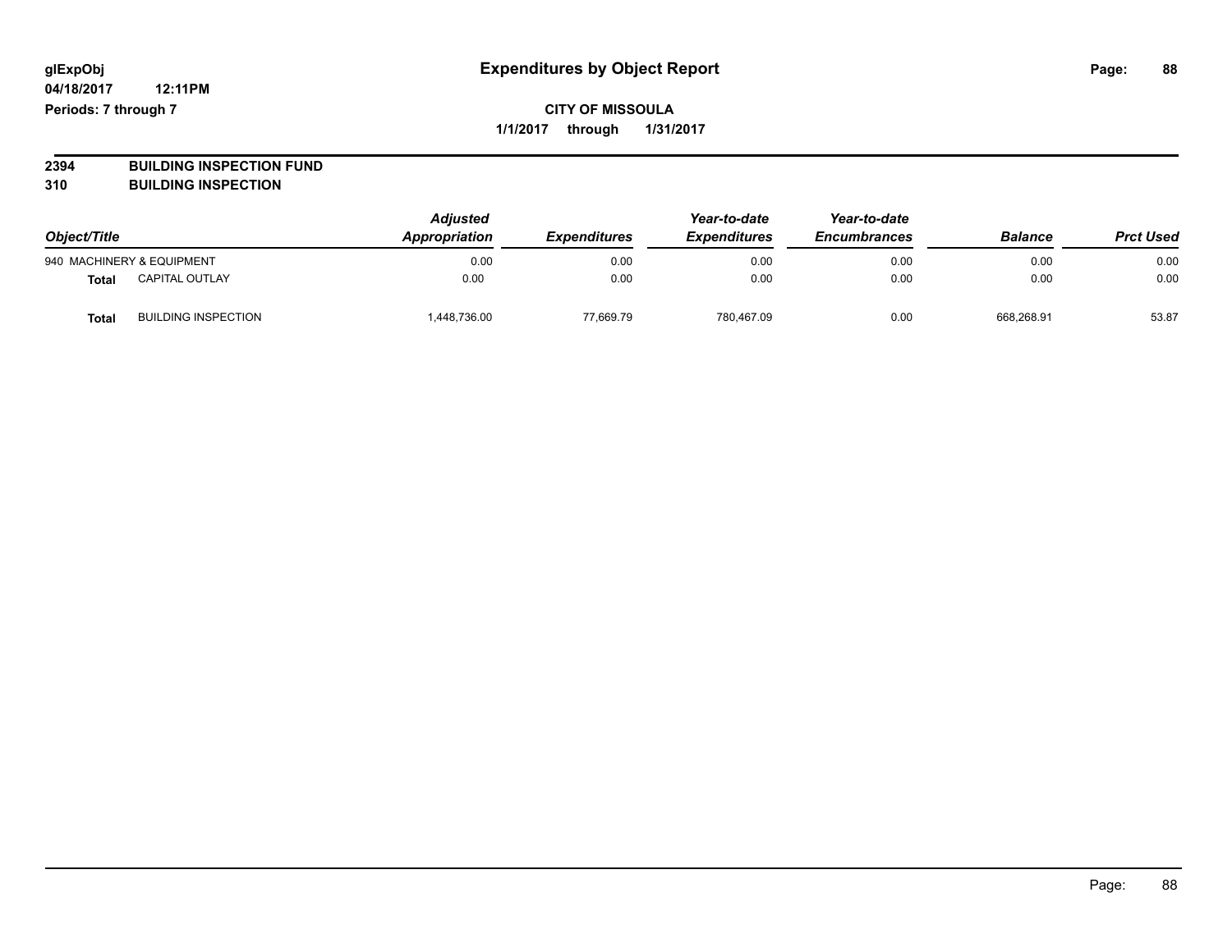**glExpObj**
**04/18/2017 12:11PM**
**Periods: 7 through 7**

# Expenditures by Object Report

**CITY OF MISSOULA**
**1/1/2017 through 1/31/2017**

**2394 BUILDING INSPECTION FUND**
**310 BUILDING INSPECTION**

| Object/Title | | *Adjusted Appropriation* | *Expenditures* | *Year-to-date Expenditures* | *Year-to-date Encumbrances* | *Balance* | *Prct Used* |
|---|---|---|---|---|---|---|---|
| 940 MACHINERY & EQUIPMENT | | 0.00 | 0.00 | 0.00 | 0.00 | 0.00 | 0.00 |
| **Total** | CAPITAL OUTLAY | 0.00 | 0.00 | 0.00 | 0.00 | 0.00 | 0.00 |
| **Total** | BUILDING INSPECTION | 1,448,736.00 | 77,669.79 | 780,467.09 | 0.00 | 668,268.91 | 53.87 |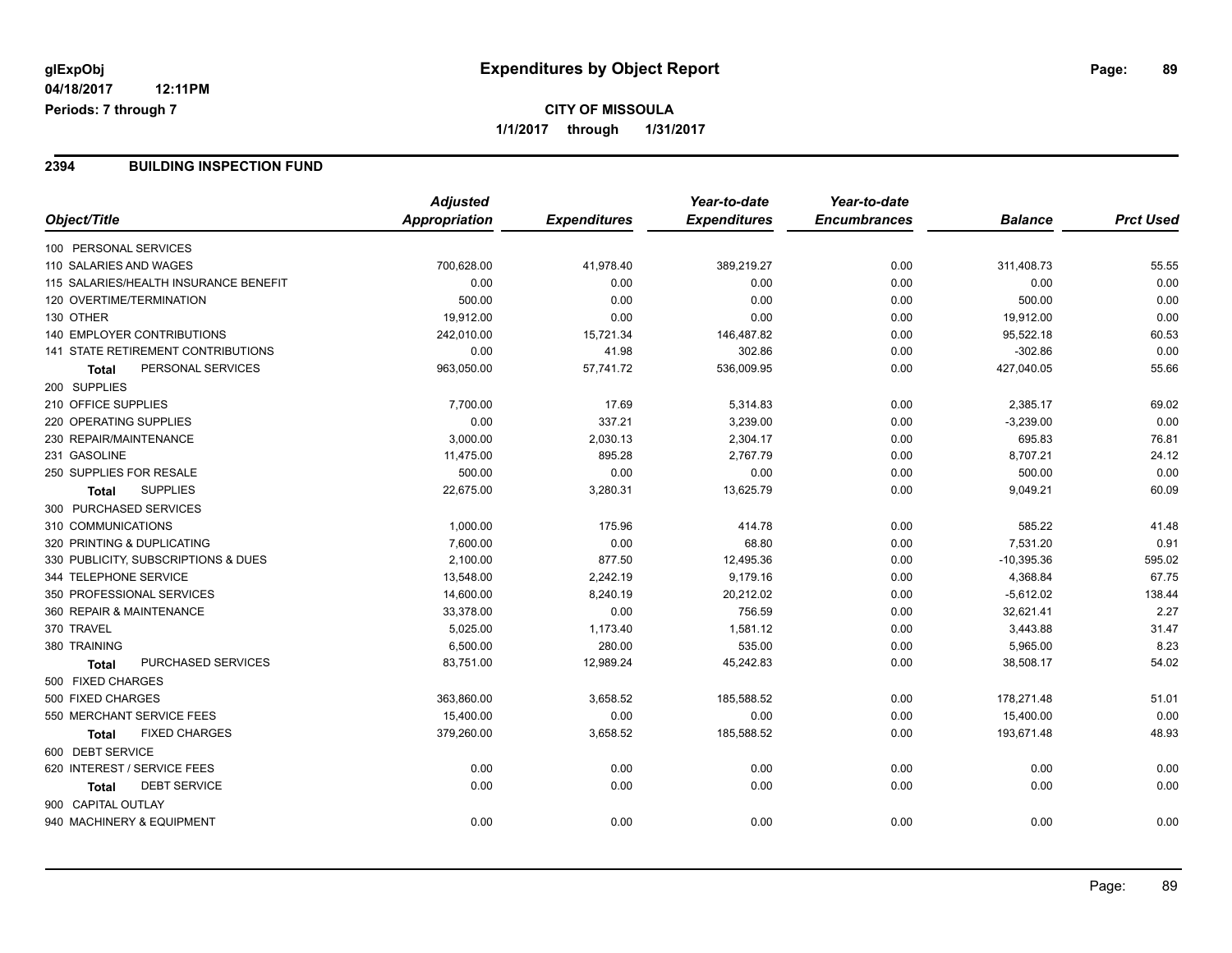**glExpObj** | **Expenditures by Object Report**
**04/18/2017 12:11PM**
**Periods: 7 through 7**

**CITY OF MISSOULA**
**1/1/2017 through 1/31/2017**

## 2394 BUILDING INSPECTION FUND

| Object/Title | Adjusted Appropriation | Expenditures | Year-to-date Expenditures | Year-to-date Encumbrances | Balance | Prct Used |
|---|---|---|---|---|---|---|
| 100 PERSONAL SERVICES | | | | | | |
| 110 SALARIES AND WAGES | 700,628.00 | 41,978.40 | 389,219.27 | 0.00 | 311,408.73 | 55.55 |
| 115 SALARIES/HEALTH INSURANCE BENEFIT | 0.00 | 0.00 | 0.00 | 0.00 | 0.00 | 0.00 |
| 120 OVERTIME/TERMINATION | 500.00 | 0.00 | 0.00 | 0.00 | 500.00 | 0.00 |
| 130 OTHER | 19,912.00 | 0.00 | 0.00 | 0.00 | 19,912.00 | 0.00 |
| 140 EMPLOYER CONTRIBUTIONS | 242,010.00 | 15,721.34 | 146,487.82 | 0.00 | 95,522.18 | 60.53 |
| 141 STATE RETIREMENT CONTRIBUTIONS | 0.00 | 41.98 | 302.86 | 0.00 | -302.86 | 0.00 |
| **Total** PERSONAL SERVICES | 963,050.00 | 57,741.72 | 536,009.95 | 0.00 | 427,040.05 | 55.66 |
| 200 SUPPLIES | | | | | | |
| 210 OFFICE SUPPLIES | 7,700.00 | 17.69 | 5,314.83 | 0.00 | 2,385.17 | 69.02 |
| 220 OPERATING SUPPLIES | 0.00 | 337.21 | 3,239.00 | 0.00 | -3,239.00 | 0.00 |
| 230 REPAIR/MAINTENANCE | 3,000.00 | 2,030.13 | 2,304.17 | 0.00 | 695.83 | 76.81 |
| 231 GASOLINE | 11,475.00 | 895.28 | 2,767.79 | 0.00 | 8,707.21 | 24.12 |
| 250 SUPPLIES FOR RESALE | 500.00 | 0.00 | 0.00 | 0.00 | 500.00 | 0.00 |
| **Total** SUPPLIES | 22,675.00 | 3,280.31 | 13,625.79 | 0.00 | 9,049.21 | 60.09 |
| 300 PURCHASED SERVICES | | | | | | |
| 310 COMMUNICATIONS | 1,000.00 | 175.96 | 414.78 | 0.00 | 585.22 | 41.48 |
| 320 PRINTING & DUPLICATING | 7,600.00 | 0.00 | 68.80 | 0.00 | 7,531.20 | 0.91 |
| 330 PUBLICITY, SUBSCRIPTIONS & DUES | 2,100.00 | 877.50 | 12,495.36 | 0.00 | -10,395.36 | 595.02 |
| 344 TELEPHONE SERVICE | 13,548.00 | 2,242.19 | 9,179.16 | 0.00 | 4,368.84 | 67.75 |
| 350 PROFESSIONAL SERVICES | 14,600.00 | 8,240.19 | 20,212.02 | 0.00 | -5,612.02 | 138.44 |
| 360 REPAIR & MAINTENANCE | 33,378.00 | 0.00 | 756.59 | 0.00 | 32,621.41 | 2.27 |
| 370 TRAVEL | 5,025.00 | 1,173.40 | 1,581.12 | 0.00 | 3,443.88 | 31.47 |
| 380 TRAINING | 6,500.00 | 280.00 | 535.00 | 0.00 | 5,965.00 | 8.23 |
| **Total** PURCHASED SERVICES | 83,751.00 | 12,989.24 | 45,242.83 | 0.00 | 38,508.17 | 54.02 |
| 500 FIXED CHARGES | | | | | | |
| 500 FIXED CHARGES | 363,860.00 | 3,658.52 | 185,588.52 | 0.00 | 178,271.48 | 51.01 |
| 550 MERCHANT SERVICE FEES | 15,400.00 | 0.00 | 0.00 | 0.00 | 15,400.00 | 0.00 |
| **Total** FIXED CHARGES | 379,260.00 | 3,658.52 | 185,588.52 | 0.00 | 193,671.48 | 48.93 |
| 600 DEBT SERVICE | | | | | | |
| 620 INTEREST / SERVICE FEES | 0.00 | 0.00 | 0.00 | 0.00 | 0.00 | 0.00 |
| **Total** DEBT SERVICE | 0.00 | 0.00 | 0.00 | 0.00 | 0.00 | 0.00 |
| 900 CAPITAL OUTLAY | | | | | | |
| 940 MACHINERY & EQUIPMENT | 0.00 | 0.00 | 0.00 | 0.00 | 0.00 | 0.00 |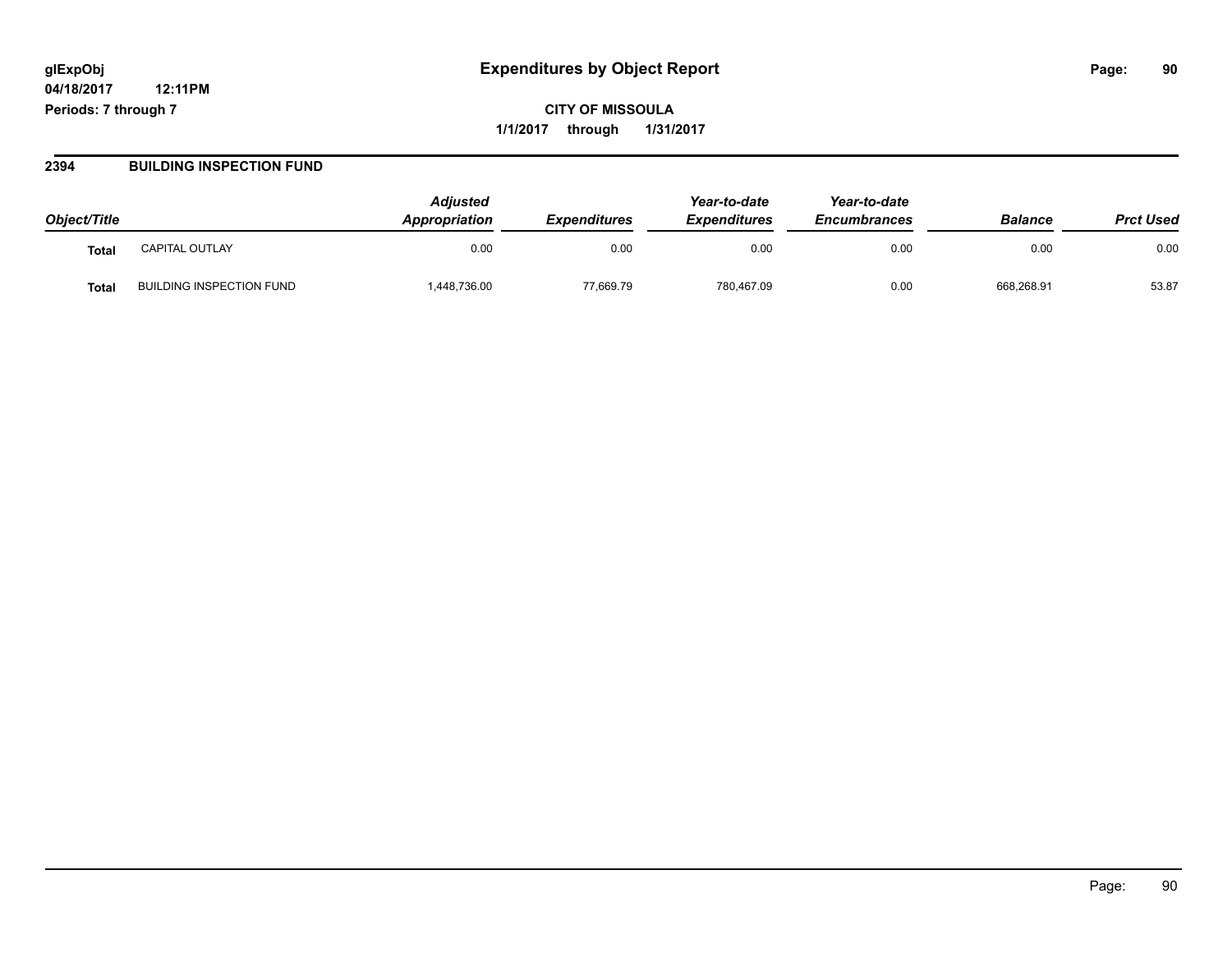## 2394 BUILDING INSPECTION FUND

| Object/Title | | Adjusted Appropriation | Expenditures | Year-to-date Expenditures | Year-to-date Encumbrances | Balance | Prct Used |
|---|---|---|---|---|---|---|---|
| **Total** | CAPITAL OUTLAY | 0.00 | 0.00 | 0.00 | 0.00 | 0.00 | 0.00 |
| **Total** | BUILDING INSPECTION FUND | 1,448,736.00 | 77,669.79 | 780,467.09 | 0.00 | 668,268.91 | 53.87 |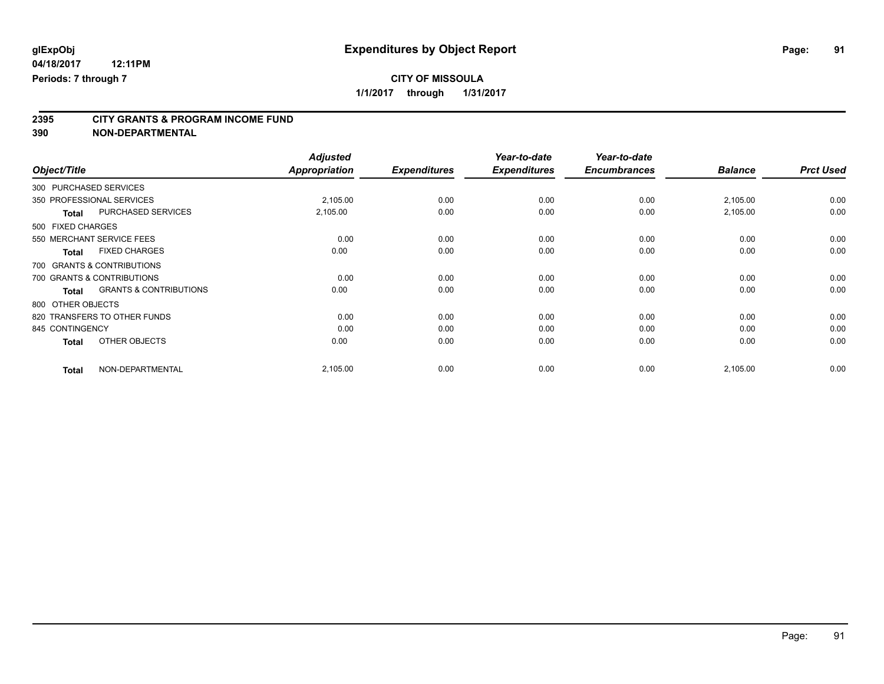glExpObj

04/18/2017 12:11PM

Periods: 7 through 7

# Expenditures by Object Report

**CITY OF MISSOULA**

**1/1/2017 through 1/31/2017**

## 2395 CITY GRANTS & PROGRAM INCOME FUND

## 390 NON-DEPARTMENTAL

| Object/Title | | Adjusted Appropriation | Expenditures | Year-to-date Expenditures | Year-to-date Encumbrances | Balance | Prct Used |
|---|---|---|---|---|---|---|---|
| 300 PURCHASED SERVICES | | | | | | | |
| 350 PROFESSIONAL SERVICES | | 2,105.00 | 0.00 | 0.00 | 0.00 | 2,105.00 | 0.00 |
| Total | PURCHASED SERVICES | 2,105.00 | 0.00 | 0.00 | 0.00 | 2,105.00 | 0.00 |
| 500 FIXED CHARGES | | | | | | | |
| 550 MERCHANT SERVICE FEES | | 0.00 | 0.00 | 0.00 | 0.00 | 0.00 | 0.00 |
| Total | FIXED CHARGES | 0.00 | 0.00 | 0.00 | 0.00 | 0.00 | 0.00 |
| 700 GRANTS & CONTRIBUTIONS | | | | | | | |
| 700 GRANTS & CONTRIBUTIONS | | 0.00 | 0.00 | 0.00 | 0.00 | 0.00 | 0.00 |
| Total | GRANTS & CONTRIBUTIONS | 0.00 | 0.00 | 0.00 | 0.00 | 0.00 | 0.00 |
| 800 OTHER OBJECTS | | | | | | | |
| 820 TRANSFERS TO OTHER FUNDS | | 0.00 | 0.00 | 0.00 | 0.00 | 0.00 | 0.00 |
| 845 CONTINGENCY | | 0.00 | 0.00 | 0.00 | 0.00 | 0.00 | 0.00 |
| Total | OTHER OBJECTS | 0.00 | 0.00 | 0.00 | 0.00 | 0.00 | 0.00 |
| Total | NON-DEPARTMENTAL | 2,105.00 | 0.00 | 0.00 | 0.00 | 2,105.00 | 0.00 |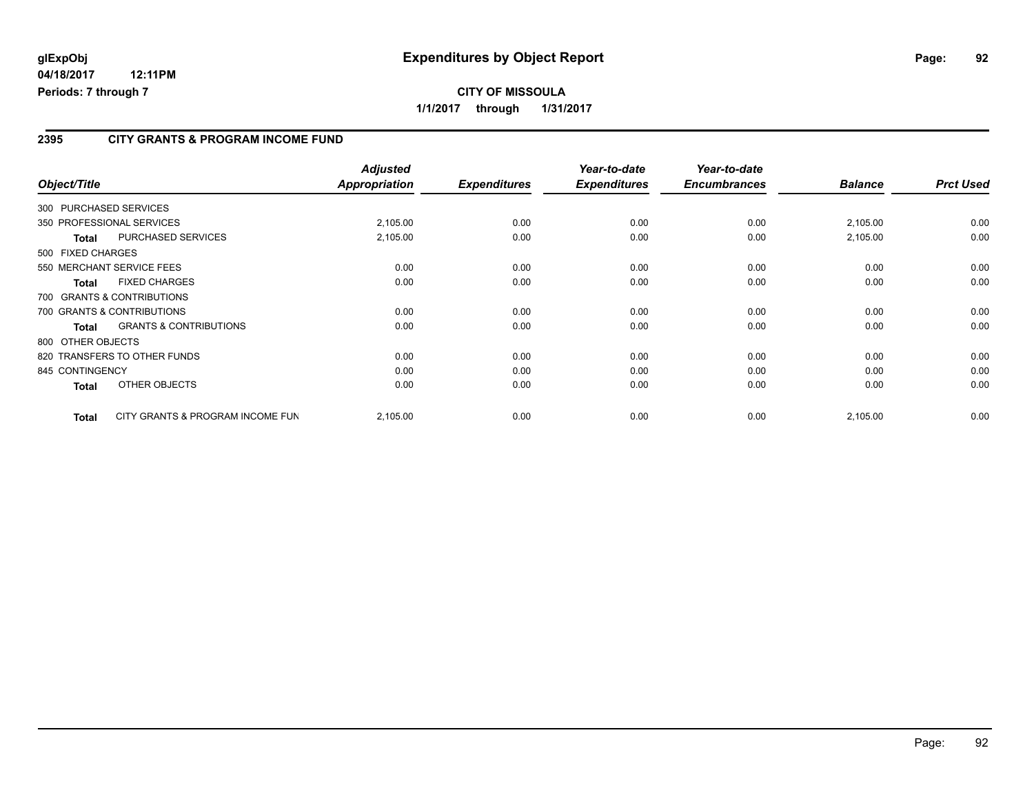**glExpObj**
**04/18/2017 12:11PM**
**Periods: 7 through 7**

# Expenditures by Object Report

**CITY OF MISSOULA**
**1/1/2017 through 1/31/2017**

## 2395 CITY GRANTS & PROGRAM INCOME FUND

| Object/Title | | Adjusted Appropriation | Expenditures | Year-to-date Expenditures | Year-to-date Encumbrances | Balance | Prct Used |
|---|---|---|---|---|---|---|---|
| 300 PURCHASED SERVICES | | | | | | | |
| 350 PROFESSIONAL SERVICES | | 2,105.00 | 0.00 | 0.00 | 0.00 | 2,105.00 | 0.00 |
| **Total** | PURCHASED SERVICES | 2,105.00 | 0.00 | 0.00 | 0.00 | 2,105.00 | 0.00 |
| 500 FIXED CHARGES | | | | | | | |
| 550 MERCHANT SERVICE FEES | | 0.00 | 0.00 | 0.00 | 0.00 | 0.00 | 0.00 |
| **Total** | FIXED CHARGES | 0.00 | 0.00 | 0.00 | 0.00 | 0.00 | 0.00 |
| 700 GRANTS & CONTRIBUTIONS | | | | | | | |
| 700 GRANTS & CONTRIBUTIONS | | 0.00 | 0.00 | 0.00 | 0.00 | 0.00 | 0.00 |
| **Total** | GRANTS & CONTRIBUTIONS | 0.00 | 0.00 | 0.00 | 0.00 | 0.00 | 0.00 |
| 800 OTHER OBJECTS | | | | | | | |
| 820 TRANSFERS TO OTHER FUNDS | | 0.00 | 0.00 | 0.00 | 0.00 | 0.00 | 0.00 |
| 845 CONTINGENCY | | 0.00 | 0.00 | 0.00 | 0.00 | 0.00 | 0.00 |
| **Total** | OTHER OBJECTS | 0.00 | 0.00 | 0.00 | 0.00 | 0.00 | 0.00 |
| **Total** | CITY GRANTS & PROGRAM INCOME FUN | 2,105.00 | 0.00 | 0.00 | 0.00 | 2,105.00 | 0.00 |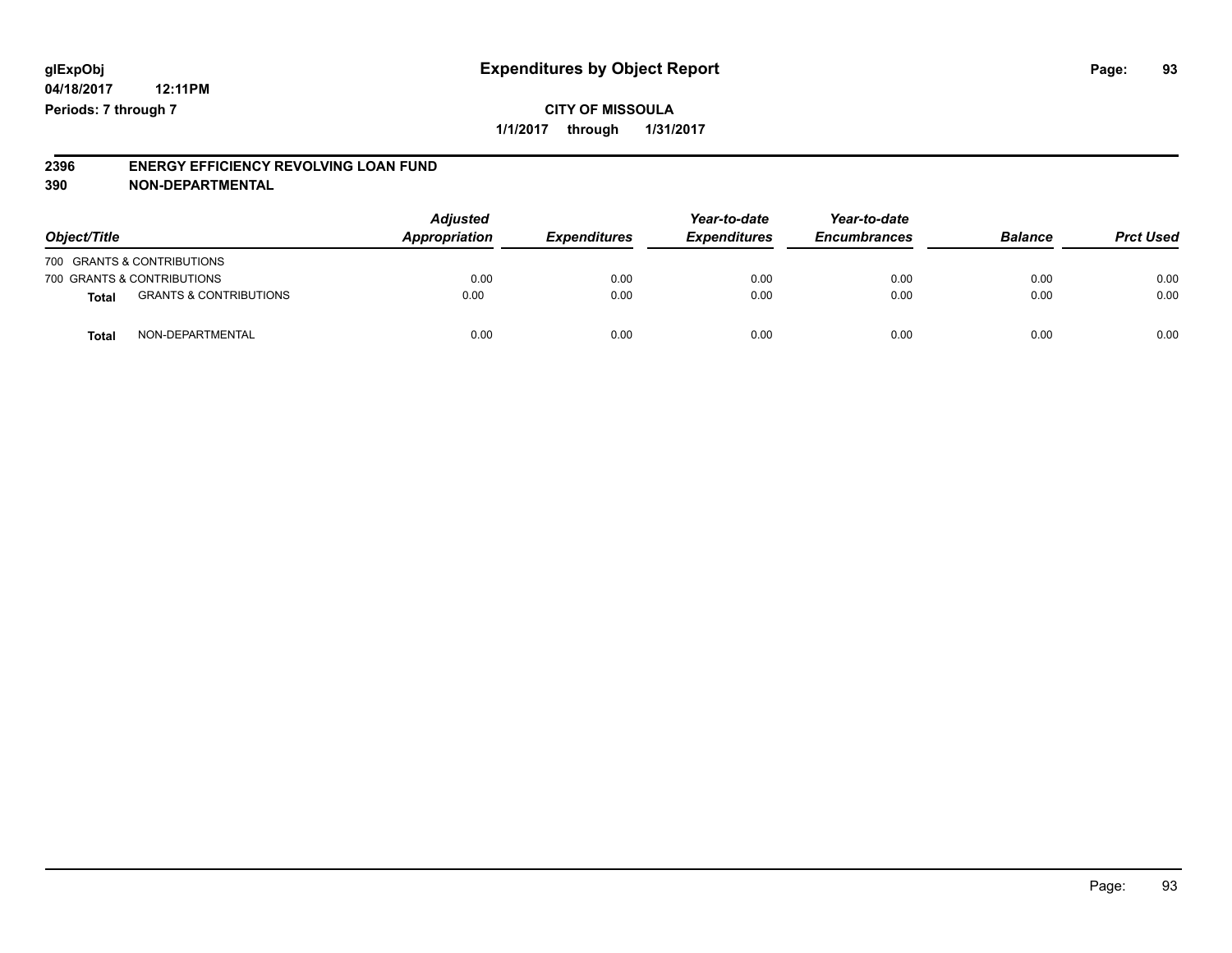glExpObj
04/18/2017 12:11PM
Periods: 7 through 7

# Expenditures by Object Report

**CITY OF MISSOULA**
**1/1/2017 through 1/31/2017**

**2396 ENERGY EFFICIENCY REVOLVING LOAN FUND**
**390 NON-DEPARTMENTAL**

| Object/Title | | *Adjusted Appropriation* | *Expenditures* | *Year-to-date Expenditures* | *Year-to-date Encumbrances* | *Balance* | *Prct Used* |
|---|---|---|---|---|---|---|---|
| 700 GRANTS & CONTRIBUTIONS | | | | | | | |
| 700 GRANTS & CONTRIBUTIONS | | 0.00 | 0.00 | 0.00 | 0.00 | 0.00 | 0.00 |
| **Total** | GRANTS & CONTRIBUTIONS | 0.00 | 0.00 | 0.00 | 0.00 | 0.00 | 0.00 |
| **Total** | NON-DEPARTMENTAL | 0.00 | 0.00 | 0.00 | 0.00 | 0.00 | 0.00 |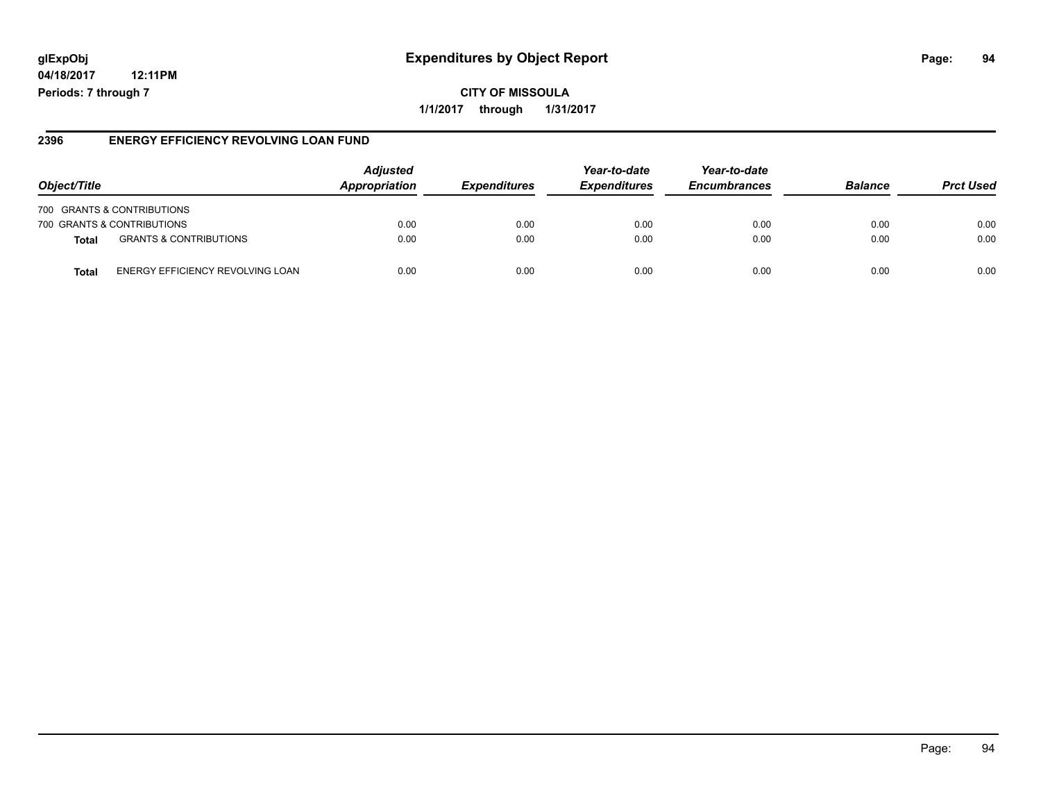# Expenditures by Object Report

glExpObj
04/18/2017 12:11PM
Periods: 7 through 7

**CITY OF MISSOULA**
**1/1/2017 through 1/31/2017**

## 2396 ENERGY EFFICIENCY REVOLVING LOAN FUND

| Object/Title | | Adjusted Appropriation | Expenditures | Year-to-date Expenditures | Year-to-date Encumbrances | Balance | Prct Used |
|---|---|---|---|---|---|---|---|
| 700 GRANTS & CONTRIBUTIONS | | | | | | | |
| 700 GRANTS & CONTRIBUTIONS | | 0.00 | 0.00 | 0.00 | 0.00 | 0.00 | 0.00 |
| **Total** | GRANTS & CONTRIBUTIONS | 0.00 | 0.00 | 0.00 | 0.00 | 0.00 | 0.00 |
| **Total** | ENERGY EFFICIENCY REVOLVING LOAN | 0.00 | 0.00 | 0.00 | 0.00 | 0.00 | 0.00 |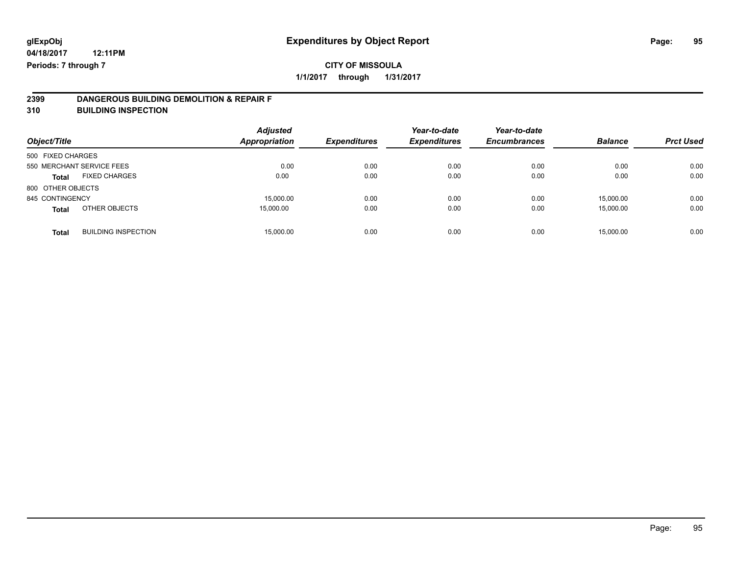glExpObj
04/18/2017 12:11PM
Periods: 7 through 7

# Expenditures by Object Report

**CITY OF MISSOULA**

**1/1/2017 through 1/31/2017**

## 2399 DANGEROUS BUILDING DEMOLITION & REPAIR F
## 310 BUILDING INSPECTION

| Object/Title | | Adjusted Appropriation | Expenditures | Year-to-date Expenditures | Year-to-date Encumbrances | Balance | Prct Used |
|---|---|---|---|---|---|---|---|
| 500 FIXED CHARGES | | | | | | | |
| 550 MERCHANT SERVICE FEES | | 0.00 | 0.00 | 0.00 | 0.00 | 0.00 | 0.00 |
| **Total** | FIXED CHARGES | 0.00 | 0.00 | 0.00 | 0.00 | 0.00 | 0.00 |
| 800 OTHER OBJECTS | | | | | | | |
| 845 CONTINGENCY | | 15,000.00 | 0.00 | 0.00 | 0.00 | 15,000.00 | 0.00 |
| **Total** | OTHER OBJECTS | 15,000.00 | 0.00 | 0.00 | 0.00 | 15,000.00 | 0.00 |
| **Total** | BUILDING INSPECTION | 15,000.00 | 0.00 | 0.00 | 0.00 | 15,000.00 | 0.00 |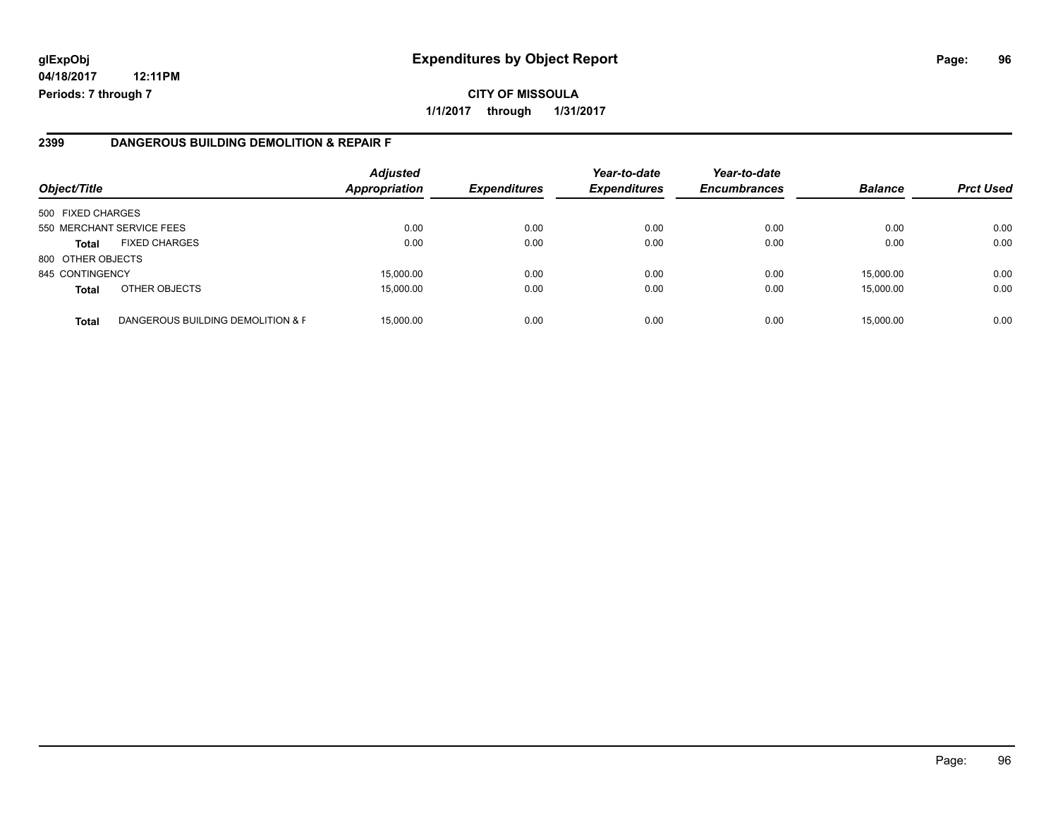**glExpObj**
**04/18/2017 12:11PM**
**Periods: 7 through 7**

# Expenditures by Object Report

**CITY OF MISSOULA**
**1/1/2017 through 1/31/2017**

## 2399 DANGEROUS BUILDING DEMOLITION & REPAIR F

| Object/Title | | Adjusted Appropriation | Expenditures | Year-to-date Expenditures | Year-to-date Encumbrances | Balance | Prct Used |
|---|---|---|---|---|---|---|---|
| 500 FIXED CHARGES | | | | | | | |
| 550 MERCHANT SERVICE FEES | | 0.00 | 0.00 | 0.00 | 0.00 | 0.00 | 0.00 |
| **Total** | FIXED CHARGES | 0.00 | 0.00 | 0.00 | 0.00 | 0.00 | 0.00 |
| 800 OTHER OBJECTS | | | | | | | |
| 845 CONTINGENCY | | 15,000.00 | 0.00 | 0.00 | 0.00 | 15,000.00 | 0.00 |
| **Total** | OTHER OBJECTS | 15,000.00 | 0.00 | 0.00 | 0.00 | 15,000.00 | 0.00 |
| **Total** | DANGEROUS BUILDING DEMOLITION & F | 15,000.00 | 0.00 | 0.00 | 0.00 | 15,000.00 | 0.00 |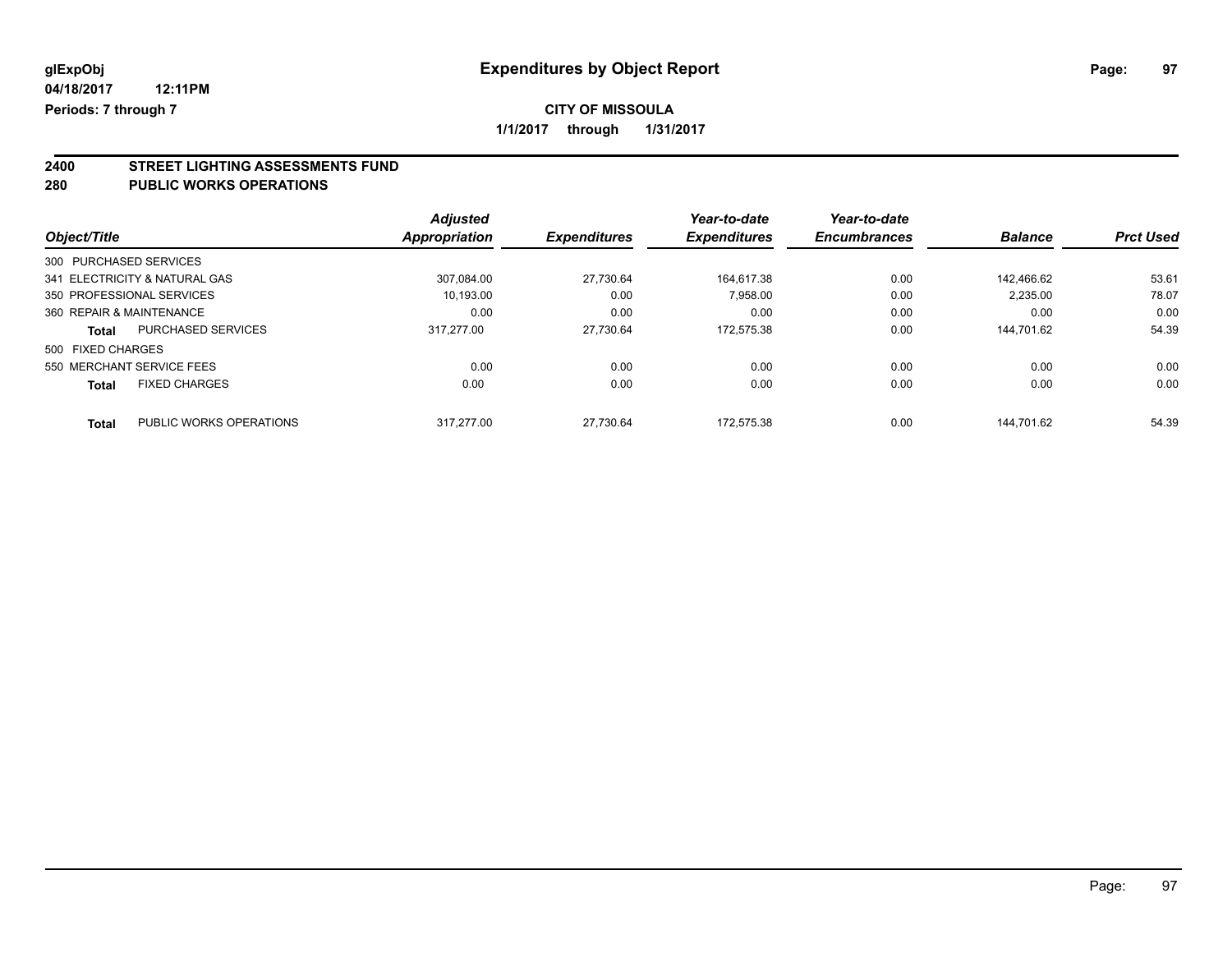glExpObj
04/18/2017 12:11PM
Periods: 7 through 7

# Expenditures by Object Report

**CITY OF MISSOULA**

**1/1/2017 through 1/31/2017**

## 2400 STREET LIGHTING ASSESSMENTS FUND
## 280 PUBLIC WORKS OPERATIONS

| Object/Title | | Adjusted Appropriation | Expenditures | Year-to-date Expenditures | Year-to-date Encumbrances | Balance | Prct Used |
|---|---|---|---|---|---|---|---|
| 300 PURCHASED SERVICES | | | | | | | |
| 341 ELECTRICITY & NATURAL GAS | | 307,084.00 | 27,730.64 | 164,617.38 | 0.00 | 142,466.62 | 53.61 |
| 350 PROFESSIONAL SERVICES | | 10,193.00 | 0.00 | 7,958.00 | 0.00 | 2,235.00 | 78.07 |
| 360 REPAIR & MAINTENANCE | | 0.00 | 0.00 | 0.00 | 0.00 | 0.00 | 0.00 |
| **Total** | PURCHASED SERVICES | 317,277.00 | 27,730.64 | 172,575.38 | 0.00 | 144,701.62 | 54.39 |
| 500 FIXED CHARGES | | | | | | | |
| 550 MERCHANT SERVICE FEES | | 0.00 | 0.00 | 0.00 | 0.00 | 0.00 | 0.00 |
| **Total** | FIXED CHARGES | 0.00 | 0.00 | 0.00 | 0.00 | 0.00 | 0.00 |
| **Total** | PUBLIC WORKS OPERATIONS | 317,277.00 | 27,730.64 | 172,575.38 | 0.00 | 144,701.62 | 54.39 |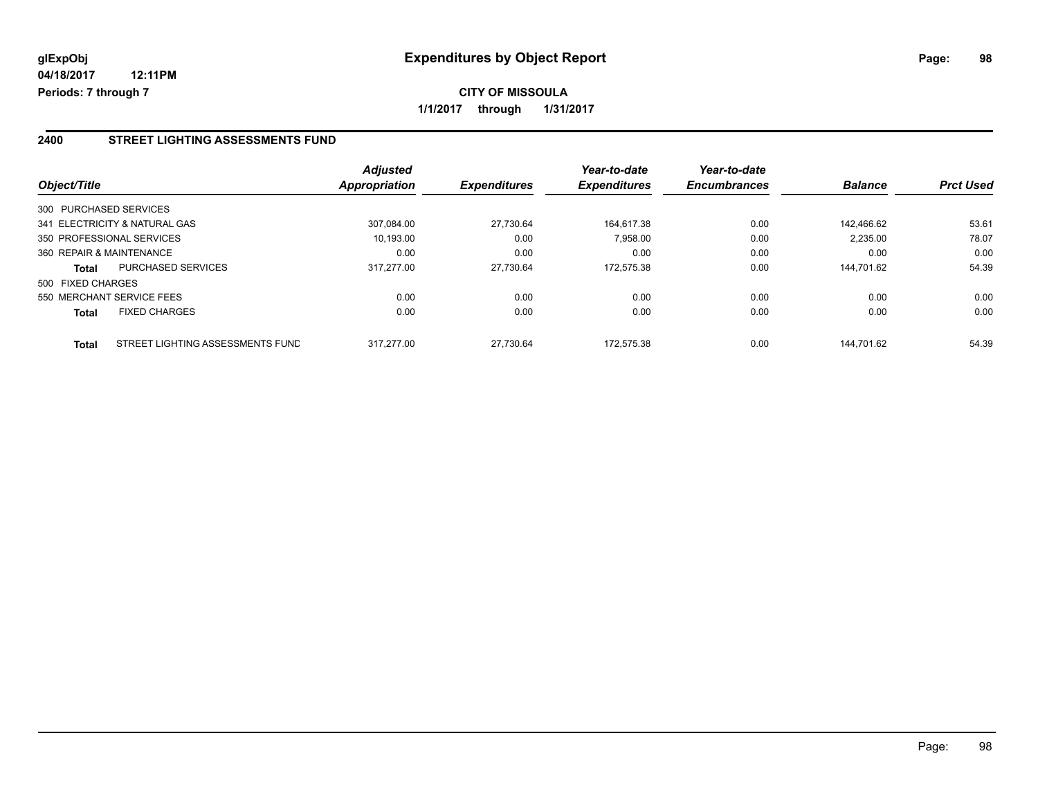# Expenditures by Object Report

glExpObj
04/18/2017 12:11PM
Periods: 7 through 7

**CITY OF MISSOULA**
**1/1/2017 through 1/31/2017**

## 2400 STREET LIGHTING ASSESSMENTS FUND

| Object/Title | Adjusted Appropriation | Expenditures | Year-to-date Expenditures | Year-to-date Encumbrances | Balance | Prct Used |
|---|---|---|---|---|---|---|
| 300 PURCHASED SERVICES | | | | | | |
| 341 ELECTRICITY & NATURAL GAS | 307,084.00 | 27,730.64 | 164,617.38 | 0.00 | 142,466.62 | 53.61 |
| 350 PROFESSIONAL SERVICES | 10,193.00 | 0.00 | 7,958.00 | 0.00 | 2,235.00 | 78.07 |
| 360 REPAIR & MAINTENANCE | 0.00 | 0.00 | 0.00 | 0.00 | 0.00 | 0.00 |
| **Total** PURCHASED SERVICES | 317,277.00 | 27,730.64 | 172,575.38 | 0.00 | 144,701.62 | 54.39 |
| 500 FIXED CHARGES | | | | | | |
| 550 MERCHANT SERVICE FEES | 0.00 | 0.00 | 0.00 | 0.00 | 0.00 | 0.00 |
| **Total** FIXED CHARGES | 0.00 | 0.00 | 0.00 | 0.00 | 0.00 | 0.00 |
| **Total** STREET LIGHTING ASSESSMENTS FUND | 317,277.00 | 27,730.64 | 172,575.38 | 0.00 | 144,701.62 | 54.39 |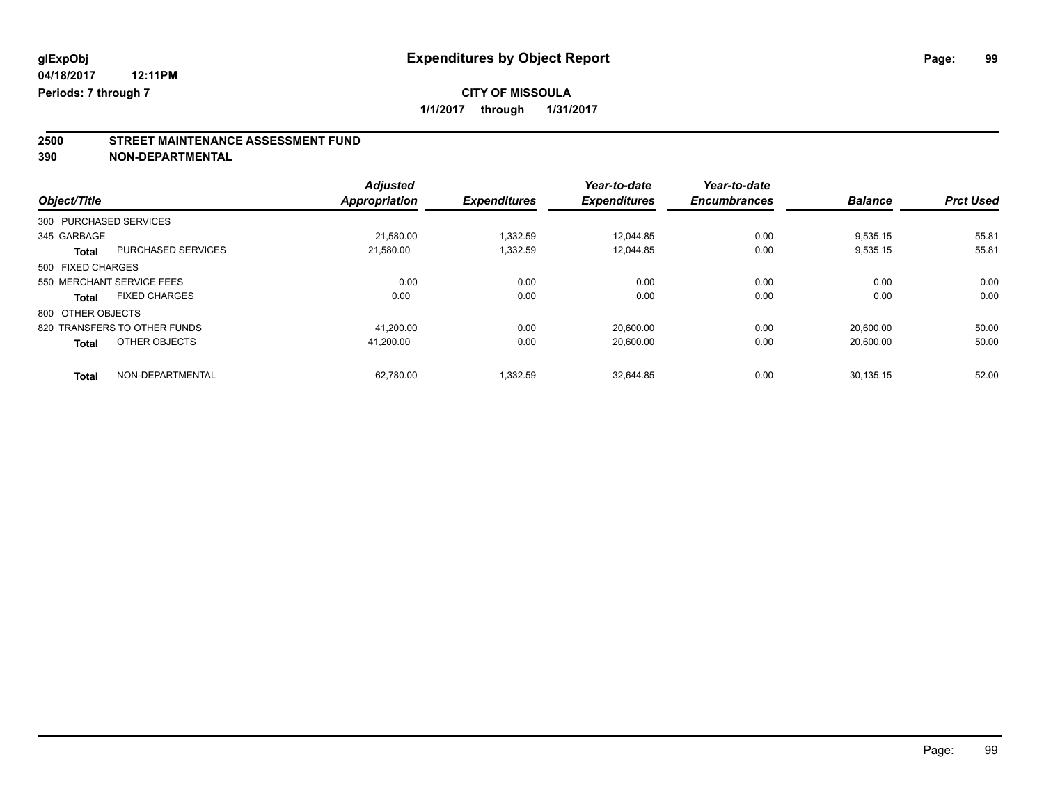**glExpObj** **Expenditures by Object Report**

**04/18/2017 12:11PM**

**Periods: 7 through 7**

**CITY OF MISSOULA**

**1/1/2017 through 1/31/2017**

## 2500 STREET MAINTENANCE ASSESSMENT FUND

## 390 NON-DEPARTMENTAL

| Object/Title | | Adjusted Appropriation | Expenditures | Year-to-date Expenditures | Year-to-date Encumbrances | Balance | Prct Used |
|---|---|---|---|---|---|---|---|
| 300 PURCHASED SERVICES | | | | | | | |
| 345 GARBAGE | | 21,580.00 | 1,332.59 | 12,044.85 | 0.00 | 9,535.15 | 55.81 |
| **Total** | PURCHASED SERVICES | 21,580.00 | 1,332.59 | 12,044.85 | 0.00 | 9,535.15 | 55.81 |
| 500 FIXED CHARGES | | | | | | | |
| 550 MERCHANT SERVICE FEES | | 0.00 | 0.00 | 0.00 | 0.00 | 0.00 | 0.00 |
| **Total** | FIXED CHARGES | 0.00 | 0.00 | 0.00 | 0.00 | 0.00 | 0.00 |
| 800 OTHER OBJECTS | | | | | | | |
| 820 TRANSFERS TO OTHER FUNDS | | 41,200.00 | 0.00 | 20,600.00 | 0.00 | 20,600.00 | 50.00 |
| **Total** | OTHER OBJECTS | 41,200.00 | 0.00 | 20,600.00 | 0.00 | 20,600.00 | 50.00 |
| **Total** | NON-DEPARTMENTAL | 62,780.00 | 1,332.59 | 32,644.85 | 0.00 | 30,135.15 | 52.00 |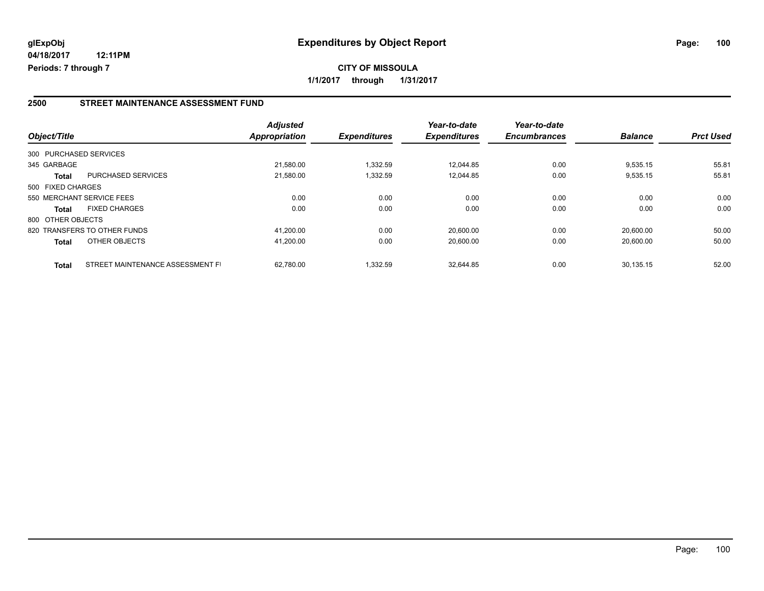glExpObj
04/18/2017 12:11PM
Periods: 7 through 7

# Expenditures by Object Report

**CITY OF MISSOULA**

**1/1/2017 through 1/31/2017**

## 2500 STREET MAINTENANCE ASSESSMENT FUND

| Object/Title | | Adjusted Appropriation | Expenditures | Year-to-date Expenditures | Year-to-date Encumbrances | Balance | Prct Used |
|---|---|---|---|---|---|---|---|
| 300 PURCHASED SERVICES | | | | | | | |
| 345 GARBAGE | | 21,580.00 | 1,332.59 | 12,044.85 | 0.00 | 9,535.15 | 55.81 |
| **Total** | PURCHASED SERVICES | 21,580.00 | 1,332.59 | 12,044.85 | 0.00 | 9,535.15 | 55.81 |
| 500 FIXED CHARGES | | | | | | | |
| 550 MERCHANT SERVICE FEES | | 0.00 | 0.00 | 0.00 | 0.00 | 0.00 | 0.00 |
| **Total** | FIXED CHARGES | 0.00 | 0.00 | 0.00 | 0.00 | 0.00 | 0.00 |
| 800 OTHER OBJECTS | | | | | | | |
| 820 TRANSFERS TO OTHER FUNDS | | 41,200.00 | 0.00 | 20,600.00 | 0.00 | 20,600.00 | 50.00 |
| **Total** | OTHER OBJECTS | 41,200.00 | 0.00 | 20,600.00 | 0.00 | 20,600.00 | 50.00 |
| **Total** | STREET MAINTENANCE ASSESSMENT FI | 62,780.00 | 1,332.59 | 32,644.85 | 0.00 | 30,135.15 | 52.00 |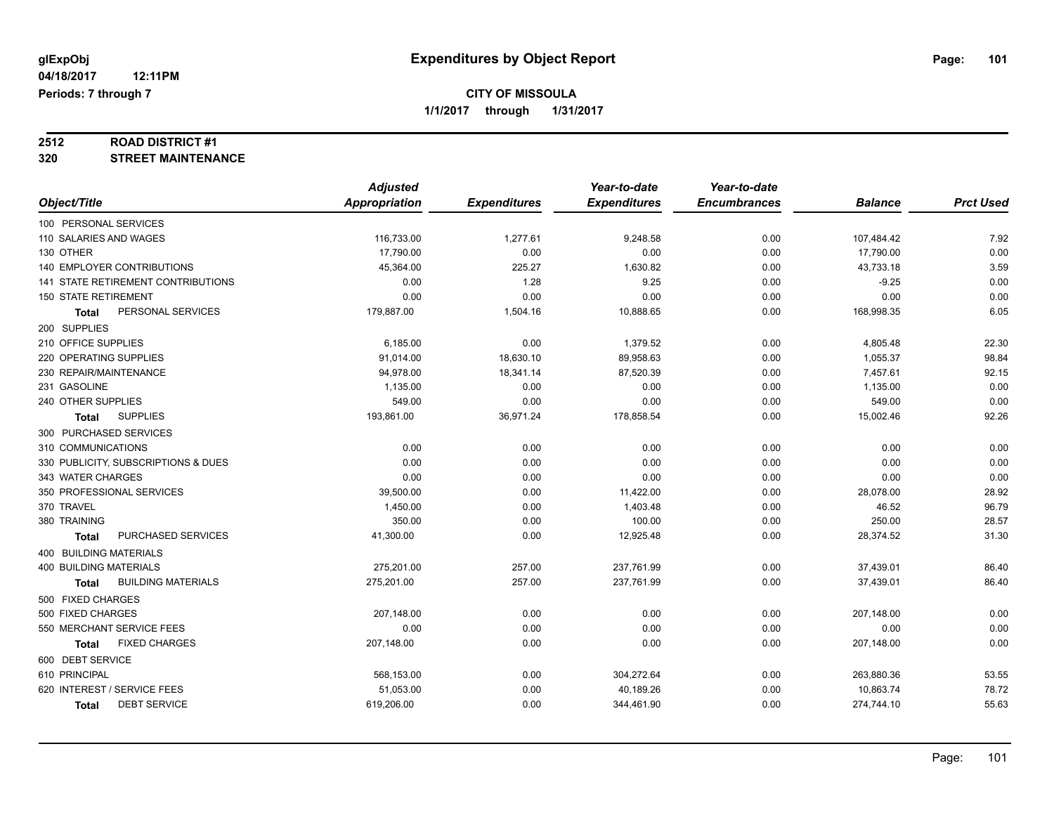**glExpObj**
**04/18/2017 12:11PM**
**Periods: 7 through 7**

# Expenditures by Object Report

**CITY OF MISSOULA**
**1/1/2017 through 1/31/2017**

**2512 ROAD DISTRICT #1**
**320 STREET MAINTENANCE**

| Object/Title | Adjusted Appropriation | Expenditures | Year-to-date Expenditures | Year-to-date Encumbrances | Balance | Prct Used |
|---|---|---|---|---|---|---|
| 100 PERSONAL SERVICES | | | | | | |
| 110 SALARIES AND WAGES | 116,733.00 | 1,277.61 | 9,248.58 | 0.00 | 107,484.42 | 7.92 |
| 130 OTHER | 17,790.00 | 0.00 | 0.00 | 0.00 | 17,790.00 | 0.00 |
| 140 EMPLOYER CONTRIBUTIONS | 45,364.00 | 225.27 | 1,630.82 | 0.00 | 43,733.18 | 3.59 |
| 141 STATE RETIREMENT CONTRIBUTIONS | 0.00 | 1.28 | 9.25 | 0.00 | -9.25 | 0.00 |
| 150 STATE RETIREMENT | 0.00 | 0.00 | 0.00 | 0.00 | 0.00 | 0.00 |
| **Total** PERSONAL SERVICES | 179,887.00 | 1,504.16 | 10,888.65 | 0.00 | 168,998.35 | 6.05 |
| 200 SUPPLIES | | | | | | |
| 210 OFFICE SUPPLIES | 6,185.00 | 0.00 | 1,379.52 | 0.00 | 4,805.48 | 22.30 |
| 220 OPERATING SUPPLIES | 91,014.00 | 18,630.10 | 89,958.63 | 0.00 | 1,055.37 | 98.84 |
| 230 REPAIR/MAINTENANCE | 94,978.00 | 18,341.14 | 87,520.39 | 0.00 | 7,457.61 | 92.15 |
| 231 GASOLINE | 1,135.00 | 0.00 | 0.00 | 0.00 | 1,135.00 | 0.00 |
| 240 OTHER SUPPLIES | 549.00 | 0.00 | 0.00 | 0.00 | 549.00 | 0.00 |
| **Total** SUPPLIES | 193,861.00 | 36,971.24 | 178,858.54 | 0.00 | 15,002.46 | 92.26 |
| 300 PURCHASED SERVICES | | | | | | |
| 310 COMMUNICATIONS | 0.00 | 0.00 | 0.00 | 0.00 | 0.00 | 0.00 |
| 330 PUBLICITY, SUBSCRIPTIONS & DUES | 0.00 | 0.00 | 0.00 | 0.00 | 0.00 | 0.00 |
| 343 WATER CHARGES | 0.00 | 0.00 | 0.00 | 0.00 | 0.00 | 0.00 |
| 350 PROFESSIONAL SERVICES | 39,500.00 | 0.00 | 11,422.00 | 0.00 | 28,078.00 | 28.92 |
| 370 TRAVEL | 1,450.00 | 0.00 | 1,403.48 | 0.00 | 46.52 | 96.79 |
| 380 TRAINING | 350.00 | 0.00 | 100.00 | 0.00 | 250.00 | 28.57 |
| **Total** PURCHASED SERVICES | 41,300.00 | 0.00 | 12,925.48 | 0.00 | 28,374.52 | 31.30 |
| 400 BUILDING MATERIALS | | | | | | |
| 400 BUILDING MATERIALS | 275,201.00 | 257.00 | 237,761.99 | 0.00 | 37,439.01 | 86.40 |
| **Total** BUILDING MATERIALS | 275,201.00 | 257.00 | 237,761.99 | 0.00 | 37,439.01 | 86.40 |
| 500 FIXED CHARGES | | | | | | |
| 500 FIXED CHARGES | 207,148.00 | 0.00 | 0.00 | 0.00 | 207,148.00 | 0.00 |
| 550 MERCHANT SERVICE FEES | 0.00 | 0.00 | 0.00 | 0.00 | 0.00 | 0.00 |
| **Total** FIXED CHARGES | 207,148.00 | 0.00 | 0.00 | 0.00 | 207,148.00 | 0.00 |
| 600 DEBT SERVICE | | | | | | |
| 610 PRINCIPAL | 568,153.00 | 0.00 | 304,272.64 | 0.00 | 263,880.36 | 53.55 |
| 620 INTEREST / SERVICE FEES | 51,053.00 | 0.00 | 40,189.26 | 0.00 | 10,863.74 | 78.72 |
| **Total** DEBT SERVICE | 619,206.00 | 0.00 | 344,461.90 | 0.00 | 274,744.10 | 55.63 |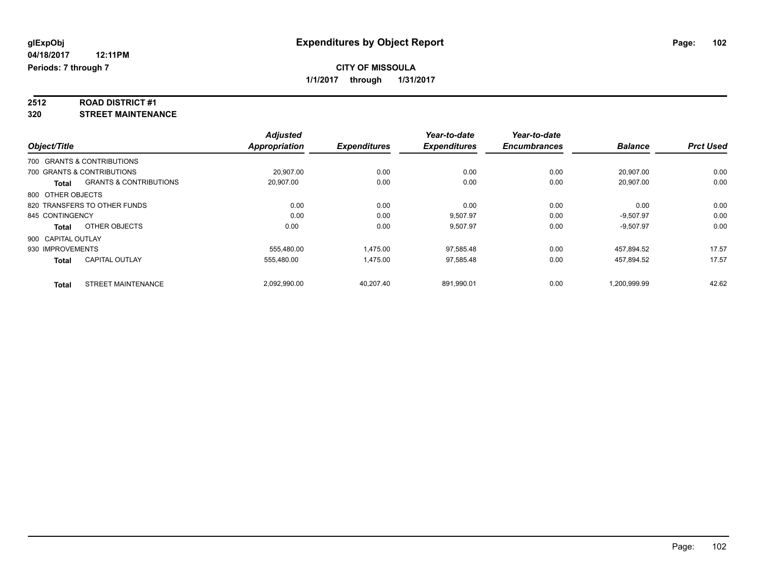**glExpObj** **Expenditures by Object Report**

**04/18/2017 12:11PM**

**Periods: 7 through 7**

**CITY OF MISSOULA**

**1/1/2017 through 1/31/2017**

## 2512 ROAD DISTRICT #1
## 320 STREET MAINTENANCE

| Object/Title | | Adjusted Appropriation | Expenditures | Year-to-date Expenditures | Year-to-date Encumbrances | Balance | Prct Used |
|---|---|---|---|---|---|---|---|
| 700 GRANTS & CONTRIBUTIONS | | | | | | | |
| 700 GRANTS & CONTRIBUTIONS | | 20,907.00 | 0.00 | 0.00 | 0.00 | 20,907.00 | 0.00 |
| **Total** | GRANTS & CONTRIBUTIONS | 20,907.00 | 0.00 | 0.00 | 0.00 | 20,907.00 | 0.00 |
| 800 OTHER OBJECTS | | | | | | | |
| 820 TRANSFERS TO OTHER FUNDS | | 0.00 | 0.00 | 0.00 | 0.00 | 0.00 | 0.00 |
| 845 CONTINGENCY | | 0.00 | 0.00 | 9,507.97 | 0.00 | -9,507.97 | 0.00 |
| **Total** | OTHER OBJECTS | 0.00 | 0.00 | 9,507.97 | 0.00 | -9,507.97 | 0.00 |
| 900 CAPITAL OUTLAY | | | | | | | |
| 930 IMPROVEMENTS | | 555,480.00 | 1,475.00 | 97,585.48 | 0.00 | 457,894.52 | 17.57 |
| **Total** | CAPITAL OUTLAY | 555,480.00 | 1,475.00 | 97,585.48 | 0.00 | 457,894.52 | 17.57 |
| **Total** | STREET MAINTENANCE | 2,092,990.00 | 40,207.40 | 891,990.01 | 0.00 | 1,200,999.99 | 42.62 |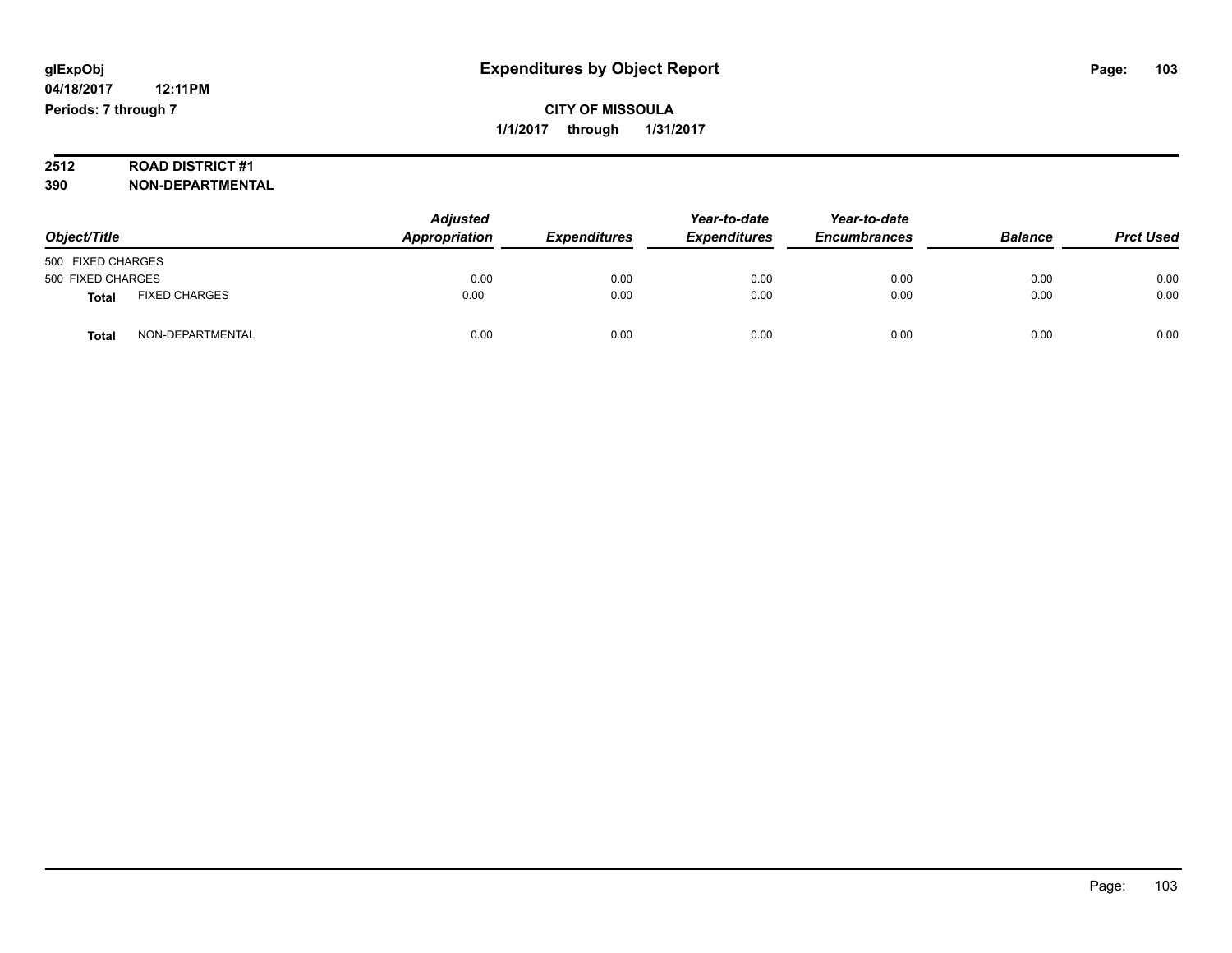# Expenditures by Object Report

glExpObj
04/18/2017 12:11PM
Periods: 7 through 7

**CITY OF MISSOULA**
**1/1/2017 through 1/31/2017**

**2512 ROAD DISTRICT #1**
**390 NON-DEPARTMENTAL**

| Object/Title | | *Adjusted Appropriation* | *Expenditures* | *Year-to-date Expenditures* | *Year-to-date Encumbrances* | *Balance* | *Prct Used* |
|---|---|---|---|---|---|---|---|
| 500 FIXED CHARGES | | | | | | | |
| 500 FIXED CHARGES | | 0.00 | 0.00 | 0.00 | 0.00 | 0.00 | 0.00 |
| **Total** | FIXED CHARGES | 0.00 | 0.00 | 0.00 | 0.00 | 0.00 | 0.00 |
| **Total** | NON-DEPARTMENTAL | 0.00 | 0.00 | 0.00 | 0.00 | 0.00 | 0.00 |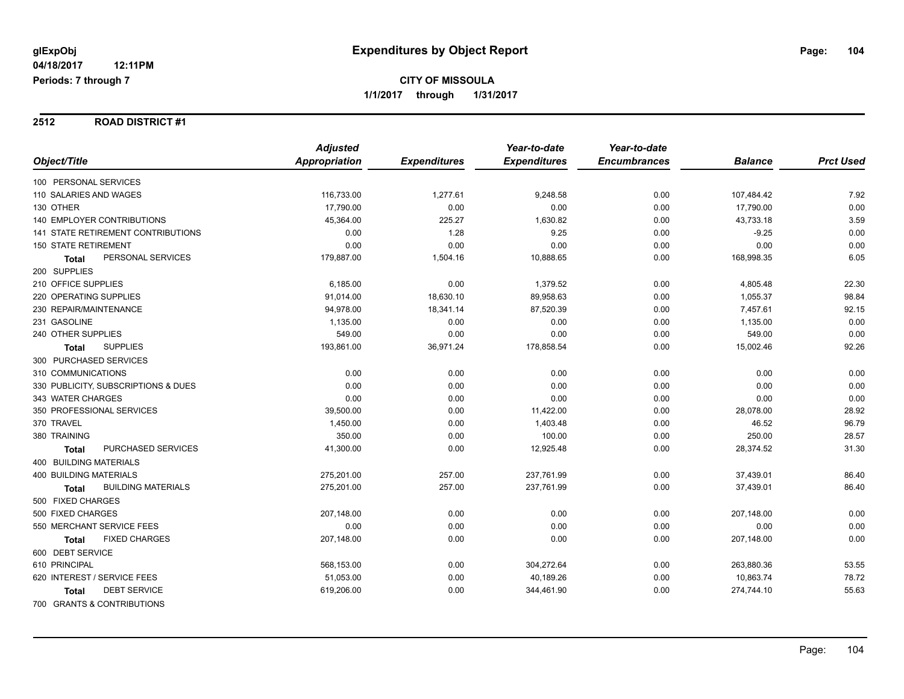# Expenditures by Object Report

glExpObj
04/18/2017 12:11PM
Periods: 7 through 7

**CITY OF MISSOULA**
**1/1/2017 through 1/31/2017**

## 2512 ROAD DISTRICT #1

| Object/Title | Adjusted Appropriation | Expenditures | Year-to-date Expenditures | Year-to-date Encumbrances | Balance | Prct Used |
|---|---|---|---|---|---|---|
| 100 PERSONAL SERVICES | | | | | | |
| 110 SALARIES AND WAGES | 116,733.00 | 1,277.61 | 9,248.58 | 0.00 | 107,484.42 | 7.92 |
| 130 OTHER | 17,790.00 | 0.00 | 0.00 | 0.00 | 17,790.00 | 0.00 |
| 140 EMPLOYER CONTRIBUTIONS | 45,364.00 | 225.27 | 1,630.82 | 0.00 | 43,733.18 | 3.59 |
| 141 STATE RETIREMENT CONTRIBUTIONS | 0.00 | 1.28 | 9.25 | 0.00 | -9.25 | 0.00 |
| 150 STATE RETIREMENT | 0.00 | 0.00 | 0.00 | 0.00 | 0.00 | 0.00 |
| **Total** PERSONAL SERVICES | 179,887.00 | 1,504.16 | 10,888.65 | 0.00 | 168,998.35 | 6.05 |
| 200 SUPPLIES | | | | | | |
| 210 OFFICE SUPPLIES | 6,185.00 | 0.00 | 1,379.52 | 0.00 | 4,805.48 | 22.30 |
| 220 OPERATING SUPPLIES | 91,014.00 | 18,630.10 | 89,958.63 | 0.00 | 1,055.37 | 98.84 |
| 230 REPAIR/MAINTENANCE | 94,978.00 | 18,341.14 | 87,520.39 | 0.00 | 7,457.61 | 92.15 |
| 231 GASOLINE | 1,135.00 | 0.00 | 0.00 | 0.00 | 1,135.00 | 0.00 |
| 240 OTHER SUPPLIES | 549.00 | 0.00 | 0.00 | 0.00 | 549.00 | 0.00 |
| **Total** SUPPLIES | 193,861.00 | 36,971.24 | 178,858.54 | 0.00 | 15,002.46 | 92.26 |
| 300 PURCHASED SERVICES | | | | | | |
| 310 COMMUNICATIONS | 0.00 | 0.00 | 0.00 | 0.00 | 0.00 | 0.00 |
| 330 PUBLICITY, SUBSCRIPTIONS & DUES | 0.00 | 0.00 | 0.00 | 0.00 | 0.00 | 0.00 |
| 343 WATER CHARGES | 0.00 | 0.00 | 0.00 | 0.00 | 0.00 | 0.00 |
| 350 PROFESSIONAL SERVICES | 39,500.00 | 0.00 | 11,422.00 | 0.00 | 28,078.00 | 28.92 |
| 370 TRAVEL | 1,450.00 | 0.00 | 1,403.48 | 0.00 | 46.52 | 96.79 |
| 380 TRAINING | 350.00 | 0.00 | 100.00 | 0.00 | 250.00 | 28.57 |
| **Total** PURCHASED SERVICES | 41,300.00 | 0.00 | 12,925.48 | 0.00 | 28,374.52 | 31.30 |
| 400 BUILDING MATERIALS | | | | | | |
| 400 BUILDING MATERIALS | 275,201.00 | 257.00 | 237,761.99 | 0.00 | 37,439.01 | 86.40 |
| **Total** BUILDING MATERIALS | 275,201.00 | 257.00 | 237,761.99 | 0.00 | 37,439.01 | 86.40 |
| 500 FIXED CHARGES | | | | | | |
| 500 FIXED CHARGES | 207,148.00 | 0.00 | 0.00 | 0.00 | 207,148.00 | 0.00 |
| 550 MERCHANT SERVICE FEES | 0.00 | 0.00 | 0.00 | 0.00 | 0.00 | 0.00 |
| **Total** FIXED CHARGES | 207,148.00 | 0.00 | 0.00 | 0.00 | 207,148.00 | 0.00 |
| 600 DEBT SERVICE | | | | | | |
| 610 PRINCIPAL | 568,153.00 | 0.00 | 304,272.64 | 0.00 | 263,880.36 | 53.55 |
| 620 INTEREST / SERVICE FEES | 51,053.00 | 0.00 | 40,189.26 | 0.00 | 10,863.74 | 78.72 |
| **Total** DEBT SERVICE | 619,206.00 | 0.00 | 344,461.90 | 0.00 | 274,744.10 | 55.63 |
| 700 GRANTS & CONTRIBUTIONS | | | | | | |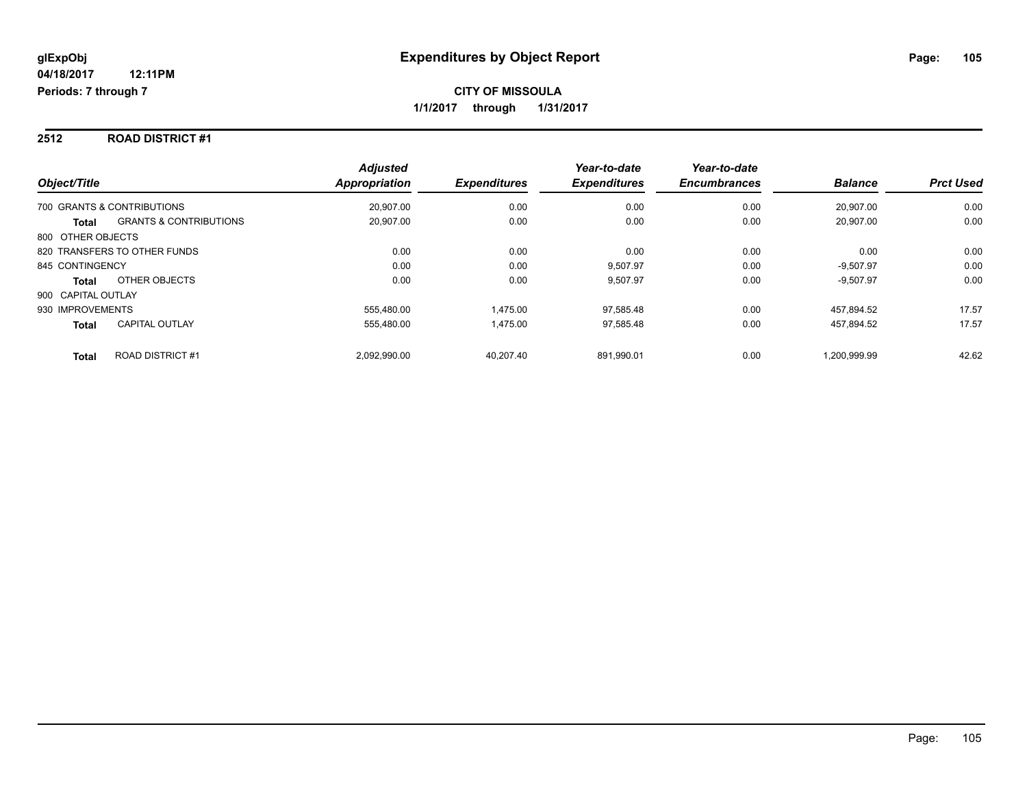**glExpObj**
**04/18/2017 12:11PM**
**Periods: 7 through 7**

# Expenditures by Object Report

**CITY OF MISSOULA**
**1/1/2017 through 1/31/2017**

## 2512 ROAD DISTRICT #1

| Object/Title | | Adjusted Appropriation | Expenditures | Year-to-date Expenditures | Year-to-date Encumbrances | Balance | Prct Used |
|---|---|---|---|---|---|---|---|
| 700 GRANTS & CONTRIBUTIONS | | 20,907.00 | 0.00 | 0.00 | 0.00 | 20,907.00 | 0.00 |
| **Total** | GRANTS & CONTRIBUTIONS | 20,907.00 | 0.00 | 0.00 | 0.00 | 20,907.00 | 0.00 |
| 800 OTHER OBJECTS | | | | | | | |
| 820 TRANSFERS TO OTHER FUNDS | | 0.00 | 0.00 | 0.00 | 0.00 | 0.00 | 0.00 |
| 845 CONTINGENCY | | 0.00 | 0.00 | 9,507.97 | 0.00 | -9,507.97 | 0.00 |
| **Total** | OTHER OBJECTS | 0.00 | 0.00 | 9,507.97 | 0.00 | -9,507.97 | 0.00 |
| 900 CAPITAL OUTLAY | | | | | | | |
| 930 IMPROVEMENTS | | 555,480.00 | 1,475.00 | 97,585.48 | 0.00 | 457,894.52 | 17.57 |
| **Total** | CAPITAL OUTLAY | 555,480.00 | 1,475.00 | 97,585.48 | 0.00 | 457,894.52 | 17.57 |
| **Total** | ROAD DISTRICT #1 | 2,092,990.00 | 40,207.40 | 891,990.01 | 0.00 | 1,200,999.99 | 42.62 |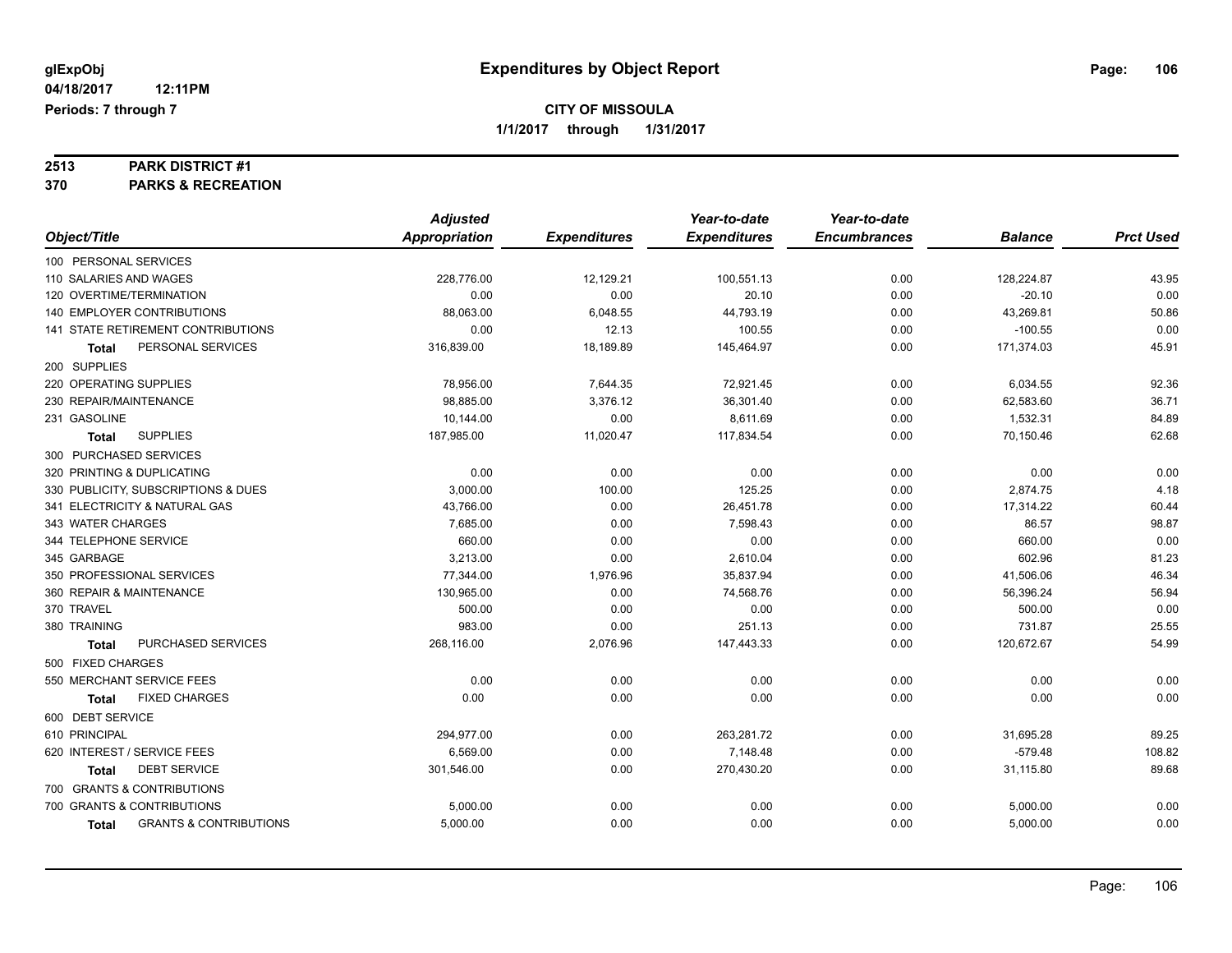# Expenditures by Object Report

glExpObj
04/18/2017 12:11PM
Periods: 7 through 7

**CITY OF MISSOULA**
**1/1/2017 through 1/31/2017**

**2513 PARK DISTRICT #1**
**370 PARKS & RECREATION**

| Object/Title | Adjusted Appropriation | Expenditures | Year-to-date Expenditures | Year-to-date Encumbrances | Balance | Prct Used |
|---|---|---|---|---|---|---|
| 100 PERSONAL SERVICES | | | | | | |
| 110 SALARIES AND WAGES | 228,776.00 | 12,129.21 | 100,551.13 | 0.00 | 128,224.87 | 43.95 |
| 120 OVERTIME/TERMINATION | 0.00 | 0.00 | 20.10 | 0.00 | -20.10 | 0.00 |
| 140 EMPLOYER CONTRIBUTIONS | 88,063.00 | 6,048.55 | 44,793.19 | 0.00 | 43,269.81 | 50.86 |
| 141 STATE RETIREMENT CONTRIBUTIONS | 0.00 | 12.13 | 100.55 | 0.00 | -100.55 | 0.00 |
| **Total** PERSONAL SERVICES | 316,839.00 | 18,189.89 | 145,464.97 | 0.00 | 171,374.03 | 45.91 |
| 200 SUPPLIES | | | | | | |
| 220 OPERATING SUPPLIES | 78,956.00 | 7,644.35 | 72,921.45 | 0.00 | 6,034.55 | 92.36 |
| 230 REPAIR/MAINTENANCE | 98,885.00 | 3,376.12 | 36,301.40 | 0.00 | 62,583.60 | 36.71 |
| 231 GASOLINE | 10,144.00 | 0.00 | 8,611.69 | 0.00 | 1,532.31 | 84.89 |
| **Total** SUPPLIES | 187,985.00 | 11,020.47 | 117,834.54 | 0.00 | 70,150.46 | 62.68 |
| 300 PURCHASED SERVICES | | | | | | |
| 320 PRINTING & DUPLICATING | 0.00 | 0.00 | 0.00 | 0.00 | 0.00 | 0.00 |
| 330 PUBLICITY, SUBSCRIPTIONS & DUES | 3,000.00 | 100.00 | 125.25 | 0.00 | 2,874.75 | 4.18 |
| 341 ELECTRICITY & NATURAL GAS | 43,766.00 | 0.00 | 26,451.78 | 0.00 | 17,314.22 | 60.44 |
| 343 WATER CHARGES | 7,685.00 | 0.00 | 7,598.43 | 0.00 | 86.57 | 98.87 |
| 344 TELEPHONE SERVICE | 660.00 | 0.00 | 0.00 | 0.00 | 660.00 | 0.00 |
| 345 GARBAGE | 3,213.00 | 0.00 | 2,610.04 | 0.00 | 602.96 | 81.23 |
| 350 PROFESSIONAL SERVICES | 77,344.00 | 1,976.96 | 35,837.94 | 0.00 | 41,506.06 | 46.34 |
| 360 REPAIR & MAINTENANCE | 130,965.00 | 0.00 | 74,568.76 | 0.00 | 56,396.24 | 56.94 |
| 370 TRAVEL | 500.00 | 0.00 | 0.00 | 0.00 | 500.00 | 0.00 |
| 380 TRAINING | 983.00 | 0.00 | 251.13 | 0.00 | 731.87 | 25.55 |
| **Total** PURCHASED SERVICES | 268,116.00 | 2,076.96 | 147,443.33 | 0.00 | 120,672.67 | 54.99 |
| 500 FIXED CHARGES | | | | | | |
| 550 MERCHANT SERVICE FEES | 0.00 | 0.00 | 0.00 | 0.00 | 0.00 | 0.00 |
| **Total** FIXED CHARGES | 0.00 | 0.00 | 0.00 | 0.00 | 0.00 | 0.00 |
| 600 DEBT SERVICE | | | | | | |
| 610 PRINCIPAL | 294,977.00 | 0.00 | 263,281.72 | 0.00 | 31,695.28 | 89.25 |
| 620 INTEREST / SERVICE FEES | 6,569.00 | 0.00 | 7,148.48 | 0.00 | -579.48 | 108.82 |
| **Total** DEBT SERVICE | 301,546.00 | 0.00 | 270,430.20 | 0.00 | 31,115.80 | 89.68 |
| 700 GRANTS & CONTRIBUTIONS | | | | | | |
| 700 GRANTS & CONTRIBUTIONS | 5,000.00 | 0.00 | 0.00 | 0.00 | 5,000.00 | 0.00 |
| **Total** GRANTS & CONTRIBUTIONS | 5,000.00 | 0.00 | 0.00 | 0.00 | 5,000.00 | 0.00 |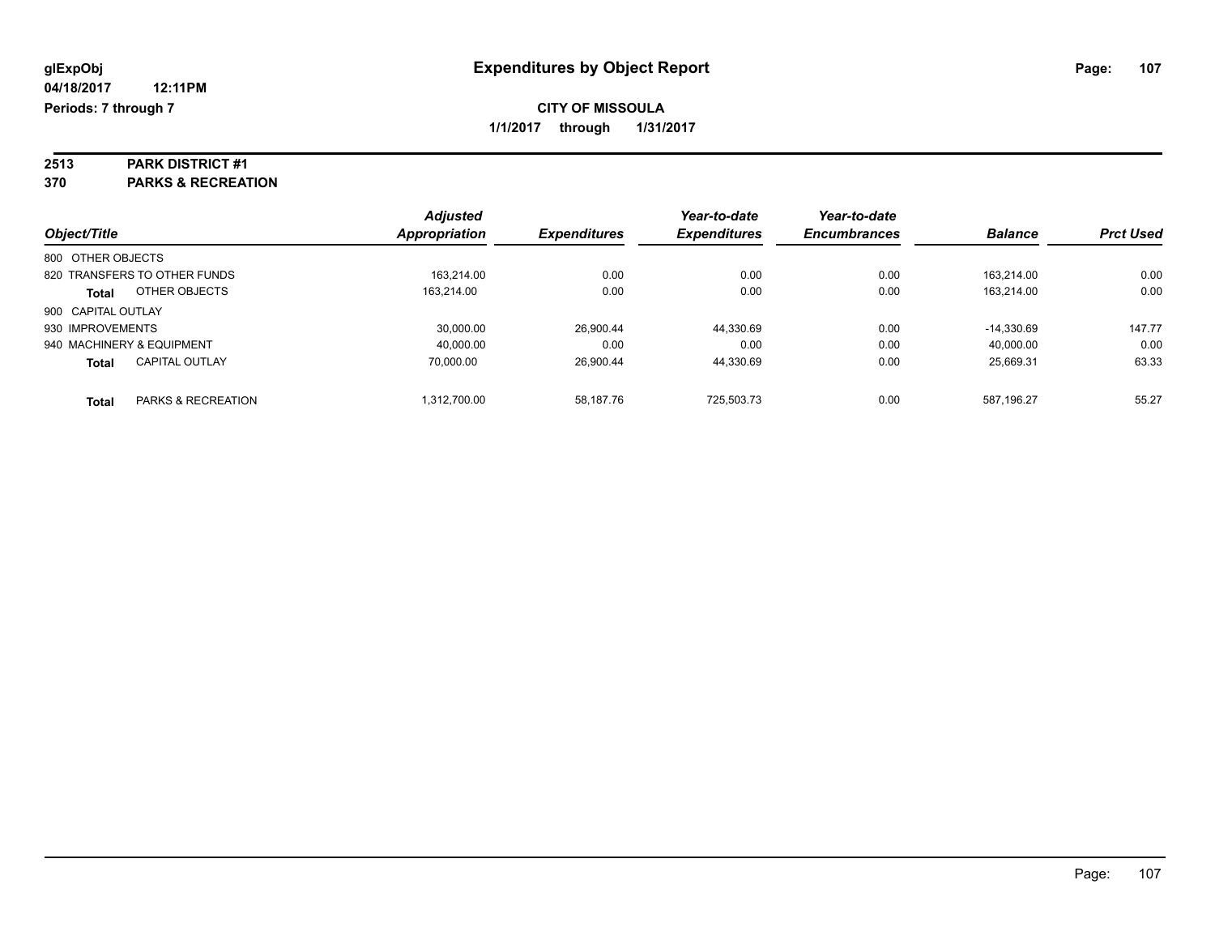# Expenditures by Object Report

glExpObj
04/18/2017 12:11PM
Periods: 7 through 7

**CITY OF MISSOULA**

**1/1/2017 through 1/31/2017**

**2513 PARK DISTRICT #1**

**370 PARKS & RECREATION**

| Object/Title | Adjusted Appropriation | Expenditures | Year-to-date Expenditures | Year-to-date Encumbrances | Balance | Prct Used |
|---|---|---|---|---|---|---|
| 800 OTHER OBJECTS | | | | | | |
| 820 TRANSFERS TO OTHER FUNDS | 163,214.00 | 0.00 | 0.00 | 0.00 | 163,214.00 | 0.00 |
| **Total** OTHER OBJECTS | 163,214.00 | 0.00 | 0.00 | 0.00 | 163,214.00 | 0.00 |
| 900 CAPITAL OUTLAY | | | | | | |
| 930 IMPROVEMENTS | 30,000.00 | 26,900.44 | 44,330.69 | 0.00 | -14,330.69 | 147.77 |
| 940 MACHINERY & EQUIPMENT | 40,000.00 | 0.00 | 0.00 | 0.00 | 40,000.00 | 0.00 |
| **Total** CAPITAL OUTLAY | 70,000.00 | 26,900.44 | 44,330.69 | 0.00 | 25,669.31 | 63.33 |
| **Total** PARKS & RECREATION | 1,312,700.00 | 58,187.76 | 725,503.73 | 0.00 | 587,196.27 | 55.27 |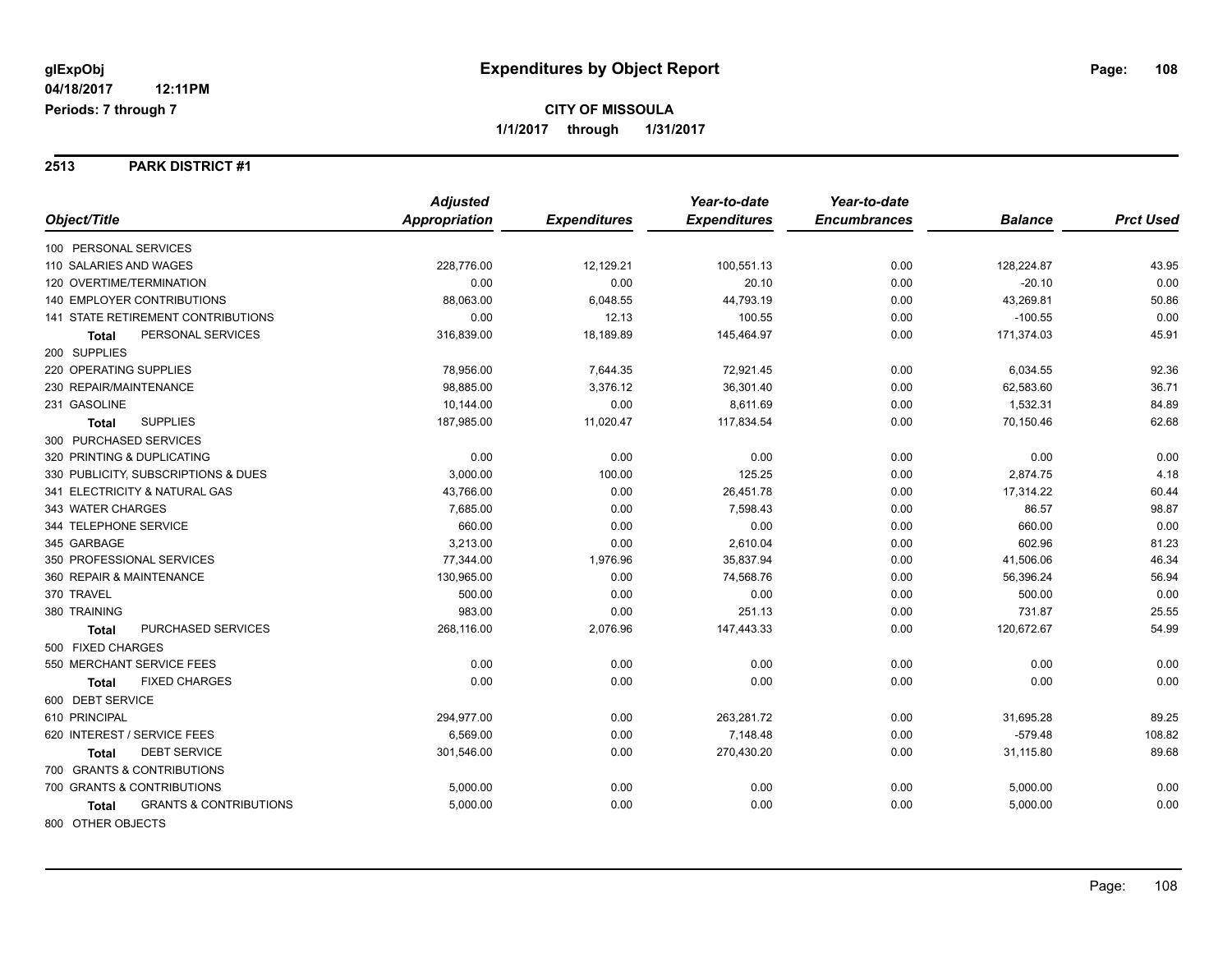**glExpObj**
**04/18/2017 12:11PM**
**Periods: 7 through 7**

# Expenditures by Object Report

**CITY OF MISSOULA**
**1/1/2017 through 1/31/2017**

## 2513 PARK DISTRICT #1

| Object/Title | Adjusted Appropriation | Expenditures | Year-to-date Expenditures | Year-to-date Encumbrances | Balance | Prct Used |
|---|---|---|---|---|---|---|
| 100 PERSONAL SERVICES | | | | | | |
| 110 SALARIES AND WAGES | 228,776.00 | 12,129.21 | 100,551.13 | 0.00 | 128,224.87 | 43.95 |
| 120 OVERTIME/TERMINATION | 0.00 | 0.00 | 20.10 | 0.00 | -20.10 | 0.00 |
| 140 EMPLOYER CONTRIBUTIONS | 88,063.00 | 6,048.55 | 44,793.19 | 0.00 | 43,269.81 | 50.86 |
| 141 STATE RETIREMENT CONTRIBUTIONS | 0.00 | 12.13 | 100.55 | 0.00 | -100.55 | 0.00 |
| **Total** PERSONAL SERVICES | 316,839.00 | 18,189.89 | 145,464.97 | 0.00 | 171,374.03 | 45.91 |
| 200 SUPPLIES | | | | | | |
| 220 OPERATING SUPPLIES | 78,956.00 | 7,644.35 | 72,921.45 | 0.00 | 6,034.55 | 92.36 |
| 230 REPAIR/MAINTENANCE | 98,885.00 | 3,376.12 | 36,301.40 | 0.00 | 62,583.60 | 36.71 |
| 231 GASOLINE | 10,144.00 | 0.00 | 8,611.69 | 0.00 | 1,532.31 | 84.89 |
| **Total** SUPPLIES | 187,985.00 | 11,020.47 | 117,834.54 | 0.00 | 70,150.46 | 62.68 |
| 300 PURCHASED SERVICES | | | | | | |
| 320 PRINTING & DUPLICATING | 0.00 | 0.00 | 0.00 | 0.00 | 0.00 | 0.00 |
| 330 PUBLICITY, SUBSCRIPTIONS & DUES | 3,000.00 | 100.00 | 125.25 | 0.00 | 2,874.75 | 4.18 |
| 341 ELECTRICITY & NATURAL GAS | 43,766.00 | 0.00 | 26,451.78 | 0.00 | 17,314.22 | 60.44 |
| 343 WATER CHARGES | 7,685.00 | 0.00 | 7,598.43 | 0.00 | 86.57 | 98.87 |
| 344 TELEPHONE SERVICE | 660.00 | 0.00 | 0.00 | 0.00 | 660.00 | 0.00 |
| 345 GARBAGE | 3,213.00 | 0.00 | 2,610.04 | 0.00 | 602.96 | 81.23 |
| 350 PROFESSIONAL SERVICES | 77,344.00 | 1,976.96 | 35,837.94 | 0.00 | 41,506.06 | 46.34 |
| 360 REPAIR & MAINTENANCE | 130,965.00 | 0.00 | 74,568.76 | 0.00 | 56,396.24 | 56.94 |
| 370 TRAVEL | 500.00 | 0.00 | 0.00 | 0.00 | 500.00 | 0.00 |
| 380 TRAINING | 983.00 | 0.00 | 251.13 | 0.00 | 731.87 | 25.55 |
| **Total** PURCHASED SERVICES | 268,116.00 | 2,076.96 | 147,443.33 | 0.00 | 120,672.67 | 54.99 |
| 500 FIXED CHARGES | | | | | | |
| 550 MERCHANT SERVICE FEES | 0.00 | 0.00 | 0.00 | 0.00 | 0.00 | 0.00 |
| **Total** FIXED CHARGES | 0.00 | 0.00 | 0.00 | 0.00 | 0.00 | 0.00 |
| 600 DEBT SERVICE | | | | | | |
| 610 PRINCIPAL | 294,977.00 | 0.00 | 263,281.72 | 0.00 | 31,695.28 | 89.25 |
| 620 INTEREST / SERVICE FEES | 6,569.00 | 0.00 | 7,148.48 | 0.00 | -579.48 | 108.82 |
| **Total** DEBT SERVICE | 301,546.00 | 0.00 | 270,430.20 | 0.00 | 31,115.80 | 89.68 |
| 700 GRANTS & CONTRIBUTIONS | | | | | | |
| 700 GRANTS & CONTRIBUTIONS | 5,000.00 | 0.00 | 0.00 | 0.00 | 5,000.00 | 0.00 |
| **Total** GRANTS & CONTRIBUTIONS | 5,000.00 | 0.00 | 0.00 | 0.00 | 5,000.00 | 0.00 |
| 800 OTHER OBJECTS | | | | | | |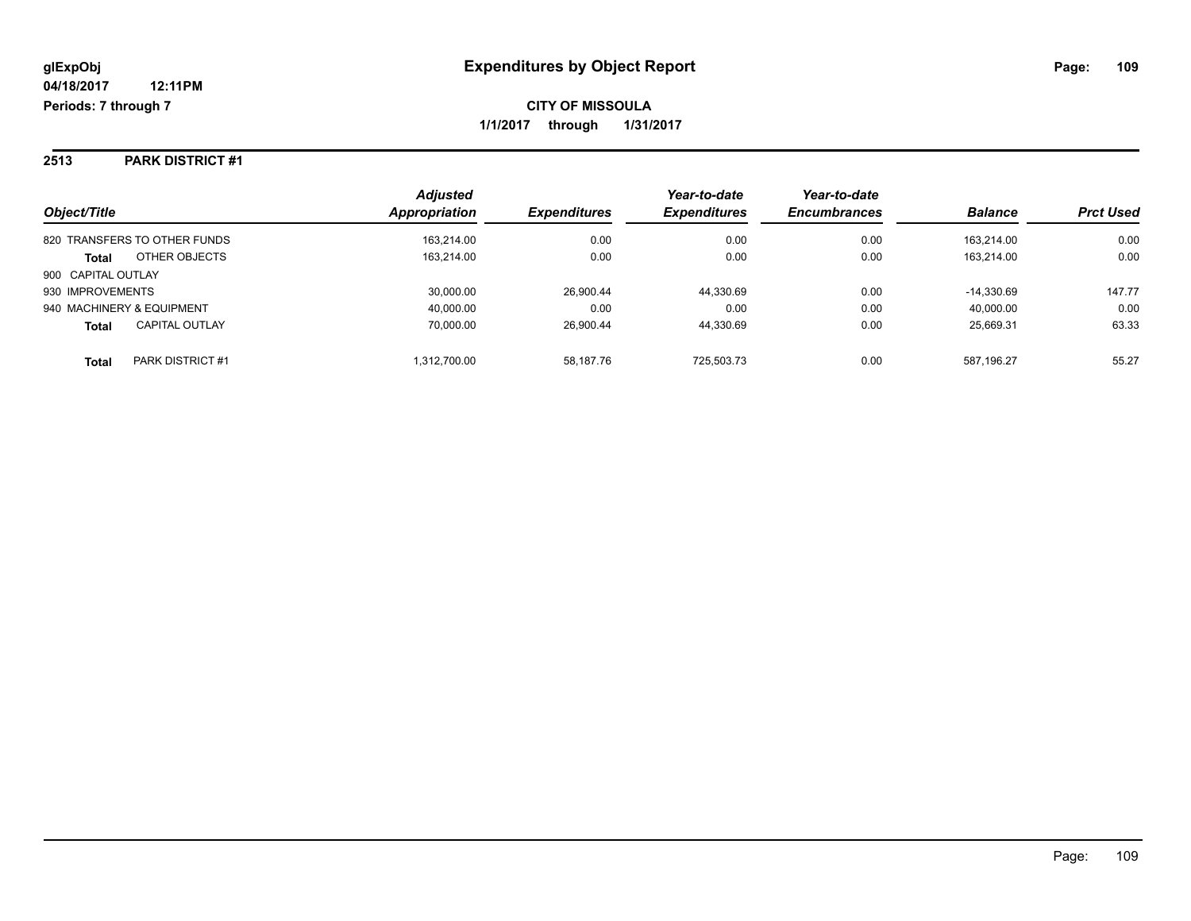**glExpObj** **Expenditures by Object Report**

**04/18/2017 12:11PM**

**Periods: 7 through 7**

**CITY OF MISSOULA**

**1/1/2017 through 1/31/2017**

## 2513 PARK DISTRICT #1

| Object/Title | | Adjusted Appropriation | Expenditures | Year-to-date Expenditures | Year-to-date Encumbrances | Balance | Prct Used |
|---|---|---|---|---|---|---|---|
| 820 TRANSFERS TO OTHER FUNDS | | 163,214.00 | 0.00 | 0.00 | 0.00 | 163,214.00 | 0.00 |
| **Total** | OTHER OBJECTS | 163,214.00 | 0.00 | 0.00 | 0.00 | 163,214.00 | 0.00 |
| 900 CAPITAL OUTLAY | | | | | | | |
| 930 IMPROVEMENTS | | 30,000.00 | 26,900.44 | 44,330.69 | 0.00 | -14,330.69 | 147.77 |
| 940 MACHINERY & EQUIPMENT | | 40,000.00 | 0.00 | 0.00 | 0.00 | 40,000.00 | 0.00 |
| **Total** | CAPITAL OUTLAY | 70,000.00 | 26,900.44 | 44,330.69 | 0.00 | 25,669.31 | 63.33 |
| **Total** | PARK DISTRICT #1 | 1,312,700.00 | 58,187.76 | 725,503.73 | 0.00 | 587,196.27 | 55.27 |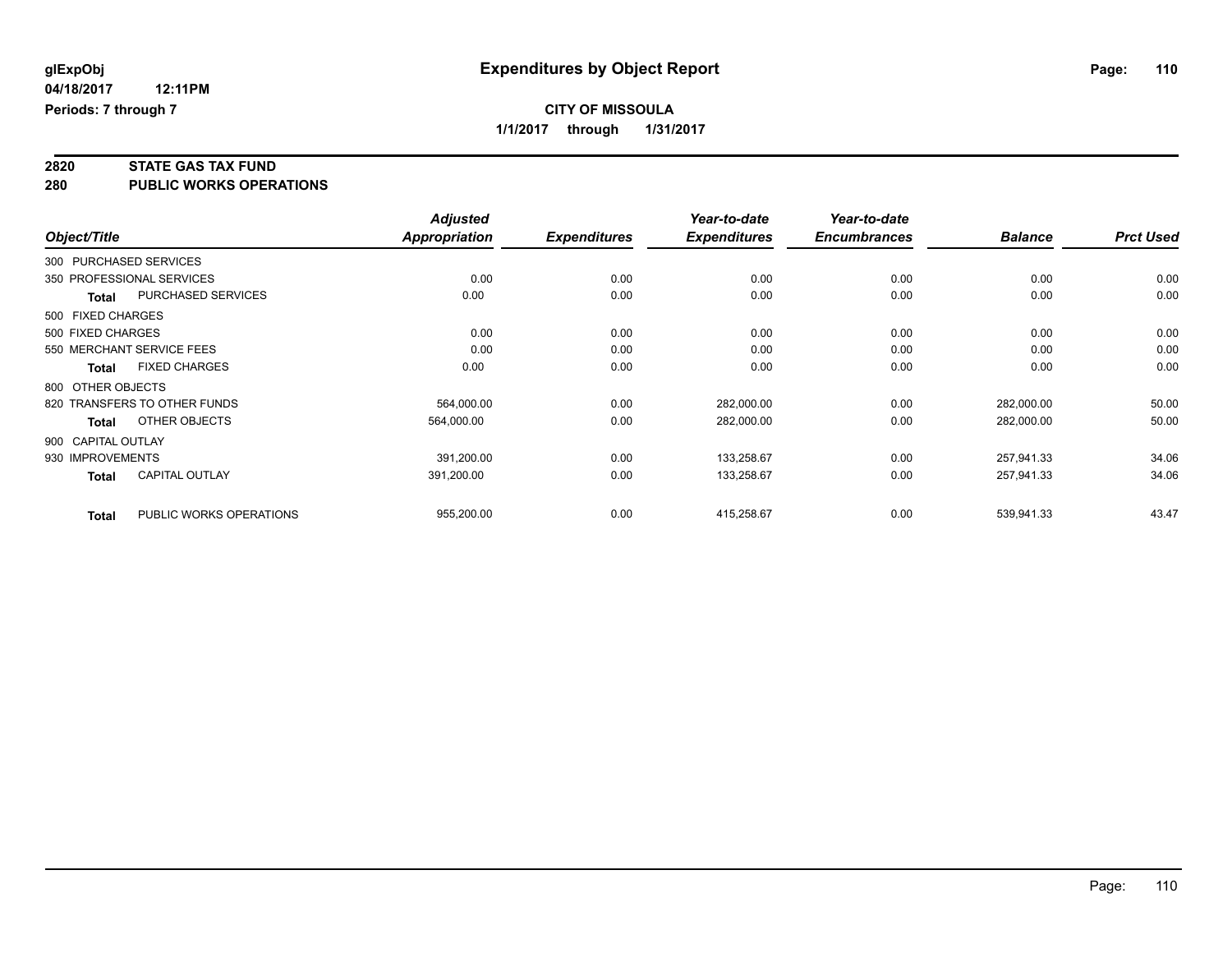**glExpObj** | **Expenditures by Object Report**

**04/18/2017 12:11PM**

**Periods: 7 through 7**

**CITY OF MISSOULA**

**1/1/2017 through 1/31/2017**

## 2820 STATE GAS TAX FUND
## 280 PUBLIC WORKS OPERATIONS

| Object/Title | | Adjusted Appropriation | Expenditures | Year-to-date Expenditures | Year-to-date Encumbrances | Balance | Prct Used |
|---|---|---|---|---|---|---|---|
| 300 PURCHASED SERVICES | | | | | | | |
| 350 PROFESSIONAL SERVICES | | 0.00 | 0.00 | 0.00 | 0.00 | 0.00 | 0.00 |
| **Total** | PURCHASED SERVICES | 0.00 | 0.00 | 0.00 | 0.00 | 0.00 | 0.00 |
| 500 FIXED CHARGES | | | | | | | |
| 500 FIXED CHARGES | | 0.00 | 0.00 | 0.00 | 0.00 | 0.00 | 0.00 |
| 550 MERCHANT SERVICE FEES | | 0.00 | 0.00 | 0.00 | 0.00 | 0.00 | 0.00 |
| **Total** | FIXED CHARGES | 0.00 | 0.00 | 0.00 | 0.00 | 0.00 | 0.00 |
| 800 OTHER OBJECTS | | | | | | | |
| 820 TRANSFERS TO OTHER FUNDS | | 564,000.00 | 0.00 | 282,000.00 | 0.00 | 282,000.00 | 50.00 |
| **Total** | OTHER OBJECTS | 564,000.00 | 0.00 | 282,000.00 | 0.00 | 282,000.00 | 50.00 |
| 900 CAPITAL OUTLAY | | | | | | | |
| 930 IMPROVEMENTS | | 391,200.00 | 0.00 | 133,258.67 | 0.00 | 257,941.33 | 34.06 |
| **Total** | CAPITAL OUTLAY | 391,200.00 | 0.00 | 133,258.67 | 0.00 | 257,941.33 | 34.06 |
| **Total** | PUBLIC WORKS OPERATIONS | 955,200.00 | 0.00 | 415,258.67 | 0.00 | 539,941.33 | 43.47 |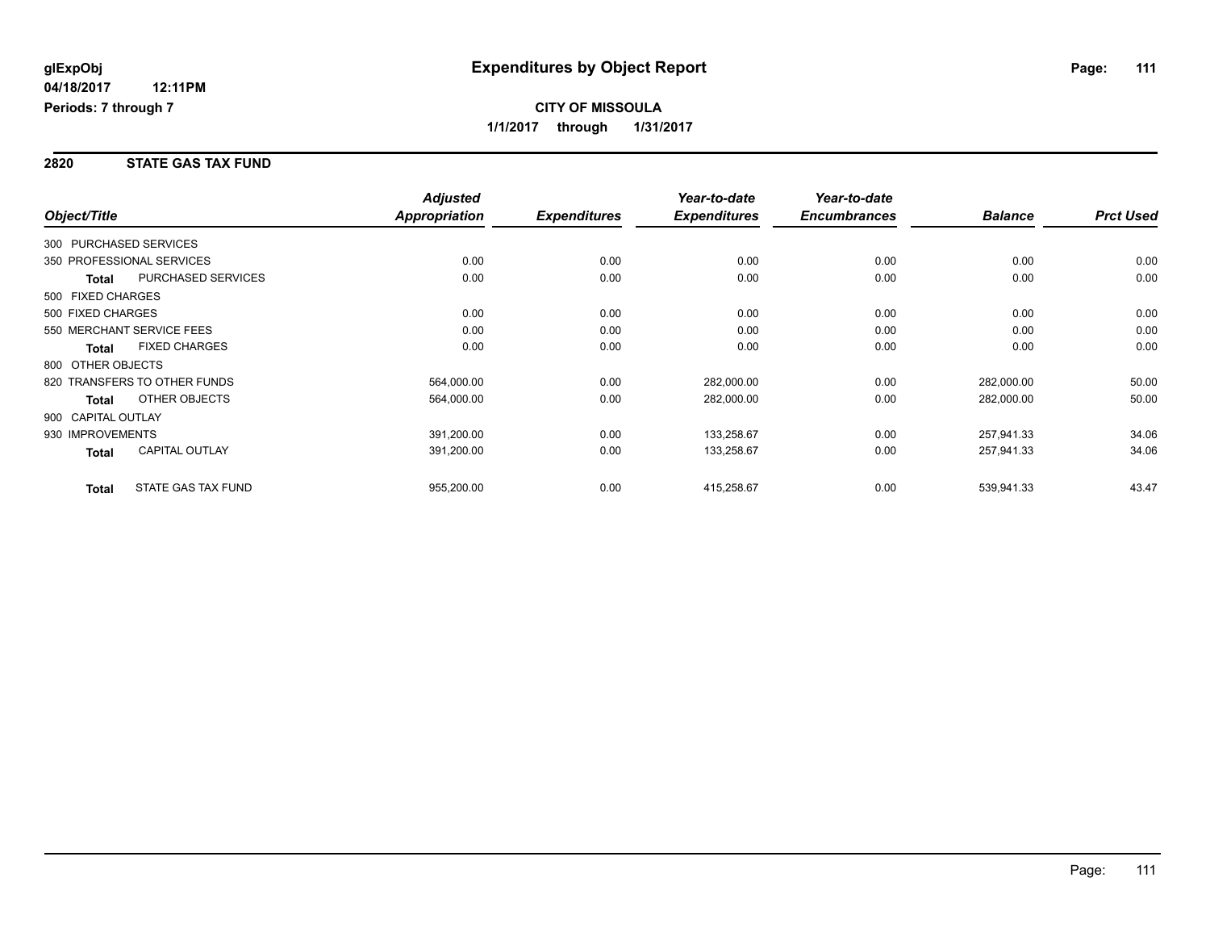**glExpObj**
**04/18/2017 12:11PM**
**Periods: 7 through 7**

# Expenditures by Object Report

**CITY OF MISSOULA**
**1/1/2017 through 1/31/2017**

## 2820 STATE GAS TAX FUND

| Object/Title | | Adjusted Appropriation | Expenditures | Year-to-date Expenditures | Year-to-date Encumbrances | Balance | Prct Used |
|---|---|---|---|---|---|---|---|
| 300 PURCHASED SERVICES | | | | | | | |
| 350 PROFESSIONAL SERVICES | | 0.00 | 0.00 | 0.00 | 0.00 | 0.00 | 0.00 |
| **Total** | PURCHASED SERVICES | 0.00 | 0.00 | 0.00 | 0.00 | 0.00 | 0.00 |
| 500 FIXED CHARGES | | | | | | | |
| 500 FIXED CHARGES | | 0.00 | 0.00 | 0.00 | 0.00 | 0.00 | 0.00 |
| 550 MERCHANT SERVICE FEES | | 0.00 | 0.00 | 0.00 | 0.00 | 0.00 | 0.00 |
| **Total** | FIXED CHARGES | 0.00 | 0.00 | 0.00 | 0.00 | 0.00 | 0.00 |
| 800 OTHER OBJECTS | | | | | | | |
| 820 TRANSFERS TO OTHER FUNDS | | 564,000.00 | 0.00 | 282,000.00 | 0.00 | 282,000.00 | 50.00 |
| **Total** | OTHER OBJECTS | 564,000.00 | 0.00 | 282,000.00 | 0.00 | 282,000.00 | 50.00 |
| 900 CAPITAL OUTLAY | | | | | | | |
| 930 IMPROVEMENTS | | 391,200.00 | 0.00 | 133,258.67 | 0.00 | 257,941.33 | 34.06 |
| **Total** | CAPITAL OUTLAY | 391,200.00 | 0.00 | 133,258.67 | 0.00 | 257,941.33 | 34.06 |
| **Total** | STATE GAS TAX FUND | 955,200.00 | 0.00 | 415,258.67 | 0.00 | 539,941.33 | 43.47 |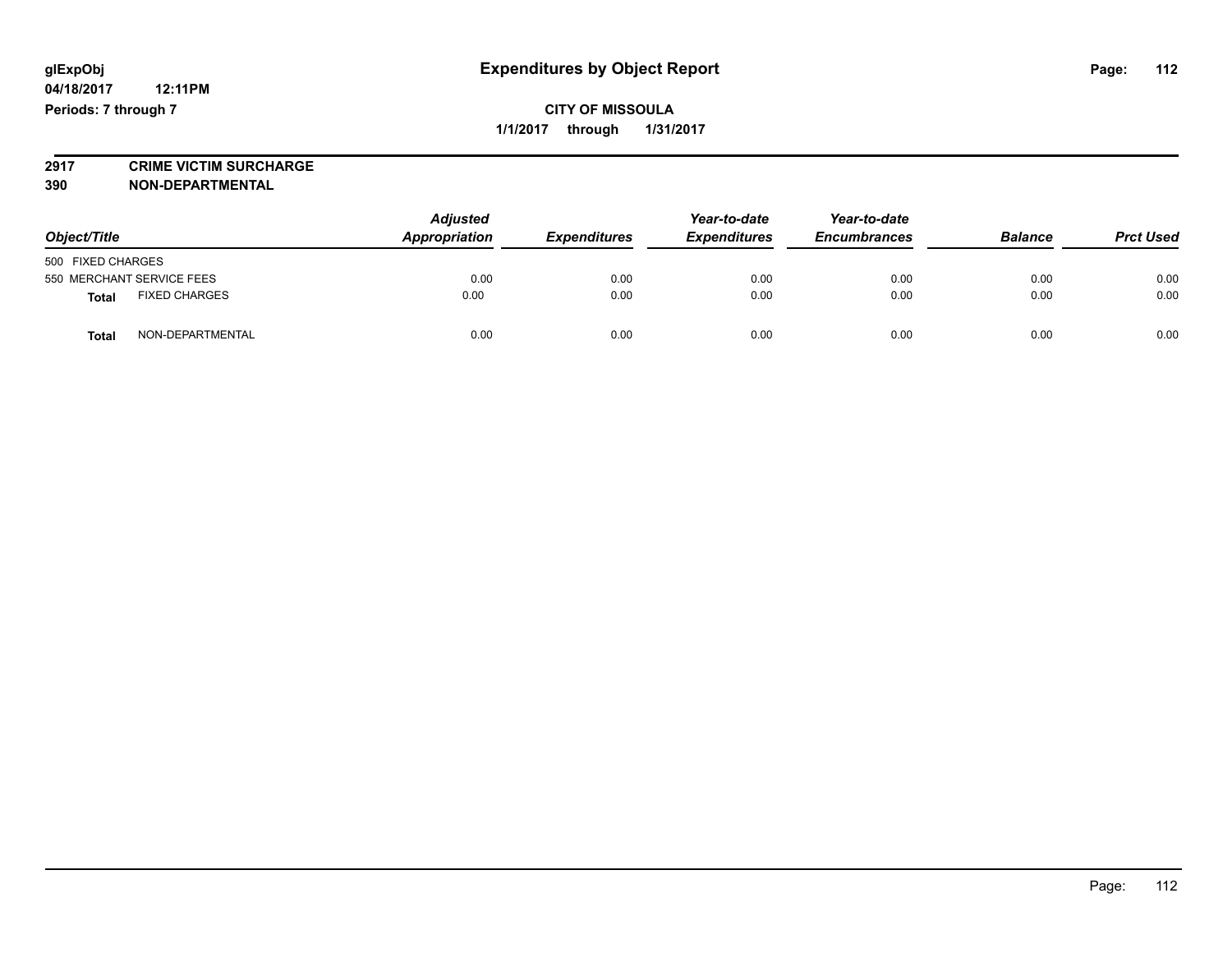glExpObj
04/18/2017 12:11PM
Periods: 7 through 7

# Expenditures by Object Report

**CITY OF MISSOULA**
**1/1/2017 through 1/31/2017**

**2917 CRIME VICTIM SURCHARGE**
**390 NON-DEPARTMENTAL**

| Object/Title | Adjusted Appropriation | Expenditures | Year-to-date Expenditures | Year-to-date Encumbrances | Balance | Prct Used |
|---|---|---|---|---|---|---|
| 500 FIXED CHARGES | | | | | | |
| 550 MERCHANT SERVICE FEES | 0.00 | 0.00 | 0.00 | 0.00 | 0.00 | 0.00 |
| **Total** FIXED CHARGES | 0.00 | 0.00 | 0.00 | 0.00 | 0.00 | 0.00 |
| **Total** NON-DEPARTMENTAL | 0.00 | 0.00 | 0.00 | 0.00 | 0.00 | 0.00 |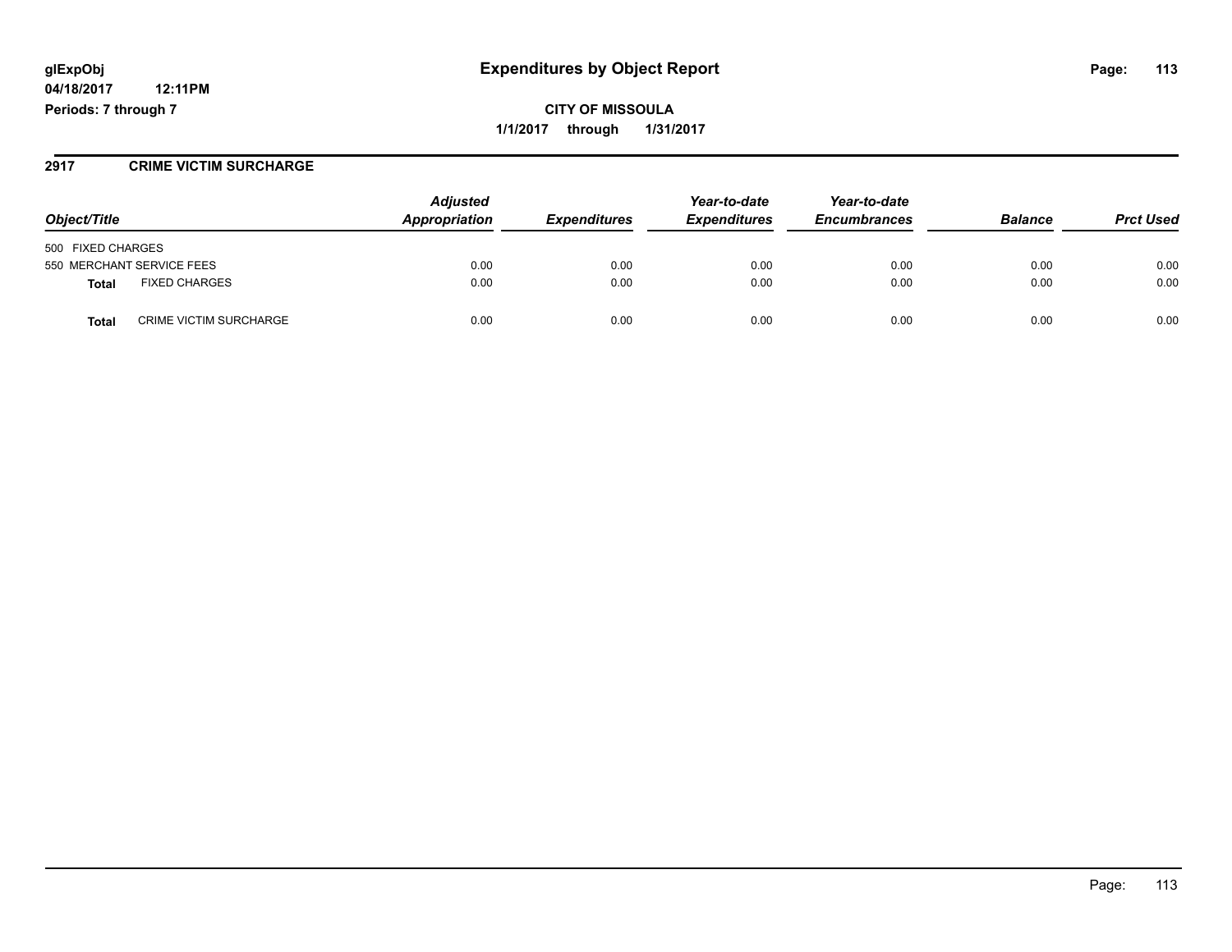**glExpObj** | **Expenditures by Object Report**

**04/18/2017 12:11PM**

**Periods: 7 through 7**

**CITY OF MISSOULA**

**1/1/2017 through 1/31/2017**

## 2917 CRIME VICTIM SURCHARGE

| Object/Title | | Adjusted Appropriation | Expenditures | Year-to-date Expenditures | Year-to-date Encumbrances | Balance | Prct Used |
|---|---|---|---|---|---|---|---|
| 500 FIXED CHARGES | | | | | | | |
| 550 MERCHANT SERVICE FEES | | 0.00 | 0.00 | 0.00 | 0.00 | 0.00 | 0.00 |
| **Total** | FIXED CHARGES | 0.00 | 0.00 | 0.00 | 0.00 | 0.00 | 0.00 |
| **Total** | CRIME VICTIM SURCHARGE | 0.00 | 0.00 | 0.00 | 0.00 | 0.00 | 0.00 |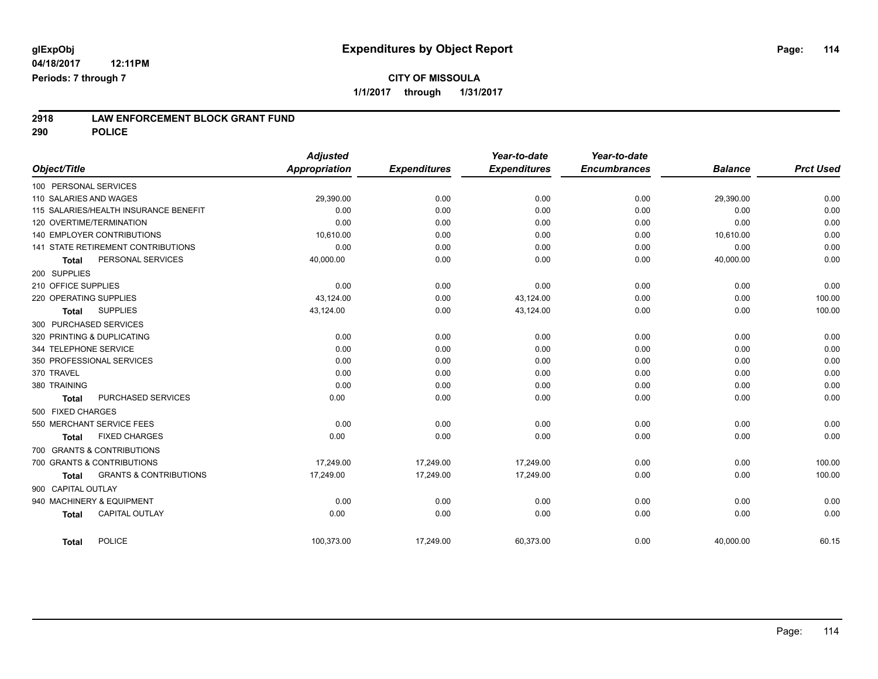glExpObj
04/18/2017 12:11PM
Periods: 7 through 7

# Expenditures by Object Report

**CITY OF MISSOULA**
**1/1/2017 through 1/31/2017**

## 2918 LAW ENFORCEMENT BLOCK GRANT FUND
## 290 POLICE

| Object/Title | Adjusted Appropriation | Expenditures | Year-to-date Expenditures | Year-to-date Encumbrances | Balance | Prct Used |
|---|---|---|---|---|---|---|
| 100 PERSONAL SERVICES | | | | | | |
| 110 SALARIES AND WAGES | 29,390.00 | 0.00 | 0.00 | 0.00 | 29,390.00 | 0.00 |
| 115 SALARIES/HEALTH INSURANCE BENEFIT | 0.00 | 0.00 | 0.00 | 0.00 | 0.00 | 0.00 |
| 120 OVERTIME/TERMINATION | 0.00 | 0.00 | 0.00 | 0.00 | 0.00 | 0.00 |
| 140 EMPLOYER CONTRIBUTIONS | 10,610.00 | 0.00 | 0.00 | 0.00 | 10,610.00 | 0.00 |
| 141 STATE RETIREMENT CONTRIBUTIONS | 0.00 | 0.00 | 0.00 | 0.00 | 0.00 | 0.00 |
| **Total** PERSONAL SERVICES | 40,000.00 | 0.00 | 0.00 | 0.00 | 40,000.00 | 0.00 |
| 200 SUPPLIES | | | | | | |
| 210 OFFICE SUPPLIES | 0.00 | 0.00 | 0.00 | 0.00 | 0.00 | 0.00 |
| 220 OPERATING SUPPLIES | 43,124.00 | 0.00 | 43,124.00 | 0.00 | 0.00 | 100.00 |
| **Total** SUPPLIES | 43,124.00 | 0.00 | 43,124.00 | 0.00 | 0.00 | 100.00 |
| 300 PURCHASED SERVICES | | | | | | |
| 320 PRINTING & DUPLICATING | 0.00 | 0.00 | 0.00 | 0.00 | 0.00 | 0.00 |
| 344 TELEPHONE SERVICE | 0.00 | 0.00 | 0.00 | 0.00 | 0.00 | 0.00 |
| 350 PROFESSIONAL SERVICES | 0.00 | 0.00 | 0.00 | 0.00 | 0.00 | 0.00 |
| 370 TRAVEL | 0.00 | 0.00 | 0.00 | 0.00 | 0.00 | 0.00 |
| 380 TRAINING | 0.00 | 0.00 | 0.00 | 0.00 | 0.00 | 0.00 |
| **Total** PURCHASED SERVICES | 0.00 | 0.00 | 0.00 | 0.00 | 0.00 | 0.00 |
| 500 FIXED CHARGES | | | | | | |
| 550 MERCHANT SERVICE FEES | 0.00 | 0.00 | 0.00 | 0.00 | 0.00 | 0.00 |
| **Total** FIXED CHARGES | 0.00 | 0.00 | 0.00 | 0.00 | 0.00 | 0.00 |
| 700 GRANTS & CONTRIBUTIONS | | | | | | |
| 700 GRANTS & CONTRIBUTIONS | 17,249.00 | 17,249.00 | 17,249.00 | 0.00 | 0.00 | 100.00 |
| **Total** GRANTS & CONTRIBUTIONS | 17,249.00 | 17,249.00 | 17,249.00 | 0.00 | 0.00 | 100.00 |
| 900 CAPITAL OUTLAY | | | | | | |
| 940 MACHINERY & EQUIPMENT | 0.00 | 0.00 | 0.00 | 0.00 | 0.00 | 0.00 |
| **Total** CAPITAL OUTLAY | 0.00 | 0.00 | 0.00 | 0.00 | 0.00 | 0.00 |
| **Total** POLICE | 100,373.00 | 17,249.00 | 60,373.00 | 0.00 | 40,000.00 | 60.15 |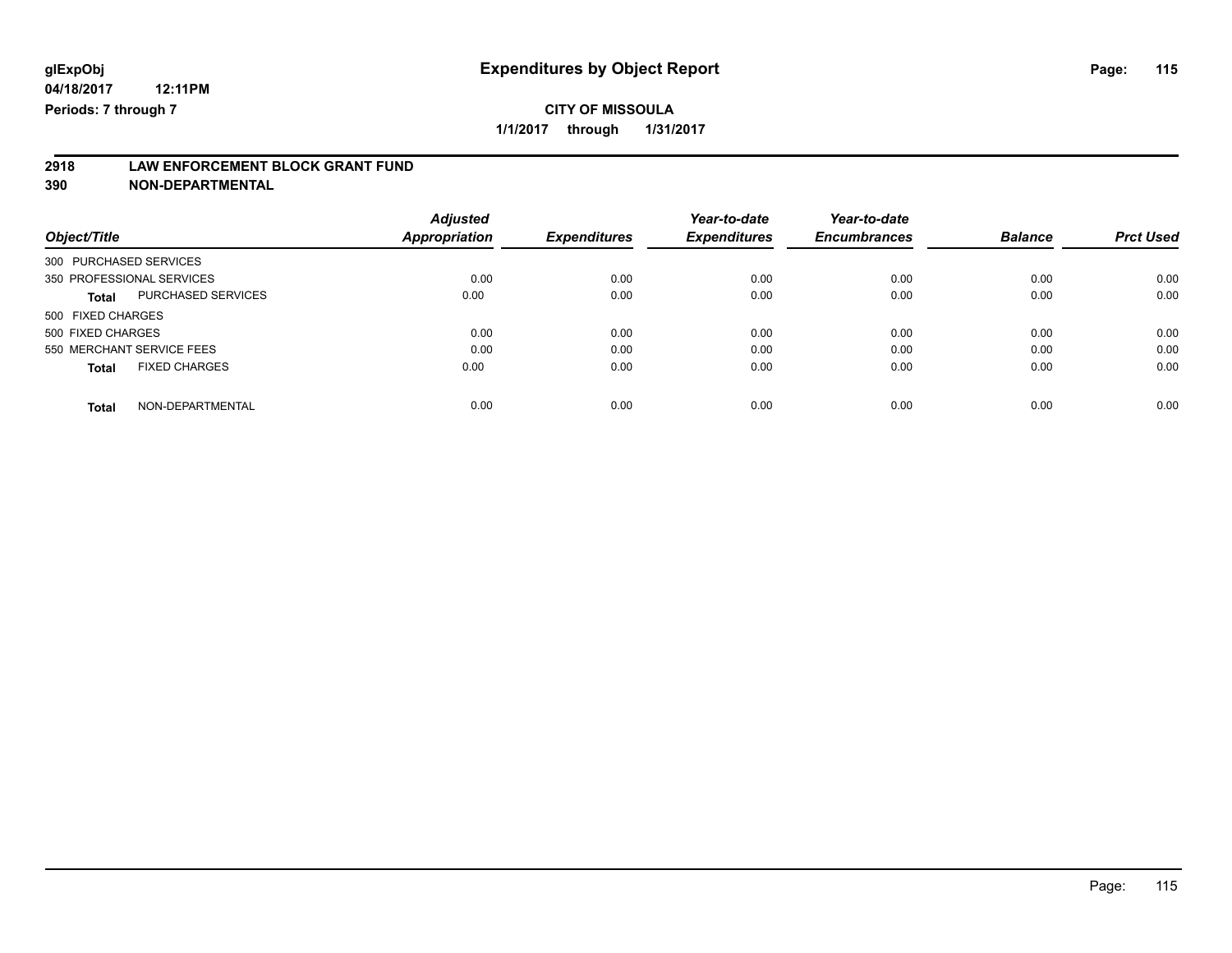**glExpObj**
**04/18/2017 12:11PM**
**Periods: 7 through 7**

# Expenditures by Object Report

**CITY OF MISSOULA**
**1/1/2017 through 1/31/2017**

## 2918 LAW ENFORCEMENT BLOCK GRANT FUND
## 390 NON-DEPARTMENTAL

| Object/Title | | *Adjusted Appropriation* | *Expenditures* | *Year-to-date Expenditures* | *Year-to-date Encumbrances* | *Balance* | *Prct Used* |
|---|---|---|---|---|---|---|---|
| 300 PURCHASED SERVICES | | | | | | | |
| 350 PROFESSIONAL SERVICES | | 0.00 | 0.00 | 0.00 | 0.00 | 0.00 | 0.00 |
| **Total** | PURCHASED SERVICES | 0.00 | 0.00 | 0.00 | 0.00 | 0.00 | 0.00 |
| 500 FIXED CHARGES | | | | | | | |
| 500 FIXED CHARGES | | 0.00 | 0.00 | 0.00 | 0.00 | 0.00 | 0.00 |
| 550 MERCHANT SERVICE FEES | | 0.00 | 0.00 | 0.00 | 0.00 | 0.00 | 0.00 |
| **Total** | FIXED CHARGES | 0.00 | 0.00 | 0.00 | 0.00 | 0.00 | 0.00 |
| **Total** | NON-DEPARTMENTAL | 0.00 | 0.00 | 0.00 | 0.00 | 0.00 | 0.00 |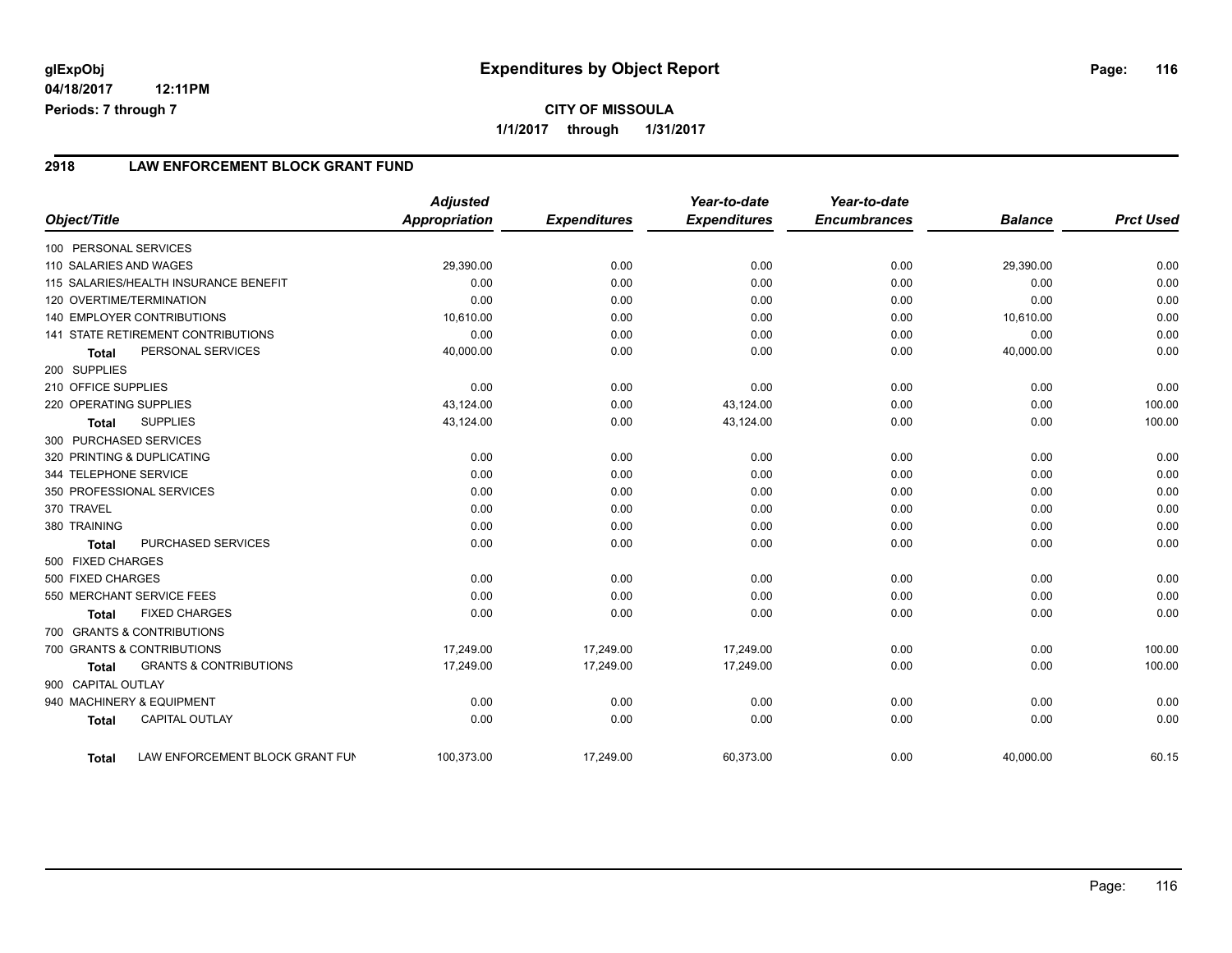**glExpObj**
**04/18/2017 12:11PM**
**Periods: 7 through 7**

# Expenditures by Object Report

**CITY OF MISSOULA**
**1/1/2017 through 1/31/2017**

## 2918 LAW ENFORCEMENT BLOCK GRANT FUND

| Object/Title | Adjusted Appropriation | Expenditures | Year-to-date Expenditures | Year-to-date Encumbrances | Balance | Prct Used |
|---|---|---|---|---|---|---|
| 100 PERSONAL SERVICES | | | | | | |
| 110 SALARIES AND WAGES | 29,390.00 | 0.00 | 0.00 | 0.00 | 29,390.00 | 0.00 |
| 115 SALARIES/HEALTH INSURANCE BENEFIT | 0.00 | 0.00 | 0.00 | 0.00 | 0.00 | 0.00 |
| 120 OVERTIME/TERMINATION | 0.00 | 0.00 | 0.00 | 0.00 | 0.00 | 0.00 |
| 140 EMPLOYER CONTRIBUTIONS | 10,610.00 | 0.00 | 0.00 | 0.00 | 10,610.00 | 0.00 |
| 141 STATE RETIREMENT CONTRIBUTIONS | 0.00 | 0.00 | 0.00 | 0.00 | 0.00 | 0.00 |
| **Total** PERSONAL SERVICES | 40,000.00 | 0.00 | 0.00 | 0.00 | 40,000.00 | 0.00 |
| 200 SUPPLIES | | | | | | |
| 210 OFFICE SUPPLIES | 0.00 | 0.00 | 0.00 | 0.00 | 0.00 | 0.00 |
| 220 OPERATING SUPPLIES | 43,124.00 | 0.00 | 43,124.00 | 0.00 | 0.00 | 100.00 |
| **Total** SUPPLIES | 43,124.00 | 0.00 | 43,124.00 | 0.00 | 0.00 | 100.00 |
| 300 PURCHASED SERVICES | | | | | | |
| 320 PRINTING & DUPLICATING | 0.00 | 0.00 | 0.00 | 0.00 | 0.00 | 0.00 |
| 344 TELEPHONE SERVICE | 0.00 | 0.00 | 0.00 | 0.00 | 0.00 | 0.00 |
| 350 PROFESSIONAL SERVICES | 0.00 | 0.00 | 0.00 | 0.00 | 0.00 | 0.00 |
| 370 TRAVEL | 0.00 | 0.00 | 0.00 | 0.00 | 0.00 | 0.00 |
| 380 TRAINING | 0.00 | 0.00 | 0.00 | 0.00 | 0.00 | 0.00 |
| **Total** PURCHASED SERVICES | 0.00 | 0.00 | 0.00 | 0.00 | 0.00 | 0.00 |
| 500 FIXED CHARGES | | | | | | |
| 500 FIXED CHARGES | 0.00 | 0.00 | 0.00 | 0.00 | 0.00 | 0.00 |
| 550 MERCHANT SERVICE FEES | 0.00 | 0.00 | 0.00 | 0.00 | 0.00 | 0.00 |
| **Total** FIXED CHARGES | 0.00 | 0.00 | 0.00 | 0.00 | 0.00 | 0.00 |
| 700 GRANTS & CONTRIBUTIONS | | | | | | |
| 700 GRANTS & CONTRIBUTIONS | 17,249.00 | 17,249.00 | 17,249.00 | 0.00 | 0.00 | 100.00 |
| **Total** GRANTS & CONTRIBUTIONS | 17,249.00 | 17,249.00 | 17,249.00 | 0.00 | 0.00 | 100.00 |
| 900 CAPITAL OUTLAY | | | | | | |
| 940 MACHINERY & EQUIPMENT | 0.00 | 0.00 | 0.00 | 0.00 | 0.00 | 0.00 |
| **Total** CAPITAL OUTLAY | 0.00 | 0.00 | 0.00 | 0.00 | 0.00 | 0.00 |
| **Total** LAW ENFORCEMENT BLOCK GRANT FUN | 100,373.00 | 17,249.00 | 60,373.00 | 0.00 | 40,000.00 | 60.15 |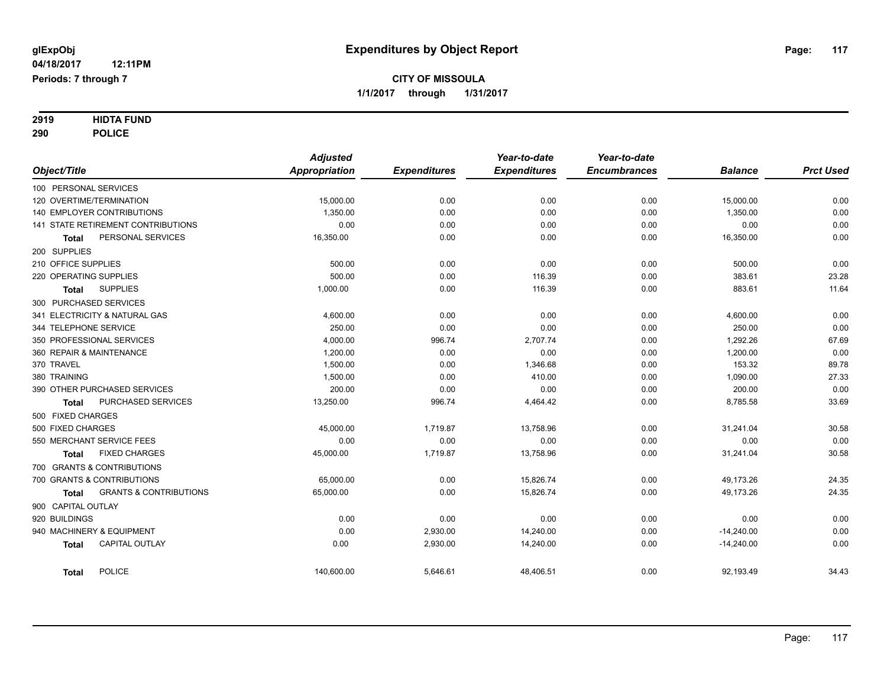# Expenditures by Object Report

glExpObj
04/18/2017 12:11PM
Periods: 7 through 7

**CITY OF MISSOULA**
**1/1/2017 through 1/31/2017**

**2919 HIDTA FUND**
**290 POLICE**

| Object/Title | Adjusted Appropriation | Expenditures | Year-to-date Expenditures | Year-to-date Encumbrances | Balance | Prct Used |
|---|---|---|---|---|---|---|
| 100 PERSONAL SERVICES | | | | | | |
| 120 OVERTIME/TERMINATION | 15,000.00 | 0.00 | 0.00 | 0.00 | 15,000.00 | 0.00 |
| 140 EMPLOYER CONTRIBUTIONS | 1,350.00 | 0.00 | 0.00 | 0.00 | 1,350.00 | 0.00 |
| 141 STATE RETIREMENT CONTRIBUTIONS | 0.00 | 0.00 | 0.00 | 0.00 | 0.00 | 0.00 |
| **Total** PERSONAL SERVICES | 16,350.00 | 0.00 | 0.00 | 0.00 | 16,350.00 | 0.00 |
| 200 SUPPLIES | | | | | | |
| 210 OFFICE SUPPLIES | 500.00 | 0.00 | 0.00 | 0.00 | 500.00 | 0.00 |
| 220 OPERATING SUPPLIES | 500.00 | 0.00 | 116.39 | 0.00 | 383.61 | 23.28 |
| **Total** SUPPLIES | 1,000.00 | 0.00 | 116.39 | 0.00 | 883.61 | 11.64 |
| 300 PURCHASED SERVICES | | | | | | |
| 341 ELECTRICITY & NATURAL GAS | 4,600.00 | 0.00 | 0.00 | 0.00 | 4,600.00 | 0.00 |
| 344 TELEPHONE SERVICE | 250.00 | 0.00 | 0.00 | 0.00 | 250.00 | 0.00 |
| 350 PROFESSIONAL SERVICES | 4,000.00 | 996.74 | 2,707.74 | 0.00 | 1,292.26 | 67.69 |
| 360 REPAIR & MAINTENANCE | 1,200.00 | 0.00 | 0.00 | 0.00 | 1,200.00 | 0.00 |
| 370 TRAVEL | 1,500.00 | 0.00 | 1,346.68 | 0.00 | 153.32 | 89.78 |
| 380 TRAINING | 1,500.00 | 0.00 | 410.00 | 0.00 | 1,090.00 | 27.33 |
| 390 OTHER PURCHASED SERVICES | 200.00 | 0.00 | 0.00 | 0.00 | 200.00 | 0.00 |
| **Total** PURCHASED SERVICES | 13,250.00 | 996.74 | 4,464.42 | 0.00 | 8,785.58 | 33.69 |
| 500 FIXED CHARGES | | | | | | |
| 500 FIXED CHARGES | 45,000.00 | 1,719.87 | 13,758.96 | 0.00 | 31,241.04 | 30.58 |
| 550 MERCHANT SERVICE FEES | 0.00 | 0.00 | 0.00 | 0.00 | 0.00 | 0.00 |
| **Total** FIXED CHARGES | 45,000.00 | 1,719.87 | 13,758.96 | 0.00 | 31,241.04 | 30.58 |
| 700 GRANTS & CONTRIBUTIONS | | | | | | |
| 700 GRANTS & CONTRIBUTIONS | 65,000.00 | 0.00 | 15,826.74 | 0.00 | 49,173.26 | 24.35 |
| **Total** GRANTS & CONTRIBUTIONS | 65,000.00 | 0.00 | 15,826.74 | 0.00 | 49,173.26 | 24.35 |
| 900 CAPITAL OUTLAY | | | | | | |
| 920 BUILDINGS | 0.00 | 0.00 | 0.00 | 0.00 | 0.00 | 0.00 |
| 940 MACHINERY & EQUIPMENT | 0.00 | 2,930.00 | 14,240.00 | 0.00 | -14,240.00 | 0.00 |
| **Total** CAPITAL OUTLAY | 0.00 | 2,930.00 | 14,240.00 | 0.00 | -14,240.00 | 0.00 |
| **Total** POLICE | 140,600.00 | 5,646.61 | 48,406.51 | 0.00 | 92,193.49 | 34.43 |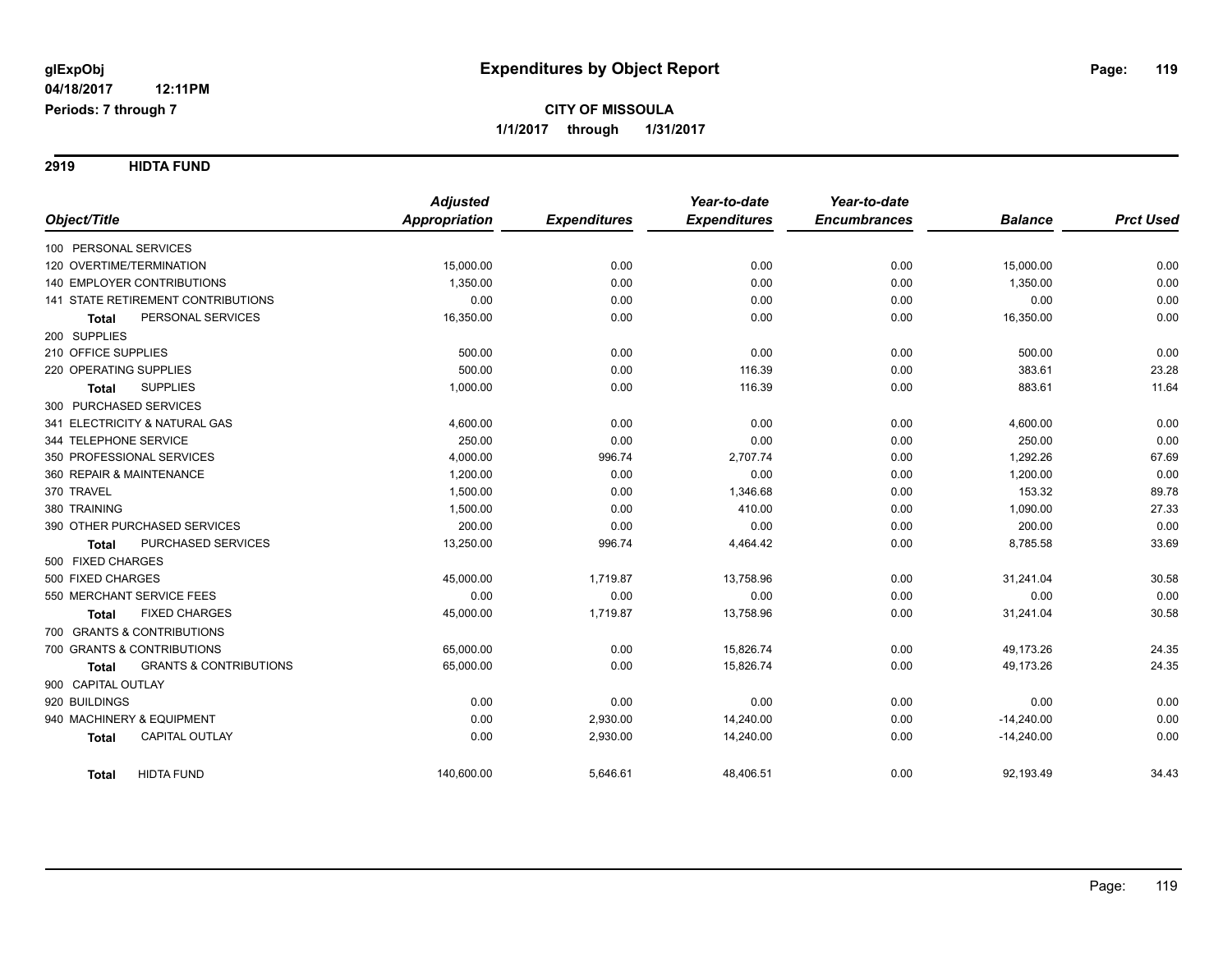**glExpObj**
**04/18/2017 12:11PM**
**Periods: 7 through 7**

# Expenditures by Object Report

**CITY OF MISSOULA**
**1/1/2017 through 1/31/2017**

## 2919 HIDTA FUND

| Object/Title | Adjusted Appropriation | Expenditures | Year-to-date Expenditures | Year-to-date Encumbrances | Balance | Prct Used |
|---|---|---|---|---|---|---|
| 100 PERSONAL SERVICES | | | | | | |
| 120 OVERTIME/TERMINATION | 15,000.00 | 0.00 | 0.00 | 0.00 | 15,000.00 | 0.00 |
| 140 EMPLOYER CONTRIBUTIONS | 1,350.00 | 0.00 | 0.00 | 0.00 | 1,350.00 | 0.00 |
| 141 STATE RETIREMENT CONTRIBUTIONS | 0.00 | 0.00 | 0.00 | 0.00 | 0.00 | 0.00 |
| **Total** PERSONAL SERVICES | 16,350.00 | 0.00 | 0.00 | 0.00 | 16,350.00 | 0.00 |
| 200 SUPPLIES | | | | | | |
| 210 OFFICE SUPPLIES | 500.00 | 0.00 | 0.00 | 0.00 | 500.00 | 0.00 |
| 220 OPERATING SUPPLIES | 500.00 | 0.00 | 116.39 | 0.00 | 383.61 | 23.28 |
| **Total** SUPPLIES | 1,000.00 | 0.00 | 116.39 | 0.00 | 883.61 | 11.64 |
| 300 PURCHASED SERVICES | | | | | | |
| 341 ELECTRICITY & NATURAL GAS | 4,600.00 | 0.00 | 0.00 | 0.00 | 4,600.00 | 0.00 |
| 344 TELEPHONE SERVICE | 250.00 | 0.00 | 0.00 | 0.00 | 250.00 | 0.00 |
| 350 PROFESSIONAL SERVICES | 4,000.00 | 996.74 | 2,707.74 | 0.00 | 1,292.26 | 67.69 |
| 360 REPAIR & MAINTENANCE | 1,200.00 | 0.00 | 0.00 | 0.00 | 1,200.00 | 0.00 |
| 370 TRAVEL | 1,500.00 | 0.00 | 1,346.68 | 0.00 | 153.32 | 89.78 |
| 380 TRAINING | 1,500.00 | 0.00 | 410.00 | 0.00 | 1,090.00 | 27.33 |
| 390 OTHER PURCHASED SERVICES | 200.00 | 0.00 | 0.00 | 0.00 | 200.00 | 0.00 |
| **Total** PURCHASED SERVICES | 13,250.00 | 996.74 | 4,464.42 | 0.00 | 8,785.58 | 33.69 |
| 500 FIXED CHARGES | | | | | | |
| 500 FIXED CHARGES | 45,000.00 | 1,719.87 | 13,758.96 | 0.00 | 31,241.04 | 30.58 |
| 550 MERCHANT SERVICE FEES | 0.00 | 0.00 | 0.00 | 0.00 | 0.00 | 0.00 |
| **Total** FIXED CHARGES | 45,000.00 | 1,719.87 | 13,758.96 | 0.00 | 31,241.04 | 30.58 |
| 700 GRANTS & CONTRIBUTIONS | | | | | | |
| 700 GRANTS & CONTRIBUTIONS | 65,000.00 | 0.00 | 15,826.74 | 0.00 | 49,173.26 | 24.35 |
| **Total** GRANTS & CONTRIBUTIONS | 65,000.00 | 0.00 | 15,826.74 | 0.00 | 49,173.26 | 24.35 |
| 900 CAPITAL OUTLAY | | | | | | |
| 920 BUILDINGS | 0.00 | 0.00 | 0.00 | 0.00 | 0.00 | 0.00 |
| 940 MACHINERY & EQUIPMENT | 0.00 | 2,930.00 | 14,240.00 | 0.00 | -14,240.00 | 0.00 |
| **Total** CAPITAL OUTLAY | 0.00 | 2,930.00 | 14,240.00 | 0.00 | -14,240.00 | 0.00 |
| **Total** HIDTA FUND | 140,600.00 | 5,646.61 | 48,406.51 | 0.00 | 92,193.49 | 34.43 |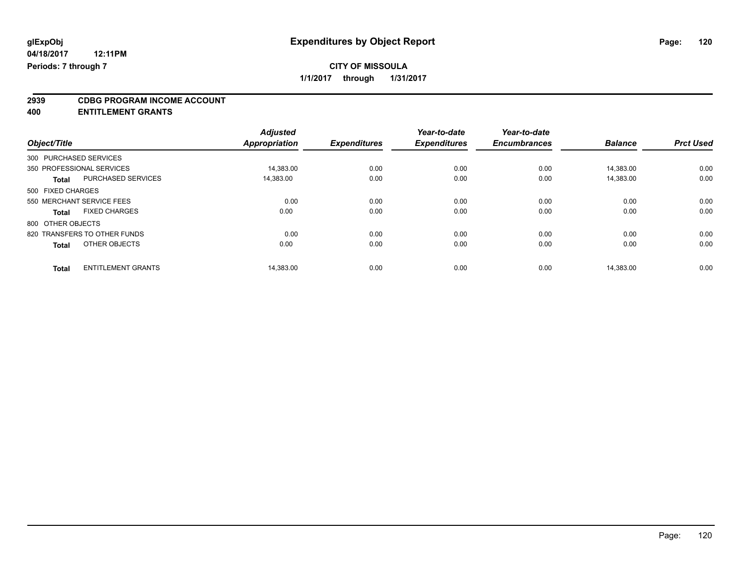# Expenditures by Object Report

glExpObj
04/18/2017 12:11PM
Periods: 7 through 7

**CITY OF MISSOULA**
**1/1/2017 through 1/31/2017**

## 2939 CDBG PROGRAM INCOME ACCOUNT
## 400 ENTITLEMENT GRANTS

| Object/Title | | Adjusted Appropriation | Expenditures | Year-to-date Expenditures | Year-to-date Encumbrances | Balance | Prct Used |
|---|---|---|---|---|---|---|---|
| 300 PURCHASED SERVICES | | | | | | | |
| 350 PROFESSIONAL SERVICES | | 14,383.00 | 0.00 | 0.00 | 0.00 | 14,383.00 | 0.00 |
| **Total** | PURCHASED SERVICES | 14,383.00 | 0.00 | 0.00 | 0.00 | 14,383.00 | 0.00 |
| 500 FIXED CHARGES | | | | | | | |
| 550 MERCHANT SERVICE FEES | | 0.00 | 0.00 | 0.00 | 0.00 | 0.00 | 0.00 |
| **Total** | FIXED CHARGES | 0.00 | 0.00 | 0.00 | 0.00 | 0.00 | 0.00 |
| 800 OTHER OBJECTS | | | | | | | |
| 820 TRANSFERS TO OTHER FUNDS | | 0.00 | 0.00 | 0.00 | 0.00 | 0.00 | 0.00 |
| **Total** | OTHER OBJECTS | 0.00 | 0.00 | 0.00 | 0.00 | 0.00 | 0.00 |
| **Total** | ENTITLEMENT GRANTS | 14,383.00 | 0.00 | 0.00 | 0.00 | 14,383.00 | 0.00 |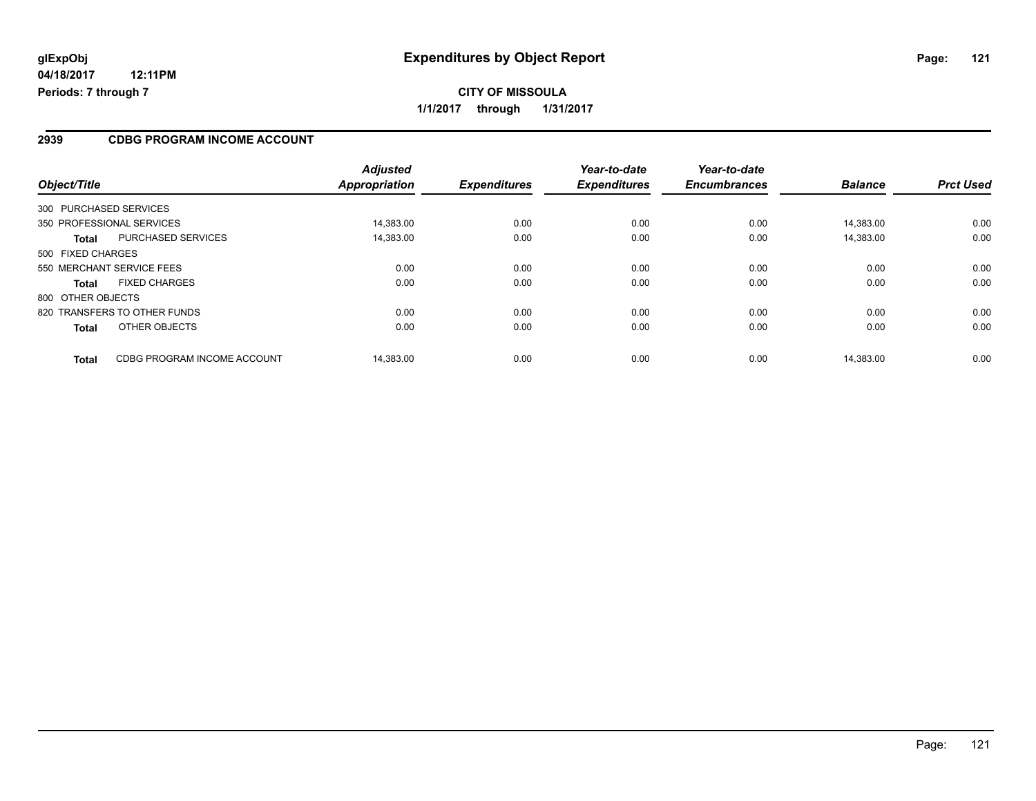**glExpObj**
**04/18/2017 12:11PM**
**Periods: 7 through 7**

# Expenditures by Object Report

**CITY OF MISSOULA**
**1/1/2017 through 1/31/2017**

## 2939 CDBG PROGRAM INCOME ACCOUNT

| Object/Title | | Adjusted Appropriation | Expenditures | Year-to-date Expenditures | Year-to-date Encumbrances | Balance | Prct Used |
|---|---|---|---|---|---|---|---|
| 300 PURCHASED SERVICES | | | | | | | |
| 350 PROFESSIONAL SERVICES | | 14,383.00 | 0.00 | 0.00 | 0.00 | 14,383.00 | 0.00 |
| **Total** | PURCHASED SERVICES | 14,383.00 | 0.00 | 0.00 | 0.00 | 14,383.00 | 0.00 |
| 500 FIXED CHARGES | | | | | | | |
| 550 MERCHANT SERVICE FEES | | 0.00 | 0.00 | 0.00 | 0.00 | 0.00 | 0.00 |
| **Total** | FIXED CHARGES | 0.00 | 0.00 | 0.00 | 0.00 | 0.00 | 0.00 |
| 800 OTHER OBJECTS | | | | | | | |
| 820 TRANSFERS TO OTHER FUNDS | | 0.00 | 0.00 | 0.00 | 0.00 | 0.00 | 0.00 |
| **Total** | OTHER OBJECTS | 0.00 | 0.00 | 0.00 | 0.00 | 0.00 | 0.00 |
| **Total** | CDBG PROGRAM INCOME ACCOUNT | 14,383.00 | 0.00 | 0.00 | 0.00 | 14,383.00 | 0.00 |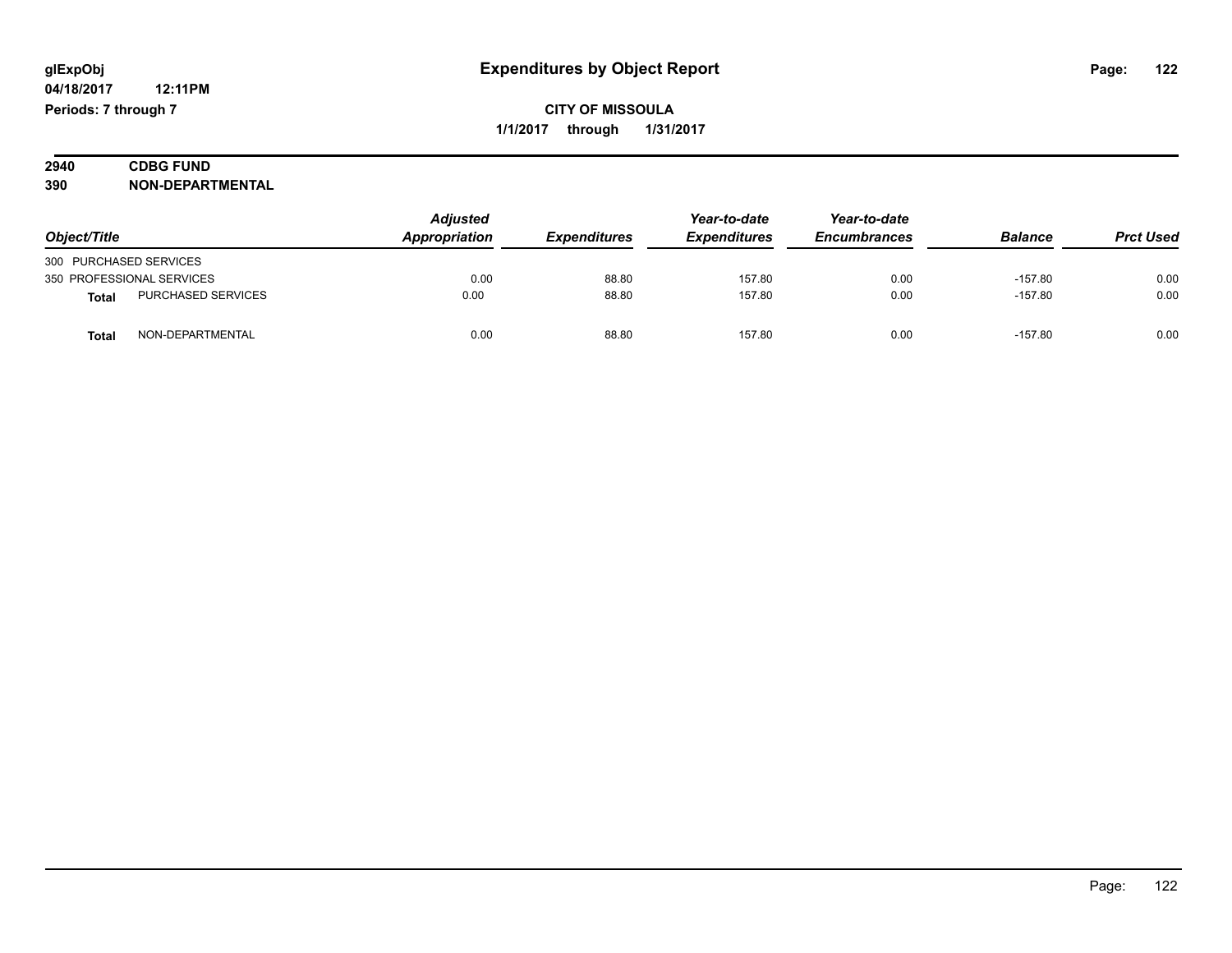# Expenditures by Object Report

glExpObj
04/18/2017 12:11PM
Periods: 7 through 7

**CITY OF MISSOULA**
**1/1/2017 through 1/31/2017**

## 2940 CDBG FUND
## 390 NON-DEPARTMENTAL

| Object/Title | | Adjusted Appropriation | Expenditures | Year-to-date Expenditures | Year-to-date Encumbrances | Balance | Prct Used |
|---|---|---|---|---|---|---|---|
| 300 PURCHASED SERVICES | | | | | | | |
| 350 PROFESSIONAL SERVICES | | 0.00 | 88.80 | 157.80 | 0.00 | -157.80 | 0.00 |
| **Total** | PURCHASED SERVICES | 0.00 | 88.80 | 157.80 | 0.00 | -157.80 | 0.00 |
| **Total** | NON-DEPARTMENTAL | 0.00 | 88.80 | 157.80 | 0.00 | -157.80 | 0.00 |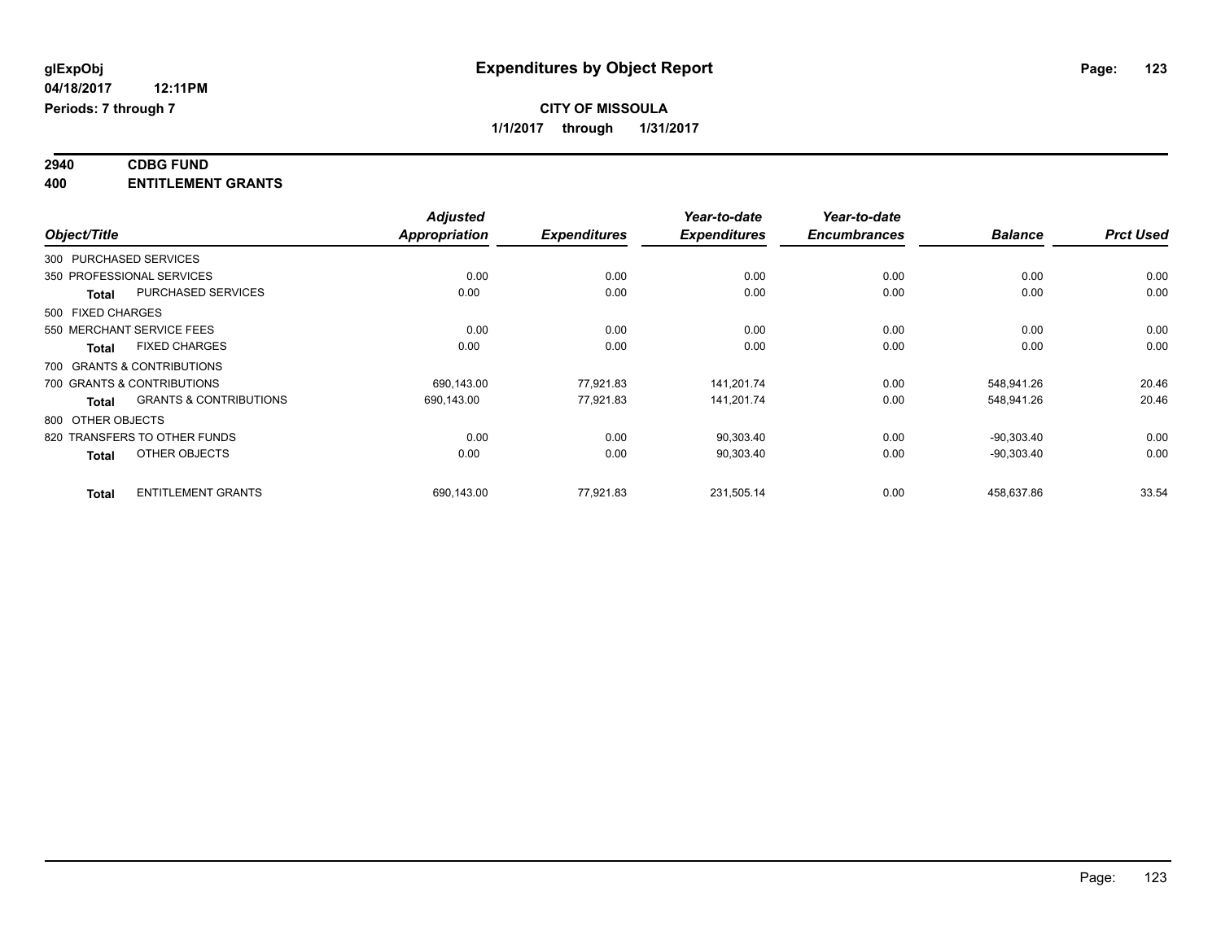**glExpObj** | **Expenditures by Object Report**
**04/18/2017 12:11PM**
**Periods: 7 through 7**

**CITY OF MISSOULA**
**1/1/2017 through 1/31/2017**

## 2940 CDBG FUND
## 400 ENTITLEMENT GRANTS

| Object/Title | | *Adjusted Appropriation* | *Expenditures* | *Year-to-date Expenditures* | *Year-to-date Encumbrances* | *Balance* | *Prct Used* |
|---|---|---|---|---|---|---|---|
| 300 PURCHASED SERVICES | | | | | | | |
| 350 PROFESSIONAL SERVICES | | 0.00 | 0.00 | 0.00 | 0.00 | 0.00 | 0.00 |
| **Total** | PURCHASED SERVICES | 0.00 | 0.00 | 0.00 | 0.00 | 0.00 | 0.00 |
| 500 FIXED CHARGES | | | | | | | |
| 550 MERCHANT SERVICE FEES | | 0.00 | 0.00 | 0.00 | 0.00 | 0.00 | 0.00 |
| **Total** | FIXED CHARGES | 0.00 | 0.00 | 0.00 | 0.00 | 0.00 | 0.00 |
| 700 GRANTS & CONTRIBUTIONS | | | | | | | |
| 700 GRANTS & CONTRIBUTIONS | | 690,143.00 | 77,921.83 | 141,201.74 | 0.00 | 548,941.26 | 20.46 |
| **Total** | GRANTS & CONTRIBUTIONS | 690,143.00 | 77,921.83 | 141,201.74 | 0.00 | 548,941.26 | 20.46 |
| 800 OTHER OBJECTS | | | | | | | |
| 820 TRANSFERS TO OTHER FUNDS | | 0.00 | 0.00 | 90,303.40 | 0.00 | -90,303.40 | 0.00 |
| **Total** | OTHER OBJECTS | 0.00 | 0.00 | 90,303.40 | 0.00 | -90,303.40 | 0.00 |
| **Total** | ENTITLEMENT GRANTS | 690,143.00 | 77,921.83 | 231,505.14 | 0.00 | 458,637.86 | 33.54 |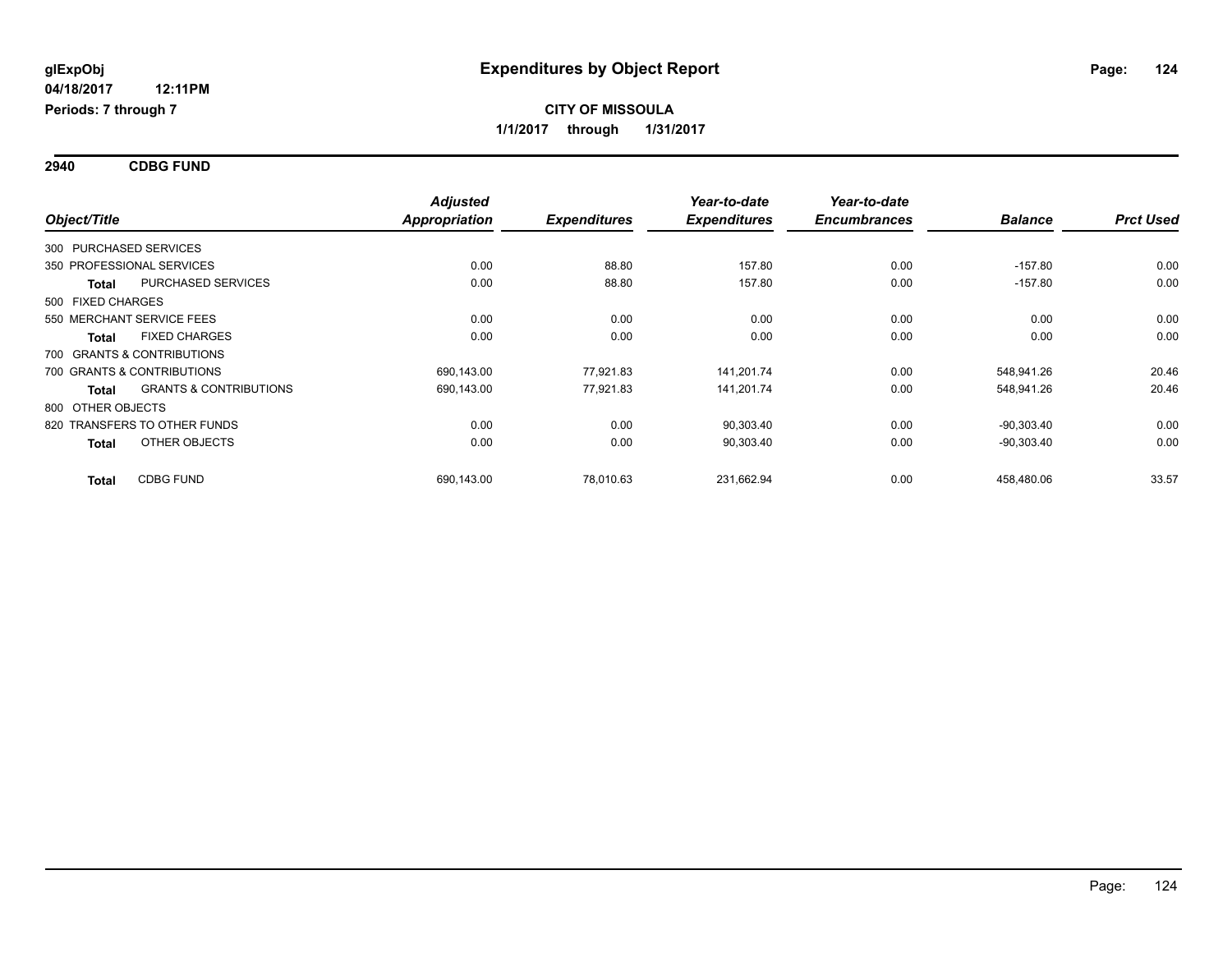glExpObj
04/18/2017 12:11PM
Periods: 7 through 7

# Expenditures by Object Report

**CITY OF MISSOULA**
**1/1/2017 through 1/31/2017**

## 2940 CDBG FUND

| Object/Title | | Adjusted Appropriation | Expenditures | Year-to-date Expenditures | Year-to-date Encumbrances | Balance | Prct Used |
|---|---|---|---|---|---|---|---|
| 300 PURCHASED SERVICES | | | | | | | |
| 350 PROFESSIONAL SERVICES | | 0.00 | 88.80 | 157.80 | 0.00 | -157.80 | 0.00 |
| **Total** | PURCHASED SERVICES | 0.00 | 88.80 | 157.80 | 0.00 | -157.80 | 0.00 |
| 500 FIXED CHARGES | | | | | | | |
| 550 MERCHANT SERVICE FEES | | 0.00 | 0.00 | 0.00 | 0.00 | 0.00 | 0.00 |
| **Total** | FIXED CHARGES | 0.00 | 0.00 | 0.00 | 0.00 | 0.00 | 0.00 |
| 700 GRANTS & CONTRIBUTIONS | | | | | | | |
| 700 GRANTS & CONTRIBUTIONS | | 690,143.00 | 77,921.83 | 141,201.74 | 0.00 | 548,941.26 | 20.46 |
| **Total** | GRANTS & CONTRIBUTIONS | 690,143.00 | 77,921.83 | 141,201.74 | 0.00 | 548,941.26 | 20.46 |
| 800 OTHER OBJECTS | | | | | | | |
| 820 TRANSFERS TO OTHER FUNDS | | 0.00 | 0.00 | 90,303.40 | 0.00 | -90,303.40 | 0.00 |
| **Total** | OTHER OBJECTS | 0.00 | 0.00 | 90,303.40 | 0.00 | -90,303.40 | 0.00 |
| **Total** | CDBG FUND | 690,143.00 | 78,010.63 | 231,662.94 | 0.00 | 458,480.06 | 33.57 |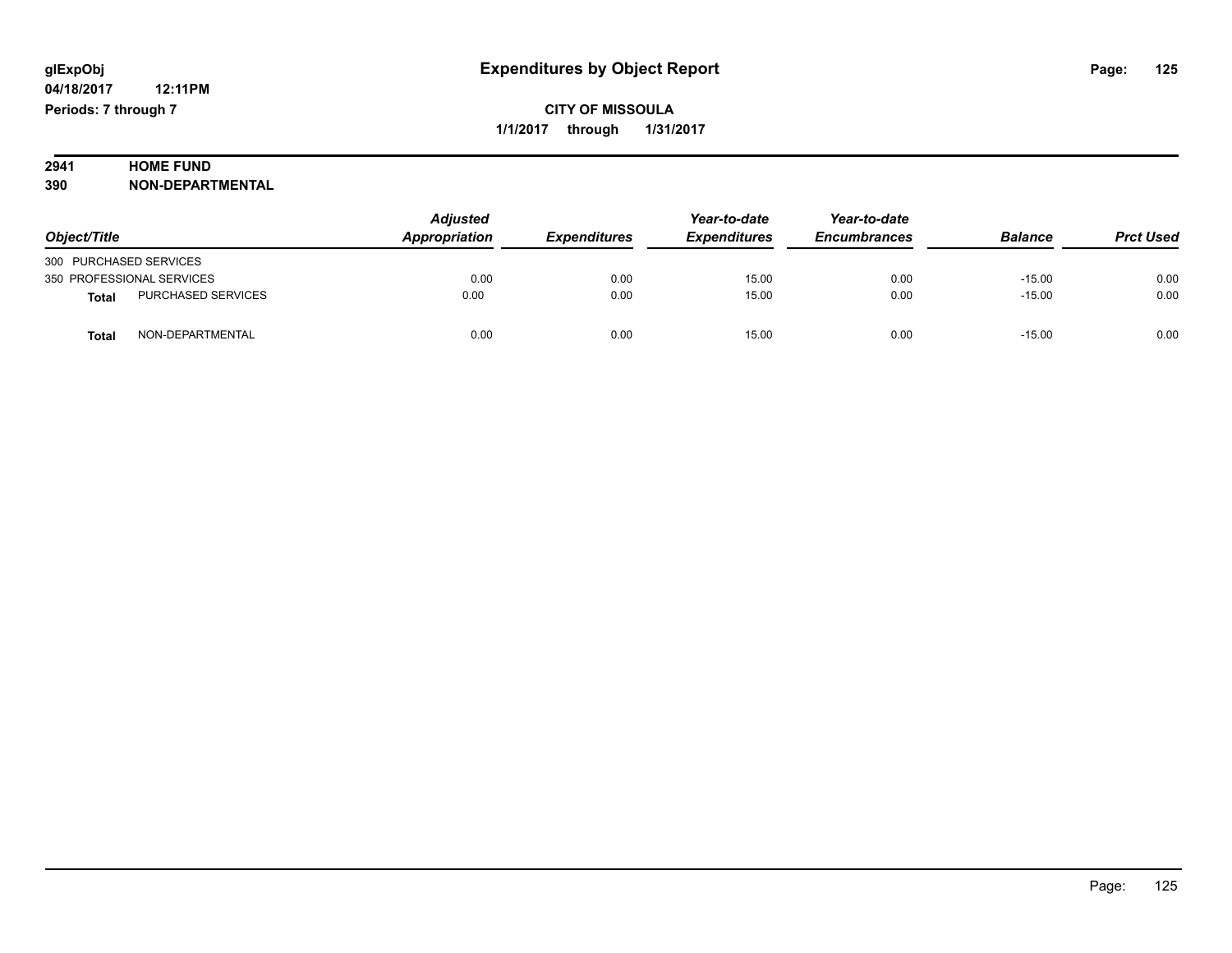**glExpObj**
**04/18/2017 12:11PM**
**Periods: 7 through 7**

# Expenditures by Object Report

**CITY OF MISSOULA**
**1/1/2017 through 1/31/2017**

**2941 HOME FUND**
**390 NON-DEPARTMENTAL**

| Object/Title | | Adjusted Appropriation | Expenditures | Year-to-date Expenditures | Year-to-date Encumbrances | Balance | Prct Used |
|---|---|---|---|---|---|---|---|
| 300 PURCHASED SERVICES | | | | | | | |
| 350 PROFESSIONAL SERVICES | | 0.00 | 0.00 | 15.00 | 0.00 | -15.00 | 0.00 |
| **Total** | PURCHASED SERVICES | 0.00 | 0.00 | 15.00 | 0.00 | -15.00 | 0.00 |
| **Total** | NON-DEPARTMENTAL | 0.00 | 0.00 | 15.00 | 0.00 | -15.00 | 0.00 |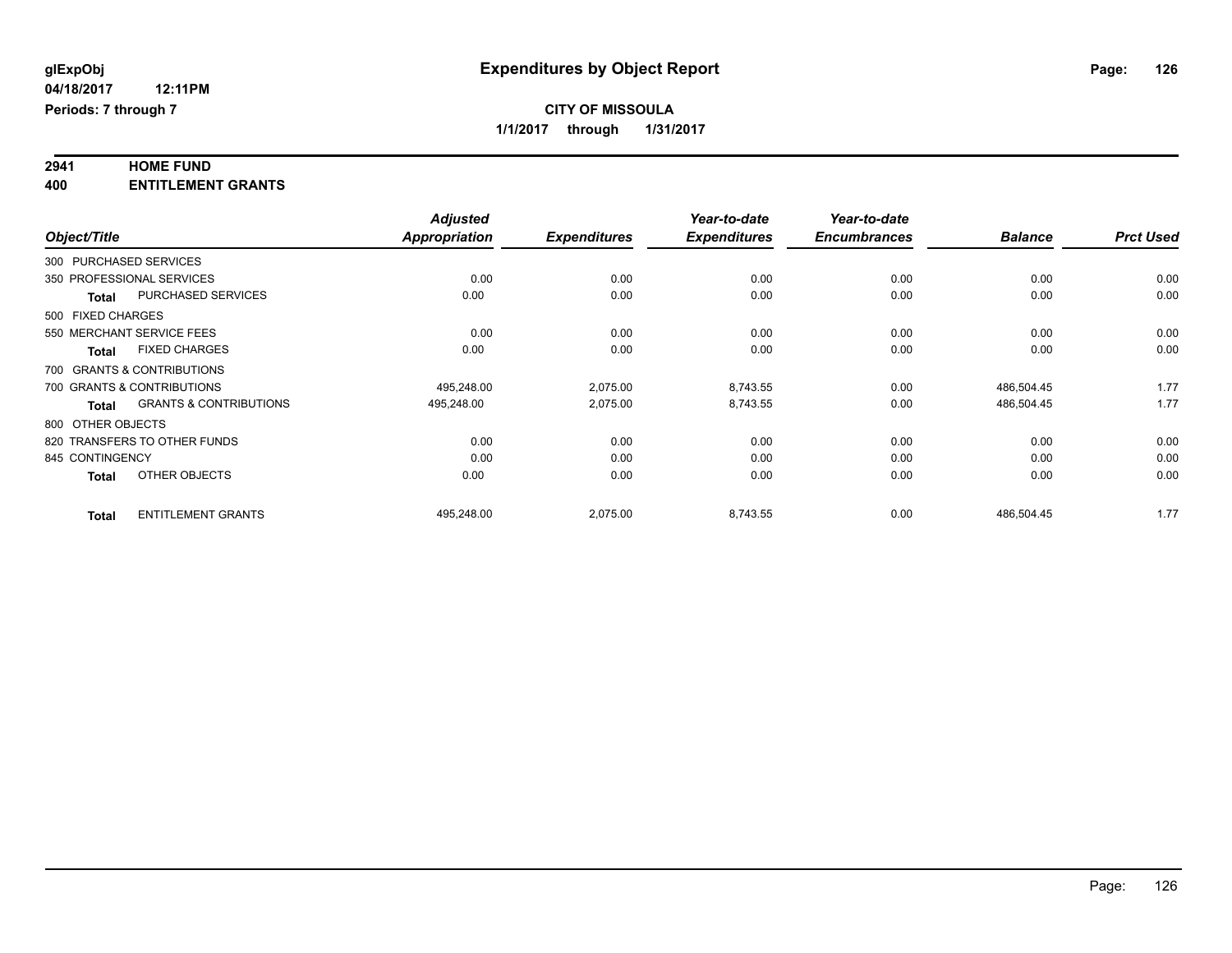# Expenditures by Object Report

glExpObj
04/18/2017 12:11PM
Periods: 7 through 7

**CITY OF MISSOULA**
**1/1/2017 through 1/31/2017**

**2941 HOME FUND**
**400 ENTITLEMENT GRANTS**

| Object/Title | Adjusted Appropriation | Expenditures | Year-to-date Expenditures | Year-to-date Encumbrances | Balance | Prct Used |
|---|---|---|---|---|---|---|
| 300 PURCHASED SERVICES | | | | | | |
| 350 PROFESSIONAL SERVICES | 0.00 | 0.00 | 0.00 | 0.00 | 0.00 | 0.00 |
| **Total** PURCHASED SERVICES | 0.00 | 0.00 | 0.00 | 0.00 | 0.00 | 0.00 |
| 500 FIXED CHARGES | | | | | | |
| 550 MERCHANT SERVICE FEES | 0.00 | 0.00 | 0.00 | 0.00 | 0.00 | 0.00 |
| **Total** FIXED CHARGES | 0.00 | 0.00 | 0.00 | 0.00 | 0.00 | 0.00 |
| 700 GRANTS & CONTRIBUTIONS | | | | | | |
| 700 GRANTS & CONTRIBUTIONS | 495,248.00 | 2,075.00 | 8,743.55 | 0.00 | 486,504.45 | 1.77 |
| **Total** GRANTS & CONTRIBUTIONS | 495,248.00 | 2,075.00 | 8,743.55 | 0.00 | 486,504.45 | 1.77 |
| 800 OTHER OBJECTS | | | | | | |
| 820 TRANSFERS TO OTHER FUNDS | 0.00 | 0.00 | 0.00 | 0.00 | 0.00 | 0.00 |
| 845 CONTINGENCY | 0.00 | 0.00 | 0.00 | 0.00 | 0.00 | 0.00 |
| **Total** OTHER OBJECTS | 0.00 | 0.00 | 0.00 | 0.00 | 0.00 | 0.00 |
| **Total** ENTITLEMENT GRANTS | 495,248.00 | 2,075.00 | 8,743.55 | 0.00 | 486,504.45 | 1.77 |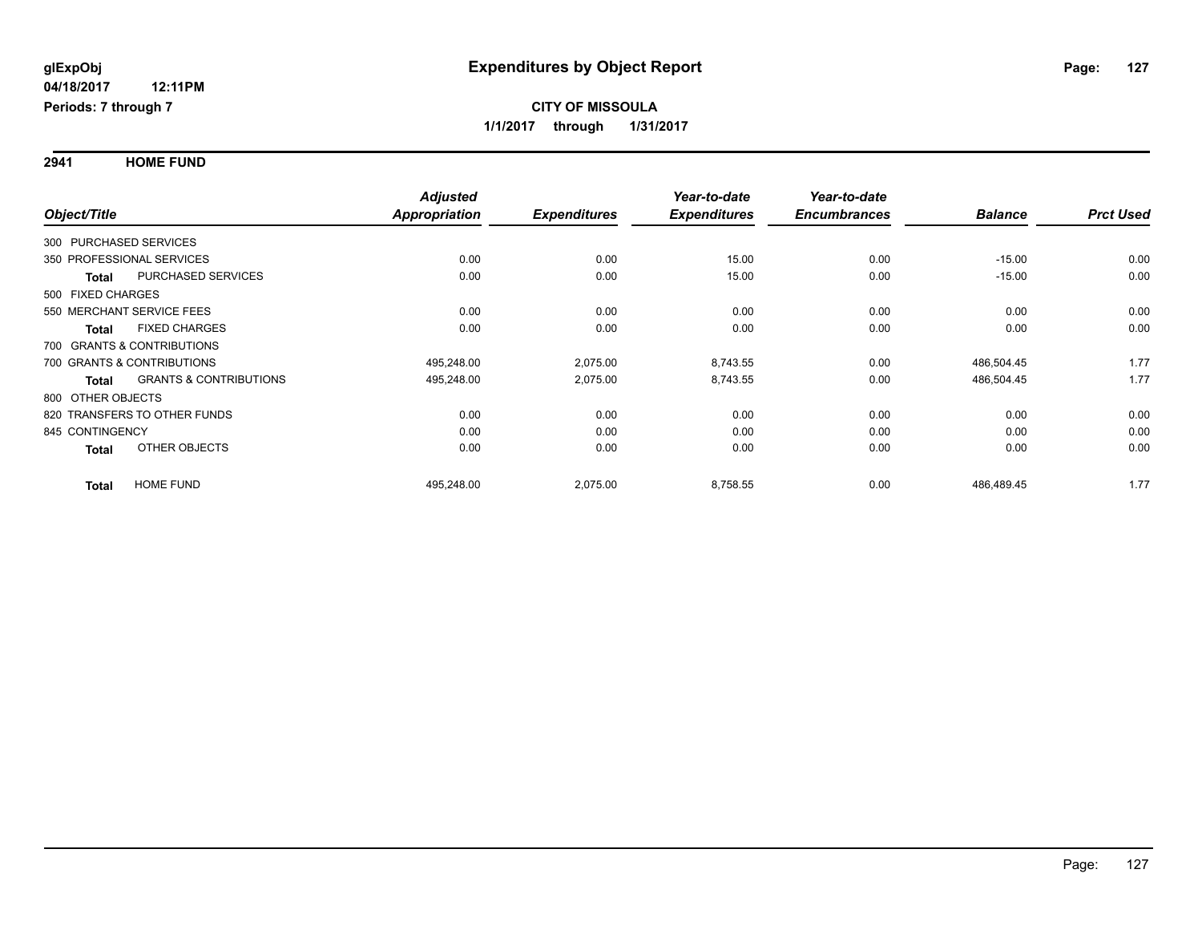**glExpObj**
**04/18/2017 12:11PM**
**Periods: 7 through 7**

# Expenditures by Object Report

**CITY OF MISSOULA**
**1/1/2017 through 1/31/2017**

## 2941 HOME FUND

| Object/Title | | Adjusted Appropriation | Expenditures | Year-to-date Expenditures | Year-to-date Encumbrances | Balance | Prct Used |
|---|---|---|---|---|---|---|---|
| 300 PURCHASED SERVICES | | | | | | | |
| 350 PROFESSIONAL SERVICES | | 0.00 | 0.00 | 15.00 | 0.00 | -15.00 | 0.00 |
| **Total** | PURCHASED SERVICES | 0.00 | 0.00 | 15.00 | 0.00 | -15.00 | 0.00 |
| 500 FIXED CHARGES | | | | | | | |
| 550 MERCHANT SERVICE FEES | | 0.00 | 0.00 | 0.00 | 0.00 | 0.00 | 0.00 |
| **Total** | FIXED CHARGES | 0.00 | 0.00 | 0.00 | 0.00 | 0.00 | 0.00 |
| 700 GRANTS & CONTRIBUTIONS | | | | | | | |
| 700 GRANTS & CONTRIBUTIONS | | 495,248.00 | 2,075.00 | 8,743.55 | 0.00 | 486,504.45 | 1.77 |
| **Total** | GRANTS & CONTRIBUTIONS | 495,248.00 | 2,075.00 | 8,743.55 | 0.00 | 486,504.45 | 1.77 |
| 800 OTHER OBJECTS | | | | | | | |
| 820 TRANSFERS TO OTHER FUNDS | | 0.00 | 0.00 | 0.00 | 0.00 | 0.00 | 0.00 |
| 845 CONTINGENCY | | 0.00 | 0.00 | 0.00 | 0.00 | 0.00 | 0.00 |
| **Total** | OTHER OBJECTS | 0.00 | 0.00 | 0.00 | 0.00 | 0.00 | 0.00 |
| **Total** | HOME FUND | 495,248.00 | 2,075.00 | 8,758.55 | 0.00 | 486,489.45 | 1.77 |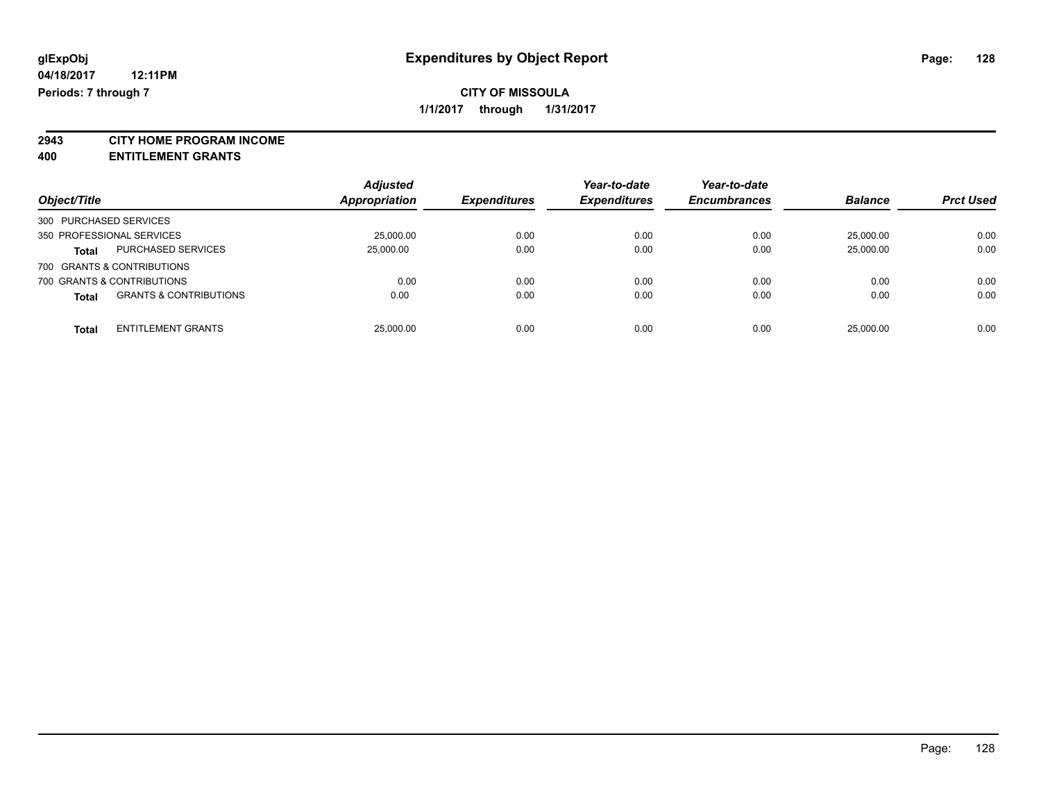glExpObj
04/18/2017 12:11PM
Periods: 7 through 7

# Expenditures by Object Report

**CITY OF MISSOULA**
**1/1/2017 through 1/31/2017**

**2943 CITY HOME PROGRAM INCOME**
**400 ENTITLEMENT GRANTS**

| Object/Title | Adjusted Appropriation | Expenditures | Year-to-date Expenditures | Year-to-date Encumbrances | Balance | Prct Used |
|---|---|---|---|---|---|---|
| 300 PURCHASED SERVICES | | | | | | |
| 350 PROFESSIONAL SERVICES | 25,000.00 | 0.00 | 0.00 | 0.00 | 25,000.00 | 0.00 |
| **Total** PURCHASED SERVICES | 25,000.00 | 0.00 | 0.00 | 0.00 | 25,000.00 | 0.00 |
| 700 GRANTS & CONTRIBUTIONS | | | | | | |
| 700 GRANTS & CONTRIBUTIONS | 0.00 | 0.00 | 0.00 | 0.00 | 0.00 | 0.00 |
| **Total** GRANTS & CONTRIBUTIONS | 0.00 | 0.00 | 0.00 | 0.00 | 0.00 | 0.00 |
| **Total** ENTITLEMENT GRANTS | 25,000.00 | 0.00 | 0.00 | 0.00 | 25,000.00 | 0.00 |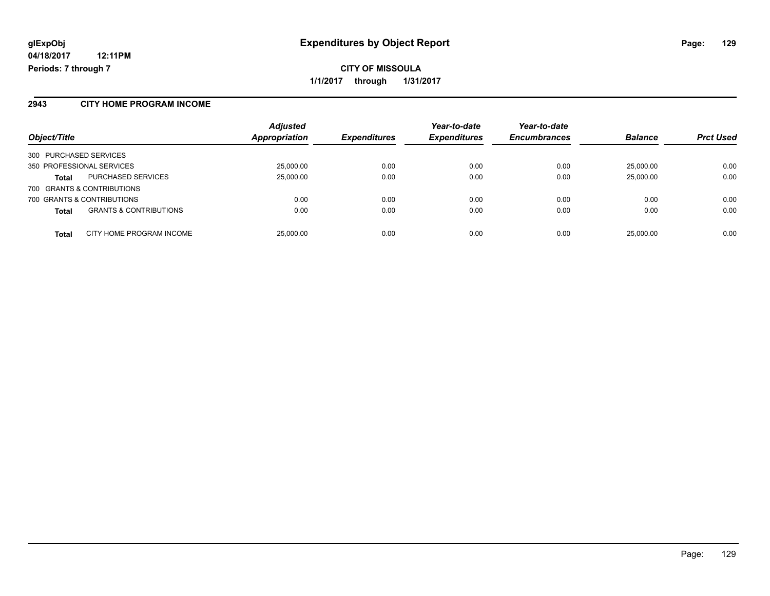**glExpObj**
**04/18/2017 12:11PM**
**Periods: 7 through 7**

# Expenditures by Object Report

**CITY OF MISSOULA**
**1/1/2017 through 1/31/2017**

## 2943 CITY HOME PROGRAM INCOME

| Object/Title | | Adjusted Appropriation | Expenditures | Year-to-date Expenditures | Year-to-date Encumbrances | Balance | Prct Used |
|---|---|---|---|---|---|---|---|
| 300 PURCHASED SERVICES | | | | | | | |
| 350 PROFESSIONAL SERVICES | | 25,000.00 | 0.00 | 0.00 | 0.00 | 25,000.00 | 0.00 |
| **Total** | PURCHASED SERVICES | 25,000.00 | 0.00 | 0.00 | 0.00 | 25,000.00 | 0.00 |
| 700 GRANTS & CONTRIBUTIONS | | | | | | | |
| 700 GRANTS & CONTRIBUTIONS | | 0.00 | 0.00 | 0.00 | 0.00 | 0.00 | 0.00 |
| **Total** | GRANTS & CONTRIBUTIONS | 0.00 | 0.00 | 0.00 | 0.00 | 0.00 | 0.00 |
| **Total** | CITY HOME PROGRAM INCOME | 25,000.00 | 0.00 | 0.00 | 0.00 | 25,000.00 | 0.00 |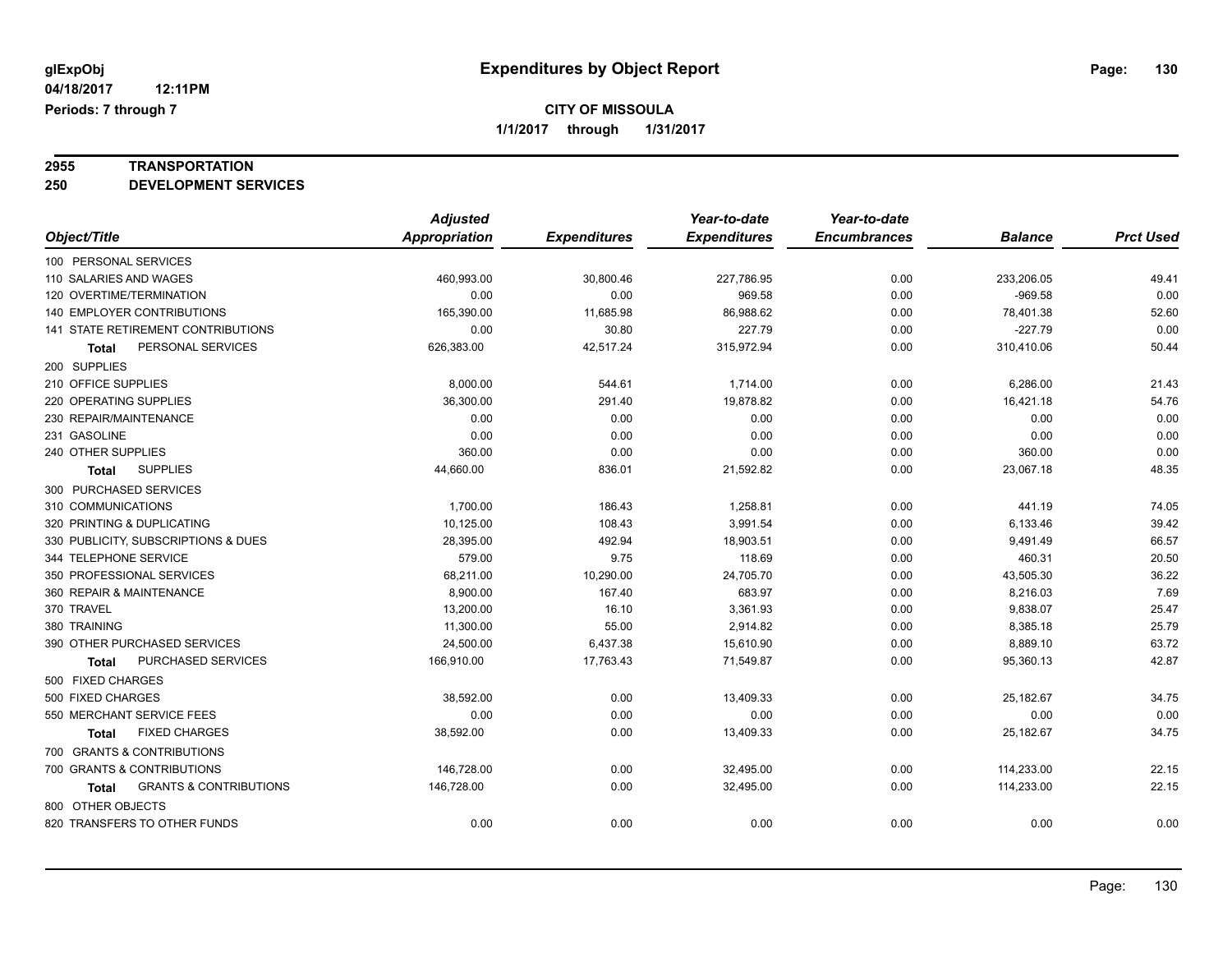glExpObj
04/18/2017 12:11PM
Periods: 7 through 7

# Expenditures by Object Report

**CITY OF MISSOULA**
**1/1/2017 through 1/31/2017**

**2955 TRANSPORTATION**
**250 DEVELOPMENT SERVICES**

| Object/Title | Adjusted Appropriation | Expenditures | Year-to-date Expenditures | Year-to-date Encumbrances | Balance | Prct Used |
|---|---|---|---|---|---|---|
| 100 PERSONAL SERVICES | | | | | | |
| 110 SALARIES AND WAGES | 460,993.00 | 30,800.46 | 227,786.95 | 0.00 | 233,206.05 | 49.41 |
| 120 OVERTIME/TERMINATION | 0.00 | 0.00 | 969.58 | 0.00 | -969.58 | 0.00 |
| 140 EMPLOYER CONTRIBUTIONS | 165,390.00 | 11,685.98 | 86,988.62 | 0.00 | 78,401.38 | 52.60 |
| 141 STATE RETIREMENT CONTRIBUTIONS | 0.00 | 30.80 | 227.79 | 0.00 | -227.79 | 0.00 |
| **Total** PERSONAL SERVICES | 626,383.00 | 42,517.24 | 315,972.94 | 0.00 | 310,410.06 | 50.44 |
| 200 SUPPLIES | | | | | | |
| 210 OFFICE SUPPLIES | 8,000.00 | 544.61 | 1,714.00 | 0.00 | 6,286.00 | 21.43 |
| 220 OPERATING SUPPLIES | 36,300.00 | 291.40 | 19,878.82 | 0.00 | 16,421.18 | 54.76 |
| 230 REPAIR/MAINTENANCE | 0.00 | 0.00 | 0.00 | 0.00 | 0.00 | 0.00 |
| 231 GASOLINE | 0.00 | 0.00 | 0.00 | 0.00 | 0.00 | 0.00 |
| 240 OTHER SUPPLIES | 360.00 | 0.00 | 0.00 | 0.00 | 360.00 | 0.00 |
| **Total** SUPPLIES | 44,660.00 | 836.01 | 21,592.82 | 0.00 | 23,067.18 | 48.35 |
| 300 PURCHASED SERVICES | | | | | | |
| 310 COMMUNICATIONS | 1,700.00 | 186.43 | 1,258.81 | 0.00 | 441.19 | 74.05 |
| 320 PRINTING & DUPLICATING | 10,125.00 | 108.43 | 3,991.54 | 0.00 | 6,133.46 | 39.42 |
| 330 PUBLICITY, SUBSCRIPTIONS & DUES | 28,395.00 | 492.94 | 18,903.51 | 0.00 | 9,491.49 | 66.57 |
| 344 TELEPHONE SERVICE | 579.00 | 9.75 | 118.69 | 0.00 | 460.31 | 20.50 |
| 350 PROFESSIONAL SERVICES | 68,211.00 | 10,290.00 | 24,705.70 | 0.00 | 43,505.30 | 36.22 |
| 360 REPAIR & MAINTENANCE | 8,900.00 | 167.40 | 683.97 | 0.00 | 8,216.03 | 7.69 |
| 370 TRAVEL | 13,200.00 | 16.10 | 3,361.93 | 0.00 | 9,838.07 | 25.47 |
| 380 TRAINING | 11,300.00 | 55.00 | 2,914.82 | 0.00 | 8,385.18 | 25.79 |
| 390 OTHER PURCHASED SERVICES | 24,500.00 | 6,437.38 | 15,610.90 | 0.00 | 8,889.10 | 63.72 |
| **Total** PURCHASED SERVICES | 166,910.00 | 17,763.43 | 71,549.87 | 0.00 | 95,360.13 | 42.87 |
| 500 FIXED CHARGES | | | | | | |
| 500 FIXED CHARGES | 38,592.00 | 0.00 | 13,409.33 | 0.00 | 25,182.67 | 34.75 |
| 550 MERCHANT SERVICE FEES | 0.00 | 0.00 | 0.00 | 0.00 | 0.00 | 0.00 |
| **Total** FIXED CHARGES | 38,592.00 | 0.00 | 13,409.33 | 0.00 | 25,182.67 | 34.75 |
| 700 GRANTS & CONTRIBUTIONS | | | | | | |
| 700 GRANTS & CONTRIBUTIONS | 146,728.00 | 0.00 | 32,495.00 | 0.00 | 114,233.00 | 22.15 |
| **Total** GRANTS & CONTRIBUTIONS | 146,728.00 | 0.00 | 32,495.00 | 0.00 | 114,233.00 | 22.15 |
| 800 OTHER OBJECTS | | | | | | |
| 820 TRANSFERS TO OTHER FUNDS | 0.00 | 0.00 | 0.00 | 0.00 | 0.00 | 0.00 |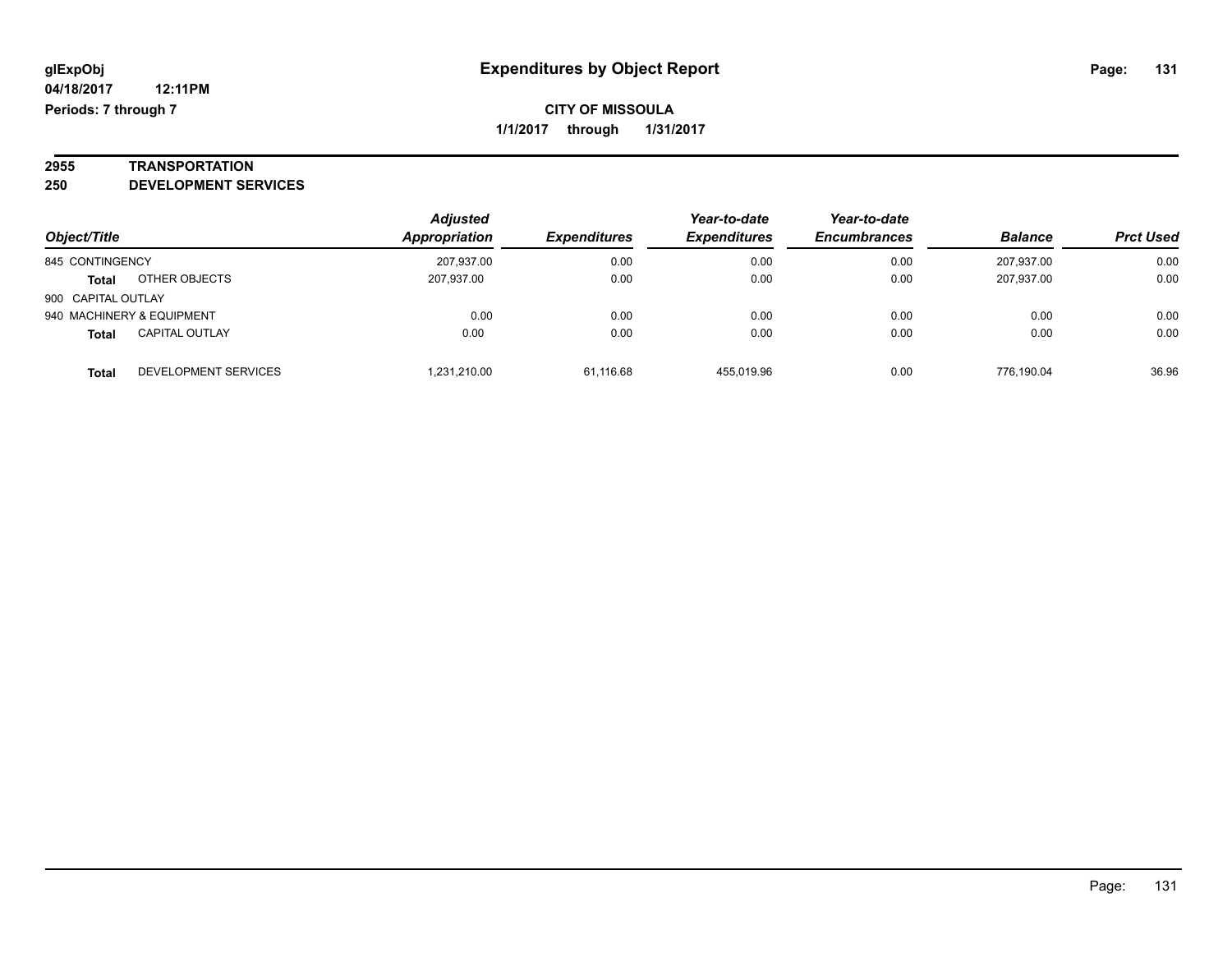glExpObj
04/18/2017 12:11PM
Periods: 7 through 7

# Expenditures by Object Report

**CITY OF MISSOULA**
**1/1/2017 through 1/31/2017**

**2955 TRANSPORTATION**
**250 DEVELOPMENT SERVICES**

| Object/Title | | Adjusted Appropriation | Expenditures | Year-to-date Expenditures | Year-to-date Encumbrances | Balance | Prct Used |
|---|---|---|---|---|---|---|---|
| 845 CONTINGENCY | | 207,937.00 | 0.00 | 0.00 | 0.00 | 207,937.00 | 0.00 |
| **Total** | OTHER OBJECTS | 207,937.00 | 0.00 | 0.00 | 0.00 | 207,937.00 | 0.00 |
| 900 CAPITAL OUTLAY | | | | | | | |
| 940 MACHINERY & EQUIPMENT | | 0.00 | 0.00 | 0.00 | 0.00 | 0.00 | 0.00 |
| **Total** | CAPITAL OUTLAY | 0.00 | 0.00 | 0.00 | 0.00 | 0.00 | 0.00 |
| **Total** | DEVELOPMENT SERVICES | 1,231,210.00 | 61,116.68 | 455,019.96 | 0.00 | 776,190.04 | 36.96 |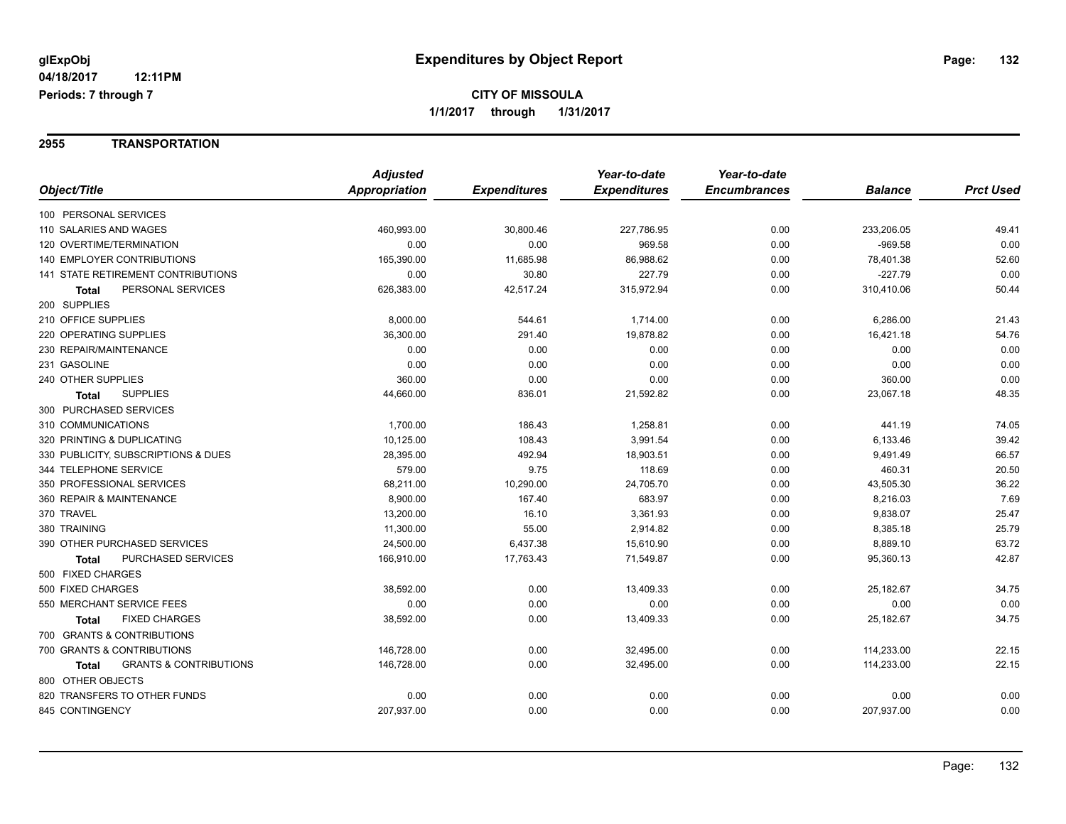glExpObj
04/18/2017 12:11PM
Periods: 7 through 7

# Expenditures by Object Report

**CITY OF MISSOULA**
**1/1/2017 through 1/31/2017**

## 2955 TRANSPORTATION

| Object/Title | Adjusted Appropriation | Expenditures | Year-to-date Expenditures | Year-to-date Encumbrances | Balance | Prct Used |
|---|---|---|---|---|---|---|
| 100 PERSONAL SERVICES | | | | | | |
| 110 SALARIES AND WAGES | 460,993.00 | 30,800.46 | 227,786.95 | 0.00 | 233,206.05 | 49.41 |
| 120 OVERTIME/TERMINATION | 0.00 | 0.00 | 969.58 | 0.00 | -969.58 | 0.00 |
| 140 EMPLOYER CONTRIBUTIONS | 165,390.00 | 11,685.98 | 86,988.62 | 0.00 | 78,401.38 | 52.60 |
| 141 STATE RETIREMENT CONTRIBUTIONS | 0.00 | 30.80 | 227.79 | 0.00 | -227.79 | 0.00 |
| **Total** PERSONAL SERVICES | 626,383.00 | 42,517.24 | 315,972.94 | 0.00 | 310,410.06 | 50.44 |
| 200 SUPPLIES | | | | | | |
| 210 OFFICE SUPPLIES | 8,000.00 | 544.61 | 1,714.00 | 0.00 | 6,286.00 | 21.43 |
| 220 OPERATING SUPPLIES | 36,300.00 | 291.40 | 19,878.82 | 0.00 | 16,421.18 | 54.76 |
| 230 REPAIR/MAINTENANCE | 0.00 | 0.00 | 0.00 | 0.00 | 0.00 | 0.00 |
| 231 GASOLINE | 0.00 | 0.00 | 0.00 | 0.00 | 0.00 | 0.00 |
| 240 OTHER SUPPLIES | 360.00 | 0.00 | 0.00 | 0.00 | 360.00 | 0.00 |
| **Total** SUPPLIES | 44,660.00 | 836.01 | 21,592.82 | 0.00 | 23,067.18 | 48.35 |
| 300 PURCHASED SERVICES | | | | | | |
| 310 COMMUNICATIONS | 1,700.00 | 186.43 | 1,258.81 | 0.00 | 441.19 | 74.05 |
| 320 PRINTING & DUPLICATING | 10,125.00 | 108.43 | 3,991.54 | 0.00 | 6,133.46 | 39.42 |
| 330 PUBLICITY, SUBSCRIPTIONS & DUES | 28,395.00 | 492.94 | 18,903.51 | 0.00 | 9,491.49 | 66.57 |
| 344 TELEPHONE SERVICE | 579.00 | 9.75 | 118.69 | 0.00 | 460.31 | 20.50 |
| 350 PROFESSIONAL SERVICES | 68,211.00 | 10,290.00 | 24,705.70 | 0.00 | 43,505.30 | 36.22 |
| 360 REPAIR & MAINTENANCE | 8,900.00 | 167.40 | 683.97 | 0.00 | 8,216.03 | 7.69 |
| 370 TRAVEL | 13,200.00 | 16.10 | 3,361.93 | 0.00 | 9,838.07 | 25.47 |
| 380 TRAINING | 11,300.00 | 55.00 | 2,914.82 | 0.00 | 8,385.18 | 25.79 |
| 390 OTHER PURCHASED SERVICES | 24,500.00 | 6,437.38 | 15,610.90 | 0.00 | 8,889.10 | 63.72 |
| **Total** PURCHASED SERVICES | 166,910.00 | 17,763.43 | 71,549.87 | 0.00 | 95,360.13 | 42.87 |
| 500 FIXED CHARGES | | | | | | |
| 500 FIXED CHARGES | 38,592.00 | 0.00 | 13,409.33 | 0.00 | 25,182.67 | 34.75 |
| 550 MERCHANT SERVICE FEES | 0.00 | 0.00 | 0.00 | 0.00 | 0.00 | 0.00 |
| **Total** FIXED CHARGES | 38,592.00 | 0.00 | 13,409.33 | 0.00 | 25,182.67 | 34.75 |
| 700 GRANTS & CONTRIBUTIONS | | | | | | |
| 700 GRANTS & CONTRIBUTIONS | 146,728.00 | 0.00 | 32,495.00 | 0.00 | 114,233.00 | 22.15 |
| **Total** GRANTS & CONTRIBUTIONS | 146,728.00 | 0.00 | 32,495.00 | 0.00 | 114,233.00 | 22.15 |
| 800 OTHER OBJECTS | | | | | | |
| 820 TRANSFERS TO OTHER FUNDS | 0.00 | 0.00 | 0.00 | 0.00 | 0.00 | 0.00 |
| 845 CONTINGENCY | 207,937.00 | 0.00 | 0.00 | 0.00 | 207,937.00 | 0.00 |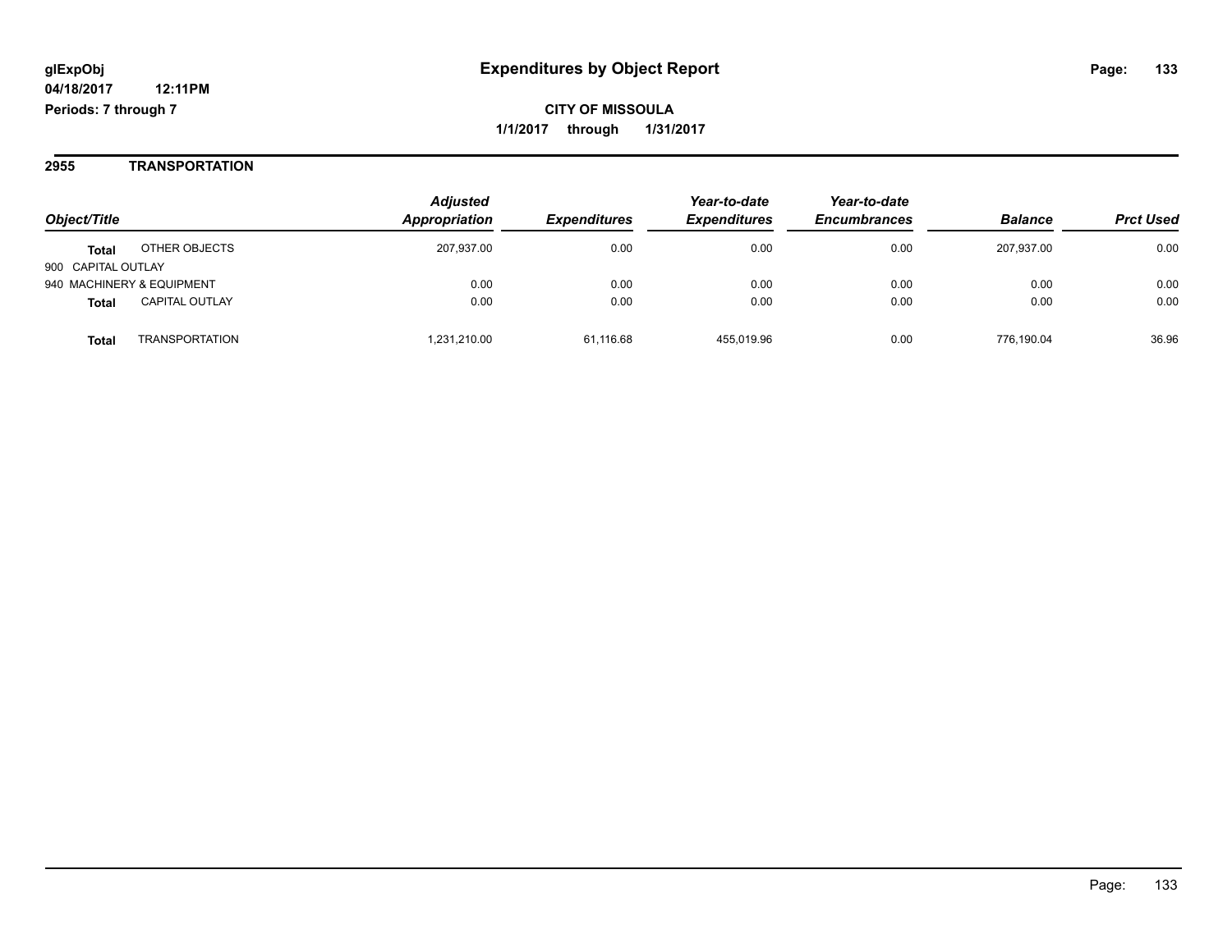**glExpObj** **Expenditures by Object Report**

**04/18/2017 12:11PM**

**Periods: 7 through 7**

**CITY OF MISSOULA**

**1/1/2017 through 1/31/2017**

## 2955 TRANSPORTATION

| Object/Title | | Adjusted Appropriation | Expenditures | Year-to-date Expenditures | Year-to-date Encumbrances | Balance | Prct Used |
|---|---|---|---|---|---|---|---|
| **Total** | OTHER OBJECTS | 207,937.00 | 0.00 | 0.00 | 0.00 | 207,937.00 | 0.00 |
| 900 CAPITAL OUTLAY | | | | | | | |
| 940 MACHINERY & EQUIPMENT | | 0.00 | 0.00 | 0.00 | 0.00 | 0.00 | 0.00 |
| **Total** | CAPITAL OUTLAY | 0.00 | 0.00 | 0.00 | 0.00 | 0.00 | 0.00 |
| **Total** | TRANSPORTATION | 1,231,210.00 | 61,116.68 | 455,019.96 | 0.00 | 776,190.04 | 36.96 |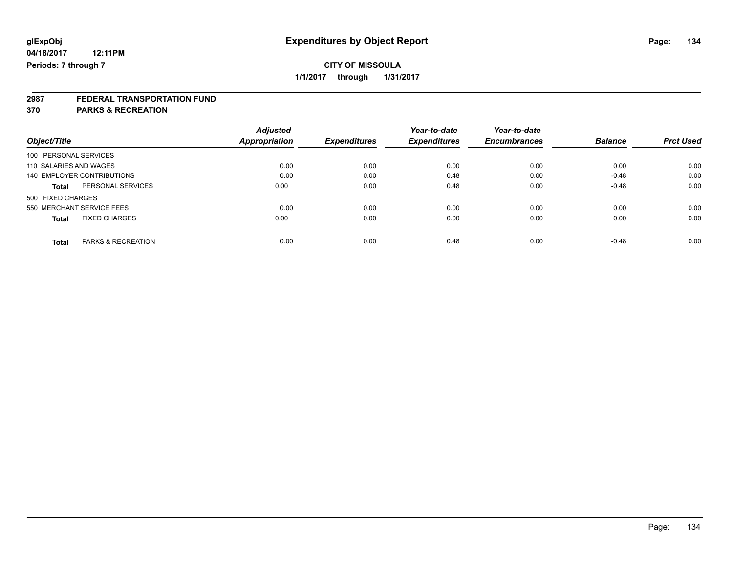**glExpObj**
**04/18/2017 12:11PM**
**Periods: 7 through 7**

# Expenditures by Object Report

**CITY OF MISSOULA**
**1/1/2017 through 1/31/2017**

## 2987 FEDERAL TRANSPORTATION FUND
## 370 PARKS & RECREATION

| Object/Title | Adjusted Appropriation | Expenditures | Year-to-date Expenditures | Year-to-date Encumbrances | Balance | Prct Used |
|---|---|---|---|---|---|---|
| 100 PERSONAL SERVICES | | | | | | |
| 110 SALARIES AND WAGES | 0.00 | 0.00 | 0.00 | 0.00 | 0.00 | 0.00 |
| 140 EMPLOYER CONTRIBUTIONS | 0.00 | 0.00 | 0.48 | 0.00 | -0.48 | 0.00 |
| **Total** PERSONAL SERVICES | 0.00 | 0.00 | 0.48 | 0.00 | -0.48 | 0.00 |
| 500 FIXED CHARGES | | | | | | |
| 550 MERCHANT SERVICE FEES | 0.00 | 0.00 | 0.00 | 0.00 | 0.00 | 0.00 |
| **Total** FIXED CHARGES | 0.00 | 0.00 | 0.00 | 0.00 | 0.00 | 0.00 |
| **Total** PARKS & RECREATION | 0.00 | 0.00 | 0.48 | 0.00 | -0.48 | 0.00 |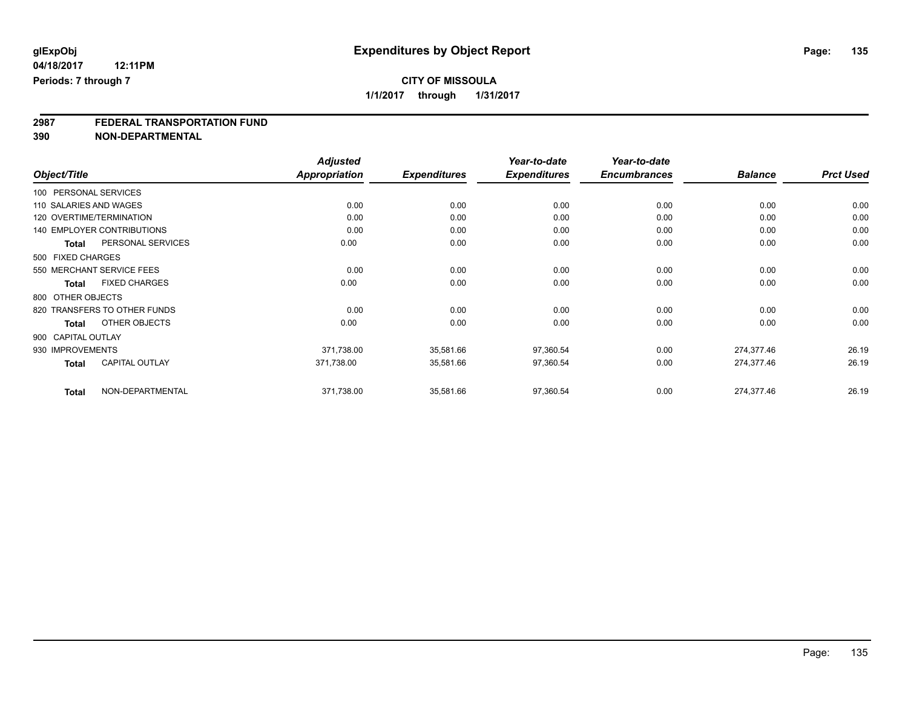**glExpObj**
**04/18/2017 12:11PM**
**Periods: 7 through 7**

# Expenditures by Object Report

**CITY OF MISSOULA**
**1/1/2017 through 1/31/2017**

## 2987 FEDERAL TRANSPORTATION FUND
## 390 NON-DEPARTMENTAL

| Object/Title | | Adjusted Appropriation | Expenditures | Year-to-date Expenditures | Year-to-date Encumbrances | Balance | Prct Used |
|---|---|---|---|---|---|---|---|
| 100 PERSONAL SERVICES | | | | | | | |
| 110 SALARIES AND WAGES | | 0.00 | 0.00 | 0.00 | 0.00 | 0.00 | 0.00 |
| 120 OVERTIME/TERMINATION | | 0.00 | 0.00 | 0.00 | 0.00 | 0.00 | 0.00 |
| 140 EMPLOYER CONTRIBUTIONS | | 0.00 | 0.00 | 0.00 | 0.00 | 0.00 | 0.00 |
| **Total** | PERSONAL SERVICES | 0.00 | 0.00 | 0.00 | 0.00 | 0.00 | 0.00 |
| 500 FIXED CHARGES | | | | | | | |
| 550 MERCHANT SERVICE FEES | | 0.00 | 0.00 | 0.00 | 0.00 | 0.00 | 0.00 |
| **Total** | FIXED CHARGES | 0.00 | 0.00 | 0.00 | 0.00 | 0.00 | 0.00 |
| 800 OTHER OBJECTS | | | | | | | |
| 820 TRANSFERS TO OTHER FUNDS | | 0.00 | 0.00 | 0.00 | 0.00 | 0.00 | 0.00 |
| **Total** | OTHER OBJECTS | 0.00 | 0.00 | 0.00 | 0.00 | 0.00 | 0.00 |
| 900 CAPITAL OUTLAY | | | | | | | |
| 930 IMPROVEMENTS | | 371,738.00 | 35,581.66 | 97,360.54 | 0.00 | 274,377.46 | 26.19 |
| **Total** | CAPITAL OUTLAY | 371,738.00 | 35,581.66 | 97,360.54 | 0.00 | 274,377.46 | 26.19 |
| **Total** | NON-DEPARTMENTAL | 371,738.00 | 35,581.66 | 97,360.54 | 0.00 | 274,377.46 | 26.19 |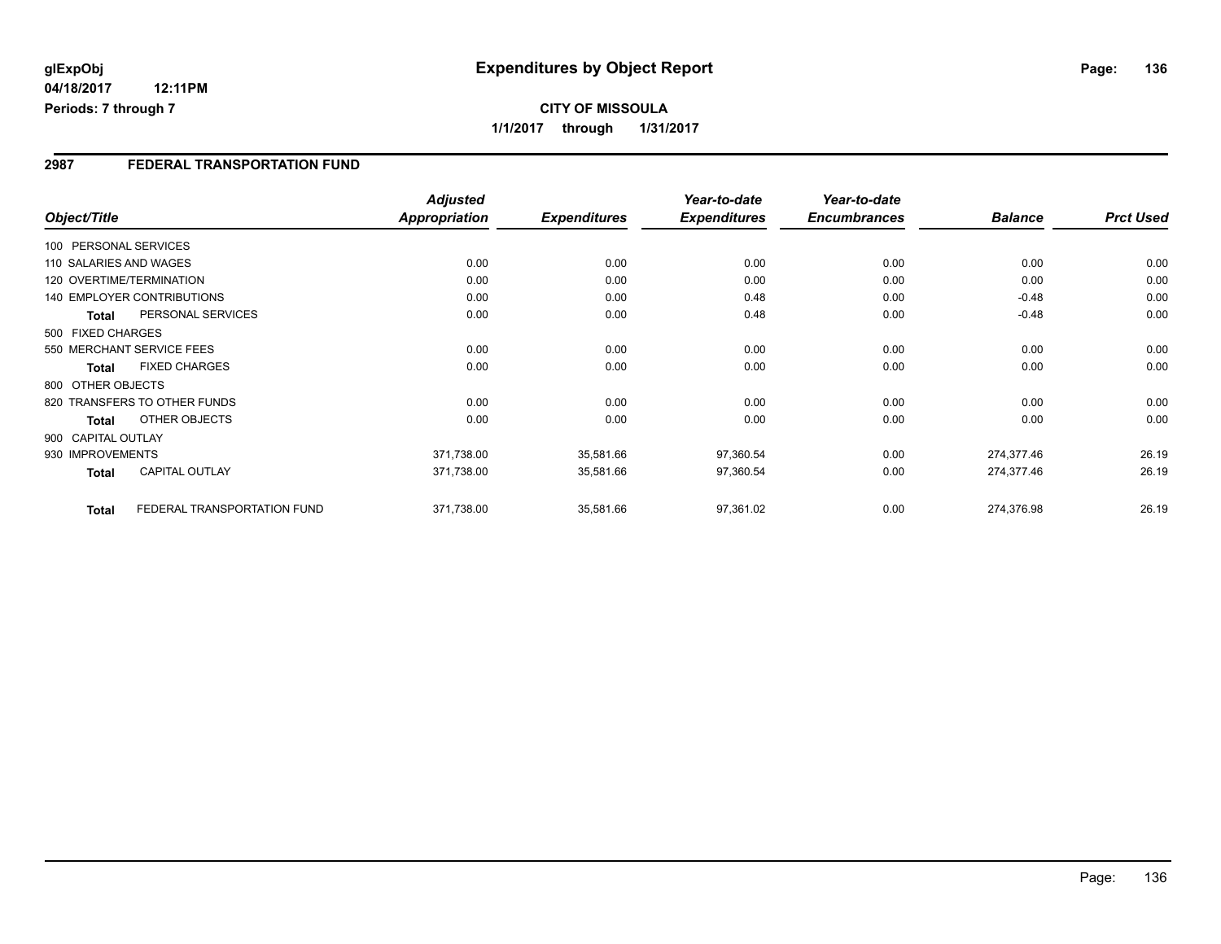# Expenditures by Object Report

glExpObj
04/18/2017 12:11PM
Periods: 7 through 7

**CITY OF MISSOULA**
**1/1/2017 through 1/31/2017**

## 2987 FEDERAL TRANSPORTATION FUND

| Object/Title | | Adjusted Appropriation | Expenditures | Year-to-date Expenditures | Year-to-date Encumbrances | Balance | Prct Used |
|---|---|---|---|---|---|---|---|
| 100 PERSONAL SERVICES | | | | | | | |
| 110 SALARIES AND WAGES | | 0.00 | 0.00 | 0.00 | 0.00 | 0.00 | 0.00 |
| 120 OVERTIME/TERMINATION | | 0.00 | 0.00 | 0.00 | 0.00 | 0.00 | 0.00 |
| 140 EMPLOYER CONTRIBUTIONS | | 0.00 | 0.00 | 0.48 | 0.00 | -0.48 | 0.00 |
| **Total** | PERSONAL SERVICES | 0.00 | 0.00 | 0.48 | 0.00 | -0.48 | 0.00 |
| 500 FIXED CHARGES | | | | | | | |
| 550 MERCHANT SERVICE FEES | | 0.00 | 0.00 | 0.00 | 0.00 | 0.00 | 0.00 |
| **Total** | FIXED CHARGES | 0.00 | 0.00 | 0.00 | 0.00 | 0.00 | 0.00 |
| 800 OTHER OBJECTS | | | | | | | |
| 820 TRANSFERS TO OTHER FUNDS | | 0.00 | 0.00 | 0.00 | 0.00 | 0.00 | 0.00 |
| **Total** | OTHER OBJECTS | 0.00 | 0.00 | 0.00 | 0.00 | 0.00 | 0.00 |
| 900 CAPITAL OUTLAY | | | | | | | |
| 930 IMPROVEMENTS | | 371,738.00 | 35,581.66 | 97,360.54 | 0.00 | 274,377.46 | 26.19 |
| **Total** | CAPITAL OUTLAY | 371,738.00 | 35,581.66 | 97,360.54 | 0.00 | 274,377.46 | 26.19 |
| **Total** | FEDERAL TRANSPORTATION FUND | 371,738.00 | 35,581.66 | 97,361.02 | 0.00 | 274,376.98 | 26.19 |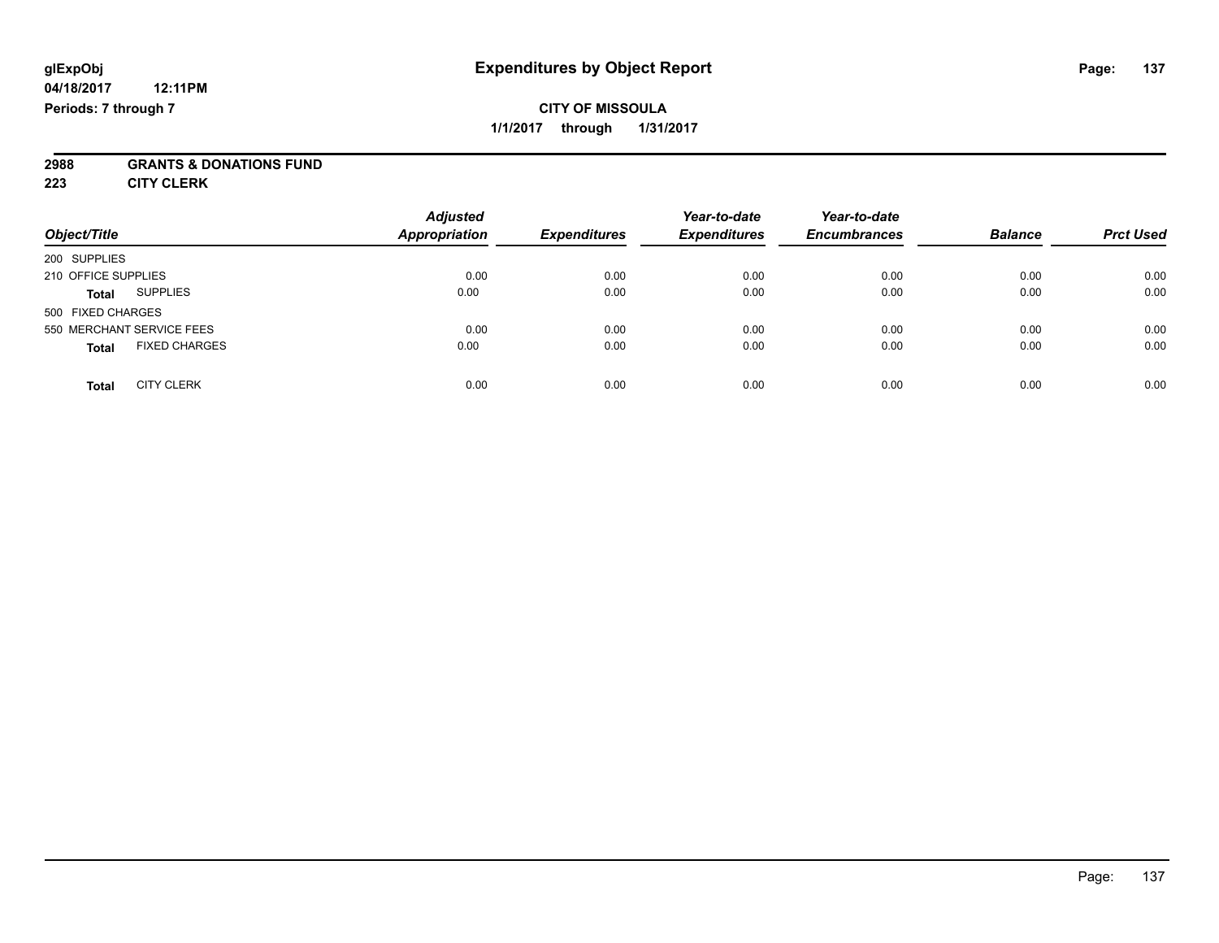glExpObj
04/18/2017 12:11PM
Periods: 7 through 7

# Expenditures by Object Report

**CITY OF MISSOULA**
**1/1/2017 through 1/31/2017**

**2988 GRANTS & DONATIONS FUND**
**223 CITY CLERK**

| Object/Title | Adjusted Appropriation | Expenditures | Year-to-date Expenditures | Year-to-date Encumbrances | Balance | Prct Used |
|---|---|---|---|---|---|---|
| 200 SUPPLIES | | | | | | |
| 210 OFFICE SUPPLIES | 0.00 | 0.00 | 0.00 | 0.00 | 0.00 | 0.00 |
| **Total** SUPPLIES | 0.00 | 0.00 | 0.00 | 0.00 | 0.00 | 0.00 |
| 500 FIXED CHARGES | | | | | | |
| 550 MERCHANT SERVICE FEES | 0.00 | 0.00 | 0.00 | 0.00 | 0.00 | 0.00 |
| **Total** FIXED CHARGES | 0.00 | 0.00 | 0.00 | 0.00 | 0.00 | 0.00 |
| **Total** CITY CLERK | 0.00 | 0.00 | 0.00 | 0.00 | 0.00 | 0.00 |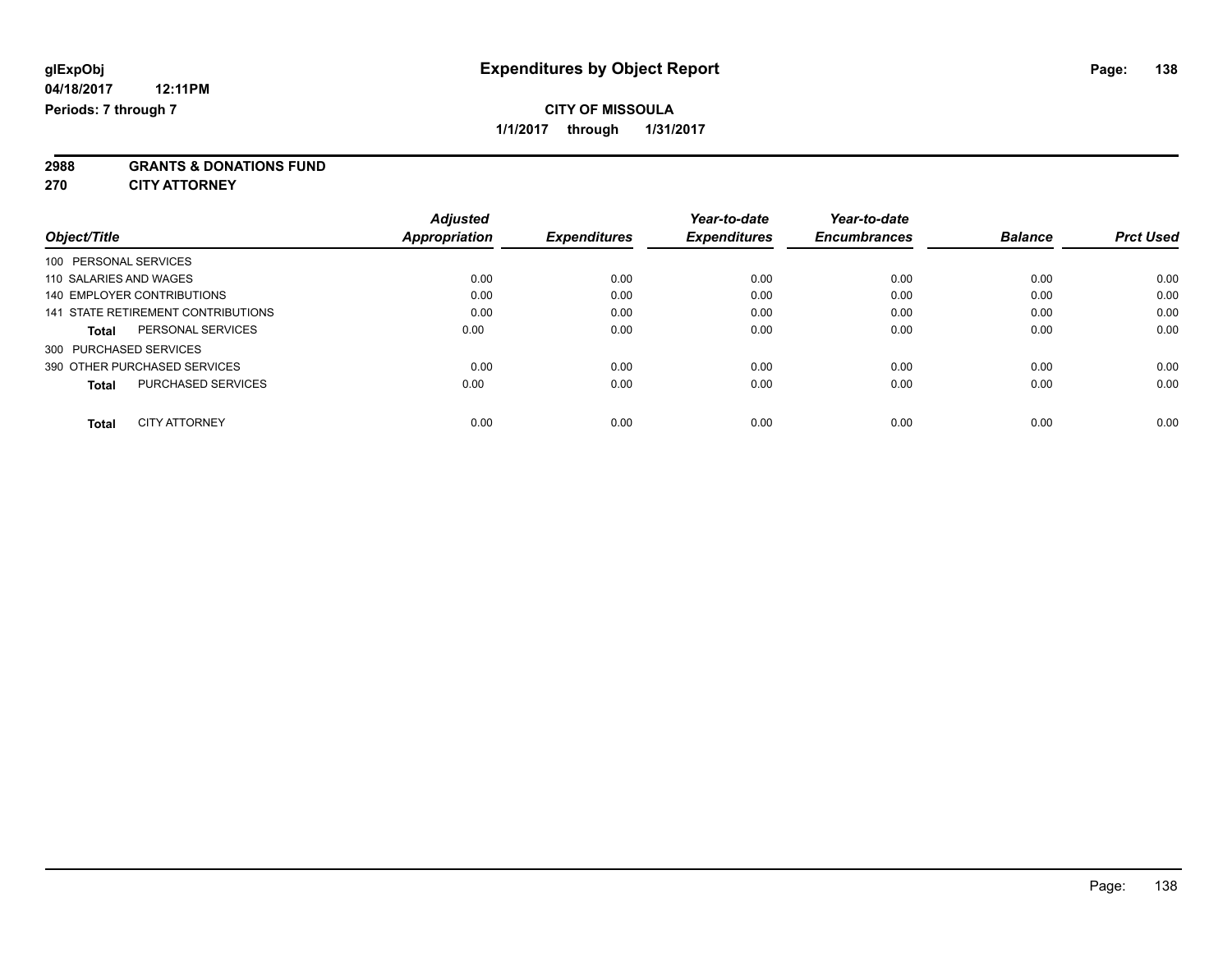# Expenditures by Object Report

glExpObj
04/18/2017 12:11PM
Periods: 7 through 7

**CITY OF MISSOULA**
**1/1/2017 through 1/31/2017**

## 2988 GRANTS & DONATIONS FUND
## 270 CITY ATTORNEY

| Object/Title | Adjusted Appropriation | Expenditures | Year-to-date Expenditures | Year-to-date Encumbrances | Balance | Prct Used |
|---|---|---|---|---|---|---|
| 100 PERSONAL SERVICES | | | | | | |
| 110 SALARIES AND WAGES | 0.00 | 0.00 | 0.00 | 0.00 | 0.00 | 0.00 |
| 140 EMPLOYER CONTRIBUTIONS | 0.00 | 0.00 | 0.00 | 0.00 | 0.00 | 0.00 |
| 141 STATE RETIREMENT CONTRIBUTIONS | 0.00 | 0.00 | 0.00 | 0.00 | 0.00 | 0.00 |
| **Total** PERSONAL SERVICES | 0.00 | 0.00 | 0.00 | 0.00 | 0.00 | 0.00 |
| 300 PURCHASED SERVICES | | | | | | |
| 390 OTHER PURCHASED SERVICES | 0.00 | 0.00 | 0.00 | 0.00 | 0.00 | 0.00 |
| **Total** PURCHASED SERVICES | 0.00 | 0.00 | 0.00 | 0.00 | 0.00 | 0.00 |
| **Total** CITY ATTORNEY | 0.00 | 0.00 | 0.00 | 0.00 | 0.00 | 0.00 |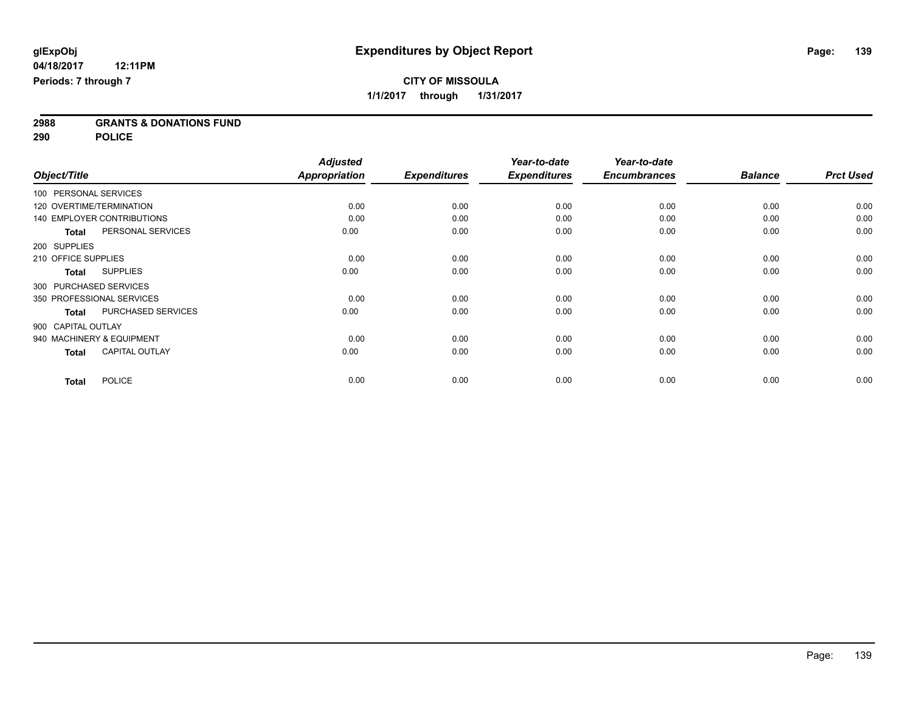**glExpObj** **Expenditures by Object Report**

**04/18/2017 12:11PM**

**Periods: 7 through 7**

**CITY OF MISSOULA**

**1/1/2017 through 1/31/2017**

**2988 GRANTS & DONATIONS FUND**

**290 POLICE**

| Object/Title | | Adjusted Appropriation | Expenditures | Year-to-date Expenditures | Year-to-date Encumbrances | Balance | Prct Used |
|---|---|---|---|---|---|---|---|
| 100 PERSONAL SERVICES | | | | | | | |
| 120 OVERTIME/TERMINATION | | 0.00 | 0.00 | 0.00 | 0.00 | 0.00 | 0.00 |
| 140 EMPLOYER CONTRIBUTIONS | | 0.00 | 0.00 | 0.00 | 0.00 | 0.00 | 0.00 |
| **Total** | PERSONAL SERVICES | 0.00 | 0.00 | 0.00 | 0.00 | 0.00 | 0.00 |
| 200 SUPPLIES | | | | | | | |
| 210 OFFICE SUPPLIES | | 0.00 | 0.00 | 0.00 | 0.00 | 0.00 | 0.00 |
| **Total** | SUPPLIES | 0.00 | 0.00 | 0.00 | 0.00 | 0.00 | 0.00 |
| 300 PURCHASED SERVICES | | | | | | | |
| 350 PROFESSIONAL SERVICES | | 0.00 | 0.00 | 0.00 | 0.00 | 0.00 | 0.00 |
| **Total** | PURCHASED SERVICES | 0.00 | 0.00 | 0.00 | 0.00 | 0.00 | 0.00 |
| 900 CAPITAL OUTLAY | | | | | | | |
| 940 MACHINERY & EQUIPMENT | | 0.00 | 0.00 | 0.00 | 0.00 | 0.00 | 0.00 |
| **Total** | CAPITAL OUTLAY | 0.00 | 0.00 | 0.00 | 0.00 | 0.00 | 0.00 |
| **Total** | POLICE | 0.00 | 0.00 | 0.00 | 0.00 | 0.00 | 0.00 |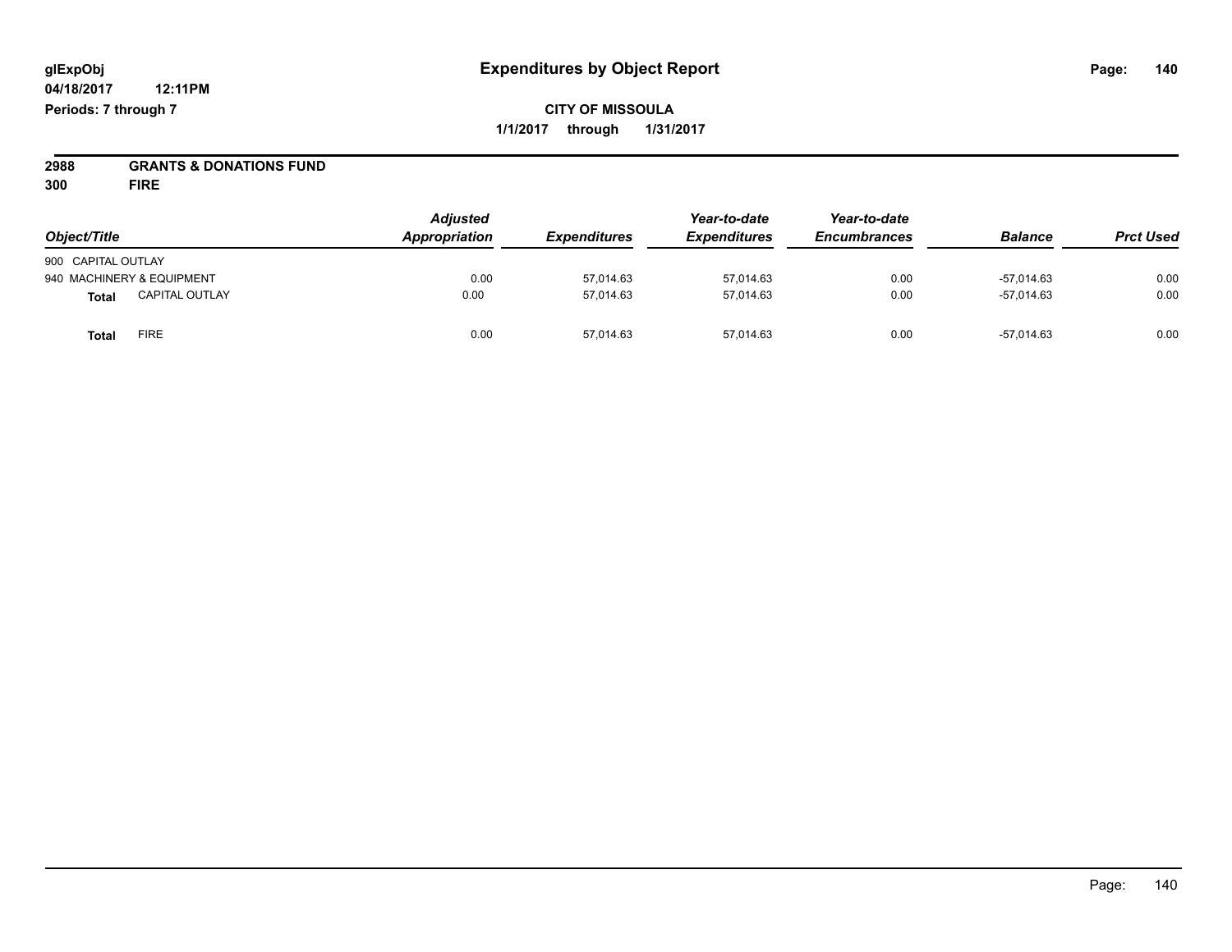# Expenditures by Object Report

glExpObj
04/18/2017 12:11PM
Periods: 7 through 7

**CITY OF MISSOULA**
**1/1/2017 through 1/31/2017**

**2988 GRANTS & DONATIONS FUND**
**300 FIRE**

| Object/Title | Adjusted Appropriation | Expenditures | Year-to-date Expenditures | Year-to-date Encumbrances | Balance | Prct Used |
|---|---|---|---|---|---|---|
| 900 CAPITAL OUTLAY | | | | | | |
| 940 MACHINERY & EQUIPMENT | 0.00 | 57,014.63 | 57,014.63 | 0.00 | -57,014.63 | 0.00 |
| **Total** CAPITAL OUTLAY | 0.00 | 57,014.63 | 57,014.63 | 0.00 | -57,014.63 | 0.00 |
| **Total** FIRE | 0.00 | 57,014.63 | 57,014.63 | 0.00 | -57,014.63 | 0.00 |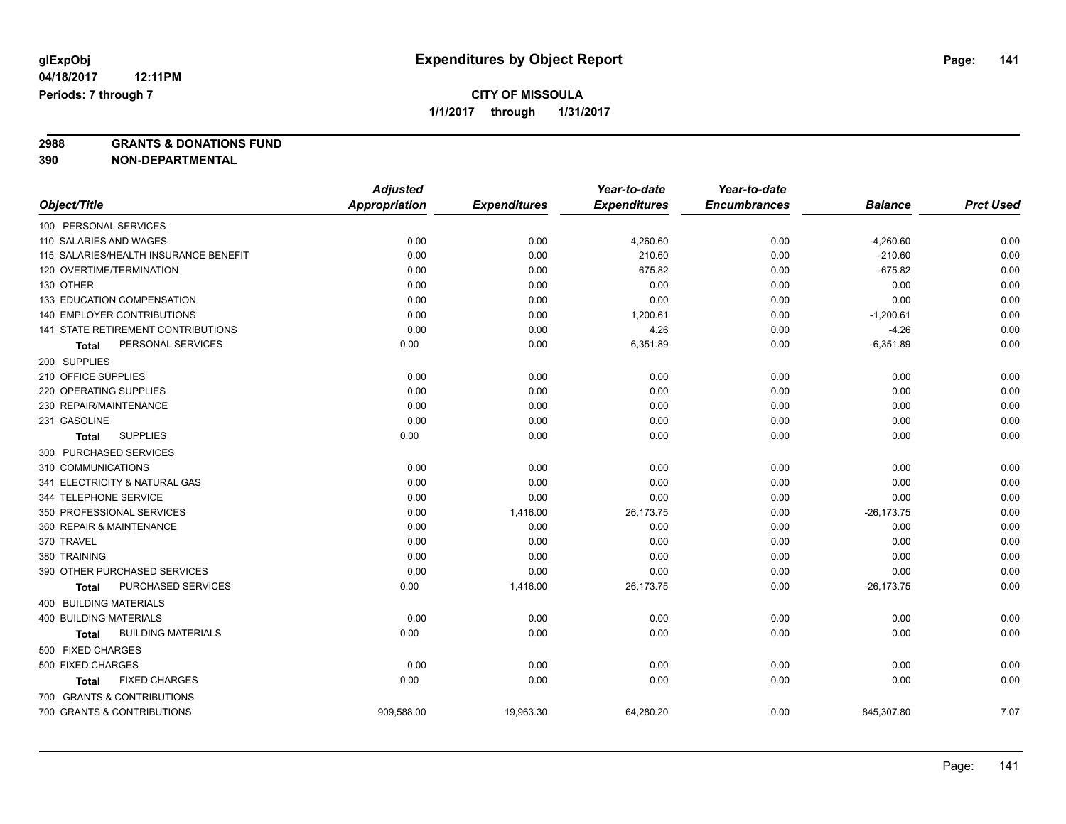**glExpObj**
**04/18/2017 12:11PM**
**Periods: 7 through 7**

# Expenditures by Object Report

**CITY OF MISSOULA**
**1/1/2017 through 1/31/2017**

**2988 GRANTS & DONATIONS FUND**
**390 NON-DEPARTMENTAL**

| Object/Title | Adjusted Appropriation | Expenditures | Year-to-date Expenditures | Year-to-date Encumbrances | Balance | Prct Used |
|---|---|---|---|---|---|---|
| 100 PERSONAL SERVICES | | | | | | |
| 110 SALARIES AND WAGES | 0.00 | 0.00 | 4,260.60 | 0.00 | -4,260.60 | 0.00 |
| 115 SALARIES/HEALTH INSURANCE BENEFIT | 0.00 | 0.00 | 210.60 | 0.00 | -210.60 | 0.00 |
| 120 OVERTIME/TERMINATION | 0.00 | 0.00 | 675.82 | 0.00 | -675.82 | 0.00 |
| 130 OTHER | 0.00 | 0.00 | 0.00 | 0.00 | 0.00 | 0.00 |
| 133 EDUCATION COMPENSATION | 0.00 | 0.00 | 0.00 | 0.00 | 0.00 | 0.00 |
| 140 EMPLOYER CONTRIBUTIONS | 0.00 | 0.00 | 1,200.61 | 0.00 | -1,200.61 | 0.00 |
| 141 STATE RETIREMENT CONTRIBUTIONS | 0.00 | 0.00 | 4.26 | 0.00 | -4.26 | 0.00 |
| **Total** PERSONAL SERVICES | 0.00 | 0.00 | 6,351.89 | 0.00 | -6,351.89 | 0.00 |
| 200 SUPPLIES | | | | | | |
| 210 OFFICE SUPPLIES | 0.00 | 0.00 | 0.00 | 0.00 | 0.00 | 0.00 |
| 220 OPERATING SUPPLIES | 0.00 | 0.00 | 0.00 | 0.00 | 0.00 | 0.00 |
| 230 REPAIR/MAINTENANCE | 0.00 | 0.00 | 0.00 | 0.00 | 0.00 | 0.00 |
| 231 GASOLINE | 0.00 | 0.00 | 0.00 | 0.00 | 0.00 | 0.00 |
| **Total** SUPPLIES | 0.00 | 0.00 | 0.00 | 0.00 | 0.00 | 0.00 |
| 300 PURCHASED SERVICES | | | | | | |
| 310 COMMUNICATIONS | 0.00 | 0.00 | 0.00 | 0.00 | 0.00 | 0.00 |
| 341 ELECTRICITY & NATURAL GAS | 0.00 | 0.00 | 0.00 | 0.00 | 0.00 | 0.00 |
| 344 TELEPHONE SERVICE | 0.00 | 0.00 | 0.00 | 0.00 | 0.00 | 0.00 |
| 350 PROFESSIONAL SERVICES | 0.00 | 1,416.00 | 26,173.75 | 0.00 | -26,173.75 | 0.00 |
| 360 REPAIR & MAINTENANCE | 0.00 | 0.00 | 0.00 | 0.00 | 0.00 | 0.00 |
| 370 TRAVEL | 0.00 | 0.00 | 0.00 | 0.00 | 0.00 | 0.00 |
| 380 TRAINING | 0.00 | 0.00 | 0.00 | 0.00 | 0.00 | 0.00 |
| 390 OTHER PURCHASED SERVICES | 0.00 | 0.00 | 0.00 | 0.00 | 0.00 | 0.00 |
| **Total** PURCHASED SERVICES | 0.00 | 1,416.00 | 26,173.75 | 0.00 | -26,173.75 | 0.00 |
| 400 BUILDING MATERIALS | | | | | | |
| 400 BUILDING MATERIALS | 0.00 | 0.00 | 0.00 | 0.00 | 0.00 | 0.00 |
| **Total** BUILDING MATERIALS | 0.00 | 0.00 | 0.00 | 0.00 | 0.00 | 0.00 |
| 500 FIXED CHARGES | | | | | | |
| 500 FIXED CHARGES | 0.00 | 0.00 | 0.00 | 0.00 | 0.00 | 0.00 |
| **Total** FIXED CHARGES | 0.00 | 0.00 | 0.00 | 0.00 | 0.00 | 0.00 |
| 700 GRANTS & CONTRIBUTIONS | | | | | | |
| 700 GRANTS & CONTRIBUTIONS | 909,588.00 | 19,963.30 | 64,280.20 | 0.00 | 845,307.80 | 7.07 |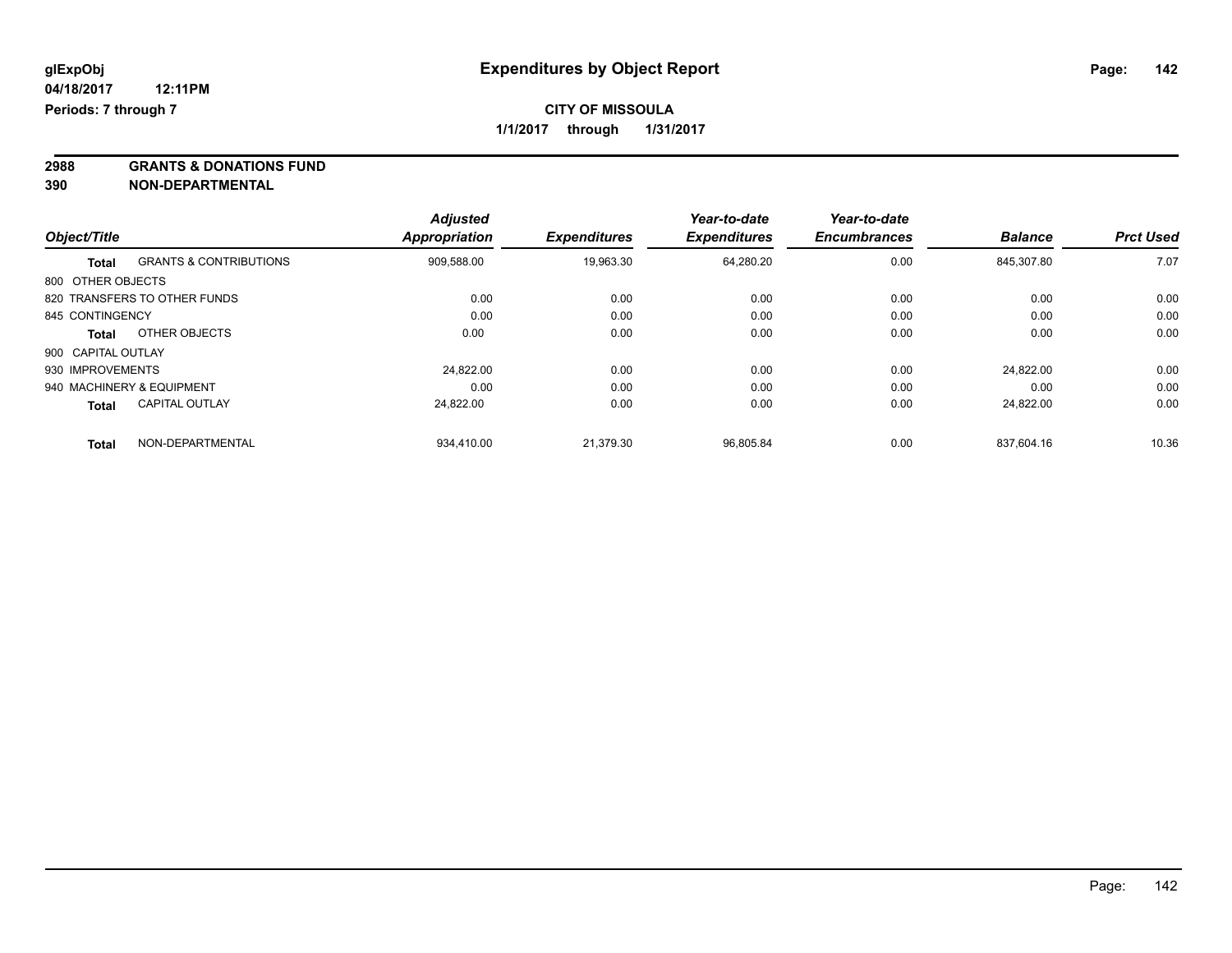**glExpObj**
**04/18/2017 12:11PM**
**Periods: 7 through 7**

# Expenditures by Object Report

**CITY OF MISSOULA**
**1/1/2017 through 1/31/2017**

**2988 GRANTS & DONATIONS FUND**
**390 NON-DEPARTMENTAL**

| Object/Title | | Adjusted Appropriation | Expenditures | Year-to-date Expenditures | Year-to-date Encumbrances | Balance | Prct Used |
|---|---|---|---|---|---|---|---|
| **Total** | GRANTS & CONTRIBUTIONS | 909,588.00 | 19,963.30 | 64,280.20 | 0.00 | 845,307.80 | 7.07 |
| 800 OTHER OBJECTS | | | | | | | |
| 820 TRANSFERS TO OTHER FUNDS | | 0.00 | 0.00 | 0.00 | 0.00 | 0.00 | 0.00 |
| 845 CONTINGENCY | | 0.00 | 0.00 | 0.00 | 0.00 | 0.00 | 0.00 |
| **Total** | OTHER OBJECTS | 0.00 | 0.00 | 0.00 | 0.00 | 0.00 | 0.00 |
| 900 CAPITAL OUTLAY | | | | | | | |
| 930 IMPROVEMENTS | | 24,822.00 | 0.00 | 0.00 | 0.00 | 24,822.00 | 0.00 |
| 940 MACHINERY & EQUIPMENT | | 0.00 | 0.00 | 0.00 | 0.00 | 0.00 | 0.00 |
| **Total** | CAPITAL OUTLAY | 24,822.00 | 0.00 | 0.00 | 0.00 | 24,822.00 | 0.00 |
| **Total** | NON-DEPARTMENTAL | 934,410.00 | 21,379.30 | 96,805.84 | 0.00 | 837,604.16 | 10.36 |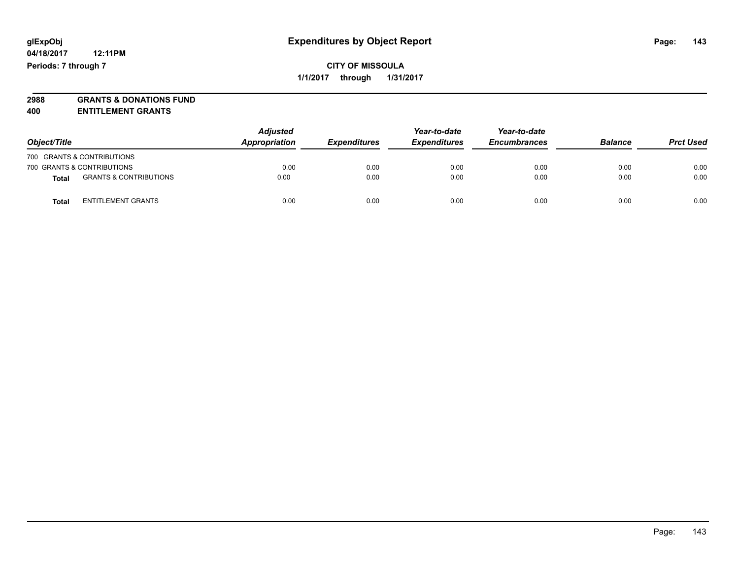**glExpObj**
**04/18/2017 12:11PM**
**Periods: 7 through 7**

# Expenditures by Object Report

**CITY OF MISSOULA**
**1/1/2017 through 1/31/2017**

**2988 GRANTS & DONATIONS FUND**
**400 ENTITLEMENT GRANTS**

| Object/Title | | Adjusted Appropriation | Expenditures | Year-to-date Expenditures | Year-to-date Encumbrances | Balance | Prct Used |
|---|---|---|---|---|---|---|---|
| 700 GRANTS & CONTRIBUTIONS | | | | | | | |
| 700 GRANTS & CONTRIBUTIONS | | 0.00 | 0.00 | 0.00 | 0.00 | 0.00 | 0.00 |
| **Total** | GRANTS & CONTRIBUTIONS | 0.00 | 0.00 | 0.00 | 0.00 | 0.00 | 0.00 |
| **Total** | ENTITLEMENT GRANTS | 0.00 | 0.00 | 0.00 | 0.00 | 0.00 | 0.00 |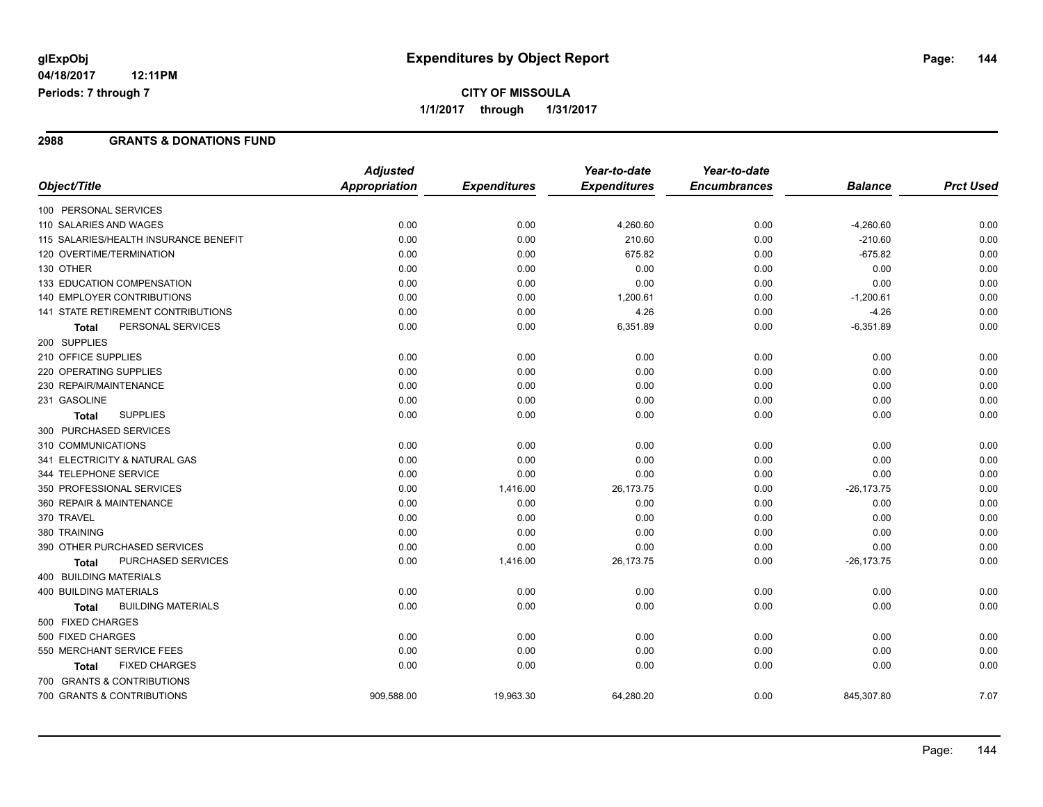# Expenditures by Object Report

glExpObj
04/18/2017 12:11PM
Periods: 7 through 7

**CITY OF MISSOULA**
**1/1/2017 through 1/31/2017**

## 2988 GRANTS & DONATIONS FUND

| Object/Title | Adjusted Appropriation | Expenditures | Year-to-date Expenditures | Year-to-date Encumbrances | Balance | Prct Used |
|---|---|---|---|---|---|---|
| 100 PERSONAL SERVICES | | | | | | |
| 110 SALARIES AND WAGES | 0.00 | 0.00 | 4,260.60 | 0.00 | -4,260.60 | 0.00 |
| 115 SALARIES/HEALTH INSURANCE BENEFIT | 0.00 | 0.00 | 210.60 | 0.00 | -210.60 | 0.00 |
| 120 OVERTIME/TERMINATION | 0.00 | 0.00 | 675.82 | 0.00 | -675.82 | 0.00 |
| 130 OTHER | 0.00 | 0.00 | 0.00 | 0.00 | 0.00 | 0.00 |
| 133 EDUCATION COMPENSATION | 0.00 | 0.00 | 0.00 | 0.00 | 0.00 | 0.00 |
| 140 EMPLOYER CONTRIBUTIONS | 0.00 | 0.00 | 1,200.61 | 0.00 | -1,200.61 | 0.00 |
| 141 STATE RETIREMENT CONTRIBUTIONS | 0.00 | 0.00 | 4.26 | 0.00 | -4.26 | 0.00 |
| **Total** PERSONAL SERVICES | 0.00 | 0.00 | 6,351.89 | 0.00 | -6,351.89 | 0.00 |
| 200 SUPPLIES | | | | | | |
| 210 OFFICE SUPPLIES | 0.00 | 0.00 | 0.00 | 0.00 | 0.00 | 0.00 |
| 220 OPERATING SUPPLIES | 0.00 | 0.00 | 0.00 | 0.00 | 0.00 | 0.00 |
| 230 REPAIR/MAINTENANCE | 0.00 | 0.00 | 0.00 | 0.00 | 0.00 | 0.00 |
| 231 GASOLINE | 0.00 | 0.00 | 0.00 | 0.00 | 0.00 | 0.00 |
| **Total** SUPPLIES | 0.00 | 0.00 | 0.00 | 0.00 | 0.00 | 0.00 |
| 300 PURCHASED SERVICES | | | | | | |
| 310 COMMUNICATIONS | 0.00 | 0.00 | 0.00 | 0.00 | 0.00 | 0.00 |
| 341 ELECTRICITY & NATURAL GAS | 0.00 | 0.00 | 0.00 | 0.00 | 0.00 | 0.00 |
| 344 TELEPHONE SERVICE | 0.00 | 0.00 | 0.00 | 0.00 | 0.00 | 0.00 |
| 350 PROFESSIONAL SERVICES | 0.00 | 1,416.00 | 26,173.75 | 0.00 | -26,173.75 | 0.00 |
| 360 REPAIR & MAINTENANCE | 0.00 | 0.00 | 0.00 | 0.00 | 0.00 | 0.00 |
| 370 TRAVEL | 0.00 | 0.00 | 0.00 | 0.00 | 0.00 | 0.00 |
| 380 TRAINING | 0.00 | 0.00 | 0.00 | 0.00 | 0.00 | 0.00 |
| 390 OTHER PURCHASED SERVICES | 0.00 | 0.00 | 0.00 | 0.00 | 0.00 | 0.00 |
| **Total** PURCHASED SERVICES | 0.00 | 1,416.00 | 26,173.75 | 0.00 | -26,173.75 | 0.00 |
| 400 BUILDING MATERIALS | | | | | | |
| 400 BUILDING MATERIALS | 0.00 | 0.00 | 0.00 | 0.00 | 0.00 | 0.00 |
| **Total** BUILDING MATERIALS | 0.00 | 0.00 | 0.00 | 0.00 | 0.00 | 0.00 |
| 500 FIXED CHARGES | | | | | | |
| 500 FIXED CHARGES | 0.00 | 0.00 | 0.00 | 0.00 | 0.00 | 0.00 |
| 550 MERCHANT SERVICE FEES | 0.00 | 0.00 | 0.00 | 0.00 | 0.00 | 0.00 |
| **Total** FIXED CHARGES | 0.00 | 0.00 | 0.00 | 0.00 | 0.00 | 0.00 |
| 700 GRANTS & CONTRIBUTIONS | | | | | | |
| 700 GRANTS & CONTRIBUTIONS | 909,588.00 | 19,963.30 | 64,280.20 | 0.00 | 845,307.80 | 7.07 |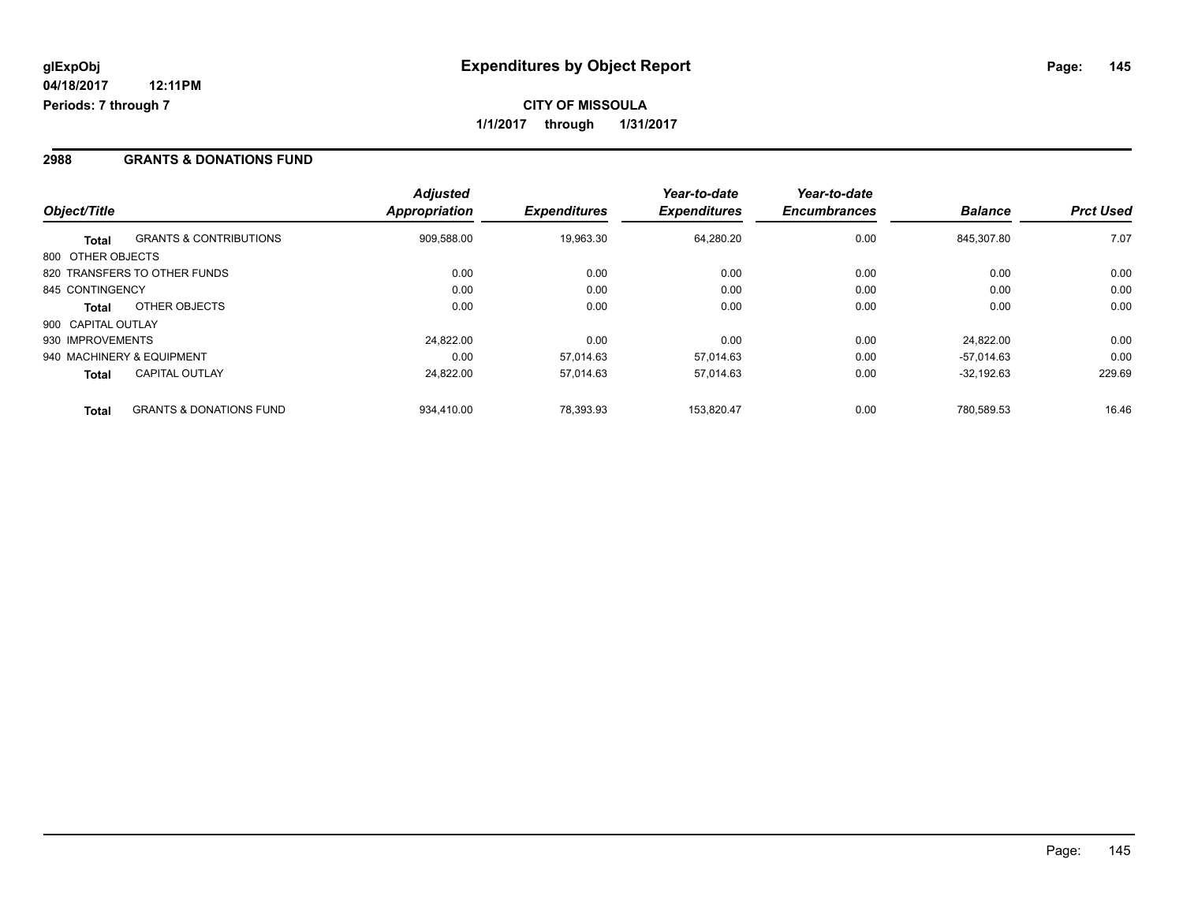**glExpObj**
**04/18/2017 12:11PM**
**Periods: 7 through 7**

# Expenditures by Object Report

**CITY OF MISSOULA**
**1/1/2017 through 1/31/2017**

## 2988 GRANTS & DONATIONS FUND

| Object/Title | | Adjusted Appropriation | Expenditures | Year-to-date Expenditures | Year-to-date Encumbrances | Balance | Prct Used |
|---|---|---|---|---|---|---|---|
| **Total** | GRANTS & CONTRIBUTIONS | 909,588.00 | 19,963.30 | 64,280.20 | 0.00 | 845,307.80 | 7.07 |
| 800 OTHER OBJECTS | | | | | | | |
| 820 TRANSFERS TO OTHER FUNDS | | 0.00 | 0.00 | 0.00 | 0.00 | 0.00 | 0.00 |
| 845 CONTINGENCY | | 0.00 | 0.00 | 0.00 | 0.00 | 0.00 | 0.00 |
| **Total** | OTHER OBJECTS | 0.00 | 0.00 | 0.00 | 0.00 | 0.00 | 0.00 |
| 900 CAPITAL OUTLAY | | | | | | | |
| 930 IMPROVEMENTS | | 24,822.00 | 0.00 | 0.00 | 0.00 | 24,822.00 | 0.00 |
| 940 MACHINERY & EQUIPMENT | | 0.00 | 57,014.63 | 57,014.63 | 0.00 | -57,014.63 | 0.00 |
| **Total** | CAPITAL OUTLAY | 24,822.00 | 57,014.63 | 57,014.63 | 0.00 | -32,192.63 | 229.69 |
| **Total** | GRANTS & DONATIONS FUND | 934,410.00 | 78,393.93 | 153,820.47 | 0.00 | 780,589.53 | 16.46 |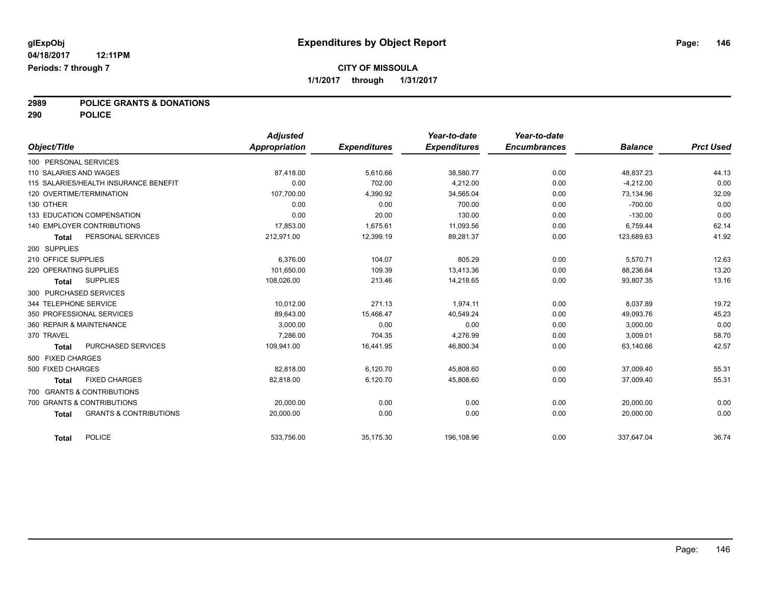glExpObj
04/18/2017 12:11PM
Periods: 7 through 7

# Expenditures by Object Report

**CITY OF MISSOULA**
**1/1/2017 through 1/31/2017**

**2989 POLICE GRANTS & DONATIONS**
**290 POLICE**

| Object/Title | Adjusted Appropriation | Expenditures | Year-to-date Expenditures | Year-to-date Encumbrances | Balance | Prct Used |
|---|---|---|---|---|---|---|
| 100 PERSONAL SERVICES | | | | | | |
| 110 SALARIES AND WAGES | 87,418.00 | 5,610.66 | 38,580.77 | 0.00 | 48,837.23 | 44.13 |
| 115 SALARIES/HEALTH INSURANCE BENEFIT | 0.00 | 702.00 | 4,212.00 | 0.00 | -4,212.00 | 0.00 |
| 120 OVERTIME/TERMINATION | 107,700.00 | 4,390.92 | 34,565.04 | 0.00 | 73,134.96 | 32.09 |
| 130 OTHER | 0.00 | 0.00 | 700.00 | 0.00 | -700.00 | 0.00 |
| 133 EDUCATION COMPENSATION | 0.00 | 20.00 | 130.00 | 0.00 | -130.00 | 0.00 |
| 140 EMPLOYER CONTRIBUTIONS | 17,853.00 | 1,675.61 | 11,093.56 | 0.00 | 6,759.44 | 62.14 |
| **Total** PERSONAL SERVICES | 212,971.00 | 12,399.19 | 89,281.37 | 0.00 | 123,689.63 | 41.92 |
| 200 SUPPLIES | | | | | | |
| 210 OFFICE SUPPLIES | 6,376.00 | 104.07 | 805.29 | 0.00 | 5,570.71 | 12.63 |
| 220 OPERATING SUPPLIES | 101,650.00 | 109.39 | 13,413.36 | 0.00 | 88,236.64 | 13.20 |
| **Total** SUPPLIES | 108,026.00 | 213.46 | 14,218.65 | 0.00 | 93,807.35 | 13.16 |
| 300 PURCHASED SERVICES | | | | | | |
| 344 TELEPHONE SERVICE | 10,012.00 | 271.13 | 1,974.11 | 0.00 | 8,037.89 | 19.72 |
| 350 PROFESSIONAL SERVICES | 89,643.00 | 15,466.47 | 40,549.24 | 0.00 | 49,093.76 | 45.23 |
| 360 REPAIR & MAINTENANCE | 3,000.00 | 0.00 | 0.00 | 0.00 | 3,000.00 | 0.00 |
| 370 TRAVEL | 7,286.00 | 704.35 | 4,276.99 | 0.00 | 3,009.01 | 58.70 |
| **Total** PURCHASED SERVICES | 109,941.00 | 16,441.95 | 46,800.34 | 0.00 | 63,140.66 | 42.57 |
| 500 FIXED CHARGES | | | | | | |
| 500 FIXED CHARGES | 82,818.00 | 6,120.70 | 45,808.60 | 0.00 | 37,009.40 | 55.31 |
| **Total** FIXED CHARGES | 82,818.00 | 6,120.70 | 45,808.60 | 0.00 | 37,009.40 | 55.31 |
| 700 GRANTS & CONTRIBUTIONS | | | | | | |
| 700 GRANTS & CONTRIBUTIONS | 20,000.00 | 0.00 | 0.00 | 0.00 | 20,000.00 | 0.00 |
| **Total** GRANTS & CONTRIBUTIONS | 20,000.00 | 0.00 | 0.00 | 0.00 | 20,000.00 | 0.00 |
| **Total** POLICE | 533,756.00 | 35,175.30 | 196,108.96 | 0.00 | 337,647.04 | 36.74 |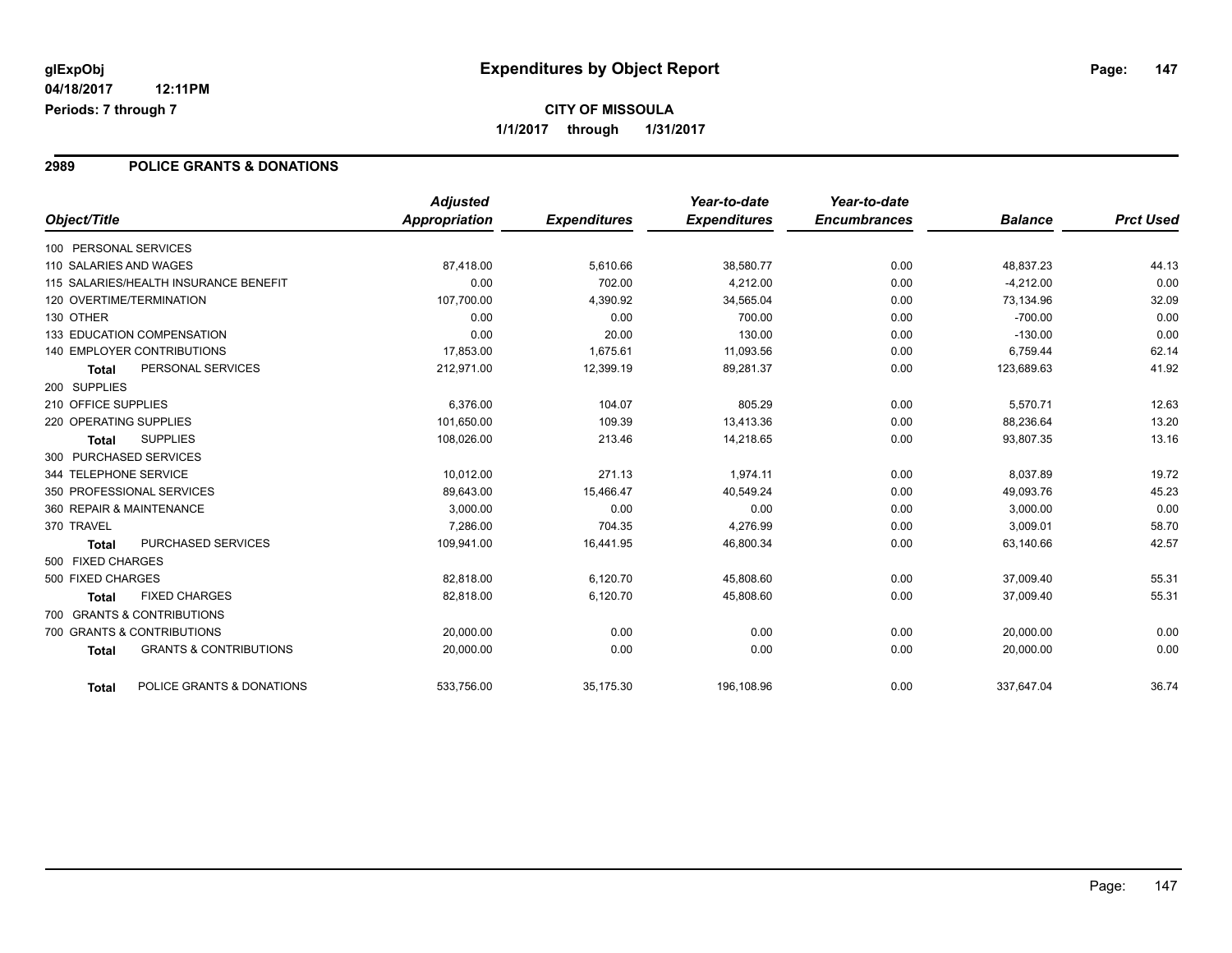**glExpObj** 
**04/18/2017 12:11PM**
**Periods: 7 through 7**

# Expenditures by Object Report

**CITY OF MISSOULA**
**1/1/2017 through 1/31/2017**

## 2989 POLICE GRANTS & DONATIONS

| Object/Title | Adjusted Appropriation | Expenditures | Year-to-date Expenditures | Year-to-date Encumbrances | Balance | Prct Used |
|---|---|---|---|---|---|---|
| 100 PERSONAL SERVICES | | | | | | |
| 110 SALARIES AND WAGES | 87,418.00 | 5,610.66 | 38,580.77 | 0.00 | 48,837.23 | 44.13 |
| 115 SALARIES/HEALTH INSURANCE BENEFIT | 0.00 | 702.00 | 4,212.00 | 0.00 | -4,212.00 | 0.00 |
| 120 OVERTIME/TERMINATION | 107,700.00 | 4,390.92 | 34,565.04 | 0.00 | 73,134.96 | 32.09 |
| 130 OTHER | 0.00 | 0.00 | 700.00 | 0.00 | -700.00 | 0.00 |
| 133 EDUCATION COMPENSATION | 0.00 | 20.00 | 130.00 | 0.00 | -130.00 | 0.00 |
| 140 EMPLOYER CONTRIBUTIONS | 17,853.00 | 1,675.61 | 11,093.56 | 0.00 | 6,759.44 | 62.14 |
| **Total** PERSONAL SERVICES | 212,971.00 | 12,399.19 | 89,281.37 | 0.00 | 123,689.63 | 41.92 |
| 200 SUPPLIES | | | | | | |
| 210 OFFICE SUPPLIES | 6,376.00 | 104.07 | 805.29 | 0.00 | 5,570.71 | 12.63 |
| 220 OPERATING SUPPLIES | 101,650.00 | 109.39 | 13,413.36 | 0.00 | 88,236.64 | 13.20 |
| **Total** SUPPLIES | 108,026.00 | 213.46 | 14,218.65 | 0.00 | 93,807.35 | 13.16 |
| 300 PURCHASED SERVICES | | | | | | |
| 344 TELEPHONE SERVICE | 10,012.00 | 271.13 | 1,974.11 | 0.00 | 8,037.89 | 19.72 |
| 350 PROFESSIONAL SERVICES | 89,643.00 | 15,466.47 | 40,549.24 | 0.00 | 49,093.76 | 45.23 |
| 360 REPAIR & MAINTENANCE | 3,000.00 | 0.00 | 0.00 | 0.00 | 3,000.00 | 0.00 |
| 370 TRAVEL | 7,286.00 | 704.35 | 4,276.99 | 0.00 | 3,009.01 | 58.70 |
| **Total** PURCHASED SERVICES | 109,941.00 | 16,441.95 | 46,800.34 | 0.00 | 63,140.66 | 42.57 |
| 500 FIXED CHARGES | | | | | | |
| 500 FIXED CHARGES | 82,818.00 | 6,120.70 | 45,808.60 | 0.00 | 37,009.40 | 55.31 |
| **Total** FIXED CHARGES | 82,818.00 | 6,120.70 | 45,808.60 | 0.00 | 37,009.40 | 55.31 |
| 700 GRANTS & CONTRIBUTIONS | | | | | | |
| 700 GRANTS & CONTRIBUTIONS | 20,000.00 | 0.00 | 0.00 | 0.00 | 20,000.00 | 0.00 |
| **Total** GRANTS & CONTRIBUTIONS | 20,000.00 | 0.00 | 0.00 | 0.00 | 20,000.00 | 0.00 |
| **Total** POLICE GRANTS & DONATIONS | 533,756.00 | 35,175.30 | 196,108.96 | 0.00 | 337,647.04 | 36.74 |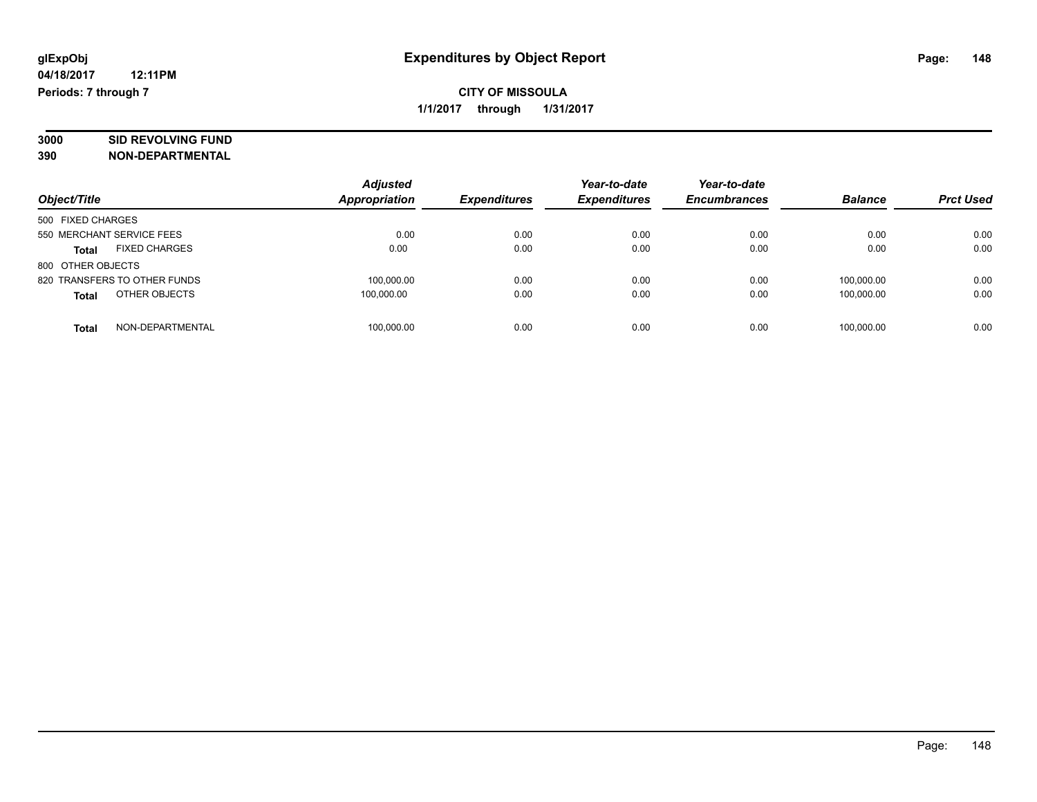glExpObj
04/18/2017 12:11PM
Periods: 7 through 7

# Expenditures by Object Report

**CITY OF MISSOULA**
**1/1/2017 through 1/31/2017**

**3000 SID REVOLVING FUND**
**390 NON-DEPARTMENTAL**

| Object/Title | | *Adjusted Appropriation* | *Expenditures* | *Year-to-date Expenditures* | *Year-to-date Encumbrances* | *Balance* | *Prct Used* |
|---|---|---|---|---|---|---|---|
| 500 FIXED CHARGES | | | | | | | |
| 550 MERCHANT SERVICE FEES | | 0.00 | 0.00 | 0.00 | 0.00 | 0.00 | 0.00 |
| **Total** | FIXED CHARGES | 0.00 | 0.00 | 0.00 | 0.00 | 0.00 | 0.00 |
| 800 OTHER OBJECTS | | | | | | | |
| 820 TRANSFERS TO OTHER FUNDS | | 100,000.00 | 0.00 | 0.00 | 0.00 | 100,000.00 | 0.00 |
| **Total** | OTHER OBJECTS | 100,000.00 | 0.00 | 0.00 | 0.00 | 100,000.00 | 0.00 |
| **Total** | NON-DEPARTMENTAL | 100,000.00 | 0.00 | 0.00 | 0.00 | 100,000.00 | 0.00 |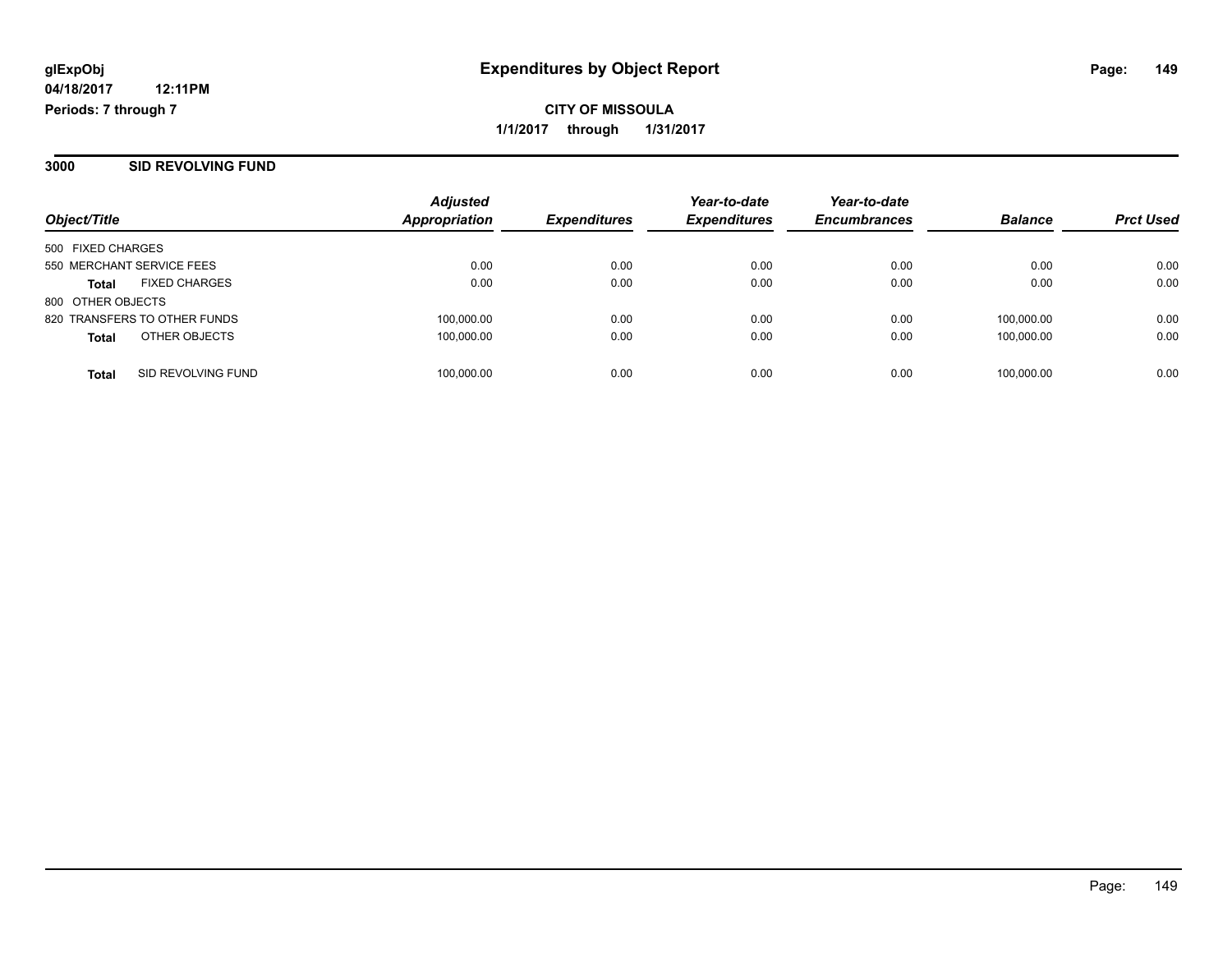# Expenditures by Object Report

**CITY OF MISSOULA**

**1/1/2017 through 1/31/2017**

glExpObj
04/18/2017 12:11PM
Periods: 7 through 7

## 3000 SID REVOLVING FUND

| Object/Title | | Adjusted Appropriation | Expenditures | Year-to-date Expenditures | Year-to-date Encumbrances | Balance | Prct Used |
|---|---|---|---|---|---|---|---|
| 500 FIXED CHARGES | | | | | | | |
| 550 MERCHANT SERVICE FEES | | 0.00 | 0.00 | 0.00 | 0.00 | 0.00 | 0.00 |
| **Total** | FIXED CHARGES | 0.00 | 0.00 | 0.00 | 0.00 | 0.00 | 0.00 |
| 800 OTHER OBJECTS | | | | | | | |
| 820 TRANSFERS TO OTHER FUNDS | | 100,000.00 | 0.00 | 0.00 | 0.00 | 100,000.00 | 0.00 |
| **Total** | OTHER OBJECTS | 100,000.00 | 0.00 | 0.00 | 0.00 | 100,000.00 | 0.00 |
| **Total** | SID REVOLVING FUND | 100,000.00 | 0.00 | 0.00 | 0.00 | 100,000.00 | 0.00 |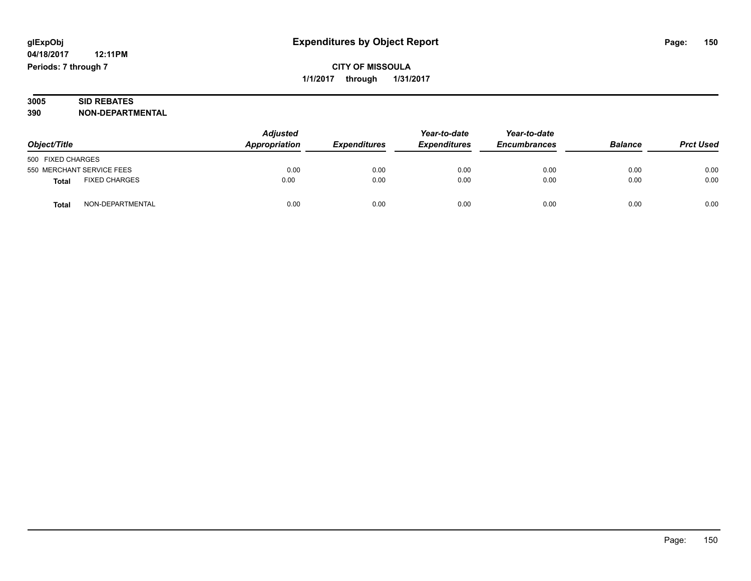# Expenditures by Object Report

glExpObj
04/18/2017 12:11PM
Periods: 7 through 7

**CITY OF MISSOULA**
**1/1/2017 through 1/31/2017**

**3005 SID REBATES**
**390 NON-DEPARTMENTAL**

| Object/Title | | Adjusted Appropriation | Expenditures | Year-to-date Expenditures | Year-to-date Encumbrances | Balance | Prct Used |
|---|---|---|---|---|---|---|---|
| 500 FIXED CHARGES | | | | | | | |
| 550 MERCHANT SERVICE FEES | | 0.00 | 0.00 | 0.00 | 0.00 | 0.00 | 0.00 |
| **Total** | FIXED CHARGES | 0.00 | 0.00 | 0.00 | 0.00 | 0.00 | 0.00 |
| **Total** | NON-DEPARTMENTAL | 0.00 | 0.00 | 0.00 | 0.00 | 0.00 | 0.00 |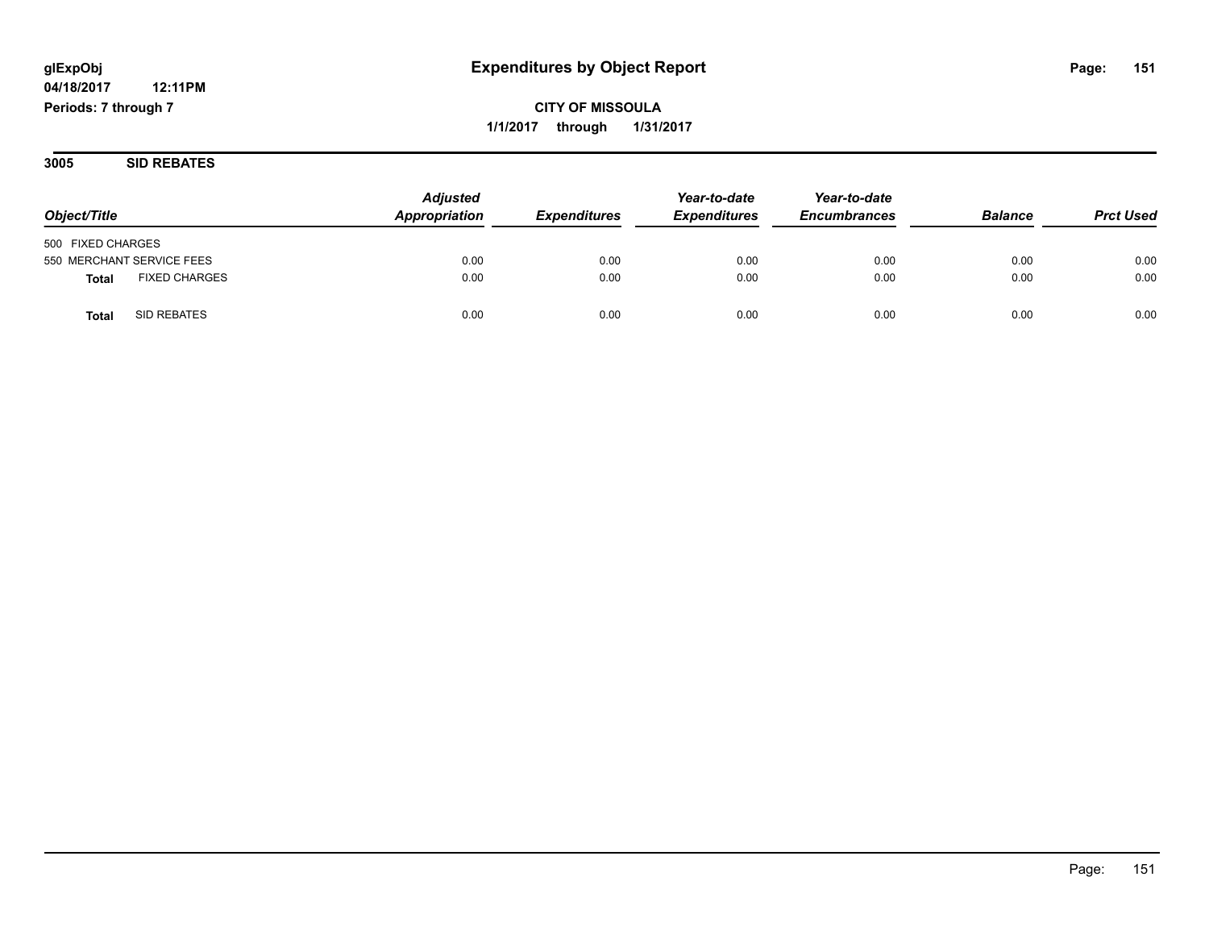**glExpObj**
**04/18/2017 12:11PM**
**Periods: 7 through 7**

# Expenditures by Object Report

**CITY OF MISSOULA**
**1/1/2017 through 1/31/2017**

## 3005 SID REBATES

| Object/Title | Adjusted Appropriation | Expenditures | Year-to-date Expenditures | Year-to-date Encumbrances | Balance | Prct Used |
|---|---|---|---|---|---|---|
| 500 FIXED CHARGES | | | | | | |
| 550 MERCHANT SERVICE FEES | 0.00 | 0.00 | 0.00 | 0.00 | 0.00 | 0.00 |
| **Total** FIXED CHARGES | 0.00 | 0.00 | 0.00 | 0.00 | 0.00 | 0.00 |
| **Total** SID REBATES | 0.00 | 0.00 | 0.00 | 0.00 | 0.00 | 0.00 |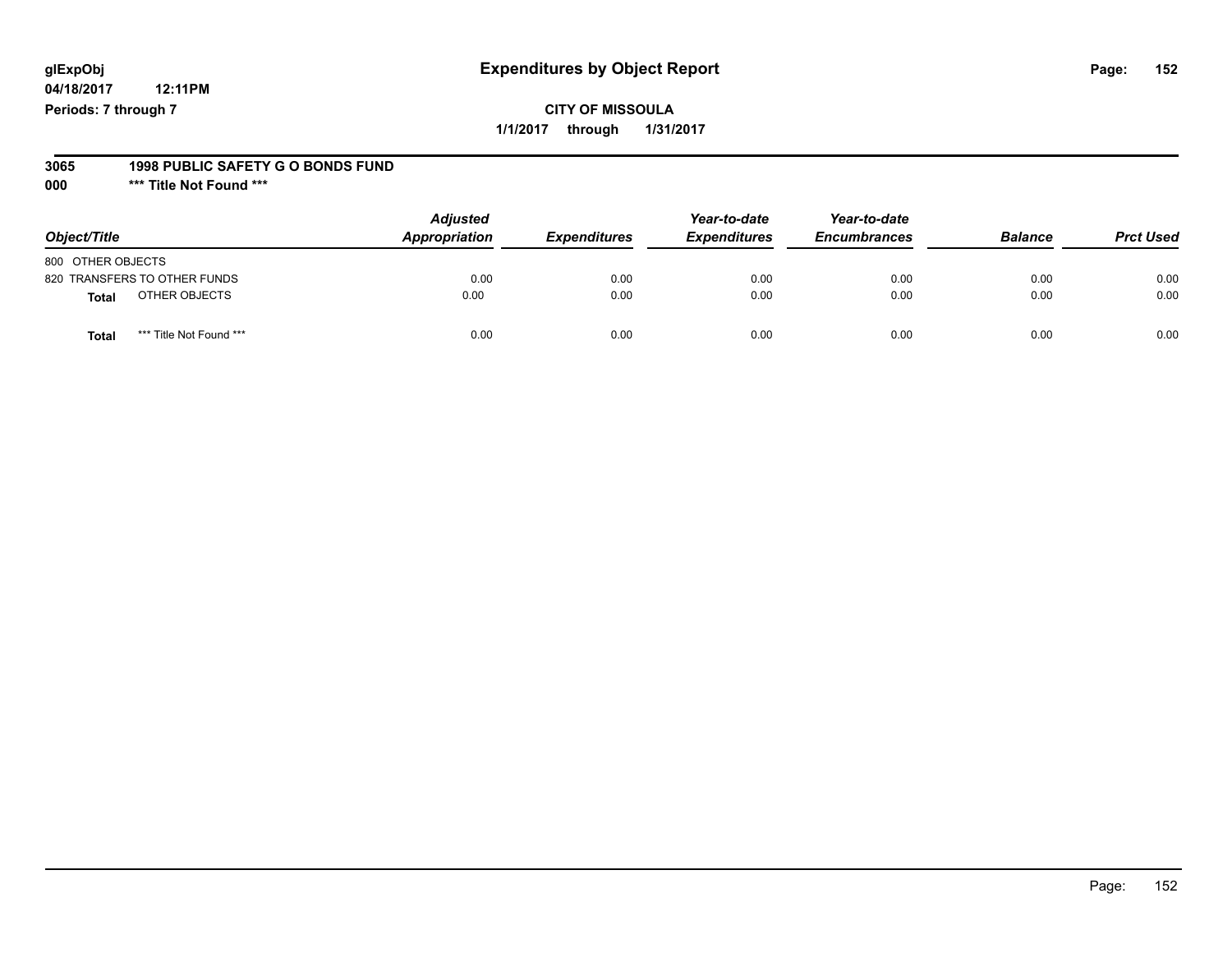glExpObj
04/18/2017 12:11PM
Periods: 7 through 7

# Expenditures by Object Report

**CITY OF MISSOULA**

**1/1/2017 through 1/31/2017**

**3065 1998 PUBLIC SAFETY G O BONDS FUND**

**000 *** Title Not Found *****

| Object/Title | Adjusted Appropriation | Expenditures | Year-to-date Expenditures | Year-to-date Encumbrances | Balance | Prct Used |
|---|---|---|---|---|---|---|
| 800 OTHER OBJECTS | | | | | | |
| 820 TRANSFERS TO OTHER FUNDS | 0.00 | 0.00 | 0.00 | 0.00 | 0.00 | 0.00 |
| **Total** OTHER OBJECTS | 0.00 | 0.00 | 0.00 | 0.00 | 0.00 | 0.00 |
| **Total** *** Title Not Found *** | 0.00 | 0.00 | 0.00 | 0.00 | 0.00 | 0.00 |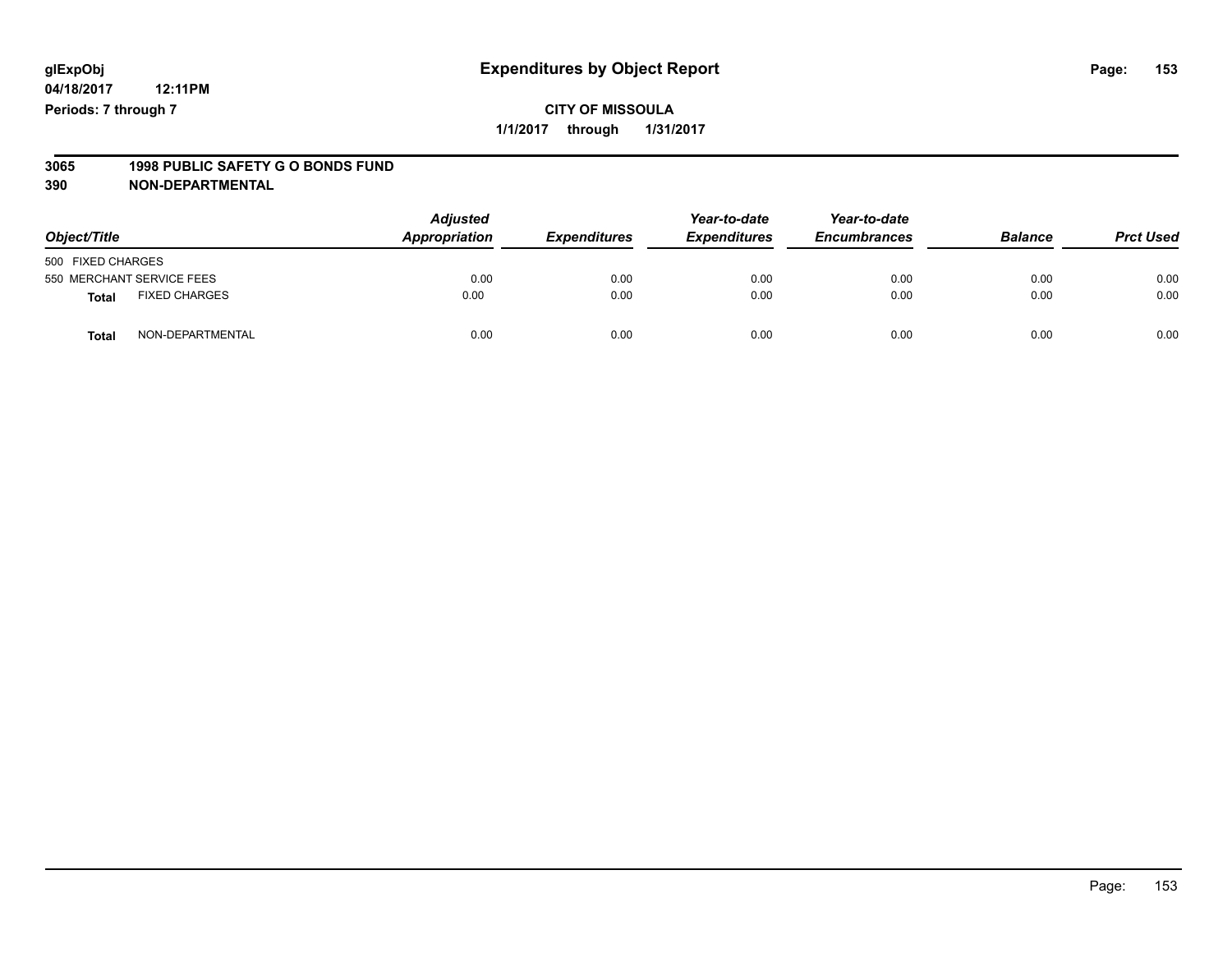glExpObj
04/18/2017 12:11PM
Periods: 7 through 7

# Expenditures by Object Report

**CITY OF MISSOULA**
**1/1/2017 through 1/31/2017**

**3065 1998 PUBLIC SAFETY G O BONDS FUND**
**390 NON-DEPARTMENTAL**

| Object/Title | Adjusted Appropriation | Expenditures | Year-to-date Expenditures | Year-to-date Encumbrances | Balance | Prct Used |
|---|---|---|---|---|---|---|
| 500 FIXED CHARGES | | | | | | |
| 550 MERCHANT SERVICE FEES | 0.00 | 0.00 | 0.00 | 0.00 | 0.00 | 0.00 |
| **Total** FIXED CHARGES | 0.00 | 0.00 | 0.00 | 0.00 | 0.00 | 0.00 |
| **Total** NON-DEPARTMENTAL | 0.00 | 0.00 | 0.00 | 0.00 | 0.00 | 0.00 |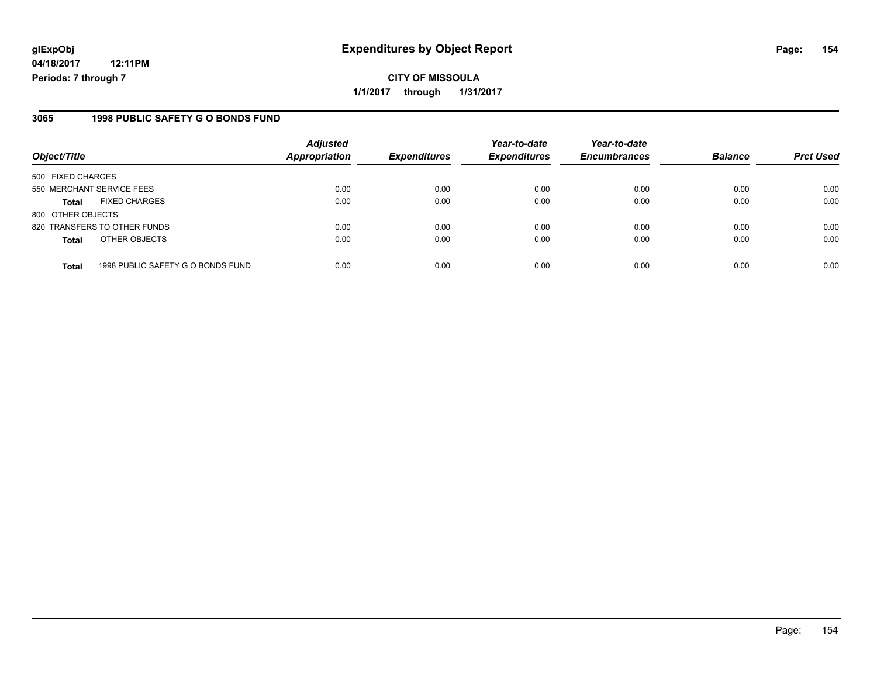**glExpObj**
**04/18/2017 12:11PM**
**Periods: 7 through 7**

# Expenditures by Object Report

**CITY OF MISSOULA**
**1/1/2017 through 1/31/2017**

## 3065 1998 PUBLIC SAFETY G O BONDS FUND

| Object/Title | | Adjusted Appropriation | Expenditures | Year-to-date Expenditures | Year-to-date Encumbrances | Balance | Prct Used |
|---|---|---|---|---|---|---|---|
| 500 FIXED CHARGES | | | | | | | |
| 550 MERCHANT SERVICE FEES | | 0.00 | 0.00 | 0.00 | 0.00 | 0.00 | 0.00 |
| **Total** | FIXED CHARGES | 0.00 | 0.00 | 0.00 | 0.00 | 0.00 | 0.00 |
| 800 OTHER OBJECTS | | | | | | | |
| 820 TRANSFERS TO OTHER FUNDS | | 0.00 | 0.00 | 0.00 | 0.00 | 0.00 | 0.00 |
| **Total** | OTHER OBJECTS | 0.00 | 0.00 | 0.00 | 0.00 | 0.00 | 0.00 |
| **Total** | 1998 PUBLIC SAFETY G O BONDS FUND | 0.00 | 0.00 | 0.00 | 0.00 | 0.00 | 0.00 |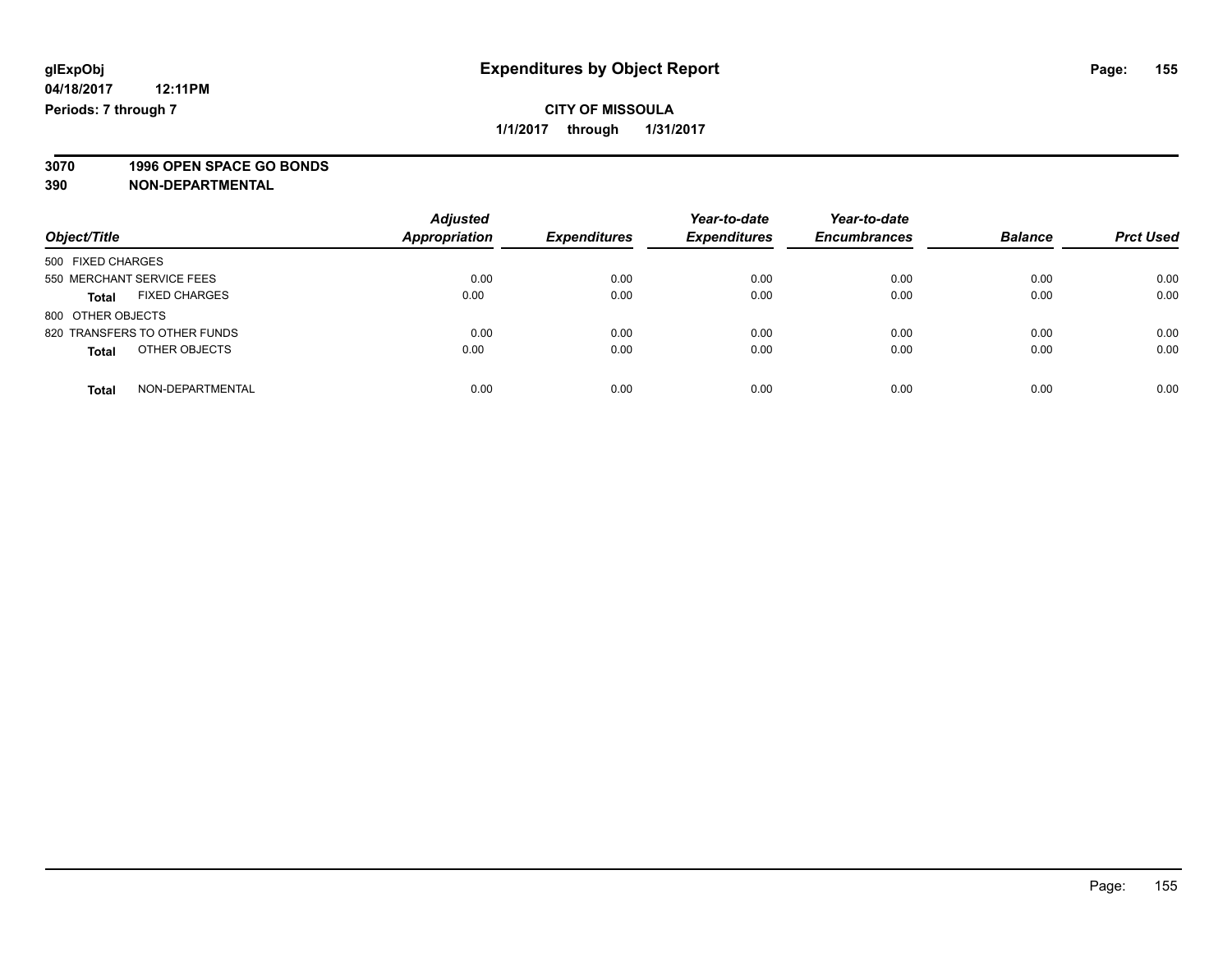**glExpObj**
**04/18/2017 12:11PM**
**Periods: 7 through 7**

# Expenditures by Object Report

**CITY OF MISSOULA**
**1/1/2017 through 1/31/2017**

**3070 1996 OPEN SPACE GO BONDS**
**390 NON-DEPARTMENTAL**

| Object/Title | Adjusted Appropriation | Expenditures | Year-to-date Expenditures | Year-to-date Encumbrances | Balance | Prct Used |
|---|---|---|---|---|---|---|
| 500 FIXED CHARGES | | | | | | |
| 550 MERCHANT SERVICE FEES | 0.00 | 0.00 | 0.00 | 0.00 | 0.00 | 0.00 |
| **Total** FIXED CHARGES | 0.00 | 0.00 | 0.00 | 0.00 | 0.00 | 0.00 |
| 800 OTHER OBJECTS | | | | | | |
| 820 TRANSFERS TO OTHER FUNDS | 0.00 | 0.00 | 0.00 | 0.00 | 0.00 | 0.00 |
| **Total** OTHER OBJECTS | 0.00 | 0.00 | 0.00 | 0.00 | 0.00 | 0.00 |
| **Total** NON-DEPARTMENTAL | 0.00 | 0.00 | 0.00 | 0.00 | 0.00 | 0.00 |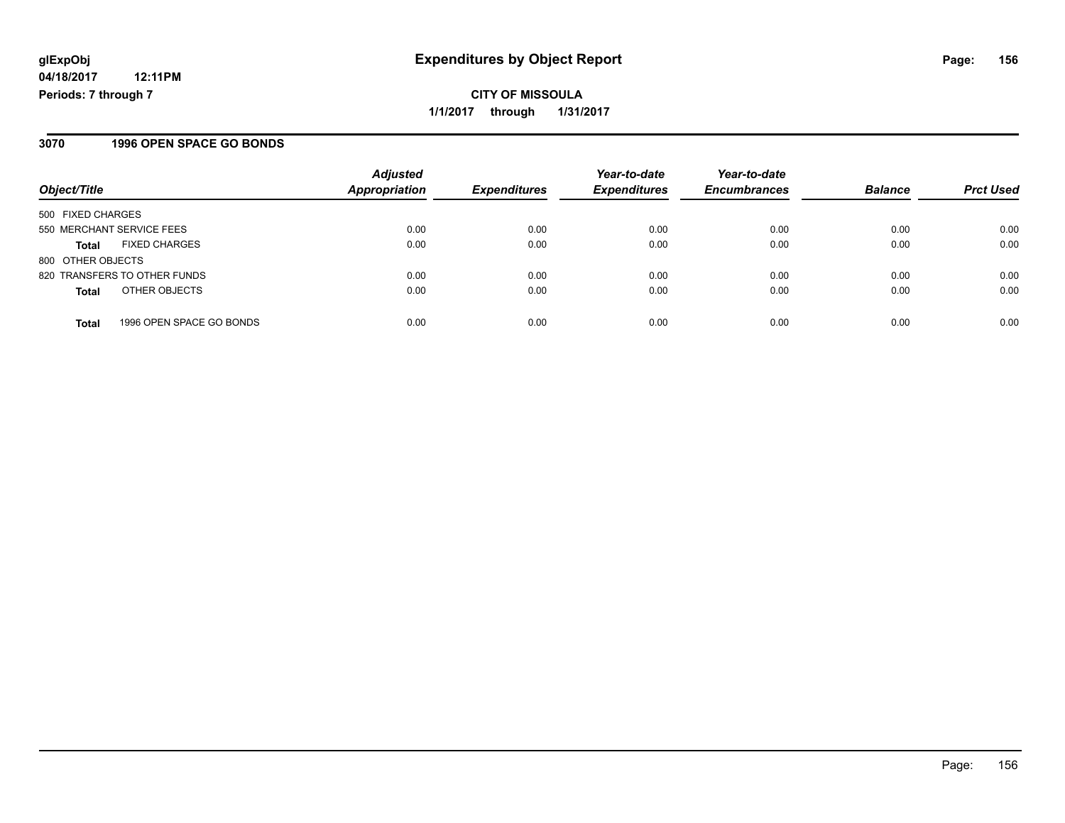# Expenditures by Object Report

glExpObj
04/18/2017 12:11PM
Periods: 7 through 7

**CITY OF MISSOULA**
**1/1/2017 through 1/31/2017**

## 3070 1996 OPEN SPACE GO BONDS

| Object/Title | Adjusted Appropriation | Expenditures | Year-to-date Expenditures | Year-to-date Encumbrances | Balance | Prct Used |
|---|---|---|---|---|---|---|
| 500 FIXED CHARGES | | | | | | |
| 550 MERCHANT SERVICE FEES | 0.00 | 0.00 | 0.00 | 0.00 | 0.00 | 0.00 |
| **Total** FIXED CHARGES | 0.00 | 0.00 | 0.00 | 0.00 | 0.00 | 0.00 |
| 800 OTHER OBJECTS | | | | | | |
| 820 TRANSFERS TO OTHER FUNDS | 0.00 | 0.00 | 0.00 | 0.00 | 0.00 | 0.00 |
| **Total** OTHER OBJECTS | 0.00 | 0.00 | 0.00 | 0.00 | 0.00 | 0.00 |
| **Total** 1996 OPEN SPACE GO BONDS | 0.00 | 0.00 | 0.00 | 0.00 | 0.00 | 0.00 |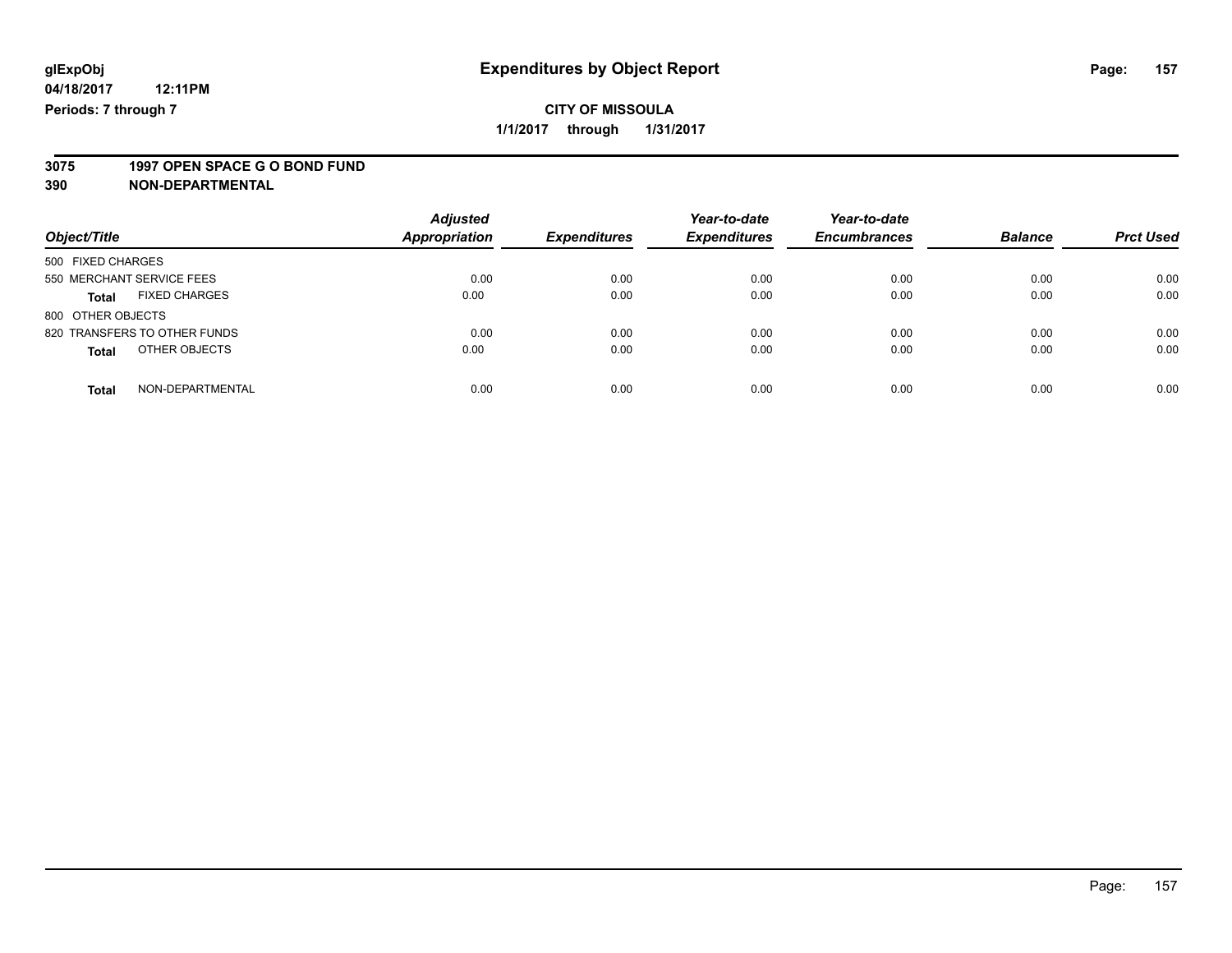**glExpObj** **Expenditures by Object Report**

**04/18/2017 12:11PM**

**Periods: 7 through 7**

**CITY OF MISSOULA**

**1/1/2017 through 1/31/2017**

**3075 1997 OPEN SPACE G O BOND FUND**

**390 NON-DEPARTMENTAL**

| Object/Title | | Adjusted Appropriation | Expenditures | Year-to-date Expenditures | Year-to-date Encumbrances | Balance | Prct Used |
|---|---|---|---|---|---|---|---|
| 500 FIXED CHARGES | | | | | | | |
| 550 MERCHANT SERVICE FEES | | 0.00 | 0.00 | 0.00 | 0.00 | 0.00 | 0.00 |
| **Total** | FIXED CHARGES | 0.00 | 0.00 | 0.00 | 0.00 | 0.00 | 0.00 |
| 800 OTHER OBJECTS | | | | | | | |
| 820 TRANSFERS TO OTHER FUNDS | | 0.00 | 0.00 | 0.00 | 0.00 | 0.00 | 0.00 |
| **Total** | OTHER OBJECTS | 0.00 | 0.00 | 0.00 | 0.00 | 0.00 | 0.00 |
| **Total** | NON-DEPARTMENTAL | 0.00 | 0.00 | 0.00 | 0.00 | 0.00 | 0.00 |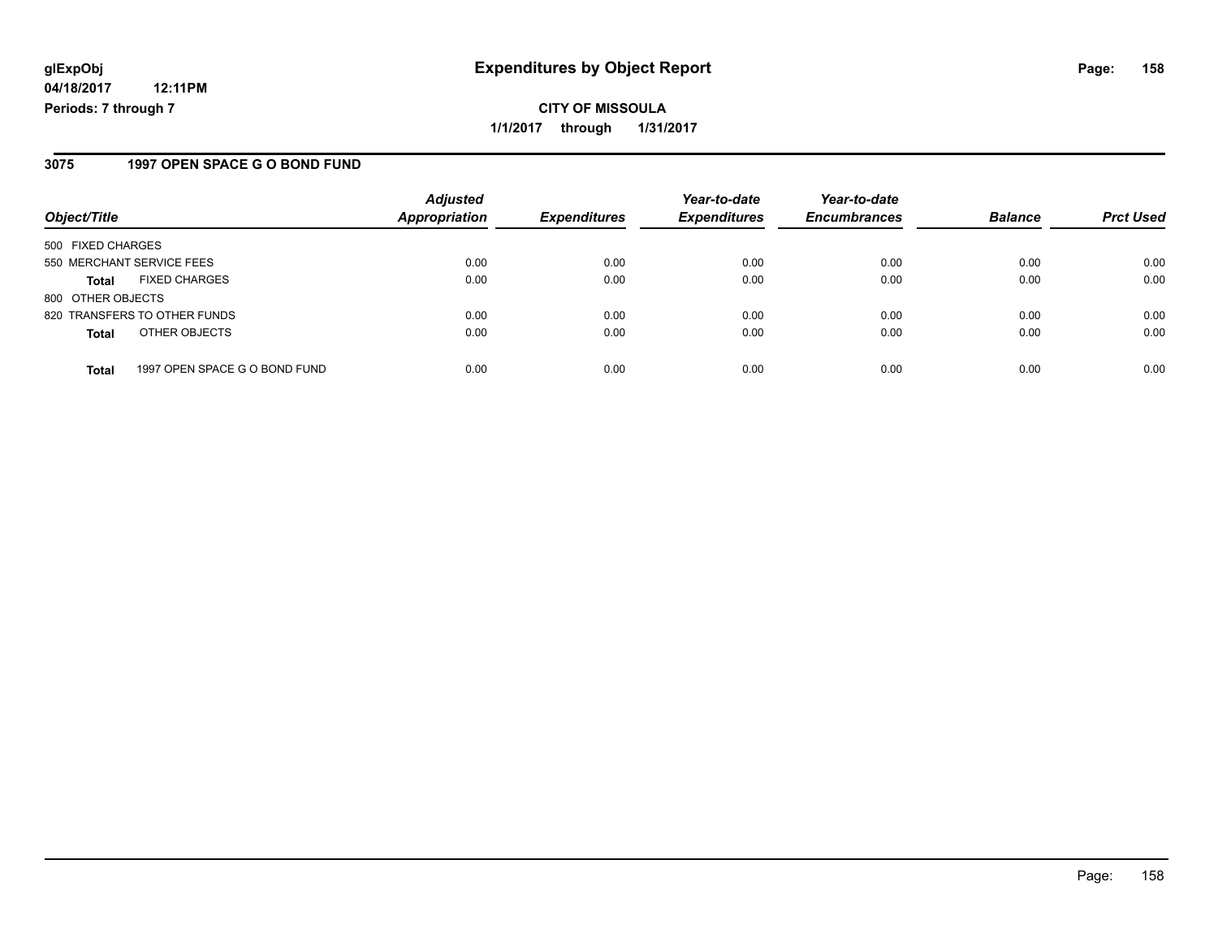**glExpObj**
**04/18/2017 12:11PM**
**Periods: 7 through 7**

# Expenditures by Object Report

**CITY OF MISSOULA**
**1/1/2017 through 1/31/2017**

## 3075 1997 OPEN SPACE G O BOND FUND

| Object/Title | | Adjusted Appropriation | Expenditures | Year-to-date Expenditures | Year-to-date Encumbrances | Balance | Prct Used |
|---|---|---|---|---|---|---|---|
| 500 FIXED CHARGES | | | | | | | |
| 550 MERCHANT SERVICE FEES | | 0.00 | 0.00 | 0.00 | 0.00 | 0.00 | 0.00 |
| **Total** | FIXED CHARGES | 0.00 | 0.00 | 0.00 | 0.00 | 0.00 | 0.00 |
| 800 OTHER OBJECTS | | | | | | | |
| 820 TRANSFERS TO OTHER FUNDS | | 0.00 | 0.00 | 0.00 | 0.00 | 0.00 | 0.00 |
| **Total** | OTHER OBJECTS | 0.00 | 0.00 | 0.00 | 0.00 | 0.00 | 0.00 |
| **Total** | 1997 OPEN SPACE G O BOND FUND | 0.00 | 0.00 | 0.00 | 0.00 | 0.00 | 0.00 |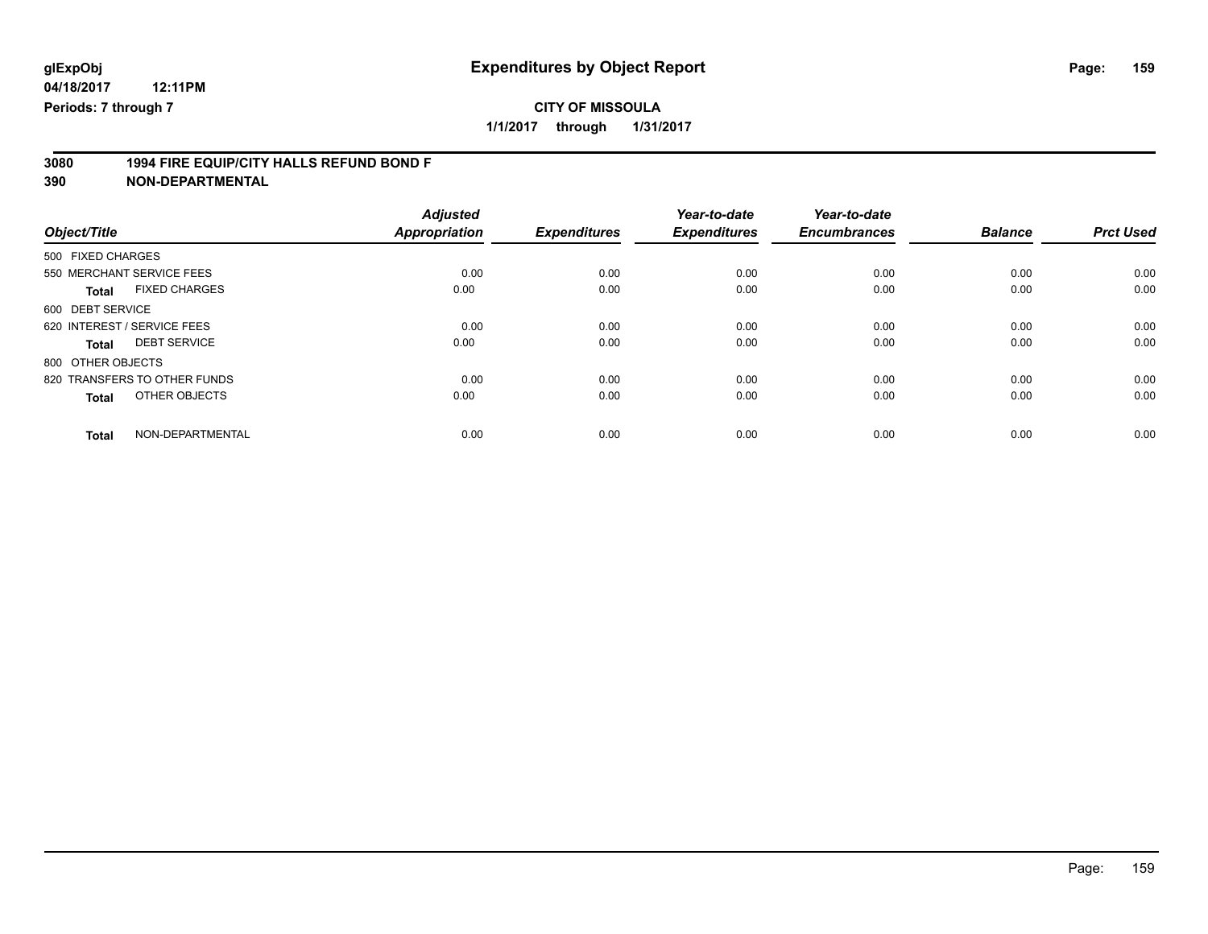**glExpObj**
**04/18/2017 12:11PM**
**Periods: 7 through 7**

# Expenditures by Object Report

**CITY OF MISSOULA**
**1/1/2017 through 1/31/2017**

**3080 1994 FIRE EQUIP/CITY HALLS REFUND BOND F**
**390 NON-DEPARTMENTAL**

| Object/Title | Adjusted Appropriation | Expenditures | Year-to-date Expenditures | Year-to-date Encumbrances | Balance | Prct Used |
|---|---|---|---|---|---|---|
| 500 FIXED CHARGES | | | | | | |
| 550 MERCHANT SERVICE FEES | 0.00 | 0.00 | 0.00 | 0.00 | 0.00 | 0.00 |
| **Total** FIXED CHARGES | 0.00 | 0.00 | 0.00 | 0.00 | 0.00 | 0.00 |
| 600 DEBT SERVICE | | | | | | |
| 620 INTEREST / SERVICE FEES | 0.00 | 0.00 | 0.00 | 0.00 | 0.00 | 0.00 |
| **Total** DEBT SERVICE | 0.00 | 0.00 | 0.00 | 0.00 | 0.00 | 0.00 |
| 800 OTHER OBJECTS | | | | | | |
| 820 TRANSFERS TO OTHER FUNDS | 0.00 | 0.00 | 0.00 | 0.00 | 0.00 | 0.00 |
| **Total** OTHER OBJECTS | 0.00 | 0.00 | 0.00 | 0.00 | 0.00 | 0.00 |
| **Total** NON-DEPARTMENTAL | 0.00 | 0.00 | 0.00 | 0.00 | 0.00 | 0.00 |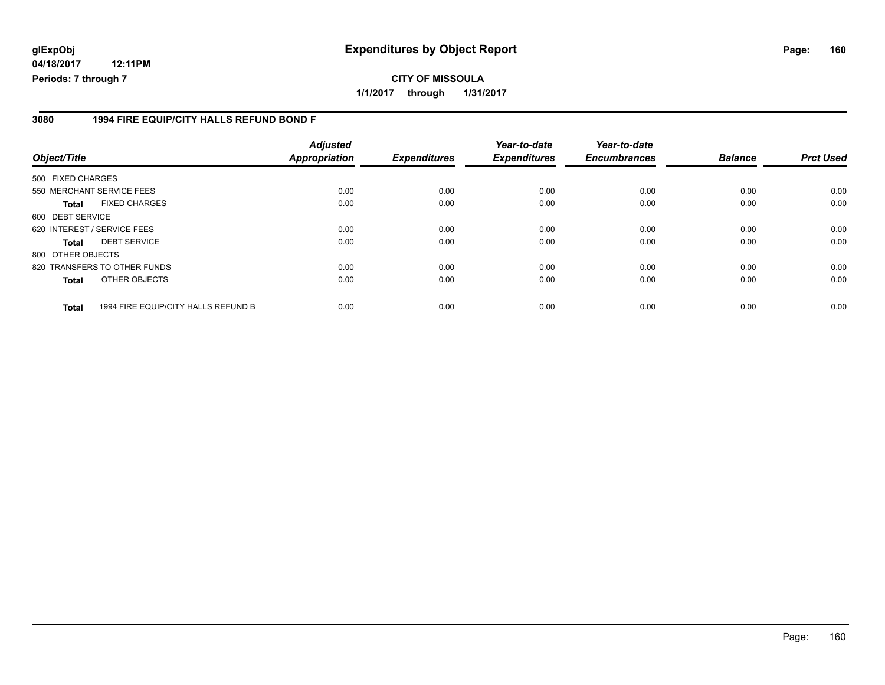glExpObj
04/18/2017 12:11PM
Periods: 7 through 7

# Expenditures by Object Report

**CITY OF MISSOULA**
**1/1/2017 through 1/31/2017**

## 3080 1994 FIRE EQUIP/CITY HALLS REFUND BOND F

| Object/Title | Adjusted Appropriation | Expenditures | Year-to-date Expenditures | Year-to-date Encumbrances | Balance | Prct Used |
|---|---|---|---|---|---|---|
| 500 FIXED CHARGES | | | | | | |
| 550 MERCHANT SERVICE FEES | 0.00 | 0.00 | 0.00 | 0.00 | 0.00 | 0.00 |
| **Total** FIXED CHARGES | 0.00 | 0.00 | 0.00 | 0.00 | 0.00 | 0.00 |
| 600 DEBT SERVICE | | | | | | |
| 620 INTEREST / SERVICE FEES | 0.00 | 0.00 | 0.00 | 0.00 | 0.00 | 0.00 |
| **Total** DEBT SERVICE | 0.00 | 0.00 | 0.00 | 0.00 | 0.00 | 0.00 |
| 800 OTHER OBJECTS | | | | | | |
| 820 TRANSFERS TO OTHER FUNDS | 0.00 | 0.00 | 0.00 | 0.00 | 0.00 | 0.00 |
| **Total** OTHER OBJECTS | 0.00 | 0.00 | 0.00 | 0.00 | 0.00 | 0.00 |
| **Total** 1994 FIRE EQUIP/CITY HALLS REFUND B | 0.00 | 0.00 | 0.00 | 0.00 | 0.00 | 0.00 |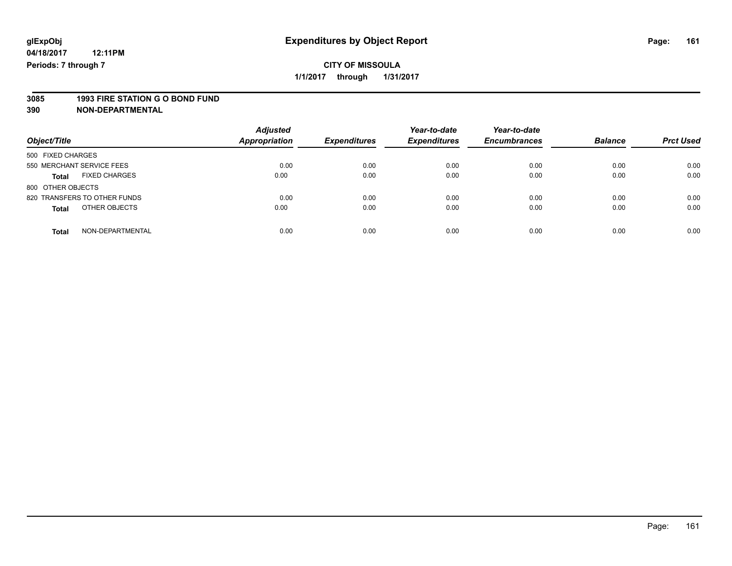**glExpObj**
**04/18/2017 12:11PM**
**Periods: 7 through 7**

# Expenditures by Object Report

**CITY OF MISSOULA**
**1/1/2017 through 1/31/2017**

**3085 1993 FIRE STATION G O BOND FUND**
**390 NON-DEPARTMENTAL**

| Object/Title | Adjusted Appropriation | Expenditures | Year-to-date Expenditures | Year-to-date Encumbrances | Balance | Prct Used |
|---|---|---|---|---|---|---|
| 500 FIXED CHARGES | | | | | | |
| 550 MERCHANT SERVICE FEES | 0.00 | 0.00 | 0.00 | 0.00 | 0.00 | 0.00 |
| **Total** FIXED CHARGES | 0.00 | 0.00 | 0.00 | 0.00 | 0.00 | 0.00 |
| 800 OTHER OBJECTS | | | | | | |
| 820 TRANSFERS TO OTHER FUNDS | 0.00 | 0.00 | 0.00 | 0.00 | 0.00 | 0.00 |
| **Total** OTHER OBJECTS | 0.00 | 0.00 | 0.00 | 0.00 | 0.00 | 0.00 |
| **Total** NON-DEPARTMENTAL | 0.00 | 0.00 | 0.00 | 0.00 | 0.00 | 0.00 |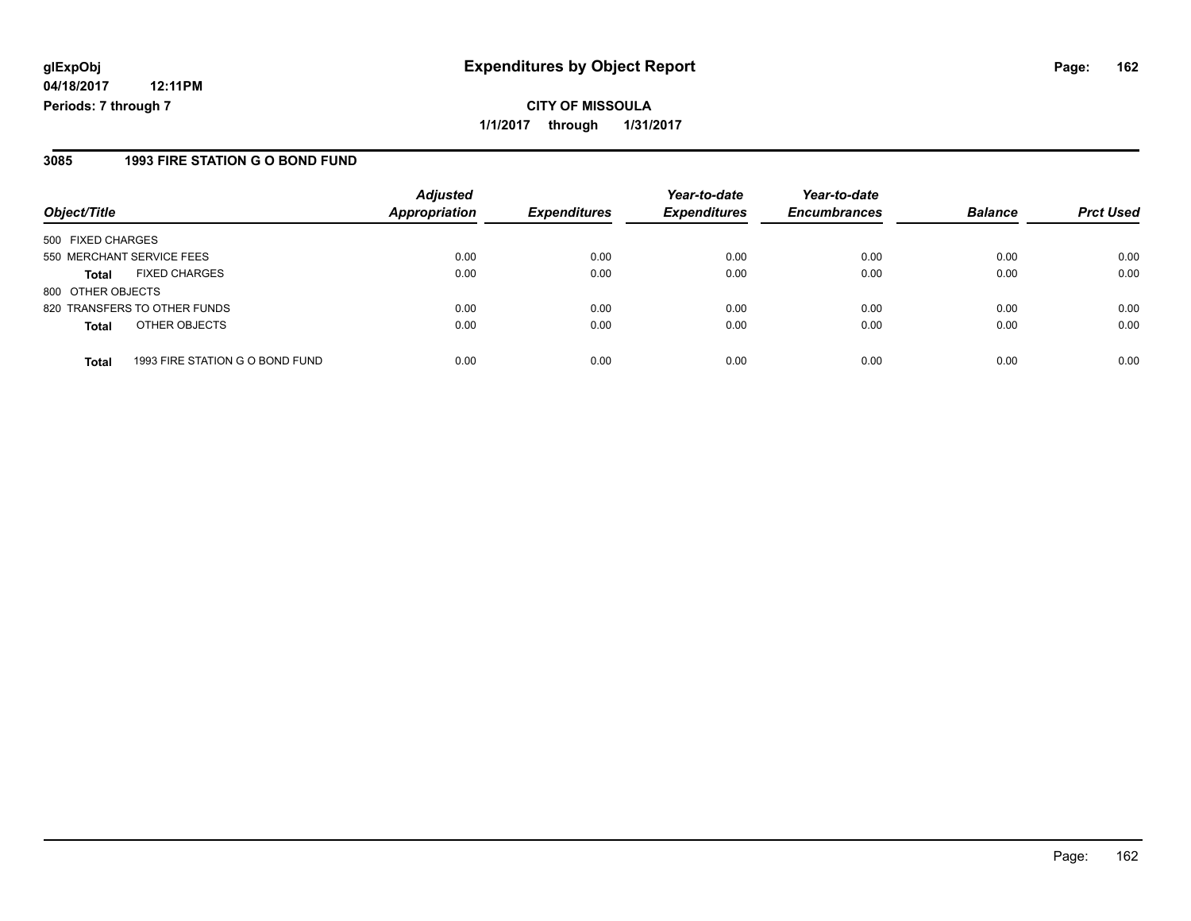**glExpObj**
**04/18/2017 12:11PM**
**Periods: 7 through 7**

# Expenditures by Object Report

**CITY OF MISSOULA**
**1/1/2017 through 1/31/2017**

## 3085 1993 FIRE STATION G O BOND FUND

| Object/Title | | *Adjusted Appropriation* | *Expenditures* | *Year-to-date Expenditures* | *Year-to-date Encumbrances* | *Balance* | *Prct Used* |
|---|---|---|---|---|---|---|---|
| 500 FIXED CHARGES | | | | | | | |
| 550 MERCHANT SERVICE FEES | | 0.00 | 0.00 | 0.00 | 0.00 | 0.00 | 0.00 |
| **Total** | FIXED CHARGES | 0.00 | 0.00 | 0.00 | 0.00 | 0.00 | 0.00 |
| 800 OTHER OBJECTS | | | | | | | |
| 820 TRANSFERS TO OTHER FUNDS | | 0.00 | 0.00 | 0.00 | 0.00 | 0.00 | 0.00 |
| **Total** | OTHER OBJECTS | 0.00 | 0.00 | 0.00 | 0.00 | 0.00 | 0.00 |
| **Total** | 1993 FIRE STATION G O BOND FUND | 0.00 | 0.00 | 0.00 | 0.00 | 0.00 | 0.00 |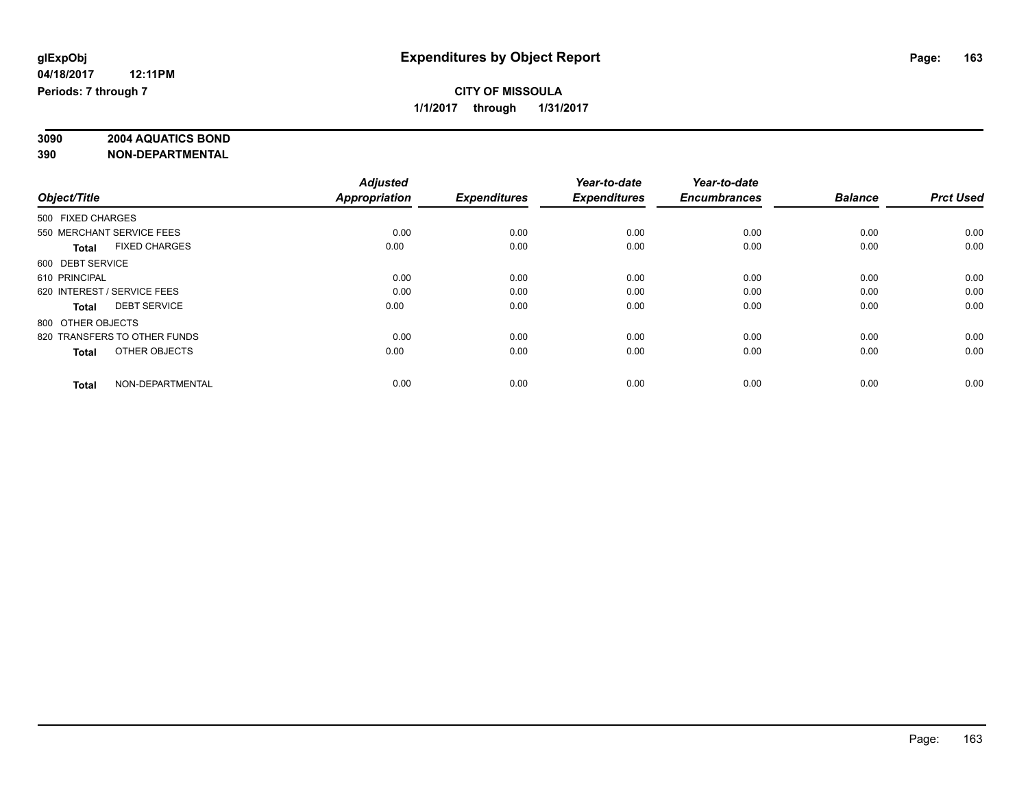**glExpObj**
**04/18/2017 12:11PM**
**Periods: 7 through 7**

# Expenditures by Object Report

**CITY OF MISSOULA**
**1/1/2017 through 1/31/2017**

**3090 2004 AQUATICS BOND**
**390 NON-DEPARTMENTAL**

| Object/Title | Adjusted Appropriation | Expenditures | Year-to-date Expenditures | Year-to-date Encumbrances | Balance | Prct Used |
|---|---|---|---|---|---|---|
| 500 FIXED CHARGES | | | | | | |
| 550 MERCHANT SERVICE FEES | 0.00 | 0.00 | 0.00 | 0.00 | 0.00 | 0.00 |
| **Total** FIXED CHARGES | 0.00 | 0.00 | 0.00 | 0.00 | 0.00 | 0.00 |
| 600 DEBT SERVICE | | | | | | |
| 610 PRINCIPAL | 0.00 | 0.00 | 0.00 | 0.00 | 0.00 | 0.00 |
| 620 INTEREST / SERVICE FEES | 0.00 | 0.00 | 0.00 | 0.00 | 0.00 | 0.00 |
| **Total** DEBT SERVICE | 0.00 | 0.00 | 0.00 | 0.00 | 0.00 | 0.00 |
| 800 OTHER OBJECTS | | | | | | |
| 820 TRANSFERS TO OTHER FUNDS | 0.00 | 0.00 | 0.00 | 0.00 | 0.00 | 0.00 |
| **Total** OTHER OBJECTS | 0.00 | 0.00 | 0.00 | 0.00 | 0.00 | 0.00 |
| **Total** NON-DEPARTMENTAL | 0.00 | 0.00 | 0.00 | 0.00 | 0.00 | 0.00 |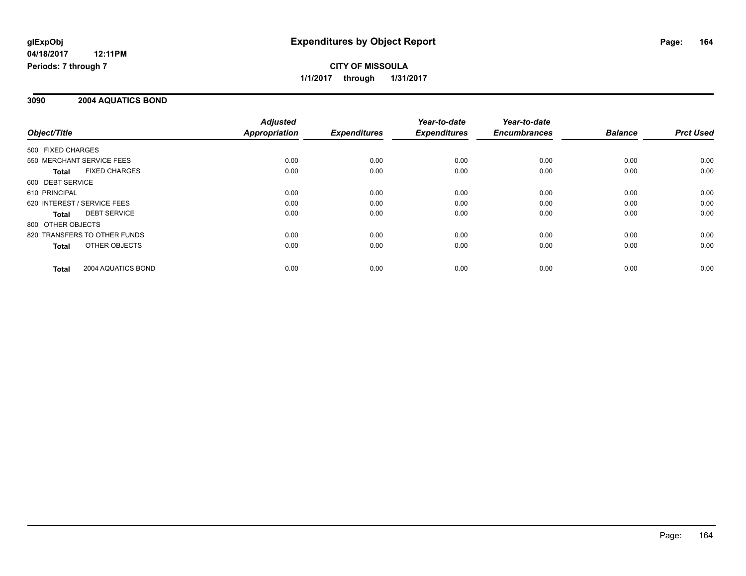**glExpObj**
**04/18/2017 12:11PM**
**Periods: 7 through 7**

# Expenditures by Object Report

**CITY OF MISSOULA**
**1/1/2017 through 1/31/2017**

## 3090 2004 AQUATICS BOND

| Object/Title | | *Adjusted Appropriation* | *Expenditures* | *Year-to-date Expenditures* | *Year-to-date Encumbrances* | *Balance* | *Prct Used* |
|---|---|---|---|---|---|---|---|
| 500 FIXED CHARGES | | | | | | | |
| 550 MERCHANT SERVICE FEES | | 0.00 | 0.00 | 0.00 | 0.00 | 0.00 | 0.00 |
| **Total** | FIXED CHARGES | 0.00 | 0.00 | 0.00 | 0.00 | 0.00 | 0.00 |
| 600 DEBT SERVICE | | | | | | | |
| 610 PRINCIPAL | | 0.00 | 0.00 | 0.00 | 0.00 | 0.00 | 0.00 |
| 620 INTEREST / SERVICE FEES | | 0.00 | 0.00 | 0.00 | 0.00 | 0.00 | 0.00 |
| **Total** | DEBT SERVICE | 0.00 | 0.00 | 0.00 | 0.00 | 0.00 | 0.00 |
| 800 OTHER OBJECTS | | | | | | | |
| 820 TRANSFERS TO OTHER FUNDS | | 0.00 | 0.00 | 0.00 | 0.00 | 0.00 | 0.00 |
| **Total** | OTHER OBJECTS | 0.00 | 0.00 | 0.00 | 0.00 | 0.00 | 0.00 |
| **Total** | 2004 AQUATICS BOND | 0.00 | 0.00 | 0.00 | 0.00 | 0.00 | 0.00 |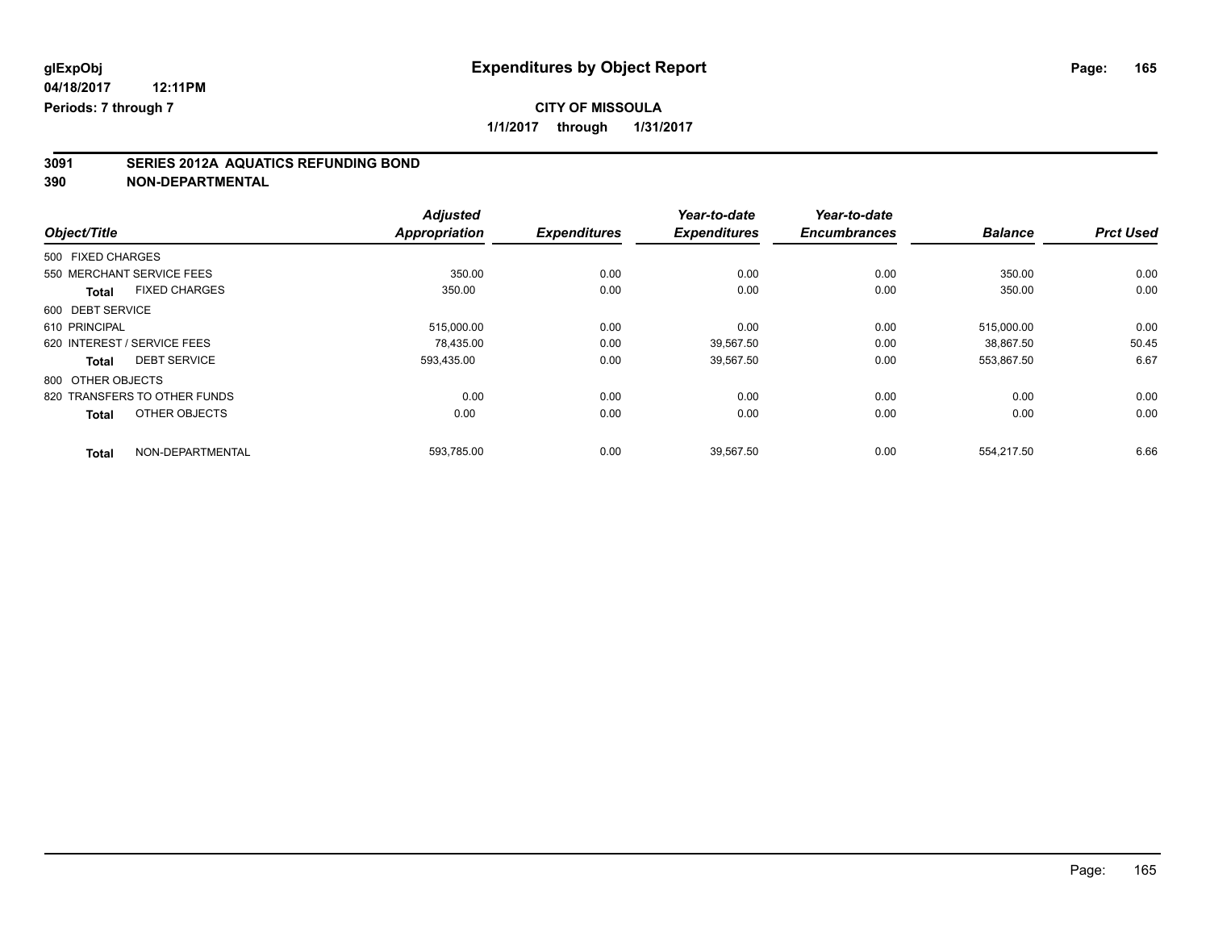glExpObj
04/18/2017 12:11PM
Periods: 7 through 7

# Expenditures by Object Report

**CITY OF MISSOULA**

**1/1/2017 through 1/31/2017**

**3091 SERIES 2012A AQUATICS REFUNDING BOND**
**390 NON-DEPARTMENTAL**

| Object/Title | Adjusted Appropriation | Expenditures | Year-to-date Expenditures | Year-to-date Encumbrances | Balance | Prct Used |
|---|---|---|---|---|---|---|
| 500 FIXED CHARGES | | | | | | |
| 550 MERCHANT SERVICE FEES | 350.00 | 0.00 | 0.00 | 0.00 | 350.00 | 0.00 |
| **Total** FIXED CHARGES | 350.00 | 0.00 | 0.00 | 0.00 | 350.00 | 0.00 |
| 600 DEBT SERVICE | | | | | | |
| 610 PRINCIPAL | 515,000.00 | 0.00 | 0.00 | 0.00 | 515,000.00 | 0.00 |
| 620 INTEREST / SERVICE FEES | 78,435.00 | 0.00 | 39,567.50 | 0.00 | 38,867.50 | 50.45 |
| **Total** DEBT SERVICE | 593,435.00 | 0.00 | 39,567.50 | 0.00 | 553,867.50 | 6.67 |
| 800 OTHER OBJECTS | | | | | | |
| 820 TRANSFERS TO OTHER FUNDS | 0.00 | 0.00 | 0.00 | 0.00 | 0.00 | 0.00 |
| **Total** OTHER OBJECTS | 0.00 | 0.00 | 0.00 | 0.00 | 0.00 | 0.00 |
| **Total** NON-DEPARTMENTAL | 593,785.00 | 0.00 | 39,567.50 | 0.00 | 554,217.50 | 6.66 |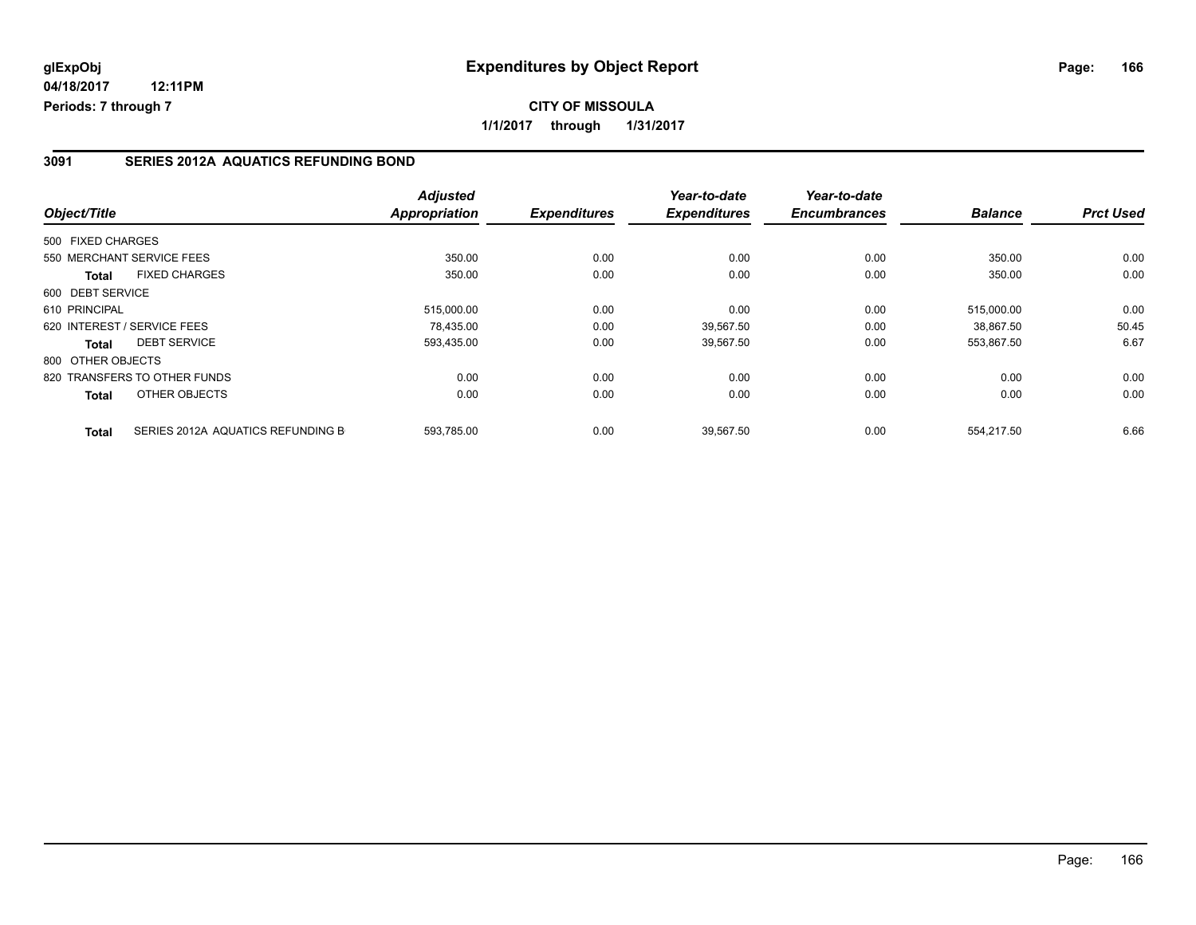**glExpObj**
**04/18/2017 12:11PM**
**Periods: 7 through 7**

# Expenditures by Object Report

**CITY OF MISSOULA**
**1/1/2017 through 1/31/2017**

## 3091 SERIES 2012A AQUATICS REFUNDING BOND

| Object/Title | | Adjusted Appropriation | Expenditures | Year-to-date Expenditures | Year-to-date Encumbrances | Balance | Prct Used |
|---|---|---|---|---|---|---|---|
| 500 FIXED CHARGES | | | | | | | |
| 550 MERCHANT SERVICE FEES | | 350.00 | 0.00 | 0.00 | 0.00 | 350.00 | 0.00 |
| **Total** | FIXED CHARGES | 350.00 | 0.00 | 0.00 | 0.00 | 350.00 | 0.00 |
| 600 DEBT SERVICE | | | | | | | |
| 610 PRINCIPAL | | 515,000.00 | 0.00 | 0.00 | 0.00 | 515,000.00 | 0.00 |
| 620 INTEREST / SERVICE FEES | | 78,435.00 | 0.00 | 39,567.50 | 0.00 | 38,867.50 | 50.45 |
| **Total** | DEBT SERVICE | 593,435.00 | 0.00 | 39,567.50 | 0.00 | 553,867.50 | 6.67 |
| 800 OTHER OBJECTS | | | | | | | |
| 820 TRANSFERS TO OTHER FUNDS | | 0.00 | 0.00 | 0.00 | 0.00 | 0.00 | 0.00 |
| **Total** | OTHER OBJECTS | 0.00 | 0.00 | 0.00 | 0.00 | 0.00 | 0.00 |
| **Total** | SERIES 2012A AQUATICS REFUNDING B | 593,785.00 | 0.00 | 39,567.50 | 0.00 | 554,217.50 | 6.66 |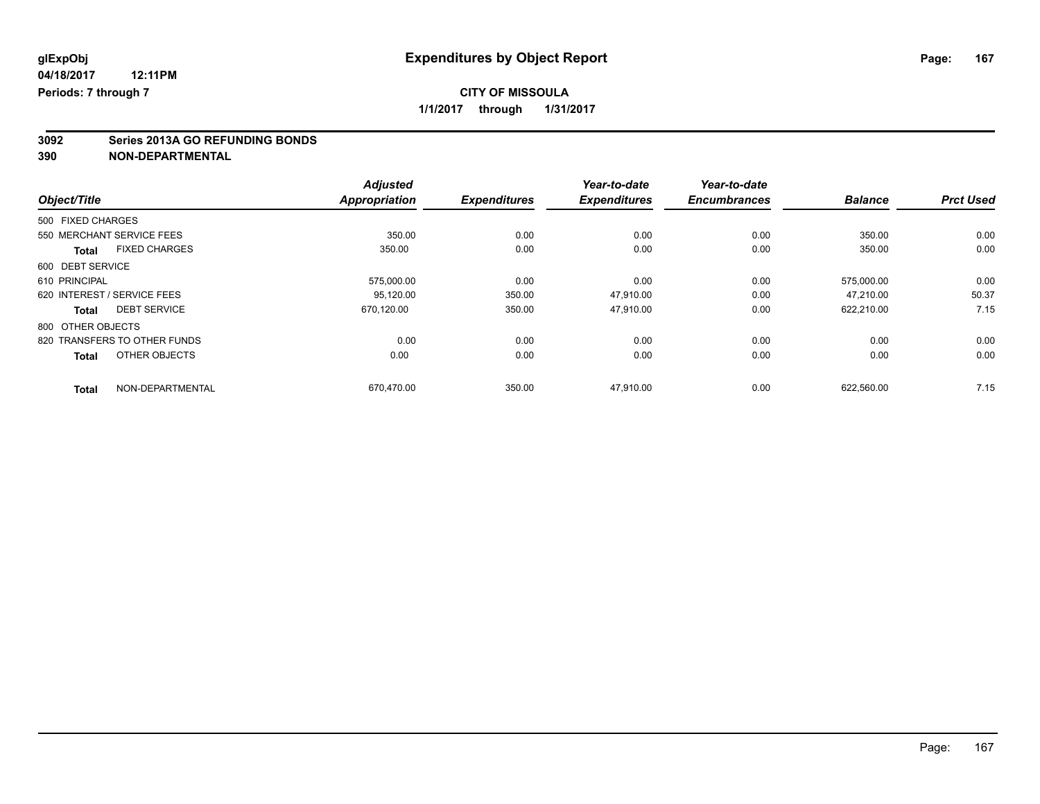# Expenditures by Object Report

glExpObj
04/18/2017 12:11PM
Periods: 7 through 7

**CITY OF MISSOULA**
**1/1/2017 through 1/31/2017**

**3092 Series 2013A GO REFUNDING BONDS**
**390 NON-DEPARTMENTAL**

| Object/Title | Adjusted Appropriation | Expenditures | Year-to-date Expenditures | Year-to-date Encumbrances | Balance | Prct Used |
|---|---|---|---|---|---|---|
| 500 FIXED CHARGES | | | | | | |
| 550 MERCHANT SERVICE FEES | 350.00 | 0.00 | 0.00 | 0.00 | 350.00 | 0.00 |
| **Total** FIXED CHARGES | 350.00 | 0.00 | 0.00 | 0.00 | 350.00 | 0.00 |
| 600 DEBT SERVICE | | | | | | |
| 610 PRINCIPAL | 575,000.00 | 0.00 | 0.00 | 0.00 | 575,000.00 | 0.00 |
| 620 INTEREST / SERVICE FEES | 95,120.00 | 350.00 | 47,910.00 | 0.00 | 47,210.00 | 50.37 |
| **Total** DEBT SERVICE | 670,120.00 | 350.00 | 47,910.00 | 0.00 | 622,210.00 | 7.15 |
| 800 OTHER OBJECTS | | | | | | |
| 820 TRANSFERS TO OTHER FUNDS | 0.00 | 0.00 | 0.00 | 0.00 | 0.00 | 0.00 |
| **Total** OTHER OBJECTS | 0.00 | 0.00 | 0.00 | 0.00 | 0.00 | 0.00 |
| **Total** NON-DEPARTMENTAL | 670,470.00 | 350.00 | 47,910.00 | 0.00 | 622,560.00 | 7.15 |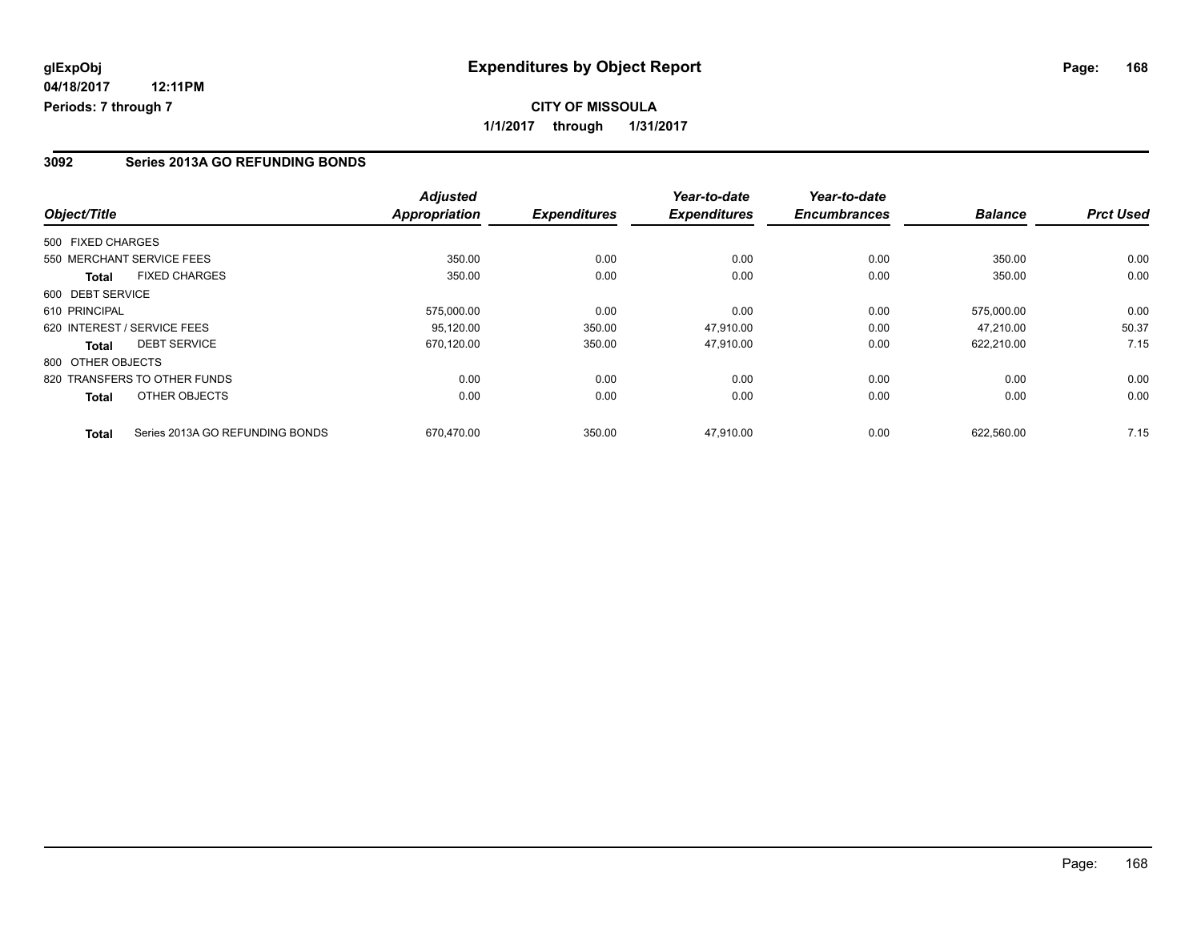# Expenditures by Object Report

glExpObj
04/18/2017 12:11PM
Periods: 7 through 7

**CITY OF MISSOULA**
**1/1/2017 through 1/31/2017**

## 3092 Series 2013A GO REFUNDING BONDS

| Object/Title | Adjusted Appropriation | Expenditures | Year-to-date Expenditures | Year-to-date Encumbrances | Balance | Prct Used |
|---|---|---|---|---|---|---|
| 500 FIXED CHARGES | | | | | | |
| 550 MERCHANT SERVICE FEES | 350.00 | 0.00 | 0.00 | 0.00 | 350.00 | 0.00 |
| **Total** FIXED CHARGES | 350.00 | 0.00 | 0.00 | 0.00 | 350.00 | 0.00 |
| 600 DEBT SERVICE | | | | | | |
| 610 PRINCIPAL | 575,000.00 | 0.00 | 0.00 | 0.00 | 575,000.00 | 0.00 |
| 620 INTEREST / SERVICE FEES | 95,120.00 | 350.00 | 47,910.00 | 0.00 | 47,210.00 | 50.37 |
| **Total** DEBT SERVICE | 670,120.00 | 350.00 | 47,910.00 | 0.00 | 622,210.00 | 7.15 |
| 800 OTHER OBJECTS | | | | | | |
| 820 TRANSFERS TO OTHER FUNDS | 0.00 | 0.00 | 0.00 | 0.00 | 0.00 | 0.00 |
| **Total** OTHER OBJECTS | 0.00 | 0.00 | 0.00 | 0.00 | 0.00 | 0.00 |
| **Total** Series 2013A GO REFUNDING BONDS | 670,470.00 | 350.00 | 47,910.00 | 0.00 | 622,560.00 | 7.15 |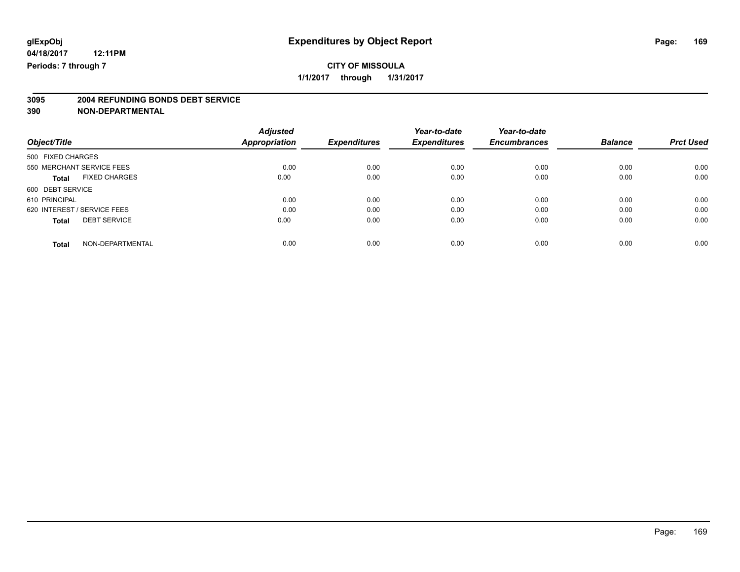glExpObj
04/18/2017 12:11PM
Periods: 7 through 7

# Expenditures by Object Report

**CITY OF MISSOULA**
**1/1/2017 through 1/31/2017**

**3095 2004 REFUNDING BONDS DEBT SERVICE**
**390 NON-DEPARTMENTAL**

| Object/Title | Adjusted Appropriation | Expenditures | Year-to-date Expenditures | Year-to-date Encumbrances | Balance | Prct Used |
|---|---|---|---|---|---|---|
| 500 FIXED CHARGES | | | | | | |
| 550 MERCHANT SERVICE FEES | 0.00 | 0.00 | 0.00 | 0.00 | 0.00 | 0.00 |
| **Total** FIXED CHARGES | 0.00 | 0.00 | 0.00 | 0.00 | 0.00 | 0.00 |
| 600 DEBT SERVICE | | | | | | |
| 610 PRINCIPAL | 0.00 | 0.00 | 0.00 | 0.00 | 0.00 | 0.00 |
| 620 INTEREST / SERVICE FEES | 0.00 | 0.00 | 0.00 | 0.00 | 0.00 | 0.00 |
| **Total** DEBT SERVICE | 0.00 | 0.00 | 0.00 | 0.00 | 0.00 | 0.00 |
| **Total** NON-DEPARTMENTAL | 0.00 | 0.00 | 0.00 | 0.00 | 0.00 | 0.00 |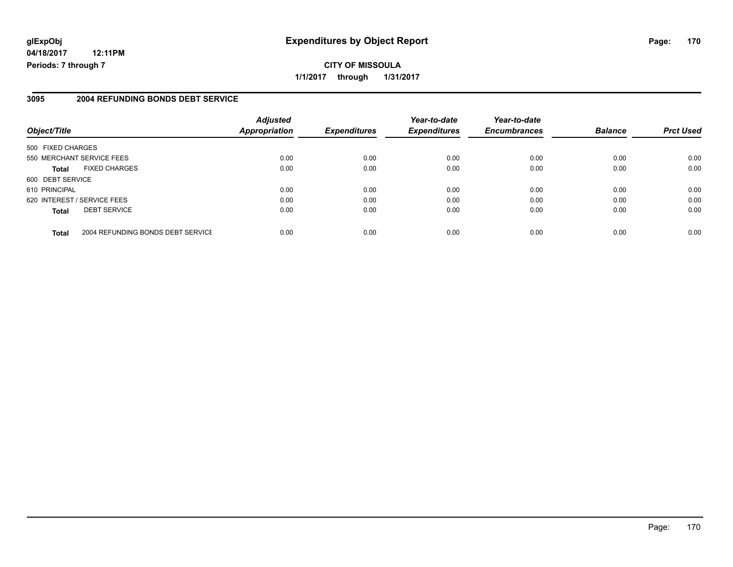glExpObj
04/18/2017 12:11PM
Periods: 7 through 7

# Expenditures by Object Report

**CITY OF MISSOULA**
**1/1/2017 through 1/31/2017**

## 3095 2004 REFUNDING BONDS DEBT SERVICE

| Object/Title | | Adjusted Appropriation | Expenditures | Year-to-date Expenditures | Year-to-date Encumbrances | Balance | Prct Used |
|---|---|---|---|---|---|---|---|
| 500 FIXED CHARGES | | | | | | | |
| 550 MERCHANT SERVICE FEES | | 0.00 | 0.00 | 0.00 | 0.00 | 0.00 | 0.00 |
| **Total** | FIXED CHARGES | 0.00 | 0.00 | 0.00 | 0.00 | 0.00 | 0.00 |
| 600 DEBT SERVICE | | | | | | | |
| 610 PRINCIPAL | | 0.00 | 0.00 | 0.00 | 0.00 | 0.00 | 0.00 |
| 620 INTEREST / SERVICE FEES | | 0.00 | 0.00 | 0.00 | 0.00 | 0.00 | 0.00 |
| **Total** | DEBT SERVICE | 0.00 | 0.00 | 0.00 | 0.00 | 0.00 | 0.00 |
| **Total** | 2004 REFUNDING BONDS DEBT SERVICE | 0.00 | 0.00 | 0.00 | 0.00 | 0.00 | 0.00 |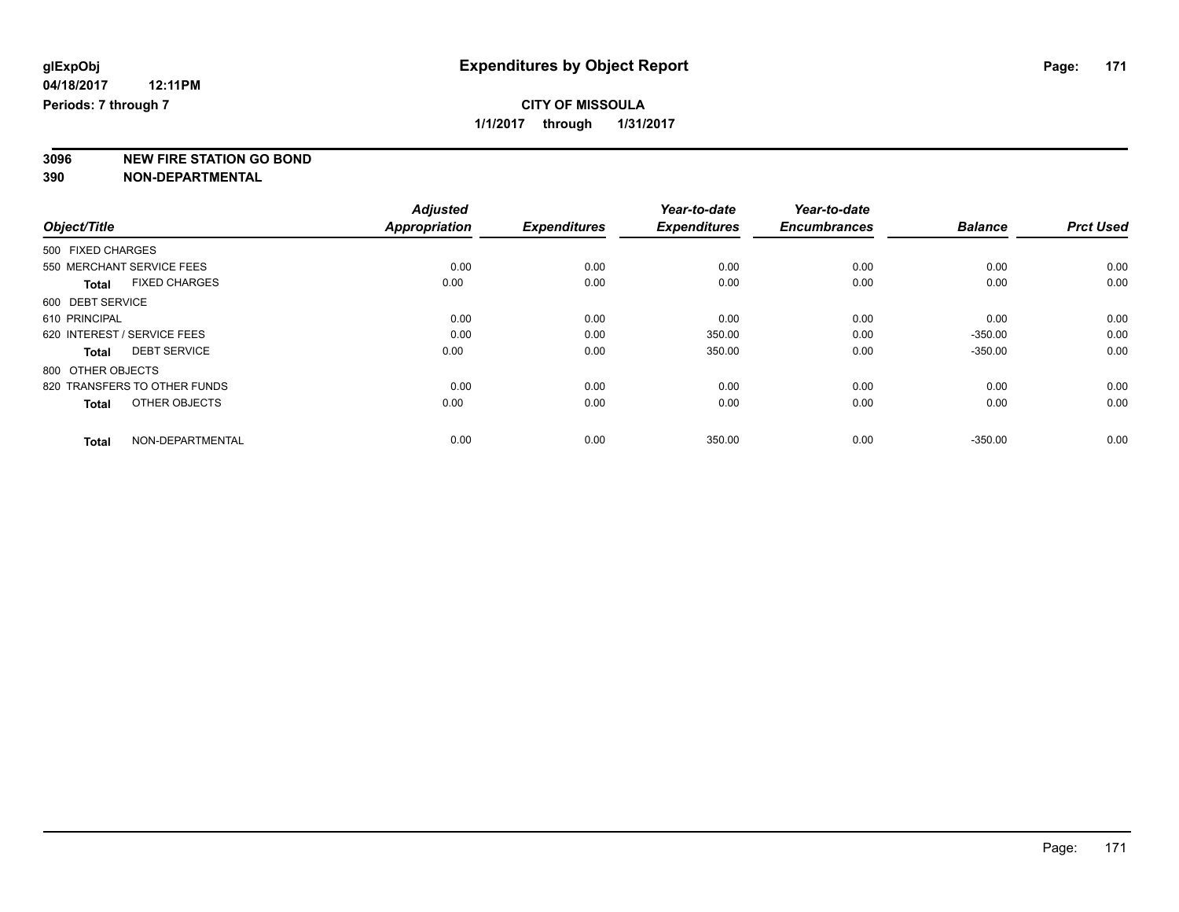glExpObj
04/18/2017 12:11PM
Periods: 7 through 7

# Expenditures by Object Report

**CITY OF MISSOULA**
**1/1/2017 through 1/31/2017**

**3096 NEW FIRE STATION GO BOND**
**390 NON-DEPARTMENTAL**

| Object/Title | Adjusted Appropriation | Expenditures | Year-to-date Expenditures | Year-to-date Encumbrances | Balance | Prct Used |
|---|---|---|---|---|---|---|
| 500 FIXED CHARGES | | | | | | |
| 550 MERCHANT SERVICE FEES | 0.00 | 0.00 | 0.00 | 0.00 | 0.00 | 0.00 |
| **Total** FIXED CHARGES | 0.00 | 0.00 | 0.00 | 0.00 | 0.00 | 0.00 |
| 600 DEBT SERVICE | | | | | | |
| 610 PRINCIPAL | 0.00 | 0.00 | 0.00 | 0.00 | 0.00 | 0.00 |
| 620 INTEREST / SERVICE FEES | 0.00 | 0.00 | 350.00 | 0.00 | -350.00 | 0.00 |
| **Total** DEBT SERVICE | 0.00 | 0.00 | 350.00 | 0.00 | -350.00 | 0.00 |
| 800 OTHER OBJECTS | | | | | | |
| 820 TRANSFERS TO OTHER FUNDS | 0.00 | 0.00 | 0.00 | 0.00 | 0.00 | 0.00 |
| **Total** OTHER OBJECTS | 0.00 | 0.00 | 0.00 | 0.00 | 0.00 | 0.00 |
| **Total** NON-DEPARTMENTAL | 0.00 | 0.00 | 350.00 | 0.00 | -350.00 | 0.00 |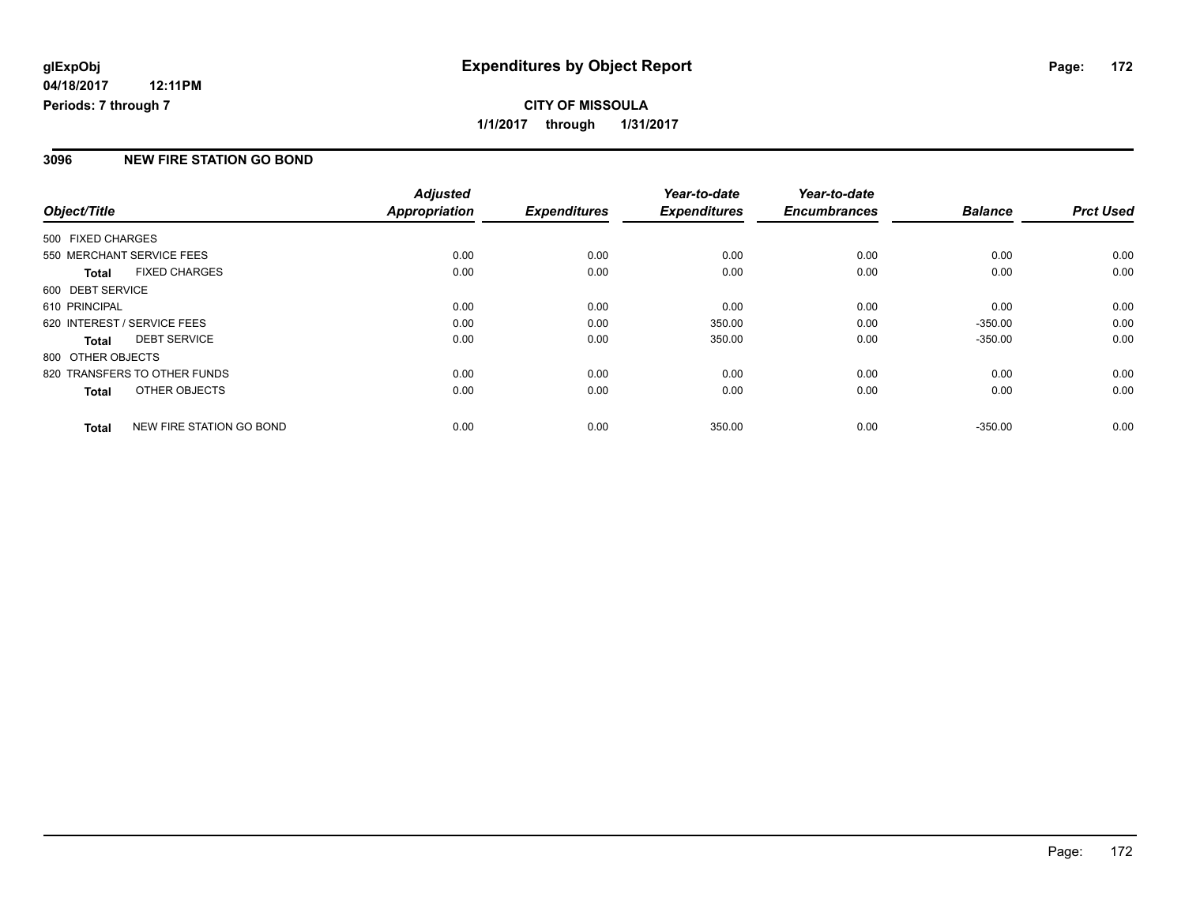# Expenditures by Object Report

**CITY OF MISSOULA**

**1/1/2017 through 1/31/2017**

glExpObj
04/18/2017 12:11PM
Periods: 7 through 7

## 3096 NEW FIRE STATION GO BOND

| Object/Title | Adjusted Appropriation | Expenditures | Year-to-date Expenditures | Year-to-date Encumbrances | Balance | Prct Used |
|---|---|---|---|---|---|---|
| 500 FIXED CHARGES | | | | | | |
| 550 MERCHANT SERVICE FEES | 0.00 | 0.00 | 0.00 | 0.00 | 0.00 | 0.00 |
| **Total** FIXED CHARGES | 0.00 | 0.00 | 0.00 | 0.00 | 0.00 | 0.00 |
| 600 DEBT SERVICE | | | | | | |
| 610 PRINCIPAL | 0.00 | 0.00 | 0.00 | 0.00 | 0.00 | 0.00 |
| 620 INTEREST / SERVICE FEES | 0.00 | 0.00 | 350.00 | 0.00 | -350.00 | 0.00 |
| **Total** DEBT SERVICE | 0.00 | 0.00 | 350.00 | 0.00 | -350.00 | 0.00 |
| 800 OTHER OBJECTS | | | | | | |
| 820 TRANSFERS TO OTHER FUNDS | 0.00 | 0.00 | 0.00 | 0.00 | 0.00 | 0.00 |
| **Total** OTHER OBJECTS | 0.00 | 0.00 | 0.00 | 0.00 | 0.00 | 0.00 |
| **Total** NEW FIRE STATION GO BOND | 0.00 | 0.00 | 350.00 | 0.00 | -350.00 | 0.00 |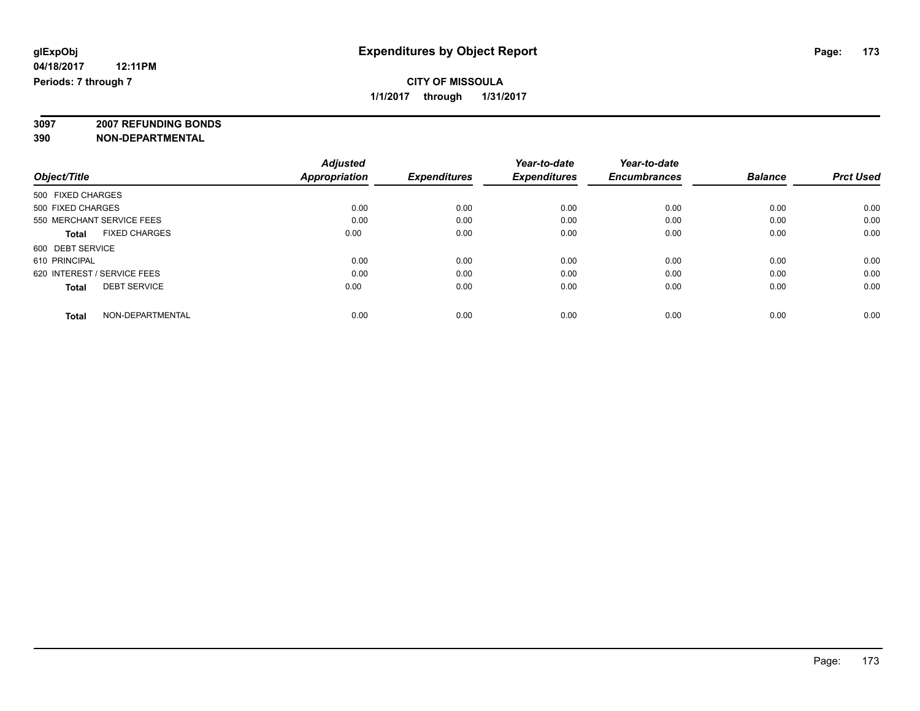**glExpObj** **Expenditures by Object Report**

**04/18/2017 12:11PM**

**Periods: 7 through 7**

**CITY OF MISSOULA**

**1/1/2017 through 1/31/2017**

**3097 2007 REFUNDING BONDS**

**390 NON-DEPARTMENTAL**

| Object/Title | Adjusted Appropriation | Expenditures | Year-to-date Expenditures | Year-to-date Encumbrances | Balance | Prct Used |
|---|---|---|---|---|---|---|
| 500 FIXED CHARGES | | | | | | |
| 500 FIXED CHARGES | 0.00 | 0.00 | 0.00 | 0.00 | 0.00 | 0.00 |
| 550 MERCHANT SERVICE FEES | 0.00 | 0.00 | 0.00 | 0.00 | 0.00 | 0.00 |
| **Total** FIXED CHARGES | 0.00 | 0.00 | 0.00 | 0.00 | 0.00 | 0.00 |
| 600 DEBT SERVICE | | | | | | |
| 610 PRINCIPAL | 0.00 | 0.00 | 0.00 | 0.00 | 0.00 | 0.00 |
| 620 INTEREST / SERVICE FEES | 0.00 | 0.00 | 0.00 | 0.00 | 0.00 | 0.00 |
| **Total** DEBT SERVICE | 0.00 | 0.00 | 0.00 | 0.00 | 0.00 | 0.00 |
| **Total** NON-DEPARTMENTAL | 0.00 | 0.00 | 0.00 | 0.00 | 0.00 | 0.00 |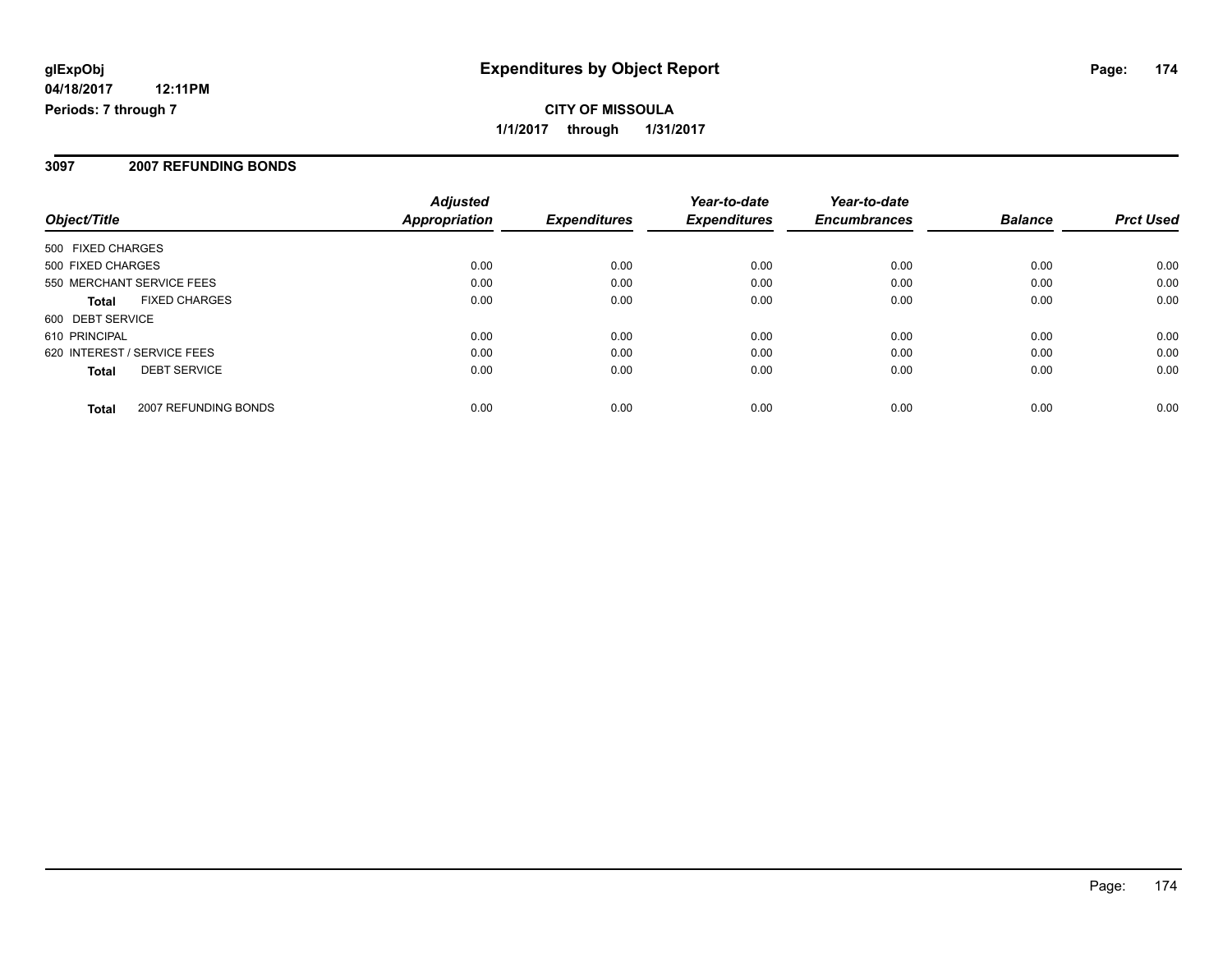# Expenditures by Object Report

glExpObj
04/18/2017 12:11PM
Periods: 7 through 7

**CITY OF MISSOULA**
**1/1/2017 through 1/31/2017**

## 3097 2007 REFUNDING BONDS

| Object/Title | Adjusted Appropriation | Expenditures | Year-to-date Expenditures | Year-to-date Encumbrances | Balance | Prct Used |
|---|---|---|---|---|---|---|
| 500 FIXED CHARGES | | | | | | |
| 500 FIXED CHARGES | 0.00 | 0.00 | 0.00 | 0.00 | 0.00 | 0.00 |
| 550 MERCHANT SERVICE FEES | 0.00 | 0.00 | 0.00 | 0.00 | 0.00 | 0.00 |
| **Total** FIXED CHARGES | 0.00 | 0.00 | 0.00 | 0.00 | 0.00 | 0.00 |
| 600 DEBT SERVICE | | | | | | |
| 610 PRINCIPAL | 0.00 | 0.00 | 0.00 | 0.00 | 0.00 | 0.00 |
| 620 INTEREST / SERVICE FEES | 0.00 | 0.00 | 0.00 | 0.00 | 0.00 | 0.00 |
| **Total** DEBT SERVICE | 0.00 | 0.00 | 0.00 | 0.00 | 0.00 | 0.00 |
| **Total** 2007 REFUNDING BONDS | 0.00 | 0.00 | 0.00 | 0.00 | 0.00 | 0.00 |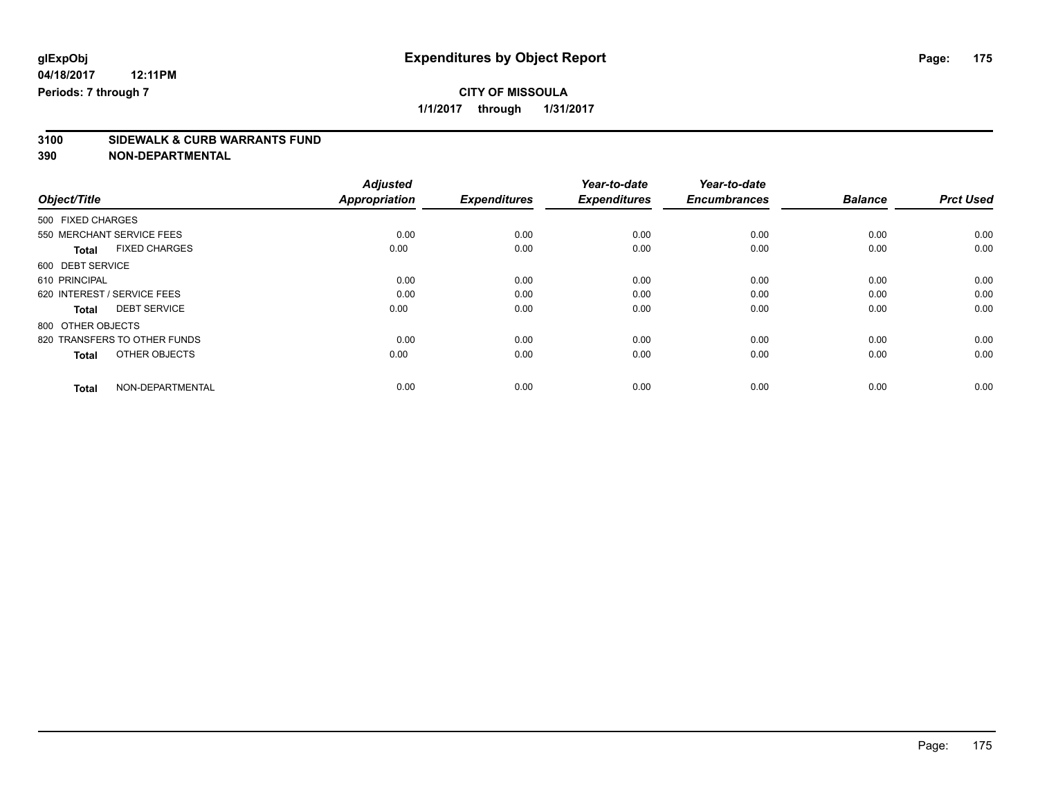**glExpObj** | **Expenditures by Object Report**

**04/18/2017 12:11PM**

**Periods: 7 through 7**

**CITY OF MISSOULA**

**1/1/2017 through 1/31/2017**

## 3100 SIDEWALK & CURB WARRANTS FUND
## 390 NON-DEPARTMENTAL

| Object/Title | Adjusted Appropriation | Expenditures | Year-to-date Expenditures | Year-to-date Encumbrances | Balance | Prct Used |
|---|---|---|---|---|---|---|
| 500 FIXED CHARGES | | | | | | |
| 550 MERCHANT SERVICE FEES | 0.00 | 0.00 | 0.00 | 0.00 | 0.00 | 0.00 |
| **Total** FIXED CHARGES | 0.00 | 0.00 | 0.00 | 0.00 | 0.00 | 0.00 |
| 600 DEBT SERVICE | | | | | | |
| 610 PRINCIPAL | 0.00 | 0.00 | 0.00 | 0.00 | 0.00 | 0.00 |
| 620 INTEREST / SERVICE FEES | 0.00 | 0.00 | 0.00 | 0.00 | 0.00 | 0.00 |
| **Total** DEBT SERVICE | 0.00 | 0.00 | 0.00 | 0.00 | 0.00 | 0.00 |
| 800 OTHER OBJECTS | | | | | | |
| 820 TRANSFERS TO OTHER FUNDS | 0.00 | 0.00 | 0.00 | 0.00 | 0.00 | 0.00 |
| **Total** OTHER OBJECTS | 0.00 | 0.00 | 0.00 | 0.00 | 0.00 | 0.00 |
| **Total** NON-DEPARTMENTAL | 0.00 | 0.00 | 0.00 | 0.00 | 0.00 | 0.00 |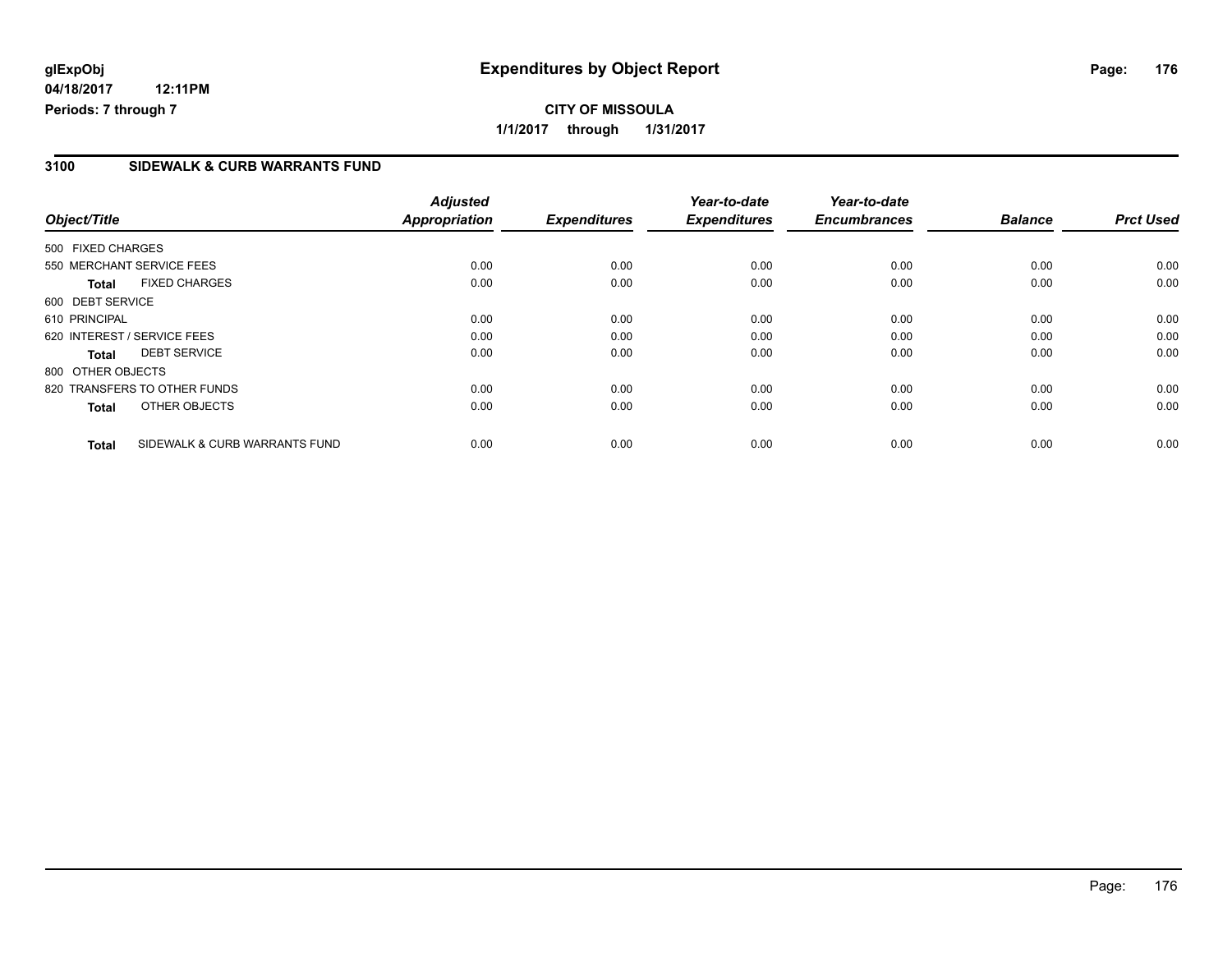**glExpObj**
**04/18/2017 12:11PM**
**Periods: 7 through 7**

# Expenditures by Object Report

**CITY OF MISSOULA**
**1/1/2017 through 1/31/2017**

## 3100 SIDEWALK & CURB WARRANTS FUND

| Object/Title | Adjusted Appropriation | Expenditures | Year-to-date Expenditures | Year-to-date Encumbrances | Balance | Prct Used |
|---|---|---|---|---|---|---|
| 500 FIXED CHARGES | | | | | | |
| 550 MERCHANT SERVICE FEES | 0.00 | 0.00 | 0.00 | 0.00 | 0.00 | 0.00 |
| **Total** FIXED CHARGES | 0.00 | 0.00 | 0.00 | 0.00 | 0.00 | 0.00 |
| 600 DEBT SERVICE | | | | | | |
| 610 PRINCIPAL | 0.00 | 0.00 | 0.00 | 0.00 | 0.00 | 0.00 |
| 620 INTEREST / SERVICE FEES | 0.00 | 0.00 | 0.00 | 0.00 | 0.00 | 0.00 |
| **Total** DEBT SERVICE | 0.00 | 0.00 | 0.00 | 0.00 | 0.00 | 0.00 |
| 800 OTHER OBJECTS | | | | | | |
| 820 TRANSFERS TO OTHER FUNDS | 0.00 | 0.00 | 0.00 | 0.00 | 0.00 | 0.00 |
| **Total** OTHER OBJECTS | 0.00 | 0.00 | 0.00 | 0.00 | 0.00 | 0.00 |
| **Total** SIDEWALK & CURB WARRANTS FUND | 0.00 | 0.00 | 0.00 | 0.00 | 0.00 | 0.00 |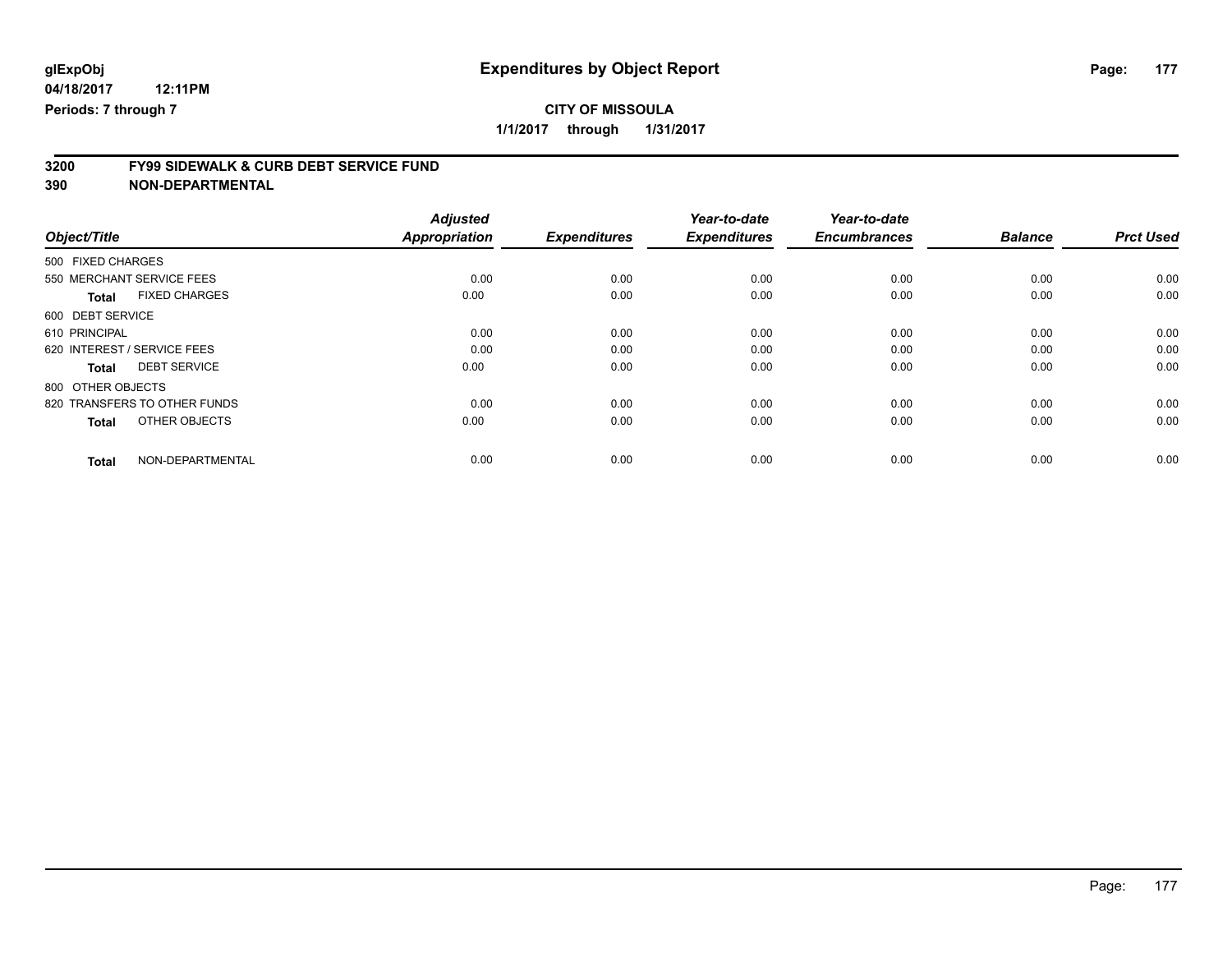glExpObj
04/18/2017 12:11PM
Periods: 7 through 7

# Expenditures by Object Report

**CITY OF MISSOULA**

**1/1/2017 through 1/31/2017**

## 3200 FY99 SIDEWALK & CURB DEBT SERVICE FUND
## 390 NON-DEPARTMENTAL

| Object/Title | | Adjusted Appropriation | Expenditures | Year-to-date Expenditures | Year-to-date Encumbrances | Balance | Prct Used |
|---|---|---|---|---|---|---|---|
| 500 FIXED CHARGES | | | | | | | |
| 550 MERCHANT SERVICE FEES | | 0.00 | 0.00 | 0.00 | 0.00 | 0.00 | 0.00 |
| **Total** | FIXED CHARGES | 0.00 | 0.00 | 0.00 | 0.00 | 0.00 | 0.00 |
| 600 DEBT SERVICE | | | | | | | |
| 610 PRINCIPAL | | 0.00 | 0.00 | 0.00 | 0.00 | 0.00 | 0.00 |
| 620 INTEREST / SERVICE FEES | | 0.00 | 0.00 | 0.00 | 0.00 | 0.00 | 0.00 |
| **Total** | DEBT SERVICE | 0.00 | 0.00 | 0.00 | 0.00 | 0.00 | 0.00 |
| 800 OTHER OBJECTS | | | | | | | |
| 820 TRANSFERS TO OTHER FUNDS | | 0.00 | 0.00 | 0.00 | 0.00 | 0.00 | 0.00 |
| **Total** | OTHER OBJECTS | 0.00 | 0.00 | 0.00 | 0.00 | 0.00 | 0.00 |
| **Total** | NON-DEPARTMENTAL | 0.00 | 0.00 | 0.00 | 0.00 | 0.00 | 0.00 |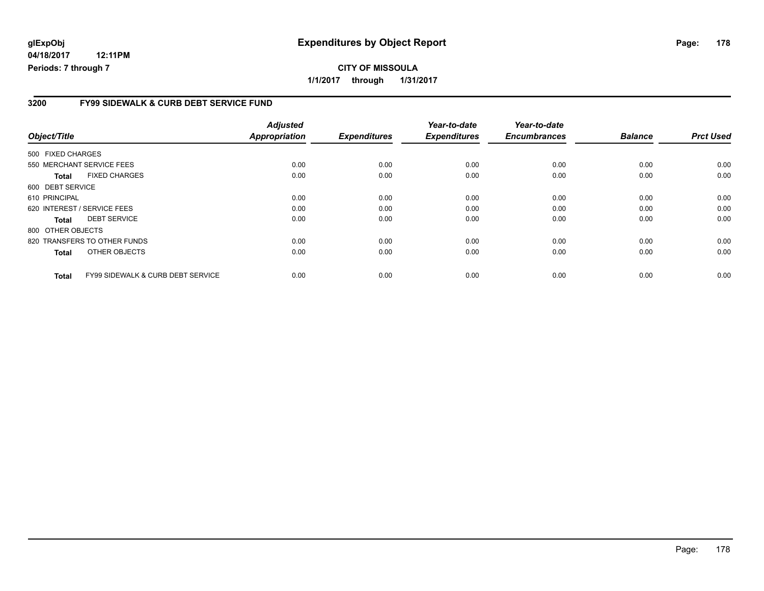**glExpObj**
**04/18/2017 12:11PM**
**Periods: 7 through 7**

# Expenditures by Object Report

**CITY OF MISSOULA**
**1/1/2017 through 1/31/2017**

## 3200 FY99 SIDEWALK & CURB DEBT SERVICE FUND

| Object/Title | Adjusted Appropriation | Expenditures | Year-to-date Expenditures | Year-to-date Encumbrances | Balance | Prct Used |
|---|---|---|---|---|---|---|
| 500 FIXED CHARGES | | | | | | |
| 550 MERCHANT SERVICE FEES | 0.00 | 0.00 | 0.00 | 0.00 | 0.00 | 0.00 |
| **Total** FIXED CHARGES | 0.00 | 0.00 | 0.00 | 0.00 | 0.00 | 0.00 |
| 600 DEBT SERVICE | | | | | | |
| 610 PRINCIPAL | 0.00 | 0.00 | 0.00 | 0.00 | 0.00 | 0.00 |
| 620 INTEREST / SERVICE FEES | 0.00 | 0.00 | 0.00 | 0.00 | 0.00 | 0.00 |
| **Total** DEBT SERVICE | 0.00 | 0.00 | 0.00 | 0.00 | 0.00 | 0.00 |
| 800 OTHER OBJECTS | | | | | | |
| 820 TRANSFERS TO OTHER FUNDS | 0.00 | 0.00 | 0.00 | 0.00 | 0.00 | 0.00 |
| **Total** OTHER OBJECTS | 0.00 | 0.00 | 0.00 | 0.00 | 0.00 | 0.00 |
| **Total** FY99 SIDEWALK & CURB DEBT SERVICE | 0.00 | 0.00 | 0.00 | 0.00 | 0.00 | 0.00 |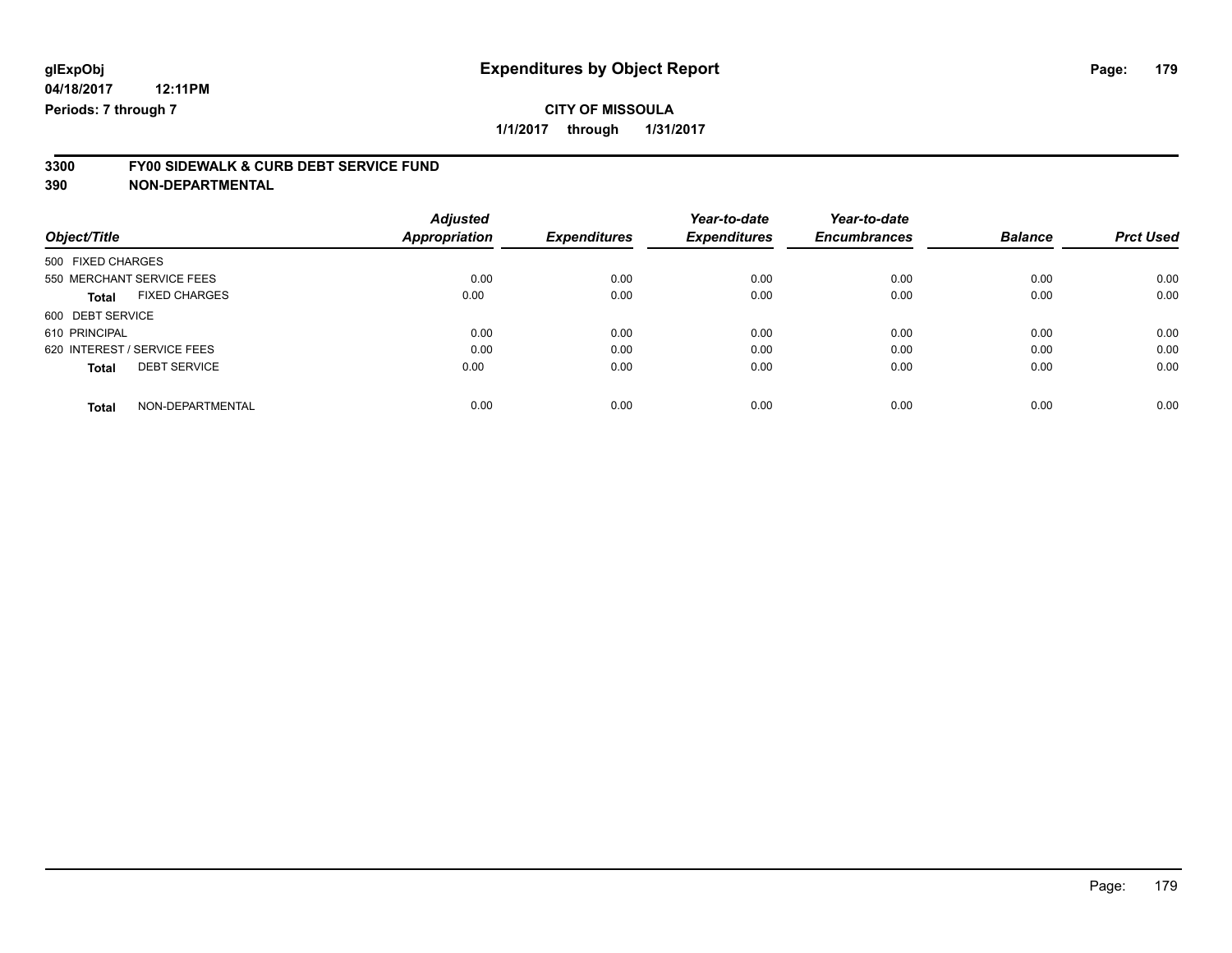glExpObj
04/18/2017 12:11PM
Periods: 7 through 7

# Expenditures by Object Report

**CITY OF MISSOULA**
**1/1/2017 through 1/31/2017**

**3300 FY00 SIDEWALK & CURB DEBT SERVICE FUND**
**390 NON-DEPARTMENTAL**

| Object/Title | Adjusted Appropriation | Expenditures | Year-to-date Expenditures | Year-to-date Encumbrances | Balance | Prct Used |
|---|---|---|---|---|---|---|
| 500 FIXED CHARGES | | | | | | |
| 550 MERCHANT SERVICE FEES | 0.00 | 0.00 | 0.00 | 0.00 | 0.00 | 0.00 |
| **Total** FIXED CHARGES | 0.00 | 0.00 | 0.00 | 0.00 | 0.00 | 0.00 |
| 600 DEBT SERVICE | | | | | | |
| 610 PRINCIPAL | 0.00 | 0.00 | 0.00 | 0.00 | 0.00 | 0.00 |
| 620 INTEREST / SERVICE FEES | 0.00 | 0.00 | 0.00 | 0.00 | 0.00 | 0.00 |
| **Total** DEBT SERVICE | 0.00 | 0.00 | 0.00 | 0.00 | 0.00 | 0.00 |
| **Total** NON-DEPARTMENTAL | 0.00 | 0.00 | 0.00 | 0.00 | 0.00 | 0.00 |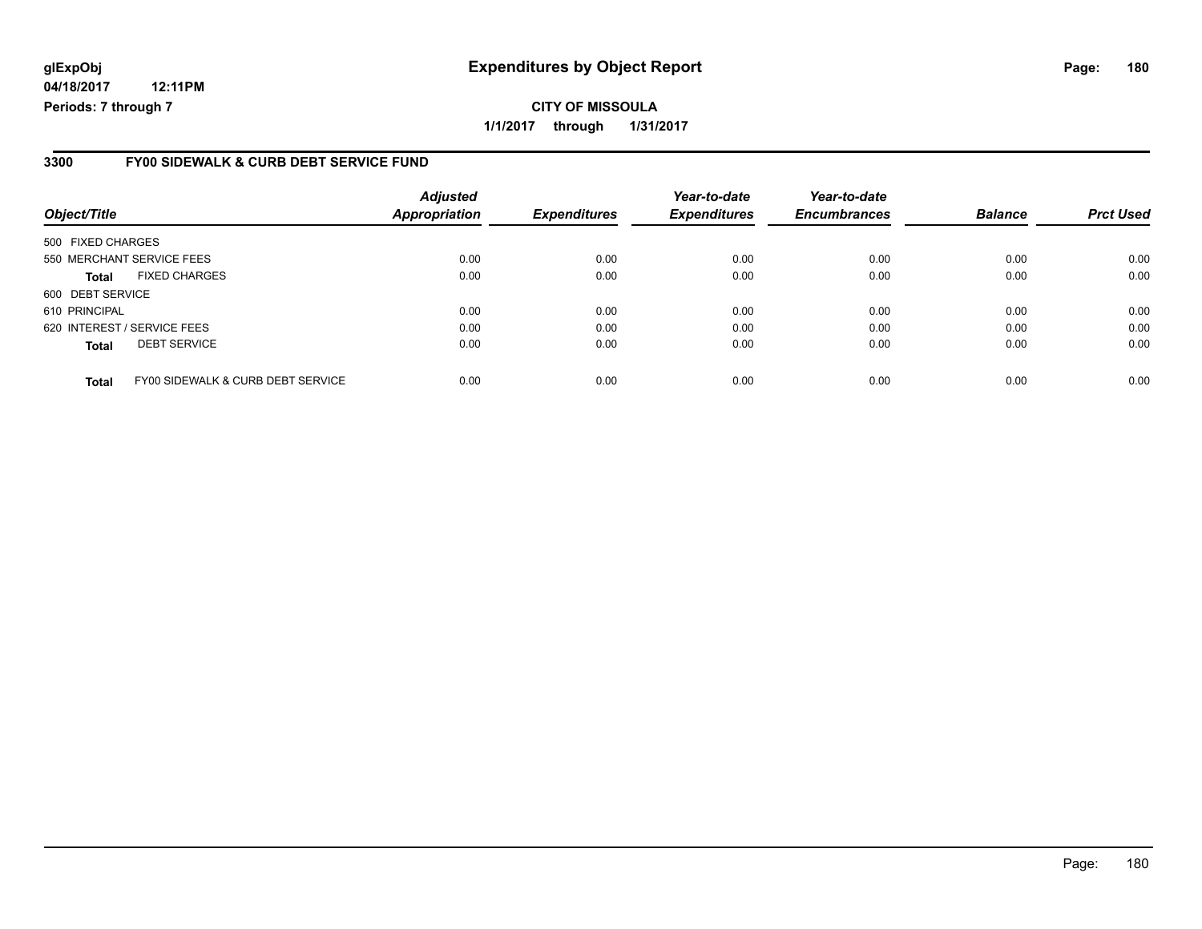**glExpObj**
**04/18/2017 12:11PM**
**Periods: 7 through 7**

# Expenditures by Object Report

**CITY OF MISSOULA**
**1/1/2017 through 1/31/2017**

## 3300 FY00 SIDEWALK & CURB DEBT SERVICE FUND

| Object/Title | | Adjusted Appropriation | Expenditures | Year-to-date Expenditures | Year-to-date Encumbrances | Balance | Prct Used |
|---|---|---|---|---|---|---|---|
| 500 FIXED CHARGES | | | | | | | |
| 550 MERCHANT SERVICE FEES | | 0.00 | 0.00 | 0.00 | 0.00 | 0.00 | 0.00 |
| **Total** | FIXED CHARGES | 0.00 | 0.00 | 0.00 | 0.00 | 0.00 | 0.00 |
| 600 DEBT SERVICE | | | | | | | |
| 610 PRINCIPAL | | 0.00 | 0.00 | 0.00 | 0.00 | 0.00 | 0.00 |
| 620 INTEREST / SERVICE FEES | | 0.00 | 0.00 | 0.00 | 0.00 | 0.00 | 0.00 |
| **Total** | DEBT SERVICE | 0.00 | 0.00 | 0.00 | 0.00 | 0.00 | 0.00 |
| **Total** | FY00 SIDEWALK & CURB DEBT SERVICE | 0.00 | 0.00 | 0.00 | 0.00 | 0.00 | 0.00 |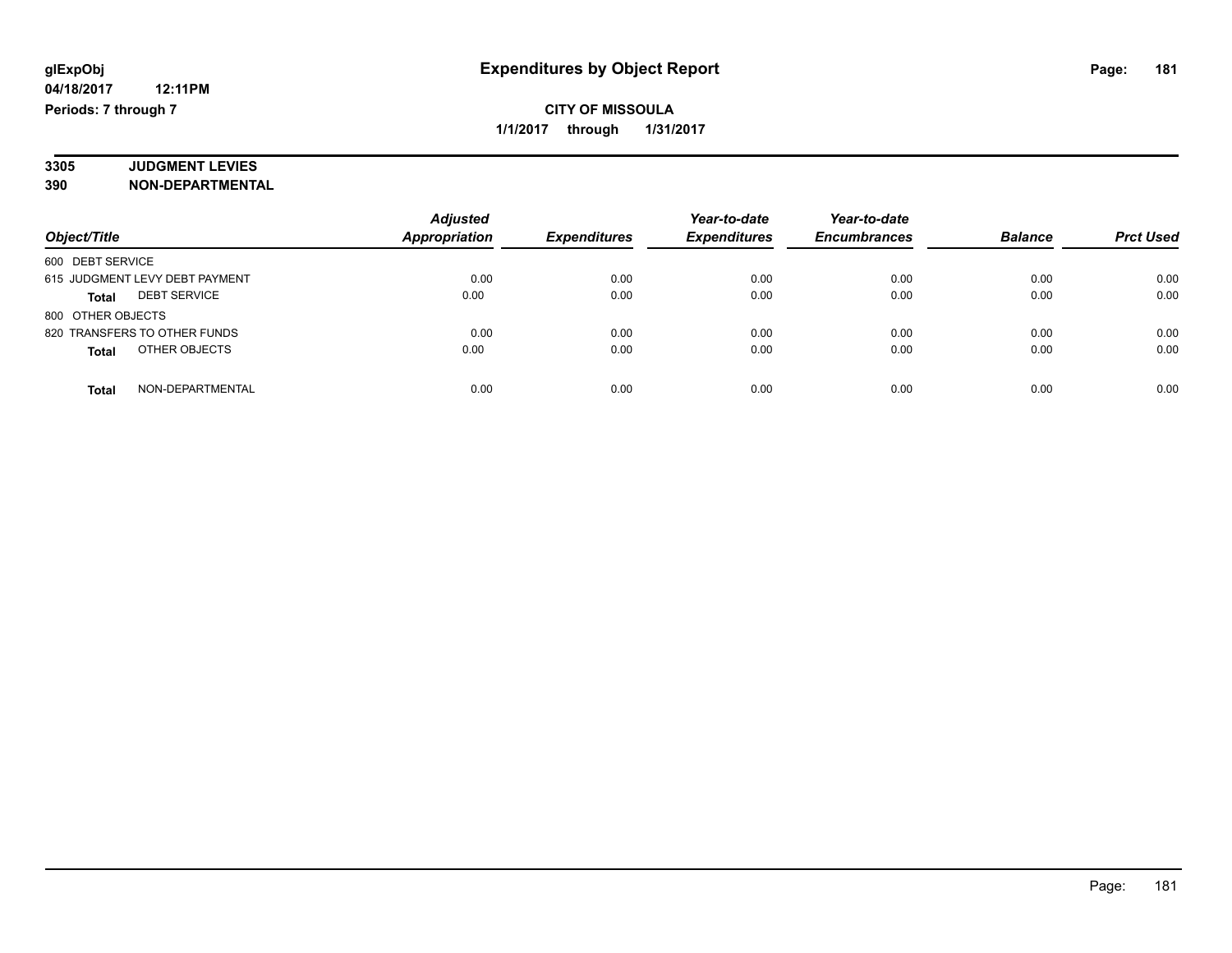# Expenditures by Object Report

glExpObj
04/18/2017 12:11PM
Periods: 7 through 7

**CITY OF MISSOULA**
**1/1/2017 through 1/31/2017**

**3305 JUDGMENT LEVIES**
**390 NON-DEPARTMENTAL**

| Object/Title | Adjusted Appropriation | Expenditures | Year-to-date Expenditures | Year-to-date Encumbrances | Balance | Prct Used |
|---|---|---|---|---|---|---|
| 600 DEBT SERVICE | | | | | | |
| 615 JUDGMENT LEVY DEBT PAYMENT | 0.00 | 0.00 | 0.00 | 0.00 | 0.00 | 0.00 |
| **Total** DEBT SERVICE | 0.00 | 0.00 | 0.00 | 0.00 | 0.00 | 0.00 |
| 800 OTHER OBJECTS | | | | | | |
| 820 TRANSFERS TO OTHER FUNDS | 0.00 | 0.00 | 0.00 | 0.00 | 0.00 | 0.00 |
| **Total** OTHER OBJECTS | 0.00 | 0.00 | 0.00 | 0.00 | 0.00 | 0.00 |
| **Total** NON-DEPARTMENTAL | 0.00 | 0.00 | 0.00 | 0.00 | 0.00 | 0.00 |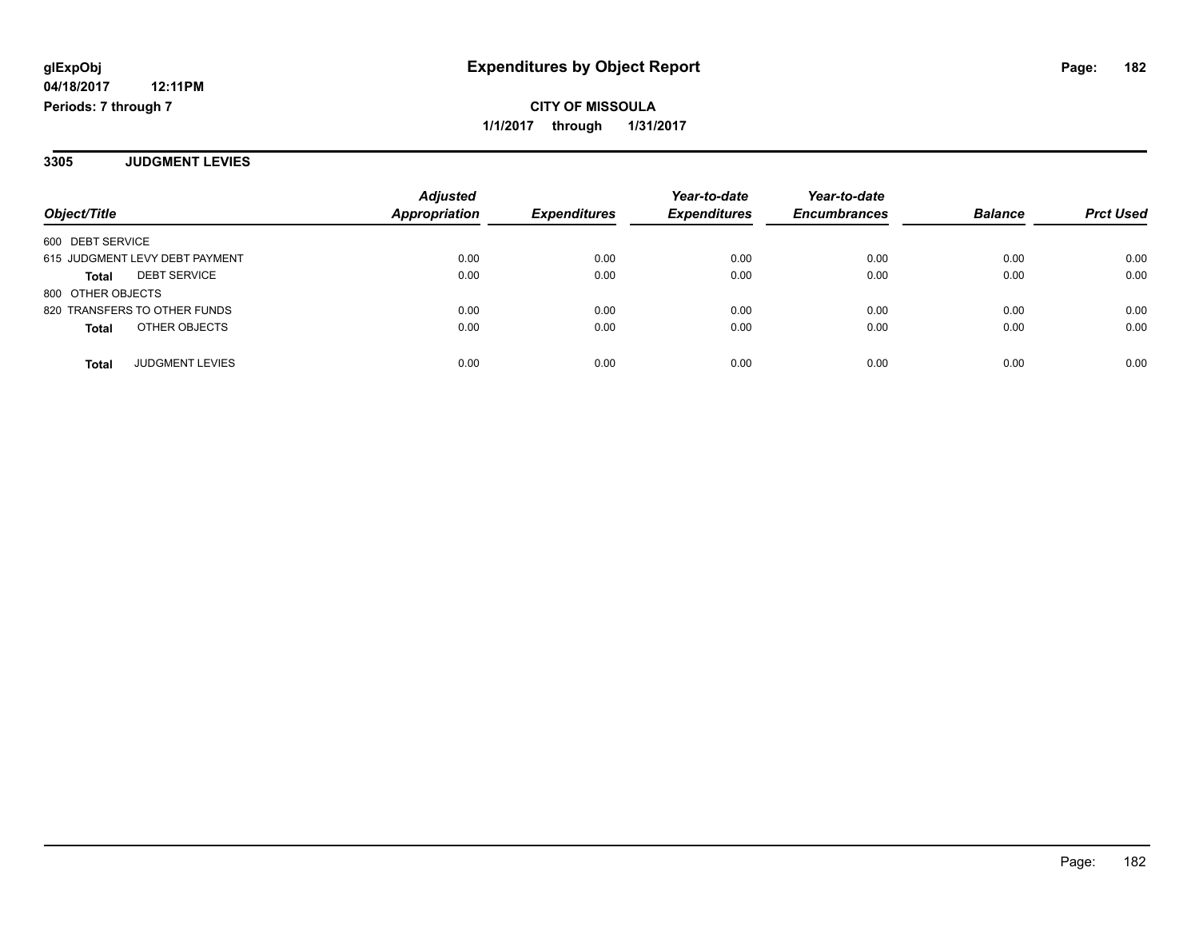# Expenditures by Object Report

glExpObj
04/18/2017 12:11PM
Periods: 7 through 7

**CITY OF MISSOULA**
**1/1/2017 through 1/31/2017**

## 3305 JUDGMENT LEVIES

| Object/Title | Adjusted Appropriation | Expenditures | Year-to-date Expenditures | Year-to-date Encumbrances | Balance | Prct Used |
|---|---|---|---|---|---|---|
| 600 DEBT SERVICE | | | | | | |
| 615 JUDGMENT LEVY DEBT PAYMENT | 0.00 | 0.00 | 0.00 | 0.00 | 0.00 | 0.00 |
| **Total** DEBT SERVICE | 0.00 | 0.00 | 0.00 | 0.00 | 0.00 | 0.00 |
| 800 OTHER OBJECTS | | | | | | |
| 820 TRANSFERS TO OTHER FUNDS | 0.00 | 0.00 | 0.00 | 0.00 | 0.00 | 0.00 |
| **Total** OTHER OBJECTS | 0.00 | 0.00 | 0.00 | 0.00 | 0.00 | 0.00 |
| **Total** JUDGMENT LEVIES | 0.00 | 0.00 | 0.00 | 0.00 | 0.00 | 0.00 |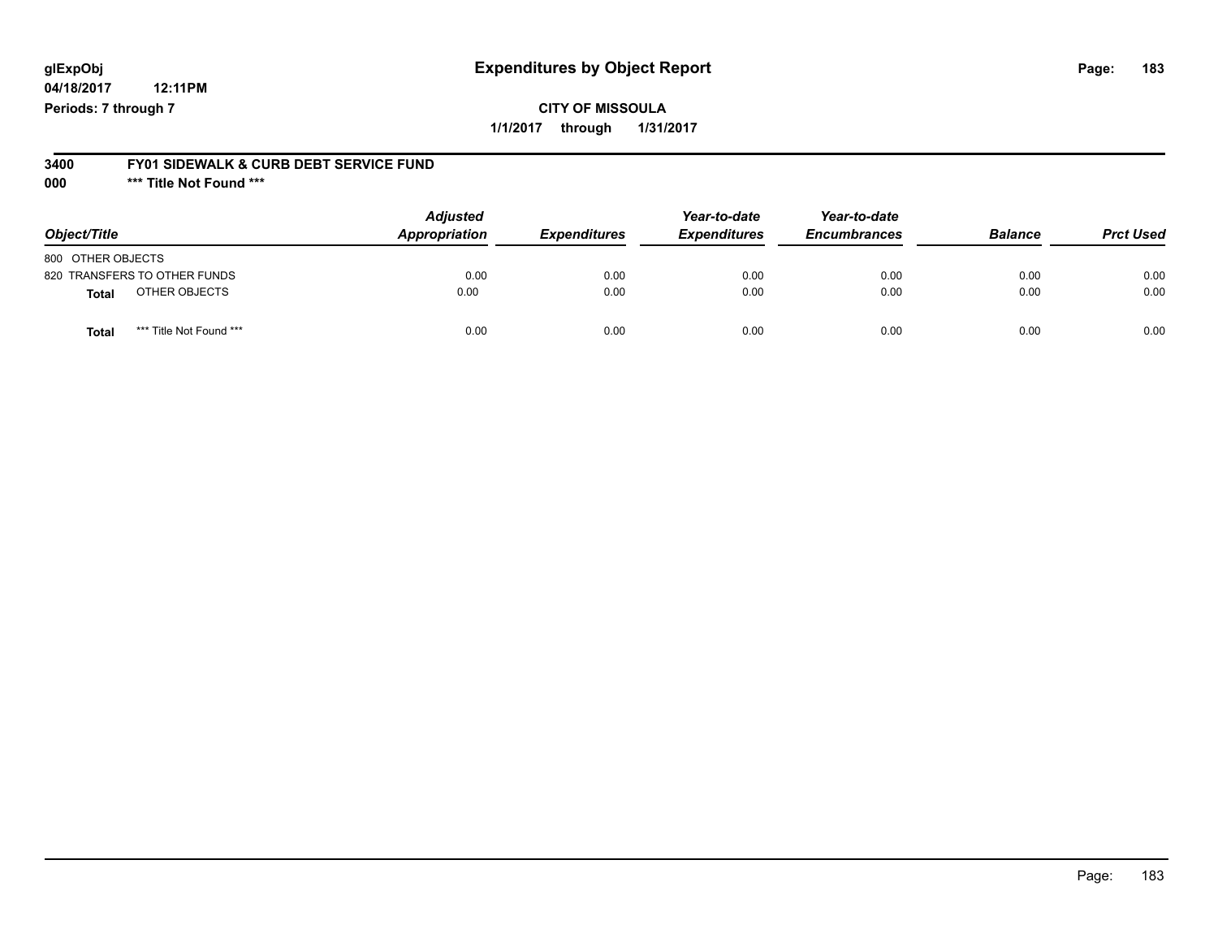# Expenditures by Object Report

glExpObj
04/18/2017 12:11PM
Periods: 7 through 7

**CITY OF MISSOULA**
**1/1/2017 through 1/31/2017**

**3400 FY01 SIDEWALK & CURB DEBT SERVICE FUND**
**000 *** Title Not Found *****

| Object/Title | Adjusted Appropriation | Expenditures | Year-to-date Expenditures | Year-to-date Encumbrances | Balance | Prct Used |
|---|---|---|---|---|---|---|
| 800 OTHER OBJECTS | | | | | | |
| 820 TRANSFERS TO OTHER FUNDS | 0.00 | 0.00 | 0.00 | 0.00 | 0.00 | 0.00 |
| **Total** OTHER OBJECTS | 0.00 | 0.00 | 0.00 | 0.00 | 0.00 | 0.00 |
| **Total** *** Title Not Found *** | 0.00 | 0.00 | 0.00 | 0.00 | 0.00 | 0.00 |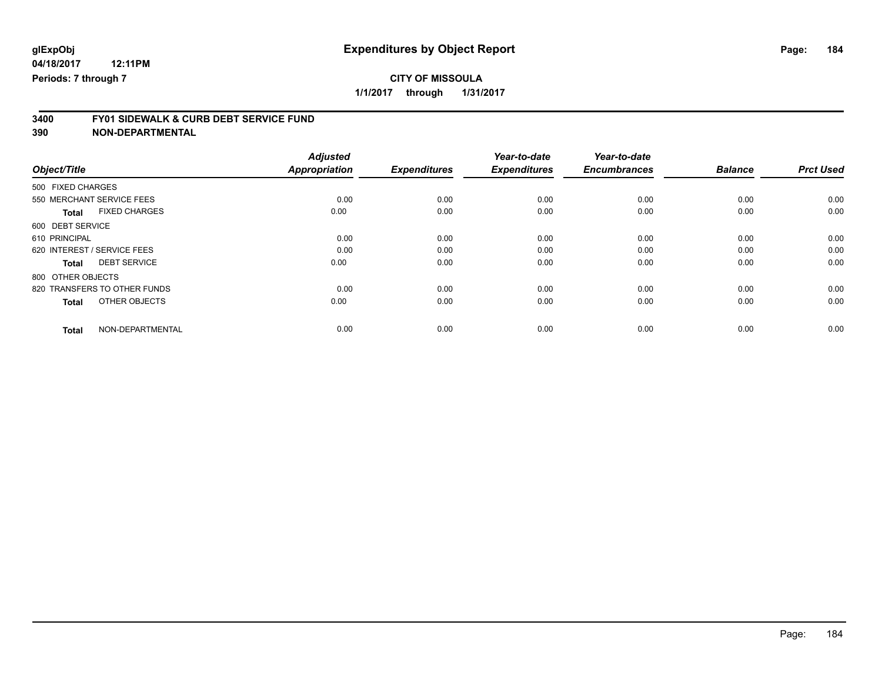**glExpObj**
**04/18/2017 12:11PM**
**Periods: 7 through 7**

# Expenditures by Object Report

**CITY OF MISSOULA**
**1/1/2017 through 1/31/2017**

## 3400 FY01 SIDEWALK & CURB DEBT SERVICE FUND
## 390 NON-DEPARTMENTAL

| Object/Title | Adjusted Appropriation | Expenditures | Year-to-date Expenditures | Year-to-date Encumbrances | Balance | Prct Used |
|---|---|---|---|---|---|---|
| 500 FIXED CHARGES | | | | | | |
| 550 MERCHANT SERVICE FEES | 0.00 | 0.00 | 0.00 | 0.00 | 0.00 | 0.00 |
| **Total** FIXED CHARGES | 0.00 | 0.00 | 0.00 | 0.00 | 0.00 | 0.00 |
| 600 DEBT SERVICE | | | | | | |
| 610 PRINCIPAL | 0.00 | 0.00 | 0.00 | 0.00 | 0.00 | 0.00 |
| 620 INTEREST / SERVICE FEES | 0.00 | 0.00 | 0.00 | 0.00 | 0.00 | 0.00 |
| **Total** DEBT SERVICE | 0.00 | 0.00 | 0.00 | 0.00 | 0.00 | 0.00 |
| 800 OTHER OBJECTS | | | | | | |
| 820 TRANSFERS TO OTHER FUNDS | 0.00 | 0.00 | 0.00 | 0.00 | 0.00 | 0.00 |
| **Total** OTHER OBJECTS | 0.00 | 0.00 | 0.00 | 0.00 | 0.00 | 0.00 |
| **Total** NON-DEPARTMENTAL | 0.00 | 0.00 | 0.00 | 0.00 | 0.00 | 0.00 |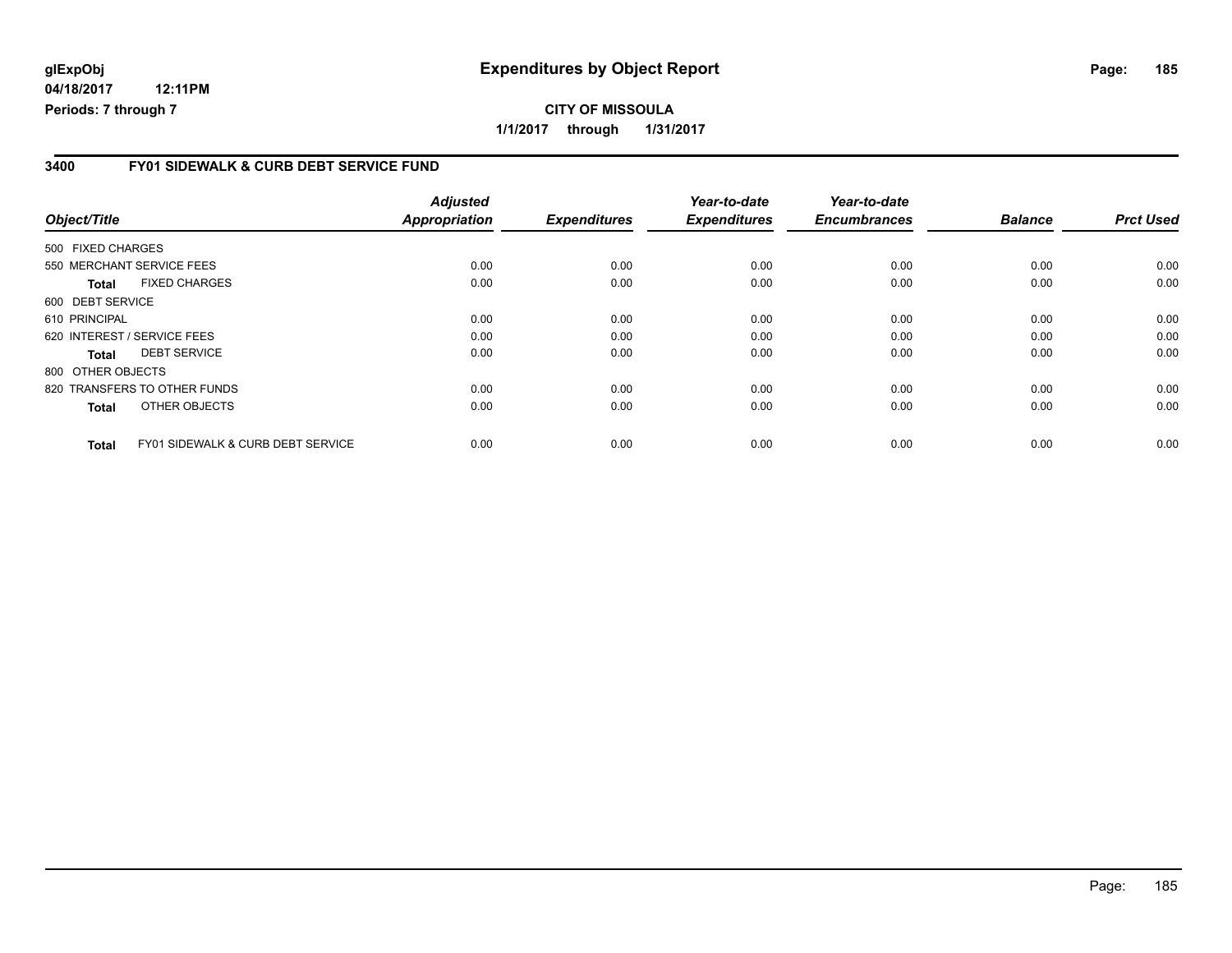# Expenditures by Object Report

glExpObj
04/18/2017 12:11PM
Periods: 7 through 7

**CITY OF MISSOULA**
**1/1/2017 through 1/31/2017**

## 3400 FY01 SIDEWALK & CURB DEBT SERVICE FUND

| Object/Title | Adjusted Appropriation | Expenditures | Year-to-date Expenditures | Year-to-date Encumbrances | Balance | Prct Used |
|---|---|---|---|---|---|---|
| 500 FIXED CHARGES | | | | | | |
| 550 MERCHANT SERVICE FEES | 0.00 | 0.00 | 0.00 | 0.00 | 0.00 | 0.00 |
| **Total** FIXED CHARGES | 0.00 | 0.00 | 0.00 | 0.00 | 0.00 | 0.00 |
| 600 DEBT SERVICE | | | | | | |
| 610 PRINCIPAL | 0.00 | 0.00 | 0.00 | 0.00 | 0.00 | 0.00 |
| 620 INTEREST / SERVICE FEES | 0.00 | 0.00 | 0.00 | 0.00 | 0.00 | 0.00 |
| **Total** DEBT SERVICE | 0.00 | 0.00 | 0.00 | 0.00 | 0.00 | 0.00 |
| 800 OTHER OBJECTS | | | | | | |
| 820 TRANSFERS TO OTHER FUNDS | 0.00 | 0.00 | 0.00 | 0.00 | 0.00 | 0.00 |
| **Total** OTHER OBJECTS | 0.00 | 0.00 | 0.00 | 0.00 | 0.00 | 0.00 |
| **Total** FY01 SIDEWALK & CURB DEBT SERVICE | 0.00 | 0.00 | 0.00 | 0.00 | 0.00 | 0.00 |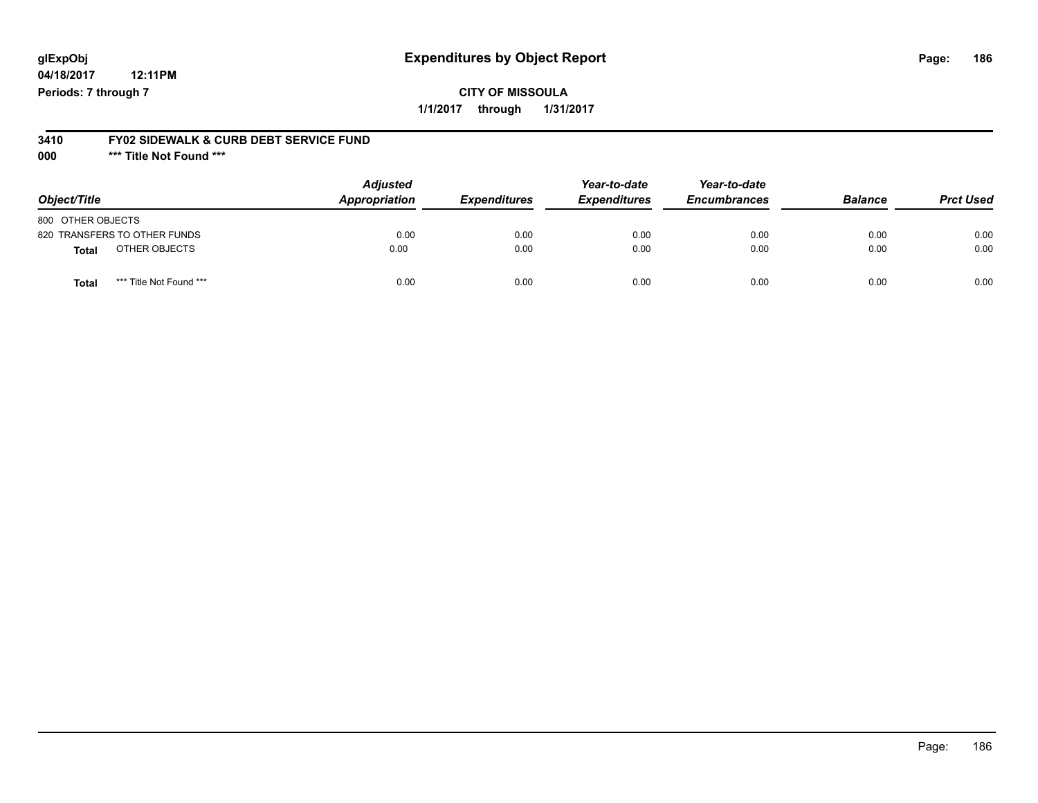glExpObj
04/18/2017 12:11PM
Periods: 7 through 7

# Expenditures by Object Report

**CITY OF MISSOULA**

**1/1/2017 through 1/31/2017**

**3410 FY02 SIDEWALK & CURB DEBT SERVICE FUND**

**000 *** Title Not Found *****

| Object/Title | Adjusted Appropriation | Expenditures | Year-to-date Expenditures | Year-to-date Encumbrances | Balance | Prct Used |
|---|---|---|---|---|---|---|
| 800 OTHER OBJECTS | | | | | | |
| 820 TRANSFERS TO OTHER FUNDS | 0.00 | 0.00 | 0.00 | 0.00 | 0.00 | 0.00 |
| **Total** OTHER OBJECTS | 0.00 | 0.00 | 0.00 | 0.00 | 0.00 | 0.00 |
| **Total** *** Title Not Found *** | 0.00 | 0.00 | 0.00 | 0.00 | 0.00 | 0.00 |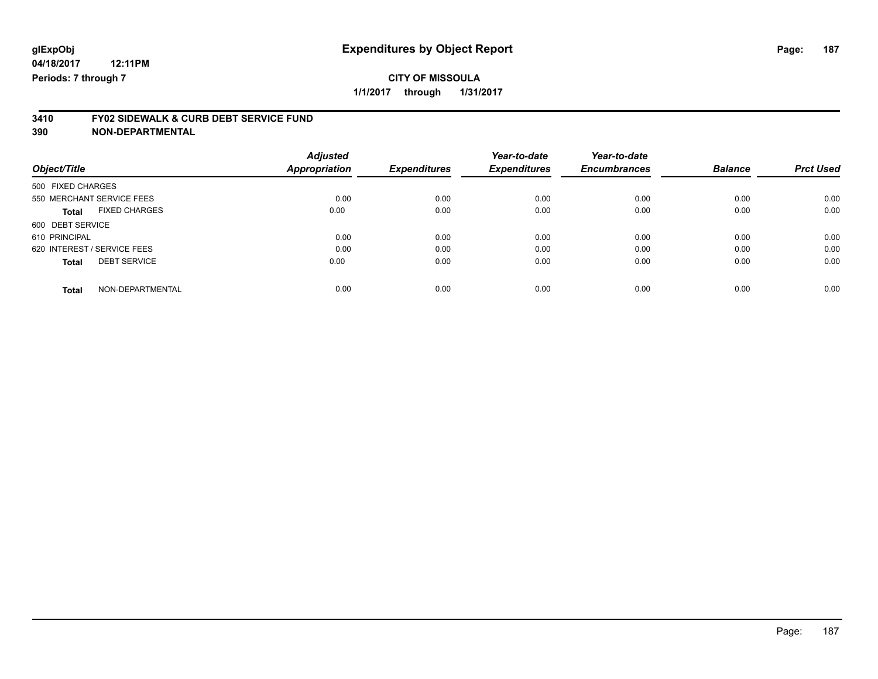glExpObj
04/18/2017 12:11PM
Periods: 7 through 7

# Expenditures by Object Report

**CITY OF MISSOULA**

**1/1/2017 through 1/31/2017**

## 3410 FY02 SIDEWALK & CURB DEBT SERVICE FUND
## 390 NON-DEPARTMENTAL

| Object/Title | Adjusted Appropriation | Expenditures | Year-to-date Expenditures | Year-to-date Encumbrances | Balance | Prct Used |
|---|---|---|---|---|---|---|
| 500 FIXED CHARGES | | | | | | |
| 550 MERCHANT SERVICE FEES | 0.00 | 0.00 | 0.00 | 0.00 | 0.00 | 0.00 |
| **Total** FIXED CHARGES | 0.00 | 0.00 | 0.00 | 0.00 | 0.00 | 0.00 |
| 600 DEBT SERVICE | | | | | | |
| 610 PRINCIPAL | 0.00 | 0.00 | 0.00 | 0.00 | 0.00 | 0.00 |
| 620 INTEREST / SERVICE FEES | 0.00 | 0.00 | 0.00 | 0.00 | 0.00 | 0.00 |
| **Total** DEBT SERVICE | 0.00 | 0.00 | 0.00 | 0.00 | 0.00 | 0.00 |
| **Total** NON-DEPARTMENTAL | 0.00 | 0.00 | 0.00 | 0.00 | 0.00 | 0.00 |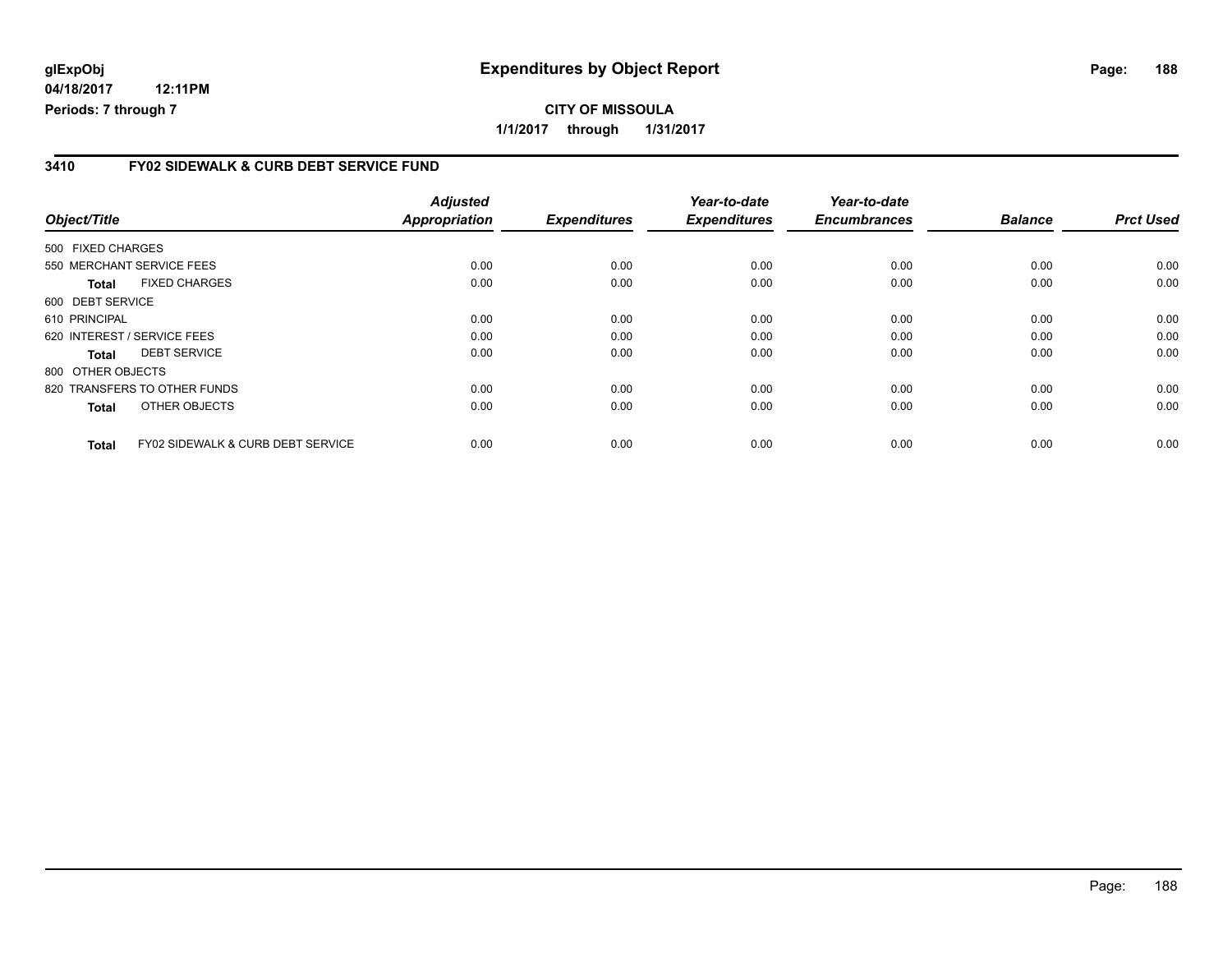# Expenditures by Object Report

glExpObj
04/18/2017 12:11PM
Periods: 7 through 7

**CITY OF MISSOULA**

**1/1/2017 through 1/31/2017**

## 3410 FY02 SIDEWALK & CURB DEBT SERVICE FUND

| Object/Title | Adjusted Appropriation | Expenditures | Year-to-date Expenditures | Year-to-date Encumbrances | Balance | Prct Used |
|---|---|---|---|---|---|---|
| 500 FIXED CHARGES | | | | | | |
| 550 MERCHANT SERVICE FEES | 0.00 | 0.00 | 0.00 | 0.00 | 0.00 | 0.00 |
| **Total** FIXED CHARGES | 0.00 | 0.00 | 0.00 | 0.00 | 0.00 | 0.00 |
| 600 DEBT SERVICE | | | | | | |
| 610 PRINCIPAL | 0.00 | 0.00 | 0.00 | 0.00 | 0.00 | 0.00 |
| 620 INTEREST / SERVICE FEES | 0.00 | 0.00 | 0.00 | 0.00 | 0.00 | 0.00 |
| **Total** DEBT SERVICE | 0.00 | 0.00 | 0.00 | 0.00 | 0.00 | 0.00 |
| 800 OTHER OBJECTS | | | | | | |
| 820 TRANSFERS TO OTHER FUNDS | 0.00 | 0.00 | 0.00 | 0.00 | 0.00 | 0.00 |
| **Total** OTHER OBJECTS | 0.00 | 0.00 | 0.00 | 0.00 | 0.00 | 0.00 |
| **Total** FY02 SIDEWALK & CURB DEBT SERVICE | 0.00 | 0.00 | 0.00 | 0.00 | 0.00 | 0.00 |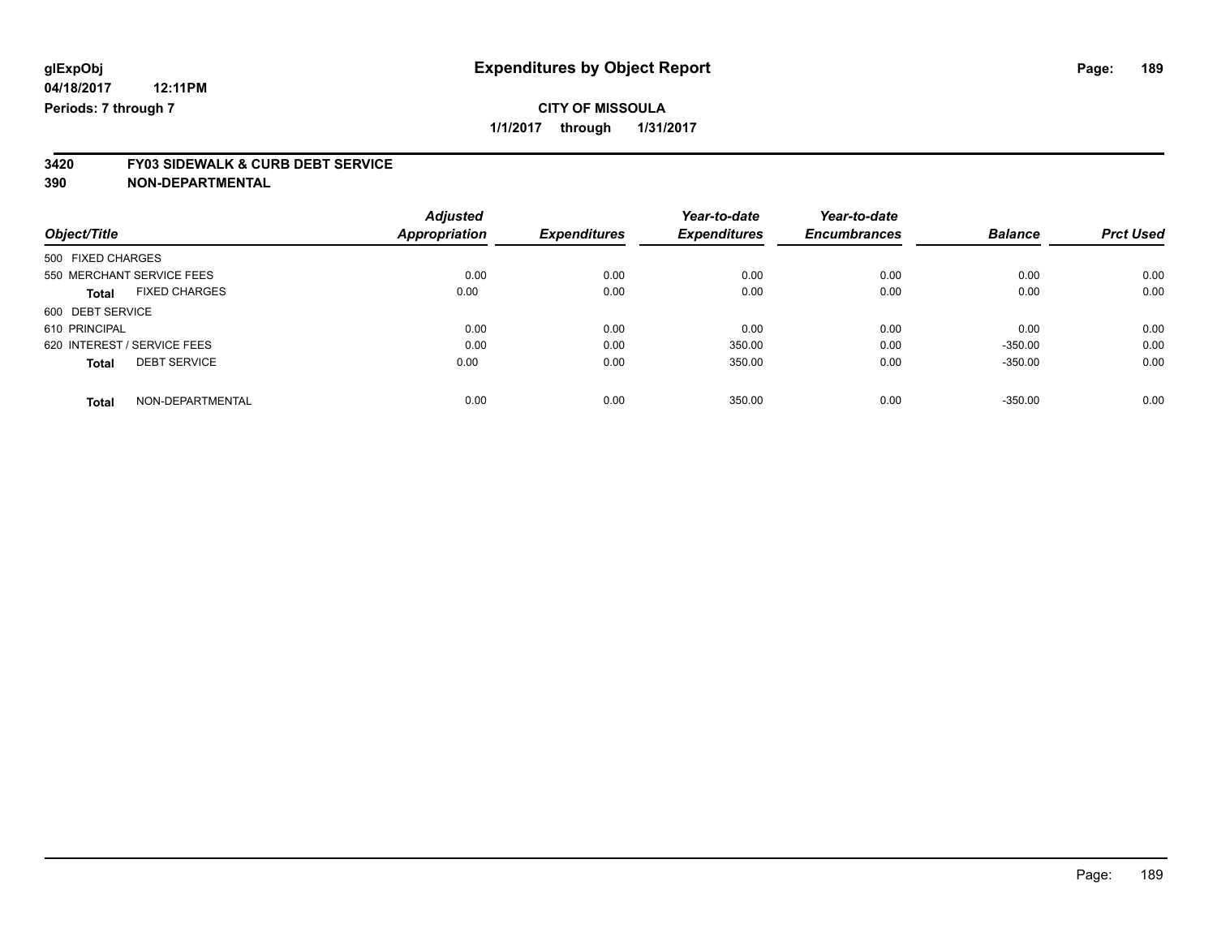**glExpObj** &nbsp;&nbsp;&nbsp;&nbsp; **Expenditures by Object Report**

**04/18/2017 12:11PM**

**Periods: 7 through 7**

**CITY OF MISSOULA**

**1/1/2017 through 1/31/2017**

## 3420 FY03 SIDEWALK & CURB DEBT SERVICE
## 390 NON-DEPARTMENTAL

| Object/Title | Adjusted Appropriation | Expenditures | Year-to-date Expenditures | Year-to-date Encumbrances | Balance | Prct Used |
|---|---|---|---|---|---|---|
| 500 FIXED CHARGES | | | | | | |
| 550 MERCHANT SERVICE FEES | 0.00 | 0.00 | 0.00 | 0.00 | 0.00 | 0.00 |
| **Total** FIXED CHARGES | 0.00 | 0.00 | 0.00 | 0.00 | 0.00 | 0.00 |
| 600 DEBT SERVICE | | | | | | |
| 610 PRINCIPAL | 0.00 | 0.00 | 0.00 | 0.00 | 0.00 | 0.00 |
| 620 INTEREST / SERVICE FEES | 0.00 | 0.00 | 350.00 | 0.00 | -350.00 | 0.00 |
| **Total** DEBT SERVICE | 0.00 | 0.00 | 350.00 | 0.00 | -350.00 | 0.00 |
| **Total** NON-DEPARTMENTAL | 0.00 | 0.00 | 350.00 | 0.00 | -350.00 | 0.00 |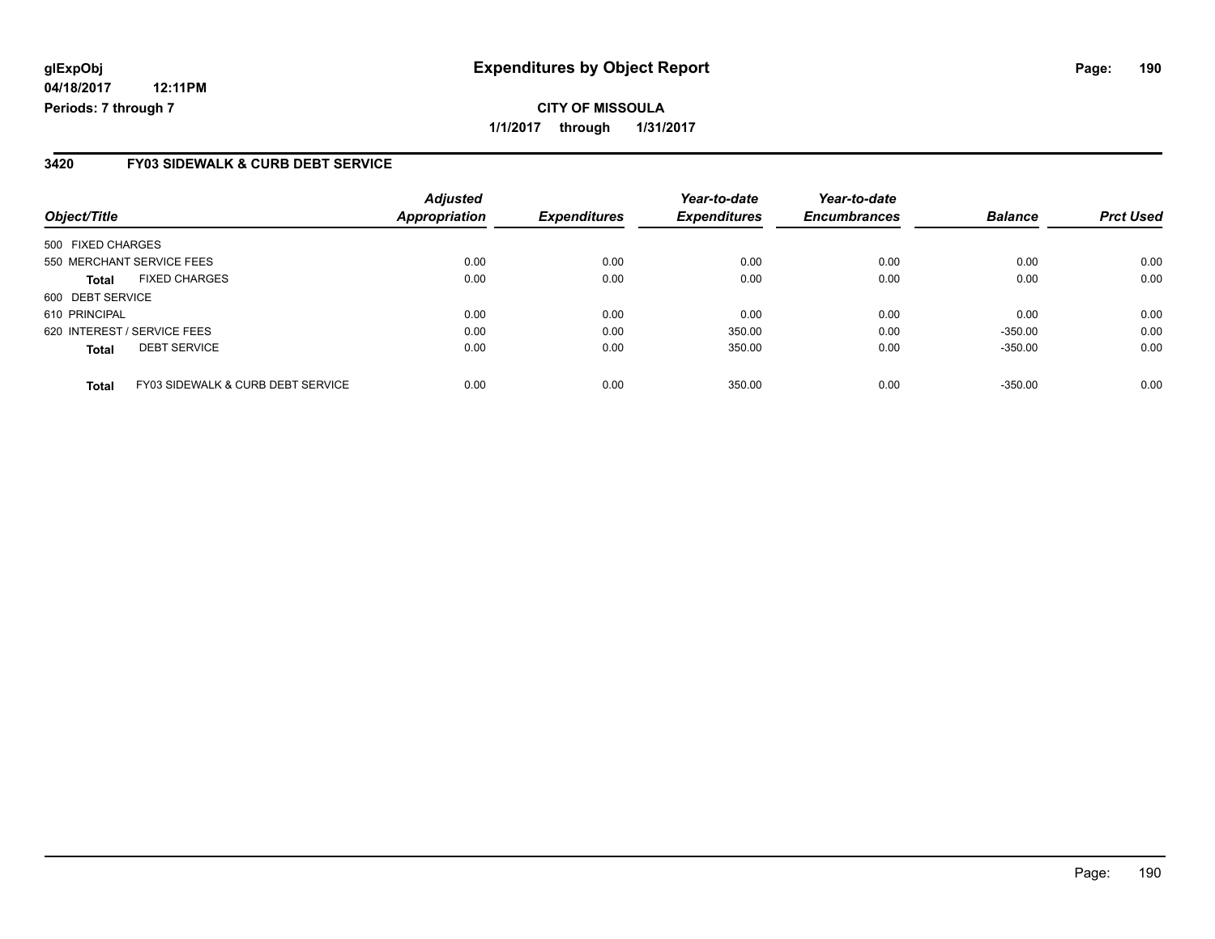# Expenditures by Object Report

glExpObj
04/18/2017 12:11PM
Periods: 7 through 7

**CITY OF MISSOULA**
**1/1/2017 through 1/31/2017**

## 3420 FY03 SIDEWALK & CURB DEBT SERVICE

| Object/Title | | Adjusted Appropriation | Expenditures | Year-to-date Expenditures | Year-to-date Encumbrances | Balance | Prct Used |
|---|---|---|---|---|---|---|---|
| 500 FIXED CHARGES | | | | | | | |
| 550 MERCHANT SERVICE FEES | | 0.00 | 0.00 | 0.00 | 0.00 | 0.00 | 0.00 |
| **Total** | FIXED CHARGES | 0.00 | 0.00 | 0.00 | 0.00 | 0.00 | 0.00 |
| 600 DEBT SERVICE | | | | | | | |
| 610 PRINCIPAL | | 0.00 | 0.00 | 0.00 | 0.00 | 0.00 | 0.00 |
| 620 INTEREST / SERVICE FEES | | 0.00 | 0.00 | 350.00 | 0.00 | -350.00 | 0.00 |
| **Total** | DEBT SERVICE | 0.00 | 0.00 | 350.00 | 0.00 | -350.00 | 0.00 |
| **Total** | FY03 SIDEWALK & CURB DEBT SERVICE | 0.00 | 0.00 | 350.00 | 0.00 | -350.00 | 0.00 |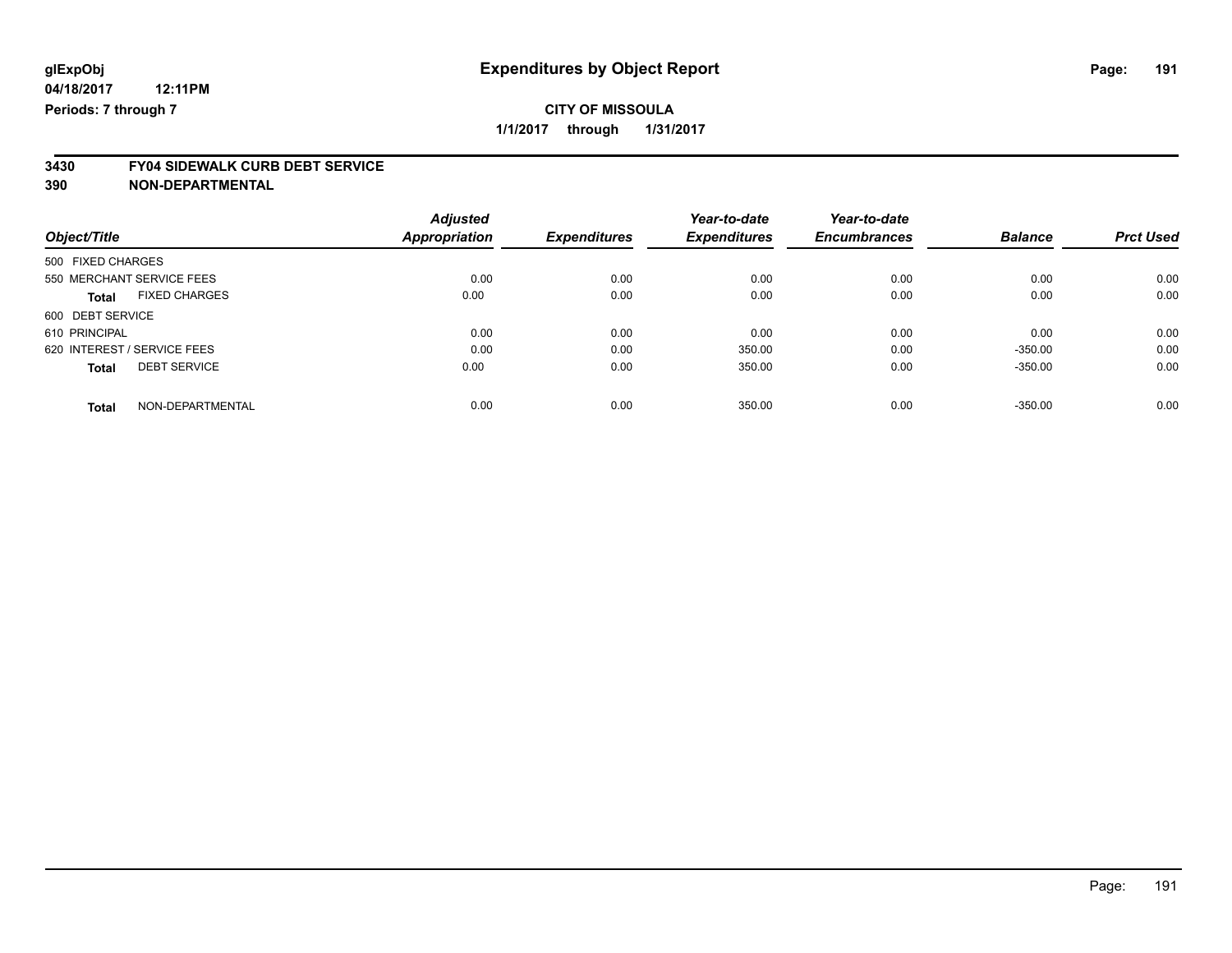**glExpObj** **Expenditures by Object Report**

**04/18/2017 12:11PM**

**Periods: 7 through 7**

**CITY OF MISSOULA**

**1/1/2017 through 1/31/2017**

## 3430 FY04 SIDEWALK CURB DEBT SERVICE
## 390 NON-DEPARTMENTAL

| Object/Title | Adjusted Appropriation | Expenditures | Year-to-date Expenditures | Year-to-date Encumbrances | Balance | Prct Used |
|---|---|---|---|---|---|---|
| 500 FIXED CHARGES | | | | | | |
| 550 MERCHANT SERVICE FEES | 0.00 | 0.00 | 0.00 | 0.00 | 0.00 | 0.00 |
| **Total** FIXED CHARGES | 0.00 | 0.00 | 0.00 | 0.00 | 0.00 | 0.00 |
| 600 DEBT SERVICE | | | | | | |
| 610 PRINCIPAL | 0.00 | 0.00 | 0.00 | 0.00 | 0.00 | 0.00 |
| 620 INTEREST / SERVICE FEES | 0.00 | 0.00 | 350.00 | 0.00 | -350.00 | 0.00 |
| **Total** DEBT SERVICE | 0.00 | 0.00 | 350.00 | 0.00 | -350.00 | 0.00 |
| **Total** NON-DEPARTMENTAL | 0.00 | 0.00 | 350.00 | 0.00 | -350.00 | 0.00 |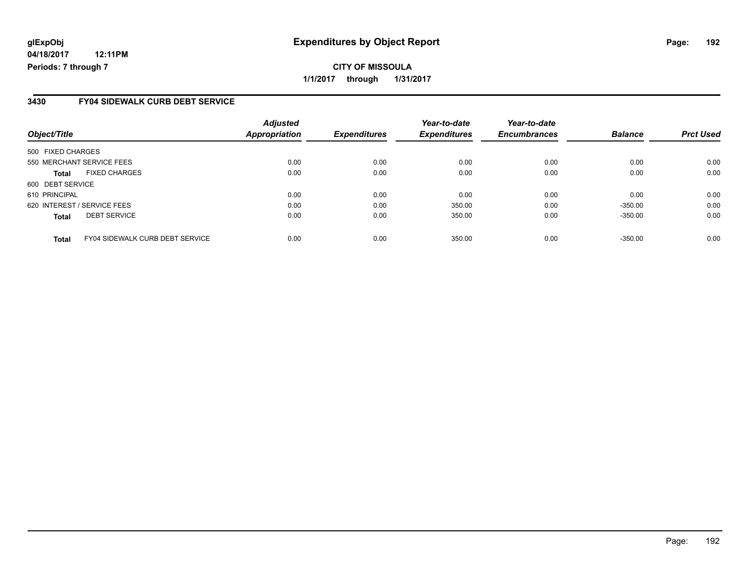glExpObj
04/18/2017 12:11PM
Periods: 7 through 7

# Expenditures by Object Report

**CITY OF MISSOULA**

**1/1/2017 through 1/31/2017**

## 3430 FY04 SIDEWALK CURB DEBT SERVICE

| Object/Title | Adjusted Appropriation | Expenditures | Year-to-date Expenditures | Year-to-date Encumbrances | Balance | Prct Used |
|---|---|---|---|---|---|---|
| 500 FIXED CHARGES | | | | | | |
| 550 MERCHANT SERVICE FEES | 0.00 | 0.00 | 0.00 | 0.00 | 0.00 | 0.00 |
| **Total** FIXED CHARGES | 0.00 | 0.00 | 0.00 | 0.00 | 0.00 | 0.00 |
| 600 DEBT SERVICE | | | | | | |
| 610 PRINCIPAL | 0.00 | 0.00 | 0.00 | 0.00 | 0.00 | 0.00 |
| 620 INTEREST / SERVICE FEES | 0.00 | 0.00 | 350.00 | 0.00 | -350.00 | 0.00 |
| **Total** DEBT SERVICE | 0.00 | 0.00 | 350.00 | 0.00 | -350.00 | 0.00 |
| **Total** FY04 SIDEWALK CURB DEBT SERVICE | 0.00 | 0.00 | 350.00 | 0.00 | -350.00 | 0.00 |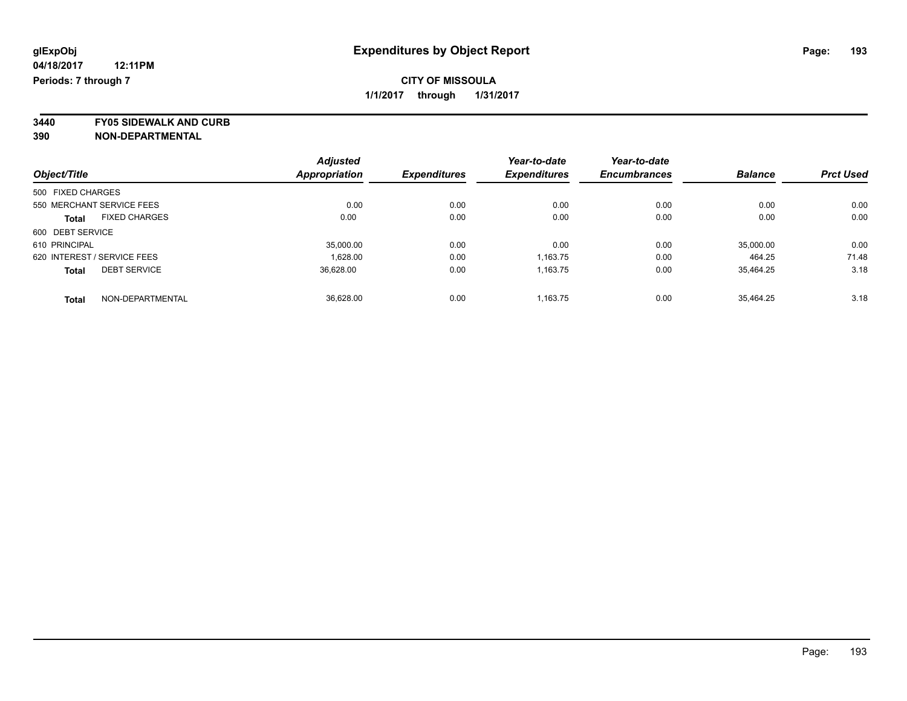**glExpObj**
**04/18/2017 12:11PM**
**Periods: 7 through 7**

# Expenditures by Object Report

**CITY OF MISSOULA**
**1/1/2017 through 1/31/2017**

**3440 FY05 SIDEWALK AND CURB**
**390 NON-DEPARTMENTAL**

| Object/Title | Adjusted Appropriation | Expenditures | Year-to-date Expenditures | Year-to-date Encumbrances | Balance | Prct Used |
|---|---|---|---|---|---|---|
| 500 FIXED CHARGES | | | | | | |
| 550 MERCHANT SERVICE FEES | 0.00 | 0.00 | 0.00 | 0.00 | 0.00 | 0.00 |
| **Total** FIXED CHARGES | 0.00 | 0.00 | 0.00 | 0.00 | 0.00 | 0.00 |
| 600 DEBT SERVICE | | | | | | |
| 610 PRINCIPAL | 35,000.00 | 0.00 | 0.00 | 0.00 | 35,000.00 | 0.00 |
| 620 INTEREST / SERVICE FEES | 1,628.00 | 0.00 | 1,163.75 | 0.00 | 464.25 | 71.48 |
| **Total** DEBT SERVICE | 36,628.00 | 0.00 | 1,163.75 | 0.00 | 35,464.25 | 3.18 |
| **Total** NON-DEPARTMENTAL | 36,628.00 | 0.00 | 1,163.75 | 0.00 | 35,464.25 | 3.18 |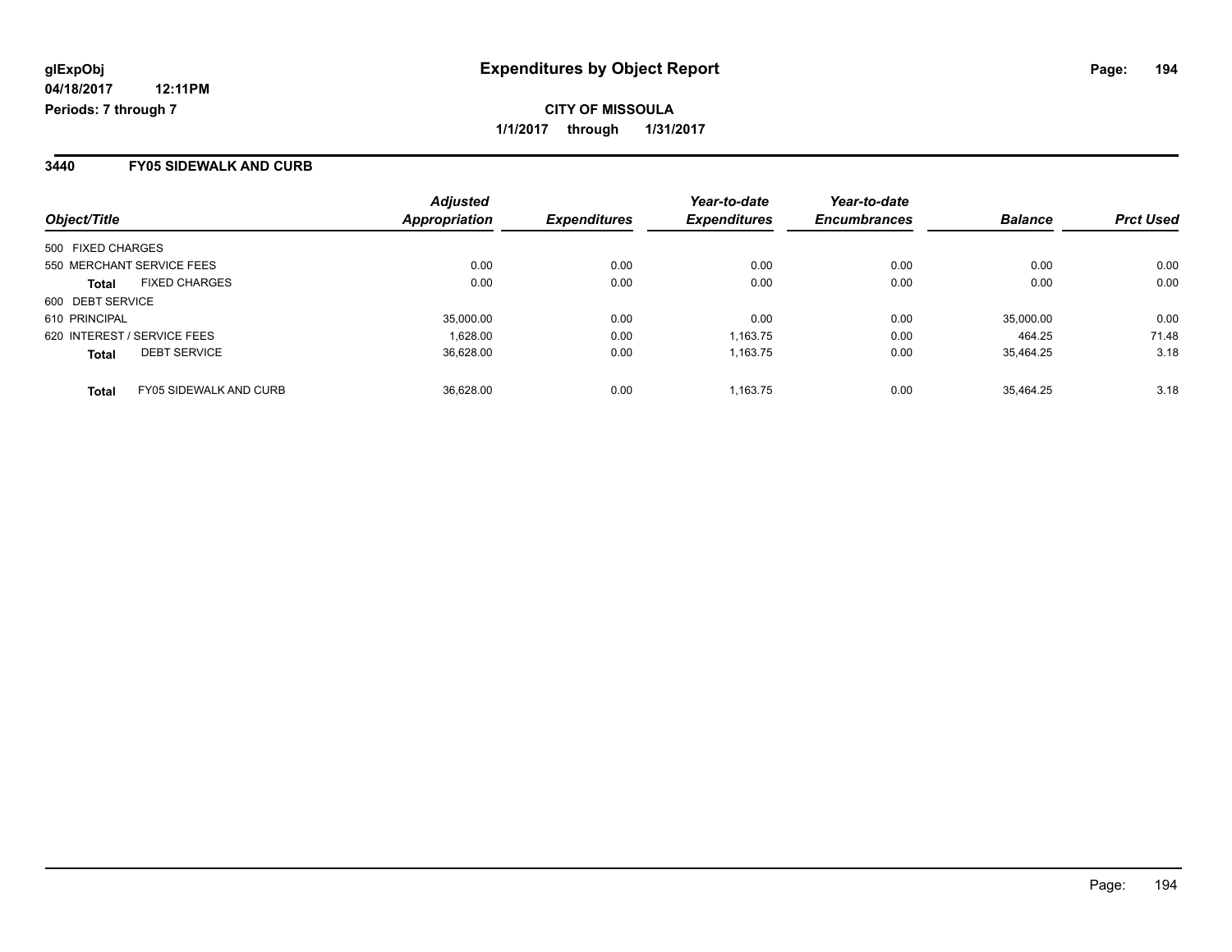# Expenditures by Object Report

glExpObj
04/18/2017 12:11PM
Periods: 7 through 7

**CITY OF MISSOULA**
**1/1/2017 through 1/31/2017**

## 3440 FY05 SIDEWALK AND CURB

| Object/Title | Adjusted Appropriation | Expenditures | Year-to-date Expenditures | Year-to-date Encumbrances | Balance | Prct Used |
|---|---|---|---|---|---|---|
| 500 FIXED CHARGES | | | | | | |
| 550 MERCHANT SERVICE FEES | 0.00 | 0.00 | 0.00 | 0.00 | 0.00 | 0.00 |
| **Total** FIXED CHARGES | 0.00 | 0.00 | 0.00 | 0.00 | 0.00 | 0.00 |
| 600 DEBT SERVICE | | | | | | |
| 610 PRINCIPAL | 35,000.00 | 0.00 | 0.00 | 0.00 | 35,000.00 | 0.00 |
| 620 INTEREST / SERVICE FEES | 1,628.00 | 0.00 | 1,163.75 | 0.00 | 464.25 | 71.48 |
| **Total** DEBT SERVICE | 36,628.00 | 0.00 | 1,163.75 | 0.00 | 35,464.25 | 3.18 |
| **Total** FY05 SIDEWALK AND CURB | 36,628.00 | 0.00 | 1,163.75 | 0.00 | 35,464.25 | 3.18 |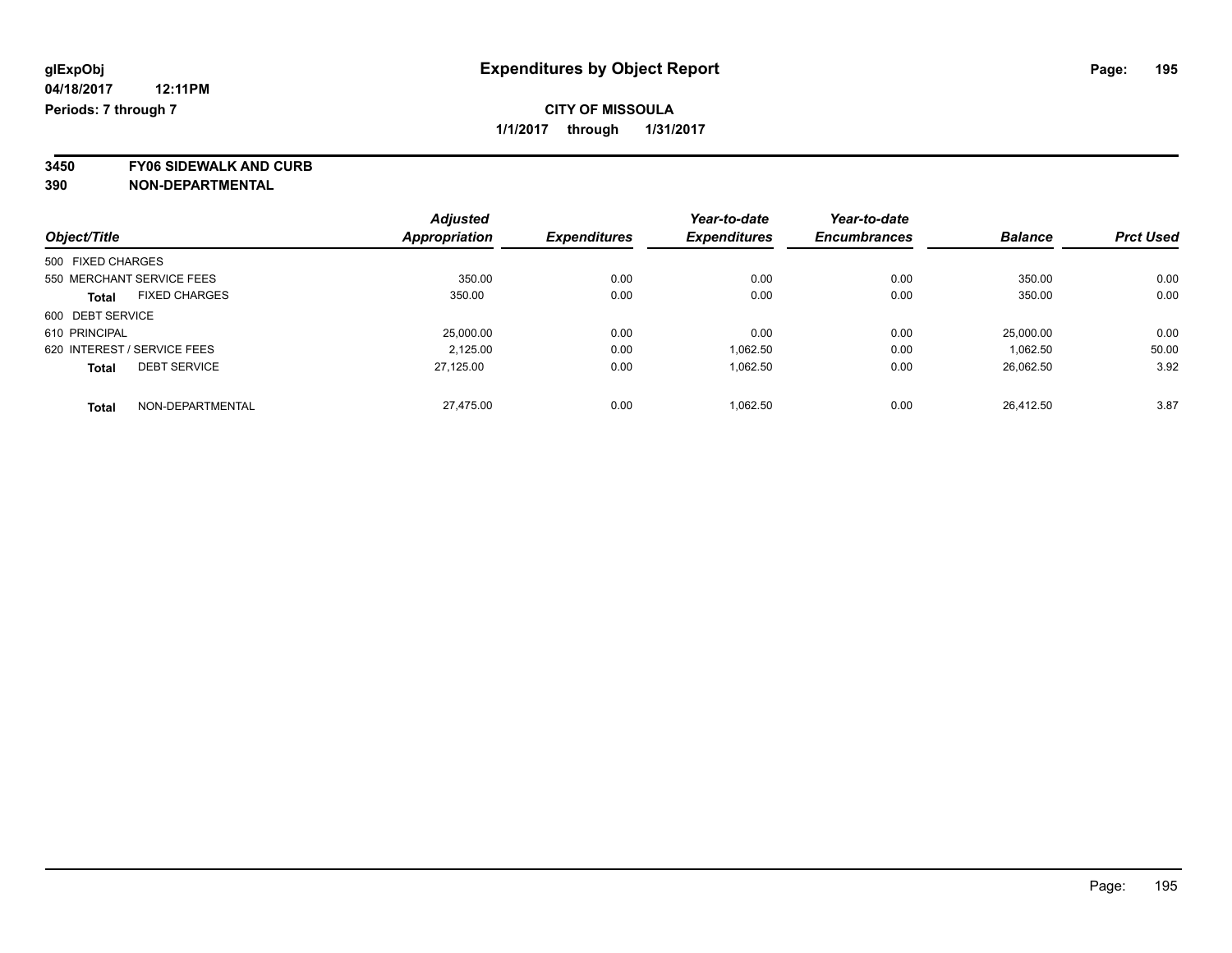glExpObj
04/18/2017 12:11PM
Periods: 7 through 7

# Expenditures by Object Report

**CITY OF MISSOULA**
**1/1/2017 through 1/31/2017**

**3450 FY06 SIDEWALK AND CURB**
**390 NON-DEPARTMENTAL**

| Object/Title | Adjusted Appropriation | Expenditures | Year-to-date Expenditures | Year-to-date Encumbrances | Balance | Prct Used |
|---|---|---|---|---|---|---|
| 500 FIXED CHARGES | | | | | | |
| 550 MERCHANT SERVICE FEES | 350.00 | 0.00 | 0.00 | 0.00 | 350.00 | 0.00 |
| **Total** FIXED CHARGES | 350.00 | 0.00 | 0.00 | 0.00 | 350.00 | 0.00 |
| 600 DEBT SERVICE | | | | | | |
| 610 PRINCIPAL | 25,000.00 | 0.00 | 0.00 | 0.00 | 25,000.00 | 0.00 |
| 620 INTEREST / SERVICE FEES | 2,125.00 | 0.00 | 1,062.50 | 0.00 | 1,062.50 | 50.00 |
| **Total** DEBT SERVICE | 27,125.00 | 0.00 | 1,062.50 | 0.00 | 26,062.50 | 3.92 |
| **Total** NON-DEPARTMENTAL | 27,475.00 | 0.00 | 1,062.50 | 0.00 | 26,412.50 | 3.87 |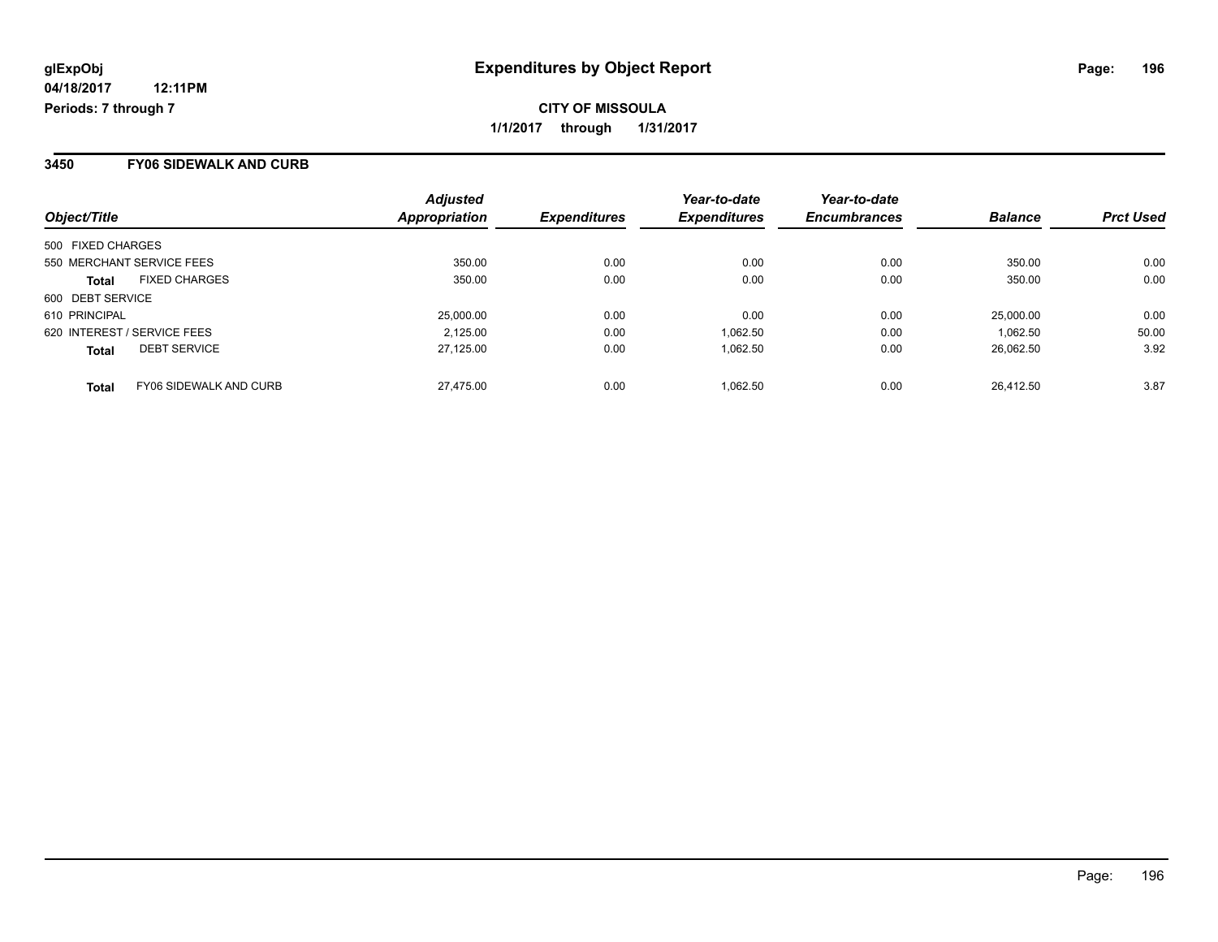# Expenditures by Object Report

glExpObj
04/18/2017 12:11PM
Periods: 7 through 7

**CITY OF MISSOULA**

**1/1/2017 through 1/31/2017**

## 3450 FY06 SIDEWALK AND CURB

| Object/Title | Adjusted Appropriation | Expenditures | Year-to-date Expenditures | Year-to-date Encumbrances | Balance | Prct Used |
|---|---|---|---|---|---|---|
| 500 FIXED CHARGES | | | | | | |
| 550 MERCHANT SERVICE FEES | 350.00 | 0.00 | 0.00 | 0.00 | 350.00 | 0.00 |
| **Total** FIXED CHARGES | 350.00 | 0.00 | 0.00 | 0.00 | 350.00 | 0.00 |
| 600 DEBT SERVICE | | | | | | |
| 610 PRINCIPAL | 25,000.00 | 0.00 | 0.00 | 0.00 | 25,000.00 | 0.00 |
| 620 INTEREST / SERVICE FEES | 2,125.00 | 0.00 | 1,062.50 | 0.00 | 1,062.50 | 50.00 |
| **Total** DEBT SERVICE | 27,125.00 | 0.00 | 1,062.50 | 0.00 | 26,062.50 | 3.92 |
| **Total** FY06 SIDEWALK AND CURB | 27,475.00 | 0.00 | 1,062.50 | 0.00 | 26,412.50 | 3.87 |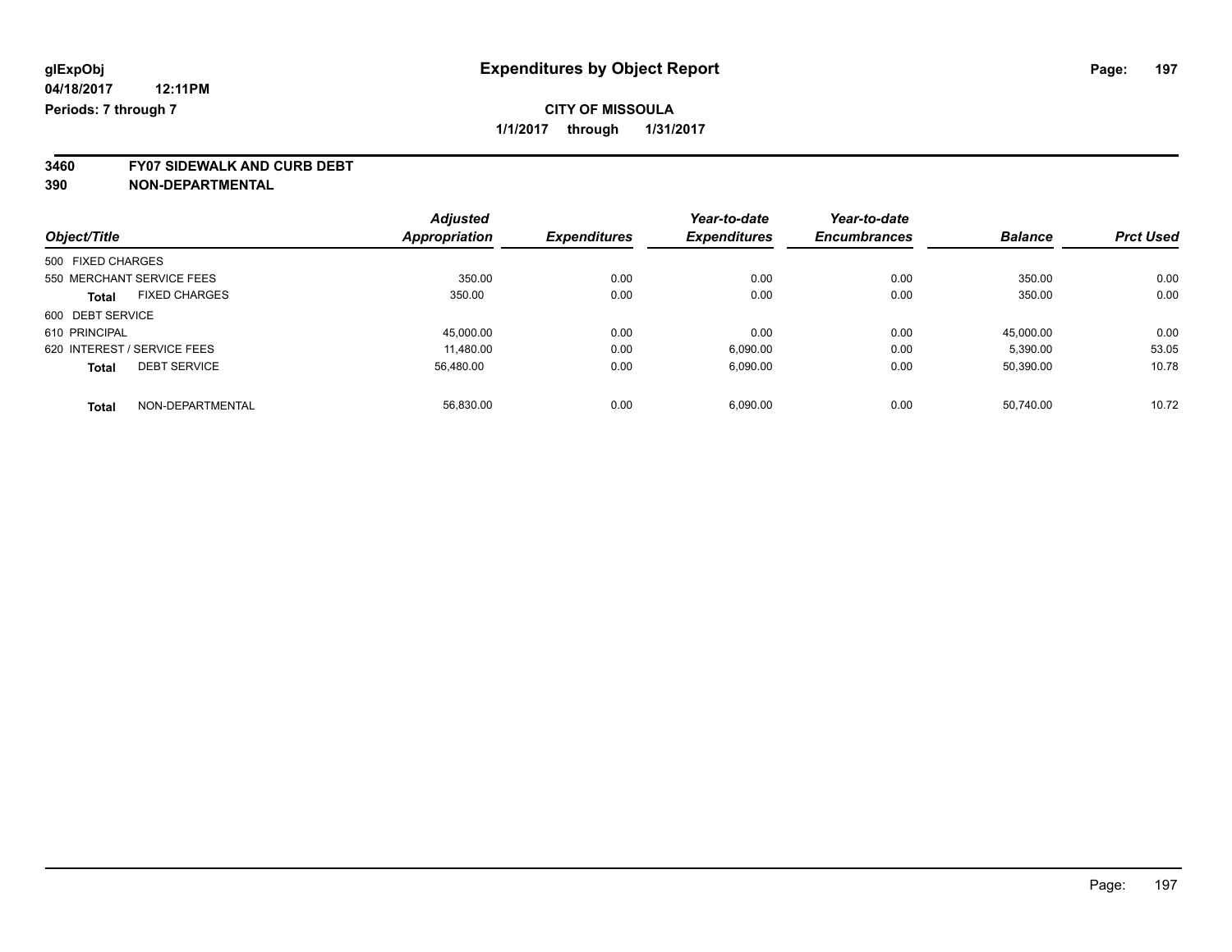# Expenditures by Object Report

glExpObj
04/18/2017 12:11PM
Periods: 7 through 7

**CITY OF MISSOULA**
**1/1/2017 through 1/31/2017**

**3460 FY07 SIDEWALK AND CURB DEBT**
**390 NON-DEPARTMENTAL**

| Object/Title | | Adjusted Appropriation | Expenditures | Year-to-date Expenditures | Year-to-date Encumbrances | Balance | Prct Used |
|---|---|---|---|---|---|---|---|
| 500 FIXED CHARGES | | | | | | | |
| 550 MERCHANT SERVICE FEES | | 350.00 | 0.00 | 0.00 | 0.00 | 350.00 | 0.00 |
| **Total** | FIXED CHARGES | 350.00 | 0.00 | 0.00 | 0.00 | 350.00 | 0.00 |
| 600 DEBT SERVICE | | | | | | | |
| 610 PRINCIPAL | | 45,000.00 | 0.00 | 0.00 | 0.00 | 45,000.00 | 0.00 |
| 620 INTEREST / SERVICE FEES | | 11,480.00 | 0.00 | 6,090.00 | 0.00 | 5,390.00 | 53.05 |
| **Total** | DEBT SERVICE | 56,480.00 | 0.00 | 6,090.00 | 0.00 | 50,390.00 | 10.78 |
| **Total** | NON-DEPARTMENTAL | 56,830.00 | 0.00 | 6,090.00 | 0.00 | 50,740.00 | 10.72 |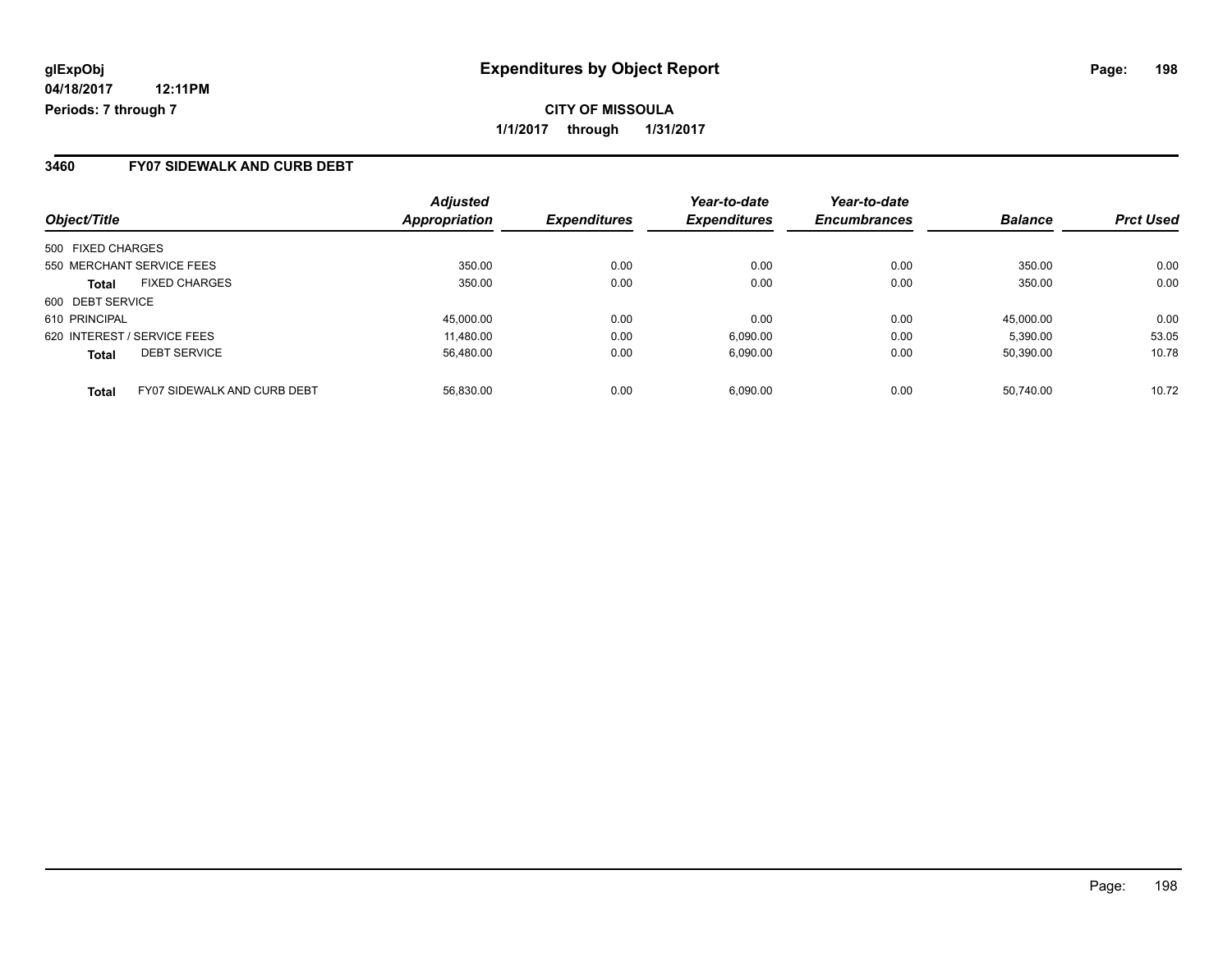**glExpObj**
**04/18/2017 12:11PM**
**Periods: 7 through 7**

# Expenditures by Object Report

**CITY OF MISSOULA**
**1/1/2017 through 1/31/2017**

## 3460 FY07 SIDEWALK AND CURB DEBT

| Object/Title | Adjusted Appropriation | Expenditures | Year-to-date Expenditures | Year-to-date Encumbrances | Balance | Prct Used |
|---|---|---|---|---|---|---|
| 500 FIXED CHARGES | | | | | | |
| 550 MERCHANT SERVICE FEES | 350.00 | 0.00 | 0.00 | 0.00 | 350.00 | 0.00 |
| **Total** FIXED CHARGES | 350.00 | 0.00 | 0.00 | 0.00 | 350.00 | 0.00 |
| 600 DEBT SERVICE | | | | | | |
| 610 PRINCIPAL | 45,000.00 | 0.00 | 0.00 | 0.00 | 45,000.00 | 0.00 |
| 620 INTEREST / SERVICE FEES | 11,480.00 | 0.00 | 6,090.00 | 0.00 | 5,390.00 | 53.05 |
| **Total** DEBT SERVICE | 56,480.00 | 0.00 | 6,090.00 | 0.00 | 50,390.00 | 10.78 |
| **Total** FY07 SIDEWALK AND CURB DEBT | 56,830.00 | 0.00 | 6,090.00 | 0.00 | 50,740.00 | 10.72 |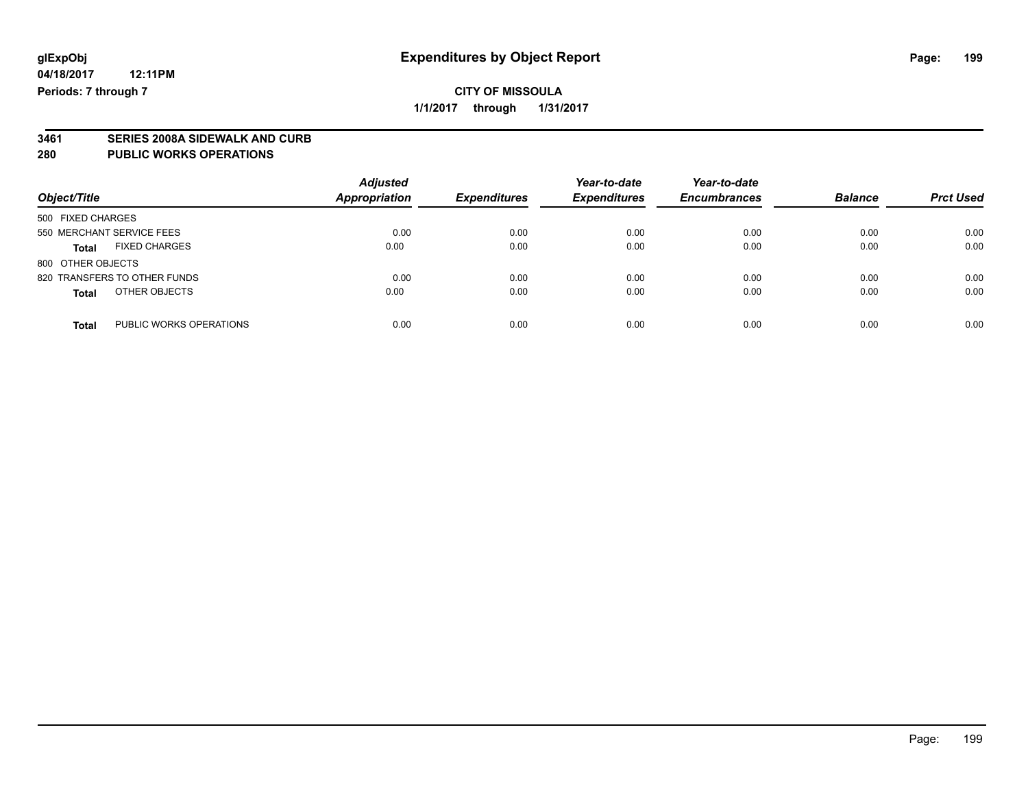glExpObj
04/18/2017 12:11PM
Periods: 7 through 7

# Expenditures by Object Report

**CITY OF MISSOULA**
**1/1/2017 through 1/31/2017**

**3461 SERIES 2008A SIDEWALK AND CURB**
**280 PUBLIC WORKS OPERATIONS**

| Object/Title | Adjusted Appropriation | Expenditures | Year-to-date Expenditures | Year-to-date Encumbrances | Balance | Prct Used |
|---|---|---|---|---|---|---|
| 500 FIXED CHARGES | | | | | | |
| 550 MERCHANT SERVICE FEES | 0.00 | 0.00 | 0.00 | 0.00 | 0.00 | 0.00 |
| **Total** FIXED CHARGES | 0.00 | 0.00 | 0.00 | 0.00 | 0.00 | 0.00 |
| 800 OTHER OBJECTS | | | | | | |
| 820 TRANSFERS TO OTHER FUNDS | 0.00 | 0.00 | 0.00 | 0.00 | 0.00 | 0.00 |
| **Total** OTHER OBJECTS | 0.00 | 0.00 | 0.00 | 0.00 | 0.00 | 0.00 |
| **Total** PUBLIC WORKS OPERATIONS | 0.00 | 0.00 | 0.00 | 0.00 | 0.00 | 0.00 |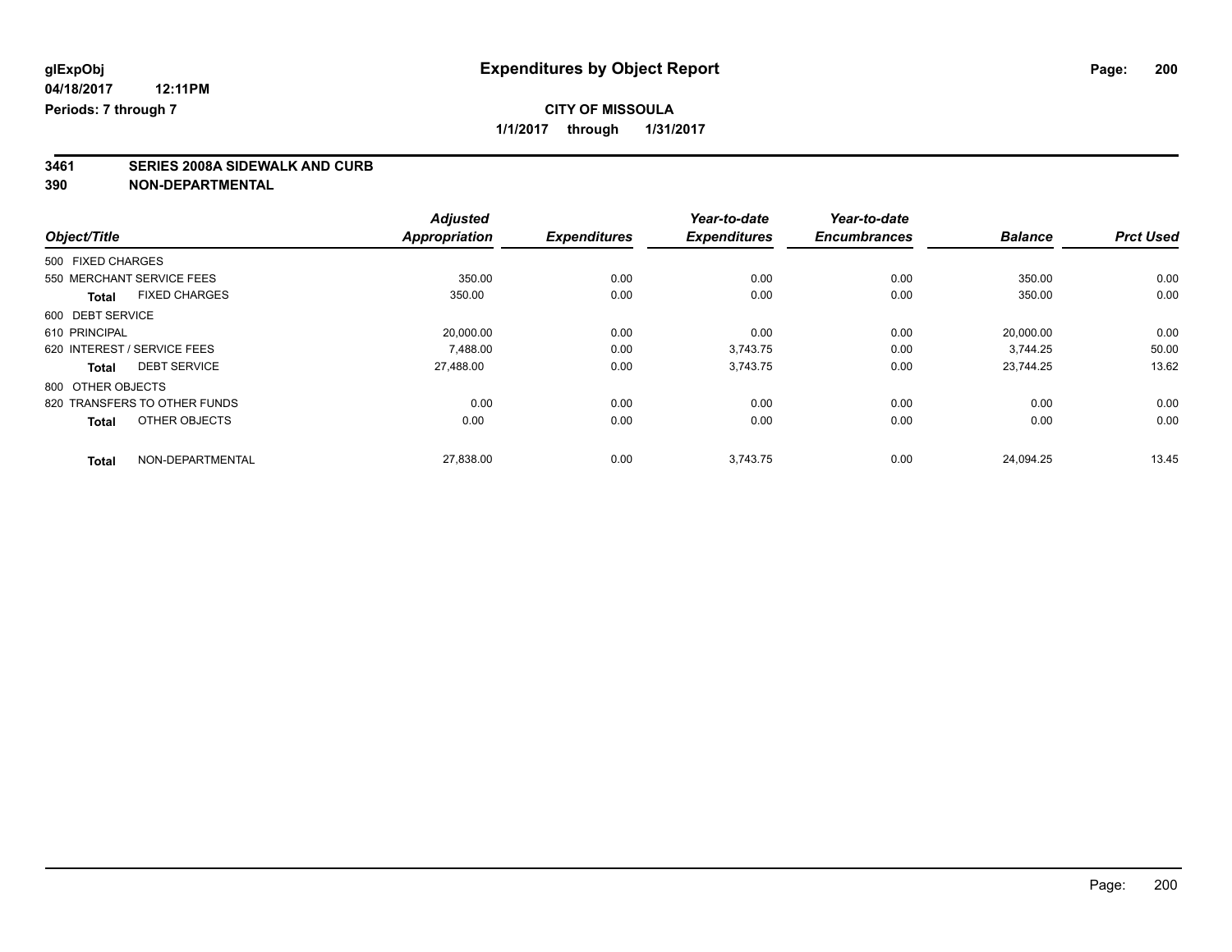glExpObj
04/18/2017 12:11PM
Periods: 7 through 7

# Expenditures by Object Report

**CITY OF MISSOULA**

**1/1/2017 through 1/31/2017**

**3461 SERIES 2008A SIDEWALK AND CURB**
**390 NON-DEPARTMENTAL**

| Object/Title | Adjusted Appropriation | Expenditures | Year-to-date Expenditures | Year-to-date Encumbrances | Balance | Prct Used |
|---|---|---|---|---|---|---|
| 500 FIXED CHARGES | | | | | | |
| 550 MERCHANT SERVICE FEES | 350.00 | 0.00 | 0.00 | 0.00 | 350.00 | 0.00 |
| **Total** FIXED CHARGES | 350.00 | 0.00 | 0.00 | 0.00 | 350.00 | 0.00 |
| 600 DEBT SERVICE | | | | | | |
| 610 PRINCIPAL | 20,000.00 | 0.00 | 0.00 | 0.00 | 20,000.00 | 0.00 |
| 620 INTEREST / SERVICE FEES | 7,488.00 | 0.00 | 3,743.75 | 0.00 | 3,744.25 | 50.00 |
| **Total** DEBT SERVICE | 27,488.00 | 0.00 | 3,743.75 | 0.00 | 23,744.25 | 13.62 |
| 800 OTHER OBJECTS | | | | | | |
| 820 TRANSFERS TO OTHER FUNDS | 0.00 | 0.00 | 0.00 | 0.00 | 0.00 | 0.00 |
| **Total** OTHER OBJECTS | 0.00 | 0.00 | 0.00 | 0.00 | 0.00 | 0.00 |
| **Total** NON-DEPARTMENTAL | 27,838.00 | 0.00 | 3,743.75 | 0.00 | 24,094.25 | 13.45 |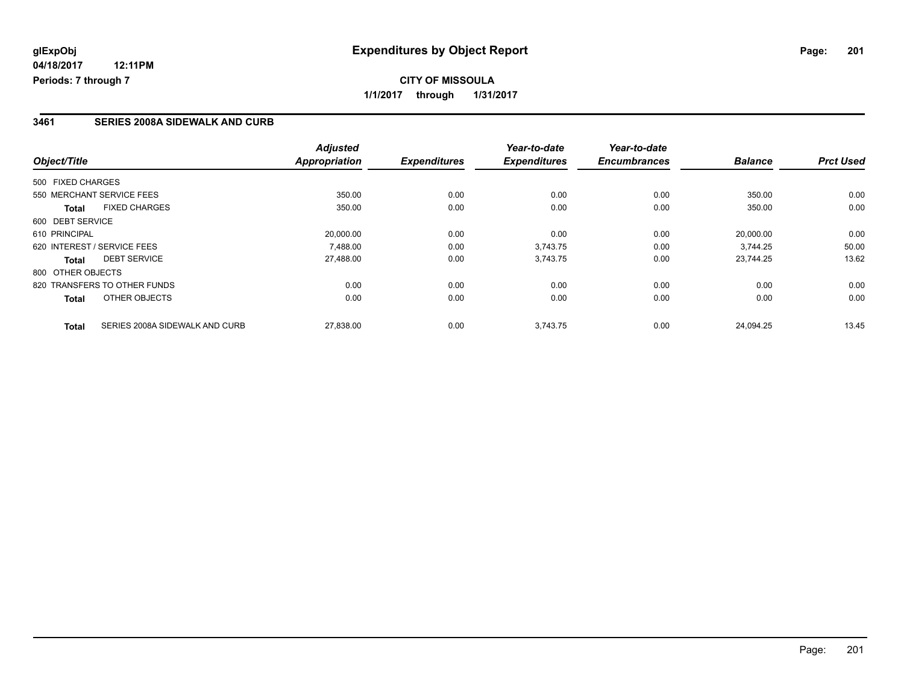glExpObj
04/18/2017 12:11PM
Periods: 7 through 7

# Expenditures by Object Report

**CITY OF MISSOULA**
**1/1/2017 through 1/31/2017**

## 3461 SERIES 2008A SIDEWALK AND CURB

| Object/Title | | Adjusted Appropriation | Expenditures | Year-to-date Expenditures | Year-to-date Encumbrances | Balance | Prct Used |
|---|---|---|---|---|---|---|---|
| 500 FIXED CHARGES | | | | | | | |
| 550 MERCHANT SERVICE FEES | | 350.00 | 0.00 | 0.00 | 0.00 | 350.00 | 0.00 |
| Total | FIXED CHARGES | 350.00 | 0.00 | 0.00 | 0.00 | 350.00 | 0.00 |
| 600 DEBT SERVICE | | | | | | | |
| 610 PRINCIPAL | | 20,000.00 | 0.00 | 0.00 | 0.00 | 20,000.00 | 0.00 |
| 620 INTEREST / SERVICE FEES | | 7,488.00 | 0.00 | 3,743.75 | 0.00 | 3,744.25 | 50.00 |
| Total | DEBT SERVICE | 27,488.00 | 0.00 | 3,743.75 | 0.00 | 23,744.25 | 13.62 |
| 800 OTHER OBJECTS | | | | | | | |
| 820 TRANSFERS TO OTHER FUNDS | | 0.00 | 0.00 | 0.00 | 0.00 | 0.00 | 0.00 |
| Total | OTHER OBJECTS | 0.00 | 0.00 | 0.00 | 0.00 | 0.00 | 0.00 |
| Total | SERIES 2008A SIDEWALK AND CURB | 27,838.00 | 0.00 | 3,743.75 | 0.00 | 24,094.25 | 13.45 |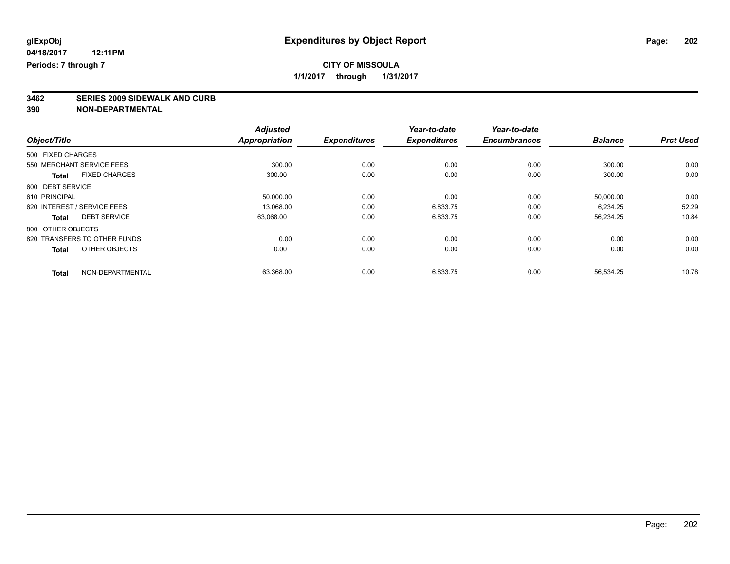**glExpObj**
**04/18/2017 12:11PM**
**Periods: 7 through 7**

# Expenditures by Object Report

**CITY OF MISSOULA**
**1/1/2017 through 1/31/2017**

## 3462 SERIES 2009 SIDEWALK AND CURB
## 390 NON-DEPARTMENTAL

| Object/Title | Adjusted Appropriation | Expenditures | Year-to-date Expenditures | Year-to-date Encumbrances | Balance | Prct Used |
|---|---|---|---|---|---|---|
| 500 FIXED CHARGES | | | | | | |
| 550 MERCHANT SERVICE FEES | 300.00 | 0.00 | 0.00 | 0.00 | 300.00 | 0.00 |
| **Total** FIXED CHARGES | 300.00 | 0.00 | 0.00 | 0.00 | 300.00 | 0.00 |
| 600 DEBT SERVICE | | | | | | |
| 610 PRINCIPAL | 50,000.00 | 0.00 | 0.00 | 0.00 | 50,000.00 | 0.00 |
| 620 INTEREST / SERVICE FEES | 13,068.00 | 0.00 | 6,833.75 | 0.00 | 6,234.25 | 52.29 |
| **Total** DEBT SERVICE | 63,068.00 | 0.00 | 6,833.75 | 0.00 | 56,234.25 | 10.84 |
| 800 OTHER OBJECTS | | | | | | |
| 820 TRANSFERS TO OTHER FUNDS | 0.00 | 0.00 | 0.00 | 0.00 | 0.00 | 0.00 |
| **Total** OTHER OBJECTS | 0.00 | 0.00 | 0.00 | 0.00 | 0.00 | 0.00 |
| **Total** NON-DEPARTMENTAL | 63,368.00 | 0.00 | 6,833.75 | 0.00 | 56,534.25 | 10.78 |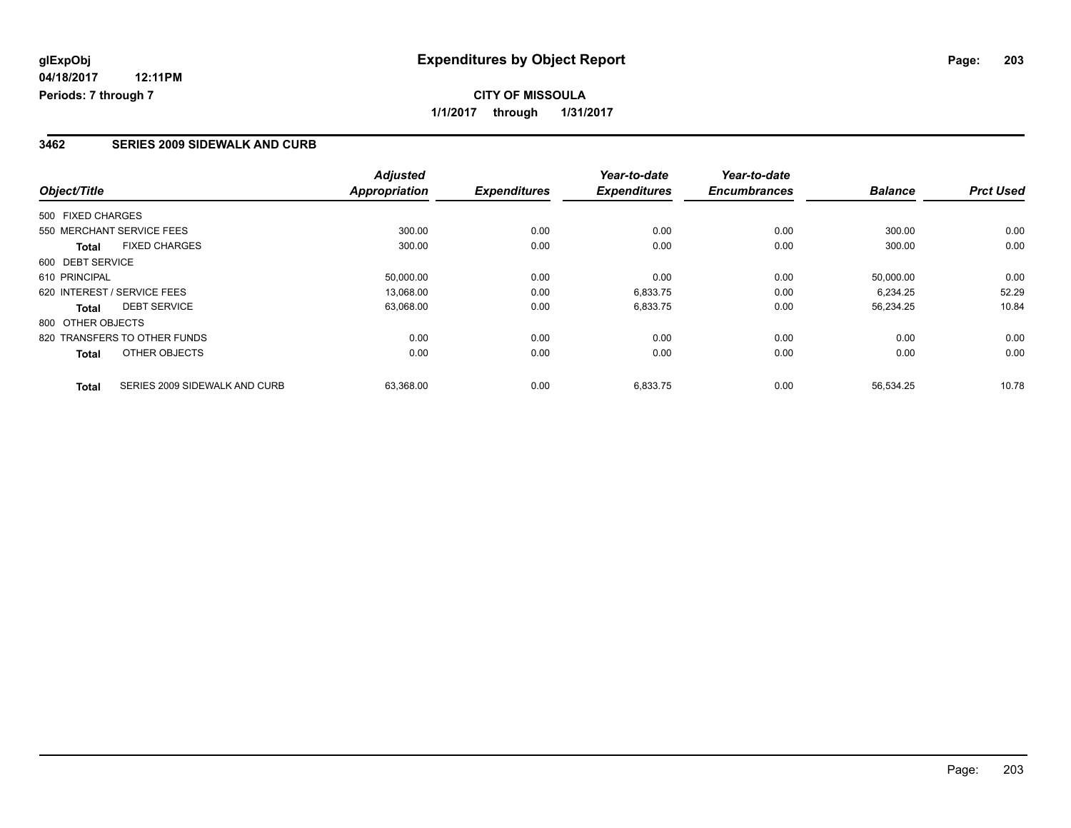**glExpObj**
**04/18/2017 12:11PM**
**Periods: 7 through 7**

# Expenditures by Object Report

**CITY OF MISSOULA**
**1/1/2017 through 1/31/2017**

## 3462 SERIES 2009 SIDEWALK AND CURB

| Object/Title | Adjusted Appropriation | Expenditures | Year-to-date Expenditures | Year-to-date Encumbrances | Balance | Prct Used |
|---|---|---|---|---|---|---|
| 500 FIXED CHARGES | | | | | | |
| 550 MERCHANT SERVICE FEES | 300.00 | 0.00 | 0.00 | 0.00 | 300.00 | 0.00 |
| **Total** FIXED CHARGES | 300.00 | 0.00 | 0.00 | 0.00 | 300.00 | 0.00 |
| 600 DEBT SERVICE | | | | | | |
| 610 PRINCIPAL | 50,000.00 | 0.00 | 0.00 | 0.00 | 50,000.00 | 0.00 |
| 620 INTEREST / SERVICE FEES | 13,068.00 | 0.00 | 6,833.75 | 0.00 | 6,234.25 | 52.29 |
| **Total** DEBT SERVICE | 63,068.00 | 0.00 | 6,833.75 | 0.00 | 56,234.25 | 10.84 |
| 800 OTHER OBJECTS | | | | | | |
| 820 TRANSFERS TO OTHER FUNDS | 0.00 | 0.00 | 0.00 | 0.00 | 0.00 | 0.00 |
| **Total** OTHER OBJECTS | 0.00 | 0.00 | 0.00 | 0.00 | 0.00 | 0.00 |
| **Total** SERIES 2009 SIDEWALK AND CURB | 63,368.00 | 0.00 | 6,833.75 | 0.00 | 56,534.25 | 10.78 |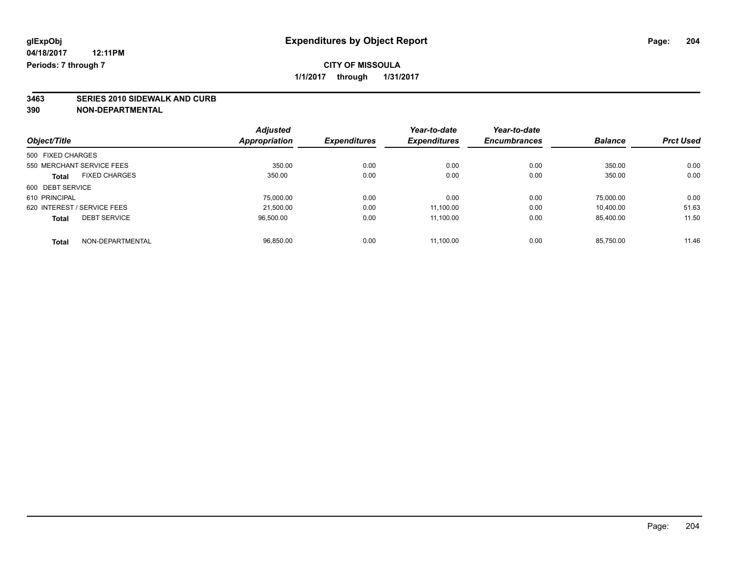glExpObj
04/18/2017 12:11PM
Periods: 7 through 7

# Expenditures by Object Report

**CITY OF MISSOULA**

**1/1/2017 through 1/31/2017**

**3463 SERIES 2010 SIDEWALK AND CURB**
**390 NON-DEPARTMENTAL**

| Object/Title | Adjusted Appropriation | Expenditures | Year-to-date Expenditures | Year-to-date Encumbrances | Balance | Prct Used |
|---|---|---|---|---|---|---|
| 500 FIXED CHARGES | | | | | | |
| 550 MERCHANT SERVICE FEES | 350.00 | 0.00 | 0.00 | 0.00 | 350.00 | 0.00 |
| **Total** FIXED CHARGES | 350.00 | 0.00 | 0.00 | 0.00 | 350.00 | 0.00 |
| 600 DEBT SERVICE | | | | | | |
| 610 PRINCIPAL | 75,000.00 | 0.00 | 0.00 | 0.00 | 75,000.00 | 0.00 |
| 620 INTEREST / SERVICE FEES | 21,500.00 | 0.00 | 11,100.00 | 0.00 | 10,400.00 | 51.63 |
| **Total** DEBT SERVICE | 96,500.00 | 0.00 | 11,100.00 | 0.00 | 85,400.00 | 11.50 |
| **Total** NON-DEPARTMENTAL | 96,850.00 | 0.00 | 11,100.00 | 0.00 | 85,750.00 | 11.46 |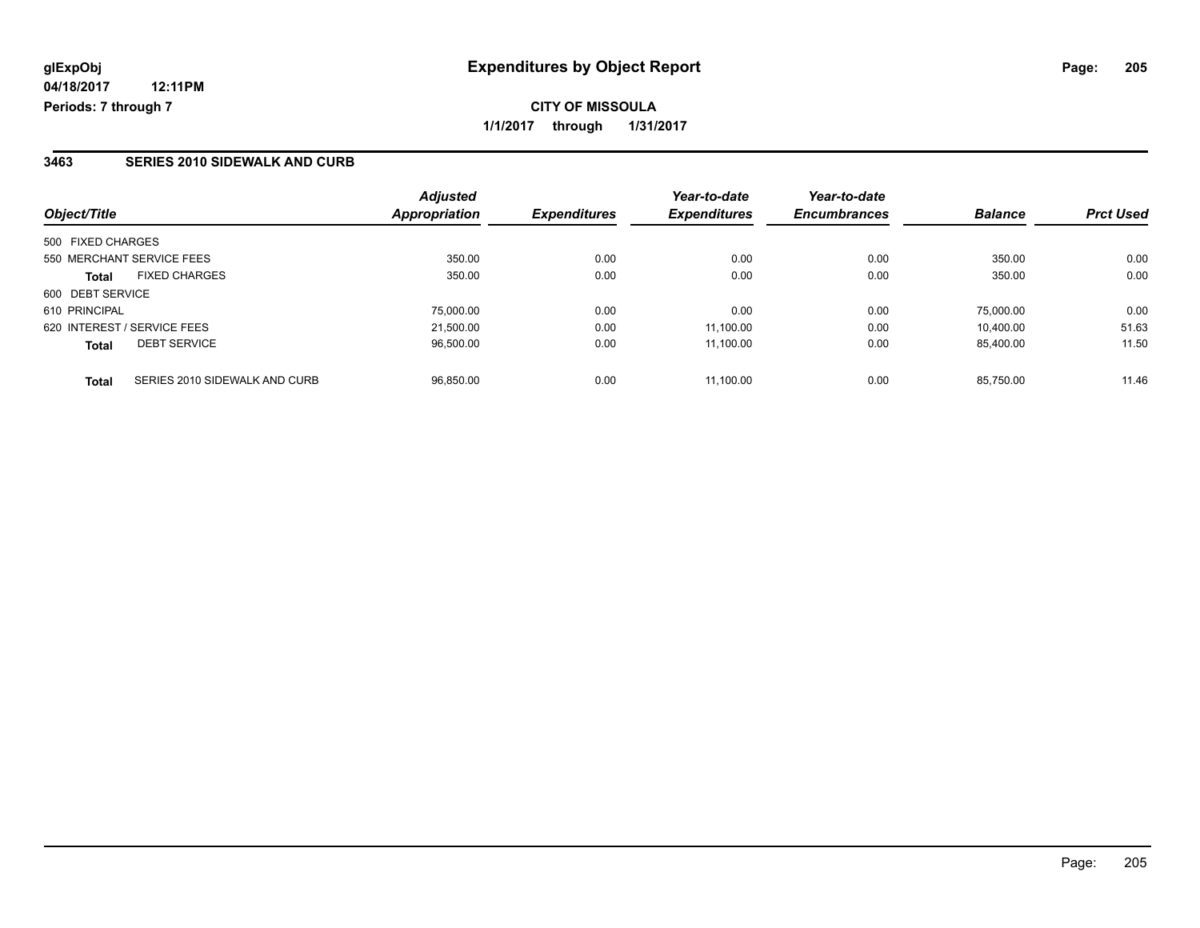**glExpObj** **Expenditures by Object Report**

**04/18/2017 12:11PM**

**Periods: 7 through 7**

**CITY OF MISSOULA**

**1/1/2017 through 1/31/2017**

## 3463 SERIES 2010 SIDEWALK AND CURB

| Object/Title | | Adjusted Appropriation | Expenditures | Year-to-date Expenditures | Year-to-date Encumbrances | Balance | Prct Used |
|---|---|---|---|---|---|---|---|
| 500 FIXED CHARGES | | | | | | | |
| 550 MERCHANT SERVICE FEES | | 350.00 | 0.00 | 0.00 | 0.00 | 350.00 | 0.00 |
| **Total** | FIXED CHARGES | 350.00 | 0.00 | 0.00 | 0.00 | 350.00 | 0.00 |
| 600 DEBT SERVICE | | | | | | | |
| 610 PRINCIPAL | | 75,000.00 | 0.00 | 0.00 | 0.00 | 75,000.00 | 0.00 |
| 620 INTEREST / SERVICE FEES | | 21,500.00 | 0.00 | 11,100.00 | 0.00 | 10,400.00 | 51.63 |
| **Total** | DEBT SERVICE | 96,500.00 | 0.00 | 11,100.00 | 0.00 | 85,400.00 | 11.50 |
| **Total** | SERIES 2010 SIDEWALK AND CURB | 96,850.00 | 0.00 | 11,100.00 | 0.00 | 85,750.00 | 11.46 |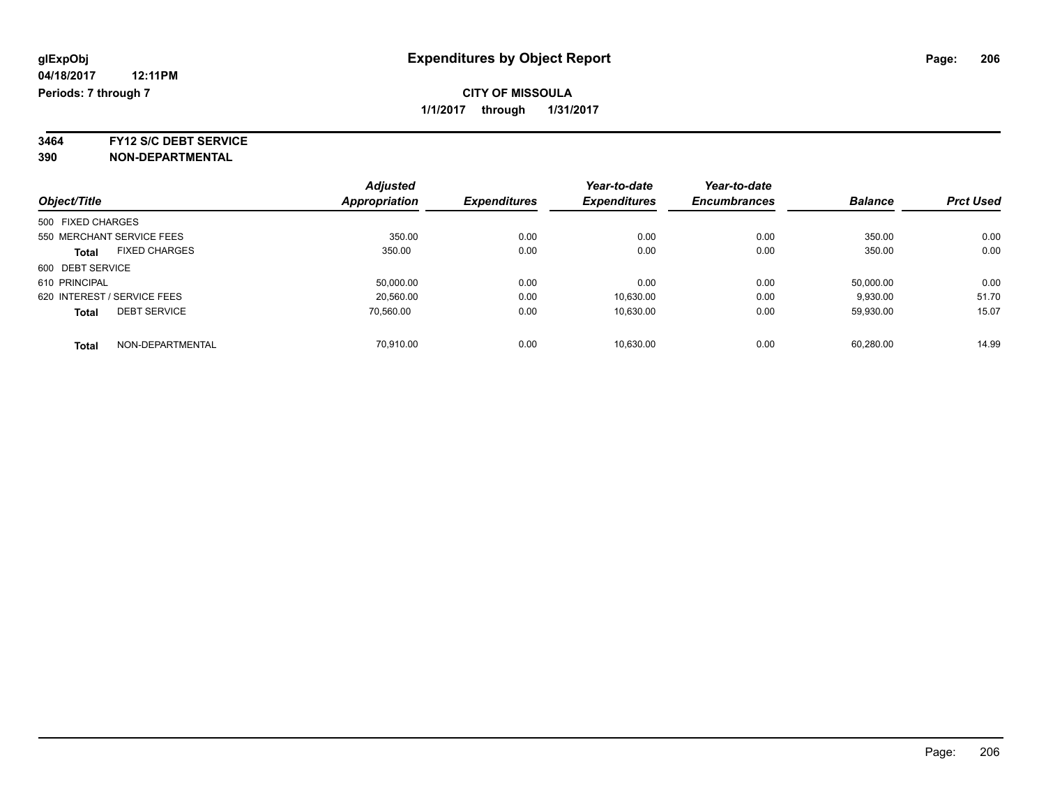**glExpObj** 
**04/18/2017 12:11PM**
**Periods: 7 through 7**

# Expenditures by Object Report

**CITY OF MISSOULA**
**1/1/2017 through 1/31/2017**

**3464 FY12 S/C DEBT SERVICE**
**390 NON-DEPARTMENTAL**

| Object/Title | Adjusted Appropriation | Expenditures | Year-to-date Expenditures | Year-to-date Encumbrances | Balance | Prct Used |
|---|---|---|---|---|---|---|
| 500 FIXED CHARGES | | | | | | |
| 550 MERCHANT SERVICE FEES | 350.00 | 0.00 | 0.00 | 0.00 | 350.00 | 0.00 |
| **Total** FIXED CHARGES | 350.00 | 0.00 | 0.00 | 0.00 | 350.00 | 0.00 |
| 600 DEBT SERVICE | | | | | | |
| 610 PRINCIPAL | 50,000.00 | 0.00 | 0.00 | 0.00 | 50,000.00 | 0.00 |
| 620 INTEREST / SERVICE FEES | 20,560.00 | 0.00 | 10,630.00 | 0.00 | 9,930.00 | 51.70 |
| **Total** DEBT SERVICE | 70,560.00 | 0.00 | 10,630.00 | 0.00 | 59,930.00 | 15.07 |
| **Total** NON-DEPARTMENTAL | 70,910.00 | 0.00 | 10,630.00 | 0.00 | 60,280.00 | 14.99 |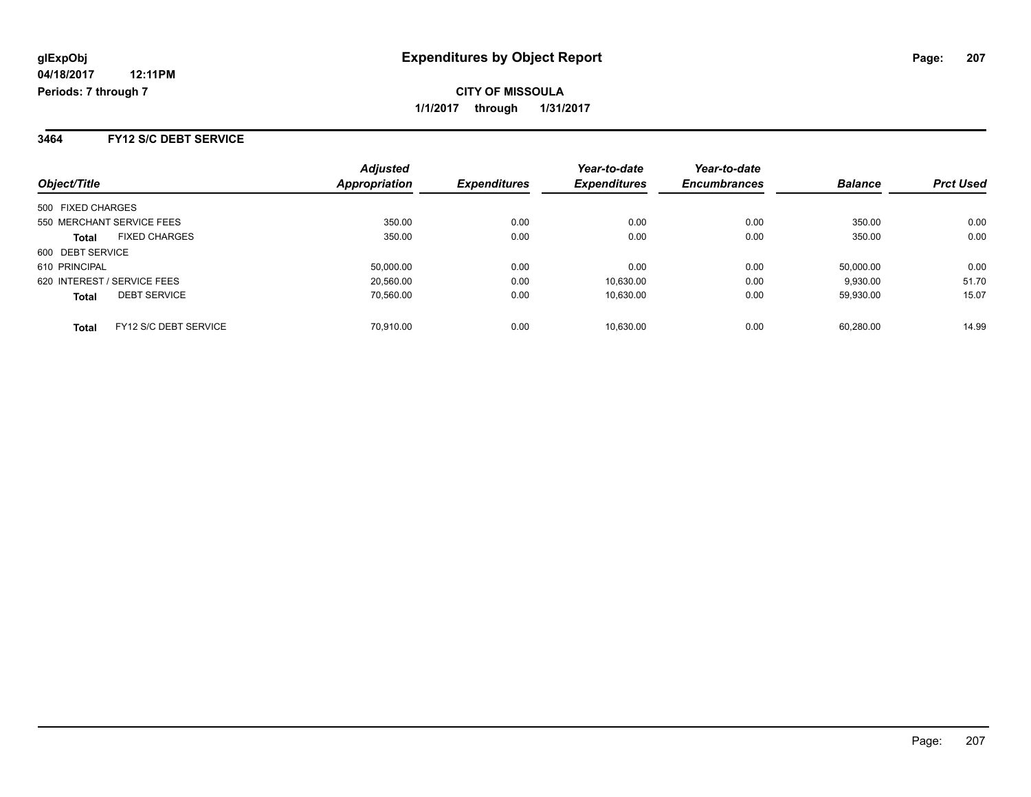glExpObj
04/18/2017 12:11PM
Periods: 7 through 7

# Expenditures by Object Report

**CITY OF MISSOULA**

**1/1/2017 through 1/31/2017**

## 3464 FY12 S/C DEBT SERVICE

| Object/Title | Adjusted Appropriation | Expenditures | Year-to-date Expenditures | Year-to-date Encumbrances | Balance | Prct Used |
|---|---|---|---|---|---|---|
| 500 FIXED CHARGES | | | | | | |
| 550 MERCHANT SERVICE FEES | 350.00 | 0.00 | 0.00 | 0.00 | 350.00 | 0.00 |
| **Total** FIXED CHARGES | 350.00 | 0.00 | 0.00 | 0.00 | 350.00 | 0.00 |
| 600 DEBT SERVICE | | | | | | |
| 610 PRINCIPAL | 50,000.00 | 0.00 | 0.00 | 0.00 | 50,000.00 | 0.00 |
| 620 INTEREST / SERVICE FEES | 20,560.00 | 0.00 | 10,630.00 | 0.00 | 9,930.00 | 51.70 |
| **Total** DEBT SERVICE | 70,560.00 | 0.00 | 10,630.00 | 0.00 | 59,930.00 | 15.07 |
| **Total** FY12 S/C DEBT SERVICE | 70,910.00 | 0.00 | 10,630.00 | 0.00 | 60,280.00 | 14.99 |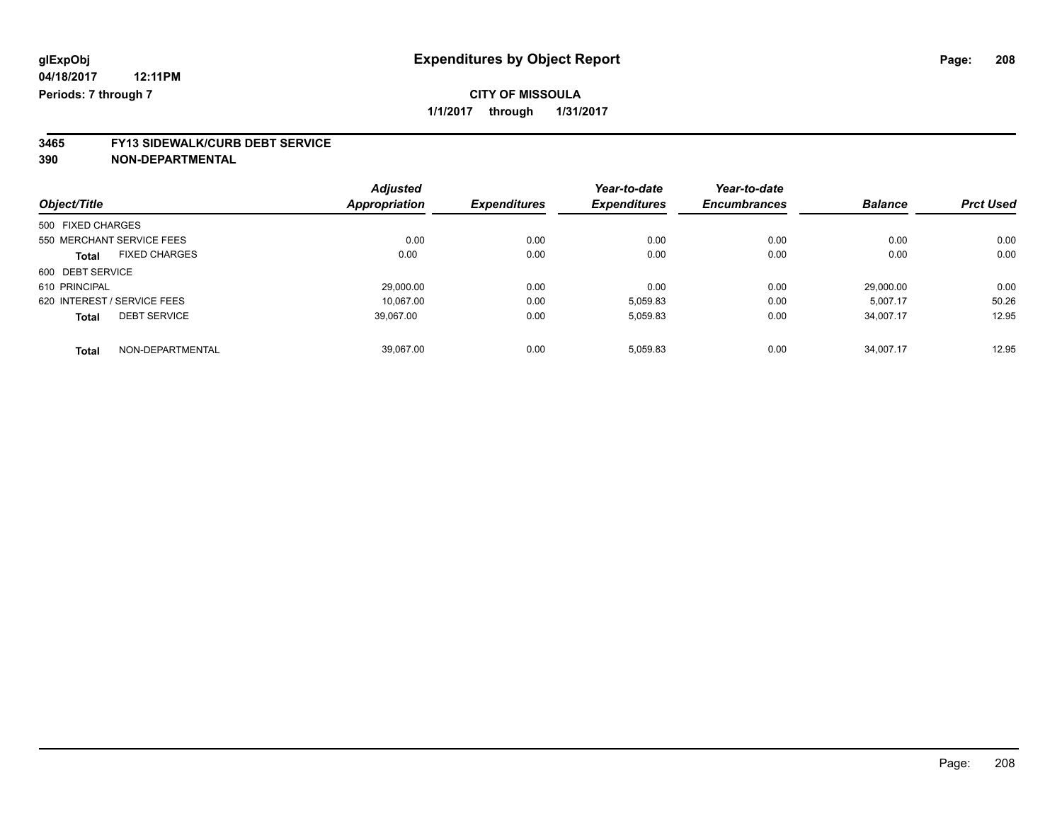# Expenditures by Object Report

glExpObj
04/18/2017 12:11PM
Periods: 7 through 7

**CITY OF MISSOULA**

**1/1/2017 through 1/31/2017**

**3465 FY13 SIDEWALK/CURB DEBT SERVICE**
**390 NON-DEPARTMENTAL**

| Object/Title | Adjusted Appropriation | Expenditures | Year-to-date Expenditures | Year-to-date Encumbrances | Balance | Prct Used |
|---|---|---|---|---|---|---|
| 500 FIXED CHARGES | | | | | | |
| 550 MERCHANT SERVICE FEES | 0.00 | 0.00 | 0.00 | 0.00 | 0.00 | 0.00 |
| **Total** FIXED CHARGES | 0.00 | 0.00 | 0.00 | 0.00 | 0.00 | 0.00 |
| 600 DEBT SERVICE | | | | | | |
| 610 PRINCIPAL | 29,000.00 | 0.00 | 0.00 | 0.00 | 29,000.00 | 0.00 |
| 620 INTEREST / SERVICE FEES | 10,067.00 | 0.00 | 5,059.83 | 0.00 | 5,007.17 | 50.26 |
| **Total** DEBT SERVICE | 39,067.00 | 0.00 | 5,059.83 | 0.00 | 34,007.17 | 12.95 |
| **Total** NON-DEPARTMENTAL | 39,067.00 | 0.00 | 5,059.83 | 0.00 | 34,007.17 | 12.95 |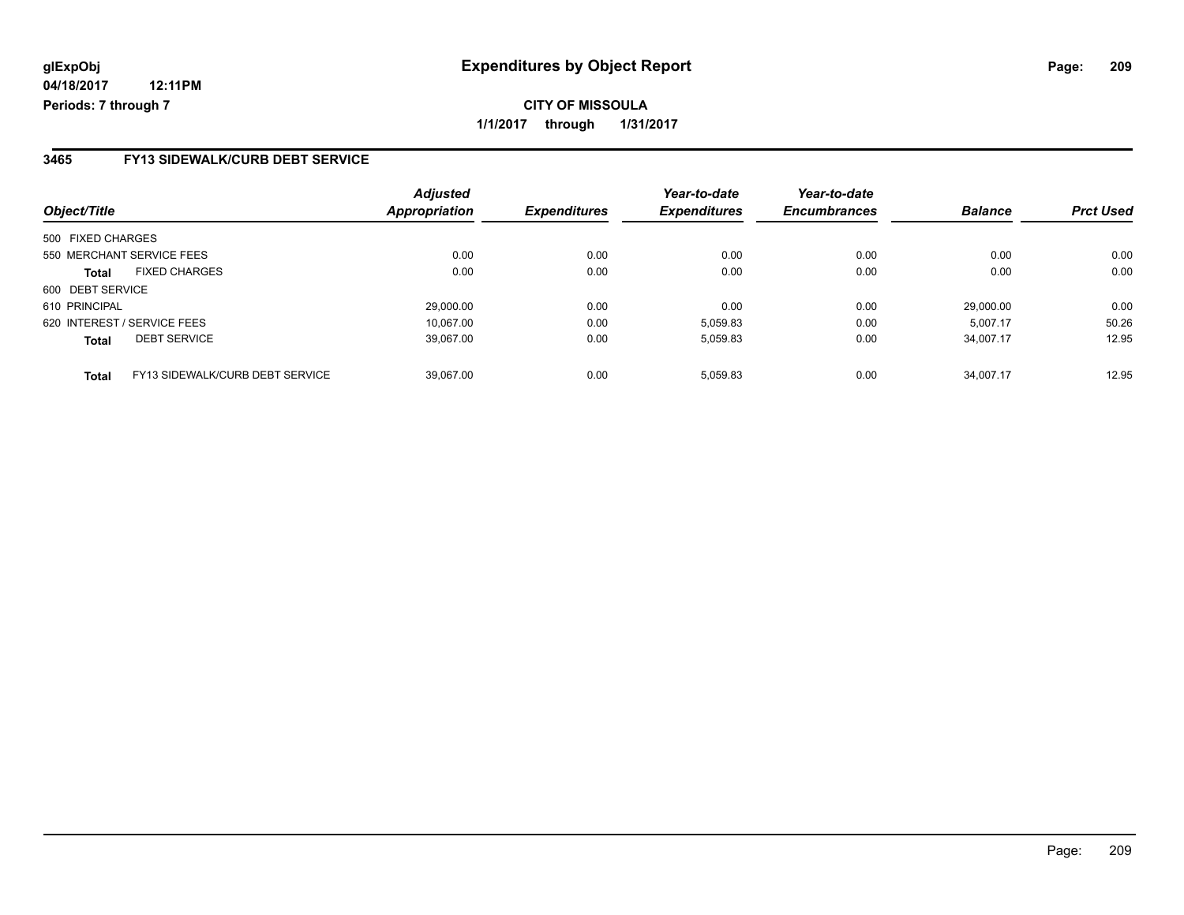glExpObj
04/18/2017 12:11PM
Periods: 7 through 7

# Expenditures by Object Report

**CITY OF MISSOULA**

**1/1/2017 through 1/31/2017**

## 3465 FY13 SIDEWALK/CURB DEBT SERVICE

| Object/Title | | Adjusted Appropriation | Expenditures | Year-to-date Expenditures | Year-to-date Encumbrances | Balance | Prct Used |
|---|---|---|---|---|---|---|---|
| 500 FIXED CHARGES | | | | | | | |
| 550 MERCHANT SERVICE FEES | | 0.00 | 0.00 | 0.00 | 0.00 | 0.00 | 0.00 |
| **Total** | FIXED CHARGES | 0.00 | 0.00 | 0.00 | 0.00 | 0.00 | 0.00 |
| 600 DEBT SERVICE | | | | | | | |
| 610 PRINCIPAL | | 29,000.00 | 0.00 | 0.00 | 0.00 | 29,000.00 | 0.00 |
| 620 INTEREST / SERVICE FEES | | 10,067.00 | 0.00 | 5,059.83 | 0.00 | 5,007.17 | 50.26 |
| **Total** | DEBT SERVICE | 39,067.00 | 0.00 | 5,059.83 | 0.00 | 34,007.17 | 12.95 |
| **Total** | FY13 SIDEWALK/CURB DEBT SERVICE | 39,067.00 | 0.00 | 5,059.83 | 0.00 | 34,007.17 | 12.95 |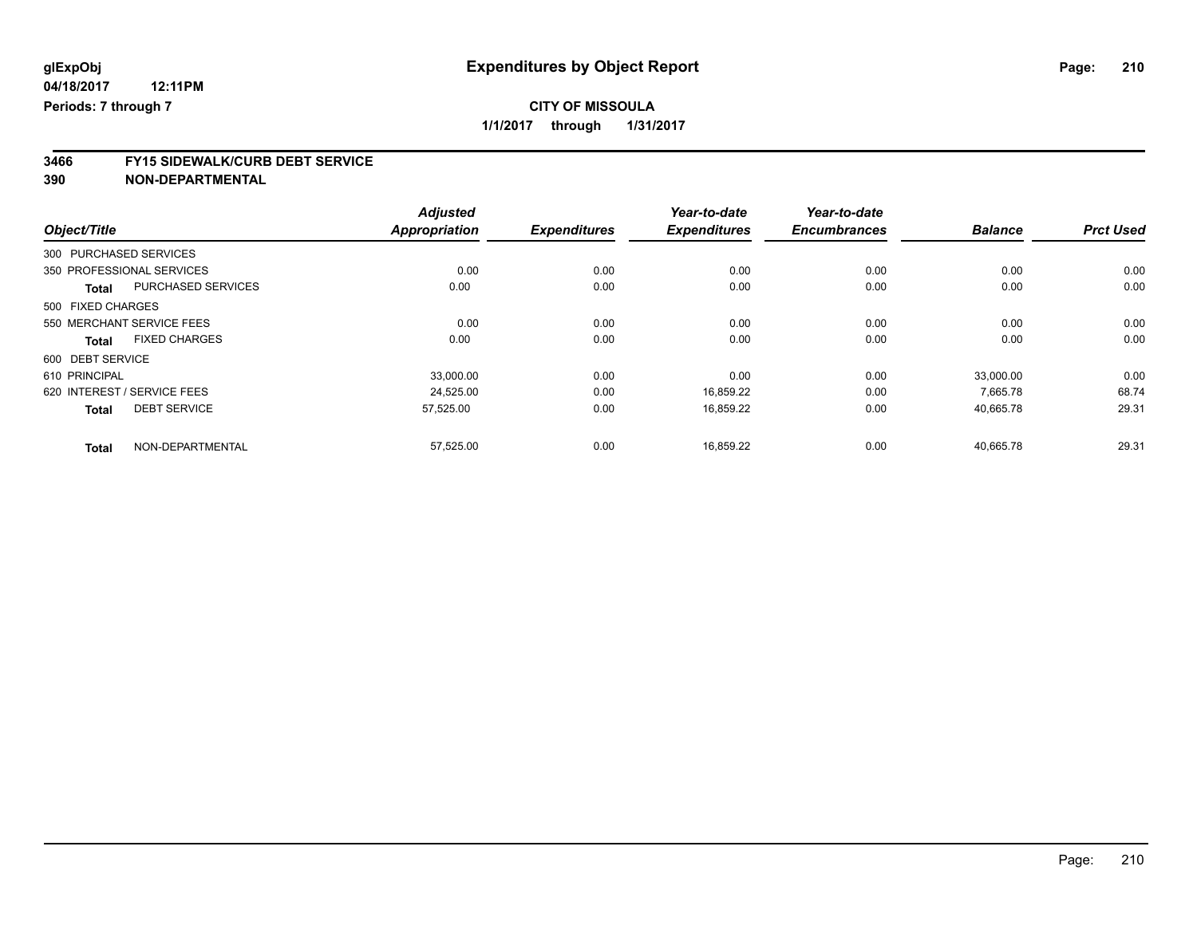**glExpObj**
**04/18/2017 12:11PM**
**Periods: 7 through 7**

# Expenditures by Object Report

**CITY OF MISSOULA**
**1/1/2017 through 1/31/2017**

## 3466 FY15 SIDEWALK/CURB DEBT SERVICE
## 390 NON-DEPARTMENTAL

| Object/Title | | Adjusted Appropriation | Expenditures | Year-to-date Expenditures | Year-to-date Encumbrances | Balance | Prct Used |
|---|---|---|---|---|---|---|---|
| 300 PURCHASED SERVICES | | | | | | | |
| 350 PROFESSIONAL SERVICES | | 0.00 | 0.00 | 0.00 | 0.00 | 0.00 | 0.00 |
| **Total** | PURCHASED SERVICES | 0.00 | 0.00 | 0.00 | 0.00 | 0.00 | 0.00 |
| 500 FIXED CHARGES | | | | | | | |
| 550 MERCHANT SERVICE FEES | | 0.00 | 0.00 | 0.00 | 0.00 | 0.00 | 0.00 |
| **Total** | FIXED CHARGES | 0.00 | 0.00 | 0.00 | 0.00 | 0.00 | 0.00 |
| 600 DEBT SERVICE | | | | | | | |
| 610 PRINCIPAL | | 33,000.00 | 0.00 | 0.00 | 0.00 | 33,000.00 | 0.00 |
| 620 INTEREST / SERVICE FEES | | 24,525.00 | 0.00 | 16,859.22 | 0.00 | 7,665.78 | 68.74 |
| **Total** | DEBT SERVICE | 57,525.00 | 0.00 | 16,859.22 | 0.00 | 40,665.78 | 29.31 |
| **Total** | NON-DEPARTMENTAL | 57,525.00 | 0.00 | 16,859.22 | 0.00 | 40,665.78 | 29.31 |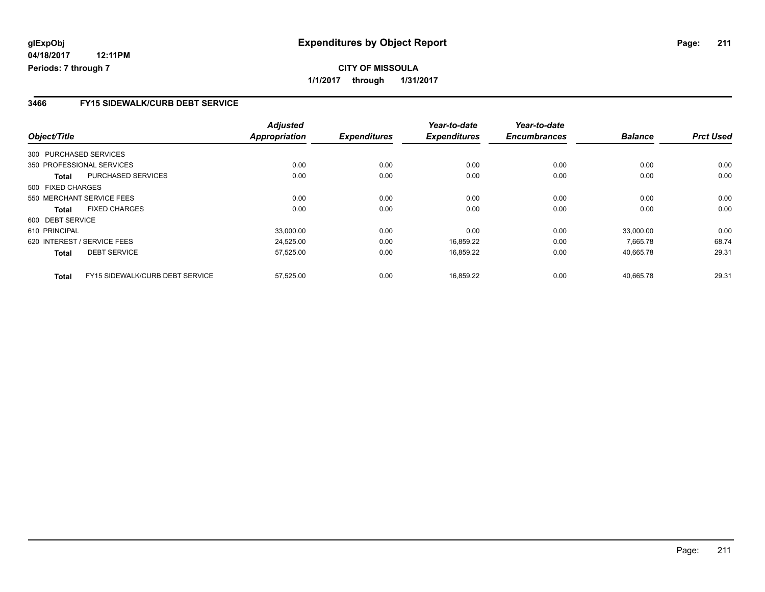**glExpObj**
**04/18/2017 12:11PM**
**Periods: 7 through 7**

# Expenditures by Object Report

**CITY OF MISSOULA**
**1/1/2017 through 1/31/2017**

## 3466 FY15 SIDEWALK/CURB DEBT SERVICE

| Object/Title | | *Adjusted Appropriation* | *Expenditures* | *Year-to-date Expenditures* | *Year-to-date Encumbrances* | *Balance* | *Prct Used* |
|---|---|---|---|---|---|---|---|
| 300 PURCHASED SERVICES | | | | | | | |
| 350 PROFESSIONAL SERVICES | | 0.00 | 0.00 | 0.00 | 0.00 | 0.00 | 0.00 |
| **Total** | PURCHASED SERVICES | 0.00 | 0.00 | 0.00 | 0.00 | 0.00 | 0.00 |
| 500 FIXED CHARGES | | | | | | | |
| 550 MERCHANT SERVICE FEES | | 0.00 | 0.00 | 0.00 | 0.00 | 0.00 | 0.00 |
| **Total** | FIXED CHARGES | 0.00 | 0.00 | 0.00 | 0.00 | 0.00 | 0.00 |
| 600 DEBT SERVICE | | | | | | | |
| 610 PRINCIPAL | | 33,000.00 | 0.00 | 0.00 | 0.00 | 33,000.00 | 0.00 |
| 620 INTEREST / SERVICE FEES | | 24,525.00 | 0.00 | 16,859.22 | 0.00 | 7,665.78 | 68.74 |
| **Total** | DEBT SERVICE | 57,525.00 | 0.00 | 16,859.22 | 0.00 | 40,665.78 | 29.31 |
| **Total** | FY15 SIDEWALK/CURB DEBT SERVICE | 57,525.00 | 0.00 | 16,859.22 | 0.00 | 40,665.78 | 29.31 |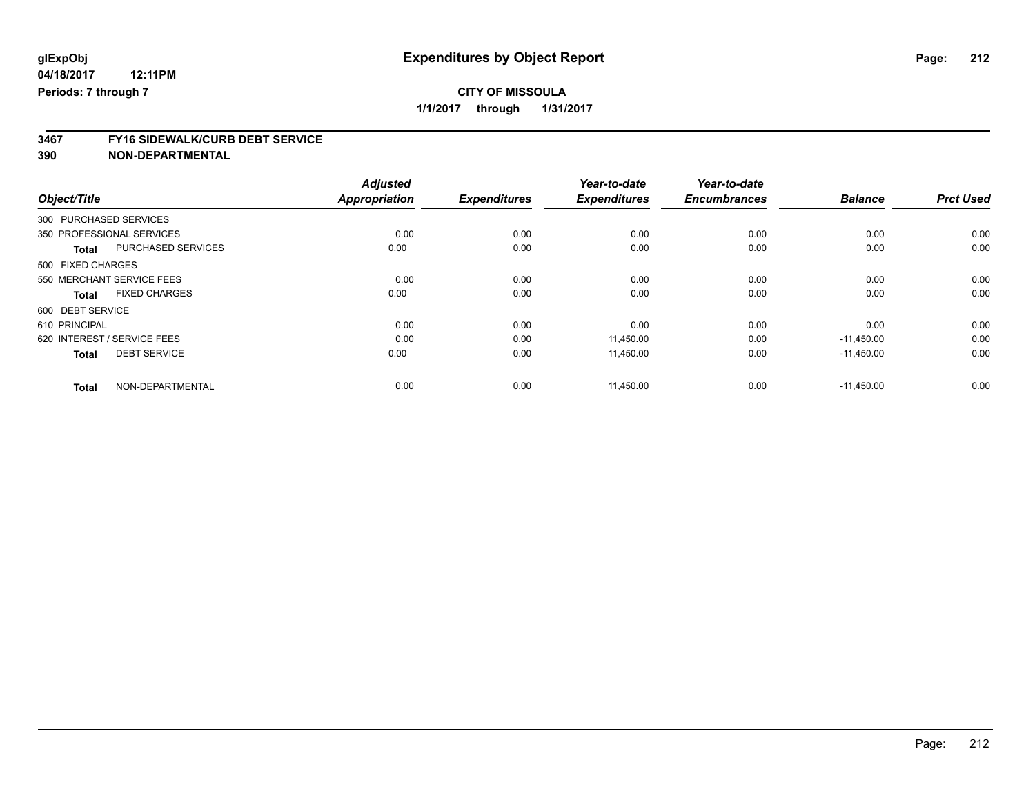**glExpObj**
**04/18/2017 12:11PM**
**Periods: 7 through 7**

# Expenditures by Object Report

**CITY OF MISSOULA**
**1/1/2017 through 1/31/2017**

## 3467 FY16 SIDEWALK/CURB DEBT SERVICE
## 390 NON-DEPARTMENTAL

| Object/Title | | Adjusted Appropriation | Expenditures | Year-to-date Expenditures | Year-to-date Encumbrances | Balance | Prct Used |
|---|---|---|---|---|---|---|---|
| 300 PURCHASED SERVICES | | | | | | | |
| 350 PROFESSIONAL SERVICES | | 0.00 | 0.00 | 0.00 | 0.00 | 0.00 | 0.00 |
| **Total** | PURCHASED SERVICES | 0.00 | 0.00 | 0.00 | 0.00 | 0.00 | 0.00 |
| 500 FIXED CHARGES | | | | | | | |
| 550 MERCHANT SERVICE FEES | | 0.00 | 0.00 | 0.00 | 0.00 | 0.00 | 0.00 |
| **Total** | FIXED CHARGES | 0.00 | 0.00 | 0.00 | 0.00 | 0.00 | 0.00 |
| 600 DEBT SERVICE | | | | | | | |
| 610 PRINCIPAL | | 0.00 | 0.00 | 0.00 | 0.00 | 0.00 | 0.00 |
| 620 INTEREST / SERVICE FEES | | 0.00 | 0.00 | 11,450.00 | 0.00 | -11,450.00 | 0.00 |
| **Total** | DEBT SERVICE | 0.00 | 0.00 | 11,450.00 | 0.00 | -11,450.00 | 0.00 |
| **Total** | NON-DEPARTMENTAL | 0.00 | 0.00 | 11,450.00 | 0.00 | -11,450.00 | 0.00 |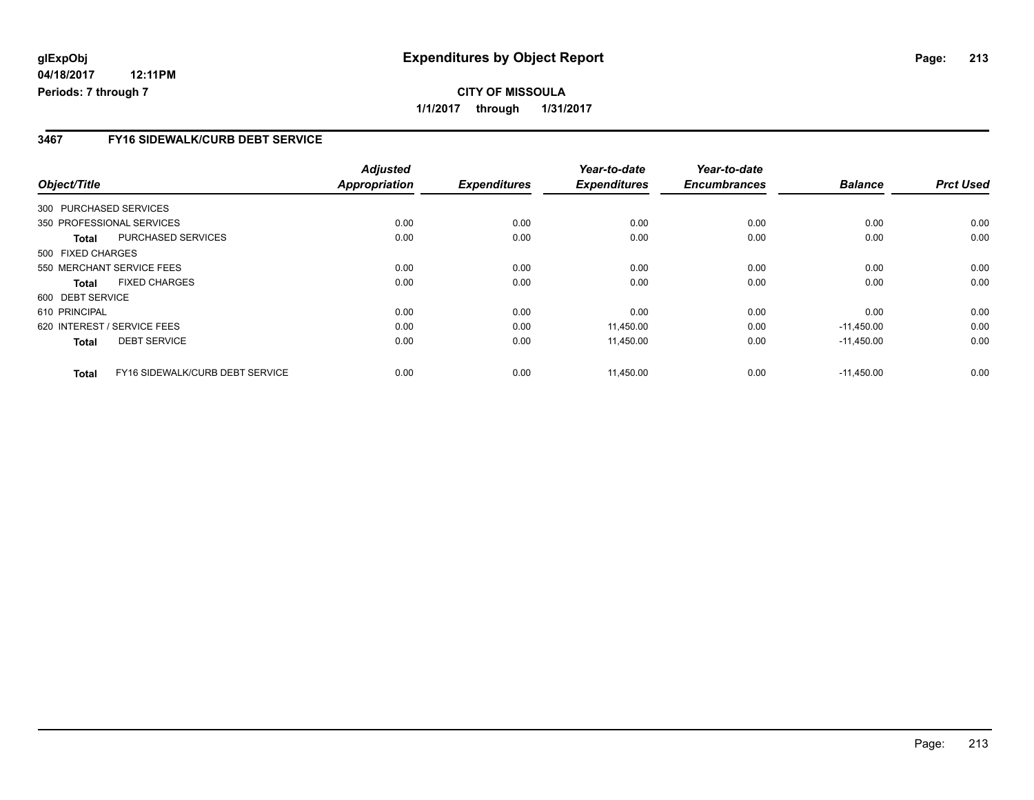**glExpObj** 04/18/2017 12:11PM
**Periods: 7 through 7**

# Expenditures by Object Report

**CITY OF MISSOULA**
**1/1/2017 through 1/31/2017**

## 3467 FY16 SIDEWALK/CURB DEBT SERVICE

| Object/Title | | Adjusted Appropriation | Expenditures | Year-to-date Expenditures | Year-to-date Encumbrances | Balance | Prct Used |
|---|---|---|---|---|---|---|---|
| 300 PURCHASED SERVICES | | | | | | | |
| 350 PROFESSIONAL SERVICES | | 0.00 | 0.00 | 0.00 | 0.00 | 0.00 | 0.00 |
| Total | PURCHASED SERVICES | 0.00 | 0.00 | 0.00 | 0.00 | 0.00 | 0.00 |
| 500 FIXED CHARGES | | | | | | | |
| 550 MERCHANT SERVICE FEES | | 0.00 | 0.00 | 0.00 | 0.00 | 0.00 | 0.00 |
| Total | FIXED CHARGES | 0.00 | 0.00 | 0.00 | 0.00 | 0.00 | 0.00 |
| 600 DEBT SERVICE | | | | | | | |
| 610 PRINCIPAL | | 0.00 | 0.00 | 0.00 | 0.00 | 0.00 | 0.00 |
| 620 INTEREST / SERVICE FEES | | 0.00 | 0.00 | 11,450.00 | 0.00 | -11,450.00 | 0.00 |
| Total | DEBT SERVICE | 0.00 | 0.00 | 11,450.00 | 0.00 | -11,450.00 | 0.00 |
| Total | FY16 SIDEWALK/CURB DEBT SERVICE | 0.00 | 0.00 | 11,450.00 | 0.00 | -11,450.00 | 0.00 |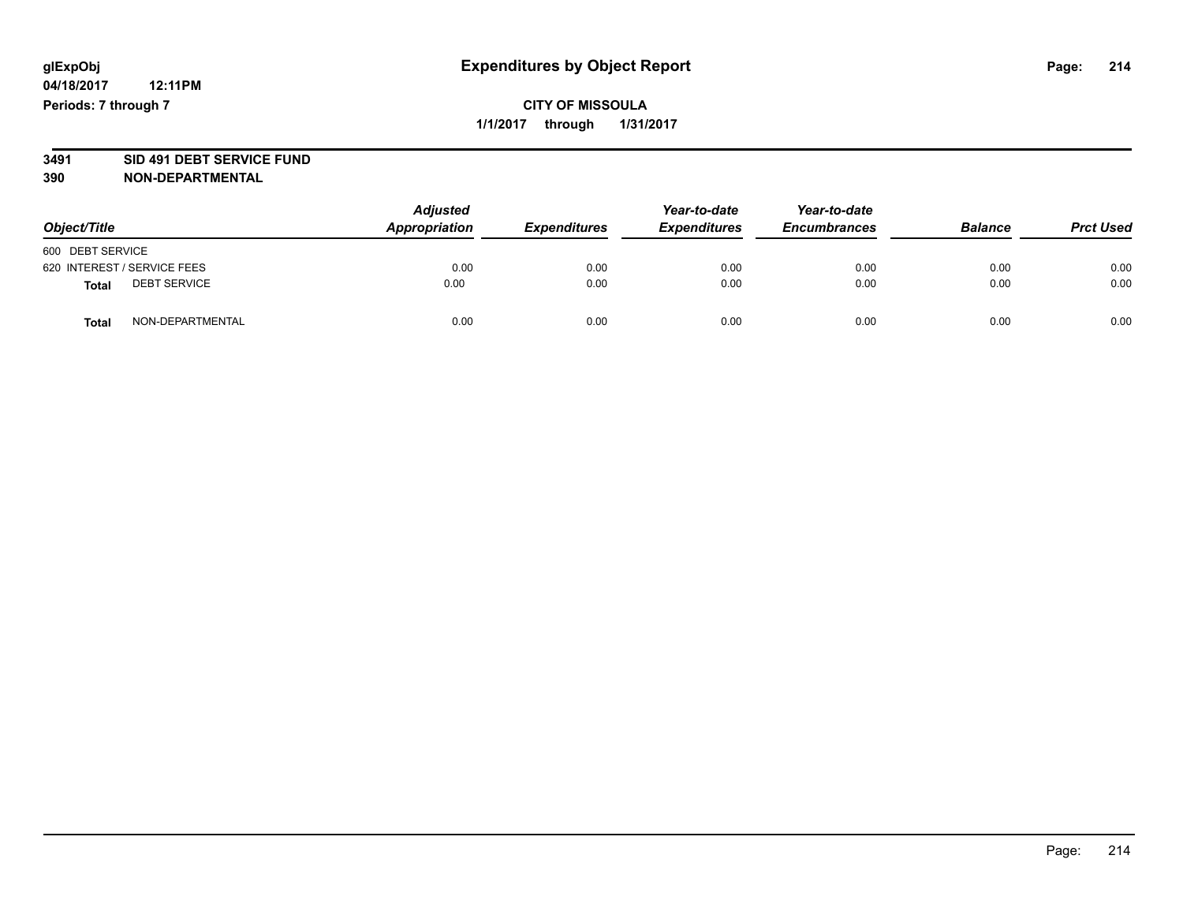**glExpObj** **Expenditures by Object Report**

**04/18/2017 12:11PM**

**Periods: 7 through 7**

**CITY OF MISSOULA**

**1/1/2017 through 1/31/2017**

**3491 SID 491 DEBT SERVICE FUND**

**390 NON-DEPARTMENTAL**

| Object/Title | Adjusted Appropriation | Expenditures | Year-to-date Expenditures | Year-to-date Encumbrances | Balance | Prct Used |
|---|---|---|---|---|---|---|
| 600 DEBT SERVICE | | | | | | |
| 620 INTEREST / SERVICE FEES | 0.00 | 0.00 | 0.00 | 0.00 | 0.00 | 0.00 |
| **Total** DEBT SERVICE | 0.00 | 0.00 | 0.00 | 0.00 | 0.00 | 0.00 |
| **Total** NON-DEPARTMENTAL | 0.00 | 0.00 | 0.00 | 0.00 | 0.00 | 0.00 |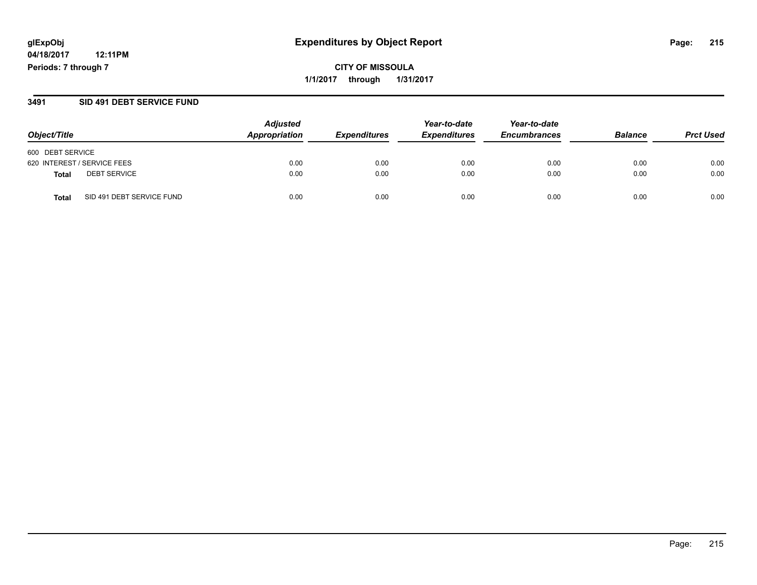# Expenditures by Object Report

glExpObj
04/18/2017 12:11PM
Periods: 7 through 7

**CITY OF MISSOULA**
**1/1/2017 through 1/31/2017**

## 3491 SID 491 DEBT SERVICE FUND

| Object/Title | Adjusted Appropriation | Expenditures | Year-to-date Expenditures | Year-to-date Encumbrances | Balance | Prct Used |
|---|---|---|---|---|---|---|
| 600 DEBT SERVICE | | | | | | |
| 620 INTEREST / SERVICE FEES | 0.00 | 0.00 | 0.00 | 0.00 | 0.00 | 0.00 |
| **Total** DEBT SERVICE | 0.00 | 0.00 | 0.00 | 0.00 | 0.00 | 0.00 |
| **Total** SID 491 DEBT SERVICE FUND | 0.00 | 0.00 | 0.00 | 0.00 | 0.00 | 0.00 |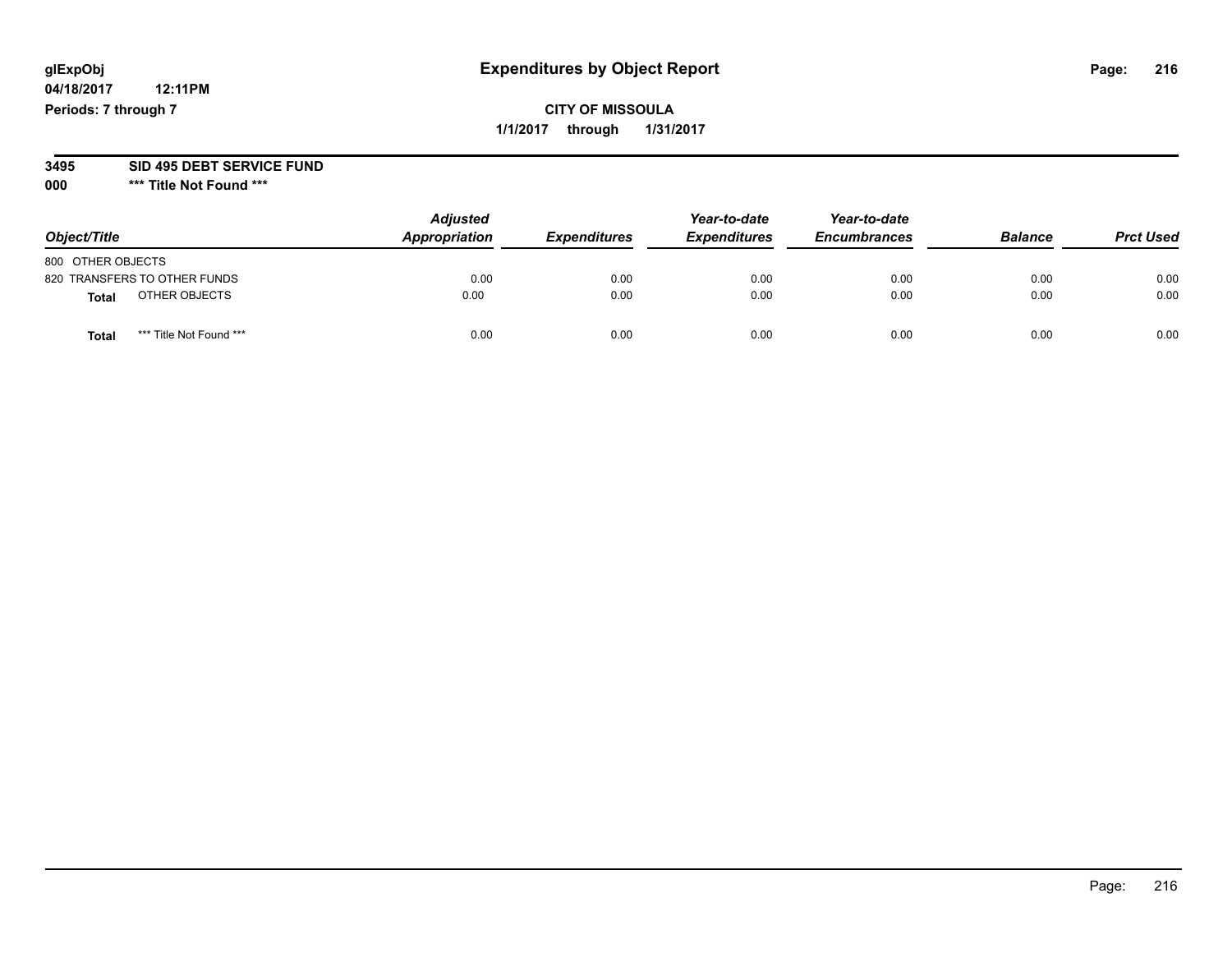# Expenditures by Object Report

glExpObj
04/18/2017 12:11PM
Periods: 7 through 7

**CITY OF MISSOULA**
**1/1/2017 through 1/31/2017**

**3495 SID 495 DEBT SERVICE FUND**
**000 *** Title Not Found *****

| Object/Title | Adjusted Appropriation | Expenditures | Year-to-date Expenditures | Year-to-date Encumbrances | Balance | Prct Used |
|---|---|---|---|---|---|---|
| 800 OTHER OBJECTS | | | | | | |
| 820 TRANSFERS TO OTHER FUNDS | 0.00 | 0.00 | 0.00 | 0.00 | 0.00 | 0.00 |
| **Total** OTHER OBJECTS | 0.00 | 0.00 | 0.00 | 0.00 | 0.00 | 0.00 |
| **Total** *** Title Not Found *** | 0.00 | 0.00 | 0.00 | 0.00 | 0.00 | 0.00 |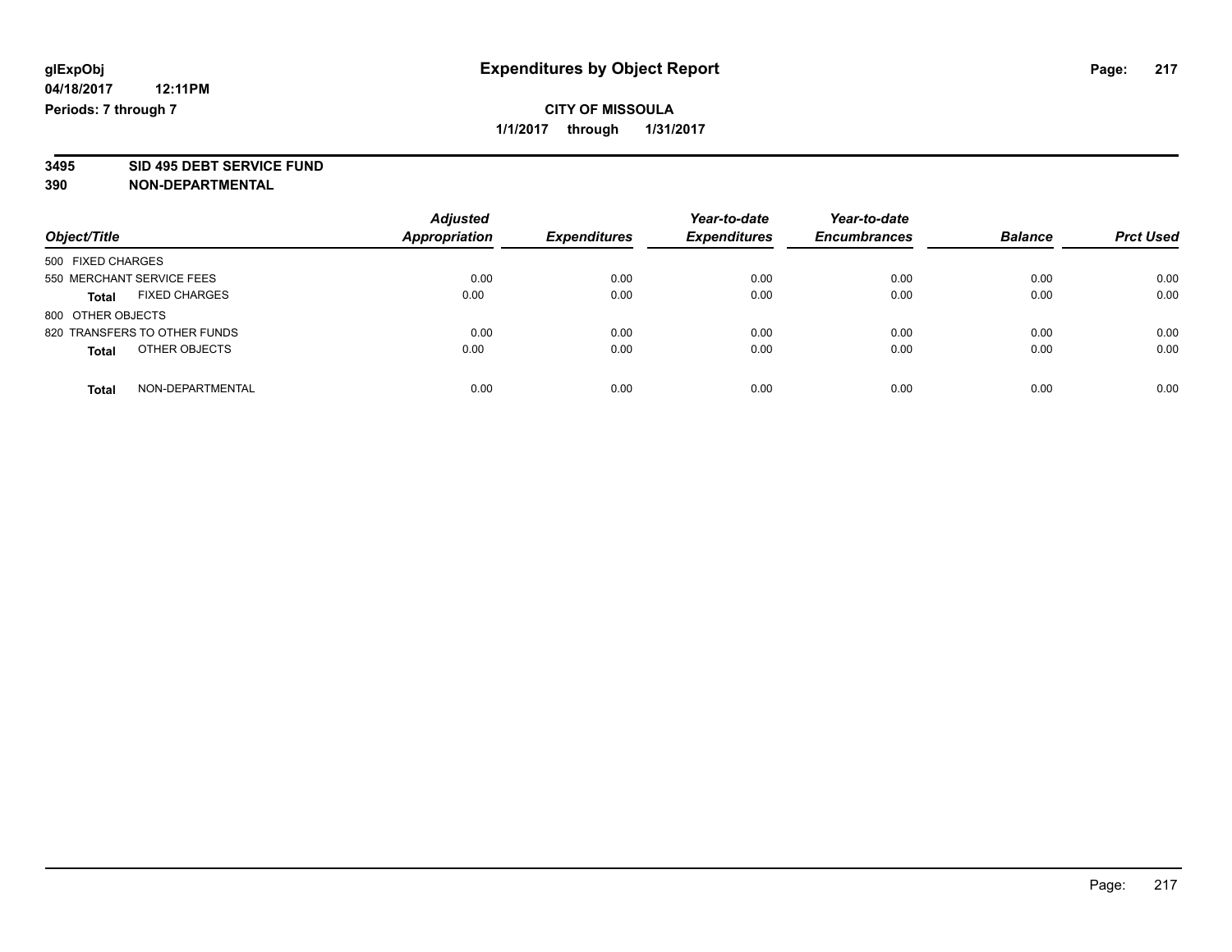**glExpObj**
**04/18/2017 12:11PM**
**Periods: 7 through 7**

# Expenditures by Object Report

**CITY OF MISSOULA**
**1/1/2017 through 1/31/2017**

**3495 SID 495 DEBT SERVICE FUND**
**390 NON-DEPARTMENTAL**

| Object/Title | Adjusted Appropriation | Expenditures | Year-to-date Expenditures | Year-to-date Encumbrances | Balance | Prct Used |
|---|---|---|---|---|---|---|
| 500 FIXED CHARGES | | | | | | |
| 550 MERCHANT SERVICE FEES | 0.00 | 0.00 | 0.00 | 0.00 | 0.00 | 0.00 |
| **Total** FIXED CHARGES | 0.00 | 0.00 | 0.00 | 0.00 | 0.00 | 0.00 |
| 800 OTHER OBJECTS | | | | | | |
| 820 TRANSFERS TO OTHER FUNDS | 0.00 | 0.00 | 0.00 | 0.00 | 0.00 | 0.00 |
| **Total** OTHER OBJECTS | 0.00 | 0.00 | 0.00 | 0.00 | 0.00 | 0.00 |
| **Total** NON-DEPARTMENTAL | 0.00 | 0.00 | 0.00 | 0.00 | 0.00 | 0.00 |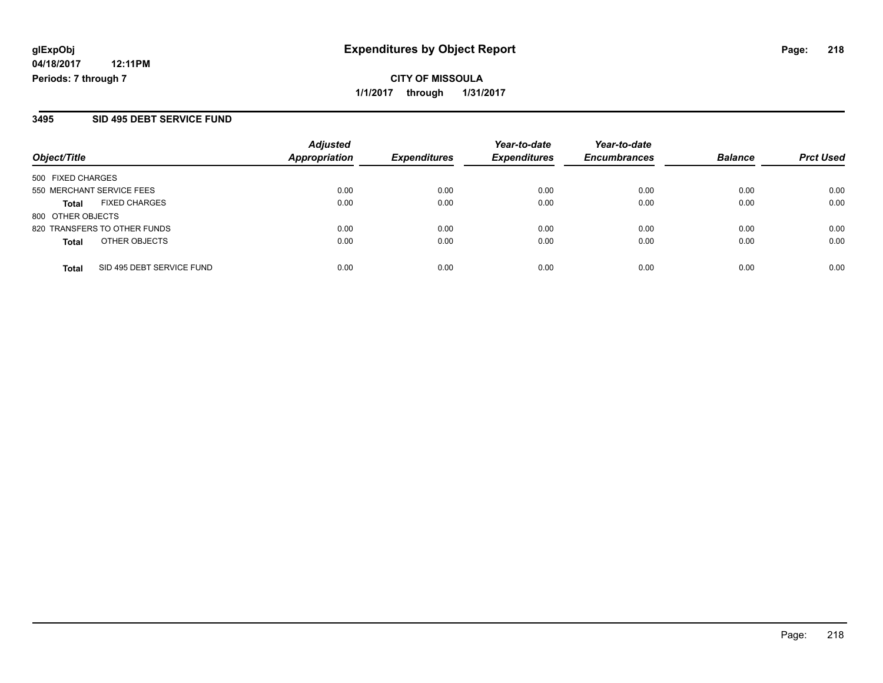**glExpObj**
**04/18/2017 12:11PM**
**Periods: 7 through 7**

# Expenditures by Object Report

**CITY OF MISSOULA**
**1/1/2017 through 1/31/2017**

## 3495 SID 495 DEBT SERVICE FUND

| Object/Title | Adjusted Appropriation | Expenditures | Year-to-date Expenditures | Year-to-date Encumbrances | Balance | Prct Used |
|---|---|---|---|---|---|---|
| 500 FIXED CHARGES | | | | | | |
| 550 MERCHANT SERVICE FEES | 0.00 | 0.00 | 0.00 | 0.00 | 0.00 | 0.00 |
| **Total** FIXED CHARGES | 0.00 | 0.00 | 0.00 | 0.00 | 0.00 | 0.00 |
| 800 OTHER OBJECTS | | | | | | |
| 820 TRANSFERS TO OTHER FUNDS | 0.00 | 0.00 | 0.00 | 0.00 | 0.00 | 0.00 |
| **Total** OTHER OBJECTS | 0.00 | 0.00 | 0.00 | 0.00 | 0.00 | 0.00 |
| **Total** SID 495 DEBT SERVICE FUND | 0.00 | 0.00 | 0.00 | 0.00 | 0.00 | 0.00 |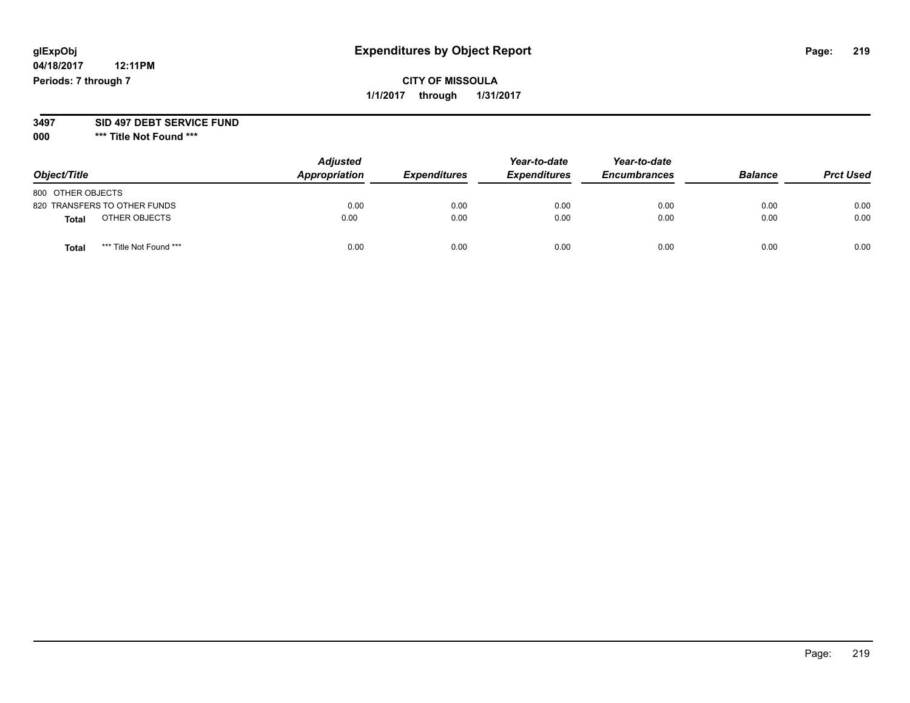glExpObj
04/18/2017 12:11PM
Periods: 7 through 7

# Expenditures by Object Report

**CITY OF MISSOULA**

**1/1/2017 through 1/31/2017**

**3497 SID 497 DEBT SERVICE FUND**

**000 \*\*\* Title Not Found \*\*\***

| Object/Title | Adjusted Appropriation | Expenditures | Year-to-date Expenditures | Year-to-date Encumbrances | Balance | Prct Used |
|---|---|---|---|---|---|---|
| 800 OTHER OBJECTS | | | | | | |
| 820 TRANSFERS TO OTHER FUNDS | 0.00 | 0.00 | 0.00 | 0.00 | 0.00 | 0.00 |
| **Total** OTHER OBJECTS | 0.00 | 0.00 | 0.00 | 0.00 | 0.00 | 0.00 |
| **Total** \*\*\* Title Not Found \*\*\* | 0.00 | 0.00 | 0.00 | 0.00 | 0.00 | 0.00 |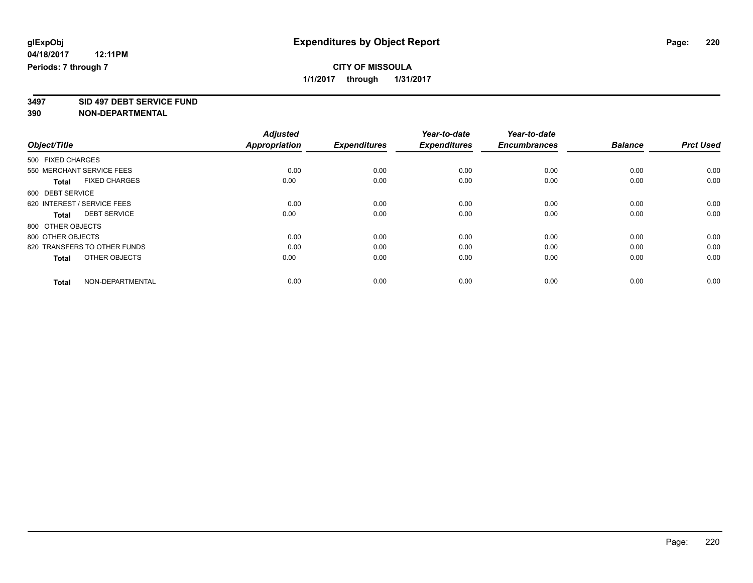glExpObj
04/18/2017 12:11PM
Periods: 7 through 7

# Expenditures by Object Report

**CITY OF MISSOULA**
**1/1/2017 through 1/31/2017**

**3497 SID 497 DEBT SERVICE FUND**
**390 NON-DEPARTMENTAL**

| Object/Title | Adjusted Appropriation | Expenditures | Year-to-date Expenditures | Year-to-date Encumbrances | Balance | Prct Used |
|---|---|---|---|---|---|---|
| 500 FIXED CHARGES | | | | | | |
| 550 MERCHANT SERVICE FEES | 0.00 | 0.00 | 0.00 | 0.00 | 0.00 | 0.00 |
| **Total** FIXED CHARGES | 0.00 | 0.00 | 0.00 | 0.00 | 0.00 | 0.00 |
| 600 DEBT SERVICE | | | | | | |
| 620 INTEREST / SERVICE FEES | 0.00 | 0.00 | 0.00 | 0.00 | 0.00 | 0.00 |
| **Total** DEBT SERVICE | 0.00 | 0.00 | 0.00 | 0.00 | 0.00 | 0.00 |
| 800 OTHER OBJECTS | | | | | | |
| 800 OTHER OBJECTS | 0.00 | 0.00 | 0.00 | 0.00 | 0.00 | 0.00 |
| 820 TRANSFERS TO OTHER FUNDS | 0.00 | 0.00 | 0.00 | 0.00 | 0.00 | 0.00 |
| **Total** OTHER OBJECTS | 0.00 | 0.00 | 0.00 | 0.00 | 0.00 | 0.00 |
| **Total** NON-DEPARTMENTAL | 0.00 | 0.00 | 0.00 | 0.00 | 0.00 | 0.00 |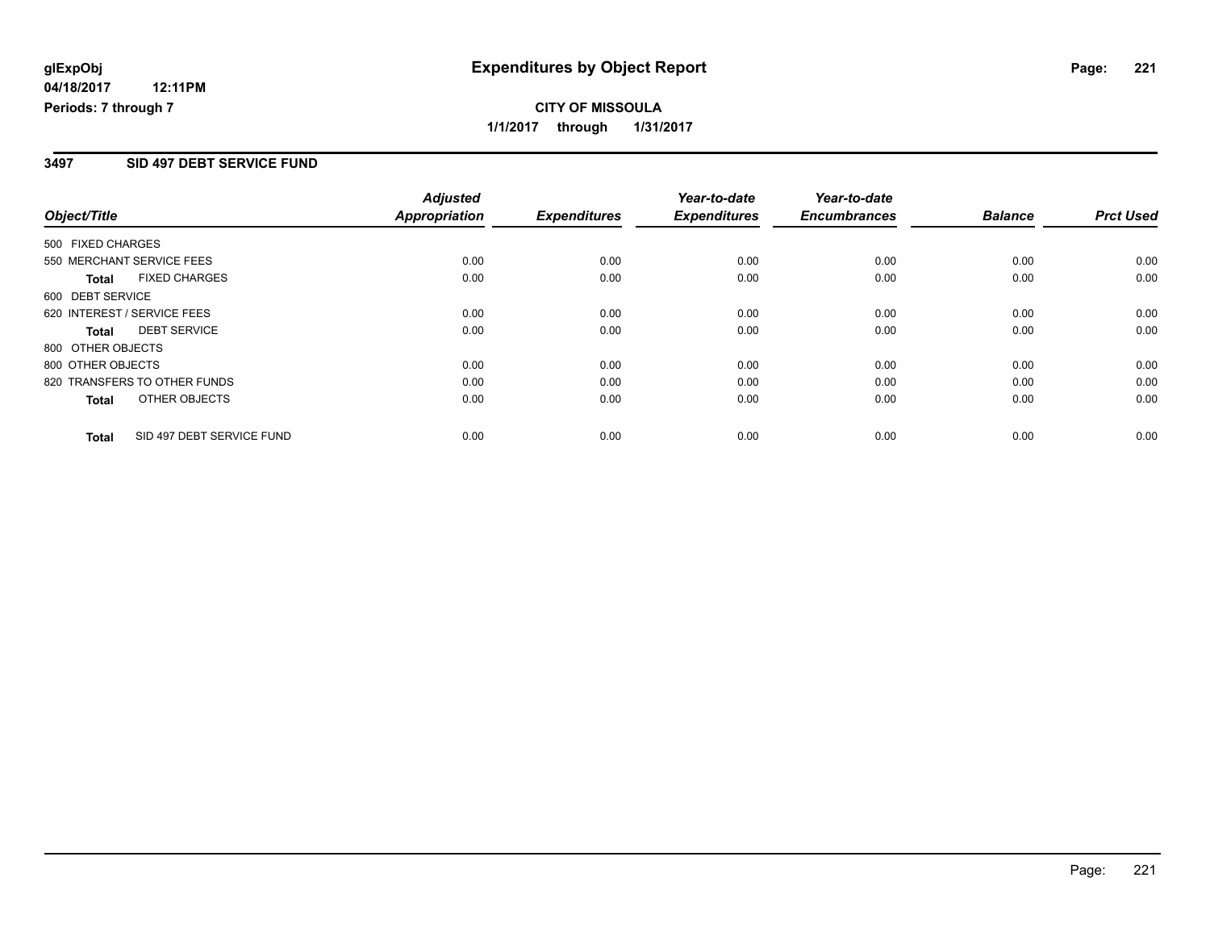# Expenditures by Object Report

glExpObj
04/18/2017 12:11PM
Periods: 7 through 7

**CITY OF MISSOULA**
**1/1/2017 through 1/31/2017**

## 3497 SID 497 DEBT SERVICE FUND

| Object/Title | Adjusted Appropriation | Expenditures | Year-to-date Expenditures | Year-to-date Encumbrances | Balance | Prct Used |
|---|---|---|---|---|---|---|
| 500 FIXED CHARGES | | | | | | |
| 550 MERCHANT SERVICE FEES | 0.00 | 0.00 | 0.00 | 0.00 | 0.00 | 0.00 |
| **Total** FIXED CHARGES | 0.00 | 0.00 | 0.00 | 0.00 | 0.00 | 0.00 |
| 600 DEBT SERVICE | | | | | | |
| 620 INTEREST / SERVICE FEES | 0.00 | 0.00 | 0.00 | 0.00 | 0.00 | 0.00 |
| **Total** DEBT SERVICE | 0.00 | 0.00 | 0.00 | 0.00 | 0.00 | 0.00 |
| 800 OTHER OBJECTS | | | | | | |
| 800 OTHER OBJECTS | 0.00 | 0.00 | 0.00 | 0.00 | 0.00 | 0.00 |
| 820 TRANSFERS TO OTHER FUNDS | 0.00 | 0.00 | 0.00 | 0.00 | 0.00 | 0.00 |
| **Total** OTHER OBJECTS | 0.00 | 0.00 | 0.00 | 0.00 | 0.00 | 0.00 |
| **Total** SID 497 DEBT SERVICE FUND | 0.00 | 0.00 | 0.00 | 0.00 | 0.00 | 0.00 |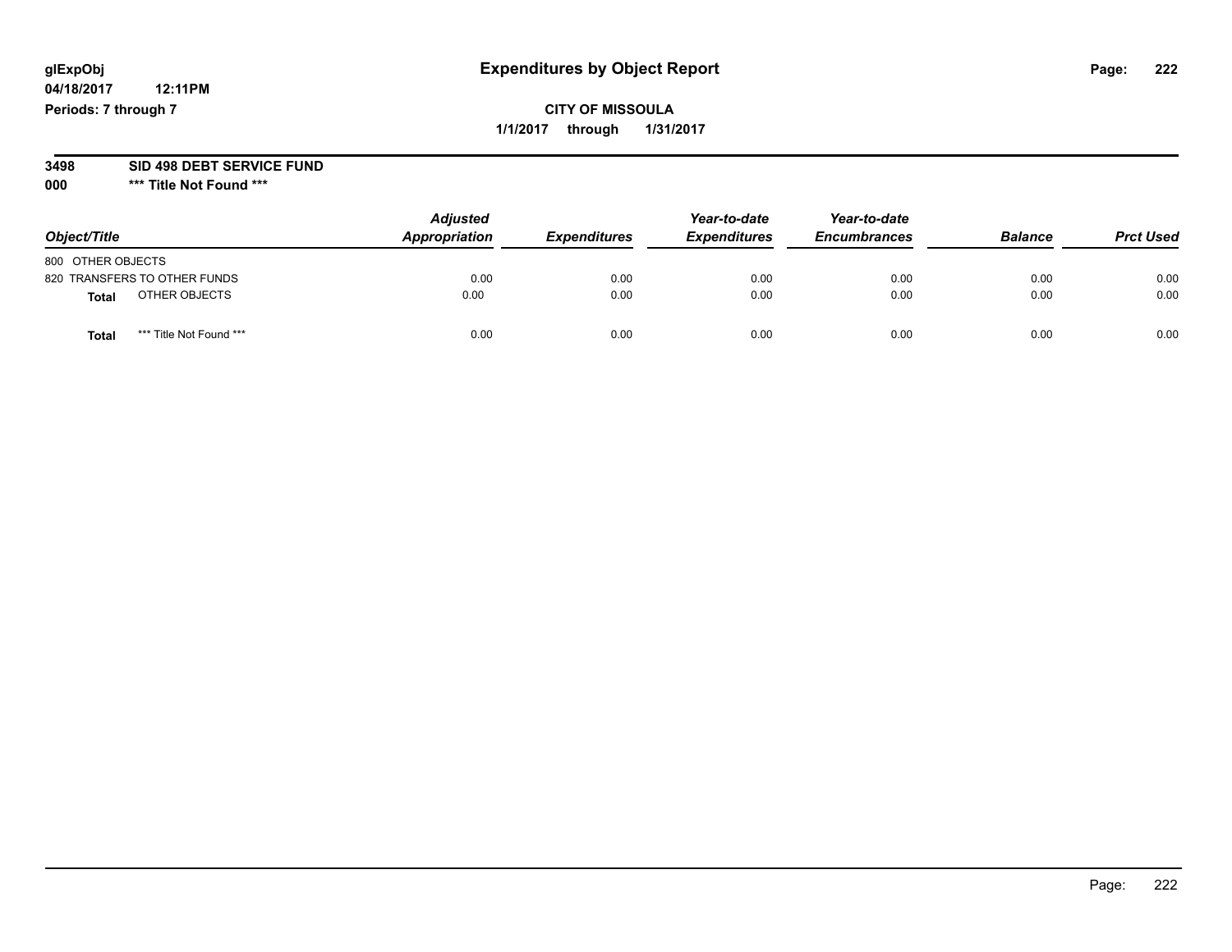# Expenditures by Object Report

glExpObj
04/18/2017 12:11PM
Periods: 7 through 7

**CITY OF MISSOULA**
**1/1/2017 through 1/31/2017**

**3498 SID 498 DEBT SERVICE FUND**
**000 \*\*\* Title Not Found \*\*\***

| Object/Title | Adjusted Appropriation | Expenditures | Year-to-date Expenditures | Year-to-date Encumbrances | Balance | Prct Used |
|---|---|---|---|---|---|---|
| 800 OTHER OBJECTS | | | | | | |
| 820 TRANSFERS TO OTHER FUNDS | 0.00 | 0.00 | 0.00 | 0.00 | 0.00 | 0.00 |
| **Total** OTHER OBJECTS | 0.00 | 0.00 | 0.00 | 0.00 | 0.00 | 0.00 |
| **Total** *** Title Not Found *** | 0.00 | 0.00 | 0.00 | 0.00 | 0.00 | 0.00 |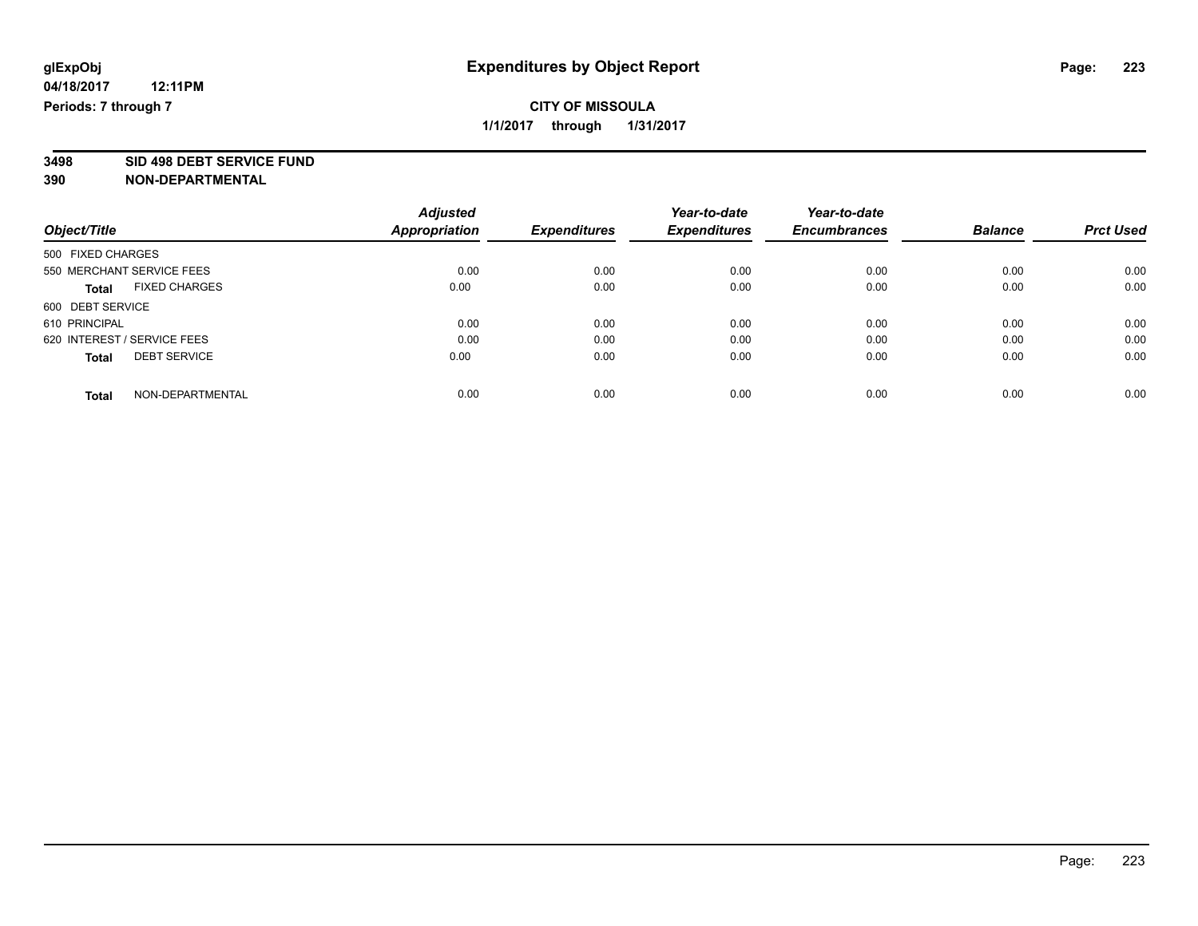glExpObj **Expenditures by Object Report**

04/18/2017 12:11PM

Periods: 7 through 7

**CITY OF MISSOULA**

**1/1/2017 through 1/31/2017**

**3498 SID 498 DEBT SERVICE FUND**

**390 NON-DEPARTMENTAL**

| Object/Title | Adjusted Appropriation | Expenditures | Year-to-date Expenditures | Year-to-date Encumbrances | Balance | Prct Used |
|---|---|---|---|---|---|---|
| 500 FIXED CHARGES | | | | | | |
| 550 MERCHANT SERVICE FEES | 0.00 | 0.00 | 0.00 | 0.00 | 0.00 | 0.00 |
| **Total** FIXED CHARGES | 0.00 | 0.00 | 0.00 | 0.00 | 0.00 | 0.00 |
| 600 DEBT SERVICE | | | | | | |
| 610 PRINCIPAL | 0.00 | 0.00 | 0.00 | 0.00 | 0.00 | 0.00 |
| 620 INTEREST / SERVICE FEES | 0.00 | 0.00 | 0.00 | 0.00 | 0.00 | 0.00 |
| **Total** DEBT SERVICE | 0.00 | 0.00 | 0.00 | 0.00 | 0.00 | 0.00 |
| **Total** NON-DEPARTMENTAL | 0.00 | 0.00 | 0.00 | 0.00 | 0.00 | 0.00 |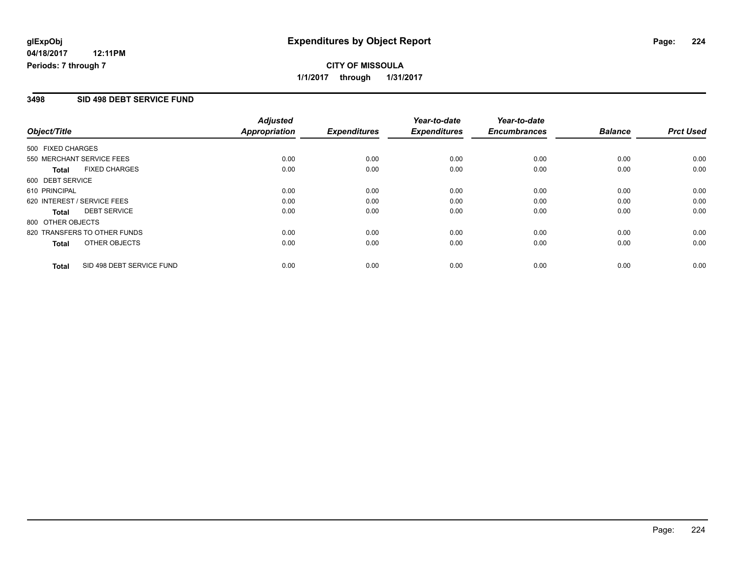# Expenditures by Object Report

glExpObj
04/18/2017 12:11PM
Periods: 7 through 7

**CITY OF MISSOULA**
**1/1/2017 through 1/31/2017**

## 3498 SID 498 DEBT SERVICE FUND

| Object/Title | Adjusted Appropriation | Expenditures | Year-to-date Expenditures | Year-to-date Encumbrances | Balance | Prct Used |
|---|---|---|---|---|---|---|
| 500 FIXED CHARGES | | | | | | |
| 550 MERCHANT SERVICE FEES | 0.00 | 0.00 | 0.00 | 0.00 | 0.00 | 0.00 |
| **Total** FIXED CHARGES | 0.00 | 0.00 | 0.00 | 0.00 | 0.00 | 0.00 |
| 600 DEBT SERVICE | | | | | | |
| 610 PRINCIPAL | 0.00 | 0.00 | 0.00 | 0.00 | 0.00 | 0.00 |
| 620 INTEREST / SERVICE FEES | 0.00 | 0.00 | 0.00 | 0.00 | 0.00 | 0.00 |
| **Total** DEBT SERVICE | 0.00 | 0.00 | 0.00 | 0.00 | 0.00 | 0.00 |
| 800 OTHER OBJECTS | | | | | | |
| 820 TRANSFERS TO OTHER FUNDS | 0.00 | 0.00 | 0.00 | 0.00 | 0.00 | 0.00 |
| **Total** OTHER OBJECTS | 0.00 | 0.00 | 0.00 | 0.00 | 0.00 | 0.00 |
| **Total** SID 498 DEBT SERVICE FUND | 0.00 | 0.00 | 0.00 | 0.00 | 0.00 | 0.00 |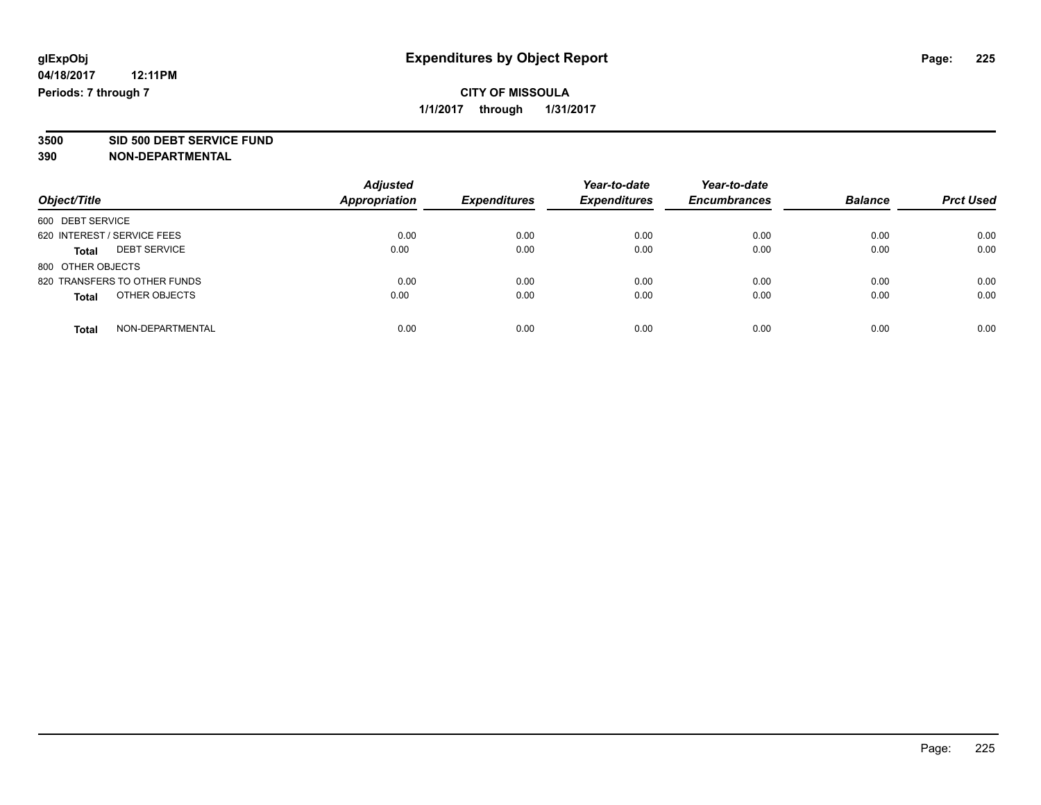glExpObj **Expenditures by Object Report**

04/18/2017 12:11PM

Periods: 7 through 7

**CITY OF MISSOULA**

**1/1/2017 through 1/31/2017**

**3500 SID 500 DEBT SERVICE FUND**

**390 NON-DEPARTMENTAL**

| Object/Title | Adjusted Appropriation | Expenditures | Year-to-date Expenditures | Year-to-date Encumbrances | Balance | Prct Used |
|---|---|---|---|---|---|---|
| 600 DEBT SERVICE | | | | | | |
| 620 INTEREST / SERVICE FEES | 0.00 | 0.00 | 0.00 | 0.00 | 0.00 | 0.00 |
| **Total** DEBT SERVICE | 0.00 | 0.00 | 0.00 | 0.00 | 0.00 | 0.00 |
| 800 OTHER OBJECTS | | | | | | |
| 820 TRANSFERS TO OTHER FUNDS | 0.00 | 0.00 | 0.00 | 0.00 | 0.00 | 0.00 |
| **Total** OTHER OBJECTS | 0.00 | 0.00 | 0.00 | 0.00 | 0.00 | 0.00 |
| **Total** NON-DEPARTMENTAL | 0.00 | 0.00 | 0.00 | 0.00 | 0.00 | 0.00 |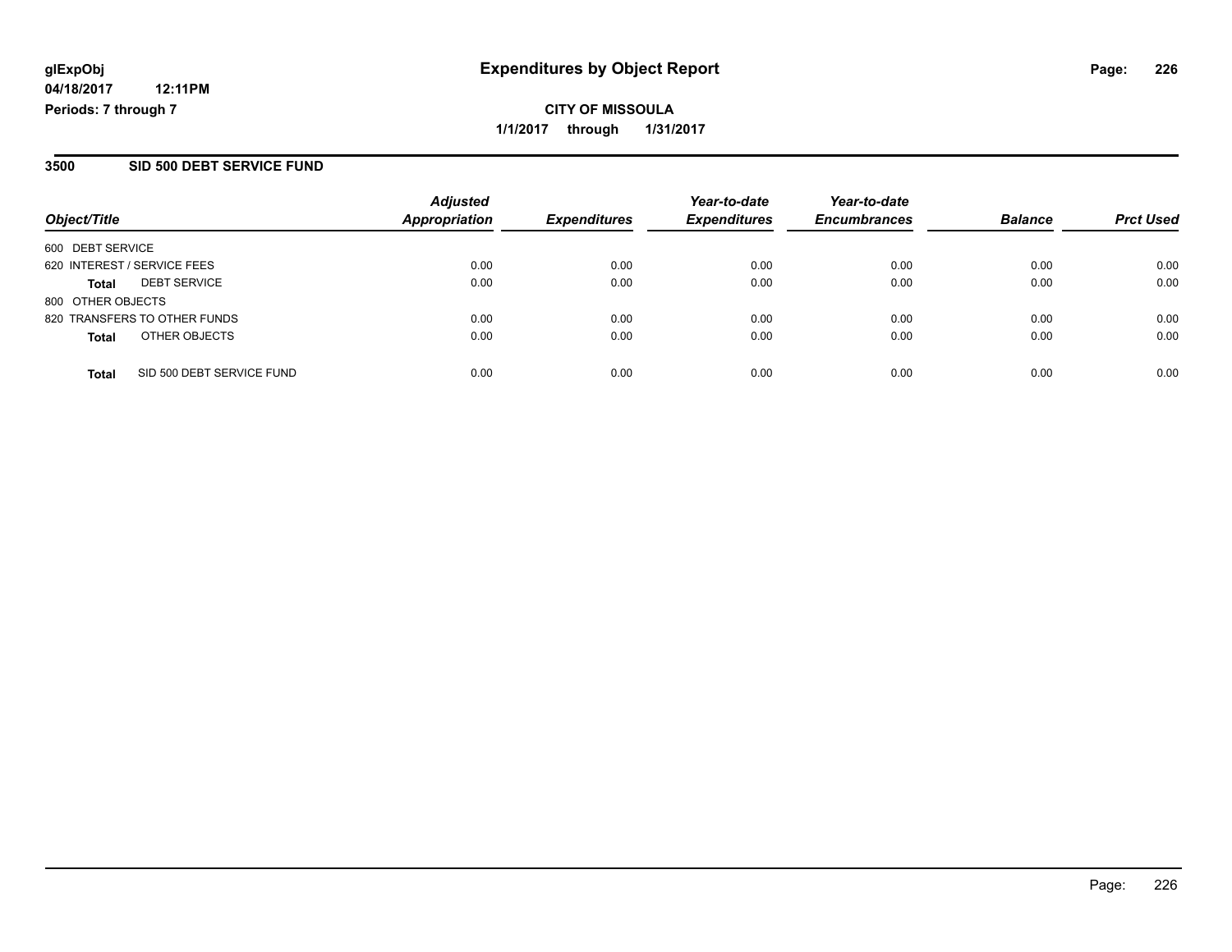glExpObj
04/18/2017 12:11PM
Periods: 7 through 7

# Expenditures by Object Report

**CITY OF MISSOULA**
**1/1/2017 through 1/31/2017**

## 3500 SID 500 DEBT SERVICE FUND

| Object/Title | Adjusted Appropriation | Expenditures | Year-to-date Expenditures | Year-to-date Encumbrances | Balance | Prct Used |
|---|---|---|---|---|---|---|
| 600 DEBT SERVICE | | | | | | |
| 620 INTEREST / SERVICE FEES | 0.00 | 0.00 | 0.00 | 0.00 | 0.00 | 0.00 |
| **Total** DEBT SERVICE | 0.00 | 0.00 | 0.00 | 0.00 | 0.00 | 0.00 |
| 800 OTHER OBJECTS | | | | | | |
| 820 TRANSFERS TO OTHER FUNDS | 0.00 | 0.00 | 0.00 | 0.00 | 0.00 | 0.00 |
| **Total** OTHER OBJECTS | 0.00 | 0.00 | 0.00 | 0.00 | 0.00 | 0.00 |
| **Total** SID 500 DEBT SERVICE FUND | 0.00 | 0.00 | 0.00 | 0.00 | 0.00 | 0.00 |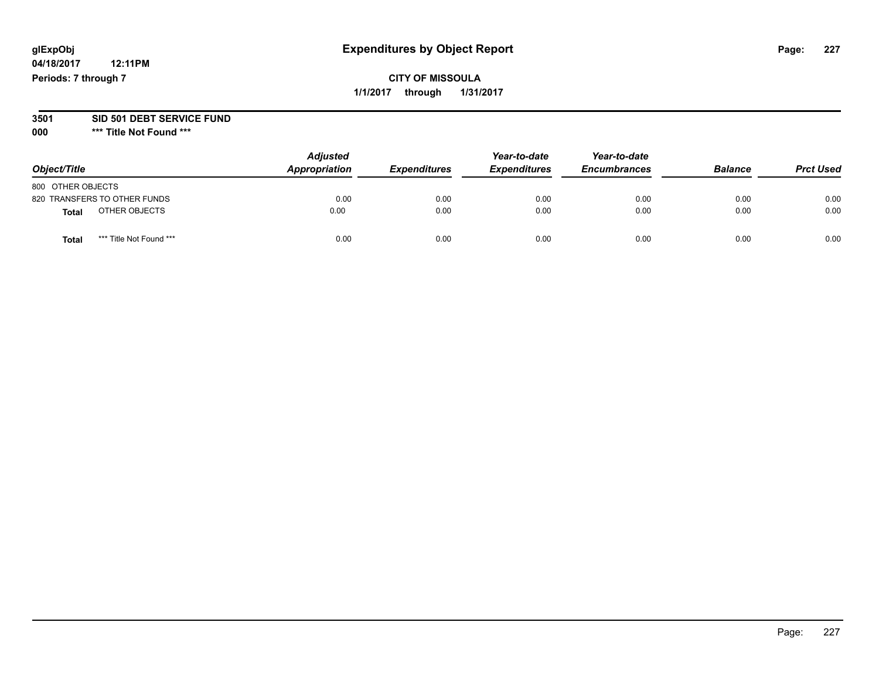# Expenditures by Object Report

glExpObj
04/18/2017 12:11PM
Periods: 7 through 7

**CITY OF MISSOULA**
**1/1/2017 through 1/31/2017**

**3501 SID 501 DEBT SERVICE FUND**
**000 *** Title Not Found *****

| Object/Title | Adjusted Appropriation | Expenditures | Year-to-date Expenditures | Year-to-date Encumbrances | Balance | Prct Used |
|---|---|---|---|---|---|---|
| 800 OTHER OBJECTS | | | | | | |
| 820 TRANSFERS TO OTHER FUNDS | 0.00 | 0.00 | 0.00 | 0.00 | 0.00 | 0.00 |
| **Total** OTHER OBJECTS | 0.00 | 0.00 | 0.00 | 0.00 | 0.00 | 0.00 |
| **Total** *** Title Not Found *** | 0.00 | 0.00 | 0.00 | 0.00 | 0.00 | 0.00 |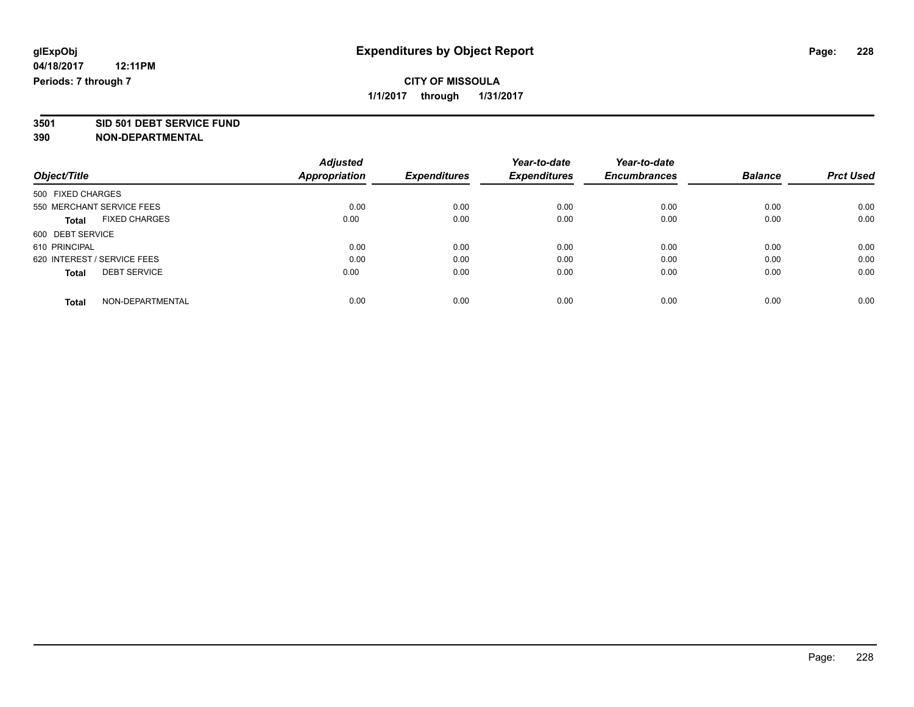**glExpObj**
**04/18/2017 12:11PM**
**Periods: 7 through 7**

# Expenditures by Object Report

**CITY OF MISSOULA**
**1/1/2017 through 1/31/2017**

**3501 SID 501 DEBT SERVICE FUND**
**390 NON-DEPARTMENTAL**

| Object/Title | Adjusted Appropriation | Expenditures | Year-to-date Expenditures | Year-to-date Encumbrances | Balance | Prct Used |
|---|---|---|---|---|---|---|
| 500 FIXED CHARGES | | | | | | |
| 550 MERCHANT SERVICE FEES | 0.00 | 0.00 | 0.00 | 0.00 | 0.00 | 0.00 |
| **Total** FIXED CHARGES | 0.00 | 0.00 | 0.00 | 0.00 | 0.00 | 0.00 |
| 600 DEBT SERVICE | | | | | | |
| 610 PRINCIPAL | 0.00 | 0.00 | 0.00 | 0.00 | 0.00 | 0.00 |
| 620 INTEREST / SERVICE FEES | 0.00 | 0.00 | 0.00 | 0.00 | 0.00 | 0.00 |
| **Total** DEBT SERVICE | 0.00 | 0.00 | 0.00 | 0.00 | 0.00 | 0.00 |
| **Total** NON-DEPARTMENTAL | 0.00 | 0.00 | 0.00 | 0.00 | 0.00 | 0.00 |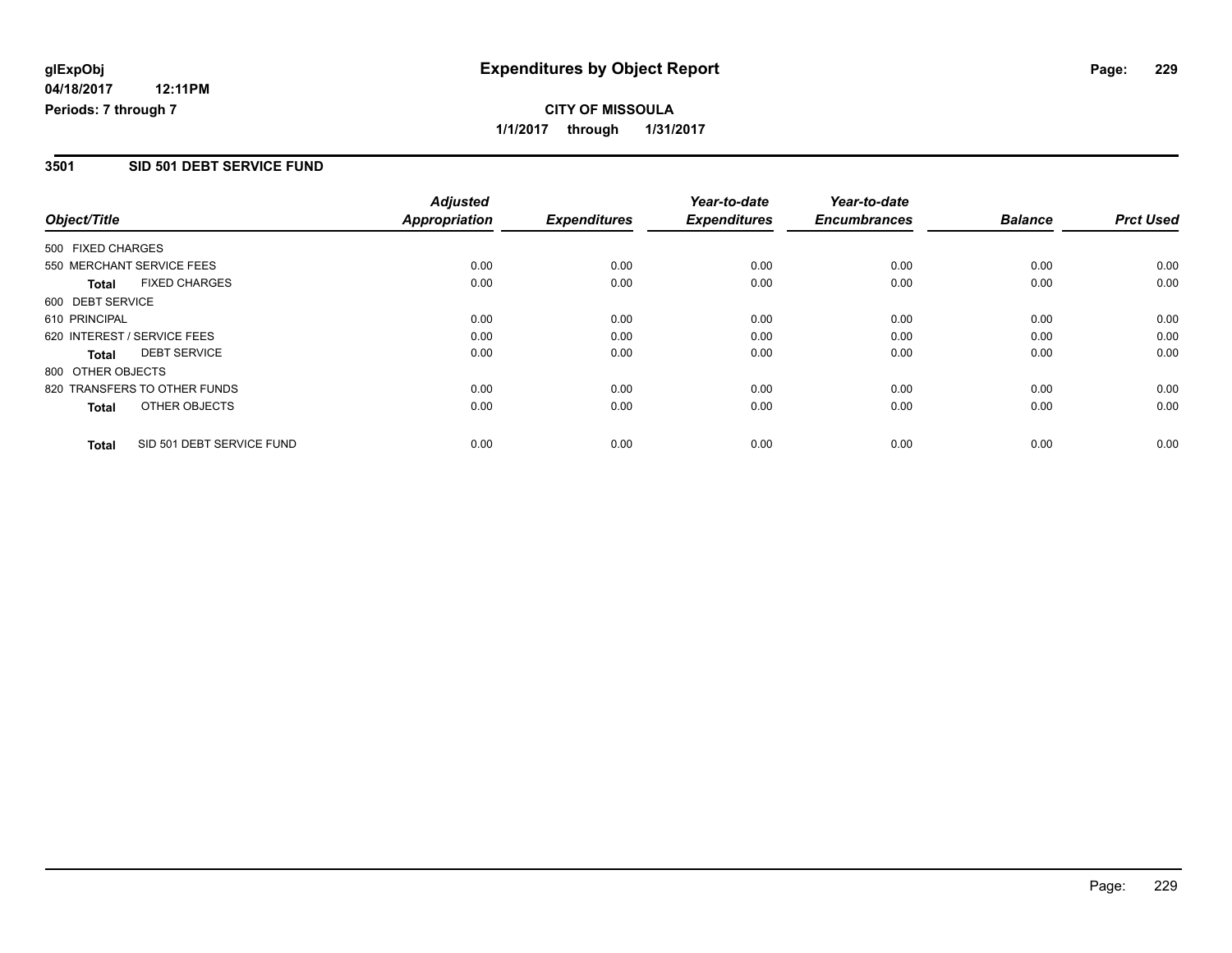# Expenditures by Object Report

glExpObj
04/18/2017 12:11PM
Periods: 7 through 7

**CITY OF MISSOULA**

**1/1/2017 through 1/31/2017**

## 3501 SID 501 DEBT SERVICE FUND

| Object/Title | Adjusted Appropriation | Expenditures | Year-to-date Expenditures | Year-to-date Encumbrances | Balance | Prct Used |
|---|---|---|---|---|---|---|
| 500 FIXED CHARGES | | | | | | |
| 550 MERCHANT SERVICE FEES | 0.00 | 0.00 | 0.00 | 0.00 | 0.00 | 0.00 |
| **Total** FIXED CHARGES | 0.00 | 0.00 | 0.00 | 0.00 | 0.00 | 0.00 |
| 600 DEBT SERVICE | | | | | | |
| 610 PRINCIPAL | 0.00 | 0.00 | 0.00 | 0.00 | 0.00 | 0.00 |
| 620 INTEREST / SERVICE FEES | 0.00 | 0.00 | 0.00 | 0.00 | 0.00 | 0.00 |
| **Total** DEBT SERVICE | 0.00 | 0.00 | 0.00 | 0.00 | 0.00 | 0.00 |
| 800 OTHER OBJECTS | | | | | | |
| 820 TRANSFERS TO OTHER FUNDS | 0.00 | 0.00 | 0.00 | 0.00 | 0.00 | 0.00 |
| **Total** OTHER OBJECTS | 0.00 | 0.00 | 0.00 | 0.00 | 0.00 | 0.00 |
| **Total** SID 501 DEBT SERVICE FUND | 0.00 | 0.00 | 0.00 | 0.00 | 0.00 | 0.00 |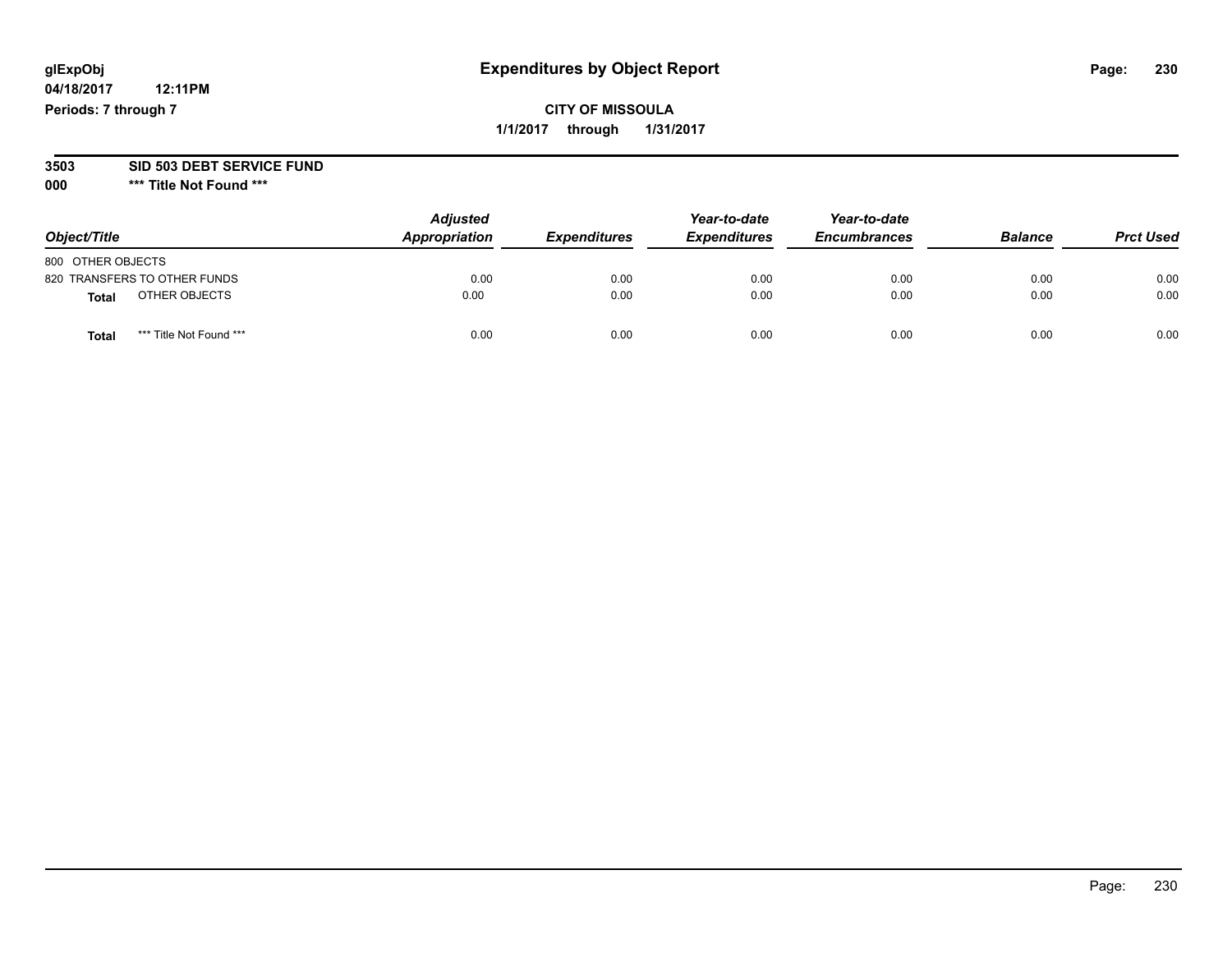glExpObj
04/18/2017 12:11PM
Periods: 7 through 7

# Expenditures by Object Report

**CITY OF MISSOULA**
**1/1/2017 through 1/31/2017**

**3503 SID 503 DEBT SERVICE FUND**
**000 \*\*\* Title Not Found \*\*\***

| Object/Title | Adjusted Appropriation | Expenditures | Year-to-date Expenditures | Year-to-date Encumbrances | Balance | Prct Used |
|---|---|---|---|---|---|---|
| 800 OTHER OBJECTS | | | | | | |
| 820 TRANSFERS TO OTHER FUNDS | 0.00 | 0.00 | 0.00 | 0.00 | 0.00 | 0.00 |
| **Total** OTHER OBJECTS | 0.00 | 0.00 | 0.00 | 0.00 | 0.00 | 0.00 |
| **Total** *** Title Not Found *** | 0.00 | 0.00 | 0.00 | 0.00 | 0.00 | 0.00 |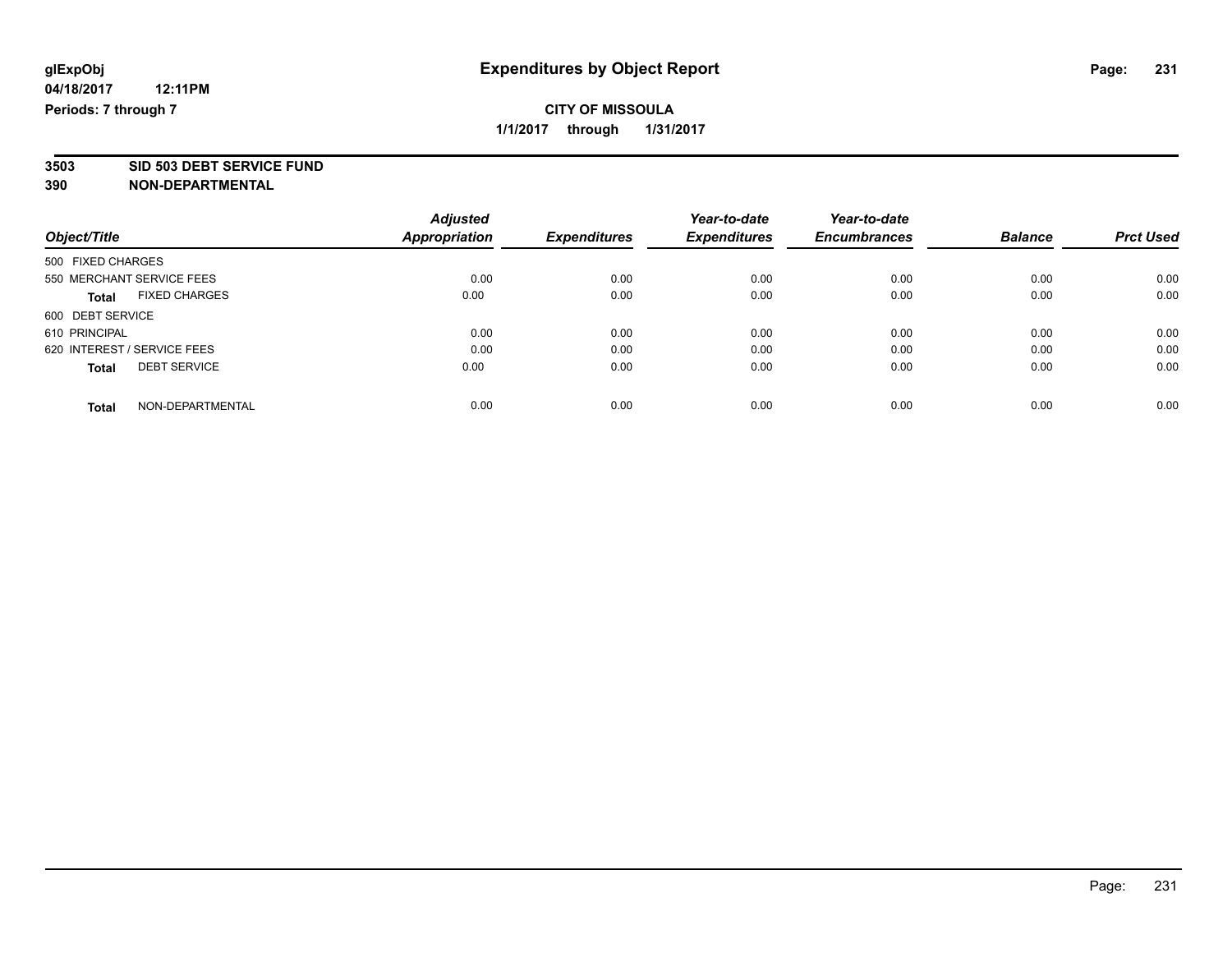**glExpObj**
**04/18/2017 12:11PM**
**Periods: 7 through 7**

# Expenditures by Object Report

**CITY OF MISSOULA**
**1/1/2017 through 1/31/2017**

**3503 SID 503 DEBT SERVICE FUND**
**390 NON-DEPARTMENTAL**

| Object/Title | Adjusted Appropriation | Expenditures | Year-to-date Expenditures | Year-to-date Encumbrances | Balance | Prct Used |
|---|---|---|---|---|---|---|
| 500 FIXED CHARGES | | | | | | |
| 550 MERCHANT SERVICE FEES | 0.00 | 0.00 | 0.00 | 0.00 | 0.00 | 0.00 |
| **Total** FIXED CHARGES | 0.00 | 0.00 | 0.00 | 0.00 | 0.00 | 0.00 |
| 600 DEBT SERVICE | | | | | | |
| 610 PRINCIPAL | 0.00 | 0.00 | 0.00 | 0.00 | 0.00 | 0.00 |
| 620 INTEREST / SERVICE FEES | 0.00 | 0.00 | 0.00 | 0.00 | 0.00 | 0.00 |
| **Total** DEBT SERVICE | 0.00 | 0.00 | 0.00 | 0.00 | 0.00 | 0.00 |
| **Total** NON-DEPARTMENTAL | 0.00 | 0.00 | 0.00 | 0.00 | 0.00 | 0.00 |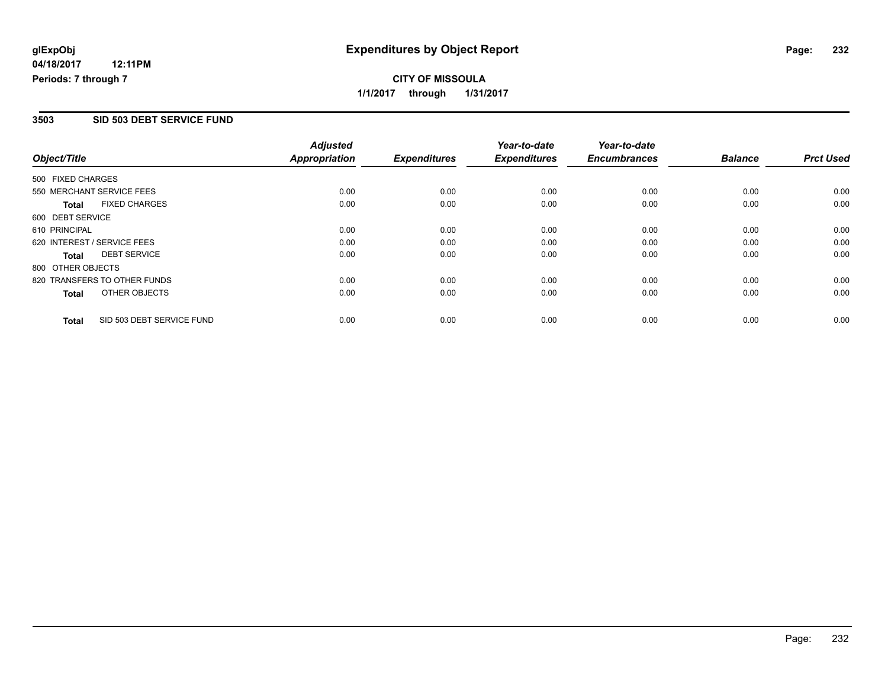glExpObj
04/18/2017 12:11PM
Periods: 7 through 7

# Expenditures by Object Report

**CITY OF MISSOULA**

**1/1/2017 through 1/31/2017**

## 3503 SID 503 DEBT SERVICE FUND

| Object/Title | Adjusted Appropriation | Expenditures | Year-to-date Expenditures | Year-to-date Encumbrances | Balance | Prct Used |
|---|---|---|---|---|---|---|
| 500 FIXED CHARGES | | | | | | |
| 550 MERCHANT SERVICE FEES | 0.00 | 0.00 | 0.00 | 0.00 | 0.00 | 0.00 |
| **Total** FIXED CHARGES | 0.00 | 0.00 | 0.00 | 0.00 | 0.00 | 0.00 |
| 600 DEBT SERVICE | | | | | | |
| 610 PRINCIPAL | 0.00 | 0.00 | 0.00 | 0.00 | 0.00 | 0.00 |
| 620 INTEREST / SERVICE FEES | 0.00 | 0.00 | 0.00 | 0.00 | 0.00 | 0.00 |
| **Total** DEBT SERVICE | 0.00 | 0.00 | 0.00 | 0.00 | 0.00 | 0.00 |
| 800 OTHER OBJECTS | | | | | | |
| 820 TRANSFERS TO OTHER FUNDS | 0.00 | 0.00 | 0.00 | 0.00 | 0.00 | 0.00 |
| **Total** OTHER OBJECTS | 0.00 | 0.00 | 0.00 | 0.00 | 0.00 | 0.00 |
| **Total** SID 503 DEBT SERVICE FUND | 0.00 | 0.00 | 0.00 | 0.00 | 0.00 | 0.00 |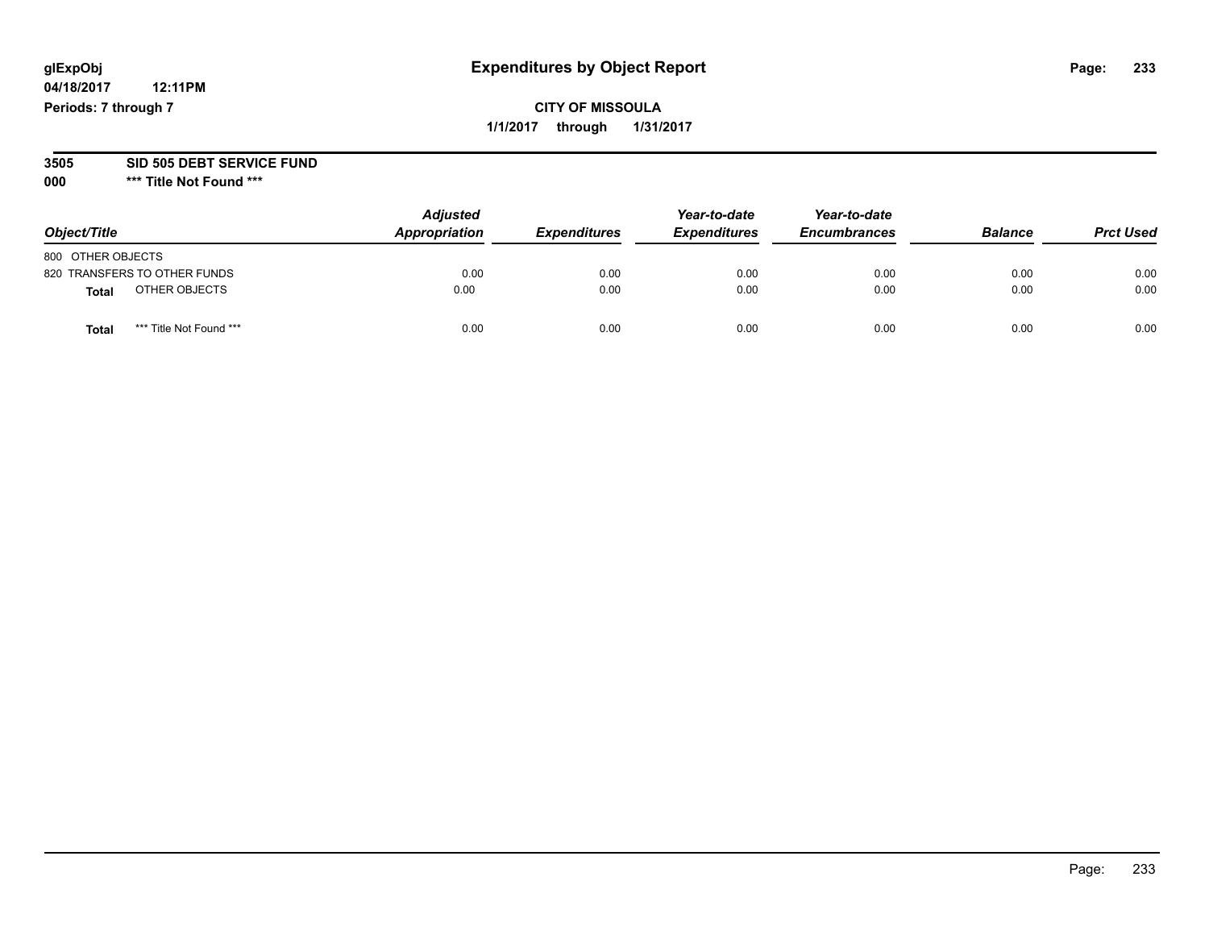**glExpObj**
**04/18/2017 12:11PM**
**Periods: 7 through 7**

# Expenditures by Object Report

**CITY OF MISSOULA**
**1/1/2017 through 1/31/2017**

**3505 SID 505 DEBT SERVICE FUND**
**000 \*\*\* Title Not Found \*\*\***

| Object/Title | Adjusted Appropriation | Expenditures | Year-to-date Expenditures | Year-to-date Encumbrances | Balance | Prct Used |
|---|---|---|---|---|---|---|
| 800 OTHER OBJECTS | | | | | | |
| 820 TRANSFERS TO OTHER FUNDS | 0.00 | 0.00 | 0.00 | 0.00 | 0.00 | 0.00 |
| **Total** OTHER OBJECTS | 0.00 | 0.00 | 0.00 | 0.00 | 0.00 | 0.00 |
| **Total** *** Title Not Found *** | 0.00 | 0.00 | 0.00 | 0.00 | 0.00 | 0.00 |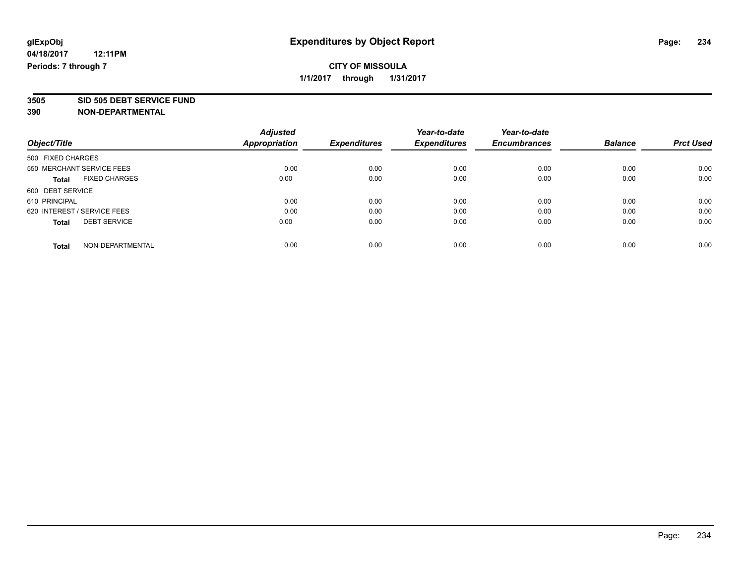# Expenditures by Object Report

glExpObj
04/18/2017 12:11PM
Periods: 7 through 7

**CITY OF MISSOULA**
**1/1/2017 through 1/31/2017**

**3505 SID 505 DEBT SERVICE FUND**
**390 NON-DEPARTMENTAL**

| Object/Title | Adjusted Appropriation | Expenditures | Year-to-date Expenditures | Year-to-date Encumbrances | Balance | Prct Used |
|---|---|---|---|---|---|---|
| 500 FIXED CHARGES | | | | | | |
| 550 MERCHANT SERVICE FEES | 0.00 | 0.00 | 0.00 | 0.00 | 0.00 | 0.00 |
| **Total** FIXED CHARGES | 0.00 | 0.00 | 0.00 | 0.00 | 0.00 | 0.00 |
| 600 DEBT SERVICE | | | | | | |
| 610 PRINCIPAL | 0.00 | 0.00 | 0.00 | 0.00 | 0.00 | 0.00 |
| 620 INTEREST / SERVICE FEES | 0.00 | 0.00 | 0.00 | 0.00 | 0.00 | 0.00 |
| **Total** DEBT SERVICE | 0.00 | 0.00 | 0.00 | 0.00 | 0.00 | 0.00 |
| **Total** NON-DEPARTMENTAL | 0.00 | 0.00 | 0.00 | 0.00 | 0.00 | 0.00 |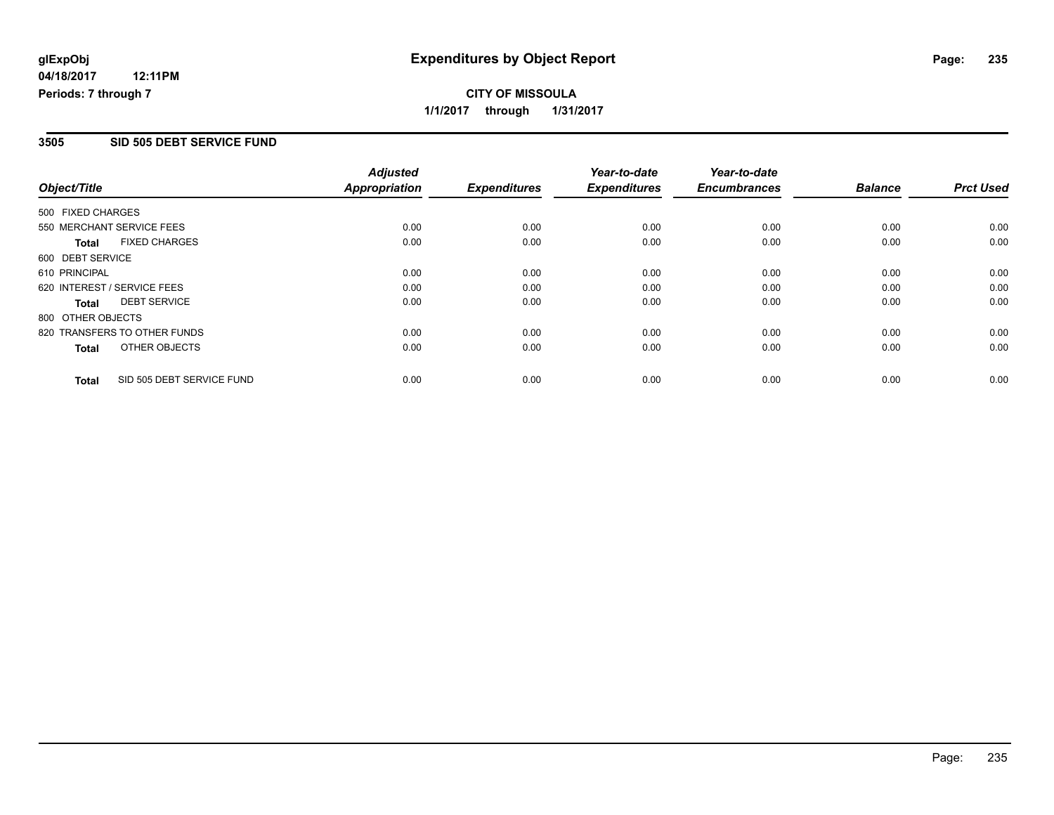# Expenditures by Object Report

glExpObj
04/18/2017 12:11PM
Periods: 7 through 7

**CITY OF MISSOULA**
**1/1/2017 through 1/31/2017**

## 3505 SID 505 DEBT SERVICE FUND

| Object/Title | Adjusted Appropriation | Expenditures | Year-to-date Expenditures | Year-to-date Encumbrances | Balance | Prct Used |
|---|---|---|---|---|---|---|
| 500 FIXED CHARGES | | | | | | |
| 550 MERCHANT SERVICE FEES | 0.00 | 0.00 | 0.00 | 0.00 | 0.00 | 0.00 |
| **Total** FIXED CHARGES | 0.00 | 0.00 | 0.00 | 0.00 | 0.00 | 0.00 |
| 600 DEBT SERVICE | | | | | | |
| 610 PRINCIPAL | 0.00 | 0.00 | 0.00 | 0.00 | 0.00 | 0.00 |
| 620 INTEREST / SERVICE FEES | 0.00 | 0.00 | 0.00 | 0.00 | 0.00 | 0.00 |
| **Total** DEBT SERVICE | 0.00 | 0.00 | 0.00 | 0.00 | 0.00 | 0.00 |
| 800 OTHER OBJECTS | | | | | | |
| 820 TRANSFERS TO OTHER FUNDS | 0.00 | 0.00 | 0.00 | 0.00 | 0.00 | 0.00 |
| **Total** OTHER OBJECTS | 0.00 | 0.00 | 0.00 | 0.00 | 0.00 | 0.00 |
| **Total** SID 505 DEBT SERVICE FUND | 0.00 | 0.00 | 0.00 | 0.00 | 0.00 | 0.00 |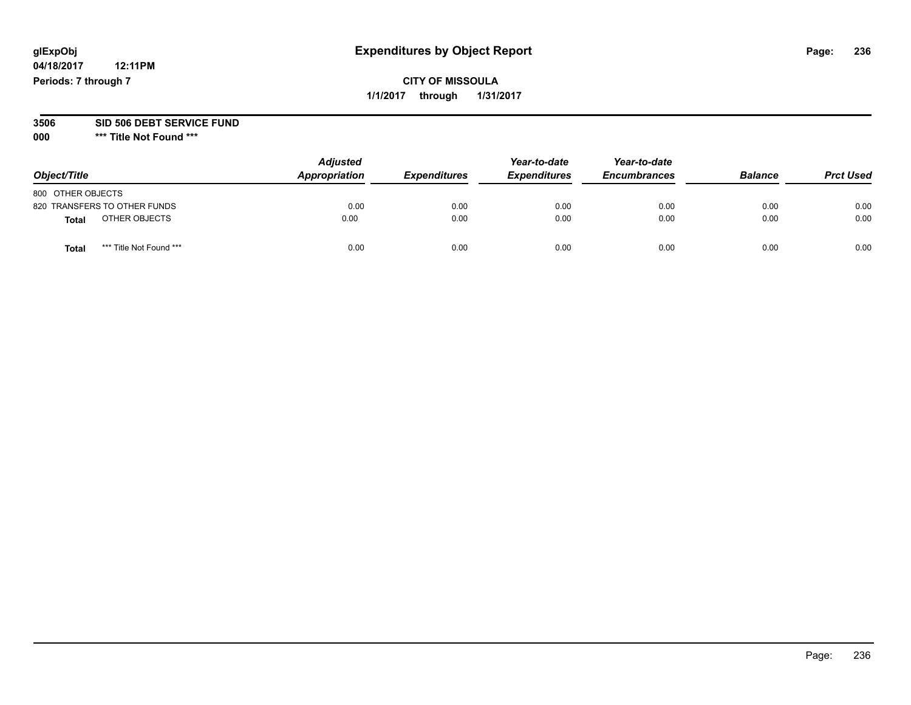glExpObj
04/18/2017 12:11PM
Periods: 7 through 7

# Expenditures by Object Report

**CITY OF MISSOULA**
**1/1/2017 through 1/31/2017**

**3506 SID 506 DEBT SERVICE FUND**
**000 \*\*\* Title Not Found \*\*\***

| Object/Title | Adjusted Appropriation | Expenditures | Year-to-date Expenditures | Year-to-date Encumbrances | Balance | Prct Used |
|---|---|---|---|---|---|---|
| 800 OTHER OBJECTS | | | | | | |
| 820 TRANSFERS TO OTHER FUNDS | 0.00 | 0.00 | 0.00 | 0.00 | 0.00 | 0.00 |
| **Total** OTHER OBJECTS | 0.00 | 0.00 | 0.00 | 0.00 | 0.00 | 0.00 |
| **Total** \*\*\* Title Not Found \*\*\* | 0.00 | 0.00 | 0.00 | 0.00 | 0.00 | 0.00 |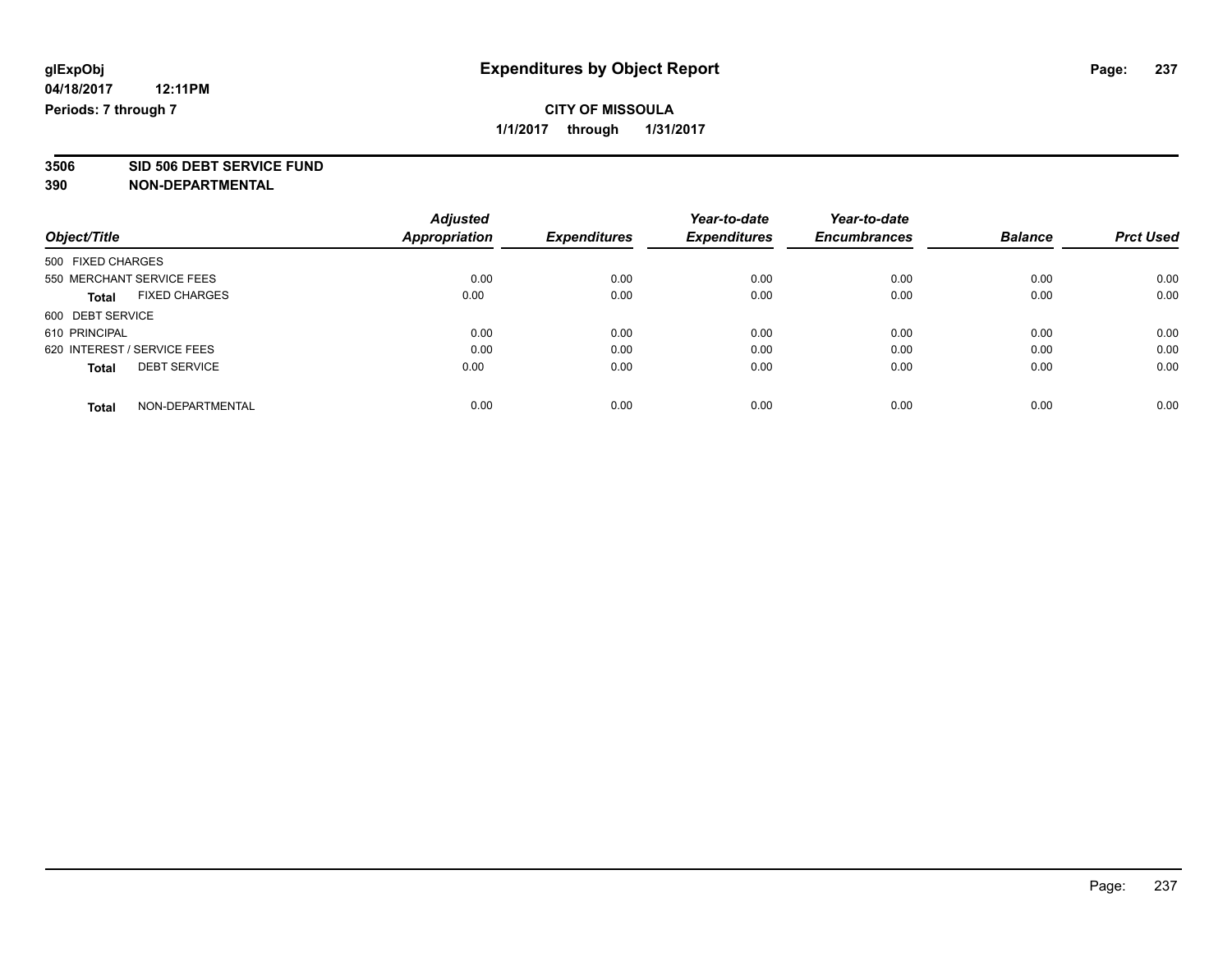glExpObj
04/18/2017 12:11PM
Periods: 7 through 7

# Expenditures by Object Report

**CITY OF MISSOULA**
**1/1/2017 through 1/31/2017**

**3506 SID 506 DEBT SERVICE FUND**
**390 NON-DEPARTMENTAL**

| Object/Title | Adjusted Appropriation | Expenditures | Year-to-date Expenditures | Year-to-date Encumbrances | Balance | Prct Used |
|---|---|---|---|---|---|---|
| 500 FIXED CHARGES | | | | | | |
| 550 MERCHANT SERVICE FEES | 0.00 | 0.00 | 0.00 | 0.00 | 0.00 | 0.00 |
| **Total** FIXED CHARGES | 0.00 | 0.00 | 0.00 | 0.00 | 0.00 | 0.00 |
| 600 DEBT SERVICE | | | | | | |
| 610 PRINCIPAL | 0.00 | 0.00 | 0.00 | 0.00 | 0.00 | 0.00 |
| 620 INTEREST / SERVICE FEES | 0.00 | 0.00 | 0.00 | 0.00 | 0.00 | 0.00 |
| **Total** DEBT SERVICE | 0.00 | 0.00 | 0.00 | 0.00 | 0.00 | 0.00 |
| **Total** NON-DEPARTMENTAL | 0.00 | 0.00 | 0.00 | 0.00 | 0.00 | 0.00 |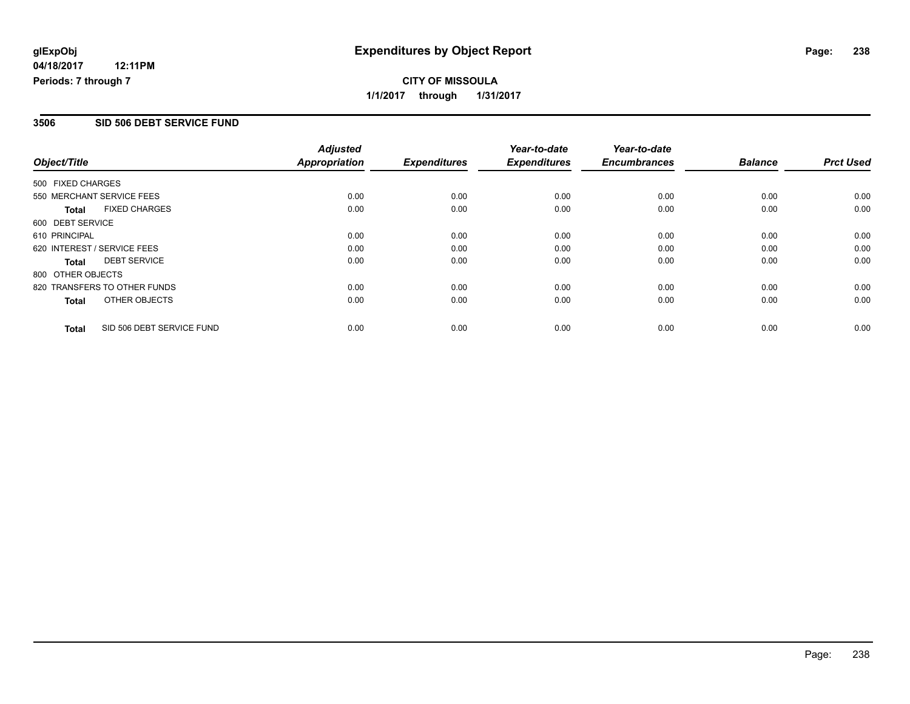glExpObj
04/18/2017 12:11PM
Periods: 7 through 7

# Expenditures by Object Report

**CITY OF MISSOULA**
**1/1/2017 through 1/31/2017**

## 3506 SID 506 DEBT SERVICE FUND

| Object/Title | Adjusted Appropriation | Expenditures | Year-to-date Expenditures | Year-to-date Encumbrances | Balance | Prct Used |
|---|---|---|---|---|---|---|
| 500 FIXED CHARGES | | | | | | |
| 550 MERCHANT SERVICE FEES | 0.00 | 0.00 | 0.00 | 0.00 | 0.00 | 0.00 |
| **Total** FIXED CHARGES | 0.00 | 0.00 | 0.00 | 0.00 | 0.00 | 0.00 |
| 600 DEBT SERVICE | | | | | | |
| 610 PRINCIPAL | 0.00 | 0.00 | 0.00 | 0.00 | 0.00 | 0.00 |
| 620 INTEREST / SERVICE FEES | 0.00 | 0.00 | 0.00 | 0.00 | 0.00 | 0.00 |
| **Total** DEBT SERVICE | 0.00 | 0.00 | 0.00 | 0.00 | 0.00 | 0.00 |
| 800 OTHER OBJECTS | | | | | | |
| 820 TRANSFERS TO OTHER FUNDS | 0.00 | 0.00 | 0.00 | 0.00 | 0.00 | 0.00 |
| **Total** OTHER OBJECTS | 0.00 | 0.00 | 0.00 | 0.00 | 0.00 | 0.00 |
| **Total** SID 506 DEBT SERVICE FUND | 0.00 | 0.00 | 0.00 | 0.00 | 0.00 | 0.00 |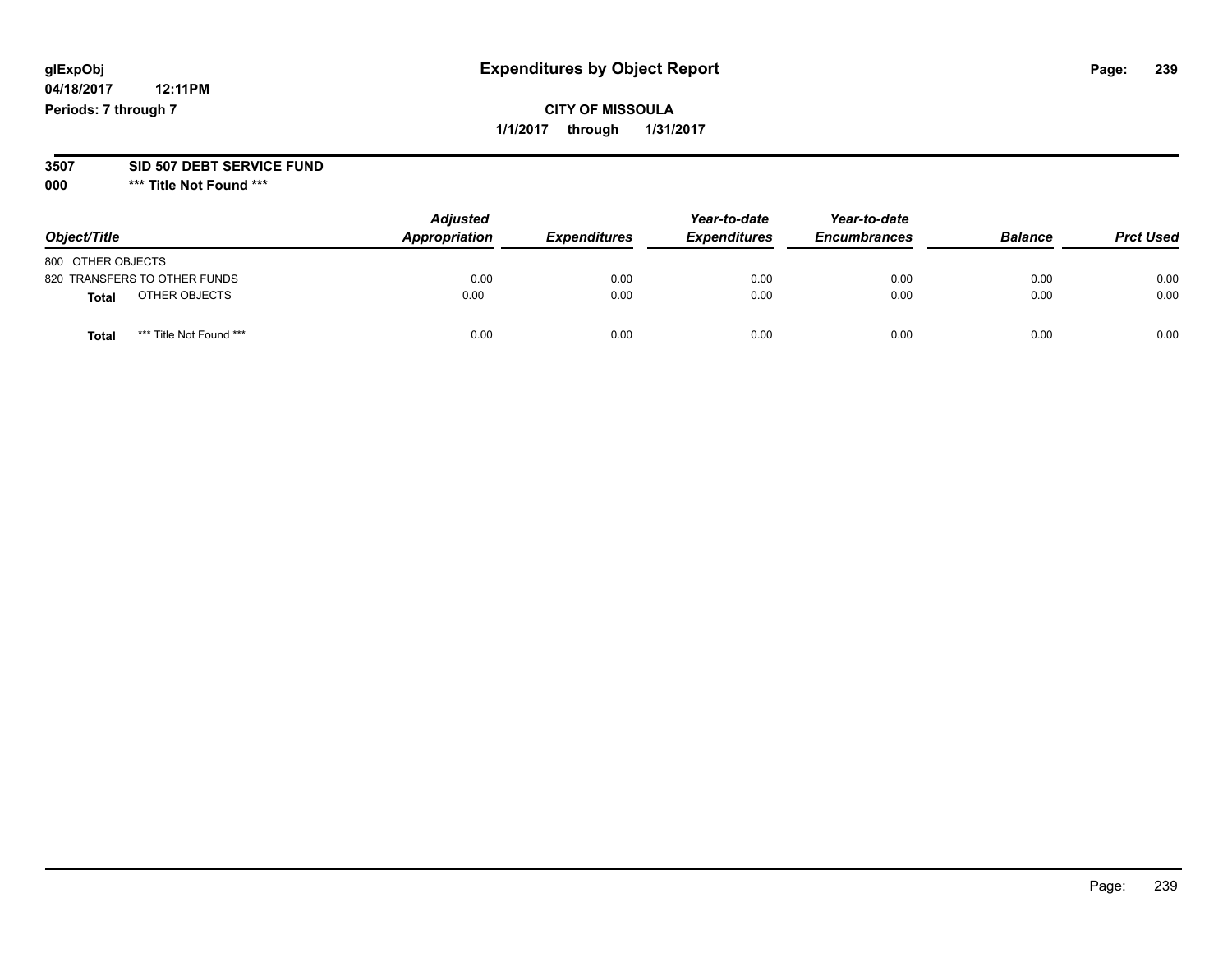glExpObj
04/18/2017 12:11PM
Periods: 7 through 7

# Expenditures by Object Report

**CITY OF MISSOULA**

**1/1/2017 through 1/31/2017**

**3507 SID 507 DEBT SERVICE FUND**

**000 \*\*\* Title Not Found \*\*\***

| Object/Title | Adjusted Appropriation | Expenditures | Year-to-date Expenditures | Year-to-date Encumbrances | Balance | Prct Used |
|---|---|---|---|---|---|---|
| 800 OTHER OBJECTS | | | | | | |
| 820 TRANSFERS TO OTHER FUNDS | 0.00 | 0.00 | 0.00 | 0.00 | 0.00 | 0.00 |
| **Total** OTHER OBJECTS | 0.00 | 0.00 | 0.00 | 0.00 | 0.00 | 0.00 |
| **Total** *** Title Not Found *** | 0.00 | 0.00 | 0.00 | 0.00 | 0.00 | 0.00 |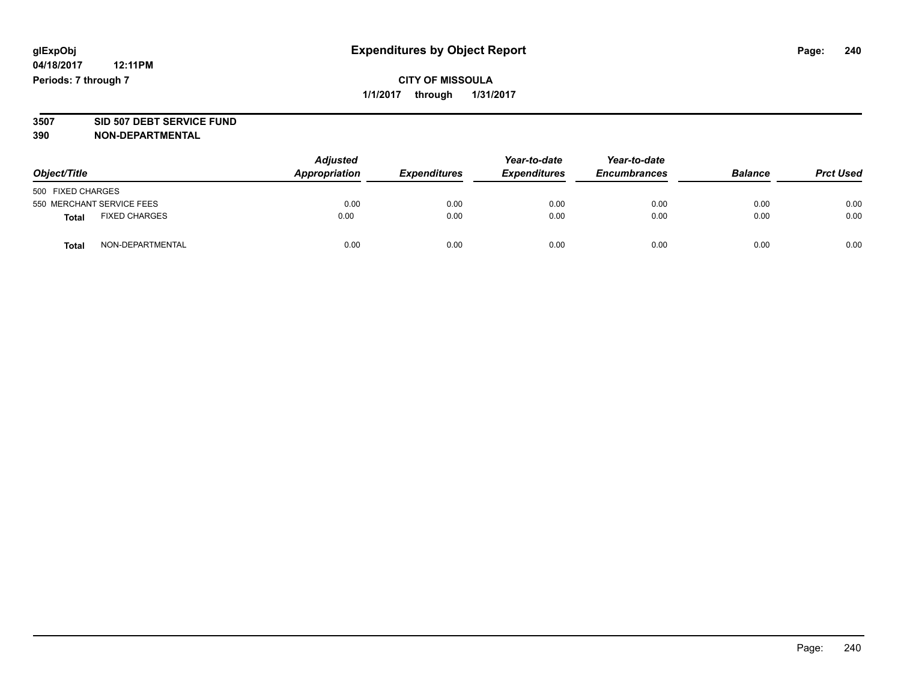**glExpObj** **Expenditures by Object Report**

**04/18/2017 12:11PM**

**Periods: 7 through 7**

**CITY OF MISSOULA**

**1/1/2017 through 1/31/2017**

**3507 SID 507 DEBT SERVICE FUND**

**390 NON-DEPARTMENTAL**

| Object/Title | | Adjusted Appropriation | Expenditures | Year-to-date Expenditures | Year-to-date Encumbrances | Balance | Prct Used |
|---|---|---|---|---|---|---|---|
| 500 FIXED CHARGES | | | | | | | |
| 550 MERCHANT SERVICE FEES | | 0.00 | 0.00 | 0.00 | 0.00 | 0.00 | 0.00 |
| **Total** | FIXED CHARGES | 0.00 | 0.00 | 0.00 | 0.00 | 0.00 | 0.00 |
| **Total** | NON-DEPARTMENTAL | 0.00 | 0.00 | 0.00 | 0.00 | 0.00 | 0.00 |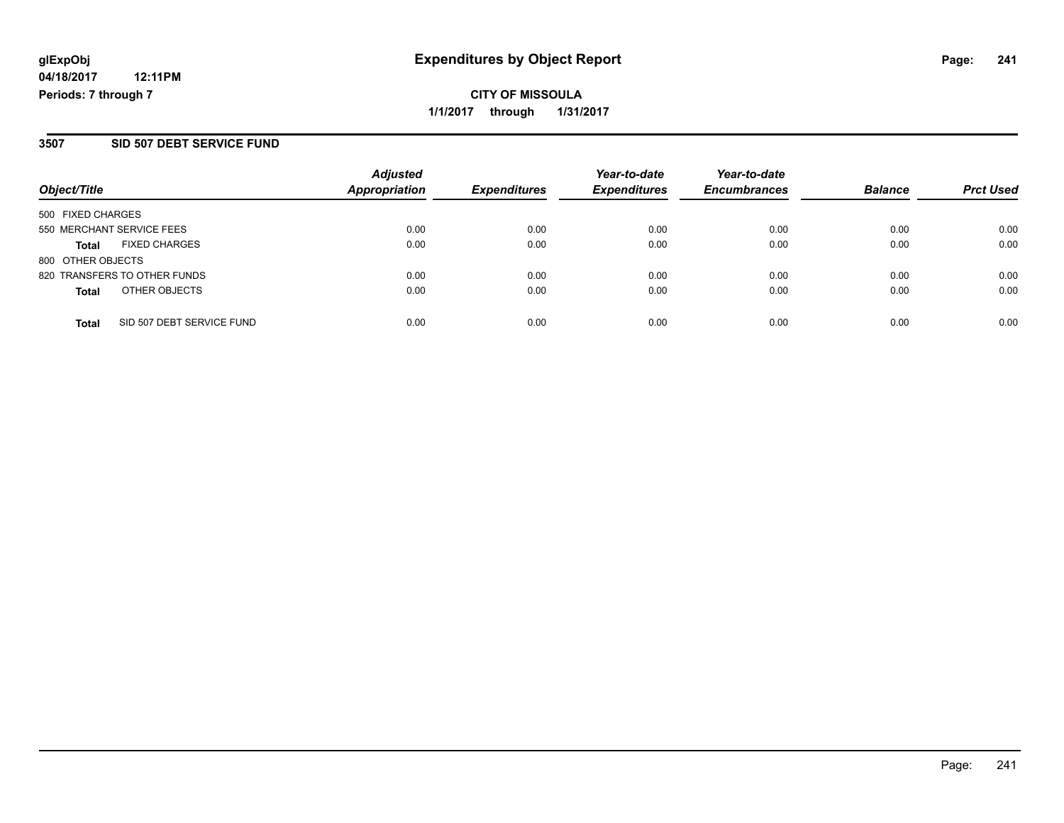**glExpObj**
**04/18/2017 12:11PM**
**Periods: 7 through 7**

# Expenditures by Object Report

**CITY OF MISSOULA**
**1/1/2017 through 1/31/2017**

## 3507 SID 507 DEBT SERVICE FUND

| Object/Title | Adjusted Appropriation | Expenditures | Year-to-date Expenditures | Year-to-date Encumbrances | Balance | Prct Used |
|---|---|---|---|---|---|---|
| 500 FIXED CHARGES | | | | | | |
| 550 MERCHANT SERVICE FEES | 0.00 | 0.00 | 0.00 | 0.00 | 0.00 | 0.00 |
| **Total** FIXED CHARGES | 0.00 | 0.00 | 0.00 | 0.00 | 0.00 | 0.00 |
| 800 OTHER OBJECTS | | | | | | |
| 820 TRANSFERS TO OTHER FUNDS | 0.00 | 0.00 | 0.00 | 0.00 | 0.00 | 0.00 |
| **Total** OTHER OBJECTS | 0.00 | 0.00 | 0.00 | 0.00 | 0.00 | 0.00 |
| **Total** SID 507 DEBT SERVICE FUND | 0.00 | 0.00 | 0.00 | 0.00 | 0.00 | 0.00 |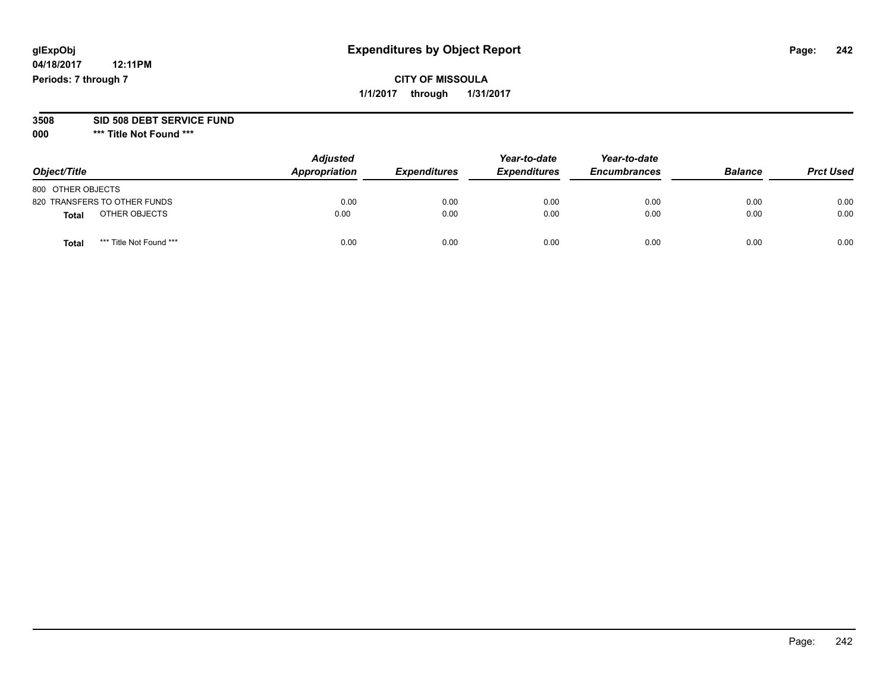glExpObj
04/18/2017 12:11PM
Periods: 7 through 7

# Expenditures by Object Report

**CITY OF MISSOULA**
**1/1/2017 through 1/31/2017**

**3508 SID 508 DEBT SERVICE FUND**
**000 \*\*\* Title Not Found \*\*\***

| Object/Title | Adjusted Appropriation | Expenditures | Year-to-date Expenditures | Year-to-date Encumbrances | Balance | Prct Used |
|---|---|---|---|---|---|---|
| 800 OTHER OBJECTS | | | | | | |
| 820 TRANSFERS TO OTHER FUNDS | 0.00 | 0.00 | 0.00 | 0.00 | 0.00 | 0.00 |
| **Total** OTHER OBJECTS | 0.00 | 0.00 | 0.00 | 0.00 | 0.00 | 0.00 |
| **Total** *** Title Not Found *** | 0.00 | 0.00 | 0.00 | 0.00 | 0.00 | 0.00 |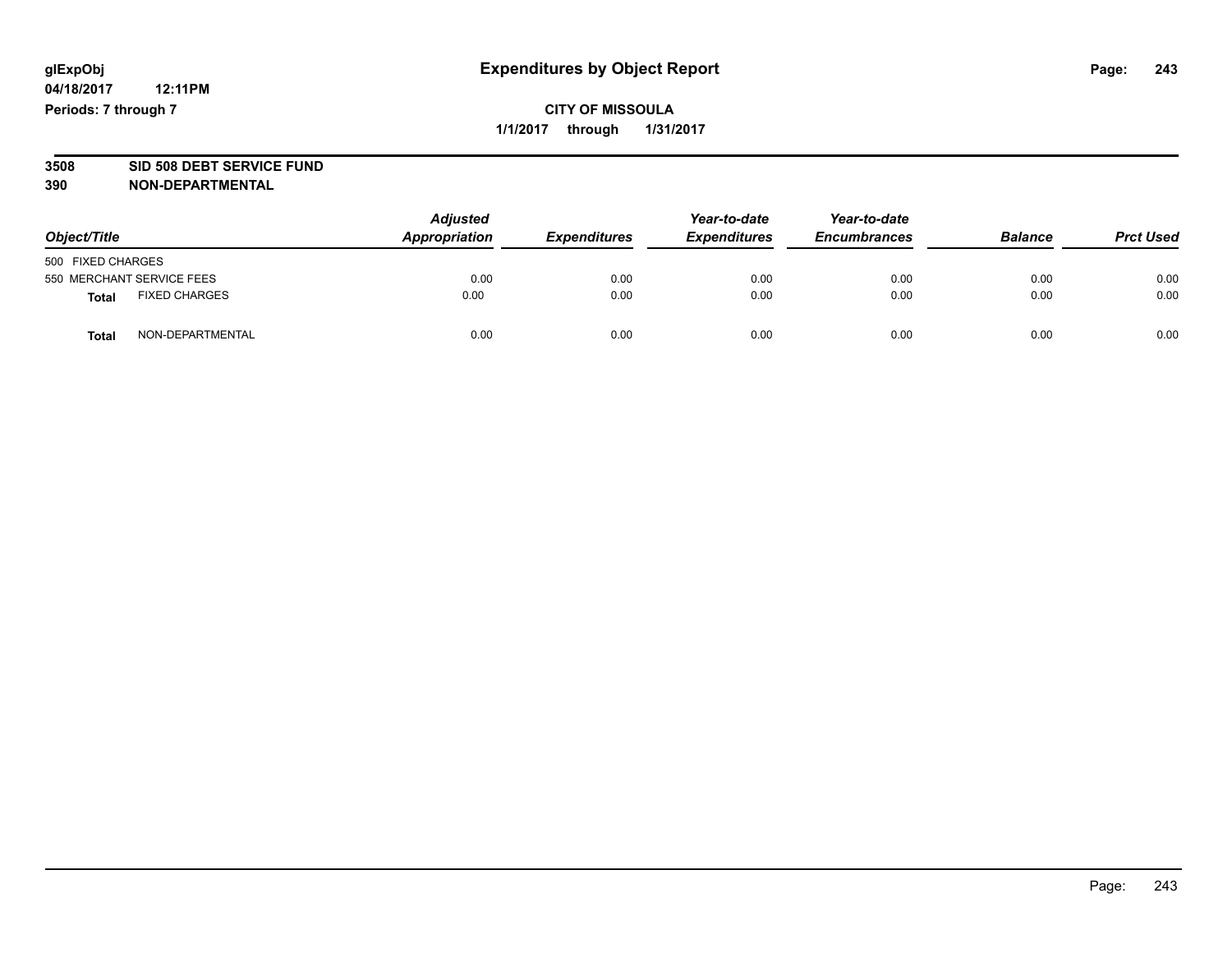glExpObj
04/18/2017 12:11PM
Periods: 7 through 7

# Expenditures by Object Report

**CITY OF MISSOULA**

**1/1/2017 through 1/31/2017**

**3508 SID 508 DEBT SERVICE FUND**

**390 NON-DEPARTMENTAL**

| Object/Title | Adjusted Appropriation | Expenditures | Year-to-date Expenditures | Year-to-date Encumbrances | Balance | Prct Used |
|---|---|---|---|---|---|---|
| 500 FIXED CHARGES | | | | | | |
| 550 MERCHANT SERVICE FEES | 0.00 | 0.00 | 0.00 | 0.00 | 0.00 | 0.00 |
| **Total** FIXED CHARGES | 0.00 | 0.00 | 0.00 | 0.00 | 0.00 | 0.00 |
| **Total** NON-DEPARTMENTAL | 0.00 | 0.00 | 0.00 | 0.00 | 0.00 | 0.00 |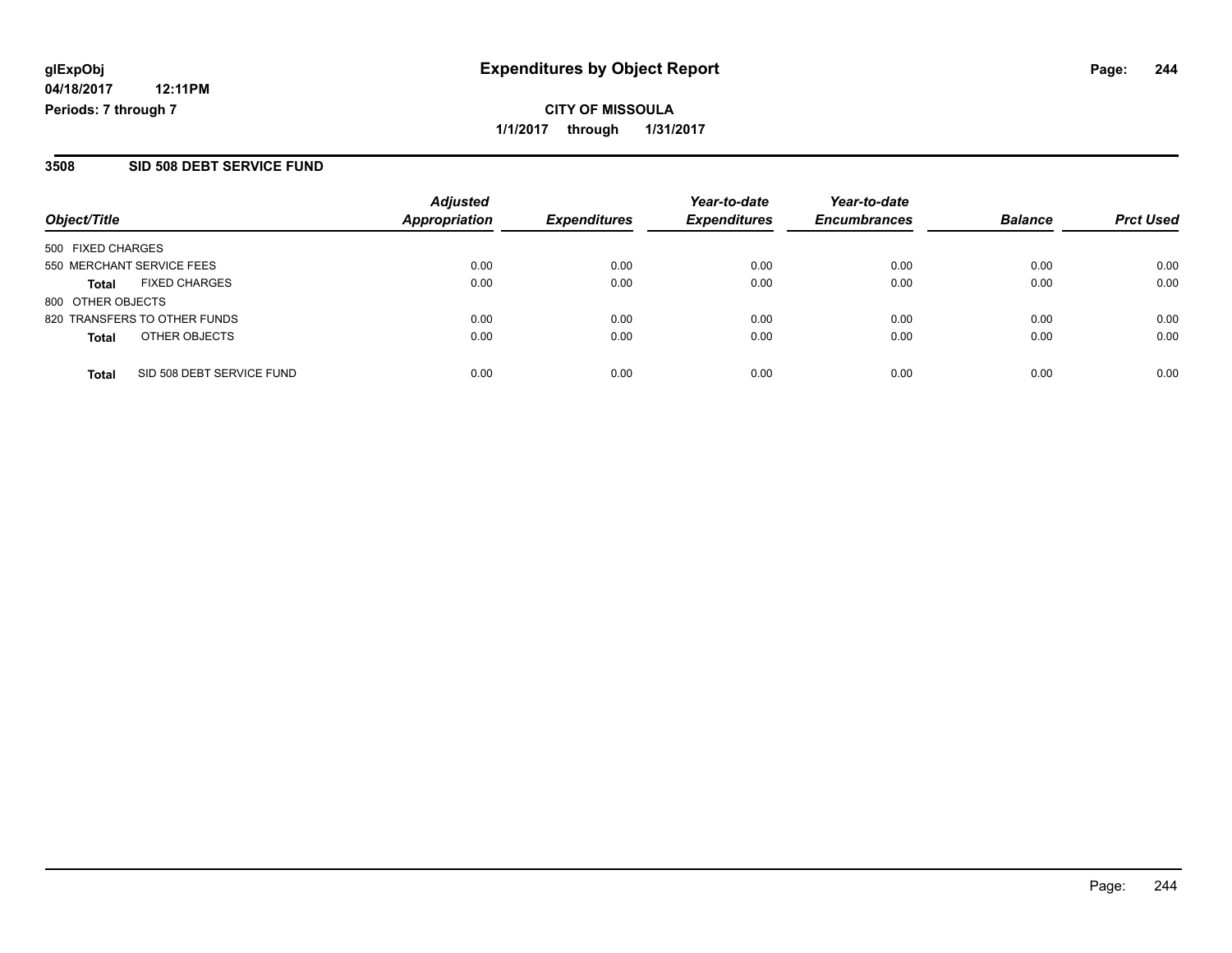**glExpObj**
**04/18/2017 12:11PM**
**Periods: 7 through 7**

# Expenditures by Object Report

**CITY OF MISSOULA**
**1/1/2017 through 1/31/2017**

## 3508 SID 508 DEBT SERVICE FUND

| Object/Title | | Adjusted Appropriation | Expenditures | Year-to-date Expenditures | Year-to-date Encumbrances | Balance | Prct Used |
|---|---|---|---|---|---|---|---|
| 500 FIXED CHARGES | | | | | | | |
| 550 MERCHANT SERVICE FEES | | 0.00 | 0.00 | 0.00 | 0.00 | 0.00 | 0.00 |
| **Total** | FIXED CHARGES | 0.00 | 0.00 | 0.00 | 0.00 | 0.00 | 0.00 |
| 800 OTHER OBJECTS | | | | | | | |
| 820 TRANSFERS TO OTHER FUNDS | | 0.00 | 0.00 | 0.00 | 0.00 | 0.00 | 0.00 |
| **Total** | OTHER OBJECTS | 0.00 | 0.00 | 0.00 | 0.00 | 0.00 | 0.00 |
| **Total** | SID 508 DEBT SERVICE FUND | 0.00 | 0.00 | 0.00 | 0.00 | 0.00 | 0.00 |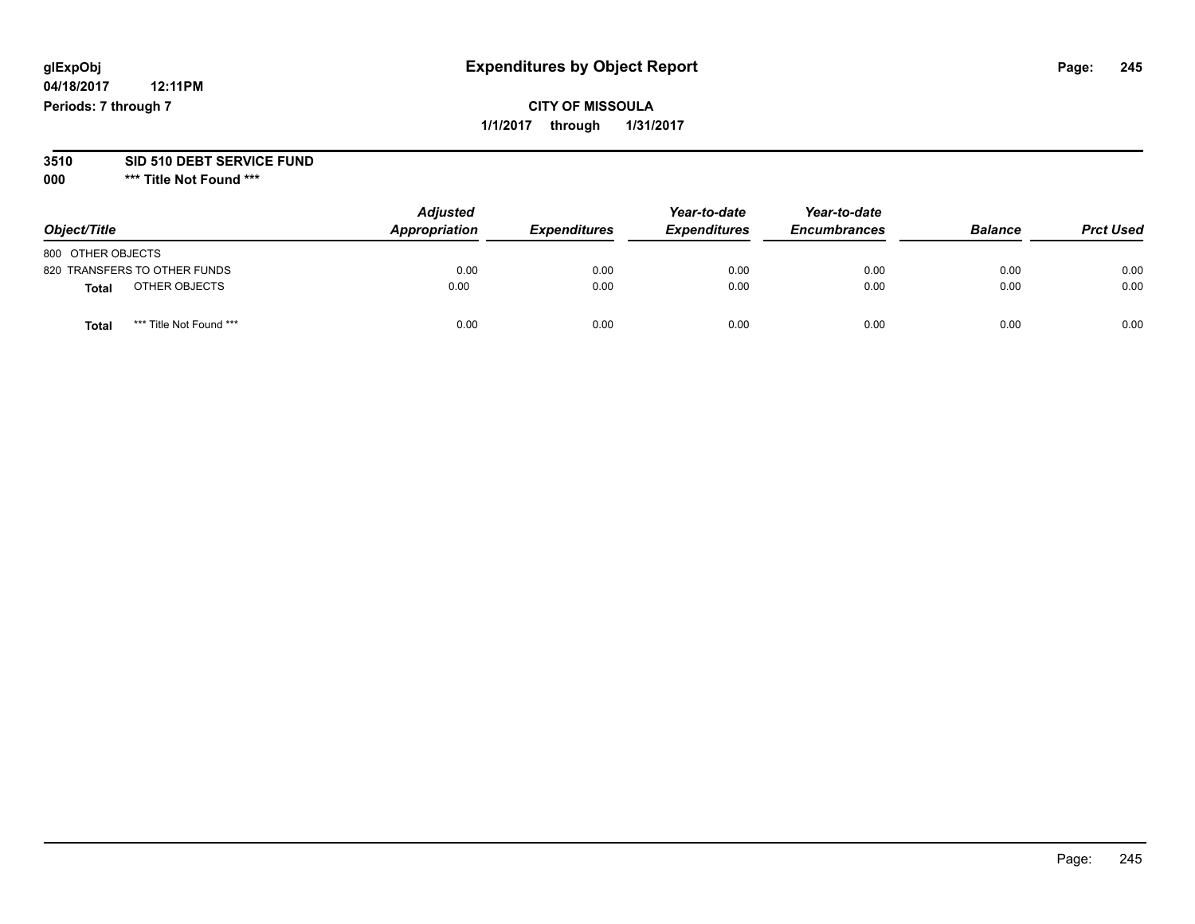glExpObj
04/18/2017 12:11PM
Periods: 7 through 7

# Expenditures by Object Report

**CITY OF MISSOULA**
**1/1/2017 through 1/31/2017**

**3510 SID 510 DEBT SERVICE FUND**
**000 \*\*\* Title Not Found \*\*\***

| Object/Title | Adjusted Appropriation | Expenditures | Year-to-date Expenditures | Year-to-date Encumbrances | Balance | Prct Used |
|---|---|---|---|---|---|---|
| 800 OTHER OBJECTS | | | | | | |
| 820 TRANSFERS TO OTHER FUNDS | 0.00 | 0.00 | 0.00 | 0.00 | 0.00 | 0.00 |
| **Total** OTHER OBJECTS | 0.00 | 0.00 | 0.00 | 0.00 | 0.00 | 0.00 |
| **Total** \*\*\* Title Not Found \*\*\* | 0.00 | 0.00 | 0.00 | 0.00 | 0.00 | 0.00 |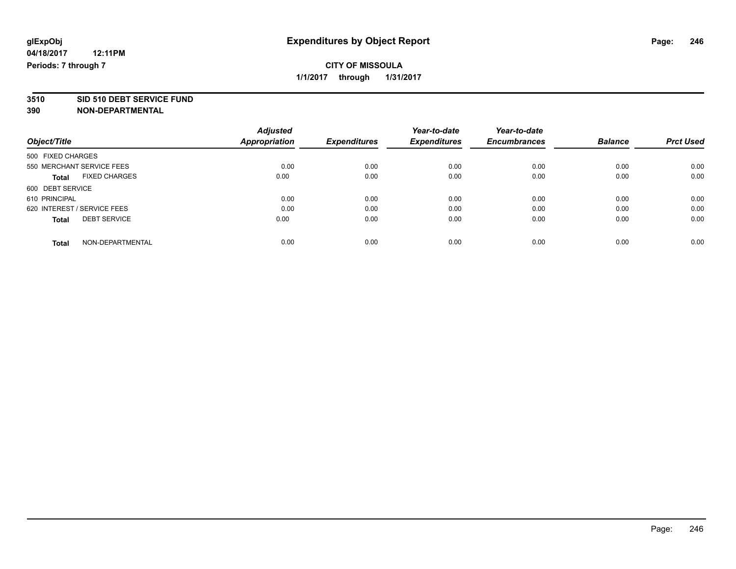**glExpObj**
**04/18/2017 12:11PM**
**Periods: 7 through 7**

# Expenditures by Object Report

**CITY OF MISSOULA**
**1/1/2017 through 1/31/2017**

**3510 SID 510 DEBT SERVICE FUND**
**390 NON-DEPARTMENTAL**

| Object/Title | Adjusted Appropriation | Expenditures | Year-to-date Expenditures | Year-to-date Encumbrances | Balance | Prct Used |
|---|---|---|---|---|---|---|
| 500 FIXED CHARGES | | | | | | |
| 550 MERCHANT SERVICE FEES | 0.00 | 0.00 | 0.00 | 0.00 | 0.00 | 0.00 |
| **Total** FIXED CHARGES | 0.00 | 0.00 | 0.00 | 0.00 | 0.00 | 0.00 |
| 600 DEBT SERVICE | | | | | | |
| 610 PRINCIPAL | 0.00 | 0.00 | 0.00 | 0.00 | 0.00 | 0.00 |
| 620 INTEREST / SERVICE FEES | 0.00 | 0.00 | 0.00 | 0.00 | 0.00 | 0.00 |
| **Total** DEBT SERVICE | 0.00 | 0.00 | 0.00 | 0.00 | 0.00 | 0.00 |
| **Total** NON-DEPARTMENTAL | 0.00 | 0.00 | 0.00 | 0.00 | 0.00 | 0.00 |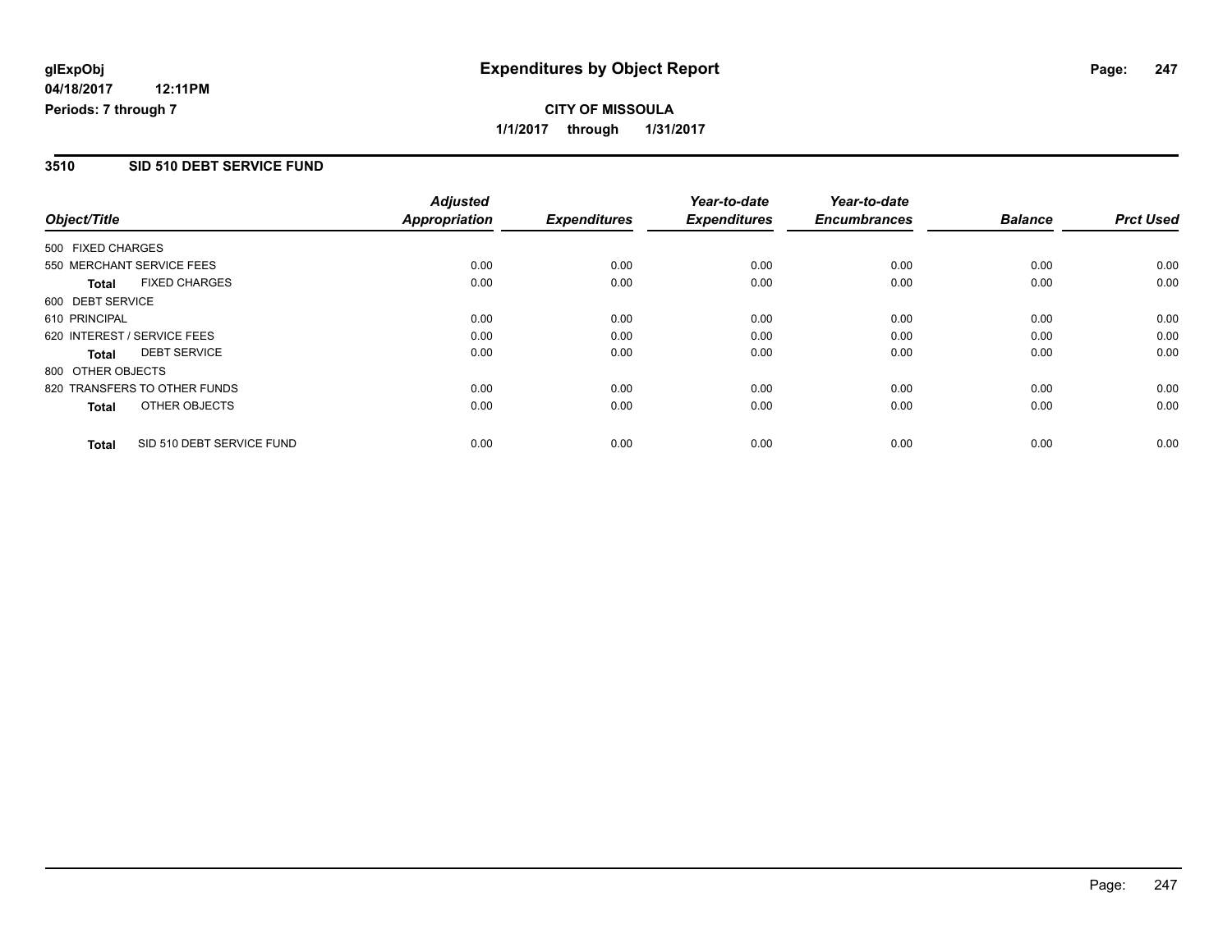**glExpObj**
**04/18/2017 12:11PM**
**Periods: 7 through 7**

# Expenditures by Object Report

**CITY OF MISSOULA**
**1/1/2017 through 1/31/2017**

## 3510 SID 510 DEBT SERVICE FUND

| Object/Title | Adjusted Appropriation | Expenditures | Year-to-date Expenditures | Year-to-date Encumbrances | Balance | Prct Used |
|---|---|---|---|---|---|---|
| 500 FIXED CHARGES | | | | | | |
| 550 MERCHANT SERVICE FEES | 0.00 | 0.00 | 0.00 | 0.00 | 0.00 | 0.00 |
| **Total** FIXED CHARGES | 0.00 | 0.00 | 0.00 | 0.00 | 0.00 | 0.00 |
| 600 DEBT SERVICE | | | | | | |
| 610 PRINCIPAL | 0.00 | 0.00 | 0.00 | 0.00 | 0.00 | 0.00 |
| 620 INTEREST / SERVICE FEES | 0.00 | 0.00 | 0.00 | 0.00 | 0.00 | 0.00 |
| **Total** DEBT SERVICE | 0.00 | 0.00 | 0.00 | 0.00 | 0.00 | 0.00 |
| 800 OTHER OBJECTS | | | | | | |
| 820 TRANSFERS TO OTHER FUNDS | 0.00 | 0.00 | 0.00 | 0.00 | 0.00 | 0.00 |
| **Total** OTHER OBJECTS | 0.00 | 0.00 | 0.00 | 0.00 | 0.00 | 0.00 |
| **Total** SID 510 DEBT SERVICE FUND | 0.00 | 0.00 | 0.00 | 0.00 | 0.00 | 0.00 |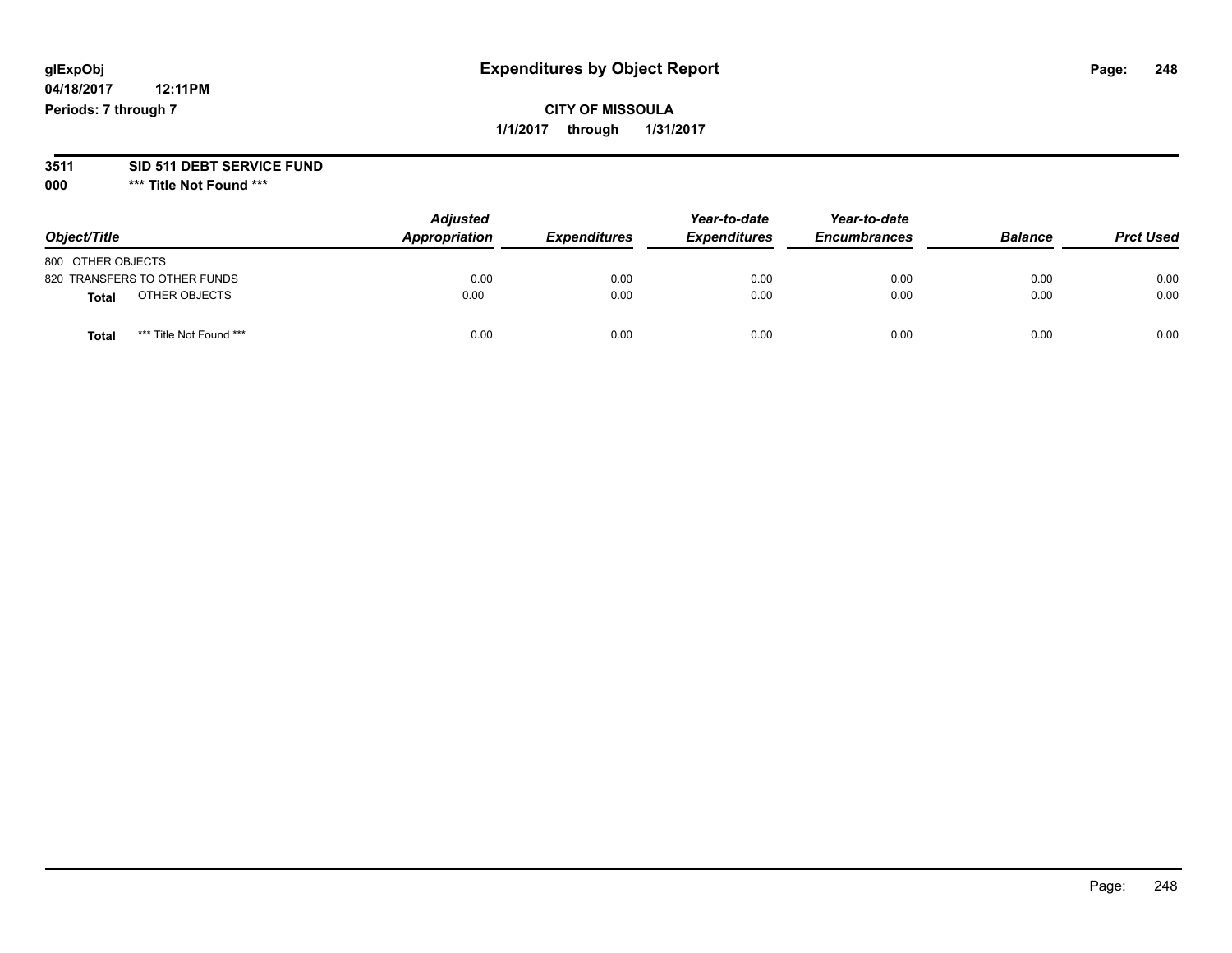**glExpObj**
**04/18/2017 12:11PM**
**Periods: 7 through 7**

# Expenditures by Object Report

**CITY OF MISSOULA**
**1/1/2017 through 1/31/2017**

**3511 SID 511 DEBT SERVICE FUND**
**000 *** Title Not Found *****

| Object/Title | Adjusted Appropriation | Expenditures | Year-to-date Expenditures | Year-to-date Encumbrances | Balance | Prct Used |
|---|---|---|---|---|---|---|
| 800 OTHER OBJECTS | | | | | | |
| 820 TRANSFERS TO OTHER FUNDS | 0.00 | 0.00 | 0.00 | 0.00 | 0.00 | 0.00 |
| **Total** OTHER OBJECTS | 0.00 | 0.00 | 0.00 | 0.00 | 0.00 | 0.00 |
| **Total** *** Title Not Found *** | 0.00 | 0.00 | 0.00 | 0.00 | 0.00 | 0.00 |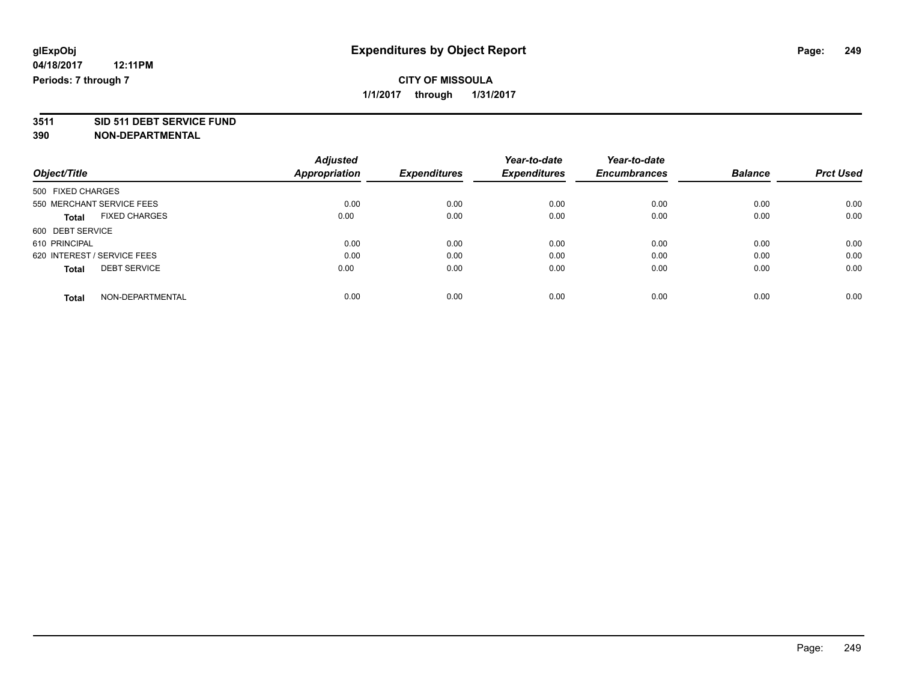**glExpObj** **Expenditures by Object Report**

**04/18/2017 12:11PM**

**Periods: 7 through 7**

**CITY OF MISSOULA**

**1/1/2017 through 1/31/2017**

**3511 SID 511 DEBT SERVICE FUND**

**390 NON-DEPARTMENTAL**

| *Object/Title* | *Adjusted Appropriation* | *Expenditures* | *Year-to-date Expenditures* | *Year-to-date Encumbrances* | *Balance* | *Prct Used* |
|---|---|---|---|---|---|---|
| 500 FIXED CHARGES | | | | | | |
| 550 MERCHANT SERVICE FEES | 0.00 | 0.00 | 0.00 | 0.00 | 0.00 | 0.00 |
| **Total** FIXED CHARGES | 0.00 | 0.00 | 0.00 | 0.00 | 0.00 | 0.00 |
| 600 DEBT SERVICE | | | | | | |
| 610 PRINCIPAL | 0.00 | 0.00 | 0.00 | 0.00 | 0.00 | 0.00 |
| 620 INTEREST / SERVICE FEES | 0.00 | 0.00 | 0.00 | 0.00 | 0.00 | 0.00 |
| **Total** DEBT SERVICE | 0.00 | 0.00 | 0.00 | 0.00 | 0.00 | 0.00 |
| **Total** NON-DEPARTMENTAL | 0.00 | 0.00 | 0.00 | 0.00 | 0.00 | 0.00 |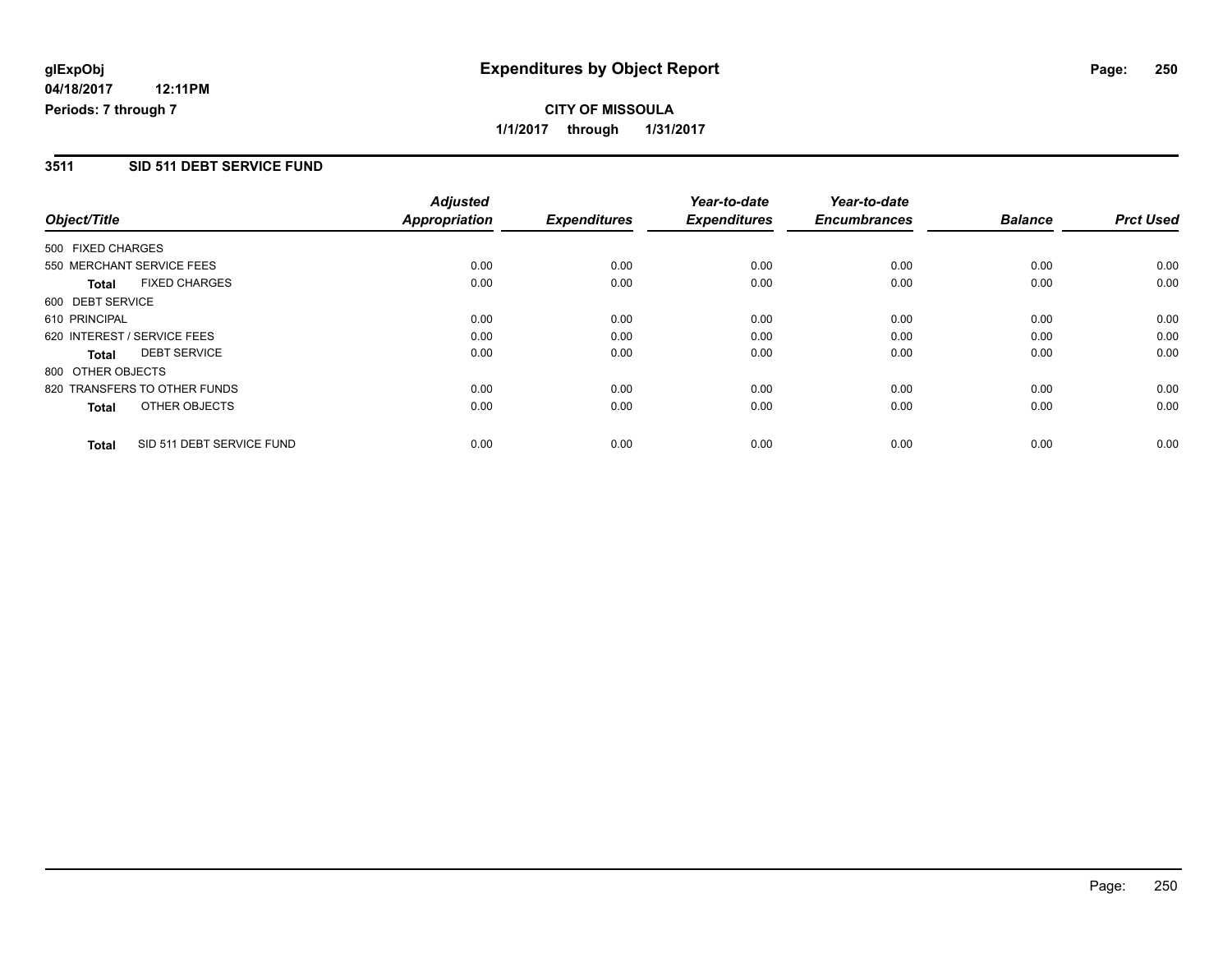# Expenditures by Object Report

glExpObj
04/18/2017 12:11PM
Periods: 7 through 7

**CITY OF MISSOULA**
**1/1/2017 through 1/31/2017**

## 3511 SID 511 DEBT SERVICE FUND

| Object/Title | Adjusted Appropriation | Expenditures | Year-to-date Expenditures | Year-to-date Encumbrances | Balance | Prct Used |
|---|---|---|---|---|---|---|
| 500 FIXED CHARGES | | | | | | |
| 550 MERCHANT SERVICE FEES | 0.00 | 0.00 | 0.00 | 0.00 | 0.00 | 0.00 |
| **Total** FIXED CHARGES | 0.00 | 0.00 | 0.00 | 0.00 | 0.00 | 0.00 |
| 600 DEBT SERVICE | | | | | | |
| 610 PRINCIPAL | 0.00 | 0.00 | 0.00 | 0.00 | 0.00 | 0.00 |
| 620 INTEREST / SERVICE FEES | 0.00 | 0.00 | 0.00 | 0.00 | 0.00 | 0.00 |
| **Total** DEBT SERVICE | 0.00 | 0.00 | 0.00 | 0.00 | 0.00 | 0.00 |
| 800 OTHER OBJECTS | | | | | | |
| 820 TRANSFERS TO OTHER FUNDS | 0.00 | 0.00 | 0.00 | 0.00 | 0.00 | 0.00 |
| **Total** OTHER OBJECTS | 0.00 | 0.00 | 0.00 | 0.00 | 0.00 | 0.00 |
| **Total** SID 511 DEBT SERVICE FUND | 0.00 | 0.00 | 0.00 | 0.00 | 0.00 | 0.00 |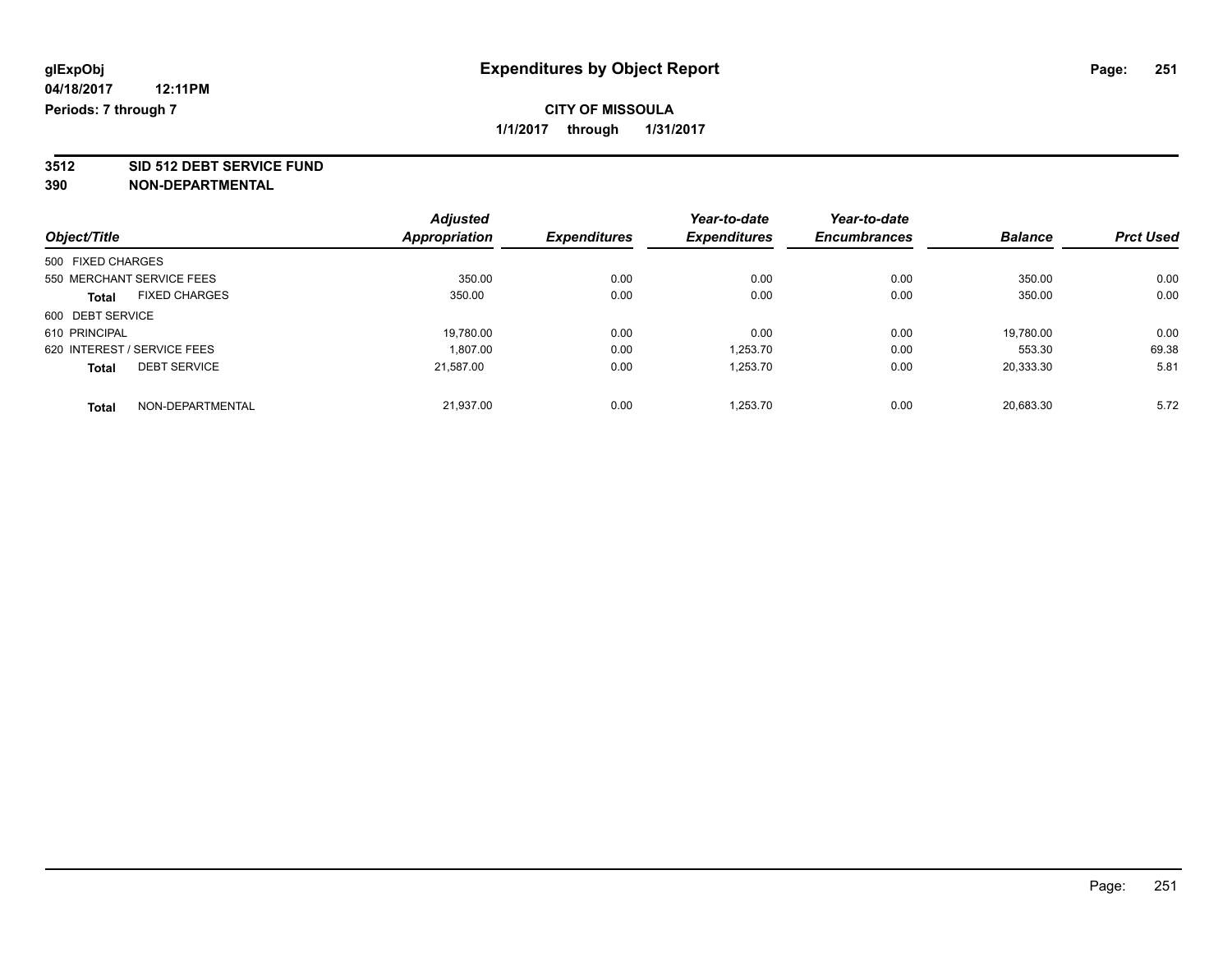glExpObj
04/18/2017 12:11PM
Periods: 7 through 7

# Expenditures by Object Report

**CITY OF MISSOULA**
**1/1/2017 through 1/31/2017**

**3512 SID 512 DEBT SERVICE FUND**
**390 NON-DEPARTMENTAL**

| Object/Title | Adjusted Appropriation | Expenditures | Year-to-date Expenditures | Year-to-date Encumbrances | Balance | Prct Used |
|---|---|---|---|---|---|---|
| 500 FIXED CHARGES | | | | | | |
| 550 MERCHANT SERVICE FEES | 350.00 | 0.00 | 0.00 | 0.00 | 350.00 | 0.00 |
| **Total** FIXED CHARGES | 350.00 | 0.00 | 0.00 | 0.00 | 350.00 | 0.00 |
| 600 DEBT SERVICE | | | | | | |
| 610 PRINCIPAL | 19,780.00 | 0.00 | 0.00 | 0.00 | 19,780.00 | 0.00 |
| 620 INTEREST / SERVICE FEES | 1,807.00 | 0.00 | 1,253.70 | 0.00 | 553.30 | 69.38 |
| **Total** DEBT SERVICE | 21,587.00 | 0.00 | 1,253.70 | 0.00 | 20,333.30 | 5.81 |
| **Total** NON-DEPARTMENTAL | 21,937.00 | 0.00 | 1,253.70 | 0.00 | 20,683.30 | 5.72 |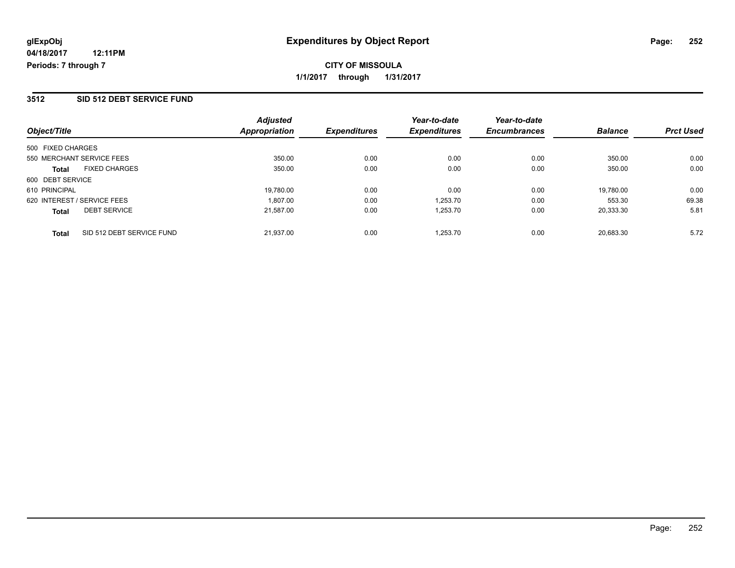glExpObj **Expenditures by Object Report**

04/18/2017 12:11PM

Periods: 7 through 7

**CITY OF MISSOULA**

**1/1/2017 through 1/31/2017**

## 3512 SID 512 DEBT SERVICE FUND

| Object/Title | Adjusted Appropriation | Expenditures | Year-to-date Expenditures | Year-to-date Encumbrances | Balance | Prct Used |
|---|---|---|---|---|---|---|
| 500 FIXED CHARGES | | | | | | |
| 550 MERCHANT SERVICE FEES | 350.00 | 0.00 | 0.00 | 0.00 | 350.00 | 0.00 |
| **Total** FIXED CHARGES | 350.00 | 0.00 | 0.00 | 0.00 | 350.00 | 0.00 |
| 600 DEBT SERVICE | | | | | | |
| 610 PRINCIPAL | 19,780.00 | 0.00 | 0.00 | 0.00 | 19,780.00 | 0.00 |
| 620 INTEREST / SERVICE FEES | 1,807.00 | 0.00 | 1,253.70 | 0.00 | 553.30 | 69.38 |
| **Total** DEBT SERVICE | 21,587.00 | 0.00 | 1,253.70 | 0.00 | 20,333.30 | 5.81 |
| **Total** SID 512 DEBT SERVICE FUND | 21,937.00 | 0.00 | 1,253.70 | 0.00 | 20,683.30 | 5.72 |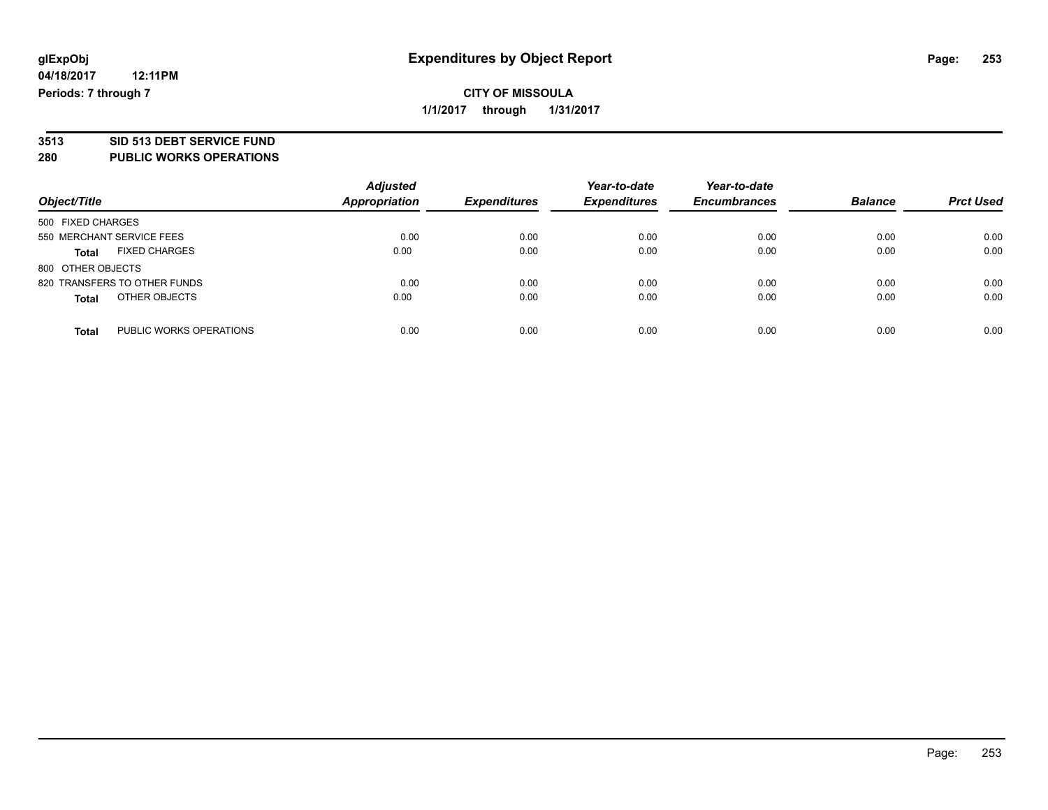**glExpObj**
**04/18/2017 12:11PM**
**Periods: 7 through 7**

# Expenditures by Object Report

**CITY OF MISSOULA**
**1/1/2017 through 1/31/2017**

## 3513 SID 513 DEBT SERVICE FUND
## 280 PUBLIC WORKS OPERATIONS

| Object/Title | Adjusted Appropriation | Expenditures | Year-to-date Expenditures | Year-to-date Encumbrances | Balance | Prct Used |
|---|---|---|---|---|---|---|
| 500 FIXED CHARGES | | | | | | |
| 550 MERCHANT SERVICE FEES | 0.00 | 0.00 | 0.00 | 0.00 | 0.00 | 0.00 |
| **Total** FIXED CHARGES | 0.00 | 0.00 | 0.00 | 0.00 | 0.00 | 0.00 |
| 800 OTHER OBJECTS | | | | | | |
| 820 TRANSFERS TO OTHER FUNDS | 0.00 | 0.00 | 0.00 | 0.00 | 0.00 | 0.00 |
| **Total** OTHER OBJECTS | 0.00 | 0.00 | 0.00 | 0.00 | 0.00 | 0.00 |
| **Total** PUBLIC WORKS OPERATIONS | 0.00 | 0.00 | 0.00 | 0.00 | 0.00 | 0.00 |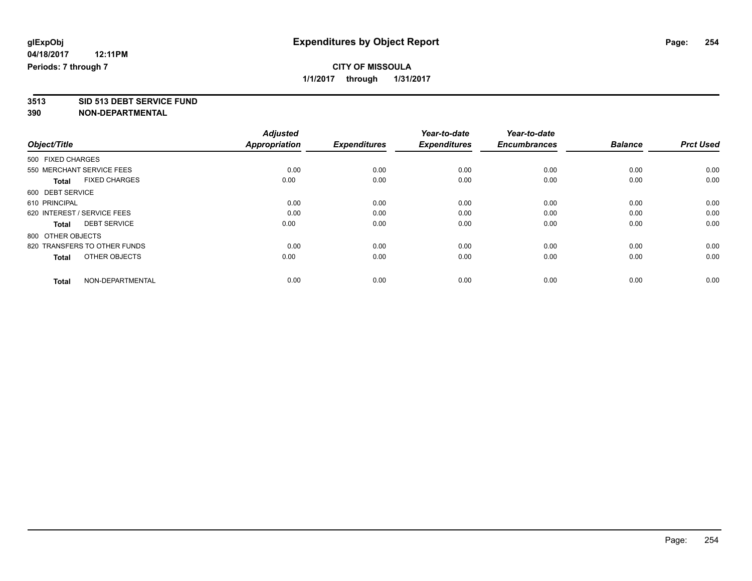glExpObj
04/18/2017 12:11PM
Periods: 7 through 7

# Expenditures by Object Report

**CITY OF MISSOULA**
**1/1/2017 through 1/31/2017**

**3513 SID 513 DEBT SERVICE FUND**
**390 NON-DEPARTMENTAL**

| Object/Title | Adjusted Appropriation | Expenditures | Year-to-date Expenditures | Year-to-date Encumbrances | Balance | Prct Used |
|---|---|---|---|---|---|---|
| 500 FIXED CHARGES | | | | | | |
| 550 MERCHANT SERVICE FEES | 0.00 | 0.00 | 0.00 | 0.00 | 0.00 | 0.00 |
| **Total** FIXED CHARGES | 0.00 | 0.00 | 0.00 | 0.00 | 0.00 | 0.00 |
| 600 DEBT SERVICE | | | | | | |
| 610 PRINCIPAL | 0.00 | 0.00 | 0.00 | 0.00 | 0.00 | 0.00 |
| 620 INTEREST / SERVICE FEES | 0.00 | 0.00 | 0.00 | 0.00 | 0.00 | 0.00 |
| **Total** DEBT SERVICE | 0.00 | 0.00 | 0.00 | 0.00 | 0.00 | 0.00 |
| 800 OTHER OBJECTS | | | | | | |
| 820 TRANSFERS TO OTHER FUNDS | 0.00 | 0.00 | 0.00 | 0.00 | 0.00 | 0.00 |
| **Total** OTHER OBJECTS | 0.00 | 0.00 | 0.00 | 0.00 | 0.00 | 0.00 |
| **Total** NON-DEPARTMENTAL | 0.00 | 0.00 | 0.00 | 0.00 | 0.00 | 0.00 |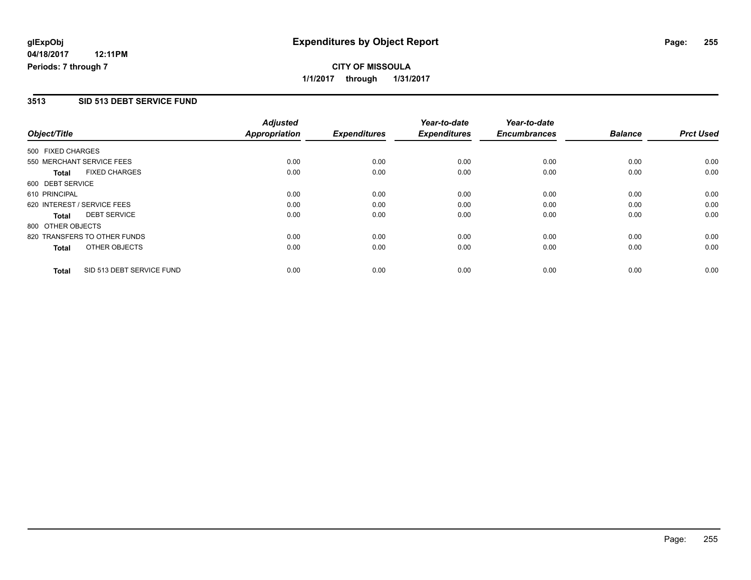# Expenditures by Object Report

glExpObj
04/18/2017 12:11PM
Periods: 7 through 7

**CITY OF MISSOULA**
**1/1/2017 through 1/31/2017**

## 3513 SID 513 DEBT SERVICE FUND

| Object/Title | | Adjusted Appropriation | Expenditures | Year-to-date Expenditures | Year-to-date Encumbrances | Balance | Prct Used |
|---|---|---|---|---|---|---|---|
| 500 FIXED CHARGES | | | | | | | |
| 550 MERCHANT SERVICE FEES | | 0.00 | 0.00 | 0.00 | 0.00 | 0.00 | 0.00 |
| **Total** | FIXED CHARGES | 0.00 | 0.00 | 0.00 | 0.00 | 0.00 | 0.00 |
| 600 DEBT SERVICE | | | | | | | |
| 610 PRINCIPAL | | 0.00 | 0.00 | 0.00 | 0.00 | 0.00 | 0.00 |
| 620 INTEREST / SERVICE FEES | | 0.00 | 0.00 | 0.00 | 0.00 | 0.00 | 0.00 |
| **Total** | DEBT SERVICE | 0.00 | 0.00 | 0.00 | 0.00 | 0.00 | 0.00 |
| 800 OTHER OBJECTS | | | | | | | |
| 820 TRANSFERS TO OTHER FUNDS | | 0.00 | 0.00 | 0.00 | 0.00 | 0.00 | 0.00 |
| **Total** | OTHER OBJECTS | 0.00 | 0.00 | 0.00 | 0.00 | 0.00 | 0.00 |
| **Total** | SID 513 DEBT SERVICE FUND | 0.00 | 0.00 | 0.00 | 0.00 | 0.00 | 0.00 |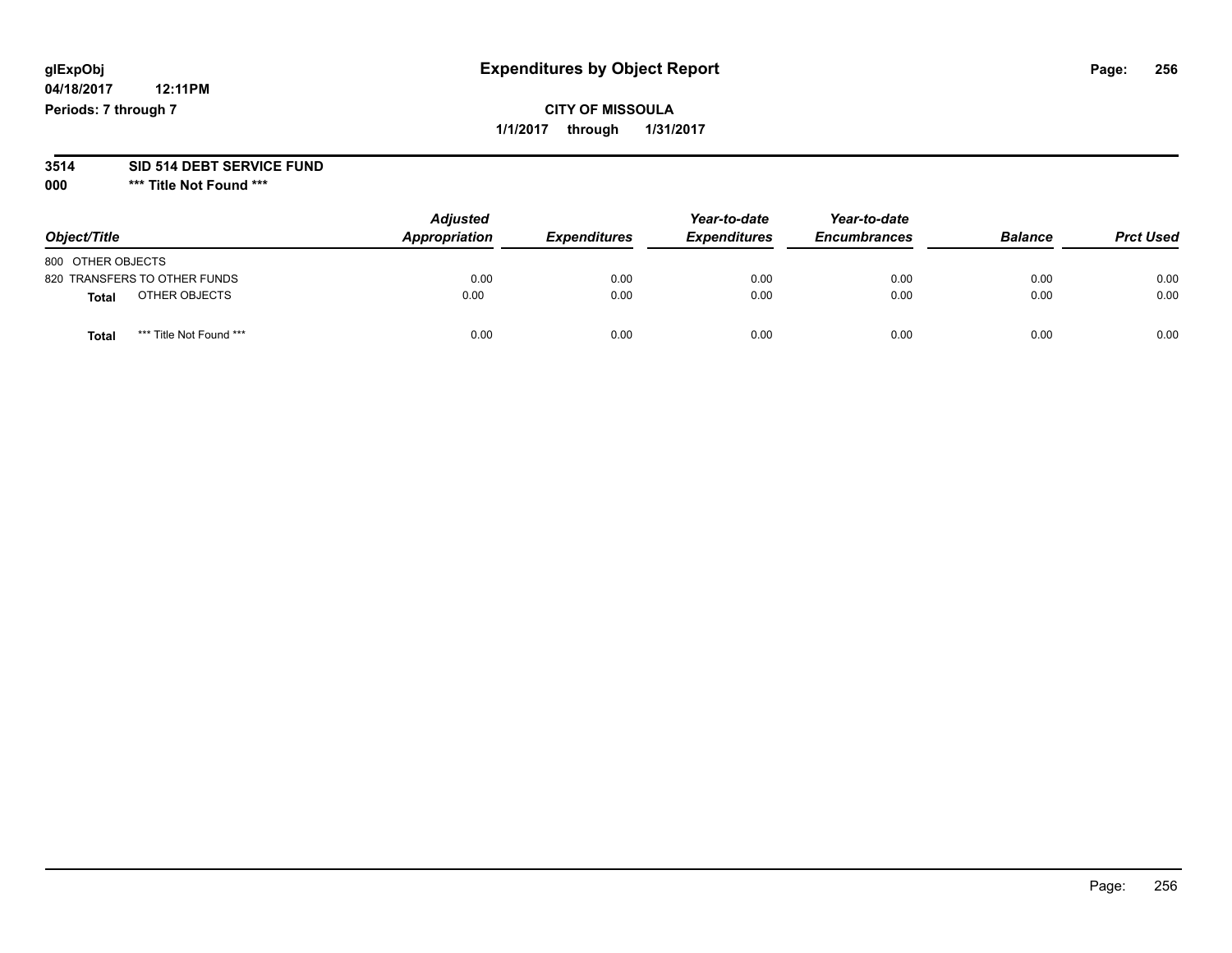glExpObj
04/18/2017 12:11PM
Periods: 7 through 7

# Expenditures by Object Report

**CITY OF MISSOULA**
**1/1/2017 through 1/31/2017**

**3514 SID 514 DEBT SERVICE FUND**
**000 \*** Title Not Found \*****

| Object/Title | Adjusted Appropriation | Expenditures | Year-to-date Expenditures | Year-to-date Encumbrances | Balance | Prct Used |
|---|---|---|---|---|---|---|
| 800 OTHER OBJECTS | | | | | | |
| 820 TRANSFERS TO OTHER FUNDS | 0.00 | 0.00 | 0.00 | 0.00 | 0.00 | 0.00 |
| **Total** OTHER OBJECTS | 0.00 | 0.00 | 0.00 | 0.00 | 0.00 | 0.00 |
| **Total** *** Title Not Found *** | 0.00 | 0.00 | 0.00 | 0.00 | 0.00 | 0.00 |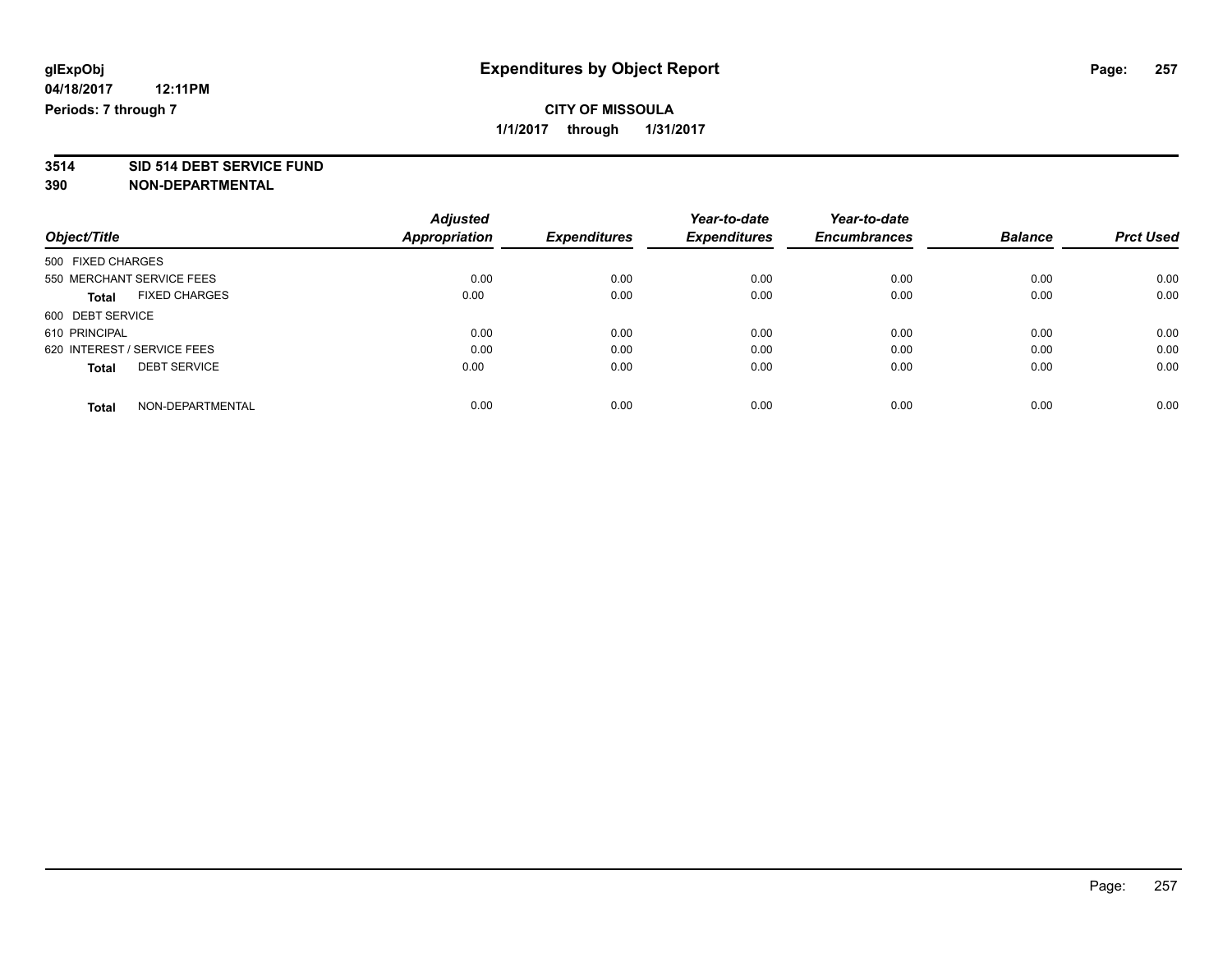**glExpObj**
**04/18/2017 12:11PM**
**Periods: 7 through 7**

# Expenditures by Object Report

**CITY OF MISSOULA**
**1/1/2017 through 1/31/2017**

**3514 SID 514 DEBT SERVICE FUND**
**390 NON-DEPARTMENTAL**

| Object/Title | Adjusted Appropriation | Expenditures | Year-to-date Expenditures | Year-to-date Encumbrances | Balance | Prct Used |
|---|---|---|---|---|---|---|
| 500 FIXED CHARGES | | | | | | |
| 550 MERCHANT SERVICE FEES | 0.00 | 0.00 | 0.00 | 0.00 | 0.00 | 0.00 |
| **Total** FIXED CHARGES | 0.00 | 0.00 | 0.00 | 0.00 | 0.00 | 0.00 |
| 600 DEBT SERVICE | | | | | | |
| 610 PRINCIPAL | 0.00 | 0.00 | 0.00 | 0.00 | 0.00 | 0.00 |
| 620 INTEREST / SERVICE FEES | 0.00 | 0.00 | 0.00 | 0.00 | 0.00 | 0.00 |
| **Total** DEBT SERVICE | 0.00 | 0.00 | 0.00 | 0.00 | 0.00 | 0.00 |
| **Total** NON-DEPARTMENTAL | 0.00 | 0.00 | 0.00 | 0.00 | 0.00 | 0.00 |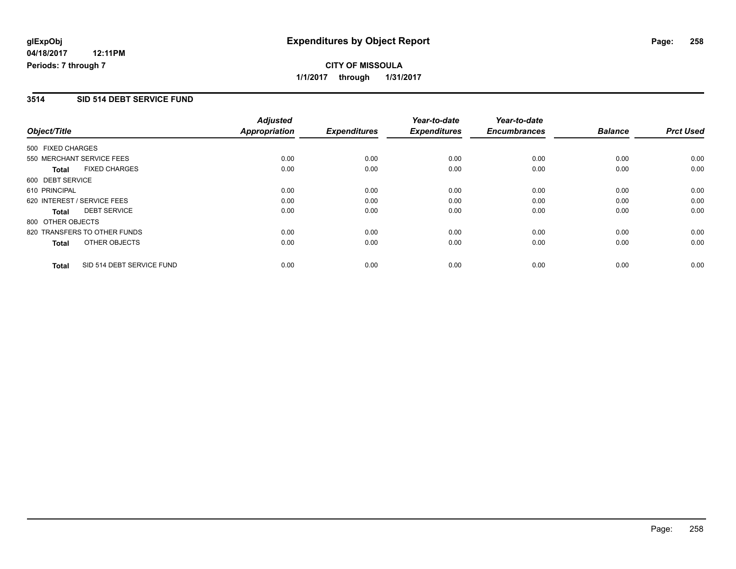glExpObj
04/18/2017 12:11PM
Periods: 7 through 7

# Expenditures by Object Report

**CITY OF MISSOULA**

**1/1/2017 through 1/31/2017**

## 3514 SID 514 DEBT SERVICE FUND

| Object/Title | Adjusted Appropriation | Expenditures | Year-to-date Expenditures | Year-to-date Encumbrances | Balance | Prct Used |
|---|---|---|---|---|---|---|
| 500 FIXED CHARGES | | | | | | |
| 550 MERCHANT SERVICE FEES | 0.00 | 0.00 | 0.00 | 0.00 | 0.00 | 0.00 |
| **Total** FIXED CHARGES | 0.00 | 0.00 | 0.00 | 0.00 | 0.00 | 0.00 |
| 600 DEBT SERVICE | | | | | | |
| 610 PRINCIPAL | 0.00 | 0.00 | 0.00 | 0.00 | 0.00 | 0.00 |
| 620 INTEREST / SERVICE FEES | 0.00 | 0.00 | 0.00 | 0.00 | 0.00 | 0.00 |
| **Total** DEBT SERVICE | 0.00 | 0.00 | 0.00 | 0.00 | 0.00 | 0.00 |
| 800 OTHER OBJECTS | | | | | | |
| 820 TRANSFERS TO OTHER FUNDS | 0.00 | 0.00 | 0.00 | 0.00 | 0.00 | 0.00 |
| **Total** OTHER OBJECTS | 0.00 | 0.00 | 0.00 | 0.00 | 0.00 | 0.00 |
| **Total** SID 514 DEBT SERVICE FUND | 0.00 | 0.00 | 0.00 | 0.00 | 0.00 | 0.00 |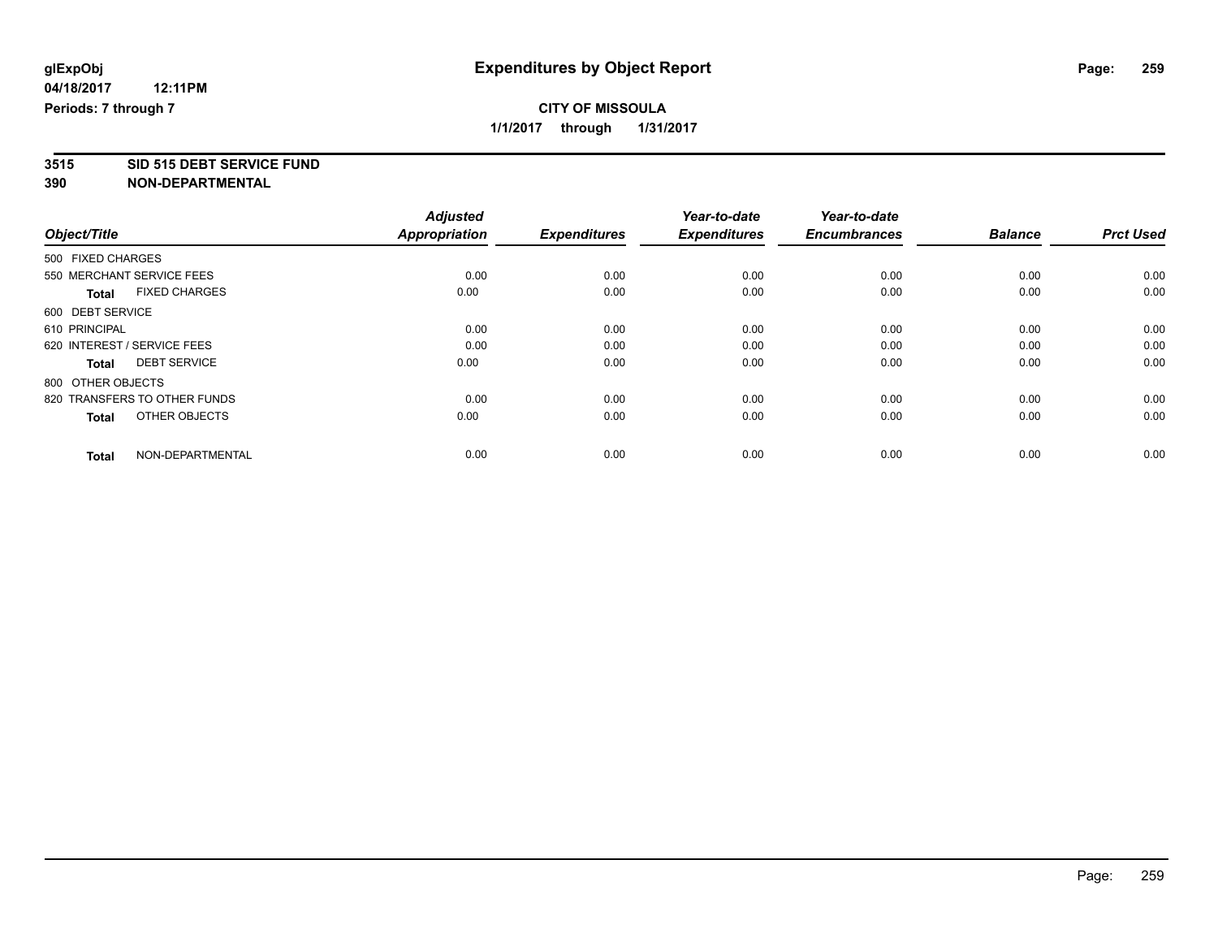glExpObj
04/18/2017 12:11PM
Periods: 7 through 7

# Expenditures by Object Report

**CITY OF MISSOULA**
**1/1/2017 through 1/31/2017**

**3515 SID 515 DEBT SERVICE FUND**
**390 NON-DEPARTMENTAL**

| Object/Title | Adjusted Appropriation | Expenditures | Year-to-date Expenditures | Year-to-date Encumbrances | Balance | Prct Used |
|---|---|---|---|---|---|---|
| 500 FIXED CHARGES | | | | | | |
| 550 MERCHANT SERVICE FEES | 0.00 | 0.00 | 0.00 | 0.00 | 0.00 | 0.00 |
| **Total** FIXED CHARGES | 0.00 | 0.00 | 0.00 | 0.00 | 0.00 | 0.00 |
| 600 DEBT SERVICE | | | | | | |
| 610 PRINCIPAL | 0.00 | 0.00 | 0.00 | 0.00 | 0.00 | 0.00 |
| 620 INTEREST / SERVICE FEES | 0.00 | 0.00 | 0.00 | 0.00 | 0.00 | 0.00 |
| **Total** DEBT SERVICE | 0.00 | 0.00 | 0.00 | 0.00 | 0.00 | 0.00 |
| 800 OTHER OBJECTS | | | | | | |
| 820 TRANSFERS TO OTHER FUNDS | 0.00 | 0.00 | 0.00 | 0.00 | 0.00 | 0.00 |
| **Total** OTHER OBJECTS | 0.00 | 0.00 | 0.00 | 0.00 | 0.00 | 0.00 |
| **Total** NON-DEPARTMENTAL | 0.00 | 0.00 | 0.00 | 0.00 | 0.00 | 0.00 |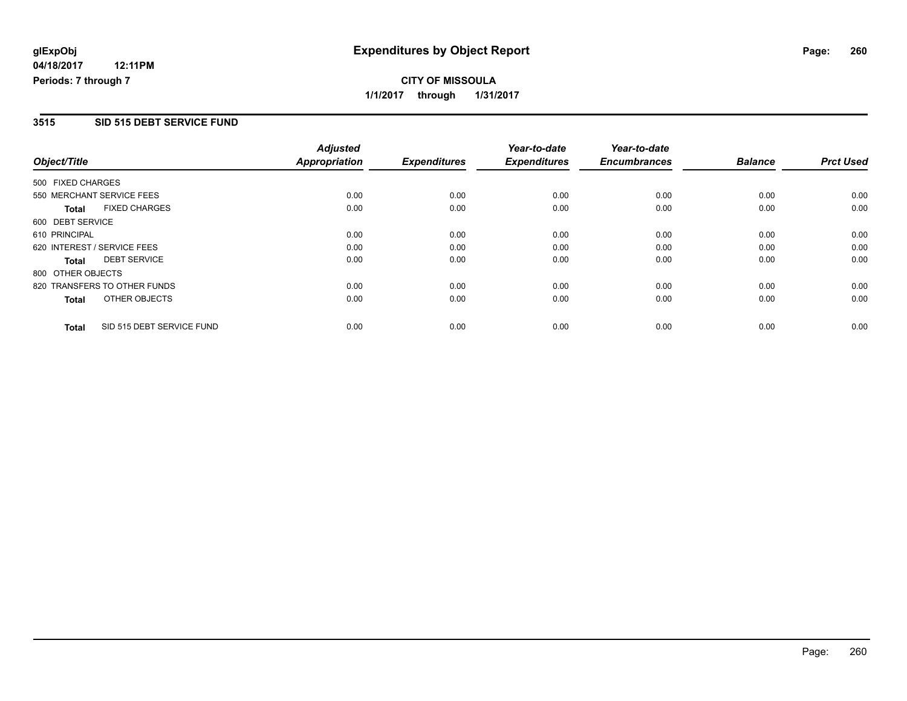# Expenditures by Object Report

glExpObj
04/18/2017 12:11PM
Periods: 7 through 7

**CITY OF MISSOULA**
**1/1/2017 through 1/31/2017**

## 3515 SID 515 DEBT SERVICE FUND

| Object/Title | Adjusted Appropriation | Expenditures | Year-to-date Expenditures | Year-to-date Encumbrances | Balance | Prct Used |
|---|---|---|---|---|---|---|
| 500 FIXED CHARGES | | | | | | |
| 550 MERCHANT SERVICE FEES | 0.00 | 0.00 | 0.00 | 0.00 | 0.00 | 0.00 |
| **Total** FIXED CHARGES | 0.00 | 0.00 | 0.00 | 0.00 | 0.00 | 0.00 |
| 600 DEBT SERVICE | | | | | | |
| 610 PRINCIPAL | 0.00 | 0.00 | 0.00 | 0.00 | 0.00 | 0.00 |
| 620 INTEREST / SERVICE FEES | 0.00 | 0.00 | 0.00 | 0.00 | 0.00 | 0.00 |
| **Total** DEBT SERVICE | 0.00 | 0.00 | 0.00 | 0.00 | 0.00 | 0.00 |
| 800 OTHER OBJECTS | | | | | | |
| 820 TRANSFERS TO OTHER FUNDS | 0.00 | 0.00 | 0.00 | 0.00 | 0.00 | 0.00 |
| **Total** OTHER OBJECTS | 0.00 | 0.00 | 0.00 | 0.00 | 0.00 | 0.00 |
| **Total** SID 515 DEBT SERVICE FUND | 0.00 | 0.00 | 0.00 | 0.00 | 0.00 | 0.00 |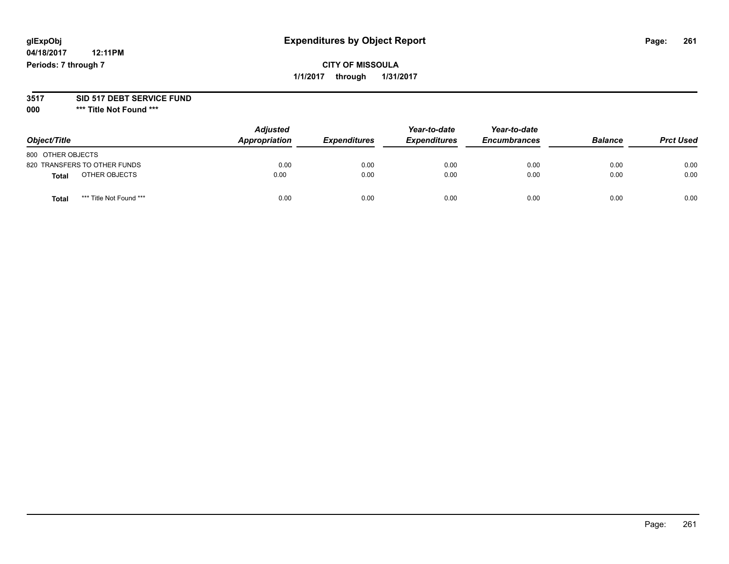# Expenditures by Object Report

glExpObj
04/18/2017 12:11PM
Periods: 7 through 7

**CITY OF MISSOULA**
**1/1/2017 through 1/31/2017**

**3517 SID 517 DEBT SERVICE FUND**
**000 \*\*\* Title Not Found \*\*\***

| Object/Title | Adjusted Appropriation | Expenditures | Year-to-date Expenditures | Year-to-date Encumbrances | Balance | Prct Used |
|---|---|---|---|---|---|---|
| 800 OTHER OBJECTS | | | | | | |
| 820 TRANSFERS TO OTHER FUNDS | 0.00 | 0.00 | 0.00 | 0.00 | 0.00 | 0.00 |
| **Total** OTHER OBJECTS | 0.00 | 0.00 | 0.00 | 0.00 | 0.00 | 0.00 |
| **Total** *** Title Not Found *** | 0.00 | 0.00 | 0.00 | 0.00 | 0.00 | 0.00 |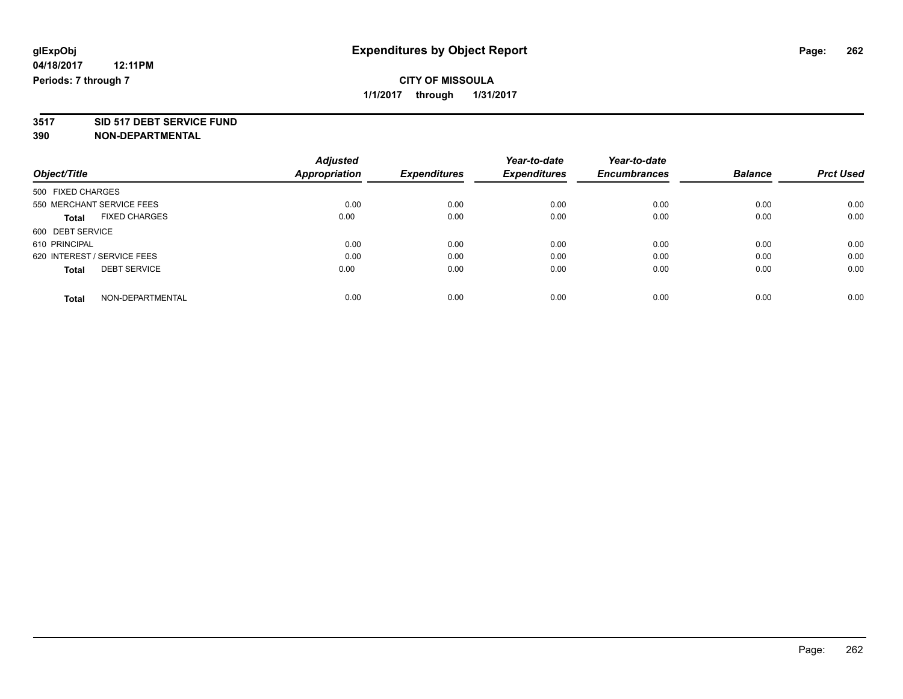**glExpObj** **Expenditures by Object Report**

**04/18/2017 12:11PM**

**Periods: 7 through 7**

**CITY OF MISSOULA**

**1/1/2017 through 1/31/2017**

**3517 SID 517 DEBT SERVICE FUND**

**390 NON-DEPARTMENTAL**

| Object/Title | Adjusted Appropriation | Expenditures | Year-to-date Expenditures | Year-to-date Encumbrances | Balance | Prct Used |
|---|---|---|---|---|---|---|
| 500 FIXED CHARGES | | | | | | |
| 550 MERCHANT SERVICE FEES | 0.00 | 0.00 | 0.00 | 0.00 | 0.00 | 0.00 |
| **Total** FIXED CHARGES | 0.00 | 0.00 | 0.00 | 0.00 | 0.00 | 0.00 |
| 600 DEBT SERVICE | | | | | | |
| 610 PRINCIPAL | 0.00 | 0.00 | 0.00 | 0.00 | 0.00 | 0.00 |
| 620 INTEREST / SERVICE FEES | 0.00 | 0.00 | 0.00 | 0.00 | 0.00 | 0.00 |
| **Total** DEBT SERVICE | 0.00 | 0.00 | 0.00 | 0.00 | 0.00 | 0.00 |
| **Total** NON-DEPARTMENTAL | 0.00 | 0.00 | 0.00 | 0.00 | 0.00 | 0.00 |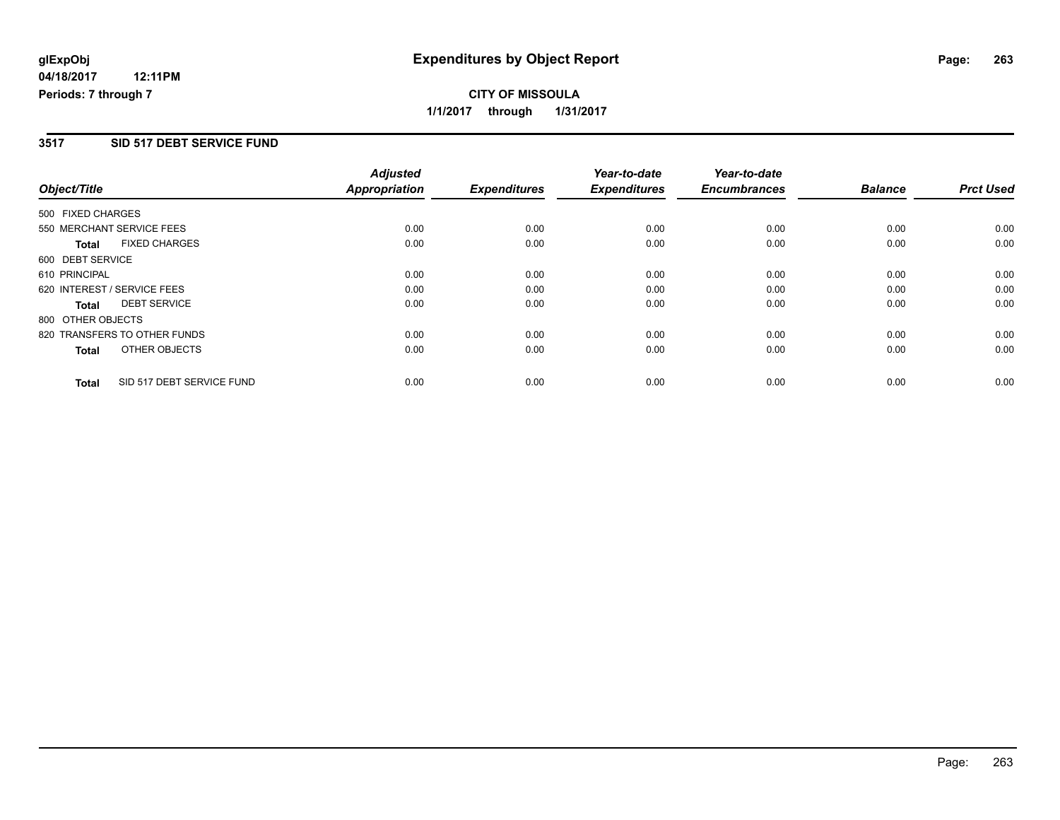**glExpObj** **Expenditures by Object Report**
**04/18/2017 12:11PM**
**Periods: 7 through 7**

**CITY OF MISSOULA**
**1/1/2017 through 1/31/2017**

## 3517 SID 517 DEBT SERVICE FUND

| Object/Title | Adjusted Appropriation | Expenditures | Year-to-date Expenditures | Year-to-date Encumbrances | Balance | Prct Used |
|---|---|---|---|---|---|---|
| 500 FIXED CHARGES | | | | | | |
| 550 MERCHANT SERVICE FEES | 0.00 | 0.00 | 0.00 | 0.00 | 0.00 | 0.00 |
| **Total** FIXED CHARGES | 0.00 | 0.00 | 0.00 | 0.00 | 0.00 | 0.00 |
| 600 DEBT SERVICE | | | | | | |
| 610 PRINCIPAL | 0.00 | 0.00 | 0.00 | 0.00 | 0.00 | 0.00 |
| 620 INTEREST / SERVICE FEES | 0.00 | 0.00 | 0.00 | 0.00 | 0.00 | 0.00 |
| **Total** DEBT SERVICE | 0.00 | 0.00 | 0.00 | 0.00 | 0.00 | 0.00 |
| 800 OTHER OBJECTS | | | | | | |
| 820 TRANSFERS TO OTHER FUNDS | 0.00 | 0.00 | 0.00 | 0.00 | 0.00 | 0.00 |
| **Total** OTHER OBJECTS | 0.00 | 0.00 | 0.00 | 0.00 | 0.00 | 0.00 |
| **Total** SID 517 DEBT SERVICE FUND | 0.00 | 0.00 | 0.00 | 0.00 | 0.00 | 0.00 |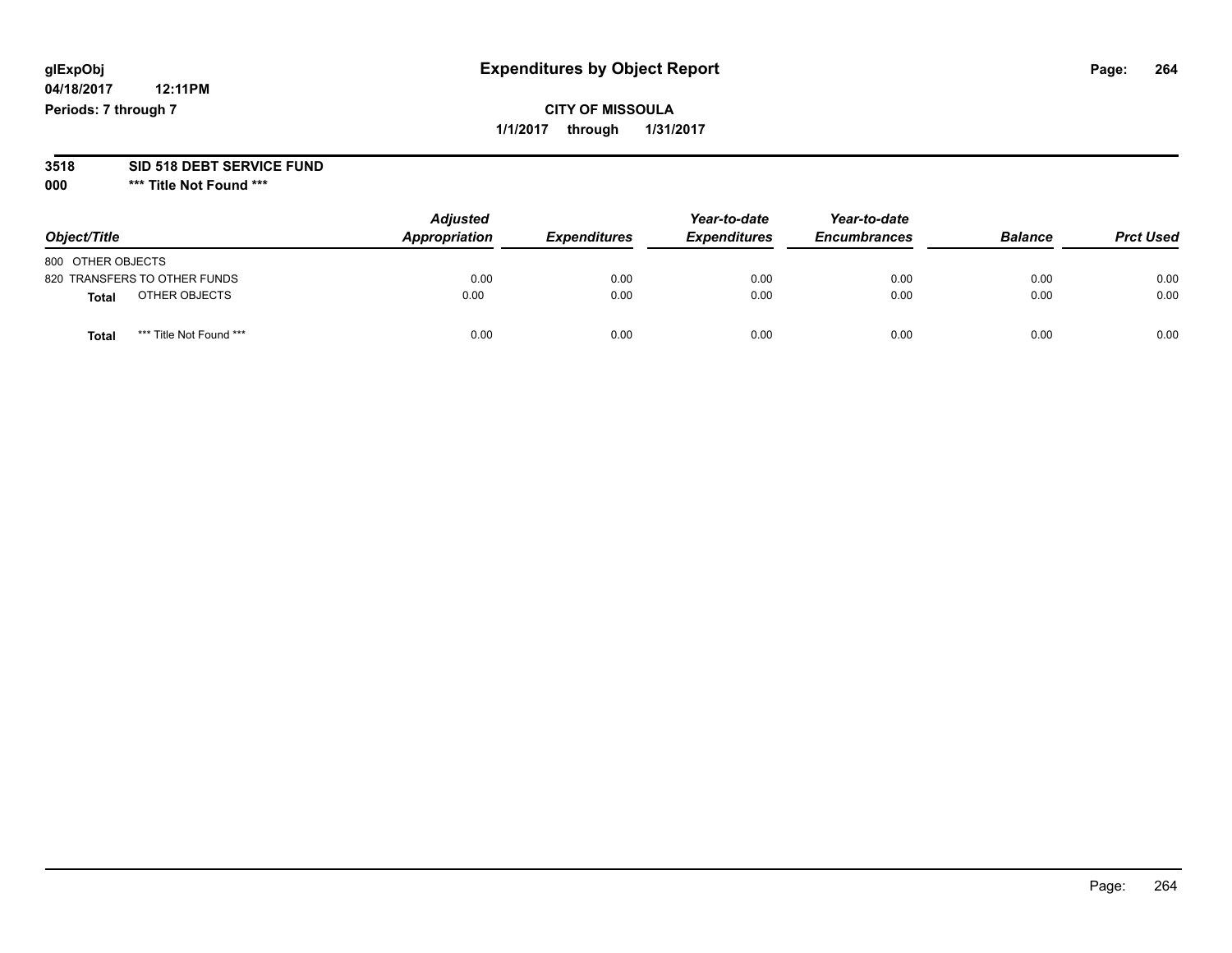# Expenditures by Object Report

glExpObj
04/18/2017 12:11PM
Periods: 7 through 7

**CITY OF MISSOULA**
**1/1/2017 through 1/31/2017**

**3518 SID 518 DEBT SERVICE FUND**
**000 \*\*\* Title Not Found \*\*\***

| Object/Title | Adjusted Appropriation | Expenditures | Year-to-date Expenditures | Year-to-date Encumbrances | Balance | Prct Used |
|---|---|---|---|---|---|---|
| 800 OTHER OBJECTS | | | | | | |
| 820 TRANSFERS TO OTHER FUNDS | 0.00 | 0.00 | 0.00 | 0.00 | 0.00 | 0.00 |
| **Total** OTHER OBJECTS | 0.00 | 0.00 | 0.00 | 0.00 | 0.00 | 0.00 |
| **Total** \*\*\* Title Not Found \*\*\* | 0.00 | 0.00 | 0.00 | 0.00 | 0.00 | 0.00 |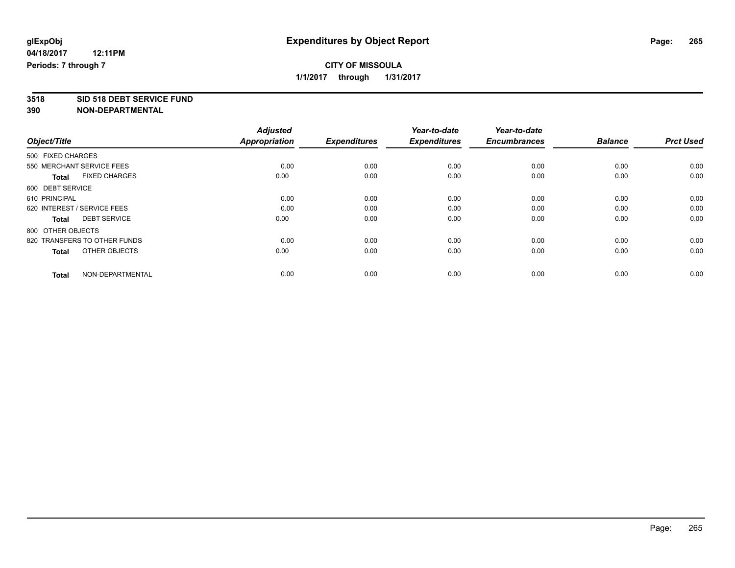# Expenditures by Object Report

glExpObj
04/18/2017 12:11PM
Periods: 7 through 7

**CITY OF MISSOULA**
**1/1/2017 through 1/31/2017**

**3518 SID 518 DEBT SERVICE FUND**
**390 NON-DEPARTMENTAL**

| Object/Title | Adjusted Appropriation | Expenditures | Year-to-date Expenditures | Year-to-date Encumbrances | Balance | Prct Used |
|---|---|---|---|---|---|---|
| 500 FIXED CHARGES | | | | | | |
| 550 MERCHANT SERVICE FEES | 0.00 | 0.00 | 0.00 | 0.00 | 0.00 | 0.00 |
| **Total** FIXED CHARGES | 0.00 | 0.00 | 0.00 | 0.00 | 0.00 | 0.00 |
| 600 DEBT SERVICE | | | | | | |
| 610 PRINCIPAL | 0.00 | 0.00 | 0.00 | 0.00 | 0.00 | 0.00 |
| 620 INTEREST / SERVICE FEES | 0.00 | 0.00 | 0.00 | 0.00 | 0.00 | 0.00 |
| **Total** DEBT SERVICE | 0.00 | 0.00 | 0.00 | 0.00 | 0.00 | 0.00 |
| 800 OTHER OBJECTS | | | | | | |
| 820 TRANSFERS TO OTHER FUNDS | 0.00 | 0.00 | 0.00 | 0.00 | 0.00 | 0.00 |
| **Total** OTHER OBJECTS | 0.00 | 0.00 | 0.00 | 0.00 | 0.00 | 0.00 |
| **Total** NON-DEPARTMENTAL | 0.00 | 0.00 | 0.00 | 0.00 | 0.00 | 0.00 |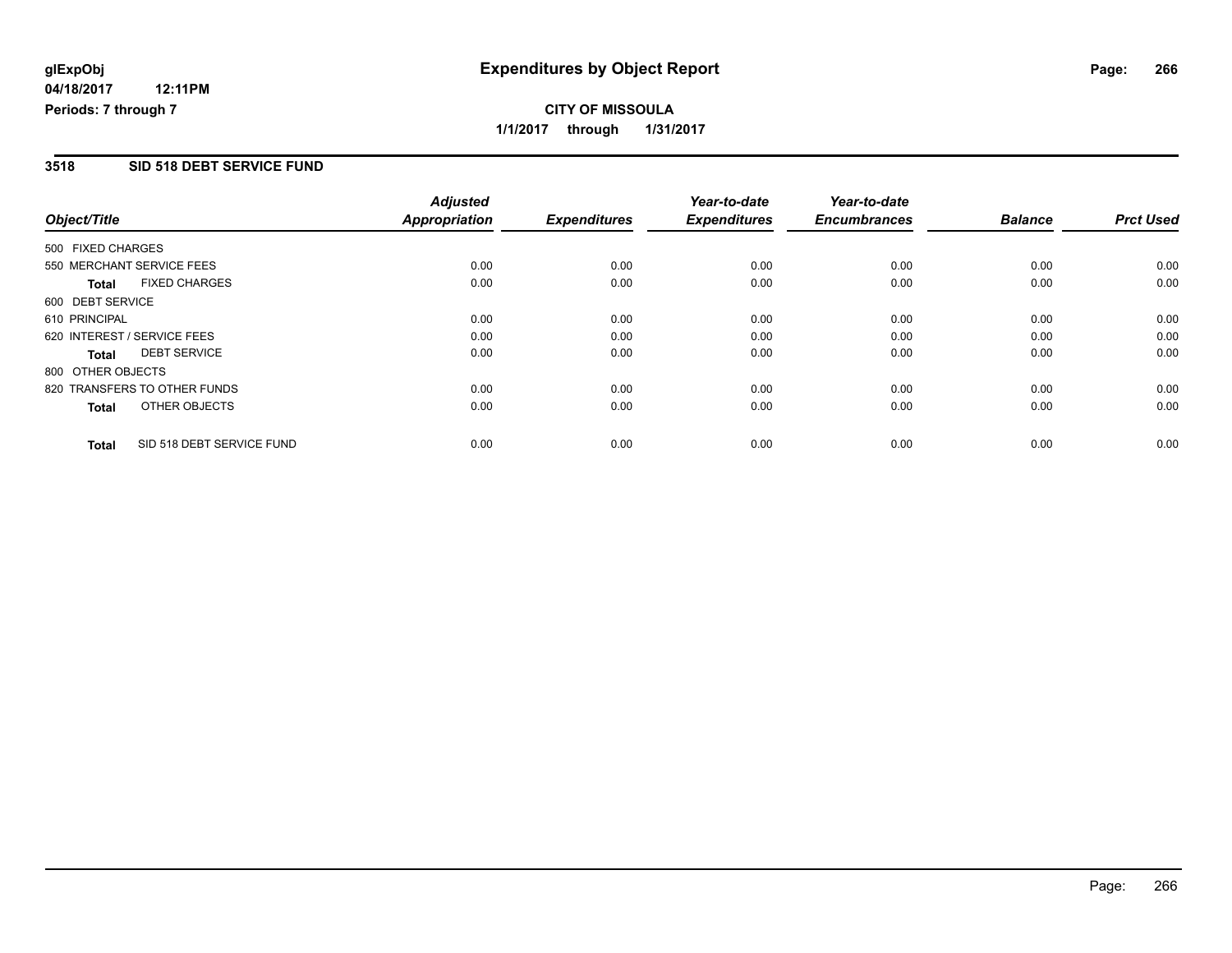# Expenditures by Object Report

glExpObj
04/18/2017 12:11PM
Periods: 7 through 7

**CITY OF MISSOULA**
**1/1/2017 through 1/31/2017**

## 3518 SID 518 DEBT SERVICE FUND

| Object/Title | Adjusted Appropriation | Expenditures | Year-to-date Expenditures | Year-to-date Encumbrances | Balance | Prct Used |
|---|---|---|---|---|---|---|
| 500 FIXED CHARGES | | | | | | |
| 550 MERCHANT SERVICE FEES | 0.00 | 0.00 | 0.00 | 0.00 | 0.00 | 0.00 |
| **Total** FIXED CHARGES | 0.00 | 0.00 | 0.00 | 0.00 | 0.00 | 0.00 |
| 600 DEBT SERVICE | | | | | | |
| 610 PRINCIPAL | 0.00 | 0.00 | 0.00 | 0.00 | 0.00 | 0.00 |
| 620 INTEREST / SERVICE FEES | 0.00 | 0.00 | 0.00 | 0.00 | 0.00 | 0.00 |
| **Total** DEBT SERVICE | 0.00 | 0.00 | 0.00 | 0.00 | 0.00 | 0.00 |
| 800 OTHER OBJECTS | | | | | | |
| 820 TRANSFERS TO OTHER FUNDS | 0.00 | 0.00 | 0.00 | 0.00 | 0.00 | 0.00 |
| **Total** OTHER OBJECTS | 0.00 | 0.00 | 0.00 | 0.00 | 0.00 | 0.00 |
| **Total** SID 518 DEBT SERVICE FUND | 0.00 | 0.00 | 0.00 | 0.00 | 0.00 | 0.00 |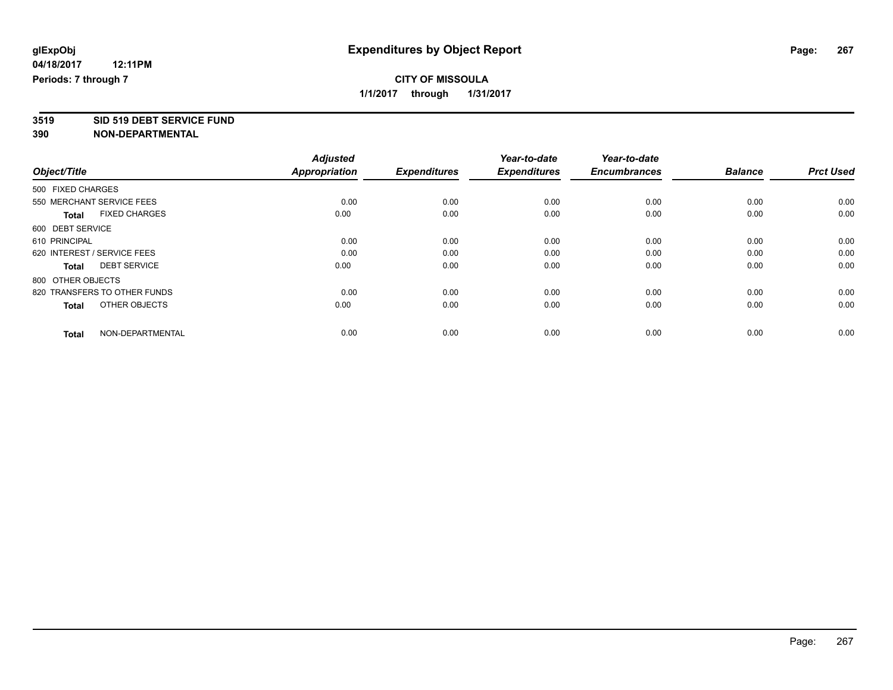**glExpObj**
**04/18/2017 12:11PM**
**Periods: 7 through 7**

# Expenditures by Object Report

**CITY OF MISSOULA**
**1/1/2017 through 1/31/2017**

**3519 SID 519 DEBT SERVICE FUND**
**390 NON-DEPARTMENTAL**

| Object/Title | Adjusted Appropriation | Expenditures | Year-to-date Expenditures | Year-to-date Encumbrances | Balance | Prct Used |
|---|---|---|---|---|---|---|
| 500 FIXED CHARGES | | | | | | |
| 550 MERCHANT SERVICE FEES | 0.00 | 0.00 | 0.00 | 0.00 | 0.00 | 0.00 |
| **Total** FIXED CHARGES | 0.00 | 0.00 | 0.00 | 0.00 | 0.00 | 0.00 |
| 600 DEBT SERVICE | | | | | | |
| 610 PRINCIPAL | 0.00 | 0.00 | 0.00 | 0.00 | 0.00 | 0.00 |
| 620 INTEREST / SERVICE FEES | 0.00 | 0.00 | 0.00 | 0.00 | 0.00 | 0.00 |
| **Total** DEBT SERVICE | 0.00 | 0.00 | 0.00 | 0.00 | 0.00 | 0.00 |
| 800 OTHER OBJECTS | | | | | | |
| 820 TRANSFERS TO OTHER FUNDS | 0.00 | 0.00 | 0.00 | 0.00 | 0.00 | 0.00 |
| **Total** OTHER OBJECTS | 0.00 | 0.00 | 0.00 | 0.00 | 0.00 | 0.00 |
| **Total** NON-DEPARTMENTAL | 0.00 | 0.00 | 0.00 | 0.00 | 0.00 | 0.00 |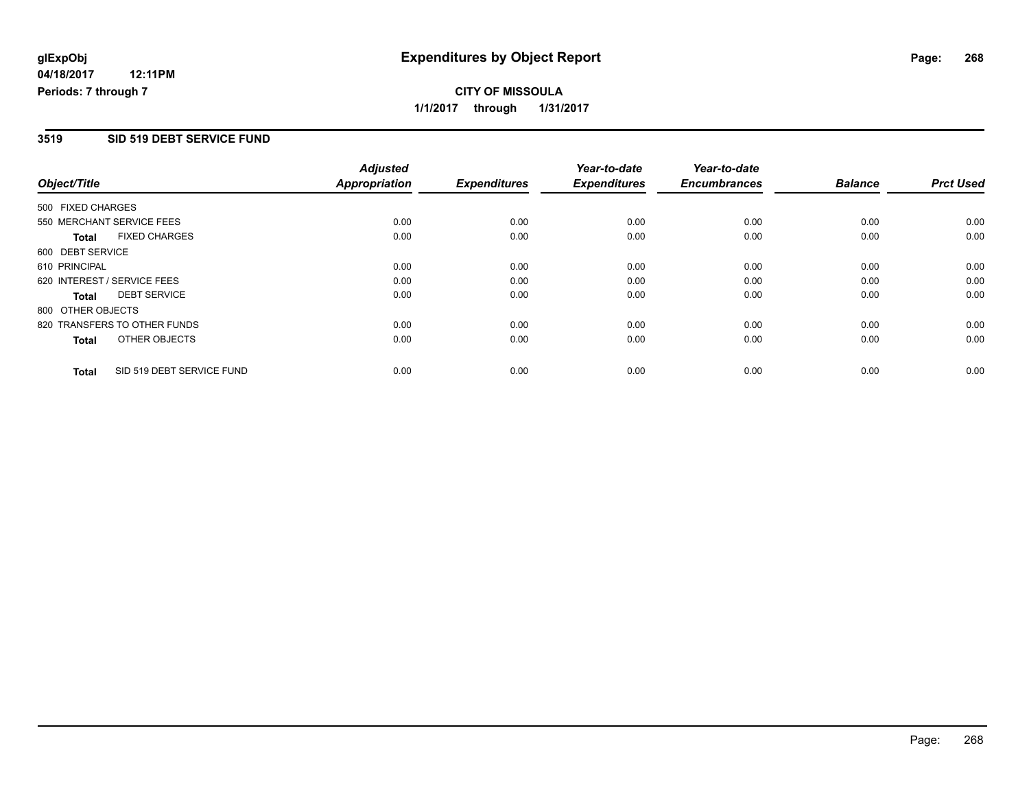**glExpObj** 
**04/18/2017 12:11PM** 
**Periods: 7 through 7**

# Expenditures by Object Report

**CITY OF MISSOULA**
**1/1/2017 through 1/31/2017**

## 3519 SID 519 DEBT SERVICE FUND

| Object/Title | Adjusted Appropriation | Expenditures | Year-to-date Expenditures | Year-to-date Encumbrances | Balance | Prct Used |
|---|---|---|---|---|---|---|
| 500 FIXED CHARGES | | | | | | |
| 550 MERCHANT SERVICE FEES | 0.00 | 0.00 | 0.00 | 0.00 | 0.00 | 0.00 |
| **Total** FIXED CHARGES | 0.00 | 0.00 | 0.00 | 0.00 | 0.00 | 0.00 |
| 600 DEBT SERVICE | | | | | | |
| 610 PRINCIPAL | 0.00 | 0.00 | 0.00 | 0.00 | 0.00 | 0.00 |
| 620 INTEREST / SERVICE FEES | 0.00 | 0.00 | 0.00 | 0.00 | 0.00 | 0.00 |
| **Total** DEBT SERVICE | 0.00 | 0.00 | 0.00 | 0.00 | 0.00 | 0.00 |
| 800 OTHER OBJECTS | | | | | | |
| 820 TRANSFERS TO OTHER FUNDS | 0.00 | 0.00 | 0.00 | 0.00 | 0.00 | 0.00 |
| **Total** OTHER OBJECTS | 0.00 | 0.00 | 0.00 | 0.00 | 0.00 | 0.00 |
| **Total** SID 519 DEBT SERVICE FUND | 0.00 | 0.00 | 0.00 | 0.00 | 0.00 | 0.00 |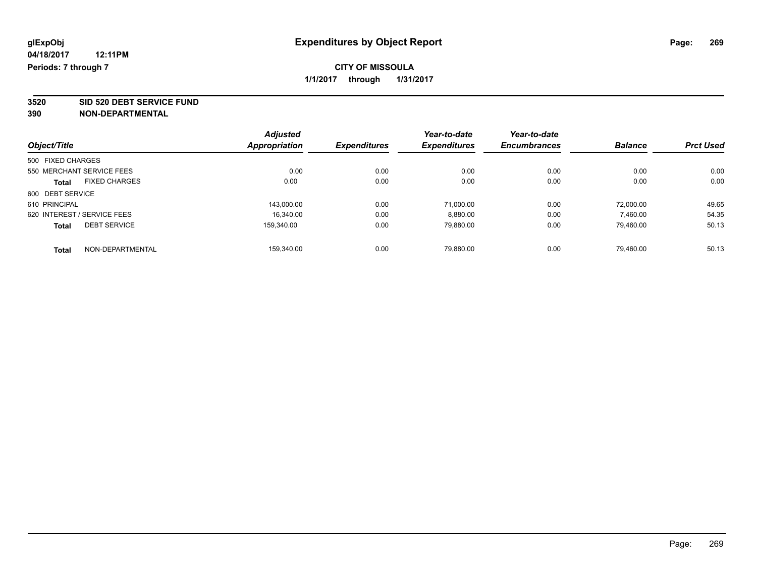**glExpObj**
**04/18/2017 12:11PM**
**Periods: 7 through 7**

# Expenditures by Object Report

**CITY OF MISSOULA**
**1/1/2017 through 1/31/2017**

**3520 SID 520 DEBT SERVICE FUND**
**390 NON-DEPARTMENTAL**

| Object/Title | Adjusted Appropriation | Expenditures | Year-to-date Expenditures | Year-to-date Encumbrances | Balance | Prct Used |
|---|---|---|---|---|---|---|
| 500 FIXED CHARGES | | | | | | |
| 550 MERCHANT SERVICE FEES | 0.00 | 0.00 | 0.00 | 0.00 | 0.00 | 0.00 |
| **Total** FIXED CHARGES | 0.00 | 0.00 | 0.00 | 0.00 | 0.00 | 0.00 |
| 600 DEBT SERVICE | | | | | | |
| 610 PRINCIPAL | 143,000.00 | 0.00 | 71,000.00 | 0.00 | 72,000.00 | 49.65 |
| 620 INTEREST / SERVICE FEES | 16,340.00 | 0.00 | 8,880.00 | 0.00 | 7,460.00 | 54.35 |
| **Total** DEBT SERVICE | 159,340.00 | 0.00 | 79,880.00 | 0.00 | 79,460.00 | 50.13 |
| **Total** NON-DEPARTMENTAL | 159,340.00 | 0.00 | 79,880.00 | 0.00 | 79,460.00 | 50.13 |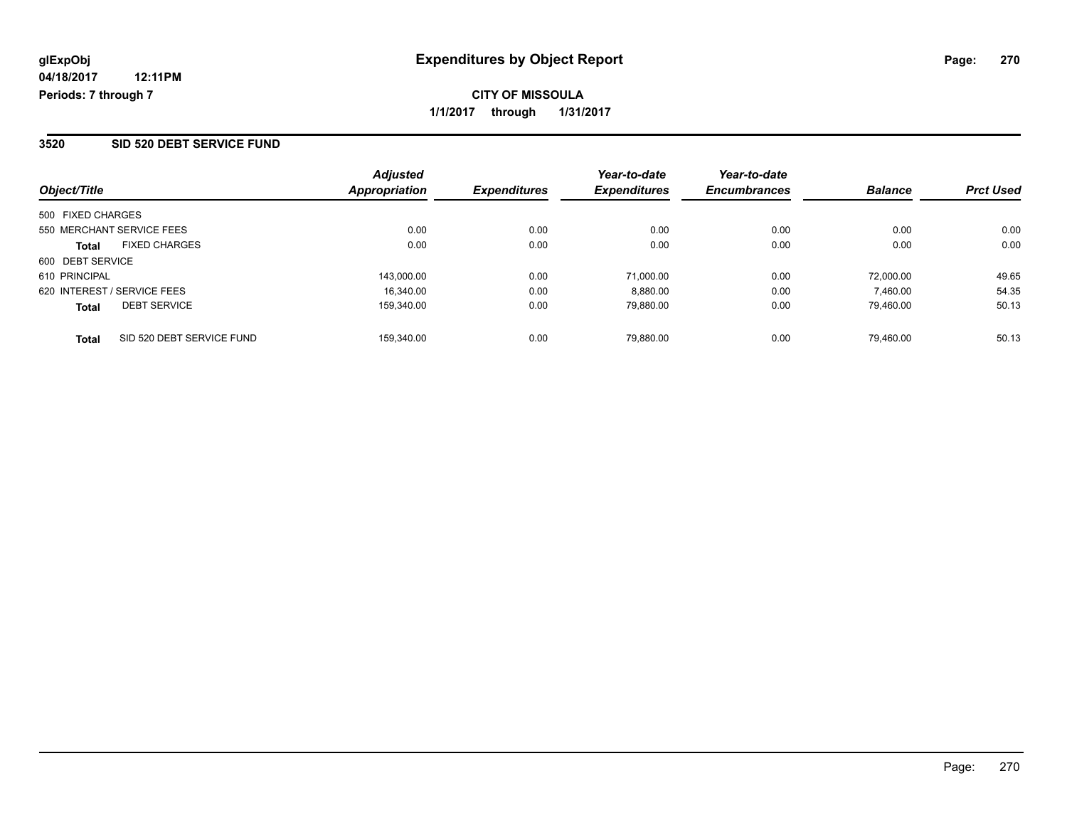glExpObj
04/18/2017 12:11PM
Periods: 7 through 7

# Expenditures by Object Report

**CITY OF MISSOULA**

**1/1/2017 through 1/31/2017**

## 3520 SID 520 DEBT SERVICE FUND

| Object/Title | | Adjusted Appropriation | Expenditures | Year-to-date Expenditures | Year-to-date Encumbrances | Balance | Prct Used |
|---|---|---|---|---|---|---|---|
| 500 FIXED CHARGES | | | | | | | |
| 550 MERCHANT SERVICE FEES | | 0.00 | 0.00 | 0.00 | 0.00 | 0.00 | 0.00 |
| **Total** | FIXED CHARGES | 0.00 | 0.00 | 0.00 | 0.00 | 0.00 | 0.00 |
| 600 DEBT SERVICE | | | | | | | |
| 610 PRINCIPAL | | 143,000.00 | 0.00 | 71,000.00 | 0.00 | 72,000.00 | 49.65 |
| 620 INTEREST / SERVICE FEES | | 16,340.00 | 0.00 | 8,880.00 | 0.00 | 7,460.00 | 54.35 |
| **Total** | DEBT SERVICE | 159,340.00 | 0.00 | 79,880.00 | 0.00 | 79,460.00 | 50.13 |
| **Total** | SID 520 DEBT SERVICE FUND | 159,340.00 | 0.00 | 79,880.00 | 0.00 | 79,460.00 | 50.13 |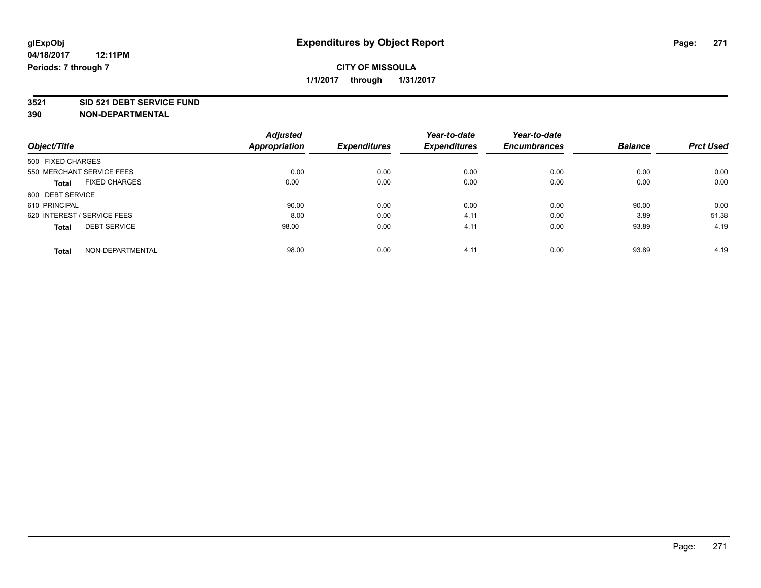# Expenditures by Object Report

glExpObj
04/18/2017 12:11PM
Periods: 7 through 7

**CITY OF MISSOULA**
**1/1/2017 through 1/31/2017**

**3521 SID 521 DEBT SERVICE FUND**
**390 NON-DEPARTMENTAL**

| Object/Title | Adjusted Appropriation | Expenditures | Year-to-date Expenditures | Year-to-date Encumbrances | Balance | Prct Used |
|---|---|---|---|---|---|---|
| 500 FIXED CHARGES | | | | | | |
| 550 MERCHANT SERVICE FEES | 0.00 | 0.00 | 0.00 | 0.00 | 0.00 | 0.00 |
| **Total** FIXED CHARGES | 0.00 | 0.00 | 0.00 | 0.00 | 0.00 | 0.00 |
| 600 DEBT SERVICE | | | | | | |
| 610 PRINCIPAL | 90.00 | 0.00 | 0.00 | 0.00 | 90.00 | 0.00 |
| 620 INTEREST / SERVICE FEES | 8.00 | 0.00 | 4.11 | 0.00 | 3.89 | 51.38 |
| **Total** DEBT SERVICE | 98.00 | 0.00 | 4.11 | 0.00 | 93.89 | 4.19 |
| **Total** NON-DEPARTMENTAL | 98.00 | 0.00 | 4.11 | 0.00 | 93.89 | 4.19 |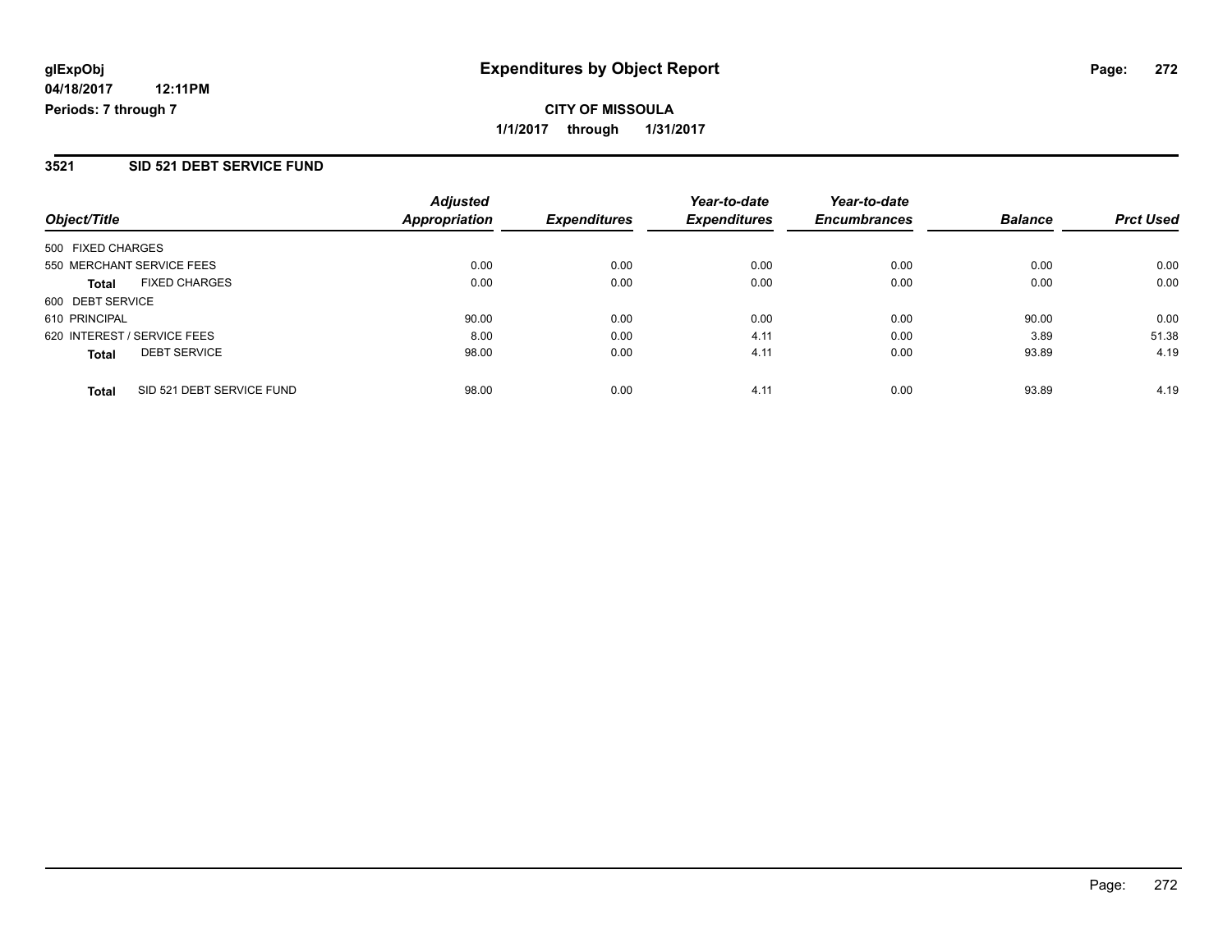glExpObj
04/18/2017 12:11PM
Periods: 7 through 7

# Expenditures by Object Report

**CITY OF MISSOULA**

**1/1/2017 through 1/31/2017**

## 3521 SID 521 DEBT SERVICE FUND

| Object/Title | Adjusted Appropriation | Expenditures | Year-to-date Expenditures | Year-to-date Encumbrances | Balance | Prct Used |
|---|---|---|---|---|---|---|
| 500 FIXED CHARGES | | | | | | |
| 550 MERCHANT SERVICE FEES | 0.00 | 0.00 | 0.00 | 0.00 | 0.00 | 0.00 |
| **Total** FIXED CHARGES | 0.00 | 0.00 | 0.00 | 0.00 | 0.00 | 0.00 |
| 600 DEBT SERVICE | | | | | | |
| 610 PRINCIPAL | 90.00 | 0.00 | 0.00 | 0.00 | 90.00 | 0.00 |
| 620 INTEREST / SERVICE FEES | 8.00 | 0.00 | 4.11 | 0.00 | 3.89 | 51.38 |
| **Total** DEBT SERVICE | 98.00 | 0.00 | 4.11 | 0.00 | 93.89 | 4.19 |
| **Total** SID 521 DEBT SERVICE FUND | 98.00 | 0.00 | 4.11 | 0.00 | 93.89 | 4.19 |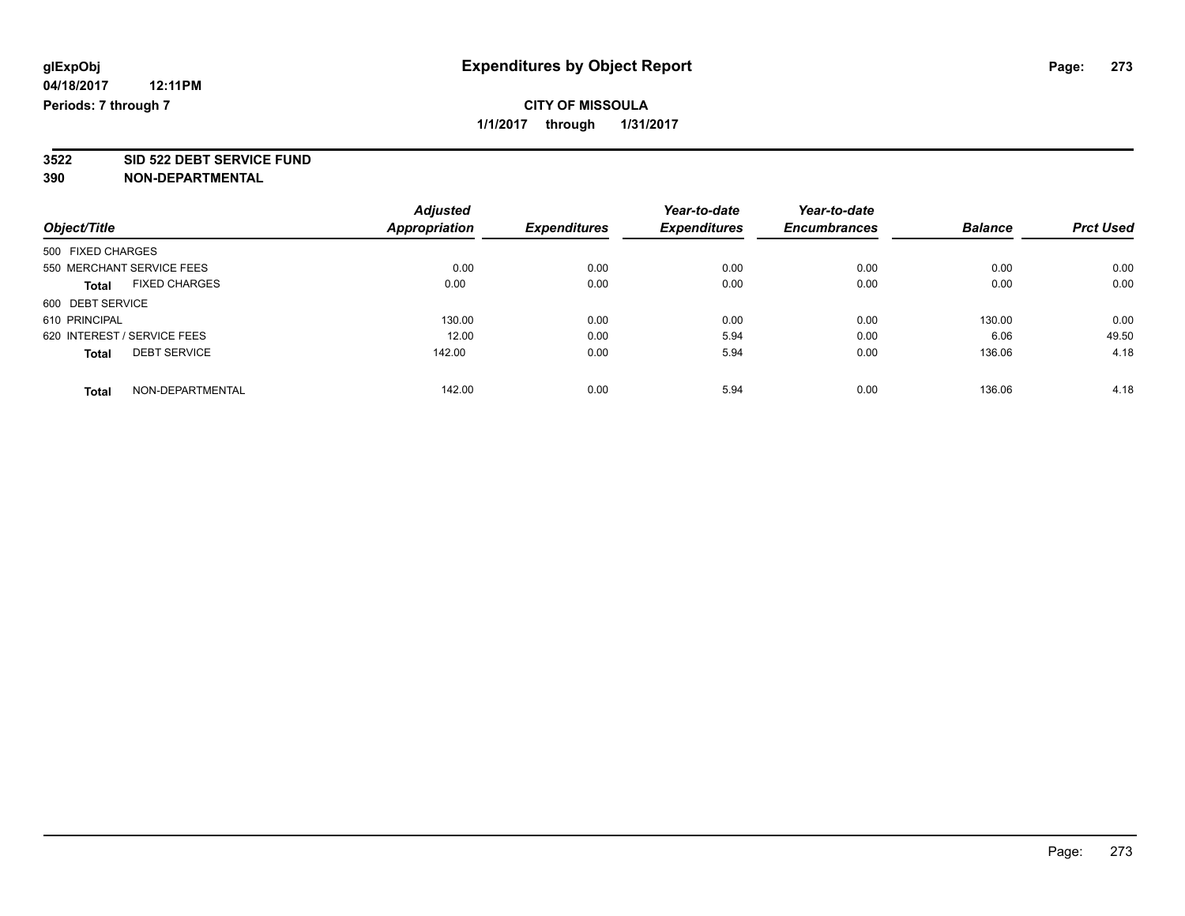**glExpObj**
**04/18/2017 12:11PM**
**Periods: 7 through 7**

# Expenditures by Object Report

**CITY OF MISSOULA**
**1/1/2017 through 1/31/2017**

## 3522 SID 522 DEBT SERVICE FUND
## 390 NON-DEPARTMENTAL

| Object/Title | Adjusted Appropriation | Expenditures | Year-to-date Expenditures | Year-to-date Encumbrances | Balance | Prct Used |
|---|---|---|---|---|---|---|
| 500 FIXED CHARGES | | | | | | |
| 550 MERCHANT SERVICE FEES | 0.00 | 0.00 | 0.00 | 0.00 | 0.00 | 0.00 |
| **Total** FIXED CHARGES | 0.00 | 0.00 | 0.00 | 0.00 | 0.00 | 0.00 |
| 600 DEBT SERVICE | | | | | | |
| 610 PRINCIPAL | 130.00 | 0.00 | 0.00 | 0.00 | 130.00 | 0.00 |
| 620 INTEREST / SERVICE FEES | 12.00 | 0.00 | 5.94 | 0.00 | 6.06 | 49.50 |
| **Total** DEBT SERVICE | 142.00 | 0.00 | 5.94 | 0.00 | 136.06 | 4.18 |
| **Total** NON-DEPARTMENTAL | 142.00 | 0.00 | 5.94 | 0.00 | 136.06 | 4.18 |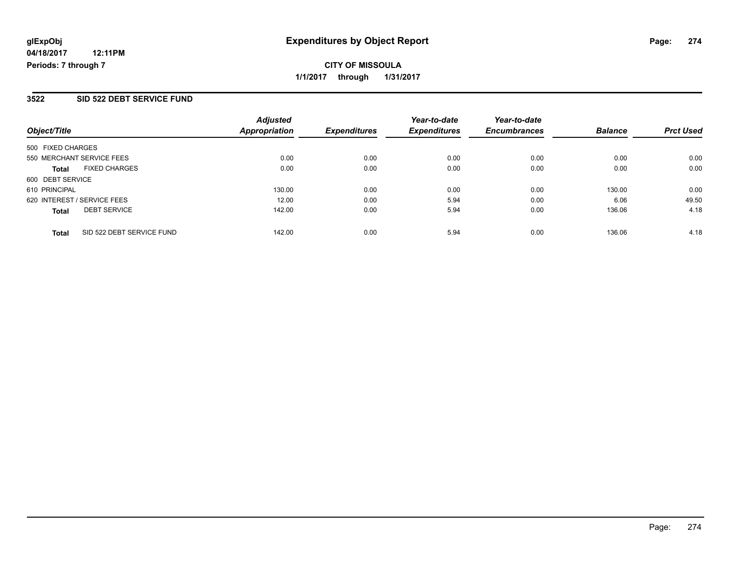**glExpObj**
**04/18/2017 12:11PM**
**Periods: 7 through 7**

# Expenditures by Object Report

**CITY OF MISSOULA**
**1/1/2017 through 1/31/2017**

## 3522 SID 522 DEBT SERVICE FUND

| Object/Title | Adjusted Appropriation | Expenditures | Year-to-date Expenditures | Year-to-date Encumbrances | Balance | Prct Used |
|---|---|---|---|---|---|---|
| 500 FIXED CHARGES | | | | | | |
| 550 MERCHANT SERVICE FEES | 0.00 | 0.00 | 0.00 | 0.00 | 0.00 | 0.00 |
| **Total** FIXED CHARGES | 0.00 | 0.00 | 0.00 | 0.00 | 0.00 | 0.00 |
| 600 DEBT SERVICE | | | | | | |
| 610 PRINCIPAL | 130.00 | 0.00 | 0.00 | 0.00 | 130.00 | 0.00 |
| 620 INTEREST / SERVICE FEES | 12.00 | 0.00 | 5.94 | 0.00 | 6.06 | 49.50 |
| **Total** DEBT SERVICE | 142.00 | 0.00 | 5.94 | 0.00 | 136.06 | 4.18 |
| **Total** SID 522 DEBT SERVICE FUND | 142.00 | 0.00 | 5.94 | 0.00 | 136.06 | 4.18 |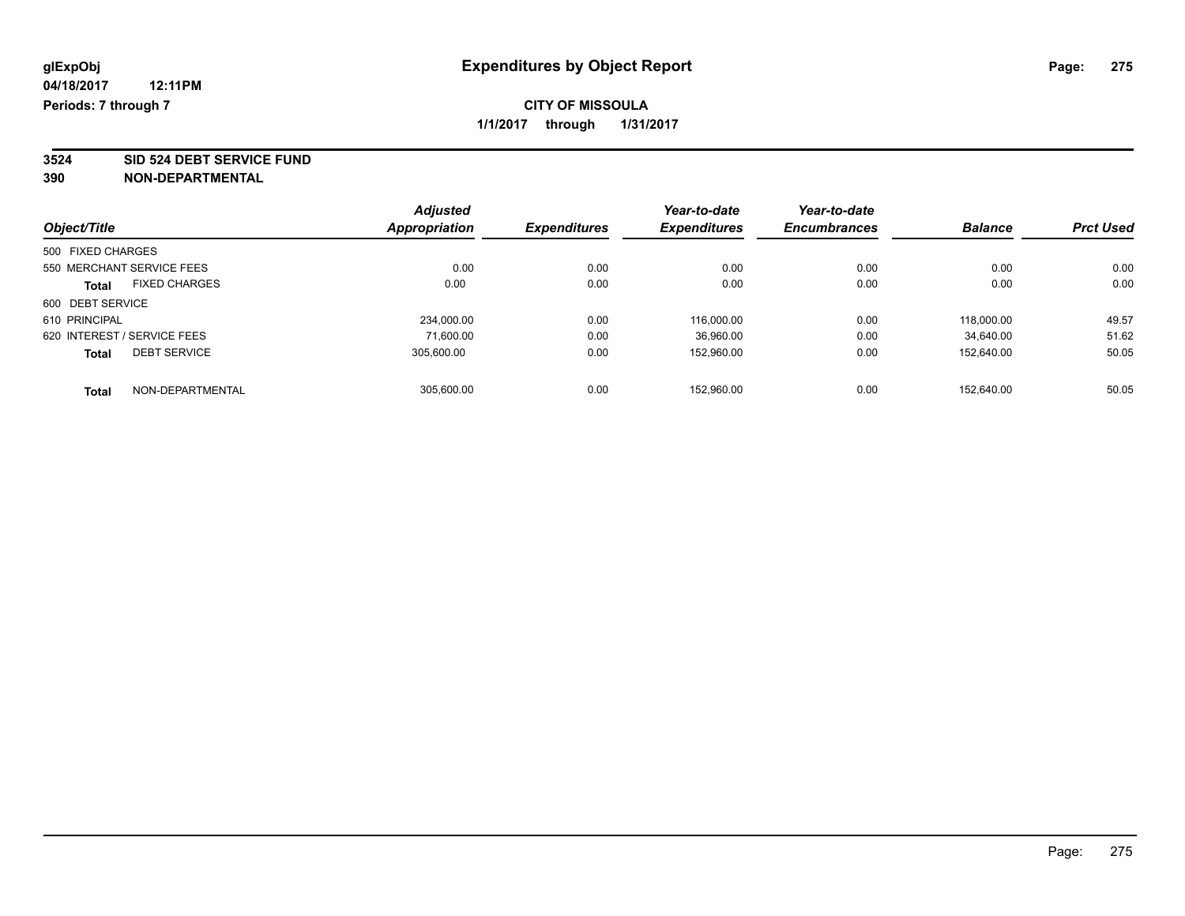glExpObj
04/18/2017 12:11PM
Periods: 7 through 7

# Expenditures by Object Report

**CITY OF MISSOULA**
**1/1/2017 through 1/31/2017**

**3524 SID 524 DEBT SERVICE FUND**
**390 NON-DEPARTMENTAL**

| Object/Title | Adjusted Appropriation | Expenditures | Year-to-date Expenditures | Year-to-date Encumbrances | Balance | Prct Used |
|---|---|---|---|---|---|---|
| 500 FIXED CHARGES | | | | | | |
| 550 MERCHANT SERVICE FEES | 0.00 | 0.00 | 0.00 | 0.00 | 0.00 | 0.00 |
| **Total** FIXED CHARGES | 0.00 | 0.00 | 0.00 | 0.00 | 0.00 | 0.00 |
| 600 DEBT SERVICE | | | | | | |
| 610 PRINCIPAL | 234,000.00 | 0.00 | 116,000.00 | 0.00 | 118,000.00 | 49.57 |
| 620 INTEREST / SERVICE FEES | 71,600.00 | 0.00 | 36,960.00 | 0.00 | 34,640.00 | 51.62 |
| **Total** DEBT SERVICE | 305,600.00 | 0.00 | 152,960.00 | 0.00 | 152,640.00 | 50.05 |
| **Total** NON-DEPARTMENTAL | 305,600.00 | 0.00 | 152,960.00 | 0.00 | 152,640.00 | 50.05 |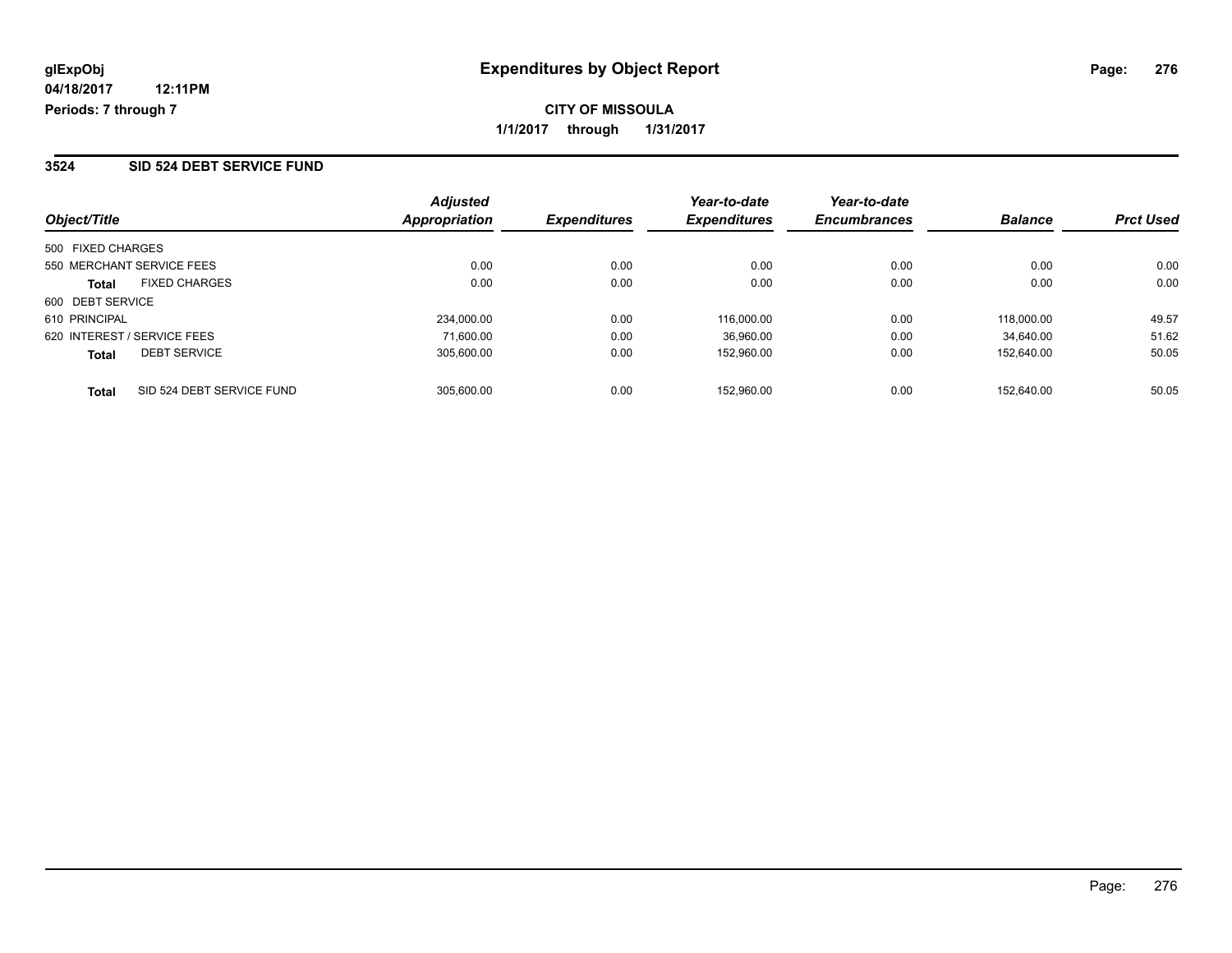**glExpObj**
**04/18/2017 12:11PM**
**Periods: 7 through 7**

# Expenditures by Object Report

**CITY OF MISSOULA**
**1/1/2017 through 1/31/2017**

## 3524 SID 524 DEBT SERVICE FUND

| Object/Title | | Adjusted Appropriation | Expenditures | Year-to-date Expenditures | Year-to-date Encumbrances | Balance | Prct Used |
|---|---|---|---|---|---|---|---|
| 500 FIXED CHARGES | | | | | | | |
| 550 MERCHANT SERVICE FEES | | 0.00 | 0.00 | 0.00 | 0.00 | 0.00 | 0.00 |
| **Total** | FIXED CHARGES | 0.00 | 0.00 | 0.00 | 0.00 | 0.00 | 0.00 |
| 600 DEBT SERVICE | | | | | | | |
| 610 PRINCIPAL | | 234,000.00 | 0.00 | 116,000.00 | 0.00 | 118,000.00 | 49.57 |
| 620 INTEREST / SERVICE FEES | | 71,600.00 | 0.00 | 36,960.00 | 0.00 | 34,640.00 | 51.62 |
| **Total** | DEBT SERVICE | 305,600.00 | 0.00 | 152,960.00 | 0.00 | 152,640.00 | 50.05 |
| **Total** | SID 524 DEBT SERVICE FUND | 305,600.00 | 0.00 | 152,960.00 | 0.00 | 152,640.00 | 50.05 |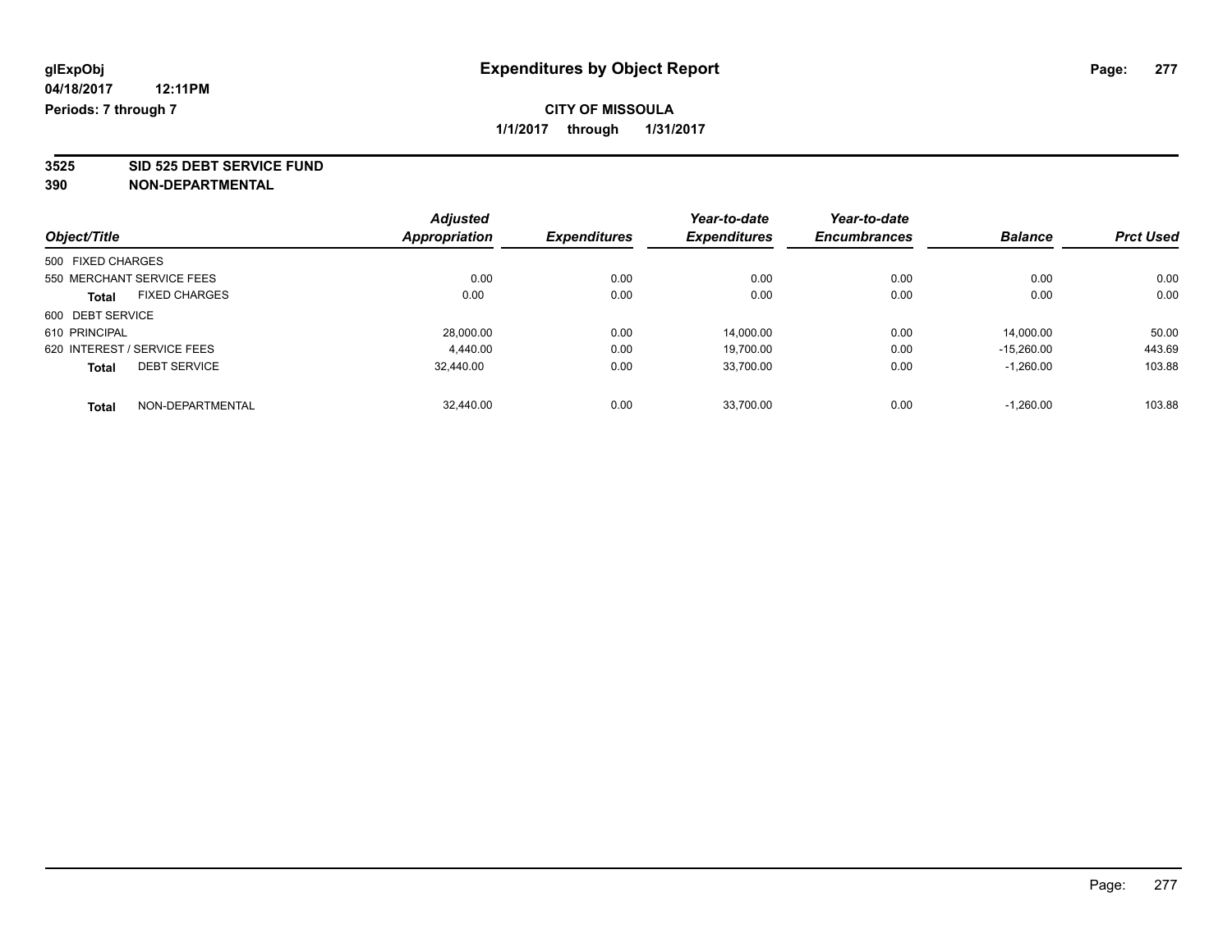glExpObj
04/18/2017 12:11PM
Periods: 7 through 7

# Expenditures by Object Report

**CITY OF MISSOULA**
**1/1/2017 through 1/31/2017**

**3525 SID 525 DEBT SERVICE FUND**
**390 NON-DEPARTMENTAL**

| Object/Title | Adjusted Appropriation | Expenditures | Year-to-date Expenditures | Year-to-date Encumbrances | Balance | Prct Used |
|---|---|---|---|---|---|---|
| 500 FIXED CHARGES | | | | | | |
| 550 MERCHANT SERVICE FEES | 0.00 | 0.00 | 0.00 | 0.00 | 0.00 | 0.00 |
| **Total** FIXED CHARGES | 0.00 | 0.00 | 0.00 | 0.00 | 0.00 | 0.00 |
| 600 DEBT SERVICE | | | | | | |
| 610 PRINCIPAL | 28,000.00 | 0.00 | 14,000.00 | 0.00 | 14,000.00 | 50.00 |
| 620 INTEREST / SERVICE FEES | 4,440.00 | 0.00 | 19,700.00 | 0.00 | -15,260.00 | 443.69 |
| **Total** DEBT SERVICE | 32,440.00 | 0.00 | 33,700.00 | 0.00 | -1,260.00 | 103.88 |
| **Total** NON-DEPARTMENTAL | 32,440.00 | 0.00 | 33,700.00 | 0.00 | -1,260.00 | 103.88 |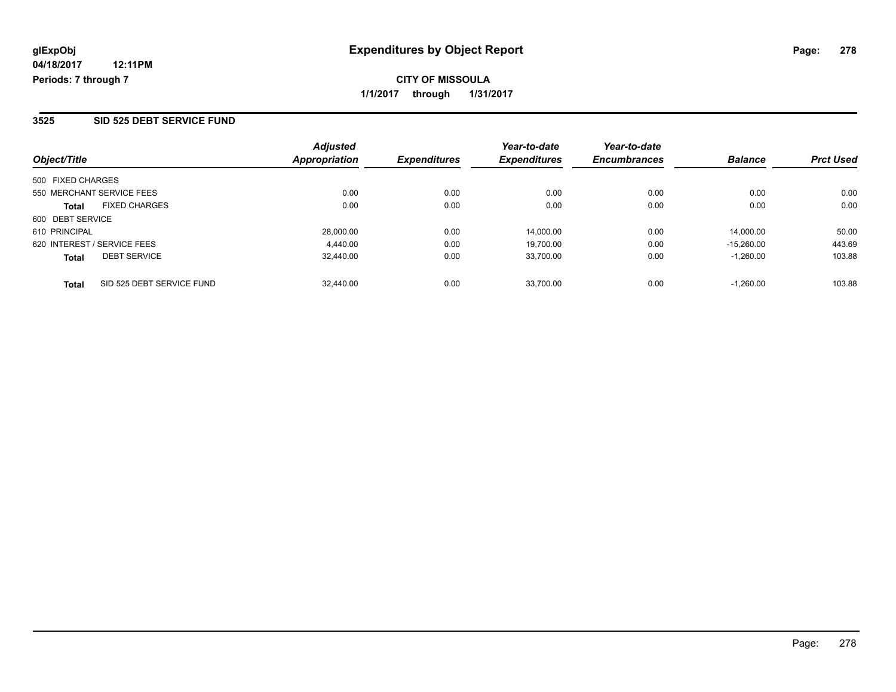**glExpObj**
**04/18/2017 12:11PM**
**Periods: 7 through 7**

# Expenditures by Object Report

**CITY OF MISSOULA**
**1/1/2017 through 1/31/2017**

## 3525 SID 525 DEBT SERVICE FUND

| Object/Title | Adjusted Appropriation | Expenditures | Year-to-date Expenditures | Year-to-date Encumbrances | Balance | Prct Used |
|---|---|---|---|---|---|---|
| 500 FIXED CHARGES | | | | | | |
| 550 MERCHANT SERVICE FEES | 0.00 | 0.00 | 0.00 | 0.00 | 0.00 | 0.00 |
| **Total** FIXED CHARGES | 0.00 | 0.00 | 0.00 | 0.00 | 0.00 | 0.00 |
| 600 DEBT SERVICE | | | | | | |
| 610 PRINCIPAL | 28,000.00 | 0.00 | 14,000.00 | 0.00 | 14,000.00 | 50.00 |
| 620 INTEREST / SERVICE FEES | 4,440.00 | 0.00 | 19,700.00 | 0.00 | -15,260.00 | 443.69 |
| **Total** DEBT SERVICE | 32,440.00 | 0.00 | 33,700.00 | 0.00 | -1,260.00 | 103.88 |
| **Total** SID 525 DEBT SERVICE FUND | 32,440.00 | 0.00 | 33,700.00 | 0.00 | -1,260.00 | 103.88 |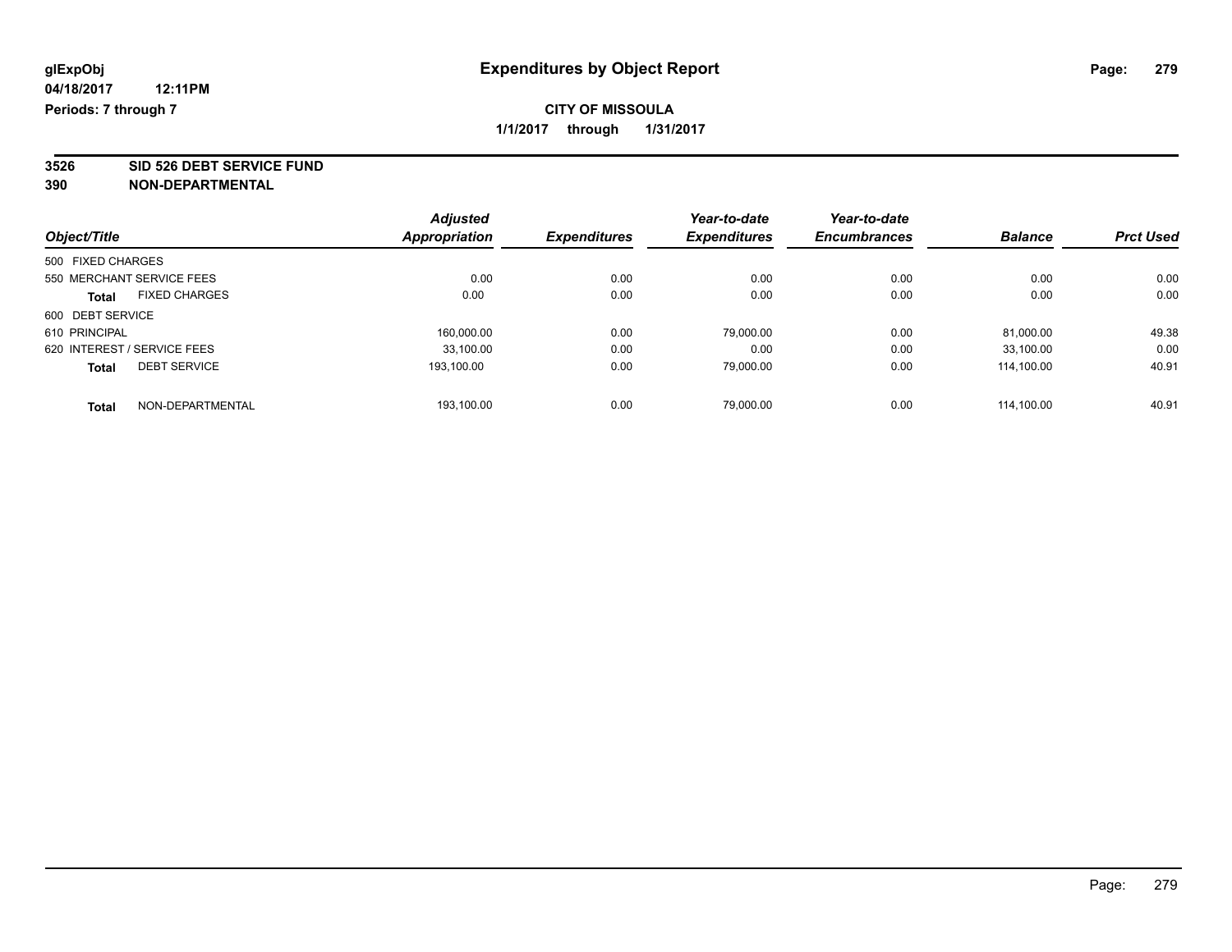glExpObj
04/18/2017 12:11PM
Periods: 7 through 7

# Expenditures by Object Report

**CITY OF MISSOULA**

**1/1/2017 through 1/31/2017**

**3526 SID 526 DEBT SERVICE FUND**

**390 NON-DEPARTMENTAL**

| Object/Title | Adjusted Appropriation | Expenditures | Year-to-date Expenditures | Year-to-date Encumbrances | Balance | Prct Used |
|---|---|---|---|---|---|---|
| 500 FIXED CHARGES | | | | | | |
| 550 MERCHANT SERVICE FEES | 0.00 | 0.00 | 0.00 | 0.00 | 0.00 | 0.00 |
| **Total** FIXED CHARGES | 0.00 | 0.00 | 0.00 | 0.00 | 0.00 | 0.00 |
| 600 DEBT SERVICE | | | | | | |
| 610 PRINCIPAL | 160,000.00 | 0.00 | 79,000.00 | 0.00 | 81,000.00 | 49.38 |
| 620 INTEREST / SERVICE FEES | 33,100.00 | 0.00 | 0.00 | 0.00 | 33,100.00 | 0.00 |
| **Total** DEBT SERVICE | 193,100.00 | 0.00 | 79,000.00 | 0.00 | 114,100.00 | 40.91 |
| **Total** NON-DEPARTMENTAL | 193,100.00 | 0.00 | 79,000.00 | 0.00 | 114,100.00 | 40.91 |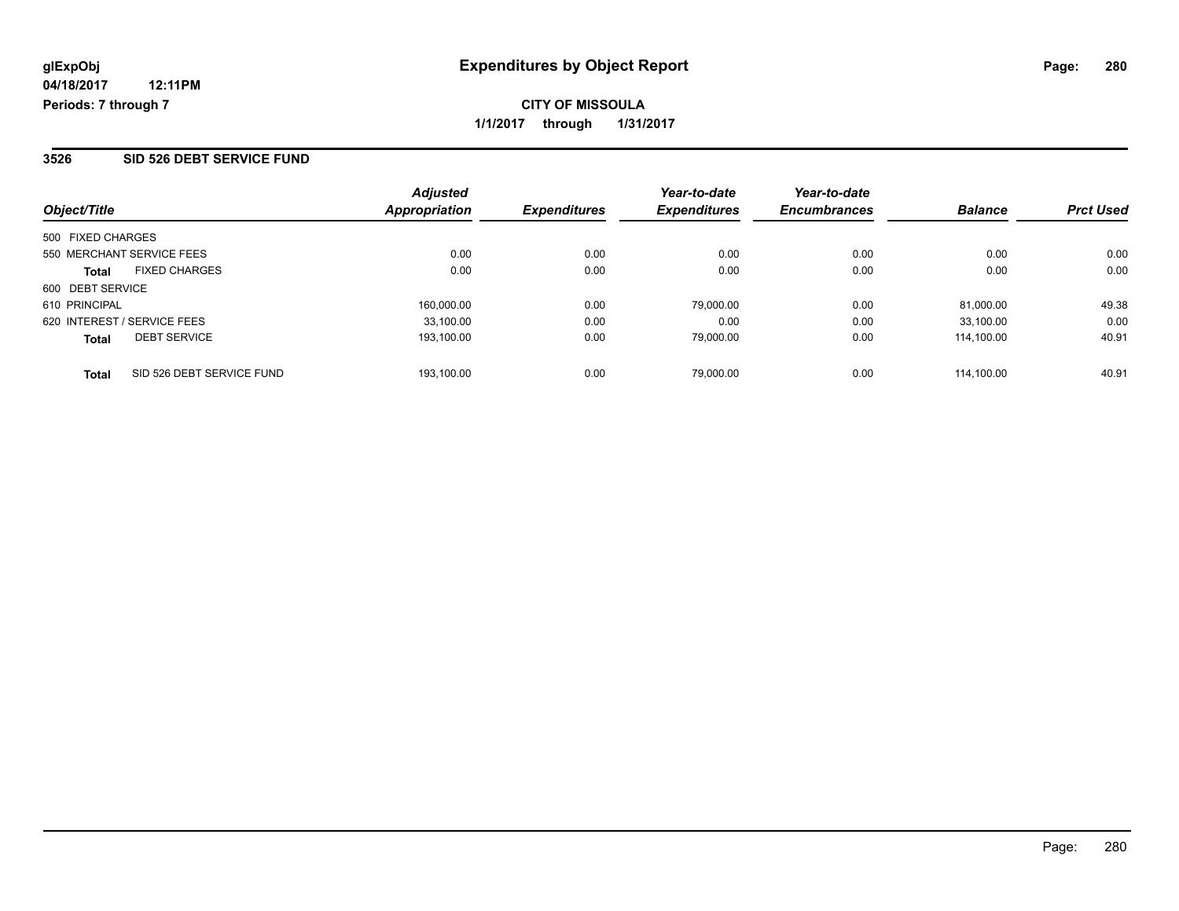# Expenditures by Object Report

**CITY OF MISSOULA**

**1/1/2017 through 1/31/2017**

glExpObj
04/18/2017 12:11PM
Periods: 7 through 7

## 3526 SID 526 DEBT SERVICE FUND

| Object/Title | Adjusted Appropriation | Expenditures | Year-to-date Expenditures | Year-to-date Encumbrances | Balance | Prct Used |
|---|---|---|---|---|---|---|
| 500 FIXED CHARGES | | | | | | |
| 550 MERCHANT SERVICE FEES | 0.00 | 0.00 | 0.00 | 0.00 | 0.00 | 0.00 |
| **Total** FIXED CHARGES | 0.00 | 0.00 | 0.00 | 0.00 | 0.00 | 0.00 |
| 600 DEBT SERVICE | | | | | | |
| 610 PRINCIPAL | 160,000.00 | 0.00 | 79,000.00 | 0.00 | 81,000.00 | 49.38 |
| 620 INTEREST / SERVICE FEES | 33,100.00 | 0.00 | 0.00 | 0.00 | 33,100.00 | 0.00 |
| **Total** DEBT SERVICE | 193,100.00 | 0.00 | 79,000.00 | 0.00 | 114,100.00 | 40.91 |
| **Total** SID 526 DEBT SERVICE FUND | 193,100.00 | 0.00 | 79,000.00 | 0.00 | 114,100.00 | 40.91 |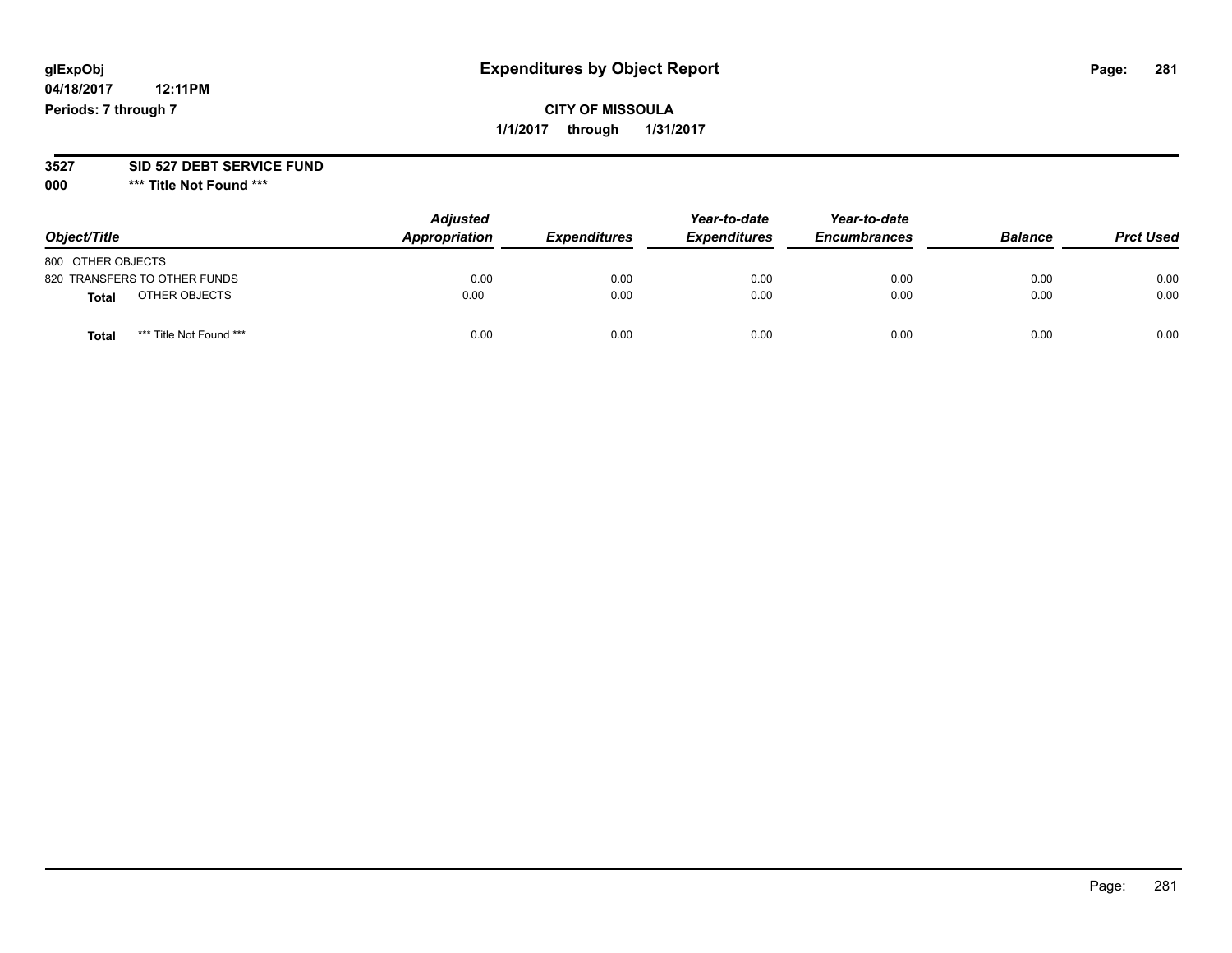glExpObj
04/18/2017 12:11PM
Periods: 7 through 7

# Expenditures by Object Report

CITY OF MISSOULA

1/1/2017 through 1/31/2017

**3527 SID 527 DEBT SERVICE FUND**

**000 \*\*\* Title Not Found \*\*\***

| Object/Title | Adjusted Appropriation | Expenditures | Year-to-date Expenditures | Year-to-date Encumbrances | Balance | Prct Used |
|---|---|---|---|---|---|---|
| 800 OTHER OBJECTS | | | | | | |
| 820 TRANSFERS TO OTHER FUNDS | 0.00 | 0.00 | 0.00 | 0.00 | 0.00 | 0.00 |
| **Total** OTHER OBJECTS | 0.00 | 0.00 | 0.00 | 0.00 | 0.00 | 0.00 |
| **Total** *** Title Not Found *** | 0.00 | 0.00 | 0.00 | 0.00 | 0.00 | 0.00 |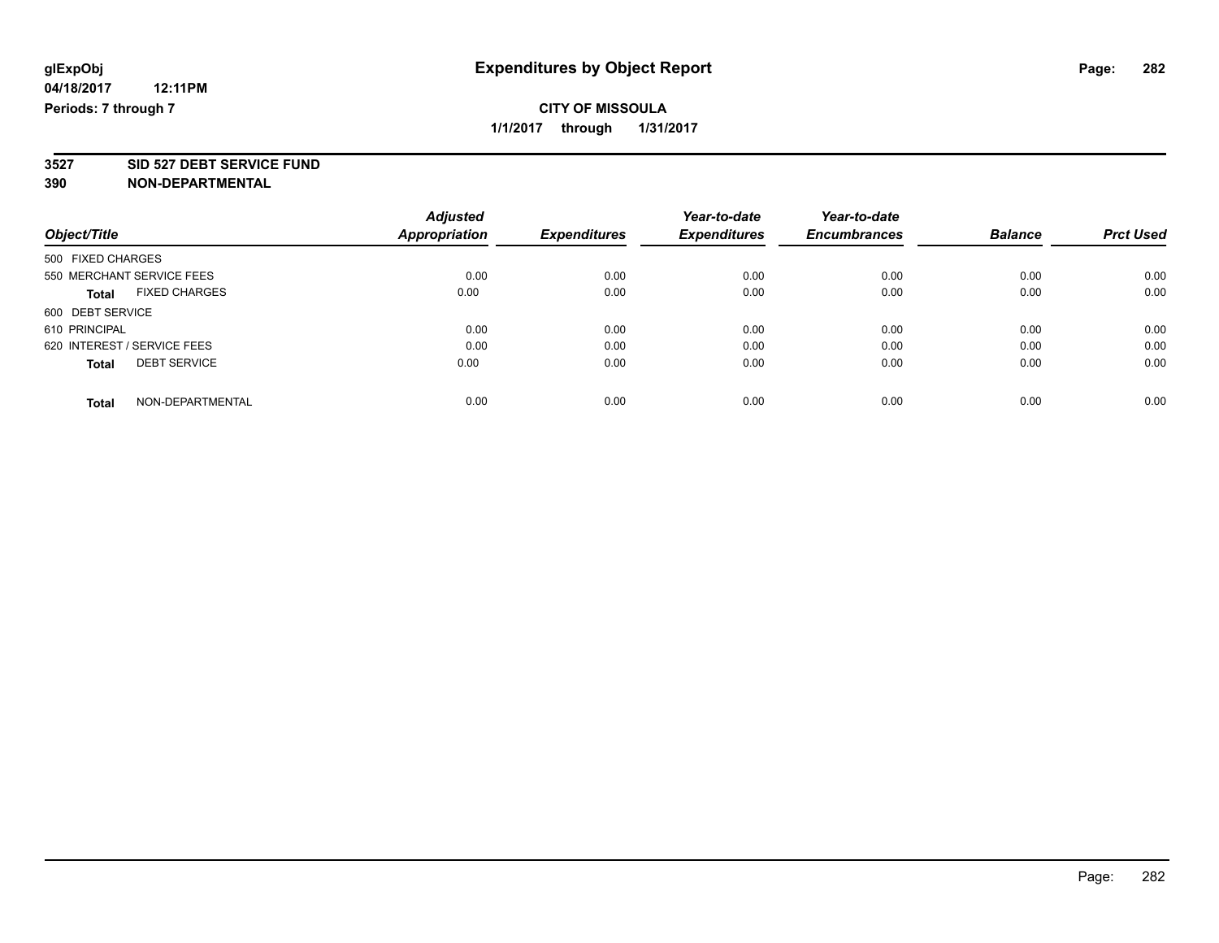**glExpObj** **Expenditures by Object Report**

**04/18/2017 12:11PM**

**Periods: 7 through 7**

**CITY OF MISSOULA**

**1/1/2017 through 1/31/2017**

**3527 SID 527 DEBT SERVICE FUND**

**390 NON-DEPARTMENTAL**

| Object/Title | Adjusted Appropriation | Expenditures | Year-to-date Expenditures | Year-to-date Encumbrances | Balance | Prct Used |
|---|---|---|---|---|---|---|
| 500 FIXED CHARGES | | | | | | |
| 550 MERCHANT SERVICE FEES | 0.00 | 0.00 | 0.00 | 0.00 | 0.00 | 0.00 |
| **Total** FIXED CHARGES | 0.00 | 0.00 | 0.00 | 0.00 | 0.00 | 0.00 |
| 600 DEBT SERVICE | | | | | | |
| 610 PRINCIPAL | 0.00 | 0.00 | 0.00 | 0.00 | 0.00 | 0.00 |
| 620 INTEREST / SERVICE FEES | 0.00 | 0.00 | 0.00 | 0.00 | 0.00 | 0.00 |
| **Total** DEBT SERVICE | 0.00 | 0.00 | 0.00 | 0.00 | 0.00 | 0.00 |
| **Total** NON-DEPARTMENTAL | 0.00 | 0.00 | 0.00 | 0.00 | 0.00 | 0.00 |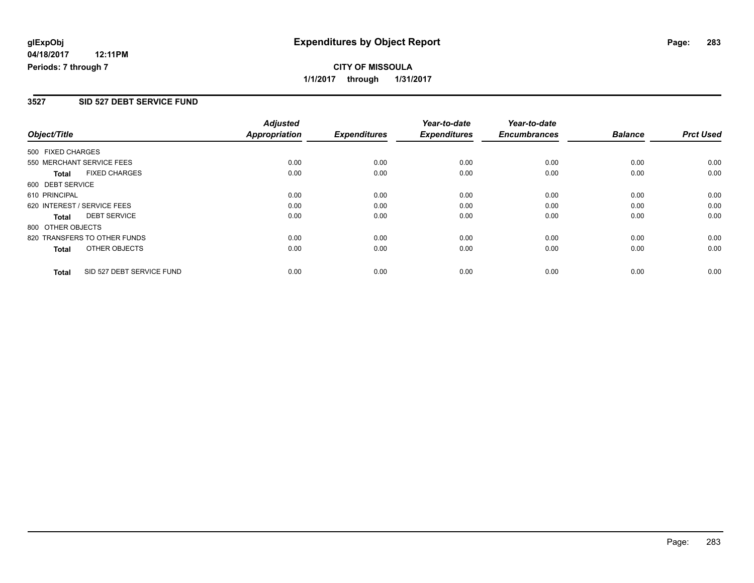glExpObj
04/18/2017 12:11PM
Periods: 7 through 7

# Expenditures by Object Report

**CITY OF MISSOULA**
**1/1/2017 through 1/31/2017**

## 3527 SID 527 DEBT SERVICE FUND

| Object/Title | | Adjusted Appropriation | Expenditures | Year-to-date Expenditures | Year-to-date Encumbrances | Balance | Prct Used |
|---|---|---|---|---|---|---|---|
| 500 FIXED CHARGES | | | | | | | |
| 550 MERCHANT SERVICE FEES | | 0.00 | 0.00 | 0.00 | 0.00 | 0.00 | 0.00 |
| **Total** | FIXED CHARGES | 0.00 | 0.00 | 0.00 | 0.00 | 0.00 | 0.00 |
| 600 DEBT SERVICE | | | | | | | |
| 610 PRINCIPAL | | 0.00 | 0.00 | 0.00 | 0.00 | 0.00 | 0.00 |
| 620 INTEREST / SERVICE FEES | | 0.00 | 0.00 | 0.00 | 0.00 | 0.00 | 0.00 |
| **Total** | DEBT SERVICE | 0.00 | 0.00 | 0.00 | 0.00 | 0.00 | 0.00 |
| 800 OTHER OBJECTS | | | | | | | |
| 820 TRANSFERS TO OTHER FUNDS | | 0.00 | 0.00 | 0.00 | 0.00 | 0.00 | 0.00 |
| **Total** | OTHER OBJECTS | 0.00 | 0.00 | 0.00 | 0.00 | 0.00 | 0.00 |
| **Total** | SID 527 DEBT SERVICE FUND | 0.00 | 0.00 | 0.00 | 0.00 | 0.00 | 0.00 |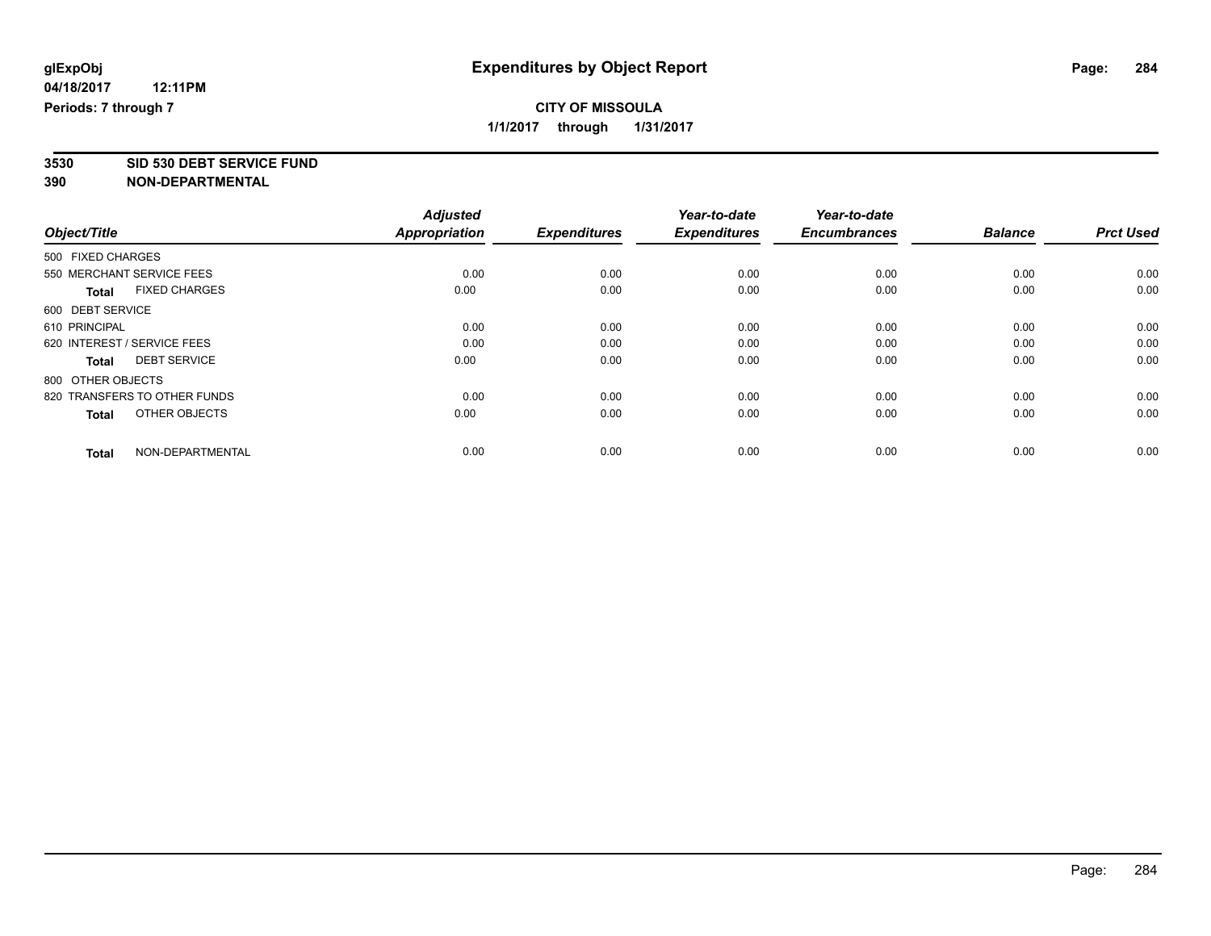**glExpObj**
**04/18/2017 12:11PM**
**Periods: 7 through 7**

# Expenditures by Object Report

**CITY OF MISSOULA**
**1/1/2017 through 1/31/2017**

**3530 SID 530 DEBT SERVICE FUND**
**390 NON-DEPARTMENTAL**

| Object/Title | Adjusted Appropriation | Expenditures | Year-to-date Expenditures | Year-to-date Encumbrances | Balance | Prct Used |
|---|---|---|---|---|---|---|
| 500 FIXED CHARGES | | | | | | |
| 550 MERCHANT SERVICE FEES | 0.00 | 0.00 | 0.00 | 0.00 | 0.00 | 0.00 |
| **Total** FIXED CHARGES | 0.00 | 0.00 | 0.00 | 0.00 | 0.00 | 0.00 |
| 600 DEBT SERVICE | | | | | | |
| 610 PRINCIPAL | 0.00 | 0.00 | 0.00 | 0.00 | 0.00 | 0.00 |
| 620 INTEREST / SERVICE FEES | 0.00 | 0.00 | 0.00 | 0.00 | 0.00 | 0.00 |
| **Total** DEBT SERVICE | 0.00 | 0.00 | 0.00 | 0.00 | 0.00 | 0.00 |
| 800 OTHER OBJECTS | | | | | | |
| 820 TRANSFERS TO OTHER FUNDS | 0.00 | 0.00 | 0.00 | 0.00 | 0.00 | 0.00 |
| **Total** OTHER OBJECTS | 0.00 | 0.00 | 0.00 | 0.00 | 0.00 | 0.00 |
| **Total** NON-DEPARTMENTAL | 0.00 | 0.00 | 0.00 | 0.00 | 0.00 | 0.00 |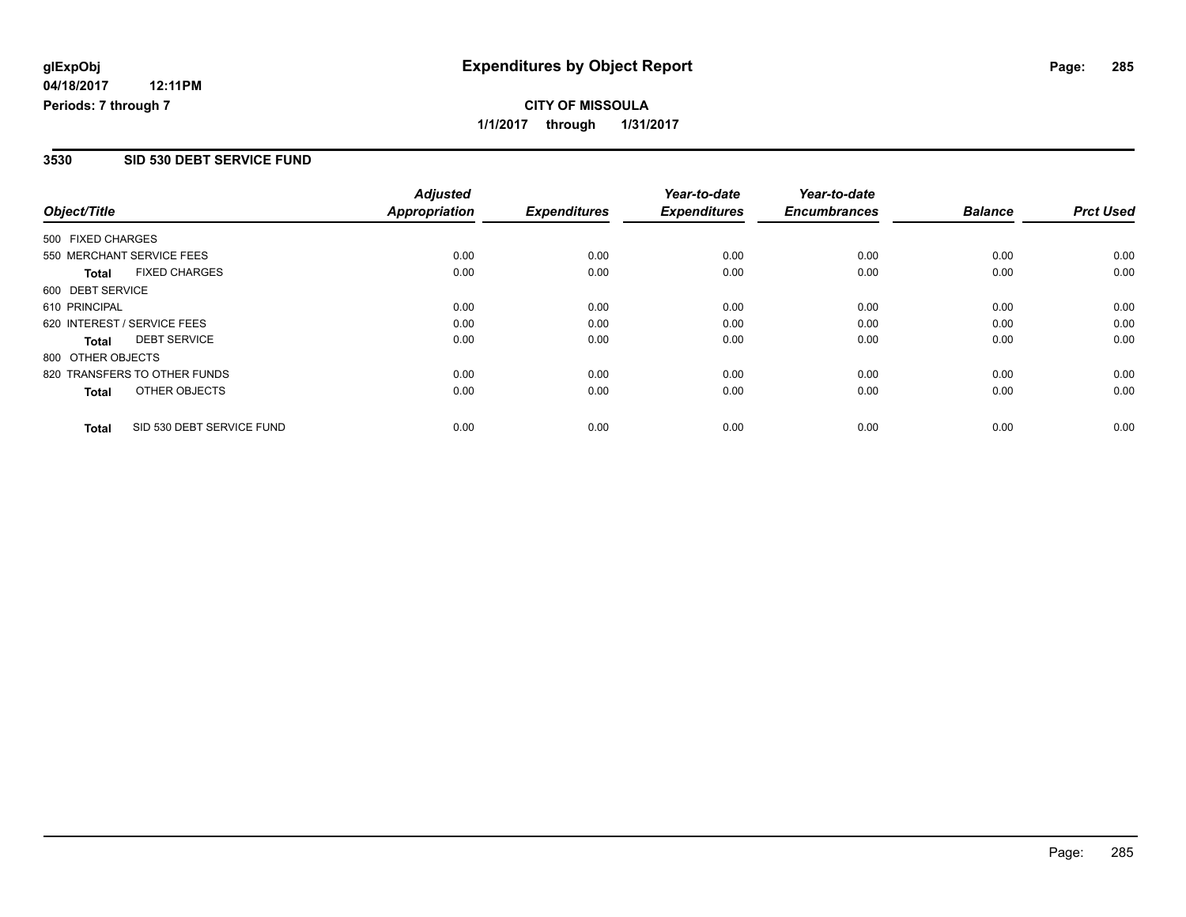**glExpObj** **Expenditures by Object Report**

**04/18/2017 12:11PM**

**Periods: 7 through 7**

**CITY OF MISSOULA**

**1/1/2017 through 1/31/2017**

## 3530 SID 530 DEBT SERVICE FUND

| Object/Title | | Adjusted Appropriation | Expenditures | Year-to-date Expenditures | Year-to-date Encumbrances | Balance | Prct Used |
|---|---|---|---|---|---|---|---|
| 500 FIXED CHARGES | | | | | | | |
| 550 MERCHANT SERVICE FEES | | 0.00 | 0.00 | 0.00 | 0.00 | 0.00 | 0.00 |
| **Total** | FIXED CHARGES | 0.00 | 0.00 | 0.00 | 0.00 | 0.00 | 0.00 |
| 600 DEBT SERVICE | | | | | | | |
| 610 PRINCIPAL | | 0.00 | 0.00 | 0.00 | 0.00 | 0.00 | 0.00 |
| 620 INTEREST / SERVICE FEES | | 0.00 | 0.00 | 0.00 | 0.00 | 0.00 | 0.00 |
| **Total** | DEBT SERVICE | 0.00 | 0.00 | 0.00 | 0.00 | 0.00 | 0.00 |
| 800 OTHER OBJECTS | | | | | | | |
| 820 TRANSFERS TO OTHER FUNDS | | 0.00 | 0.00 | 0.00 | 0.00 | 0.00 | 0.00 |
| **Total** | OTHER OBJECTS | 0.00 | 0.00 | 0.00 | 0.00 | 0.00 | 0.00 |
| **Total** | SID 530 DEBT SERVICE FUND | 0.00 | 0.00 | 0.00 | 0.00 | 0.00 | 0.00 |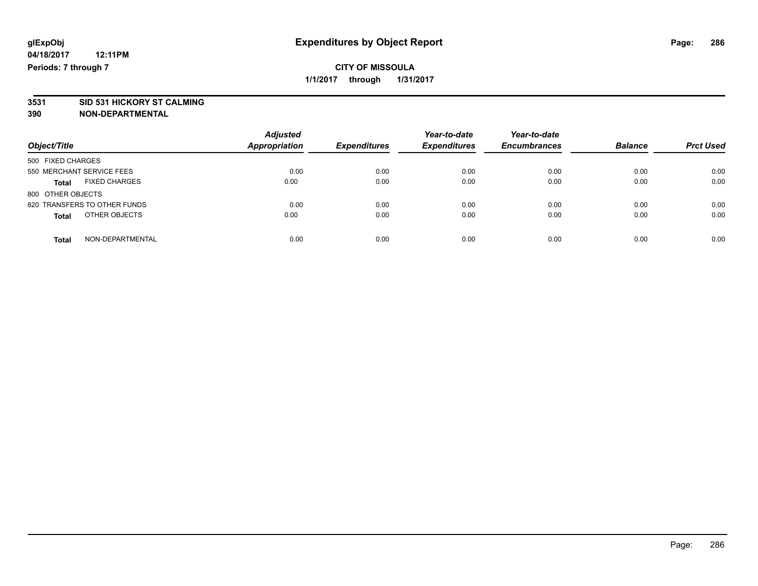glExpObj **Expenditures by Object Report**

04/18/2017 12:11PM

Periods: 7 through 7

**CITY OF MISSOULA**

**1/1/2017 through 1/31/2017**

**3531 SID 531 HICKORY ST CALMING**

**390 NON-DEPARTMENTAL**

| Object/Title | Adjusted Appropriation | Expenditures | Year-to-date Expenditures | Year-to-date Encumbrances | Balance | Prct Used |
|---|---|---|---|---|---|---|
| 500 FIXED CHARGES | | | | | | |
| 550 MERCHANT SERVICE FEES | 0.00 | 0.00 | 0.00 | 0.00 | 0.00 | 0.00 |
| **Total** FIXED CHARGES | 0.00 | 0.00 | 0.00 | 0.00 | 0.00 | 0.00 |
| 800 OTHER OBJECTS | | | | | | |
| 820 TRANSFERS TO OTHER FUNDS | 0.00 | 0.00 | 0.00 | 0.00 | 0.00 | 0.00 |
| **Total** OTHER OBJECTS | 0.00 | 0.00 | 0.00 | 0.00 | 0.00 | 0.00 |
| **Total** NON-DEPARTMENTAL | 0.00 | 0.00 | 0.00 | 0.00 | 0.00 | 0.00 |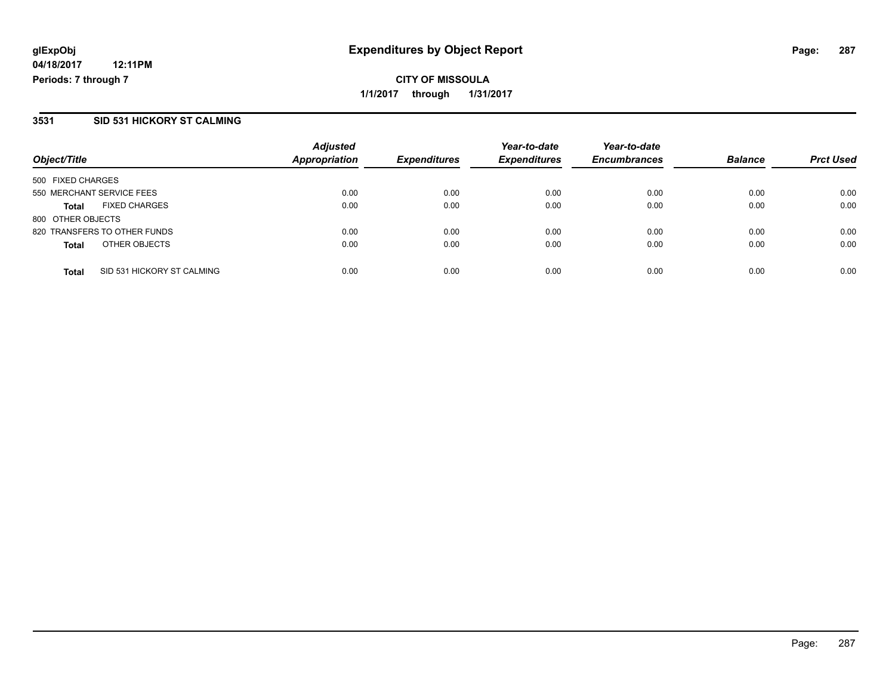glExpObj
04/18/2017 12:11PM
Periods: 7 through 7

# Expenditures by Object Report

**CITY OF MISSOULA**
**1/1/2017 through 1/31/2017**

## 3531 SID 531 HICKORY ST CALMING

| Object/Title | Adjusted Appropriation | Expenditures | Year-to-date Expenditures | Year-to-date Encumbrances | Balance | Prct Used |
|---|---|---|---|---|---|---|
| 500 FIXED CHARGES | | | | | | |
| 550 MERCHANT SERVICE FEES | 0.00 | 0.00 | 0.00 | 0.00 | 0.00 | 0.00 |
| **Total** FIXED CHARGES | 0.00 | 0.00 | 0.00 | 0.00 | 0.00 | 0.00 |
| 800 OTHER OBJECTS | | | | | | |
| 820 TRANSFERS TO OTHER FUNDS | 0.00 | 0.00 | 0.00 | 0.00 | 0.00 | 0.00 |
| **Total** OTHER OBJECTS | 0.00 | 0.00 | 0.00 | 0.00 | 0.00 | 0.00 |
| **Total** SID 531 HICKORY ST CALMING | 0.00 | 0.00 | 0.00 | 0.00 | 0.00 | 0.00 |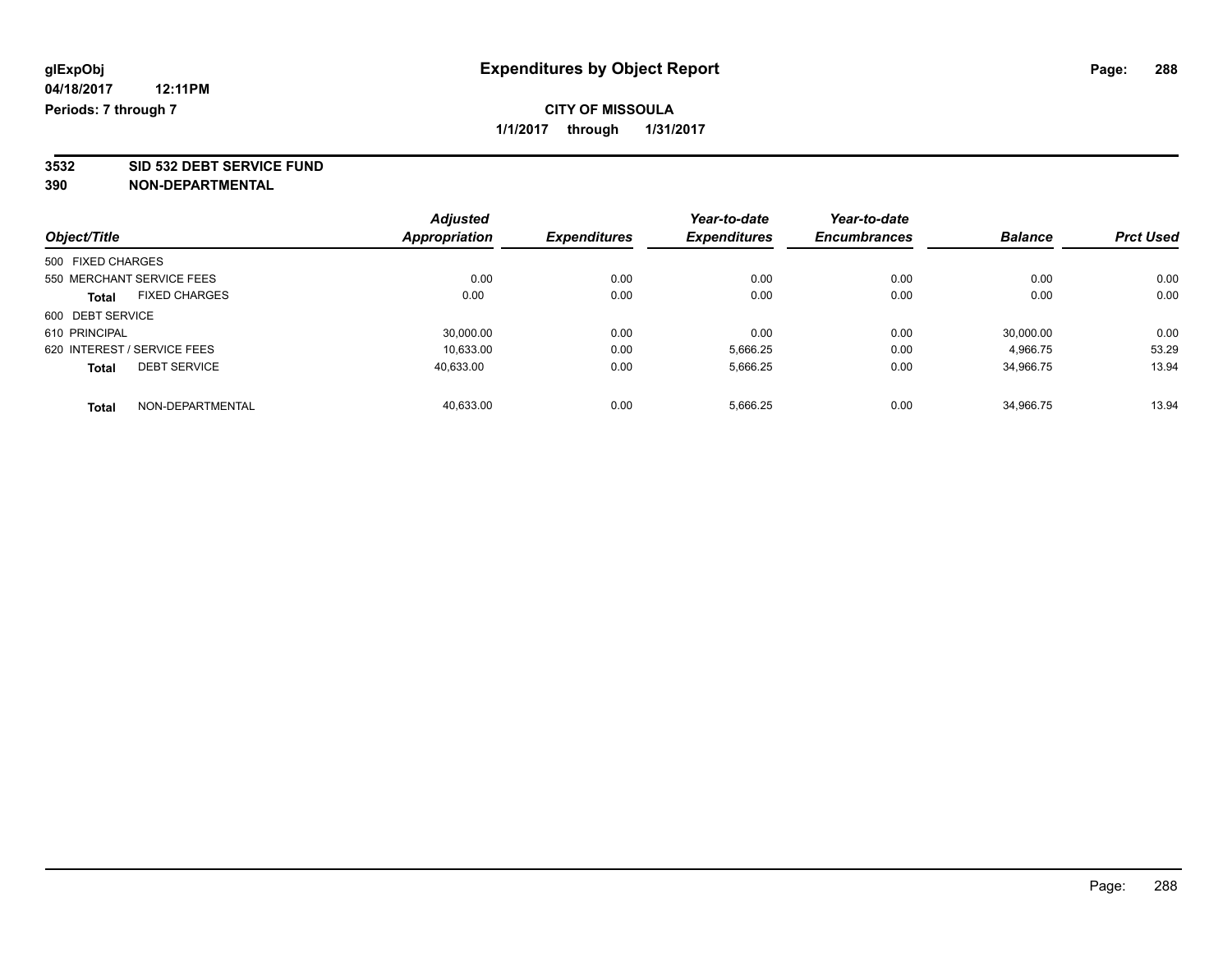glExpObj
04/18/2017 12:11PM
Periods: 7 through 7

# Expenditures by Object Report

**CITY OF MISSOULA**

**1/1/2017 through 1/31/2017**

**3532 SID 532 DEBT SERVICE FUND**
**390 NON-DEPARTMENTAL**

| Object/Title | Adjusted Appropriation | Expenditures | Year-to-date Expenditures | Year-to-date Encumbrances | Balance | Prct Used |
|---|---|---|---|---|---|---|
| 500 FIXED CHARGES | | | | | | |
| 550 MERCHANT SERVICE FEES | 0.00 | 0.00 | 0.00 | 0.00 | 0.00 | 0.00 |
| **Total** FIXED CHARGES | 0.00 | 0.00 | 0.00 | 0.00 | 0.00 | 0.00 |
| 600 DEBT SERVICE | | | | | | |
| 610 PRINCIPAL | 30,000.00 | 0.00 | 0.00 | 0.00 | 30,000.00 | 0.00 |
| 620 INTEREST / SERVICE FEES | 10,633.00 | 0.00 | 5,666.25 | 0.00 | 4,966.75 | 53.29 |
| **Total** DEBT SERVICE | 40,633.00 | 0.00 | 5,666.25 | 0.00 | 34,966.75 | 13.94 |
| **Total** NON-DEPARTMENTAL | 40,633.00 | 0.00 | 5,666.25 | 0.00 | 34,966.75 | 13.94 |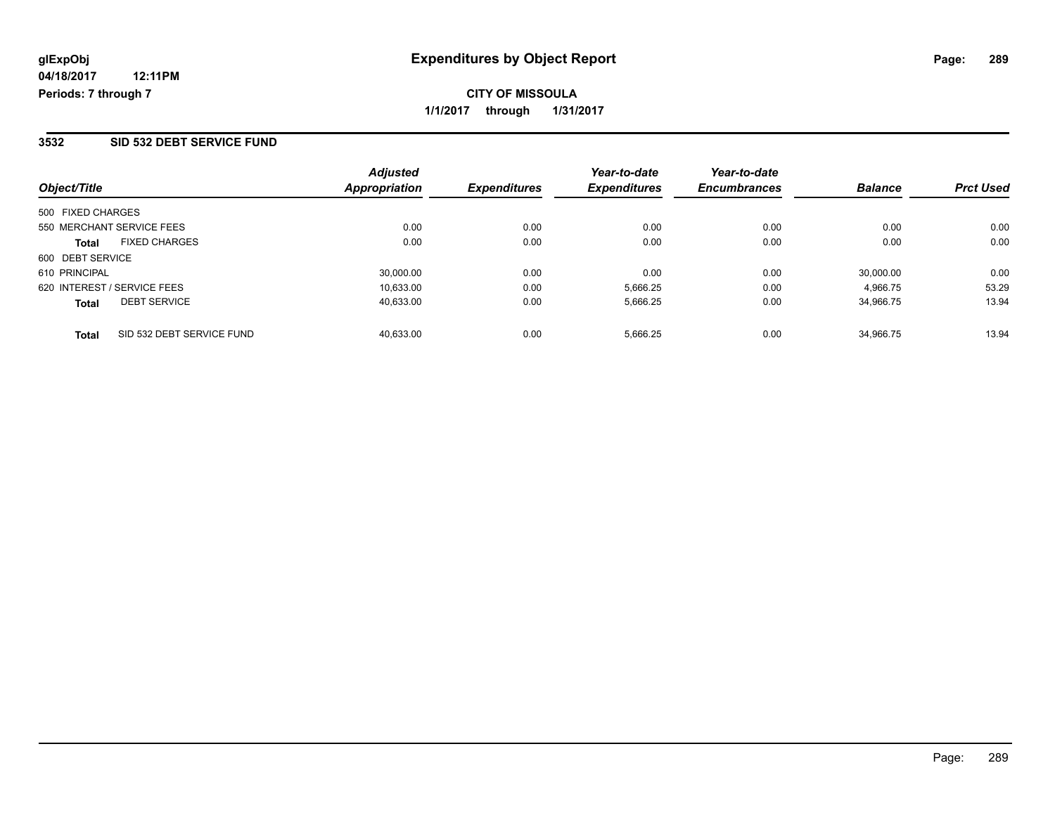**glExpObj** **Expenditures by Object Report**

**04/18/2017 12:11PM**

**Periods: 7 through 7**

**CITY OF MISSOULA**

**1/1/2017 through 1/31/2017**

## 3532 SID 532 DEBT SERVICE FUND

| Object/Title | Adjusted Appropriation | Expenditures | Year-to-date Expenditures | Year-to-date Encumbrances | Balance | Prct Used |
|---|---|---|---|---|---|---|
| 500 FIXED CHARGES | | | | | | |
| 550 MERCHANT SERVICE FEES | 0.00 | 0.00 | 0.00 | 0.00 | 0.00 | 0.00 |
| **Total** FIXED CHARGES | 0.00 | 0.00 | 0.00 | 0.00 | 0.00 | 0.00 |
| 600 DEBT SERVICE | | | | | | |
| 610 PRINCIPAL | 30,000.00 | 0.00 | 0.00 | 0.00 | 30,000.00 | 0.00 |
| 620 INTEREST / SERVICE FEES | 10,633.00 | 0.00 | 5,666.25 | 0.00 | 4,966.75 | 53.29 |
| **Total** DEBT SERVICE | 40,633.00 | 0.00 | 5,666.25 | 0.00 | 34,966.75 | 13.94 |
| **Total** SID 532 DEBT SERVICE FUND | 40,633.00 | 0.00 | 5,666.25 | 0.00 | 34,966.75 | 13.94 |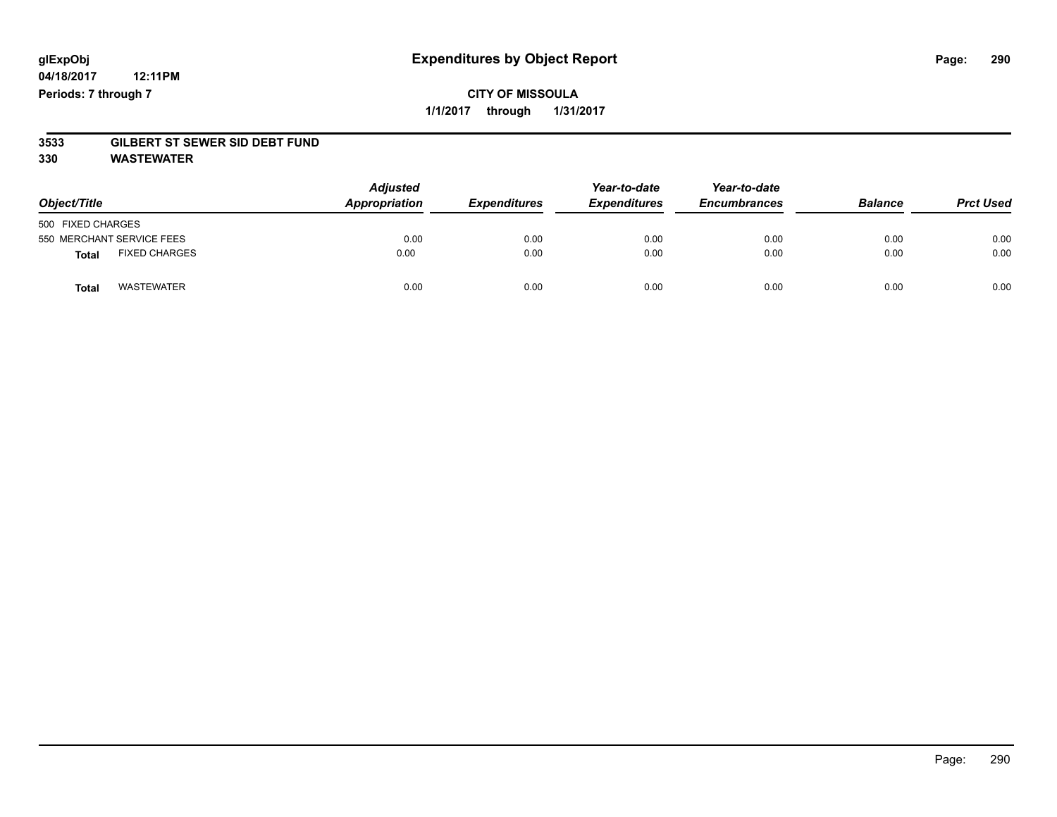**glExpObj**
**04/18/2017 12:11PM**
**Periods: 7 through 7**

# Expenditures by Object Report

**CITY OF MISSOULA**
**1/1/2017 through 1/31/2017**

**3533 GILBERT ST SEWER SID DEBT FUND**
**330 WASTEWATER**

| Object/Title | Adjusted Appropriation | Expenditures | Year-to-date Expenditures | Year-to-date Encumbrances | Balance | Prct Used |
|---|---|---|---|---|---|---|
| 500 FIXED CHARGES | | | | | | |
| 550 MERCHANT SERVICE FEES | 0.00 | 0.00 | 0.00 | 0.00 | 0.00 | 0.00 |
| **Total** FIXED CHARGES | 0.00 | 0.00 | 0.00 | 0.00 | 0.00 | 0.00 |
| **Total** WASTEWATER | 0.00 | 0.00 | 0.00 | 0.00 | 0.00 | 0.00 |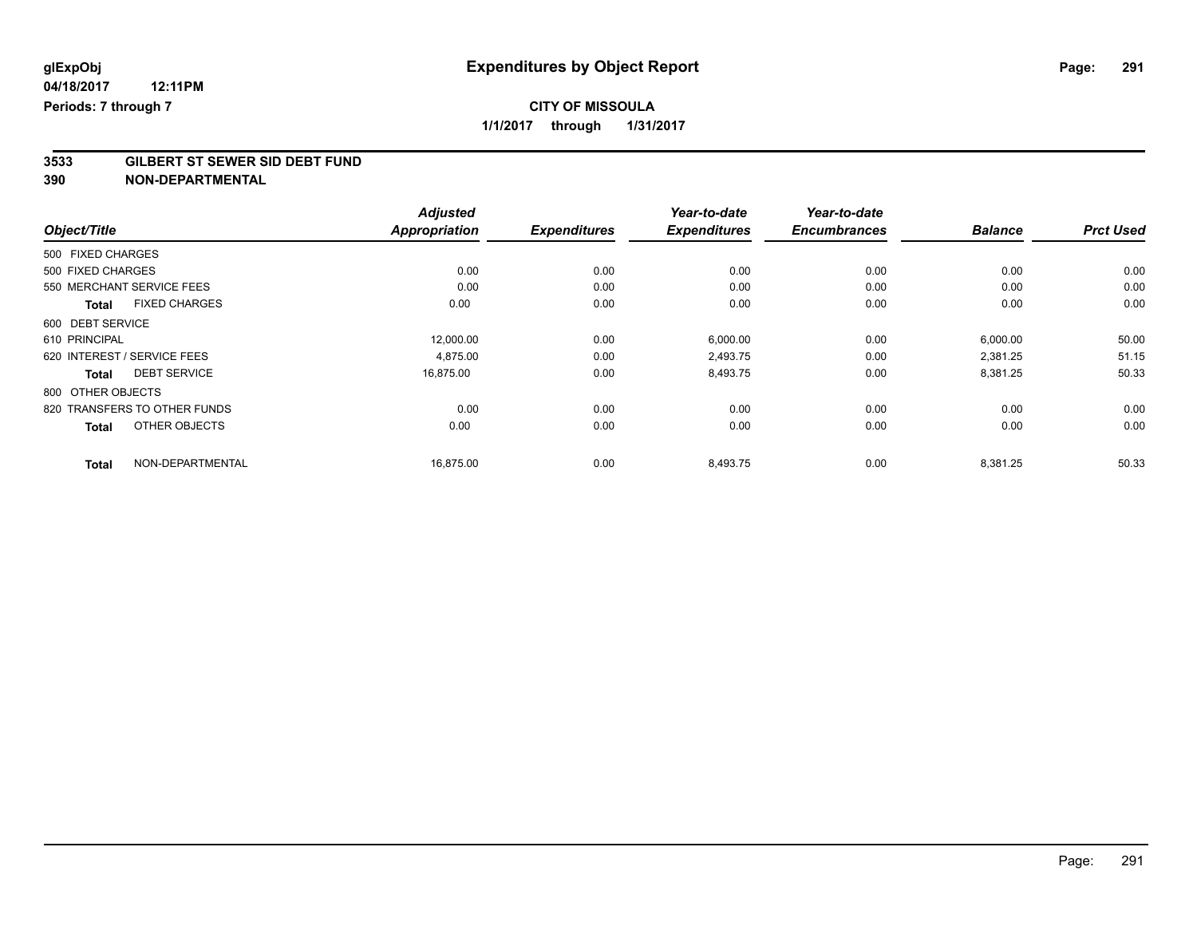**glExpObj**
**04/18/2017 12:11PM**
**Periods: 7 through 7**

# Expenditures by Object Report

**CITY OF MISSOULA**
**1/1/2017 through 1/31/2017**

## 3533 GILBERT ST SEWER SID DEBT FUND
## 390 NON-DEPARTMENTAL

| Object/Title | Adjusted Appropriation | Expenditures | Year-to-date Expenditures | Year-to-date Encumbrances | Balance | Prct Used |
|---|---|---|---|---|---|---|
| 500 FIXED CHARGES | | | | | | |
| 500 FIXED CHARGES | 0.00 | 0.00 | 0.00 | 0.00 | 0.00 | 0.00 |
| 550 MERCHANT SERVICE FEES | 0.00 | 0.00 | 0.00 | 0.00 | 0.00 | 0.00 |
| **Total** FIXED CHARGES | 0.00 | 0.00 | 0.00 | 0.00 | 0.00 | 0.00 |
| 600 DEBT SERVICE | | | | | | |
| 610 PRINCIPAL | 12,000.00 | 0.00 | 6,000.00 | 0.00 | 6,000.00 | 50.00 |
| 620 INTEREST / SERVICE FEES | 4,875.00 | 0.00 | 2,493.75 | 0.00 | 2,381.25 | 51.15 |
| **Total** DEBT SERVICE | 16,875.00 | 0.00 | 8,493.75 | 0.00 | 8,381.25 | 50.33 |
| 800 OTHER OBJECTS | | | | | | |
| 820 TRANSFERS TO OTHER FUNDS | 0.00 | 0.00 | 0.00 | 0.00 | 0.00 | 0.00 |
| **Total** OTHER OBJECTS | 0.00 | 0.00 | 0.00 | 0.00 | 0.00 | 0.00 |
| **Total** NON-DEPARTMENTAL | 16,875.00 | 0.00 | 8,493.75 | 0.00 | 8,381.25 | 50.33 |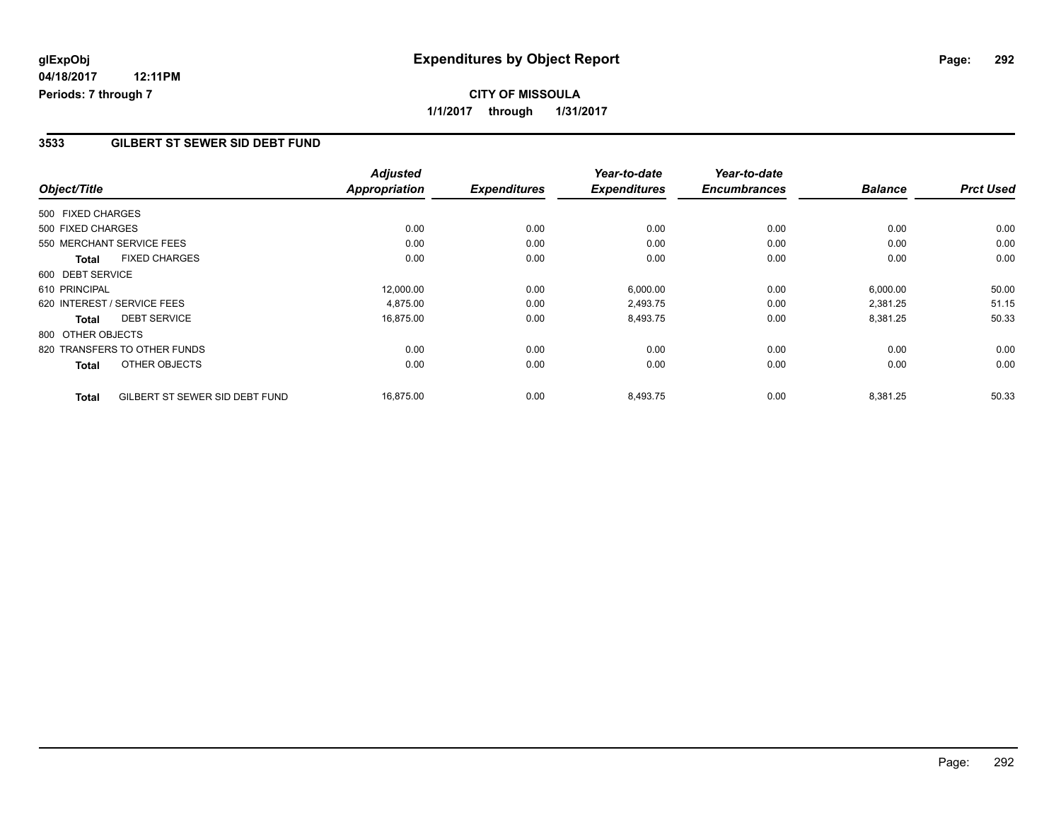glExpObj
04/18/2017 12:11PM
Periods: 7 through 7

# Expenditures by Object Report

**CITY OF MISSOULA**

**1/1/2017 through 1/31/2017**

## 3533 GILBERT ST SEWER SID DEBT FUND

| Object/Title | | Adjusted Appropriation | Expenditures | Year-to-date Expenditures | Year-to-date Encumbrances | Balance | Prct Used |
|---|---|---|---|---|---|---|---|
| 500 FIXED CHARGES | | | | | | | |
| 500 FIXED CHARGES | | 0.00 | 0.00 | 0.00 | 0.00 | 0.00 | 0.00 |
| 550 MERCHANT SERVICE FEES | | 0.00 | 0.00 | 0.00 | 0.00 | 0.00 | 0.00 |
| **Total** | FIXED CHARGES | 0.00 | 0.00 | 0.00 | 0.00 | 0.00 | 0.00 |
| 600 DEBT SERVICE | | | | | | | |
| 610 PRINCIPAL | | 12,000.00 | 0.00 | 6,000.00 | 0.00 | 6,000.00 | 50.00 |
| 620 INTEREST / SERVICE FEES | | 4,875.00 | 0.00 | 2,493.75 | 0.00 | 2,381.25 | 51.15 |
| **Total** | DEBT SERVICE | 16,875.00 | 0.00 | 8,493.75 | 0.00 | 8,381.25 | 50.33 |
| 800 OTHER OBJECTS | | | | | | | |
| 820 TRANSFERS TO OTHER FUNDS | | 0.00 | 0.00 | 0.00 | 0.00 | 0.00 | 0.00 |
| **Total** | OTHER OBJECTS | 0.00 | 0.00 | 0.00 | 0.00 | 0.00 | 0.00 |
| **Total** | GILBERT ST SEWER SID DEBT FUND | 16,875.00 | 0.00 | 8,493.75 | 0.00 | 8,381.25 | 50.33 |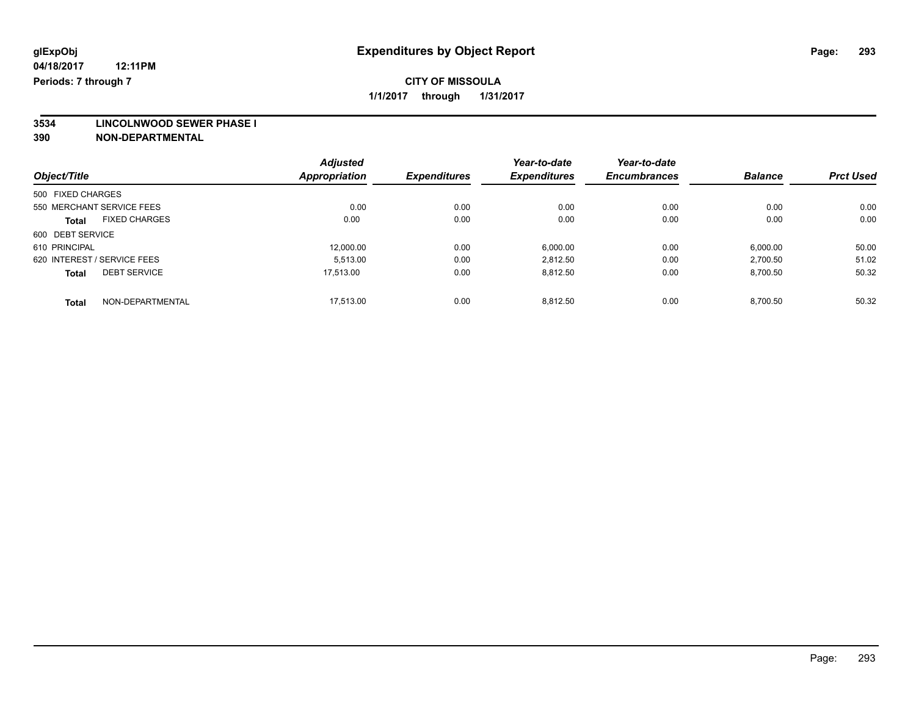# Expenditures by Object Report

glExpObj
04/18/2017 12:11PM
Periods: 7 through 7

**CITY OF MISSOULA**
**1/1/2017 through 1/31/2017**

**3534 LINCOLNWOOD SEWER PHASE I**
**390 NON-DEPARTMENTAL**

| Object/Title | Adjusted Appropriation | Expenditures | Year-to-date Expenditures | Year-to-date Encumbrances | Balance | Prct Used |
|---|---|---|---|---|---|---|
| 500 FIXED CHARGES | | | | | | |
| 550 MERCHANT SERVICE FEES | 0.00 | 0.00 | 0.00 | 0.00 | 0.00 | 0.00 |
| **Total** FIXED CHARGES | 0.00 | 0.00 | 0.00 | 0.00 | 0.00 | 0.00 |
| 600 DEBT SERVICE | | | | | | |
| 610 PRINCIPAL | 12,000.00 | 0.00 | 6,000.00 | 0.00 | 6,000.00 | 50.00 |
| 620 INTEREST / SERVICE FEES | 5,513.00 | 0.00 | 2,812.50 | 0.00 | 2,700.50 | 51.02 |
| **Total** DEBT SERVICE | 17,513.00 | 0.00 | 8,812.50 | 0.00 | 8,700.50 | 50.32 |
| **Total** NON-DEPARTMENTAL | 17,513.00 | 0.00 | 8,812.50 | 0.00 | 8,700.50 | 50.32 |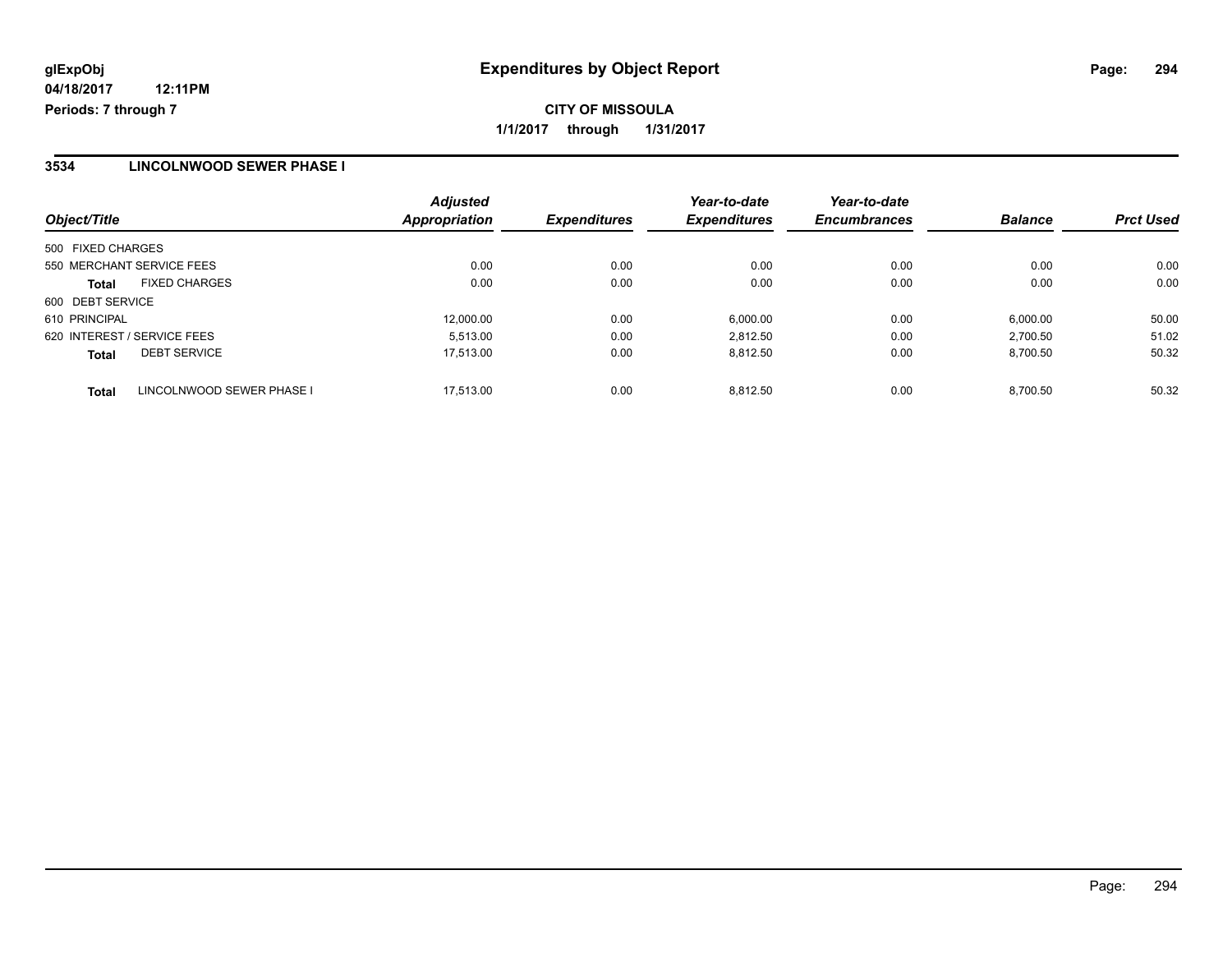**glExpObj**
**04/18/2017 12:11PM**
**Periods: 7 through 7**

# Expenditures by Object Report

**CITY OF MISSOULA**
**1/1/2017 through 1/31/2017**

## 3534 LINCOLNWOOD SEWER PHASE I

| Object/Title | Adjusted Appropriation | Expenditures | Year-to-date Expenditures | Year-to-date Encumbrances | Balance | Prct Used |
|---|---|---|---|---|---|---|
| 500 FIXED CHARGES | | | | | | |
| 550 MERCHANT SERVICE FEES | 0.00 | 0.00 | 0.00 | 0.00 | 0.00 | 0.00 |
| **Total** FIXED CHARGES | 0.00 | 0.00 | 0.00 | 0.00 | 0.00 | 0.00 |
| 600 DEBT SERVICE | | | | | | |
| 610 PRINCIPAL | 12,000.00 | 0.00 | 6,000.00 | 0.00 | 6,000.00 | 50.00 |
| 620 INTEREST / SERVICE FEES | 5,513.00 | 0.00 | 2,812.50 | 0.00 | 2,700.50 | 51.02 |
| **Total** DEBT SERVICE | 17,513.00 | 0.00 | 8,812.50 | 0.00 | 8,700.50 | 50.32 |
| **Total** LINCOLNWOOD SEWER PHASE I | 17,513.00 | 0.00 | 8,812.50 | 0.00 | 8,700.50 | 50.32 |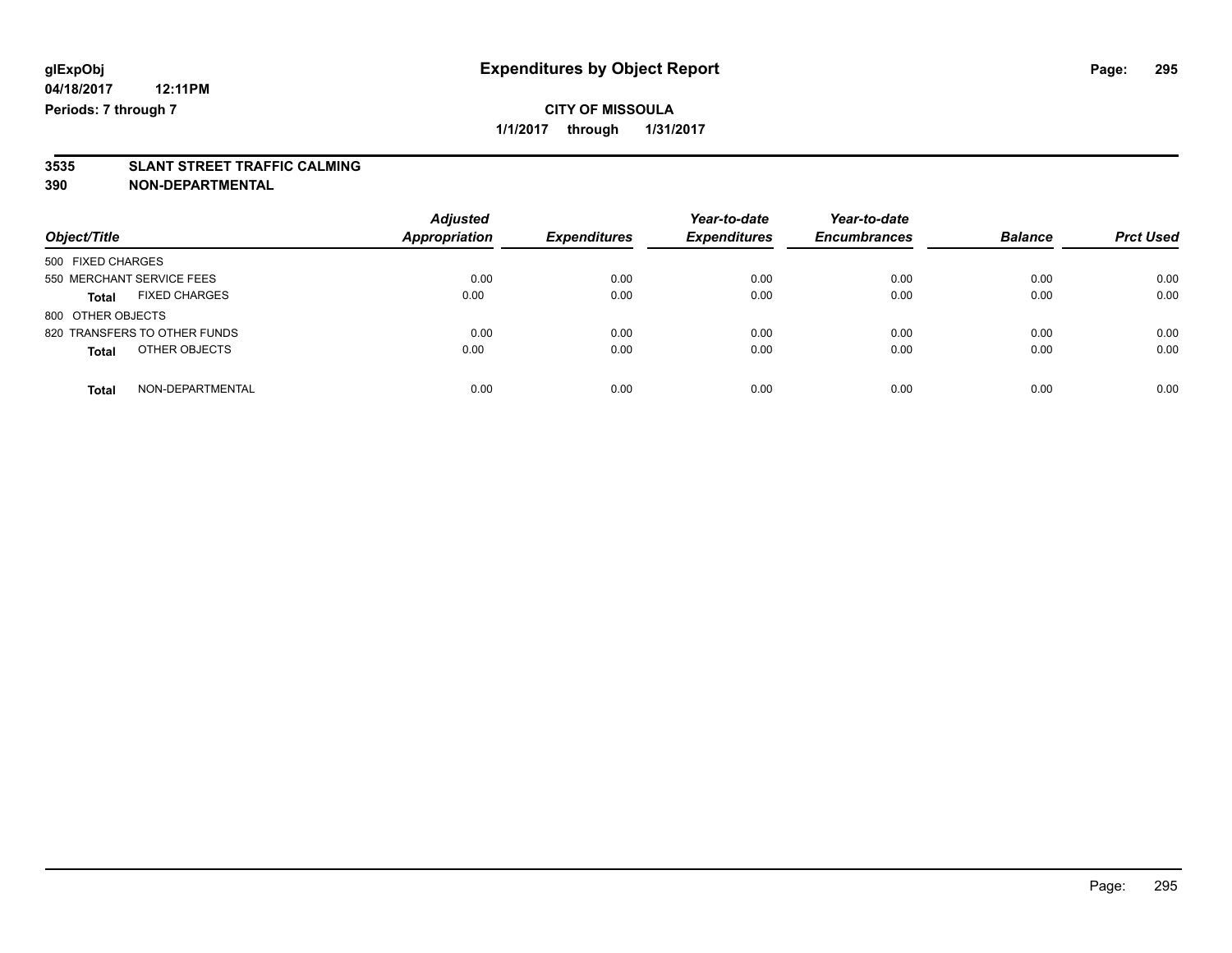**glExpObj**
**04/18/2017 12:11PM**
**Periods: 7 through 7**

# Expenditures by Object Report

**CITY OF MISSOULA**
**1/1/2017 through 1/31/2017**

**3535 SLANT STREET TRAFFIC CALMING**
**390 NON-DEPARTMENTAL**

| Object/Title | Adjusted Appropriation | Expenditures | Year-to-date Expenditures | Year-to-date Encumbrances | Balance | Prct Used |
|---|---|---|---|---|---|---|
| 500 FIXED CHARGES | | | | | | |
| 550 MERCHANT SERVICE FEES | 0.00 | 0.00 | 0.00 | 0.00 | 0.00 | 0.00 |
| **Total** FIXED CHARGES | 0.00 | 0.00 | 0.00 | 0.00 | 0.00 | 0.00 |
| 800 OTHER OBJECTS | | | | | | |
| 820 TRANSFERS TO OTHER FUNDS | 0.00 | 0.00 | 0.00 | 0.00 | 0.00 | 0.00 |
| **Total** OTHER OBJECTS | 0.00 | 0.00 | 0.00 | 0.00 | 0.00 | 0.00 |
| **Total** NON-DEPARTMENTAL | 0.00 | 0.00 | 0.00 | 0.00 | 0.00 | 0.00 |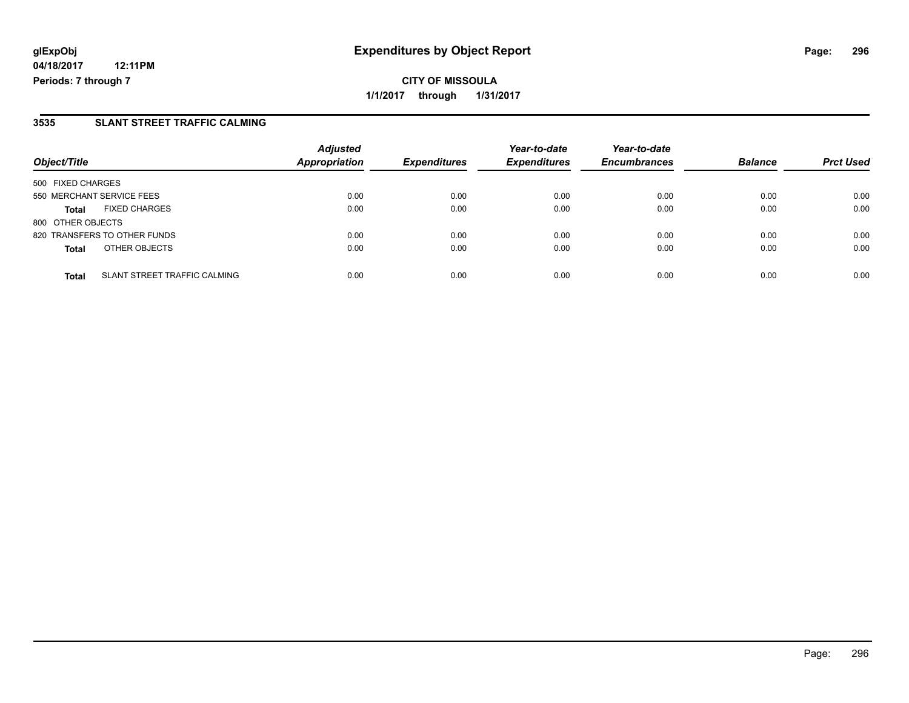# Expenditures by Object Report

glExpObj
04/18/2017 12:11PM
Periods: 7 through 7

**CITY OF MISSOULA**
**1/1/2017 through 1/31/2017**

## 3535 SLANT STREET TRAFFIC CALMING

| Object/Title | | Adjusted Appropriation | Expenditures | Year-to-date Expenditures | Year-to-date Encumbrances | Balance | Prct Used |
|---|---|---|---|---|---|---|---|
| 500 FIXED CHARGES | | | | | | | |
| 550 MERCHANT SERVICE FEES | | 0.00 | 0.00 | 0.00 | 0.00 | 0.00 | 0.00 |
| **Total** | FIXED CHARGES | 0.00 | 0.00 | 0.00 | 0.00 | 0.00 | 0.00 |
| 800 OTHER OBJECTS | | | | | | | |
| 820 TRANSFERS TO OTHER FUNDS | | 0.00 | 0.00 | 0.00 | 0.00 | 0.00 | 0.00 |
| **Total** | OTHER OBJECTS | 0.00 | 0.00 | 0.00 | 0.00 | 0.00 | 0.00 |
| **Total** | SLANT STREET TRAFFIC CALMING | 0.00 | 0.00 | 0.00 | 0.00 | 0.00 | 0.00 |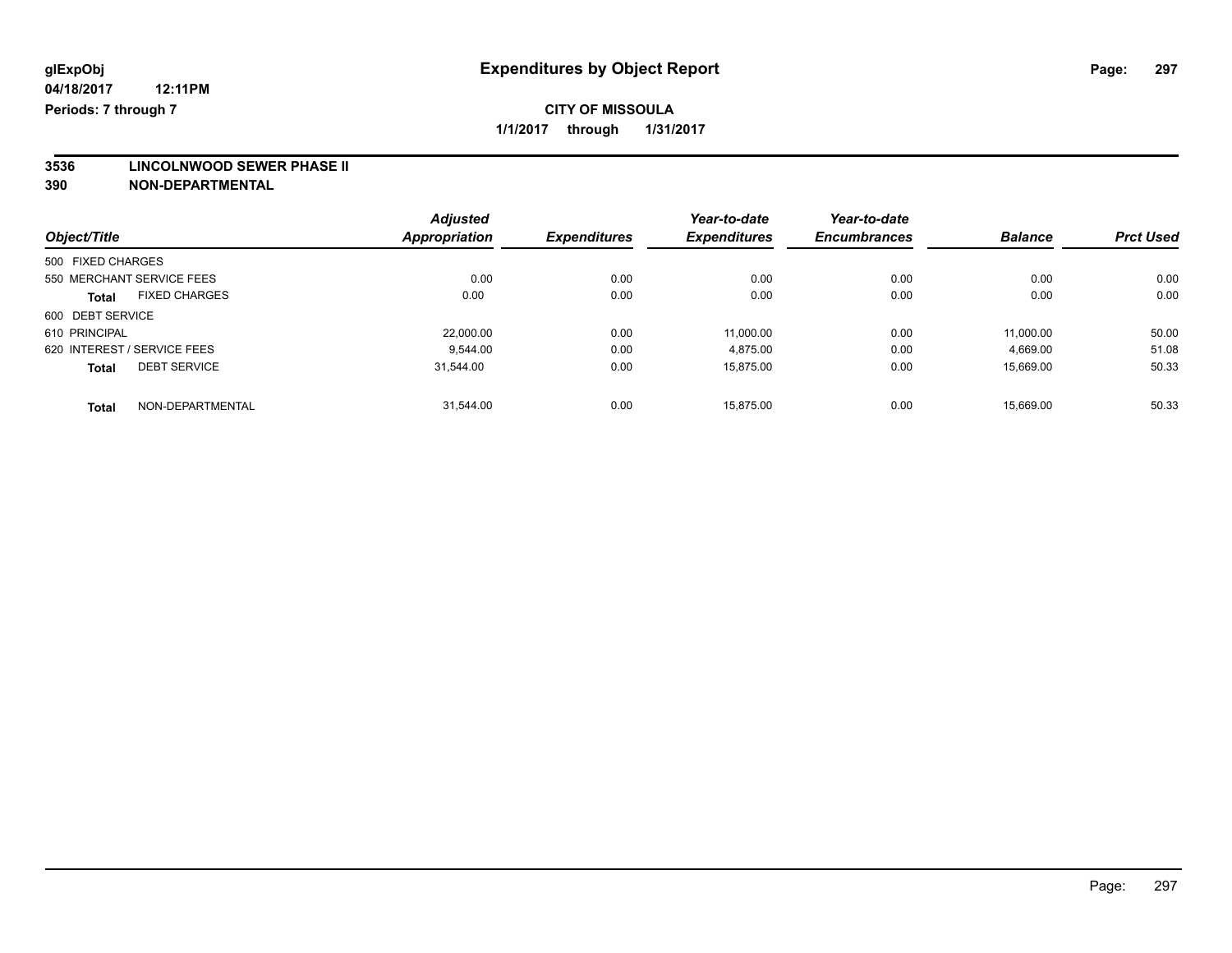glExpObj
04/18/2017 12:11PM
Periods: 7 through 7

# Expenditures by Object Report

**CITY OF MISSOULA**

**1/1/2017 through 1/31/2017**

**3536 LINCOLNWOOD SEWER PHASE II**
**390 NON-DEPARTMENTAL**

| Object/Title | | Adjusted Appropriation | Expenditures | Year-to-date Expenditures | Year-to-date Encumbrances | Balance | Prct Used |
|---|---|---|---|---|---|---|---|
| 500 FIXED CHARGES | | | | | | | |
| 550 MERCHANT SERVICE FEES | | 0.00 | 0.00 | 0.00 | 0.00 | 0.00 | 0.00 |
| **Total** | FIXED CHARGES | 0.00 | 0.00 | 0.00 | 0.00 | 0.00 | 0.00 |
| 600 DEBT SERVICE | | | | | | | |
| 610 PRINCIPAL | | 22,000.00 | 0.00 | 11,000.00 | 0.00 | 11,000.00 | 50.00 |
| 620 INTEREST / SERVICE FEES | | 9,544.00 | 0.00 | 4,875.00 | 0.00 | 4,669.00 | 51.08 |
| **Total** | DEBT SERVICE | 31,544.00 | 0.00 | 15,875.00 | 0.00 | 15,669.00 | 50.33 |
| **Total** | NON-DEPARTMENTAL | 31,544.00 | 0.00 | 15,875.00 | 0.00 | 15,669.00 | 50.33 |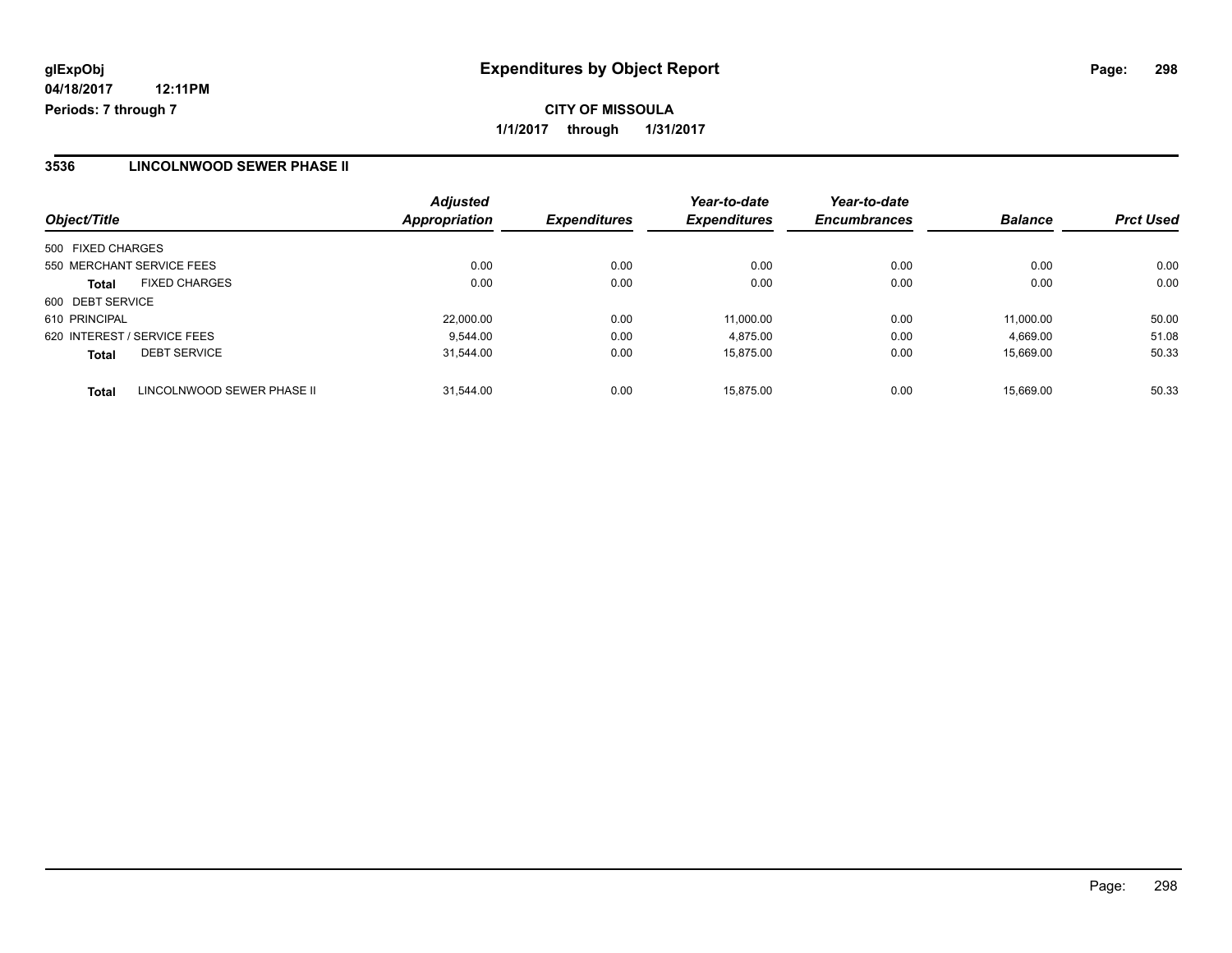glExpObj
04/18/2017 12:11PM
Periods: 7 through 7

# Expenditures by Object Report

**CITY OF MISSOULA**

**1/1/2017 through 1/31/2017**

## 3536 LINCOLNWOOD SEWER PHASE II

| Object/Title | | Adjusted Appropriation | Expenditures | Year-to-date Expenditures | Year-to-date Encumbrances | Balance | Prct Used |
|---|---|---|---|---|---|---|---|
| 500 FIXED CHARGES | | | | | | | |
| 550 MERCHANT SERVICE FEES | | 0.00 | 0.00 | 0.00 | 0.00 | 0.00 | 0.00 |
| **Total** | FIXED CHARGES | 0.00 | 0.00 | 0.00 | 0.00 | 0.00 | 0.00 |
| 600 DEBT SERVICE | | | | | | | |
| 610 PRINCIPAL | | 22,000.00 | 0.00 | 11,000.00 | 0.00 | 11,000.00 | 50.00 |
| 620 INTEREST / SERVICE FEES | | 9,544.00 | 0.00 | 4,875.00 | 0.00 | 4,669.00 | 51.08 |
| **Total** | DEBT SERVICE | 31,544.00 | 0.00 | 15,875.00 | 0.00 | 15,669.00 | 50.33 |
| **Total** | LINCOLNWOOD SEWER PHASE II | 31,544.00 | 0.00 | 15,875.00 | 0.00 | 15,669.00 | 50.33 |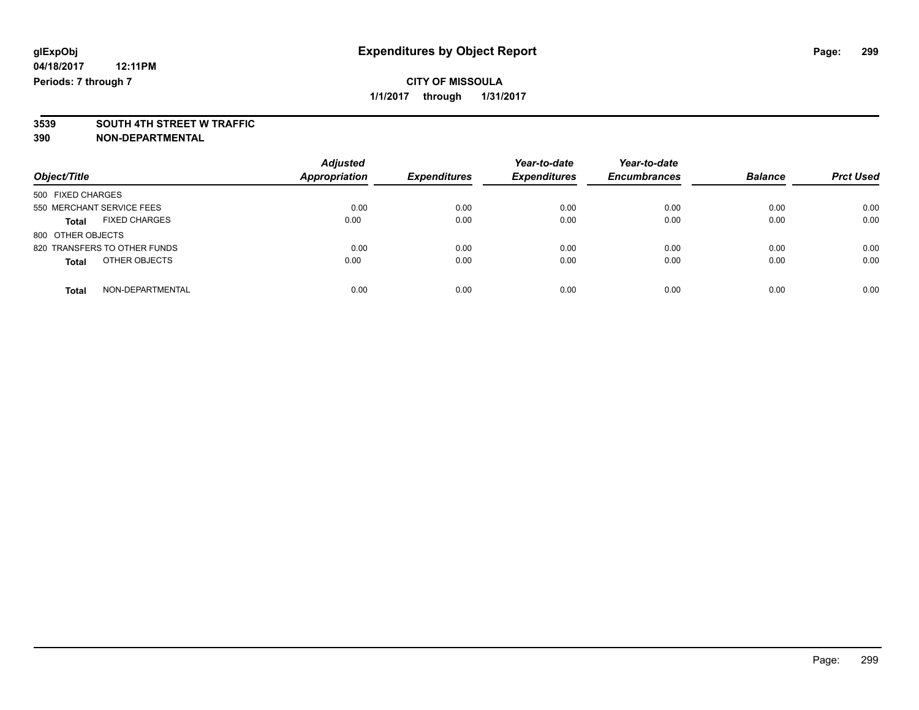glExpObj
04/18/2017 12:11PM
Periods: 7 through 7

# Expenditures by Object Report

**CITY OF MISSOULA**
**1/1/2017 through 1/31/2017**

**3539 SOUTH 4TH STREET W TRAFFIC**
**390 NON-DEPARTMENTAL**

| Object/Title | Adjusted Appropriation | Expenditures | Year-to-date Expenditures | Year-to-date Encumbrances | Balance | Prct Used |
|---|---|---|---|---|---|---|
| 500 FIXED CHARGES | | | | | | |
| 550 MERCHANT SERVICE FEES | 0.00 | 0.00 | 0.00 | 0.00 | 0.00 | 0.00 |
| **Total** FIXED CHARGES | 0.00 | 0.00 | 0.00 | 0.00 | 0.00 | 0.00 |
| 800 OTHER OBJECTS | | | | | | |
| 820 TRANSFERS TO OTHER FUNDS | 0.00 | 0.00 | 0.00 | 0.00 | 0.00 | 0.00 |
| **Total** OTHER OBJECTS | 0.00 | 0.00 | 0.00 | 0.00 | 0.00 | 0.00 |
| **Total** NON-DEPARTMENTAL | 0.00 | 0.00 | 0.00 | 0.00 | 0.00 | 0.00 |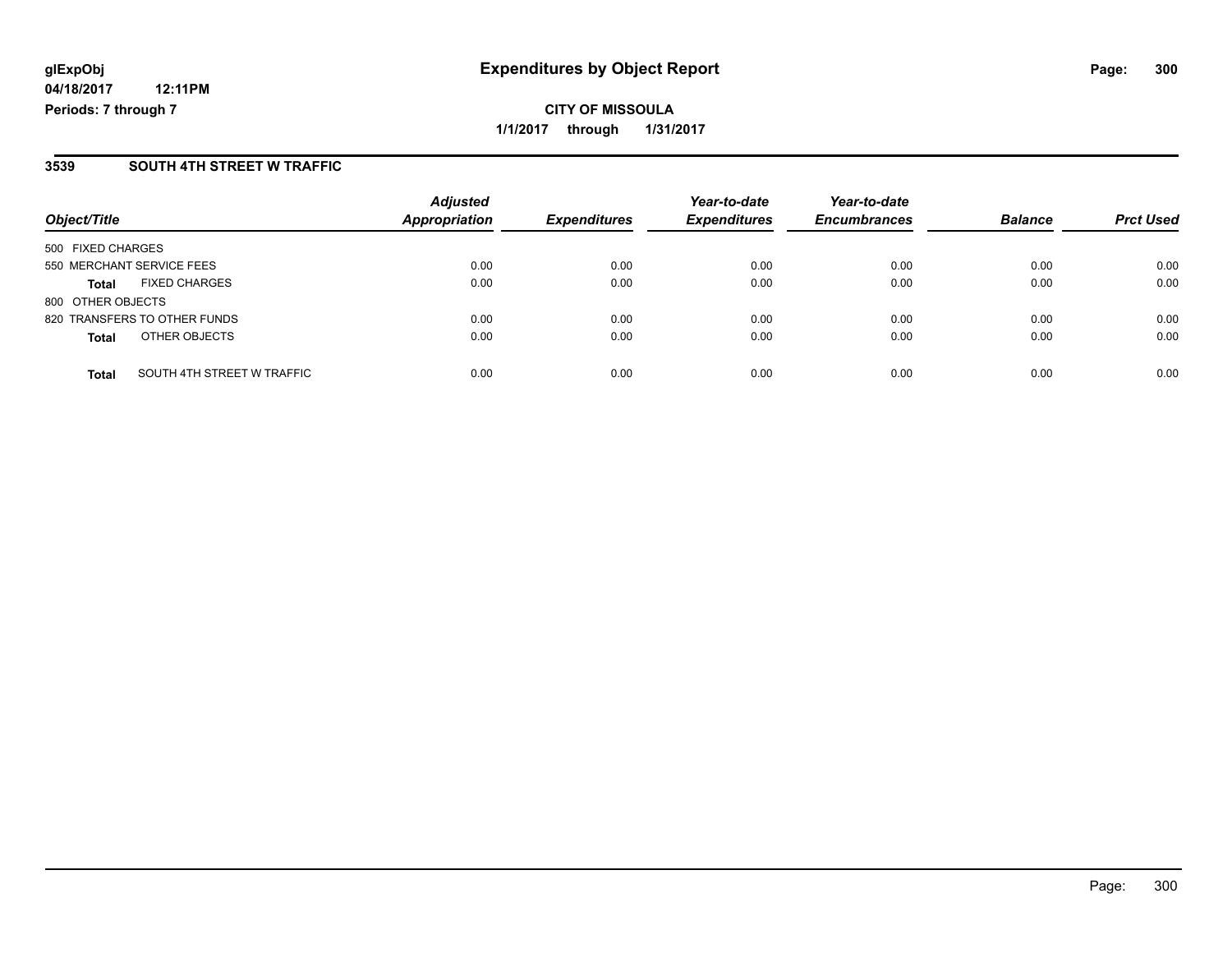**glExpObj**
**04/18/2017 12:11PM**
**Periods: 7 through 7**

# Expenditures by Object Report

**CITY OF MISSOULA**
**1/1/2017 through 1/31/2017**

## 3539 SOUTH 4TH STREET W TRAFFIC

| Object/Title | | Adjusted Appropriation | Expenditures | Year-to-date Expenditures | Year-to-date Encumbrances | Balance | Prct Used |
|---|---|---|---|---|---|---|---|
| 500 FIXED CHARGES | | | | | | | |
| 550 MERCHANT SERVICE FEES | | 0.00 | 0.00 | 0.00 | 0.00 | 0.00 | 0.00 |
| **Total** | FIXED CHARGES | 0.00 | 0.00 | 0.00 | 0.00 | 0.00 | 0.00 |
| 800 OTHER OBJECTS | | | | | | | |
| 820 TRANSFERS TO OTHER FUNDS | | 0.00 | 0.00 | 0.00 | 0.00 | 0.00 | 0.00 |
| **Total** | OTHER OBJECTS | 0.00 | 0.00 | 0.00 | 0.00 | 0.00 | 0.00 |
| **Total** | SOUTH 4TH STREET W TRAFFIC | 0.00 | 0.00 | 0.00 | 0.00 | 0.00 | 0.00 |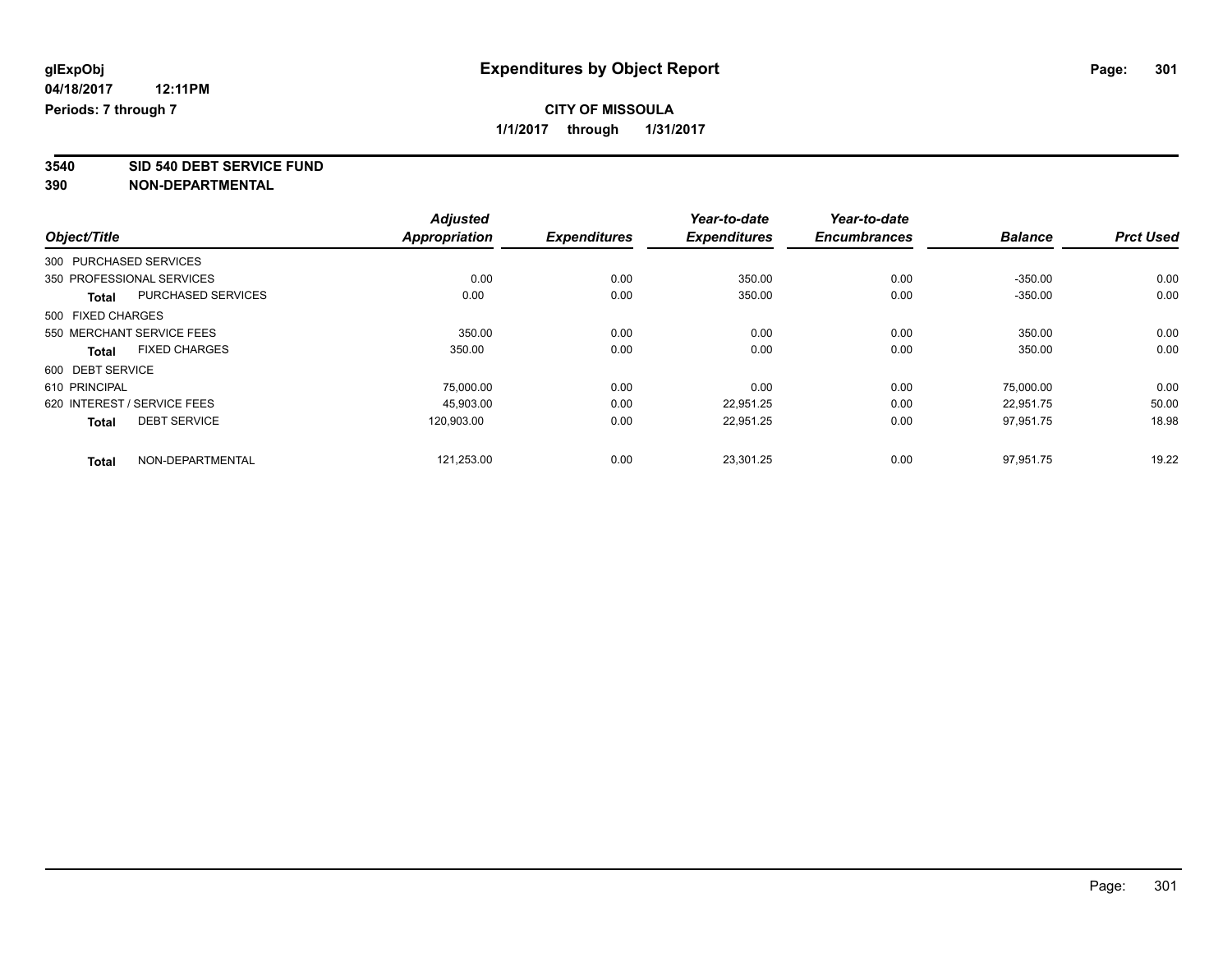glExpObj
04/18/2017 12:11PM
Periods: 7 through 7

# Expenditures by Object Report

**CITY OF MISSOULA**
**1/1/2017 through 1/31/2017**

## 3540 SID 540 DEBT SERVICE FUND
## 390 NON-DEPARTMENTAL

| Object/Title | | Adjusted Appropriation | Expenditures | Year-to-date Expenditures | Year-to-date Encumbrances | Balance | Prct Used |
|---|---|---|---|---|---|---|---|
| 300 PURCHASED SERVICES | | | | | | | |
| 350 PROFESSIONAL SERVICES | | 0.00 | 0.00 | 350.00 | 0.00 | -350.00 | 0.00 |
| **Total** | PURCHASED SERVICES | 0.00 | 0.00 | 350.00 | 0.00 | -350.00 | 0.00 |
| 500 FIXED CHARGES | | | | | | | |
| 550 MERCHANT SERVICE FEES | | 350.00 | 0.00 | 0.00 | 0.00 | 350.00 | 0.00 |
| **Total** | FIXED CHARGES | 350.00 | 0.00 | 0.00 | 0.00 | 350.00 | 0.00 |
| 600 DEBT SERVICE | | | | | | | |
| 610 PRINCIPAL | | 75,000.00 | 0.00 | 0.00 | 0.00 | 75,000.00 | 0.00 |
| 620 INTEREST / SERVICE FEES | | 45,903.00 | 0.00 | 22,951.25 | 0.00 | 22,951.75 | 50.00 |
| **Total** | DEBT SERVICE | 120,903.00 | 0.00 | 22,951.25 | 0.00 | 97,951.75 | 18.98 |
| **Total** | NON-DEPARTMENTAL | 121,253.00 | 0.00 | 23,301.25 | 0.00 | 97,951.75 | 19.22 |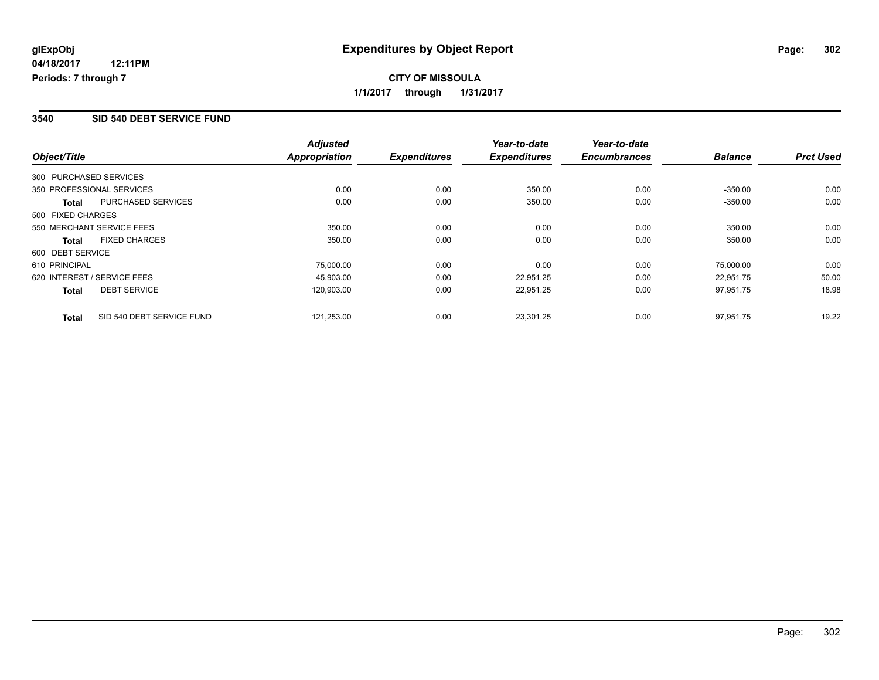glExpObj
04/18/2017 12:11PM
Periods: 7 through 7

# Expenditures by Object Report

**CITY OF MISSOULA**

**1/1/2017 through 1/31/2017**

## 3540 SID 540 DEBT SERVICE FUND

| Object/Title | Adjusted Appropriation | Expenditures | Year-to-date Expenditures | Year-to-date Encumbrances | Balance | Prct Used |
|---|---|---|---|---|---|---|
| 300 PURCHASED SERVICES | | | | | | |
| 350 PROFESSIONAL SERVICES | 0.00 | 0.00 | 350.00 | 0.00 | -350.00 | 0.00 |
| **Total** PURCHASED SERVICES | 0.00 | 0.00 | 350.00 | 0.00 | -350.00 | 0.00 |
| 500 FIXED CHARGES | | | | | | |
| 550 MERCHANT SERVICE FEES | 350.00 | 0.00 | 0.00 | 0.00 | 350.00 | 0.00 |
| **Total** FIXED CHARGES | 350.00 | 0.00 | 0.00 | 0.00 | 350.00 | 0.00 |
| 600 DEBT SERVICE | | | | | | |
| 610 PRINCIPAL | 75,000.00 | 0.00 | 0.00 | 0.00 | 75,000.00 | 0.00 |
| 620 INTEREST / SERVICE FEES | 45,903.00 | 0.00 | 22,951.25 | 0.00 | 22,951.75 | 50.00 |
| **Total** DEBT SERVICE | 120,903.00 | 0.00 | 22,951.25 | 0.00 | 97,951.75 | 18.98 |
| **Total** SID 540 DEBT SERVICE FUND | 121,253.00 | 0.00 | 23,301.25 | 0.00 | 97,951.75 | 19.22 |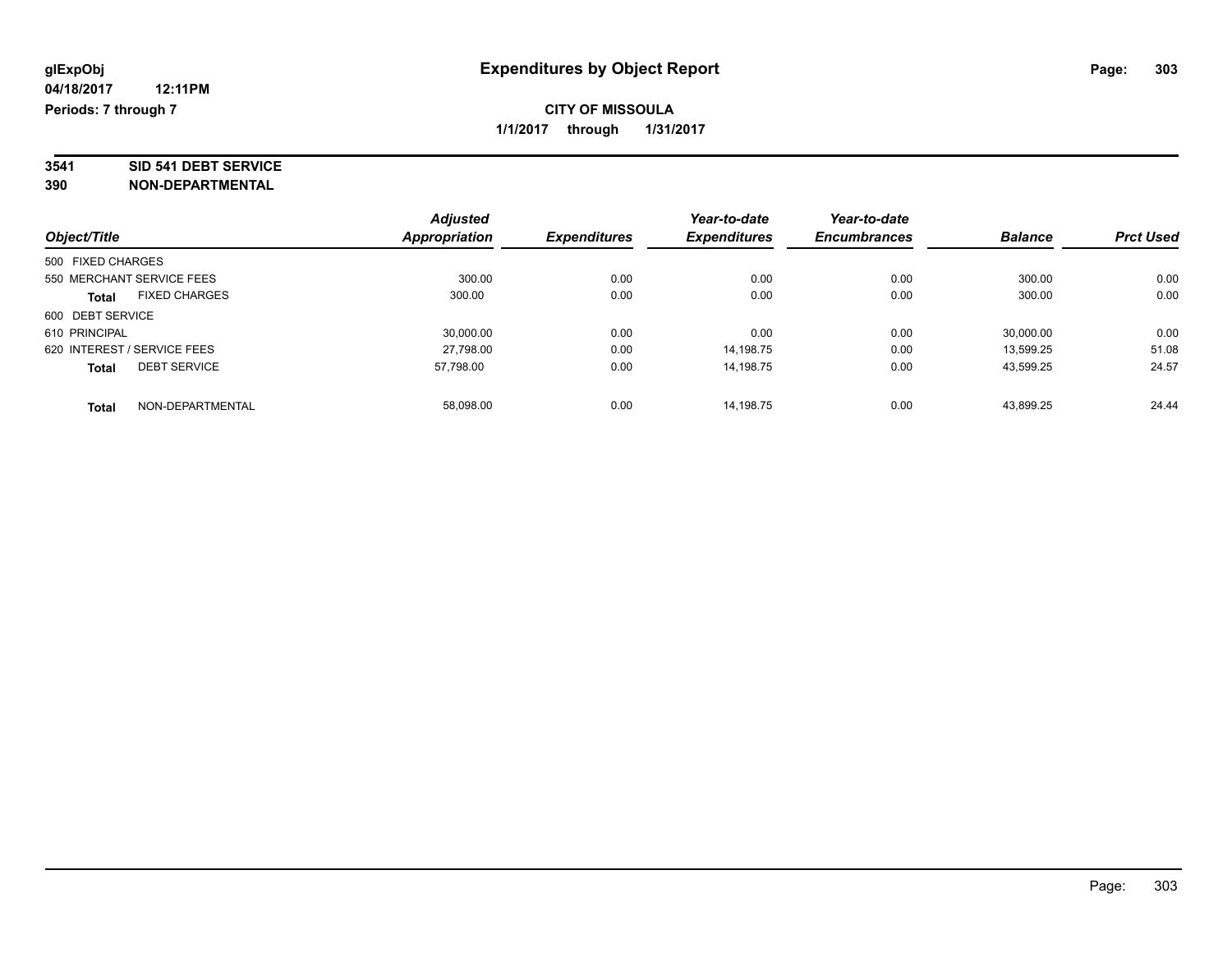**glExpObj** **Expenditures by Object Report**

**04/18/2017 12:11PM**

**Periods: 7 through 7**

**CITY OF MISSOULA**

**1/1/2017 through 1/31/2017**

**3541 SID 541 DEBT SERVICE**

**390 NON-DEPARTMENTAL**

| Object/Title | Adjusted Appropriation | Expenditures | Year-to-date Expenditures | Year-to-date Encumbrances | Balance | Prct Used |
|---|---|---|---|---|---|---|
| 500 FIXED CHARGES | | | | | | |
| 550 MERCHANT SERVICE FEES | 300.00 | 0.00 | 0.00 | 0.00 | 300.00 | 0.00 |
| **Total** FIXED CHARGES | 300.00 | 0.00 | 0.00 | 0.00 | 300.00 | 0.00 |
| 600 DEBT SERVICE | | | | | | |
| 610 PRINCIPAL | 30,000.00 | 0.00 | 0.00 | 0.00 | 30,000.00 | 0.00 |
| 620 INTEREST / SERVICE FEES | 27,798.00 | 0.00 | 14,198.75 | 0.00 | 13,599.25 | 51.08 |
| **Total** DEBT SERVICE | 57,798.00 | 0.00 | 14,198.75 | 0.00 | 43,599.25 | 24.57 |
| **Total** NON-DEPARTMENTAL | 58,098.00 | 0.00 | 14,198.75 | 0.00 | 43,899.25 | 24.44 |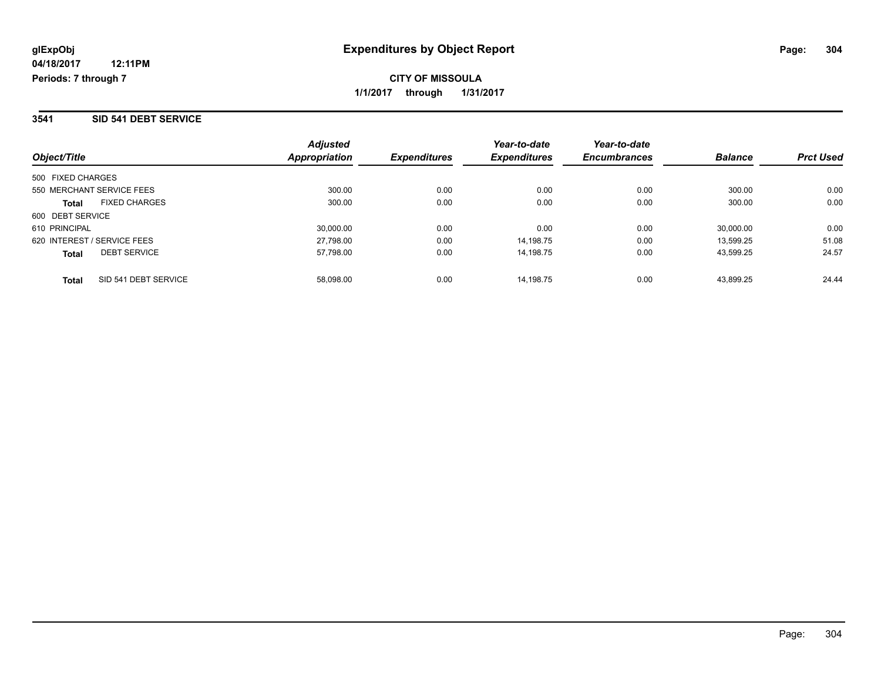# Expenditures by Object Report

glExpObj
04/18/2017 12:11PM
Periods: 7 through 7

**CITY OF MISSOULA**

**1/1/2017 through 1/31/2017**

## 3541 SID 541 DEBT SERVICE

| Object/Title | Adjusted Appropriation | Expenditures | Year-to-date Expenditures | Year-to-date Encumbrances | Balance | Prct Used |
|---|---|---|---|---|---|---|
| 500 FIXED CHARGES | | | | | | |
| 550 MERCHANT SERVICE FEES | 300.00 | 0.00 | 0.00 | 0.00 | 300.00 | 0.00 |
| **Total** FIXED CHARGES | 300.00 | 0.00 | 0.00 | 0.00 | 300.00 | 0.00 |
| 600 DEBT SERVICE | | | | | | |
| 610 PRINCIPAL | 30,000.00 | 0.00 | 0.00 | 0.00 | 30,000.00 | 0.00 |
| 620 INTEREST / SERVICE FEES | 27,798.00 | 0.00 | 14,198.75 | 0.00 | 13,599.25 | 51.08 |
| **Total** DEBT SERVICE | 57,798.00 | 0.00 | 14,198.75 | 0.00 | 43,599.25 | 24.57 |
| **Total** SID 541 DEBT SERVICE | 58,098.00 | 0.00 | 14,198.75 | 0.00 | 43,899.25 | 24.44 |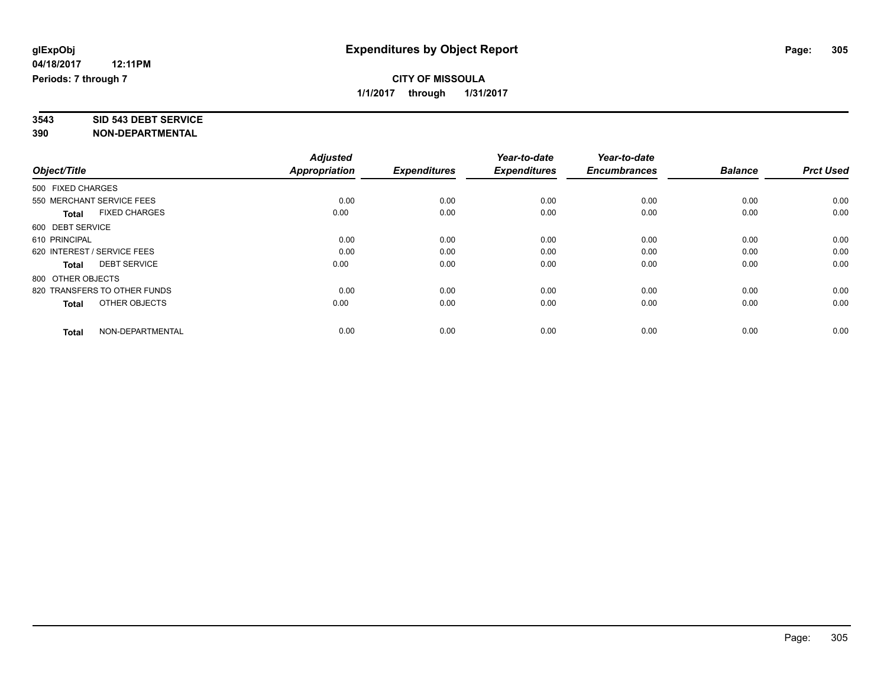**glExpObj** **Expenditures by Object Report**

**04/18/2017 12:11PM**

**Periods: 7 through 7**

**CITY OF MISSOULA**

**1/1/2017 through 1/31/2017**

**3543 SID 543 DEBT SERVICE**

**390 NON-DEPARTMENTAL**

| Object/Title | Adjusted Appropriation | Expenditures | Year-to-date Expenditures | Year-to-date Encumbrances | Balance | Prct Used |
|---|---|---|---|---|---|---|
| 500 FIXED CHARGES | | | | | | |
| 550 MERCHANT SERVICE FEES | 0.00 | 0.00 | 0.00 | 0.00 | 0.00 | 0.00 |
| **Total** FIXED CHARGES | 0.00 | 0.00 | 0.00 | 0.00 | 0.00 | 0.00 |
| 600 DEBT SERVICE | | | | | | |
| 610 PRINCIPAL | 0.00 | 0.00 | 0.00 | 0.00 | 0.00 | 0.00 |
| 620 INTEREST / SERVICE FEES | 0.00 | 0.00 | 0.00 | 0.00 | 0.00 | 0.00 |
| **Total** DEBT SERVICE | 0.00 | 0.00 | 0.00 | 0.00 | 0.00 | 0.00 |
| 800 OTHER OBJECTS | | | | | | |
| 820 TRANSFERS TO OTHER FUNDS | 0.00 | 0.00 | 0.00 | 0.00 | 0.00 | 0.00 |
| **Total** OTHER OBJECTS | 0.00 | 0.00 | 0.00 | 0.00 | 0.00 | 0.00 |
| **Total** NON-DEPARTMENTAL | 0.00 | 0.00 | 0.00 | 0.00 | 0.00 | 0.00 |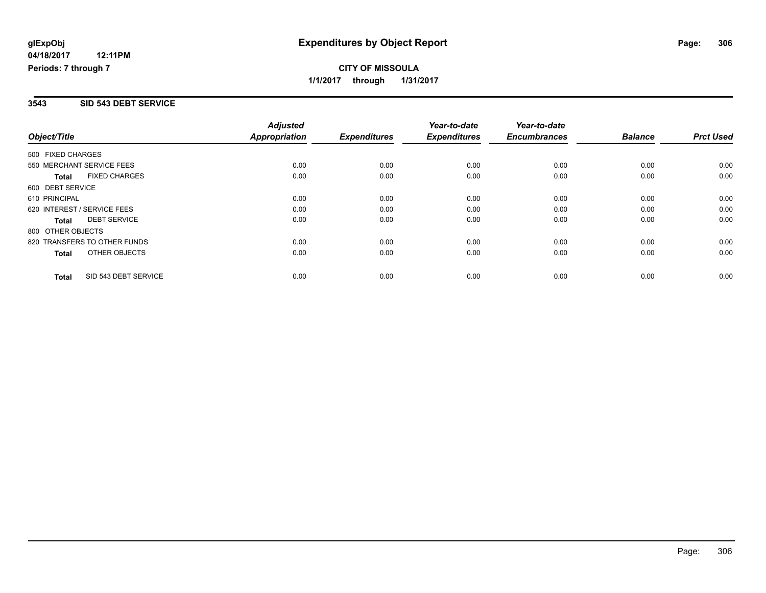# Expenditures by Object Report

glExpObj
04/18/2017 12:11PM
Periods: 7 through 7

**CITY OF MISSOULA**
**1/1/2017 through 1/31/2017**

## 3543 SID 543 DEBT SERVICE

| Object/Title | Adjusted Appropriation | Expenditures | Year-to-date Expenditures | Year-to-date Encumbrances | Balance | Prct Used |
|---|---|---|---|---|---|---|
| 500 FIXED CHARGES | | | | | | |
| 550 MERCHANT SERVICE FEES | 0.00 | 0.00 | 0.00 | 0.00 | 0.00 | 0.00 |
| **Total** FIXED CHARGES | 0.00 | 0.00 | 0.00 | 0.00 | 0.00 | 0.00 |
| 600 DEBT SERVICE | | | | | | |
| 610 PRINCIPAL | 0.00 | 0.00 | 0.00 | 0.00 | 0.00 | 0.00 |
| 620 INTEREST / SERVICE FEES | 0.00 | 0.00 | 0.00 | 0.00 | 0.00 | 0.00 |
| **Total** DEBT SERVICE | 0.00 | 0.00 | 0.00 | 0.00 | 0.00 | 0.00 |
| 800 OTHER OBJECTS | | | | | | |
| 820 TRANSFERS TO OTHER FUNDS | 0.00 | 0.00 | 0.00 | 0.00 | 0.00 | 0.00 |
| **Total** OTHER OBJECTS | 0.00 | 0.00 | 0.00 | 0.00 | 0.00 | 0.00 |
| **Total** SID 543 DEBT SERVICE | 0.00 | 0.00 | 0.00 | 0.00 | 0.00 | 0.00 |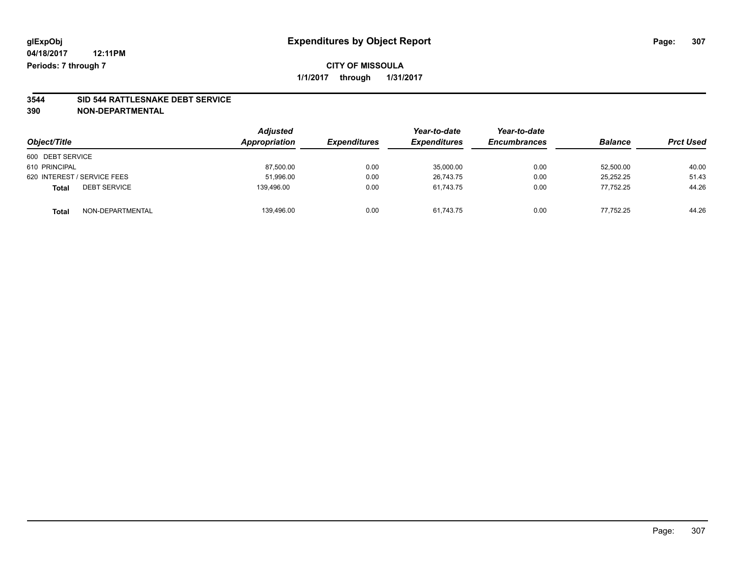**glExpObj**
**04/18/2017 12:11PM**
**Periods: 7 through 7**

# Expenditures by Object Report

**CITY OF MISSOULA**
**1/1/2017 through 1/31/2017**

**3544 SID 544 RATTLESNAKE DEBT SERVICE**
**390 NON-DEPARTMENTAL**

| Object/Title | Adjusted Appropriation | Expenditures | Year-to-date Expenditures | Year-to-date Encumbrances | Balance | Prct Used |
|---|---|---|---|---|---|---|
| 600 DEBT SERVICE | | | | | | |
| 610 PRINCIPAL | 87,500.00 | 0.00 | 35,000.00 | 0.00 | 52,500.00 | 40.00 |
| 620 INTEREST / SERVICE FEES | 51,996.00 | 0.00 | 26,743.75 | 0.00 | 25,252.25 | 51.43 |
| **Total** DEBT SERVICE | 139,496.00 | 0.00 | 61,743.75 | 0.00 | 77,752.25 | 44.26 |
| **Total** NON-DEPARTMENTAL | 139,496.00 | 0.00 | 61,743.75 | 0.00 | 77,752.25 | 44.26 |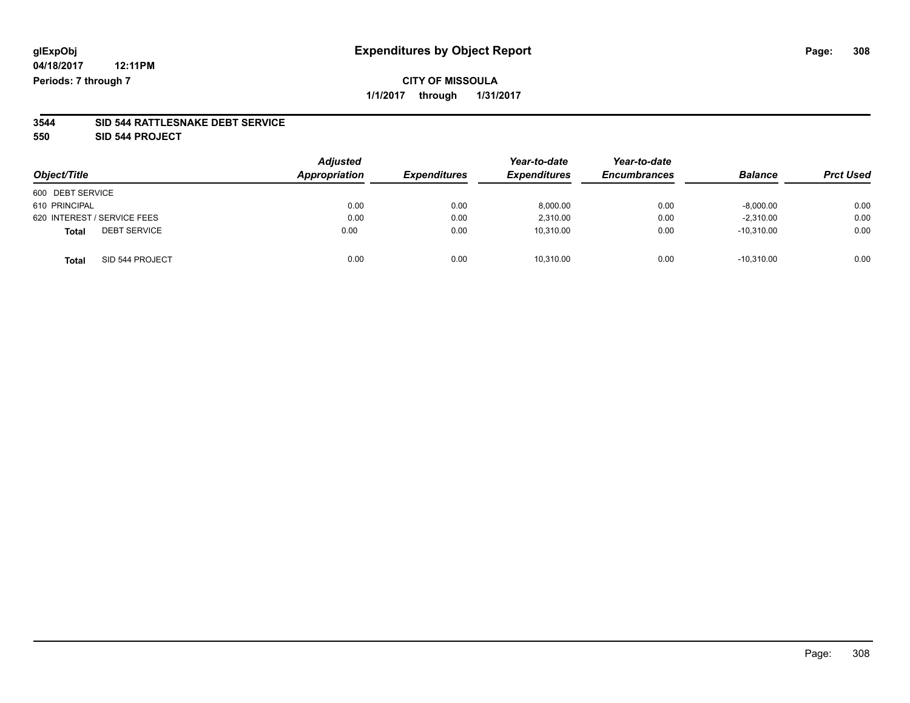glExpObj
04/18/2017 12:11PM
Periods: 7 through 7

# Expenditures by Object Report

**CITY OF MISSOULA**

**1/1/2017 through 1/31/2017**

**3544 SID 544 RATTLESNAKE DEBT SERVICE**

**550 SID 544 PROJECT**

| Object/Title | Adjusted Appropriation | Expenditures | Year-to-date Expenditures | Year-to-date Encumbrances | Balance | Prct Used |
|---|---|---|---|---|---|---|
| 600 DEBT SERVICE | | | | | | |
| 610 PRINCIPAL | 0.00 | 0.00 | 8,000.00 | 0.00 | -8,000.00 | 0.00 |
| 620 INTEREST / SERVICE FEES | 0.00 | 0.00 | 2,310.00 | 0.00 | -2,310.00 | 0.00 |
| **Total** DEBT SERVICE | 0.00 | 0.00 | 10,310.00 | 0.00 | -10,310.00 | 0.00 |
| **Total** SID 544 PROJECT | 0.00 | 0.00 | 10,310.00 | 0.00 | -10,310.00 | 0.00 |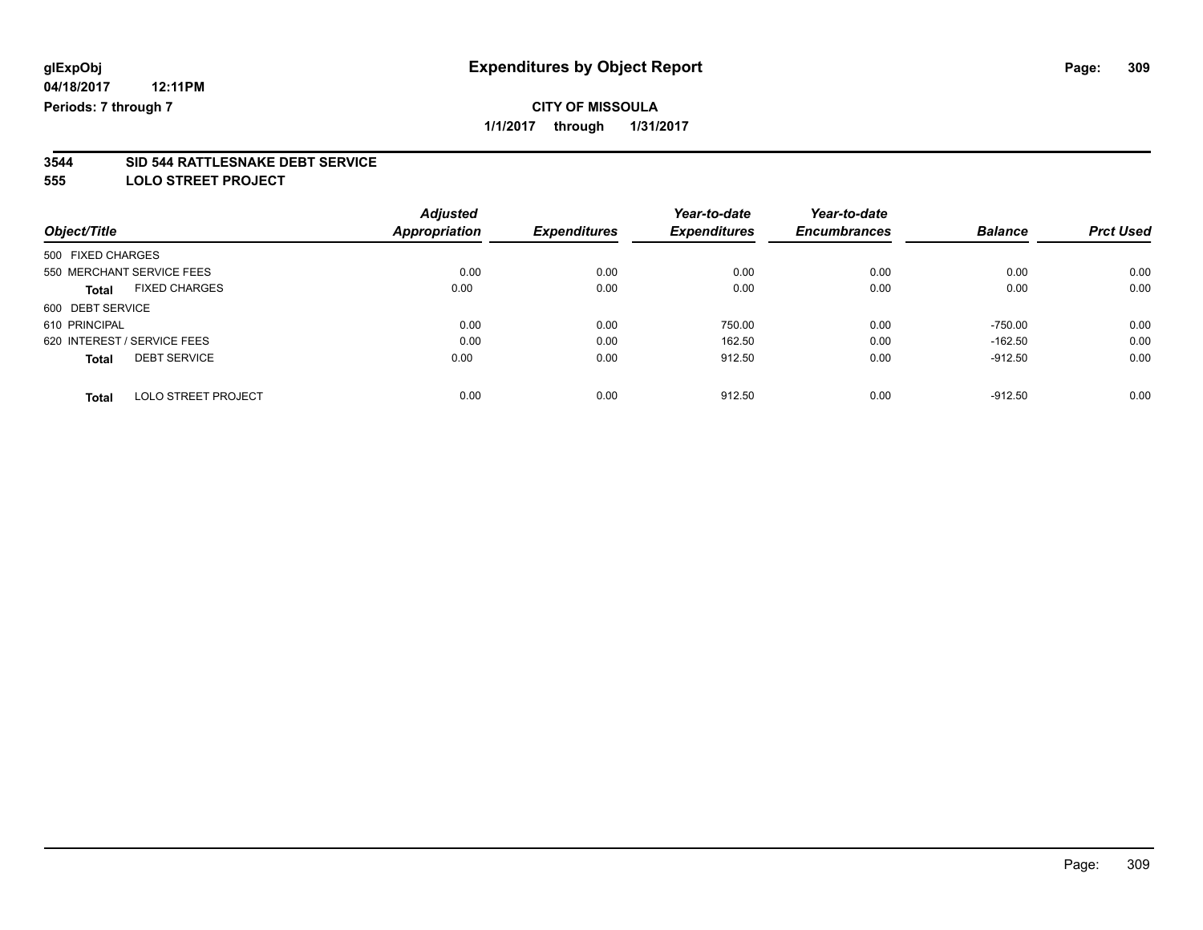glExpObj
04/18/2017 12:11PM
Periods: 7 through 7

# Expenditures by Object Report

**CITY OF MISSOULA**

**1/1/2017 through 1/31/2017**

**3544 SID 544 RATTLESNAKE DEBT SERVICE**
**555 LOLO STREET PROJECT**

| Object/Title | Adjusted Appropriation | Expenditures | Year-to-date Expenditures | Year-to-date Encumbrances | Balance | Prct Used |
|---|---|---|---|---|---|---|
| 500 FIXED CHARGES | | | | | | |
| 550 MERCHANT SERVICE FEES | 0.00 | 0.00 | 0.00 | 0.00 | 0.00 | 0.00 |
| **Total** FIXED CHARGES | 0.00 | 0.00 | 0.00 | 0.00 | 0.00 | 0.00 |
| 600 DEBT SERVICE | | | | | | |
| 610 PRINCIPAL | 0.00 | 0.00 | 750.00 | 0.00 | -750.00 | 0.00 |
| 620 INTEREST / SERVICE FEES | 0.00 | 0.00 | 162.50 | 0.00 | -162.50 | 0.00 |
| **Total** DEBT SERVICE | 0.00 | 0.00 | 912.50 | 0.00 | -912.50 | 0.00 |
| **Total** LOLO STREET PROJECT | 0.00 | 0.00 | 912.50 | 0.00 | -912.50 | 0.00 |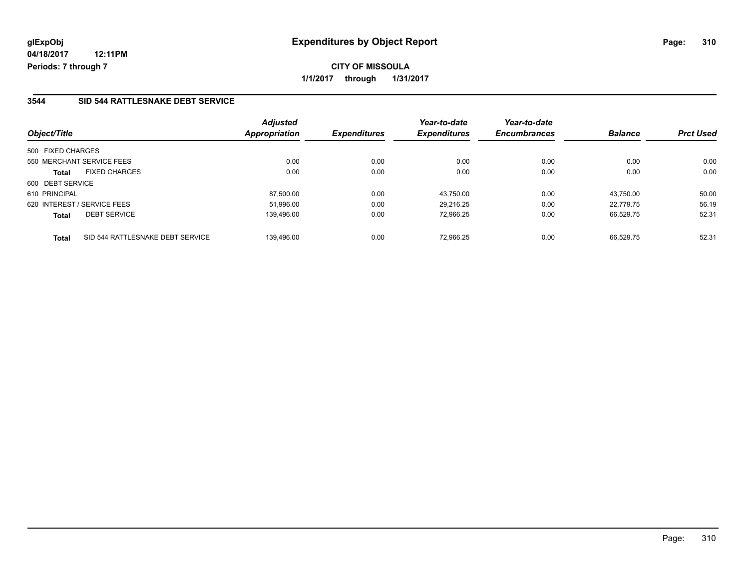**glExpObj**
**04/18/2017 12:11PM**
**Periods: 7 through 7**

# Expenditures by Object Report

**CITY OF MISSOULA**
**1/1/2017 through 1/31/2017**

## 3544 SID 544 RATTLESNAKE DEBT SERVICE

| Object/Title | | Adjusted Appropriation | Expenditures | Year-to-date Expenditures | Year-to-date Encumbrances | Balance | Prct Used |
|---|---|---|---|---|---|---|---|
| 500 FIXED CHARGES | | | | | | | |
| 550 MERCHANT SERVICE FEES | | 0.00 | 0.00 | 0.00 | 0.00 | 0.00 | 0.00 |
| **Total** | FIXED CHARGES | 0.00 | 0.00 | 0.00 | 0.00 | 0.00 | 0.00 |
| 600 DEBT SERVICE | | | | | | | |
| 610 PRINCIPAL | | 87,500.00 | 0.00 | 43,750.00 | 0.00 | 43,750.00 | 50.00 |
| 620 INTEREST / SERVICE FEES | | 51,996.00 | 0.00 | 29,216.25 | 0.00 | 22,779.75 | 56.19 |
| **Total** | DEBT SERVICE | 139,496.00 | 0.00 | 72,966.25 | 0.00 | 66,529.75 | 52.31 |
| **Total** | SID 544 RATTLESNAKE DEBT SERVICE | 139,496.00 | 0.00 | 72,966.25 | 0.00 | 66,529.75 | 52.31 |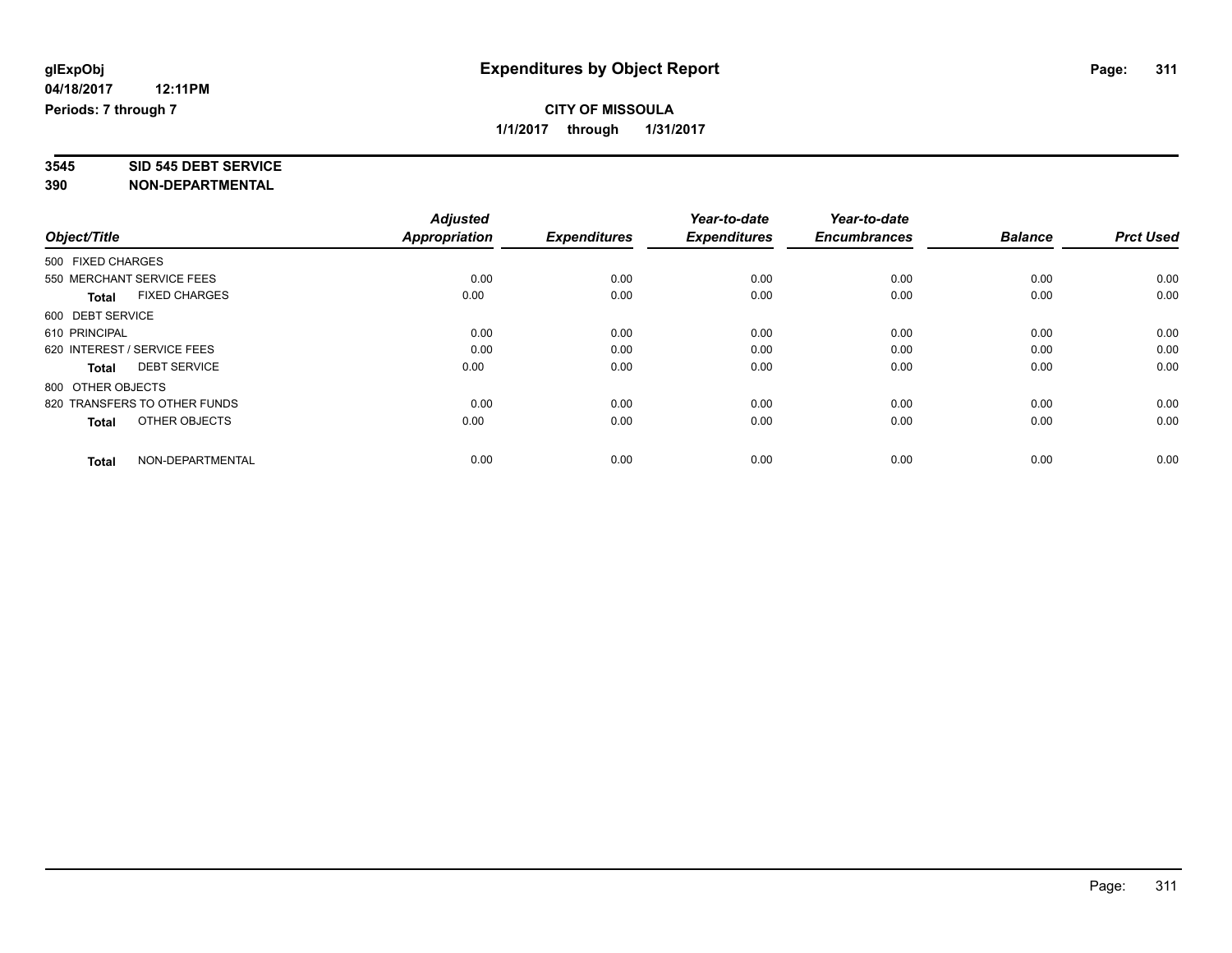glExpObj
04/18/2017 12:11PM
Periods: 7 through 7

# Expenditures by Object Report

**CITY OF MISSOULA**
**1/1/2017 through 1/31/2017**

**3545 SID 545 DEBT SERVICE**
**390 NON-DEPARTMENTAL**

| Object/Title | Adjusted Appropriation | Expenditures | Year-to-date Expenditures | Year-to-date Encumbrances | Balance | Prct Used |
|---|---|---|---|---|---|---|
| 500 FIXED CHARGES | | | | | | |
| 550 MERCHANT SERVICE FEES | 0.00 | 0.00 | 0.00 | 0.00 | 0.00 | 0.00 |
| **Total** FIXED CHARGES | 0.00 | 0.00 | 0.00 | 0.00 | 0.00 | 0.00 |
| 600 DEBT SERVICE | | | | | | |
| 610 PRINCIPAL | 0.00 | 0.00 | 0.00 | 0.00 | 0.00 | 0.00 |
| 620 INTEREST / SERVICE FEES | 0.00 | 0.00 | 0.00 | 0.00 | 0.00 | 0.00 |
| **Total** DEBT SERVICE | 0.00 | 0.00 | 0.00 | 0.00 | 0.00 | 0.00 |
| 800 OTHER OBJECTS | | | | | | |
| 820 TRANSFERS TO OTHER FUNDS | 0.00 | 0.00 | 0.00 | 0.00 | 0.00 | 0.00 |
| **Total** OTHER OBJECTS | 0.00 | 0.00 | 0.00 | 0.00 | 0.00 | 0.00 |
| **Total** NON-DEPARTMENTAL | 0.00 | 0.00 | 0.00 | 0.00 | 0.00 | 0.00 |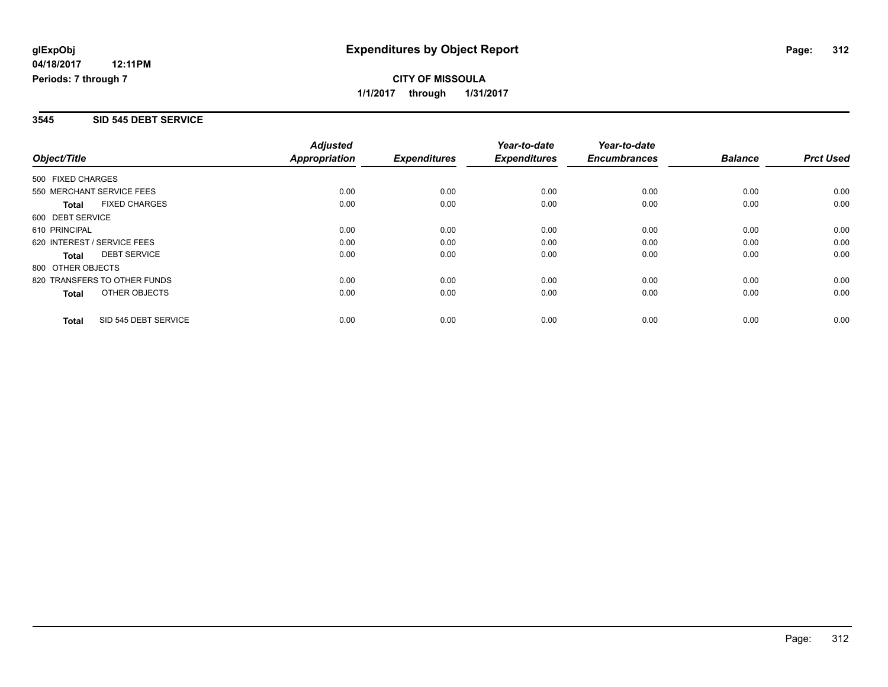# Expenditures by Object Report

**glExpObj**
**04/18/2017 12:11PM**
**Periods: 7 through 7**

**CITY OF MISSOULA**
**1/1/2017 through 1/31/2017**

## 3545 SID 545 DEBT SERVICE

| Object/Title | Adjusted Appropriation | Expenditures | Year-to-date Expenditures | Year-to-date Encumbrances | Balance | Prct Used |
|---|---|---|---|---|---|---|
| 500 FIXED CHARGES | | | | | | |
| 550 MERCHANT SERVICE FEES | 0.00 | 0.00 | 0.00 | 0.00 | 0.00 | 0.00 |
| **Total** FIXED CHARGES | 0.00 | 0.00 | 0.00 | 0.00 | 0.00 | 0.00 |
| 600 DEBT SERVICE | | | | | | |
| 610 PRINCIPAL | 0.00 | 0.00 | 0.00 | 0.00 | 0.00 | 0.00 |
| 620 INTEREST / SERVICE FEES | 0.00 | 0.00 | 0.00 | 0.00 | 0.00 | 0.00 |
| **Total** DEBT SERVICE | 0.00 | 0.00 | 0.00 | 0.00 | 0.00 | 0.00 |
| 800 OTHER OBJECTS | | | | | | |
| 820 TRANSFERS TO OTHER FUNDS | 0.00 | 0.00 | 0.00 | 0.00 | 0.00 | 0.00 |
| **Total** OTHER OBJECTS | 0.00 | 0.00 | 0.00 | 0.00 | 0.00 | 0.00 |
| **Total** SID 545 DEBT SERVICE | 0.00 | 0.00 | 0.00 | 0.00 | 0.00 | 0.00 |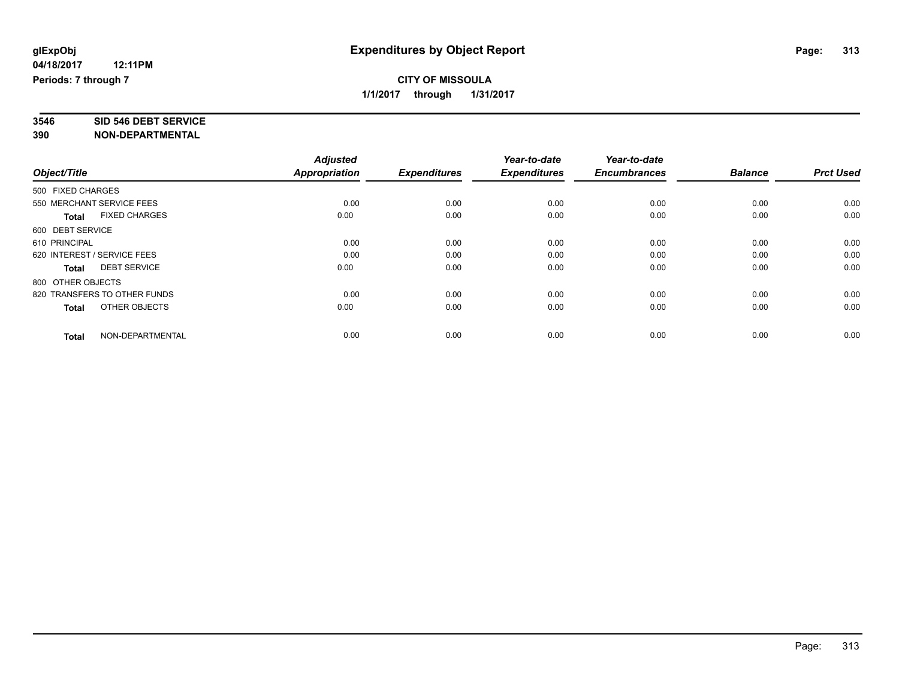# Expenditures by Object Report

glExpObj
04/18/2017 12:11PM
Periods: 7 through 7

**CITY OF MISSOULA**
**1/1/2017 through 1/31/2017**

**3546 SID 546 DEBT SERVICE**
**390 NON-DEPARTMENTAL**

| Object/Title | Adjusted Appropriation | Expenditures | Year-to-date Expenditures | Year-to-date Encumbrances | Balance | Prct Used |
|---|---|---|---|---|---|---|
| 500 FIXED CHARGES | | | | | | |
| 550 MERCHANT SERVICE FEES | 0.00 | 0.00 | 0.00 | 0.00 | 0.00 | 0.00 |
| **Total** FIXED CHARGES | 0.00 | 0.00 | 0.00 | 0.00 | 0.00 | 0.00 |
| 600 DEBT SERVICE | | | | | | |
| 610 PRINCIPAL | 0.00 | 0.00 | 0.00 | 0.00 | 0.00 | 0.00 |
| 620 INTEREST / SERVICE FEES | 0.00 | 0.00 | 0.00 | 0.00 | 0.00 | 0.00 |
| **Total** DEBT SERVICE | 0.00 | 0.00 | 0.00 | 0.00 | 0.00 | 0.00 |
| 800 OTHER OBJECTS | | | | | | |
| 820 TRANSFERS TO OTHER FUNDS | 0.00 | 0.00 | 0.00 | 0.00 | 0.00 | 0.00 |
| **Total** OTHER OBJECTS | 0.00 | 0.00 | 0.00 | 0.00 | 0.00 | 0.00 |
| **Total** NON-DEPARTMENTAL | 0.00 | 0.00 | 0.00 | 0.00 | 0.00 | 0.00 |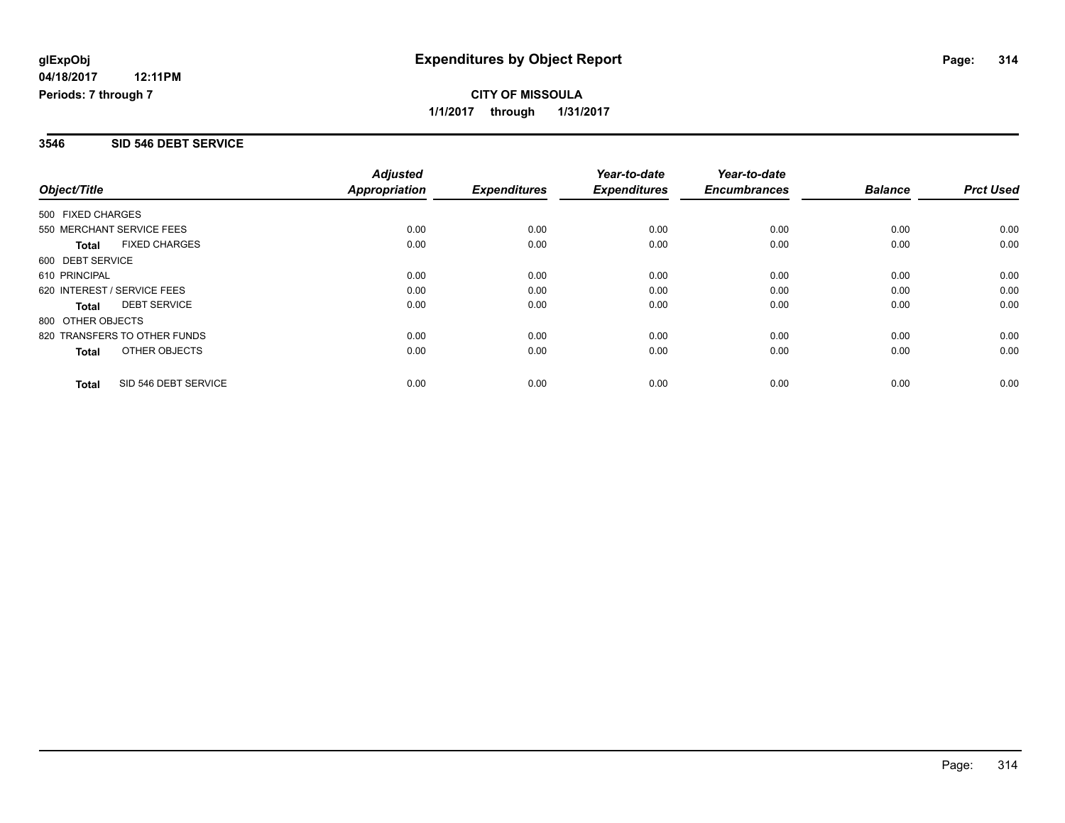**glExpObj**
**04/18/2017 12:11PM**
**Periods: 7 through 7**

# Expenditures by Object Report

**CITY OF MISSOULA**
**1/1/2017 through 1/31/2017**

## 3546 SID 546 DEBT SERVICE

| Object/Title | *Adjusted Appropriation* | *Expenditures* | *Year-to-date Expenditures* | *Year-to-date Encumbrances* | *Balance* | *Prct Used* |
|---|---|---|---|---|---|---|
| 500 FIXED CHARGES | | | | | | |
| 550 MERCHANT SERVICE FEES | 0.00 | 0.00 | 0.00 | 0.00 | 0.00 | 0.00 |
| **Total** FIXED CHARGES | 0.00 | 0.00 | 0.00 | 0.00 | 0.00 | 0.00 |
| 600 DEBT SERVICE | | | | | | |
| 610 PRINCIPAL | 0.00 | 0.00 | 0.00 | 0.00 | 0.00 | 0.00 |
| 620 INTEREST / SERVICE FEES | 0.00 | 0.00 | 0.00 | 0.00 | 0.00 | 0.00 |
| **Total** DEBT SERVICE | 0.00 | 0.00 | 0.00 | 0.00 | 0.00 | 0.00 |
| 800 OTHER OBJECTS | | | | | | |
| 820 TRANSFERS TO OTHER FUNDS | 0.00 | 0.00 | 0.00 | 0.00 | 0.00 | 0.00 |
| **Total** OTHER OBJECTS | 0.00 | 0.00 | 0.00 | 0.00 | 0.00 | 0.00 |
| **Total** SID 546 DEBT SERVICE | 0.00 | 0.00 | 0.00 | 0.00 | 0.00 | 0.00 |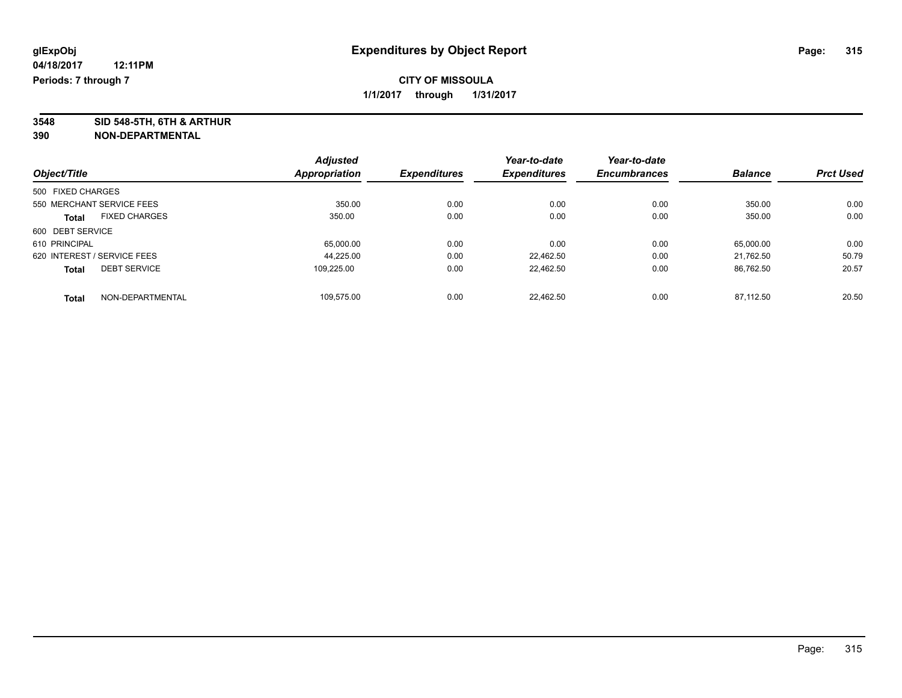**glExpObj** | **Expenditures by Object Report**

**04/18/2017 12:11PM**

**Periods: 7 through 7**

**CITY OF MISSOULA**

**1/1/2017 through 1/31/2017**

**3548 SID 548-5TH, 6TH & ARTHUR**

**390 NON-DEPARTMENTAL**

| Object/Title | Adjusted Appropriation | Expenditures | Year-to-date Expenditures | Year-to-date Encumbrances | Balance | Prct Used |
|---|---|---|---|---|---|---|
| 500 FIXED CHARGES | | | | | | |
| 550 MERCHANT SERVICE FEES | 350.00 | 0.00 | 0.00 | 0.00 | 350.00 | 0.00 |
| **Total** FIXED CHARGES | 350.00 | 0.00 | 0.00 | 0.00 | 350.00 | 0.00 |
| 600 DEBT SERVICE | | | | | | |
| 610 PRINCIPAL | 65,000.00 | 0.00 | 0.00 | 0.00 | 65,000.00 | 0.00 |
| 620 INTEREST / SERVICE FEES | 44,225.00 | 0.00 | 22,462.50 | 0.00 | 21,762.50 | 50.79 |
| **Total** DEBT SERVICE | 109,225.00 | 0.00 | 22,462.50 | 0.00 | 86,762.50 | 20.57 |
| **Total** NON-DEPARTMENTAL | 109,575.00 | 0.00 | 22,462.50 | 0.00 | 87,112.50 | 20.50 |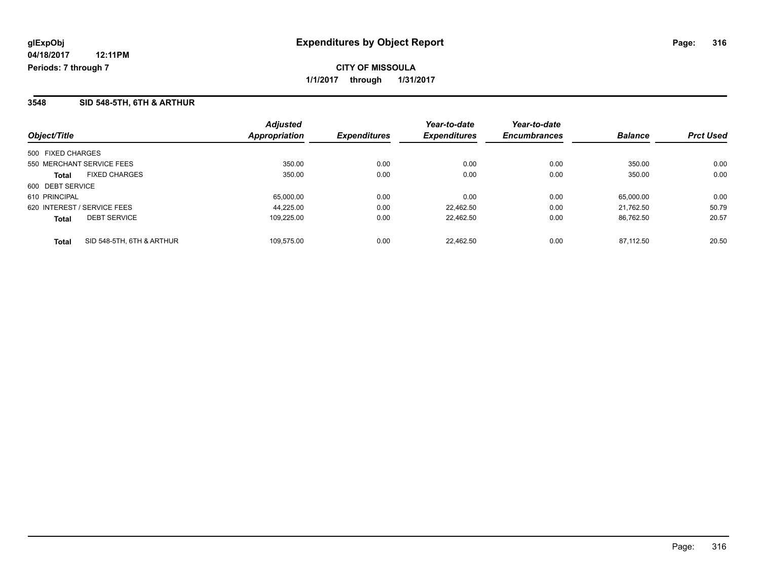**glExpObj**
**04/18/2017 12:11PM**
**Periods: 7 through 7**

# Expenditures by Object Report

**CITY OF MISSOULA**
**1/1/2017 through 1/31/2017**

## 3548 SID 548-5TH, 6TH & ARTHUR

| Object/Title | | *Adjusted Appropriation* | *Expenditures* | *Year-to-date Expenditures* | *Year-to-date Encumbrances* | *Balance* | *Prct Used* |
|---|---|---|---|---|---|---|---|
| 500 FIXED CHARGES | | | | | | | |
| 550 MERCHANT SERVICE FEES | | 350.00 | 0.00 | 0.00 | 0.00 | 350.00 | 0.00 |
| **Total** | FIXED CHARGES | 350.00 | 0.00 | 0.00 | 0.00 | 350.00 | 0.00 |
| 600 DEBT SERVICE | | | | | | | |
| 610 PRINCIPAL | | 65,000.00 | 0.00 | 0.00 | 0.00 | 65,000.00 | 0.00 |
| 620 INTEREST / SERVICE FEES | | 44,225.00 | 0.00 | 22,462.50 | 0.00 | 21,762.50 | 50.79 |
| **Total** | DEBT SERVICE | 109,225.00 | 0.00 | 22,462.50 | 0.00 | 86,762.50 | 20.57 |
| **Total** | SID 548-5TH, 6TH & ARTHUR | 109,575.00 | 0.00 | 22,462.50 | 0.00 | 87,112.50 | 20.50 |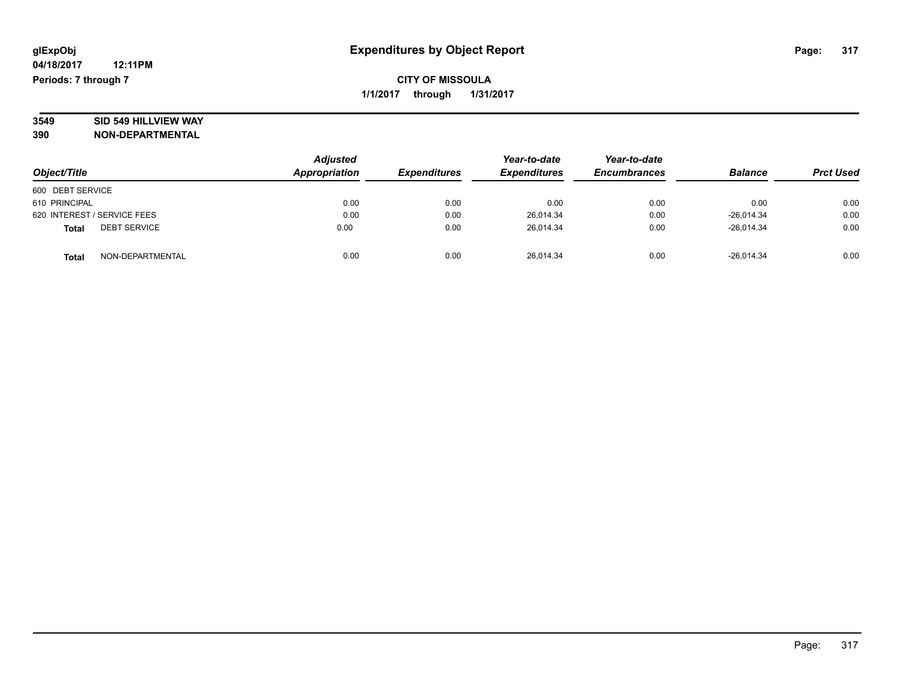glExpObj
04/18/2017 12:11PM
Periods: 7 through 7

# Expenditures by Object Report

**CITY OF MISSOULA**
**1/1/2017 through 1/31/2017**

**3549 SID 549 HILLVIEW WAY**
**390 NON-DEPARTMENTAL**

| Object/Title | Adjusted Appropriation | Expenditures | Year-to-date Expenditures | Year-to-date Encumbrances | Balance | Prct Used |
|---|---|---|---|---|---|---|
| 600 DEBT SERVICE | | | | | | |
| 610 PRINCIPAL | 0.00 | 0.00 | 0.00 | 0.00 | 0.00 | 0.00 |
| 620 INTEREST / SERVICE FEES | 0.00 | 0.00 | 26,014.34 | 0.00 | -26,014.34 | 0.00 |
| **Total** DEBT SERVICE | 0.00 | 0.00 | 26,014.34 | 0.00 | -26,014.34 | 0.00 |
| **Total** NON-DEPARTMENTAL | 0.00 | 0.00 | 26,014.34 | 0.00 | -26,014.34 | 0.00 |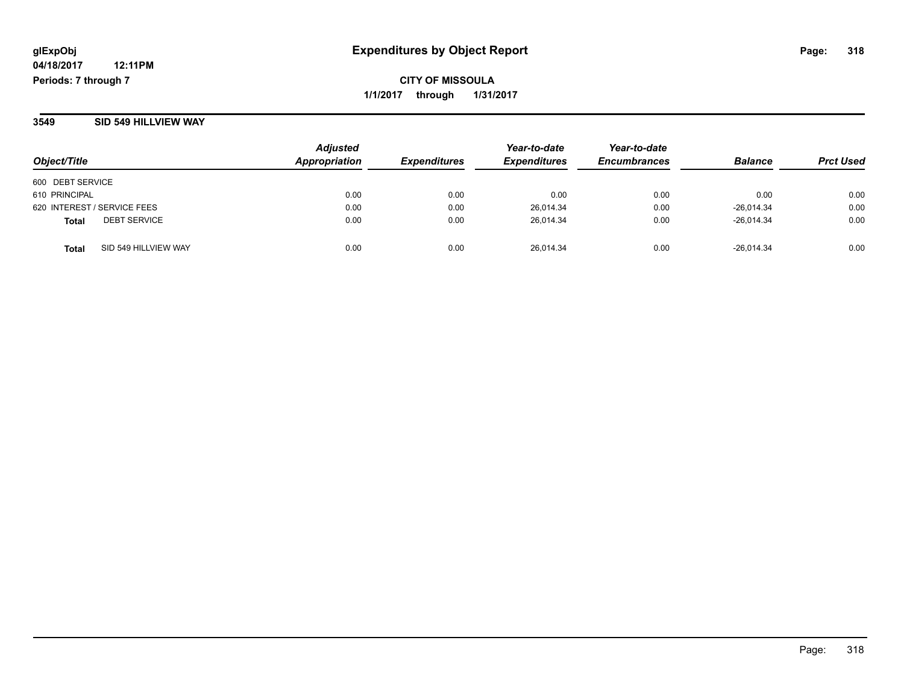**glExpObj**
**04/18/2017 12:11PM**
**Periods: 7 through 7**

# Expenditures by Object Report

**CITY OF MISSOULA**
**1/1/2017 through 1/31/2017**

## 3549 SID 549 HILLVIEW WAY

| Object/Title | Adjusted Appropriation | Expenditures | Year-to-date Expenditures | Year-to-date Encumbrances | Balance | Prct Used |
|---|---|---|---|---|---|---|
| 600 DEBT SERVICE | | | | | | |
| 610 PRINCIPAL | 0.00 | 0.00 | 0.00 | 0.00 | 0.00 | 0.00 |
| 620 INTEREST / SERVICE FEES | 0.00 | 0.00 | 26,014.34 | 0.00 | -26,014.34 | 0.00 |
| **Total** DEBT SERVICE | 0.00 | 0.00 | 26,014.34 | 0.00 | -26,014.34 | 0.00 |
| **Total** SID 549 HILLVIEW WAY | 0.00 | 0.00 | 26,014.34 | 0.00 | -26,014.34 | 0.00 |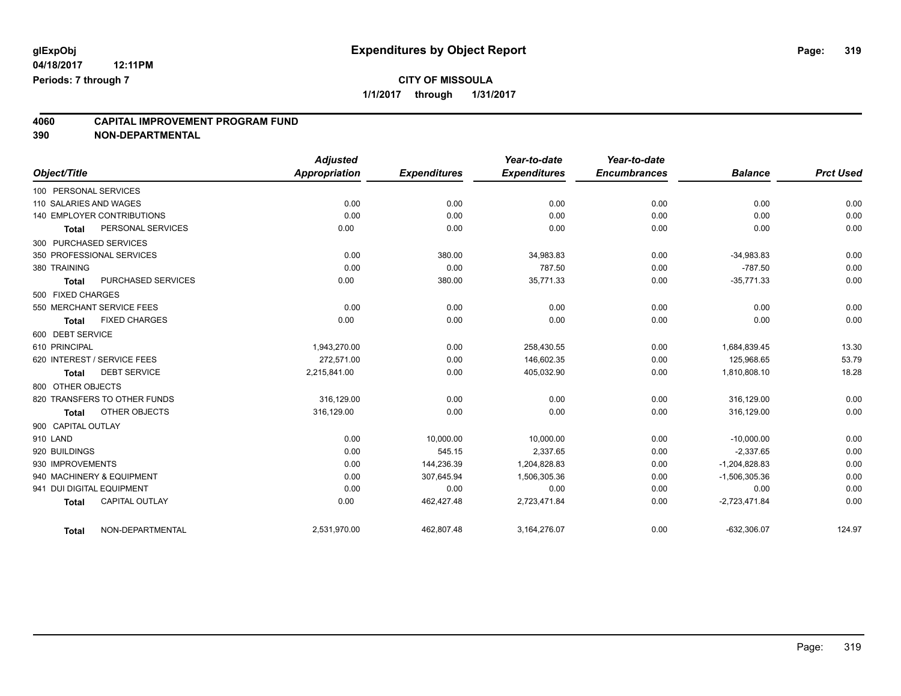**glExpObj**
**04/18/2017 12:11PM**
**Periods: 7 through 7**

# Expenditures by Object Report

**CITY OF MISSOULA**
**1/1/2017 through 1/31/2017**

## 4060 CAPITAL IMPROVEMENT PROGRAM FUND
## 390 NON-DEPARTMENTAL

| Object/Title | Adjusted Appropriation | Expenditures | Year-to-date Expenditures | Year-to-date Encumbrances | Balance | Prct Used |
|---|---|---|---|---|---|---|
| 100 PERSONAL SERVICES | | | | | | |
| 110 SALARIES AND WAGES | 0.00 | 0.00 | 0.00 | 0.00 | 0.00 | 0.00 |
| 140 EMPLOYER CONTRIBUTIONS | 0.00 | 0.00 | 0.00 | 0.00 | 0.00 | 0.00 |
| **Total** PERSONAL SERVICES | 0.00 | 0.00 | 0.00 | 0.00 | 0.00 | 0.00 |
| 300 PURCHASED SERVICES | | | | | | |
| 350 PROFESSIONAL SERVICES | 0.00 | 380.00 | 34,983.83 | 0.00 | -34,983.83 | 0.00 |
| 380 TRAINING | 0.00 | 0.00 | 787.50 | 0.00 | -787.50 | 0.00 |
| **Total** PURCHASED SERVICES | 0.00 | 380.00 | 35,771.33 | 0.00 | -35,771.33 | 0.00 |
| 500 FIXED CHARGES | | | | | | |
| 550 MERCHANT SERVICE FEES | 0.00 | 0.00 | 0.00 | 0.00 | 0.00 | 0.00 |
| **Total** FIXED CHARGES | 0.00 | 0.00 | 0.00 | 0.00 | 0.00 | 0.00 |
| 600 DEBT SERVICE | | | | | | |
| 610 PRINCIPAL | 1,943,270.00 | 0.00 | 258,430.55 | 0.00 | 1,684,839.45 | 13.30 |
| 620 INTEREST / SERVICE FEES | 272,571.00 | 0.00 | 146,602.35 | 0.00 | 125,968.65 | 53.79 |
| **Total** DEBT SERVICE | 2,215,841.00 | 0.00 | 405,032.90 | 0.00 | 1,810,808.10 | 18.28 |
| 800 OTHER OBJECTS | | | | | | |
| 820 TRANSFERS TO OTHER FUNDS | 316,129.00 | 0.00 | 0.00 | 0.00 | 316,129.00 | 0.00 |
| **Total** OTHER OBJECTS | 316,129.00 | 0.00 | 0.00 | 0.00 | 316,129.00 | 0.00 |
| 900 CAPITAL OUTLAY | | | | | | |
| 910 LAND | 0.00 | 10,000.00 | 10,000.00 | 0.00 | -10,000.00 | 0.00 |
| 920 BUILDINGS | 0.00 | 545.15 | 2,337.65 | 0.00 | -2,337.65 | 0.00 |
| 930 IMPROVEMENTS | 0.00 | 144,236.39 | 1,204,828.83 | 0.00 | -1,204,828.83 | 0.00 |
| 940 MACHINERY & EQUIPMENT | 0.00 | 307,645.94 | 1,506,305.36 | 0.00 | -1,506,305.36 | 0.00 |
| 941 DUI DIGITAL EQUIPMENT | 0.00 | 0.00 | 0.00 | 0.00 | 0.00 | 0.00 |
| **Total** CAPITAL OUTLAY | 0.00 | 462,427.48 | 2,723,471.84 | 0.00 | -2,723,471.84 | 0.00 |
| **Total** NON-DEPARTMENTAL | 2,531,970.00 | 462,807.48 | 3,164,276.07 | 0.00 | -632,306.07 | 124.97 |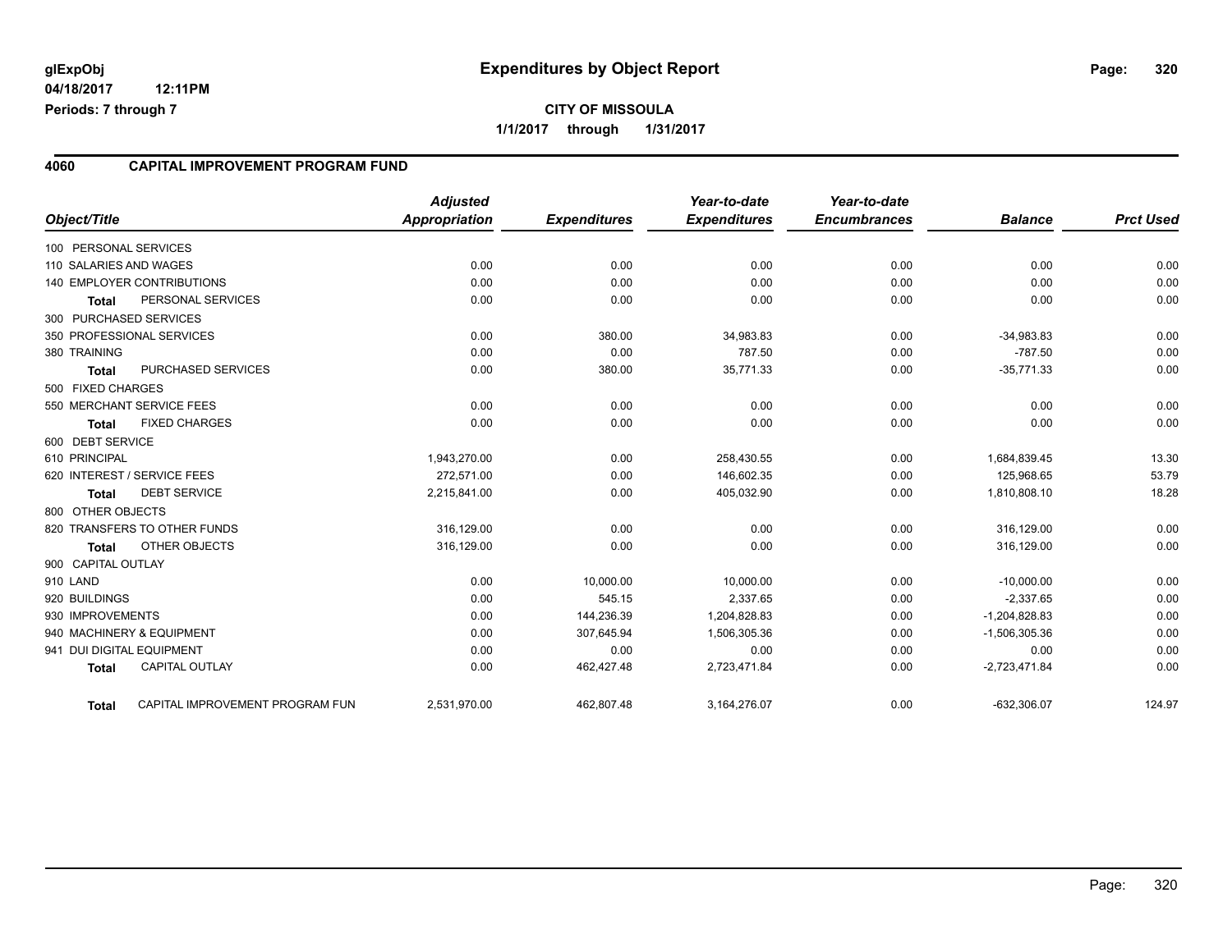glExpObj
04/18/2017 12:11PM
Periods: 7 through 7

# Expenditures by Object Report

**CITY OF MISSOULA**

**1/1/2017 through 1/31/2017**

## 4060 CAPITAL IMPROVEMENT PROGRAM FUND

| Object/Title | | Adjusted Appropriation | Expenditures | Year-to-date Expenditures | Year-to-date Encumbrances | Balance | Prct Used |
|---|---|---|---|---|---|---|---|
| 100 PERSONAL SERVICES | | | | | | | |
| 110 SALARIES AND WAGES | | 0.00 | 0.00 | 0.00 | 0.00 | 0.00 | 0.00 |
| 140 EMPLOYER CONTRIBUTIONS | | 0.00 | 0.00 | 0.00 | 0.00 | 0.00 | 0.00 |
| Total | PERSONAL SERVICES | 0.00 | 0.00 | 0.00 | 0.00 | 0.00 | 0.00 |
| 300 PURCHASED SERVICES | | | | | | | |
| 350 PROFESSIONAL SERVICES | | 0.00 | 380.00 | 34,983.83 | 0.00 | -34,983.83 | 0.00 |
| 380 TRAINING | | 0.00 | 0.00 | 787.50 | 0.00 | -787.50 | 0.00 |
| Total | PURCHASED SERVICES | 0.00 | 380.00 | 35,771.33 | 0.00 | -35,771.33 | 0.00 |
| 500 FIXED CHARGES | | | | | | | |
| 550 MERCHANT SERVICE FEES | | 0.00 | 0.00 | 0.00 | 0.00 | 0.00 | 0.00 |
| Total | FIXED CHARGES | 0.00 | 0.00 | 0.00 | 0.00 | 0.00 | 0.00 |
| 600 DEBT SERVICE | | | | | | | |
| 610 PRINCIPAL | | 1,943,270.00 | 0.00 | 258,430.55 | 0.00 | 1,684,839.45 | 13.30 |
| 620 INTEREST / SERVICE FEES | | 272,571.00 | 0.00 | 146,602.35 | 0.00 | 125,968.65 | 53.79 |
| Total | DEBT SERVICE | 2,215,841.00 | 0.00 | 405,032.90 | 0.00 | 1,810,808.10 | 18.28 |
| 800 OTHER OBJECTS | | | | | | | |
| 820 TRANSFERS TO OTHER FUNDS | | 316,129.00 | 0.00 | 0.00 | 0.00 | 316,129.00 | 0.00 |
| Total | OTHER OBJECTS | 316,129.00 | 0.00 | 0.00 | 0.00 | 316,129.00 | 0.00 |
| 900 CAPITAL OUTLAY | | | | | | | |
| 910 LAND | | 0.00 | 10,000.00 | 10,000.00 | 0.00 | -10,000.00 | 0.00 |
| 920 BUILDINGS | | 0.00 | 545.15 | 2,337.65 | 0.00 | -2,337.65 | 0.00 |
| 930 IMPROVEMENTS | | 0.00 | 144,236.39 | 1,204,828.83 | 0.00 | -1,204,828.83 | 0.00 |
| 940 MACHINERY & EQUIPMENT | | 0.00 | 307,645.94 | 1,506,305.36 | 0.00 | -1,506,305.36 | 0.00 |
| 941 DUI DIGITAL EQUIPMENT | | 0.00 | 0.00 | 0.00 | 0.00 | 0.00 | 0.00 |
| Total | CAPITAL OUTLAY | 0.00 | 462,427.48 | 2,723,471.84 | 0.00 | -2,723,471.84 | 0.00 |
| Total | CAPITAL IMPROVEMENT PROGRAM FUN | 2,531,970.00 | 462,807.48 | 3,164,276.07 | 0.00 | -632,306.07 | 124.97 |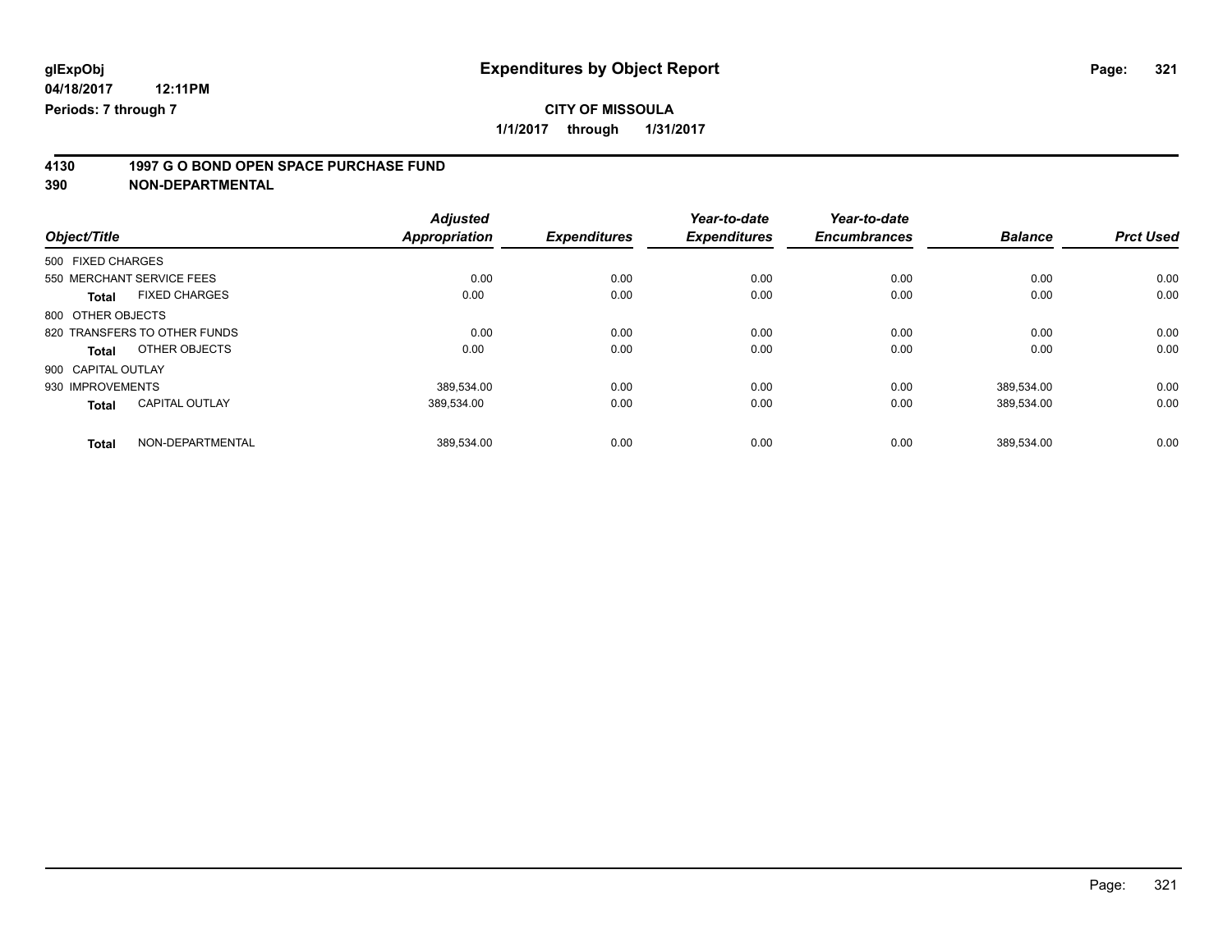glExpObj
04/18/2017 12:11PM
Periods: 7 through 7

# Expenditures by Object Report

**CITY OF MISSOULA**

**1/1/2017 through 1/31/2017**

## 4130 1997 G O BOND OPEN SPACE PURCHASE FUND
## 390 NON-DEPARTMENTAL

| Object/Title | | Adjusted Appropriation | Expenditures | Year-to-date Expenditures | Year-to-date Encumbrances | Balance | Prct Used |
|---|---|---|---|---|---|---|---|
| 500 FIXED CHARGES | | | | | | | |
| 550 MERCHANT SERVICE FEES | | 0.00 | 0.00 | 0.00 | 0.00 | 0.00 | 0.00 |
| **Total** | FIXED CHARGES | 0.00 | 0.00 | 0.00 | 0.00 | 0.00 | 0.00 |
| 800 OTHER OBJECTS | | | | | | | |
| 820 TRANSFERS TO OTHER FUNDS | | 0.00 | 0.00 | 0.00 | 0.00 | 0.00 | 0.00 |
| **Total** | OTHER OBJECTS | 0.00 | 0.00 | 0.00 | 0.00 | 0.00 | 0.00 |
| 900 CAPITAL OUTLAY | | | | | | | |
| 930 IMPROVEMENTS | | 389,534.00 | 0.00 | 0.00 | 0.00 | 389,534.00 | 0.00 |
| **Total** | CAPITAL OUTLAY | 389,534.00 | 0.00 | 0.00 | 0.00 | 389,534.00 | 0.00 |
| **Total** | NON-DEPARTMENTAL | 389,534.00 | 0.00 | 0.00 | 0.00 | 389,534.00 | 0.00 |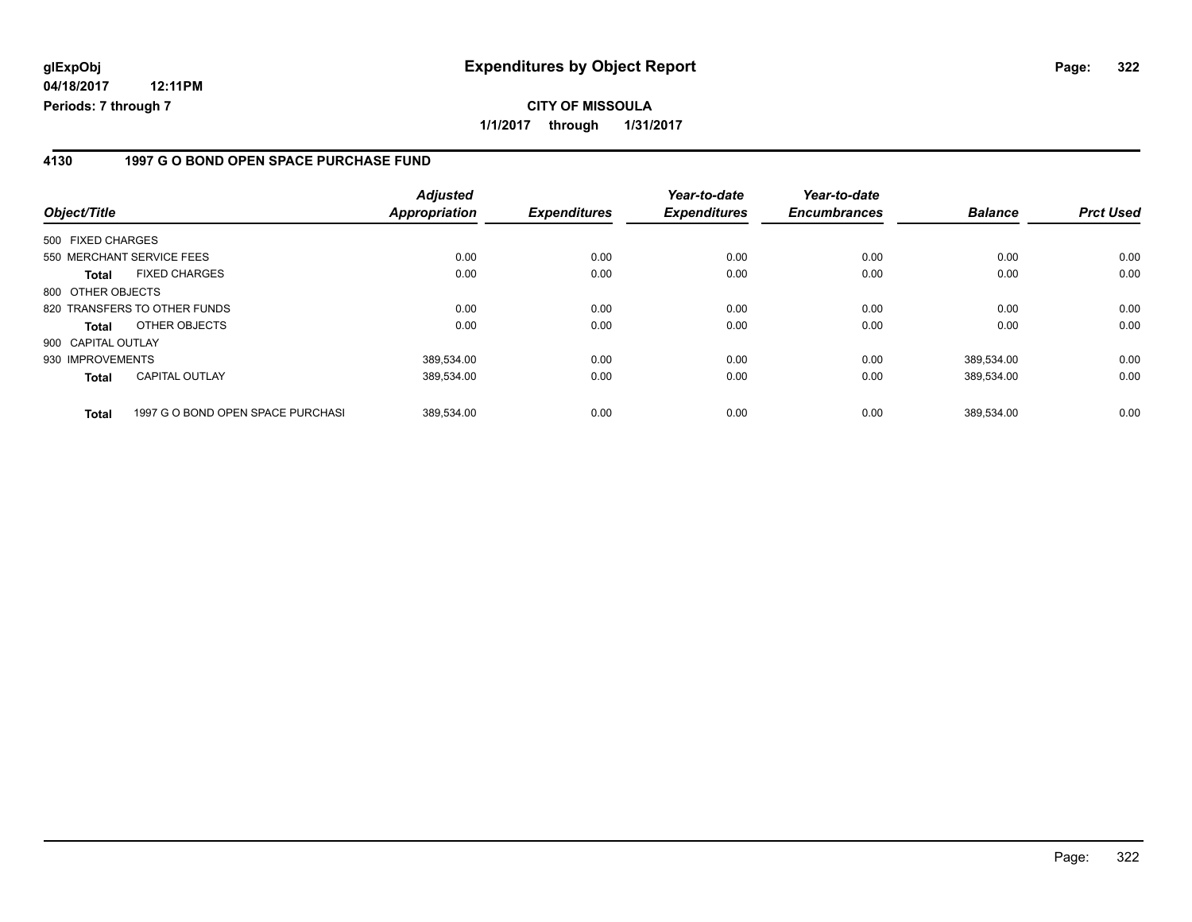# Expenditures by Object Report

glExpObj
04/18/2017 12:11PM
Periods: 7 through 7

**CITY OF MISSOULA**

**1/1/2017 through 1/31/2017**

## 4130 1997 G O BOND OPEN SPACE PURCHASE FUND

| Object/Title | Adjusted Appropriation | Expenditures | Year-to-date Expenditures | Year-to-date Encumbrances | Balance | Prct Used |
|---|---|---|---|---|---|---|
| 500 FIXED CHARGES | | | | | | |
| 550 MERCHANT SERVICE FEES | 0.00 | 0.00 | 0.00 | 0.00 | 0.00 | 0.00 |
| **Total** FIXED CHARGES | 0.00 | 0.00 | 0.00 | 0.00 | 0.00 | 0.00 |
| 800 OTHER OBJECTS | | | | | | |
| 820 TRANSFERS TO OTHER FUNDS | 0.00 | 0.00 | 0.00 | 0.00 | 0.00 | 0.00 |
| **Total** OTHER OBJECTS | 0.00 | 0.00 | 0.00 | 0.00 | 0.00 | 0.00 |
| 900 CAPITAL OUTLAY | | | | | | |
| 930 IMPROVEMENTS | 389,534.00 | 0.00 | 0.00 | 0.00 | 389,534.00 | 0.00 |
| **Total** CAPITAL OUTLAY | 389,534.00 | 0.00 | 0.00 | 0.00 | 389,534.00 | 0.00 |
| **Total** 1997 G O BOND OPEN SPACE PURCHASI | 389,534.00 | 0.00 | 0.00 | 0.00 | 389,534.00 | 0.00 |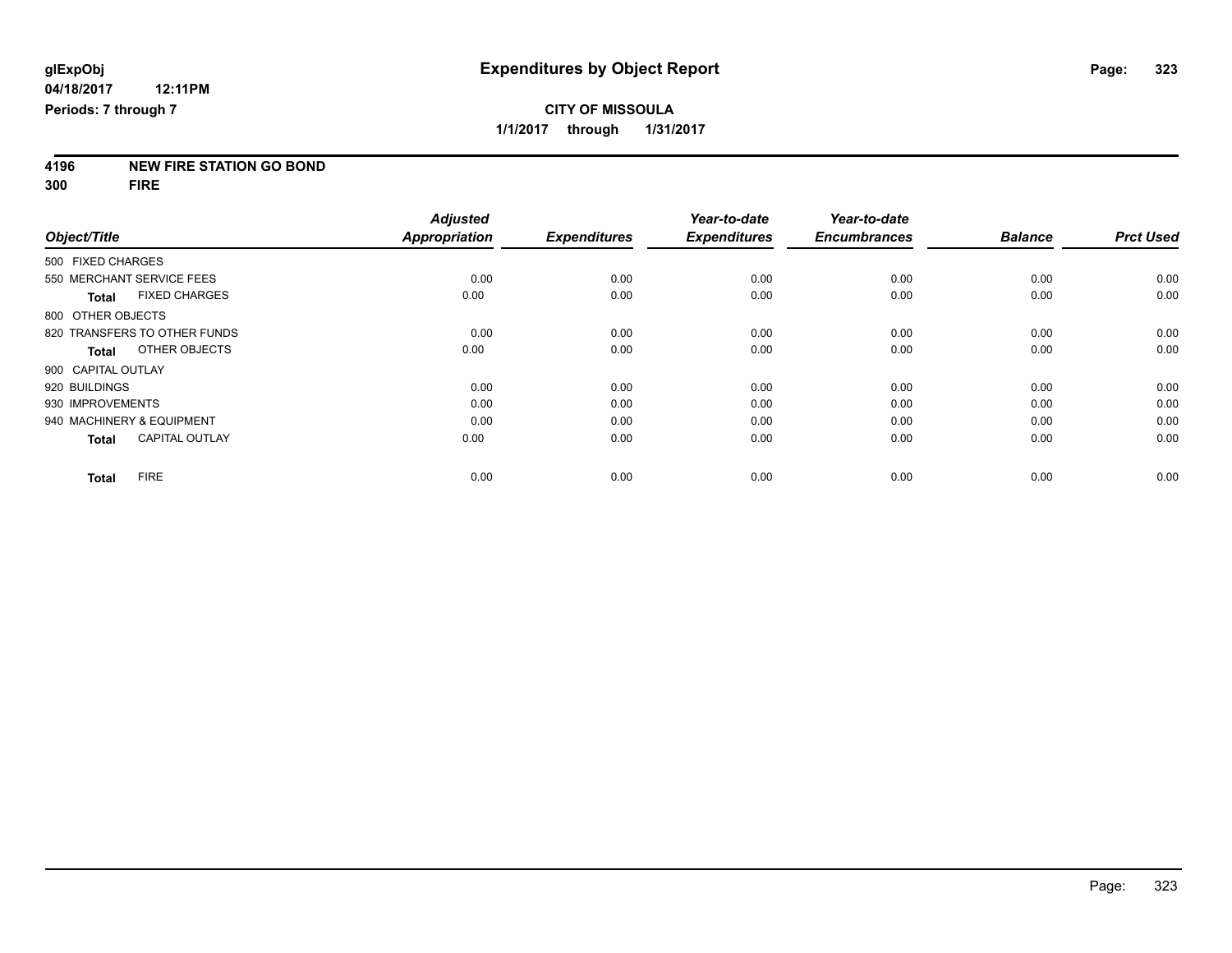glExpObj
04/18/2017 12:11PM
Periods: 7 through 7

# Expenditures by Object Report

**CITY OF MISSOULA**
**1/1/2017 through 1/31/2017**

**4196 NEW FIRE STATION GO BOND**
**300 FIRE**

| Object/Title | Adjusted Appropriation | Expenditures | Year-to-date Expenditures | Year-to-date Encumbrances | Balance | Prct Used |
|---|---|---|---|---|---|---|
| 500 FIXED CHARGES | | | | | | |
| 550 MERCHANT SERVICE FEES | 0.00 | 0.00 | 0.00 | 0.00 | 0.00 | 0.00 |
| **Total** FIXED CHARGES | 0.00 | 0.00 | 0.00 | 0.00 | 0.00 | 0.00 |
| 800 OTHER OBJECTS | | | | | | |
| 820 TRANSFERS TO OTHER FUNDS | 0.00 | 0.00 | 0.00 | 0.00 | 0.00 | 0.00 |
| **Total** OTHER OBJECTS | 0.00 | 0.00 | 0.00 | 0.00 | 0.00 | 0.00 |
| 900 CAPITAL OUTLAY | | | | | | |
| 920 BUILDINGS | 0.00 | 0.00 | 0.00 | 0.00 | 0.00 | 0.00 |
| 930 IMPROVEMENTS | 0.00 | 0.00 | 0.00 | 0.00 | 0.00 | 0.00 |
| 940 MACHINERY & EQUIPMENT | 0.00 | 0.00 | 0.00 | 0.00 | 0.00 | 0.00 |
| **Total** CAPITAL OUTLAY | 0.00 | 0.00 | 0.00 | 0.00 | 0.00 | 0.00 |
| **Total** FIRE | 0.00 | 0.00 | 0.00 | 0.00 | 0.00 | 0.00 |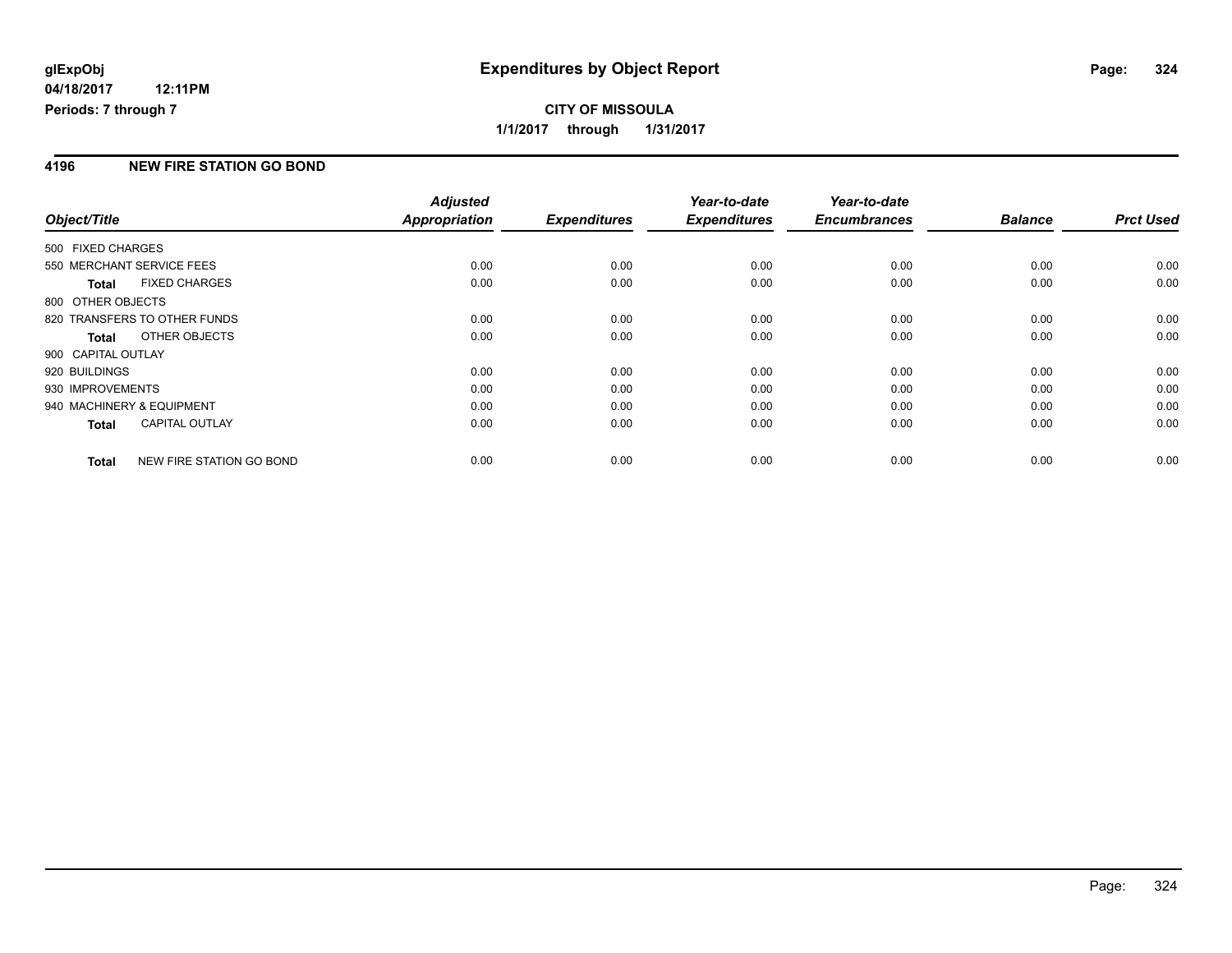glExpObj
04/18/2017 12:11PM
Periods: 7 through 7

# Expenditures by Object Report

**CITY OF MISSOULA**

**1/1/2017 through 1/31/2017**

## 4196 NEW FIRE STATION GO BOND

| Object/Title | Adjusted Appropriation | Expenditures | Year-to-date Expenditures | Year-to-date Encumbrances | Balance | Prct Used |
|---|---|---|---|---|---|---|
| 500 FIXED CHARGES | | | | | | |
| 550 MERCHANT SERVICE FEES | 0.00 | 0.00 | 0.00 | 0.00 | 0.00 | 0.00 |
| **Total** FIXED CHARGES | 0.00 | 0.00 | 0.00 | 0.00 | 0.00 | 0.00 |
| 800 OTHER OBJECTS | | | | | | |
| 820 TRANSFERS TO OTHER FUNDS | 0.00 | 0.00 | 0.00 | 0.00 | 0.00 | 0.00 |
| **Total** OTHER OBJECTS | 0.00 | 0.00 | 0.00 | 0.00 | 0.00 | 0.00 |
| 900 CAPITAL OUTLAY | | | | | | |
| 920 BUILDINGS | 0.00 | 0.00 | 0.00 | 0.00 | 0.00 | 0.00 |
| 930 IMPROVEMENTS | 0.00 | 0.00 | 0.00 | 0.00 | 0.00 | 0.00 |
| 940 MACHINERY & EQUIPMENT | 0.00 | 0.00 | 0.00 | 0.00 | 0.00 | 0.00 |
| **Total** CAPITAL OUTLAY | 0.00 | 0.00 | 0.00 | 0.00 | 0.00 | 0.00 |
| **Total** NEW FIRE STATION GO BOND | 0.00 | 0.00 | 0.00 | 0.00 | 0.00 | 0.00 |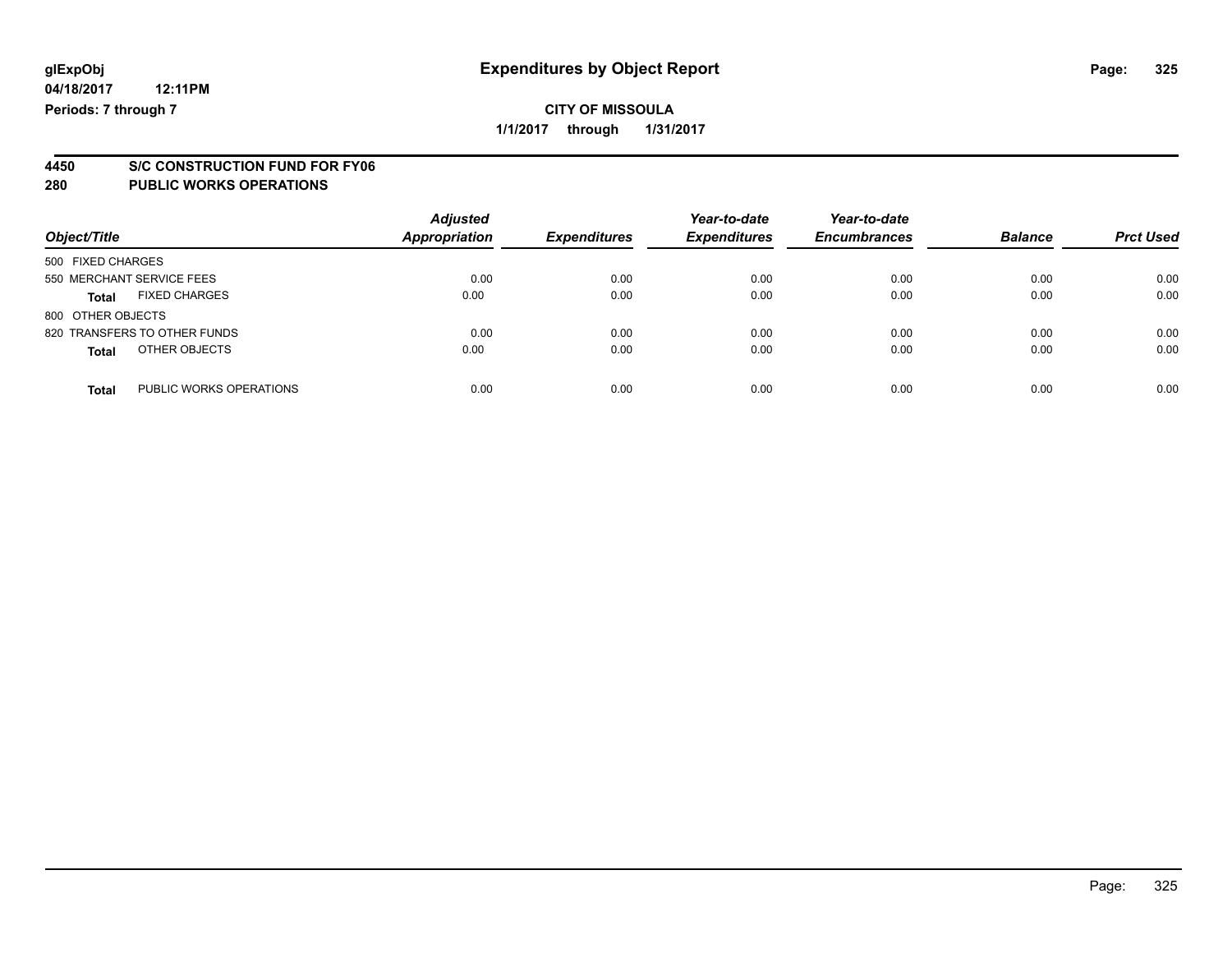glExpObj
04/18/2017 12:11PM
Periods: 7 through 7

# Expenditures by Object Report

**CITY OF MISSOULA**
**1/1/2017 through 1/31/2017**

## 4450 S/C CONSTRUCTION FUND FOR FY06
## 280 PUBLIC WORKS OPERATIONS

| Object/Title | | Adjusted Appropriation | Expenditures | Year-to-date Expenditures | Year-to-date Encumbrances | Balance | Prct Used |
|---|---|---|---|---|---|---|---|
| 500 FIXED CHARGES | | | | | | | |
| 550 MERCHANT SERVICE FEES | | 0.00 | 0.00 | 0.00 | 0.00 | 0.00 | 0.00 |
| **Total** | FIXED CHARGES | 0.00 | 0.00 | 0.00 | 0.00 | 0.00 | 0.00 |
| 800 OTHER OBJECTS | | | | | | | |
| 820 TRANSFERS TO OTHER FUNDS | | 0.00 | 0.00 | 0.00 | 0.00 | 0.00 | 0.00 |
| **Total** | OTHER OBJECTS | 0.00 | 0.00 | 0.00 | 0.00 | 0.00 | 0.00 |
| **Total** | PUBLIC WORKS OPERATIONS | 0.00 | 0.00 | 0.00 | 0.00 | 0.00 | 0.00 |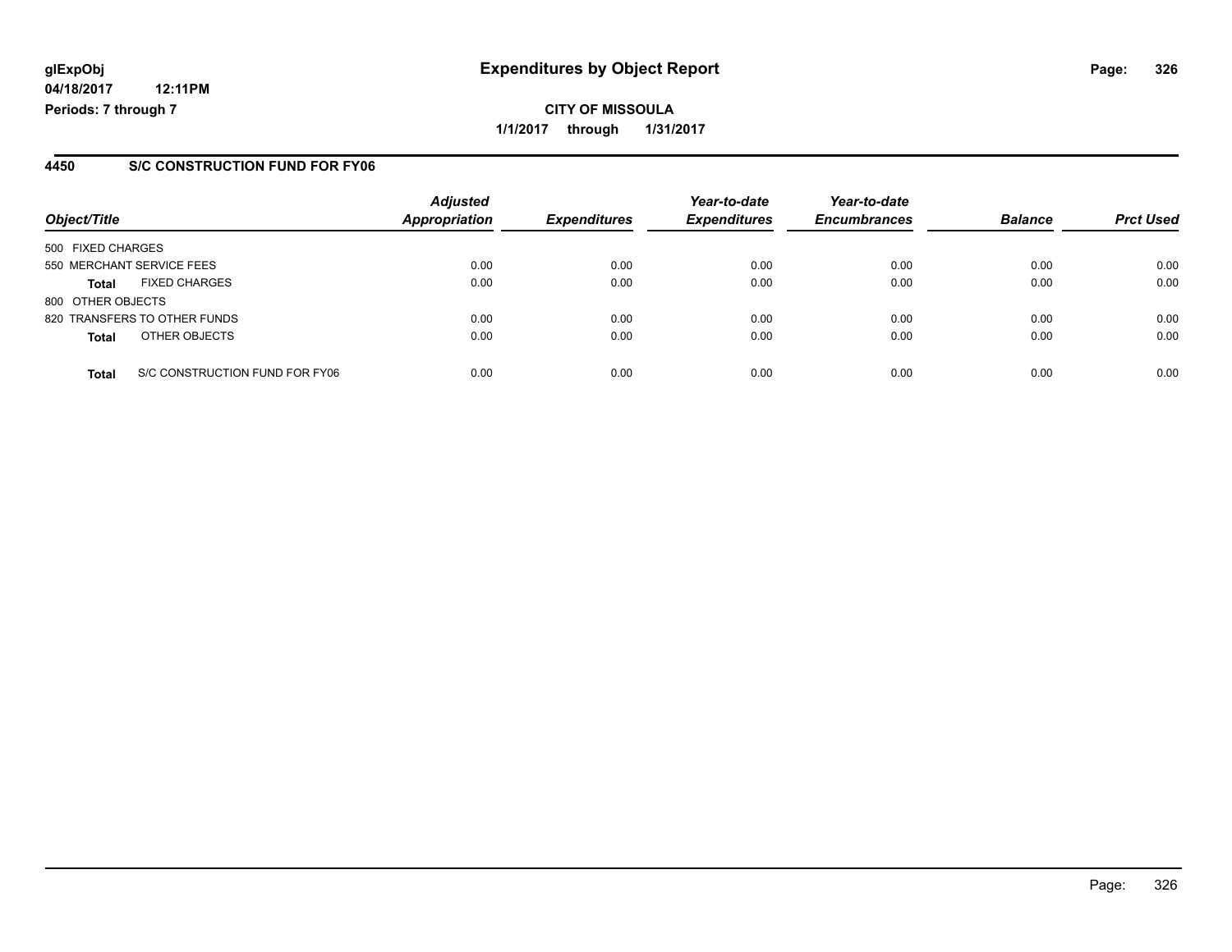# Expenditures by Object Report

glExpObj
04/18/2017 12:11PM
Periods: 7 through 7

**CITY OF MISSOULA**
**1/1/2017 through 1/31/2017**

## 4450 S/C CONSTRUCTION FUND FOR FY06

| Object/Title | Adjusted Appropriation | Expenditures | Year-to-date Expenditures | Year-to-date Encumbrances | Balance | Prct Used |
|---|---|---|---|---|---|---|
| 500 FIXED CHARGES | | | | | | |
| 550 MERCHANT SERVICE FEES | 0.00 | 0.00 | 0.00 | 0.00 | 0.00 | 0.00 |
| **Total** FIXED CHARGES | 0.00 | 0.00 | 0.00 | 0.00 | 0.00 | 0.00 |
| 800 OTHER OBJECTS | | | | | | |
| 820 TRANSFERS TO OTHER FUNDS | 0.00 | 0.00 | 0.00 | 0.00 | 0.00 | 0.00 |
| **Total** OTHER OBJECTS | 0.00 | 0.00 | 0.00 | 0.00 | 0.00 | 0.00 |
| **Total** S/C CONSTRUCTION FUND FOR FY06 | 0.00 | 0.00 | 0.00 | 0.00 | 0.00 | 0.00 |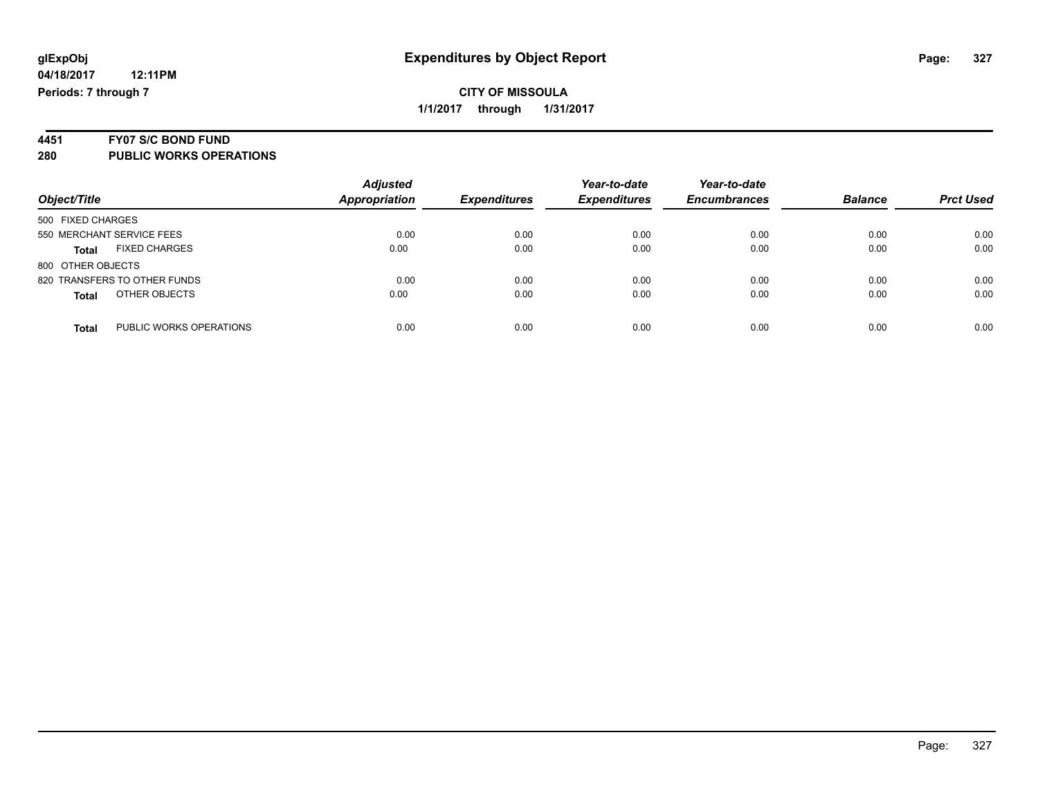**glExpObj**
**04/18/2017 12:11PM**
**Periods: 7 through 7**

# Expenditures by Object Report

**CITY OF MISSOULA**
**1/1/2017 through 1/31/2017**

## 4451 FY07 S/C BOND FUND
## 280 PUBLIC WORKS OPERATIONS

| Object/Title | Adjusted Appropriation | Expenditures | Year-to-date Expenditures | Year-to-date Encumbrances | Balance | Prct Used |
|---|---|---|---|---|---|---|
| 500 FIXED CHARGES | | | | | | |
| 550 MERCHANT SERVICE FEES | 0.00 | 0.00 | 0.00 | 0.00 | 0.00 | 0.00 |
| **Total** FIXED CHARGES | 0.00 | 0.00 | 0.00 | 0.00 | 0.00 | 0.00 |
| 800 OTHER OBJECTS | | | | | | |
| 820 TRANSFERS TO OTHER FUNDS | 0.00 | 0.00 | 0.00 | 0.00 | 0.00 | 0.00 |
| **Total** OTHER OBJECTS | 0.00 | 0.00 | 0.00 | 0.00 | 0.00 | 0.00 |
| **Total** PUBLIC WORKS OPERATIONS | 0.00 | 0.00 | 0.00 | 0.00 | 0.00 | 0.00 |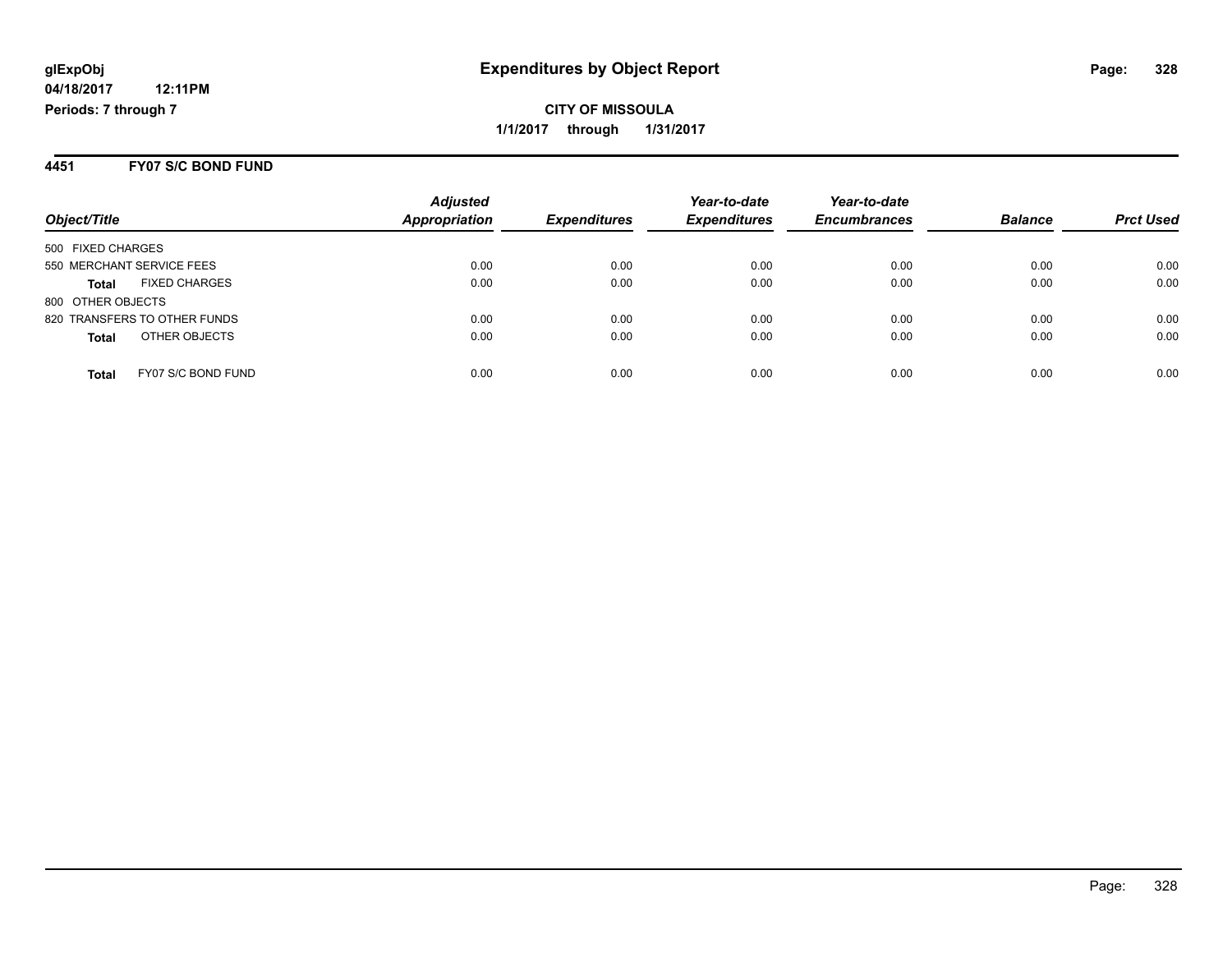glExpObj
04/18/2017 12:11PM
Periods: 7 through 7

# Expenditures by Object Report

**CITY OF MISSOULA**

**1/1/2017 through 1/31/2017**

## 4451 FY07 S/C BOND FUND

| Object/Title | Adjusted Appropriation | Expenditures | Year-to-date Expenditures | Year-to-date Encumbrances | Balance | Prct Used |
|---|---|---|---|---|---|---|
| 500 FIXED CHARGES | | | | | | |
| 550 MERCHANT SERVICE FEES | 0.00 | 0.00 | 0.00 | 0.00 | 0.00 | 0.00 |
| **Total** FIXED CHARGES | 0.00 | 0.00 | 0.00 | 0.00 | 0.00 | 0.00 |
| 800 OTHER OBJECTS | | | | | | |
| 820 TRANSFERS TO OTHER FUNDS | 0.00 | 0.00 | 0.00 | 0.00 | 0.00 | 0.00 |
| **Total** OTHER OBJECTS | 0.00 | 0.00 | 0.00 | 0.00 | 0.00 | 0.00 |
| **Total** FY07 S/C BOND FUND | 0.00 | 0.00 | 0.00 | 0.00 | 0.00 | 0.00 |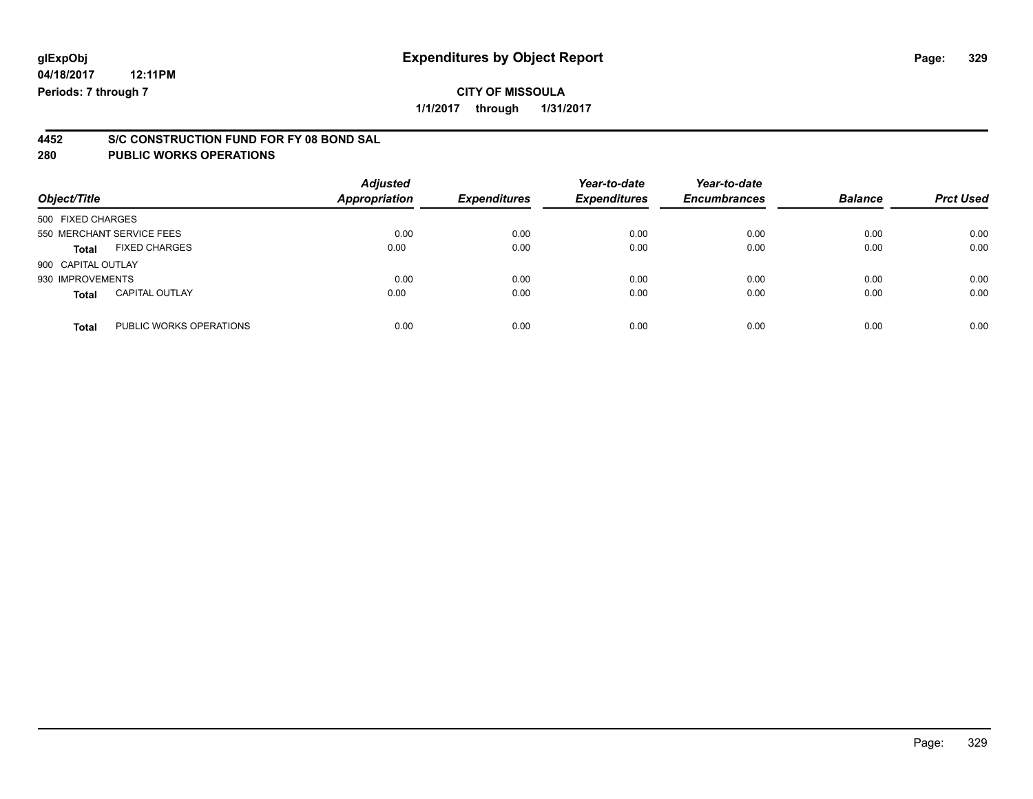# Expenditures by Object Report

glExpObj
04/18/2017 12:11PM
Periods: 7 through 7

**CITY OF MISSOULA**

**1/1/2017 through 1/31/2017**

## 4452 S/C CONSTRUCTION FUND FOR FY 08 BOND SAL
## 280 PUBLIC WORKS OPERATIONS

| Object/Title | Adjusted Appropriation | Expenditures | Year-to-date Expenditures | Year-to-date Encumbrances | Balance | Prct Used |
|---|---|---|---|---|---|---|
| 500 FIXED CHARGES | | | | | | |
| 550 MERCHANT SERVICE FEES | 0.00 | 0.00 | 0.00 | 0.00 | 0.00 | 0.00 |
| **Total** FIXED CHARGES | 0.00 | 0.00 | 0.00 | 0.00 | 0.00 | 0.00 |
| 900 CAPITAL OUTLAY | | | | | | |
| 930 IMPROVEMENTS | 0.00 | 0.00 | 0.00 | 0.00 | 0.00 | 0.00 |
| **Total** CAPITAL OUTLAY | 0.00 | 0.00 | 0.00 | 0.00 | 0.00 | 0.00 |
| **Total** PUBLIC WORKS OPERATIONS | 0.00 | 0.00 | 0.00 | 0.00 | 0.00 | 0.00 |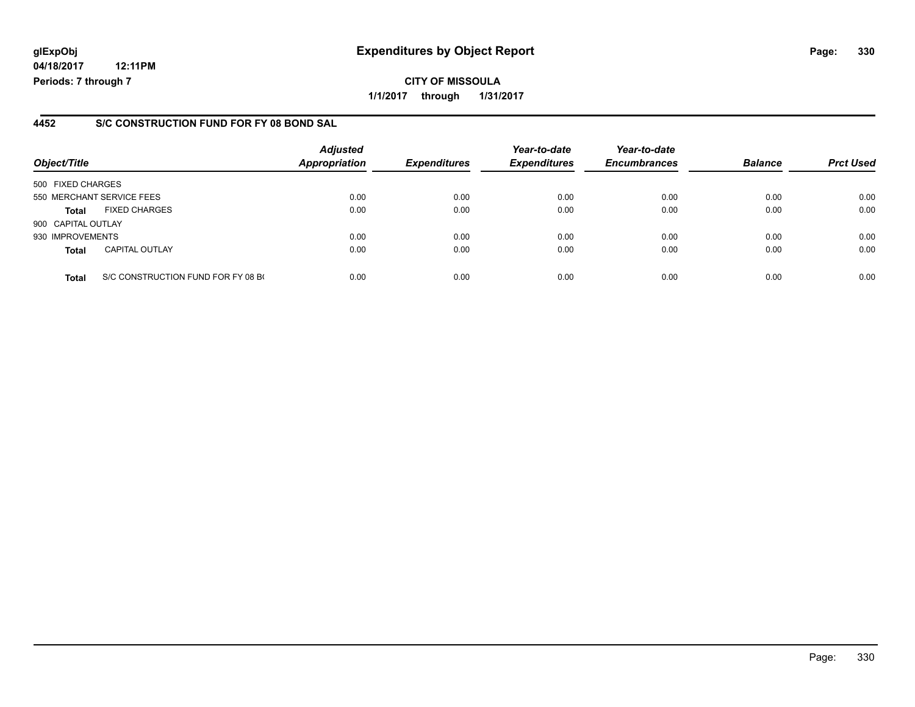**glExpObj**
**04/18/2017 12:11PM**
**Periods: 7 through 7**

# Expenditures by Object Report

**CITY OF MISSOULA**

**1/1/2017 through 1/31/2017**

## 4452 S/C CONSTRUCTION FUND FOR FY 08 BOND SAL

| Object/Title | | *Adjusted Appropriation* | *Expenditures* | *Year-to-date Expenditures* | *Year-to-date Encumbrances* | *Balance* | *Prct Used* |
|---|---|---|---|---|---|---|---|
| 500 FIXED CHARGES | | | | | | | |
| 550 MERCHANT SERVICE FEES | | 0.00 | 0.00 | 0.00 | 0.00 | 0.00 | 0.00 |
| **Total** | FIXED CHARGES | 0.00 | 0.00 | 0.00 | 0.00 | 0.00 | 0.00 |
| 900 CAPITAL OUTLAY | | | | | | | |
| 930 IMPROVEMENTS | | 0.00 | 0.00 | 0.00 | 0.00 | 0.00 | 0.00 |
| **Total** | CAPITAL OUTLAY | 0.00 | 0.00 | 0.00 | 0.00 | 0.00 | 0.00 |
| **Total** | S/C CONSTRUCTION FUND FOR FY 08 B( | 0.00 | 0.00 | 0.00 | 0.00 | 0.00 | 0.00 |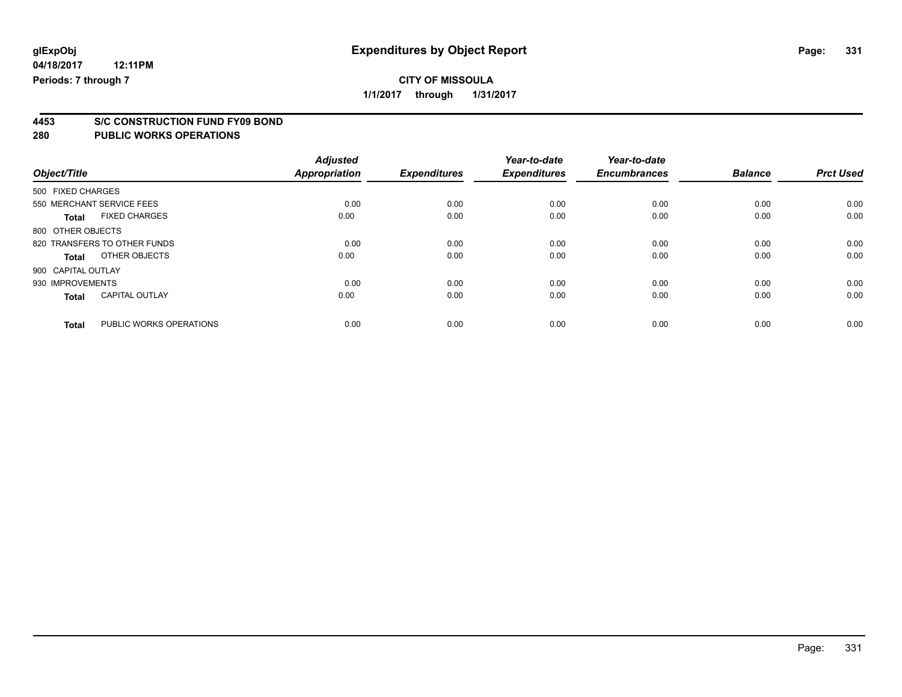**glExpObj**
**04/18/2017 12:11PM**
**Periods: 7 through 7**

# Expenditures by Object Report

**CITY OF MISSOULA**
**1/1/2017 through 1/31/2017**

## 4453 S/C CONSTRUCTION FUND FY09 BOND
## 280 PUBLIC WORKS OPERATIONS

| Object/Title | Adjusted Appropriation | Expenditures | Year-to-date Expenditures | Year-to-date Encumbrances | Balance | Prct Used |
|---|---|---|---|---|---|---|
| 500 FIXED CHARGES | | | | | | |
| 550 MERCHANT SERVICE FEES | 0.00 | 0.00 | 0.00 | 0.00 | 0.00 | 0.00 |
| **Total** FIXED CHARGES | 0.00 | 0.00 | 0.00 | 0.00 | 0.00 | 0.00 |
| 800 OTHER OBJECTS | | | | | | |
| 820 TRANSFERS TO OTHER FUNDS | 0.00 | 0.00 | 0.00 | 0.00 | 0.00 | 0.00 |
| **Total** OTHER OBJECTS | 0.00 | 0.00 | 0.00 | 0.00 | 0.00 | 0.00 |
| 900 CAPITAL OUTLAY | | | | | | |
| 930 IMPROVEMENTS | 0.00 | 0.00 | 0.00 | 0.00 | 0.00 | 0.00 |
| **Total** CAPITAL OUTLAY | 0.00 | 0.00 | 0.00 | 0.00 | 0.00 | 0.00 |
| **Total** PUBLIC WORKS OPERATIONS | 0.00 | 0.00 | 0.00 | 0.00 | 0.00 | 0.00 |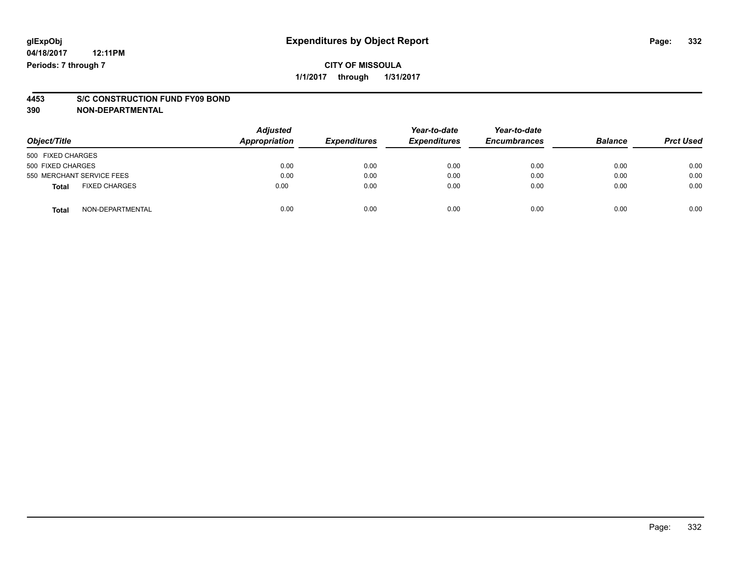**glExpObj**
**04/18/2017 12:11PM**
**Periods: 7 through 7**

# Expenditures by Object Report

**CITY OF MISSOULA**
**1/1/2017 through 1/31/2017**

**4453 S/C CONSTRUCTION FUND FY09 BOND**
**390 NON-DEPARTMENTAL**

| Object/Title | Adjusted Appropriation | Expenditures | Year-to-date Expenditures | Year-to-date Encumbrances | Balance | Prct Used |
|---|---|---|---|---|---|---|
| 500 FIXED CHARGES | | | | | | |
| 500 FIXED CHARGES | 0.00 | 0.00 | 0.00 | 0.00 | 0.00 | 0.00 |
| 550 MERCHANT SERVICE FEES | 0.00 | 0.00 | 0.00 | 0.00 | 0.00 | 0.00 |
| **Total** FIXED CHARGES | 0.00 | 0.00 | 0.00 | 0.00 | 0.00 | 0.00 |
| **Total** NON-DEPARTMENTAL | 0.00 | 0.00 | 0.00 | 0.00 | 0.00 | 0.00 |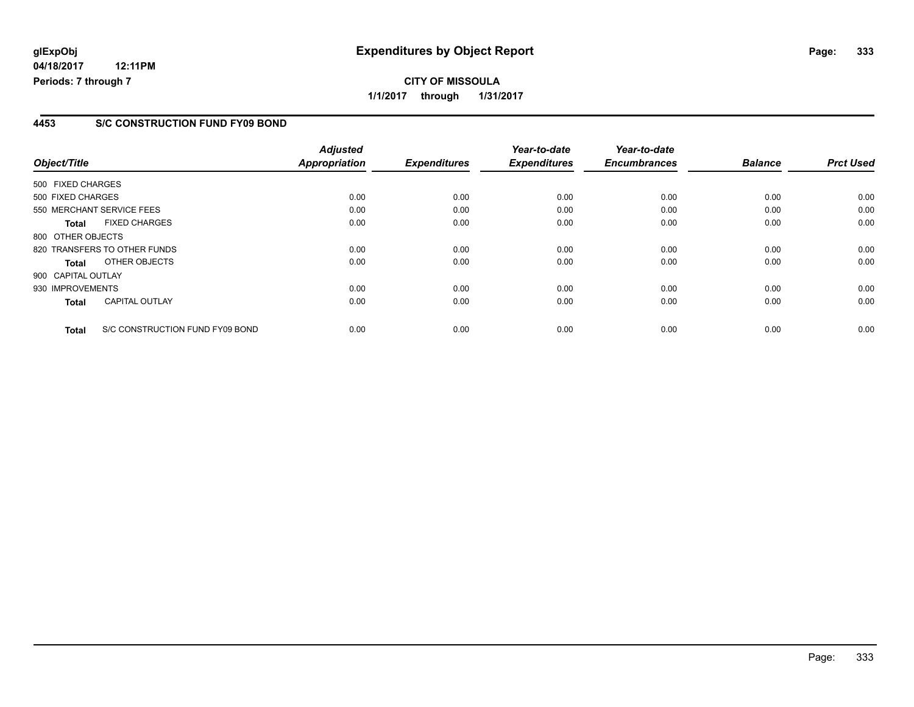**glExpObj** **Expenditures by Object Report**

**04/18/2017 12:11PM**

**Periods: 7 through 7**

**CITY OF MISSOULA**

**1/1/2017 through 1/31/2017**

## 4453 S/C CONSTRUCTION FUND FY09 BOND

| Object/Title | Adjusted Appropriation | Expenditures | Year-to-date Expenditures | Year-to-date Encumbrances | Balance | Prct Used |
|---|---|---|---|---|---|---|
| 500 FIXED CHARGES | | | | | | |
| 500 FIXED CHARGES | 0.00 | 0.00 | 0.00 | 0.00 | 0.00 | 0.00 |
| 550 MERCHANT SERVICE FEES | 0.00 | 0.00 | 0.00 | 0.00 | 0.00 | 0.00 |
| **Total** FIXED CHARGES | 0.00 | 0.00 | 0.00 | 0.00 | 0.00 | 0.00 |
| 800 OTHER OBJECTS | | | | | | |
| 820 TRANSFERS TO OTHER FUNDS | 0.00 | 0.00 | 0.00 | 0.00 | 0.00 | 0.00 |
| **Total** OTHER OBJECTS | 0.00 | 0.00 | 0.00 | 0.00 | 0.00 | 0.00 |
| 900 CAPITAL OUTLAY | | | | | | |
| 930 IMPROVEMENTS | 0.00 | 0.00 | 0.00 | 0.00 | 0.00 | 0.00 |
| **Total** CAPITAL OUTLAY | 0.00 | 0.00 | 0.00 | 0.00 | 0.00 | 0.00 |
| **Total** S/C CONSTRUCTION FUND FY09 BOND | 0.00 | 0.00 | 0.00 | 0.00 | 0.00 | 0.00 |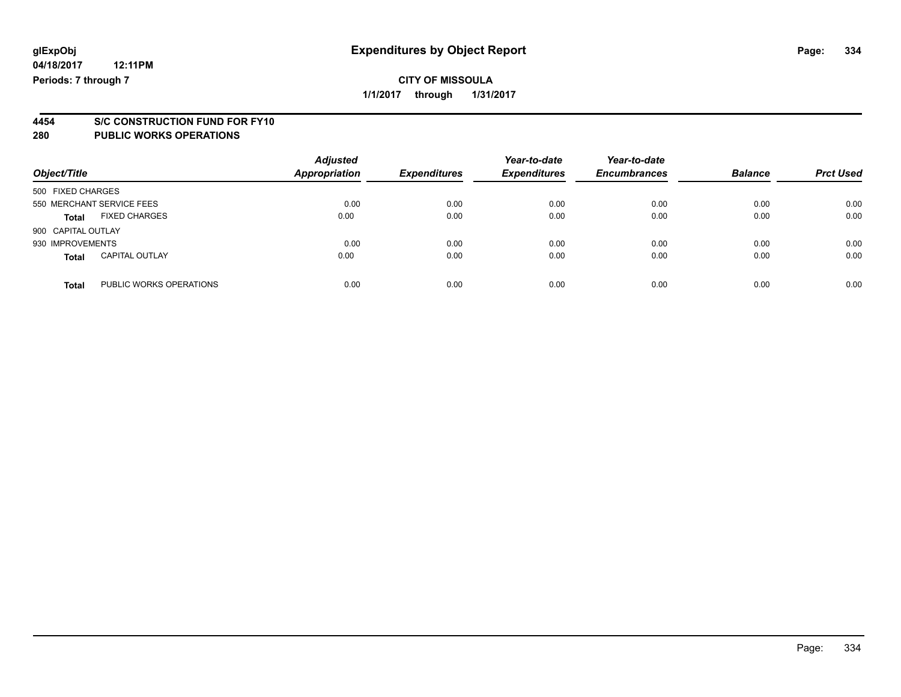glExpObj
04/18/2017 12:11PM
Periods: 7 through 7

# Expenditures by Object Report

**CITY OF MISSOULA**

**1/1/2017 through 1/31/2017**

## 4454 S/C CONSTRUCTION FUND FOR FY10
## 280 PUBLIC WORKS OPERATIONS

| Object/Title | | Adjusted Appropriation | Expenditures | Year-to-date Expenditures | Year-to-date Encumbrances | Balance | Prct Used |
|---|---|---|---|---|---|---|---|
| 500 FIXED CHARGES | | | | | | | |
| 550 MERCHANT SERVICE FEES | | 0.00 | 0.00 | 0.00 | 0.00 | 0.00 | 0.00 |
| **Total** | FIXED CHARGES | 0.00 | 0.00 | 0.00 | 0.00 | 0.00 | 0.00 |
| 900 CAPITAL OUTLAY | | | | | | | |
| 930 IMPROVEMENTS | | 0.00 | 0.00 | 0.00 | 0.00 | 0.00 | 0.00 |
| **Total** | CAPITAL OUTLAY | 0.00 | 0.00 | 0.00 | 0.00 | 0.00 | 0.00 |
| **Total** | PUBLIC WORKS OPERATIONS | 0.00 | 0.00 | 0.00 | 0.00 | 0.00 | 0.00 |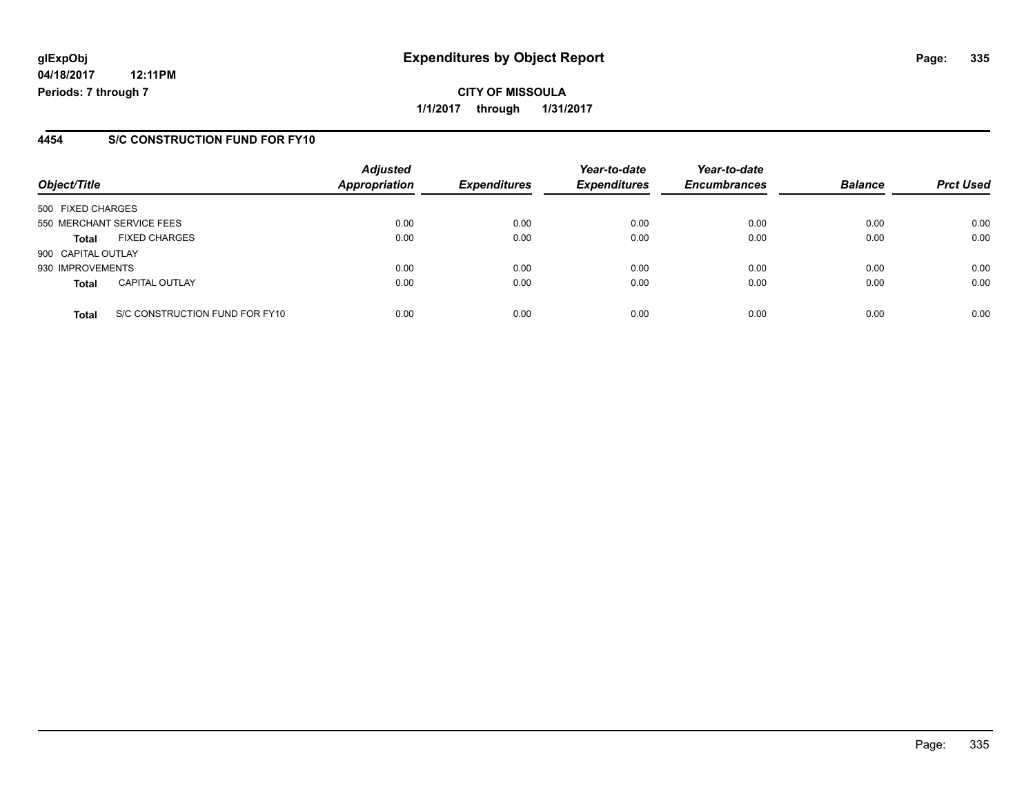glExpObj
04/18/2017 12:11PM
Periods: 7 through 7

# Expenditures by Object Report

**CITY OF MISSOULA**
**1/1/2017 through 1/31/2017**

## 4454 S/C CONSTRUCTION FUND FOR FY10

| Object/Title | | Adjusted Appropriation | Expenditures | Year-to-date Expenditures | Year-to-date Encumbrances | Balance | Prct Used |
|---|---|---|---|---|---|---|---|
| 500 FIXED CHARGES | | | | | | | |
| 550 MERCHANT SERVICE FEES | | 0.00 | 0.00 | 0.00 | 0.00 | 0.00 | 0.00 |
| **Total** | FIXED CHARGES | 0.00 | 0.00 | 0.00 | 0.00 | 0.00 | 0.00 |
| 900 CAPITAL OUTLAY | | | | | | | |
| 930 IMPROVEMENTS | | 0.00 | 0.00 | 0.00 | 0.00 | 0.00 | 0.00 |
| **Total** | CAPITAL OUTLAY | 0.00 | 0.00 | 0.00 | 0.00 | 0.00 | 0.00 |
| **Total** | S/C CONSTRUCTION FUND FOR FY10 | 0.00 | 0.00 | 0.00 | 0.00 | 0.00 | 0.00 |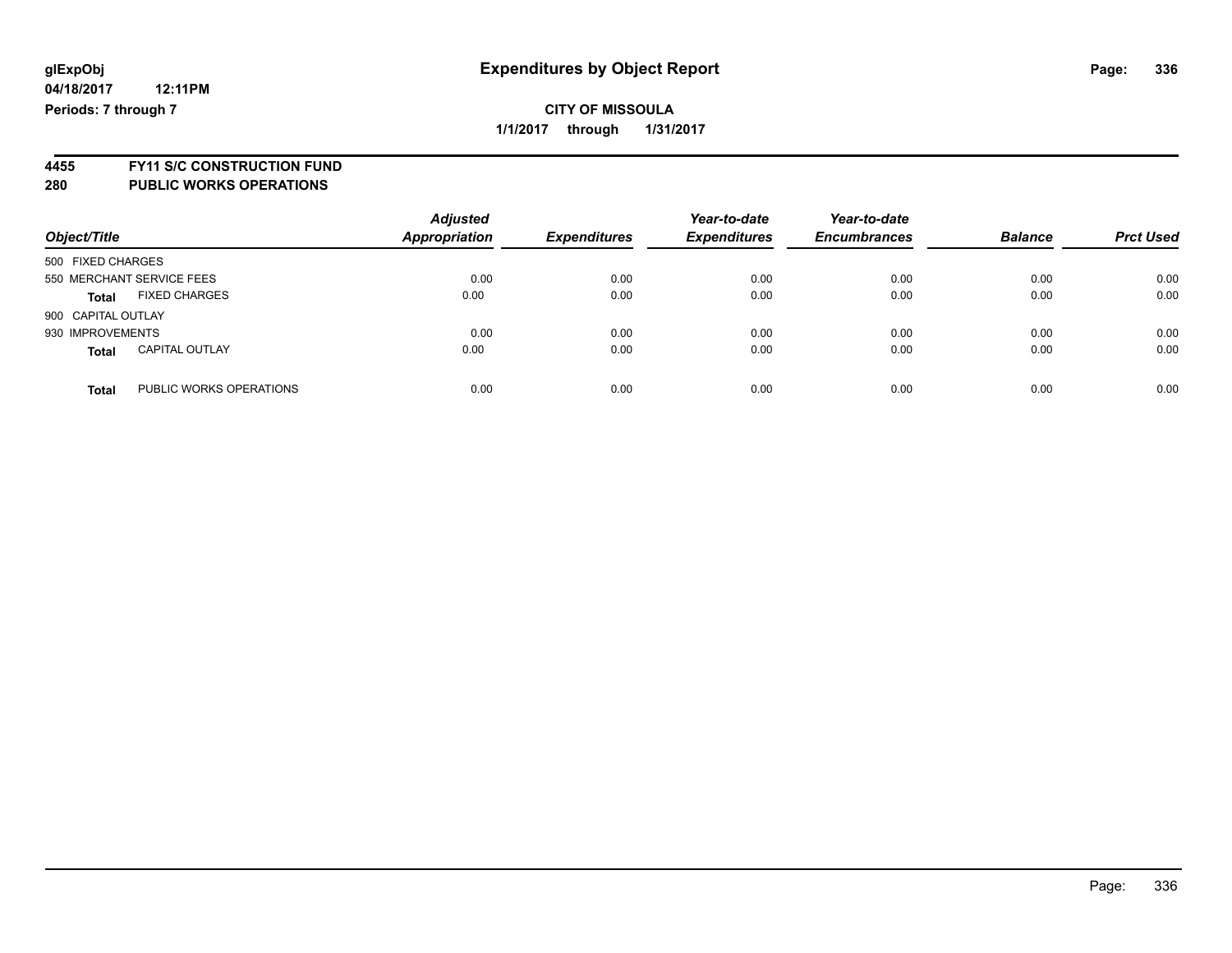glExpObj
04/18/2017 12:11PM
Periods: 7 through 7

# Expenditures by Object Report

**CITY OF MISSOULA**
**1/1/2017 through 1/31/2017**

**4455 FY11 S/C CONSTRUCTION FUND**
**280 PUBLIC WORKS OPERATIONS**

| Object/Title | Adjusted Appropriation | Expenditures | Year-to-date Expenditures | Year-to-date Encumbrances | Balance | Prct Used |
|---|---|---|---|---|---|---|
| 500 FIXED CHARGES | | | | | | |
| 550 MERCHANT SERVICE FEES | 0.00 | 0.00 | 0.00 | 0.00 | 0.00 | 0.00 |
| **Total** FIXED CHARGES | 0.00 | 0.00 | 0.00 | 0.00 | 0.00 | 0.00 |
| 900 CAPITAL OUTLAY | | | | | | |
| 930 IMPROVEMENTS | 0.00 | 0.00 | 0.00 | 0.00 | 0.00 | 0.00 |
| **Total** CAPITAL OUTLAY | 0.00 | 0.00 | 0.00 | 0.00 | 0.00 | 0.00 |
| **Total** PUBLIC WORKS OPERATIONS | 0.00 | 0.00 | 0.00 | 0.00 | 0.00 | 0.00 |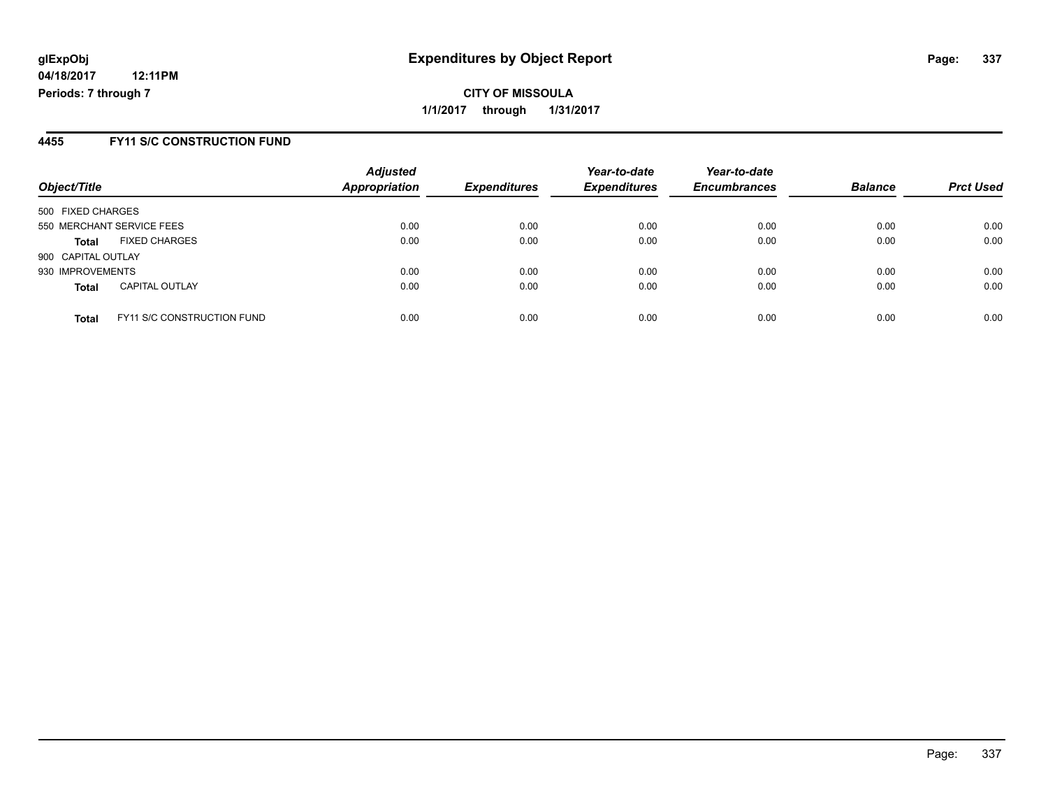# Expenditures by Object Report

**glExpObj**
**04/18/2017 12:11PM**
**Periods: 7 through 7**

**CITY OF MISSOULA**
**1/1/2017 through 1/31/2017**

## 4455 FY11 S/C CONSTRUCTION FUND

| Object/Title | | *Adjusted Appropriation* | *Expenditures* | *Year-to-date Expenditures* | *Year-to-date Encumbrances* | *Balance* | *Prct Used* |
|---|---|---|---|---|---|---|---|
| 500 FIXED CHARGES | | | | | | | |
| 550 MERCHANT SERVICE FEES | | 0.00 | 0.00 | 0.00 | 0.00 | 0.00 | 0.00 |
| **Total** | FIXED CHARGES | 0.00 | 0.00 | 0.00 | 0.00 | 0.00 | 0.00 |
| 900 CAPITAL OUTLAY | | | | | | | |
| 930 IMPROVEMENTS | | 0.00 | 0.00 | 0.00 | 0.00 | 0.00 | 0.00 |
| **Total** | CAPITAL OUTLAY | 0.00 | 0.00 | 0.00 | 0.00 | 0.00 | 0.00 |
| **Total** | FY11 S/C CONSTRUCTION FUND | 0.00 | 0.00 | 0.00 | 0.00 | 0.00 | 0.00 |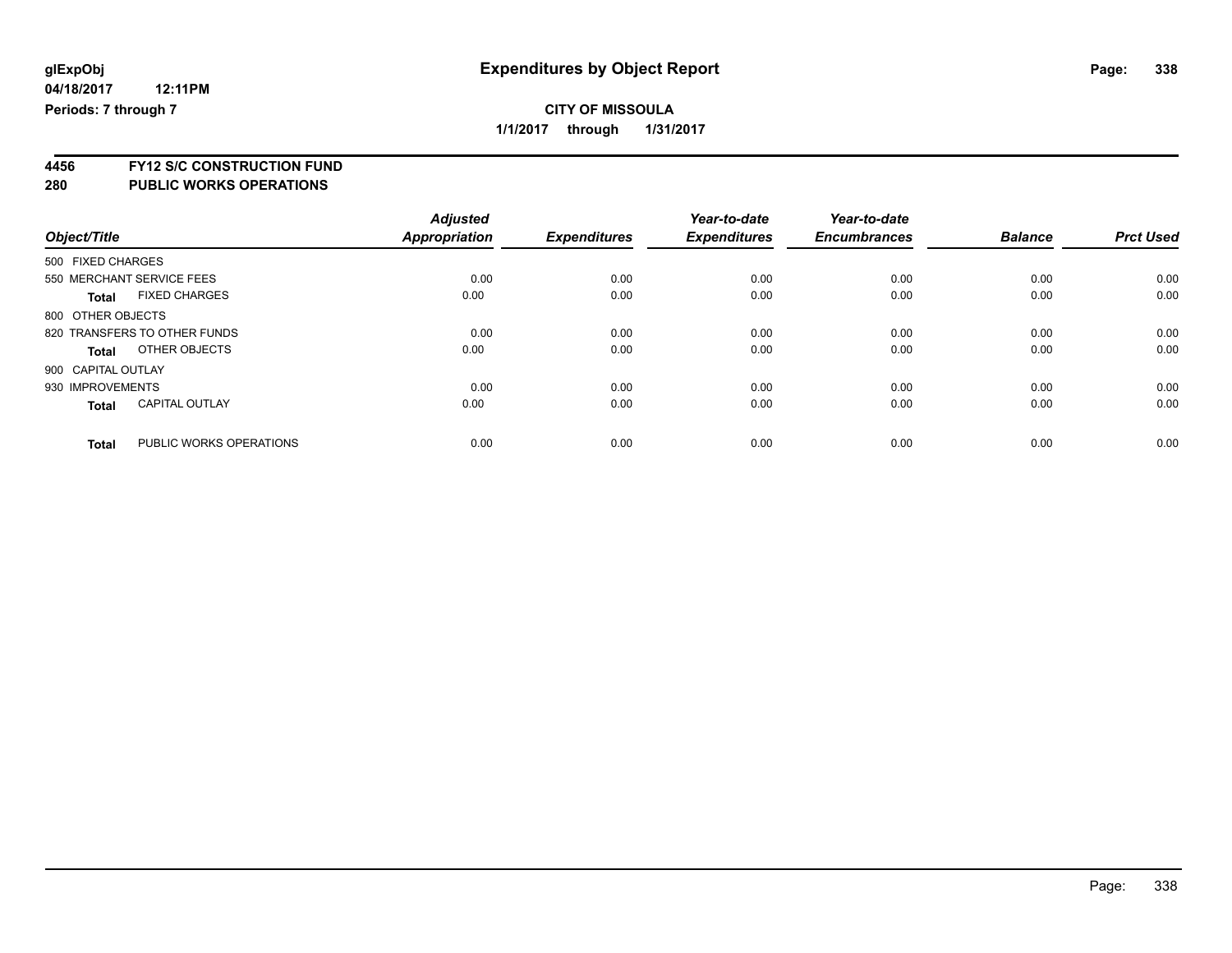# Expenditures by Object Report

glExpObj
04/18/2017 12:11PM
Periods: 7 through 7

**CITY OF MISSOULA**
**1/1/2017 through 1/31/2017**

## 4456 FY12 S/C CONSTRUCTION FUND
## 280 PUBLIC WORKS OPERATIONS

| Object/Title | Adjusted Appropriation | Expenditures | Year-to-date Expenditures | Year-to-date Encumbrances | Balance | Prct Used |
|---|---|---|---|---|---|---|
| 500 FIXED CHARGES | | | | | | |
| 550 MERCHANT SERVICE FEES | 0.00 | 0.00 | 0.00 | 0.00 | 0.00 | 0.00 |
| **Total** FIXED CHARGES | 0.00 | 0.00 | 0.00 | 0.00 | 0.00 | 0.00 |
| 800 OTHER OBJECTS | | | | | | |
| 820 TRANSFERS TO OTHER FUNDS | 0.00 | 0.00 | 0.00 | 0.00 | 0.00 | 0.00 |
| **Total** OTHER OBJECTS | 0.00 | 0.00 | 0.00 | 0.00 | 0.00 | 0.00 |
| 900 CAPITAL OUTLAY | | | | | | |
| 930 IMPROVEMENTS | 0.00 | 0.00 | 0.00 | 0.00 | 0.00 | 0.00 |
| **Total** CAPITAL OUTLAY | 0.00 | 0.00 | 0.00 | 0.00 | 0.00 | 0.00 |
| **Total** PUBLIC WORKS OPERATIONS | 0.00 | 0.00 | 0.00 | 0.00 | 0.00 | 0.00 |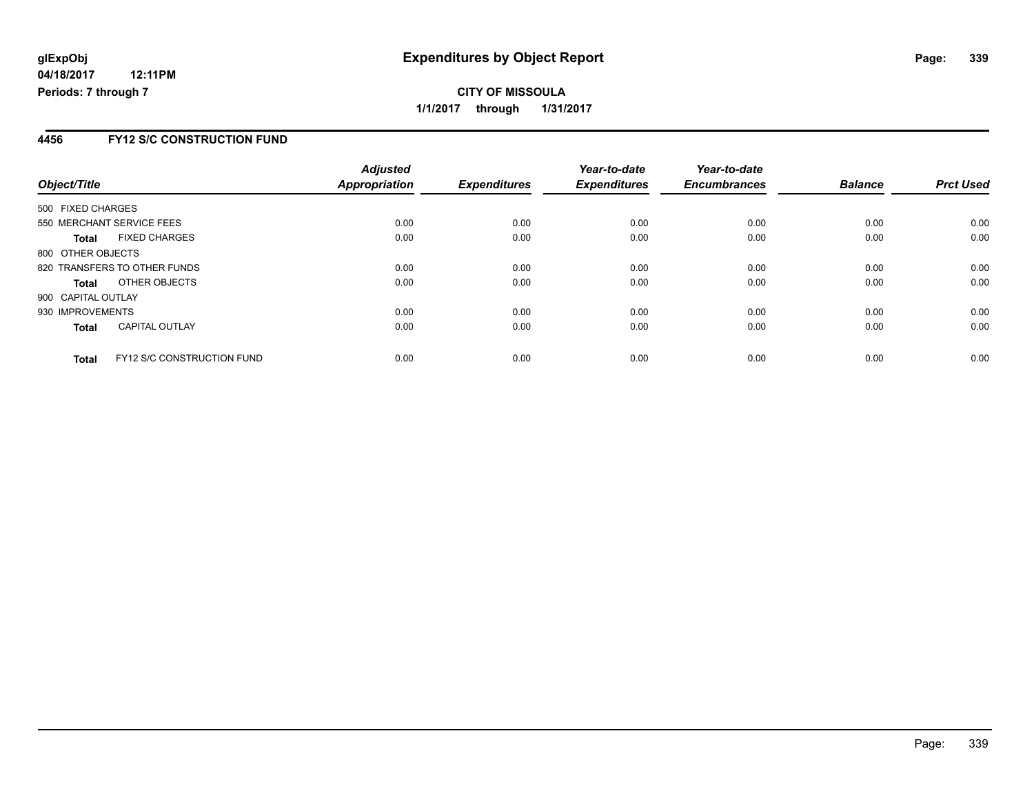# Expenditures by Object Report

glExpObj
04/18/2017 12:11PM
Periods: 7 through 7

**CITY OF MISSOULA**
**1/1/2017 through 1/31/2017**

## 4456 FY12 S/C CONSTRUCTION FUND

| Object/Title | | Adjusted Appropriation | Expenditures | Year-to-date Expenditures | Year-to-date Encumbrances | Balance | Prct Used |
|---|---|---|---|---|---|---|---|
| 500 FIXED CHARGES | | | | | | | |
| 550 MERCHANT SERVICE FEES | | 0.00 | 0.00 | 0.00 | 0.00 | 0.00 | 0.00 |
| **Total** | FIXED CHARGES | 0.00 | 0.00 | 0.00 | 0.00 | 0.00 | 0.00 |
| 800 OTHER OBJECTS | | | | | | | |
| 820 TRANSFERS TO OTHER FUNDS | | 0.00 | 0.00 | 0.00 | 0.00 | 0.00 | 0.00 |
| **Total** | OTHER OBJECTS | 0.00 | 0.00 | 0.00 | 0.00 | 0.00 | 0.00 |
| 900 CAPITAL OUTLAY | | | | | | | |
| 930 IMPROVEMENTS | | 0.00 | 0.00 | 0.00 | 0.00 | 0.00 | 0.00 |
| **Total** | CAPITAL OUTLAY | 0.00 | 0.00 | 0.00 | 0.00 | 0.00 | 0.00 |
| **Total** | FY12 S/C CONSTRUCTION FUND | 0.00 | 0.00 | 0.00 | 0.00 | 0.00 | 0.00 |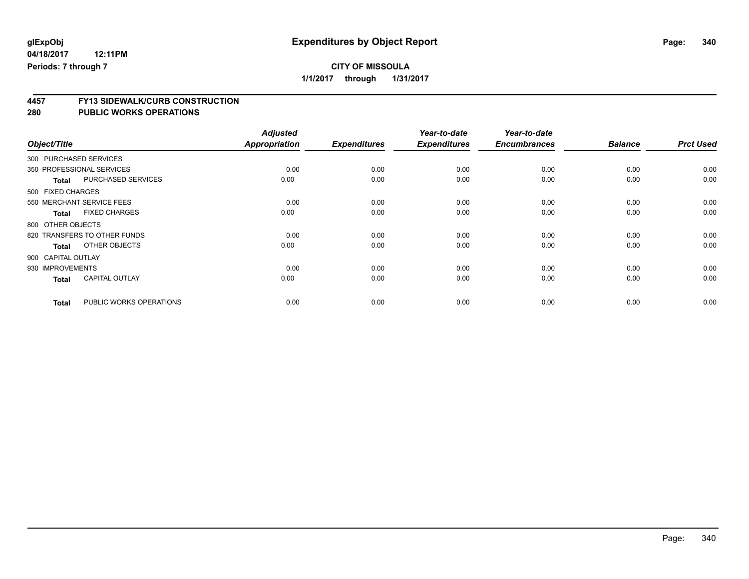glExpObj
04/18/2017 12:11PM
Periods: 7 through 7

# Expenditures by Object Report

**CITY OF MISSOULA**
**1/1/2017 through 1/31/2017**

## 4457 FY13 SIDEWALK/CURB CONSTRUCTION
## 280 PUBLIC WORKS OPERATIONS

| Object/Title | | Adjusted Appropriation | Expenditures | Year-to-date Expenditures | Year-to-date Encumbrances | Balance | Prct Used |
|---|---|---|---|---|---|---|---|
| 300 PURCHASED SERVICES | | | | | | | |
| 350 PROFESSIONAL SERVICES | | 0.00 | 0.00 | 0.00 | 0.00 | 0.00 | 0.00 |
| **Total** | PURCHASED SERVICES | 0.00 | 0.00 | 0.00 | 0.00 | 0.00 | 0.00 |
| 500 FIXED CHARGES | | | | | | | |
| 550 MERCHANT SERVICE FEES | | 0.00 | 0.00 | 0.00 | 0.00 | 0.00 | 0.00 |
| **Total** | FIXED CHARGES | 0.00 | 0.00 | 0.00 | 0.00 | 0.00 | 0.00 |
| 800 OTHER OBJECTS | | | | | | | |
| 820 TRANSFERS TO OTHER FUNDS | | 0.00 | 0.00 | 0.00 | 0.00 | 0.00 | 0.00 |
| **Total** | OTHER OBJECTS | 0.00 | 0.00 | 0.00 | 0.00 | 0.00 | 0.00 |
| 900 CAPITAL OUTLAY | | | | | | | |
| 930 IMPROVEMENTS | | 0.00 | 0.00 | 0.00 | 0.00 | 0.00 | 0.00 |
| **Total** | CAPITAL OUTLAY | 0.00 | 0.00 | 0.00 | 0.00 | 0.00 | 0.00 |
| **Total** | PUBLIC WORKS OPERATIONS | 0.00 | 0.00 | 0.00 | 0.00 | 0.00 | 0.00 |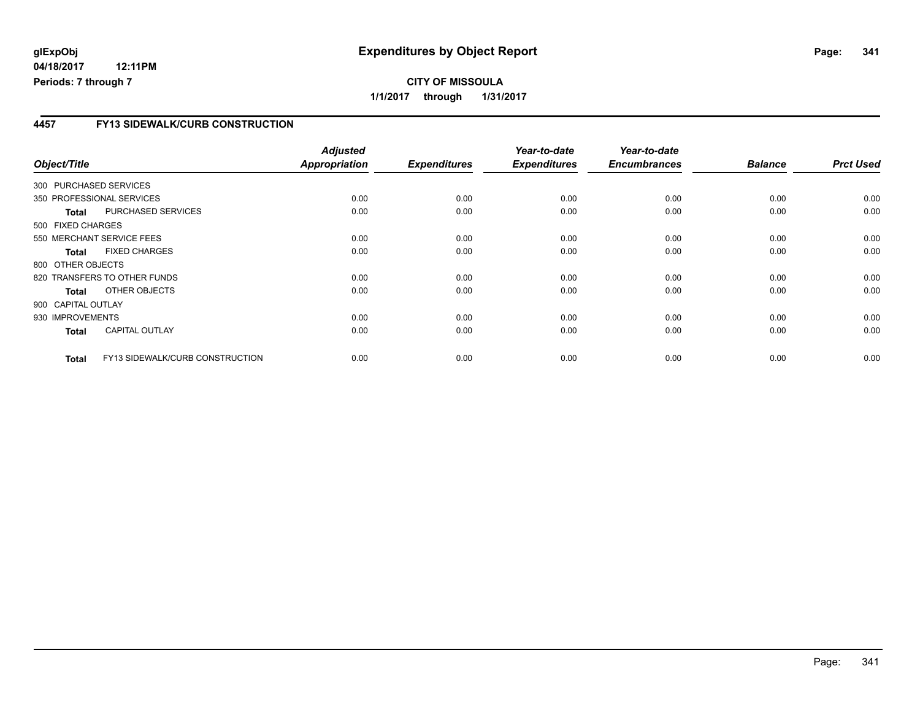**glExpObj** **Expenditures by Object Report**

04/18/2017 12:11PM

Periods: 7 through 7

**CITY OF MISSOULA**

**1/1/2017 through 1/31/2017**

## 4457 FY13 SIDEWALK/CURB CONSTRUCTION

| Object/Title | | Adjusted Appropriation | Expenditures | Year-to-date Expenditures | Year-to-date Encumbrances | Balance | Prct Used |
|---|---|---|---|---|---|---|---|
| 300 PURCHASED SERVICES | | | | | | | |
| 350 PROFESSIONAL SERVICES | | 0.00 | 0.00 | 0.00 | 0.00 | 0.00 | 0.00 |
| **Total** | PURCHASED SERVICES | 0.00 | 0.00 | 0.00 | 0.00 | 0.00 | 0.00 |
| 500 FIXED CHARGES | | | | | | | |
| 550 MERCHANT SERVICE FEES | | 0.00 | 0.00 | 0.00 | 0.00 | 0.00 | 0.00 |
| **Total** | FIXED CHARGES | 0.00 | 0.00 | 0.00 | 0.00 | 0.00 | 0.00 |
| 800 OTHER OBJECTS | | | | | | | |
| 820 TRANSFERS TO OTHER FUNDS | | 0.00 | 0.00 | 0.00 | 0.00 | 0.00 | 0.00 |
| **Total** | OTHER OBJECTS | 0.00 | 0.00 | 0.00 | 0.00 | 0.00 | 0.00 |
| 900 CAPITAL OUTLAY | | | | | | | |
| 930 IMPROVEMENTS | | 0.00 | 0.00 | 0.00 | 0.00 | 0.00 | 0.00 |
| **Total** | CAPITAL OUTLAY | 0.00 | 0.00 | 0.00 | 0.00 | 0.00 | 0.00 |
| **Total** | FY13 SIDEWALK/CURB CONSTRUCTION | 0.00 | 0.00 | 0.00 | 0.00 | 0.00 | 0.00 |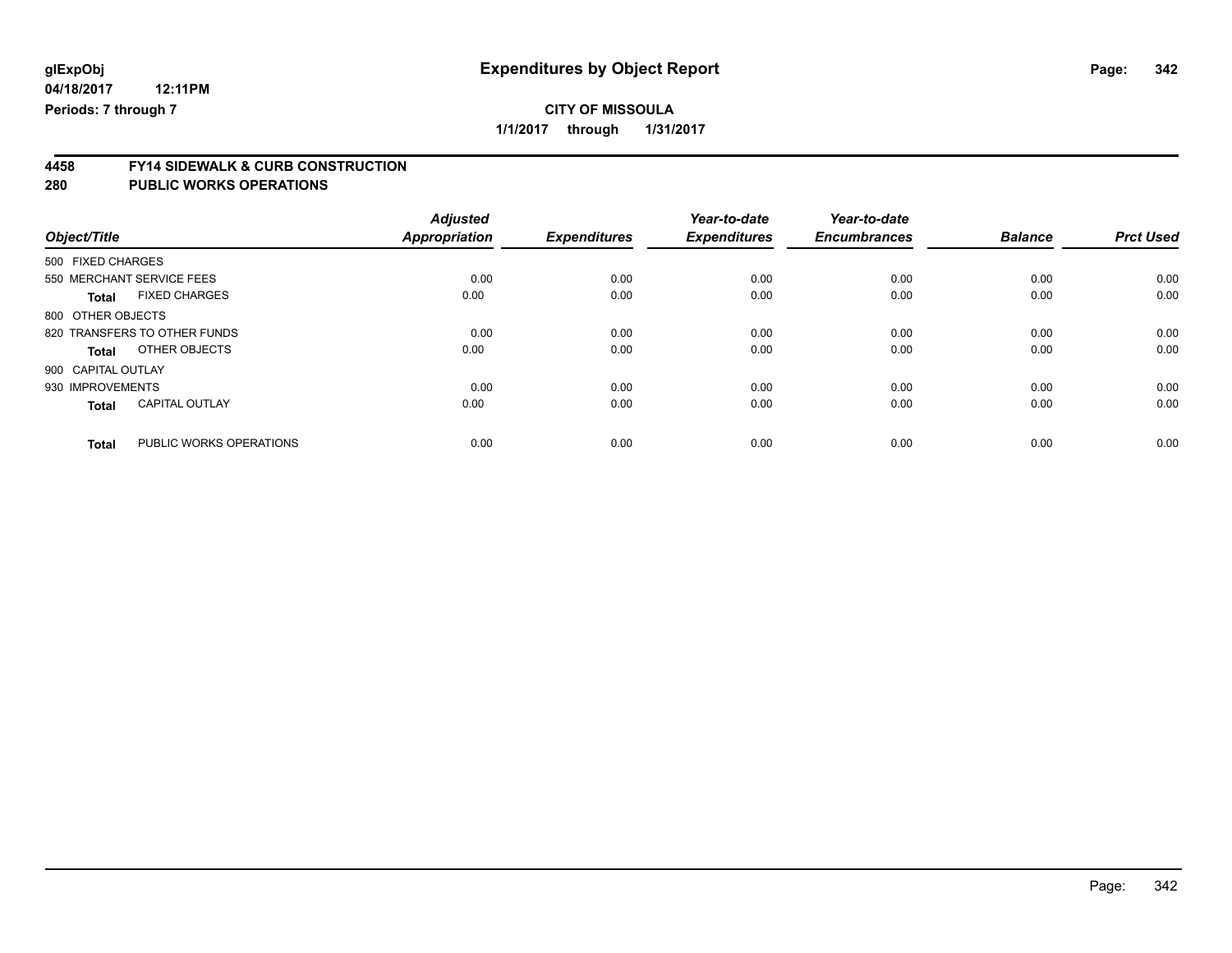**glExpObj** 
**04/18/2017 12:11PM** 
**Periods: 7 through 7**

# Expenditures by Object Report

**CITY OF MISSOULA**

**1/1/2017 through 1/31/2017**

## 4458 FY14 SIDEWALK & CURB CONSTRUCTION
## 280 PUBLIC WORKS OPERATIONS

| Object/Title | | Adjusted Appropriation | Expenditures | Year-to-date Expenditures | Year-to-date Encumbrances | Balance | Prct Used |
|---|---|---|---|---|---|---|---|
| 500 FIXED CHARGES | | | | | | | |
| 550 MERCHANT SERVICE FEES | | 0.00 | 0.00 | 0.00 | 0.00 | 0.00 | 0.00 |
| **Total** | FIXED CHARGES | 0.00 | 0.00 | 0.00 | 0.00 | 0.00 | 0.00 |
| 800 OTHER OBJECTS | | | | | | | |
| 820 TRANSFERS TO OTHER FUNDS | | 0.00 | 0.00 | 0.00 | 0.00 | 0.00 | 0.00 |
| **Total** | OTHER OBJECTS | 0.00 | 0.00 | 0.00 | 0.00 | 0.00 | 0.00 |
| 900 CAPITAL OUTLAY | | | | | | | |
| 930 IMPROVEMENTS | | 0.00 | 0.00 | 0.00 | 0.00 | 0.00 | 0.00 |
| **Total** | CAPITAL OUTLAY | 0.00 | 0.00 | 0.00 | 0.00 | 0.00 | 0.00 |
| **Total** | PUBLIC WORKS OPERATIONS | 0.00 | 0.00 | 0.00 | 0.00 | 0.00 | 0.00 |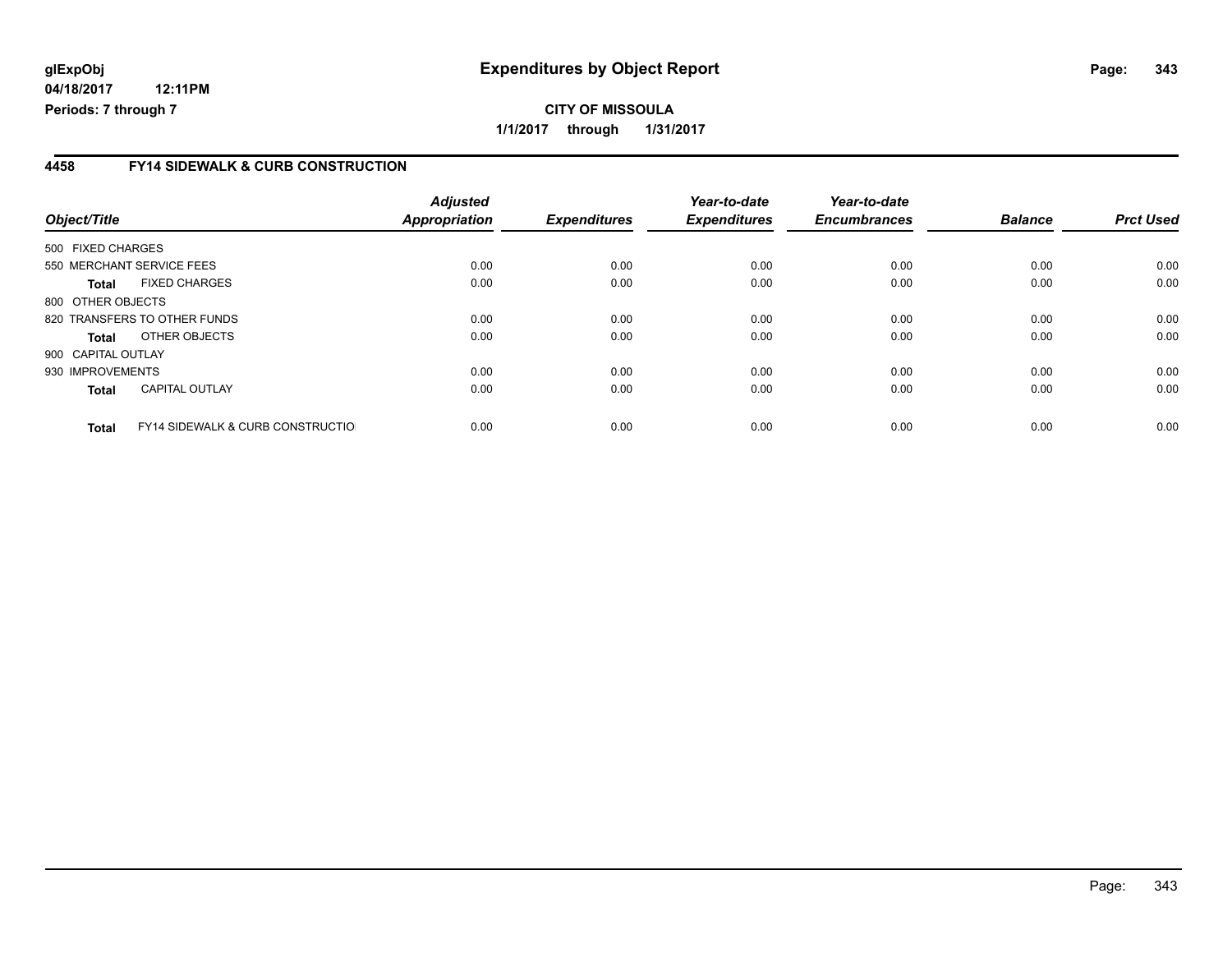# Expenditures by Object Report

glExpObj
04/18/2017 12:11PM
Periods: 7 through 7

**CITY OF MISSOULA**
**1/1/2017 through 1/31/2017**

## 4458 FY14 SIDEWALK & CURB CONSTRUCTION

| Object/Title | | Adjusted Appropriation | Expenditures | Year-to-date Expenditures | Year-to-date Encumbrances | Balance | Prct Used |
|---|---|---|---|---|---|---|---|
| 500 FIXED CHARGES | | | | | | | |
| 550 MERCHANT SERVICE FEES | | 0.00 | 0.00 | 0.00 | 0.00 | 0.00 | 0.00 |
| **Total** | FIXED CHARGES | 0.00 | 0.00 | 0.00 | 0.00 | 0.00 | 0.00 |
| 800 OTHER OBJECTS | | | | | | | |
| 820 TRANSFERS TO OTHER FUNDS | | 0.00 | 0.00 | 0.00 | 0.00 | 0.00 | 0.00 |
| **Total** | OTHER OBJECTS | 0.00 | 0.00 | 0.00 | 0.00 | 0.00 | 0.00 |
| 900 CAPITAL OUTLAY | | | | | | | |
| 930 IMPROVEMENTS | | 0.00 | 0.00 | 0.00 | 0.00 | 0.00 | 0.00 |
| **Total** | CAPITAL OUTLAY | 0.00 | 0.00 | 0.00 | 0.00 | 0.00 | 0.00 |
| **Total** | FY14 SIDEWALK & CURB CONSTRUCTIO | 0.00 | 0.00 | 0.00 | 0.00 | 0.00 | 0.00 |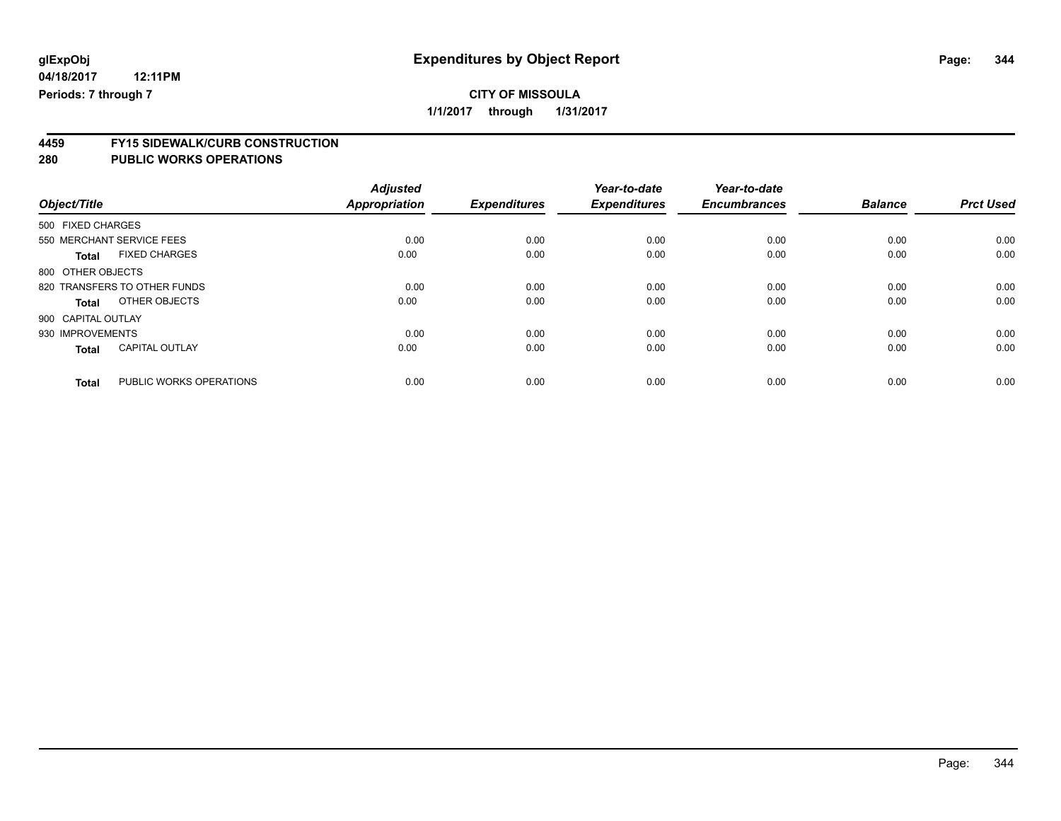# Expenditures by Object Report

glExpObj
04/18/2017 12:11PM
Periods: 7 through 7

**CITY OF MISSOULA**
**1/1/2017 through 1/31/2017**

## 4459 FY15 SIDEWALK/CURB CONSTRUCTION
## 280 PUBLIC WORKS OPERATIONS

| Object/Title | Adjusted Appropriation | Expenditures | Year-to-date Expenditures | Year-to-date Encumbrances | Balance | Prct Used |
|---|---|---|---|---|---|---|
| 500 FIXED CHARGES | | | | | | |
| 550 MERCHANT SERVICE FEES | 0.00 | 0.00 | 0.00 | 0.00 | 0.00 | 0.00 |
| **Total** FIXED CHARGES | 0.00 | 0.00 | 0.00 | 0.00 | 0.00 | 0.00 |
| 800 OTHER OBJECTS | | | | | | |
| 820 TRANSFERS TO OTHER FUNDS | 0.00 | 0.00 | 0.00 | 0.00 | 0.00 | 0.00 |
| **Total** OTHER OBJECTS | 0.00 | 0.00 | 0.00 | 0.00 | 0.00 | 0.00 |
| 900 CAPITAL OUTLAY | | | | | | |
| 930 IMPROVEMENTS | 0.00 | 0.00 | 0.00 | 0.00 | 0.00 | 0.00 |
| **Total** CAPITAL OUTLAY | 0.00 | 0.00 | 0.00 | 0.00 | 0.00 | 0.00 |
| **Total** PUBLIC WORKS OPERATIONS | 0.00 | 0.00 | 0.00 | 0.00 | 0.00 | 0.00 |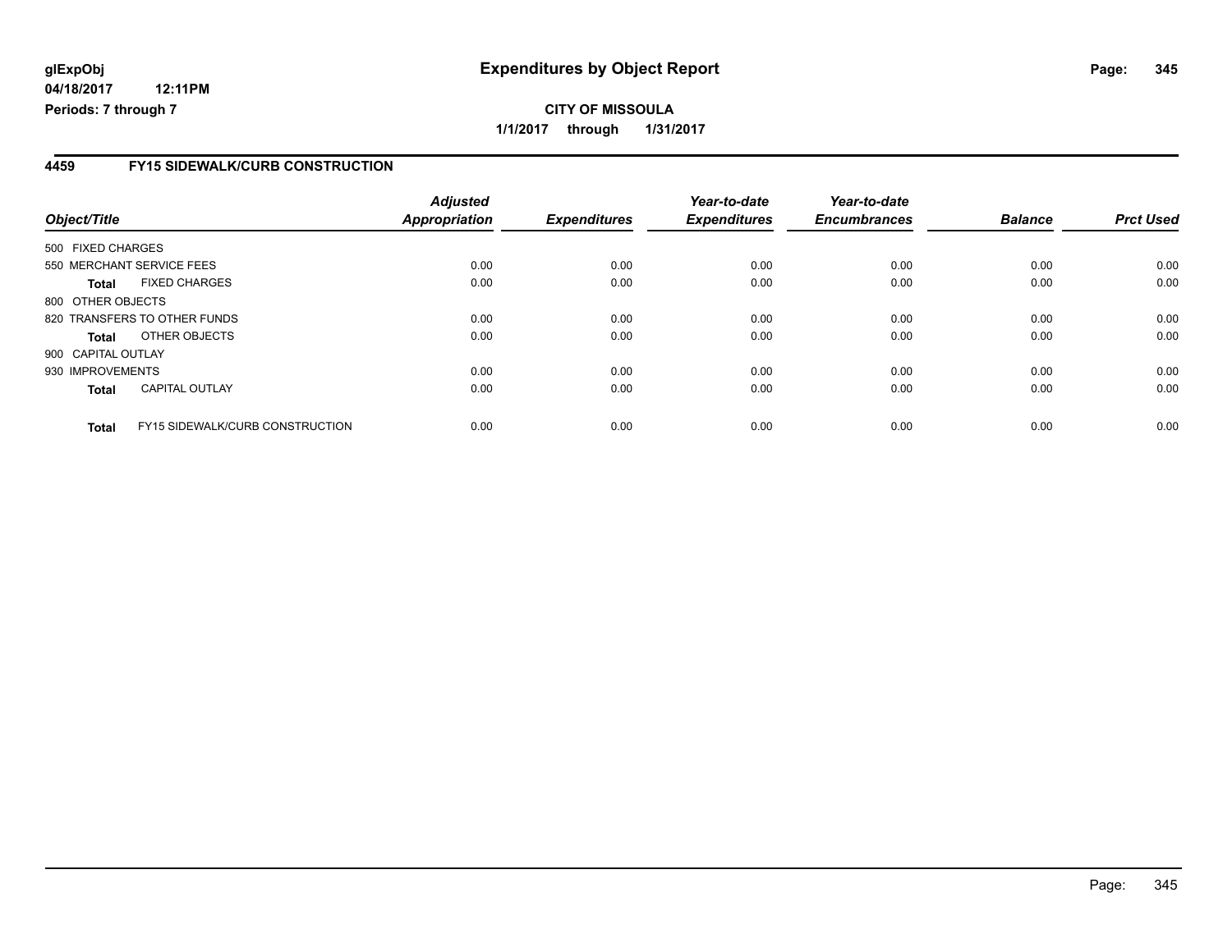**glExpObj**
**04/18/2017 12:11PM**
**Periods: 7 through 7**

# Expenditures by Object Report

**CITY OF MISSOULA**
**1/1/2017 through 1/31/2017**

## 4459 FY15 SIDEWALK/CURB CONSTRUCTION

| Object/Title | Adjusted Appropriation | Expenditures | Year-to-date Expenditures | Year-to-date Encumbrances | Balance | Prct Used |
|---|---|---|---|---|---|---|
| 500 FIXED CHARGES | | | | | | |
| 550 MERCHANT SERVICE FEES | 0.00 | 0.00 | 0.00 | 0.00 | 0.00 | 0.00 |
| **Total** FIXED CHARGES | 0.00 | 0.00 | 0.00 | 0.00 | 0.00 | 0.00 |
| 800 OTHER OBJECTS | | | | | | |
| 820 TRANSFERS TO OTHER FUNDS | 0.00 | 0.00 | 0.00 | 0.00 | 0.00 | 0.00 |
| **Total** OTHER OBJECTS | 0.00 | 0.00 | 0.00 | 0.00 | 0.00 | 0.00 |
| 900 CAPITAL OUTLAY | | | | | | |
| 930 IMPROVEMENTS | 0.00 | 0.00 | 0.00 | 0.00 | 0.00 | 0.00 |
| **Total** CAPITAL OUTLAY | 0.00 | 0.00 | 0.00 | 0.00 | 0.00 | 0.00 |
| **Total** FY15 SIDEWALK/CURB CONSTRUCTION | 0.00 | 0.00 | 0.00 | 0.00 | 0.00 | 0.00 |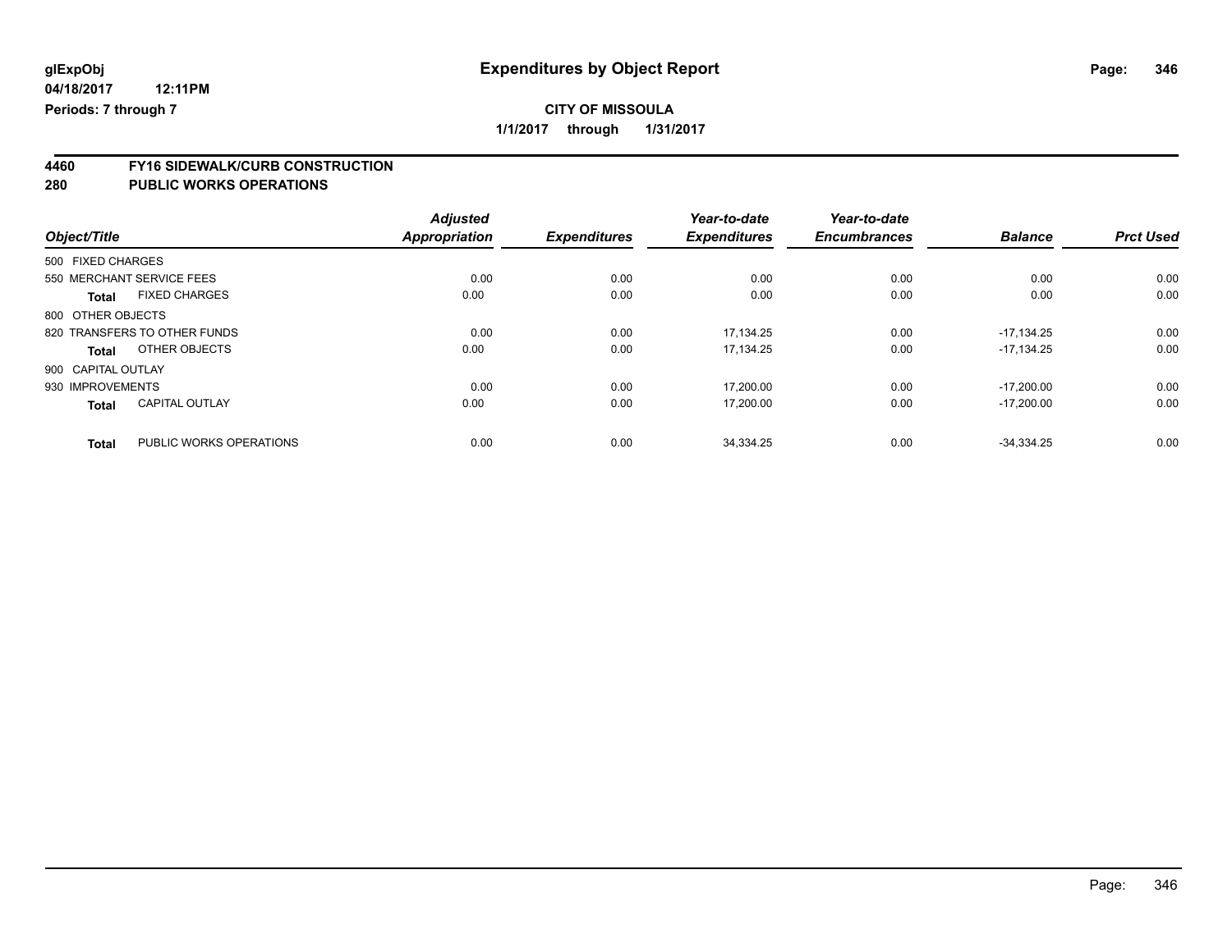# Expenditures by Object Report

glExpObj
04/18/2017 12:11PM
Periods: 7 through 7

**CITY OF MISSOULA**
**1/1/2017 through 1/31/2017**

## 4460 FY16 SIDEWALK/CURB CONSTRUCTION
## 280 PUBLIC WORKS OPERATIONS

| Object/Title | | Adjusted Appropriation | Expenditures | Year-to-date Expenditures | Year-to-date Encumbrances | Balance | Prct Used |
|---|---|---|---|---|---|---|---|
| 500 FIXED CHARGES | | | | | | | |
| 550 MERCHANT SERVICE FEES | | 0.00 | 0.00 | 0.00 | 0.00 | 0.00 | 0.00 |
| **Total** | FIXED CHARGES | 0.00 | 0.00 | 0.00 | 0.00 | 0.00 | 0.00 |
| 800 OTHER OBJECTS | | | | | | | |
| 820 TRANSFERS TO OTHER FUNDS | | 0.00 | 0.00 | 17,134.25 | 0.00 | -17,134.25 | 0.00 |
| **Total** | OTHER OBJECTS | 0.00 | 0.00 | 17,134.25 | 0.00 | -17,134.25 | 0.00 |
| 900 CAPITAL OUTLAY | | | | | | | |
| 930 IMPROVEMENTS | | 0.00 | 0.00 | 17,200.00 | 0.00 | -17,200.00 | 0.00 |
| **Total** | CAPITAL OUTLAY | 0.00 | 0.00 | 17,200.00 | 0.00 | -17,200.00 | 0.00 |
| **Total** | PUBLIC WORKS OPERATIONS | 0.00 | 0.00 | 34,334.25 | 0.00 | -34,334.25 | 0.00 |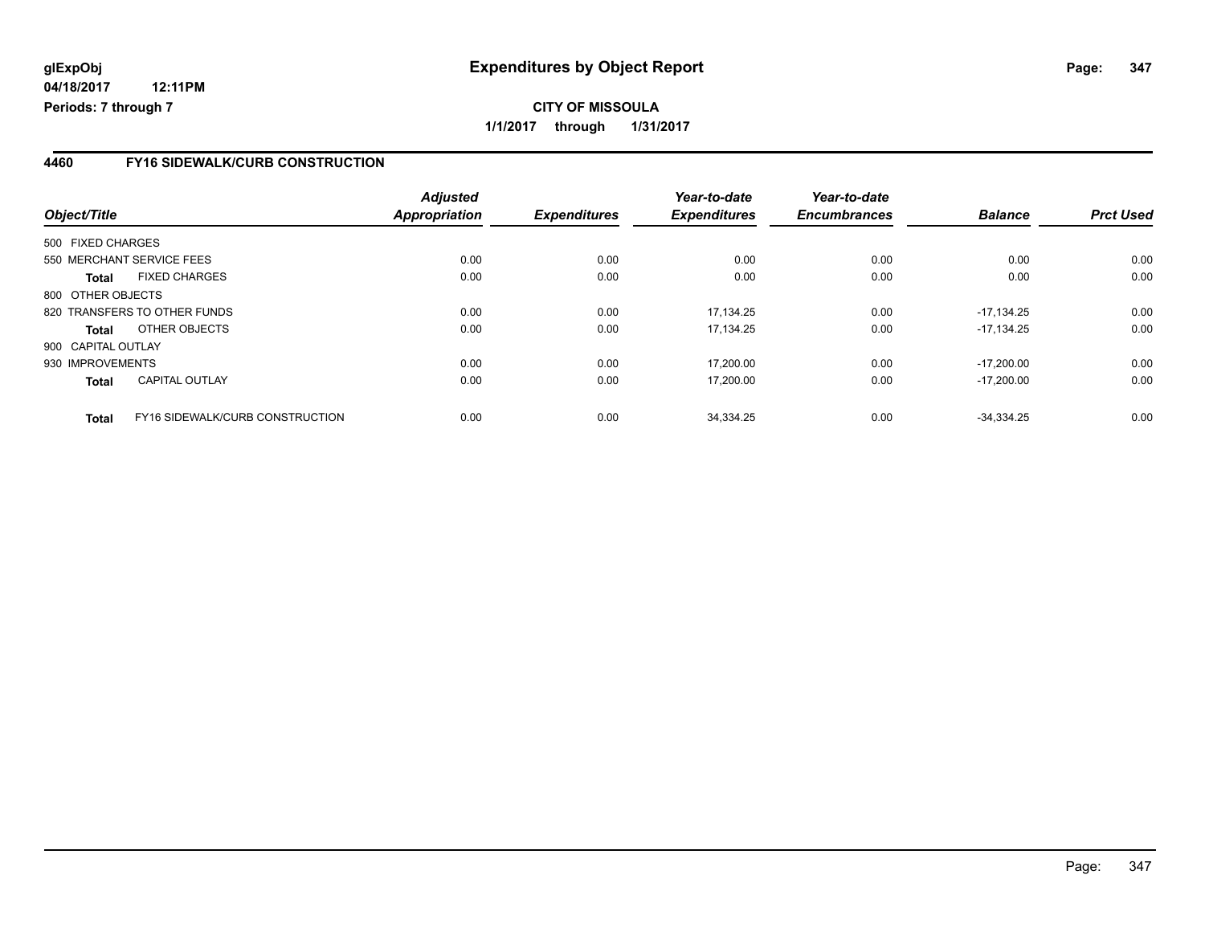**glExpObj**
**04/18/2017 12:11PM**
**Periods: 7 through 7**

# Expenditures by Object Report

**CITY OF MISSOULA**
**1/1/2017 through 1/31/2017**

## 4460 FY16 SIDEWALK/CURB CONSTRUCTION

| Object/Title | Adjusted Appropriation | Expenditures | Year-to-date Expenditures | Year-to-date Encumbrances | Balance | Prct Used |
|---|---|---|---|---|---|---|
| 500 FIXED CHARGES | | | | | | |
| 550 MERCHANT SERVICE FEES | 0.00 | 0.00 | 0.00 | 0.00 | 0.00 | 0.00 |
| **Total** FIXED CHARGES | 0.00 | 0.00 | 0.00 | 0.00 | 0.00 | 0.00 |
| 800 OTHER OBJECTS | | | | | | |
| 820 TRANSFERS TO OTHER FUNDS | 0.00 | 0.00 | 17,134.25 | 0.00 | -17,134.25 | 0.00 |
| **Total** OTHER OBJECTS | 0.00 | 0.00 | 17,134.25 | 0.00 | -17,134.25 | 0.00 |
| 900 CAPITAL OUTLAY | | | | | | |
| 930 IMPROVEMENTS | 0.00 | 0.00 | 17,200.00 | 0.00 | -17,200.00 | 0.00 |
| **Total** CAPITAL OUTLAY | 0.00 | 0.00 | 17,200.00 | 0.00 | -17,200.00 | 0.00 |
| **Total** FY16 SIDEWALK/CURB CONSTRUCTION | 0.00 | 0.00 | 34,334.25 | 0.00 | -34,334.25 | 0.00 |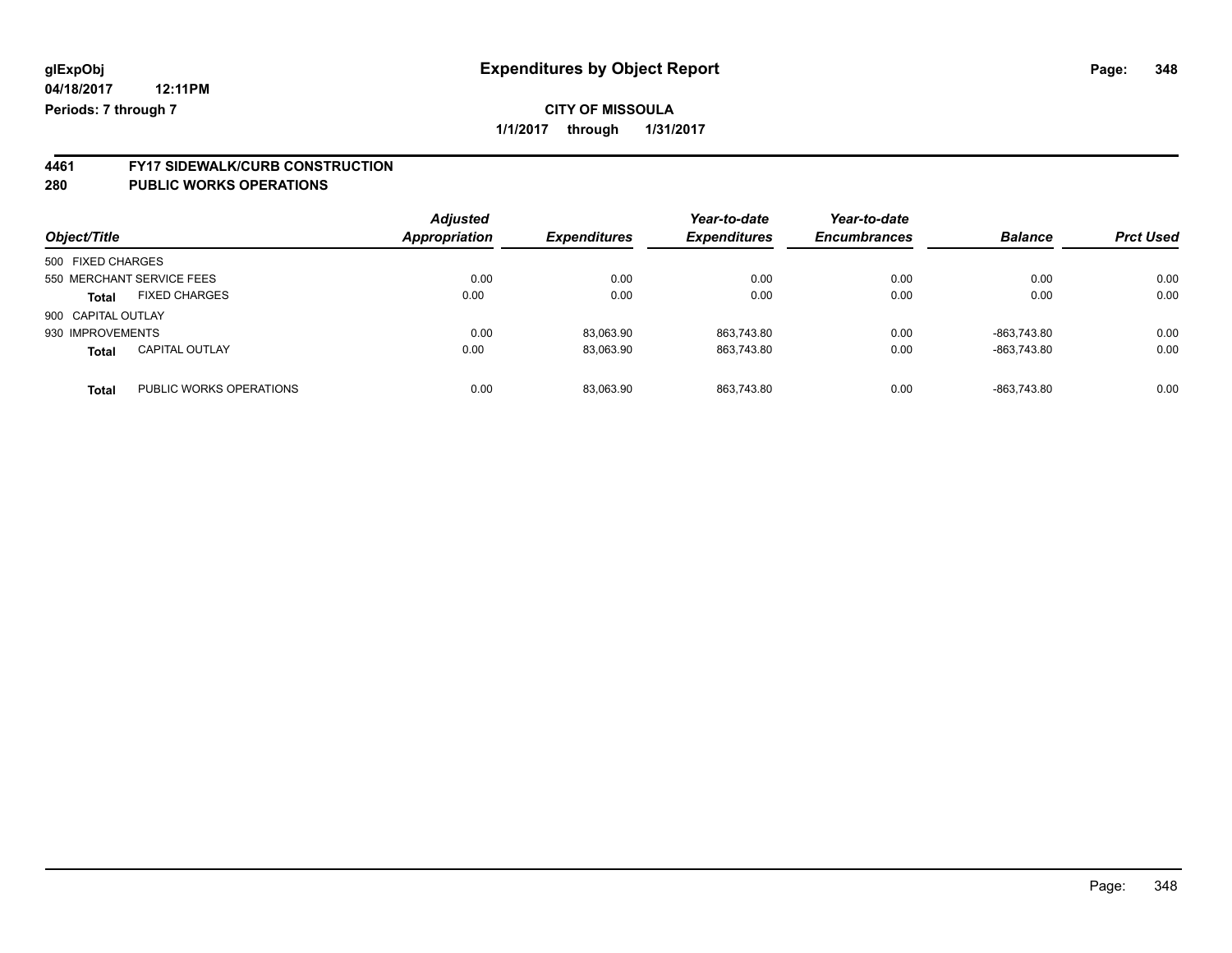**glExpObj** **Expenditures by Object Report**

**04/18/2017 12:11PM**

**Periods: 7 through 7**

**CITY OF MISSOULA**

**1/1/2017 through 1/31/2017**

## 4461 FY17 SIDEWALK/CURB CONSTRUCTION
## 280 PUBLIC WORKS OPERATIONS

| Object/Title | | Adjusted Appropriation | Expenditures | Year-to-date Expenditures | Year-to-date Encumbrances | Balance | Prct Used |
|---|---|---|---|---|---|---|---|
| 500 FIXED CHARGES | | | | | | | |
| 550 MERCHANT SERVICE FEES | | 0.00 | 0.00 | 0.00 | 0.00 | 0.00 | 0.00 |
| **Total** | FIXED CHARGES | 0.00 | 0.00 | 0.00 | 0.00 | 0.00 | 0.00 |
| 900 CAPITAL OUTLAY | | | | | | | |
| 930 IMPROVEMENTS | | 0.00 | 83,063.90 | 863,743.80 | 0.00 | -863,743.80 | 0.00 |
| **Total** | CAPITAL OUTLAY | 0.00 | 83,063.90 | 863,743.80 | 0.00 | -863,743.80 | 0.00 |
| **Total** | PUBLIC WORKS OPERATIONS | 0.00 | 83,063.90 | 863,743.80 | 0.00 | -863,743.80 | 0.00 |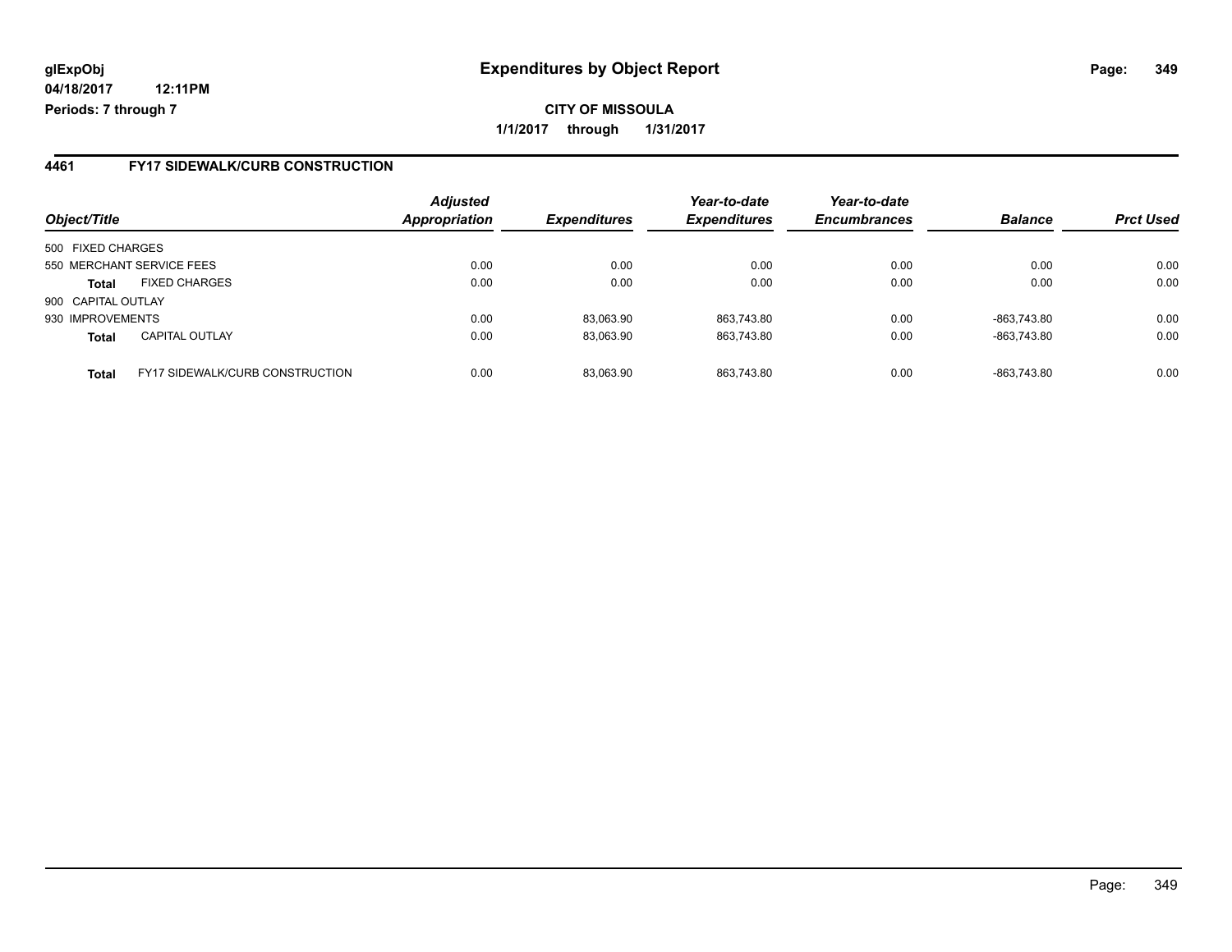**glExpObj**
**04/18/2017 12:11PM**
**Periods: 7 through 7**

# Expenditures by Object Report

**CITY OF MISSOULA**
**1/1/2017 through 1/31/2017**

## 4461 FY17 SIDEWALK/CURB CONSTRUCTION

| Object/Title | | Adjusted Appropriation | Expenditures | Year-to-date Expenditures | Year-to-date Encumbrances | Balance | Prct Used |
|---|---|---|---|---|---|---|---|
| 500 FIXED CHARGES | | | | | | | |
| 550 MERCHANT SERVICE FEES | | 0.00 | 0.00 | 0.00 | 0.00 | 0.00 | 0.00 |
| **Total** | FIXED CHARGES | 0.00 | 0.00 | 0.00 | 0.00 | 0.00 | 0.00 |
| 900 CAPITAL OUTLAY | | | | | | | |
| 930 IMPROVEMENTS | | 0.00 | 83,063.90 | 863,743.80 | 0.00 | -863,743.80 | 0.00 |
| **Total** | CAPITAL OUTLAY | 0.00 | 83,063.90 | 863,743.80 | 0.00 | -863,743.80 | 0.00 |
| **Total** | FY17 SIDEWALK/CURB CONSTRUCTION | 0.00 | 83,063.90 | 863,743.80 | 0.00 | -863,743.80 | 0.00 |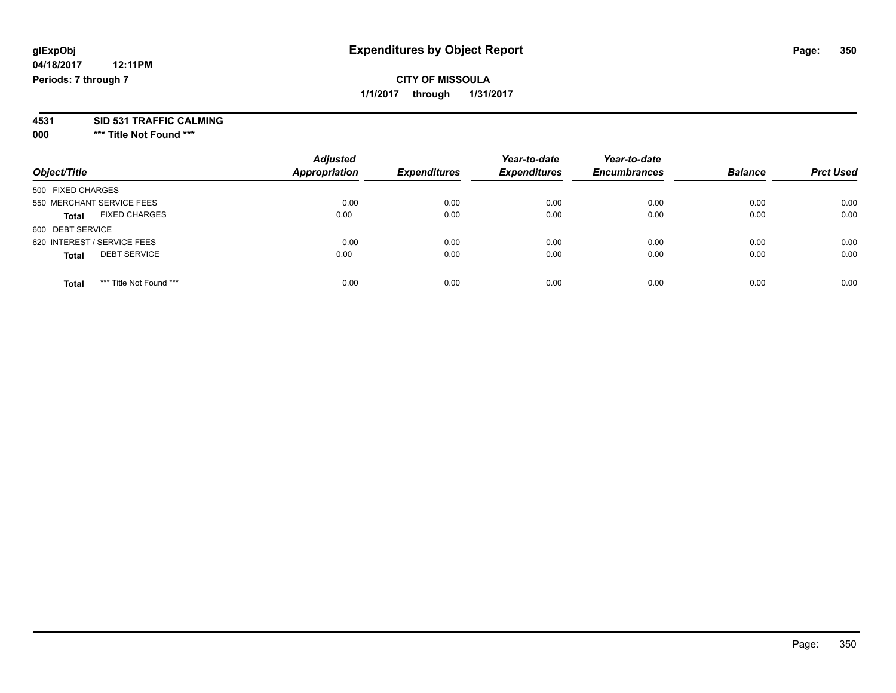# Expenditures by Object Report

glExpObj
04/18/2017 12:11PM
Periods: 7 through 7

**CITY OF MISSOULA**

**1/1/2017 through 1/31/2017**

**4531 SID 531 TRAFFIC CALMING**

**000 \*** Title Not Found \*****

| Object/Title | Adjusted Appropriation | Expenditures | Year-to-date Expenditures | Year-to-date Encumbrances | Balance | Prct Used |
|---|---|---|---|---|---|---|
| 500 FIXED CHARGES | | | | | | |
| 550 MERCHANT SERVICE FEES | 0.00 | 0.00 | 0.00 | 0.00 | 0.00 | 0.00 |
| **Total** FIXED CHARGES | 0.00 | 0.00 | 0.00 | 0.00 | 0.00 | 0.00 |
| 600 DEBT SERVICE | | | | | | |
| 620 INTEREST / SERVICE FEES | 0.00 | 0.00 | 0.00 | 0.00 | 0.00 | 0.00 |
| **Total** DEBT SERVICE | 0.00 | 0.00 | 0.00 | 0.00 | 0.00 | 0.00 |
| **Total** *** Title Not Found *** | 0.00 | 0.00 | 0.00 | 0.00 | 0.00 | 0.00 |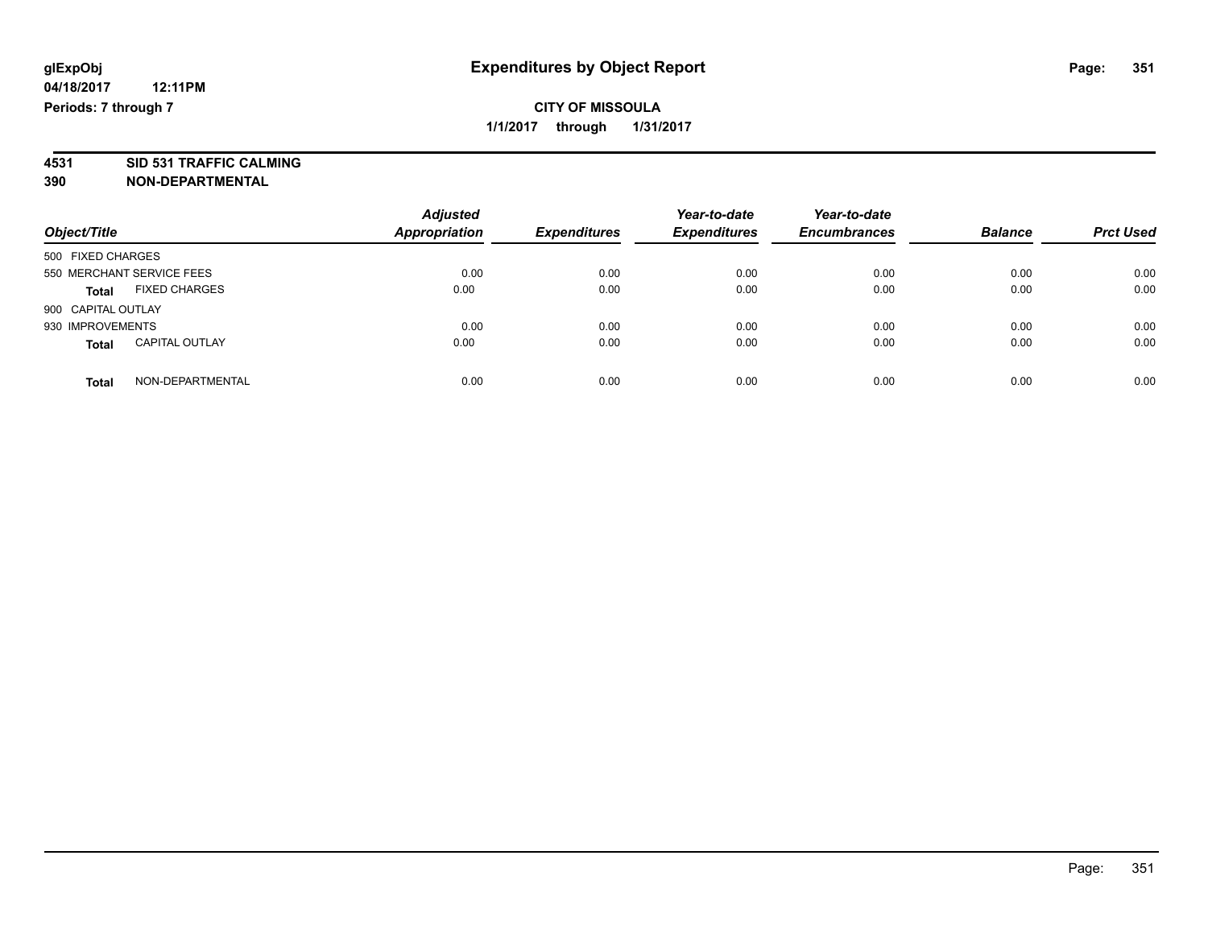glExpObj
04/18/2017 12:11PM
Periods: 7 through 7

# Expenditures by Object Report

**CITY OF MISSOULA**

**1/1/2017 through 1/31/2017**

**4531 SID 531 TRAFFIC CALMING**
**390 NON-DEPARTMENTAL**

| Object/Title | Adjusted Appropriation | Expenditures | Year-to-date Expenditures | Year-to-date Encumbrances | Balance | Prct Used |
|---|---|---|---|---|---|---|
| 500 FIXED CHARGES | | | | | | |
| 550 MERCHANT SERVICE FEES | 0.00 | 0.00 | 0.00 | 0.00 | 0.00 | 0.00 |
| **Total** FIXED CHARGES | 0.00 | 0.00 | 0.00 | 0.00 | 0.00 | 0.00 |
| 900 CAPITAL OUTLAY | | | | | | |
| 930 IMPROVEMENTS | 0.00 | 0.00 | 0.00 | 0.00 | 0.00 | 0.00 |
| **Total** CAPITAL OUTLAY | 0.00 | 0.00 | 0.00 | 0.00 | 0.00 | 0.00 |
| **Total** NON-DEPARTMENTAL | 0.00 | 0.00 | 0.00 | 0.00 | 0.00 | 0.00 |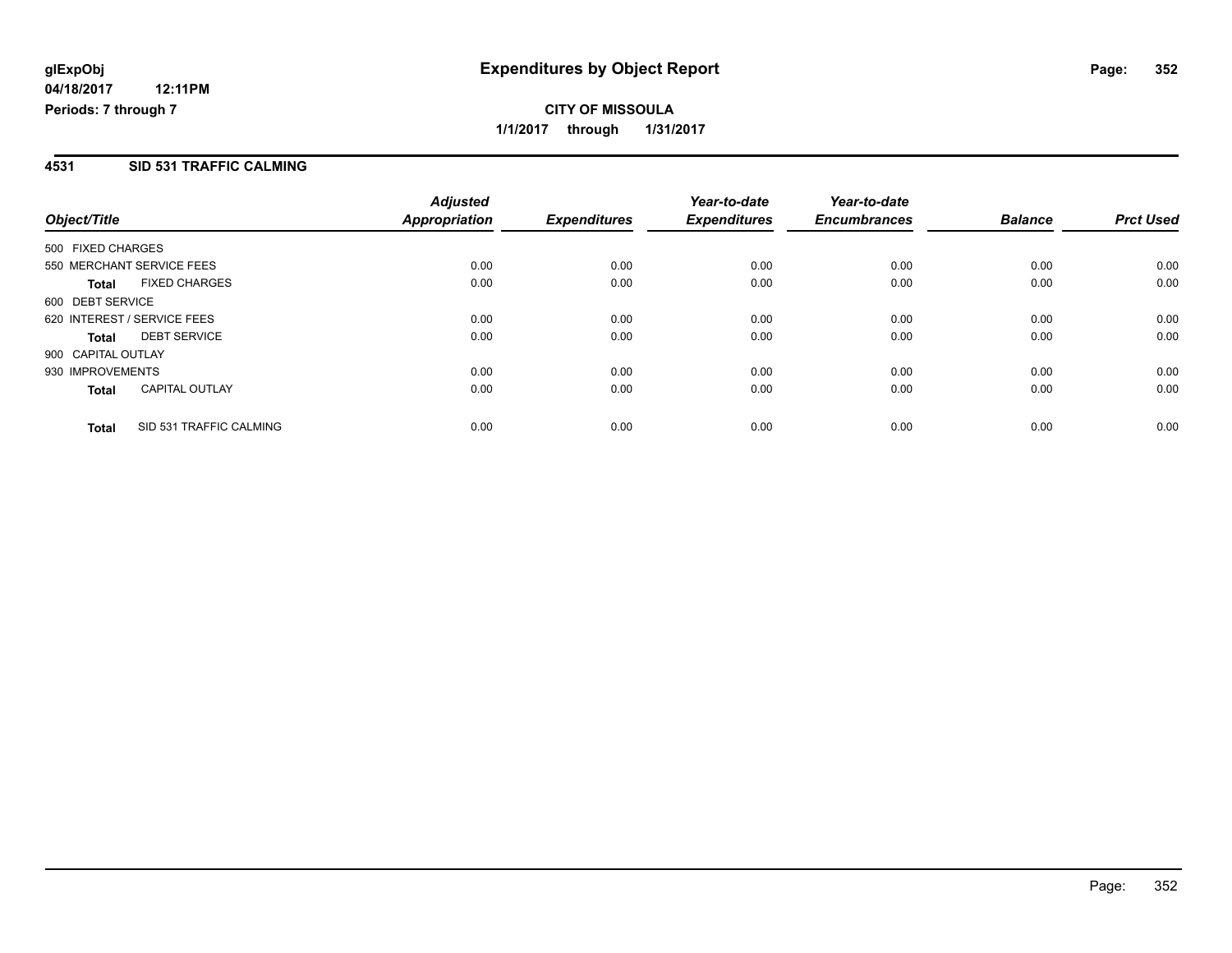## Expenditures by Object Report

**CITY OF MISSOULA**

**1/1/2017 through 1/31/2017**

glExpObj
04/18/2017 12:11PM
Periods: 7 through 7

### 4531 SID 531 TRAFFIC CALMING

| Object/Title | Adjusted Appropriation | Expenditures | Year-to-date Expenditures | Year-to-date Encumbrances | Balance | Prct Used |
|---|---|---|---|---|---|---|
| 500 FIXED CHARGES | | | | | | |
| 550 MERCHANT SERVICE FEES | 0.00 | 0.00 | 0.00 | 0.00 | 0.00 | 0.00 |
| **Total** FIXED CHARGES | 0.00 | 0.00 | 0.00 | 0.00 | 0.00 | 0.00 |
| 600 DEBT SERVICE | | | | | | |
| 620 INTEREST / SERVICE FEES | 0.00 | 0.00 | 0.00 | 0.00 | 0.00 | 0.00 |
| **Total** DEBT SERVICE | 0.00 | 0.00 | 0.00 | 0.00 | 0.00 | 0.00 |
| 900 CAPITAL OUTLAY | | | | | | |
| 930 IMPROVEMENTS | 0.00 | 0.00 | 0.00 | 0.00 | 0.00 | 0.00 |
| **Total** CAPITAL OUTLAY | 0.00 | 0.00 | 0.00 | 0.00 | 0.00 | 0.00 |
| **Total** SID 531 TRAFFIC CALMING | 0.00 | 0.00 | 0.00 | 0.00 | 0.00 | 0.00 |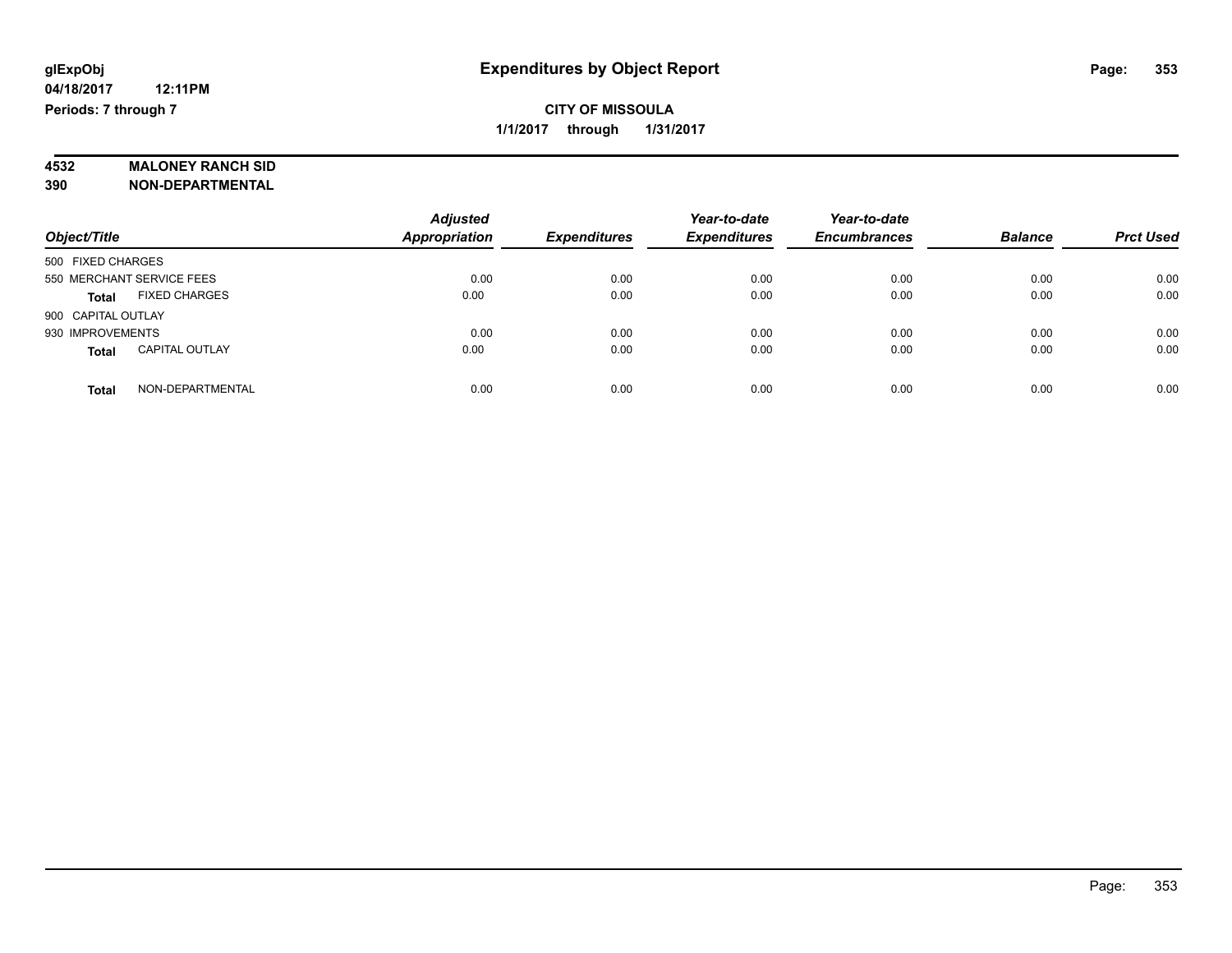**glExpObj**
**04/18/2017 12:11PM**
**Periods: 7 through 7**

# Expenditures by Object Report

**CITY OF MISSOULA**
**1/1/2017 through 1/31/2017**

**4532 MALONEY RANCH SID**
**390 NON-DEPARTMENTAL**

| Object/Title | Adjusted Appropriation | Expenditures | Year-to-date Expenditures | Year-to-date Encumbrances | Balance | Prct Used |
|---|---|---|---|---|---|---|
| 500 FIXED CHARGES | | | | | | |
| 550 MERCHANT SERVICE FEES | 0.00 | 0.00 | 0.00 | 0.00 | 0.00 | 0.00 |
| **Total** FIXED CHARGES | 0.00 | 0.00 | 0.00 | 0.00 | 0.00 | 0.00 |
| 900 CAPITAL OUTLAY | | | | | | |
| 930 IMPROVEMENTS | 0.00 | 0.00 | 0.00 | 0.00 | 0.00 | 0.00 |
| **Total** CAPITAL OUTLAY | 0.00 | 0.00 | 0.00 | 0.00 | 0.00 | 0.00 |
| **Total** NON-DEPARTMENTAL | 0.00 | 0.00 | 0.00 | 0.00 | 0.00 | 0.00 |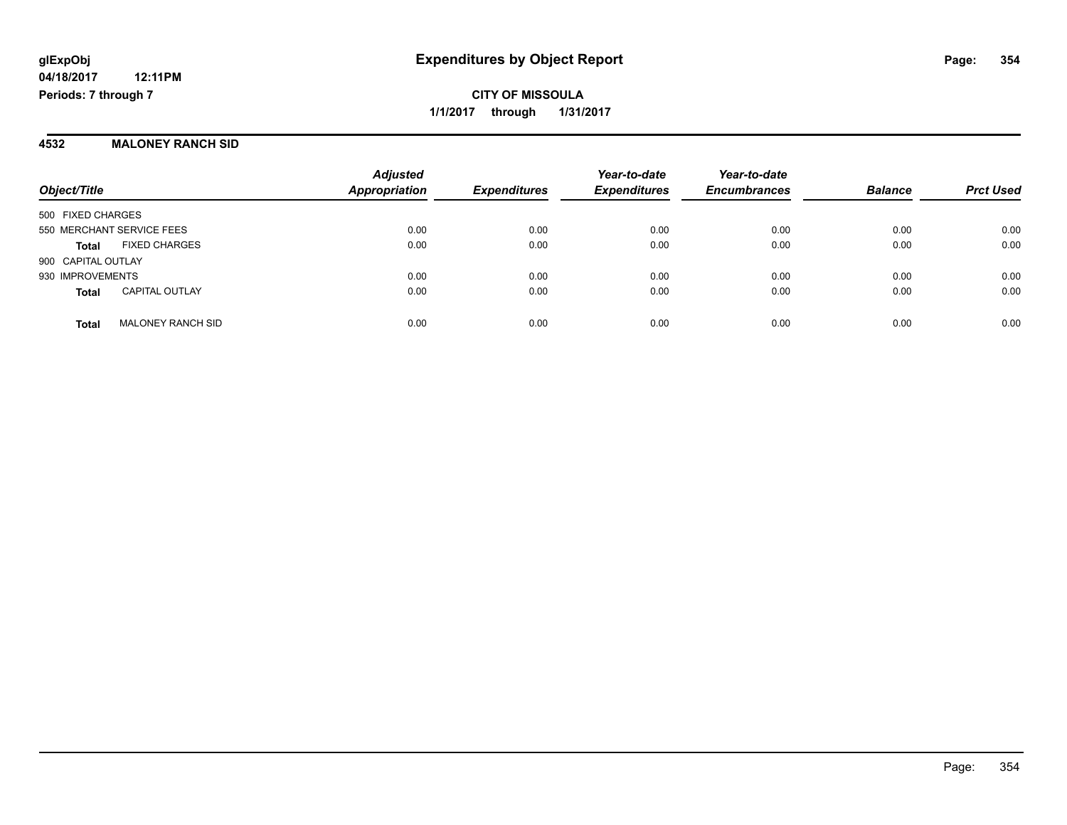**glExpObj**
**04/18/2017 12:11PM**
**Periods: 7 through 7**

# Expenditures by Object Report

**CITY OF MISSOULA**
**1/1/2017 through 1/31/2017**

## 4532 MALONEY RANCH SID

| Object/Title | Adjusted Appropriation | Expenditures | Year-to-date Expenditures | Year-to-date Encumbrances | Balance | Prct Used |
|---|---|---|---|---|---|---|
| 500 FIXED CHARGES | | | | | | |
| 550 MERCHANT SERVICE FEES | 0.00 | 0.00 | 0.00 | 0.00 | 0.00 | 0.00 |
| **Total** FIXED CHARGES | 0.00 | 0.00 | 0.00 | 0.00 | 0.00 | 0.00 |
| 900 CAPITAL OUTLAY | | | | | | |
| 930 IMPROVEMENTS | 0.00 | 0.00 | 0.00 | 0.00 | 0.00 | 0.00 |
| **Total** CAPITAL OUTLAY | 0.00 | 0.00 | 0.00 | 0.00 | 0.00 | 0.00 |
| **Total** MALONEY RANCH SID | 0.00 | 0.00 | 0.00 | 0.00 | 0.00 | 0.00 |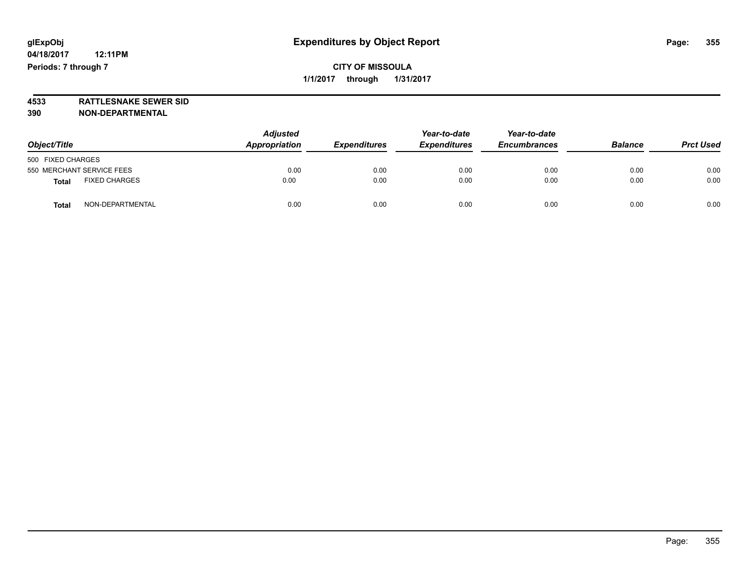**glExpObj** | **Expenditures by Object Report**

**04/18/2017 12:11PM**

**Periods: 7 through 7**

**CITY OF MISSOULA**

**1/1/2017 through 1/31/2017**

**4533 RATTLESNAKE SEWER SID**

**390 NON-DEPARTMENTAL**

| Object/Title | Adjusted Appropriation | Expenditures | Year-to-date Expenditures | Year-to-date Encumbrances | Balance | Prct Used |
|---|---|---|---|---|---|---|
| 500 FIXED CHARGES | | | | | | |
| 550 MERCHANT SERVICE FEES | 0.00 | 0.00 | 0.00 | 0.00 | 0.00 | 0.00 |
| **Total** FIXED CHARGES | 0.00 | 0.00 | 0.00 | 0.00 | 0.00 | 0.00 |
| **Total** NON-DEPARTMENTAL | 0.00 | 0.00 | 0.00 | 0.00 | 0.00 | 0.00 |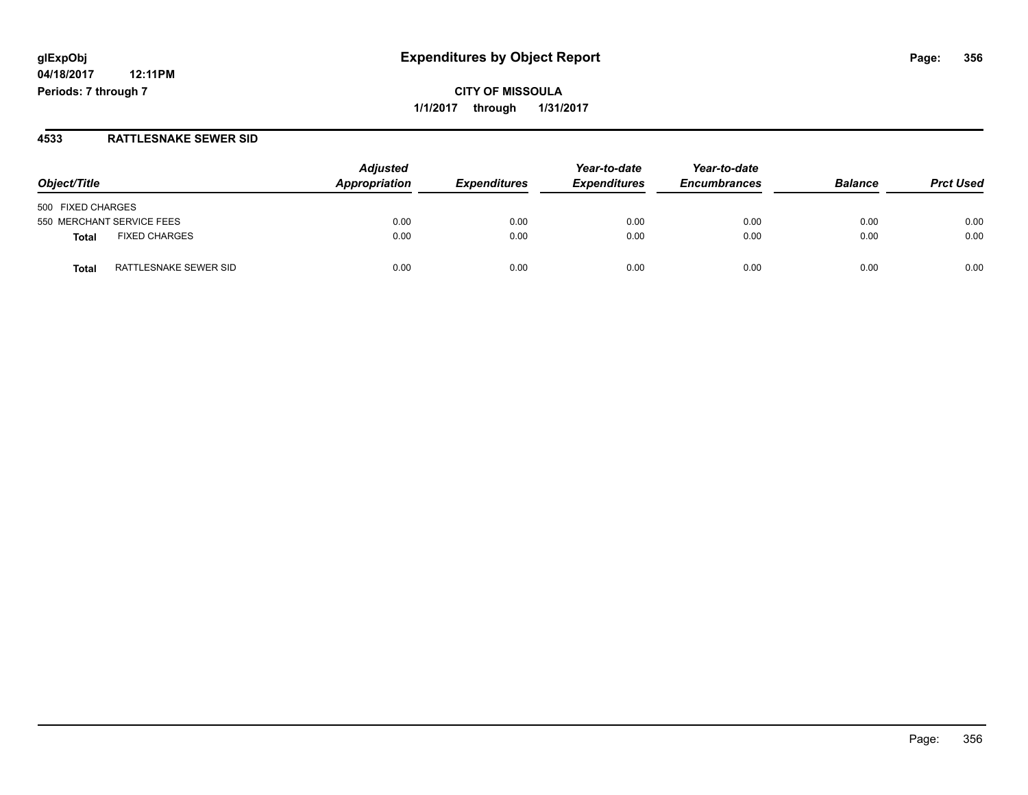**glExpObj**
**04/18/2017 12:11PM**
**Periods: 7 through 7**

# Expenditures by Object Report

**CITY OF MISSOULA**
**1/1/2017 through 1/31/2017**

## 4533 RATTLESNAKE SEWER SID

| Object/Title | Adjusted Appropriation | Expenditures | Year-to-date Expenditures | Year-to-date Encumbrances | Balance | Prct Used |
|---|---|---|---|---|---|---|
| 500 FIXED CHARGES | | | | | | |
| 550 MERCHANT SERVICE FEES | 0.00 | 0.00 | 0.00 | 0.00 | 0.00 | 0.00 |
| **Total** FIXED CHARGES | 0.00 | 0.00 | 0.00 | 0.00 | 0.00 | 0.00 |
| **Total** RATTLESNAKE SEWER SID | 0.00 | 0.00 | 0.00 | 0.00 | 0.00 | 0.00 |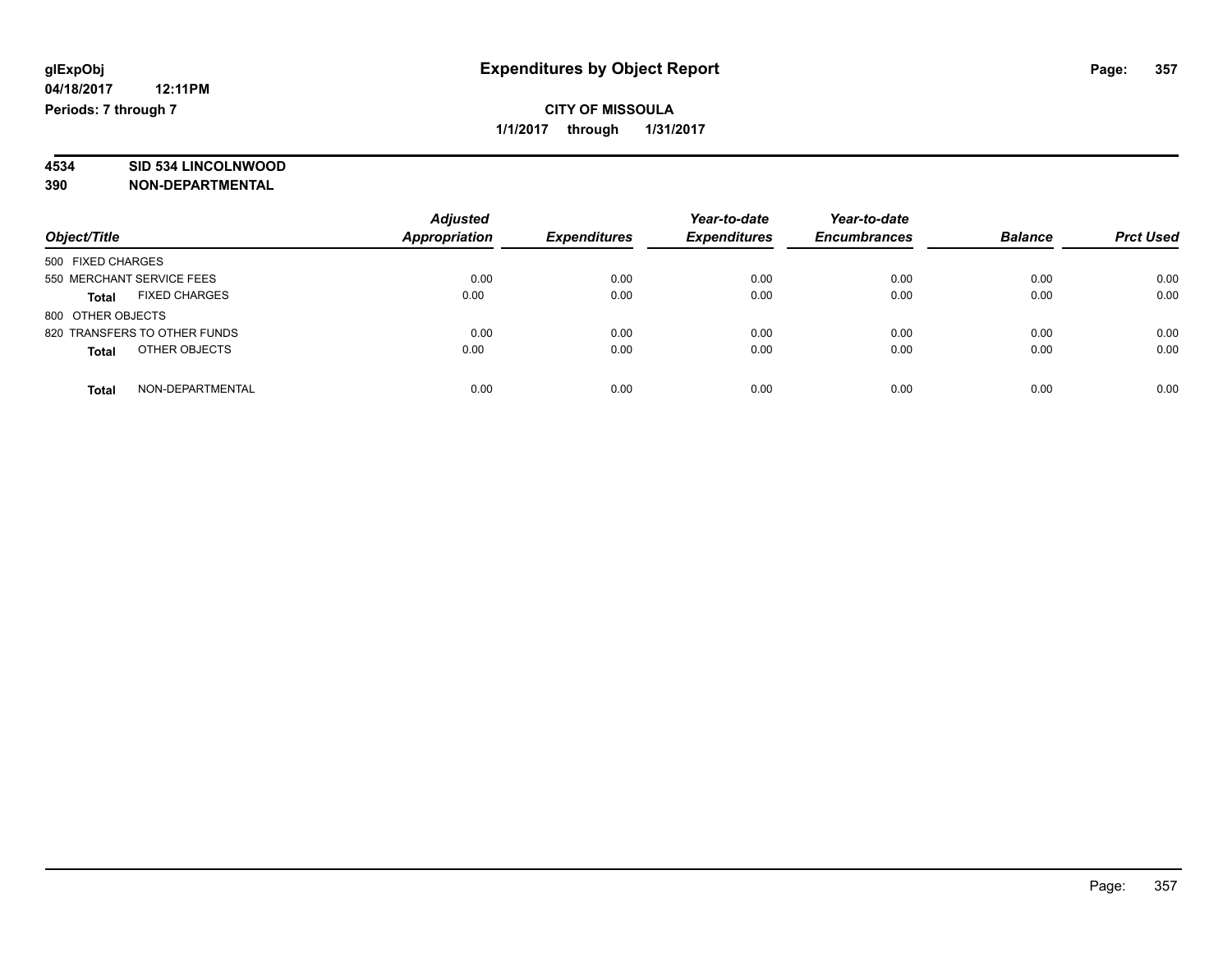# Expenditures by Object Report

glExpObj
04/18/2017 12:11PM
Periods: 7 through 7

**CITY OF MISSOULA**
**1/1/2017 through 1/31/2017**

**4534 SID 534 LINCOLNWOOD**
**390 NON-DEPARTMENTAL**

| Object/Title | Adjusted Appropriation | Expenditures | Year-to-date Expenditures | Year-to-date Encumbrances | Balance | Prct Used |
|---|---|---|---|---|---|---|
| 500 FIXED CHARGES | | | | | | |
| 550 MERCHANT SERVICE FEES | 0.00 | 0.00 | 0.00 | 0.00 | 0.00 | 0.00 |
| **Total** FIXED CHARGES | 0.00 | 0.00 | 0.00 | 0.00 | 0.00 | 0.00 |
| 800 OTHER OBJECTS | | | | | | |
| 820 TRANSFERS TO OTHER FUNDS | 0.00 | 0.00 | 0.00 | 0.00 | 0.00 | 0.00 |
| **Total** OTHER OBJECTS | 0.00 | 0.00 | 0.00 | 0.00 | 0.00 | 0.00 |
| **Total** NON-DEPARTMENTAL | 0.00 | 0.00 | 0.00 | 0.00 | 0.00 | 0.00 |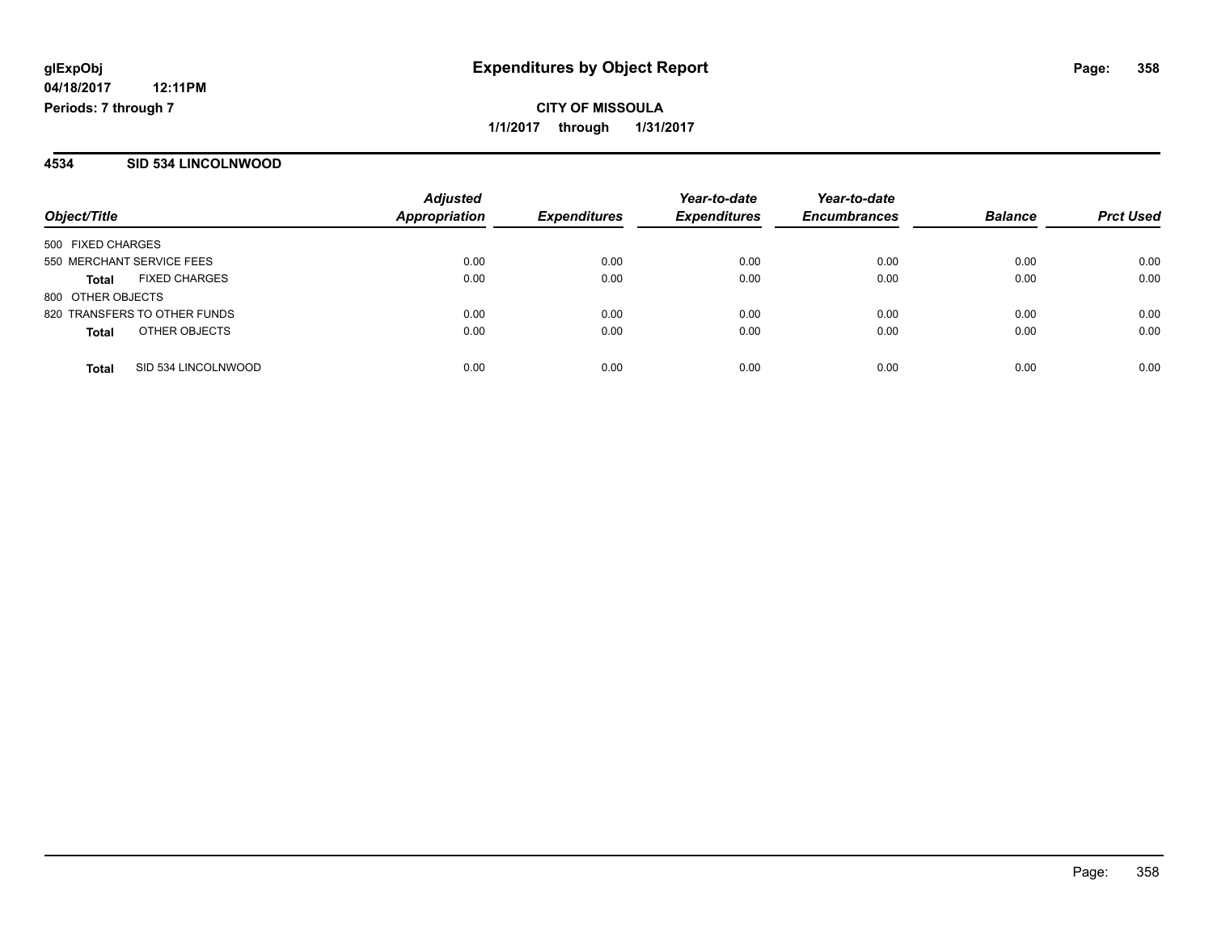**glExpObj**
**04/18/2017 12:11PM**
**Periods: 7 through 7**

# Expenditures by Object Report

**CITY OF MISSOULA**
**1/1/2017 through 1/31/2017**

## 4534 SID 534 LINCOLNWOOD

| Object/Title | Adjusted Appropriation | Expenditures | Year-to-date Expenditures | Year-to-date Encumbrances | Balance | Prct Used |
|---|---|---|---|---|---|---|
| 500 FIXED CHARGES | | | | | | |
| 550 MERCHANT SERVICE FEES | 0.00 | 0.00 | 0.00 | 0.00 | 0.00 | 0.00 |
| **Total** FIXED CHARGES | 0.00 | 0.00 | 0.00 | 0.00 | 0.00 | 0.00 |
| 800 OTHER OBJECTS | | | | | | |
| 820 TRANSFERS TO OTHER FUNDS | 0.00 | 0.00 | 0.00 | 0.00 | 0.00 | 0.00 |
| **Total** OTHER OBJECTS | 0.00 | 0.00 | 0.00 | 0.00 | 0.00 | 0.00 |
| **Total** SID 534 LINCOLNWOOD | 0.00 | 0.00 | 0.00 | 0.00 | 0.00 | 0.00 |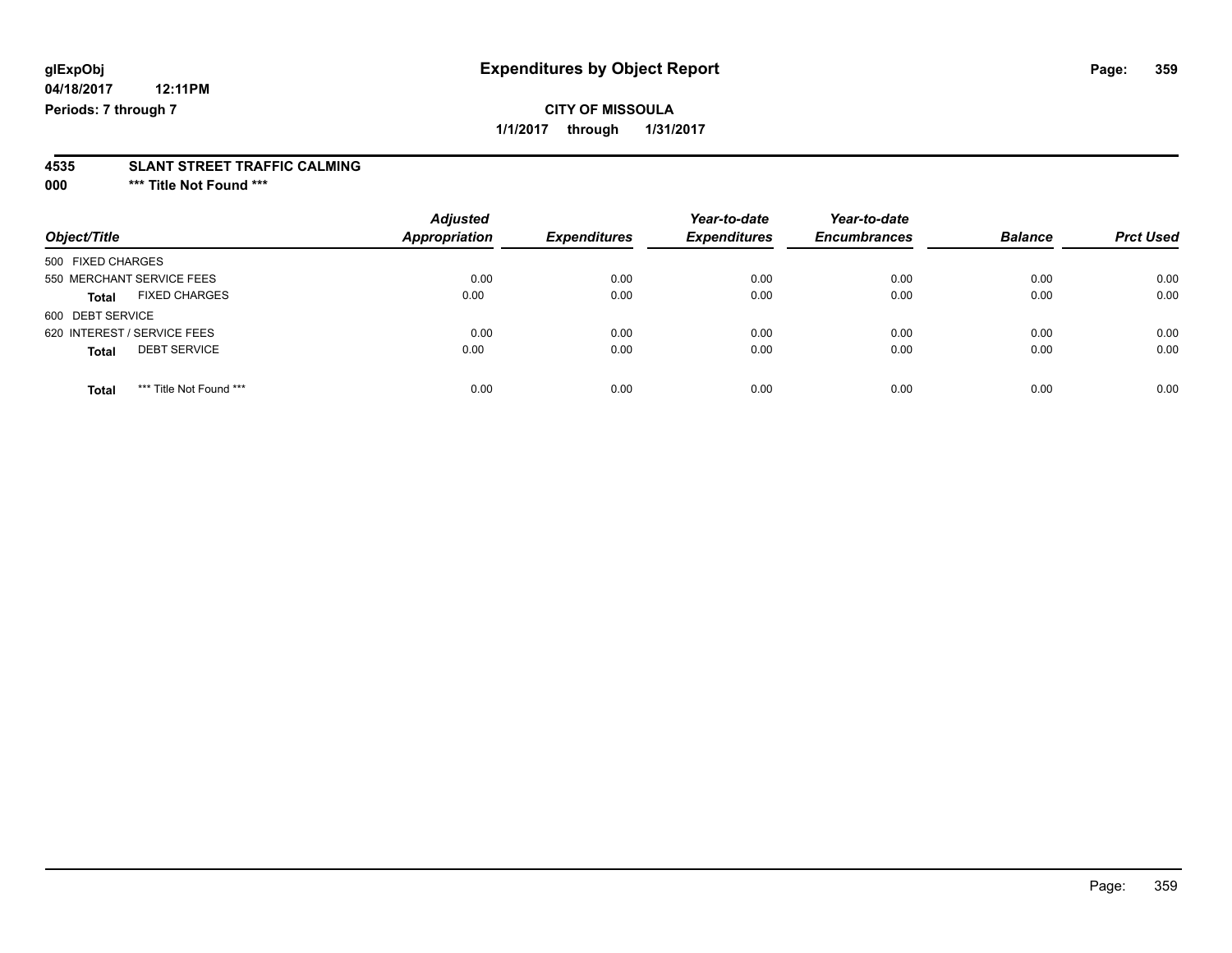**glExpObj**
**04/18/2017 12:11PM**
**Periods: 7 through 7**

# Expenditures by Object Report

**CITY OF MISSOULA**
**1/1/2017 through 1/31/2017**

**4535 SLANT STREET TRAFFIC CALMING**
**000 \*\*\* Title Not Found \*\*\***

| Object/Title | Adjusted Appropriation | Expenditures | Year-to-date Expenditures | Year-to-date Encumbrances | Balance | Prct Used |
|---|---|---|---|---|---|---|
| 500 FIXED CHARGES | | | | | | |
| 550 MERCHANT SERVICE FEES | 0.00 | 0.00 | 0.00 | 0.00 | 0.00 | 0.00 |
| **Total** FIXED CHARGES | 0.00 | 0.00 | 0.00 | 0.00 | 0.00 | 0.00 |
| 600 DEBT SERVICE | | | | | | |
| 620 INTEREST / SERVICE FEES | 0.00 | 0.00 | 0.00 | 0.00 | 0.00 | 0.00 |
| **Total** DEBT SERVICE | 0.00 | 0.00 | 0.00 | 0.00 | 0.00 | 0.00 |
| **Total** \*\*\* Title Not Found \*\*\* | 0.00 | 0.00 | 0.00 | 0.00 | 0.00 | 0.00 |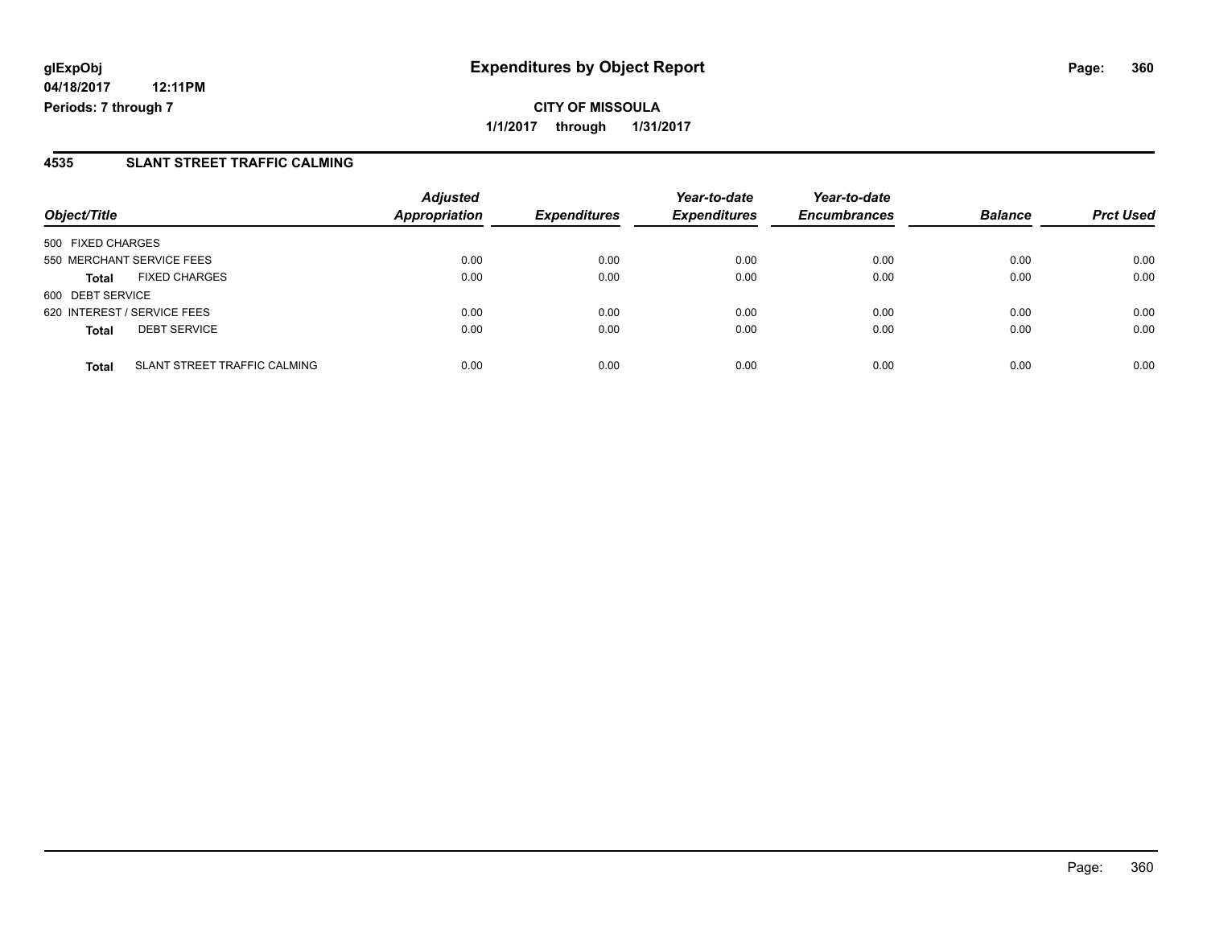**glExpObj**
**04/18/2017 12:11PM**
**Periods: 7 through 7**

# Expenditures by Object Report

**CITY OF MISSOULA**
**1/1/2017 through 1/31/2017**

## 4535 SLANT STREET TRAFFIC CALMING

| Object/Title | | Adjusted Appropriation | Expenditures | Year-to-date Expenditures | Year-to-date Encumbrances | Balance | Prct Used |
|---|---|---|---|---|---|---|---|
| 500 FIXED CHARGES | | | | | | | |
| 550 MERCHANT SERVICE FEES | | 0.00 | 0.00 | 0.00 | 0.00 | 0.00 | 0.00 |
| **Total** | FIXED CHARGES | 0.00 | 0.00 | 0.00 | 0.00 | 0.00 | 0.00 |
| 600 DEBT SERVICE | | | | | | | |
| 620 INTEREST / SERVICE FEES | | 0.00 | 0.00 | 0.00 | 0.00 | 0.00 | 0.00 |
| **Total** | DEBT SERVICE | 0.00 | 0.00 | 0.00 | 0.00 | 0.00 | 0.00 |
| **Total** | SLANT STREET TRAFFIC CALMING | 0.00 | 0.00 | 0.00 | 0.00 | 0.00 | 0.00 |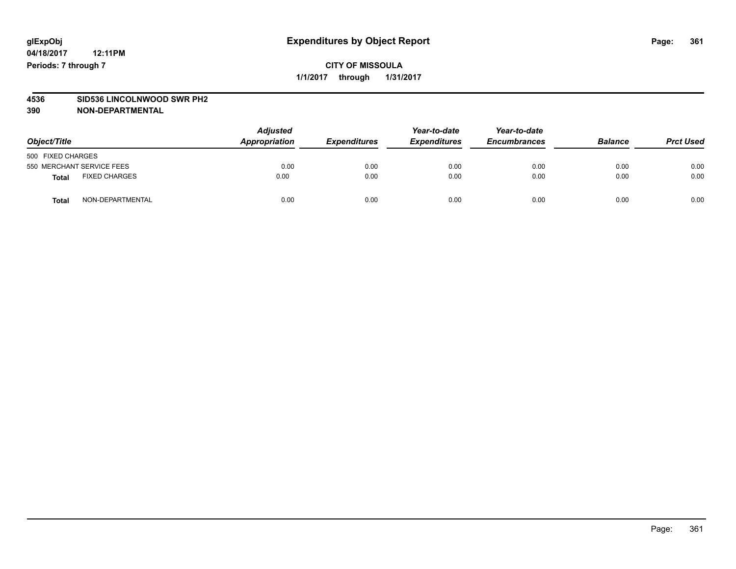glExpObj
04/18/2017 12:11PM
Periods: 7 through 7

# Expenditures by Object Report

**CITY OF MISSOULA**

**1/1/2017 through 1/31/2017**

**4536 SID536 LINCOLNWOOD SWR PH2**

**390 NON-DEPARTMENTAL**

| Object/Title | | Adjusted Appropriation | Expenditures | Year-to-date Expenditures | Year-to-date Encumbrances | Balance | Prct Used |
|---|---|---|---|---|---|---|---|
| 500 FIXED CHARGES | | | | | | | |
| 550 MERCHANT SERVICE FEES | | 0.00 | 0.00 | 0.00 | 0.00 | 0.00 | 0.00 |
| **Total** | FIXED CHARGES | 0.00 | 0.00 | 0.00 | 0.00 | 0.00 | 0.00 |
| **Total** | NON-DEPARTMENTAL | 0.00 | 0.00 | 0.00 | 0.00 | 0.00 | 0.00 |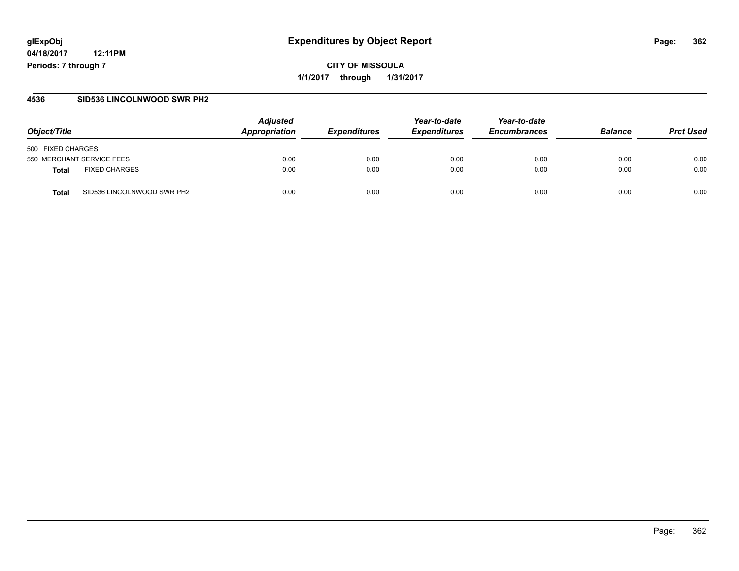# Expenditures by Object Report

**glExpObj**
**04/18/2017 12:11PM**
**Periods: 7 through 7**

**CITY OF MISSOULA**
**1/1/2017 through 1/31/2017**

## 4536 SID536 LINCOLNWOOD SWR PH2

| Object/Title | | Adjusted Appropriation | Expenditures | Year-to-date Expenditures | Year-to-date Encumbrances | Balance | Prct Used |
|---|---|---|---|---|---|---|---|
| 500 FIXED CHARGES | | | | | | | |
| 550 MERCHANT SERVICE FEES | | 0.00 | 0.00 | 0.00 | 0.00 | 0.00 | 0.00 |
| **Total** | FIXED CHARGES | 0.00 | 0.00 | 0.00 | 0.00 | 0.00 | 0.00 |
| **Total** | SID536 LINCOLNWOOD SWR PH2 | 0.00 | 0.00 | 0.00 | 0.00 | 0.00 | 0.00 |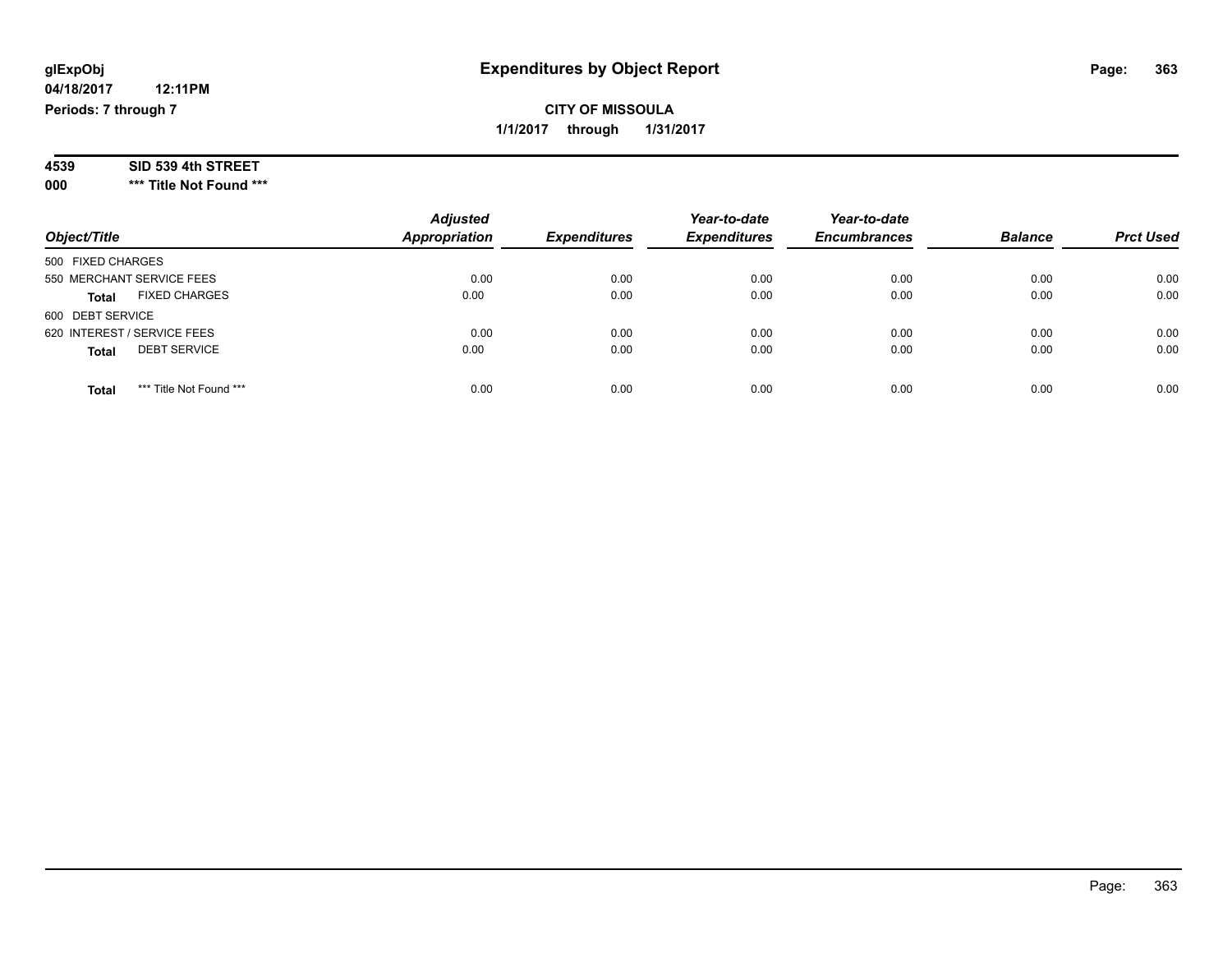glExpObj
04/18/2017 12:11PM
Periods: 7 through 7

# Expenditures by Object Report

**CITY OF MISSOULA**

**1/1/2017 through 1/31/2017**

**4539 SID 539 4th STREET**

**000 *** Title Not Found *****

| Object/Title | Adjusted Appropriation | Expenditures | Year-to-date Expenditures | Year-to-date Encumbrances | Balance | Prct Used |
|---|---|---|---|---|---|---|
| 500 FIXED CHARGES | | | | | | |
| 550 MERCHANT SERVICE FEES | 0.00 | 0.00 | 0.00 | 0.00 | 0.00 | 0.00 |
| **Total** FIXED CHARGES | 0.00 | 0.00 | 0.00 | 0.00 | 0.00 | 0.00 |
| 600 DEBT SERVICE | | | | | | |
| 620 INTEREST / SERVICE FEES | 0.00 | 0.00 | 0.00 | 0.00 | 0.00 | 0.00 |
| **Total** DEBT SERVICE | 0.00 | 0.00 | 0.00 | 0.00 | 0.00 | 0.00 |
| **Total** *** Title Not Found *** | 0.00 | 0.00 | 0.00 | 0.00 | 0.00 | 0.00 |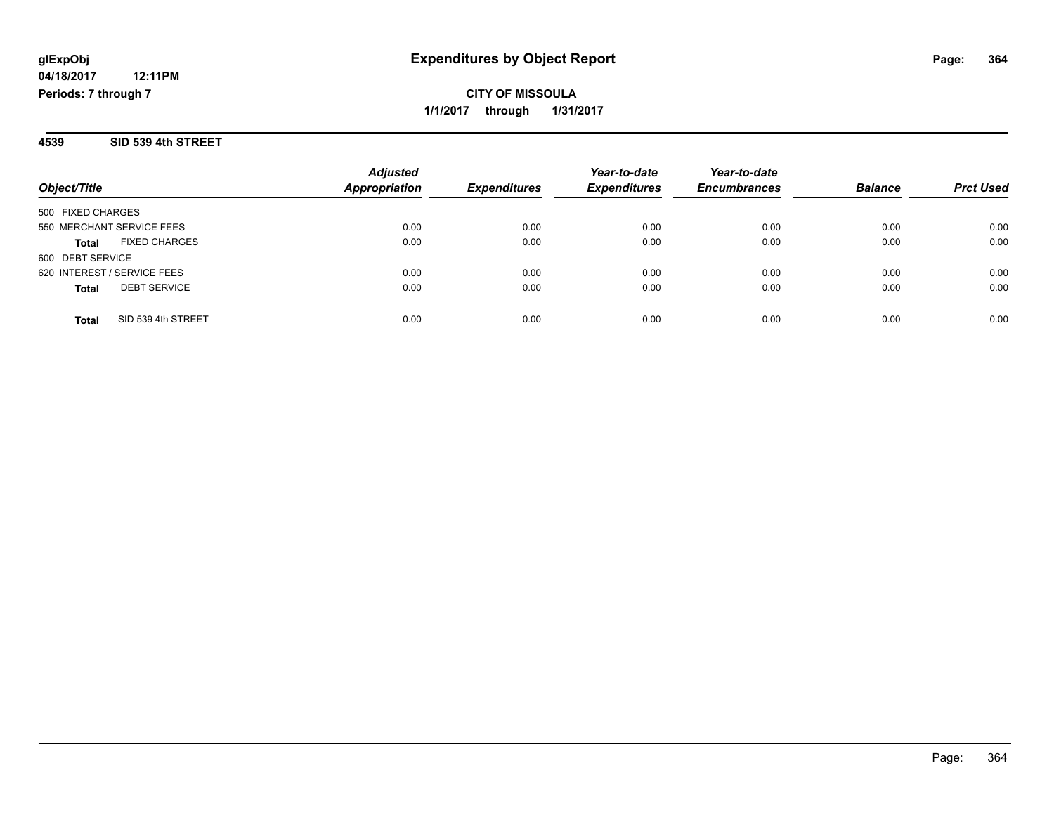**glExpObj** | **Expenditures by Object Report**
**04/18/2017 12:11PM**
**Periods: 7 through 7**

**CITY OF MISSOULA**
**1/1/2017 through 1/31/2017**

## 4539 SID 539 4th STREET

| Object/Title | Adjusted Appropriation | Expenditures | Year-to-date Expenditures | Year-to-date Encumbrances | Balance | Prct Used |
|---|---|---|---|---|---|---|
| 500 FIXED CHARGES | | | | | | |
| 550 MERCHANT SERVICE FEES | 0.00 | 0.00 | 0.00 | 0.00 | 0.00 | 0.00 |
| **Total** FIXED CHARGES | 0.00 | 0.00 | 0.00 | 0.00 | 0.00 | 0.00 |
| 600 DEBT SERVICE | | | | | | |
| 620 INTEREST / SERVICE FEES | 0.00 | 0.00 | 0.00 | 0.00 | 0.00 | 0.00 |
| **Total** DEBT SERVICE | 0.00 | 0.00 | 0.00 | 0.00 | 0.00 | 0.00 |
| **Total** SID 539 4th STREET | 0.00 | 0.00 | 0.00 | 0.00 | 0.00 | 0.00 |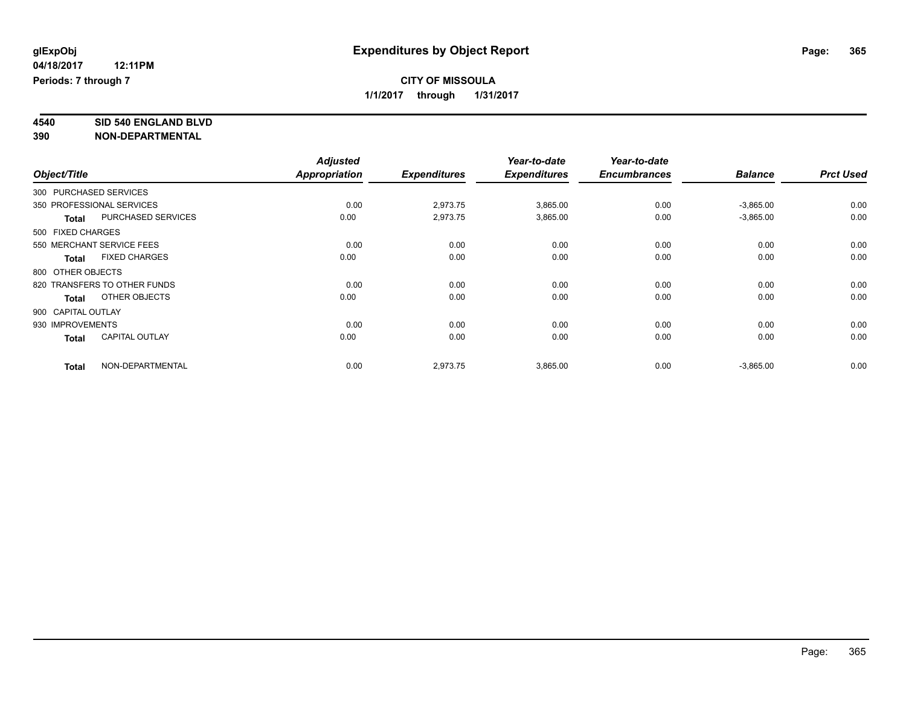**glExpObj**
**04/18/2017 12:11PM**
**Periods: 7 through 7**

# Expenditures by Object Report

**CITY OF MISSOULA**
**1/1/2017 through 1/31/2017**

**4540 SID 540 ENGLAND BLVD**
**390 NON-DEPARTMENTAL**

| Object/Title | Adjusted Appropriation | Expenditures | Year-to-date Expenditures | Year-to-date Encumbrances | Balance | Prct Used |
|---|---|---|---|---|---|---|
| 300 PURCHASED SERVICES | | | | | | |
| 350 PROFESSIONAL SERVICES | 0.00 | 2,973.75 | 3,865.00 | 0.00 | -3,865.00 | 0.00 |
| **Total** PURCHASED SERVICES | 0.00 | 2,973.75 | 3,865.00 | 0.00 | -3,865.00 | 0.00 |
| 500 FIXED CHARGES | | | | | | |
| 550 MERCHANT SERVICE FEES | 0.00 | 0.00 | 0.00 | 0.00 | 0.00 | 0.00 |
| **Total** FIXED CHARGES | 0.00 | 0.00 | 0.00 | 0.00 | 0.00 | 0.00 |
| 800 OTHER OBJECTS | | | | | | |
| 820 TRANSFERS TO OTHER FUNDS | 0.00 | 0.00 | 0.00 | 0.00 | 0.00 | 0.00 |
| **Total** OTHER OBJECTS | 0.00 | 0.00 | 0.00 | 0.00 | 0.00 | 0.00 |
| 900 CAPITAL OUTLAY | | | | | | |
| 930 IMPROVEMENTS | 0.00 | 0.00 | 0.00 | 0.00 | 0.00 | 0.00 |
| **Total** CAPITAL OUTLAY | 0.00 | 0.00 | 0.00 | 0.00 | 0.00 | 0.00 |
| **Total** NON-DEPARTMENTAL | 0.00 | 2,973.75 | 3,865.00 | 0.00 | -3,865.00 | 0.00 |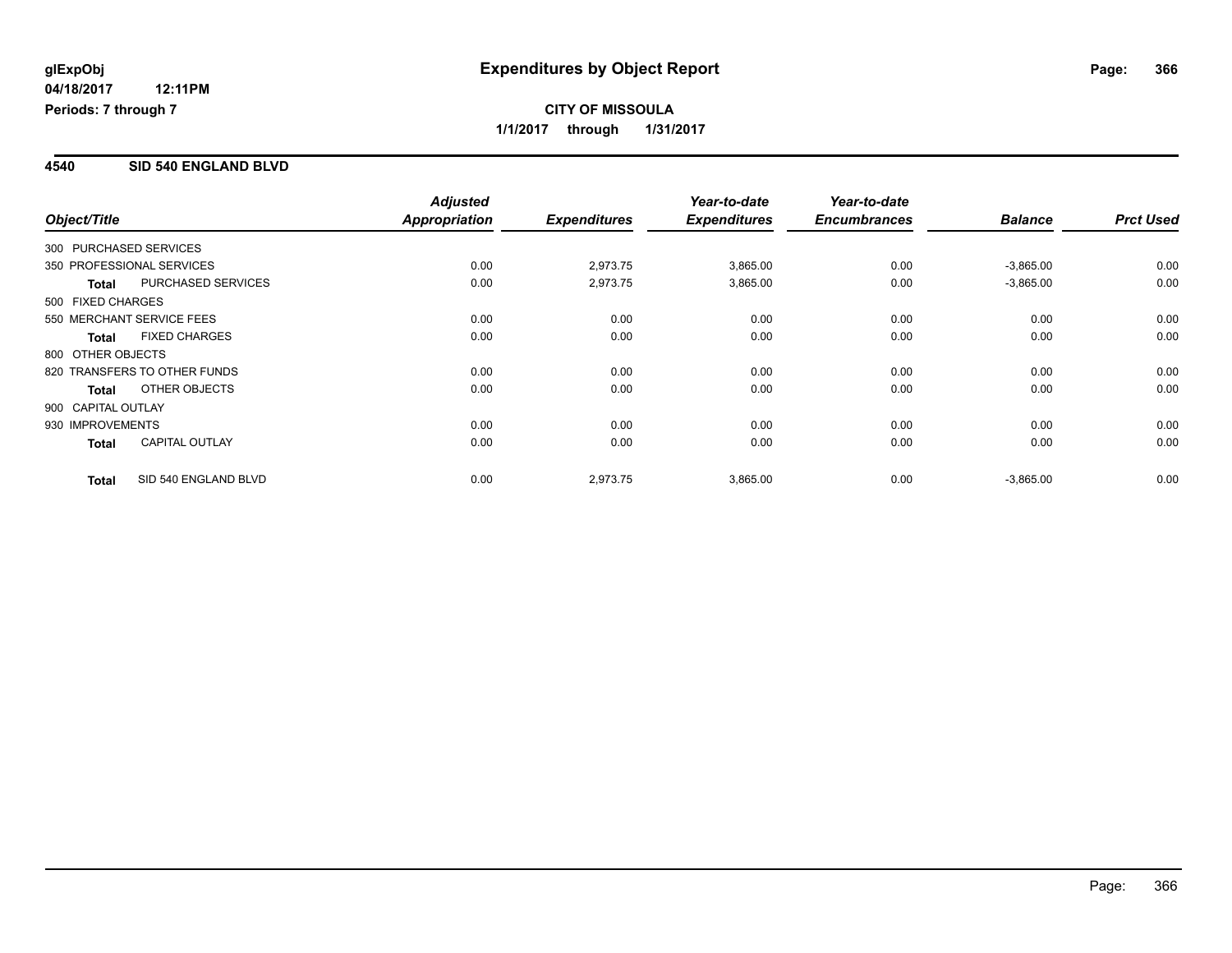**glExpObj**
**04/18/2017 12:11PM**
**Periods: 7 through 7**

# Expenditures by Object Report

**CITY OF MISSOULA**
**1/1/2017 through 1/31/2017**

## 4540 SID 540 ENGLAND BLVD

| Object/Title | | Adjusted Appropriation | Expenditures | Year-to-date Expenditures | Year-to-date Encumbrances | Balance | Prct Used |
|---|---|---|---|---|---|---|---|
| 300 PURCHASED SERVICES | | | | | | | |
| 350 PROFESSIONAL SERVICES | | 0.00 | 2,973.75 | 3,865.00 | 0.00 | -3,865.00 | 0.00 |
| **Total** | PURCHASED SERVICES | 0.00 | 2,973.75 | 3,865.00 | 0.00 | -3,865.00 | 0.00 |
| 500 FIXED CHARGES | | | | | | | |
| 550 MERCHANT SERVICE FEES | | 0.00 | 0.00 | 0.00 | 0.00 | 0.00 | 0.00 |
| **Total** | FIXED CHARGES | 0.00 | 0.00 | 0.00 | 0.00 | 0.00 | 0.00 |
| 800 OTHER OBJECTS | | | | | | | |
| 820 TRANSFERS TO OTHER FUNDS | | 0.00 | 0.00 | 0.00 | 0.00 | 0.00 | 0.00 |
| **Total** | OTHER OBJECTS | 0.00 | 0.00 | 0.00 | 0.00 | 0.00 | 0.00 |
| 900 CAPITAL OUTLAY | | | | | | | |
| 930 IMPROVEMENTS | | 0.00 | 0.00 | 0.00 | 0.00 | 0.00 | 0.00 |
| **Total** | CAPITAL OUTLAY | 0.00 | 0.00 | 0.00 | 0.00 | 0.00 | 0.00 |
| **Total** | SID 540 ENGLAND BLVD | 0.00 | 2,973.75 | 3,865.00 | 0.00 | -3,865.00 | 0.00 |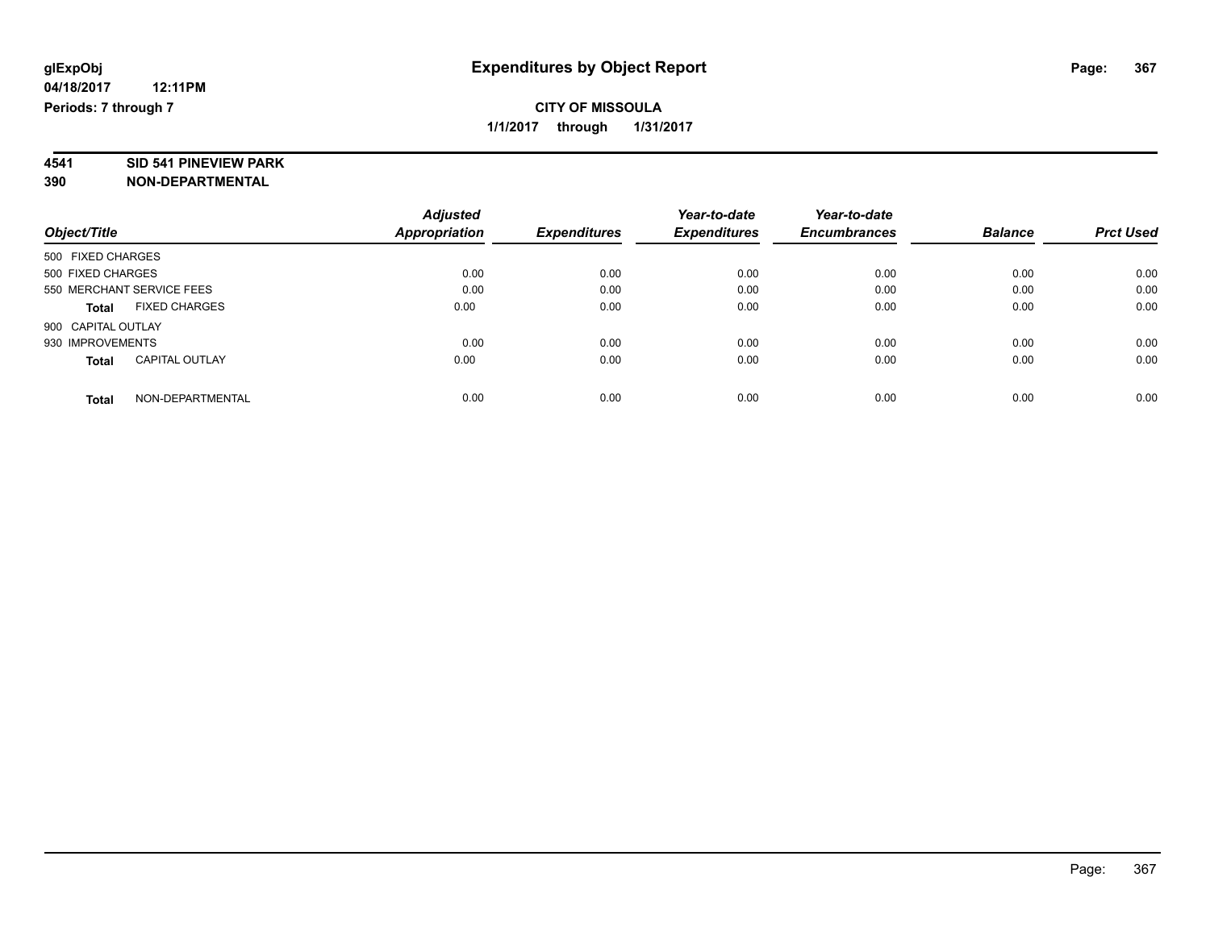glExpObj
04/18/2017 12:11PM
Periods: 7 through 7

# Expenditures by Object Report

**CITY OF MISSOULA**

**1/1/2017 through 1/31/2017**

**4541 SID 541 PINEVIEW PARK**
**390 NON-DEPARTMENTAL**

| Object/Title | Adjusted Appropriation | Expenditures | Year-to-date Expenditures | Year-to-date Encumbrances | Balance | Prct Used |
|---|---|---|---|---|---|---|
| 500 FIXED CHARGES | | | | | | |
| 500 FIXED CHARGES | 0.00 | 0.00 | 0.00 | 0.00 | 0.00 | 0.00 |
| 550 MERCHANT SERVICE FEES | 0.00 | 0.00 | 0.00 | 0.00 | 0.00 | 0.00 |
| **Total** FIXED CHARGES | 0.00 | 0.00 | 0.00 | 0.00 | 0.00 | 0.00 |
| 900 CAPITAL OUTLAY | | | | | | |
| 930 IMPROVEMENTS | 0.00 | 0.00 | 0.00 | 0.00 | 0.00 | 0.00 |
| **Total** CAPITAL OUTLAY | 0.00 | 0.00 | 0.00 | 0.00 | 0.00 | 0.00 |
| **Total** NON-DEPARTMENTAL | 0.00 | 0.00 | 0.00 | 0.00 | 0.00 | 0.00 |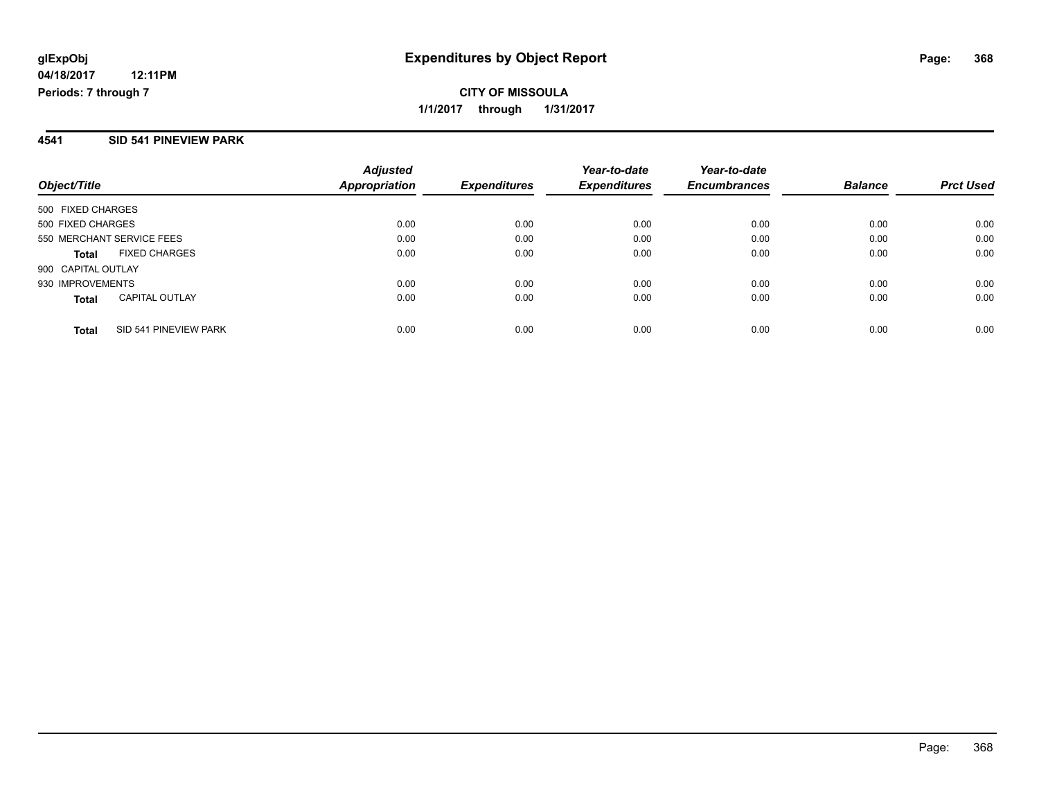**glExpObj**
**04/18/2017 12:11PM**
**Periods: 7 through 7**

# Expenditures by Object Report

**CITY OF MISSOULA**
**1/1/2017 through 1/31/2017**

## 4541 SID 541 PINEVIEW PARK

| Object/Title | | Adjusted Appropriation | Expenditures | Year-to-date Expenditures | Year-to-date Encumbrances | Balance | Prct Used |
|---|---|---|---|---|---|---|---|
| 500 FIXED CHARGES | | | | | | | |
| 500 FIXED CHARGES | | 0.00 | 0.00 | 0.00 | 0.00 | 0.00 | 0.00 |
| 550 MERCHANT SERVICE FEES | | 0.00 | 0.00 | 0.00 | 0.00 | 0.00 | 0.00 |
| **Total** | FIXED CHARGES | 0.00 | 0.00 | 0.00 | 0.00 | 0.00 | 0.00 |
| 900 CAPITAL OUTLAY | | | | | | | |
| 930 IMPROVEMENTS | | 0.00 | 0.00 | 0.00 | 0.00 | 0.00 | 0.00 |
| **Total** | CAPITAL OUTLAY | 0.00 | 0.00 | 0.00 | 0.00 | 0.00 | 0.00 |
| **Total** | SID 541 PINEVIEW PARK | 0.00 | 0.00 | 0.00 | 0.00 | 0.00 | 0.00 |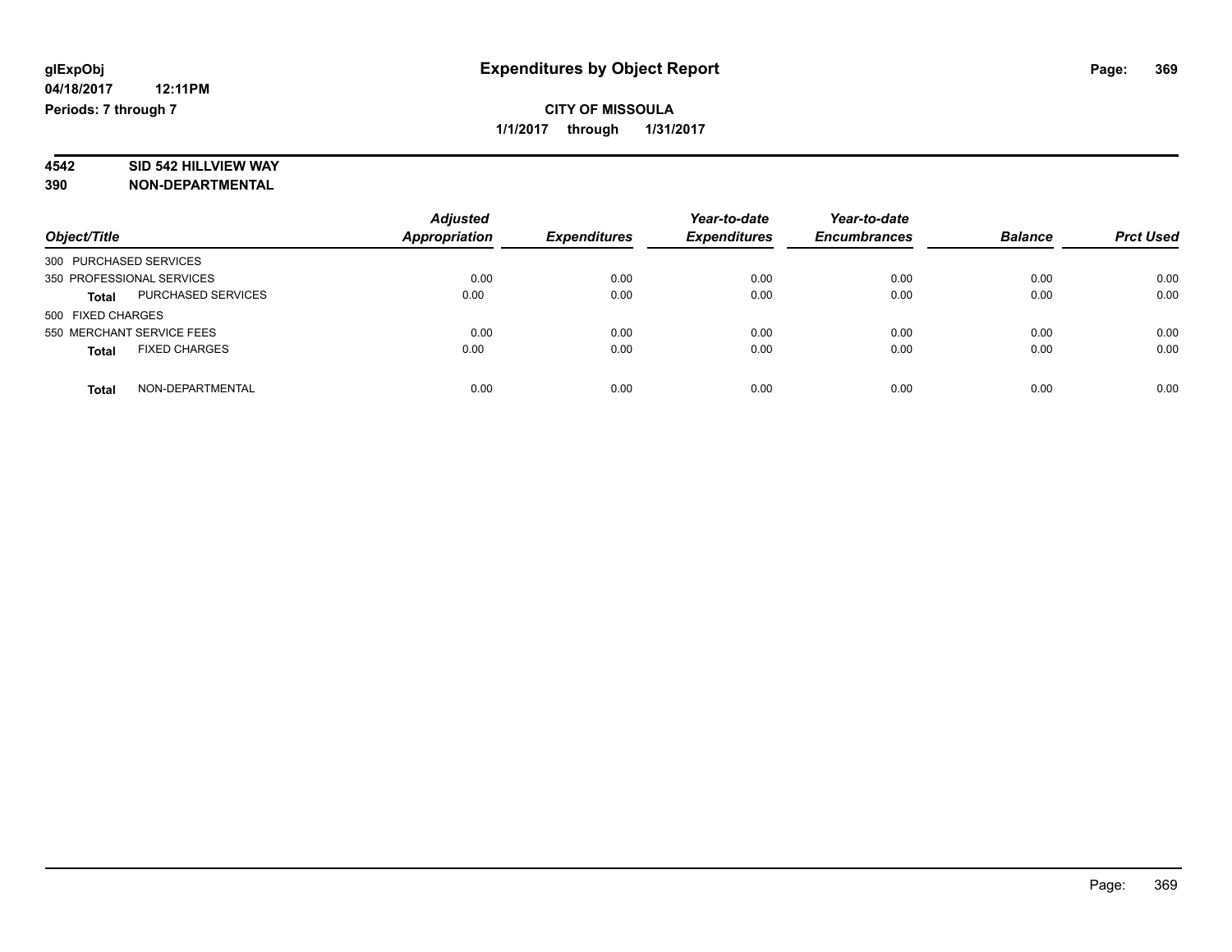**glExpObj**
**04/18/2017 12:11PM**
**Periods: 7 through 7**

# Expenditures by Object Report

**CITY OF MISSOULA**
**1/1/2017 through 1/31/2017**

**4542 SID 542 HILLVIEW WAY**
**390 NON-DEPARTMENTAL**

| Object/Title | Adjusted Appropriation | Expenditures | Year-to-date Expenditures | Year-to-date Encumbrances | Balance | Prct Used |
|---|---|---|---|---|---|---|
| 300 PURCHASED SERVICES | | | | | | |
| 350 PROFESSIONAL SERVICES | 0.00 | 0.00 | 0.00 | 0.00 | 0.00 | 0.00 |
| **Total** PURCHASED SERVICES | 0.00 | 0.00 | 0.00 | 0.00 | 0.00 | 0.00 |
| 500 FIXED CHARGES | | | | | | |
| 550 MERCHANT SERVICE FEES | 0.00 | 0.00 | 0.00 | 0.00 | 0.00 | 0.00 |
| **Total** FIXED CHARGES | 0.00 | 0.00 | 0.00 | 0.00 | 0.00 | 0.00 |
| **Total** NON-DEPARTMENTAL | 0.00 | 0.00 | 0.00 | 0.00 | 0.00 | 0.00 |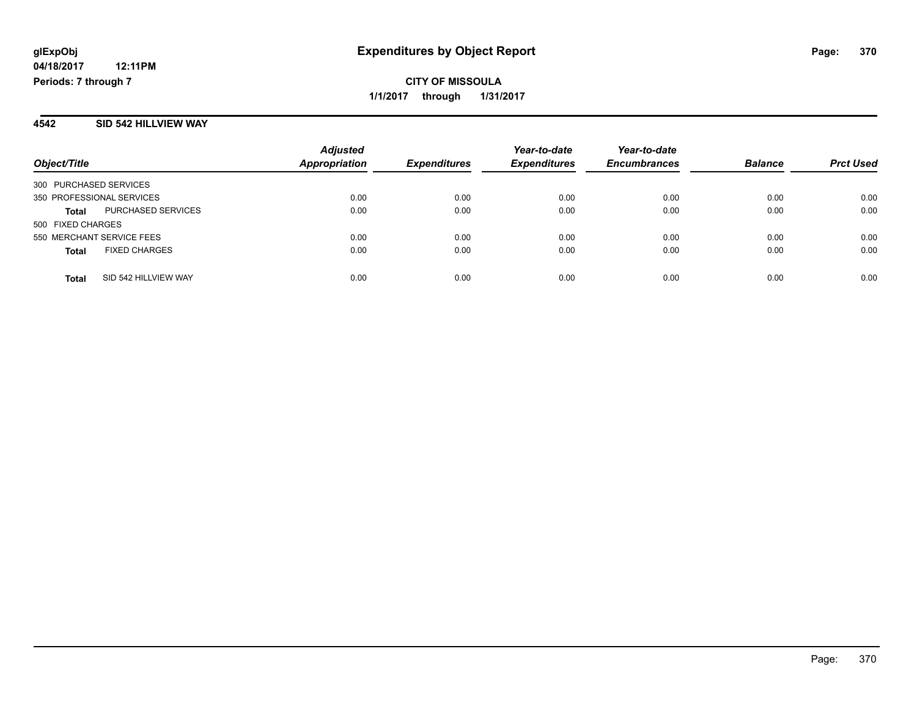**glExpObj**
**04/18/2017 12:11PM**
**Periods: 7 through 7**

# Expenditures by Object Report

**CITY OF MISSOULA**
**1/1/2017 through 1/31/2017**

## 4542 SID 542 HILLVIEW WAY

| Object/Title | Adjusted Appropriation | Expenditures | Year-to-date Expenditures | Year-to-date Encumbrances | Balance | Prct Used |
|---|---|---|---|---|---|---|
| 300 PURCHASED SERVICES | | | | | | |
| 350 PROFESSIONAL SERVICES | 0.00 | 0.00 | 0.00 | 0.00 | 0.00 | 0.00 |
| **Total** PURCHASED SERVICES | 0.00 | 0.00 | 0.00 | 0.00 | 0.00 | 0.00 |
| 500 FIXED CHARGES | | | | | | |
| 550 MERCHANT SERVICE FEES | 0.00 | 0.00 | 0.00 | 0.00 | 0.00 | 0.00 |
| **Total** FIXED CHARGES | 0.00 | 0.00 | 0.00 | 0.00 | 0.00 | 0.00 |
| **Total** SID 542 HILLVIEW WAY | 0.00 | 0.00 | 0.00 | 0.00 | 0.00 | 0.00 |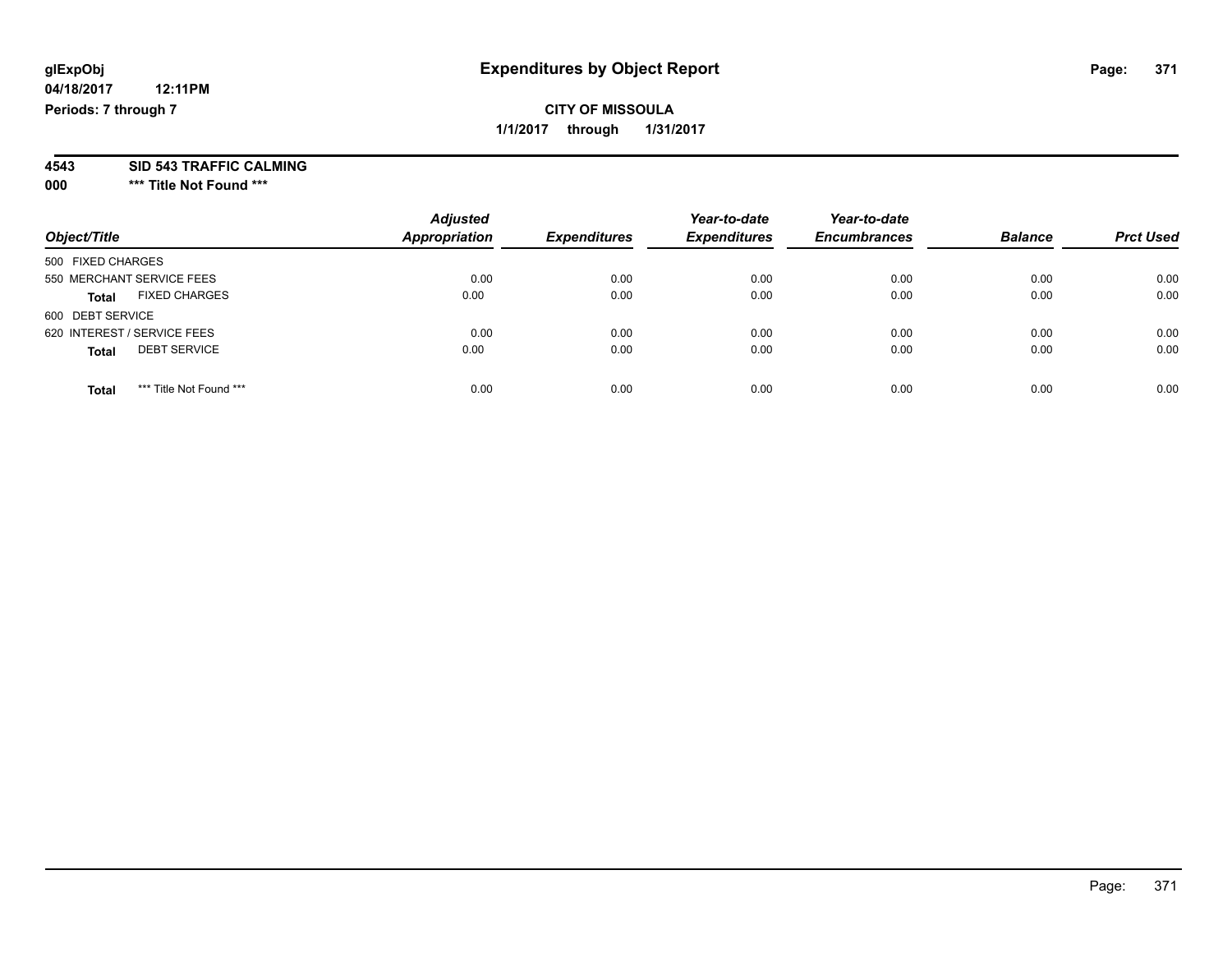**glExpObj**
**04/18/2017 12:11PM**
**Periods: 7 through 7**

# Expenditures by Object Report

**CITY OF MISSOULA**
**1/1/2017 through 1/31/2017**

**4543 SID 543 TRAFFIC CALMING**
**000 \*\*\* Title Not Found \*\*\***

| Object/Title | Adjusted Appropriation | Expenditures | Year-to-date Expenditures | Year-to-date Encumbrances | Balance | Prct Used |
|---|---|---|---|---|---|---|
| 500 FIXED CHARGES | | | | | | |
| 550 MERCHANT SERVICE FEES | 0.00 | 0.00 | 0.00 | 0.00 | 0.00 | 0.00 |
| **Total** FIXED CHARGES | 0.00 | 0.00 | 0.00 | 0.00 | 0.00 | 0.00 |
| 600 DEBT SERVICE | | | | | | |
| 620 INTEREST / SERVICE FEES | 0.00 | 0.00 | 0.00 | 0.00 | 0.00 | 0.00 |
| **Total** DEBT SERVICE | 0.00 | 0.00 | 0.00 | 0.00 | 0.00 | 0.00 |
| **Total** *** Title Not Found *** | 0.00 | 0.00 | 0.00 | 0.00 | 0.00 | 0.00 |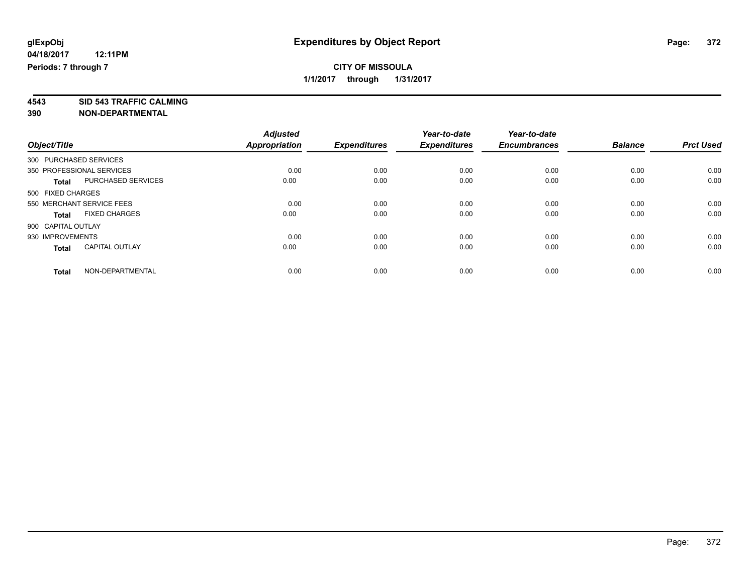glExpObj
04/18/2017 12:11PM
Periods: 7 through 7

# Expenditures by Object Report

**CITY OF MISSOULA**

**1/1/2017 through 1/31/2017**

**4543 SID 543 TRAFFIC CALMING**
**390 NON-DEPARTMENTAL**

| Object/Title | | Adjusted Appropriation | Expenditures | Year-to-date Expenditures | Year-to-date Encumbrances | Balance | Prct Used |
|---|---|---|---|---|---|---|---|
| 300 PURCHASED SERVICES | | | | | | | |
| 350 PROFESSIONAL SERVICES | | 0.00 | 0.00 | 0.00 | 0.00 | 0.00 | 0.00 |
| **Total** | PURCHASED SERVICES | 0.00 | 0.00 | 0.00 | 0.00 | 0.00 | 0.00 |
| 500 FIXED CHARGES | | | | | | | |
| 550 MERCHANT SERVICE FEES | | 0.00 | 0.00 | 0.00 | 0.00 | 0.00 | 0.00 |
| **Total** | FIXED CHARGES | 0.00 | 0.00 | 0.00 | 0.00 | 0.00 | 0.00 |
| 900 CAPITAL OUTLAY | | | | | | | |
| 930 IMPROVEMENTS | | 0.00 | 0.00 | 0.00 | 0.00 | 0.00 | 0.00 |
| **Total** | CAPITAL OUTLAY | 0.00 | 0.00 | 0.00 | 0.00 | 0.00 | 0.00 |
| **Total** | NON-DEPARTMENTAL | 0.00 | 0.00 | 0.00 | 0.00 | 0.00 | 0.00 |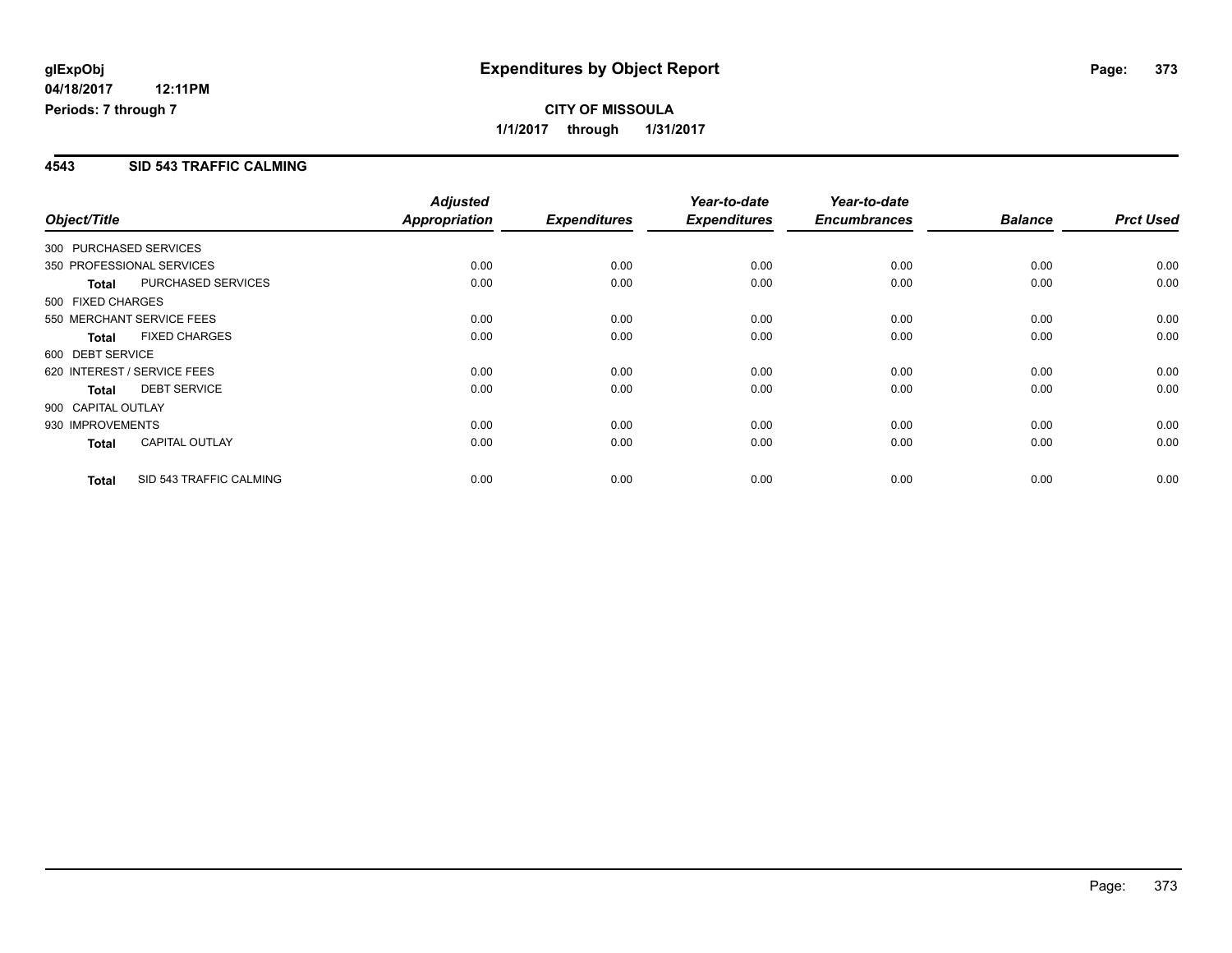**glExpObj**
**04/18/2017 12:11PM**
**Periods: 7 through 7**

# Expenditures by Object Report

**CITY OF MISSOULA**
**1/1/2017 through 1/31/2017**

## 4543 SID 543 TRAFFIC CALMING

| Object/Title | | Adjusted Appropriation | Expenditures | Year-to-date Expenditures | Year-to-date Encumbrances | Balance | Prct Used |
|---|---|---|---|---|---|---|---|
| 300 PURCHASED SERVICES | | | | | | | |
| 350 PROFESSIONAL SERVICES | | 0.00 | 0.00 | 0.00 | 0.00 | 0.00 | 0.00 |
| **Total** | PURCHASED SERVICES | 0.00 | 0.00 | 0.00 | 0.00 | 0.00 | 0.00 |
| 500 FIXED CHARGES | | | | | | | |
| 550 MERCHANT SERVICE FEES | | 0.00 | 0.00 | 0.00 | 0.00 | 0.00 | 0.00 |
| **Total** | FIXED CHARGES | 0.00 | 0.00 | 0.00 | 0.00 | 0.00 | 0.00 |
| 600 DEBT SERVICE | | | | | | | |
| 620 INTEREST / SERVICE FEES | | 0.00 | 0.00 | 0.00 | 0.00 | 0.00 | 0.00 |
| **Total** | DEBT SERVICE | 0.00 | 0.00 | 0.00 | 0.00 | 0.00 | 0.00 |
| 900 CAPITAL OUTLAY | | | | | | | |
| 930 IMPROVEMENTS | | 0.00 | 0.00 | 0.00 | 0.00 | 0.00 | 0.00 |
| **Total** | CAPITAL OUTLAY | 0.00 | 0.00 | 0.00 | 0.00 | 0.00 | 0.00 |
| **Total** | SID 543 TRAFFIC CALMING | 0.00 | 0.00 | 0.00 | 0.00 | 0.00 | 0.00 |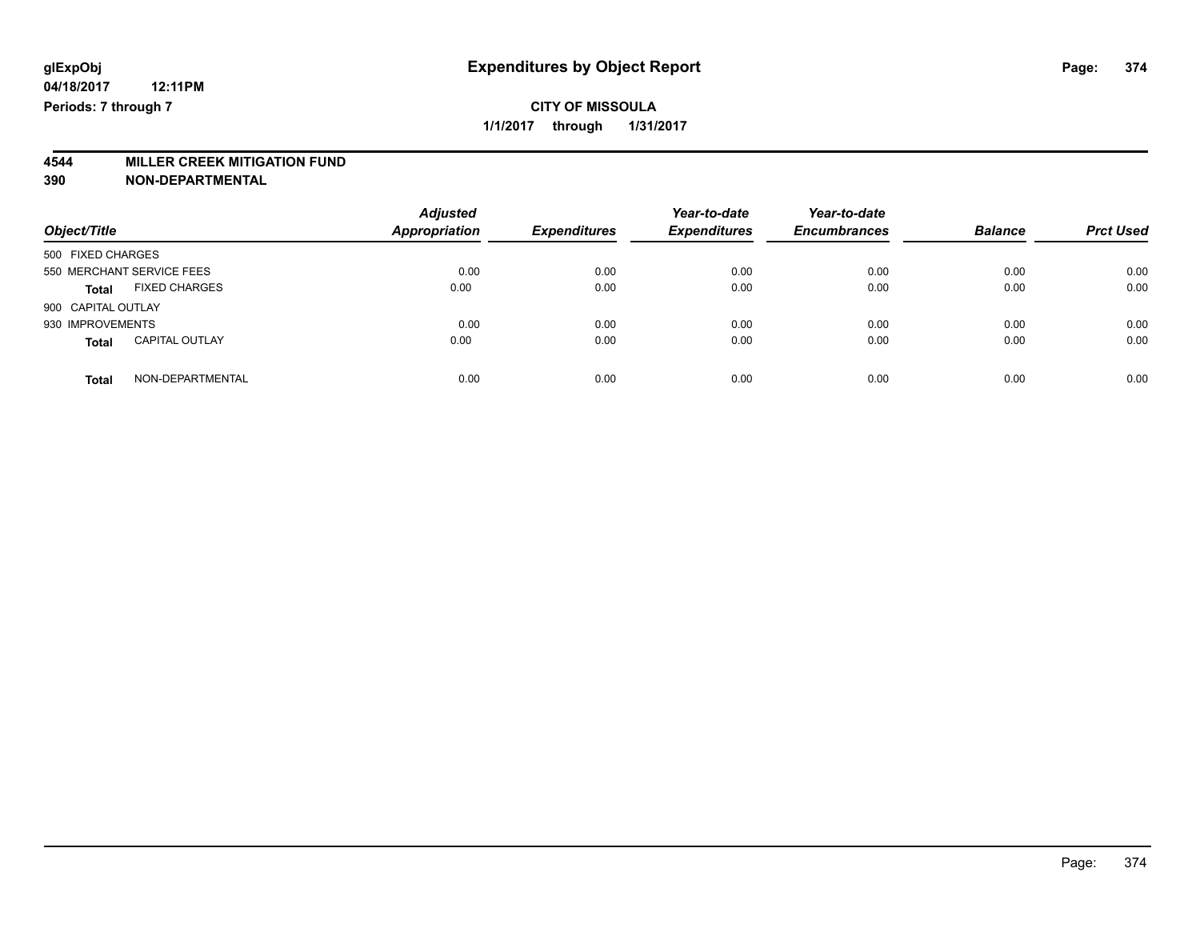glExpObj
04/18/2017 12:11PM
Periods: 7 through 7

# Expenditures by Object Report

**CITY OF MISSOULA**
**1/1/2017 through 1/31/2017**

## 4544 MILLER CREEK MITIGATION FUND
## 390 NON-DEPARTMENTAL

| Object/Title | Adjusted Appropriation | Expenditures | Year-to-date Expenditures | Year-to-date Encumbrances | Balance | Prct Used |
|---|---|---|---|---|---|---|
| 500 FIXED CHARGES | | | | | | |
| 550 MERCHANT SERVICE FEES | 0.00 | 0.00 | 0.00 | 0.00 | 0.00 | 0.00 |
| **Total** FIXED CHARGES | 0.00 | 0.00 | 0.00 | 0.00 | 0.00 | 0.00 |
| 900 CAPITAL OUTLAY | | | | | | |
| 930 IMPROVEMENTS | 0.00 | 0.00 | 0.00 | 0.00 | 0.00 | 0.00 |
| **Total** CAPITAL OUTLAY | 0.00 | 0.00 | 0.00 | 0.00 | 0.00 | 0.00 |
| **Total** NON-DEPARTMENTAL | 0.00 | 0.00 | 0.00 | 0.00 | 0.00 | 0.00 |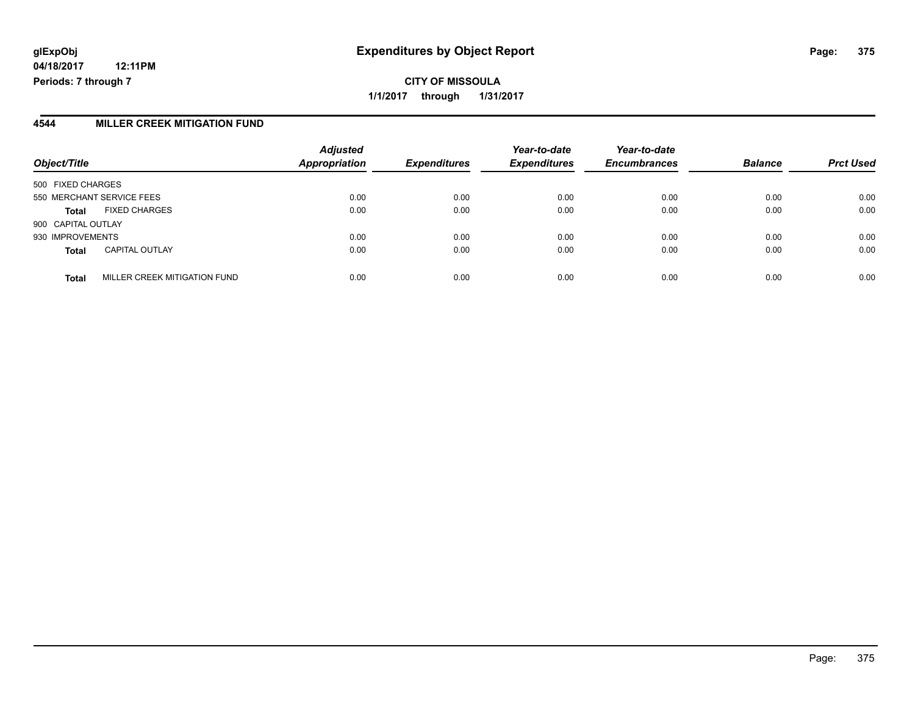**glExpObj**
**04/18/2017 12:11PM**
**Periods: 7 through 7**

# Expenditures by Object Report

**CITY OF MISSOULA**
**1/1/2017 through 1/31/2017**

## 4544 MILLER CREEK MITIGATION FUND

| Object/Title | | Adjusted Appropriation | Expenditures | Year-to-date Expenditures | Year-to-date Encumbrances | Balance | Prct Used |
|---|---|---|---|---|---|---|---|
| 500 FIXED CHARGES | | | | | | | |
| 550 MERCHANT SERVICE FEES | | 0.00 | 0.00 | 0.00 | 0.00 | 0.00 | 0.00 |
| **Total** | FIXED CHARGES | 0.00 | 0.00 | 0.00 | 0.00 | 0.00 | 0.00 |
| 900 CAPITAL OUTLAY | | | | | | | |
| 930 IMPROVEMENTS | | 0.00 | 0.00 | 0.00 | 0.00 | 0.00 | 0.00 |
| **Total** | CAPITAL OUTLAY | 0.00 | 0.00 | 0.00 | 0.00 | 0.00 | 0.00 |
| **Total** | MILLER CREEK MITIGATION FUND | 0.00 | 0.00 | 0.00 | 0.00 | 0.00 | 0.00 |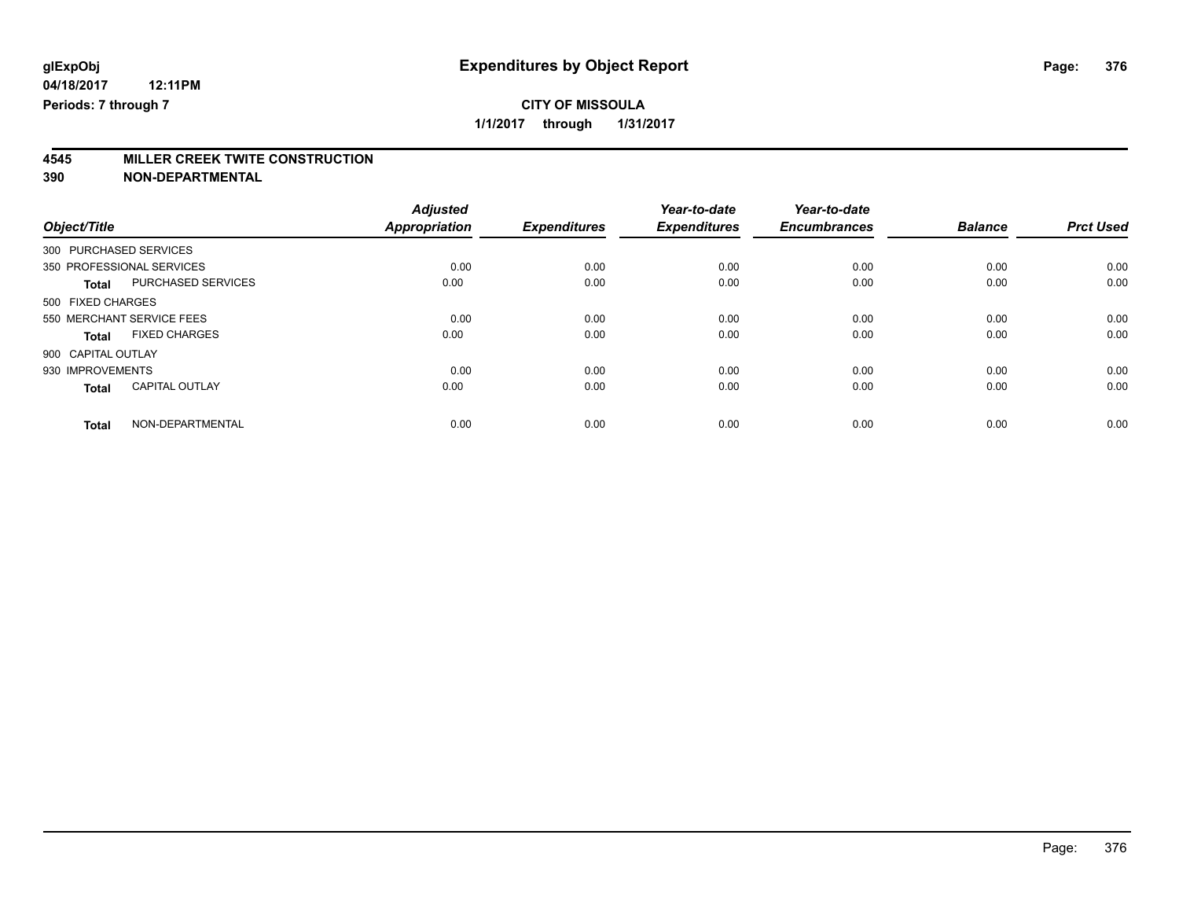glExpObj
04/18/2017 12:11PM
Periods: 7 through 7

# Expenditures by Object Report

**CITY OF MISSOULA**
**1/1/2017 through 1/31/2017**

**4545 MILLER CREEK TWITE CONSTRUCTION**
**390 NON-DEPARTMENTAL**

| Object/Title | | Adjusted Appropriation | Expenditures | Year-to-date Expenditures | Year-to-date Encumbrances | Balance | Prct Used |
|---|---|---|---|---|---|---|---|
| 300 PURCHASED SERVICES | | | | | | | |
| 350 PROFESSIONAL SERVICES | | 0.00 | 0.00 | 0.00 | 0.00 | 0.00 | 0.00 |
| **Total** | PURCHASED SERVICES | 0.00 | 0.00 | 0.00 | 0.00 | 0.00 | 0.00 |
| 500 FIXED CHARGES | | | | | | | |
| 550 MERCHANT SERVICE FEES | | 0.00 | 0.00 | 0.00 | 0.00 | 0.00 | 0.00 |
| **Total** | FIXED CHARGES | 0.00 | 0.00 | 0.00 | 0.00 | 0.00 | 0.00 |
| 900 CAPITAL OUTLAY | | | | | | | |
| 930 IMPROVEMENTS | | 0.00 | 0.00 | 0.00 | 0.00 | 0.00 | 0.00 |
| **Total** | CAPITAL OUTLAY | 0.00 | 0.00 | 0.00 | 0.00 | 0.00 | 0.00 |
| **Total** | NON-DEPARTMENTAL | 0.00 | 0.00 | 0.00 | 0.00 | 0.00 | 0.00 |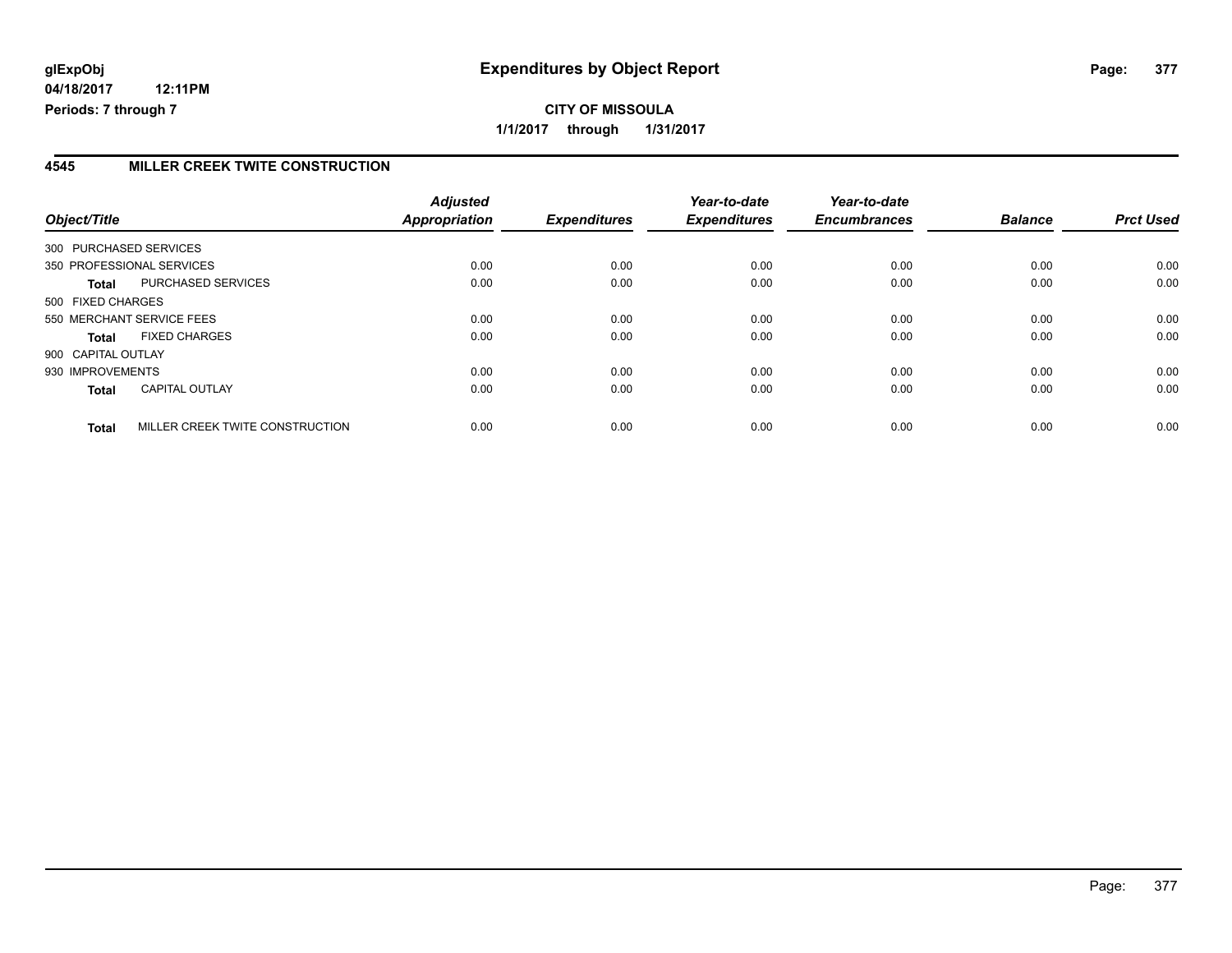**glExpObj**
**04/18/2017 12:11PM**
**Periods: 7 through 7**

# Expenditures by Object Report

**CITY OF MISSOULA**
**1/1/2017 through 1/31/2017**

## 4545 MILLER CREEK TWITE CONSTRUCTION

| Object/Title | Adjusted Appropriation | Expenditures | Year-to-date Expenditures | Year-to-date Encumbrances | Balance | Prct Used |
|---|---|---|---|---|---|---|
| 300 PURCHASED SERVICES | | | | | | |
| 350 PROFESSIONAL SERVICES | 0.00 | 0.00 | 0.00 | 0.00 | 0.00 | 0.00 |
| **Total** PURCHASED SERVICES | 0.00 | 0.00 | 0.00 | 0.00 | 0.00 | 0.00 |
| 500 FIXED CHARGES | | | | | | |
| 550 MERCHANT SERVICE FEES | 0.00 | 0.00 | 0.00 | 0.00 | 0.00 | 0.00 |
| **Total** FIXED CHARGES | 0.00 | 0.00 | 0.00 | 0.00 | 0.00 | 0.00 |
| 900 CAPITAL OUTLAY | | | | | | |
| 930 IMPROVEMENTS | 0.00 | 0.00 | 0.00 | 0.00 | 0.00 | 0.00 |
| **Total** CAPITAL OUTLAY | 0.00 | 0.00 | 0.00 | 0.00 | 0.00 | 0.00 |
| **Total** MILLER CREEK TWITE CONSTRUCTION | 0.00 | 0.00 | 0.00 | 0.00 | 0.00 | 0.00 |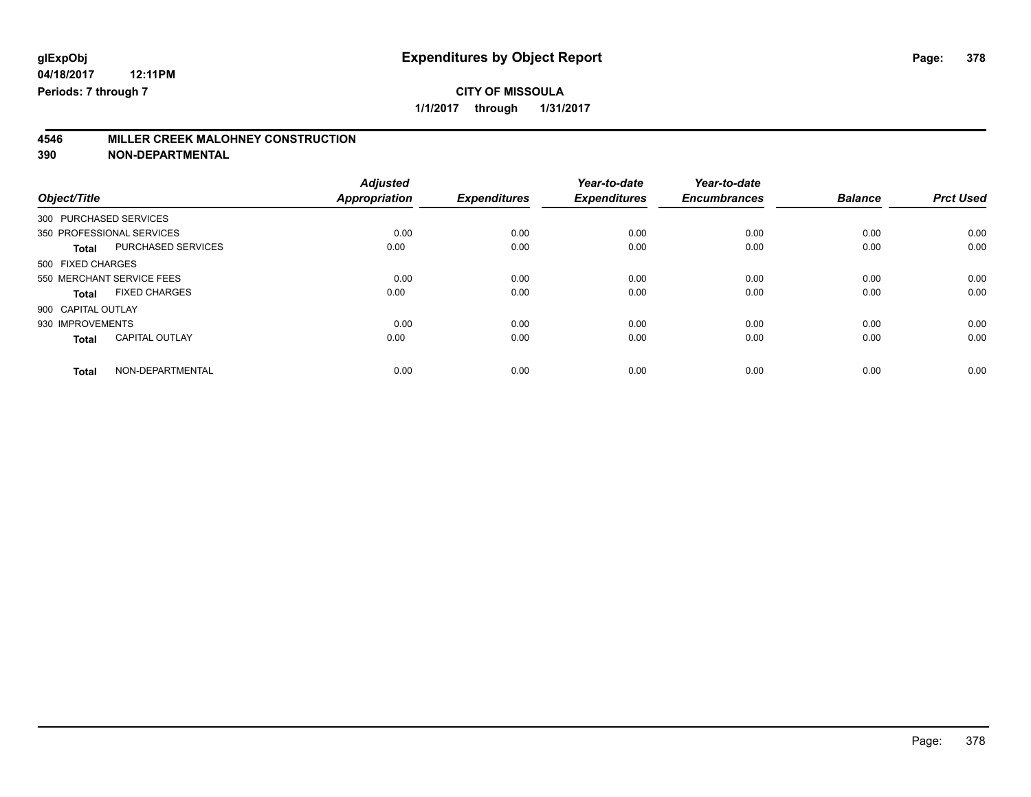**glExpObj**
**04/18/2017 12:11PM**
**Periods: 7 through 7**

# Expenditures by Object Report

**CITY OF MISSOULA**
**1/1/2017 through 1/31/2017**

## 4546 MILLER CREEK MALOHNEY CONSTRUCTION
## 390 NON-DEPARTMENTAL

| Object/Title | | Adjusted Appropriation | Expenditures | Year-to-date Expenditures | Year-to-date Encumbrances | Balance | Prct Used |
|---|---|---|---|---|---|---|---|
| 300 PURCHASED SERVICES | | | | | | | |
| 350 PROFESSIONAL SERVICES | | 0.00 | 0.00 | 0.00 | 0.00 | 0.00 | 0.00 |
| **Total** | PURCHASED SERVICES | 0.00 | 0.00 | 0.00 | 0.00 | 0.00 | 0.00 |
| 500 FIXED CHARGES | | | | | | | |
| 550 MERCHANT SERVICE FEES | | 0.00 | 0.00 | 0.00 | 0.00 | 0.00 | 0.00 |
| **Total** | FIXED CHARGES | 0.00 | 0.00 | 0.00 | 0.00 | 0.00 | 0.00 |
| 900 CAPITAL OUTLAY | | | | | | | |
| 930 IMPROVEMENTS | | 0.00 | 0.00 | 0.00 | 0.00 | 0.00 | 0.00 |
| **Total** | CAPITAL OUTLAY | 0.00 | 0.00 | 0.00 | 0.00 | 0.00 | 0.00 |
| **Total** | NON-DEPARTMENTAL | 0.00 | 0.00 | 0.00 | 0.00 | 0.00 | 0.00 |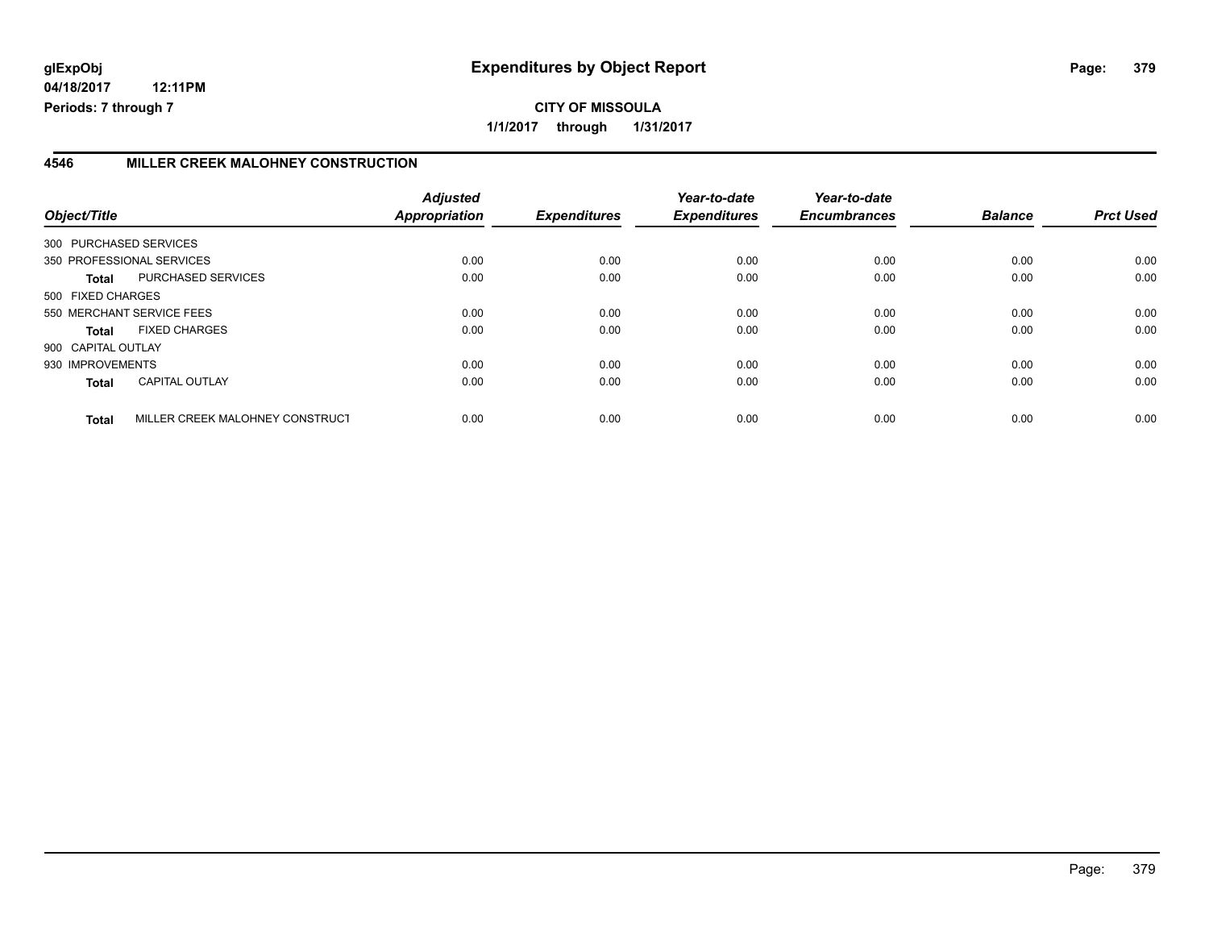**glExpObj** — **Expenditures by Object Report**

**04/18/2017 12:11PM**

**Periods: 7 through 7**

**CITY OF MISSOULA**

**1/1/2017 through 1/31/2017**

## 4546 MILLER CREEK MALOHNEY CONSTRUCTION

| Object/Title | | Adjusted Appropriation | Expenditures | Year-to-date Expenditures | Year-to-date Encumbrances | Balance | Prct Used |
|---|---|---|---|---|---|---|---|
| 300 PURCHASED SERVICES | | | | | | | |
| 350 PROFESSIONAL SERVICES | | 0.00 | 0.00 | 0.00 | 0.00 | 0.00 | 0.00 |
| **Total** | PURCHASED SERVICES | 0.00 | 0.00 | 0.00 | 0.00 | 0.00 | 0.00 |
| 500 FIXED CHARGES | | | | | | | |
| 550 MERCHANT SERVICE FEES | | 0.00 | 0.00 | 0.00 | 0.00 | 0.00 | 0.00 |
| **Total** | FIXED CHARGES | 0.00 | 0.00 | 0.00 | 0.00 | 0.00 | 0.00 |
| 900 CAPITAL OUTLAY | | | | | | | |
| 930 IMPROVEMENTS | | 0.00 | 0.00 | 0.00 | 0.00 | 0.00 | 0.00 |
| **Total** | CAPITAL OUTLAY | 0.00 | 0.00 | 0.00 | 0.00 | 0.00 | 0.00 |
| **Total** | MILLER CREEK MALOHNEY CONSTRUCT | 0.00 | 0.00 | 0.00 | 0.00 | 0.00 | 0.00 |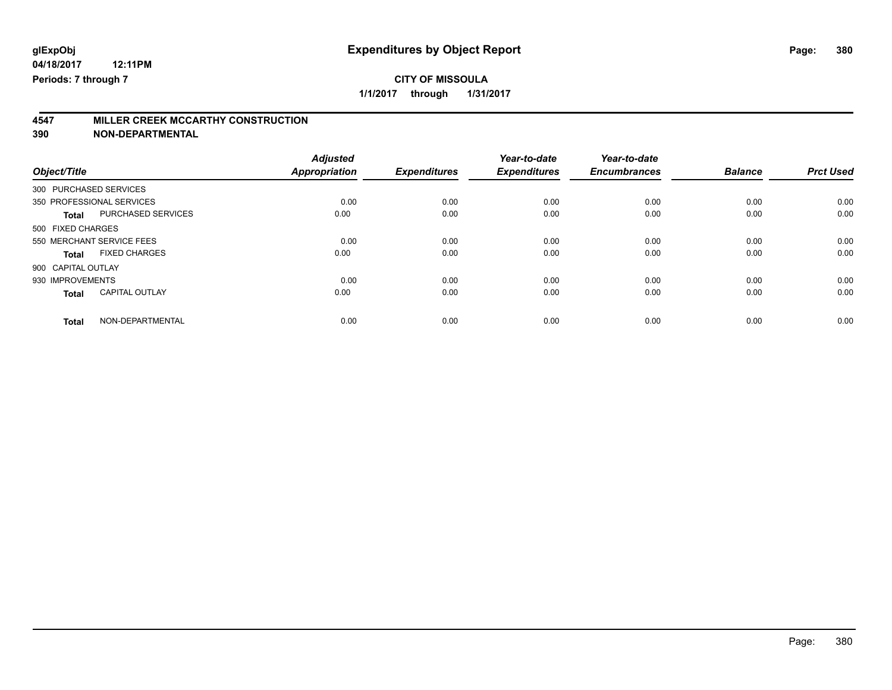glExpObj

04/18/2017 12:11PM

Periods: 7 through 7

# Expenditures by Object Report

**CITY OF MISSOULA**

**1/1/2017 through 1/31/2017**

## 4547 MILLER CREEK MCCARTHY CONSTRUCTION
## 390 NON-DEPARTMENTAL

| Object/Title | | Adjusted Appropriation | Expenditures | Year-to-date Expenditures | Year-to-date Encumbrances | Balance | Prct Used |
|---|---|---|---|---|---|---|---|
| 300 PURCHASED SERVICES | | | | | | | |
| 350 PROFESSIONAL SERVICES | | 0.00 | 0.00 | 0.00 | 0.00 | 0.00 | 0.00 |
| **Total** | PURCHASED SERVICES | 0.00 | 0.00 | 0.00 | 0.00 | 0.00 | 0.00 |
| 500 FIXED CHARGES | | | | | | | |
| 550 MERCHANT SERVICE FEES | | 0.00 | 0.00 | 0.00 | 0.00 | 0.00 | 0.00 |
| **Total** | FIXED CHARGES | 0.00 | 0.00 | 0.00 | 0.00 | 0.00 | 0.00 |
| 900 CAPITAL OUTLAY | | | | | | | |
| 930 IMPROVEMENTS | | 0.00 | 0.00 | 0.00 | 0.00 | 0.00 | 0.00 |
| **Total** | CAPITAL OUTLAY | 0.00 | 0.00 | 0.00 | 0.00 | 0.00 | 0.00 |
| **Total** | NON-DEPARTMENTAL | 0.00 | 0.00 | 0.00 | 0.00 | 0.00 | 0.00 |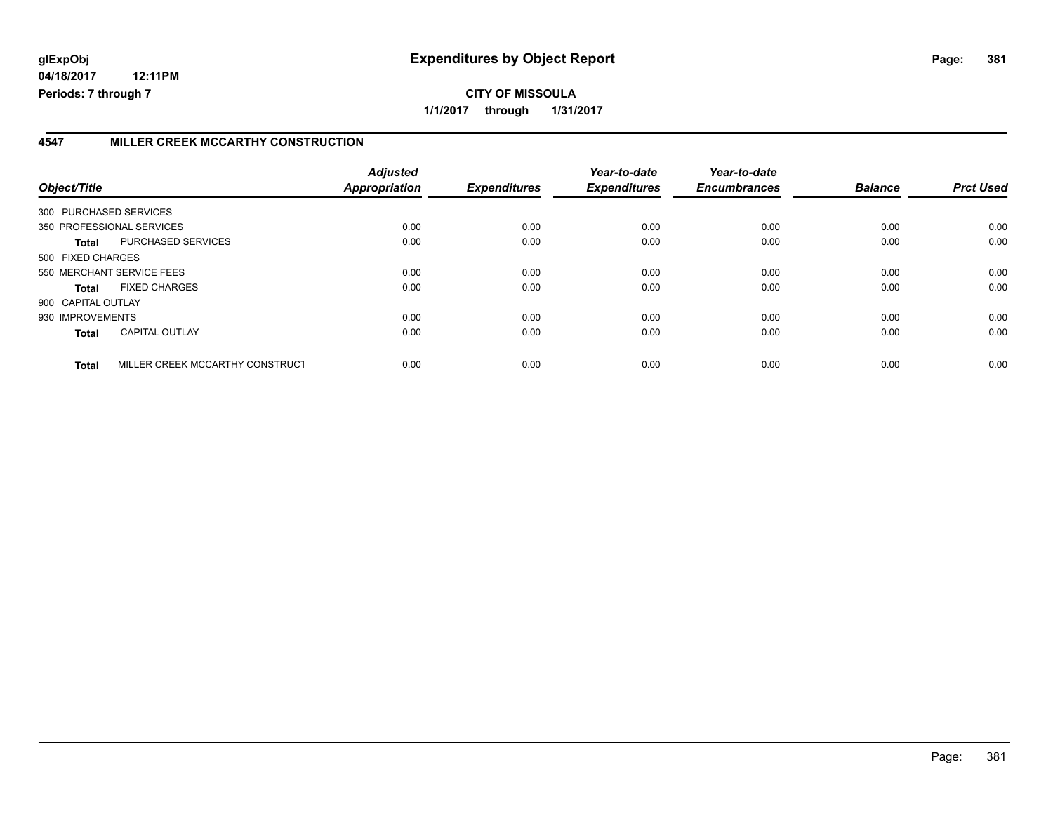## Expenditures by Object Report

**CITY OF MISSOULA**

**1/1/2017 through 1/31/2017**

glExpObj
04/18/2017 12:11PM
Periods: 7 through 7

### 4547 MILLER CREEK MCCARTHY CONSTRUCTION

| Object/Title | | Adjusted Appropriation | Expenditures | Year-to-date Expenditures | Year-to-date Encumbrances | Balance | Prct Used |
|---|---|---|---|---|---|---|---|
| 300 PURCHASED SERVICES | | | | | | | |
| 350 PROFESSIONAL SERVICES | | 0.00 | 0.00 | 0.00 | 0.00 | 0.00 | 0.00 |
| **Total** | PURCHASED SERVICES | 0.00 | 0.00 | 0.00 | 0.00 | 0.00 | 0.00 |
| 500 FIXED CHARGES | | | | | | | |
| 550 MERCHANT SERVICE FEES | | 0.00 | 0.00 | 0.00 | 0.00 | 0.00 | 0.00 |
| **Total** | FIXED CHARGES | 0.00 | 0.00 | 0.00 | 0.00 | 0.00 | 0.00 |
| 900 CAPITAL OUTLAY | | | | | | | |
| 930 IMPROVEMENTS | | 0.00 | 0.00 | 0.00 | 0.00 | 0.00 | 0.00 |
| **Total** | CAPITAL OUTLAY | 0.00 | 0.00 | 0.00 | 0.00 | 0.00 | 0.00 |
| **Total** | MILLER CREEK MCCARTHY CONSTRUCT | 0.00 | 0.00 | 0.00 | 0.00 | 0.00 | 0.00 |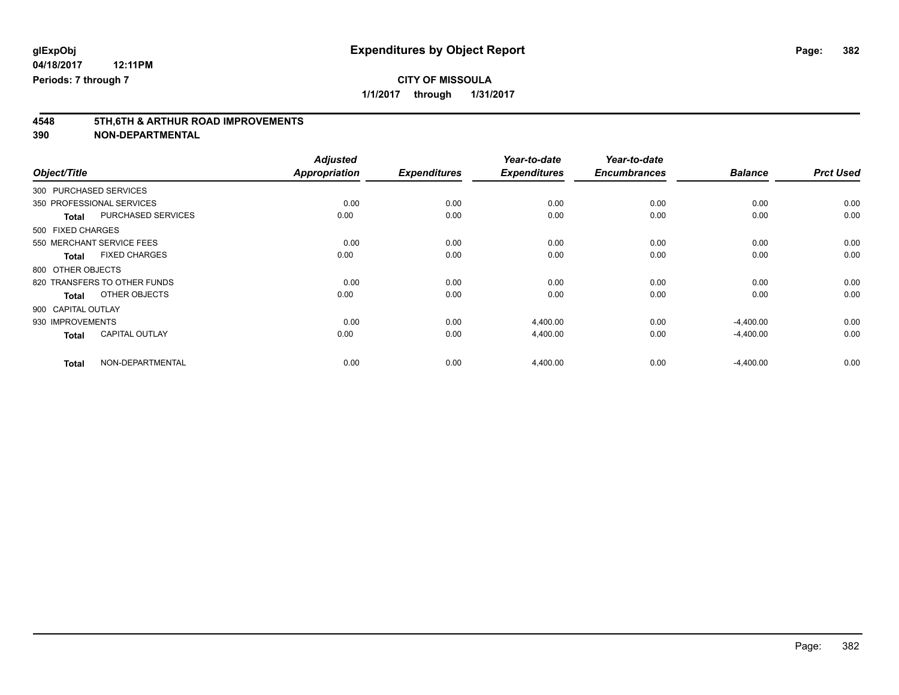glExpObj
04/18/2017 12:11PM
Periods: 7 through 7

# Expenditures by Object Report

**CITY OF MISSOULA**

**1/1/2017 through 1/31/2017**

**4548 5TH,6TH & ARTHUR ROAD IMPROVEMENTS**
**390 NON-DEPARTMENTAL**

| Object/Title | | Adjusted Appropriation | Expenditures | Year-to-date Expenditures | Year-to-date Encumbrances | Balance | Prct Used |
|---|---|---|---|---|---|---|---|
| 300 PURCHASED SERVICES | | | | | | | |
| 350 PROFESSIONAL SERVICES | | 0.00 | 0.00 | 0.00 | 0.00 | 0.00 | 0.00 |
| **Total** | PURCHASED SERVICES | 0.00 | 0.00 | 0.00 | 0.00 | 0.00 | 0.00 |
| 500 FIXED CHARGES | | | | | | | |
| 550 MERCHANT SERVICE FEES | | 0.00 | 0.00 | 0.00 | 0.00 | 0.00 | 0.00 |
| **Total** | FIXED CHARGES | 0.00 | 0.00 | 0.00 | 0.00 | 0.00 | 0.00 |
| 800 OTHER OBJECTS | | | | | | | |
| 820 TRANSFERS TO OTHER FUNDS | | 0.00 | 0.00 | 0.00 | 0.00 | 0.00 | 0.00 |
| **Total** | OTHER OBJECTS | 0.00 | 0.00 | 0.00 | 0.00 | 0.00 | 0.00 |
| 900 CAPITAL OUTLAY | | | | | | | |
| 930 IMPROVEMENTS | | 0.00 | 0.00 | 4,400.00 | 0.00 | -4,400.00 | 0.00 |
| **Total** | CAPITAL OUTLAY | 0.00 | 0.00 | 4,400.00 | 0.00 | -4,400.00 | 0.00 |
| **Total** | NON-DEPARTMENTAL | 0.00 | 0.00 | 4,400.00 | 0.00 | -4,400.00 | 0.00 |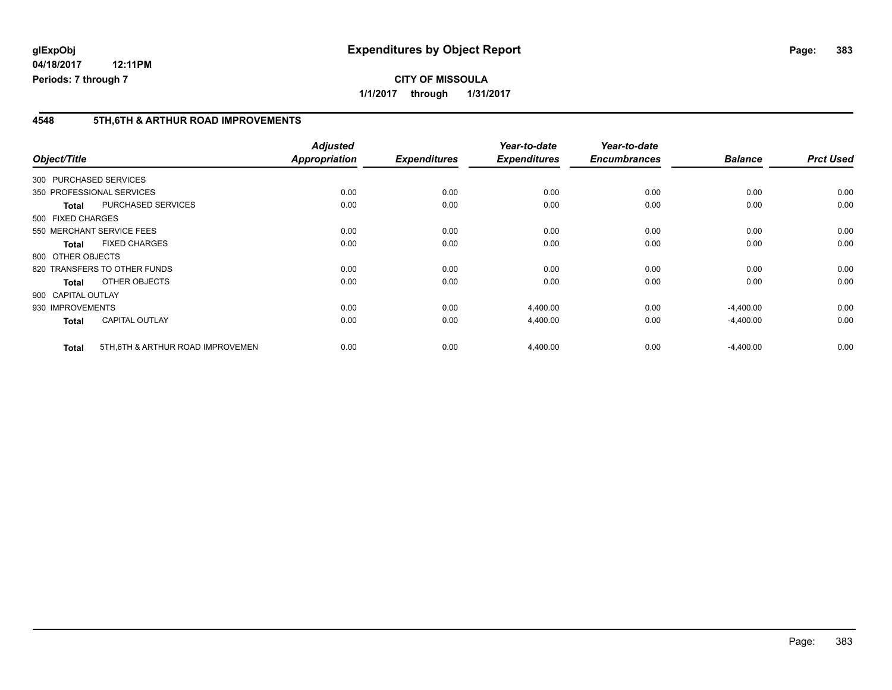# Expenditures by Object Report

glExpObj
04/18/2017 12:11PM
Periods: 7 through 7

**CITY OF MISSOULA**
**1/1/2017 through 1/31/2017**

## 4548 5TH,6TH & ARTHUR ROAD IMPROVEMENTS

| Object/Title | | Adjusted Appropriation | Expenditures | Year-to-date Expenditures | Year-to-date Encumbrances | Balance | Prct Used |
|---|---|---|---|---|---|---|---|
| 300 PURCHASED SERVICES | | | | | | | |
| 350 PROFESSIONAL SERVICES | | 0.00 | 0.00 | 0.00 | 0.00 | 0.00 | 0.00 |
| **Total** | PURCHASED SERVICES | 0.00 | 0.00 | 0.00 | 0.00 | 0.00 | 0.00 |
| 500 FIXED CHARGES | | | | | | | |
| 550 MERCHANT SERVICE FEES | | 0.00 | 0.00 | 0.00 | 0.00 | 0.00 | 0.00 |
| **Total** | FIXED CHARGES | 0.00 | 0.00 | 0.00 | 0.00 | 0.00 | 0.00 |
| 800 OTHER OBJECTS | | | | | | | |
| 820 TRANSFERS TO OTHER FUNDS | | 0.00 | 0.00 | 0.00 | 0.00 | 0.00 | 0.00 |
| **Total** | OTHER OBJECTS | 0.00 | 0.00 | 0.00 | 0.00 | 0.00 | 0.00 |
| 900 CAPITAL OUTLAY | | | | | | | |
| 930 IMPROVEMENTS | | 0.00 | 0.00 | 4,400.00 | 0.00 | -4,400.00 | 0.00 |
| **Total** | CAPITAL OUTLAY | 0.00 | 0.00 | 4,400.00 | 0.00 | -4,400.00 | 0.00 |
| **Total** | 5TH,6TH & ARTHUR ROAD IMPROVEMEN | 0.00 | 0.00 | 4,400.00 | 0.00 | -4,400.00 | 0.00 |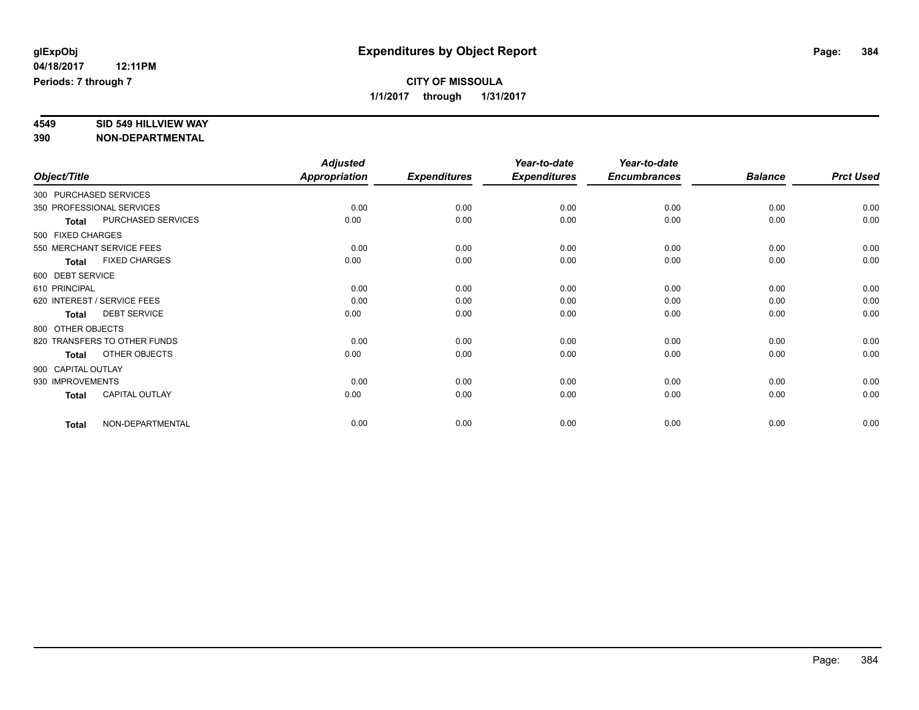glExpObj
04/18/2017 12:11PM
Periods: 7 through 7

# Expenditures by Object Report

**CITY OF MISSOULA**
**1/1/2017 through 1/31/2017**

**4549 SID 549 HILLVIEW WAY**
**390 NON-DEPARTMENTAL**

| Object/Title | Adjusted Appropriation | Expenditures | Year-to-date Expenditures | Year-to-date Encumbrances | Balance | Prct Used |
|---|---|---|---|---|---|---|
| 300 PURCHASED SERVICES | | | | | | |
| 350 PROFESSIONAL SERVICES | 0.00 | 0.00 | 0.00 | 0.00 | 0.00 | 0.00 |
| **Total** PURCHASED SERVICES | 0.00 | 0.00 | 0.00 | 0.00 | 0.00 | 0.00 |
| 500 FIXED CHARGES | | | | | | |
| 550 MERCHANT SERVICE FEES | 0.00 | 0.00 | 0.00 | 0.00 | 0.00 | 0.00 |
| **Total** FIXED CHARGES | 0.00 | 0.00 | 0.00 | 0.00 | 0.00 | 0.00 |
| 600 DEBT SERVICE | | | | | | |
| 610 PRINCIPAL | 0.00 | 0.00 | 0.00 | 0.00 | 0.00 | 0.00 |
| 620 INTEREST / SERVICE FEES | 0.00 | 0.00 | 0.00 | 0.00 | 0.00 | 0.00 |
| **Total** DEBT SERVICE | 0.00 | 0.00 | 0.00 | 0.00 | 0.00 | 0.00 |
| 800 OTHER OBJECTS | | | | | | |
| 820 TRANSFERS TO OTHER FUNDS | 0.00 | 0.00 | 0.00 | 0.00 | 0.00 | 0.00 |
| **Total** OTHER OBJECTS | 0.00 | 0.00 | 0.00 | 0.00 | 0.00 | 0.00 |
| 900 CAPITAL OUTLAY | | | | | | |
| 930 IMPROVEMENTS | 0.00 | 0.00 | 0.00 | 0.00 | 0.00 | 0.00 |
| **Total** CAPITAL OUTLAY | 0.00 | 0.00 | 0.00 | 0.00 | 0.00 | 0.00 |
| **Total** NON-DEPARTMENTAL | 0.00 | 0.00 | 0.00 | 0.00 | 0.00 | 0.00 |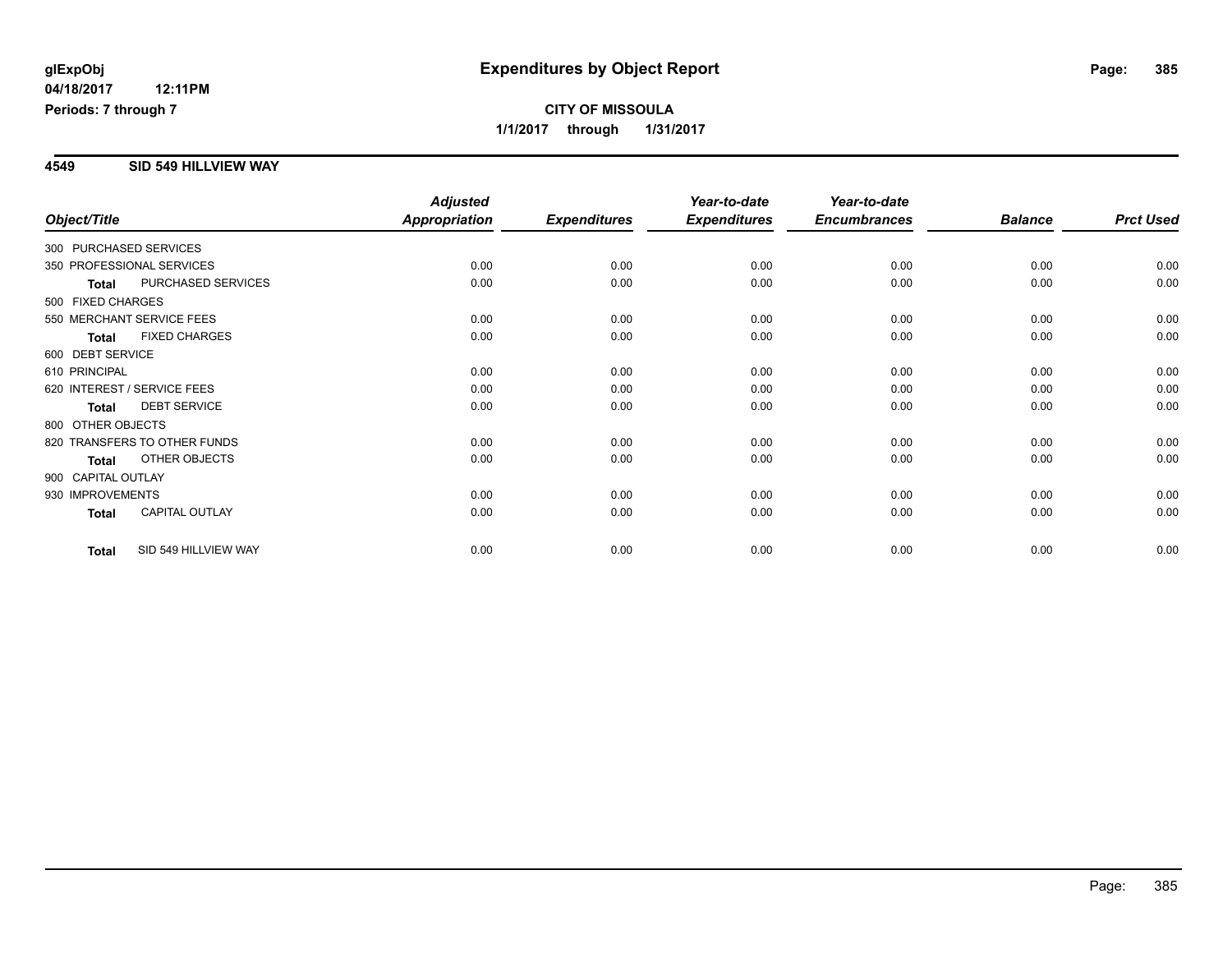# Expenditures by Object Report

glExpObj
04/18/2017 12:11PM
Periods: 7 through 7

**CITY OF MISSOULA**
**1/1/2017 through 1/31/2017**

## 4549 SID 549 HILLVIEW WAY

| Object/Title | | Adjusted Appropriation | Expenditures | Year-to-date Expenditures | Year-to-date Encumbrances | Balance | Prct Used |
|---|---|---|---|---|---|---|---|
| 300 PURCHASED SERVICES | | | | | | | |
| 350 PROFESSIONAL SERVICES | | 0.00 | 0.00 | 0.00 | 0.00 | 0.00 | 0.00 |
| **Total** | PURCHASED SERVICES | 0.00 | 0.00 | 0.00 | 0.00 | 0.00 | 0.00 |
| 500 FIXED CHARGES | | | | | | | |
| 550 MERCHANT SERVICE FEES | | 0.00 | 0.00 | 0.00 | 0.00 | 0.00 | 0.00 |
| **Total** | FIXED CHARGES | 0.00 | 0.00 | 0.00 | 0.00 | 0.00 | 0.00 |
| 600 DEBT SERVICE | | | | | | | |
| 610 PRINCIPAL | | 0.00 | 0.00 | 0.00 | 0.00 | 0.00 | 0.00 |
| 620 INTEREST / SERVICE FEES | | 0.00 | 0.00 | 0.00 | 0.00 | 0.00 | 0.00 |
| **Total** | DEBT SERVICE | 0.00 | 0.00 | 0.00 | 0.00 | 0.00 | 0.00 |
| 800 OTHER OBJECTS | | | | | | | |
| 820 TRANSFERS TO OTHER FUNDS | | 0.00 | 0.00 | 0.00 | 0.00 | 0.00 | 0.00 |
| **Total** | OTHER OBJECTS | 0.00 | 0.00 | 0.00 | 0.00 | 0.00 | 0.00 |
| 900 CAPITAL OUTLAY | | | | | | | |
| 930 IMPROVEMENTS | | 0.00 | 0.00 | 0.00 | 0.00 | 0.00 | 0.00 |
| **Total** | CAPITAL OUTLAY | 0.00 | 0.00 | 0.00 | 0.00 | 0.00 | 0.00 |
| **Total** | SID 549 HILLVIEW WAY | 0.00 | 0.00 | 0.00 | 0.00 | 0.00 | 0.00 |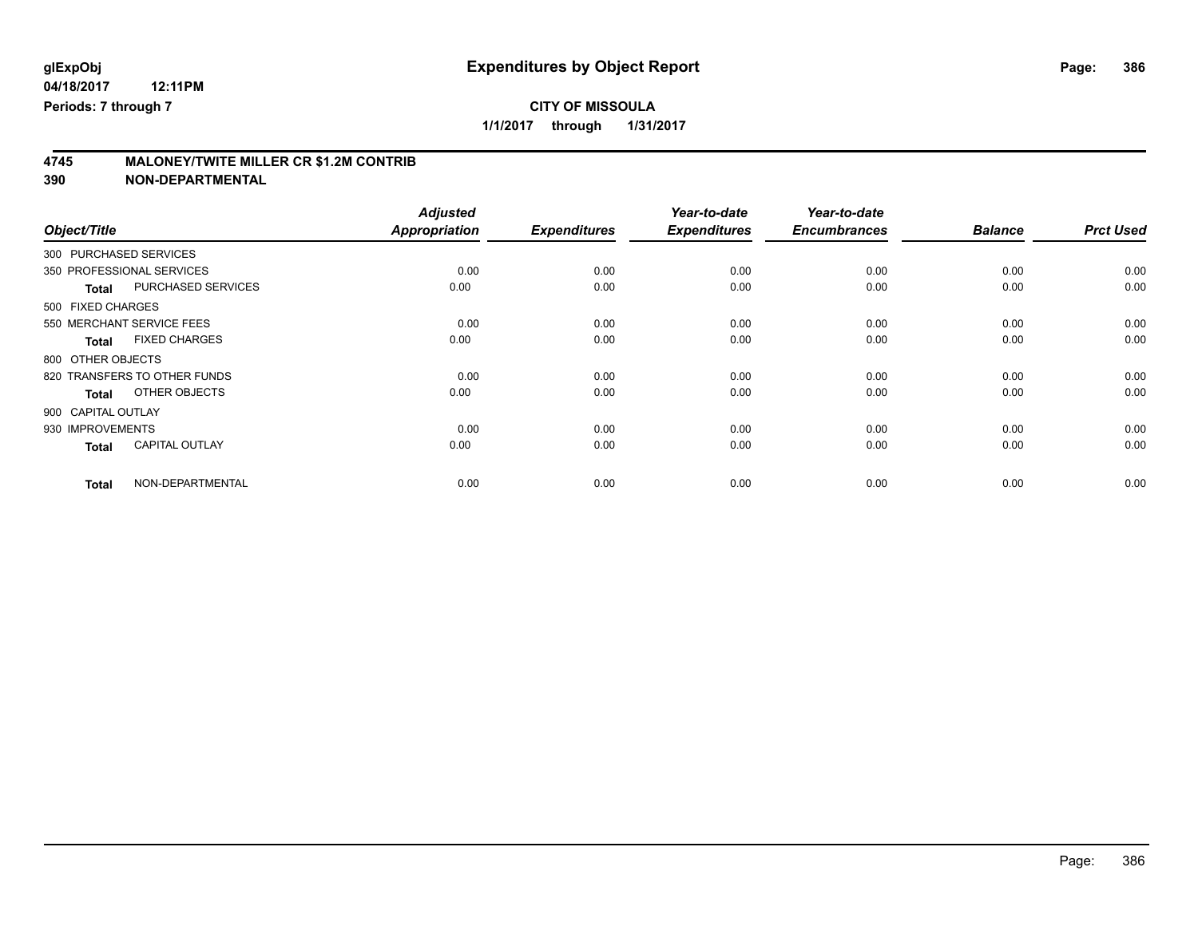# Expenditures by Object Report

glExpObj
04/18/2017 12:11PM
Periods: 7 through 7

**CITY OF MISSOULA**
**1/1/2017 through 1/31/2017**

## 4745 MALONEY/TWITE MILLER CR $1.2M CONTRIB
## 390 NON-DEPARTMENTAL

| Object/Title | Adjusted Appropriation | Expenditures | Year-to-date Expenditures | Year-to-date Encumbrances | Balance | Prct Used |
|---|---|---|---|---|---|---|
| 300 PURCHASED SERVICES | | | | | | |
| 350 PROFESSIONAL SERVICES | 0.00 | 0.00 | 0.00 | 0.00 | 0.00 | 0.00 |
| **Total** PURCHASED SERVICES | 0.00 | 0.00 | 0.00 | 0.00 | 0.00 | 0.00 |
| 500 FIXED CHARGES | | | | | | |
| 550 MERCHANT SERVICE FEES | 0.00 | 0.00 | 0.00 | 0.00 | 0.00 | 0.00 |
| **Total** FIXED CHARGES | 0.00 | 0.00 | 0.00 | 0.00 | 0.00 | 0.00 |
| 800 OTHER OBJECTS | | | | | | |
| 820 TRANSFERS TO OTHER FUNDS | 0.00 | 0.00 | 0.00 | 0.00 | 0.00 | 0.00 |
| **Total** OTHER OBJECTS | 0.00 | 0.00 | 0.00 | 0.00 | 0.00 | 0.00 |
| 900 CAPITAL OUTLAY | | | | | | |
| 930 IMPROVEMENTS | 0.00 | 0.00 | 0.00 | 0.00 | 0.00 | 0.00 |
| **Total** CAPITAL OUTLAY | 0.00 | 0.00 | 0.00 | 0.00 | 0.00 | 0.00 |
| **Total** NON-DEPARTMENTAL | 0.00 | 0.00 | 0.00 | 0.00 | 0.00 | 0.00 |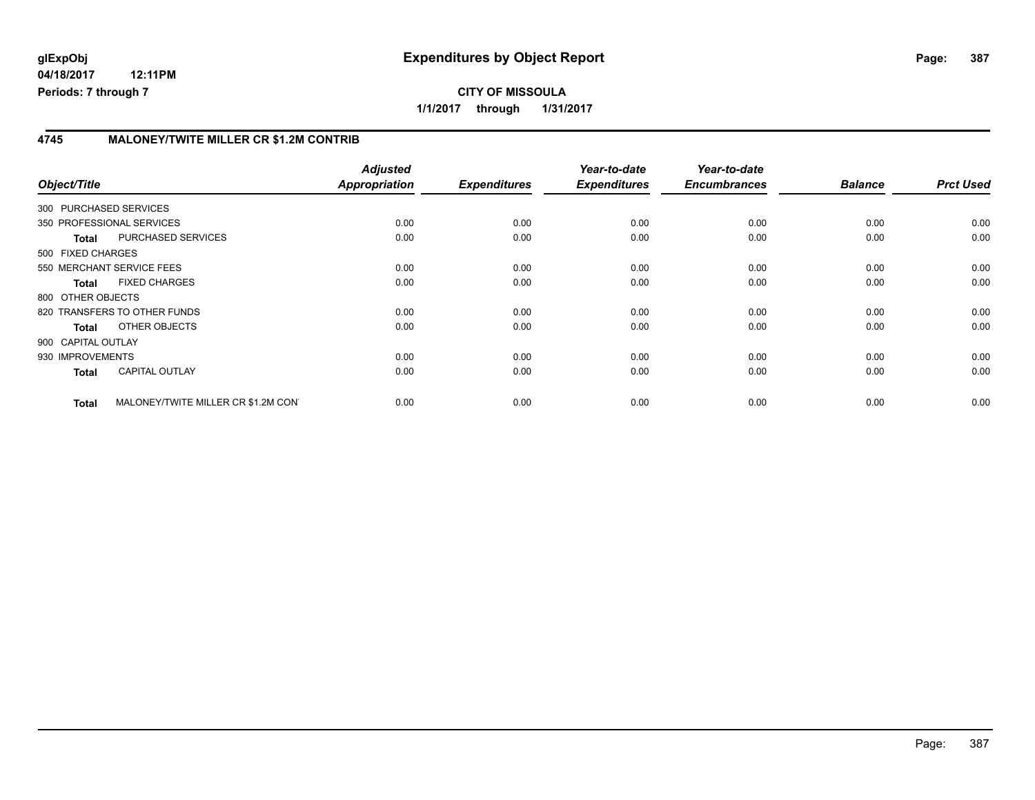# Expenditures by Object Report

glExpObj
04/18/2017 12:11PM
Periods: 7 through 7

**CITY OF MISSOULA**
**1/1/2017 through 1/31/2017**

## 4745 MALONEY/TWITE MILLER CR $1.2M CONTRIB

| Object/Title | | Adjusted Appropriation | Expenditures | Year-to-date Expenditures | Year-to-date Encumbrances | Balance | Prct Used |
|---|---|---|---|---|---|---|---|
| 300 PURCHASED SERVICES | | | | | | | |
| 350 PROFESSIONAL SERVICES | | 0.00 | 0.00 | 0.00 | 0.00 | 0.00 | 0.00 |
| **Total** | PURCHASED SERVICES | 0.00 | 0.00 | 0.00 | 0.00 | 0.00 | 0.00 |
| 500 FIXED CHARGES | | | | | | | |
| 550 MERCHANT SERVICE FEES | | 0.00 | 0.00 | 0.00 | 0.00 | 0.00 | 0.00 |
| **Total** | FIXED CHARGES | 0.00 | 0.00 | 0.00 | 0.00 | 0.00 | 0.00 |
| 800 OTHER OBJECTS | | | | | | | |
| 820 TRANSFERS TO OTHER FUNDS | | 0.00 | 0.00 | 0.00 | 0.00 | 0.00 | 0.00 |
| **Total** | OTHER OBJECTS | 0.00 | 0.00 | 0.00 | 0.00 | 0.00 | 0.00 |
| 900 CAPITAL OUTLAY | | | | | | | |
| 930 IMPROVEMENTS | | 0.00 | 0.00 | 0.00 | 0.00 | 0.00 | 0.00 |
| **Total** | CAPITAL OUTLAY | 0.00 | 0.00 | 0.00 | 0.00 | 0.00 | 0.00 |
| **Total** | MALONEY/TWITE MILLER CR $1.2M CON | 0.00 | 0.00 | 0.00 | 0.00 | 0.00 | 0.00 |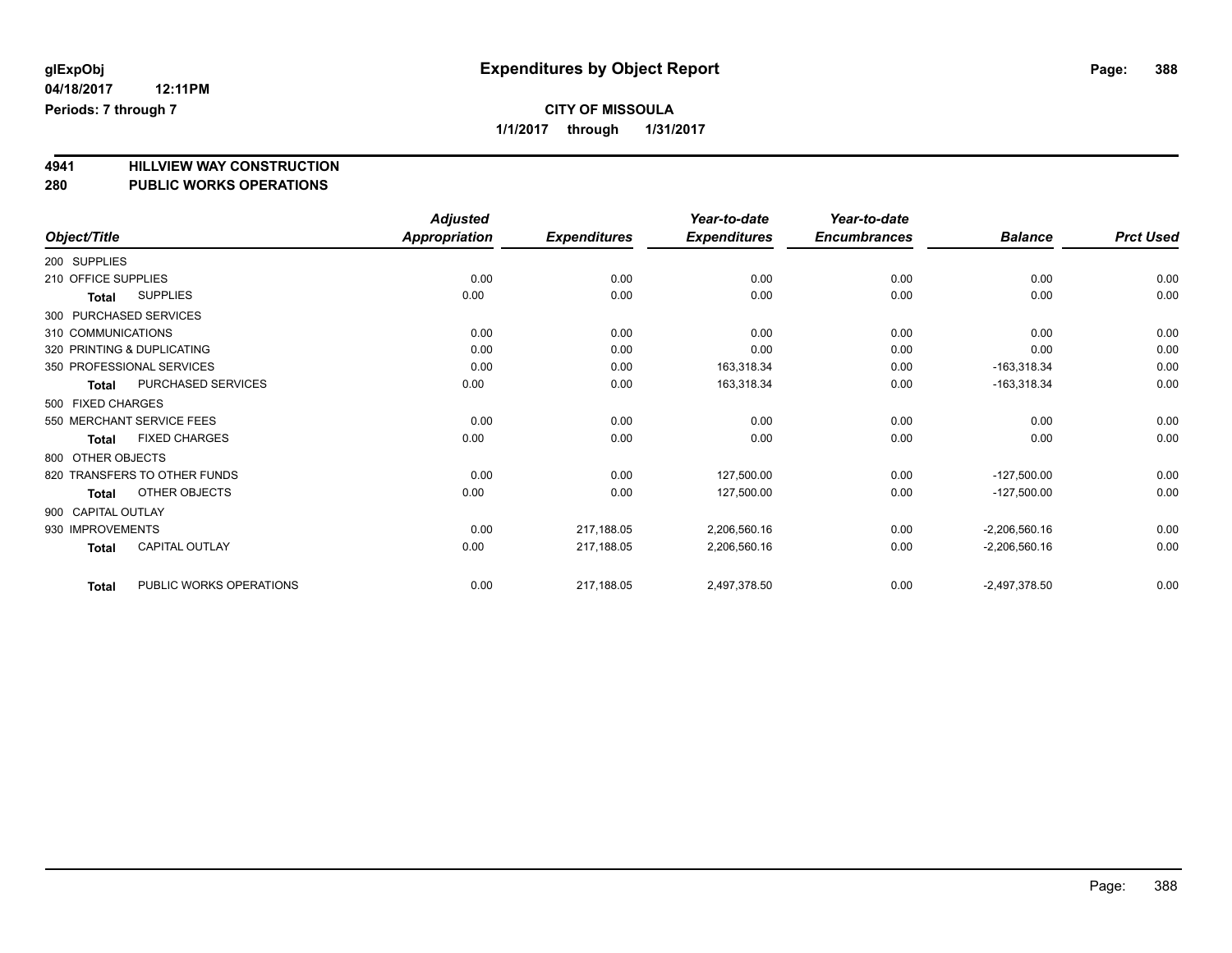**glExpObj** — **Expenditures by Object Report**

**04/18/2017 12:11PM**

**Periods: 7 through 7**

**CITY OF MISSOULA**

**1/1/2017 through 1/31/2017**

## 4941 HILLVIEW WAY CONSTRUCTION
## 280 PUBLIC WORKS OPERATIONS

| Object/Title | | Adjusted Appropriation | Expenditures | Year-to-date Expenditures | Year-to-date Encumbrances | Balance | Prct Used |
|---|---|---|---|---|---|---|---|
| 200 SUPPLIES | | | | | | | |
| 210 OFFICE SUPPLIES | | 0.00 | 0.00 | 0.00 | 0.00 | 0.00 | 0.00 |
| Total | SUPPLIES | 0.00 | 0.00 | 0.00 | 0.00 | 0.00 | 0.00 |
| 300 PURCHASED SERVICES | | | | | | | |
| 310 COMMUNICATIONS | | 0.00 | 0.00 | 0.00 | 0.00 | 0.00 | 0.00 |
| 320 PRINTING & DUPLICATING | | 0.00 | 0.00 | 0.00 | 0.00 | 0.00 | 0.00 |
| 350 PROFESSIONAL SERVICES | | 0.00 | 0.00 | 163,318.34 | 0.00 | -163,318.34 | 0.00 |
| Total | PURCHASED SERVICES | 0.00 | 0.00 | 163,318.34 | 0.00 | -163,318.34 | 0.00 |
| 500 FIXED CHARGES | | | | | | | |
| 550 MERCHANT SERVICE FEES | | 0.00 | 0.00 | 0.00 | 0.00 | 0.00 | 0.00 |
| Total | FIXED CHARGES | 0.00 | 0.00 | 0.00 | 0.00 | 0.00 | 0.00 |
| 800 OTHER OBJECTS | | | | | | | |
| 820 TRANSFERS TO OTHER FUNDS | | 0.00 | 0.00 | 127,500.00 | 0.00 | -127,500.00 | 0.00 |
| Total | OTHER OBJECTS | 0.00 | 0.00 | 127,500.00 | 0.00 | -127,500.00 | 0.00 |
| 900 CAPITAL OUTLAY | | | | | | | |
| 930 IMPROVEMENTS | | 0.00 | 217,188.05 | 2,206,560.16 | 0.00 | -2,206,560.16 | 0.00 |
| Total | CAPITAL OUTLAY | 0.00 | 217,188.05 | 2,206,560.16 | 0.00 | -2,206,560.16 | 0.00 |
| Total | PUBLIC WORKS OPERATIONS | 0.00 | 217,188.05 | 2,497,378.50 | 0.00 | -2,497,378.50 | 0.00 |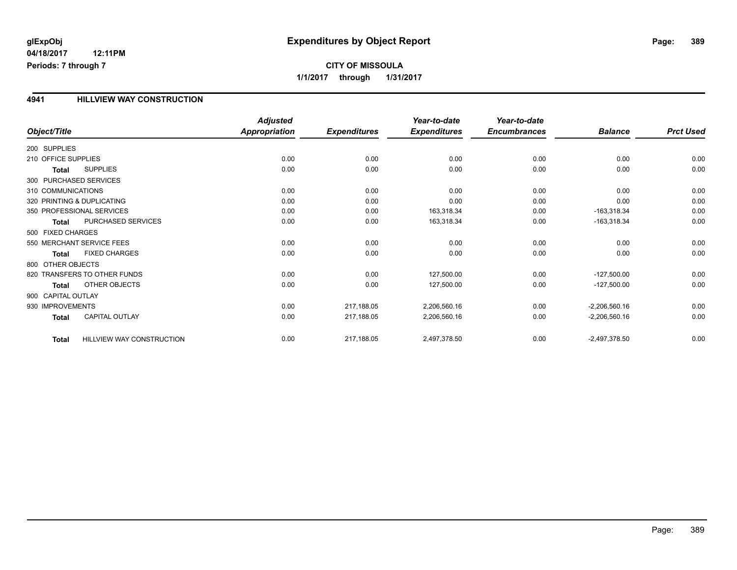**glExpObj**
**04/18/2017 12:11PM**
**Periods: 7 through 7**

# Expenditures by Object Report

**CITY OF MISSOULA**
**1/1/2017 through 1/31/2017**

## 4941 HILLVIEW WAY CONSTRUCTION

| Object/Title | Adjusted Appropriation | Expenditures | Year-to-date Expenditures | Year-to-date Encumbrances | Balance | Prct Used |
|---|---|---|---|---|---|---|
| 200 SUPPLIES | | | | | | |
| 210 OFFICE SUPPLIES | 0.00 | 0.00 | 0.00 | 0.00 | 0.00 | 0.00 |
| **Total** SUPPLIES | 0.00 | 0.00 | 0.00 | 0.00 | 0.00 | 0.00 |
| 300 PURCHASED SERVICES | | | | | | |
| 310 COMMUNICATIONS | 0.00 | 0.00 | 0.00 | 0.00 | 0.00 | 0.00 |
| 320 PRINTING & DUPLICATING | 0.00 | 0.00 | 0.00 | 0.00 | 0.00 | 0.00 |
| 350 PROFESSIONAL SERVICES | 0.00 | 0.00 | 163,318.34 | 0.00 | -163,318.34 | 0.00 |
| **Total** PURCHASED SERVICES | 0.00 | 0.00 | 163,318.34 | 0.00 | -163,318.34 | 0.00 |
| 500 FIXED CHARGES | | | | | | |
| 550 MERCHANT SERVICE FEES | 0.00 | 0.00 | 0.00 | 0.00 | 0.00 | 0.00 |
| **Total** FIXED CHARGES | 0.00 | 0.00 | 0.00 | 0.00 | 0.00 | 0.00 |
| 800 OTHER OBJECTS | | | | | | |
| 820 TRANSFERS TO OTHER FUNDS | 0.00 | 0.00 | 127,500.00 | 0.00 | -127,500.00 | 0.00 |
| **Total** OTHER OBJECTS | 0.00 | 0.00 | 127,500.00 | 0.00 | -127,500.00 | 0.00 |
| 900 CAPITAL OUTLAY | | | | | | |
| 930 IMPROVEMENTS | 0.00 | 217,188.05 | 2,206,560.16 | 0.00 | -2,206,560.16 | 0.00 |
| **Total** CAPITAL OUTLAY | 0.00 | 217,188.05 | 2,206,560.16 | 0.00 | -2,206,560.16 | 0.00 |
| **Total** HILLVIEW WAY CONSTRUCTION | 0.00 | 217,188.05 | 2,497,378.50 | 0.00 | -2,497,378.50 | 0.00 |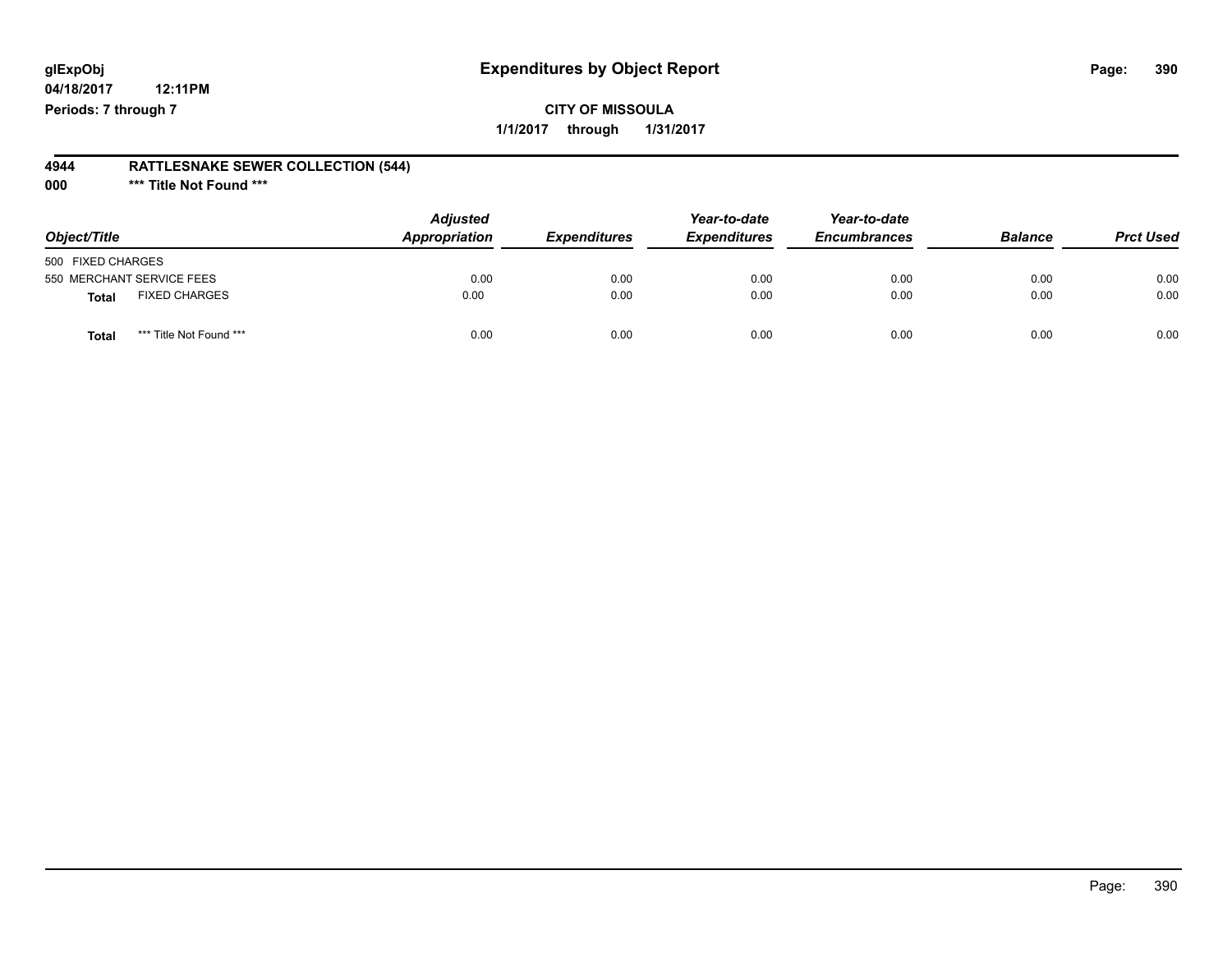**glExpObj** | **Expenditures by Object Report**

**04/18/2017 12:11PM**

**Periods: 7 through 7**

**CITY OF MISSOULA**

**1/1/2017 through 1/31/2017**

**4944 RATTLESNAKE SEWER COLLECTION (544)**

**000 *** Title Not Found *****

| Object/Title | Adjusted Appropriation | Expenditures | Year-to-date Expenditures | Year-to-date Encumbrances | Balance | Prct Used |
|---|---|---|---|---|---|---|
| 500 FIXED CHARGES | | | | | | |
| 550 MERCHANT SERVICE FEES | 0.00 | 0.00 | 0.00 | 0.00 | 0.00 | 0.00 |
| **Total** FIXED CHARGES | 0.00 | 0.00 | 0.00 | 0.00 | 0.00 | 0.00 |
| **Total** *** Title Not Found *** | 0.00 | 0.00 | 0.00 | 0.00 | 0.00 | 0.00 |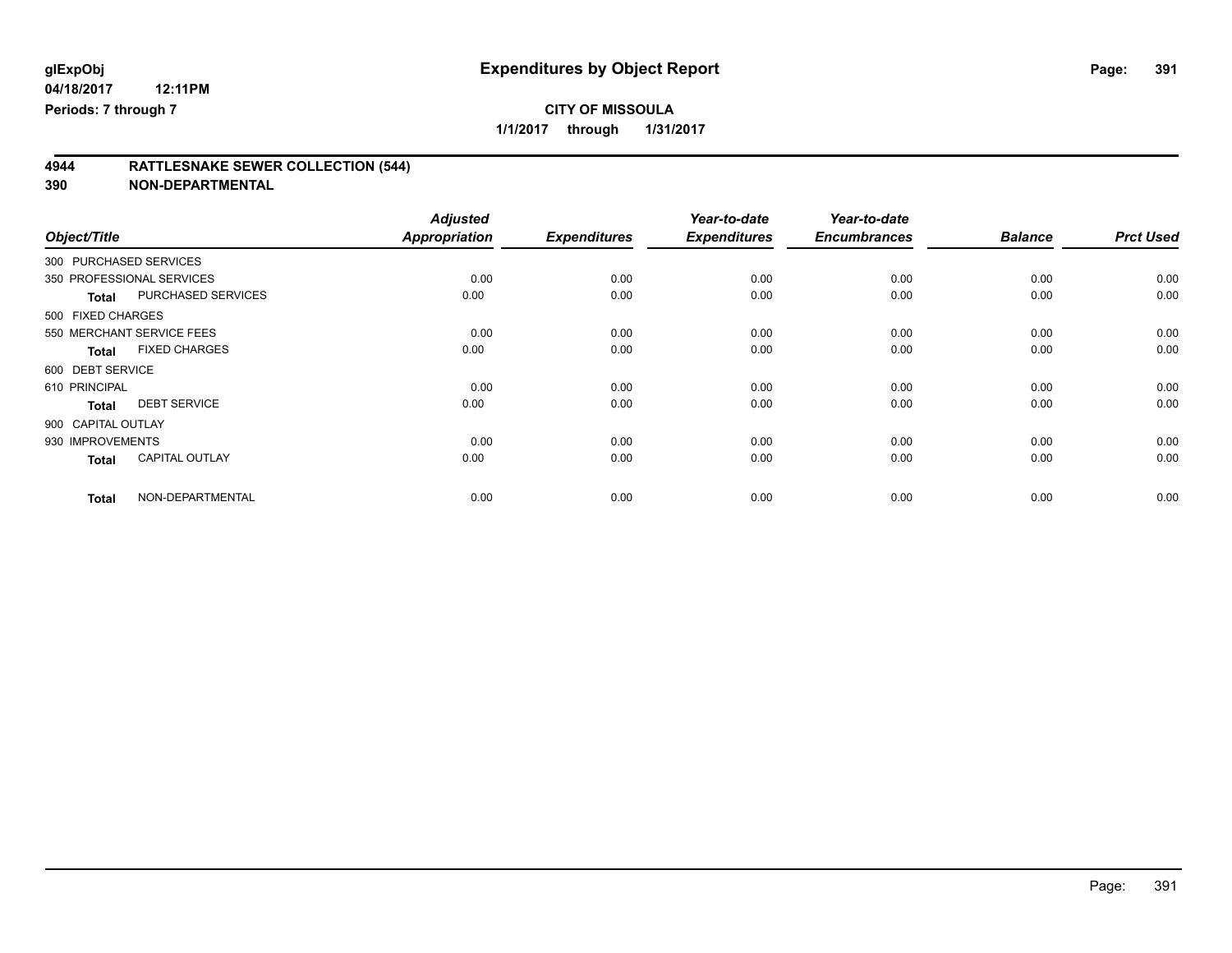**glExpObj**
**04/18/2017 12:11PM**
**Periods: 7 through 7**

# Expenditures by Object Report

**CITY OF MISSOULA**
**1/1/2017 through 1/31/2017**

## 4944 RATTLESNAKE SEWER COLLECTION (544)
## 390 NON-DEPARTMENTAL

| Object/Title | | Adjusted Appropriation | Expenditures | Year-to-date Expenditures | Year-to-date Encumbrances | Balance | Prct Used |
|---|---|---|---|---|---|---|---|
| 300 PURCHASED SERVICES | | | | | | | |
| 350 PROFESSIONAL SERVICES | | 0.00 | 0.00 | 0.00 | 0.00 | 0.00 | 0.00 |
| **Total** | PURCHASED SERVICES | 0.00 | 0.00 | 0.00 | 0.00 | 0.00 | 0.00 |
| 500 FIXED CHARGES | | | | | | | |
| 550 MERCHANT SERVICE FEES | | 0.00 | 0.00 | 0.00 | 0.00 | 0.00 | 0.00 |
| **Total** | FIXED CHARGES | 0.00 | 0.00 | 0.00 | 0.00 | 0.00 | 0.00 |
| 600 DEBT SERVICE | | | | | | | |
| 610 PRINCIPAL | | 0.00 | 0.00 | 0.00 | 0.00 | 0.00 | 0.00 |
| **Total** | DEBT SERVICE | 0.00 | 0.00 | 0.00 | 0.00 | 0.00 | 0.00 |
| 900 CAPITAL OUTLAY | | | | | | | |
| 930 IMPROVEMENTS | | 0.00 | 0.00 | 0.00 | 0.00 | 0.00 | 0.00 |
| **Total** | CAPITAL OUTLAY | 0.00 | 0.00 | 0.00 | 0.00 | 0.00 | 0.00 |
| **Total** | NON-DEPARTMENTAL | 0.00 | 0.00 | 0.00 | 0.00 | 0.00 | 0.00 |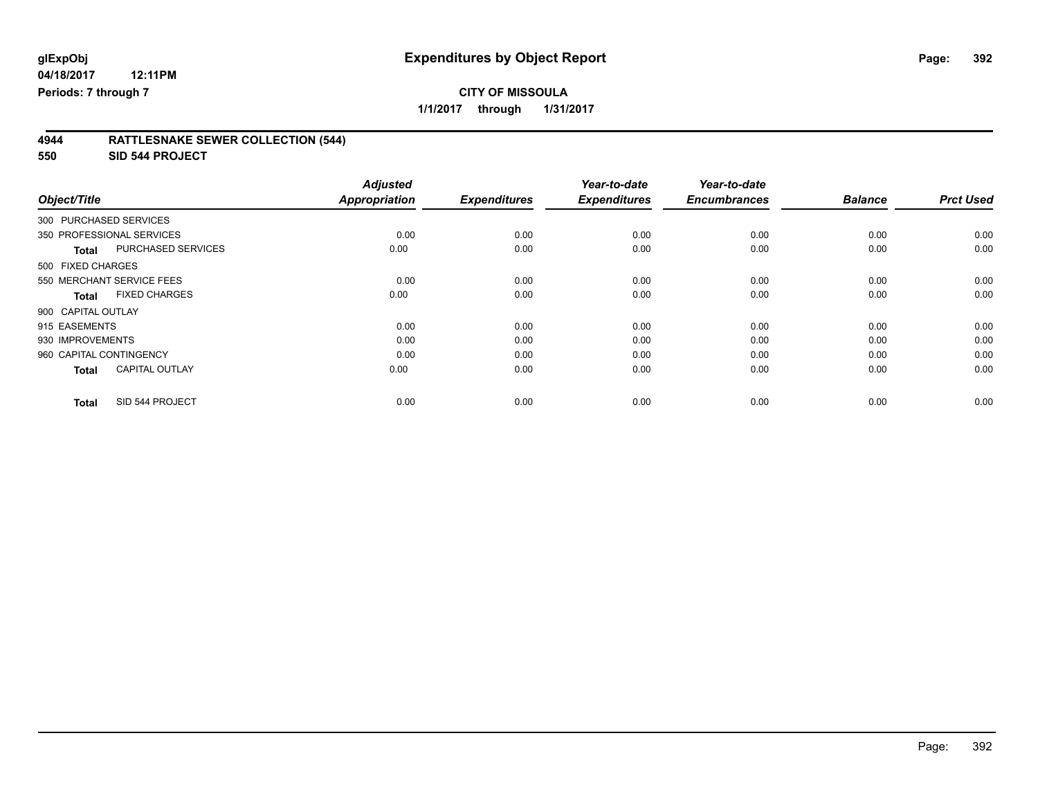**glExpObj** **Expenditures by Object Report**

**04/18/2017 12:11PM**

**Periods: 7 through 7**

**CITY OF MISSOULA**

**1/1/2017 through 1/31/2017**

## 4944 RATTLESNAKE SEWER COLLECTION (544)

## 550 SID 544 PROJECT

| Object/Title | Adjusted Appropriation | Expenditures | Year-to-date Expenditures | Year-to-date Encumbrances | Balance | Prct Used |
|---|---|---|---|---|---|---|
| 300 PURCHASED SERVICES | | | | | | |
| 350 PROFESSIONAL SERVICES | 0.00 | 0.00 | 0.00 | 0.00 | 0.00 | 0.00 |
| **Total** PURCHASED SERVICES | 0.00 | 0.00 | 0.00 | 0.00 | 0.00 | 0.00 |
| 500 FIXED CHARGES | | | | | | |
| 550 MERCHANT SERVICE FEES | 0.00 | 0.00 | 0.00 | 0.00 | 0.00 | 0.00 |
| **Total** FIXED CHARGES | 0.00 | 0.00 | 0.00 | 0.00 | 0.00 | 0.00 |
| 900 CAPITAL OUTLAY | | | | | | |
| 915 EASEMENTS | 0.00 | 0.00 | 0.00 | 0.00 | 0.00 | 0.00 |
| 930 IMPROVEMENTS | 0.00 | 0.00 | 0.00 | 0.00 | 0.00 | 0.00 |
| 960 CAPITAL CONTINGENCY | 0.00 | 0.00 | 0.00 | 0.00 | 0.00 | 0.00 |
| **Total** CAPITAL OUTLAY | 0.00 | 0.00 | 0.00 | 0.00 | 0.00 | 0.00 |
| **Total** SID 544 PROJECT | 0.00 | 0.00 | 0.00 | 0.00 | 0.00 | 0.00 |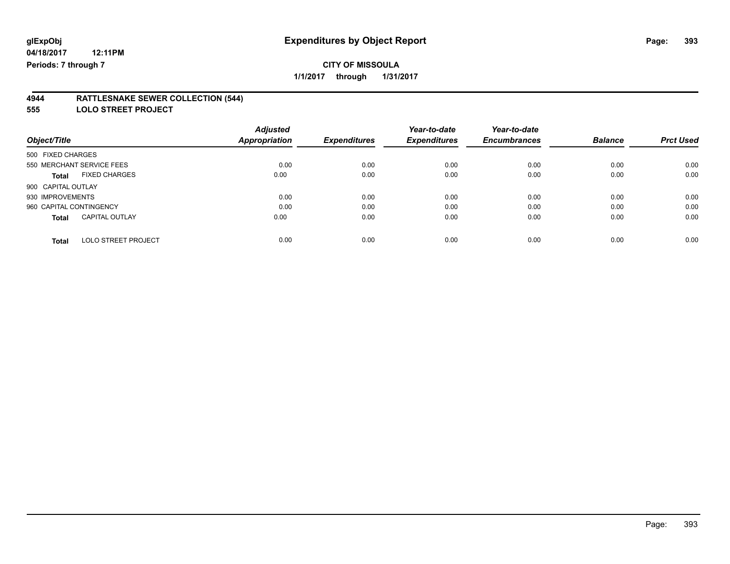glExpObj

04/18/2017 12:11PM

Periods: 7 through 7

# Expenditures by Object Report

**CITY OF MISSOULA**

**1/1/2017 through 1/31/2017**

**4944 RATTLESNAKE SEWER COLLECTION (544)**

**555 LOLO STREET PROJECT**

| Object/Title | Adjusted Appropriation | Expenditures | Year-to-date Expenditures | Year-to-date Encumbrances | Balance | Prct Used |
|---|---|---|---|---|---|---|
| 500 FIXED CHARGES | | | | | | |
| 550 MERCHANT SERVICE FEES | 0.00 | 0.00 | 0.00 | 0.00 | 0.00 | 0.00 |
| **Total** FIXED CHARGES | 0.00 | 0.00 | 0.00 | 0.00 | 0.00 | 0.00 |
| 900 CAPITAL OUTLAY | | | | | | |
| 930 IMPROVEMENTS | 0.00 | 0.00 | 0.00 | 0.00 | 0.00 | 0.00 |
| 960 CAPITAL CONTINGENCY | 0.00 | 0.00 | 0.00 | 0.00 | 0.00 | 0.00 |
| **Total** CAPITAL OUTLAY | 0.00 | 0.00 | 0.00 | 0.00 | 0.00 | 0.00 |
| **Total** LOLO STREET PROJECT | 0.00 | 0.00 | 0.00 | 0.00 | 0.00 | 0.00 |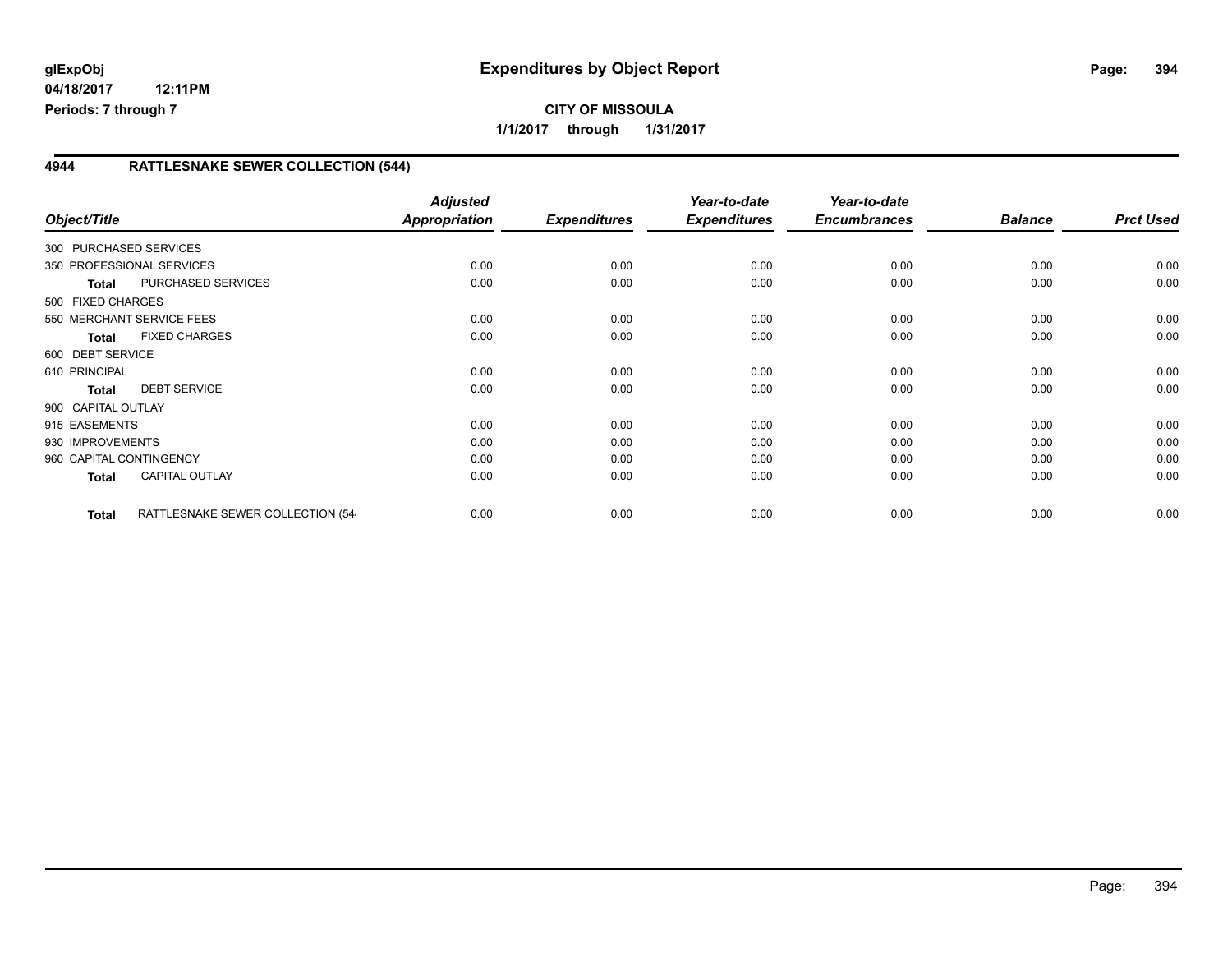**glExpObj** **Expenditures by Object Report**

**04/18/2017 12:11PM**

**Periods: 7 through 7**

**CITY OF MISSOULA**

**1/1/2017 through 1/31/2017**

## 4944 RATTLESNAKE SEWER COLLECTION (544)

| Object/Title | | Adjusted Appropriation | Expenditures | Year-to-date Expenditures | Year-to-date Encumbrances | Balance | Prct Used |
|---|---|---|---|---|---|---|---|
| 300 PURCHASED SERVICES | | | | | | | |
| 350 PROFESSIONAL SERVICES | | 0.00 | 0.00 | 0.00 | 0.00 | 0.00 | 0.00 |
| **Total** | PURCHASED SERVICES | 0.00 | 0.00 | 0.00 | 0.00 | 0.00 | 0.00 |
| 500 FIXED CHARGES | | | | | | | |
| 550 MERCHANT SERVICE FEES | | 0.00 | 0.00 | 0.00 | 0.00 | 0.00 | 0.00 |
| **Total** | FIXED CHARGES | 0.00 | 0.00 | 0.00 | 0.00 | 0.00 | 0.00 |
| 600 DEBT SERVICE | | | | | | | |
| 610 PRINCIPAL | | 0.00 | 0.00 | 0.00 | 0.00 | 0.00 | 0.00 |
| **Total** | DEBT SERVICE | 0.00 | 0.00 | 0.00 | 0.00 | 0.00 | 0.00 |
| 900 CAPITAL OUTLAY | | | | | | | |
| 915 EASEMENTS | | 0.00 | 0.00 | 0.00 | 0.00 | 0.00 | 0.00 |
| 930 IMPROVEMENTS | | 0.00 | 0.00 | 0.00 | 0.00 | 0.00 | 0.00 |
| 960 CAPITAL CONTINGENCY | | 0.00 | 0.00 | 0.00 | 0.00 | 0.00 | 0.00 |
| **Total** | CAPITAL OUTLAY | 0.00 | 0.00 | 0.00 | 0.00 | 0.00 | 0.00 |
| **Total** | RATTLESNAKE SEWER COLLECTION (54 | 0.00 | 0.00 | 0.00 | 0.00 | 0.00 | 0.00 |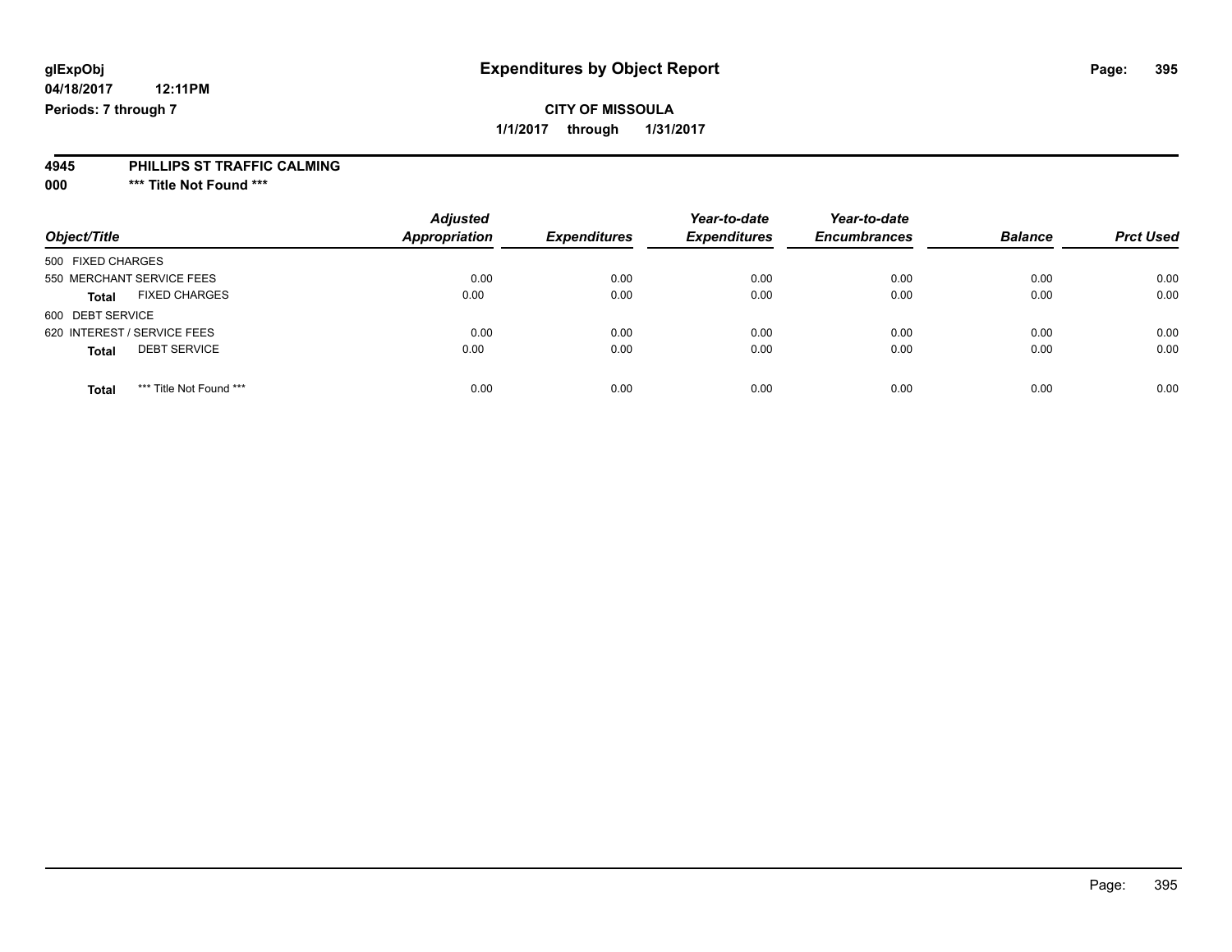**glExpObj**
**04/18/2017 12:11PM**
**Periods: 7 through 7**

# Expenditures by Object Report

**CITY OF MISSOULA**
**1/1/2017 through 1/31/2017**

**4945 PHILLIPS ST TRAFFIC CALMING**
**000 \*\*\* Title Not Found \*\*\***

| Object/Title | Adjusted Appropriation | Expenditures | Year-to-date Expenditures | Year-to-date Encumbrances | Balance | Prct Used |
|---|---|---|---|---|---|---|
| 500 FIXED CHARGES | | | | | | |
| 550 MERCHANT SERVICE FEES | 0.00 | 0.00 | 0.00 | 0.00 | 0.00 | 0.00 |
| **Total** FIXED CHARGES | 0.00 | 0.00 | 0.00 | 0.00 | 0.00 | 0.00 |
| 600 DEBT SERVICE | | | | | | |
| 620 INTEREST / SERVICE FEES | 0.00 | 0.00 | 0.00 | 0.00 | 0.00 | 0.00 |
| **Total** DEBT SERVICE | 0.00 | 0.00 | 0.00 | 0.00 | 0.00 | 0.00 |
| **Total** *** Title Not Found *** | 0.00 | 0.00 | 0.00 | 0.00 | 0.00 | 0.00 |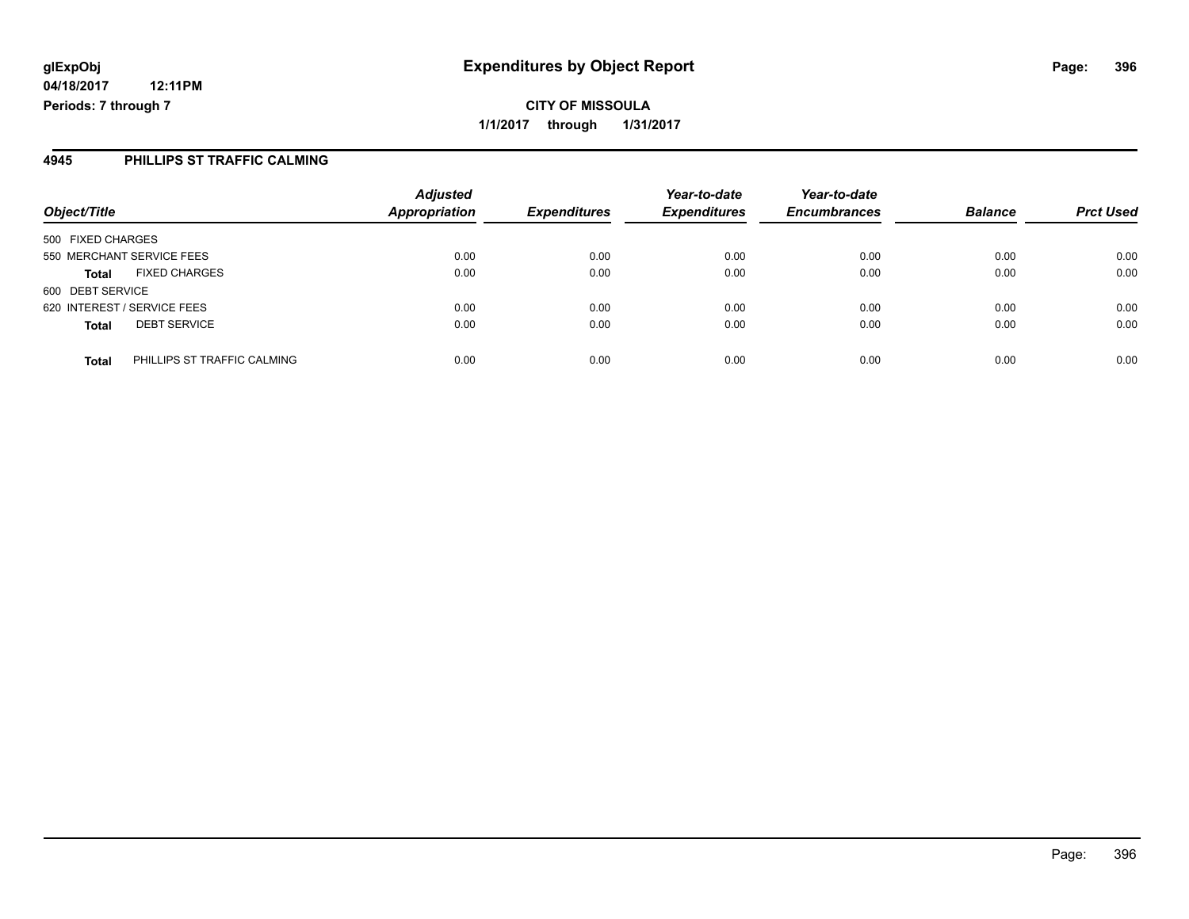**glExpObj**
**04/18/2017 12:11PM**
**Periods: 7 through 7**

# Expenditures by Object Report

**CITY OF MISSOULA**
**1/1/2017 through 1/31/2017**

## 4945 PHILLIPS ST TRAFFIC CALMING

| Object/Title | | Adjusted Appropriation | Expenditures | Year-to-date Expenditures | Year-to-date Encumbrances | Balance | Prct Used |
|---|---|---|---|---|---|---|---|
| 500 FIXED CHARGES | | | | | | | |
| 550 MERCHANT SERVICE FEES | | 0.00 | 0.00 | 0.00 | 0.00 | 0.00 | 0.00 |
| **Total** | FIXED CHARGES | 0.00 | 0.00 | 0.00 | 0.00 | 0.00 | 0.00 |
| 600 DEBT SERVICE | | | | | | | |
| 620 INTEREST / SERVICE FEES | | 0.00 | 0.00 | 0.00 | 0.00 | 0.00 | 0.00 |
| **Total** | DEBT SERVICE | 0.00 | 0.00 | 0.00 | 0.00 | 0.00 | 0.00 |
| **Total** | PHILLIPS ST TRAFFIC CALMING | 0.00 | 0.00 | 0.00 | 0.00 | 0.00 | 0.00 |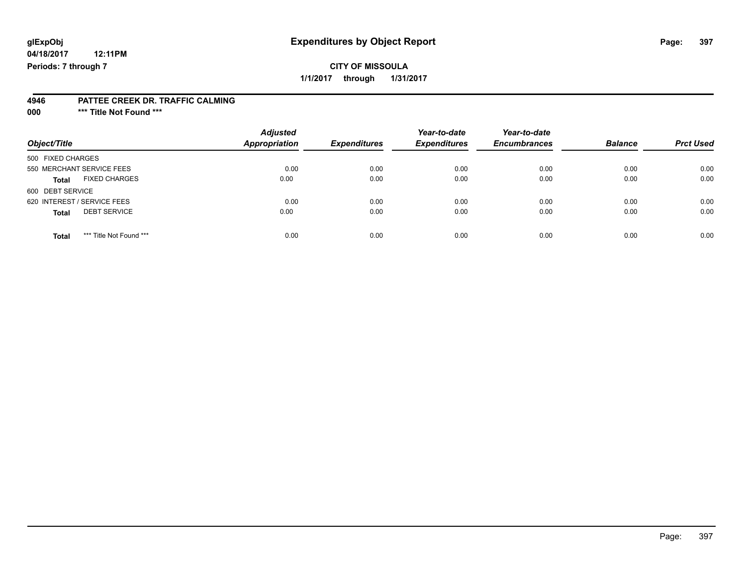**glExpObj** **Expenditures by Object Report**
**04/18/2017 12:11PM**
**Periods: 7 through 7**

**CITY OF MISSOULA**
**1/1/2017 through 1/31/2017**

**4946 PATTEE CREEK DR. TRAFFIC CALMING**
**000 \*** Title Not Found \*****

| Object/Title | Adjusted Appropriation | Expenditures | Year-to-date Expenditures | Year-to-date Encumbrances | Balance | Prct Used |
|---|---|---|---|---|---|---|
| 500 FIXED CHARGES | | | | | | |
| 550 MERCHANT SERVICE FEES | 0.00 | 0.00 | 0.00 | 0.00 | 0.00 | 0.00 |
| **Total** FIXED CHARGES | 0.00 | 0.00 | 0.00 | 0.00 | 0.00 | 0.00 |
| 600 DEBT SERVICE | | | | | | |
| 620 INTEREST / SERVICE FEES | 0.00 | 0.00 | 0.00 | 0.00 | 0.00 | 0.00 |
| **Total** DEBT SERVICE | 0.00 | 0.00 | 0.00 | 0.00 | 0.00 | 0.00 |
| **Total** *** Title Not Found *** | 0.00 | 0.00 | 0.00 | 0.00 | 0.00 | 0.00 |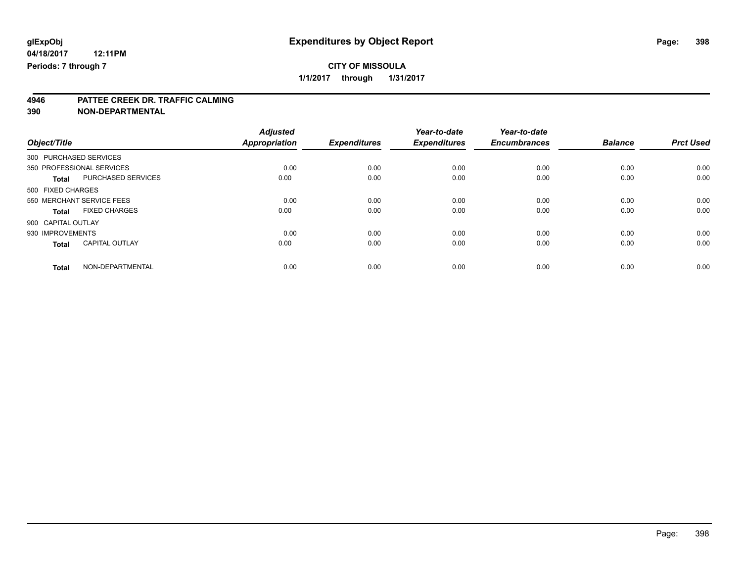**glExpObj**
**04/18/2017 12:11PM**
**Periods: 7 through 7**

# Expenditures by Object Report

**CITY OF MISSOULA**
**1/1/2017 through 1/31/2017**

## 4946 PATTEE CREEK DR. TRAFFIC CALMING
## 390 NON-DEPARTMENTAL

| Object/Title | | Adjusted Appropriation | Expenditures | Year-to-date Expenditures | Year-to-date Encumbrances | Balance | Prct Used |
|---|---|---|---|---|---|---|---|
| 300 PURCHASED SERVICES | | | | | | | |
| 350 PROFESSIONAL SERVICES | | 0.00 | 0.00 | 0.00 | 0.00 | 0.00 | 0.00 |
| **Total** | PURCHASED SERVICES | 0.00 | 0.00 | 0.00 | 0.00 | 0.00 | 0.00 |
| 500 FIXED CHARGES | | | | | | | |
| 550 MERCHANT SERVICE FEES | | 0.00 | 0.00 | 0.00 | 0.00 | 0.00 | 0.00 |
| **Total** | FIXED CHARGES | 0.00 | 0.00 | 0.00 | 0.00 | 0.00 | 0.00 |
| 900 CAPITAL OUTLAY | | | | | | | |
| 930 IMPROVEMENTS | | 0.00 | 0.00 | 0.00 | 0.00 | 0.00 | 0.00 |
| **Total** | CAPITAL OUTLAY | 0.00 | 0.00 | 0.00 | 0.00 | 0.00 | 0.00 |
| **Total** | NON-DEPARTMENTAL | 0.00 | 0.00 | 0.00 | 0.00 | 0.00 | 0.00 |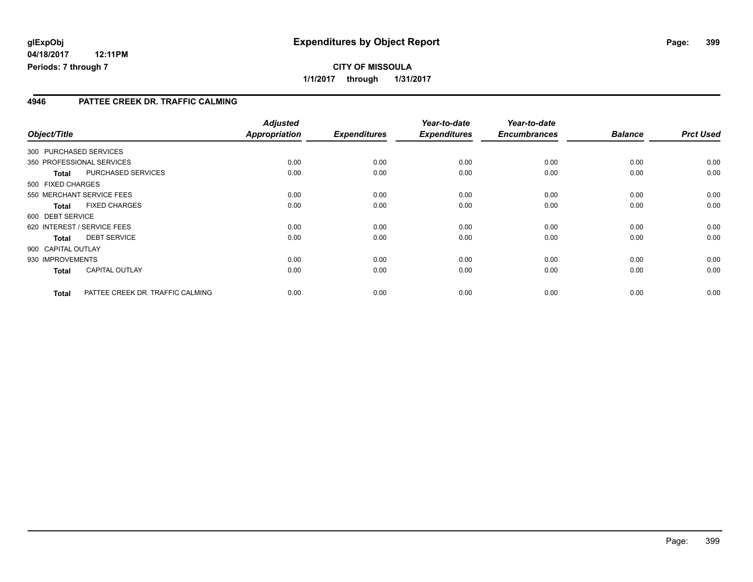**glExpObj**
**04/18/2017 12:11PM**
**Periods: 7 through 7**

# Expenditures by Object Report

**CITY OF MISSOULA**
**1/1/2017 through 1/31/2017**

## 4946 PATTEE CREEK DR. TRAFFIC CALMING

| Object/Title | | Adjusted Appropriation | Expenditures | Year-to-date Expenditures | Year-to-date Encumbrances | Balance | Prct Used |
|---|---|---|---|---|---|---|---|
| 300 PURCHASED SERVICES | | | | | | | |
| 350 PROFESSIONAL SERVICES | | 0.00 | 0.00 | 0.00 | 0.00 | 0.00 | 0.00 |
| **Total** | PURCHASED SERVICES | 0.00 | 0.00 | 0.00 | 0.00 | 0.00 | 0.00 |
| 500 FIXED CHARGES | | | | | | | |
| 550 MERCHANT SERVICE FEES | | 0.00 | 0.00 | 0.00 | 0.00 | 0.00 | 0.00 |
| **Total** | FIXED CHARGES | 0.00 | 0.00 | 0.00 | 0.00 | 0.00 | 0.00 |
| 600 DEBT SERVICE | | | | | | | |
| 620 INTEREST / SERVICE FEES | | 0.00 | 0.00 | 0.00 | 0.00 | 0.00 | 0.00 |
| **Total** | DEBT SERVICE | 0.00 | 0.00 | 0.00 | 0.00 | 0.00 | 0.00 |
| 900 CAPITAL OUTLAY | | | | | | | |
| 930 IMPROVEMENTS | | 0.00 | 0.00 | 0.00 | 0.00 | 0.00 | 0.00 |
| **Total** | CAPITAL OUTLAY | 0.00 | 0.00 | 0.00 | 0.00 | 0.00 | 0.00 |
| **Total** | PATTEE CREEK DR. TRAFFIC CALMING | 0.00 | 0.00 | 0.00 | 0.00 | 0.00 | 0.00 |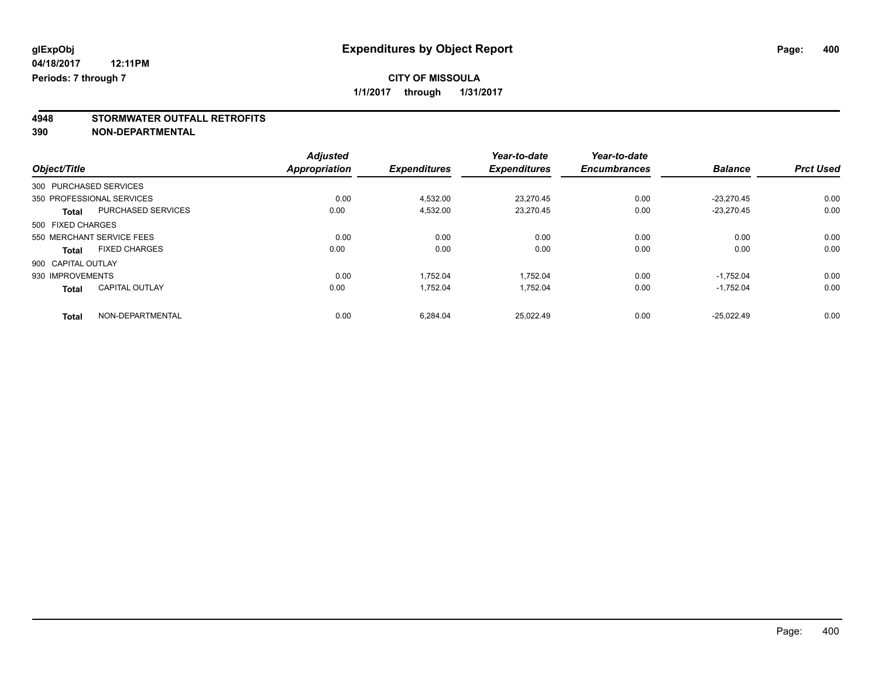**glExpObj** **Expenditures by Object Report**

**04/18/2017 12:11PM**

**Periods: 7 through 7**

**CITY OF MISSOULA**

**1/1/2017 through 1/31/2017**

## 4948 STORMWATER OUTFALL RETROFITS

## 390 NON-DEPARTMENTAL

| Object/Title | | Adjusted Appropriation | Expenditures | Year-to-date Expenditures | Year-to-date Encumbrances | Balance | Prct Used |
|---|---|---|---|---|---|---|---|
| 300 PURCHASED SERVICES | | | | | | | |
| 350 PROFESSIONAL SERVICES | | 0.00 | 4,532.00 | 23,270.45 | 0.00 | -23,270.45 | 0.00 |
| **Total** | PURCHASED SERVICES | 0.00 | 4,532.00 | 23,270.45 | 0.00 | -23,270.45 | 0.00 |
| 500 FIXED CHARGES | | | | | | | |
| 550 MERCHANT SERVICE FEES | | 0.00 | 0.00 | 0.00 | 0.00 | 0.00 | 0.00 |
| **Total** | FIXED CHARGES | 0.00 | 0.00 | 0.00 | 0.00 | 0.00 | 0.00 |
| 900 CAPITAL OUTLAY | | | | | | | |
| 930 IMPROVEMENTS | | 0.00 | 1,752.04 | 1,752.04 | 0.00 | -1,752.04 | 0.00 |
| **Total** | CAPITAL OUTLAY | 0.00 | 1,752.04 | 1,752.04 | 0.00 | -1,752.04 | 0.00 |
| **Total** | NON-DEPARTMENTAL | 0.00 | 6,284.04 | 25,022.49 | 0.00 | -25,022.49 | 0.00 |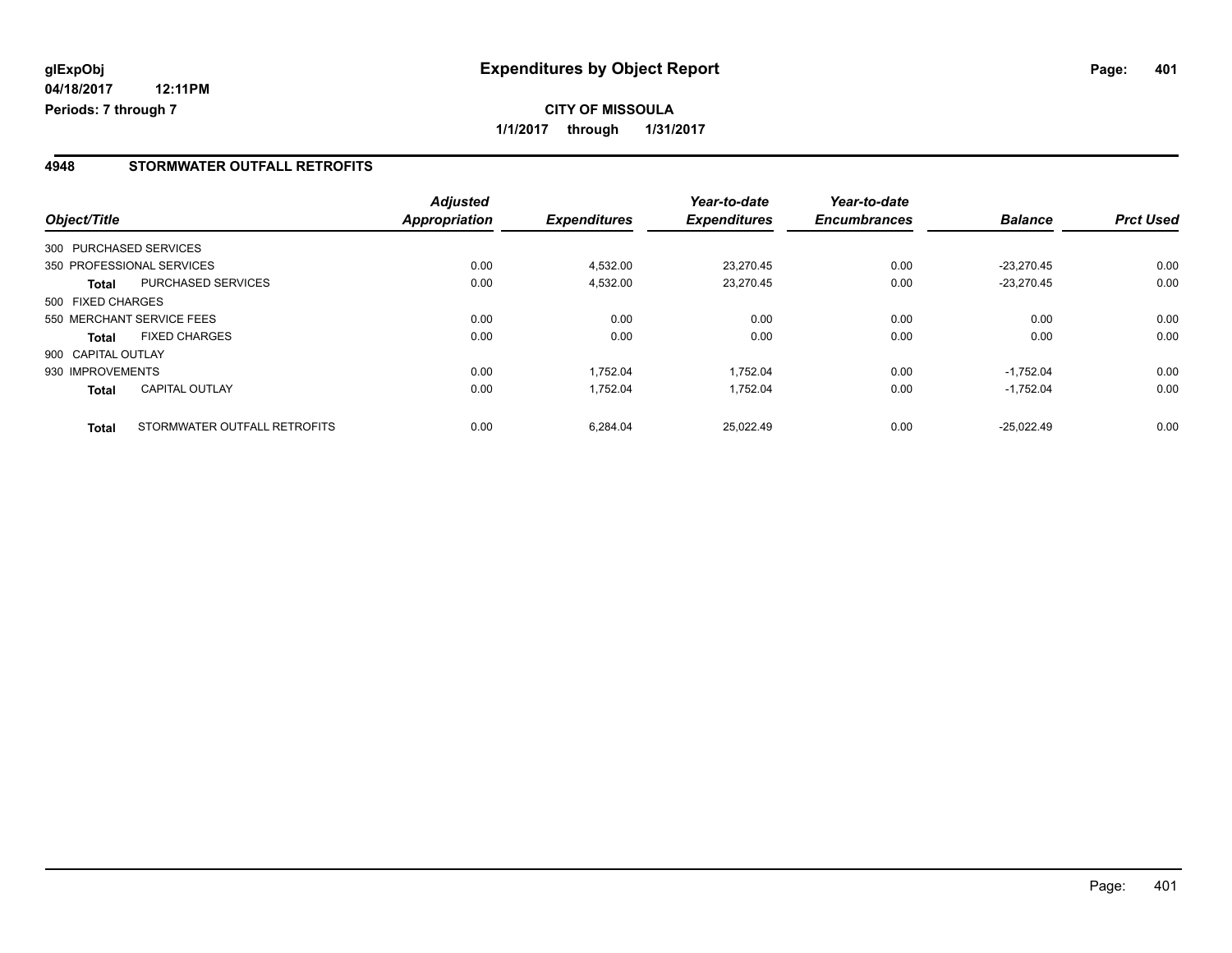glExpObj
04/18/2017 12:11PM
Periods: 7 through 7

# Expenditures by Object Report

**CITY OF MISSOULA**
**1/1/2017 through 1/31/2017**

## 4948 STORMWATER OUTFALL RETROFITS

| Object/Title | | Adjusted Appropriation | Expenditures | Year-to-date Expenditures | Year-to-date Encumbrances | Balance | Prct Used |
|---|---|---|---|---|---|---|---|
| 300 PURCHASED SERVICES | | | | | | | |
| 350 PROFESSIONAL SERVICES | | 0.00 | 4,532.00 | 23,270.45 | 0.00 | -23,270.45 | 0.00 |
| Total | PURCHASED SERVICES | 0.00 | 4,532.00 | 23,270.45 | 0.00 | -23,270.45 | 0.00 |
| 500 FIXED CHARGES | | | | | | | |
| 550 MERCHANT SERVICE FEES | | 0.00 | 0.00 | 0.00 | 0.00 | 0.00 | 0.00 |
| Total | FIXED CHARGES | 0.00 | 0.00 | 0.00 | 0.00 | 0.00 | 0.00 |
| 900 CAPITAL OUTLAY | | | | | | | |
| 930 IMPROVEMENTS | | 0.00 | 1,752.04 | 1,752.04 | 0.00 | -1,752.04 | 0.00 |
| Total | CAPITAL OUTLAY | 0.00 | 1,752.04 | 1,752.04 | 0.00 | -1,752.04 | 0.00 |
| Total | STORMWATER OUTFALL RETROFITS | 0.00 | 6,284.04 | 25,022.49 | 0.00 | -25,022.49 | 0.00 |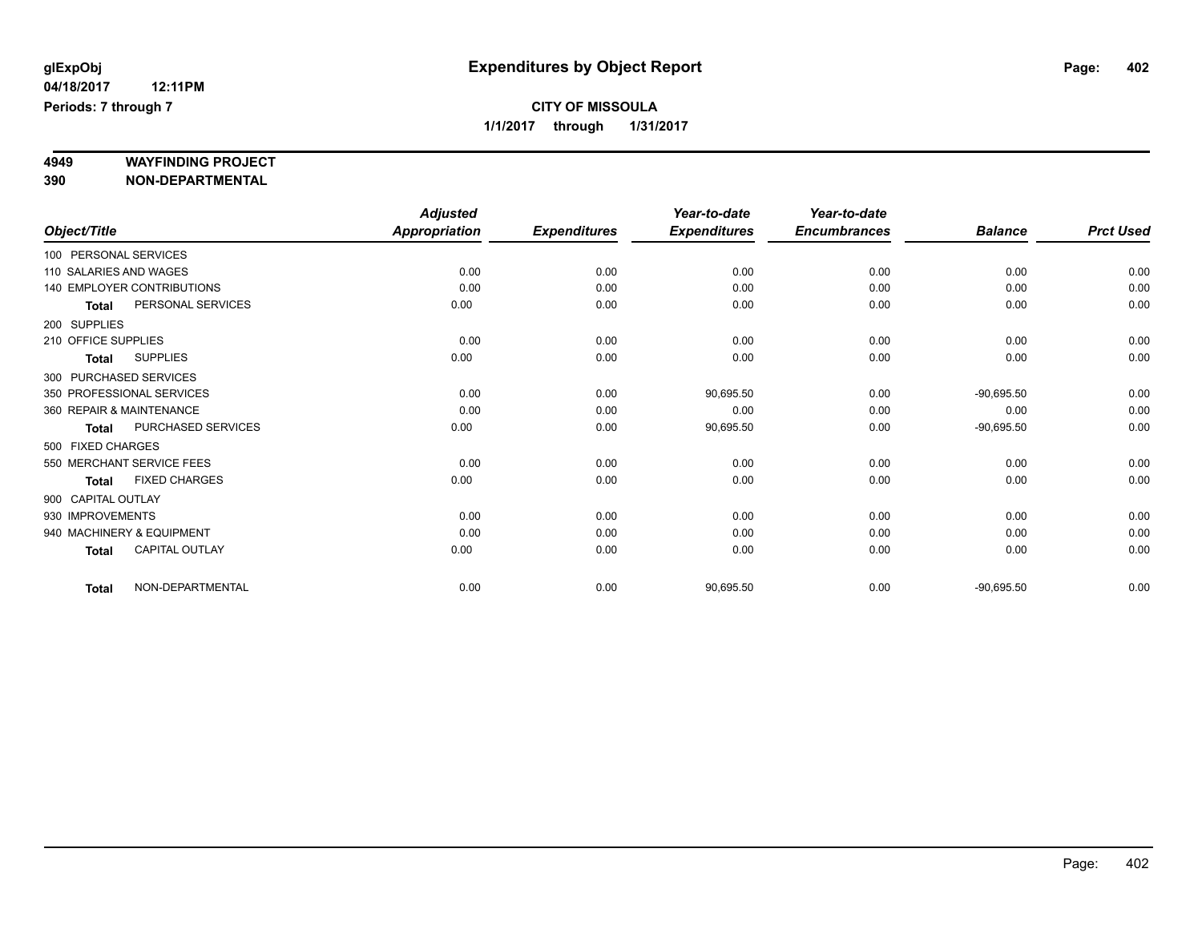glExpObj
04/18/2017 12:11PM
Periods: 7 through 7

# Expenditures by Object Report

**CITY OF MISSOULA**
**1/1/2017 through 1/31/2017**

**4949 WAYFINDING PROJECT**
**390 NON-DEPARTMENTAL**

| Object/Title | Adjusted Appropriation | Expenditures | Year-to-date Expenditures | Year-to-date Encumbrances | Balance | Prct Used |
|---|---|---|---|---|---|---|
| 100 PERSONAL SERVICES | | | | | | |
| 110 SALARIES AND WAGES | 0.00 | 0.00 | 0.00 | 0.00 | 0.00 | 0.00 |
| 140 EMPLOYER CONTRIBUTIONS | 0.00 | 0.00 | 0.00 | 0.00 | 0.00 | 0.00 |
| **Total** PERSONAL SERVICES | 0.00 | 0.00 | 0.00 | 0.00 | 0.00 | 0.00 |
| 200 SUPPLIES | | | | | | |
| 210 OFFICE SUPPLIES | 0.00 | 0.00 | 0.00 | 0.00 | 0.00 | 0.00 |
| **Total** SUPPLIES | 0.00 | 0.00 | 0.00 | 0.00 | 0.00 | 0.00 |
| 300 PURCHASED SERVICES | | | | | | |
| 350 PROFESSIONAL SERVICES | 0.00 | 0.00 | 90,695.50 | 0.00 | -90,695.50 | 0.00 |
| 360 REPAIR & MAINTENANCE | 0.00 | 0.00 | 0.00 | 0.00 | 0.00 | 0.00 |
| **Total** PURCHASED SERVICES | 0.00 | 0.00 | 90,695.50 | 0.00 | -90,695.50 | 0.00 |
| 500 FIXED CHARGES | | | | | | |
| 550 MERCHANT SERVICE FEES | 0.00 | 0.00 | 0.00 | 0.00 | 0.00 | 0.00 |
| **Total** FIXED CHARGES | 0.00 | 0.00 | 0.00 | 0.00 | 0.00 | 0.00 |
| 900 CAPITAL OUTLAY | | | | | | |
| 930 IMPROVEMENTS | 0.00 | 0.00 | 0.00 | 0.00 | 0.00 | 0.00 |
| 940 MACHINERY & EQUIPMENT | 0.00 | 0.00 | 0.00 | 0.00 | 0.00 | 0.00 |
| **Total** CAPITAL OUTLAY | 0.00 | 0.00 | 0.00 | 0.00 | 0.00 | 0.00 |
| **Total** NON-DEPARTMENTAL | 0.00 | 0.00 | 90,695.50 | 0.00 | -90,695.50 | 0.00 |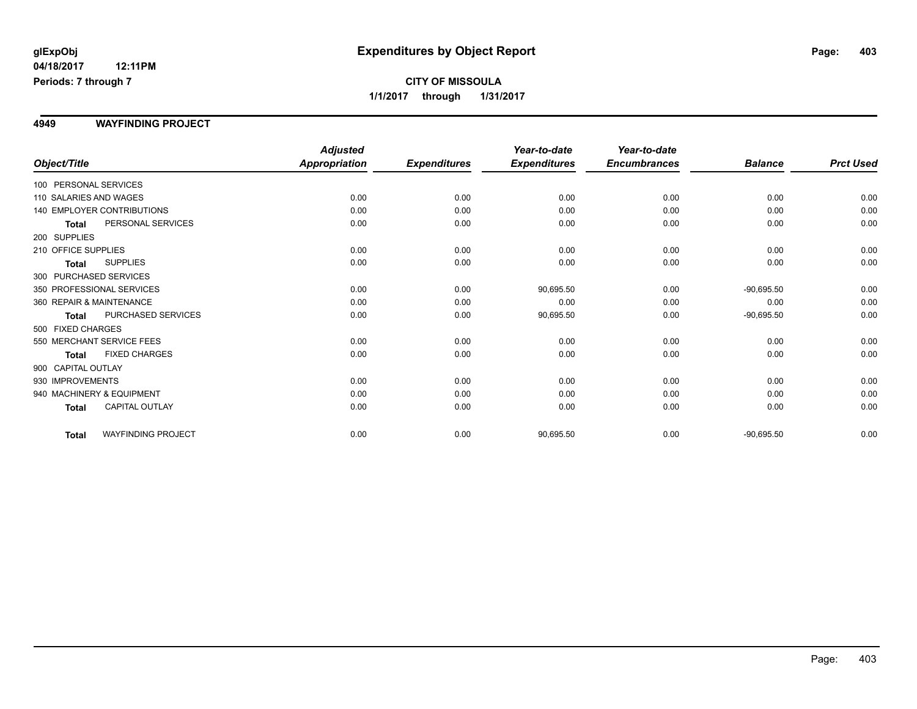**glExpObj**
**04/18/2017 12:11PM**
**Periods: 7 through 7**

# Expenditures by Object Report

**CITY OF MISSOULA**
**1/1/2017 through 1/31/2017**

## 4949 WAYFINDING PROJECT

| Object/Title | | Adjusted Appropriation | Expenditures | Year-to-date Expenditures | Year-to-date Encumbrances | Balance | Prct Used |
|---|---|---|---|---|---|---|---|
| 100 PERSONAL SERVICES | | | | | | | |
| 110 SALARIES AND WAGES | | 0.00 | 0.00 | 0.00 | 0.00 | 0.00 | 0.00 |
| 140 EMPLOYER CONTRIBUTIONS | | 0.00 | 0.00 | 0.00 | 0.00 | 0.00 | 0.00 |
| **Total** | PERSONAL SERVICES | 0.00 | 0.00 | 0.00 | 0.00 | 0.00 | 0.00 |
| 200 SUPPLIES | | | | | | | |
| 210 OFFICE SUPPLIES | | 0.00 | 0.00 | 0.00 | 0.00 | 0.00 | 0.00 |
| **Total** | SUPPLIES | 0.00 | 0.00 | 0.00 | 0.00 | 0.00 | 0.00 |
| 300 PURCHASED SERVICES | | | | | | | |
| 350 PROFESSIONAL SERVICES | | 0.00 | 0.00 | 90,695.50 | 0.00 | -90,695.50 | 0.00 |
| 360 REPAIR & MAINTENANCE | | 0.00 | 0.00 | 0.00 | 0.00 | 0.00 | 0.00 |
| **Total** | PURCHASED SERVICES | 0.00 | 0.00 | 90,695.50 | 0.00 | -90,695.50 | 0.00 |
| 500 FIXED CHARGES | | | | | | | |
| 550 MERCHANT SERVICE FEES | | 0.00 | 0.00 | 0.00 | 0.00 | 0.00 | 0.00 |
| **Total** | FIXED CHARGES | 0.00 | 0.00 | 0.00 | 0.00 | 0.00 | 0.00 |
| 900 CAPITAL OUTLAY | | | | | | | |
| 930 IMPROVEMENTS | | 0.00 | 0.00 | 0.00 | 0.00 | 0.00 | 0.00 |
| 940 MACHINERY & EQUIPMENT | | 0.00 | 0.00 | 0.00 | 0.00 | 0.00 | 0.00 |
| **Total** | CAPITAL OUTLAY | 0.00 | 0.00 | 0.00 | 0.00 | 0.00 | 0.00 |
| **Total** | WAYFINDING PROJECT | 0.00 | 0.00 | 90,695.50 | 0.00 | -90,695.50 | 0.00 |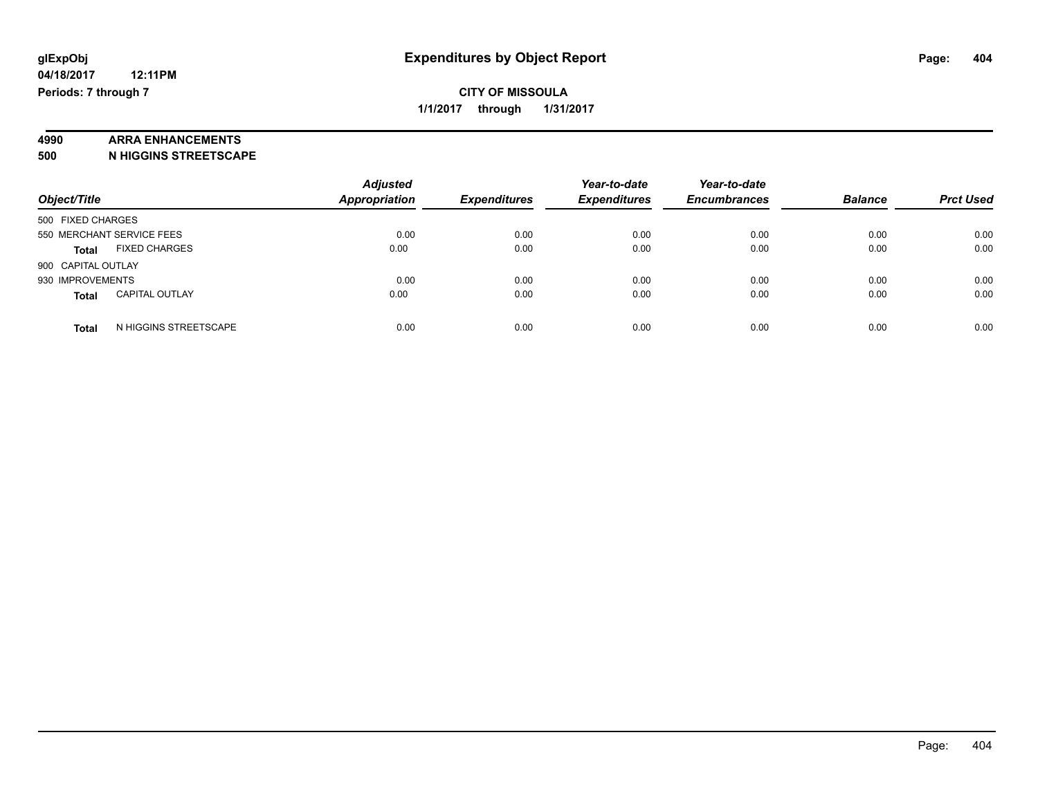**glExpObj** 
**04/18/2017 12:11PM** 
**Periods: 7 through 7**

# Expenditures by Object Report

**CITY OF MISSOULA**
**1/1/2017 through 1/31/2017**

**4990 ARRA ENHANCEMENTS**
**500 N HIGGINS STREETSCAPE**

| Object/Title | | Adjusted Appropriation | Expenditures | Year-to-date Expenditures | Year-to-date Encumbrances | Balance | Prct Used |
|---|---|---|---|---|---|---|---|
| 500 FIXED CHARGES | | | | | | | |
| 550 MERCHANT SERVICE FEES | | 0.00 | 0.00 | 0.00 | 0.00 | 0.00 | 0.00 |
| **Total** | FIXED CHARGES | 0.00 | 0.00 | 0.00 | 0.00 | 0.00 | 0.00 |
| 900 CAPITAL OUTLAY | | | | | | | |
| 930 IMPROVEMENTS | | 0.00 | 0.00 | 0.00 | 0.00 | 0.00 | 0.00 |
| **Total** | CAPITAL OUTLAY | 0.00 | 0.00 | 0.00 | 0.00 | 0.00 | 0.00 |
| **Total** | N HIGGINS STREETSCAPE | 0.00 | 0.00 | 0.00 | 0.00 | 0.00 | 0.00 |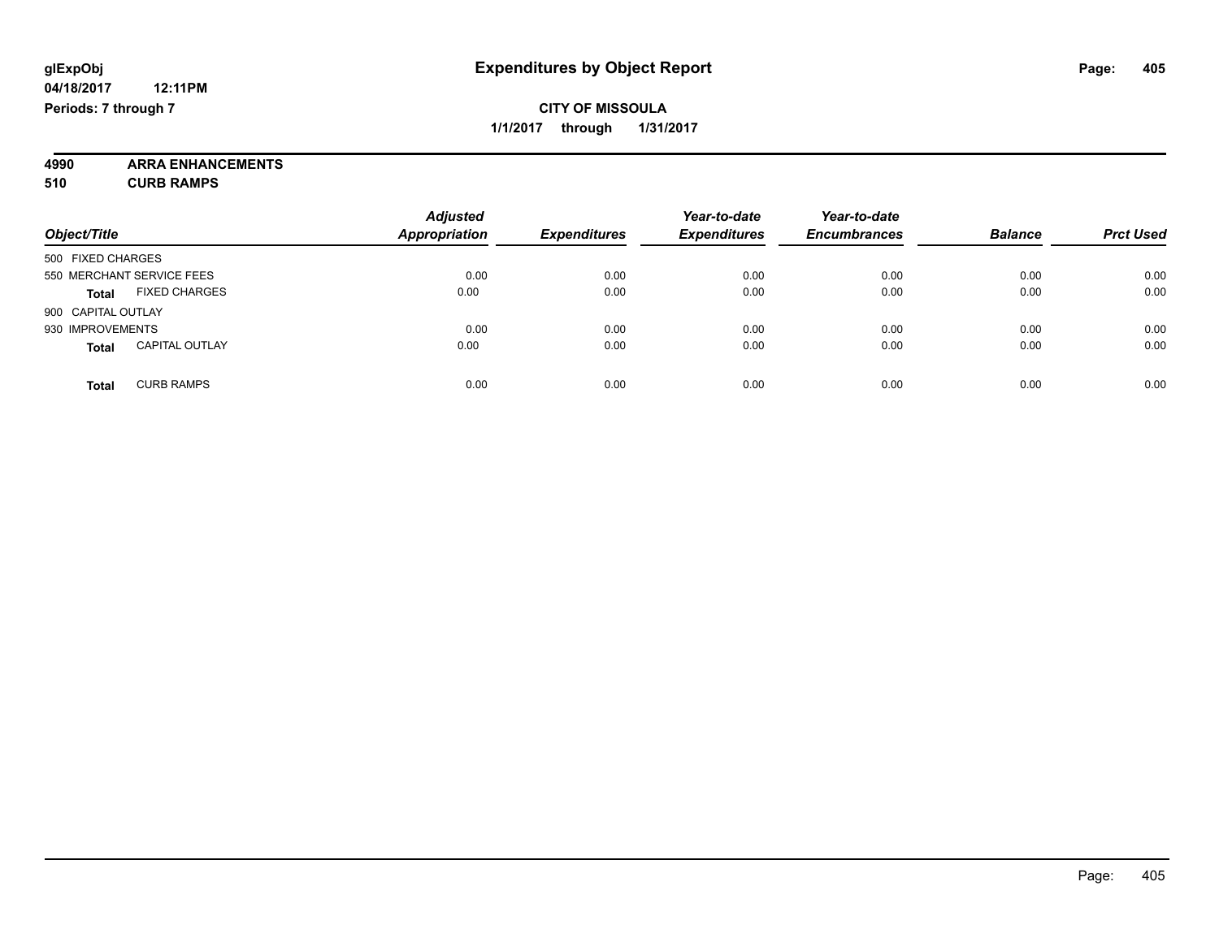**glExpObj**
**04/18/2017 12:11PM**
**Periods: 7 through 7**

# Expenditures by Object Report

**CITY OF MISSOULA**
**1/1/2017 through 1/31/2017**

**4990 ARRA ENHANCEMENTS**
**510 CURB RAMPS**

| Object/Title | Adjusted Appropriation | Expenditures | Year-to-date Expenditures | Year-to-date Encumbrances | Balance | Prct Used |
|---|---|---|---|---|---|---|
| 500 FIXED CHARGES | | | | | | |
| 550 MERCHANT SERVICE FEES | 0.00 | 0.00 | 0.00 | 0.00 | 0.00 | 0.00 |
| **Total** FIXED CHARGES | 0.00 | 0.00 | 0.00 | 0.00 | 0.00 | 0.00 |
| 900 CAPITAL OUTLAY | | | | | | |
| 930 IMPROVEMENTS | 0.00 | 0.00 | 0.00 | 0.00 | 0.00 | 0.00 |
| **Total** CAPITAL OUTLAY | 0.00 | 0.00 | 0.00 | 0.00 | 0.00 | 0.00 |
| **Total** CURB RAMPS | 0.00 | 0.00 | 0.00 | 0.00 | 0.00 | 0.00 |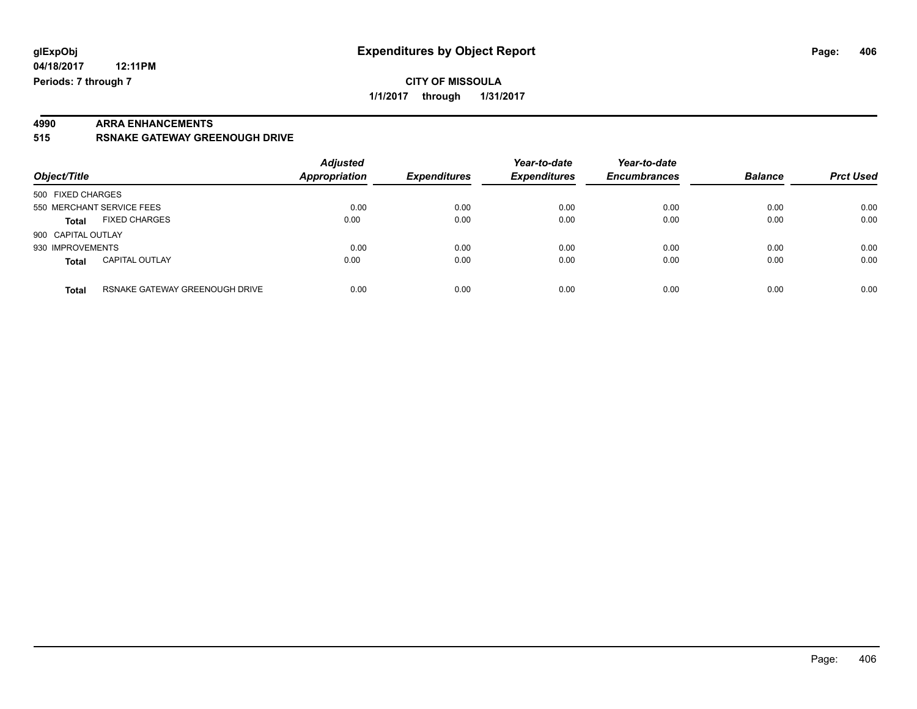glExpObj
04/18/2017 12:11PM
Periods: 7 through 7

# Expenditures by Object Report

**CITY OF MISSOULA**

**1/1/2017 through 1/31/2017**

**4990 ARRA ENHANCEMENTS**

**515 RSNAKE GATEWAY GREENOUGH DRIVE**

| Object/Title | | Adjusted Appropriation | Expenditures | Year-to-date Expenditures | Year-to-date Encumbrances | Balance | Prct Used |
|---|---|---|---|---|---|---|---|
| 500 FIXED CHARGES | | | | | | | |
| 550 MERCHANT SERVICE FEES | | 0.00 | 0.00 | 0.00 | 0.00 | 0.00 | 0.00 |
| **Total** | FIXED CHARGES | 0.00 | 0.00 | 0.00 | 0.00 | 0.00 | 0.00 |
| 900 CAPITAL OUTLAY | | | | | | | |
| 930 IMPROVEMENTS | | 0.00 | 0.00 | 0.00 | 0.00 | 0.00 | 0.00 |
| **Total** | CAPITAL OUTLAY | 0.00 | 0.00 | 0.00 | 0.00 | 0.00 | 0.00 |
| **Total** | RSNAKE GATEWAY GREENOUGH DRIVE | 0.00 | 0.00 | 0.00 | 0.00 | 0.00 | 0.00 |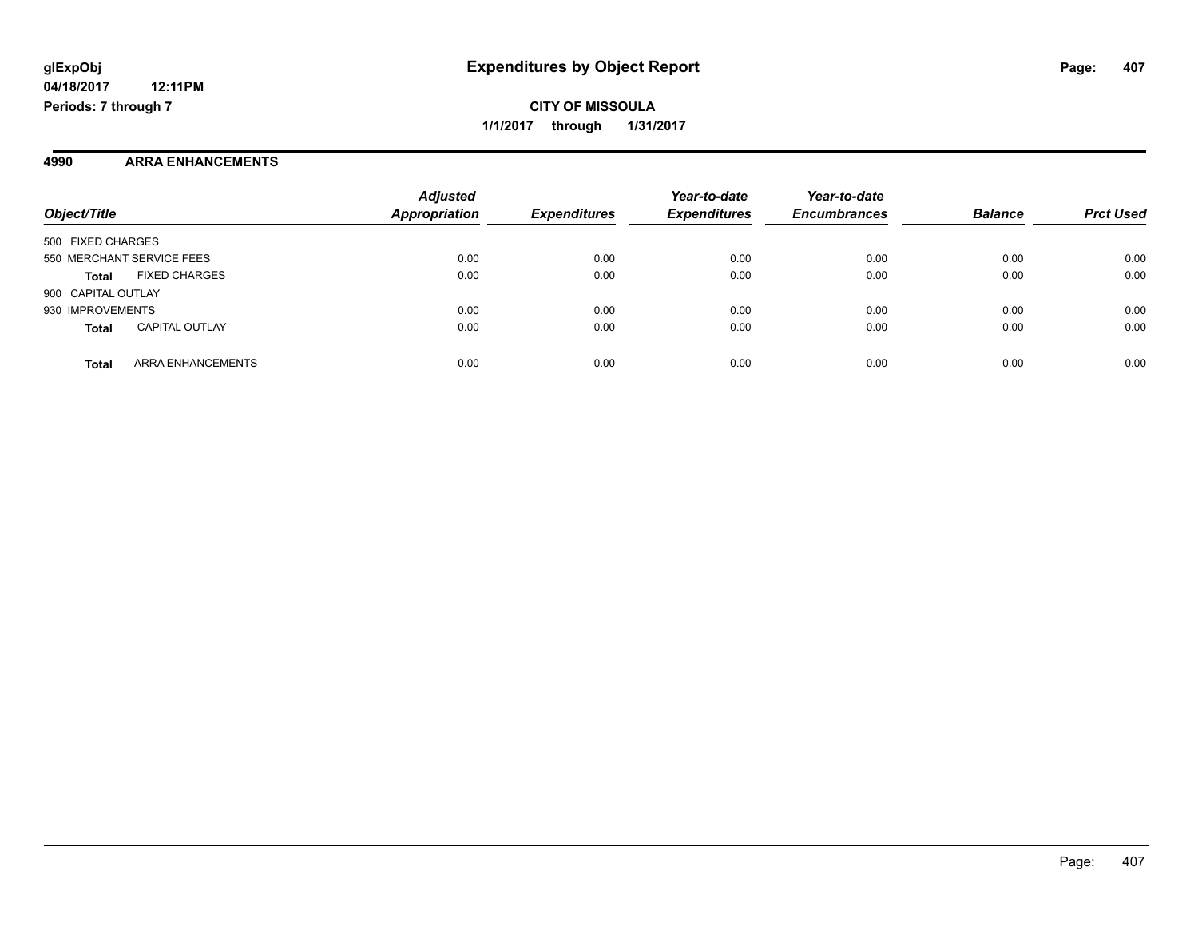# Expenditures by Object Report

**glExpObj**
**04/18/2017 12:11PM**
**Periods: 7 through 7**

**CITY OF MISSOULA**
**1/1/2017 through 1/31/2017**

## 4990 ARRA ENHANCEMENTS

| Object/Title | | Adjusted Appropriation | Expenditures | Year-to-date Expenditures | Year-to-date Encumbrances | Balance | Prct Used |
|---|---|---|---|---|---|---|---|
| 500 FIXED CHARGES | | | | | | | |
| 550 MERCHANT SERVICE FEES | | 0.00 | 0.00 | 0.00 | 0.00 | 0.00 | 0.00 |
| **Total** | FIXED CHARGES | 0.00 | 0.00 | 0.00 | 0.00 | 0.00 | 0.00 |
| 900 CAPITAL OUTLAY | | | | | | | |
| 930 IMPROVEMENTS | | 0.00 | 0.00 | 0.00 | 0.00 | 0.00 | 0.00 |
| **Total** | CAPITAL OUTLAY | 0.00 | 0.00 | 0.00 | 0.00 | 0.00 | 0.00 |
| **Total** | ARRA ENHANCEMENTS | 0.00 | 0.00 | 0.00 | 0.00 | 0.00 | 0.00 |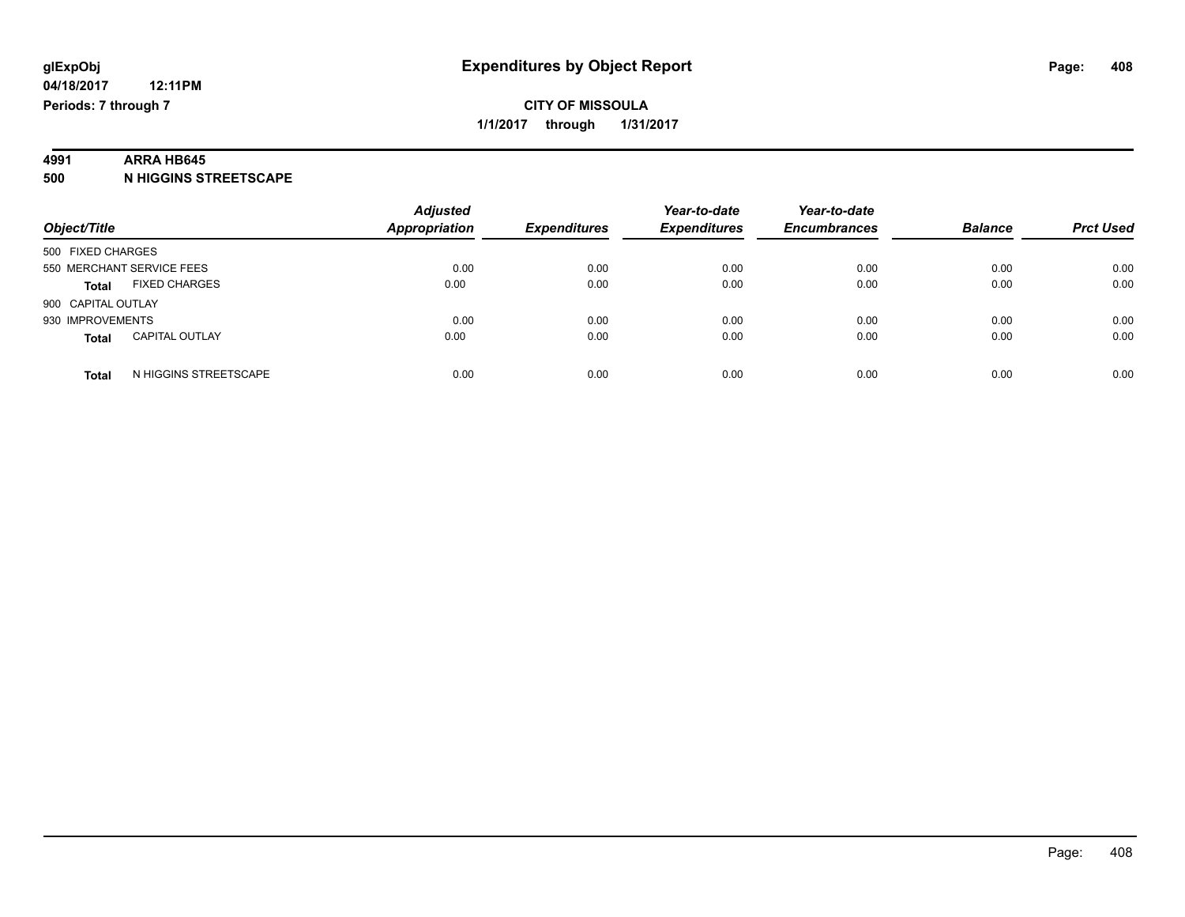# Expenditures by Object Report

glExpObj
04/18/2017 12:11PM
Periods: 7 through 7

**CITY OF MISSOULA**
**1/1/2017 through 1/31/2017**

**4991 ARRA HB645**
**500 N HIGGINS STREETSCAPE**

| Object/Title | | Adjusted Appropriation | Expenditures | Year-to-date Expenditures | Year-to-date Encumbrances | Balance | Prct Used |
|---|---|---|---|---|---|---|---|
| 500 FIXED CHARGES | | | | | | | |
| 550 MERCHANT SERVICE FEES | | 0.00 | 0.00 | 0.00 | 0.00 | 0.00 | 0.00 |
| **Total** | FIXED CHARGES | 0.00 | 0.00 | 0.00 | 0.00 | 0.00 | 0.00 |
| 900 CAPITAL OUTLAY | | | | | | | |
| 930 IMPROVEMENTS | | 0.00 | 0.00 | 0.00 | 0.00 | 0.00 | 0.00 |
| **Total** | CAPITAL OUTLAY | 0.00 | 0.00 | 0.00 | 0.00 | 0.00 | 0.00 |
| **Total** | N HIGGINS STREETSCAPE | 0.00 | 0.00 | 0.00 | 0.00 | 0.00 | 0.00 |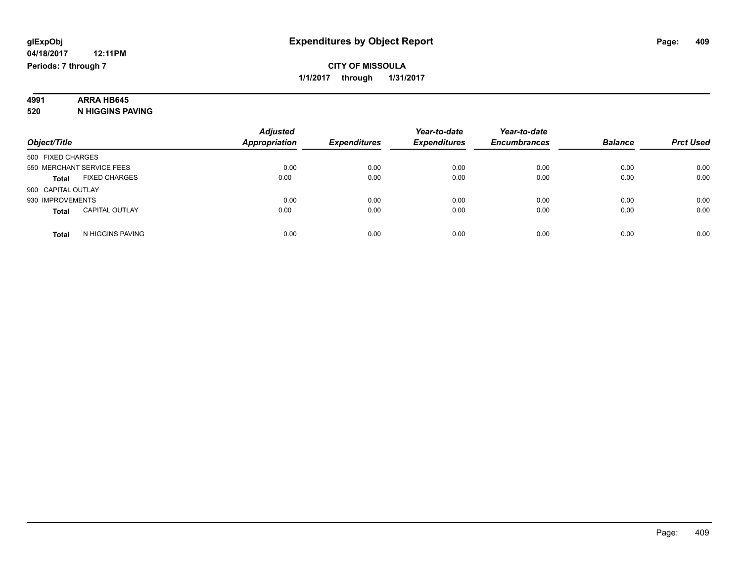**glExpObj** **Expenditures by Object Report**

**04/18/2017 12:11PM**

**Periods: 7 through 7**

**CITY OF MISSOULA**

**1/1/2017 through 1/31/2017**

**4991 ARRA HB645**

**520 N HIGGINS PAVING**

| Object/Title | | *Adjusted Appropriation* | *Expenditures* | *Year-to-date Expenditures* | *Year-to-date Encumbrances* | *Balance* | *Prct Used* |
|---|---|---|---|---|---|---|---|
| 500 FIXED CHARGES | | | | | | | |
| 550 MERCHANT SERVICE FEES | | 0.00 | 0.00 | 0.00 | 0.00 | 0.00 | 0.00 |
| **Total** | FIXED CHARGES | 0.00 | 0.00 | 0.00 | 0.00 | 0.00 | 0.00 |
| 900 CAPITAL OUTLAY | | | | | | | |
| 930 IMPROVEMENTS | | 0.00 | 0.00 | 0.00 | 0.00 | 0.00 | 0.00 |
| **Total** | CAPITAL OUTLAY | 0.00 | 0.00 | 0.00 | 0.00 | 0.00 | 0.00 |
| **Total** | N HIGGINS PAVING | 0.00 | 0.00 | 0.00 | 0.00 | 0.00 | 0.00 |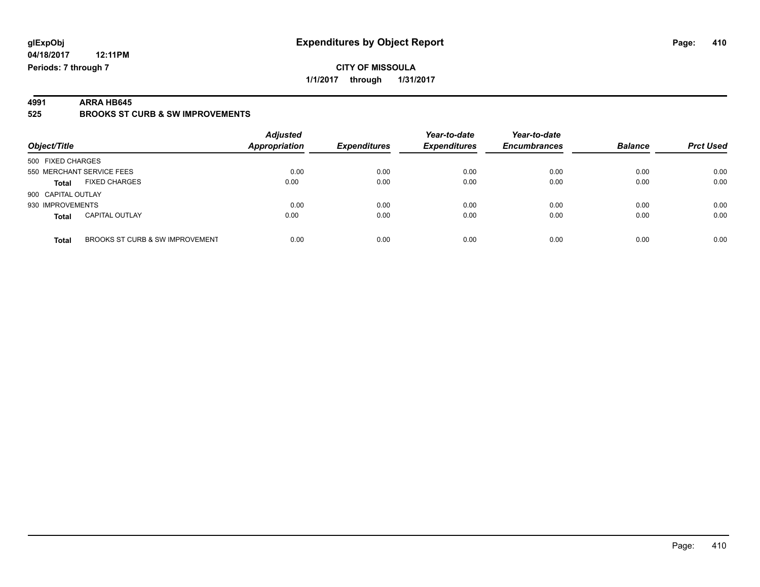**glExpObj** 

**04/18/2017 12:11PM**

**Periods: 7 through 7**

# Expenditures by Object Report

**CITY OF MISSOULA**

**1/1/2017 through 1/31/2017**

**4991 ARRA HB645**

**525 BROOKS ST CURB & SW IMPROVEMENTS**

| Object/Title | | Adjusted Appropriation | Expenditures | Year-to-date Expenditures | Year-to-date Encumbrances | Balance | Prct Used |
|---|---|---|---|---|---|---|---|
| 500 FIXED CHARGES | | | | | | | |
| 550 MERCHANT SERVICE FEES | | 0.00 | 0.00 | 0.00 | 0.00 | 0.00 | 0.00 |
| **Total** | FIXED CHARGES | 0.00 | 0.00 | 0.00 | 0.00 | 0.00 | 0.00 |
| 900 CAPITAL OUTLAY | | | | | | | |
| 930 IMPROVEMENTS | | 0.00 | 0.00 | 0.00 | 0.00 | 0.00 | 0.00 |
| **Total** | CAPITAL OUTLAY | 0.00 | 0.00 | 0.00 | 0.00 | 0.00 | 0.00 |
| **Total** | BROOKS ST CURB & SW IMPROVEMENT | 0.00 | 0.00 | 0.00 | 0.00 | 0.00 | 0.00 |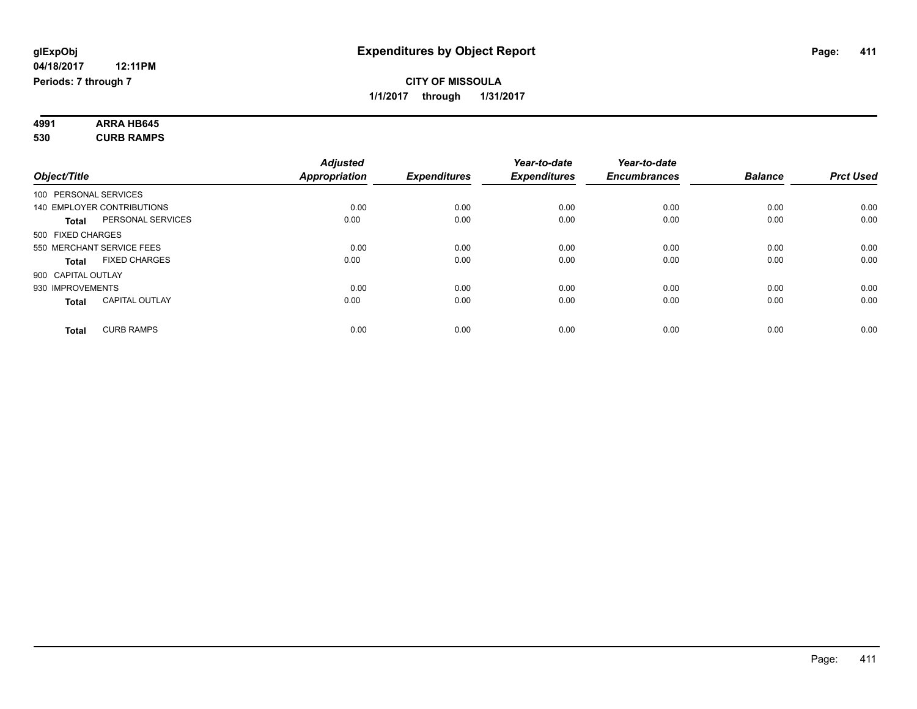# Expenditures by Object Report

glExpObj
04/18/2017 12:11PM
Periods: 7 through 7

**CITY OF MISSOULA**
**1/1/2017 through 1/31/2017**

**4991 ARRA HB645**
**530 CURB RAMPS**

| Object/Title | Adjusted Appropriation | Expenditures | Year-to-date Expenditures | Year-to-date Encumbrances | Balance | Prct Used |
|---|---|---|---|---|---|---|
| 100 PERSONAL SERVICES | | | | | | |
| 140 EMPLOYER CONTRIBUTIONS | 0.00 | 0.00 | 0.00 | 0.00 | 0.00 | 0.00 |
| **Total** PERSONAL SERVICES | 0.00 | 0.00 | 0.00 | 0.00 | 0.00 | 0.00 |
| 500 FIXED CHARGES | | | | | | |
| 550 MERCHANT SERVICE FEES | 0.00 | 0.00 | 0.00 | 0.00 | 0.00 | 0.00 |
| **Total** FIXED CHARGES | 0.00 | 0.00 | 0.00 | 0.00 | 0.00 | 0.00 |
| 900 CAPITAL OUTLAY | | | | | | |
| 930 IMPROVEMENTS | 0.00 | 0.00 | 0.00 | 0.00 | 0.00 | 0.00 |
| **Total** CAPITAL OUTLAY | 0.00 | 0.00 | 0.00 | 0.00 | 0.00 | 0.00 |
| **Total** CURB RAMPS | 0.00 | 0.00 | 0.00 | 0.00 | 0.00 | 0.00 |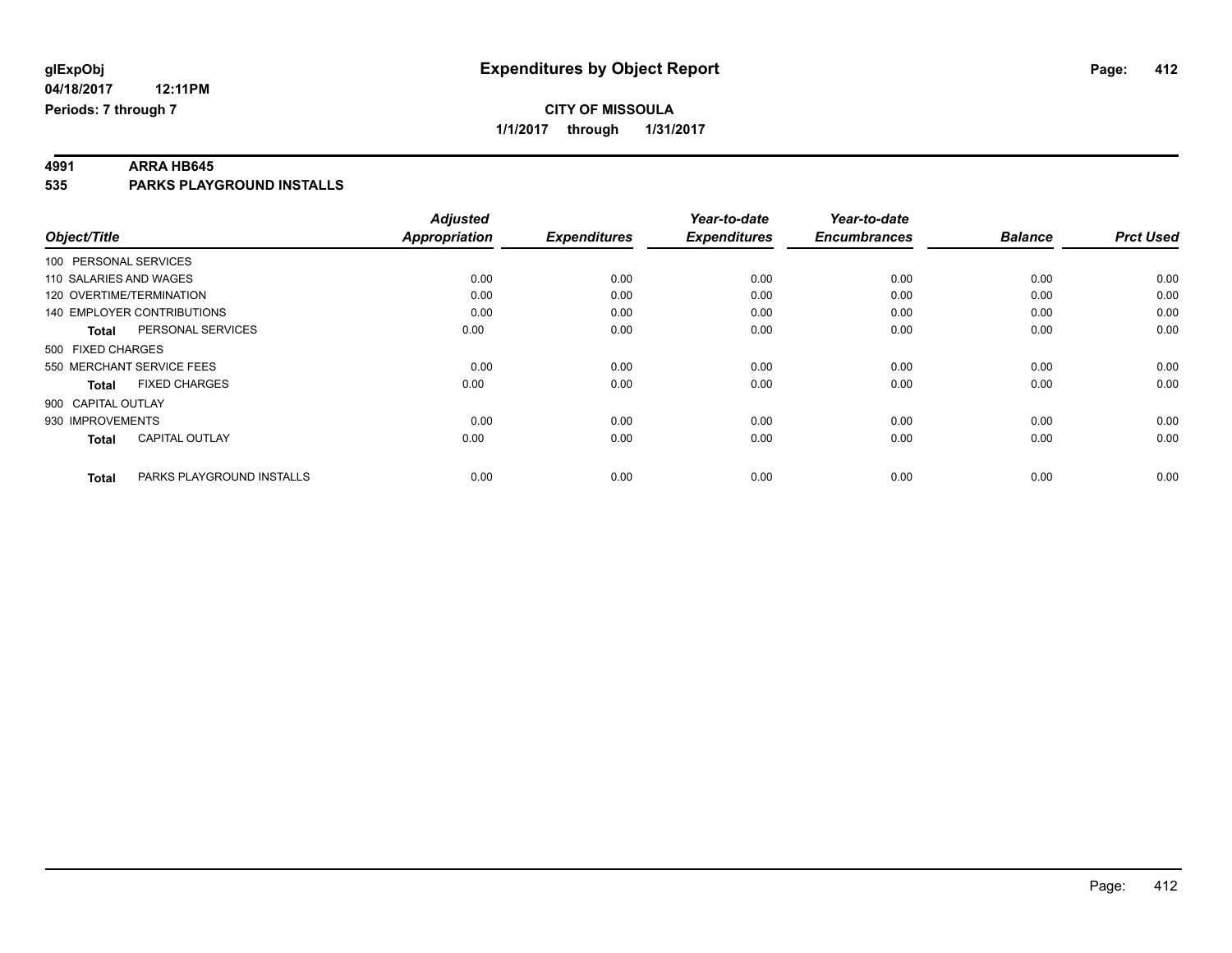**glExpObj**
**04/18/2017 12:11PM**
**Periods: 7 through 7**

# Expenditures by Object Report

**CITY OF MISSOULA**
**1/1/2017 through 1/31/2017**

**4991 ARRA HB645**
**535 PARKS PLAYGROUND INSTALLS**

| Object/Title | | Adjusted Appropriation | Expenditures | Year-to-date Expenditures | Year-to-date Encumbrances | Balance | Prct Used |
|---|---|---|---|---|---|---|---|
| 100 PERSONAL SERVICES | | | | | | | |
| 110 SALARIES AND WAGES | | 0.00 | 0.00 | 0.00 | 0.00 | 0.00 | 0.00 |
| 120 OVERTIME/TERMINATION | | 0.00 | 0.00 | 0.00 | 0.00 | 0.00 | 0.00 |
| 140 EMPLOYER CONTRIBUTIONS | | 0.00 | 0.00 | 0.00 | 0.00 | 0.00 | 0.00 |
| **Total** | PERSONAL SERVICES | 0.00 | 0.00 | 0.00 | 0.00 | 0.00 | 0.00 |
| 500 FIXED CHARGES | | | | | | | |
| 550 MERCHANT SERVICE FEES | | 0.00 | 0.00 | 0.00 | 0.00 | 0.00 | 0.00 |
| **Total** | FIXED CHARGES | 0.00 | 0.00 | 0.00 | 0.00 | 0.00 | 0.00 |
| 900 CAPITAL OUTLAY | | | | | | | |
| 930 IMPROVEMENTS | | 0.00 | 0.00 | 0.00 | 0.00 | 0.00 | 0.00 |
| **Total** | CAPITAL OUTLAY | 0.00 | 0.00 | 0.00 | 0.00 | 0.00 | 0.00 |
| **Total** | PARKS PLAYGROUND INSTALLS | 0.00 | 0.00 | 0.00 | 0.00 | 0.00 | 0.00 |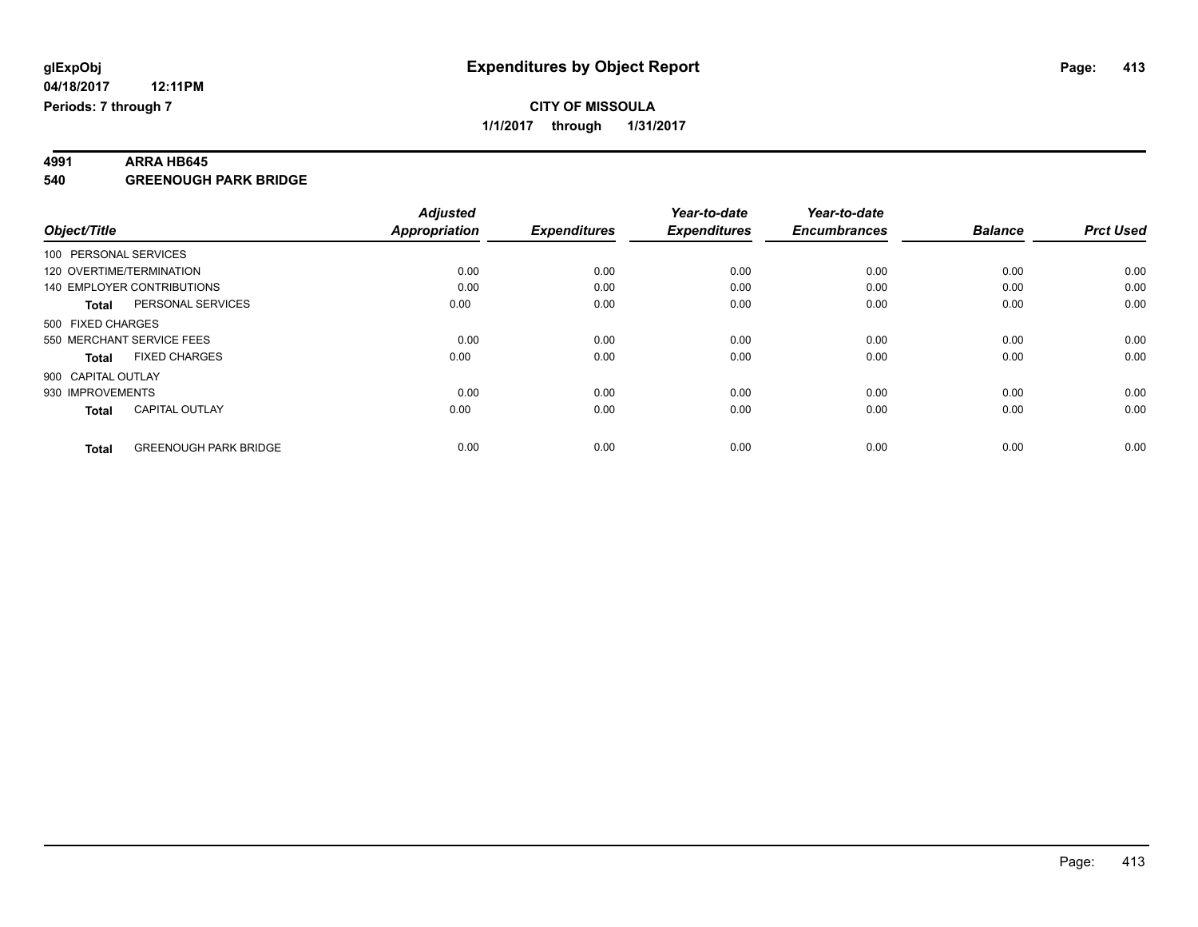# Expenditures by Object Report

**glExpObj**
**04/18/2017 12:11PM**
**Periods: 7 through 7**

**CITY OF MISSOULA**
**1/1/2017 through 1/31/2017**

## 4991 ARRA HB645
## 540 GREENOUGH PARK BRIDGE

| Object/Title | Adjusted Appropriation | Expenditures | Year-to-date Expenditures | Year-to-date Encumbrances | Balance | Prct Used |
|---|---|---|---|---|---|---|
| 100 PERSONAL SERVICES | | | | | | |
| 120 OVERTIME/TERMINATION | 0.00 | 0.00 | 0.00 | 0.00 | 0.00 | 0.00 |
| 140 EMPLOYER CONTRIBUTIONS | 0.00 | 0.00 | 0.00 | 0.00 | 0.00 | 0.00 |
| **Total** PERSONAL SERVICES | 0.00 | 0.00 | 0.00 | 0.00 | 0.00 | 0.00 |
| 500 FIXED CHARGES | | | | | | |
| 550 MERCHANT SERVICE FEES | 0.00 | 0.00 | 0.00 | 0.00 | 0.00 | 0.00 |
| **Total** FIXED CHARGES | 0.00 | 0.00 | 0.00 | 0.00 | 0.00 | 0.00 |
| 900 CAPITAL OUTLAY | | | | | | |
| 930 IMPROVEMENTS | 0.00 | 0.00 | 0.00 | 0.00 | 0.00 | 0.00 |
| **Total** CAPITAL OUTLAY | 0.00 | 0.00 | 0.00 | 0.00 | 0.00 | 0.00 |
| **Total** GREENOUGH PARK BRIDGE | 0.00 | 0.00 | 0.00 | 0.00 | 0.00 | 0.00 |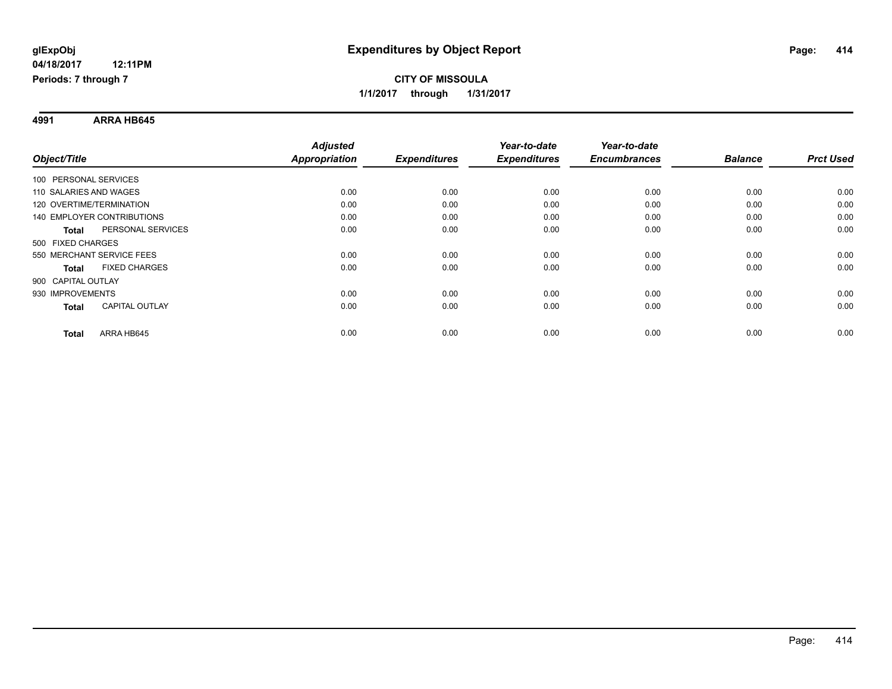glExpObj
04/18/2017 12:11PM
Periods: 7 through 7

# Expenditures by Object Report

**CITY OF MISSOULA**
**1/1/2017 through 1/31/2017**

**4991 ARRA HB645**

| Object/Title | Adjusted Appropriation | Expenditures | Year-to-date Expenditures | Year-to-date Encumbrances | Balance | Prct Used |
|---|---|---|---|---|---|---|
| 100 PERSONAL SERVICES | | | | | | |
| 110 SALARIES AND WAGES | 0.00 | 0.00 | 0.00 | 0.00 | 0.00 | 0.00 |
| 120 OVERTIME/TERMINATION | 0.00 | 0.00 | 0.00 | 0.00 | 0.00 | 0.00 |
| 140 EMPLOYER CONTRIBUTIONS | 0.00 | 0.00 | 0.00 | 0.00 | 0.00 | 0.00 |
| **Total** PERSONAL SERVICES | 0.00 | 0.00 | 0.00 | 0.00 | 0.00 | 0.00 |
| 500 FIXED CHARGES | | | | | | |
| 550 MERCHANT SERVICE FEES | 0.00 | 0.00 | 0.00 | 0.00 | 0.00 | 0.00 |
| **Total** FIXED CHARGES | 0.00 | 0.00 | 0.00 | 0.00 | 0.00 | 0.00 |
| 900 CAPITAL OUTLAY | | | | | | |
| 930 IMPROVEMENTS | 0.00 | 0.00 | 0.00 | 0.00 | 0.00 | 0.00 |
| **Total** CAPITAL OUTLAY | 0.00 | 0.00 | 0.00 | 0.00 | 0.00 | 0.00 |
| **Total** ARRA HB645 | 0.00 | 0.00 | 0.00 | 0.00 | 0.00 | 0.00 |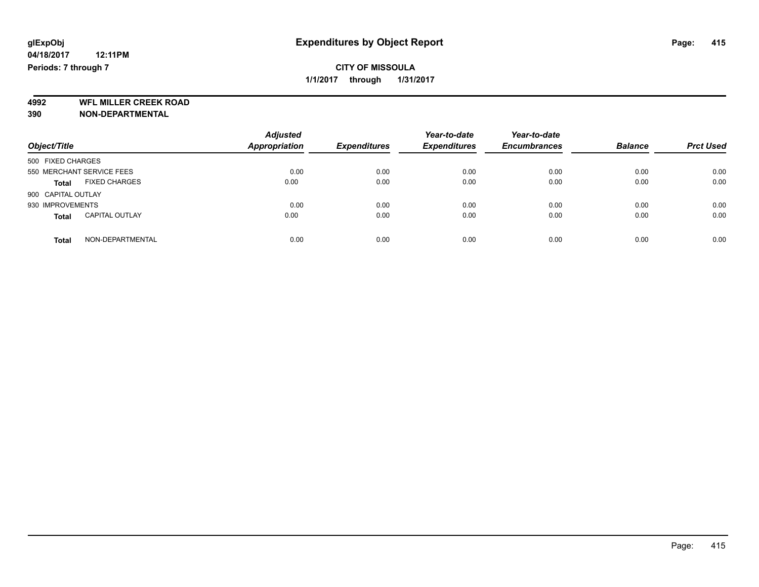**glExpObj** 
**04/18/2017 12:11PM** 
**Periods: 7 through 7**

# Expenditures by Object Report

**CITY OF MISSOULA** 
**1/1/2017 through 1/31/2017**

**4992 WFL MILLER CREEK ROAD** 
**390 NON-DEPARTMENTAL**

| Object/Title | Adjusted Appropriation | Expenditures | Year-to-date Expenditures | Year-to-date Encumbrances | Balance | Prct Used |
|---|---|---|---|---|---|---|
| 500 FIXED CHARGES | | | | | | |
| 550 MERCHANT SERVICE FEES | 0.00 | 0.00 | 0.00 | 0.00 | 0.00 | 0.00 |
| **Total** FIXED CHARGES | 0.00 | 0.00 | 0.00 | 0.00 | 0.00 | 0.00 |
| 900 CAPITAL OUTLAY | | | | | | |
| 930 IMPROVEMENTS | 0.00 | 0.00 | 0.00 | 0.00 | 0.00 | 0.00 |
| **Total** CAPITAL OUTLAY | 0.00 | 0.00 | 0.00 | 0.00 | 0.00 | 0.00 |
| **Total** NON-DEPARTMENTAL | 0.00 | 0.00 | 0.00 | 0.00 | 0.00 | 0.00 |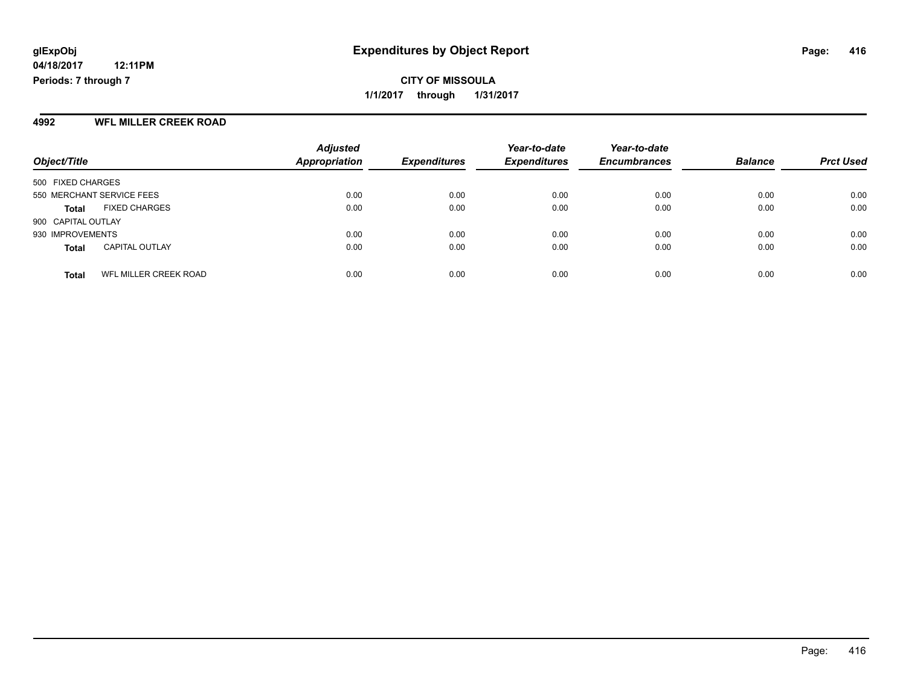**glExpObj**
**04/18/2017 12:11PM**
**Periods: 7 through 7**

# Expenditures by Object Report

**CITY OF MISSOULA**
**1/1/2017 through 1/31/2017**

## 4992 WFL MILLER CREEK ROAD

| Object/Title | | Adjusted Appropriation | Expenditures | Year-to-date Expenditures | Year-to-date Encumbrances | Balance | Prct Used |
|---|---|---|---|---|---|---|---|
| 500 FIXED CHARGES | | | | | | | |
| 550 MERCHANT SERVICE FEES | | 0.00 | 0.00 | 0.00 | 0.00 | 0.00 | 0.00 |
| **Total** | FIXED CHARGES | 0.00 | 0.00 | 0.00 | 0.00 | 0.00 | 0.00 |
| 900 CAPITAL OUTLAY | | | | | | | |
| 930 IMPROVEMENTS | | 0.00 | 0.00 | 0.00 | 0.00 | 0.00 | 0.00 |
| **Total** | CAPITAL OUTLAY | 0.00 | 0.00 | 0.00 | 0.00 | 0.00 | 0.00 |
| **Total** | WFL MILLER CREEK ROAD | 0.00 | 0.00 | 0.00 | 0.00 | 0.00 | 0.00 |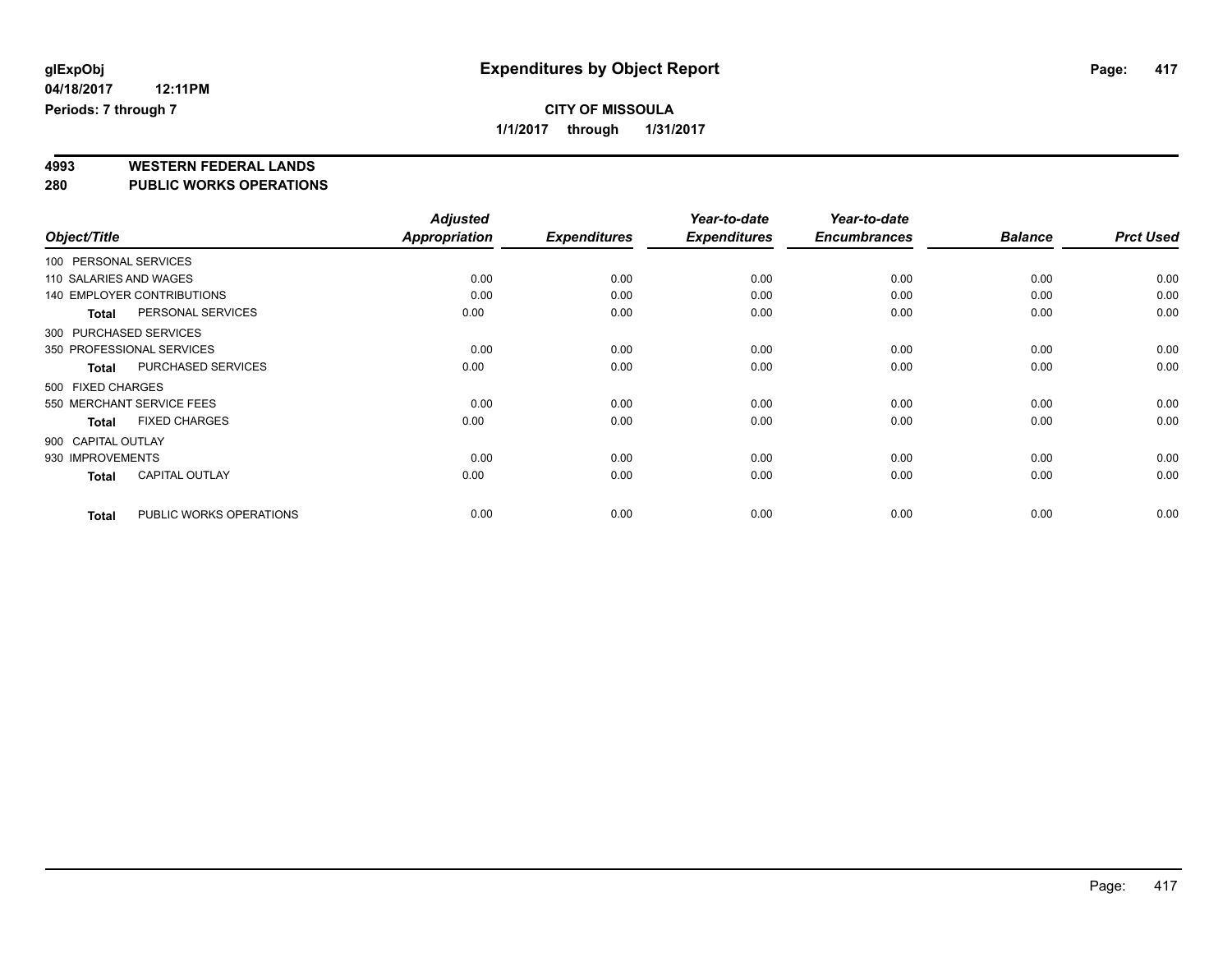# Expenditures by Object Report

glExpObj
04/18/2017 12:11PM
Periods: 7 through 7

**CITY OF MISSOULA**
**1/1/2017 through 1/31/2017**

## 4993 WESTERN FEDERAL LANDS
## 280 PUBLIC WORKS OPERATIONS

| Object/Title | Adjusted Appropriation | Expenditures | Year-to-date Expenditures | Year-to-date Encumbrances | Balance | Prct Used |
|---|---|---|---|---|---|---|
| 100 PERSONAL SERVICES | | | | | | |
| 110 SALARIES AND WAGES | 0.00 | 0.00 | 0.00 | 0.00 | 0.00 | 0.00 |
| 140 EMPLOYER CONTRIBUTIONS | 0.00 | 0.00 | 0.00 | 0.00 | 0.00 | 0.00 |
| **Total** PERSONAL SERVICES | 0.00 | 0.00 | 0.00 | 0.00 | 0.00 | 0.00 |
| 300 PURCHASED SERVICES | | | | | | |
| 350 PROFESSIONAL SERVICES | 0.00 | 0.00 | 0.00 | 0.00 | 0.00 | 0.00 |
| **Total** PURCHASED SERVICES | 0.00 | 0.00 | 0.00 | 0.00 | 0.00 | 0.00 |
| 500 FIXED CHARGES | | | | | | |
| 550 MERCHANT SERVICE FEES | 0.00 | 0.00 | 0.00 | 0.00 | 0.00 | 0.00 |
| **Total** FIXED CHARGES | 0.00 | 0.00 | 0.00 | 0.00 | 0.00 | 0.00 |
| 900 CAPITAL OUTLAY | | | | | | |
| 930 IMPROVEMENTS | 0.00 | 0.00 | 0.00 | 0.00 | 0.00 | 0.00 |
| **Total** CAPITAL OUTLAY | 0.00 | 0.00 | 0.00 | 0.00 | 0.00 | 0.00 |
| **Total** PUBLIC WORKS OPERATIONS | 0.00 | 0.00 | 0.00 | 0.00 | 0.00 | 0.00 |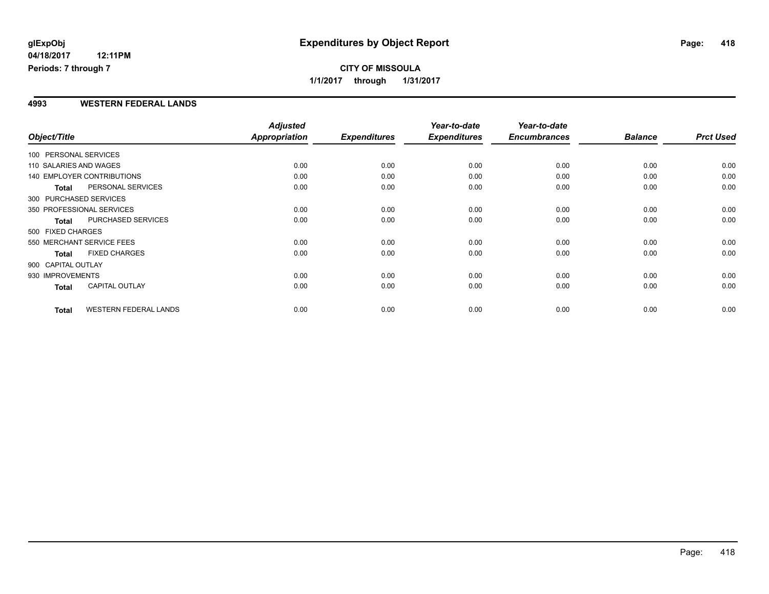**glExpObj**
**04/18/2017 12:11PM**
**Periods: 7 through 7**

# Expenditures by Object Report

**CITY OF MISSOULA**
**1/1/2017 through 1/31/2017**

## 4993 WESTERN FEDERAL LANDS

| Object/Title | | Adjusted Appropriation | Expenditures | Year-to-date Expenditures | Year-to-date Encumbrances | Balance | Prct Used |
|---|---|---|---|---|---|---|---|
| 100 PERSONAL SERVICES | | | | | | | |
| 110 SALARIES AND WAGES | | 0.00 | 0.00 | 0.00 | 0.00 | 0.00 | 0.00 |
| 140 EMPLOYER CONTRIBUTIONS | | 0.00 | 0.00 | 0.00 | 0.00 | 0.00 | 0.00 |
| **Total** | PERSONAL SERVICES | 0.00 | 0.00 | 0.00 | 0.00 | 0.00 | 0.00 |
| 300 PURCHASED SERVICES | | | | | | | |
| 350 PROFESSIONAL SERVICES | | 0.00 | 0.00 | 0.00 | 0.00 | 0.00 | 0.00 |
| **Total** | PURCHASED SERVICES | 0.00 | 0.00 | 0.00 | 0.00 | 0.00 | 0.00 |
| 500 FIXED CHARGES | | | | | | | |
| 550 MERCHANT SERVICE FEES | | 0.00 | 0.00 | 0.00 | 0.00 | 0.00 | 0.00 |
| **Total** | FIXED CHARGES | 0.00 | 0.00 | 0.00 | 0.00 | 0.00 | 0.00 |
| 900 CAPITAL OUTLAY | | | | | | | |
| 930 IMPROVEMENTS | | 0.00 | 0.00 | 0.00 | 0.00 | 0.00 | 0.00 |
| **Total** | CAPITAL OUTLAY | 0.00 | 0.00 | 0.00 | 0.00 | 0.00 | 0.00 |
| **Total** | WESTERN FEDERAL LANDS | 0.00 | 0.00 | 0.00 | 0.00 | 0.00 | 0.00 |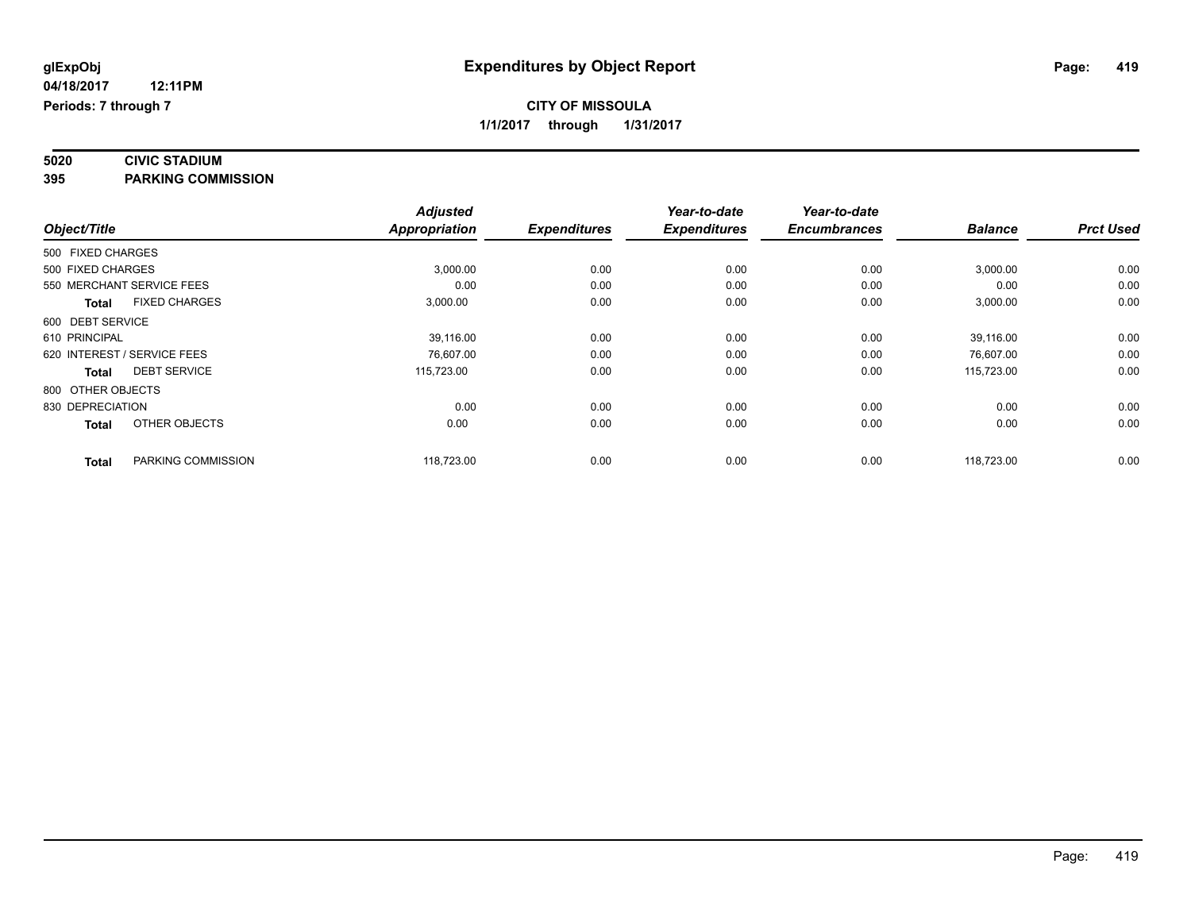**glExpObj** | **Expenditures by Object Report**

**04/18/2017 12:11PM**

**Periods: 7 through 7**

**CITY OF MISSOULA**

**1/1/2017 through 1/31/2017**

**5020 CIVIC STADIUM**

**395 PARKING COMMISSION**

| Object/Title | | Adjusted Appropriation | Expenditures | Year-to-date Expenditures | Year-to-date Encumbrances | Balance | Prct Used |
|---|---|---|---|---|---|---|---|
| 500 FIXED CHARGES | | | | | | | |
| 500 FIXED CHARGES | | 3,000.00 | 0.00 | 0.00 | 0.00 | 3,000.00 | 0.00 |
| 550 MERCHANT SERVICE FEES | | 0.00 | 0.00 | 0.00 | 0.00 | 0.00 | 0.00 |
| **Total** | FIXED CHARGES | 3,000.00 | 0.00 | 0.00 | 0.00 | 3,000.00 | 0.00 |
| 600 DEBT SERVICE | | | | | | | |
| 610 PRINCIPAL | | 39,116.00 | 0.00 | 0.00 | 0.00 | 39,116.00 | 0.00 |
| 620 INTEREST / SERVICE FEES | | 76,607.00 | 0.00 | 0.00 | 0.00 | 76,607.00 | 0.00 |
| **Total** | DEBT SERVICE | 115,723.00 | 0.00 | 0.00 | 0.00 | 115,723.00 | 0.00 |
| 800 OTHER OBJECTS | | | | | | | |
| 830 DEPRECIATION | | 0.00 | 0.00 | 0.00 | 0.00 | 0.00 | 0.00 |
| **Total** | OTHER OBJECTS | 0.00 | 0.00 | 0.00 | 0.00 | 0.00 | 0.00 |
| **Total** | PARKING COMMISSION | 118,723.00 | 0.00 | 0.00 | 0.00 | 118,723.00 | 0.00 |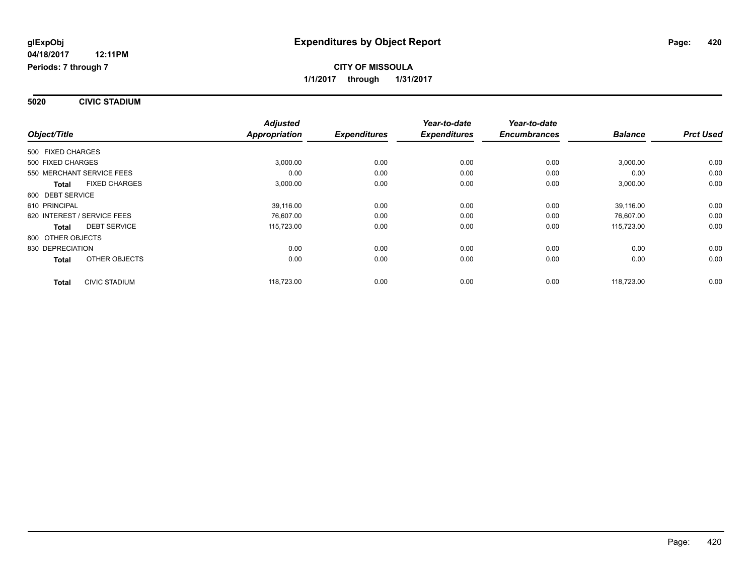**glExpObj** 04/18/2017 12:11PM
Periods: 7 through 7

# Expenditures by Object Report

**CITY OF MISSOULA**
**1/1/2017 through 1/31/2017**

## 5020 CIVIC STADIUM

| Object/Title | Adjusted Appropriation | Expenditures | Year-to-date Expenditures | Year-to-date Encumbrances | Balance | Prct Used |
|---|---|---|---|---|---|---|
| 500 FIXED CHARGES | | | | | | |
| 500 FIXED CHARGES | 3,000.00 | 0.00 | 0.00 | 0.00 | 3,000.00 | 0.00 |
| 550 MERCHANT SERVICE FEES | 0.00 | 0.00 | 0.00 | 0.00 | 0.00 | 0.00 |
| **Total** FIXED CHARGES | 3,000.00 | 0.00 | 0.00 | 0.00 | 3,000.00 | 0.00 |
| 600 DEBT SERVICE | | | | | | |
| 610 PRINCIPAL | 39,116.00 | 0.00 | 0.00 | 0.00 | 39,116.00 | 0.00 |
| 620 INTEREST / SERVICE FEES | 76,607.00 | 0.00 | 0.00 | 0.00 | 76,607.00 | 0.00 |
| **Total** DEBT SERVICE | 115,723.00 | 0.00 | 0.00 | 0.00 | 115,723.00 | 0.00 |
| 800 OTHER OBJECTS | | | | | | |
| 830 DEPRECIATION | 0.00 | 0.00 | 0.00 | 0.00 | 0.00 | 0.00 |
| **Total** OTHER OBJECTS | 0.00 | 0.00 | 0.00 | 0.00 | 0.00 | 0.00 |
| **Total** CIVIC STADIUM | 118,723.00 | 0.00 | 0.00 | 0.00 | 118,723.00 | 0.00 |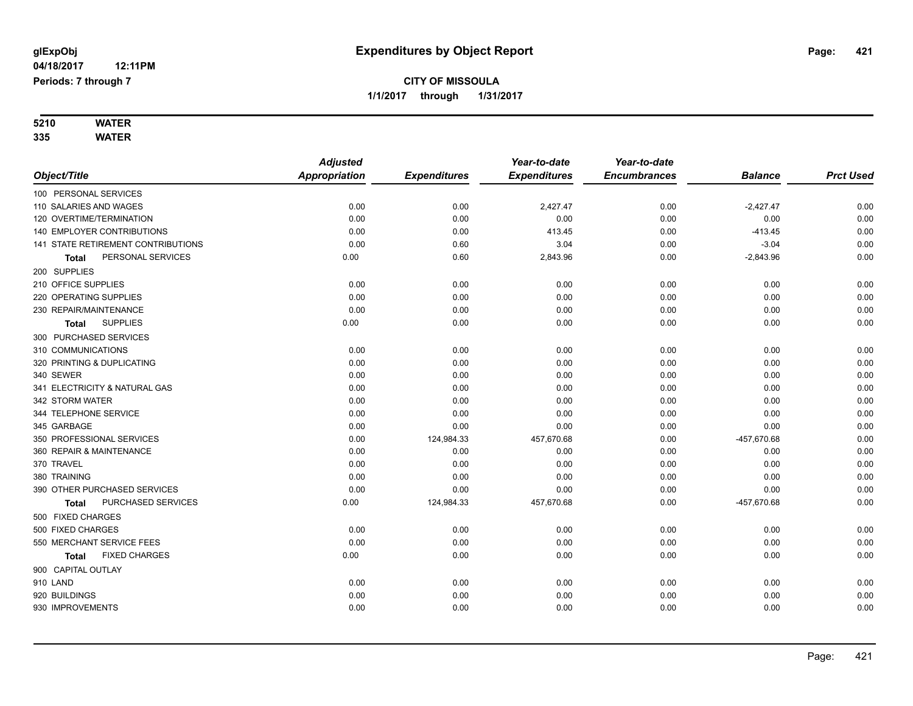**glExpObj**
**04/18/2017 12:11PM**
**Periods: 7 through 7**

# Expenditures by Object Report

**CITY OF MISSOULA**
**1/1/2017 through 1/31/2017**

**5210 WATER**
**335 WATER**

| Object/Title | Adjusted Appropriation | Expenditures | Year-to-date Expenditures | Year-to-date Encumbrances | Balance | Prct Used |
|---|---|---|---|---|---|---|
| 100 PERSONAL SERVICES | | | | | | |
| 110 SALARIES AND WAGES | 0.00 | 0.00 | 2,427.47 | 0.00 | -2,427.47 | 0.00 |
| 120 OVERTIME/TERMINATION | 0.00 | 0.00 | 0.00 | 0.00 | 0.00 | 0.00 |
| 140 EMPLOYER CONTRIBUTIONS | 0.00 | 0.00 | 413.45 | 0.00 | -413.45 | 0.00 |
| 141 STATE RETIREMENT CONTRIBUTIONS | 0.00 | 0.60 | 3.04 | 0.00 | -3.04 | 0.00 |
| **Total** PERSONAL SERVICES | 0.00 | 0.60 | 2,843.96 | 0.00 | -2,843.96 | 0.00 |
| 200 SUPPLIES | | | | | | |
| 210 OFFICE SUPPLIES | 0.00 | 0.00 | 0.00 | 0.00 | 0.00 | 0.00 |
| 220 OPERATING SUPPLIES | 0.00 | 0.00 | 0.00 | 0.00 | 0.00 | 0.00 |
| 230 REPAIR/MAINTENANCE | 0.00 | 0.00 | 0.00 | 0.00 | 0.00 | 0.00 |
| **Total** SUPPLIES | 0.00 | 0.00 | 0.00 | 0.00 | 0.00 | 0.00 |
| 300 PURCHASED SERVICES | | | | | | |
| 310 COMMUNICATIONS | 0.00 | 0.00 | 0.00 | 0.00 | 0.00 | 0.00 |
| 320 PRINTING & DUPLICATING | 0.00 | 0.00 | 0.00 | 0.00 | 0.00 | 0.00 |
| 340 SEWER | 0.00 | 0.00 | 0.00 | 0.00 | 0.00 | 0.00 |
| 341 ELECTRICITY & NATURAL GAS | 0.00 | 0.00 | 0.00 | 0.00 | 0.00 | 0.00 |
| 342 STORM WATER | 0.00 | 0.00 | 0.00 | 0.00 | 0.00 | 0.00 |
| 344 TELEPHONE SERVICE | 0.00 | 0.00 | 0.00 | 0.00 | 0.00 | 0.00 |
| 345 GARBAGE | 0.00 | 0.00 | 0.00 | 0.00 | 0.00 | 0.00 |
| 350 PROFESSIONAL SERVICES | 0.00 | 124,984.33 | 457,670.68 | 0.00 | -457,670.68 | 0.00 |
| 360 REPAIR & MAINTENANCE | 0.00 | 0.00 | 0.00 | 0.00 | 0.00 | 0.00 |
| 370 TRAVEL | 0.00 | 0.00 | 0.00 | 0.00 | 0.00 | 0.00 |
| 380 TRAINING | 0.00 | 0.00 | 0.00 | 0.00 | 0.00 | 0.00 |
| 390 OTHER PURCHASED SERVICES | 0.00 | 0.00 | 0.00 | 0.00 | 0.00 | 0.00 |
| **Total** PURCHASED SERVICES | 0.00 | 124,984.33 | 457,670.68 | 0.00 | -457,670.68 | 0.00 |
| 500 FIXED CHARGES | | | | | | |
| 500 FIXED CHARGES | 0.00 | 0.00 | 0.00 | 0.00 | 0.00 | 0.00 |
| 550 MERCHANT SERVICE FEES | 0.00 | 0.00 | 0.00 | 0.00 | 0.00 | 0.00 |
| **Total** FIXED CHARGES | 0.00 | 0.00 | 0.00 | 0.00 | 0.00 | 0.00 |
| 900 CAPITAL OUTLAY | | | | | | |
| 910 LAND | 0.00 | 0.00 | 0.00 | 0.00 | 0.00 | 0.00 |
| 920 BUILDINGS | 0.00 | 0.00 | 0.00 | 0.00 | 0.00 | 0.00 |
| 930 IMPROVEMENTS | 0.00 | 0.00 | 0.00 | 0.00 | 0.00 | 0.00 |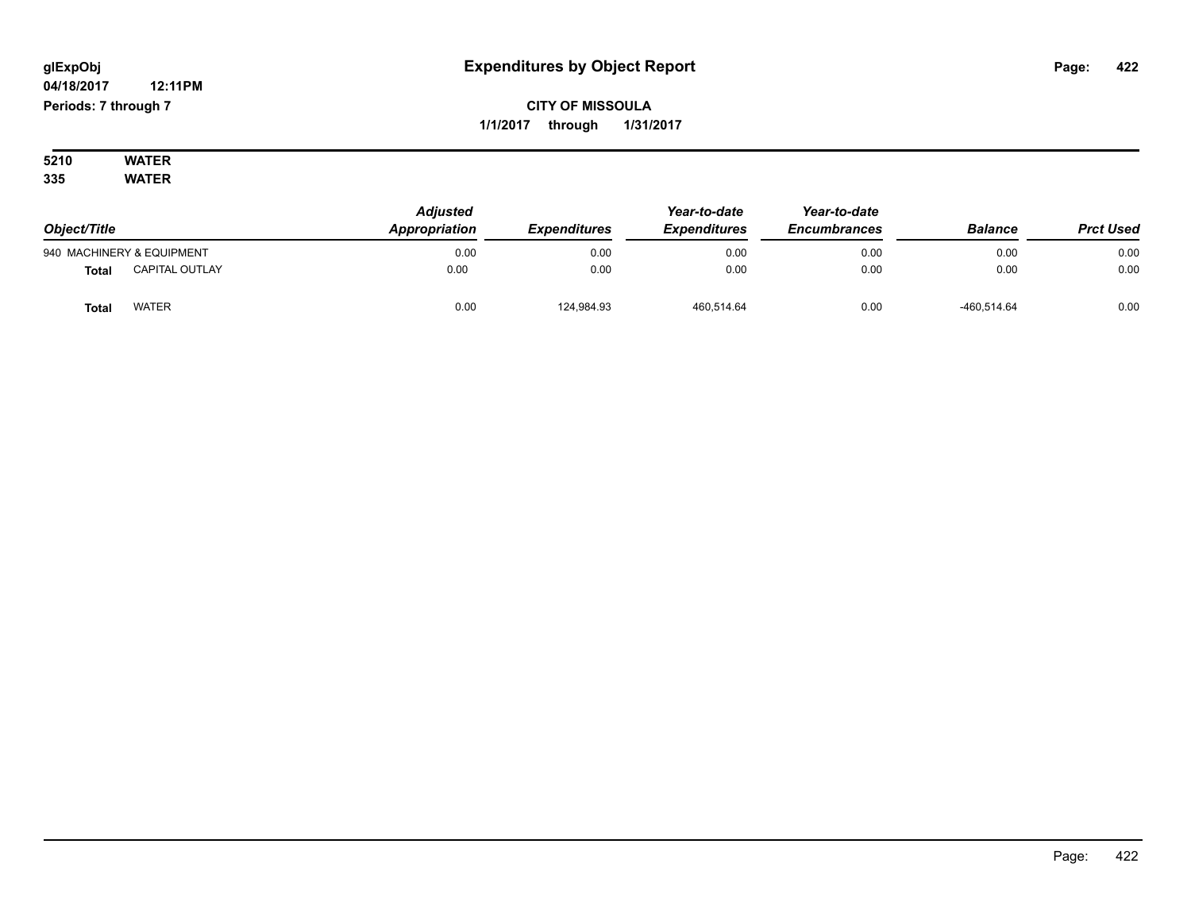glExpObj
04/18/2017 12:11PM
Periods: 7 through 7

# Expenditures by Object Report

**CITY OF MISSOULA**
**1/1/2017 through 1/31/2017**

**5210 WATER**
**335 WATER**

| Object/Title | | Adjusted Appropriation | Expenditures | Year-to-date Expenditures | Year-to-date Encumbrances | Balance | Prct Used |
|---|---|---|---|---|---|---|---|
| 940 MACHINERY & EQUIPMENT | | 0.00 | 0.00 | 0.00 | 0.00 | 0.00 | 0.00 |
| **Total** | CAPITAL OUTLAY | 0.00 | 0.00 | 0.00 | 0.00 | 0.00 | 0.00 |
| **Total** | WATER | 0.00 | 124,984.93 | 460,514.64 | 0.00 | -460,514.64 | 0.00 |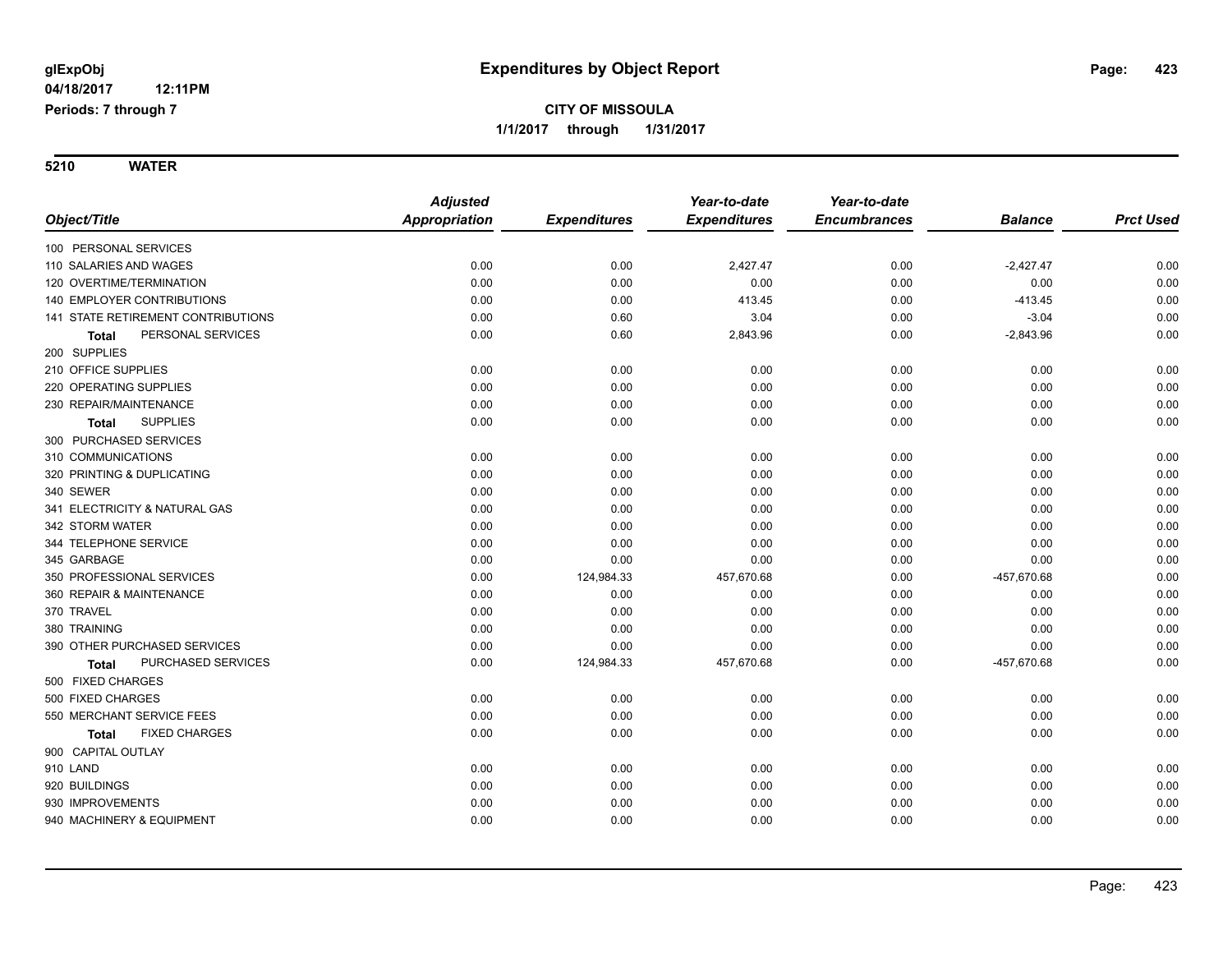# Expenditures by Object Report

glExpObj
04/18/2017 12:11PM
Periods: 7 through 7

**CITY OF MISSOULA**
**1/1/2017 through 1/31/2017**

## 5210 WATER

| Object/Title | Adjusted Appropriation | Expenditures | Year-to-date Expenditures | Year-to-date Encumbrances | Balance | Prct Used |
|---|---|---|---|---|---|---|
| 100 PERSONAL SERVICES | | | | | | |
| 110 SALARIES AND WAGES | 0.00 | 0.00 | 2,427.47 | 0.00 | -2,427.47 | 0.00 |
| 120 OVERTIME/TERMINATION | 0.00 | 0.00 | 0.00 | 0.00 | 0.00 | 0.00 |
| 140 EMPLOYER CONTRIBUTIONS | 0.00 | 0.00 | 413.45 | 0.00 | -413.45 | 0.00 |
| 141 STATE RETIREMENT CONTRIBUTIONS | 0.00 | 0.60 | 3.04 | 0.00 | -3.04 | 0.00 |
| **Total** PERSONAL SERVICES | 0.00 | 0.60 | 2,843.96 | 0.00 | -2,843.96 | 0.00 |
| 200 SUPPLIES | | | | | | |
| 210 OFFICE SUPPLIES | 0.00 | 0.00 | 0.00 | 0.00 | 0.00 | 0.00 |
| 220 OPERATING SUPPLIES | 0.00 | 0.00 | 0.00 | 0.00 | 0.00 | 0.00 |
| 230 REPAIR/MAINTENANCE | 0.00 | 0.00 | 0.00 | 0.00 | 0.00 | 0.00 |
| **Total** SUPPLIES | 0.00 | 0.00 | 0.00 | 0.00 | 0.00 | 0.00 |
| 300 PURCHASED SERVICES | | | | | | |
| 310 COMMUNICATIONS | 0.00 | 0.00 | 0.00 | 0.00 | 0.00 | 0.00 |
| 320 PRINTING & DUPLICATING | 0.00 | 0.00 | 0.00 | 0.00 | 0.00 | 0.00 |
| 340 SEWER | 0.00 | 0.00 | 0.00 | 0.00 | 0.00 | 0.00 |
| 341 ELECTRICITY & NATURAL GAS | 0.00 | 0.00 | 0.00 | 0.00 | 0.00 | 0.00 |
| 342 STORM WATER | 0.00 | 0.00 | 0.00 | 0.00 | 0.00 | 0.00 |
| 344 TELEPHONE SERVICE | 0.00 | 0.00 | 0.00 | 0.00 | 0.00 | 0.00 |
| 345 GARBAGE | 0.00 | 0.00 | 0.00 | 0.00 | 0.00 | 0.00 |
| 350 PROFESSIONAL SERVICES | 0.00 | 124,984.33 | 457,670.68 | 0.00 | -457,670.68 | 0.00 |
| 360 REPAIR & MAINTENANCE | 0.00 | 0.00 | 0.00 | 0.00 | 0.00 | 0.00 |
| 370 TRAVEL | 0.00 | 0.00 | 0.00 | 0.00 | 0.00 | 0.00 |
| 380 TRAINING | 0.00 | 0.00 | 0.00 | 0.00 | 0.00 | 0.00 |
| 390 OTHER PURCHASED SERVICES | 0.00 | 0.00 | 0.00 | 0.00 | 0.00 | 0.00 |
| **Total** PURCHASED SERVICES | 0.00 | 124,984.33 | 457,670.68 | 0.00 | -457,670.68 | 0.00 |
| 500 FIXED CHARGES | | | | | | |
| 500 FIXED CHARGES | 0.00 | 0.00 | 0.00 | 0.00 | 0.00 | 0.00 |
| 550 MERCHANT SERVICE FEES | 0.00 | 0.00 | 0.00 | 0.00 | 0.00 | 0.00 |
| **Total** FIXED CHARGES | 0.00 | 0.00 | 0.00 | 0.00 | 0.00 | 0.00 |
| 900 CAPITAL OUTLAY | | | | | | |
| 910 LAND | 0.00 | 0.00 | 0.00 | 0.00 | 0.00 | 0.00 |
| 920 BUILDINGS | 0.00 | 0.00 | 0.00 | 0.00 | 0.00 | 0.00 |
| 930 IMPROVEMENTS | 0.00 | 0.00 | 0.00 | 0.00 | 0.00 | 0.00 |
| 940 MACHINERY & EQUIPMENT | 0.00 | 0.00 | 0.00 | 0.00 | 0.00 | 0.00 |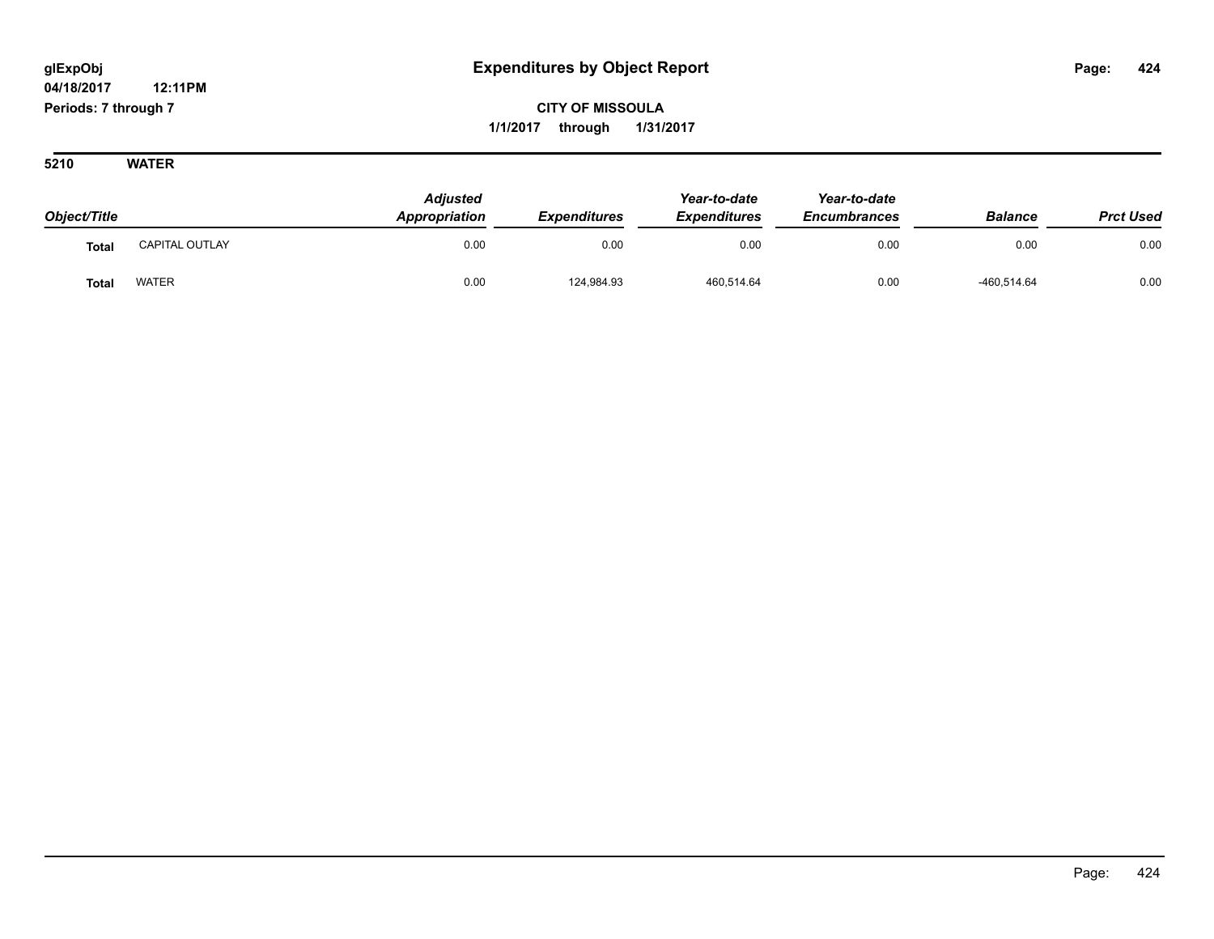glExpObj
04/18/2017 12:11PM
Periods: 7 through 7

# Expenditures by Object Report

**CITY OF MISSOULA**
**1/1/2017 through 1/31/2017**

**5210 WATER**

| Object/Title | | Adjusted Appropriation | Expenditures | Year-to-date Expenditures | Year-to-date Encumbrances | Balance | Prct Used |
|---|---|---|---|---|---|---|---|
| **Total** | CAPITAL OUTLAY | 0.00 | 0.00 | 0.00 | 0.00 | 0.00 | 0.00 |
| **Total** | WATER | 0.00 | 124,984.93 | 460,514.64 | 0.00 | -460,514.64 | 0.00 |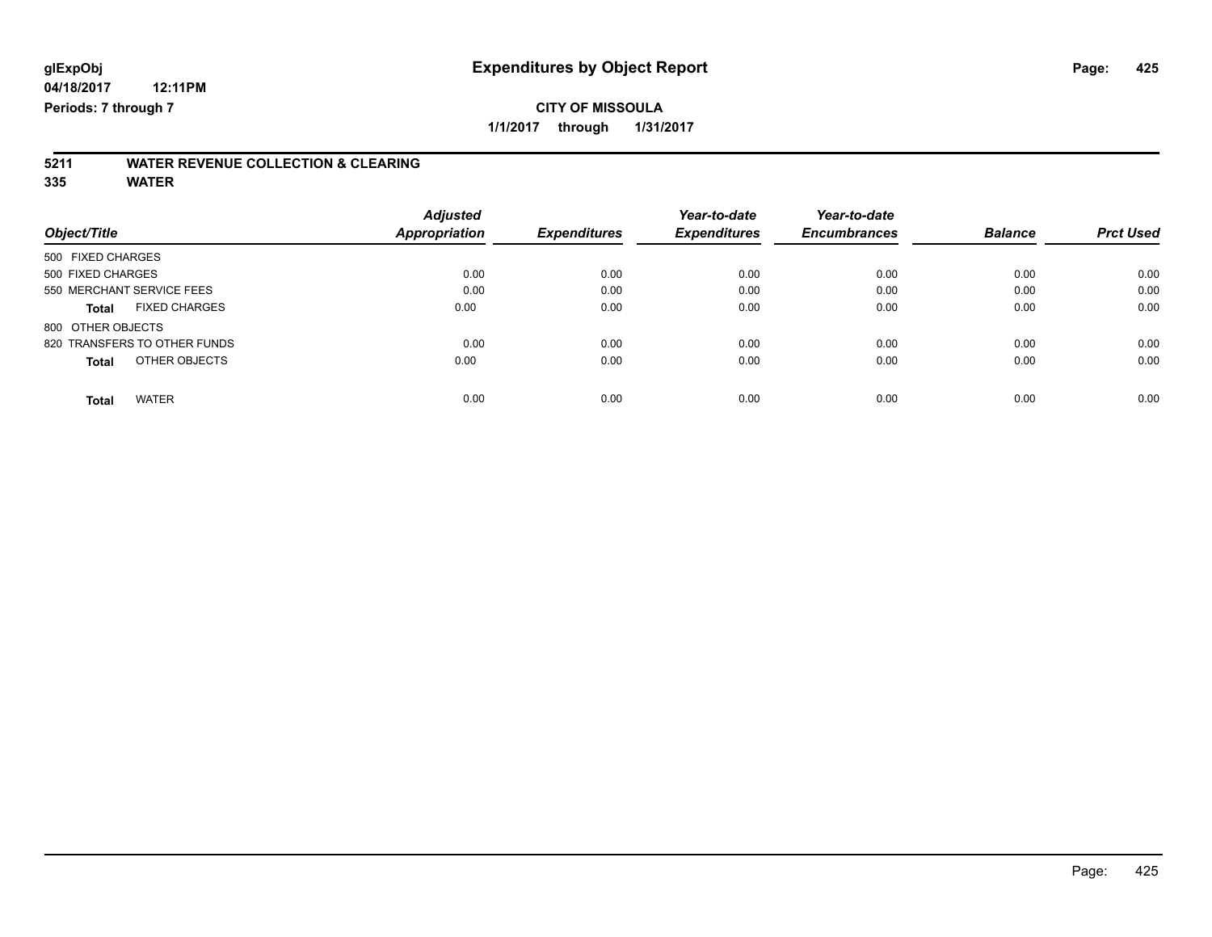# Expenditures by Object Report

glExpObj
04/18/2017 12:11PM
Periods: 7 through 7

**CITY OF MISSOULA**
**1/1/2017 through 1/31/2017**

## 5211 WATER REVENUE COLLECTION & CLEARING
## 335 WATER

| Object/Title | Adjusted Appropriation | Expenditures | Year-to-date Expenditures | Year-to-date Encumbrances | Balance | Prct Used |
|---|---|---|---|---|---|---|
| 500 FIXED CHARGES | | | | | | |
| 500 FIXED CHARGES | 0.00 | 0.00 | 0.00 | 0.00 | 0.00 | 0.00 |
| 550 MERCHANT SERVICE FEES | 0.00 | 0.00 | 0.00 | 0.00 | 0.00 | 0.00 |
| **Total** FIXED CHARGES | 0.00 | 0.00 | 0.00 | 0.00 | 0.00 | 0.00 |
| 800 OTHER OBJECTS | | | | | | |
| 820 TRANSFERS TO OTHER FUNDS | 0.00 | 0.00 | 0.00 | 0.00 | 0.00 | 0.00 |
| **Total** OTHER OBJECTS | 0.00 | 0.00 | 0.00 | 0.00 | 0.00 | 0.00 |
| **Total** WATER | 0.00 | 0.00 | 0.00 | 0.00 | 0.00 | 0.00 |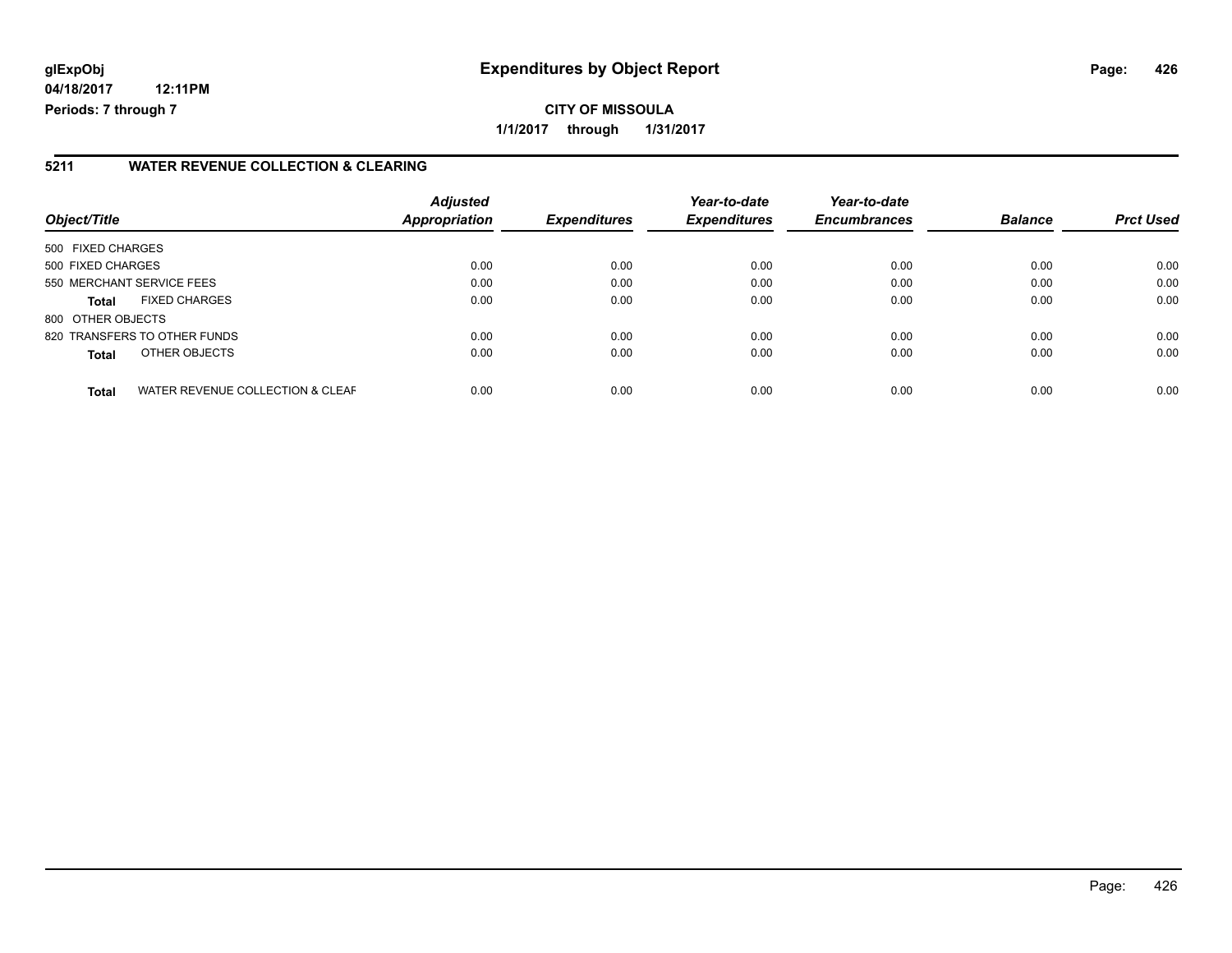# Expenditures by Object Report

glExpObj
04/18/2017 12:11PM
Periods: 7 through 7

**CITY OF MISSOULA**
1/1/2017 through 1/31/2017

## 5211 WATER REVENUE COLLECTION & CLEARING

| Object/Title | Adjusted Appropriation | Expenditures | Year-to-date Expenditures | Year-to-date Encumbrances | Balance | Prct Used |
|---|---|---|---|---|---|---|
| 500 FIXED CHARGES | | | | | | |
| 500 FIXED CHARGES | 0.00 | 0.00 | 0.00 | 0.00 | 0.00 | 0.00 |
| 550 MERCHANT SERVICE FEES | 0.00 | 0.00 | 0.00 | 0.00 | 0.00 | 0.00 |
| **Total** FIXED CHARGES | 0.00 | 0.00 | 0.00 | 0.00 | 0.00 | 0.00 |
| 800 OTHER OBJECTS | | | | | | |
| 820 TRANSFERS TO OTHER FUNDS | 0.00 | 0.00 | 0.00 | 0.00 | 0.00 | 0.00 |
| **Total** OTHER OBJECTS | 0.00 | 0.00 | 0.00 | 0.00 | 0.00 | 0.00 |
| **Total** WATER REVENUE COLLECTION & CLEAR | 0.00 | 0.00 | 0.00 | 0.00 | 0.00 | 0.00 |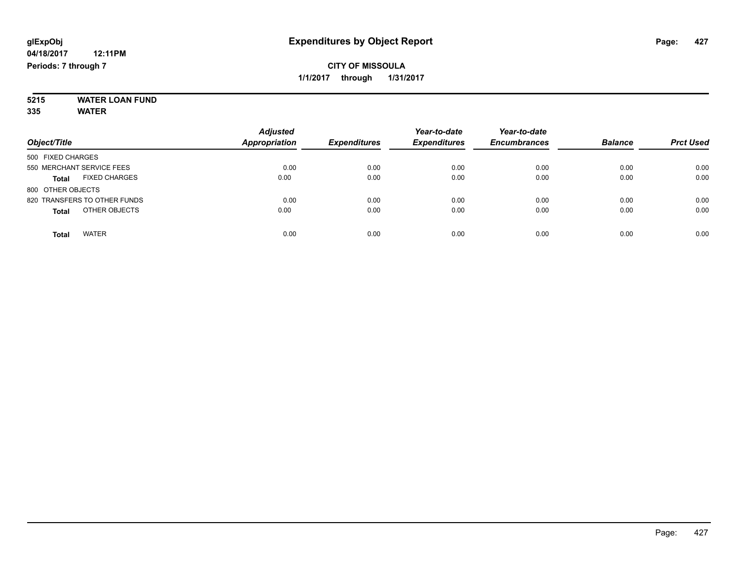# Expenditures by Object Report

glExpObj
04/18/2017 12:11PM
Periods: 7 through 7

**CITY OF MISSOULA**
**1/1/2017 through 1/31/2017**

**5215 WATER LOAN FUND**
**335 WATER**

| Object/Title | Adjusted Appropriation | Expenditures | Year-to-date Expenditures | Year-to-date Encumbrances | Balance | Prct Used |
|---|---|---|---|---|---|---|
| 500 FIXED CHARGES | | | | | | |
| 550 MERCHANT SERVICE FEES | 0.00 | 0.00 | 0.00 | 0.00 | 0.00 | 0.00 |
| **Total** FIXED CHARGES | 0.00 | 0.00 | 0.00 | 0.00 | 0.00 | 0.00 |
| 800 OTHER OBJECTS | | | | | | |
| 820 TRANSFERS TO OTHER FUNDS | 0.00 | 0.00 | 0.00 | 0.00 | 0.00 | 0.00 |
| **Total** OTHER OBJECTS | 0.00 | 0.00 | 0.00 | 0.00 | 0.00 | 0.00 |
| **Total** WATER | 0.00 | 0.00 | 0.00 | 0.00 | 0.00 | 0.00 |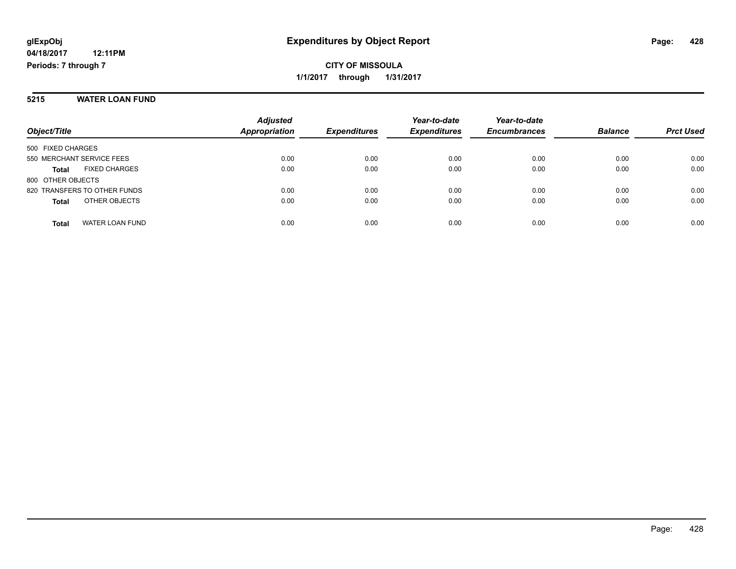**glExpObj**
**04/18/2017 12:11PM**
**Periods: 7 through 7**

# Expenditures by Object Report

**CITY OF MISSOULA**
**1/1/2017 through 1/31/2017**

## 5215 WATER LOAN FUND

| Object/Title | Adjusted Appropriation | Expenditures | Year-to-date Expenditures | Year-to-date Encumbrances | Balance | Prct Used |
|---|---|---|---|---|---|---|
| 500 FIXED CHARGES | | | | | | |
| 550 MERCHANT SERVICE FEES | 0.00 | 0.00 | 0.00 | 0.00 | 0.00 | 0.00 |
| **Total** FIXED CHARGES | 0.00 | 0.00 | 0.00 | 0.00 | 0.00 | 0.00 |
| 800 OTHER OBJECTS | | | | | | |
| 820 TRANSFERS TO OTHER FUNDS | 0.00 | 0.00 | 0.00 | 0.00 | 0.00 | 0.00 |
| **Total** OTHER OBJECTS | 0.00 | 0.00 | 0.00 | 0.00 | 0.00 | 0.00 |
| **Total** WATER LOAN FUND | 0.00 | 0.00 | 0.00 | 0.00 | 0.00 | 0.00 |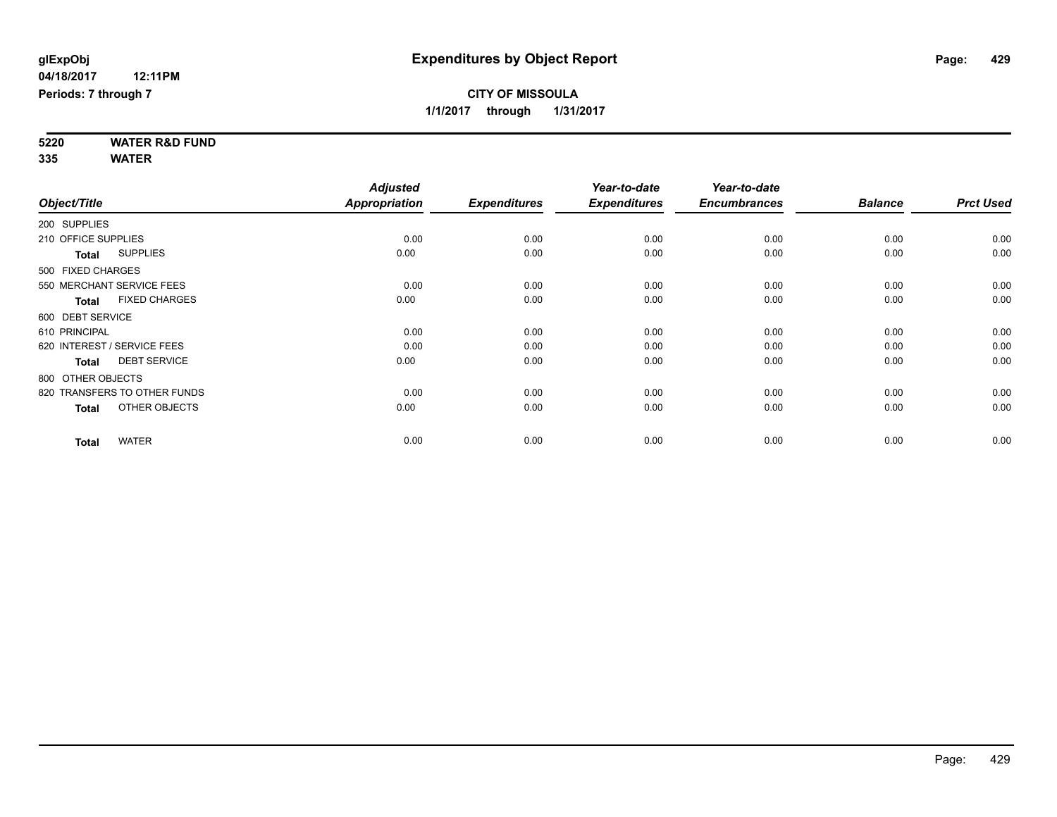**glExpObj**
**04/18/2017 12:11PM**
**Periods: 7 through 7**

# Expenditures by Object Report

**CITY OF MISSOULA**
**1/1/2017 through 1/31/2017**

**5220 WATER R&D FUND**
**335 WATER**

| Object/Title | Adjusted Appropriation | Expenditures | Year-to-date Expenditures | Year-to-date Encumbrances | Balance | Prct Used |
|---|---|---|---|---|---|---|
| 200 SUPPLIES | | | | | | |
| 210 OFFICE SUPPLIES | 0.00 | 0.00 | 0.00 | 0.00 | 0.00 | 0.00 |
| **Total** SUPPLIES | 0.00 | 0.00 | 0.00 | 0.00 | 0.00 | 0.00 |
| 500 FIXED CHARGES | | | | | | |
| 550 MERCHANT SERVICE FEES | 0.00 | 0.00 | 0.00 | 0.00 | 0.00 | 0.00 |
| **Total** FIXED CHARGES | 0.00 | 0.00 | 0.00 | 0.00 | 0.00 | 0.00 |
| 600 DEBT SERVICE | | | | | | |
| 610 PRINCIPAL | 0.00 | 0.00 | 0.00 | 0.00 | 0.00 | 0.00 |
| 620 INTEREST / SERVICE FEES | 0.00 | 0.00 | 0.00 | 0.00 | 0.00 | 0.00 |
| **Total** DEBT SERVICE | 0.00 | 0.00 | 0.00 | 0.00 | 0.00 | 0.00 |
| 800 OTHER OBJECTS | | | | | | |
| 820 TRANSFERS TO OTHER FUNDS | 0.00 | 0.00 | 0.00 | 0.00 | 0.00 | 0.00 |
| **Total** OTHER OBJECTS | 0.00 | 0.00 | 0.00 | 0.00 | 0.00 | 0.00 |
| **Total** WATER | 0.00 | 0.00 | 0.00 | 0.00 | 0.00 | 0.00 |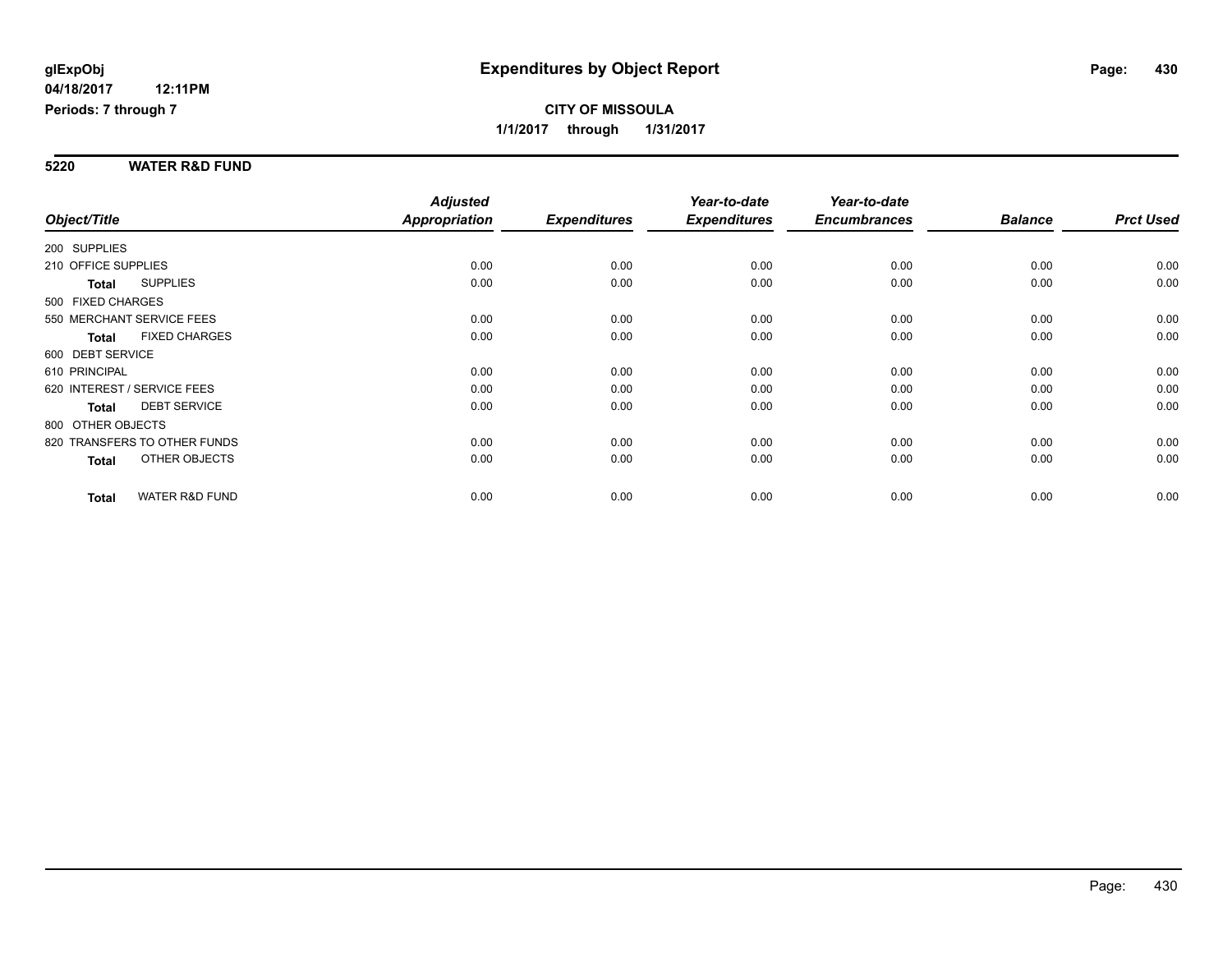glExpObj
04/18/2017 12:11PM
Periods: 7 through 7

# Expenditures by Object Report

**CITY OF MISSOULA**
**1/1/2017 through 1/31/2017**

## 5220 WATER R&D FUND

| Object/Title | Adjusted Appropriation | Expenditures | Year-to-date Expenditures | Year-to-date Encumbrances | Balance | Prct Used |
|---|---|---|---|---|---|---|
| 200 SUPPLIES | | | | | | |
| 210 OFFICE SUPPLIES | 0.00 | 0.00 | 0.00 | 0.00 | 0.00 | 0.00 |
| **Total** SUPPLIES | 0.00 | 0.00 | 0.00 | 0.00 | 0.00 | 0.00 |
| 500 FIXED CHARGES | | | | | | |
| 550 MERCHANT SERVICE FEES | 0.00 | 0.00 | 0.00 | 0.00 | 0.00 | 0.00 |
| **Total** FIXED CHARGES | 0.00 | 0.00 | 0.00 | 0.00 | 0.00 | 0.00 |
| 600 DEBT SERVICE | | | | | | |
| 610 PRINCIPAL | 0.00 | 0.00 | 0.00 | 0.00 | 0.00 | 0.00 |
| 620 INTEREST / SERVICE FEES | 0.00 | 0.00 | 0.00 | 0.00 | 0.00 | 0.00 |
| **Total** DEBT SERVICE | 0.00 | 0.00 | 0.00 | 0.00 | 0.00 | 0.00 |
| 800 OTHER OBJECTS | | | | | | |
| 820 TRANSFERS TO OTHER FUNDS | 0.00 | 0.00 | 0.00 | 0.00 | 0.00 | 0.00 |
| **Total** OTHER OBJECTS | 0.00 | 0.00 | 0.00 | 0.00 | 0.00 | 0.00 |
| **Total** WATER R&D FUND | 0.00 | 0.00 | 0.00 | 0.00 | 0.00 | 0.00 |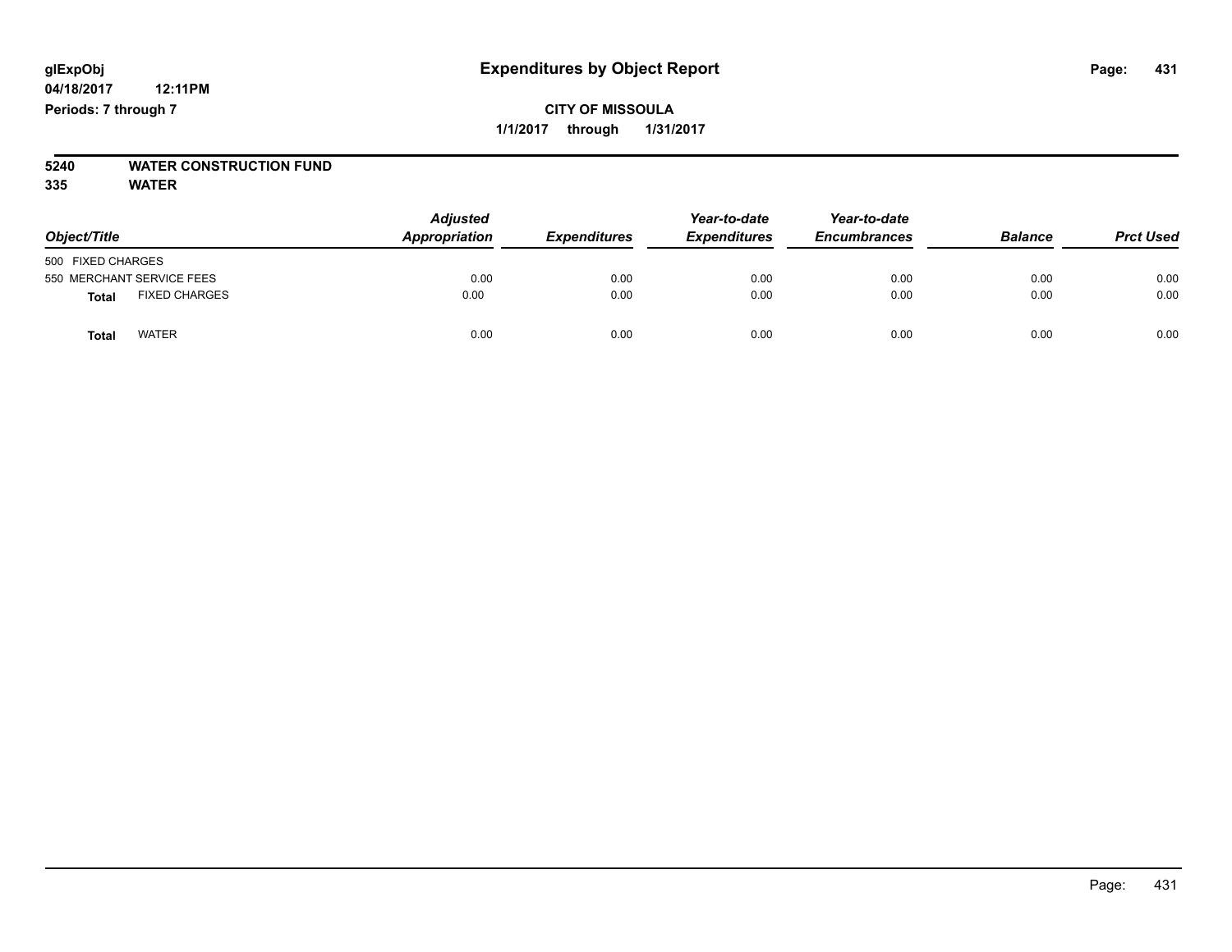# Expenditures by Object Report

glExpObj
04/18/2017 12:11PM
Periods: 7 through 7

**CITY OF MISSOULA**
**1/1/2017 through 1/31/2017**

**5240 WATER CONSTRUCTION FUND**
**335 WATER**

| Object/Title | | Adjusted Appropriation | Expenditures | Year-to-date Expenditures | Year-to-date Encumbrances | Balance | Prct Used |
|---|---|---|---|---|---|---|---|
| 500 FIXED CHARGES | | | | | | | |
| 550 MERCHANT SERVICE FEES | | 0.00 | 0.00 | 0.00 | 0.00 | 0.00 | 0.00 |
| **Total** | FIXED CHARGES | 0.00 | 0.00 | 0.00 | 0.00 | 0.00 | 0.00 |
| **Total** | WATER | 0.00 | 0.00 | 0.00 | 0.00 | 0.00 | 0.00 |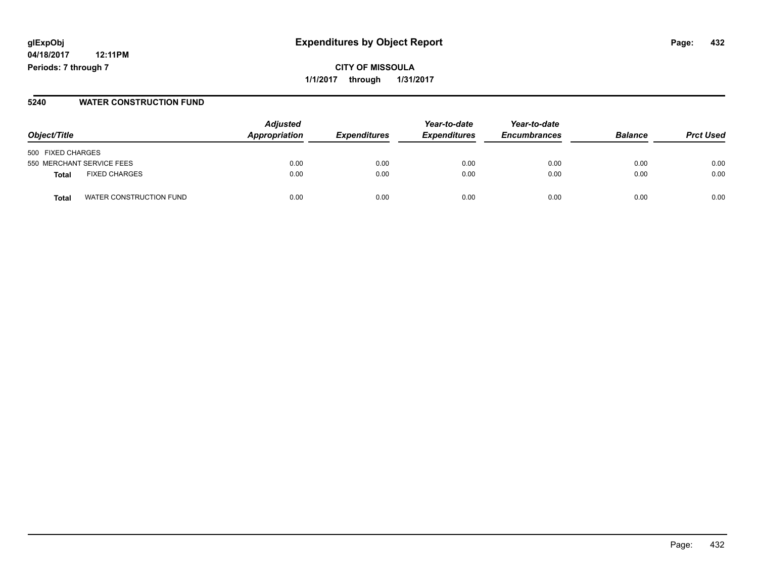**glExpObj** **Expenditures by Object Report**

**04/18/2017 12:11PM**

**Periods: 7 through 7**

**CITY OF MISSOULA**

**1/1/2017 through 1/31/2017**

## 5240 WATER CONSTRUCTION FUND

| Object/Title | | Adjusted Appropriation | Expenditures | Year-to-date Expenditures | Year-to-date Encumbrances | Balance | Prct Used |
|---|---|---|---|---|---|---|---|
| 500 FIXED CHARGES | | | | | | | |
| 550 MERCHANT SERVICE FEES | | 0.00 | 0.00 | 0.00 | 0.00 | 0.00 | 0.00 |
| **Total** | FIXED CHARGES | 0.00 | 0.00 | 0.00 | 0.00 | 0.00 | 0.00 |
| **Total** | WATER CONSTRUCTION FUND | 0.00 | 0.00 | 0.00 | 0.00 | 0.00 | 0.00 |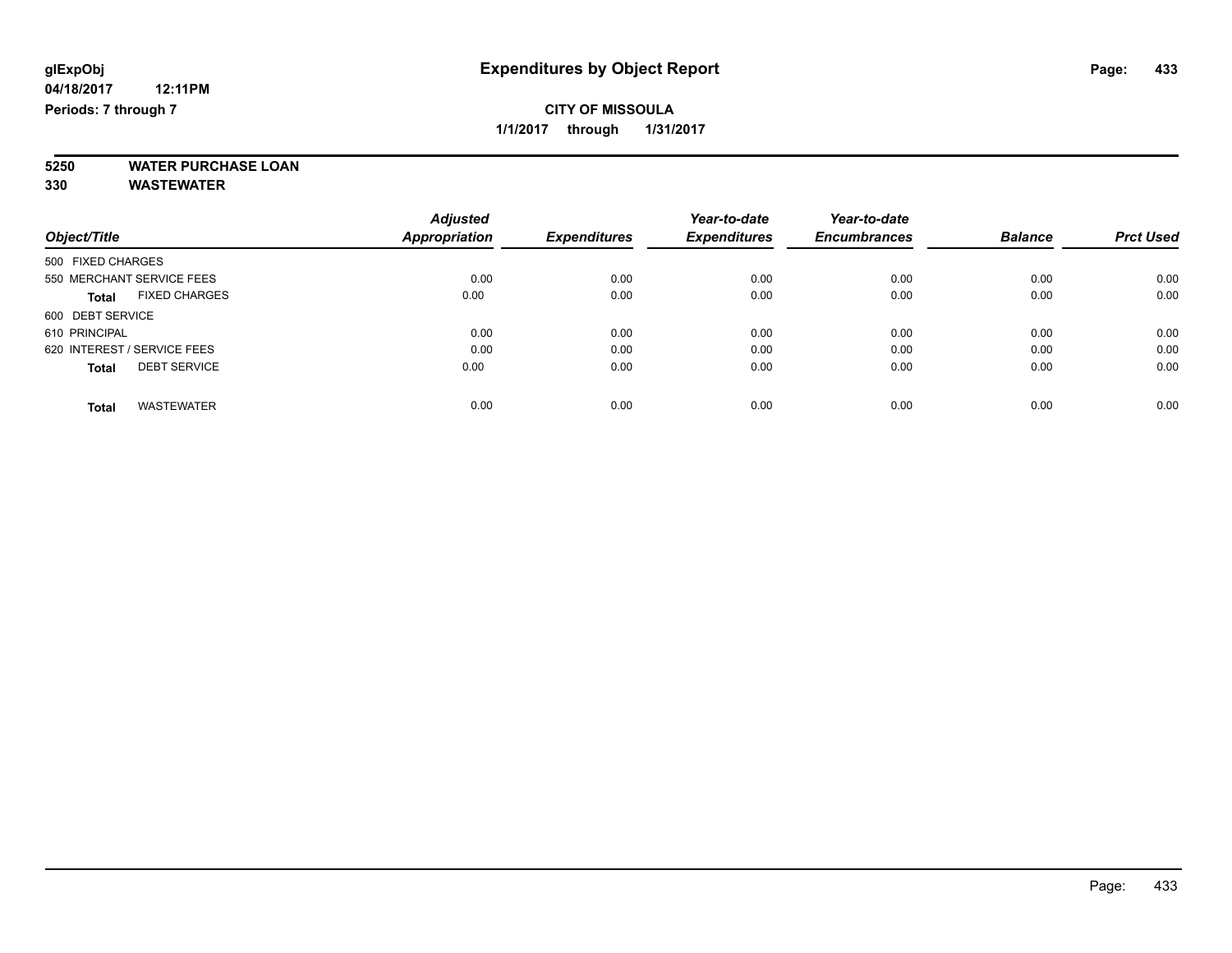glExpObj

04/18/2017 12:11PM

Periods: 7 through 7

# Expenditures by Object Report

**CITY OF MISSOULA**

**1/1/2017 through 1/31/2017**

**5250 WATER PURCHASE LOAN**

**330 WASTEWATER**

| Object/Title | Adjusted Appropriation | Expenditures | Year-to-date Expenditures | Year-to-date Encumbrances | Balance | Prct Used |
|---|---|---|---|---|---|---|
| 500 FIXED CHARGES | | | | | | |
| 550 MERCHANT SERVICE FEES | 0.00 | 0.00 | 0.00 | 0.00 | 0.00 | 0.00 |
| **Total** FIXED CHARGES | 0.00 | 0.00 | 0.00 | 0.00 | 0.00 | 0.00 |
| 600 DEBT SERVICE | | | | | | |
| 610 PRINCIPAL | 0.00 | 0.00 | 0.00 | 0.00 | 0.00 | 0.00 |
| 620 INTEREST / SERVICE FEES | 0.00 | 0.00 | 0.00 | 0.00 | 0.00 | 0.00 |
| **Total** DEBT SERVICE | 0.00 | 0.00 | 0.00 | 0.00 | 0.00 | 0.00 |
| **Total** WASTEWATER | 0.00 | 0.00 | 0.00 | 0.00 | 0.00 | 0.00 |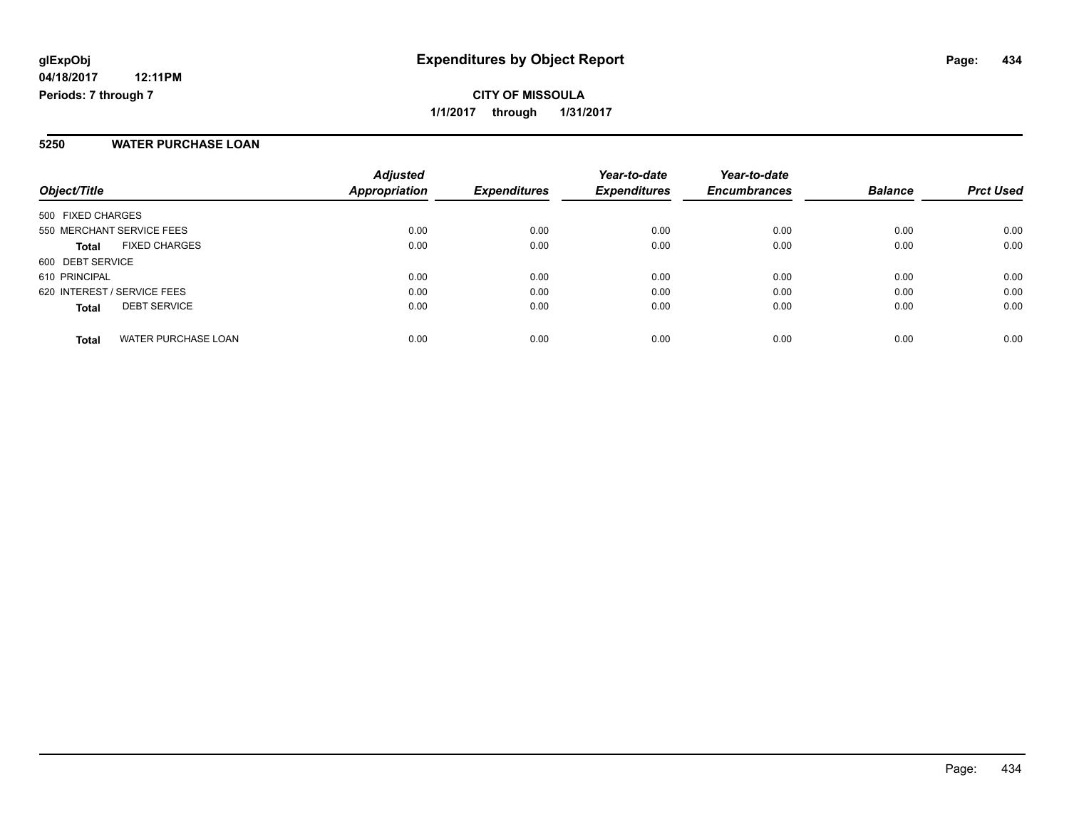**glExpObj**
**04/18/2017 12:11PM**
**Periods: 7 through 7**

# Expenditures by Object Report

**CITY OF MISSOULA**
**1/1/2017 through 1/31/2017**

## 5250 WATER PURCHASE LOAN

| Object/Title | Adjusted Appropriation | Expenditures | Year-to-date Expenditures | Year-to-date Encumbrances | Balance | Prct Used |
|---|---|---|---|---|---|---|
| 500 FIXED CHARGES | | | | | | |
| 550 MERCHANT SERVICE FEES | 0.00 | 0.00 | 0.00 | 0.00 | 0.00 | 0.00 |
| **Total** FIXED CHARGES | 0.00 | 0.00 | 0.00 | 0.00 | 0.00 | 0.00 |
| 600 DEBT SERVICE | | | | | | |
| 610 PRINCIPAL | 0.00 | 0.00 | 0.00 | 0.00 | 0.00 | 0.00 |
| 620 INTEREST / SERVICE FEES | 0.00 | 0.00 | 0.00 | 0.00 | 0.00 | 0.00 |
| **Total** DEBT SERVICE | 0.00 | 0.00 | 0.00 | 0.00 | 0.00 | 0.00 |
| **Total** WATER PURCHASE LOAN | 0.00 | 0.00 | 0.00 | 0.00 | 0.00 | 0.00 |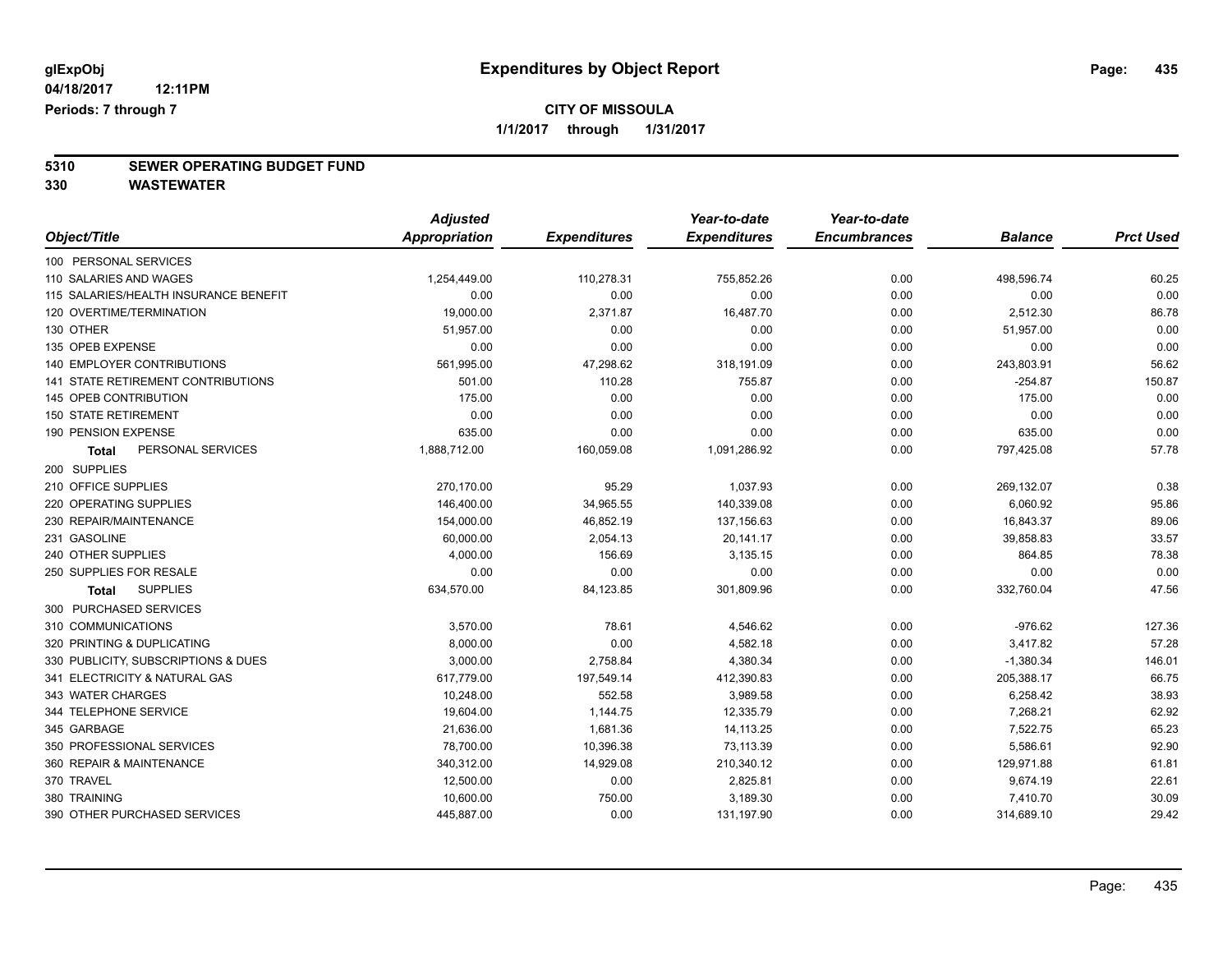**glExpObj** 

**04/18/2017 12:11PM**

**Periods: 7 through 7**

# Expenditures by Object Report

**CITY OF MISSOULA**

**1/1/2017 through 1/31/2017**

## 5310 SEWER OPERATING BUDGET FUND

## 330 WASTEWATER

| Object/Title | Adjusted Appropriation | Expenditures | Year-to-date Expenditures | Year-to-date Encumbrances | Balance | Prct Used |
|---|---|---|---|---|---|---|
| 100 PERSONAL SERVICES | | | | | | |
| 110 SALARIES AND WAGES | 1,254,449.00 | 110,278.31 | 755,852.26 | 0.00 | 498,596.74 | 60.25 |
| 115 SALARIES/HEALTH INSURANCE BENEFIT | 0.00 | 0.00 | 0.00 | 0.00 | 0.00 | 0.00 |
| 120 OVERTIME/TERMINATION | 19,000.00 | 2,371.87 | 16,487.70 | 0.00 | 2,512.30 | 86.78 |
| 130 OTHER | 51,957.00 | 0.00 | 0.00 | 0.00 | 51,957.00 | 0.00 |
| 135 OPEB EXPENSE | 0.00 | 0.00 | 0.00 | 0.00 | 0.00 | 0.00 |
| 140 EMPLOYER CONTRIBUTIONS | 561,995.00 | 47,298.62 | 318,191.09 | 0.00 | 243,803.91 | 56.62 |
| 141 STATE RETIREMENT CONTRIBUTIONS | 501.00 | 110.28 | 755.87 | 0.00 | -254.87 | 150.87 |
| 145 OPEB CONTRIBUTION | 175.00 | 0.00 | 0.00 | 0.00 | 175.00 | 0.00 |
| 150 STATE RETIREMENT | 0.00 | 0.00 | 0.00 | 0.00 | 0.00 | 0.00 |
| 190 PENSION EXPENSE | 635.00 | 0.00 | 0.00 | 0.00 | 635.00 | 0.00 |
| **Total** PERSONAL SERVICES | 1,888,712.00 | 160,059.08 | 1,091,286.92 | 0.00 | 797,425.08 | 57.78 |
| 200 SUPPLIES | | | | | | |
| 210 OFFICE SUPPLIES | 270,170.00 | 95.29 | 1,037.93 | 0.00 | 269,132.07 | 0.38 |
| 220 OPERATING SUPPLIES | 146,400.00 | 34,965.55 | 140,339.08 | 0.00 | 6,060.92 | 95.86 |
| 230 REPAIR/MAINTENANCE | 154,000.00 | 46,852.19 | 137,156.63 | 0.00 | 16,843.37 | 89.06 |
| 231 GASOLINE | 60,000.00 | 2,054.13 | 20,141.17 | 0.00 | 39,858.83 | 33.57 |
| 240 OTHER SUPPLIES | 4,000.00 | 156.69 | 3,135.15 | 0.00 | 864.85 | 78.38 |
| 250 SUPPLIES FOR RESALE | 0.00 | 0.00 | 0.00 | 0.00 | 0.00 | 0.00 |
| **Total** SUPPLIES | 634,570.00 | 84,123.85 | 301,809.96 | 0.00 | 332,760.04 | 47.56 |
| 300 PURCHASED SERVICES | | | | | | |
| 310 COMMUNICATIONS | 3,570.00 | 78.61 | 4,546.62 | 0.00 | -976.62 | 127.36 |
| 320 PRINTING & DUPLICATING | 8,000.00 | 0.00 | 4,582.18 | 0.00 | 3,417.82 | 57.28 |
| 330 PUBLICITY, SUBSCRIPTIONS & DUES | 3,000.00 | 2,758.84 | 4,380.34 | 0.00 | -1,380.34 | 146.01 |
| 341 ELECTRICITY & NATURAL GAS | 617,779.00 | 197,549.14 | 412,390.83 | 0.00 | 205,388.17 | 66.75 |
| 343 WATER CHARGES | 10,248.00 | 552.58 | 3,989.58 | 0.00 | 6,258.42 | 38.93 |
| 344 TELEPHONE SERVICE | 19,604.00 | 1,144.75 | 12,335.79 | 0.00 | 7,268.21 | 62.92 |
| 345 GARBAGE | 21,636.00 | 1,681.36 | 14,113.25 | 0.00 | 7,522.75 | 65.23 |
| 350 PROFESSIONAL SERVICES | 78,700.00 | 10,396.38 | 73,113.39 | 0.00 | 5,586.61 | 92.90 |
| 360 REPAIR & MAINTENANCE | 340,312.00 | 14,929.08 | 210,340.12 | 0.00 | 129,971.88 | 61.81 |
| 370 TRAVEL | 12,500.00 | 0.00 | 2,825.81 | 0.00 | 9,674.19 | 22.61 |
| 380 TRAINING | 10,600.00 | 750.00 | 3,189.30 | 0.00 | 7,410.70 | 30.09 |
| 390 OTHER PURCHASED SERVICES | 445,887.00 | 0.00 | 131,197.90 | 0.00 | 314,689.10 | 29.42 |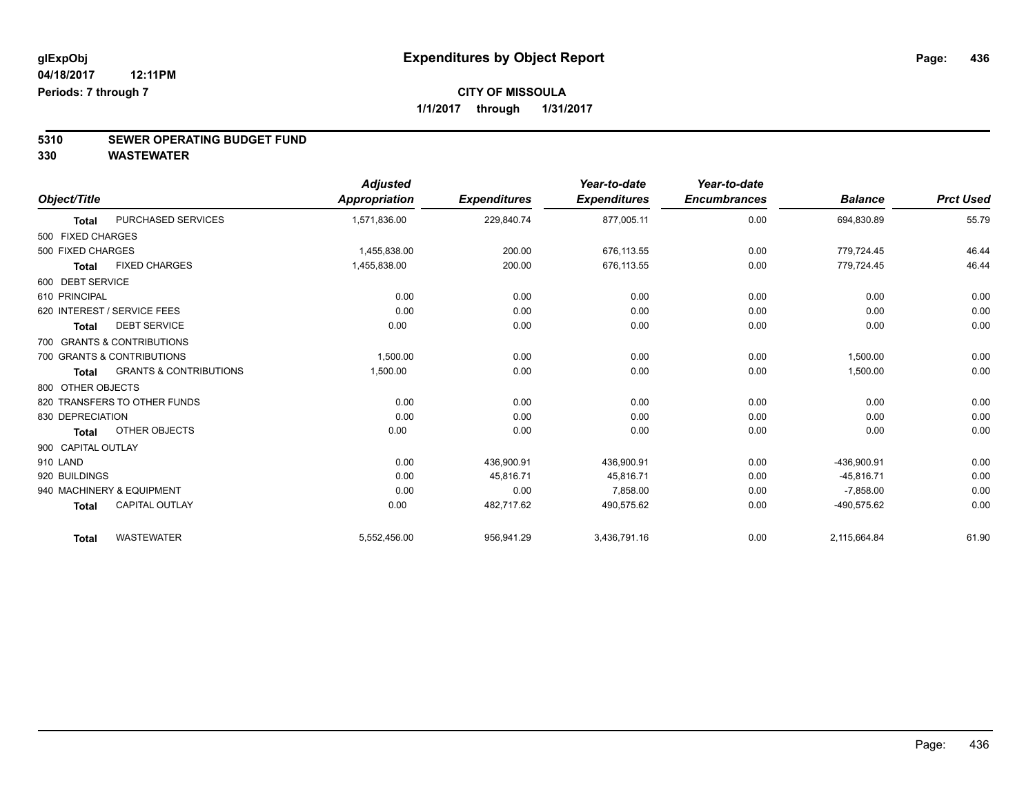glExpObj
04/18/2017 12:11PM
Periods: 7 through 7

# Expenditures by Object Report

**CITY OF MISSOULA**
**1/1/2017 through 1/31/2017**

## 5310 SEWER OPERATING BUDGET FUND
## 330 WASTEWATER

| Object/Title | | Adjusted Appropriation | Expenditures | Year-to-date Expenditures | Year-to-date Encumbrances | Balance | Prct Used |
|---|---|---|---|---|---|---|---|
| **Total** | PURCHASED SERVICES | 1,571,836.00 | 229,840.74 | 877,005.11 | 0.00 | 694,830.89 | 55.79 |
| 500 FIXED CHARGES | | | | | | | |
| 500 FIXED CHARGES | | 1,455,838.00 | 200.00 | 676,113.55 | 0.00 | 779,724.45 | 46.44 |
| **Total** | FIXED CHARGES | 1,455,838.00 | 200.00 | 676,113.55 | 0.00 | 779,724.45 | 46.44 |
| 600 DEBT SERVICE | | | | | | | |
| 610 PRINCIPAL | | 0.00 | 0.00 | 0.00 | 0.00 | 0.00 | 0.00 |
| 620 INTEREST / SERVICE FEES | | 0.00 | 0.00 | 0.00 | 0.00 | 0.00 | 0.00 |
| **Total** | DEBT SERVICE | 0.00 | 0.00 | 0.00 | 0.00 | 0.00 | 0.00 |
| 700 GRANTS & CONTRIBUTIONS | | | | | | | |
| 700 GRANTS & CONTRIBUTIONS | | 1,500.00 | 0.00 | 0.00 | 0.00 | 1,500.00 | 0.00 |
| **Total** | GRANTS & CONTRIBUTIONS | 1,500.00 | 0.00 | 0.00 | 0.00 | 1,500.00 | 0.00 |
| 800 OTHER OBJECTS | | | | | | | |
| 820 TRANSFERS TO OTHER FUNDS | | 0.00 | 0.00 | 0.00 | 0.00 | 0.00 | 0.00 |
| 830 DEPRECIATION | | 0.00 | 0.00 | 0.00 | 0.00 | 0.00 | 0.00 |
| **Total** | OTHER OBJECTS | 0.00 | 0.00 | 0.00 | 0.00 | 0.00 | 0.00 |
| 900 CAPITAL OUTLAY | | | | | | | |
| 910 LAND | | 0.00 | 436,900.91 | 436,900.91 | 0.00 | -436,900.91 | 0.00 |
| 920 BUILDINGS | | 0.00 | 45,816.71 | 45,816.71 | 0.00 | -45,816.71 | 0.00 |
| 940 MACHINERY & EQUIPMENT | | 0.00 | 0.00 | 7,858.00 | 0.00 | -7,858.00 | 0.00 |
| **Total** | CAPITAL OUTLAY | 0.00 | 482,717.62 | 490,575.62 | 0.00 | -490,575.62 | 0.00 |
| **Total** | WASTEWATER | 5,552,456.00 | 956,941.29 | 3,436,791.16 | 0.00 | 2,115,664.84 | 61.90 |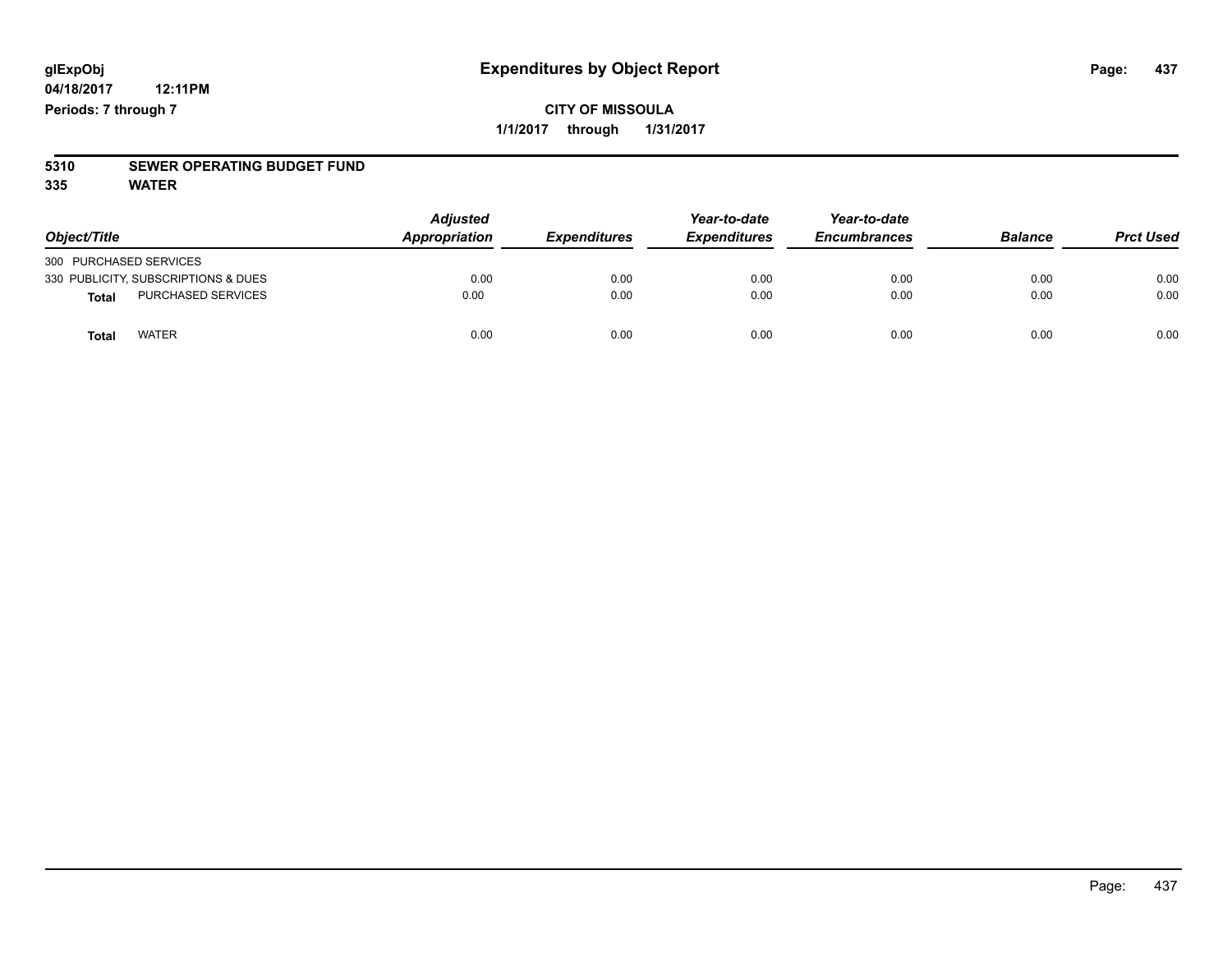**glExpObj**
**04/18/2017 12:11PM**
**Periods: 7 through 7**

# Expenditures by Object Report

**CITY OF MISSOULA**
**1/1/2017 through 1/31/2017**

**5310 SEWER OPERATING BUDGET FUND**
**335 WATER**

| Object/Title | Adjusted Appropriation | Expenditures | Year-to-date Expenditures | Year-to-date Encumbrances | Balance | Prct Used |
|---|---|---|---|---|---|---|
| 300 PURCHASED SERVICES | | | | | | |
| 330 PUBLICITY, SUBSCRIPTIONS & DUES | 0.00 | 0.00 | 0.00 | 0.00 | 0.00 | 0.00 |
| **Total** PURCHASED SERVICES | 0.00 | 0.00 | 0.00 | 0.00 | 0.00 | 0.00 |
| **Total** WATER | 0.00 | 0.00 | 0.00 | 0.00 | 0.00 | 0.00 |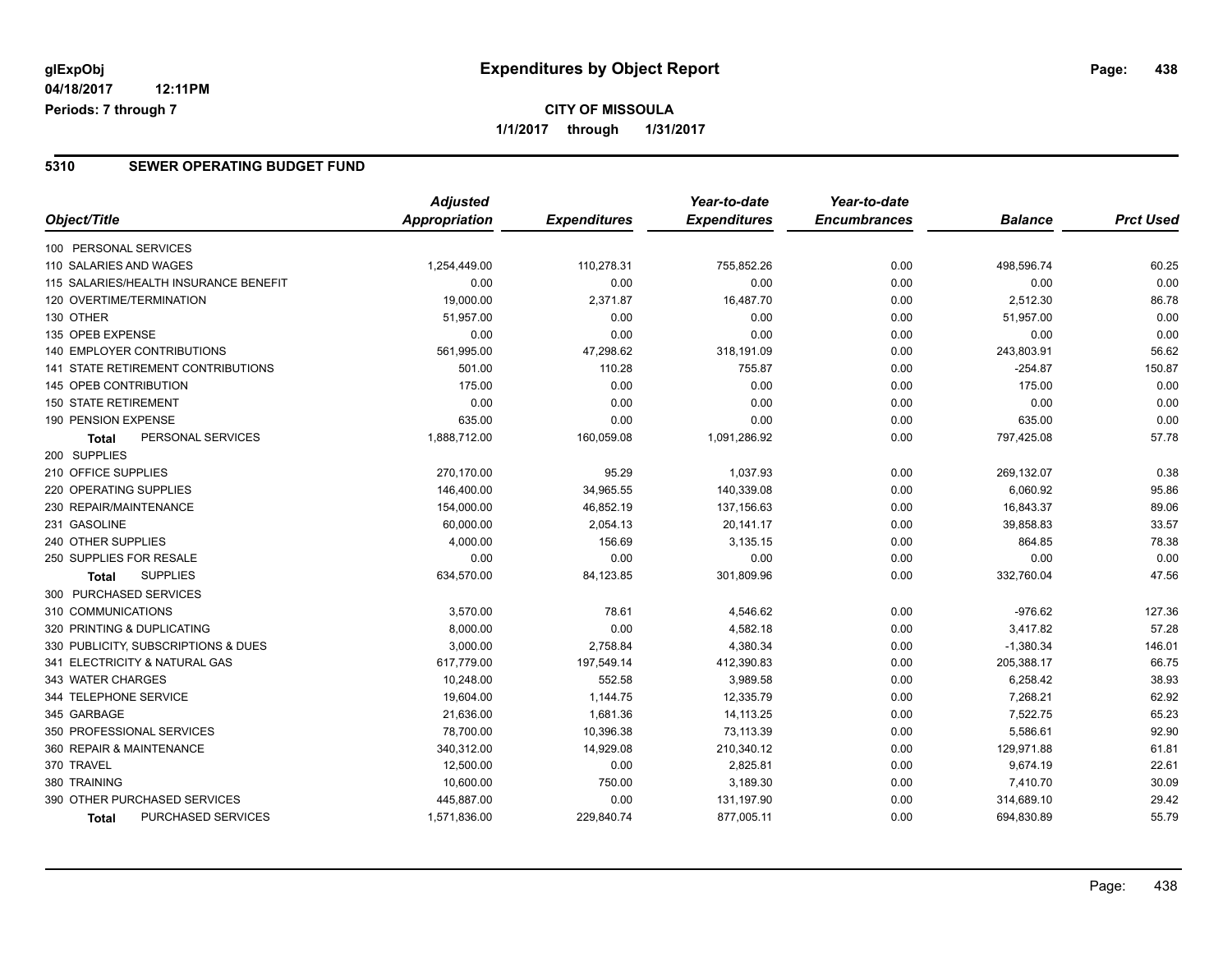glExpObj
04/18/2017 12:11PM
Periods: 7 through 7

# Expenditures by Object Report

**CITY OF MISSOULA**

**1/1/2017 through 1/31/2017**

## 5310 SEWER OPERATING BUDGET FUND

| Object/Title | Adjusted Appropriation | Expenditures | Year-to-date Expenditures | Year-to-date Encumbrances | Balance | Prct Used |
|---|---|---|---|---|---|---|
| 100 PERSONAL SERVICES | | | | | | |
| 110 SALARIES AND WAGES | 1,254,449.00 | 110,278.31 | 755,852.26 | 0.00 | 498,596.74 | 60.25 |
| 115 SALARIES/HEALTH INSURANCE BENEFIT | 0.00 | 0.00 | 0.00 | 0.00 | 0.00 | 0.00 |
| 120 OVERTIME/TERMINATION | 19,000.00 | 2,371.87 | 16,487.70 | 0.00 | 2,512.30 | 86.78 |
| 130 OTHER | 51,957.00 | 0.00 | 0.00 | 0.00 | 51,957.00 | 0.00 |
| 135 OPEB EXPENSE | 0.00 | 0.00 | 0.00 | 0.00 | 0.00 | 0.00 |
| 140 EMPLOYER CONTRIBUTIONS | 561,995.00 | 47,298.62 | 318,191.09 | 0.00 | 243,803.91 | 56.62 |
| 141 STATE RETIREMENT CONTRIBUTIONS | 501.00 | 110.28 | 755.87 | 0.00 | -254.87 | 150.87 |
| 145 OPEB CONTRIBUTION | 175.00 | 0.00 | 0.00 | 0.00 | 175.00 | 0.00 |
| 150 STATE RETIREMENT | 0.00 | 0.00 | 0.00 | 0.00 | 0.00 | 0.00 |
| 190 PENSION EXPENSE | 635.00 | 0.00 | 0.00 | 0.00 | 635.00 | 0.00 |
| **Total** PERSONAL SERVICES | 1,888,712.00 | 160,059.08 | 1,091,286.92 | 0.00 | 797,425.08 | 57.78 |
| 200 SUPPLIES | | | | | | |
| 210 OFFICE SUPPLIES | 270,170.00 | 95.29 | 1,037.93 | 0.00 | 269,132.07 | 0.38 |
| 220 OPERATING SUPPLIES | 146,400.00 | 34,965.55 | 140,339.08 | 0.00 | 6,060.92 | 95.86 |
| 230 REPAIR/MAINTENANCE | 154,000.00 | 46,852.19 | 137,156.63 | 0.00 | 16,843.37 | 89.06 |
| 231 GASOLINE | 60,000.00 | 2,054.13 | 20,141.17 | 0.00 | 39,858.83 | 33.57 |
| 240 OTHER SUPPLIES | 4,000.00 | 156.69 | 3,135.15 | 0.00 | 864.85 | 78.38 |
| 250 SUPPLIES FOR RESALE | 0.00 | 0.00 | 0.00 | 0.00 | 0.00 | 0.00 |
| **Total** SUPPLIES | 634,570.00 | 84,123.85 | 301,809.96 | 0.00 | 332,760.04 | 47.56 |
| 300 PURCHASED SERVICES | | | | | | |
| 310 COMMUNICATIONS | 3,570.00 | 78.61 | 4,546.62 | 0.00 | -976.62 | 127.36 |
| 320 PRINTING & DUPLICATING | 8,000.00 | 0.00 | 4,582.18 | 0.00 | 3,417.82 | 57.28 |
| 330 PUBLICITY, SUBSCRIPTIONS & DUES | 3,000.00 | 2,758.84 | 4,380.34 | 0.00 | -1,380.34 | 146.01 |
| 341 ELECTRICITY & NATURAL GAS | 617,779.00 | 197,549.14 | 412,390.83 | 0.00 | 205,388.17 | 66.75 |
| 343 WATER CHARGES | 10,248.00 | 552.58 | 3,989.58 | 0.00 | 6,258.42 | 38.93 |
| 344 TELEPHONE SERVICE | 19,604.00 | 1,144.75 | 12,335.79 | 0.00 | 7,268.21 | 62.92 |
| 345 GARBAGE | 21,636.00 | 1,681.36 | 14,113.25 | 0.00 | 7,522.75 | 65.23 |
| 350 PROFESSIONAL SERVICES | 78,700.00 | 10,396.38 | 73,113.39 | 0.00 | 5,586.61 | 92.90 |
| 360 REPAIR & MAINTENANCE | 340,312.00 | 14,929.08 | 210,340.12 | 0.00 | 129,971.88 | 61.81 |
| 370 TRAVEL | 12,500.00 | 0.00 | 2,825.81 | 0.00 | 9,674.19 | 22.61 |
| 380 TRAINING | 10,600.00 | 750.00 | 3,189.30 | 0.00 | 7,410.70 | 30.09 |
| 390 OTHER PURCHASED SERVICES | 445,887.00 | 0.00 | 131,197.90 | 0.00 | 314,689.10 | 29.42 |
| **Total** PURCHASED SERVICES | 1,571,836.00 | 229,840.74 | 877,005.11 | 0.00 | 694,830.89 | 55.79 |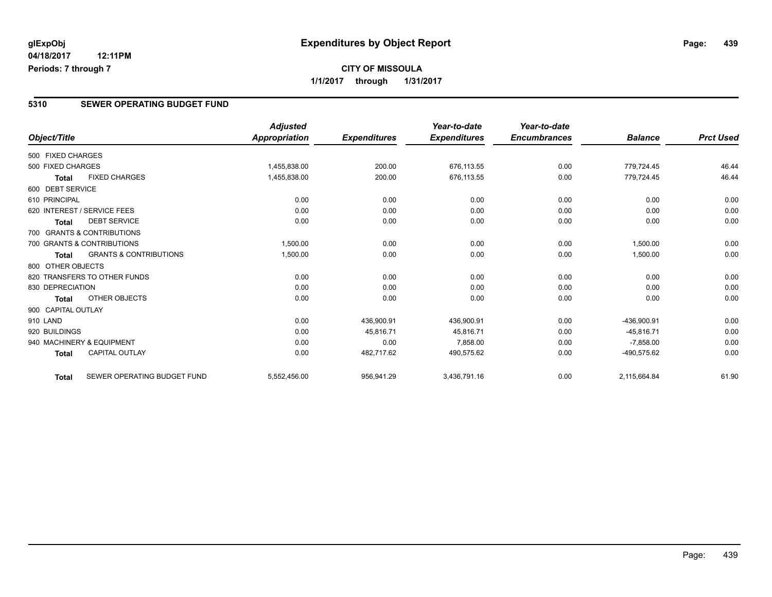**glExpObj**
**04/18/2017 12:11PM**
**Periods: 7 through 7**

# Expenditures by Object Report

**CITY OF MISSOULA**
**1/1/2017 through 1/31/2017**

## 5310 SEWER OPERATING BUDGET FUND

| Object/Title | | Adjusted Appropriation | Expenditures | Year-to-date Expenditures | Year-to-date Encumbrances | Balance | Prct Used |
|---|---|---|---|---|---|---|---|
| 500 FIXED CHARGES | | | | | | | |
| 500 FIXED CHARGES | | 1,455,838.00 | 200.00 | 676,113.55 | 0.00 | 779,724.45 | 46.44 |
| **Total** | FIXED CHARGES | 1,455,838.00 | 200.00 | 676,113.55 | 0.00 | 779,724.45 | 46.44 |
| 600 DEBT SERVICE | | | | | | | |
| 610 PRINCIPAL | | 0.00 | 0.00 | 0.00 | 0.00 | 0.00 | 0.00 |
| 620 INTEREST / SERVICE FEES | | 0.00 | 0.00 | 0.00 | 0.00 | 0.00 | 0.00 |
| **Total** | DEBT SERVICE | 0.00 | 0.00 | 0.00 | 0.00 | 0.00 | 0.00 |
| 700 GRANTS & CONTRIBUTIONS | | | | | | | |
| 700 GRANTS & CONTRIBUTIONS | | 1,500.00 | 0.00 | 0.00 | 0.00 | 1,500.00 | 0.00 |
| **Total** | GRANTS & CONTRIBUTIONS | 1,500.00 | 0.00 | 0.00 | 0.00 | 1,500.00 | 0.00 |
| 800 OTHER OBJECTS | | | | | | | |
| 820 TRANSFERS TO OTHER FUNDS | | 0.00 | 0.00 | 0.00 | 0.00 | 0.00 | 0.00 |
| 830 DEPRECIATION | | 0.00 | 0.00 | 0.00 | 0.00 | 0.00 | 0.00 |
| **Total** | OTHER OBJECTS | 0.00 | 0.00 | 0.00 | 0.00 | 0.00 | 0.00 |
| 900 CAPITAL OUTLAY | | | | | | | |
| 910 LAND | | 0.00 | 436,900.91 | 436,900.91 | 0.00 | -436,900.91 | 0.00 |
| 920 BUILDINGS | | 0.00 | 45,816.71 | 45,816.71 | 0.00 | -45,816.71 | 0.00 |
| 940 MACHINERY & EQUIPMENT | | 0.00 | 0.00 | 7,858.00 | 0.00 | -7,858.00 | 0.00 |
| **Total** | CAPITAL OUTLAY | 0.00 | 482,717.62 | 490,575.62 | 0.00 | -490,575.62 | 0.00 |
| **Total** | SEWER OPERATING BUDGET FUND | 5,552,456.00 | 956,941.29 | 3,436,791.16 | 0.00 | 2,115,664.84 | 61.90 |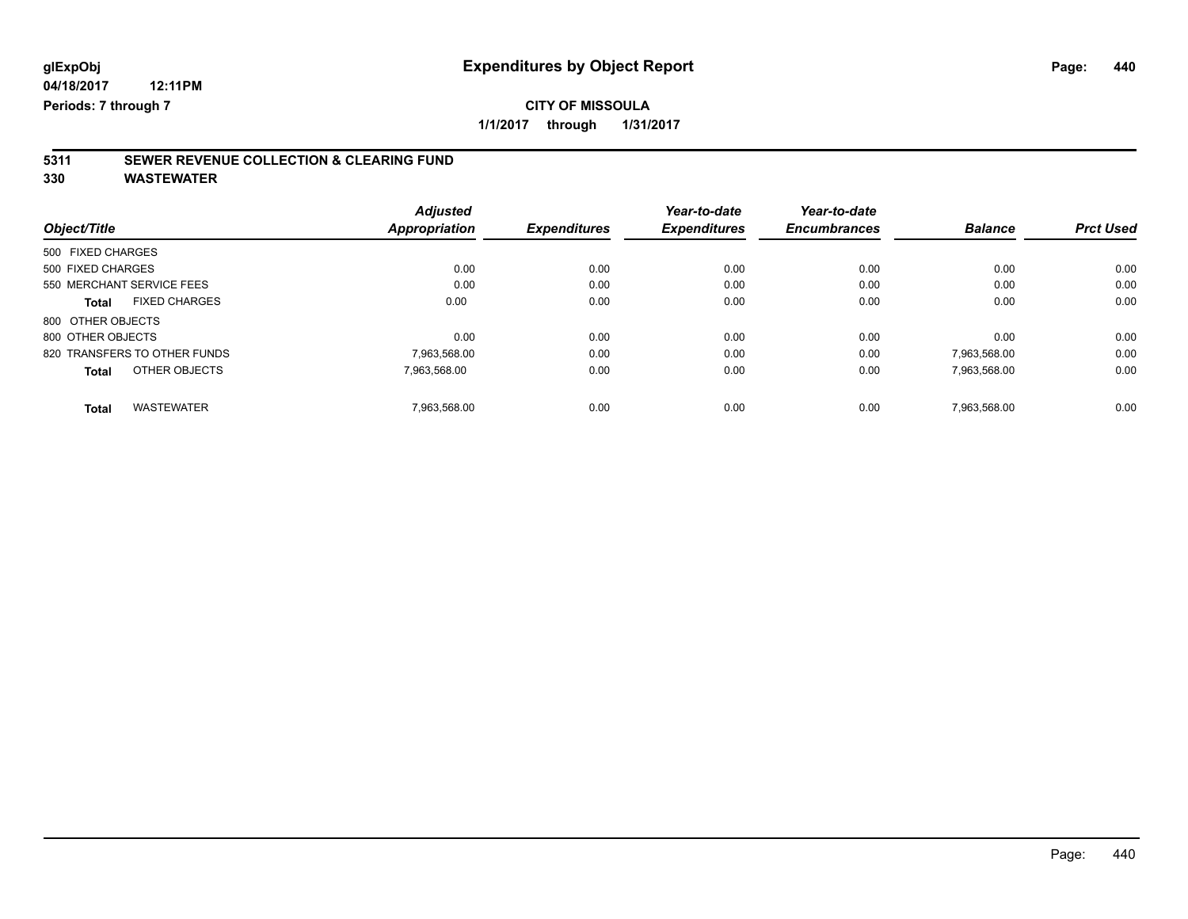glExpObj
04/18/2017 12:11PM
Periods: 7 through 7

# Expenditures by Object Report

**CITY OF MISSOULA**

**1/1/2017 through 1/31/2017**

## 5311 SEWER REVENUE COLLECTION & CLEARING FUND
## 330 WASTEWATER

| Object/Title | Adjusted Appropriation | Expenditures | Year-to-date Expenditures | Year-to-date Encumbrances | Balance | Prct Used |
|---|---|---|---|---|---|---|
| 500 FIXED CHARGES | | | | | | |
| 500 FIXED CHARGES | 0.00 | 0.00 | 0.00 | 0.00 | 0.00 | 0.00 |
| 550 MERCHANT SERVICE FEES | 0.00 | 0.00 | 0.00 | 0.00 | 0.00 | 0.00 |
| **Total** FIXED CHARGES | 0.00 | 0.00 | 0.00 | 0.00 | 0.00 | 0.00 |
| 800 OTHER OBJECTS | | | | | | |
| 800 OTHER OBJECTS | 0.00 | 0.00 | 0.00 | 0.00 | 0.00 | 0.00 |
| 820 TRANSFERS TO OTHER FUNDS | 7,963,568.00 | 0.00 | 0.00 | 0.00 | 7,963,568.00 | 0.00 |
| **Total** OTHER OBJECTS | 7,963,568.00 | 0.00 | 0.00 | 0.00 | 7,963,568.00 | 0.00 |
| **Total** WASTEWATER | 7,963,568.00 | 0.00 | 0.00 | 0.00 | 7,963,568.00 | 0.00 |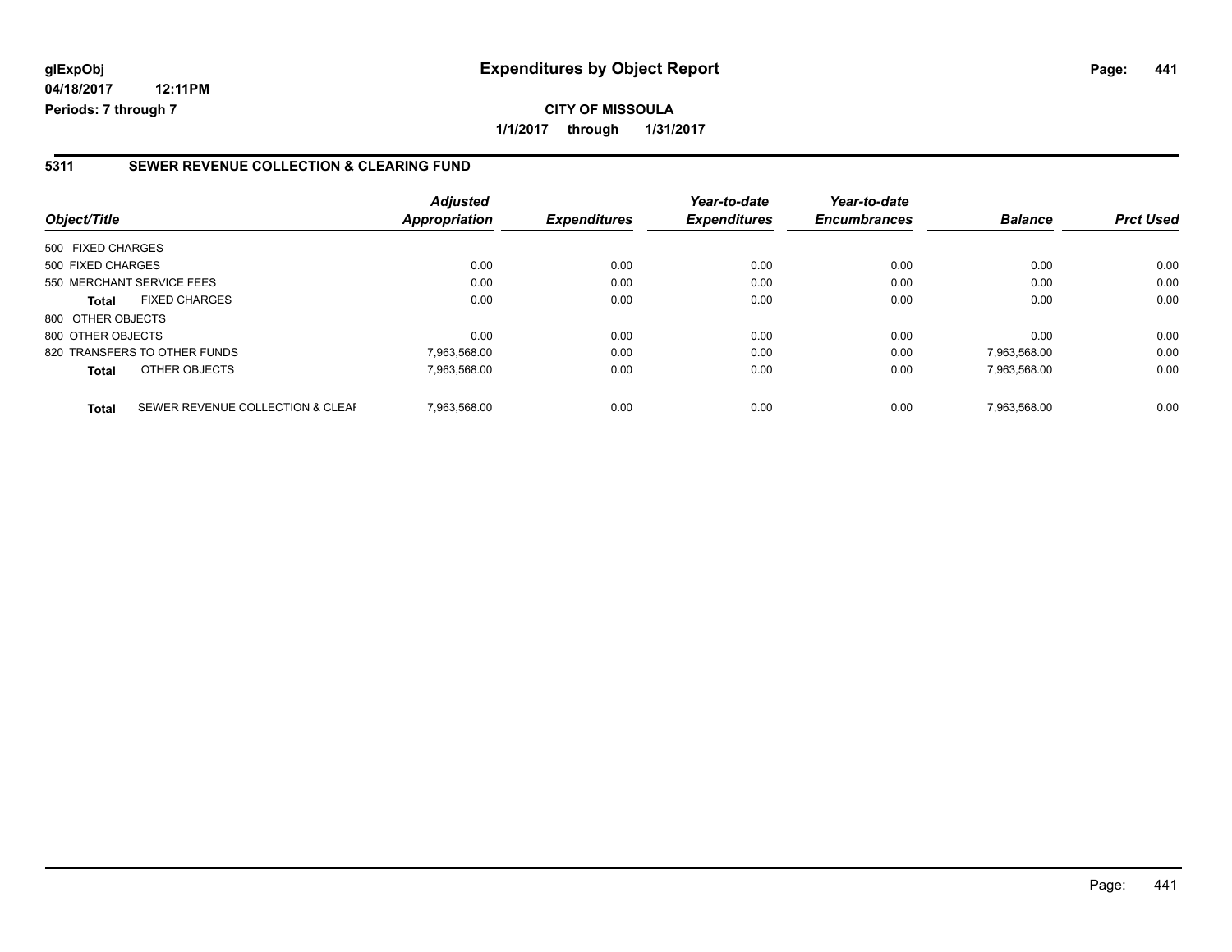# Expenditures by Object Report

glExpObj
04/18/2017 12:11PM
Periods: 7 through 7

**CITY OF MISSOULA**
**1/1/2017 through 1/31/2017**

## 5311 SEWER REVENUE COLLECTION & CLEARING FUND

| Object/Title | | Adjusted Appropriation | Expenditures | Year-to-date Expenditures | Year-to-date Encumbrances | Balance | Prct Used |
|---|---|---|---|---|---|---|---|
| 500 FIXED CHARGES | | | | | | | |
| 500 FIXED CHARGES | | 0.00 | 0.00 | 0.00 | 0.00 | 0.00 | 0.00 |
| 550 MERCHANT SERVICE FEES | | 0.00 | 0.00 | 0.00 | 0.00 | 0.00 | 0.00 |
| **Total** | FIXED CHARGES | 0.00 | 0.00 | 0.00 | 0.00 | 0.00 | 0.00 |
| 800 OTHER OBJECTS | | | | | | | |
| 800 OTHER OBJECTS | | 0.00 | 0.00 | 0.00 | 0.00 | 0.00 | 0.00 |
| 820 TRANSFERS TO OTHER FUNDS | | 7,963,568.00 | 0.00 | 0.00 | 0.00 | 7,963,568.00 | 0.00 |
| **Total** | OTHER OBJECTS | 7,963,568.00 | 0.00 | 0.00 | 0.00 | 7,963,568.00 | 0.00 |
| **Total** | SEWER REVENUE COLLECTION & CLEAI | 7,963,568.00 | 0.00 | 0.00 | 0.00 | 7,963,568.00 | 0.00 |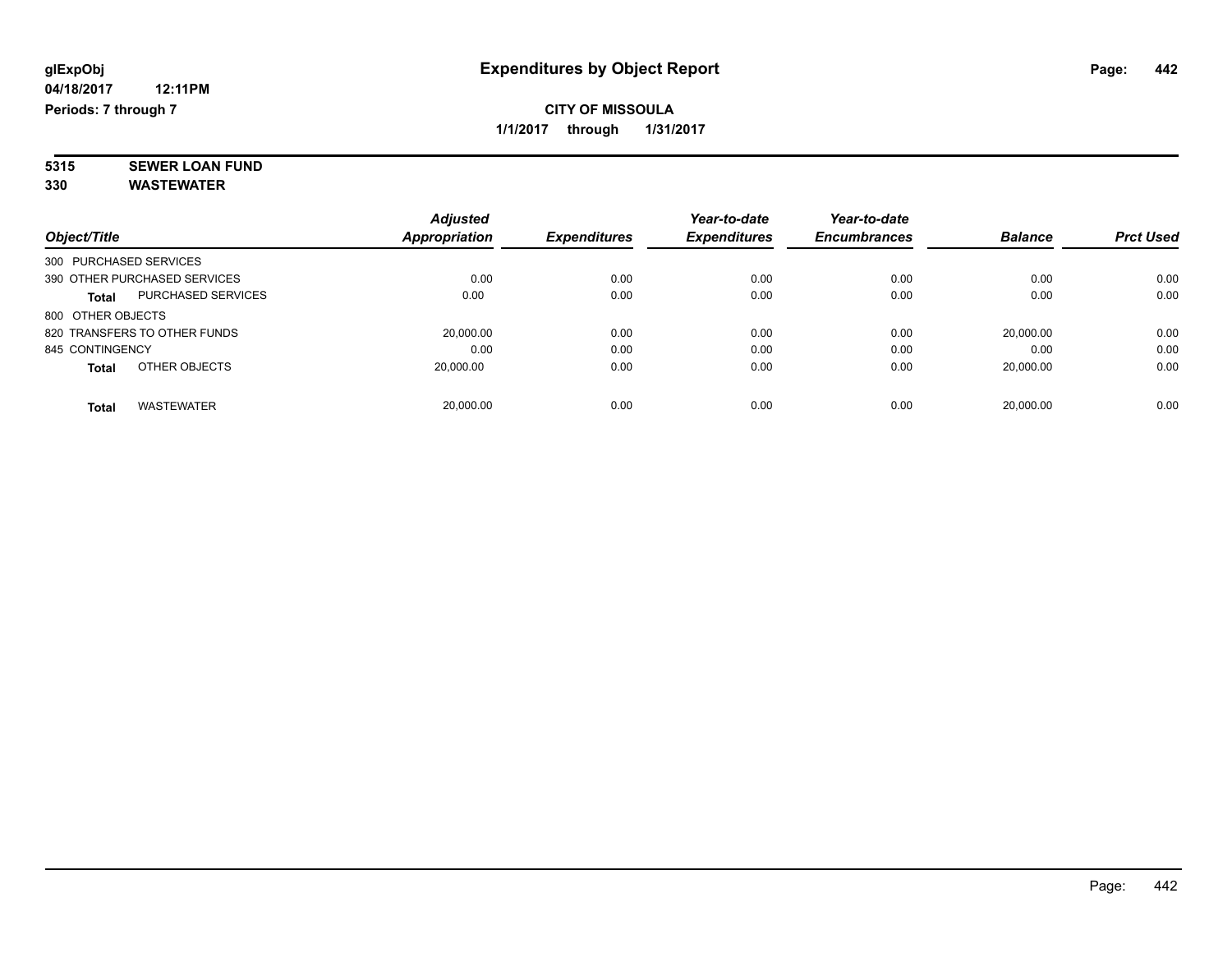glExpObj
04/18/2017 12:11PM
Periods: 7 through 7

# Expenditures by Object Report

**CITY OF MISSOULA**

**1/1/2017 through 1/31/2017**

**5315 SEWER LOAN FUND**

**330 WASTEWATER**

| Object/Title | | Adjusted Appropriation | Expenditures | Year-to-date Expenditures | Year-to-date Encumbrances | Balance | Prct Used |
|---|---|---|---|---|---|---|---|
| 300 PURCHASED SERVICES | | | | | | | |
| 390 OTHER PURCHASED SERVICES | | 0.00 | 0.00 | 0.00 | 0.00 | 0.00 | 0.00 |
| **Total** | PURCHASED SERVICES | 0.00 | 0.00 | 0.00 | 0.00 | 0.00 | 0.00 |
| 800 OTHER OBJECTS | | | | | | | |
| 820 TRANSFERS TO OTHER FUNDS | | 20,000.00 | 0.00 | 0.00 | 0.00 | 20,000.00 | 0.00 |
| 845 CONTINGENCY | | 0.00 | 0.00 | 0.00 | 0.00 | 0.00 | 0.00 |
| **Total** | OTHER OBJECTS | 20,000.00 | 0.00 | 0.00 | 0.00 | 20,000.00 | 0.00 |
| **Total** | WASTEWATER | 20,000.00 | 0.00 | 0.00 | 0.00 | 20,000.00 | 0.00 |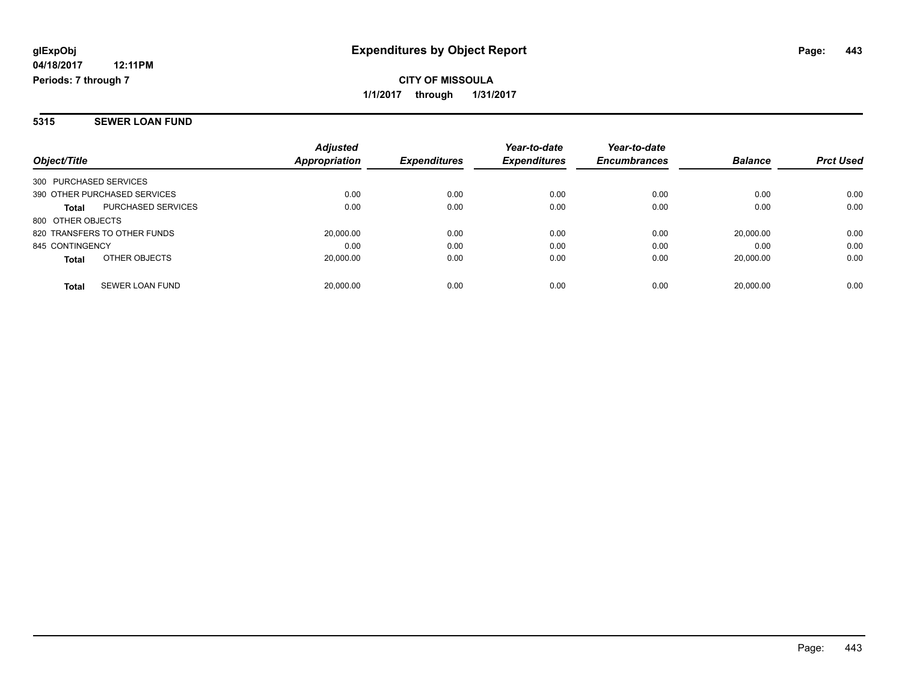**glExpObj** **Expenditures by Object Report**

**04/18/2017 12:11PM**

**Periods: 7 through 7**

**CITY OF MISSOULA**

**1/1/2017 through 1/31/2017**

## 5315 SEWER LOAN FUND

| Object/Title | Adjusted Appropriation | Expenditures | Year-to-date Expenditures | Year-to-date Encumbrances | Balance | Prct Used |
|---|---|---|---|---|---|---|
| 300 PURCHASED SERVICES | | | | | | |
| 390 OTHER PURCHASED SERVICES | 0.00 | 0.00 | 0.00 | 0.00 | 0.00 | 0.00 |
| **Total** PURCHASED SERVICES | 0.00 | 0.00 | 0.00 | 0.00 | 0.00 | 0.00 |
| 800 OTHER OBJECTS | | | | | | |
| 820 TRANSFERS TO OTHER FUNDS | 20,000.00 | 0.00 | 0.00 | 0.00 | 20,000.00 | 0.00 |
| 845 CONTINGENCY | 0.00 | 0.00 | 0.00 | 0.00 | 0.00 | 0.00 |
| **Total** OTHER OBJECTS | 20,000.00 | 0.00 | 0.00 | 0.00 | 20,000.00 | 0.00 |
| **Total** SEWER LOAN FUND | 20,000.00 | 0.00 | 0.00 | 0.00 | 20,000.00 | 0.00 |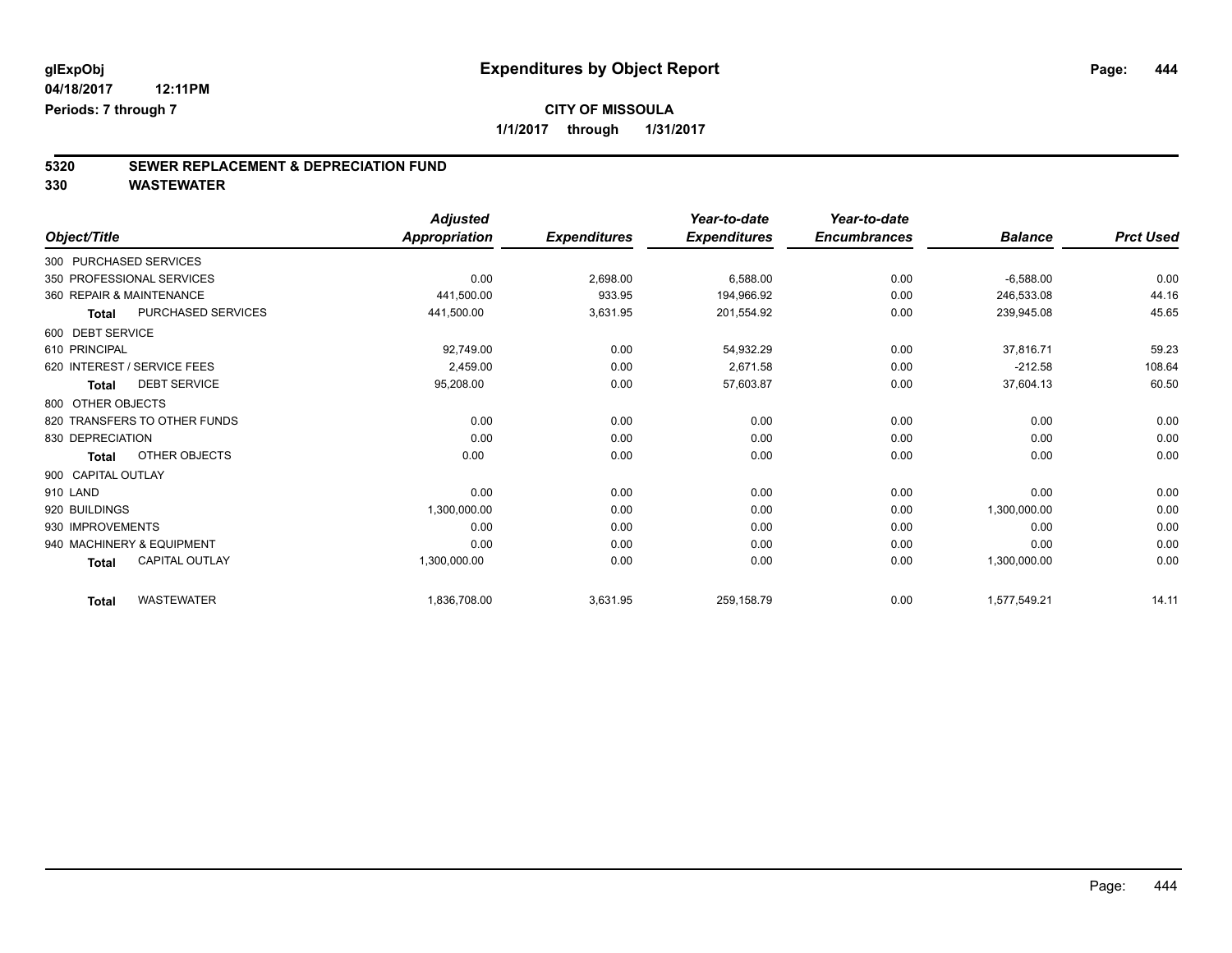# Expenditures by Object Report

glExpObj
04/18/2017 12:11PM
Periods: 7 through 7

**CITY OF MISSOULA**
**1/1/2017 through 1/31/2017**

## 5320 SEWER REPLACEMENT & DEPRECIATION FUND
## 330 WASTEWATER

| Object/Title | Adjusted Appropriation | Expenditures | Year-to-date Expenditures | Year-to-date Encumbrances | Balance | Prct Used |
|---|---|---|---|---|---|---|
| 300 PURCHASED SERVICES | | | | | | |
| 350 PROFESSIONAL SERVICES | 0.00 | 2,698.00 | 6,588.00 | 0.00 | -6,588.00 | 0.00 |
| 360 REPAIR & MAINTENANCE | 441,500.00 | 933.95 | 194,966.92 | 0.00 | 246,533.08 | 44.16 |
| **Total** PURCHASED SERVICES | 441,500.00 | 3,631.95 | 201,554.92 | 0.00 | 239,945.08 | 45.65 |
| 600 DEBT SERVICE | | | | | | |
| 610 PRINCIPAL | 92,749.00 | 0.00 | 54,932.29 | 0.00 | 37,816.71 | 59.23 |
| 620 INTEREST / SERVICE FEES | 2,459.00 | 0.00 | 2,671.58 | 0.00 | -212.58 | 108.64 |
| **Total** DEBT SERVICE | 95,208.00 | 0.00 | 57,603.87 | 0.00 | 37,604.13 | 60.50 |
| 800 OTHER OBJECTS | | | | | | |
| 820 TRANSFERS TO OTHER FUNDS | 0.00 | 0.00 | 0.00 | 0.00 | 0.00 | 0.00 |
| 830 DEPRECIATION | 0.00 | 0.00 | 0.00 | 0.00 | 0.00 | 0.00 |
| **Total** OTHER OBJECTS | 0.00 | 0.00 | 0.00 | 0.00 | 0.00 | 0.00 |
| 900 CAPITAL OUTLAY | | | | | | |
| 910 LAND | 0.00 | 0.00 | 0.00 | 0.00 | 0.00 | 0.00 |
| 920 BUILDINGS | 1,300,000.00 | 0.00 | 0.00 | 0.00 | 1,300,000.00 | 0.00 |
| 930 IMPROVEMENTS | 0.00 | 0.00 | 0.00 | 0.00 | 0.00 | 0.00 |
| 940 MACHINERY & EQUIPMENT | 0.00 | 0.00 | 0.00 | 0.00 | 0.00 | 0.00 |
| **Total** CAPITAL OUTLAY | 1,300,000.00 | 0.00 | 0.00 | 0.00 | 1,300,000.00 | 0.00 |
| **Total** WASTEWATER | 1,836,708.00 | 3,631.95 | 259,158.79 | 0.00 | 1,577,549.21 | 14.11 |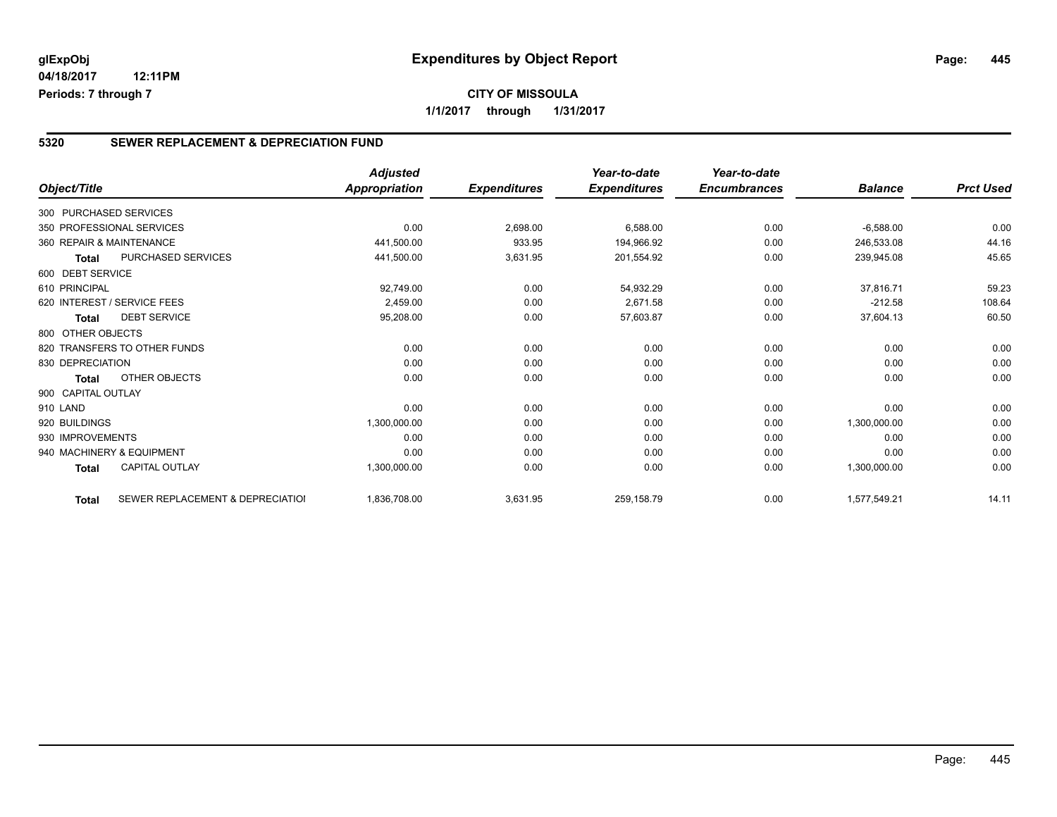# Expenditures by Object Report

glExpObj
04/18/2017 12:11PM
Periods: 7 through 7

**CITY OF MISSOULA**
1/1/2017 through 1/31/2017

## 5320 SEWER REPLACEMENT & DEPRECIATION FUND

| Object/Title | | Adjusted Appropriation | Expenditures | Year-to-date Expenditures | Year-to-date Encumbrances | Balance | Prct Used |
|---|---|---|---|---|---|---|---|
| 300 PURCHASED SERVICES | | | | | | | |
| 350 PROFESSIONAL SERVICES | | 0.00 | 2,698.00 | 6,588.00 | 0.00 | -6,588.00 | 0.00 |
| 360 REPAIR & MAINTENANCE | | 441,500.00 | 933.95 | 194,966.92 | 0.00 | 246,533.08 | 44.16 |
| Total | PURCHASED SERVICES | 441,500.00 | 3,631.95 | 201,554.92 | 0.00 | 239,945.08 | 45.65 |
| 600 DEBT SERVICE | | | | | | | |
| 610 PRINCIPAL | | 92,749.00 | 0.00 | 54,932.29 | 0.00 | 37,816.71 | 59.23 |
| 620 INTEREST / SERVICE FEES | | 2,459.00 | 0.00 | 2,671.58 | 0.00 | -212.58 | 108.64 |
| Total | DEBT SERVICE | 95,208.00 | 0.00 | 57,603.87 | 0.00 | 37,604.13 | 60.50 |
| 800 OTHER OBJECTS | | | | | | | |
| 820 TRANSFERS TO OTHER FUNDS | | 0.00 | 0.00 | 0.00 | 0.00 | 0.00 | 0.00 |
| 830 DEPRECIATION | | 0.00 | 0.00 | 0.00 | 0.00 | 0.00 | 0.00 |
| Total | OTHER OBJECTS | 0.00 | 0.00 | 0.00 | 0.00 | 0.00 | 0.00 |
| 900 CAPITAL OUTLAY | | | | | | | |
| 910 LAND | | 0.00 | 0.00 | 0.00 | 0.00 | 0.00 | 0.00 |
| 920 BUILDINGS | | 1,300,000.00 | 0.00 | 0.00 | 0.00 | 1,300,000.00 | 0.00 |
| 930 IMPROVEMENTS | | 0.00 | 0.00 | 0.00 | 0.00 | 0.00 | 0.00 |
| 940 MACHINERY & EQUIPMENT | | 0.00 | 0.00 | 0.00 | 0.00 | 0.00 | 0.00 |
| Total | CAPITAL OUTLAY | 1,300,000.00 | 0.00 | 0.00 | 0.00 | 1,300,000.00 | 0.00 |
| Total | SEWER REPLACEMENT & DEPRECIATIOI | 1,836,708.00 | 3,631.95 | 259,158.79 | 0.00 | 1,577,549.21 | 14.11 |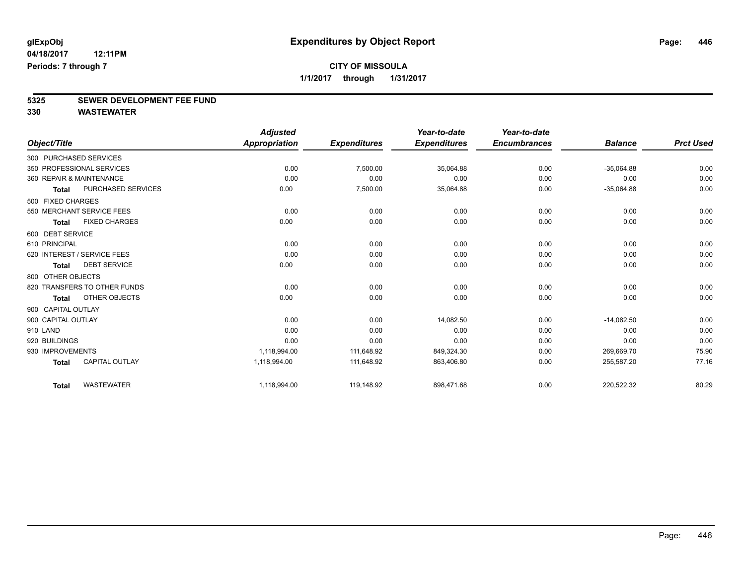# Expenditures by Object Report

glExpObj
04/18/2017 12:11PM
Periods: 7 through 7

**CITY OF MISSOULA**
**1/1/2017 through 1/31/2017**

## 5325 SEWER DEVELOPMENT FEE FUND
## 330 WASTEWATER

| Object/Title | Adjusted Appropriation | Expenditures | Year-to-date Expenditures | Year-to-date Encumbrances | Balance | Prct Used |
|---|---|---|---|---|---|---|
| 300 PURCHASED SERVICES | | | | | | |
| 350 PROFESSIONAL SERVICES | 0.00 | 7,500.00 | 35,064.88 | 0.00 | -35,064.88 | 0.00 |
| 360 REPAIR & MAINTENANCE | 0.00 | 0.00 | 0.00 | 0.00 | 0.00 | 0.00 |
| **Total** PURCHASED SERVICES | 0.00 | 7,500.00 | 35,064.88 | 0.00 | -35,064.88 | 0.00 |
| 500 FIXED CHARGES | | | | | | |
| 550 MERCHANT SERVICE FEES | 0.00 | 0.00 | 0.00 | 0.00 | 0.00 | 0.00 |
| **Total** FIXED CHARGES | 0.00 | 0.00 | 0.00 | 0.00 | 0.00 | 0.00 |
| 600 DEBT SERVICE | | | | | | |
| 610 PRINCIPAL | 0.00 | 0.00 | 0.00 | 0.00 | 0.00 | 0.00 |
| 620 INTEREST / SERVICE FEES | 0.00 | 0.00 | 0.00 | 0.00 | 0.00 | 0.00 |
| **Total** DEBT SERVICE | 0.00 | 0.00 | 0.00 | 0.00 | 0.00 | 0.00 |
| 800 OTHER OBJECTS | | | | | | |
| 820 TRANSFERS TO OTHER FUNDS | 0.00 | 0.00 | 0.00 | 0.00 | 0.00 | 0.00 |
| **Total** OTHER OBJECTS | 0.00 | 0.00 | 0.00 | 0.00 | 0.00 | 0.00 |
| 900 CAPITAL OUTLAY | | | | | | |
| 900 CAPITAL OUTLAY | 0.00 | 0.00 | 14,082.50 | 0.00 | -14,082.50 | 0.00 |
| 910 LAND | 0.00 | 0.00 | 0.00 | 0.00 | 0.00 | 0.00 |
| 920 BUILDINGS | 0.00 | 0.00 | 0.00 | 0.00 | 0.00 | 0.00 |
| 930 IMPROVEMENTS | 1,118,994.00 | 111,648.92 | 849,324.30 | 0.00 | 269,669.70 | 75.90 |
| **Total** CAPITAL OUTLAY | 1,118,994.00 | 111,648.92 | 863,406.80 | 0.00 | 255,587.20 | 77.16 |
| **Total** WASTEWATER | 1,118,994.00 | 119,148.92 | 898,471.68 | 0.00 | 220,522.32 | 80.29 |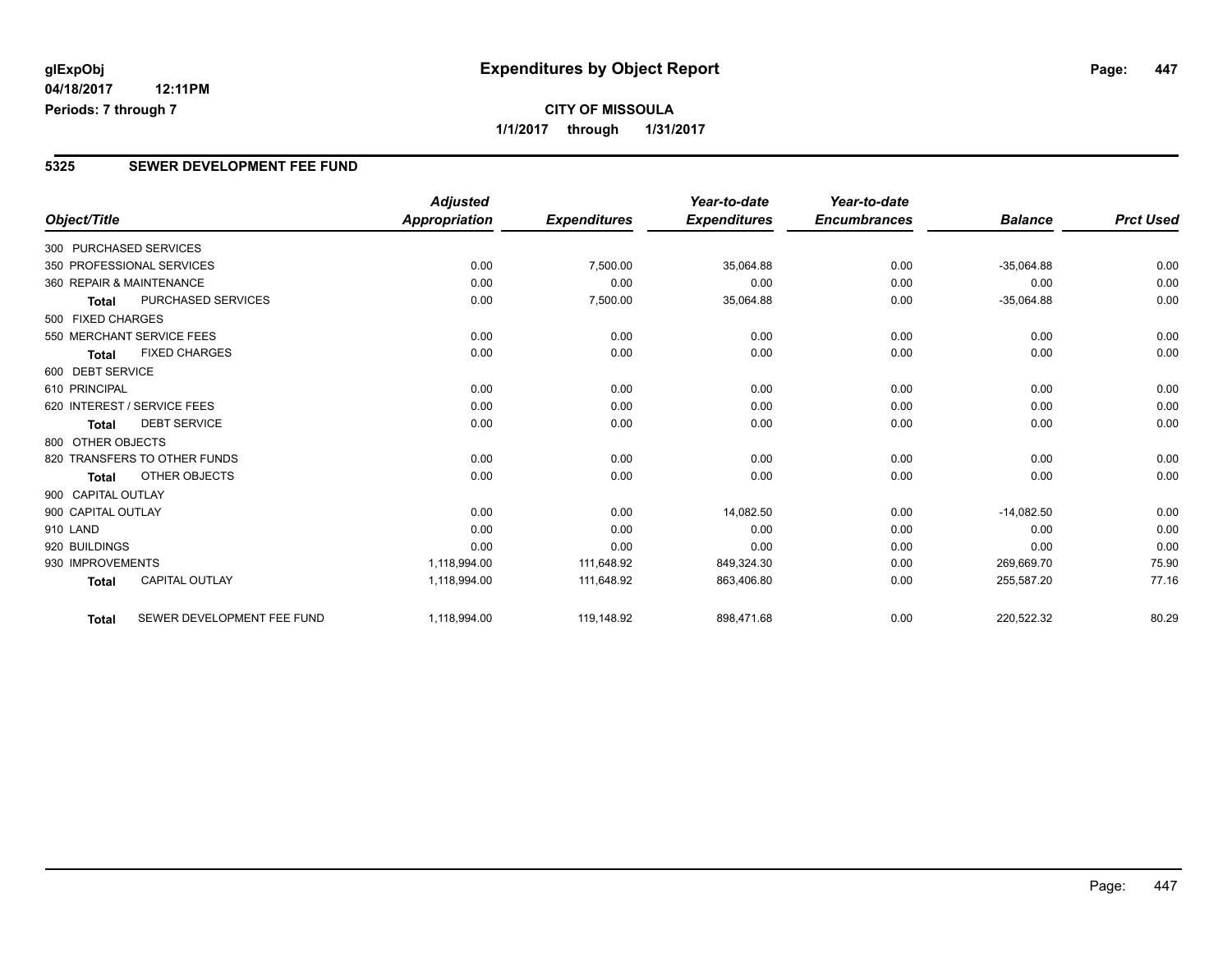glExpObj
04/18/2017 12:11PM
Periods: 7 through 7

# Expenditures by Object Report

**CITY OF MISSOULA**
**1/1/2017 through 1/31/2017**

## 5325 SEWER DEVELOPMENT FEE FUND

| Object/Title | | Adjusted Appropriation | Expenditures | Year-to-date Expenditures | Year-to-date Encumbrances | Balance | Prct Used |
|---|---|---|---|---|---|---|---|
| 300 PURCHASED SERVICES | | | | | | | |
| 350 PROFESSIONAL SERVICES | | 0.00 | 7,500.00 | 35,064.88 | 0.00 | -35,064.88 | 0.00 |
| 360 REPAIR & MAINTENANCE | | 0.00 | 0.00 | 0.00 | 0.00 | 0.00 | 0.00 |
| **Total** | PURCHASED SERVICES | 0.00 | 7,500.00 | 35,064.88 | 0.00 | -35,064.88 | 0.00 |
| 500 FIXED CHARGES | | | | | | | |
| 550 MERCHANT SERVICE FEES | | 0.00 | 0.00 | 0.00 | 0.00 | 0.00 | 0.00 |
| **Total** | FIXED CHARGES | 0.00 | 0.00 | 0.00 | 0.00 | 0.00 | 0.00 |
| 600 DEBT SERVICE | | | | | | | |
| 610 PRINCIPAL | | 0.00 | 0.00 | 0.00 | 0.00 | 0.00 | 0.00 |
| 620 INTEREST / SERVICE FEES | | 0.00 | 0.00 | 0.00 | 0.00 | 0.00 | 0.00 |
| **Total** | DEBT SERVICE | 0.00 | 0.00 | 0.00 | 0.00 | 0.00 | 0.00 |
| 800 OTHER OBJECTS | | | | | | | |
| 820 TRANSFERS TO OTHER FUNDS | | 0.00 | 0.00 | 0.00 | 0.00 | 0.00 | 0.00 |
| **Total** | OTHER OBJECTS | 0.00 | 0.00 | 0.00 | 0.00 | 0.00 | 0.00 |
| 900 CAPITAL OUTLAY | | | | | | | |
| 900 CAPITAL OUTLAY | | 0.00 | 0.00 | 14,082.50 | 0.00 | -14,082.50 | 0.00 |
| 910 LAND | | 0.00 | 0.00 | 0.00 | 0.00 | 0.00 | 0.00 |
| 920 BUILDINGS | | 0.00 | 0.00 | 0.00 | 0.00 | 0.00 | 0.00 |
| 930 IMPROVEMENTS | | 1,118,994.00 | 111,648.92 | 849,324.30 | 0.00 | 269,669.70 | 75.90 |
| **Total** | CAPITAL OUTLAY | 1,118,994.00 | 111,648.92 | 863,406.80 | 0.00 | 255,587.20 | 77.16 |
| **Total** | SEWER DEVELOPMENT FEE FUND | 1,118,994.00 | 119,148.92 | 898,471.68 | 0.00 | 220,522.32 | 80.29 |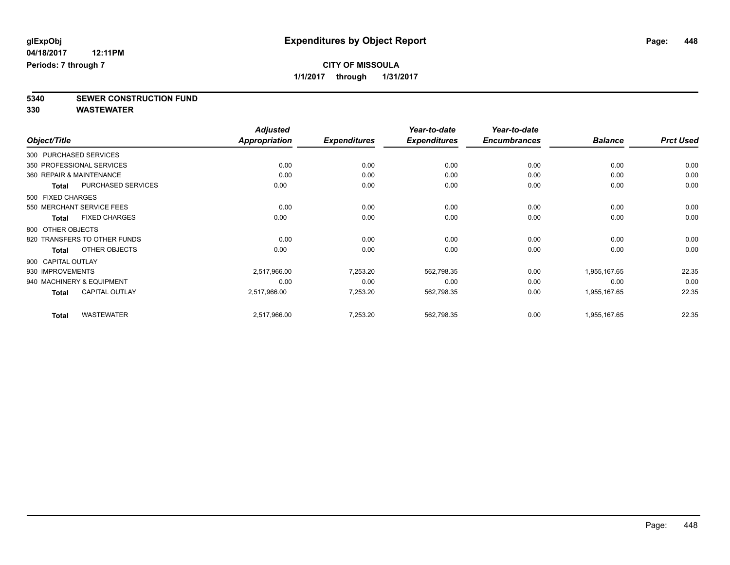glExpObj
04/18/2017 12:11PM
Periods: 7 through 7

# Expenditures by Object Report

**CITY OF MISSOULA**
**1/1/2017 through 1/31/2017**

**5340 SEWER CONSTRUCTION FUND**
**330 WASTEWATER**

| Object/Title | Adjusted Appropriation | Expenditures | Year-to-date Expenditures | Year-to-date Encumbrances | Balance | Prct Used |
|---|---|---|---|---|---|---|
| 300 PURCHASED SERVICES | | | | | | |
| 350 PROFESSIONAL SERVICES | 0.00 | 0.00 | 0.00 | 0.00 | 0.00 | 0.00 |
| 360 REPAIR & MAINTENANCE | 0.00 | 0.00 | 0.00 | 0.00 | 0.00 | 0.00 |
| **Total** PURCHASED SERVICES | 0.00 | 0.00 | 0.00 | 0.00 | 0.00 | 0.00 |
| 500 FIXED CHARGES | | | | | | |
| 550 MERCHANT SERVICE FEES | 0.00 | 0.00 | 0.00 | 0.00 | 0.00 | 0.00 |
| **Total** FIXED CHARGES | 0.00 | 0.00 | 0.00 | 0.00 | 0.00 | 0.00 |
| 800 OTHER OBJECTS | | | | | | |
| 820 TRANSFERS TO OTHER FUNDS | 0.00 | 0.00 | 0.00 | 0.00 | 0.00 | 0.00 |
| **Total** OTHER OBJECTS | 0.00 | 0.00 | 0.00 | 0.00 | 0.00 | 0.00 |
| 900 CAPITAL OUTLAY | | | | | | |
| 930 IMPROVEMENTS | 2,517,966.00 | 7,253.20 | 562,798.35 | 0.00 | 1,955,167.65 | 22.35 |
| 940 MACHINERY & EQUIPMENT | 0.00 | 0.00 | 0.00 | 0.00 | 0.00 | 0.00 |
| **Total** CAPITAL OUTLAY | 2,517,966.00 | 7,253.20 | 562,798.35 | 0.00 | 1,955,167.65 | 22.35 |
| **Total** WASTEWATER | 2,517,966.00 | 7,253.20 | 562,798.35 | 0.00 | 1,955,167.65 | 22.35 |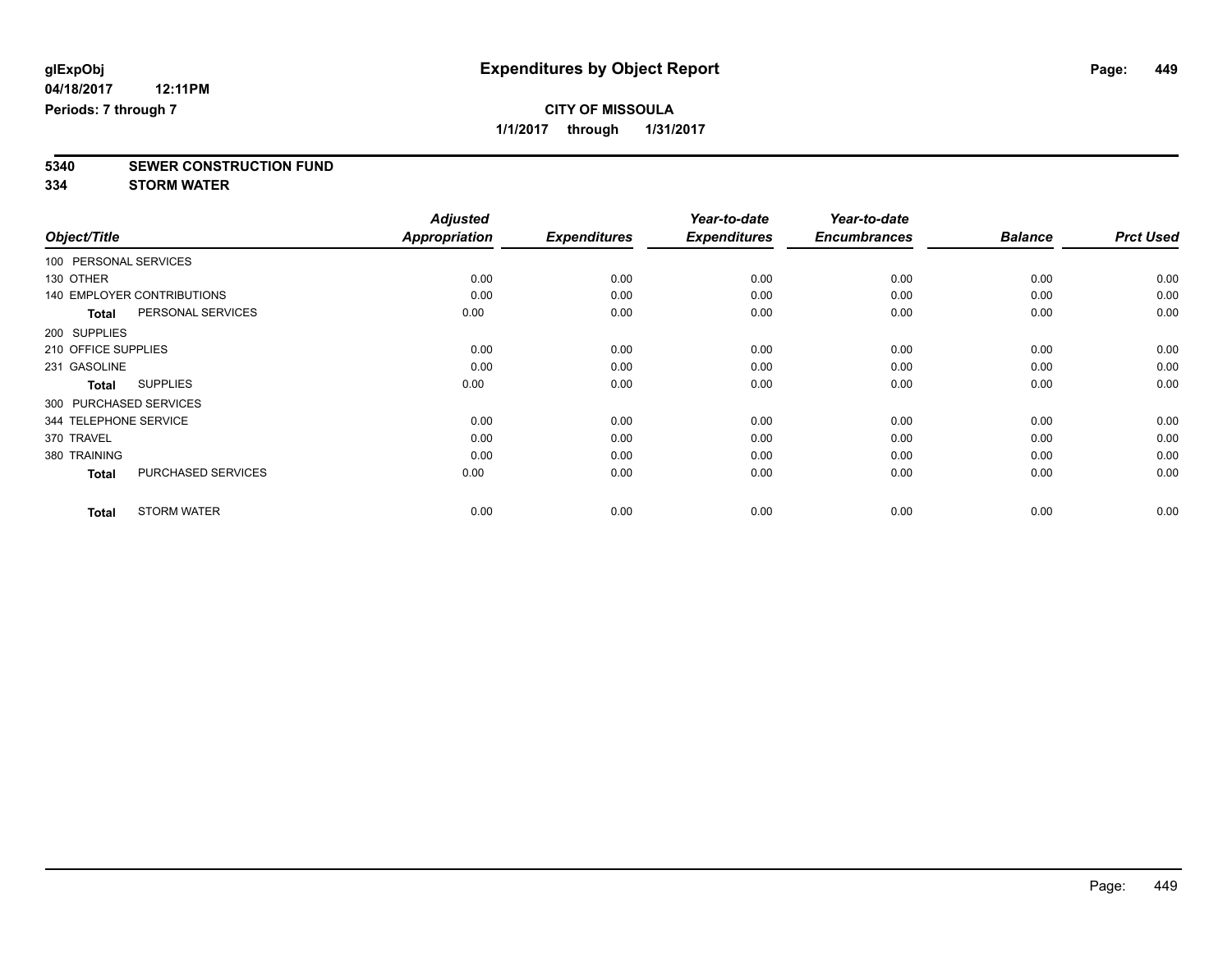glExpObj
04/18/2017 12:11PM
Periods: 7 through 7

# Expenditures by Object Report

**CITY OF MISSOULA**
**1/1/2017 through 1/31/2017**

**5340 SEWER CONSTRUCTION FUND**
**334 STORM WATER**

| Object/Title | | Adjusted Appropriation | Expenditures | Year-to-date Expenditures | Year-to-date Encumbrances | Balance | Prct Used |
|---|---|---|---|---|---|---|---|
| 100 PERSONAL SERVICES | | | | | | | |
| 130 OTHER | | 0.00 | 0.00 | 0.00 | 0.00 | 0.00 | 0.00 |
| 140 EMPLOYER CONTRIBUTIONS | | 0.00 | 0.00 | 0.00 | 0.00 | 0.00 | 0.00 |
| **Total** | PERSONAL SERVICES | 0.00 | 0.00 | 0.00 | 0.00 | 0.00 | 0.00 |
| 200 SUPPLIES | | | | | | | |
| 210 OFFICE SUPPLIES | | 0.00 | 0.00 | 0.00 | 0.00 | 0.00 | 0.00 |
| 231 GASOLINE | | 0.00 | 0.00 | 0.00 | 0.00 | 0.00 | 0.00 |
| **Total** | SUPPLIES | 0.00 | 0.00 | 0.00 | 0.00 | 0.00 | 0.00 |
| 300 PURCHASED SERVICES | | | | | | | |
| 344 TELEPHONE SERVICE | | 0.00 | 0.00 | 0.00 | 0.00 | 0.00 | 0.00 |
| 370 TRAVEL | | 0.00 | 0.00 | 0.00 | 0.00 | 0.00 | 0.00 |
| 380 TRAINING | | 0.00 | 0.00 | 0.00 | 0.00 | 0.00 | 0.00 |
| **Total** | PURCHASED SERVICES | 0.00 | 0.00 | 0.00 | 0.00 | 0.00 | 0.00 |
| **Total** | STORM WATER | 0.00 | 0.00 | 0.00 | 0.00 | 0.00 | 0.00 |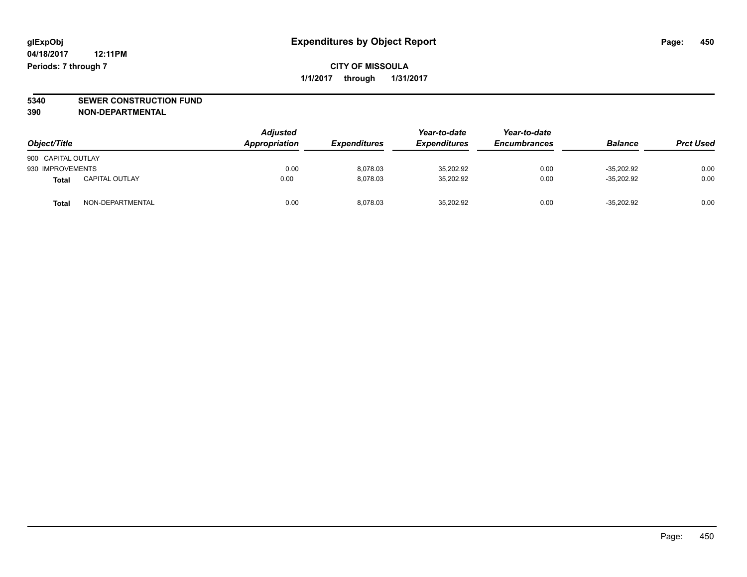**glExpObj**
**04/18/2017 12:11PM**
**Periods: 7 through 7**

# Expenditures by Object Report

**CITY OF MISSOULA**
**1/1/2017 through 1/31/2017**

**5340 SEWER CONSTRUCTION FUND**
**390 NON-DEPARTMENTAL**

| Object/Title | | Adjusted Appropriation | Expenditures | Year-to-date Expenditures | Year-to-date Encumbrances | Balance | Prct Used |
|---|---|---|---|---|---|---|---|
| 900 CAPITAL OUTLAY | | | | | | | |
| 930 IMPROVEMENTS | | 0.00 | 8,078.03 | 35,202.92 | 0.00 | -35,202.92 | 0.00 |
| **Total** | CAPITAL OUTLAY | 0.00 | 8,078.03 | 35,202.92 | 0.00 | -35,202.92 | 0.00 |
| **Total** | NON-DEPARTMENTAL | 0.00 | 8,078.03 | 35,202.92 | 0.00 | -35,202.92 | 0.00 |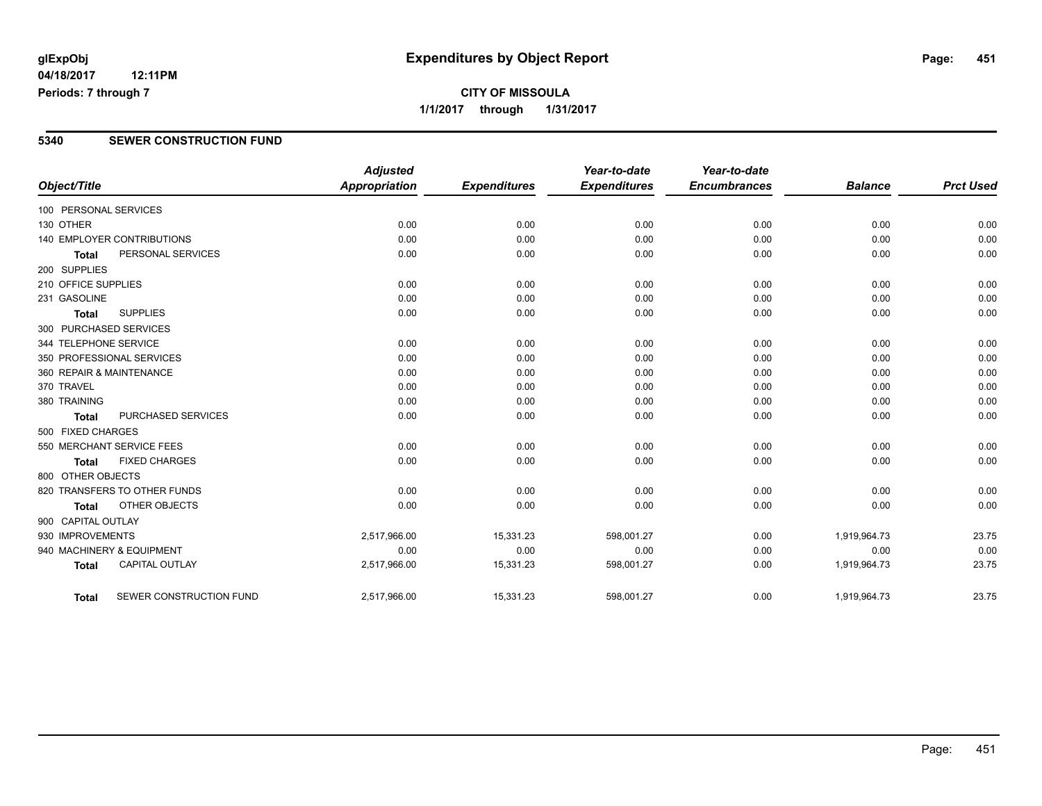# Expenditures by Object Report

glExpObj
04/18/2017 12:11PM
Periods: 7 through 7

**CITY OF MISSOULA**
**1/1/2017 through 1/31/2017**

## 5340 SEWER CONSTRUCTION FUND

| Object/Title | | Adjusted Appropriation | Expenditures | Year-to-date Expenditures | Year-to-date Encumbrances | Balance | Prct Used |
|---|---|---|---|---|---|---|---|
| 100 PERSONAL SERVICES | | | | | | | |
| 130 OTHER | | 0.00 | 0.00 | 0.00 | 0.00 | 0.00 | 0.00 |
| 140 EMPLOYER CONTRIBUTIONS | | 0.00 | 0.00 | 0.00 | 0.00 | 0.00 | 0.00 |
| Total | PERSONAL SERVICES | 0.00 | 0.00 | 0.00 | 0.00 | 0.00 | 0.00 |
| 200 SUPPLIES | | | | | | | |
| 210 OFFICE SUPPLIES | | 0.00 | 0.00 | 0.00 | 0.00 | 0.00 | 0.00 |
| 231 GASOLINE | | 0.00 | 0.00 | 0.00 | 0.00 | 0.00 | 0.00 |
| Total | SUPPLIES | 0.00 | 0.00 | 0.00 | 0.00 | 0.00 | 0.00 |
| 300 PURCHASED SERVICES | | | | | | | |
| 344 TELEPHONE SERVICE | | 0.00 | 0.00 | 0.00 | 0.00 | 0.00 | 0.00 |
| 350 PROFESSIONAL SERVICES | | 0.00 | 0.00 | 0.00 | 0.00 | 0.00 | 0.00 |
| 360 REPAIR & MAINTENANCE | | 0.00 | 0.00 | 0.00 | 0.00 | 0.00 | 0.00 |
| 370 TRAVEL | | 0.00 | 0.00 | 0.00 | 0.00 | 0.00 | 0.00 |
| 380 TRAINING | | 0.00 | 0.00 | 0.00 | 0.00 | 0.00 | 0.00 |
| Total | PURCHASED SERVICES | 0.00 | 0.00 | 0.00 | 0.00 | 0.00 | 0.00 |
| 500 FIXED CHARGES | | | | | | | |
| 550 MERCHANT SERVICE FEES | | 0.00 | 0.00 | 0.00 | 0.00 | 0.00 | 0.00 |
| Total | FIXED CHARGES | 0.00 | 0.00 | 0.00 | 0.00 | 0.00 | 0.00 |
| 800 OTHER OBJECTS | | | | | | | |
| 820 TRANSFERS TO OTHER FUNDS | | 0.00 | 0.00 | 0.00 | 0.00 | 0.00 | 0.00 |
| Total | OTHER OBJECTS | 0.00 | 0.00 | 0.00 | 0.00 | 0.00 | 0.00 |
| 900 CAPITAL OUTLAY | | | | | | | |
| 930 IMPROVEMENTS | | 2,517,966.00 | 15,331.23 | 598,001.27 | 0.00 | 1,919,964.73 | 23.75 |
| 940 MACHINERY & EQUIPMENT | | 0.00 | 0.00 | 0.00 | 0.00 | 0.00 | 0.00 |
| Total | CAPITAL OUTLAY | 2,517,966.00 | 15,331.23 | 598,001.27 | 0.00 | 1,919,964.73 | 23.75 |
| Total | SEWER CONSTRUCTION FUND | 2,517,966.00 | 15,331.23 | 598,001.27 | 0.00 | 1,919,964.73 | 23.75 |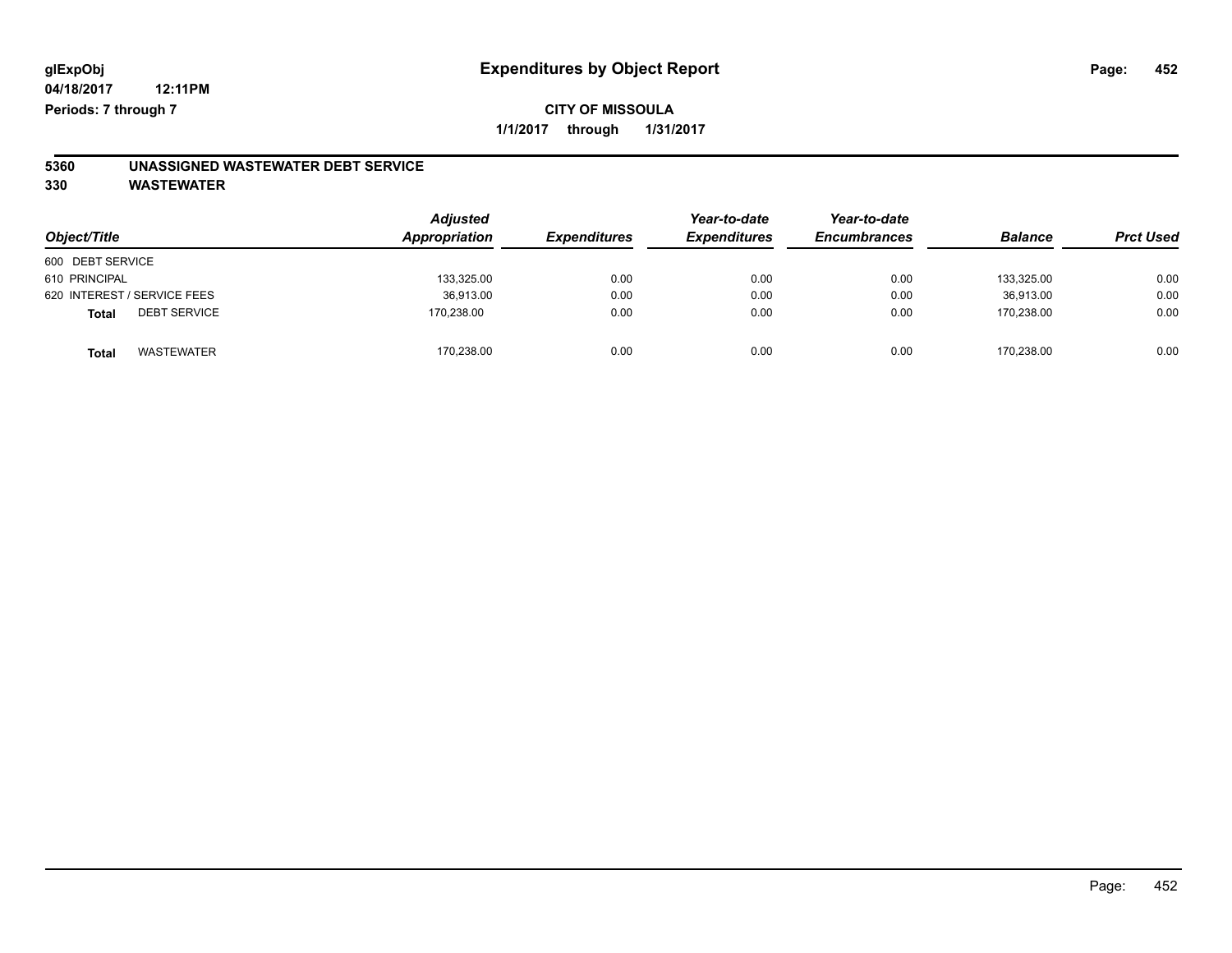**glExpObj**
**04/18/2017 12:11PM**
**Periods: 7 through 7**

# Expenditures by Object Report

**CITY OF MISSOULA**
**1/1/2017 through 1/31/2017**

**5360 UNASSIGNED WASTEWATER DEBT SERVICE**
**330 WASTEWATER**

| Object/Title | Adjusted Appropriation | Expenditures | Year-to-date Expenditures | Year-to-date Encumbrances | Balance | Prct Used |
|---|---|---|---|---|---|---|
| 600 DEBT SERVICE | | | | | | |
| 610 PRINCIPAL | 133,325.00 | 0.00 | 0.00 | 0.00 | 133,325.00 | 0.00 |
| 620 INTEREST / SERVICE FEES | 36,913.00 | 0.00 | 0.00 | 0.00 | 36,913.00 | 0.00 |
| **Total** DEBT SERVICE | 170,238.00 | 0.00 | 0.00 | 0.00 | 170,238.00 | 0.00 |
| **Total** WASTEWATER | 170,238.00 | 0.00 | 0.00 | 0.00 | 170,238.00 | 0.00 |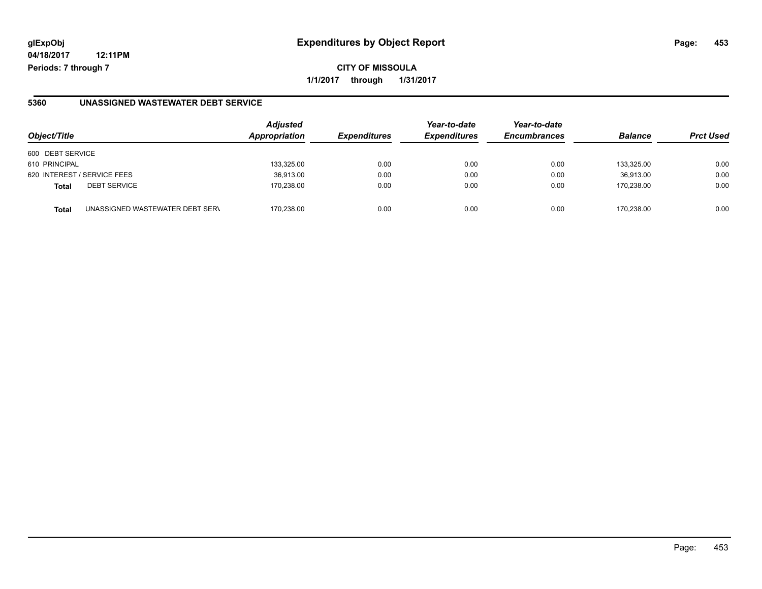**glExpObj** **Expenditures by Object Report**

**04/18/2017 12:11PM**

**Periods: 7 through 7**

**CITY OF MISSOULA**

**1/1/2017 through 1/31/2017**

## 5360 UNASSIGNED WASTEWATER DEBT SERVICE

| Object/Title | | Adjusted Appropriation | Expenditures | Year-to-date Expenditures | Year-to-date Encumbrances | Balance | Prct Used |
|---|---|---|---|---|---|---|---|
| 600 DEBT SERVICE | | | | | | | |
| 610 PRINCIPAL | | 133,325.00 | 0.00 | 0.00 | 0.00 | 133,325.00 | 0.00 |
| 620 INTEREST / SERVICE FEES | | 36,913.00 | 0.00 | 0.00 | 0.00 | 36,913.00 | 0.00 |
| **Total** | DEBT SERVICE | 170,238.00 | 0.00 | 0.00 | 0.00 | 170,238.00 | 0.00 |
| **Total** | UNASSIGNED WASTEWATER DEBT SERV | 170,238.00 | 0.00 | 0.00 | 0.00 | 170,238.00 | 0.00 |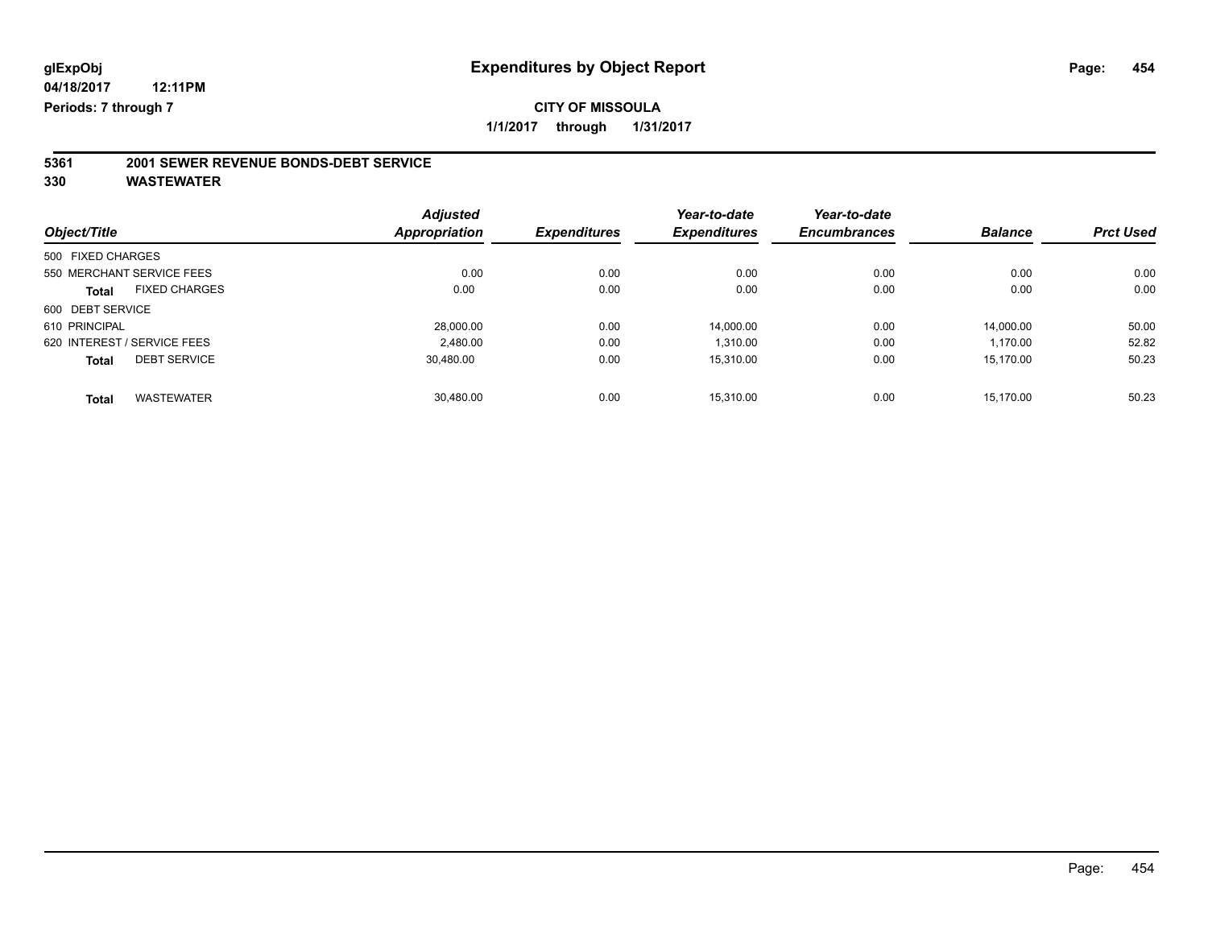glExpObj
04/18/2017 12:11PM
Periods: 7 through 7

# Expenditures by Object Report

**CITY OF MISSOULA**

**1/1/2017 through 1/31/2017**

## 5361 2001 SEWER REVENUE BONDS-DEBT SERVICE
## 330 WASTEWATER

| Object/Title | Adjusted Appropriation | Expenditures | Year-to-date Expenditures | Year-to-date Encumbrances | Balance | Prct Used |
|---|---|---|---|---|---|---|
| 500 FIXED CHARGES | | | | | | |
| 550 MERCHANT SERVICE FEES | 0.00 | 0.00 | 0.00 | 0.00 | 0.00 | 0.00 |
| **Total** FIXED CHARGES | 0.00 | 0.00 | 0.00 | 0.00 | 0.00 | 0.00 |
| 600 DEBT SERVICE | | | | | | |
| 610 PRINCIPAL | 28,000.00 | 0.00 | 14,000.00 | 0.00 | 14,000.00 | 50.00 |
| 620 INTEREST / SERVICE FEES | 2,480.00 | 0.00 | 1,310.00 | 0.00 | 1,170.00 | 52.82 |
| **Total** DEBT SERVICE | 30,480.00 | 0.00 | 15,310.00 | 0.00 | 15,170.00 | 50.23 |
| **Total** WASTEWATER | 30,480.00 | 0.00 | 15,310.00 | 0.00 | 15,170.00 | 50.23 |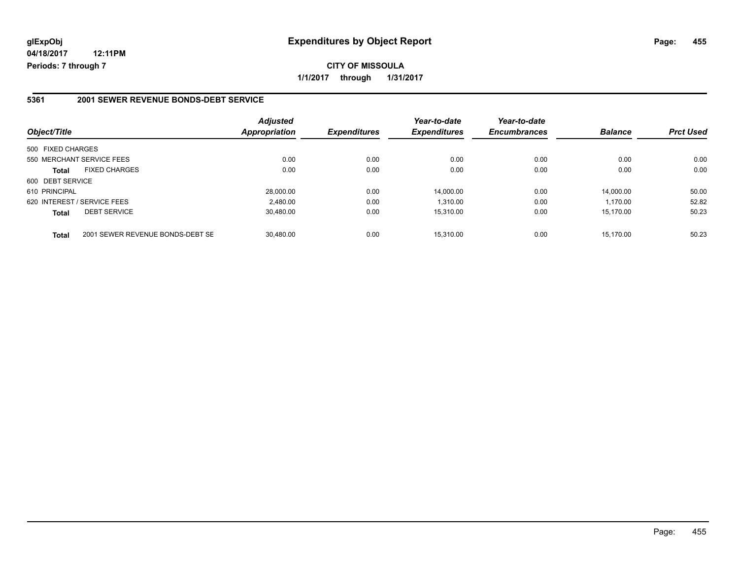**glExpObj** **Expenditures by Object Report**

**04/18/2017 12:11PM**

**Periods: 7 through 7**

**CITY OF MISSOULA**

**1/1/2017 through 1/31/2017**

## 5361 2001 SEWER REVENUE BONDS-DEBT SERVICE

| Object/Title | | Adjusted Appropriation | Expenditures | Year-to-date Expenditures | Year-to-date Encumbrances | Balance | Prct Used |
|---|---|---|---|---|---|---|---|
| 500 FIXED CHARGES | | | | | | | |
| 550 MERCHANT SERVICE FEES | | 0.00 | 0.00 | 0.00 | 0.00 | 0.00 | 0.00 |
| **Total** | FIXED CHARGES | 0.00 | 0.00 | 0.00 | 0.00 | 0.00 | 0.00 |
| 600 DEBT SERVICE | | | | | | | |
| 610 PRINCIPAL | | 28,000.00 | 0.00 | 14,000.00 | 0.00 | 14,000.00 | 50.00 |
| 620 INTEREST / SERVICE FEES | | 2,480.00 | 0.00 | 1,310.00 | 0.00 | 1,170.00 | 52.82 |
| **Total** | DEBT SERVICE | 30,480.00 | 0.00 | 15,310.00 | 0.00 | 15,170.00 | 50.23 |
| **Total** | 2001 SEWER REVENUE BONDS-DEBT SE | 30,480.00 | 0.00 | 15,310.00 | 0.00 | 15,170.00 | 50.23 |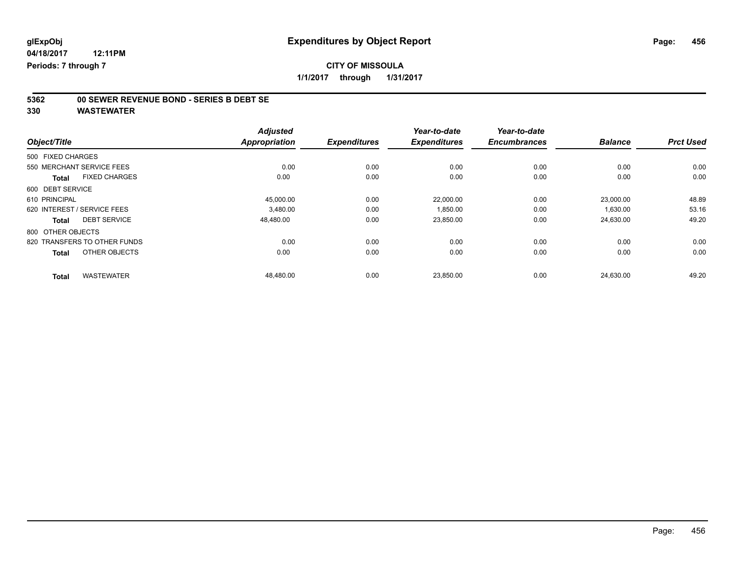**glExpObj** 

**04/18/2017 12:11PM**

**Periods: 7 through 7**

# Expenditures by Object Report

**CITY OF MISSOULA**

**1/1/2017 through 1/31/2017**

**5362 00 SEWER REVENUE BOND - SERIES B DEBT SE**

**330 WASTEWATER**

| Object/Title | Adjusted Appropriation | Expenditures | Year-to-date Expenditures | Year-to-date Encumbrances | Balance | Prct Used |
|---|---|---|---|---|---|---|
| 500 FIXED CHARGES | | | | | | |
| 550 MERCHANT SERVICE FEES | 0.00 | 0.00 | 0.00 | 0.00 | 0.00 | 0.00 |
| **Total** FIXED CHARGES | 0.00 | 0.00 | 0.00 | 0.00 | 0.00 | 0.00 |
| 600 DEBT SERVICE | | | | | | |
| 610 PRINCIPAL | 45,000.00 | 0.00 | 22,000.00 | 0.00 | 23,000.00 | 48.89 |
| 620 INTEREST / SERVICE FEES | 3,480.00 | 0.00 | 1,850.00 | 0.00 | 1,630.00 | 53.16 |
| **Total** DEBT SERVICE | 48,480.00 | 0.00 | 23,850.00 | 0.00 | 24,630.00 | 49.20 |
| 800 OTHER OBJECTS | | | | | | |
| 820 TRANSFERS TO OTHER FUNDS | 0.00 | 0.00 | 0.00 | 0.00 | 0.00 | 0.00 |
| **Total** OTHER OBJECTS | 0.00 | 0.00 | 0.00 | 0.00 | 0.00 | 0.00 |
| **Total** WASTEWATER | 48,480.00 | 0.00 | 23,850.00 | 0.00 | 24,630.00 | 49.20 |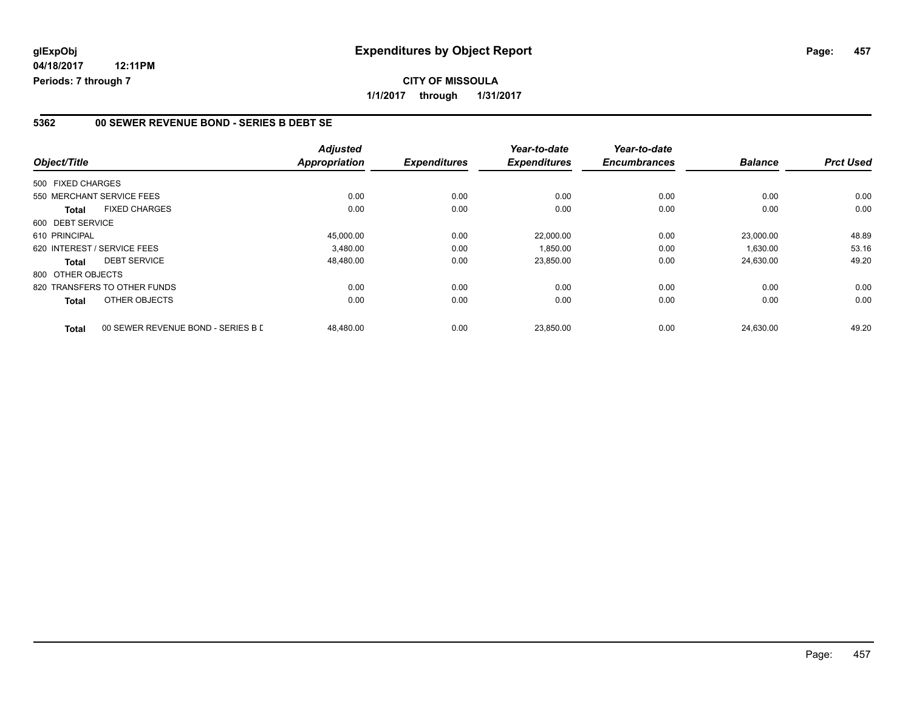**glExpObj** 
**04/18/2017 12:11PM** 
**Periods: 7 through 7**

# Expenditures by Object Report

**CITY OF MISSOULA**

**1/1/2017 through 1/31/2017**

### 5362 00 SEWER REVENUE BOND - SERIES B DEBT SE

| Object/Title | | Adjusted Appropriation | Expenditures | Year-to-date Expenditures | Year-to-date Encumbrances | Balance | Prct Used |
|---|---|---|---|---|---|---|---|
| 500 FIXED CHARGES | | | | | | | |
| 550 MERCHANT SERVICE FEES | | 0.00 | 0.00 | 0.00 | 0.00 | 0.00 | 0.00 |
| **Total** | FIXED CHARGES | 0.00 | 0.00 | 0.00 | 0.00 | 0.00 | 0.00 |
| 600 DEBT SERVICE | | | | | | | |
| 610 PRINCIPAL | | 45,000.00 | 0.00 | 22,000.00 | 0.00 | 23,000.00 | 48.89 |
| 620 INTEREST / SERVICE FEES | | 3,480.00 | 0.00 | 1,850.00 | 0.00 | 1,630.00 | 53.16 |
| **Total** | DEBT SERVICE | 48,480.00 | 0.00 | 23,850.00 | 0.00 | 24,630.00 | 49.20 |
| 800 OTHER OBJECTS | | | | | | | |
| 820 TRANSFERS TO OTHER FUNDS | | 0.00 | 0.00 | 0.00 | 0.00 | 0.00 | 0.00 |
| **Total** | OTHER OBJECTS | 0.00 | 0.00 | 0.00 | 0.00 | 0.00 | 0.00 |
| **Total** | 00 SEWER REVENUE BOND - SERIES B D | 48,480.00 | 0.00 | 23,850.00 | 0.00 | 24,630.00 | 49.20 |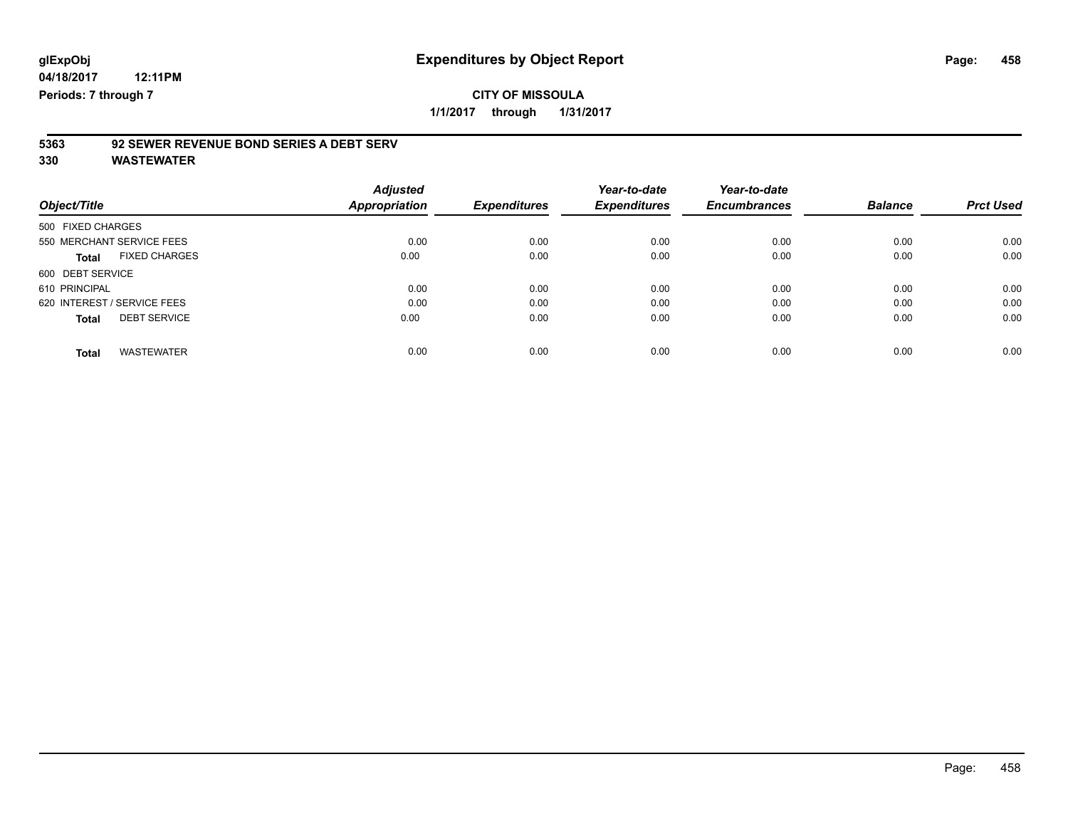glExpObj
04/18/2017 12:11PM
Periods: 7 through 7

# Expenditures by Object Report

**CITY OF MISSOULA**

**1/1/2017 through 1/31/2017**

**5363 92 SEWER REVENUE BOND SERIES A DEBT SERV**

**330 WASTEWATER**

| Object/Title | Adjusted Appropriation | Expenditures | Year-to-date Expenditures | Year-to-date Encumbrances | Balance | Prct Used |
|---|---|---|---|---|---|---|
| 500 FIXED CHARGES | | | | | | |
| 550 MERCHANT SERVICE FEES | 0.00 | 0.00 | 0.00 | 0.00 | 0.00 | 0.00 |
| **Total** FIXED CHARGES | 0.00 | 0.00 | 0.00 | 0.00 | 0.00 | 0.00 |
| 600 DEBT SERVICE | | | | | | |
| 610 PRINCIPAL | 0.00 | 0.00 | 0.00 | 0.00 | 0.00 | 0.00 |
| 620 INTEREST / SERVICE FEES | 0.00 | 0.00 | 0.00 | 0.00 | 0.00 | 0.00 |
| **Total** DEBT SERVICE | 0.00 | 0.00 | 0.00 | 0.00 | 0.00 | 0.00 |
| **Total** WASTEWATER | 0.00 | 0.00 | 0.00 | 0.00 | 0.00 | 0.00 |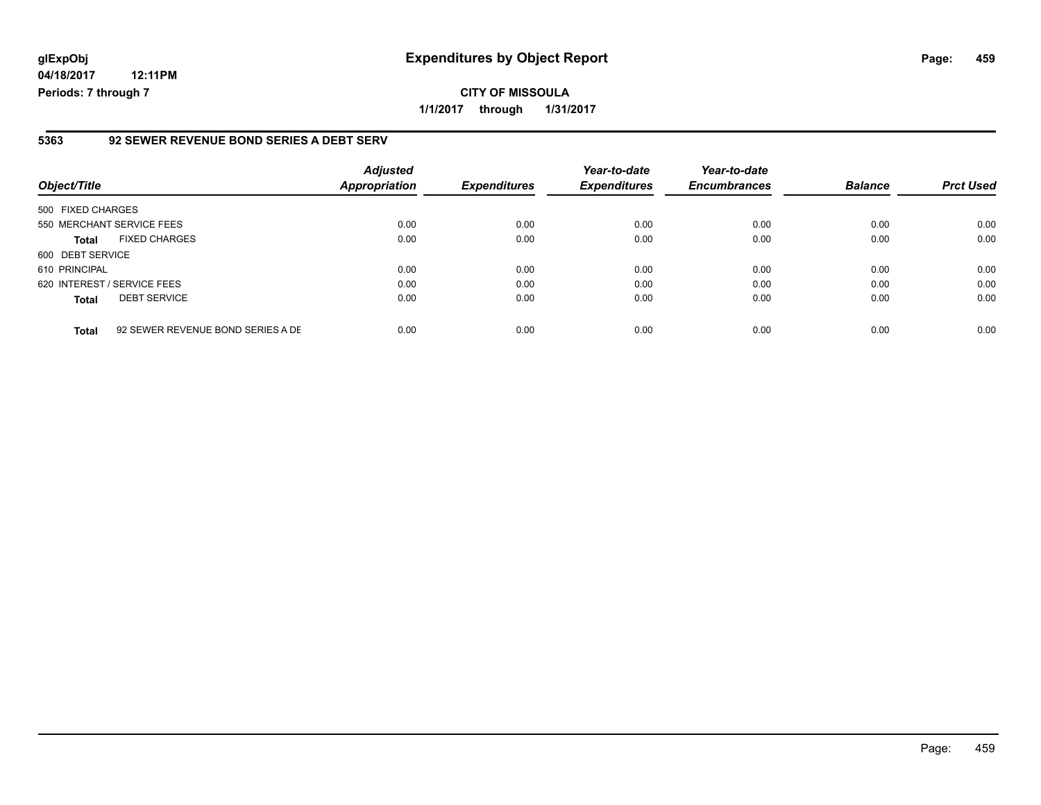**glExpObj**
**04/18/2017 12:11PM**
**Periods: 7 through 7**

# Expenditures by Object Report

**CITY OF MISSOULA**
**1/1/2017 through 1/31/2017**

## 5363 92 SEWER REVENUE BOND SERIES A DEBT SERV

| Object/Title | | *Adjusted Appropriation* | *Expenditures* | *Year-to-date Expenditures* | *Year-to-date Encumbrances* | *Balance* | *Prct Used* |
|---|---|---|---|---|---|---|---|
| 500 FIXED CHARGES | | | | | | | |
| 550 MERCHANT SERVICE FEES | | 0.00 | 0.00 | 0.00 | 0.00 | 0.00 | 0.00 |
| **Total** | FIXED CHARGES | 0.00 | 0.00 | 0.00 | 0.00 | 0.00 | 0.00 |
| 600 DEBT SERVICE | | | | | | | |
| 610 PRINCIPAL | | 0.00 | 0.00 | 0.00 | 0.00 | 0.00 | 0.00 |
| 620 INTEREST / SERVICE FEES | | 0.00 | 0.00 | 0.00 | 0.00 | 0.00 | 0.00 |
| **Total** | DEBT SERVICE | 0.00 | 0.00 | 0.00 | 0.00 | 0.00 | 0.00 |
| **Total** | 92 SEWER REVENUE BOND SERIES A DE | 0.00 | 0.00 | 0.00 | 0.00 | 0.00 | 0.00 |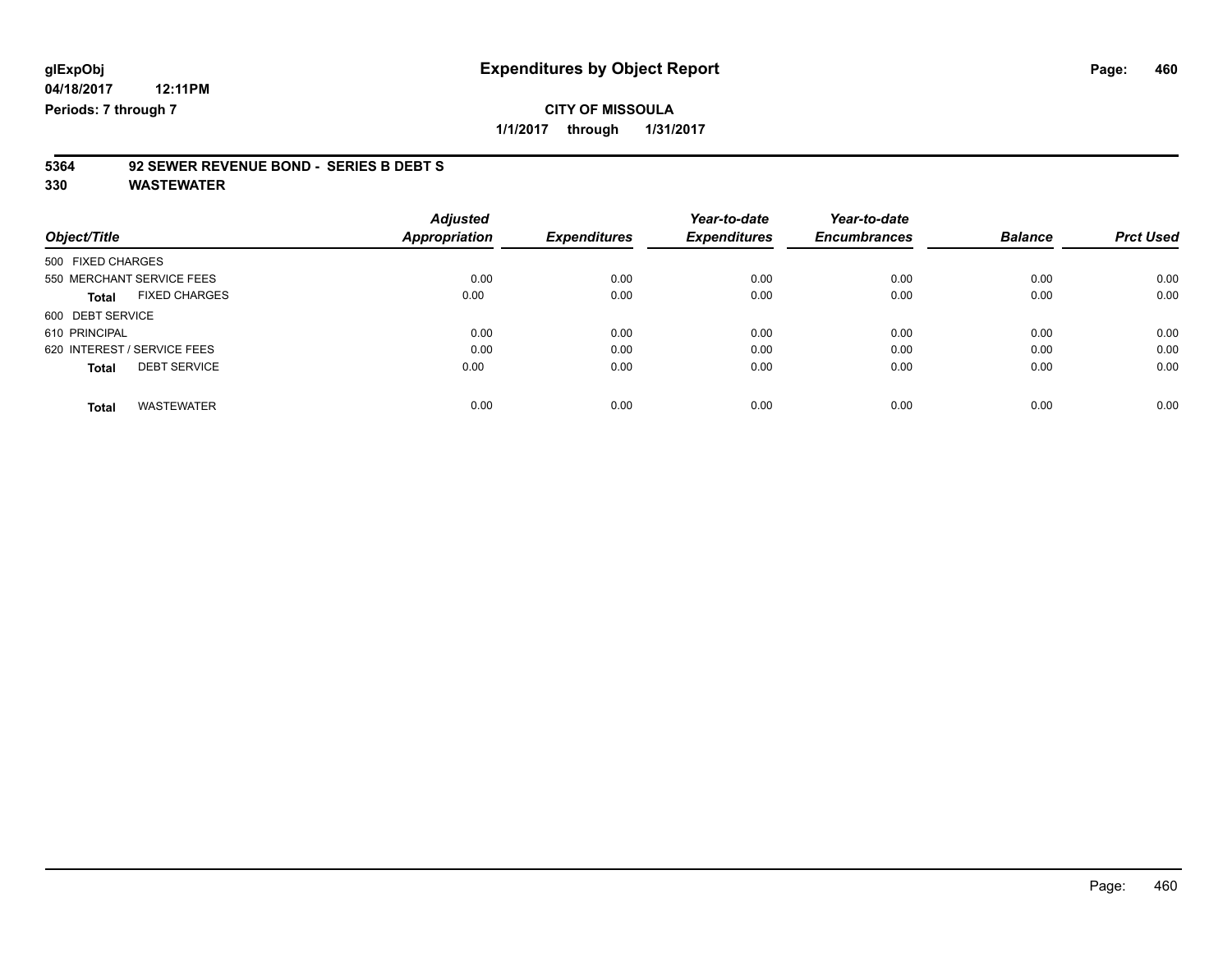glExpObj
04/18/2017 12:11PM
Periods: 7 through 7

# Expenditures by Object Report

**CITY OF MISSOULA**
**1/1/2017 through 1/31/2017**

**5364 92 SEWER REVENUE BOND - SERIES B DEBT S**
**330 WASTEWATER**

| Object/Title | Adjusted Appropriation | Expenditures | Year-to-date Expenditures | Year-to-date Encumbrances | Balance | Prct Used |
|---|---|---|---|---|---|---|
| 500 FIXED CHARGES | | | | | | |
| 550 MERCHANT SERVICE FEES | 0.00 | 0.00 | 0.00 | 0.00 | 0.00 | 0.00 |
| **Total** FIXED CHARGES | 0.00 | 0.00 | 0.00 | 0.00 | 0.00 | 0.00 |
| 600 DEBT SERVICE | | | | | | |
| 610 PRINCIPAL | 0.00 | 0.00 | 0.00 | 0.00 | 0.00 | 0.00 |
| 620 INTEREST / SERVICE FEES | 0.00 | 0.00 | 0.00 | 0.00 | 0.00 | 0.00 |
| **Total** DEBT SERVICE | 0.00 | 0.00 | 0.00 | 0.00 | 0.00 | 0.00 |
| **Total** WASTEWATER | 0.00 | 0.00 | 0.00 | 0.00 | 0.00 | 0.00 |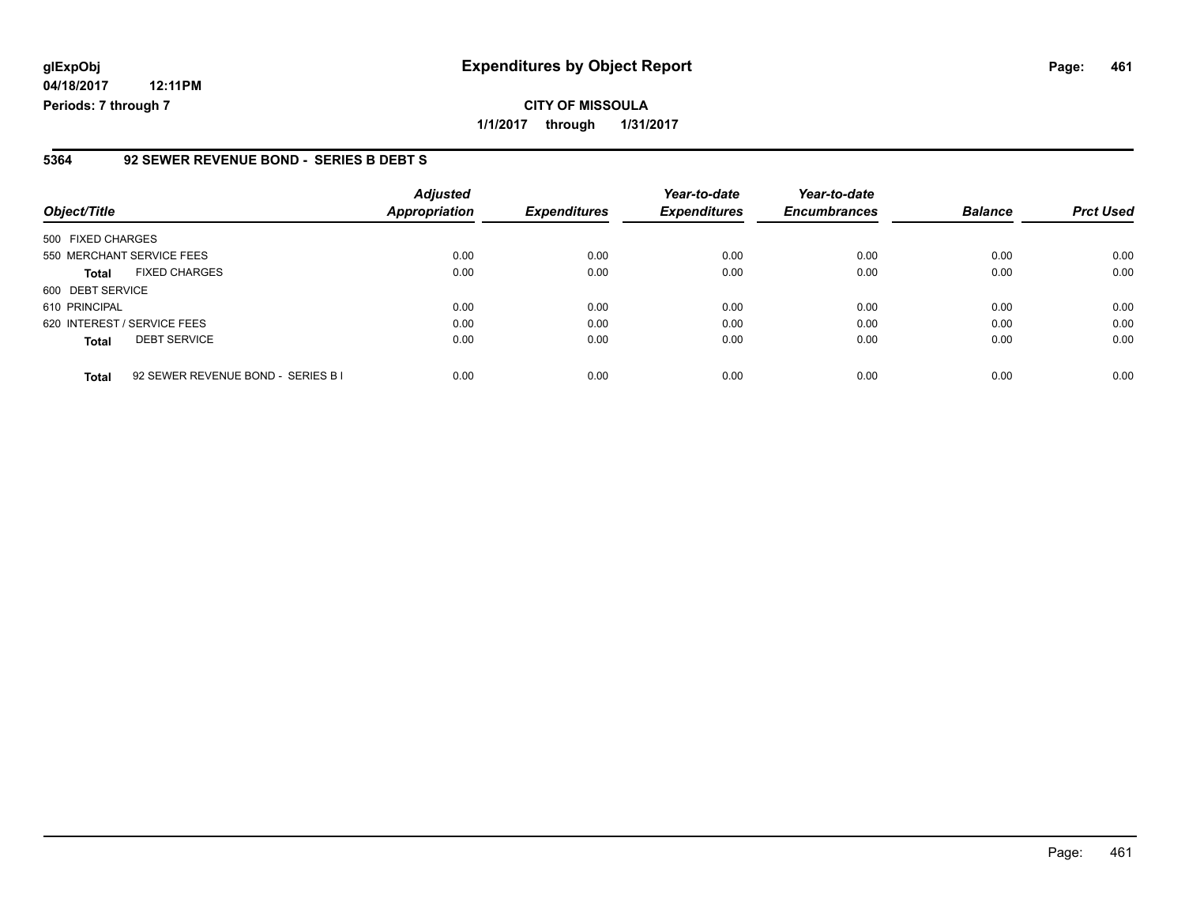# Expenditures by Object Report

glExpObj
04/18/2017 12:11PM
Periods: 7 through 7

**CITY OF MISSOULA**
**1/1/2017 through 1/31/2017**

## 5364 92 SEWER REVENUE BOND - SERIES B DEBT S

| Object/Title | | Adjusted Appropriation | Expenditures | Year-to-date Expenditures | Year-to-date Encumbrances | Balance | Prct Used |
|---|---|---|---|---|---|---|---|
| 500 FIXED CHARGES | | | | | | | |
| 550 MERCHANT SERVICE FEES | | 0.00 | 0.00 | 0.00 | 0.00 | 0.00 | 0.00 |
| **Total** | FIXED CHARGES | 0.00 | 0.00 | 0.00 | 0.00 | 0.00 | 0.00 |
| 600 DEBT SERVICE | | | | | | | |
| 610 PRINCIPAL | | 0.00 | 0.00 | 0.00 | 0.00 | 0.00 | 0.00 |
| 620 INTEREST / SERVICE FEES | | 0.00 | 0.00 | 0.00 | 0.00 | 0.00 | 0.00 |
| **Total** | DEBT SERVICE | 0.00 | 0.00 | 0.00 | 0.00 | 0.00 | 0.00 |
| **Total** | 92 SEWER REVENUE BOND - SERIES B I | 0.00 | 0.00 | 0.00 | 0.00 | 0.00 | 0.00 |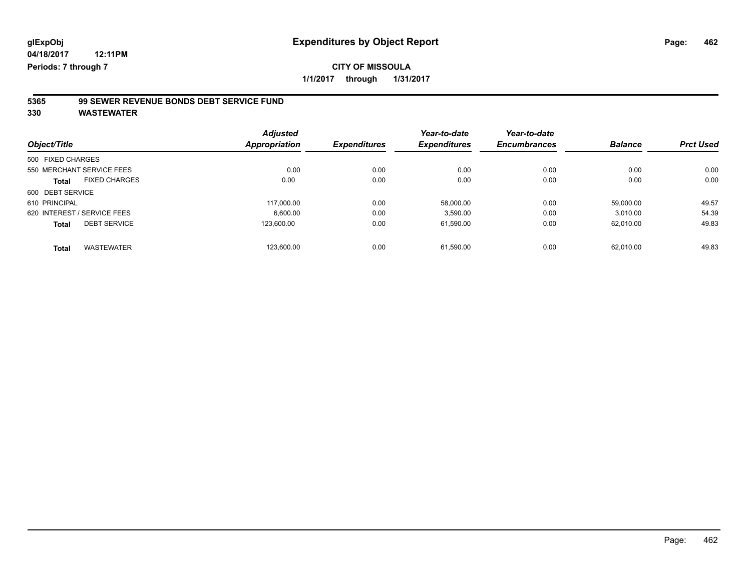**glExpObj**
**04/18/2017 12:11PM**
**Periods: 7 through 7**

# Expenditures by Object Report

**CITY OF MISSOULA**
**1/1/2017 through 1/31/2017**

## 5365 99 SEWER REVENUE BONDS DEBT SERVICE FUND
## 330 WASTEWATER

| Object/Title | Adjusted Appropriation | Expenditures | Year-to-date Expenditures | Year-to-date Encumbrances | Balance | Prct Used |
|---|---|---|---|---|---|---|
| 500 FIXED CHARGES | | | | | | |
| 550 MERCHANT SERVICE FEES | 0.00 | 0.00 | 0.00 | 0.00 | 0.00 | 0.00 |
| **Total** FIXED CHARGES | 0.00 | 0.00 | 0.00 | 0.00 | 0.00 | 0.00 |
| 600 DEBT SERVICE | | | | | | |
| 610 PRINCIPAL | 117,000.00 | 0.00 | 58,000.00 | 0.00 | 59,000.00 | 49.57 |
| 620 INTEREST / SERVICE FEES | 6,600.00 | 0.00 | 3,590.00 | 0.00 | 3,010.00 | 54.39 |
| **Total** DEBT SERVICE | 123,600.00 | 0.00 | 61,590.00 | 0.00 | 62,010.00 | 49.83 |
| **Total** WASTEWATER | 123,600.00 | 0.00 | 61,590.00 | 0.00 | 62,010.00 | 49.83 |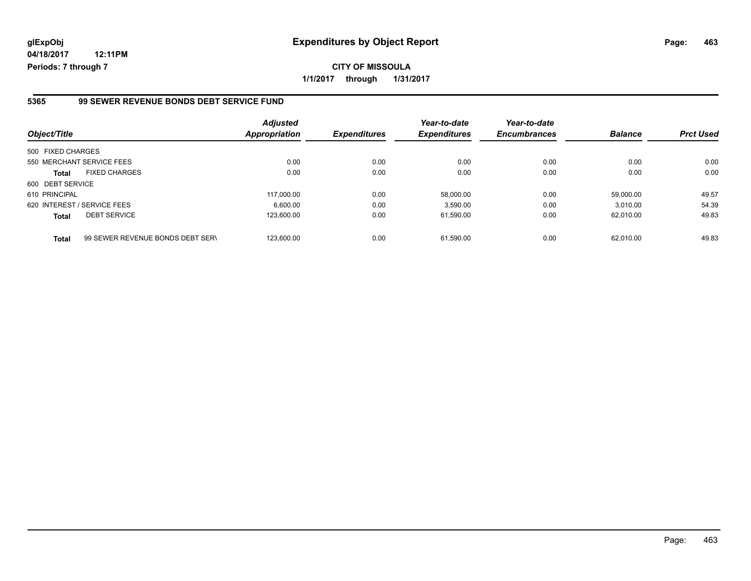glExpObj
04/18/2017 12:11PM
Periods: 7 through 7

# Expenditures by Object Report

**CITY OF MISSOULA**

**1/1/2017 through 1/31/2017**

## 5365 99 SEWER REVENUE BONDS DEBT SERVICE FUND

| Object/Title | | Adjusted Appropriation | Expenditures | Year-to-date Expenditures | Year-to-date Encumbrances | Balance | Prct Used |
|---|---|---|---|---|---|---|---|
| 500 FIXED CHARGES | | | | | | | |
| 550 MERCHANT SERVICE FEES | | 0.00 | 0.00 | 0.00 | 0.00 | 0.00 | 0.00 |
| **Total** | FIXED CHARGES | 0.00 | 0.00 | 0.00 | 0.00 | 0.00 | 0.00 |
| 600 DEBT SERVICE | | | | | | | |
| 610 PRINCIPAL | | 117,000.00 | 0.00 | 58,000.00 | 0.00 | 59,000.00 | 49.57 |
| 620 INTEREST / SERVICE FEES | | 6,600.00 | 0.00 | 3,590.00 | 0.00 | 3,010.00 | 54.39 |
| **Total** | DEBT SERVICE | 123,600.00 | 0.00 | 61,590.00 | 0.00 | 62,010.00 | 49.83 |
| **Total** | 99 SEWER REVENUE BONDS DEBT SERV | 123,600.00 | 0.00 | 61,590.00 | 0.00 | 62,010.00 | 49.83 |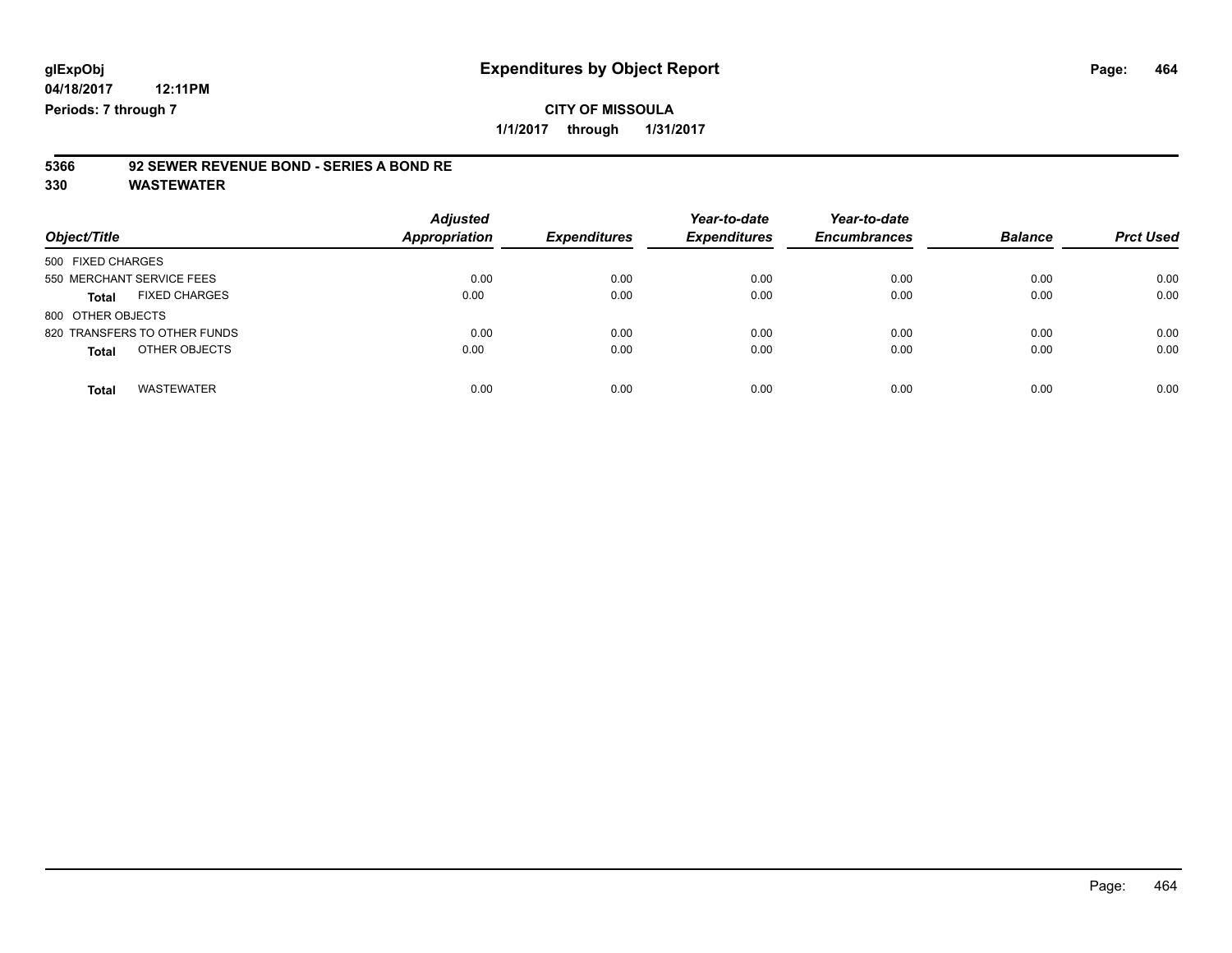# Expenditures by Object Report

glExpObj
04/18/2017 12:11PM
Periods: 7 through 7

**CITY OF MISSOULA**
**1/1/2017 through 1/31/2017**

**5366 92 SEWER REVENUE BOND - SERIES A BOND RE**
**330 WASTEWATER**

| Object/Title | Adjusted Appropriation | Expenditures | Year-to-date Expenditures | Year-to-date Encumbrances | Balance | Prct Used |
|---|---|---|---|---|---|---|
| 500 FIXED CHARGES | | | | | | |
| 550 MERCHANT SERVICE FEES | 0.00 | 0.00 | 0.00 | 0.00 | 0.00 | 0.00 |
| **Total** FIXED CHARGES | 0.00 | 0.00 | 0.00 | 0.00 | 0.00 | 0.00 |
| 800 OTHER OBJECTS | | | | | | |
| 820 TRANSFERS TO OTHER FUNDS | 0.00 | 0.00 | 0.00 | 0.00 | 0.00 | 0.00 |
| **Total** OTHER OBJECTS | 0.00 | 0.00 | 0.00 | 0.00 | 0.00 | 0.00 |
| **Total** WASTEWATER | 0.00 | 0.00 | 0.00 | 0.00 | 0.00 | 0.00 |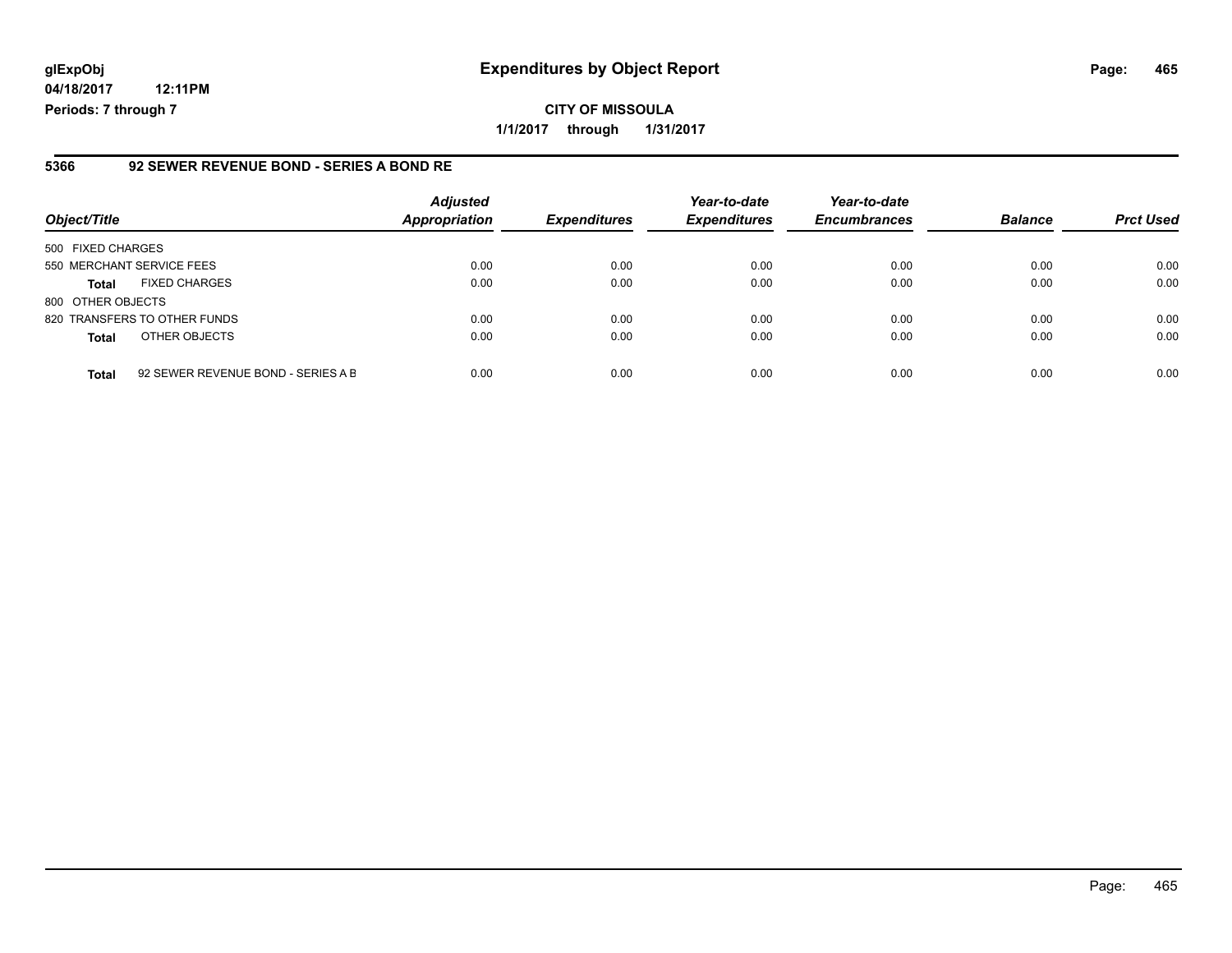glExpObj
04/18/2017 12:11PM
Periods: 7 through 7

# Expenditures by Object Report

**CITY OF MISSOULA**

**1/1/2017 through 1/31/2017**

## 5366 92 SEWER REVENUE BOND - SERIES A BOND RE

| Object/Title | Adjusted Appropriation | Expenditures | Year-to-date Expenditures | Year-to-date Encumbrances | Balance | Prct Used |
|---|---|---|---|---|---|---|
| 500 FIXED CHARGES | | | | | | |
| 550 MERCHANT SERVICE FEES | 0.00 | 0.00 | 0.00 | 0.00 | 0.00 | 0.00 |
| **Total** FIXED CHARGES | 0.00 | 0.00 | 0.00 | 0.00 | 0.00 | 0.00 |
| 800 OTHER OBJECTS | | | | | | |
| 820 TRANSFERS TO OTHER FUNDS | 0.00 | 0.00 | 0.00 | 0.00 | 0.00 | 0.00 |
| **Total** OTHER OBJECTS | 0.00 | 0.00 | 0.00 | 0.00 | 0.00 | 0.00 |
| **Total** 92 SEWER REVENUE BOND - SERIES A B | 0.00 | 0.00 | 0.00 | 0.00 | 0.00 | 0.00 |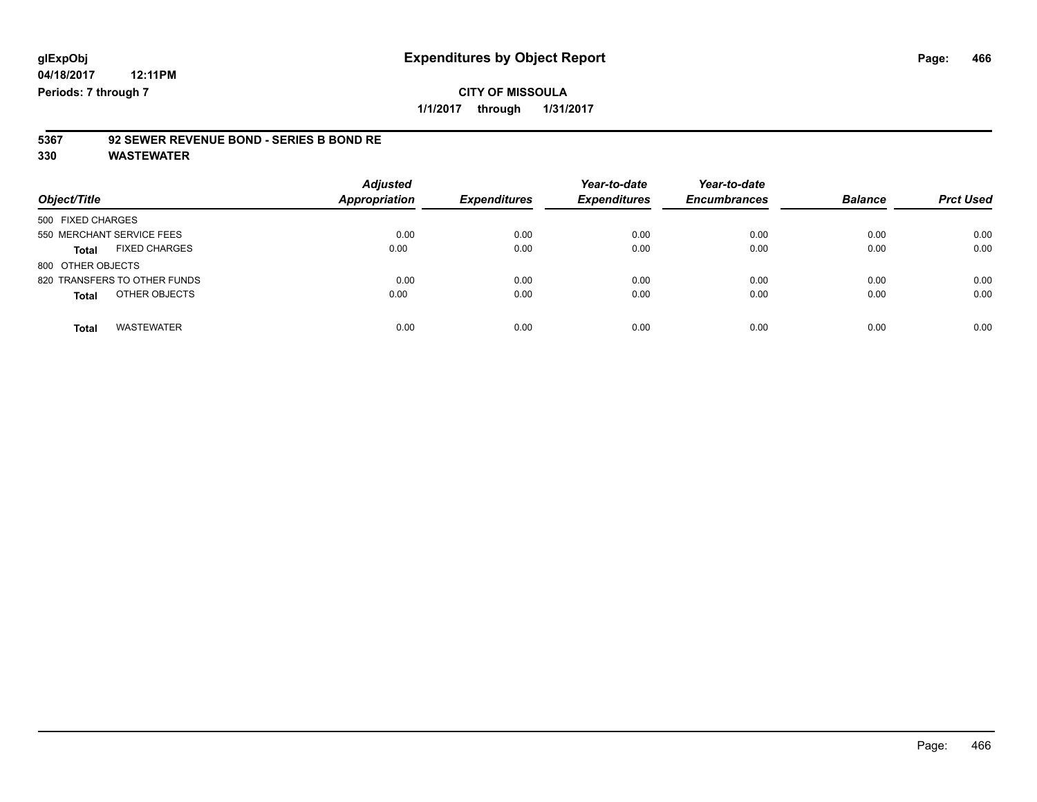**glExpObj** **Expenditures by Object Report**

**04/18/2017 12:11PM**

**Periods: 7 through 7**

**CITY OF MISSOULA**

**1/1/2017 through 1/31/2017**

**5367 92 SEWER REVENUE BOND - SERIES B BOND RE**

**330 WASTEWATER**

| Object/Title | Adjusted Appropriation | Expenditures | Year-to-date Expenditures | Year-to-date Encumbrances | Balance | Prct Used |
|---|---|---|---|---|---|---|
| 500 FIXED CHARGES | | | | | | |
| 550 MERCHANT SERVICE FEES | 0.00 | 0.00 | 0.00 | 0.00 | 0.00 | 0.00 |
| **Total** FIXED CHARGES | 0.00 | 0.00 | 0.00 | 0.00 | 0.00 | 0.00 |
| 800 OTHER OBJECTS | | | | | | |
| 820 TRANSFERS TO OTHER FUNDS | 0.00 | 0.00 | 0.00 | 0.00 | 0.00 | 0.00 |
| **Total** OTHER OBJECTS | 0.00 | 0.00 | 0.00 | 0.00 | 0.00 | 0.00 |
| **Total** WASTEWATER | 0.00 | 0.00 | 0.00 | 0.00 | 0.00 | 0.00 |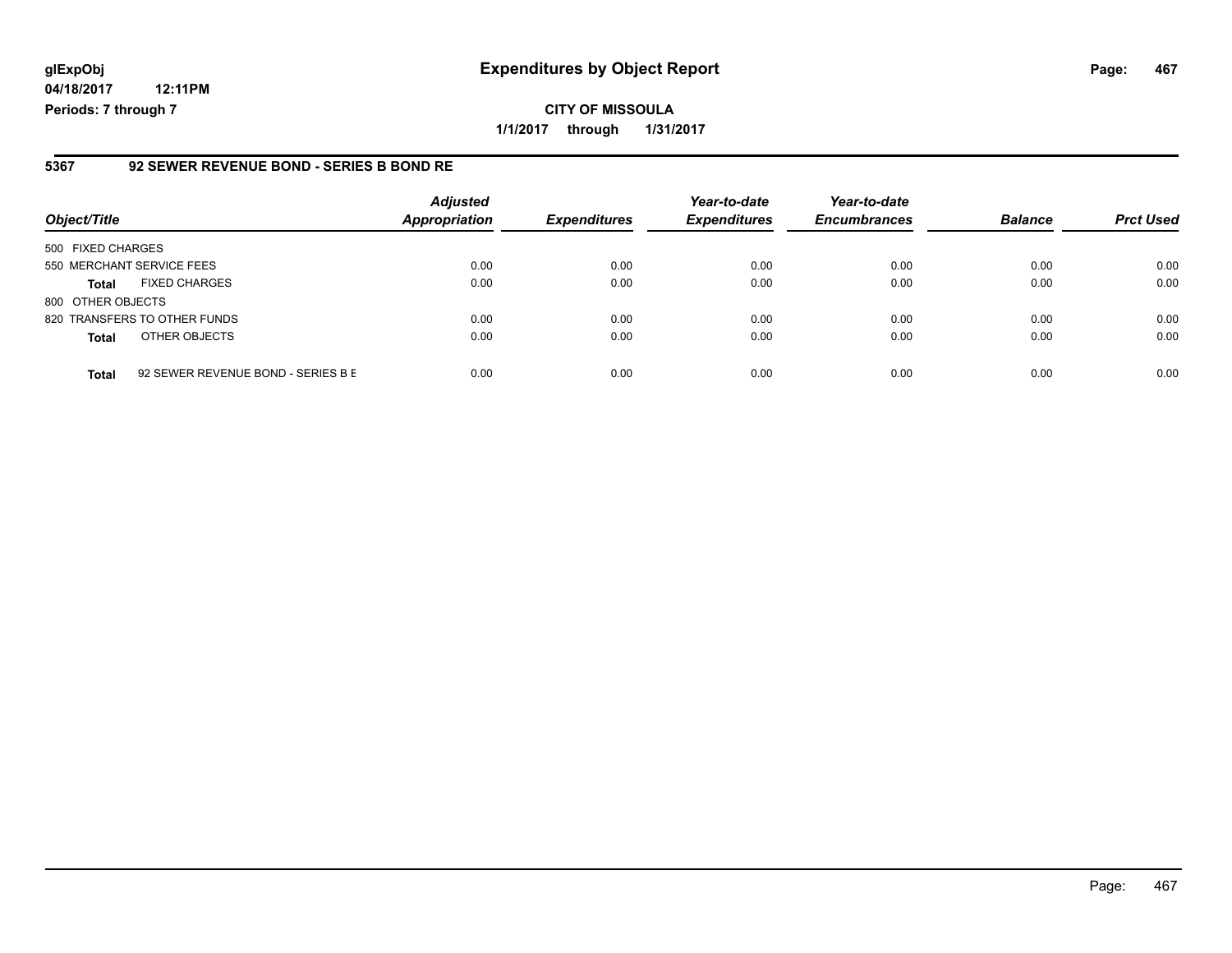**glExpObj**
**04/18/2017 12:11PM**
**Periods: 7 through 7**

# Expenditures by Object Report

**CITY OF MISSOULA**
**1/1/2017 through 1/31/2017**

## 5367 92 SEWER REVENUE BOND - SERIES B BOND RE

| Object/Title | | Adjusted Appropriation | Expenditures | Year-to-date Expenditures | Year-to-date Encumbrances | Balance | Prct Used |
|---|---|---|---|---|---|---|---|
| 500 FIXED CHARGES | | | | | | | |
| 550 MERCHANT SERVICE FEES | | 0.00 | 0.00 | 0.00 | 0.00 | 0.00 | 0.00 |
| **Total** | FIXED CHARGES | 0.00 | 0.00 | 0.00 | 0.00 | 0.00 | 0.00 |
| 800 OTHER OBJECTS | | | | | | | |
| 820 TRANSFERS TO OTHER FUNDS | | 0.00 | 0.00 | 0.00 | 0.00 | 0.00 | 0.00 |
| **Total** | OTHER OBJECTS | 0.00 | 0.00 | 0.00 | 0.00 | 0.00 | 0.00 |
| **Total** | 92 SEWER REVENUE BOND - SERIES B E | 0.00 | 0.00 | 0.00 | 0.00 | 0.00 | 0.00 |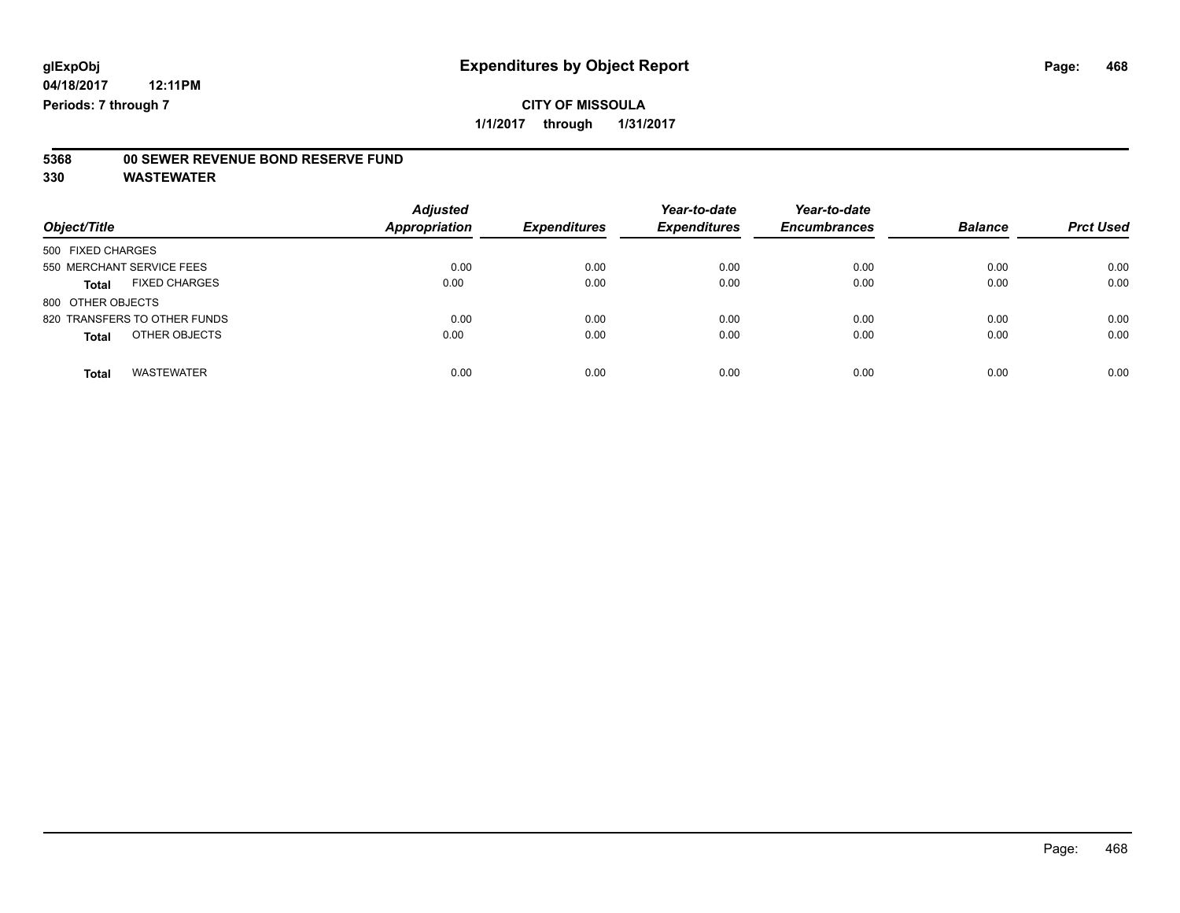**glExpObj** — **Expenditures by Object Report**

**04/18/2017 12:11PM**

**Periods: 7 through 7**

**CITY OF MISSOULA**

**1/1/2017 through 1/31/2017**

**5368 00 SEWER REVENUE BOND RESERVE FUND**

**330 WASTEWATER**

| Object/Title | Adjusted Appropriation | Expenditures | Year-to-date Expenditures | Year-to-date Encumbrances | Balance | Prct Used |
|---|---|---|---|---|---|---|
| 500 FIXED CHARGES | | | | | | |
| 550 MERCHANT SERVICE FEES | 0.00 | 0.00 | 0.00 | 0.00 | 0.00 | 0.00 |
| **Total** FIXED CHARGES | 0.00 | 0.00 | 0.00 | 0.00 | 0.00 | 0.00 |
| 800 OTHER OBJECTS | | | | | | |
| 820 TRANSFERS TO OTHER FUNDS | 0.00 | 0.00 | 0.00 | 0.00 | 0.00 | 0.00 |
| **Total** OTHER OBJECTS | 0.00 | 0.00 | 0.00 | 0.00 | 0.00 | 0.00 |
| **Total** WASTEWATER | 0.00 | 0.00 | 0.00 | 0.00 | 0.00 | 0.00 |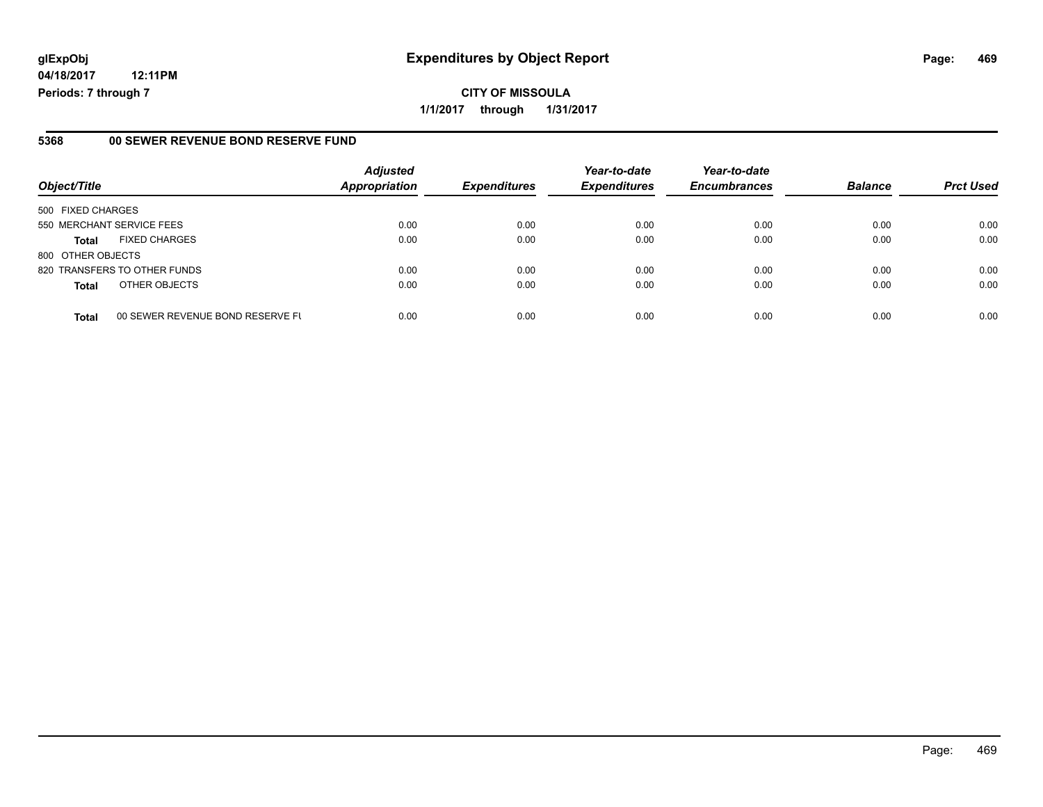**glExpObj**
**04/18/2017 12:11PM**
**Periods: 7 through 7**

# Expenditures by Object Report

**CITY OF MISSOULA**
**1/1/2017 through 1/31/2017**

## 5368 00 SEWER REVENUE BOND RESERVE FUND

| Object/Title | | Adjusted Appropriation | Expenditures | Year-to-date Expenditures | Year-to-date Encumbrances | Balance | Prct Used |
|---|---|---|---|---|---|---|---|
| 500 FIXED CHARGES | | | | | | | |
| 550 MERCHANT SERVICE FEES | | 0.00 | 0.00 | 0.00 | 0.00 | 0.00 | 0.00 |
| **Total** | FIXED CHARGES | 0.00 | 0.00 | 0.00 | 0.00 | 0.00 | 0.00 |
| 800 OTHER OBJECTS | | | | | | | |
| 820 TRANSFERS TO OTHER FUNDS | | 0.00 | 0.00 | 0.00 | 0.00 | 0.00 | 0.00 |
| **Total** | OTHER OBJECTS | 0.00 | 0.00 | 0.00 | 0.00 | 0.00 | 0.00 |
| **Total** | 00 SEWER REVENUE BOND RESERVE FU | 0.00 | 0.00 | 0.00 | 0.00 | 0.00 | 0.00 |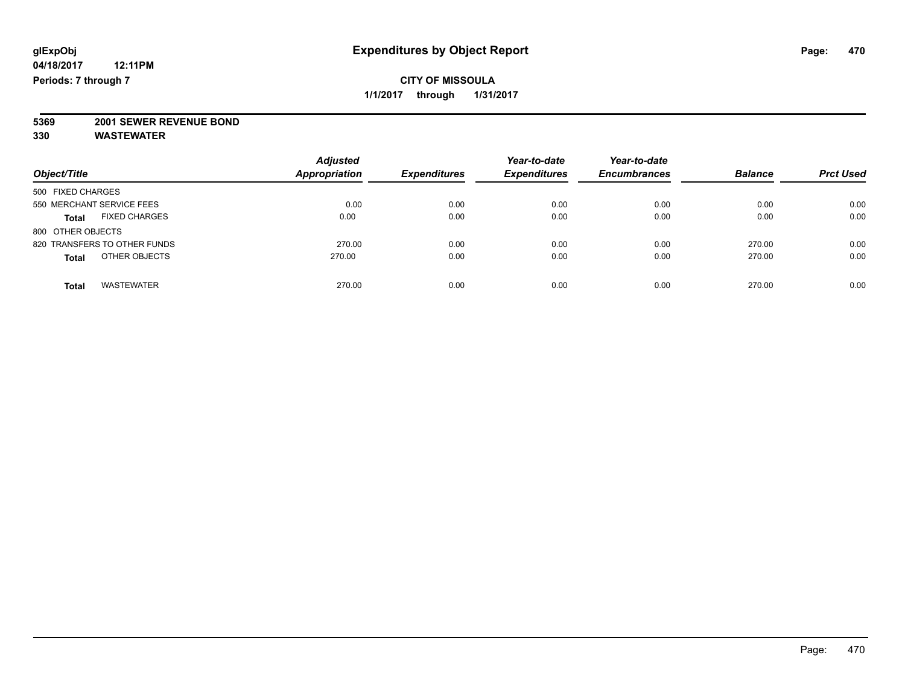# Expenditures by Object Report

glExpObj
04/18/2017 12:11PM
Periods: 7 through 7

**CITY OF MISSOULA**
**1/1/2017 through 1/31/2017**

**5369 2001 SEWER REVENUE BOND**
**330 WASTEWATER**

| Object/Title | Adjusted Appropriation | Expenditures | Year-to-date Expenditures | Year-to-date Encumbrances | Balance | Prct Used |
|---|---|---|---|---|---|---|
| 500 FIXED CHARGES | | | | | | |
| 550 MERCHANT SERVICE FEES | 0.00 | 0.00 | 0.00 | 0.00 | 0.00 | 0.00 |
| **Total** FIXED CHARGES | 0.00 | 0.00 | 0.00 | 0.00 | 0.00 | 0.00 |
| 800 OTHER OBJECTS | | | | | | |
| 820 TRANSFERS TO OTHER FUNDS | 270.00 | 0.00 | 0.00 | 0.00 | 270.00 | 0.00 |
| **Total** OTHER OBJECTS | 270.00 | 0.00 | 0.00 | 0.00 | 270.00 | 0.00 |
| **Total** WASTEWATER | 270.00 | 0.00 | 0.00 | 0.00 | 270.00 | 0.00 |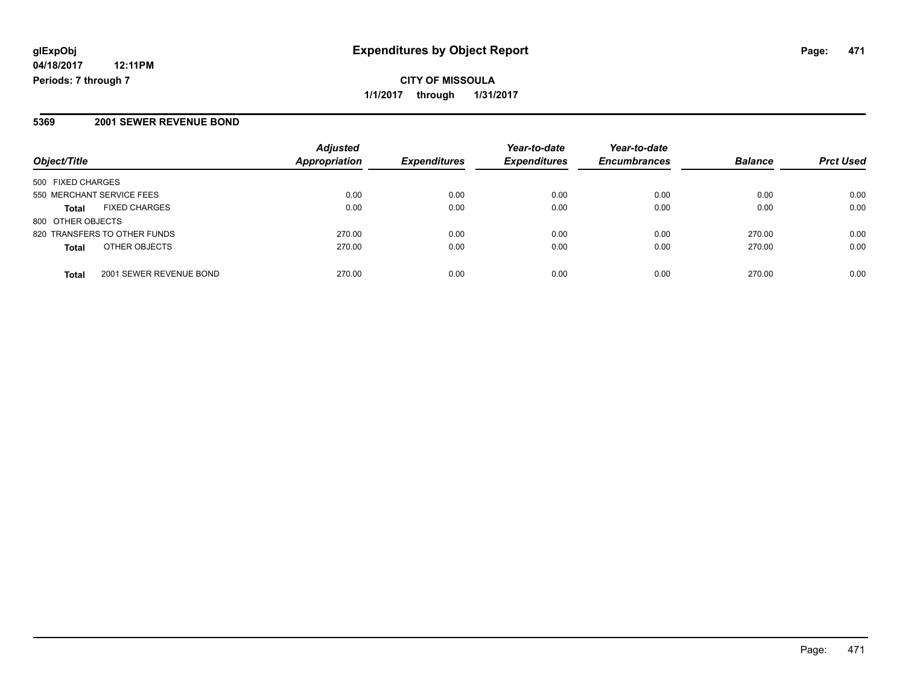**glExpObj**
**04/18/2017 12:11PM**
**Periods: 7 through 7**

# Expenditures by Object Report

**CITY OF MISSOULA**
**1/1/2017 through 1/31/2017**

## 5369 2001 SEWER REVENUE BOND

| Object/Title | | Adjusted Appropriation | Expenditures | Year-to-date Expenditures | Year-to-date Encumbrances | Balance | Prct Used |
|---|---|---|---|---|---|---|---|
| 500 FIXED CHARGES | | | | | | | |
| 550 MERCHANT SERVICE FEES | | 0.00 | 0.00 | 0.00 | 0.00 | 0.00 | 0.00 |
| **Total** | FIXED CHARGES | 0.00 | 0.00 | 0.00 | 0.00 | 0.00 | 0.00 |
| 800 OTHER OBJECTS | | | | | | | |
| 820 TRANSFERS TO OTHER FUNDS | | 270.00 | 0.00 | 0.00 | 0.00 | 270.00 | 0.00 |
| **Total** | OTHER OBJECTS | 270.00 | 0.00 | 0.00 | 0.00 | 270.00 | 0.00 |
| **Total** | 2001 SEWER REVENUE BOND | 270.00 | 0.00 | 0.00 | 0.00 | 270.00 | 0.00 |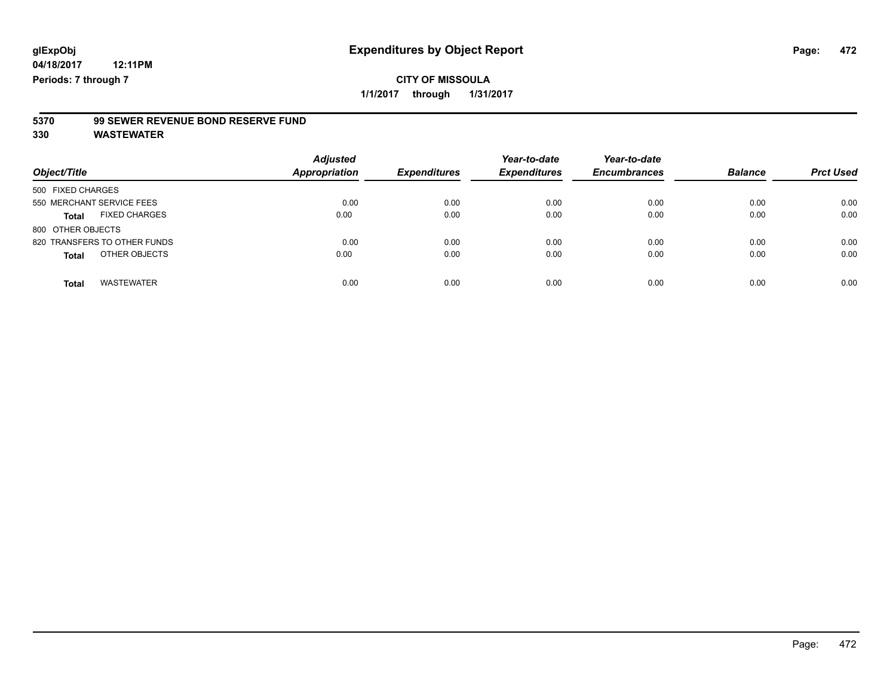glExpObj
04/18/2017 12:11PM
Periods: 7 through 7

# Expenditures by Object Report

**CITY OF MISSOULA**
**1/1/2017 through 1/31/2017**

**5370 99 SEWER REVENUE BOND RESERVE FUND**
**330 WASTEWATER**

| Object/Title | Adjusted Appropriation | Expenditures | Year-to-date Expenditures | Year-to-date Encumbrances | Balance | Prct Used |
|---|---|---|---|---|---|---|
| 500 FIXED CHARGES | | | | | | |
| 550 MERCHANT SERVICE FEES | 0.00 | 0.00 | 0.00 | 0.00 | 0.00 | 0.00 |
| **Total** FIXED CHARGES | 0.00 | 0.00 | 0.00 | 0.00 | 0.00 | 0.00 |
| 800 OTHER OBJECTS | | | | | | |
| 820 TRANSFERS TO OTHER FUNDS | 0.00 | 0.00 | 0.00 | 0.00 | 0.00 | 0.00 |
| **Total** OTHER OBJECTS | 0.00 | 0.00 | 0.00 | 0.00 | 0.00 | 0.00 |
| **Total** WASTEWATER | 0.00 | 0.00 | 0.00 | 0.00 | 0.00 | 0.00 |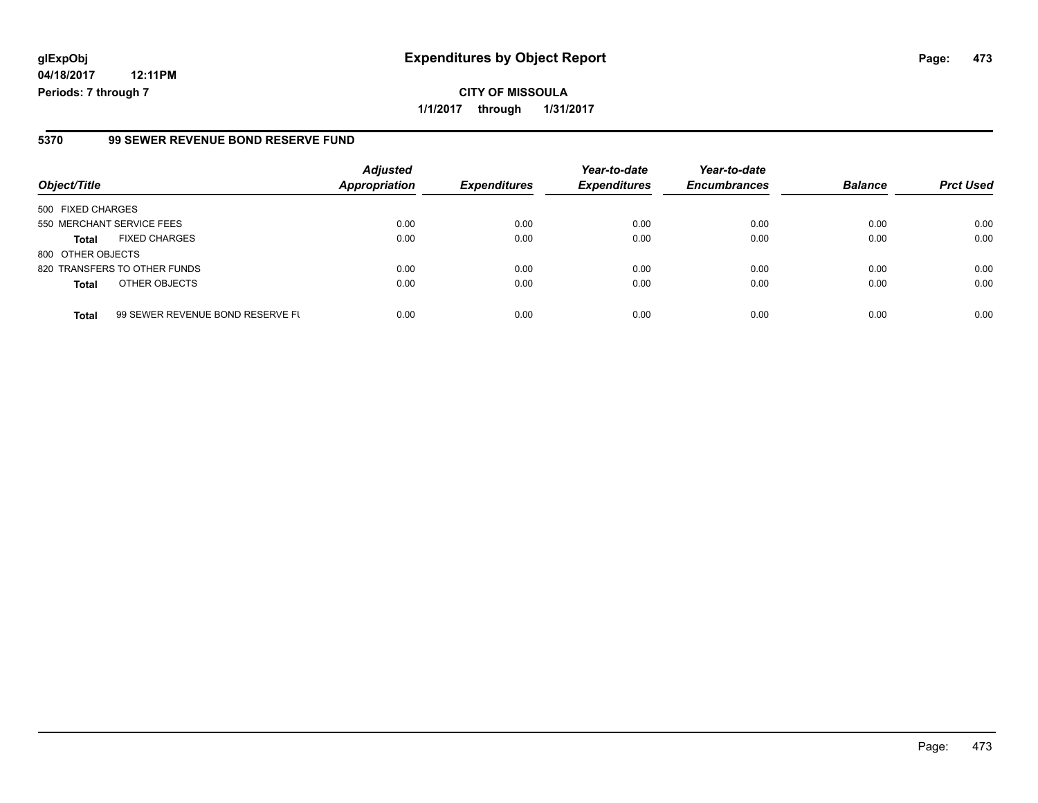# Expenditures by Object Report

glExpObj
04/18/2017 12:11PM
Periods: 7 through 7

**CITY OF MISSOULA**
**1/1/2017 through 1/31/2017**

## 5370 99 SEWER REVENUE BOND RESERVE FUND

| Object/Title | | Adjusted Appropriation | Expenditures | Year-to-date Expenditures | Year-to-date Encumbrances | Balance | Prct Used |
|---|---|---|---|---|---|---|---|
| 500 FIXED CHARGES | | | | | | | |
| 550 MERCHANT SERVICE FEES | | 0.00 | 0.00 | 0.00 | 0.00 | 0.00 | 0.00 |
| **Total** | FIXED CHARGES | 0.00 | 0.00 | 0.00 | 0.00 | 0.00 | 0.00 |
| 800 OTHER OBJECTS | | | | | | | |
| 820 TRANSFERS TO OTHER FUNDS | | 0.00 | 0.00 | 0.00 | 0.00 | 0.00 | 0.00 |
| **Total** | OTHER OBJECTS | 0.00 | 0.00 | 0.00 | 0.00 | 0.00 | 0.00 |
| **Total** | 99 SEWER REVENUE BOND RESERVE FU | 0.00 | 0.00 | 0.00 | 0.00 | 0.00 | 0.00 |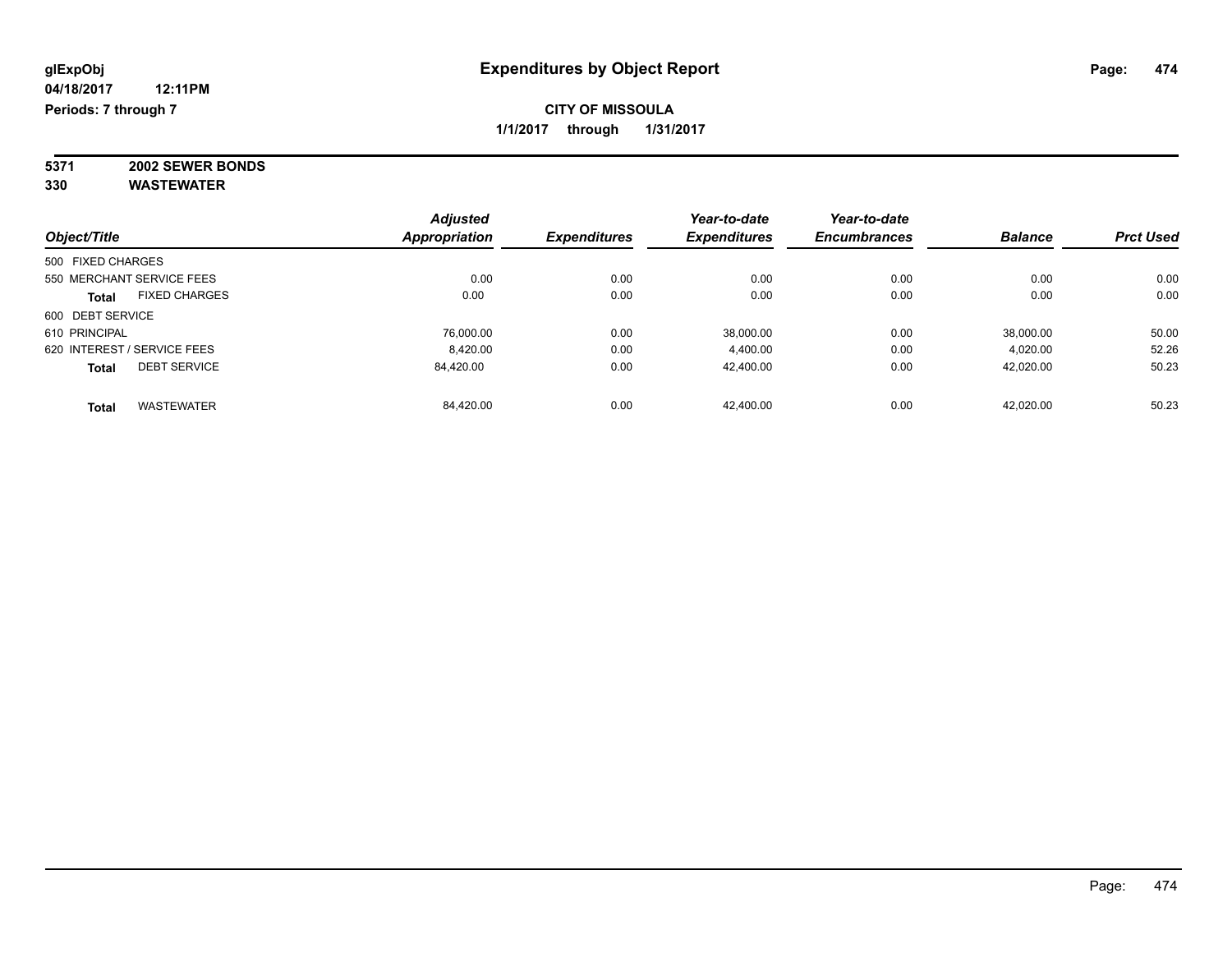**glExpObj** **Expenditures by Object Report**

**04/18/2017 12:11PM**

**Periods: 7 through 7**

**CITY OF MISSOULA**

**1/1/2017 through 1/31/2017**

**5371 2002 SEWER BONDS**

**330 WASTEWATER**

| Object/Title | | Adjusted Appropriation | Expenditures | Year-to-date Expenditures | Year-to-date Encumbrances | Balance | Prct Used |
|---|---|---|---|---|---|---|---|
| 500 FIXED CHARGES | | | | | | | |
| 550 MERCHANT SERVICE FEES | | 0.00 | 0.00 | 0.00 | 0.00 | 0.00 | 0.00 |
| **Total** | FIXED CHARGES | 0.00 | 0.00 | 0.00 | 0.00 | 0.00 | 0.00 |
| 600 DEBT SERVICE | | | | | | | |
| 610 PRINCIPAL | | 76,000.00 | 0.00 | 38,000.00 | 0.00 | 38,000.00 | 50.00 |
| 620 INTEREST / SERVICE FEES | | 8,420.00 | 0.00 | 4,400.00 | 0.00 | 4,020.00 | 52.26 |
| **Total** | DEBT SERVICE | 84,420.00 | 0.00 | 42,400.00 | 0.00 | 42,020.00 | 50.23 |
| **Total** | WASTEWATER | 84,420.00 | 0.00 | 42,400.00 | 0.00 | 42,020.00 | 50.23 |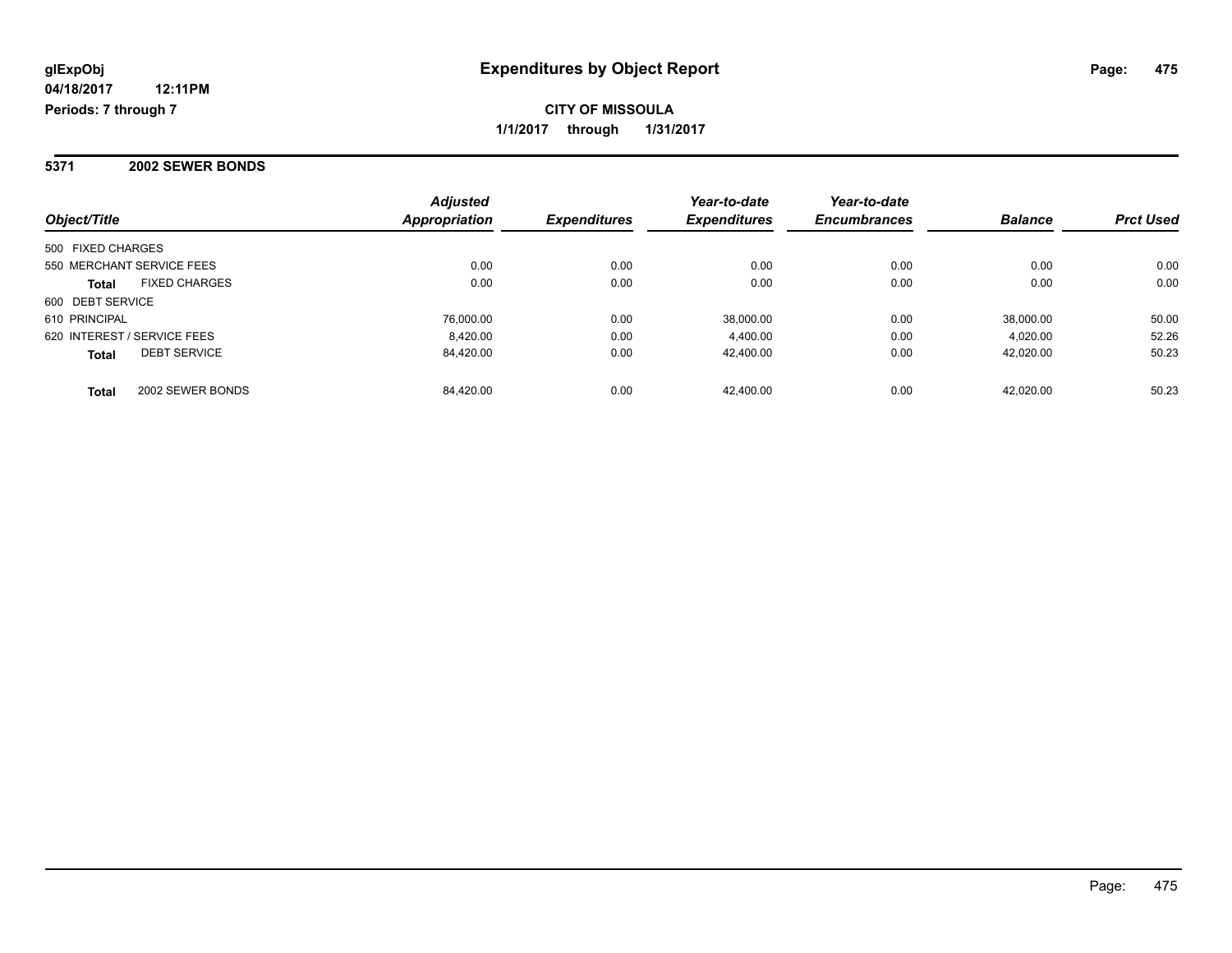**glExpObj**
**04/18/2017 12:11PM**
**Periods: 7 through 7**

# Expenditures by Object Report

**CITY OF MISSOULA**
**1/1/2017 through 1/31/2017**

## 5371 2002 SEWER BONDS

| Object/Title | | Adjusted Appropriation | Expenditures | Year-to-date Expenditures | Year-to-date Encumbrances | Balance | Prct Used |
|---|---|---|---|---|---|---|---|
| 500 FIXED CHARGES | | | | | | | |
| 550 MERCHANT SERVICE FEES | | 0.00 | 0.00 | 0.00 | 0.00 | 0.00 | 0.00 |
| **Total** | FIXED CHARGES | 0.00 | 0.00 | 0.00 | 0.00 | 0.00 | 0.00 |
| 600 DEBT SERVICE | | | | | | | |
| 610 PRINCIPAL | | 76,000.00 | 0.00 | 38,000.00 | 0.00 | 38,000.00 | 50.00 |
| 620 INTEREST / SERVICE FEES | | 8,420.00 | 0.00 | 4,400.00 | 0.00 | 4,020.00 | 52.26 |
| **Total** | DEBT SERVICE | 84,420.00 | 0.00 | 42,400.00 | 0.00 | 42,020.00 | 50.23 |
| **Total** | 2002 SEWER BONDS | 84,420.00 | 0.00 | 42,400.00 | 0.00 | 42,020.00 | 50.23 |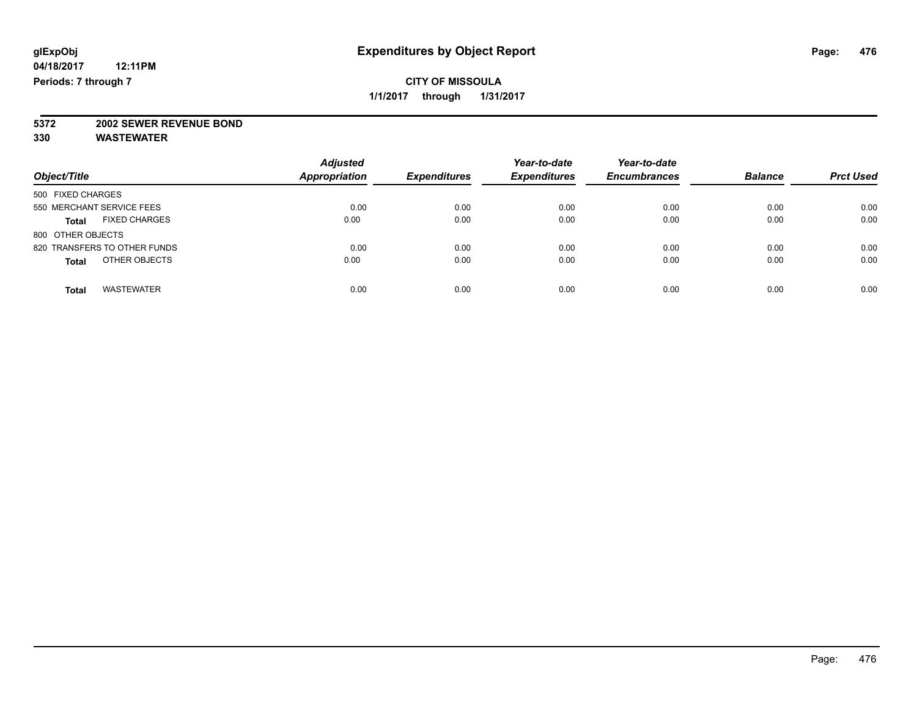glExpObj
04/18/2017 12:11PM
Periods: 7 through 7

# Expenditures by Object Report

**CITY OF MISSOULA**

**1/1/2017 through 1/31/2017**

**5372 2002 SEWER REVENUE BOND**

**330 WASTEWATER**

| Object/Title | Adjusted Appropriation | Expenditures | Year-to-date Expenditures | Year-to-date Encumbrances | Balance | Prct Used |
|---|---|---|---|---|---|---|
| 500 FIXED CHARGES | | | | | | |
| 550 MERCHANT SERVICE FEES | 0.00 | 0.00 | 0.00 | 0.00 | 0.00 | 0.00 |
| **Total** FIXED CHARGES | 0.00 | 0.00 | 0.00 | 0.00 | 0.00 | 0.00 |
| 800 OTHER OBJECTS | | | | | | |
| 820 TRANSFERS TO OTHER FUNDS | 0.00 | 0.00 | 0.00 | 0.00 | 0.00 | 0.00 |
| **Total** OTHER OBJECTS | 0.00 | 0.00 | 0.00 | 0.00 | 0.00 | 0.00 |
| **Total** WASTEWATER | 0.00 | 0.00 | 0.00 | 0.00 | 0.00 | 0.00 |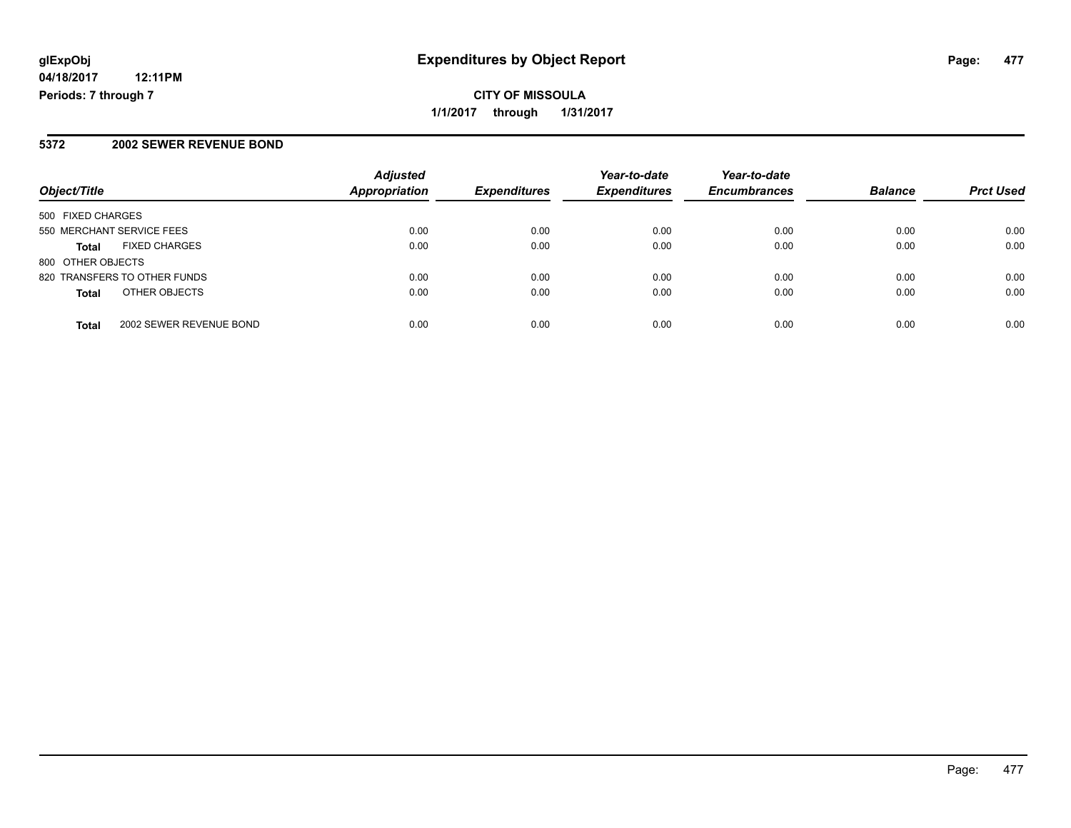**glExpObj**
**04/18/2017 12:11PM**
**Periods: 7 through 7**

# Expenditures by Object Report

**CITY OF MISSOULA**
**1/1/2017 through 1/31/2017**

## 5372 2002 SEWER REVENUE BOND

| Object/Title | | Adjusted Appropriation | Expenditures | Year-to-date Expenditures | Year-to-date Encumbrances | Balance | Prct Used |
|---|---|---|---|---|---|---|---|
| 500 FIXED CHARGES | | | | | | | |
| 550 MERCHANT SERVICE FEES | | 0.00 | 0.00 | 0.00 | 0.00 | 0.00 | 0.00 |
| **Total** | FIXED CHARGES | 0.00 | 0.00 | 0.00 | 0.00 | 0.00 | 0.00 |
| 800 OTHER OBJECTS | | | | | | | |
| 820 TRANSFERS TO OTHER FUNDS | | 0.00 | 0.00 | 0.00 | 0.00 | 0.00 | 0.00 |
| **Total** | OTHER OBJECTS | 0.00 | 0.00 | 0.00 | 0.00 | 0.00 | 0.00 |
| **Total** | 2002 SEWER REVENUE BOND | 0.00 | 0.00 | 0.00 | 0.00 | 0.00 | 0.00 |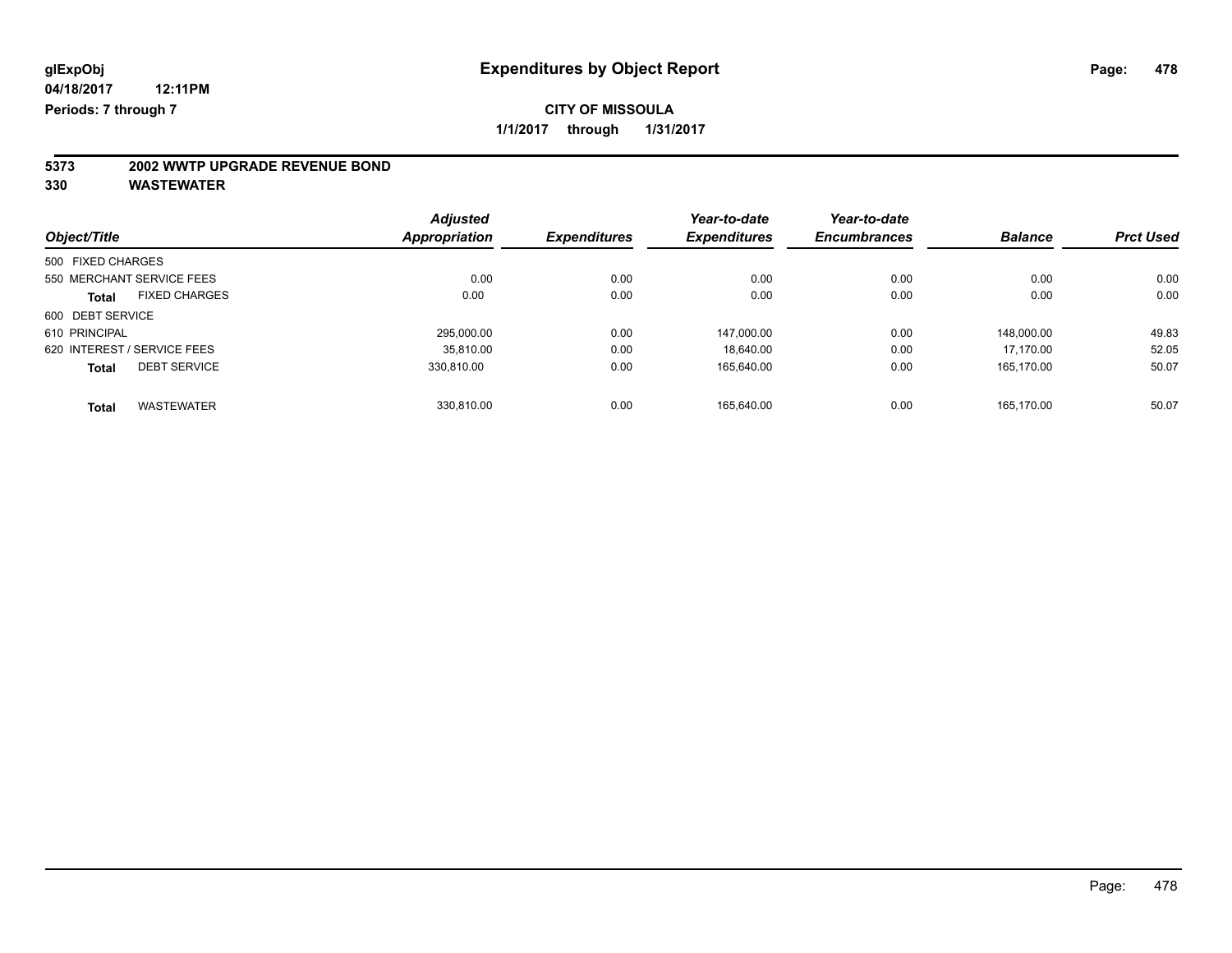**glExpObj** **Expenditures by Object Report**

**04/18/2017 12:11PM**

**Periods: 7 through 7**

**CITY OF MISSOULA**

**1/1/2017 through 1/31/2017**

**5373 2002 WWTP UPGRADE REVENUE BOND**

**330 WASTEWATER**

| Object/Title | Adjusted Appropriation | Expenditures | Year-to-date Expenditures | Year-to-date Encumbrances | Balance | Prct Used |
|---|---|---|---|---|---|---|
| 500 FIXED CHARGES | | | | | | |
| 550 MERCHANT SERVICE FEES | 0.00 | 0.00 | 0.00 | 0.00 | 0.00 | 0.00 |
| **Total** FIXED CHARGES | 0.00 | 0.00 | 0.00 | 0.00 | 0.00 | 0.00 |
| 600 DEBT SERVICE | | | | | | |
| 610 PRINCIPAL | 295,000.00 | 0.00 | 147,000.00 | 0.00 | 148,000.00 | 49.83 |
| 620 INTEREST / SERVICE FEES | 35,810.00 | 0.00 | 18,640.00 | 0.00 | 17,170.00 | 52.05 |
| **Total** DEBT SERVICE | 330,810.00 | 0.00 | 165,640.00 | 0.00 | 165,170.00 | 50.07 |
| **Total** WASTEWATER | 330,810.00 | 0.00 | 165,640.00 | 0.00 | 165,170.00 | 50.07 |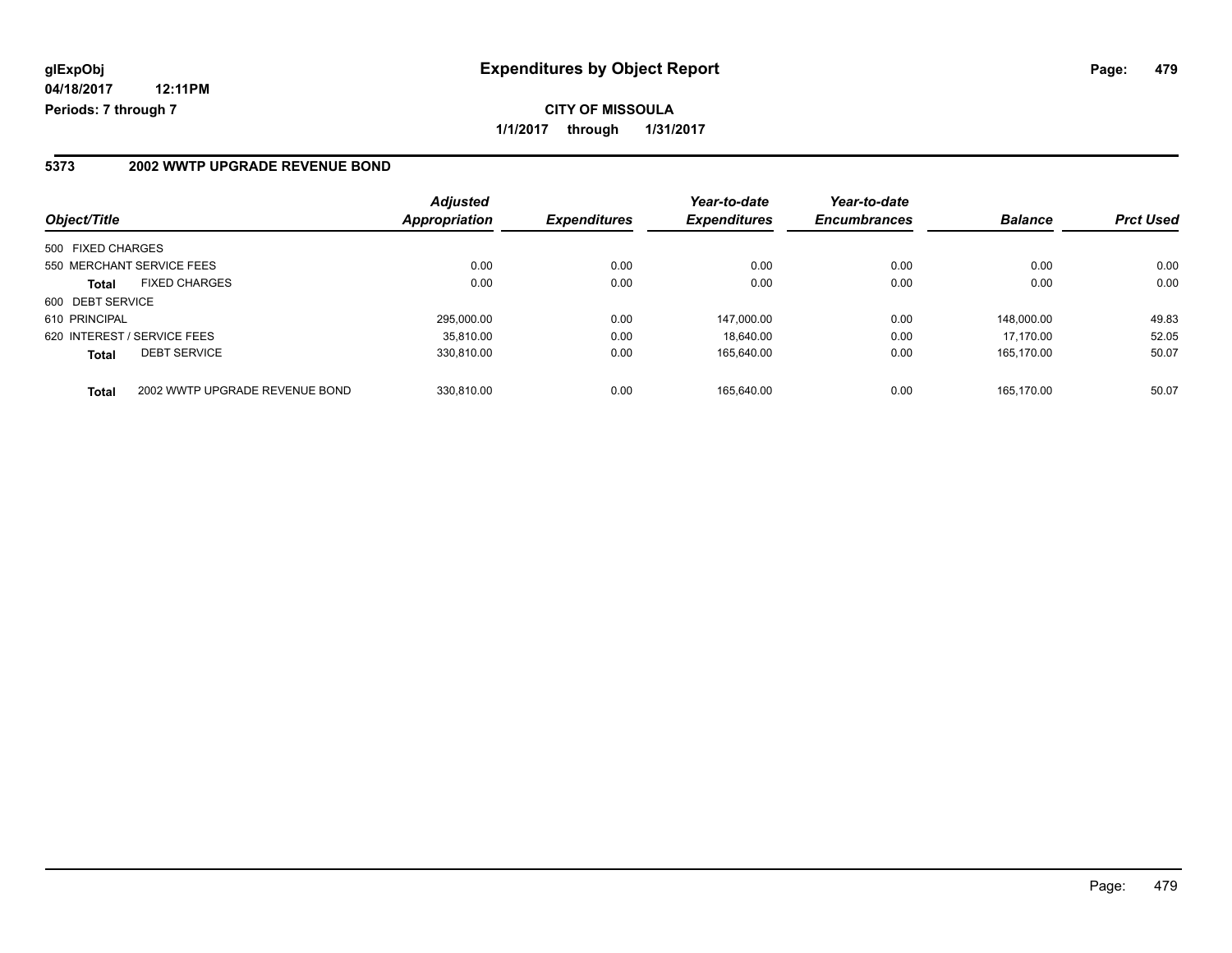glExpObj **Expenditures by Object Report**

04/18/2017 12:11PM

Periods: 7 through 7

**CITY OF MISSOULA**

**1/1/2017 through 1/31/2017**

## 5373 2002 WWTP UPGRADE REVENUE BOND

| Object/Title | | Adjusted Appropriation | Expenditures | Year-to-date Expenditures | Year-to-date Encumbrances | Balance | Prct Used |
|---|---|---|---|---|---|---|---|
| 500 FIXED CHARGES | | | | | | | |
| 550 MERCHANT SERVICE FEES | | 0.00 | 0.00 | 0.00 | 0.00 | 0.00 | 0.00 |
| **Total** | FIXED CHARGES | 0.00 | 0.00 | 0.00 | 0.00 | 0.00 | 0.00 |
| 600 DEBT SERVICE | | | | | | | |
| 610 PRINCIPAL | | 295,000.00 | 0.00 | 147,000.00 | 0.00 | 148,000.00 | 49.83 |
| 620 INTEREST / SERVICE FEES | | 35,810.00 | 0.00 | 18,640.00 | 0.00 | 17,170.00 | 52.05 |
| **Total** | DEBT SERVICE | 330,810.00 | 0.00 | 165,640.00 | 0.00 | 165,170.00 | 50.07 |
| **Total** | 2002 WWTP UPGRADE REVENUE BOND | 330,810.00 | 0.00 | 165,640.00 | 0.00 | 165,170.00 | 50.07 |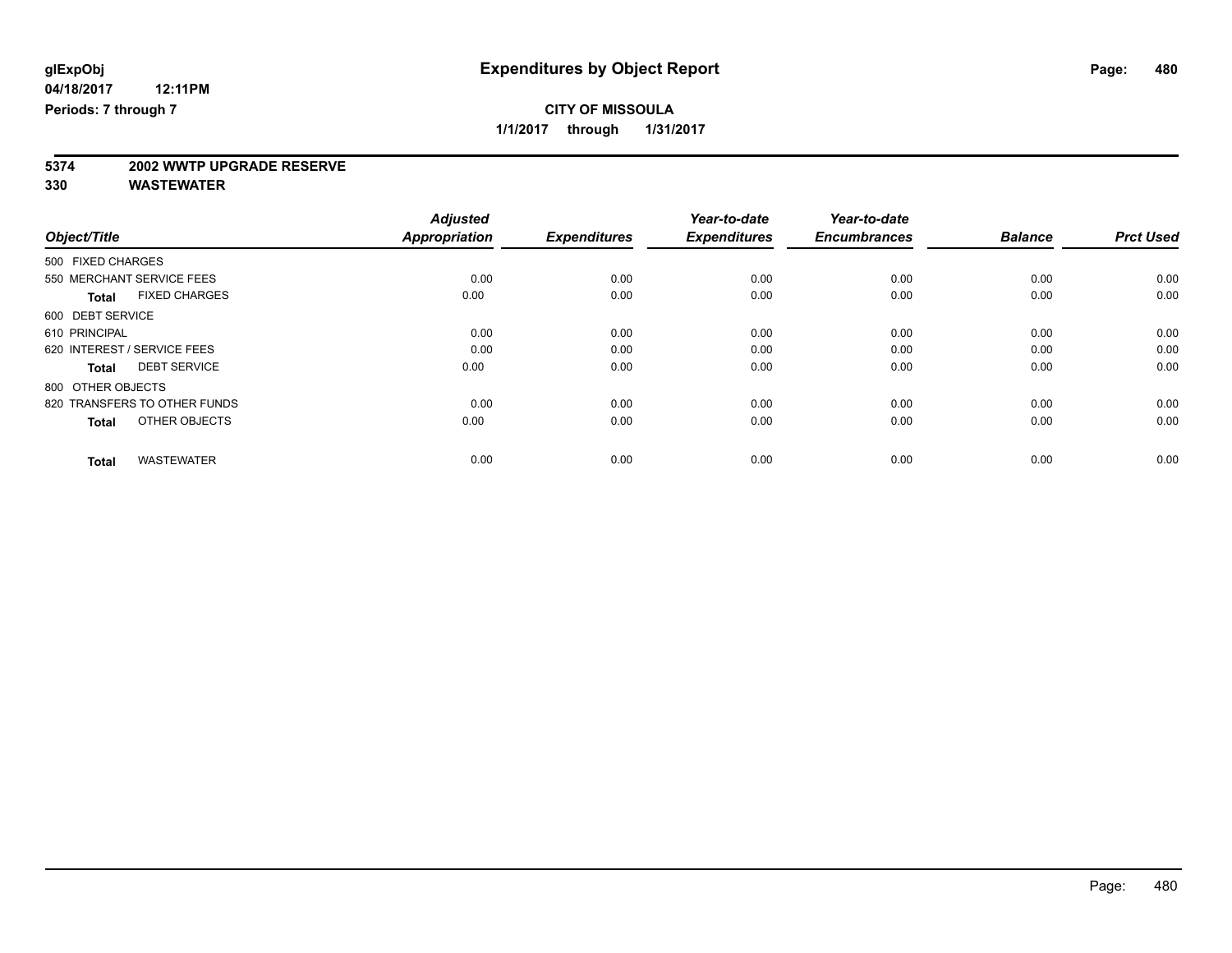**glExpObj** **Expenditures by Object Report**

**04/18/2017 12:11PM**

**Periods: 7 through 7**

**CITY OF MISSOULA**

**1/1/2017 through 1/31/2017**

**5374 2002 WWTP UPGRADE RESERVE**

**330 WASTEWATER**

| Object/Title | Adjusted Appropriation | Expenditures | Year-to-date Expenditures | Year-to-date Encumbrances | Balance | Prct Used |
|---|---|---|---|---|---|---|
| 500 FIXED CHARGES | | | | | | |
| 550 MERCHANT SERVICE FEES | 0.00 | 0.00 | 0.00 | 0.00 | 0.00 | 0.00 |
| **Total** FIXED CHARGES | 0.00 | 0.00 | 0.00 | 0.00 | 0.00 | 0.00 |
| 600 DEBT SERVICE | | | | | | |
| 610 PRINCIPAL | 0.00 | 0.00 | 0.00 | 0.00 | 0.00 | 0.00 |
| 620 INTEREST / SERVICE FEES | 0.00 | 0.00 | 0.00 | 0.00 | 0.00 | 0.00 |
| **Total** DEBT SERVICE | 0.00 | 0.00 | 0.00 | 0.00 | 0.00 | 0.00 |
| 800 OTHER OBJECTS | | | | | | |
| 820 TRANSFERS TO OTHER FUNDS | 0.00 | 0.00 | 0.00 | 0.00 | 0.00 | 0.00 |
| **Total** OTHER OBJECTS | 0.00 | 0.00 | 0.00 | 0.00 | 0.00 | 0.00 |
| **Total** WASTEWATER | 0.00 | 0.00 | 0.00 | 0.00 | 0.00 | 0.00 |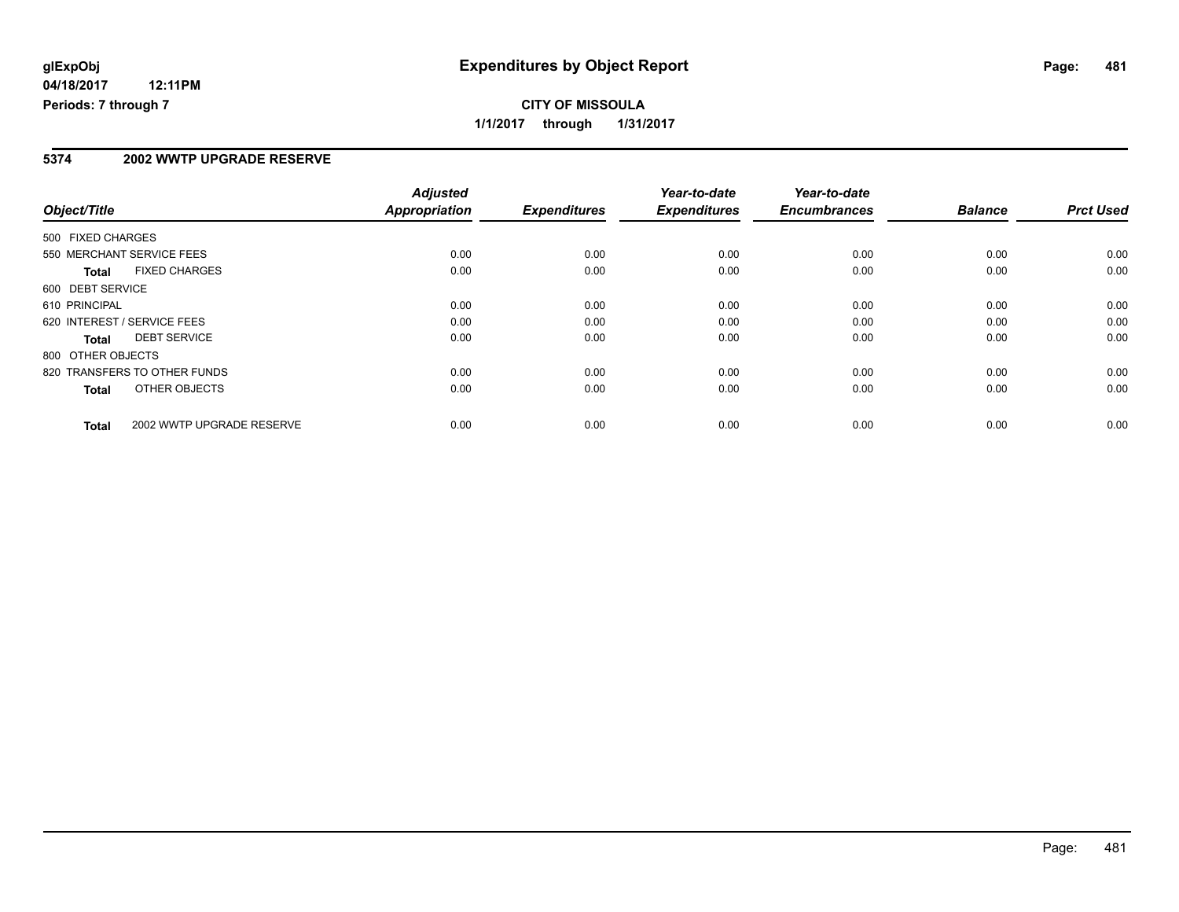glExpObj
04/18/2017 12:11PM
Periods: 7 through 7

# Expenditures by Object Report

**CITY OF MISSOULA**
**1/1/2017 through 1/31/2017**

## 5374 2002 WWTP UPGRADE RESERVE

| Object/Title | Adjusted Appropriation | Expenditures | Year-to-date Expenditures | Year-to-date Encumbrances | Balance | Prct Used |
|---|---|---|---|---|---|---|
| 500 FIXED CHARGES | | | | | | |
| 550 MERCHANT SERVICE FEES | 0.00 | 0.00 | 0.00 | 0.00 | 0.00 | 0.00 |
| **Total** FIXED CHARGES | 0.00 | 0.00 | 0.00 | 0.00 | 0.00 | 0.00 |
| 600 DEBT SERVICE | | | | | | |
| 610 PRINCIPAL | 0.00 | 0.00 | 0.00 | 0.00 | 0.00 | 0.00 |
| 620 INTEREST / SERVICE FEES | 0.00 | 0.00 | 0.00 | 0.00 | 0.00 | 0.00 |
| **Total** DEBT SERVICE | 0.00 | 0.00 | 0.00 | 0.00 | 0.00 | 0.00 |
| 800 OTHER OBJECTS | | | | | | |
| 820 TRANSFERS TO OTHER FUNDS | 0.00 | 0.00 | 0.00 | 0.00 | 0.00 | 0.00 |
| **Total** OTHER OBJECTS | 0.00 | 0.00 | 0.00 | 0.00 | 0.00 | 0.00 |
| **Total** 2002 WWTP UPGRADE RESERVE | 0.00 | 0.00 | 0.00 | 0.00 | 0.00 | 0.00 |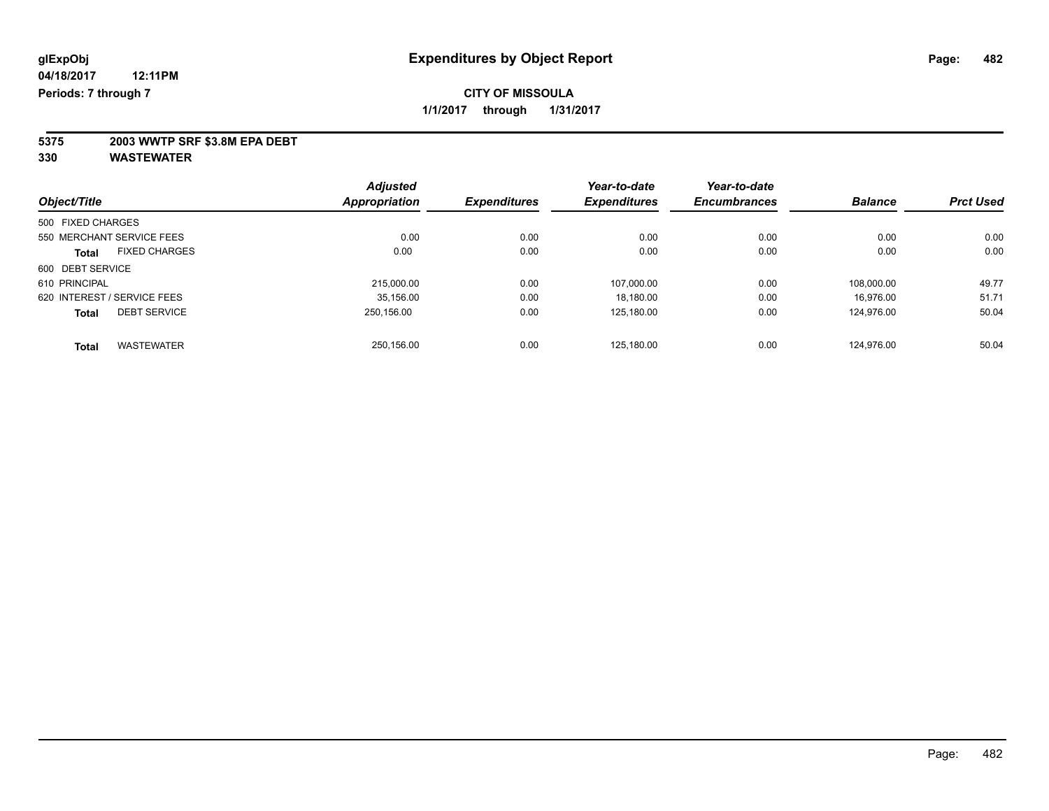glExpObj
04/18/2017 12:11PM
Periods: 7 through 7

# Expenditures by Object Report

**CITY OF MISSOULA**

**1/1/2017 through 1/31/2017**

**5375 2003 WWTP SRF $3.8M EPA DEBT**

**330 WASTEWATER**

| Object/Title | Adjusted Appropriation | Expenditures | Year-to-date Expenditures | Year-to-date Encumbrances | Balance | Prct Used |
|---|---|---|---|---|---|---|
| 500 FIXED CHARGES | | | | | | |
| 550 MERCHANT SERVICE FEES | 0.00 | 0.00 | 0.00 | 0.00 | 0.00 | 0.00 |
| **Total** FIXED CHARGES | 0.00 | 0.00 | 0.00 | 0.00 | 0.00 | 0.00 |
| 600 DEBT SERVICE | | | | | | |
| 610 PRINCIPAL | 215,000.00 | 0.00 | 107,000.00 | 0.00 | 108,000.00 | 49.77 |
| 620 INTEREST / SERVICE FEES | 35,156.00 | 0.00 | 18,180.00 | 0.00 | 16,976.00 | 51.71 |
| **Total** DEBT SERVICE | 250,156.00 | 0.00 | 125,180.00 | 0.00 | 124,976.00 | 50.04 |
| **Total** WASTEWATER | 250,156.00 | 0.00 | 125,180.00 | 0.00 | 124,976.00 | 50.04 |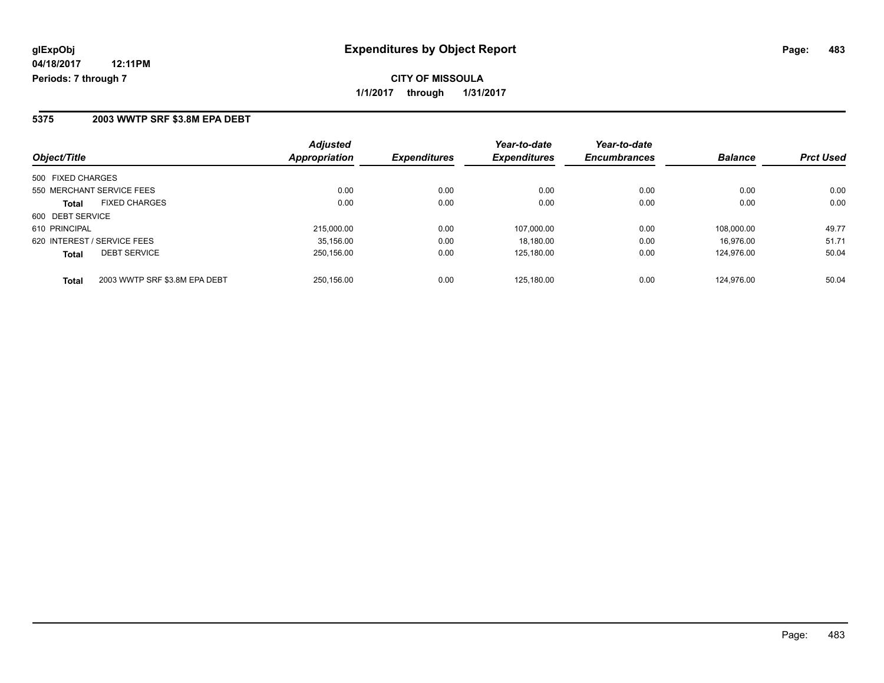**glExpObj**
**04/18/2017 12:11PM**
**Periods: 7 through 7**

# Expenditures by Object Report

**CITY OF MISSOULA**
**1/1/2017 through 1/31/2017**

## 5375 2003 WWTP SRF $3.8M EPA DEBT

| Object/Title | | Adjusted Appropriation | Expenditures | Year-to-date Expenditures | Year-to-date Encumbrances | Balance | Prct Used |
|---|---|---|---|---|---|---|---|
| 500 FIXED CHARGES | | | | | | | |
| 550 MERCHANT SERVICE FEES | | 0.00 | 0.00 | 0.00 | 0.00 | 0.00 | 0.00 |
| **Total** | FIXED CHARGES | 0.00 | 0.00 | 0.00 | 0.00 | 0.00 | 0.00 |
| 600 DEBT SERVICE | | | | | | | |
| 610 PRINCIPAL | | 215,000.00 | 0.00 | 107,000.00 | 0.00 | 108,000.00 | 49.77 |
| 620 INTEREST / SERVICE FEES | | 35,156.00 | 0.00 | 18,180.00 | 0.00 | 16,976.00 | 51.71 |
| **Total** | DEBT SERVICE | 250,156.00 | 0.00 | 125,180.00 | 0.00 | 124,976.00 | 50.04 |
| **Total** | 2003 WWTP SRF $3.8M EPA DEBT | 250,156.00 | 0.00 | 125,180.00 | 0.00 | 124,976.00 | 50.04 |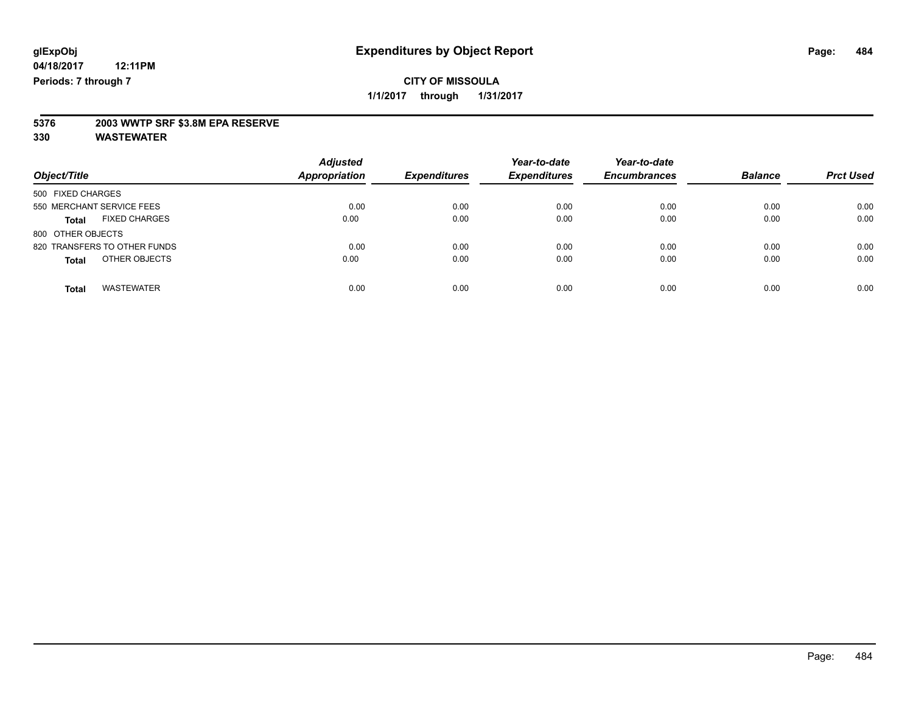**glExpObj**
**04/18/2017 12:11PM**
**Periods: 7 through 7**

# Expenditures by Object Report

**CITY OF MISSOULA**
**1/1/2017 through 1/31/2017**

**5376 2003 WWTP SRF $3.8M EPA RESERVE**
**330 WASTEWATER**

| Object/Title | Adjusted Appropriation | Expenditures | Year-to-date Expenditures | Year-to-date Encumbrances | Balance | Prct Used |
|---|---|---|---|---|---|---|
| 500 FIXED CHARGES | | | | | | |
| 550 MERCHANT SERVICE FEES | 0.00 | 0.00 | 0.00 | 0.00 | 0.00 | 0.00 |
| **Total** FIXED CHARGES | 0.00 | 0.00 | 0.00 | 0.00 | 0.00 | 0.00 |
| 800 OTHER OBJECTS | | | | | | |
| 820 TRANSFERS TO OTHER FUNDS | 0.00 | 0.00 | 0.00 | 0.00 | 0.00 | 0.00 |
| **Total** OTHER OBJECTS | 0.00 | 0.00 | 0.00 | 0.00 | 0.00 | 0.00 |
| **Total** WASTEWATER | 0.00 | 0.00 | 0.00 | 0.00 | 0.00 | 0.00 |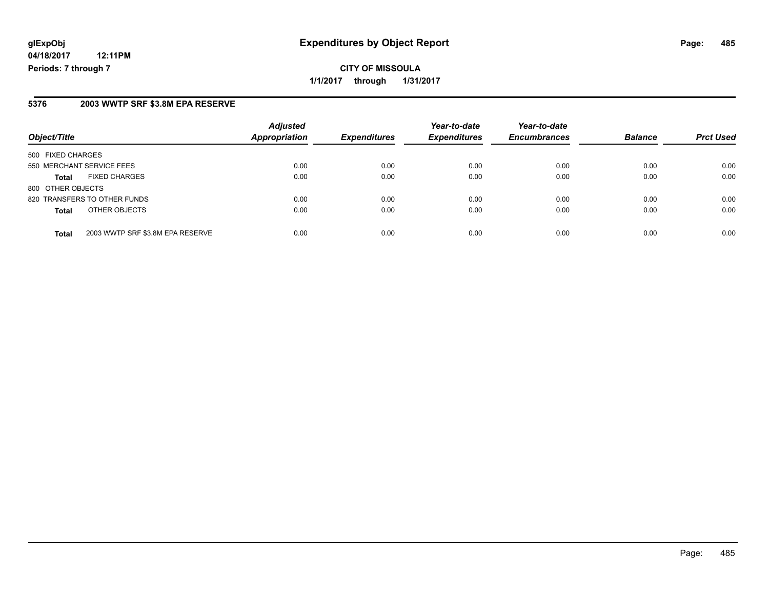**glExpObj** **Expenditures by Object Report**

**04/18/2017 12:11PM**

**Periods: 7 through 7**

**CITY OF MISSOULA**

**1/1/2017 through 1/31/2017**

## 5376 2003 WWTP SRF $3.8M EPA RESERVE

| Object/Title | | Adjusted Appropriation | Expenditures | Year-to-date Expenditures | Year-to-date Encumbrances | Balance | Prct Used |
|---|---|---|---|---|---|---|---|
| 500 FIXED CHARGES | | | | | | | |
| 550 MERCHANT SERVICE FEES | | 0.00 | 0.00 | 0.00 | 0.00 | 0.00 | 0.00 |
| **Total** | FIXED CHARGES | 0.00 | 0.00 | 0.00 | 0.00 | 0.00 | 0.00 |
| 800 OTHER OBJECTS | | | | | | | |
| 820 TRANSFERS TO OTHER FUNDS | | 0.00 | 0.00 | 0.00 | 0.00 | 0.00 | 0.00 |
| **Total** | OTHER OBJECTS | 0.00 | 0.00 | 0.00 | 0.00 | 0.00 | 0.00 |
| **Total** | 2003 WWTP SRF $3.8M EPA RESERVE | 0.00 | 0.00 | 0.00 | 0.00 | 0.00 | 0.00 |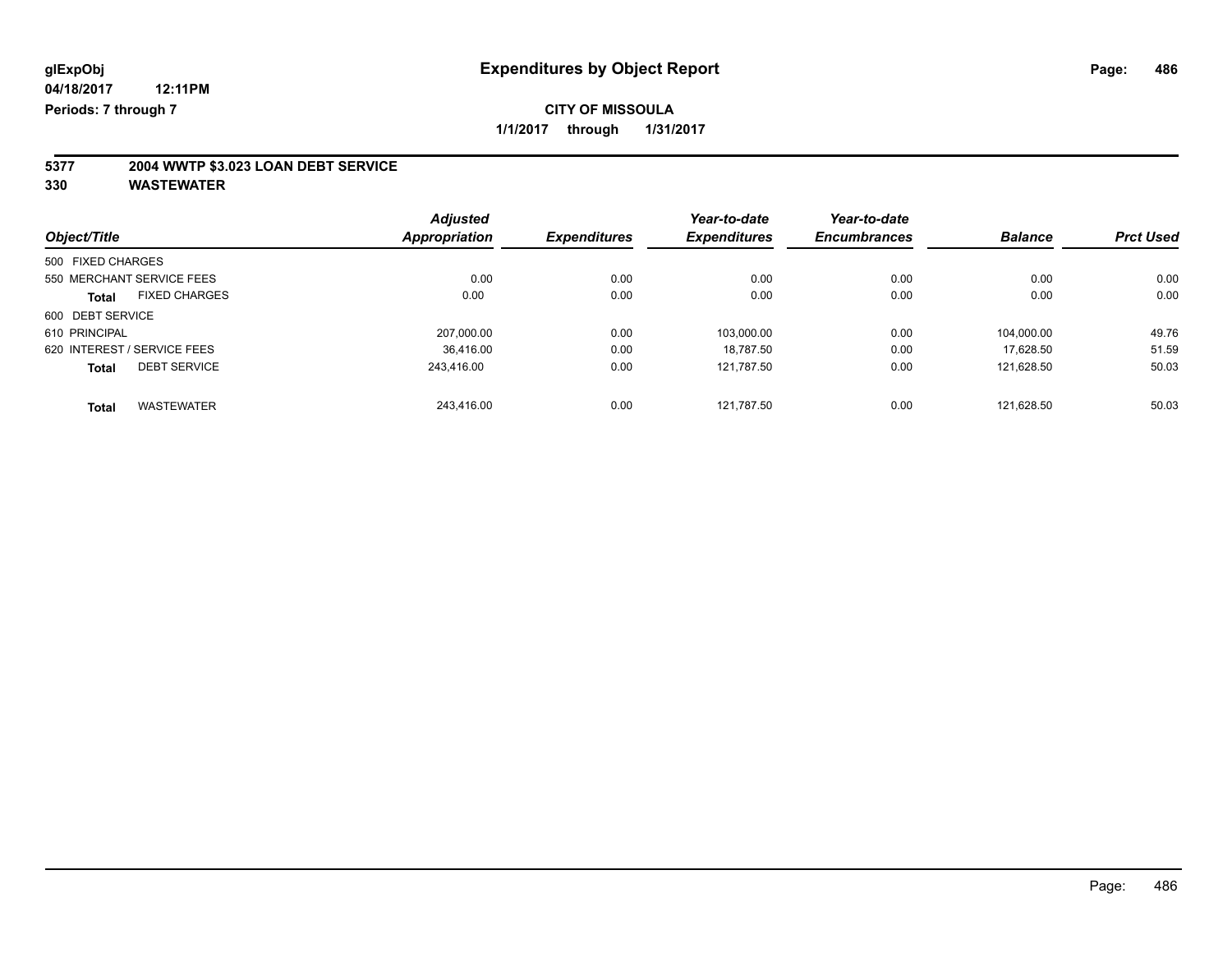**glExpObj** **Expenditures by Object Report**

**04/18/2017 12:11PM**

**Periods: 7 through 7**

**CITY OF MISSOULA**

**1/1/2017 through 1/31/2017**

**5377 2004 WWTP $3.023 LOAN DEBT SERVICE**

**330 WASTEWATER**

| Object/Title | Adjusted Appropriation | Expenditures | Year-to-date Expenditures | Year-to-date Encumbrances | Balance | Prct Used |
|---|---|---|---|---|---|---|
| 500 FIXED CHARGES | | | | | | |
| 550 MERCHANT SERVICE FEES | 0.00 | 0.00 | 0.00 | 0.00 | 0.00 | 0.00 |
| **Total** FIXED CHARGES | 0.00 | 0.00 | 0.00 | 0.00 | 0.00 | 0.00 |
| 600 DEBT SERVICE | | | | | | |
| 610 PRINCIPAL | 207,000.00 | 0.00 | 103,000.00 | 0.00 | 104,000.00 | 49.76 |
| 620 INTEREST / SERVICE FEES | 36,416.00 | 0.00 | 18,787.50 | 0.00 | 17,628.50 | 51.59 |
| **Total** DEBT SERVICE | 243,416.00 | 0.00 | 121,787.50 | 0.00 | 121,628.50 | 50.03 |
| **Total** WASTEWATER | 243,416.00 | 0.00 | 121,787.50 | 0.00 | 121,628.50 | 50.03 |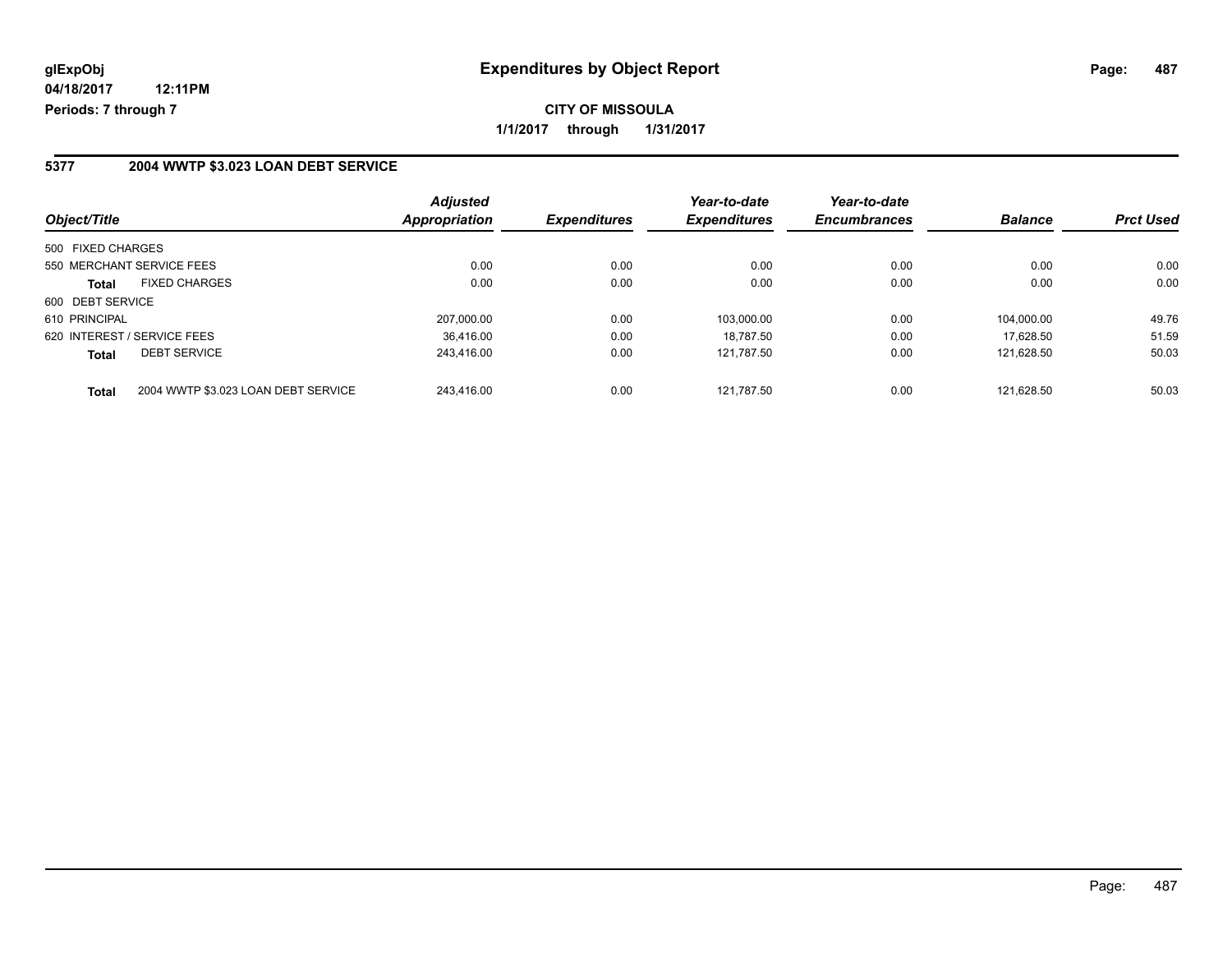# Expenditures by Object Report

glExpObj
04/18/2017 12:11PM
Periods: 7 through 7

**CITY OF MISSOULA**
**1/1/2017 through 1/31/2017**

## 5377 2004 WWTP $3.023 LOAN DEBT SERVICE

| Object/Title | | Adjusted Appropriation | Expenditures | Year-to-date Expenditures | Year-to-date Encumbrances | Balance | Prct Used |
|---|---|---|---|---|---|---|---|
| 500 FIXED CHARGES | | | | | | | |
| 550 MERCHANT SERVICE FEES | | 0.00 | 0.00 | 0.00 | 0.00 | 0.00 | 0.00 |
| **Total** | FIXED CHARGES | 0.00 | 0.00 | 0.00 | 0.00 | 0.00 | 0.00 |
| 600 DEBT SERVICE | | | | | | | |
| 610 PRINCIPAL | | 207,000.00 | 0.00 | 103,000.00 | 0.00 | 104,000.00 | 49.76 |
| 620 INTEREST / SERVICE FEES | | 36,416.00 | 0.00 | 18,787.50 | 0.00 | 17,628.50 | 51.59 |
| **Total** | DEBT SERVICE | 243,416.00 | 0.00 | 121,787.50 | 0.00 | 121,628.50 | 50.03 |
| **Total** | 2004 WWTP $3.023 LOAN DEBT SERVICE | 243,416.00 | 0.00 | 121,787.50 | 0.00 | 121,628.50 | 50.03 |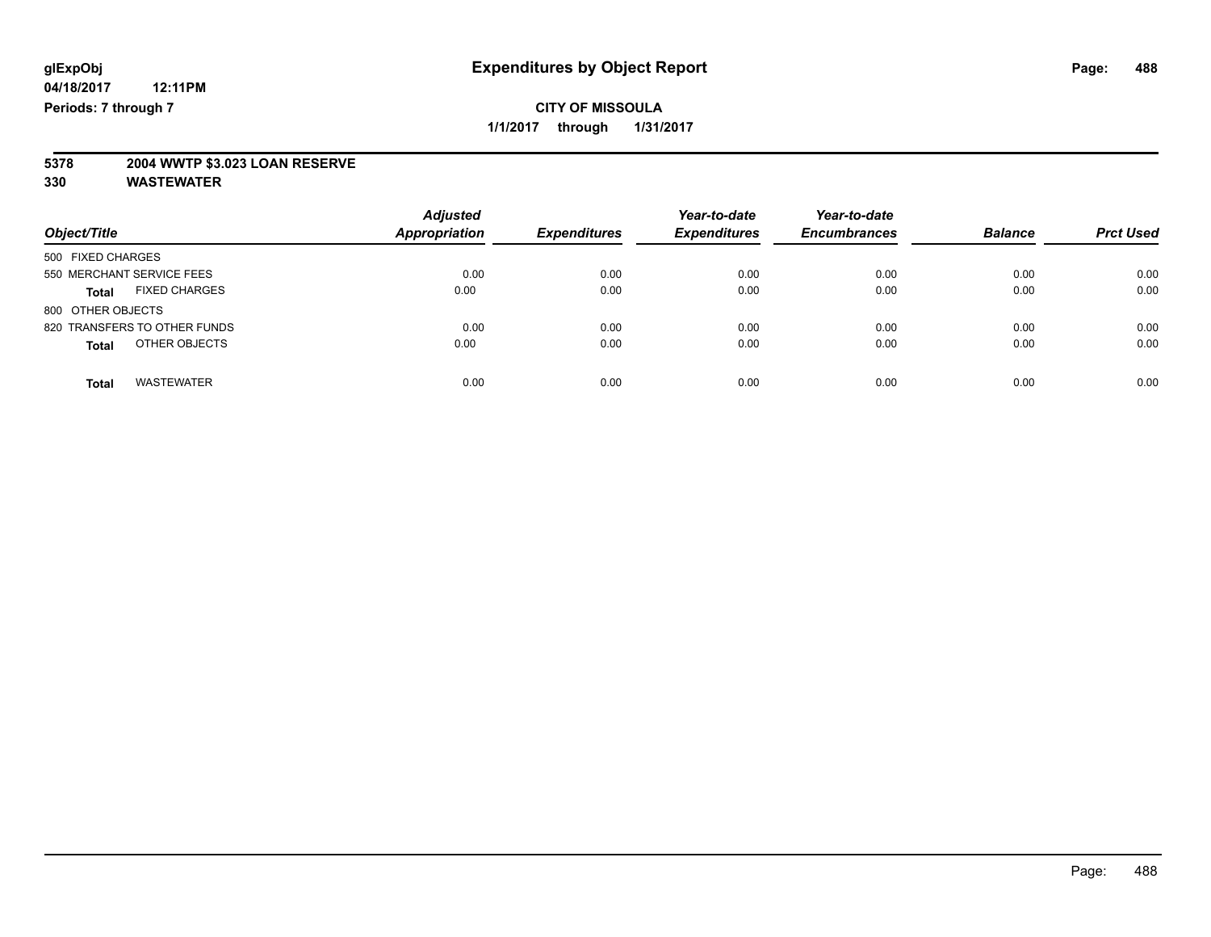glExpObj
04/18/2017 12:11PM
Periods: 7 through 7

# Expenditures by Object Report

**CITY OF MISSOULA**
**1/1/2017 through 1/31/2017**

**5378 2004 WWTP $3.023 LOAN RESERVE**
**330 WASTEWATER**

| Object/Title | Adjusted Appropriation | Expenditures | Year-to-date Expenditures | Year-to-date Encumbrances | Balance | Prct Used |
|---|---|---|---|---|---|---|
| 500 FIXED CHARGES | | | | | | |
| 550 MERCHANT SERVICE FEES | 0.00 | 0.00 | 0.00 | 0.00 | 0.00 | 0.00 |
| **Total** FIXED CHARGES | 0.00 | 0.00 | 0.00 | 0.00 | 0.00 | 0.00 |
| 800 OTHER OBJECTS | | | | | | |
| 820 TRANSFERS TO OTHER FUNDS | 0.00 | 0.00 | 0.00 | 0.00 | 0.00 | 0.00 |
| **Total** OTHER OBJECTS | 0.00 | 0.00 | 0.00 | 0.00 | 0.00 | 0.00 |
| **Total** WASTEWATER | 0.00 | 0.00 | 0.00 | 0.00 | 0.00 | 0.00 |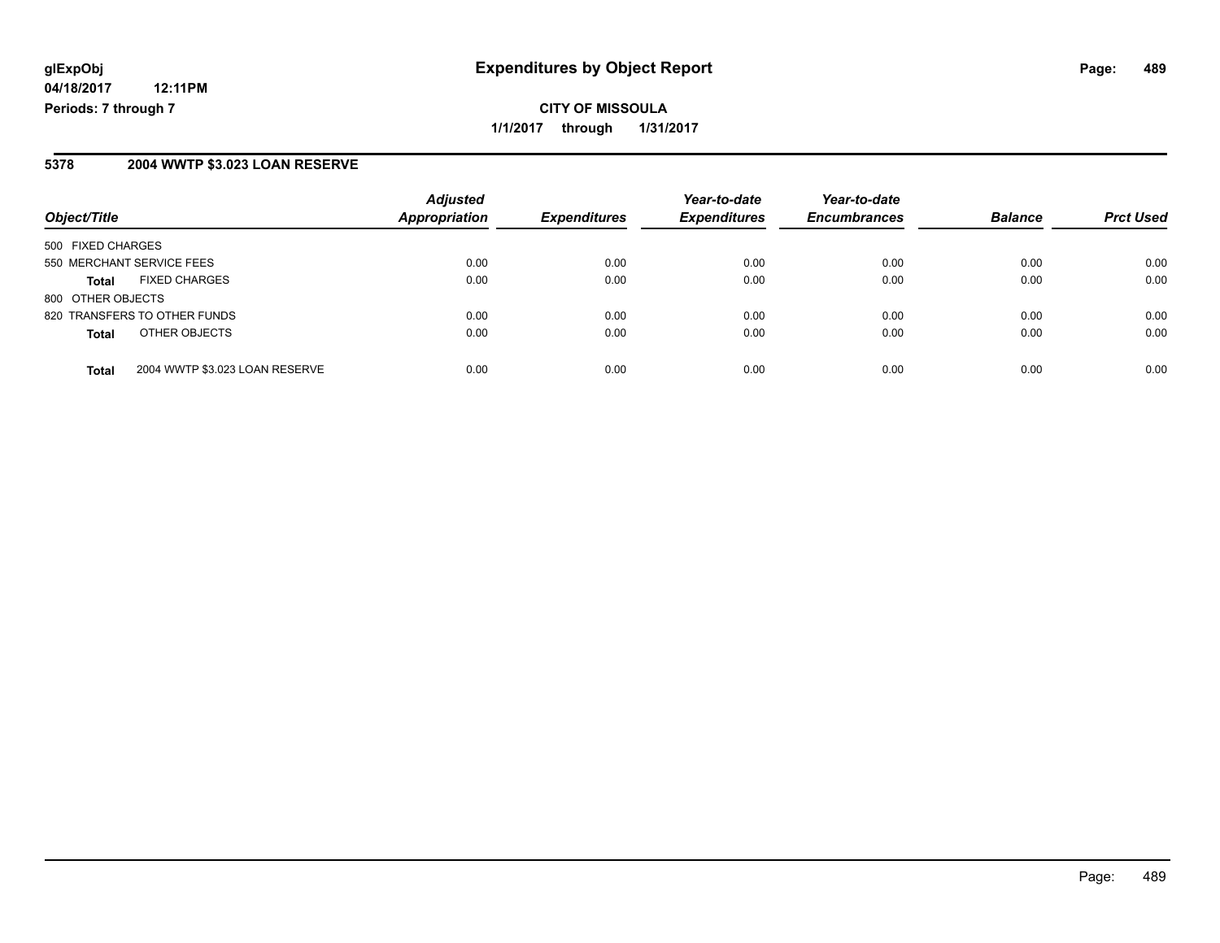**glExpObj**
**04/18/2017 12:11PM**
**Periods: 7 through 7**

# Expenditures by Object Report

**CITY OF MISSOULA**

**1/1/2017 through 1/31/2017**

## 5378 2004 WWTP $3.023 LOAN RESERVE

| Object/Title | Adjusted Appropriation | Expenditures | Year-to-date Expenditures | Year-to-date Encumbrances | Balance | Prct Used |
|---|---|---|---|---|---|---|
| 500 FIXED CHARGES | | | | | | |
| 550 MERCHANT SERVICE FEES | 0.00 | 0.00 | 0.00 | 0.00 | 0.00 | 0.00 |
| **Total** FIXED CHARGES | 0.00 | 0.00 | 0.00 | 0.00 | 0.00 | 0.00 |
| 800 OTHER OBJECTS | | | | | | |
| 820 TRANSFERS TO OTHER FUNDS | 0.00 | 0.00 | 0.00 | 0.00 | 0.00 | 0.00 |
| **Total** OTHER OBJECTS | 0.00 | 0.00 | 0.00 | 0.00 | 0.00 | 0.00 |
| **Total** 2004 WWTP $3.023 LOAN RESERVE | 0.00 | 0.00 | 0.00 | 0.00 | 0.00 | 0.00 |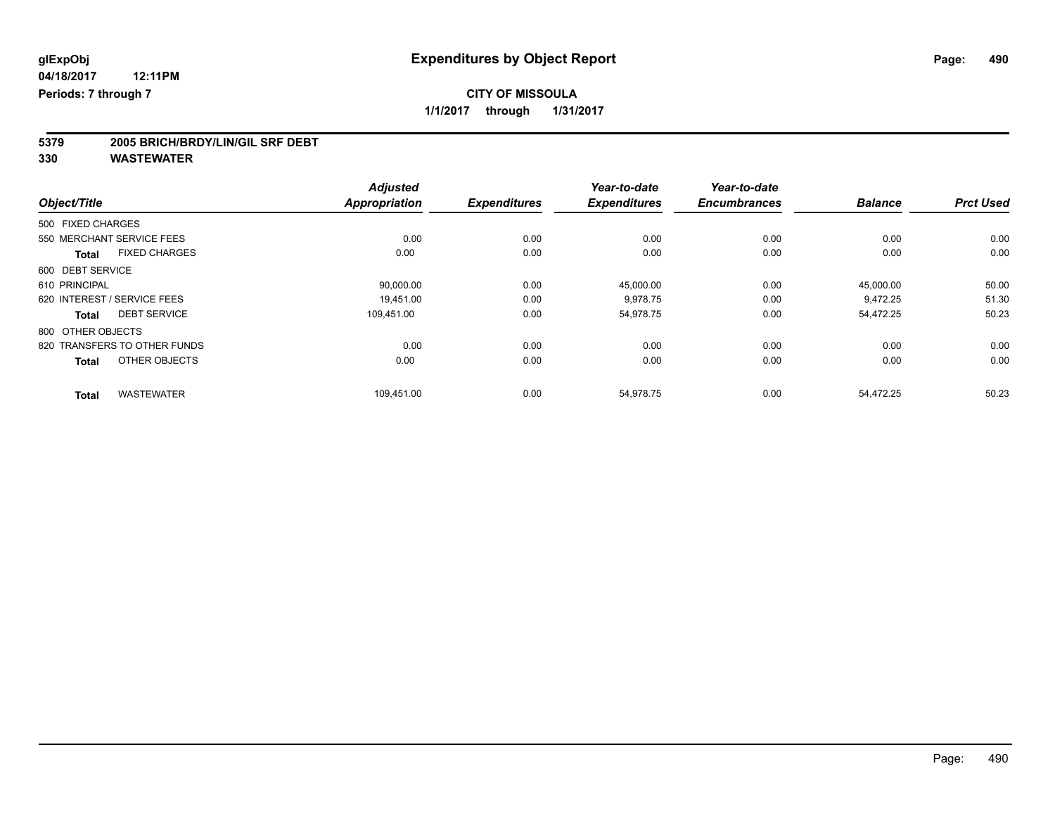glExpObj
04/18/2017 12:11PM
Periods: 7 through 7

# Expenditures by Object Report

**CITY OF MISSOULA**
**1/1/2017 through 1/31/2017**

**5379 2005 BRICH/BRDY/LIN/GIL SRF DEBT**
**330 WASTEWATER**

| Object/Title | Adjusted Appropriation | Expenditures | Year-to-date Expenditures | Year-to-date Encumbrances | Balance | Prct Used |
|---|---|---|---|---|---|---|
| 500 FIXED CHARGES | | | | | | |
| 550 MERCHANT SERVICE FEES | 0.00 | 0.00 | 0.00 | 0.00 | 0.00 | 0.00 |
| **Total** FIXED CHARGES | 0.00 | 0.00 | 0.00 | 0.00 | 0.00 | 0.00 |
| 600 DEBT SERVICE | | | | | | |
| 610 PRINCIPAL | 90,000.00 | 0.00 | 45,000.00 | 0.00 | 45,000.00 | 50.00 |
| 620 INTEREST / SERVICE FEES | 19,451.00 | 0.00 | 9,978.75 | 0.00 | 9,472.25 | 51.30 |
| **Total** DEBT SERVICE | 109,451.00 | 0.00 | 54,978.75 | 0.00 | 54,472.25 | 50.23 |
| 800 OTHER OBJECTS | | | | | | |
| 820 TRANSFERS TO OTHER FUNDS | 0.00 | 0.00 | 0.00 | 0.00 | 0.00 | 0.00 |
| **Total** OTHER OBJECTS | 0.00 | 0.00 | 0.00 | 0.00 | 0.00 | 0.00 |
| **Total** WASTEWATER | 109,451.00 | 0.00 | 54,978.75 | 0.00 | 54,472.25 | 50.23 |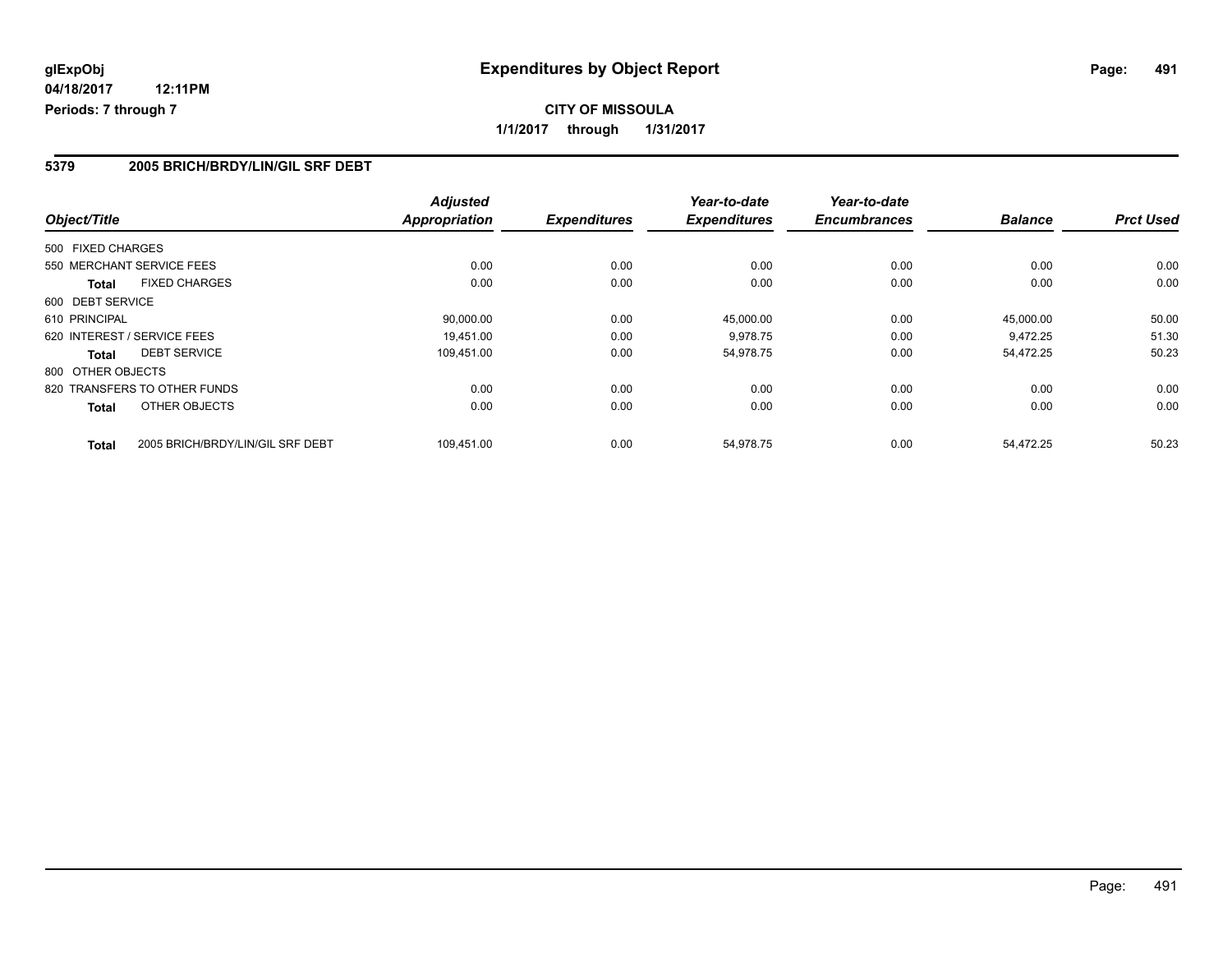**glExpObj**
**04/18/2017 12:11PM**
**Periods: 7 through 7**

# Expenditures by Object Report

**CITY OF MISSOULA**
**1/1/2017 through 1/31/2017**

## 5379 2005 BRICH/BRDY/LIN/GIL SRF DEBT

| Object/Title | | Adjusted Appropriation | Expenditures | Year-to-date Expenditures | Year-to-date Encumbrances | Balance | Prct Used |
|---|---|---|---|---|---|---|---|
| 500 FIXED CHARGES | | | | | | | |
| 550 MERCHANT SERVICE FEES | | 0.00 | 0.00 | 0.00 | 0.00 | 0.00 | 0.00 |
| **Total** | FIXED CHARGES | 0.00 | 0.00 | 0.00 | 0.00 | 0.00 | 0.00 |
| 600 DEBT SERVICE | | | | | | | |
| 610 PRINCIPAL | | 90,000.00 | 0.00 | 45,000.00 | 0.00 | 45,000.00 | 50.00 |
| 620 INTEREST / SERVICE FEES | | 19,451.00 | 0.00 | 9,978.75 | 0.00 | 9,472.25 | 51.30 |
| **Total** | DEBT SERVICE | 109,451.00 | 0.00 | 54,978.75 | 0.00 | 54,472.25 | 50.23 |
| 800 OTHER OBJECTS | | | | | | | |
| 820 TRANSFERS TO OTHER FUNDS | | 0.00 | 0.00 | 0.00 | 0.00 | 0.00 | 0.00 |
| **Total** | OTHER OBJECTS | 0.00 | 0.00 | 0.00 | 0.00 | 0.00 | 0.00 |
| **Total** | 2005 BRICH/BRDY/LIN/GIL SRF DEBT | 109,451.00 | 0.00 | 54,978.75 | 0.00 | 54,472.25 | 50.23 |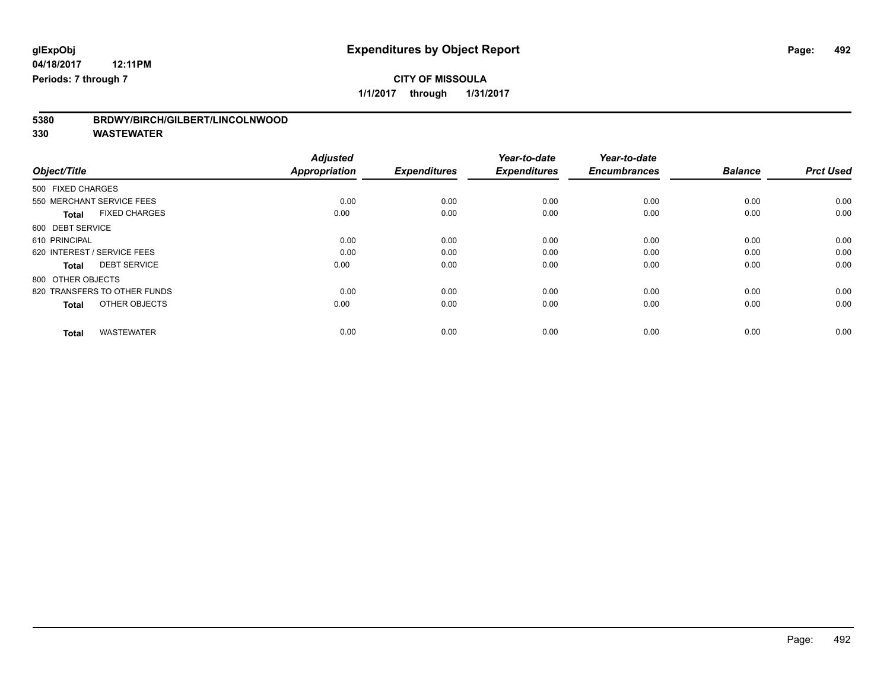**glExpObj**
**04/18/2017 12:11PM**
**Periods: 7 through 7**

# Expenditures by Object Report

**CITY OF MISSOULA**
**1/1/2017 through 1/31/2017**

**5380 BRDWY/BIRCH/GILBERT/LINCOLNWOOD**
**330 WASTEWATER**

| Object/Title | Adjusted Appropriation | Expenditures | Year-to-date Expenditures | Year-to-date Encumbrances | Balance | Prct Used |
|---|---|---|---|---|---|---|
| 500 FIXED CHARGES | | | | | | |
| 550 MERCHANT SERVICE FEES | 0.00 | 0.00 | 0.00 | 0.00 | 0.00 | 0.00 |
| **Total** FIXED CHARGES | 0.00 | 0.00 | 0.00 | 0.00 | 0.00 | 0.00 |
| 600 DEBT SERVICE | | | | | | |
| 610 PRINCIPAL | 0.00 | 0.00 | 0.00 | 0.00 | 0.00 | 0.00 |
| 620 INTEREST / SERVICE FEES | 0.00 | 0.00 | 0.00 | 0.00 | 0.00 | 0.00 |
| **Total** DEBT SERVICE | 0.00 | 0.00 | 0.00 | 0.00 | 0.00 | 0.00 |
| 800 OTHER OBJECTS | | | | | | |
| 820 TRANSFERS TO OTHER FUNDS | 0.00 | 0.00 | 0.00 | 0.00 | 0.00 | 0.00 |
| **Total** OTHER OBJECTS | 0.00 | 0.00 | 0.00 | 0.00 | 0.00 | 0.00 |
| **Total** WASTEWATER | 0.00 | 0.00 | 0.00 | 0.00 | 0.00 | 0.00 |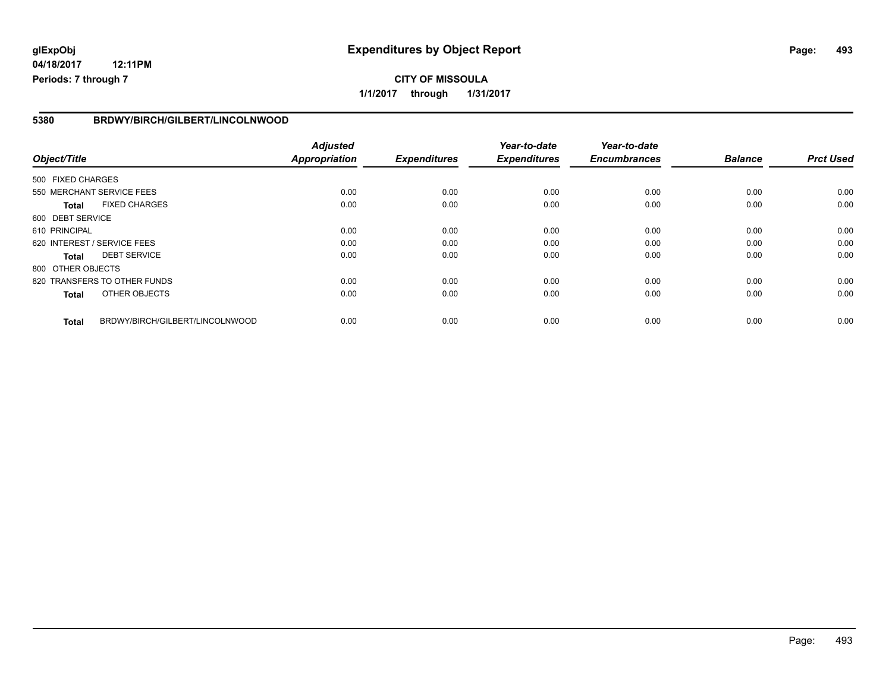**glExpObj**
**04/18/2017 12:11PM**
**Periods: 7 through 7**

# Expenditures by Object Report

**CITY OF MISSOULA**
**1/1/2017 through 1/31/2017**

## 5380 BRDWY/BIRCH/GILBERT/LINCOLNWOOD

| Object/Title | | *Adjusted Appropriation* | *Expenditures* | *Year-to-date Expenditures* | *Year-to-date Encumbrances* | *Balance* | *Prct Used* |
|---|---|---|---|---|---|---|---|
| 500 FIXED CHARGES | | | | | | | |
| 550 MERCHANT SERVICE FEES | | 0.00 | 0.00 | 0.00 | 0.00 | 0.00 | 0.00 |
| **Total** | FIXED CHARGES | 0.00 | 0.00 | 0.00 | 0.00 | 0.00 | 0.00 |
| 600 DEBT SERVICE | | | | | | | |
| 610 PRINCIPAL | | 0.00 | 0.00 | 0.00 | 0.00 | 0.00 | 0.00 |
| 620 INTEREST / SERVICE FEES | | 0.00 | 0.00 | 0.00 | 0.00 | 0.00 | 0.00 |
| **Total** | DEBT SERVICE | 0.00 | 0.00 | 0.00 | 0.00 | 0.00 | 0.00 |
| 800 OTHER OBJECTS | | | | | | | |
| 820 TRANSFERS TO OTHER FUNDS | | 0.00 | 0.00 | 0.00 | 0.00 | 0.00 | 0.00 |
| **Total** | OTHER OBJECTS | 0.00 | 0.00 | 0.00 | 0.00 | 0.00 | 0.00 |
| **Total** | BRDWY/BIRCH/GILBERT/LINCOLNWOOD | 0.00 | 0.00 | 0.00 | 0.00 | 0.00 | 0.00 |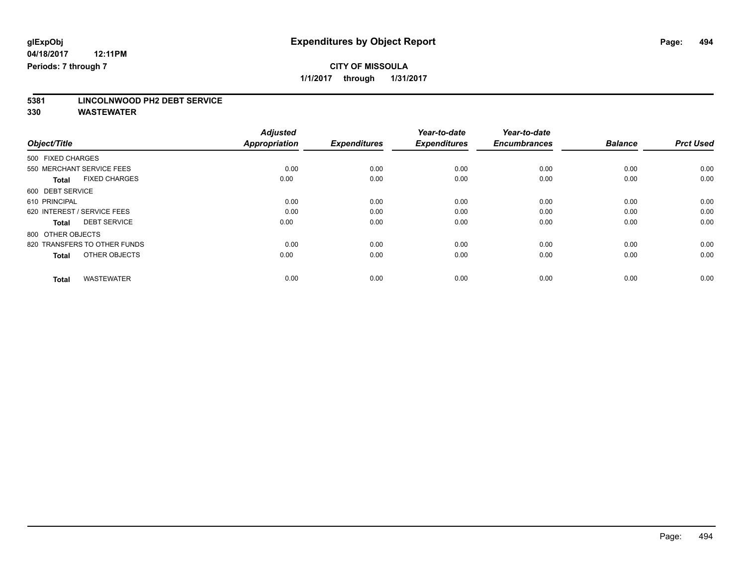**glExpObj** | **Expenditures by Object Report**

**04/18/2017 12:11PM**

**Periods: 7 through 7**

**CITY OF MISSOULA**

**1/1/2017 through 1/31/2017**

**5381 LINCOLNWOOD PH2 DEBT SERVICE**

**330 WASTEWATER**

| Object/Title | Adjusted Appropriation | Expenditures | Year-to-date Expenditures | Year-to-date Encumbrances | Balance | Prct Used |
|---|---|---|---|---|---|---|
| 500 FIXED CHARGES | | | | | | |
| 550 MERCHANT SERVICE FEES | 0.00 | 0.00 | 0.00 | 0.00 | 0.00 | 0.00 |
| **Total** FIXED CHARGES | 0.00 | 0.00 | 0.00 | 0.00 | 0.00 | 0.00 |
| 600 DEBT SERVICE | | | | | | |
| 610 PRINCIPAL | 0.00 | 0.00 | 0.00 | 0.00 | 0.00 | 0.00 |
| 620 INTEREST / SERVICE FEES | 0.00 | 0.00 | 0.00 | 0.00 | 0.00 | 0.00 |
| **Total** DEBT SERVICE | 0.00 | 0.00 | 0.00 | 0.00 | 0.00 | 0.00 |
| 800 OTHER OBJECTS | | | | | | |
| 820 TRANSFERS TO OTHER FUNDS | 0.00 | 0.00 | 0.00 | 0.00 | 0.00 | 0.00 |
| **Total** OTHER OBJECTS | 0.00 | 0.00 | 0.00 | 0.00 | 0.00 | 0.00 |
| **Total** WASTEWATER | 0.00 | 0.00 | 0.00 | 0.00 | 0.00 | 0.00 |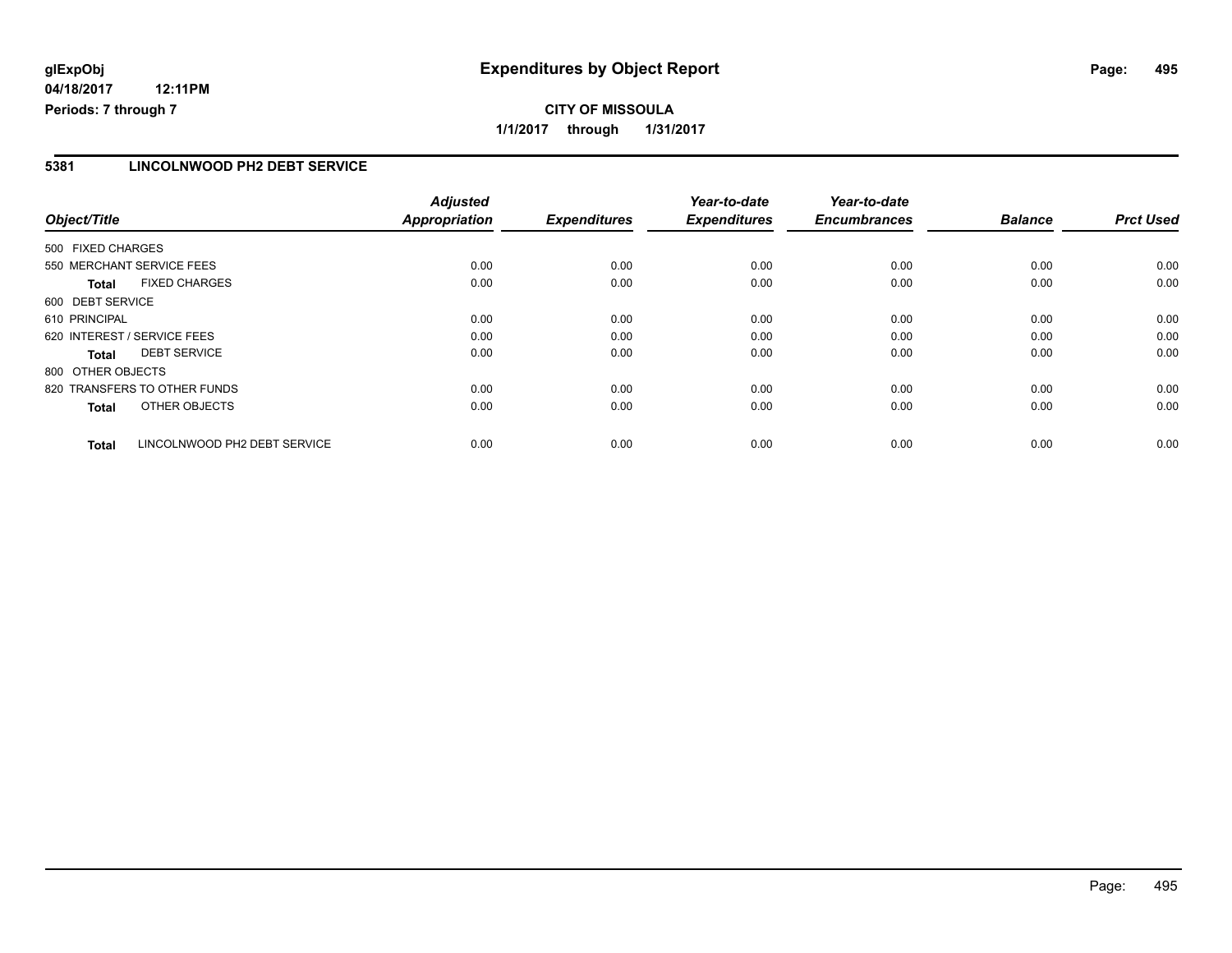# Expenditures by Object Report

glExpObj
04/18/2017 12:11PM
Periods: 7 through 7

**CITY OF MISSOULA**

**1/1/2017 through 1/31/2017**

## 5381 LINCOLNWOOD PH2 DEBT SERVICE

| Object/Title | Adjusted Appropriation | Expenditures | Year-to-date Expenditures | Year-to-date Encumbrances | Balance | Prct Used |
|---|---|---|---|---|---|---|
| 500 FIXED CHARGES | | | | | | |
| 550 MERCHANT SERVICE FEES | 0.00 | 0.00 | 0.00 | 0.00 | 0.00 | 0.00 |
| **Total** FIXED CHARGES | 0.00 | 0.00 | 0.00 | 0.00 | 0.00 | 0.00 |
| 600 DEBT SERVICE | | | | | | |
| 610 PRINCIPAL | 0.00 | 0.00 | 0.00 | 0.00 | 0.00 | 0.00 |
| 620 INTEREST / SERVICE FEES | 0.00 | 0.00 | 0.00 | 0.00 | 0.00 | 0.00 |
| **Total** DEBT SERVICE | 0.00 | 0.00 | 0.00 | 0.00 | 0.00 | 0.00 |
| 800 OTHER OBJECTS | | | | | | |
| 820 TRANSFERS TO OTHER FUNDS | 0.00 | 0.00 | 0.00 | 0.00 | 0.00 | 0.00 |
| **Total** OTHER OBJECTS | 0.00 | 0.00 | 0.00 | 0.00 | 0.00 | 0.00 |
| **Total** LINCOLNWOOD PH2 DEBT SERVICE | 0.00 | 0.00 | 0.00 | 0.00 | 0.00 | 0.00 |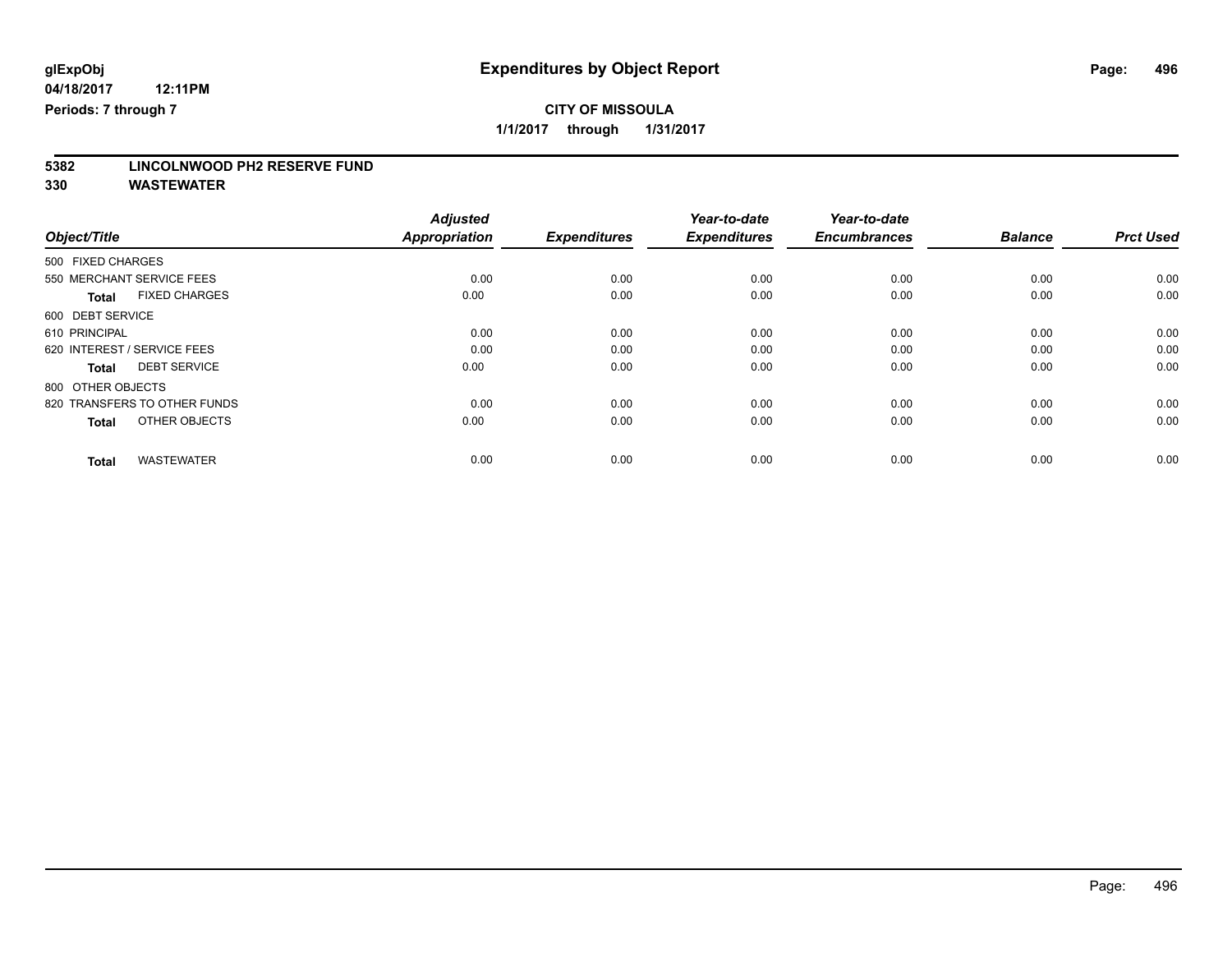**glExpObj** **Expenditures by Object Report**

**04/18/2017 12:11PM**

**Periods: 7 through 7**

**CITY OF MISSOULA**

**1/1/2017 through 1/31/2017**

**5382 LINCOLNWOOD PH2 RESERVE FUND**

**330 WASTEWATER**

| Object/Title | Adjusted Appropriation | Expenditures | Year-to-date Expenditures | Year-to-date Encumbrances | Balance | Prct Used |
|---|---|---|---|---|---|---|
| 500 FIXED CHARGES | | | | | | |
| 550 MERCHANT SERVICE FEES | 0.00 | 0.00 | 0.00 | 0.00 | 0.00 | 0.00 |
| **Total** FIXED CHARGES | 0.00 | 0.00 | 0.00 | 0.00 | 0.00 | 0.00 |
| 600 DEBT SERVICE | | | | | | |
| 610 PRINCIPAL | 0.00 | 0.00 | 0.00 | 0.00 | 0.00 | 0.00 |
| 620 INTEREST / SERVICE FEES | 0.00 | 0.00 | 0.00 | 0.00 | 0.00 | 0.00 |
| **Total** DEBT SERVICE | 0.00 | 0.00 | 0.00 | 0.00 | 0.00 | 0.00 |
| 800 OTHER OBJECTS | | | | | | |
| 820 TRANSFERS TO OTHER FUNDS | 0.00 | 0.00 | 0.00 | 0.00 | 0.00 | 0.00 |
| **Total** OTHER OBJECTS | 0.00 | 0.00 | 0.00 | 0.00 | 0.00 | 0.00 |
| **Total** WASTEWATER | 0.00 | 0.00 | 0.00 | 0.00 | 0.00 | 0.00 |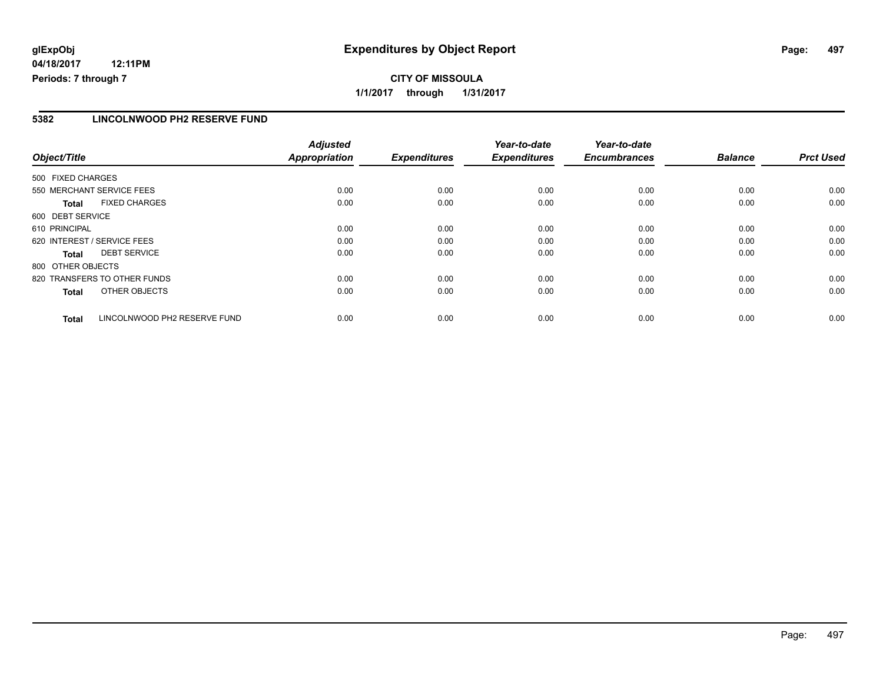**glExpObj** 
**04/18/2017 12:11PM** 
**Periods: 7 through 7**

# Expenditures by Object Report

**CITY OF MISSOULA** 
**1/1/2017 through 1/31/2017**

## 5382 LINCOLNWOOD PH2 RESERVE FUND

| Object/Title | Adjusted Appropriation | Expenditures | Year-to-date Expenditures | Year-to-date Encumbrances | Balance | Prct Used |
|---|---|---|---|---|---|---|
| 500 FIXED CHARGES | | | | | | |
| 550 MERCHANT SERVICE FEES | 0.00 | 0.00 | 0.00 | 0.00 | 0.00 | 0.00 |
| **Total** FIXED CHARGES | 0.00 | 0.00 | 0.00 | 0.00 | 0.00 | 0.00 |
| 600 DEBT SERVICE | | | | | | |
| 610 PRINCIPAL | 0.00 | 0.00 | 0.00 | 0.00 | 0.00 | 0.00 |
| 620 INTEREST / SERVICE FEES | 0.00 | 0.00 | 0.00 | 0.00 | 0.00 | 0.00 |
| **Total** DEBT SERVICE | 0.00 | 0.00 | 0.00 | 0.00 | 0.00 | 0.00 |
| 800 OTHER OBJECTS | | | | | | |
| 820 TRANSFERS TO OTHER FUNDS | 0.00 | 0.00 | 0.00 | 0.00 | 0.00 | 0.00 |
| **Total** OTHER OBJECTS | 0.00 | 0.00 | 0.00 | 0.00 | 0.00 | 0.00 |
| **Total** LINCOLNWOOD PH2 RESERVE FUND | 0.00 | 0.00 | 0.00 | 0.00 | 0.00 | 0.00 |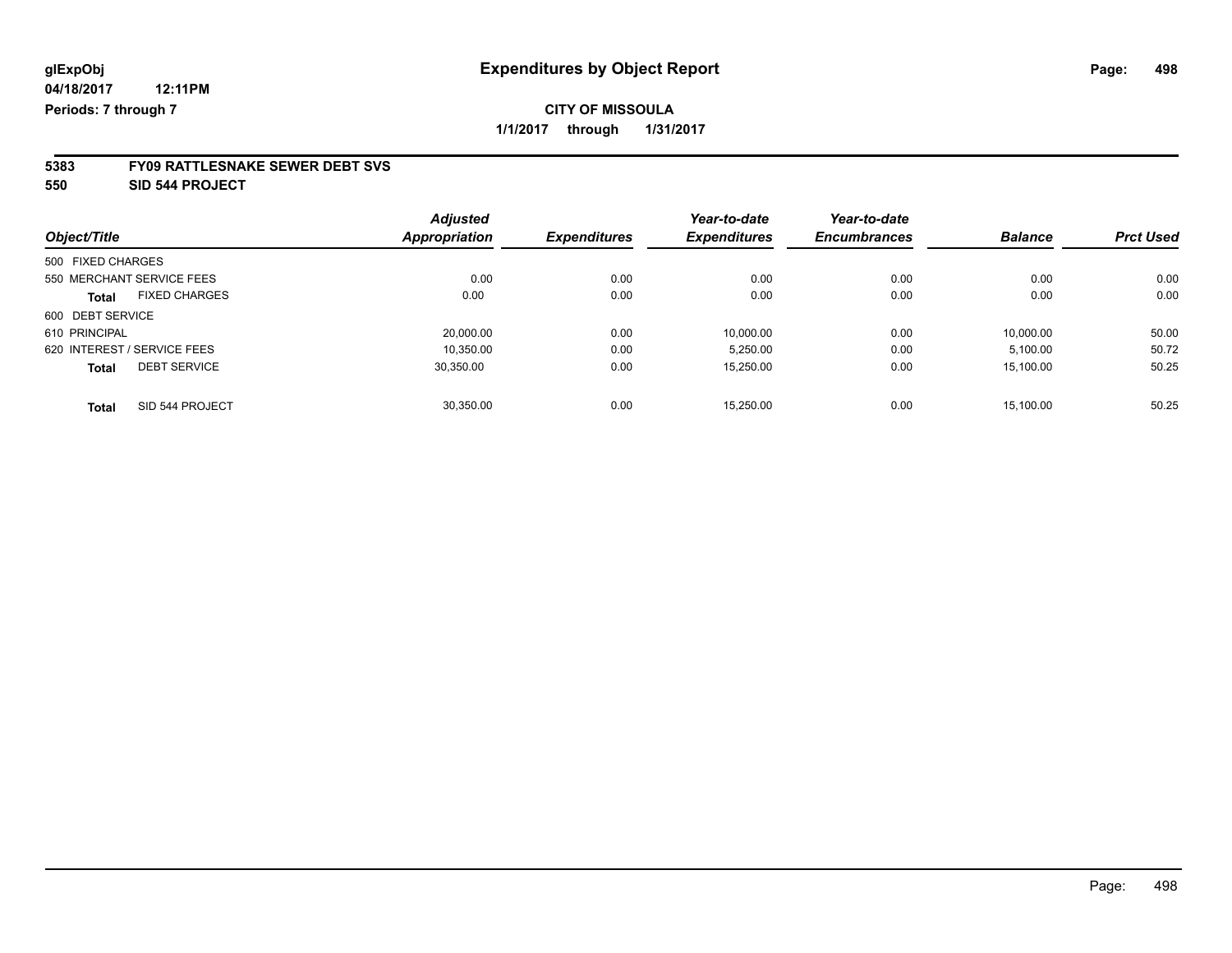**glExpObj** **Expenditures by Object Report**

**04/18/2017 12:11PM**

**Periods: 7 through 7**

**CITY OF MISSOULA**

**1/1/2017 through 1/31/2017**

## 5383 FY09 RATTLESNAKE SEWER DEBT SVS

## 550 SID 544 PROJECT

| Object/Title | Adjusted Appropriation | Expenditures | Year-to-date Expenditures | Year-to-date Encumbrances | Balance | Prct Used |
|---|---|---|---|---|---|---|
| 500 FIXED CHARGES | | | | | | |
| 550 MERCHANT SERVICE FEES | 0.00 | 0.00 | 0.00 | 0.00 | 0.00 | 0.00 |
| **Total** FIXED CHARGES | 0.00 | 0.00 | 0.00 | 0.00 | 0.00 | 0.00 |
| 600 DEBT SERVICE | | | | | | |
| 610 PRINCIPAL | 20,000.00 | 0.00 | 10,000.00 | 0.00 | 10,000.00 | 50.00 |
| 620 INTEREST / SERVICE FEES | 10,350.00 | 0.00 | 5,250.00 | 0.00 | 5,100.00 | 50.72 |
| **Total** DEBT SERVICE | 30,350.00 | 0.00 | 15,250.00 | 0.00 | 15,100.00 | 50.25 |
| **Total** SID 544 PROJECT | 30,350.00 | 0.00 | 15,250.00 | 0.00 | 15,100.00 | 50.25 |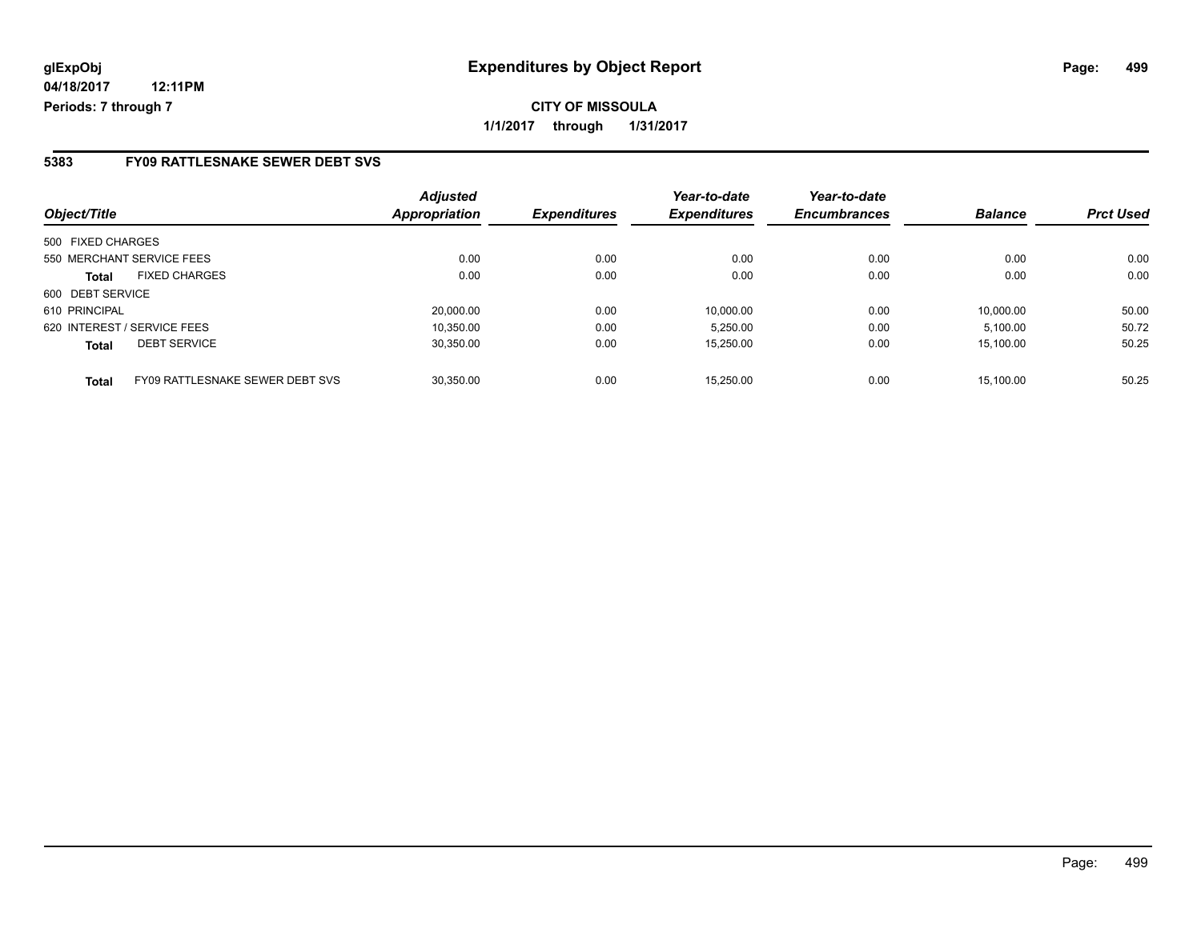# Expenditures by Object Report

glExpObj
04/18/2017 12:11PM
Periods: 7 through 7

**CITY OF MISSOULA**

**1/1/2017 through 1/31/2017**

## 5383 FY09 RATTLESNAKE SEWER DEBT SVS

| Object/Title | | Adjusted Appropriation | Expenditures | Year-to-date Expenditures | Year-to-date Encumbrances | Balance | Prct Used |
|---|---|---|---|---|---|---|---|
| 500 FIXED CHARGES | | | | | | | |
| 550 MERCHANT SERVICE FEES | | 0.00 | 0.00 | 0.00 | 0.00 | 0.00 | 0.00 |
| **Total** | FIXED CHARGES | 0.00 | 0.00 | 0.00 | 0.00 | 0.00 | 0.00 |
| 600 DEBT SERVICE | | | | | | | |
| 610 PRINCIPAL | | 20,000.00 | 0.00 | 10,000.00 | 0.00 | 10,000.00 | 50.00 |
| 620 INTEREST / SERVICE FEES | | 10,350.00 | 0.00 | 5,250.00 | 0.00 | 5,100.00 | 50.72 |
| **Total** | DEBT SERVICE | 30,350.00 | 0.00 | 15,250.00 | 0.00 | 15,100.00 | 50.25 |
| **Total** | FY09 RATTLESNAKE SEWER DEBT SVS | 30,350.00 | 0.00 | 15,250.00 | 0.00 | 15,100.00 | 50.25 |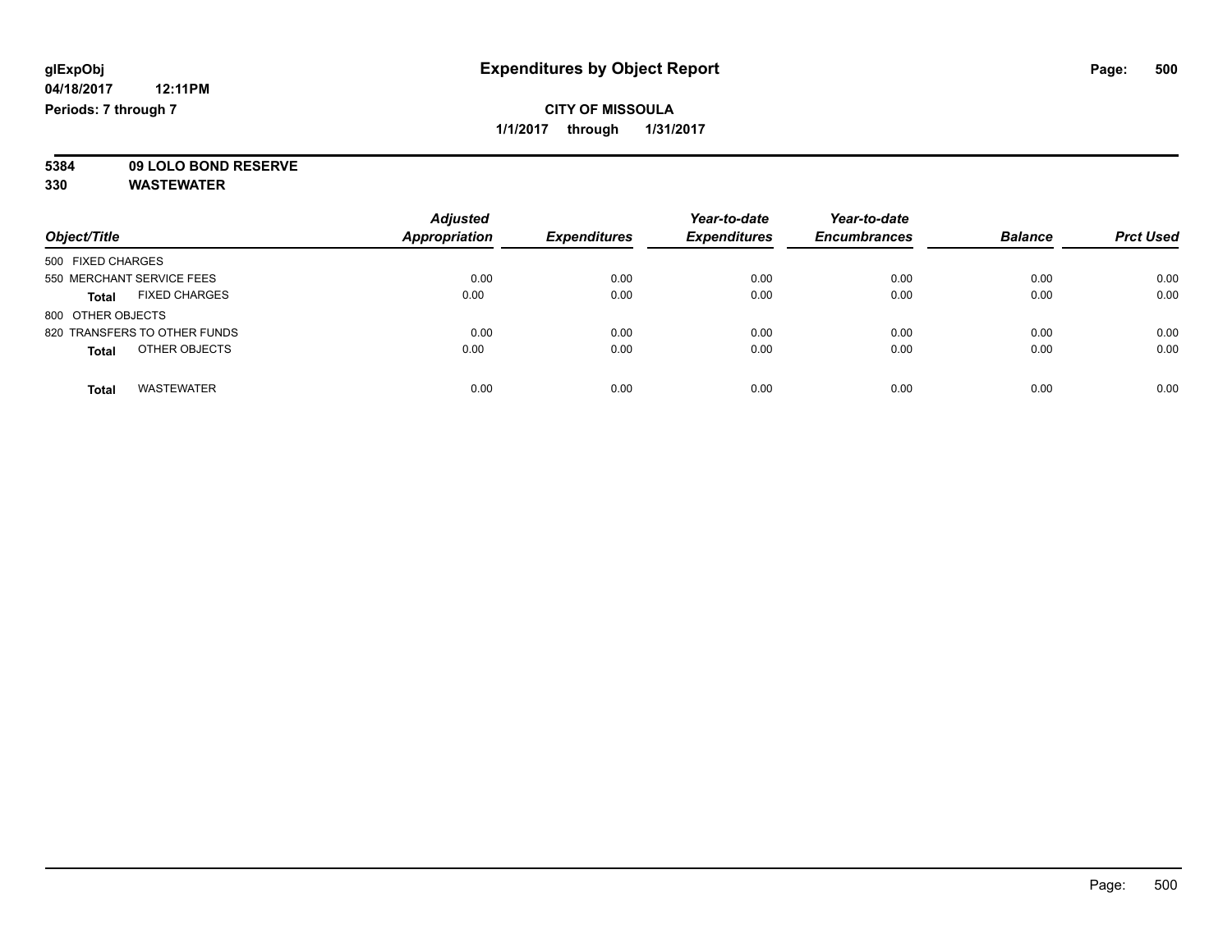glExpObj
04/18/2017 12:11PM
Periods: 7 through 7

# Expenditures by Object Report

**CITY OF MISSOULA**
**1/1/2017 through 1/31/2017**

**5384 09 LOLO BOND RESERVE**
**330 WASTEWATER**

| Object/Title | Adjusted Appropriation | Expenditures | Year-to-date Expenditures | Year-to-date Encumbrances | Balance | Prct Used |
|---|---|---|---|---|---|---|
| 500 FIXED CHARGES | | | | | | |
| 550 MERCHANT SERVICE FEES | 0.00 | 0.00 | 0.00 | 0.00 | 0.00 | 0.00 |
| **Total** FIXED CHARGES | 0.00 | 0.00 | 0.00 | 0.00 | 0.00 | 0.00 |
| 800 OTHER OBJECTS | | | | | | |
| 820 TRANSFERS TO OTHER FUNDS | 0.00 | 0.00 | 0.00 | 0.00 | 0.00 | 0.00 |
| **Total** OTHER OBJECTS | 0.00 | 0.00 | 0.00 | 0.00 | 0.00 | 0.00 |
| **Total** WASTEWATER | 0.00 | 0.00 | 0.00 | 0.00 | 0.00 | 0.00 |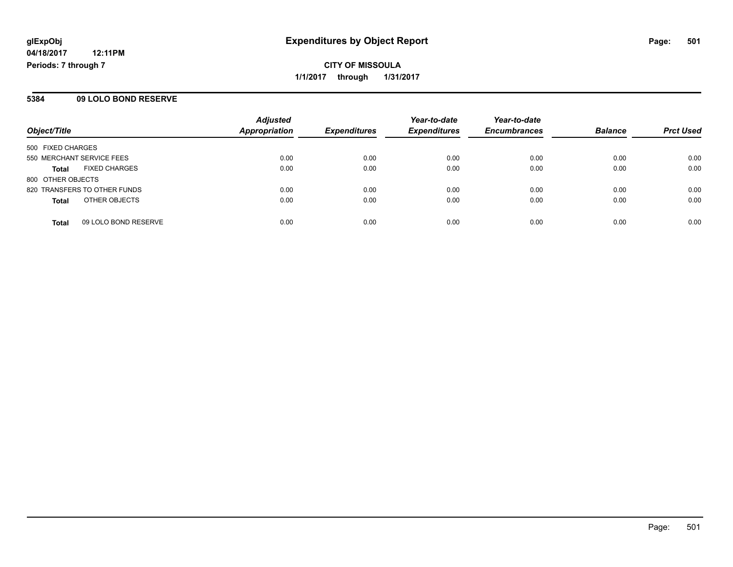# Expenditures by Object Report

glExpObj
04/18/2017 12:11PM
Periods: 7 through 7

**CITY OF MISSOULA**
**1/1/2017 through 1/31/2017**

## 5384 09 LOLO BOND RESERVE

| Object/Title | Adjusted Appropriation | Expenditures | Year-to-date Expenditures | Year-to-date Encumbrances | Balance | Prct Used |
|---|---|---|---|---|---|---|
| 500 FIXED CHARGES | | | | | | |
| 550 MERCHANT SERVICE FEES | 0.00 | 0.00 | 0.00 | 0.00 | 0.00 | 0.00 |
| **Total** FIXED CHARGES | 0.00 | 0.00 | 0.00 | 0.00 | 0.00 | 0.00 |
| 800 OTHER OBJECTS | | | | | | |
| 820 TRANSFERS TO OTHER FUNDS | 0.00 | 0.00 | 0.00 | 0.00 | 0.00 | 0.00 |
| **Total** OTHER OBJECTS | 0.00 | 0.00 | 0.00 | 0.00 | 0.00 | 0.00 |
| **Total** 09 LOLO BOND RESERVE | 0.00 | 0.00 | 0.00 | 0.00 | 0.00 | 0.00 |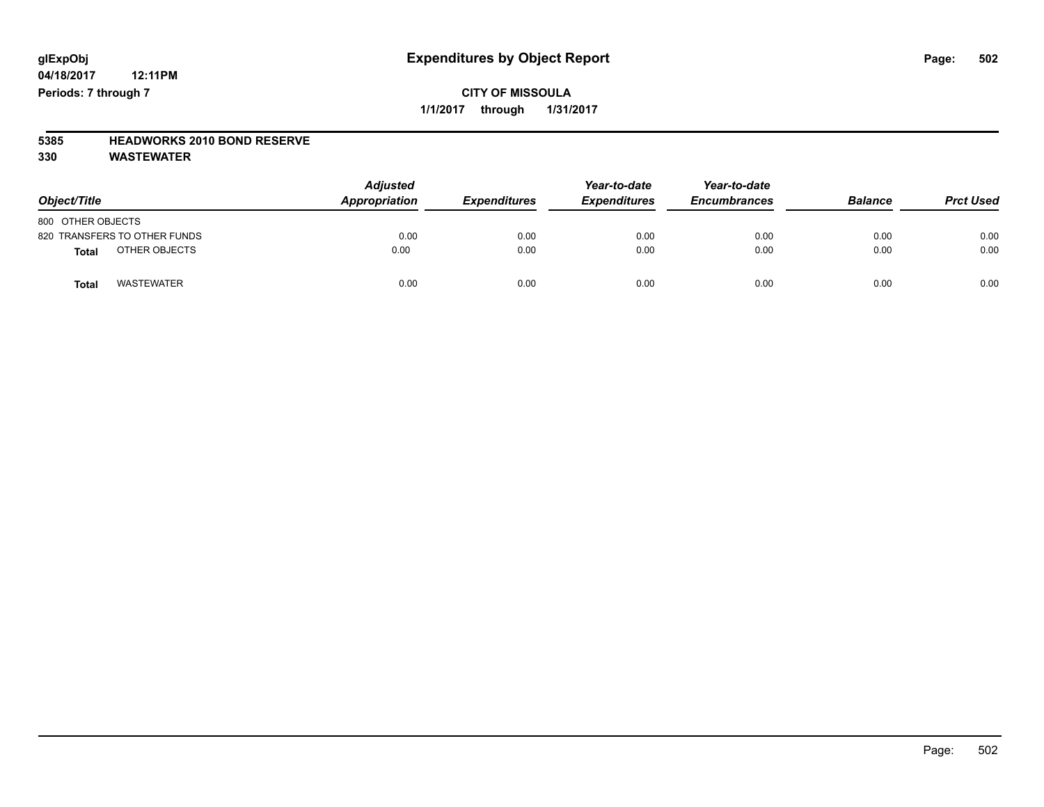# Expenditures by Object Report

glExpObj
04/18/2017 12:11PM
Periods: 7 through 7

**CITY OF MISSOULA**
**1/1/2017 through 1/31/2017**

**5385 HEADWORKS 2010 BOND RESERVE**
**330 WASTEWATER**

| Object/Title | Adjusted Appropriation | Expenditures | Year-to-date Expenditures | Year-to-date Encumbrances | Balance | Prct Used |
|---|---|---|---|---|---|---|
| 800 OTHER OBJECTS | | | | | | |
| 820 TRANSFERS TO OTHER FUNDS | 0.00 | 0.00 | 0.00 | 0.00 | 0.00 | 0.00 |
| **Total** OTHER OBJECTS | 0.00 | 0.00 | 0.00 | 0.00 | 0.00 | 0.00 |
| **Total** WASTEWATER | 0.00 | 0.00 | 0.00 | 0.00 | 0.00 | 0.00 |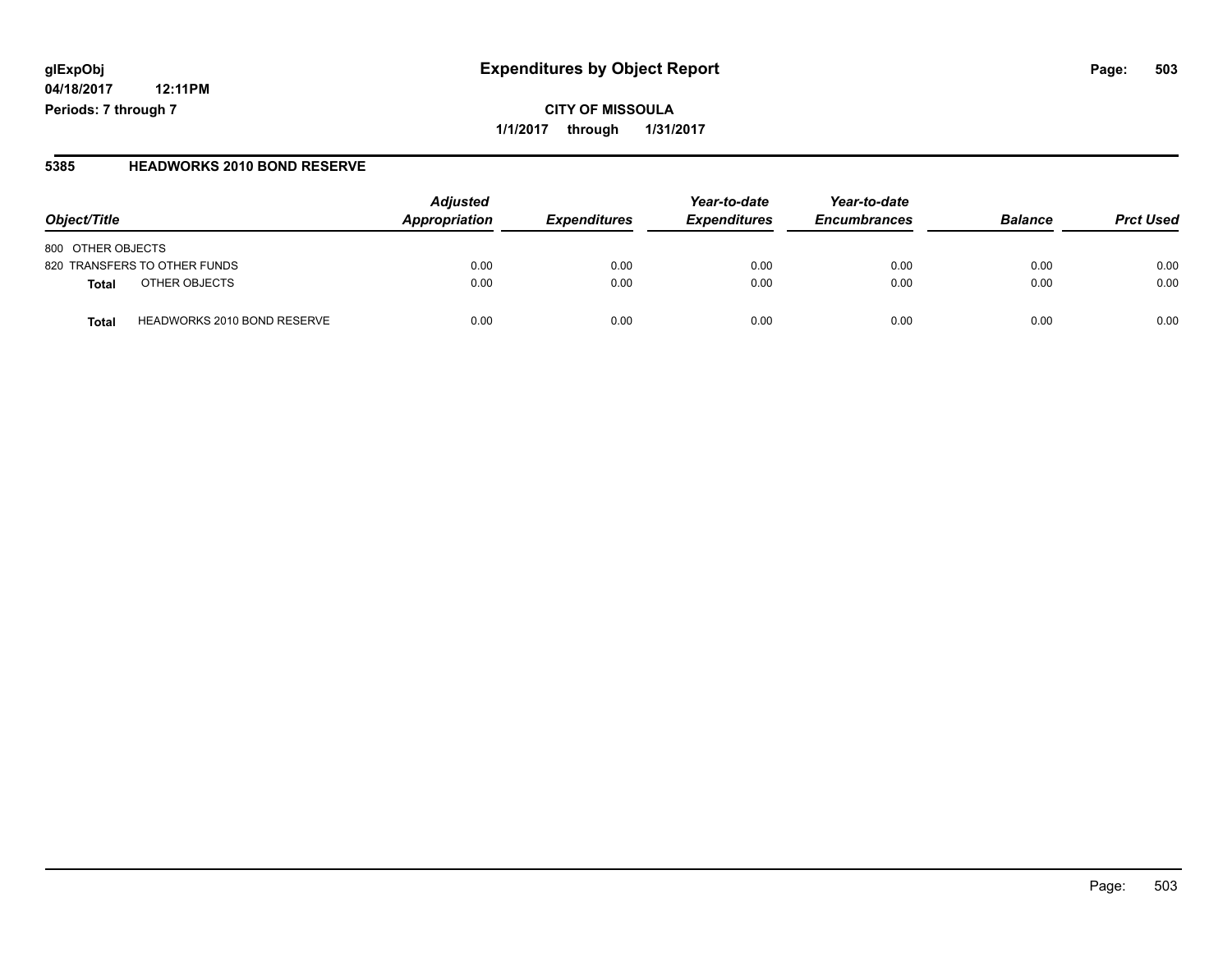# Expenditures by Object Report

glExpObj
04/18/2017 12:11PM
Periods: 7 through 7

**CITY OF MISSOULA**
**1/1/2017 through 1/31/2017**

## 5385 HEADWORKS 2010 BOND RESERVE

| Object/Title | | Adjusted Appropriation | Expenditures | Year-to-date Expenditures | Year-to-date Encumbrances | Balance | Prct Used |
|---|---|---|---|---|---|---|---|
| 800 OTHER OBJECTS | | | | | | | |
| 820 TRANSFERS TO OTHER FUNDS | | 0.00 | 0.00 | 0.00 | 0.00 | 0.00 | 0.00 |
| **Total** | OTHER OBJECTS | 0.00 | 0.00 | 0.00 | 0.00 | 0.00 | 0.00 |
| **Total** | HEADWORKS 2010 BOND RESERVE | 0.00 | 0.00 | 0.00 | 0.00 | 0.00 | 0.00 |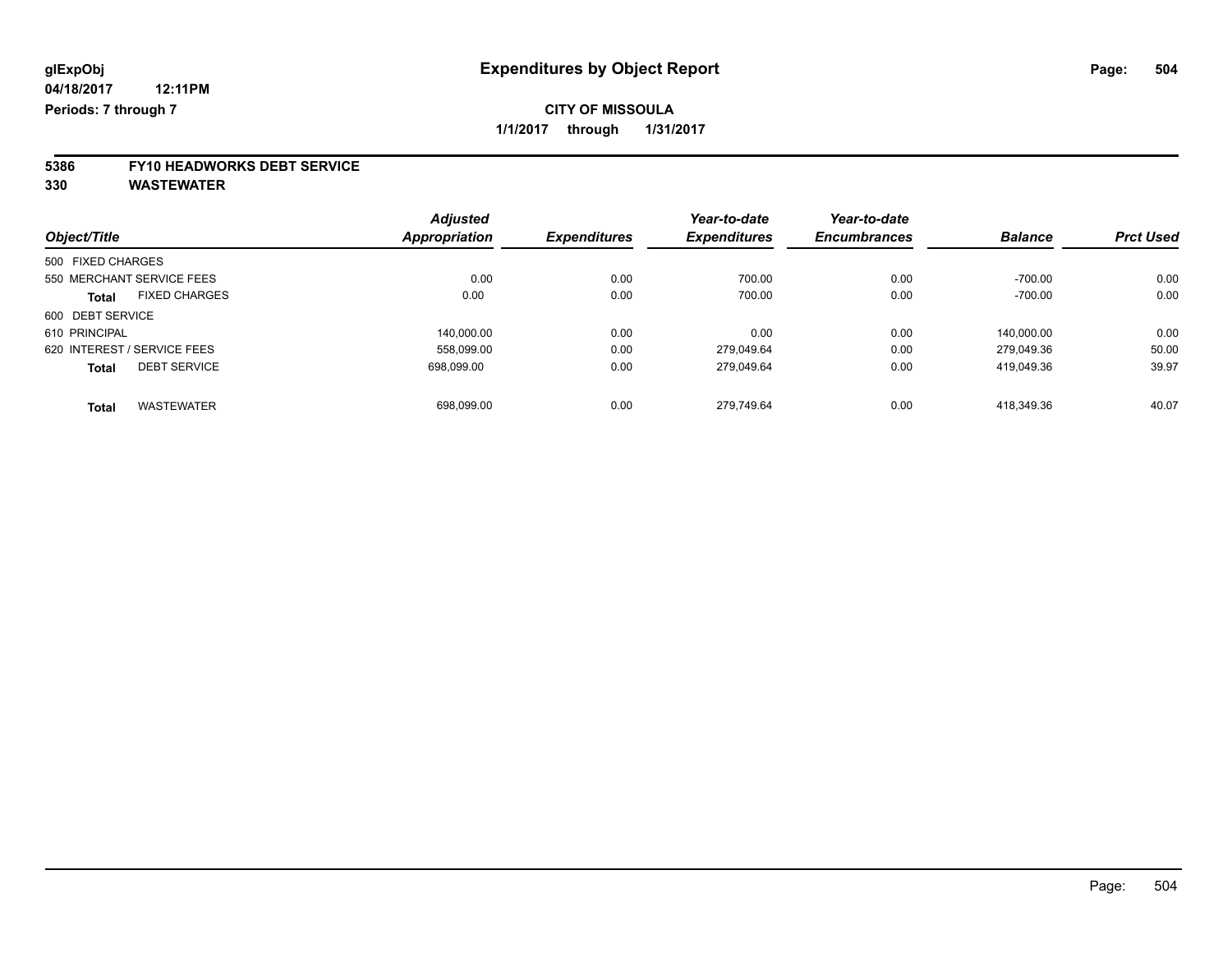glExpObj

04/18/2017 12:11PM

Periods: 7 through 7

# Expenditures by Object Report

**CITY OF MISSOULA**

**1/1/2017 through 1/31/2017**

**5386 FY10 HEADWORKS DEBT SERVICE**

**330 WASTEWATER**

| Object/Title | Adjusted Appropriation | Expenditures | Year-to-date Expenditures | Year-to-date Encumbrances | Balance | Prct Used |
|---|---|---|---|---|---|---|
| 500 FIXED CHARGES | | | | | | |
| 550 MERCHANT SERVICE FEES | 0.00 | 0.00 | 700.00 | 0.00 | -700.00 | 0.00 |
| **Total** FIXED CHARGES | 0.00 | 0.00 | 700.00 | 0.00 | -700.00 | 0.00 |
| 600 DEBT SERVICE | | | | | | |
| 610 PRINCIPAL | 140,000.00 | 0.00 | 0.00 | 0.00 | 140,000.00 | 0.00 |
| 620 INTEREST / SERVICE FEES | 558,099.00 | 0.00 | 279,049.64 | 0.00 | 279,049.36 | 50.00 |
| **Total** DEBT SERVICE | 698,099.00 | 0.00 | 279,049.64 | 0.00 | 419,049.36 | 39.97 |
| **Total** WASTEWATER | 698,099.00 | 0.00 | 279,749.64 | 0.00 | 418,349.36 | 40.07 |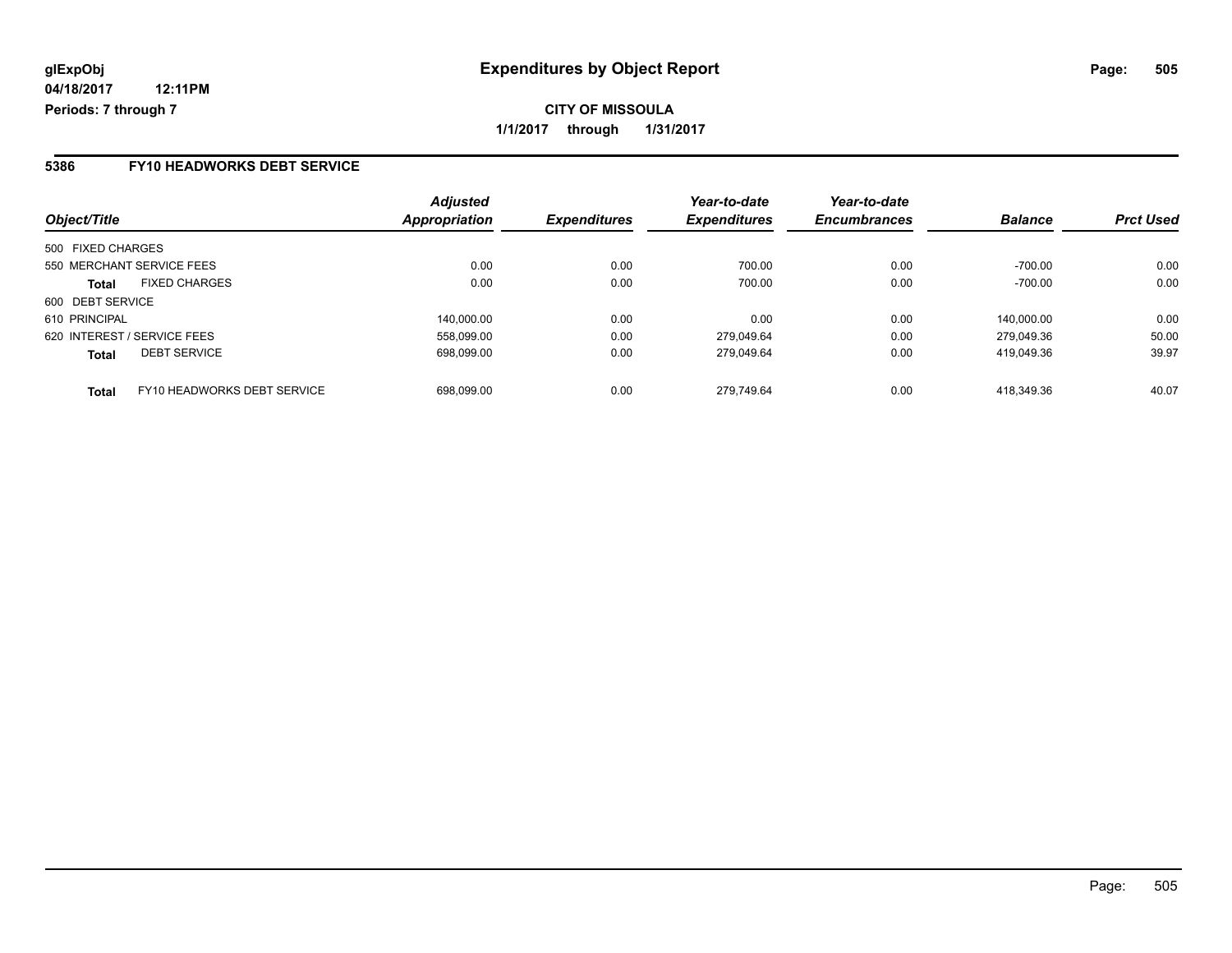**glExpObj** **Expenditures by Object Report**

**04/18/2017 12:11PM**

**Periods: 7 through 7**

**CITY OF MISSOULA**

**1/1/2017 through 1/31/2017**

## 5386 FY10 HEADWORKS DEBT SERVICE

| Object/Title | | *Adjusted Appropriation* | *Expenditures* | *Year-to-date Expenditures* | *Year-to-date Encumbrances* | *Balance* | *Prct Used* |
|---|---|---|---|---|---|---|---|
| 500 FIXED CHARGES | | | | | | | |
| 550 MERCHANT SERVICE FEES | | 0.00 | 0.00 | 700.00 | 0.00 | -700.00 | 0.00 |
| **Total** | FIXED CHARGES | 0.00 | 0.00 | 700.00 | 0.00 | -700.00 | 0.00 |
| 600 DEBT SERVICE | | | | | | | |
| 610 PRINCIPAL | | 140,000.00 | 0.00 | 0.00 | 0.00 | 140,000.00 | 0.00 |
| 620 INTEREST / SERVICE FEES | | 558,099.00 | 0.00 | 279,049.64 | 0.00 | 279,049.36 | 50.00 |
| **Total** | DEBT SERVICE | 698,099.00 | 0.00 | 279,049.64 | 0.00 | 419,049.36 | 39.97 |
| **Total** | FY10 HEADWORKS DEBT SERVICE | 698,099.00 | 0.00 | 279,749.64 | 0.00 | 418,349.36 | 40.07 |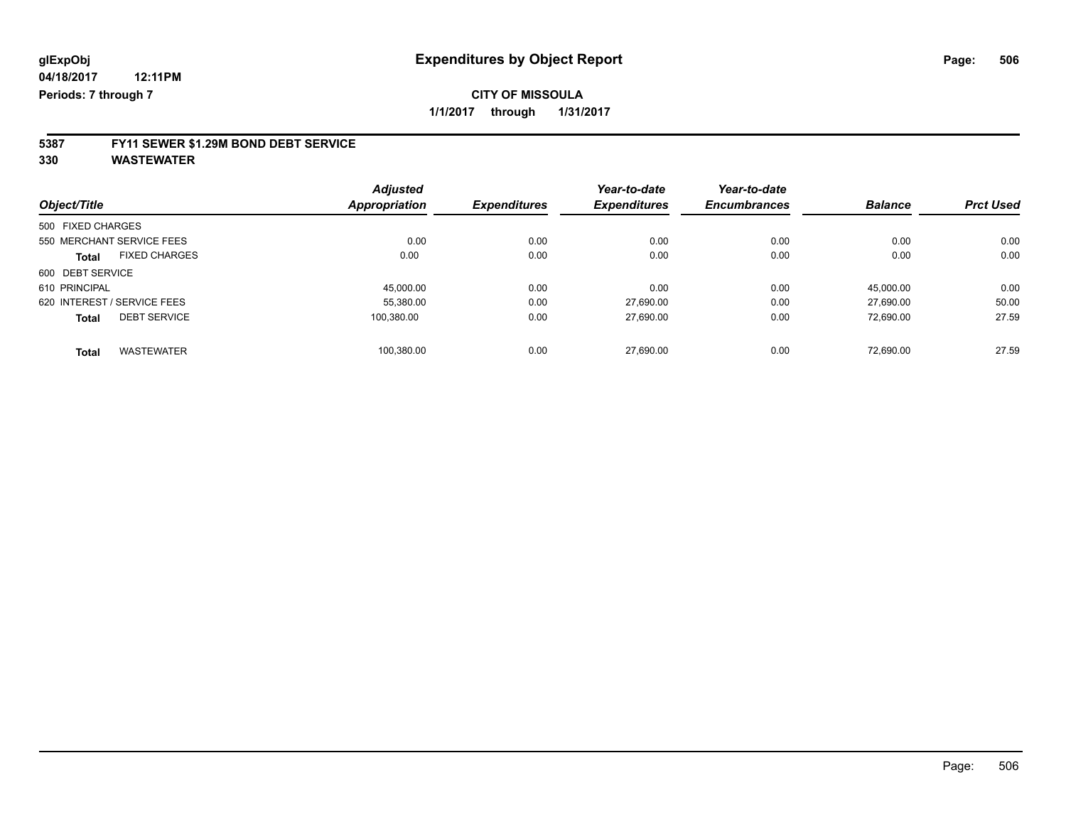glExpObj
04/18/2017 12:11PM
Periods: 7 through 7

# Expenditures by Object Report

**CITY OF MISSOULA**

**1/1/2017 through 1/31/2017**

**5387 FY11 SEWER $1.29M BOND DEBT SERVICE**

**330 WASTEWATER**

| Object/Title | Adjusted Appropriation | Expenditures | Year-to-date Expenditures | Year-to-date Encumbrances | Balance | Prct Used |
|---|---|---|---|---|---|---|
| 500 FIXED CHARGES | | | | | | |
| 550 MERCHANT SERVICE FEES | 0.00 | 0.00 | 0.00 | 0.00 | 0.00 | 0.00 |
| **Total** FIXED CHARGES | 0.00 | 0.00 | 0.00 | 0.00 | 0.00 | 0.00 |
| 600 DEBT SERVICE | | | | | | |
| 610 PRINCIPAL | 45,000.00 | 0.00 | 0.00 | 0.00 | 45,000.00 | 0.00 |
| 620 INTEREST / SERVICE FEES | 55,380.00 | 0.00 | 27,690.00 | 0.00 | 27,690.00 | 50.00 |
| **Total** DEBT SERVICE | 100,380.00 | 0.00 | 27,690.00 | 0.00 | 72,690.00 | 27.59 |
| **Total** WASTEWATER | 100,380.00 | 0.00 | 27,690.00 | 0.00 | 72,690.00 | 27.59 |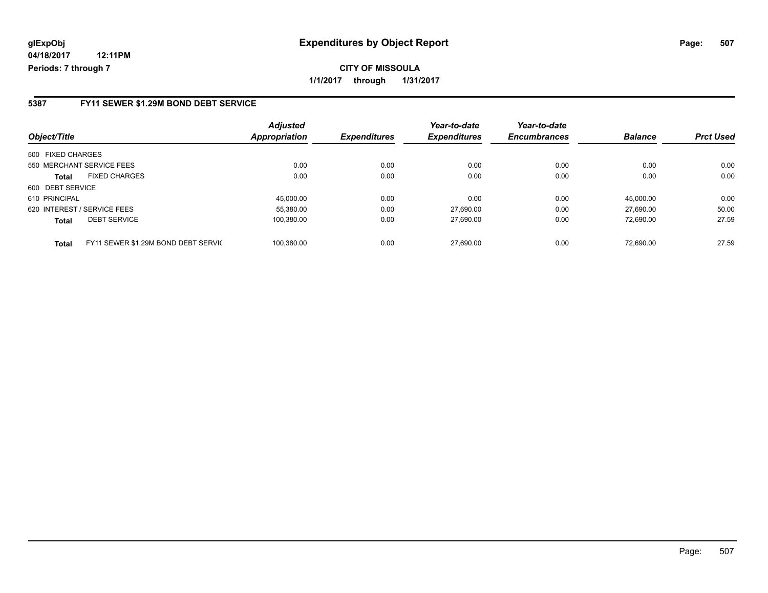**glExpObj**
**04/18/2017 12:11PM**
**Periods: 7 through 7**

# Expenditures by Object Report

**CITY OF MISSOULA**
**1/1/2017 through 1/31/2017**

## 5387 FY11 SEWER $1.29M BOND DEBT SERVICE

| Object/Title | | Adjusted Appropriation | Expenditures | Year-to-date Expenditures | Year-to-date Encumbrances | Balance | Prct Used |
|---|---|---|---|---|---|---|---|
| 500 FIXED CHARGES | | | | | | | |
| 550 MERCHANT SERVICE FEES | | 0.00 | 0.00 | 0.00 | 0.00 | 0.00 | 0.00 |
| **Total** | FIXED CHARGES | 0.00 | 0.00 | 0.00 | 0.00 | 0.00 | 0.00 |
| 600 DEBT SERVICE | | | | | | | |
| 610 PRINCIPAL | | 45,000.00 | 0.00 | 0.00 | 0.00 | 45,000.00 | 0.00 |
| 620 INTEREST / SERVICE FEES | | 55,380.00 | 0.00 | 27,690.00 | 0.00 | 27,690.00 | 50.00 |
| **Total** | DEBT SERVICE | 100,380.00 | 0.00 | 27,690.00 | 0.00 | 72,690.00 | 27.59 |
| **Total** | FY11 SEWER $1.29M BOND DEBT SERVIC | 100,380.00 | 0.00 | 27,690.00 | 0.00 | 72,690.00 | 27.59 |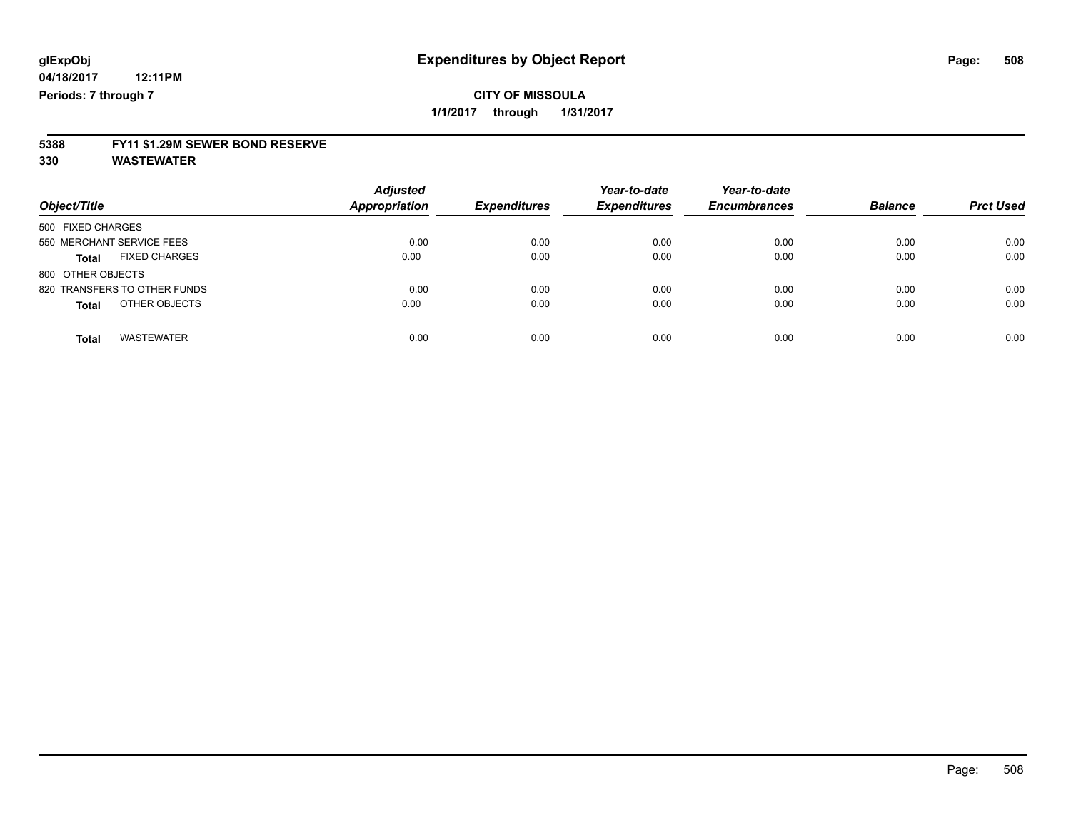# Expenditures by Object Report

glExpObj
04/18/2017 12:11PM
Periods: 7 through 7

**CITY OF MISSOULA**
**1/1/2017 through 1/31/2017**

## 5388 FY11 $1.29M SEWER BOND RESERVE
## 330 WASTEWATER

| Object/Title | Adjusted Appropriation | Expenditures | Year-to-date Expenditures | Year-to-date Encumbrances | Balance | Prct Used |
|---|---|---|---|---|---|---|
| 500 FIXED CHARGES | | | | | | |
| 550 MERCHANT SERVICE FEES | 0.00 | 0.00 | 0.00 | 0.00 | 0.00 | 0.00 |
| **Total** FIXED CHARGES | 0.00 | 0.00 | 0.00 | 0.00 | 0.00 | 0.00 |
| 800 OTHER OBJECTS | | | | | | |
| 820 TRANSFERS TO OTHER FUNDS | 0.00 | 0.00 | 0.00 | 0.00 | 0.00 | 0.00 |
| **Total** OTHER OBJECTS | 0.00 | 0.00 | 0.00 | 0.00 | 0.00 | 0.00 |
| **Total** WASTEWATER | 0.00 | 0.00 | 0.00 | 0.00 | 0.00 | 0.00 |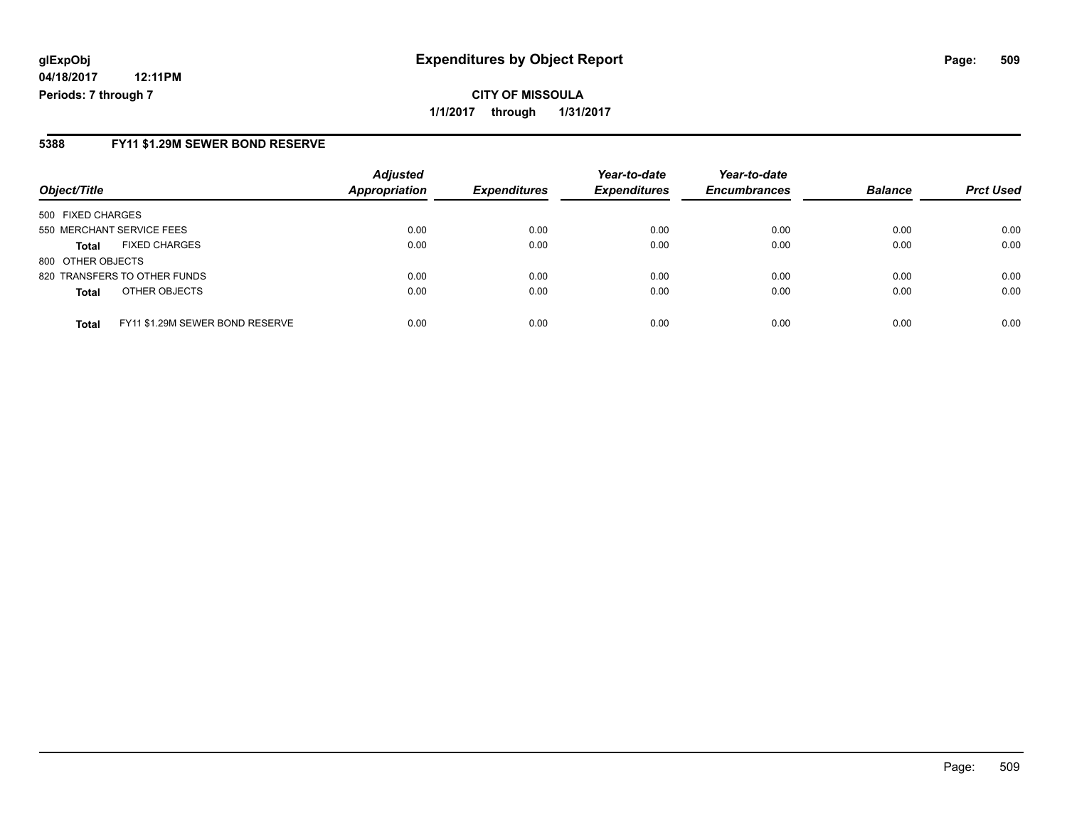**glExpObj**
**04/18/2017 12:11PM**
**Periods: 7 through 7**

# Expenditures by Object Report

**CITY OF MISSOULA**
**1/1/2017 through 1/31/2017**

## 5388 FY11 $1.29M SEWER BOND RESERVE

| Object/Title | | Adjusted Appropriation | Expenditures | Year-to-date Expenditures | Year-to-date Encumbrances | Balance | Prct Used |
|---|---|---|---|---|---|---|---|
| 500 FIXED CHARGES | | | | | | | |
| 550 MERCHANT SERVICE FEES | | 0.00 | 0.00 | 0.00 | 0.00 | 0.00 | 0.00 |
| **Total** | FIXED CHARGES | 0.00 | 0.00 | 0.00 | 0.00 | 0.00 | 0.00 |
| 800 OTHER OBJECTS | | | | | | | |
| 820 TRANSFERS TO OTHER FUNDS | | 0.00 | 0.00 | 0.00 | 0.00 | 0.00 | 0.00 |
| **Total** | OTHER OBJECTS | 0.00 | 0.00 | 0.00 | 0.00 | 0.00 | 0.00 |
| **Total** | FY11 $1.29M SEWER BOND RESERVE | 0.00 | 0.00 | 0.00 | 0.00 | 0.00 | 0.00 |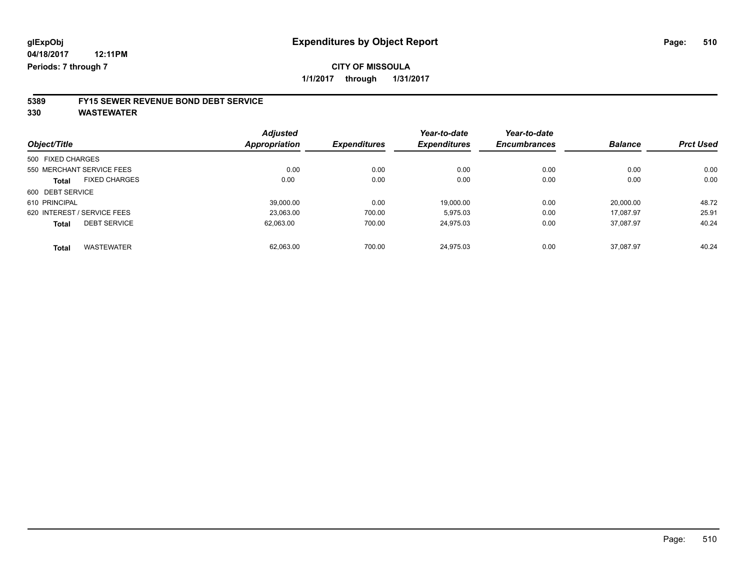glExpObj
04/18/2017 12:11PM
Periods: 7 through 7

# Expenditures by Object Report

**CITY OF MISSOULA**

**1/1/2017 through 1/31/2017**

**5389 FY15 SEWER REVENUE BOND DEBT SERVICE**
**330 WASTEWATER**

| Object/Title | Adjusted Appropriation | Expenditures | Year-to-date Expenditures | Year-to-date Encumbrances | Balance | Prct Used |
|---|---|---|---|---|---|---|
| 500 FIXED CHARGES | | | | | | |
| 550 MERCHANT SERVICE FEES | 0.00 | 0.00 | 0.00 | 0.00 | 0.00 | 0.00 |
| **Total** FIXED CHARGES | 0.00 | 0.00 | 0.00 | 0.00 | 0.00 | 0.00 |
| 600 DEBT SERVICE | | | | | | |
| 610 PRINCIPAL | 39,000.00 | 0.00 | 19,000.00 | 0.00 | 20,000.00 | 48.72 |
| 620 INTEREST / SERVICE FEES | 23,063.00 | 700.00 | 5,975.03 | 0.00 | 17,087.97 | 25.91 |
| **Total** DEBT SERVICE | 62,063.00 | 700.00 | 24,975.03 | 0.00 | 37,087.97 | 40.24 |
| **Total** WASTEWATER | 62,063.00 | 700.00 | 24,975.03 | 0.00 | 37,087.97 | 40.24 |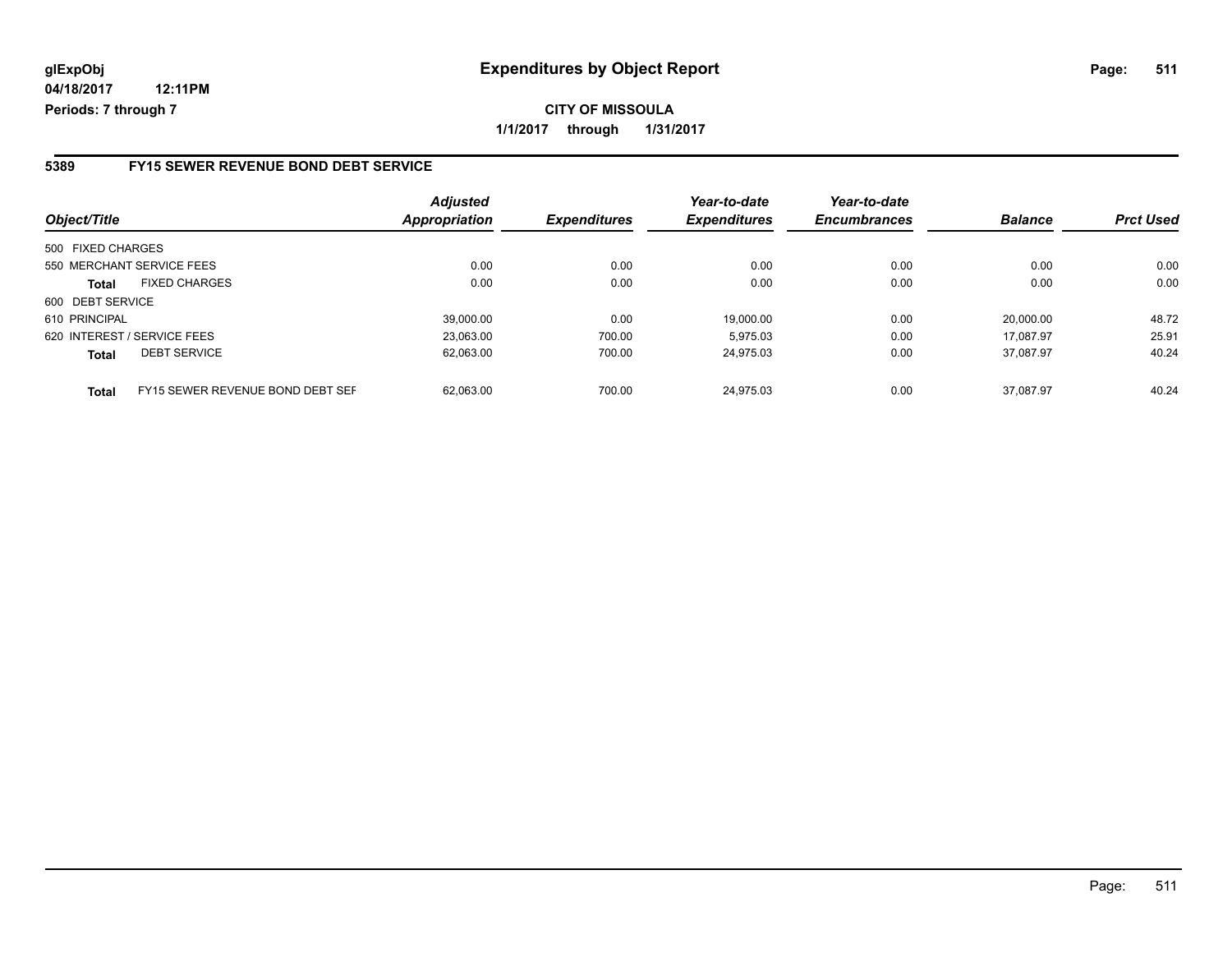**glExpObj**
**04/18/2017 12:11PM**
**Periods: 7 through 7**

# Expenditures by Object Report

**CITY OF MISSOULA**
**1/1/2017 through 1/31/2017**

## 5389 FY15 SEWER REVENUE BOND DEBT SERVICE

| Object/Title | | Adjusted Appropriation | Expenditures | Year-to-date Expenditures | Year-to-date Encumbrances | Balance | Prct Used |
|---|---|---|---|---|---|---|---|
| 500 FIXED CHARGES | | | | | | | |
| 550 MERCHANT SERVICE FEES | | 0.00 | 0.00 | 0.00 | 0.00 | 0.00 | 0.00 |
| **Total** | FIXED CHARGES | 0.00 | 0.00 | 0.00 | 0.00 | 0.00 | 0.00 |
| 600 DEBT SERVICE | | | | | | | |
| 610 PRINCIPAL | | 39,000.00 | 0.00 | 19,000.00 | 0.00 | 20,000.00 | 48.72 |
| 620 INTEREST / SERVICE FEES | | 23,063.00 | 700.00 | 5,975.03 | 0.00 | 17,087.97 | 25.91 |
| **Total** | DEBT SERVICE | 62,063.00 | 700.00 | 24,975.03 | 0.00 | 37,087.97 | 40.24 |
| **Total** | FY15 SEWER REVENUE BOND DEBT SEF | 62,063.00 | 700.00 | 24,975.03 | 0.00 | 37,087.97 | 40.24 |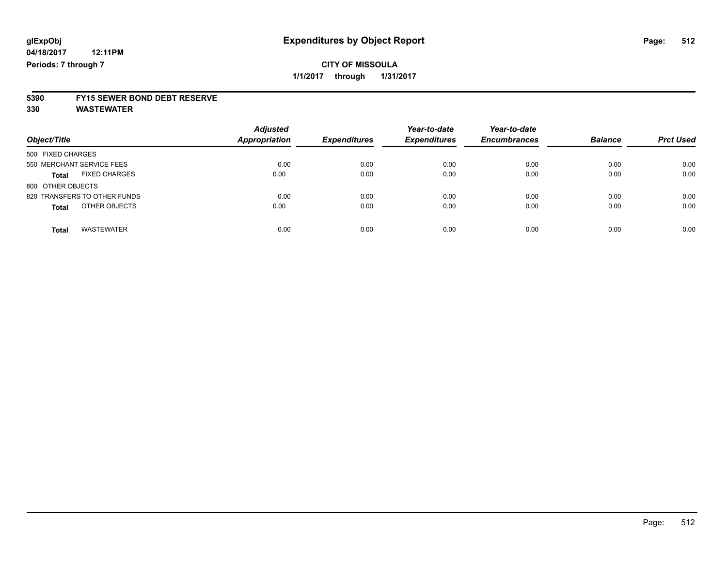**glExpObj** **Expenditures by Object Report**

**04/18/2017 12:11PM**

**Periods: 7 through 7**

**CITY OF MISSOULA**

**1/1/2017 through 1/31/2017**

**5390 FY15 SEWER BOND DEBT RESERVE**

**330 WASTEWATER**

| Object/Title | Adjusted Appropriation | Expenditures | Year-to-date Expenditures | Year-to-date Encumbrances | Balance | Prct Used |
|---|---|---|---|---|---|---|
| 500 FIXED CHARGES | | | | | | |
| 550 MERCHANT SERVICE FEES | 0.00 | 0.00 | 0.00 | 0.00 | 0.00 | 0.00 |
| **Total** FIXED CHARGES | 0.00 | 0.00 | 0.00 | 0.00 | 0.00 | 0.00 |
| 800 OTHER OBJECTS | | | | | | |
| 820 TRANSFERS TO OTHER FUNDS | 0.00 | 0.00 | 0.00 | 0.00 | 0.00 | 0.00 |
| **Total** OTHER OBJECTS | 0.00 | 0.00 | 0.00 | 0.00 | 0.00 | 0.00 |
| **Total** WASTEWATER | 0.00 | 0.00 | 0.00 | 0.00 | 0.00 | 0.00 |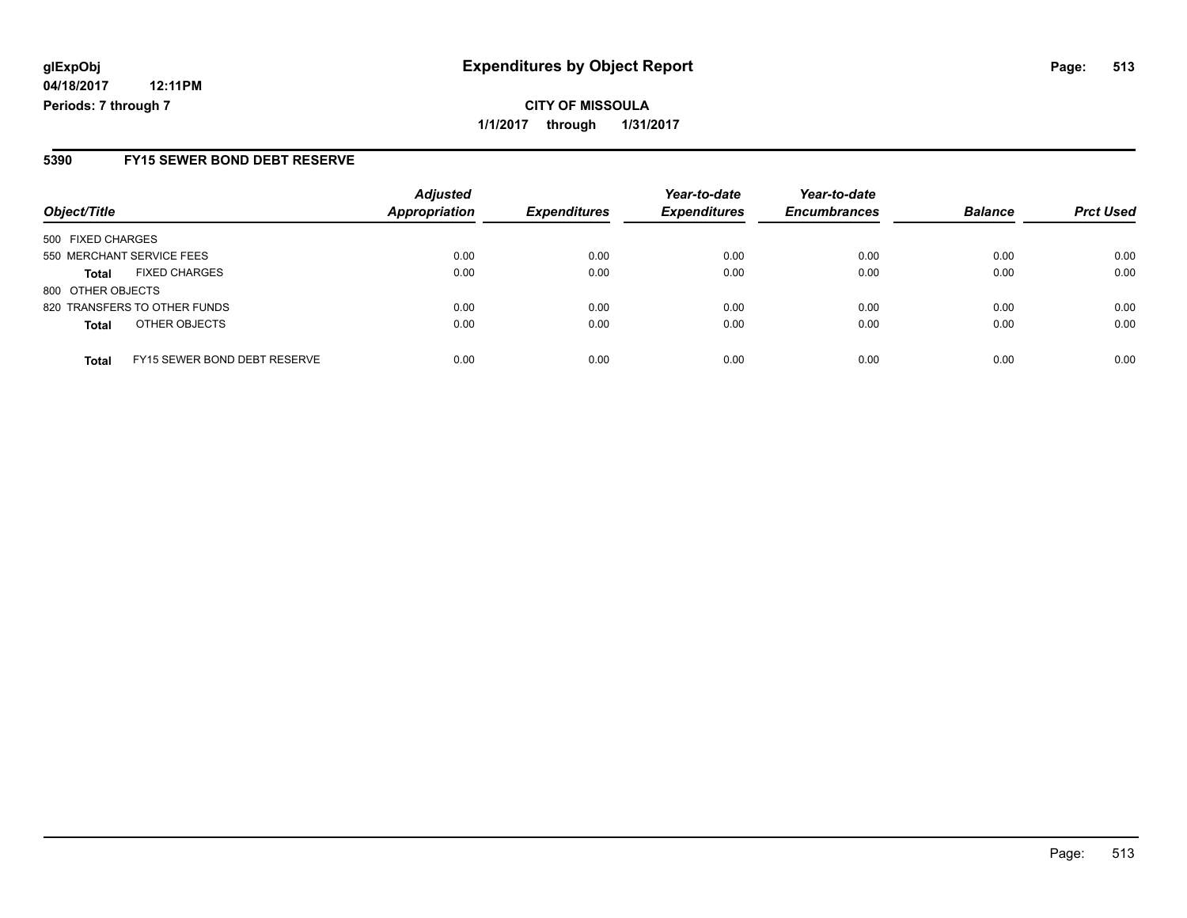**glExpObj**
**04/18/2017 12:11PM**
**Periods: 7 through 7**

# Expenditures by Object Report

**CITY OF MISSOULA**
**1/1/2017 through 1/31/2017**

## 5390 FY15 SEWER BOND DEBT RESERVE

| Object/Title | | Adjusted Appropriation | Expenditures | Year-to-date Expenditures | Year-to-date Encumbrances | Balance | Prct Used |
|---|---|---|---|---|---|---|---|
| 500 FIXED CHARGES | | | | | | | |
| 550 MERCHANT SERVICE FEES | | 0.00 | 0.00 | 0.00 | 0.00 | 0.00 | 0.00 |
| **Total** | FIXED CHARGES | 0.00 | 0.00 | 0.00 | 0.00 | 0.00 | 0.00 |
| 800 OTHER OBJECTS | | | | | | | |
| 820 TRANSFERS TO OTHER FUNDS | | 0.00 | 0.00 | 0.00 | 0.00 | 0.00 | 0.00 |
| **Total** | OTHER OBJECTS | 0.00 | 0.00 | 0.00 | 0.00 | 0.00 | 0.00 |
| **Total** | FY15 SEWER BOND DEBT RESERVE | 0.00 | 0.00 | 0.00 | 0.00 | 0.00 | 0.00 |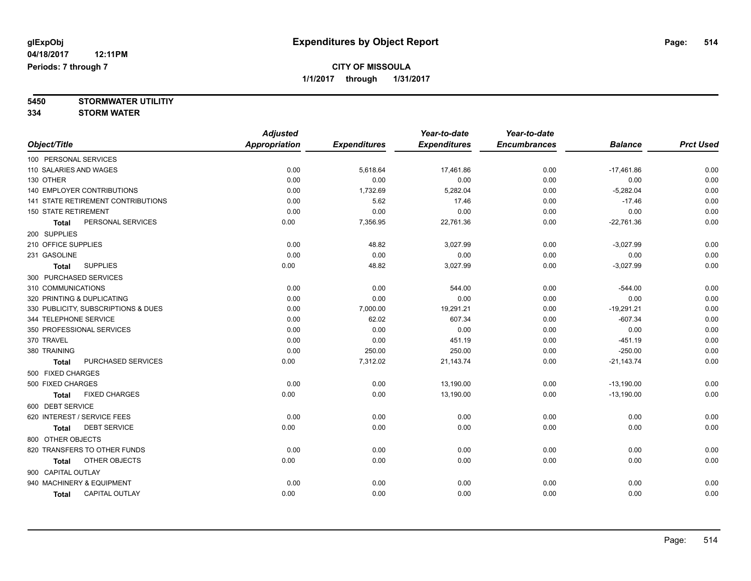**glExpObj** | **Expenditures by Object Report**

**04/18/2017 12:11PM**

**Periods: 7 through 7**

**CITY OF MISSOULA**

**1/1/2017 through 1/31/2017**

**5450 STORMWATER UTILITIY**

**334 STORM WATER**

| Object/Title | Adjusted Appropriation | Expenditures | Year-to-date Expenditures | Year-to-date Encumbrances | Balance | Prct Used |
|---|---|---|---|---|---|---|
| 100 PERSONAL SERVICES | | | | | | |
| 110 SALARIES AND WAGES | 0.00 | 5,618.64 | 17,461.86 | 0.00 | -17,461.86 | 0.00 |
| 130 OTHER | 0.00 | 0.00 | 0.00 | 0.00 | 0.00 | 0.00 |
| 140 EMPLOYER CONTRIBUTIONS | 0.00 | 1,732.69 | 5,282.04 | 0.00 | -5,282.04 | 0.00 |
| 141 STATE RETIREMENT CONTRIBUTIONS | 0.00 | 5.62 | 17.46 | 0.00 | -17.46 | 0.00 |
| 150 STATE RETIREMENT | 0.00 | 0.00 | 0.00 | 0.00 | 0.00 | 0.00 |
| **Total** PERSONAL SERVICES | 0.00 | 7,356.95 | 22,761.36 | 0.00 | -22,761.36 | 0.00 |
| 200 SUPPLIES | | | | | | |
| 210 OFFICE SUPPLIES | 0.00 | 48.82 | 3,027.99 | 0.00 | -3,027.99 | 0.00 |
| 231 GASOLINE | 0.00 | 0.00 | 0.00 | 0.00 | 0.00 | 0.00 |
| **Total** SUPPLIES | 0.00 | 48.82 | 3,027.99 | 0.00 | -3,027.99 | 0.00 |
| 300 PURCHASED SERVICES | | | | | | |
| 310 COMMUNICATIONS | 0.00 | 0.00 | 544.00 | 0.00 | -544.00 | 0.00 |
| 320 PRINTING & DUPLICATING | 0.00 | 0.00 | 0.00 | 0.00 | 0.00 | 0.00 |
| 330 PUBLICITY, SUBSCRIPTIONS & DUES | 0.00 | 7,000.00 | 19,291.21 | 0.00 | -19,291.21 | 0.00 |
| 344 TELEPHONE SERVICE | 0.00 | 62.02 | 607.34 | 0.00 | -607.34 | 0.00 |
| 350 PROFESSIONAL SERVICES | 0.00 | 0.00 | 0.00 | 0.00 | 0.00 | 0.00 |
| 370 TRAVEL | 0.00 | 0.00 | 451.19 | 0.00 | -451.19 | 0.00 |
| 380 TRAINING | 0.00 | 250.00 | 250.00 | 0.00 | -250.00 | 0.00 |
| **Total** PURCHASED SERVICES | 0.00 | 7,312.02 | 21,143.74 | 0.00 | -21,143.74 | 0.00 |
| 500 FIXED CHARGES | | | | | | |
| 500 FIXED CHARGES | 0.00 | 0.00 | 13,190.00 | 0.00 | -13,190.00 | 0.00 |
| **Total** FIXED CHARGES | 0.00 | 0.00 | 13,190.00 | 0.00 | -13,190.00 | 0.00 |
| 600 DEBT SERVICE | | | | | | |
| 620 INTEREST / SERVICE FEES | 0.00 | 0.00 | 0.00 | 0.00 | 0.00 | 0.00 |
| **Total** DEBT SERVICE | 0.00 | 0.00 | 0.00 | 0.00 | 0.00 | 0.00 |
| 800 OTHER OBJECTS | | | | | | |
| 820 TRANSFERS TO OTHER FUNDS | 0.00 | 0.00 | 0.00 | 0.00 | 0.00 | 0.00 |
| **Total** OTHER OBJECTS | 0.00 | 0.00 | 0.00 | 0.00 | 0.00 | 0.00 |
| 900 CAPITAL OUTLAY | | | | | | |
| 940 MACHINERY & EQUIPMENT | 0.00 | 0.00 | 0.00 | 0.00 | 0.00 | 0.00 |
| **Total** CAPITAL OUTLAY | 0.00 | 0.00 | 0.00 | 0.00 | 0.00 | 0.00 |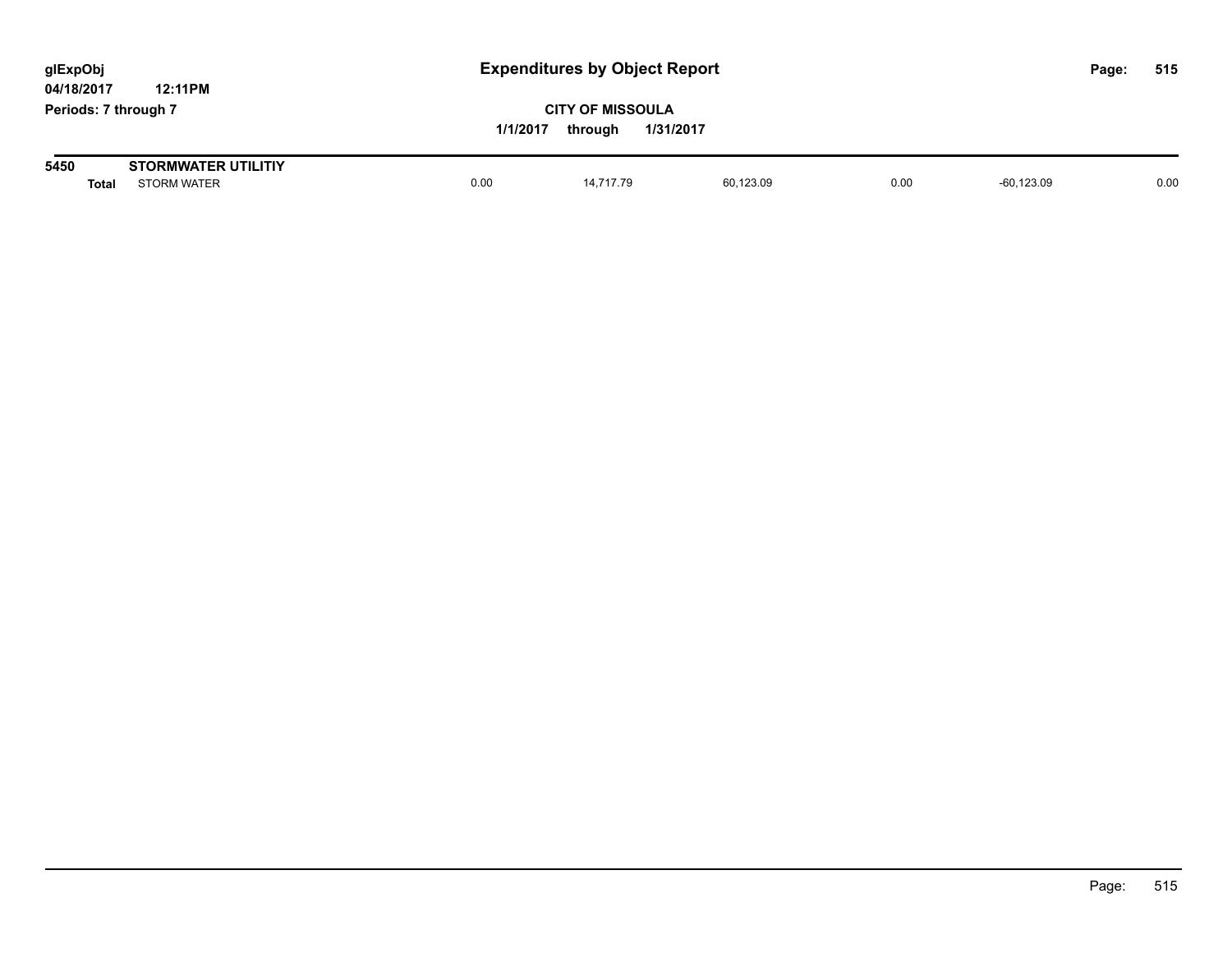# Expenditures by Object Report

glExpObj
04/18/2017 12:11PM
Periods: 7 through 7

**CITY OF MISSOULA**
1/1/2017 through 1/31/2017

| 5450 | STORMWATER UTILITIY | | | | | | |
|---|---|---|---|---|---|---|---|
| **Total** | STORM WATER | 0.00 | 14,717.79 | 60,123.09 | 0.00 | -60,123.09 | 0.00 |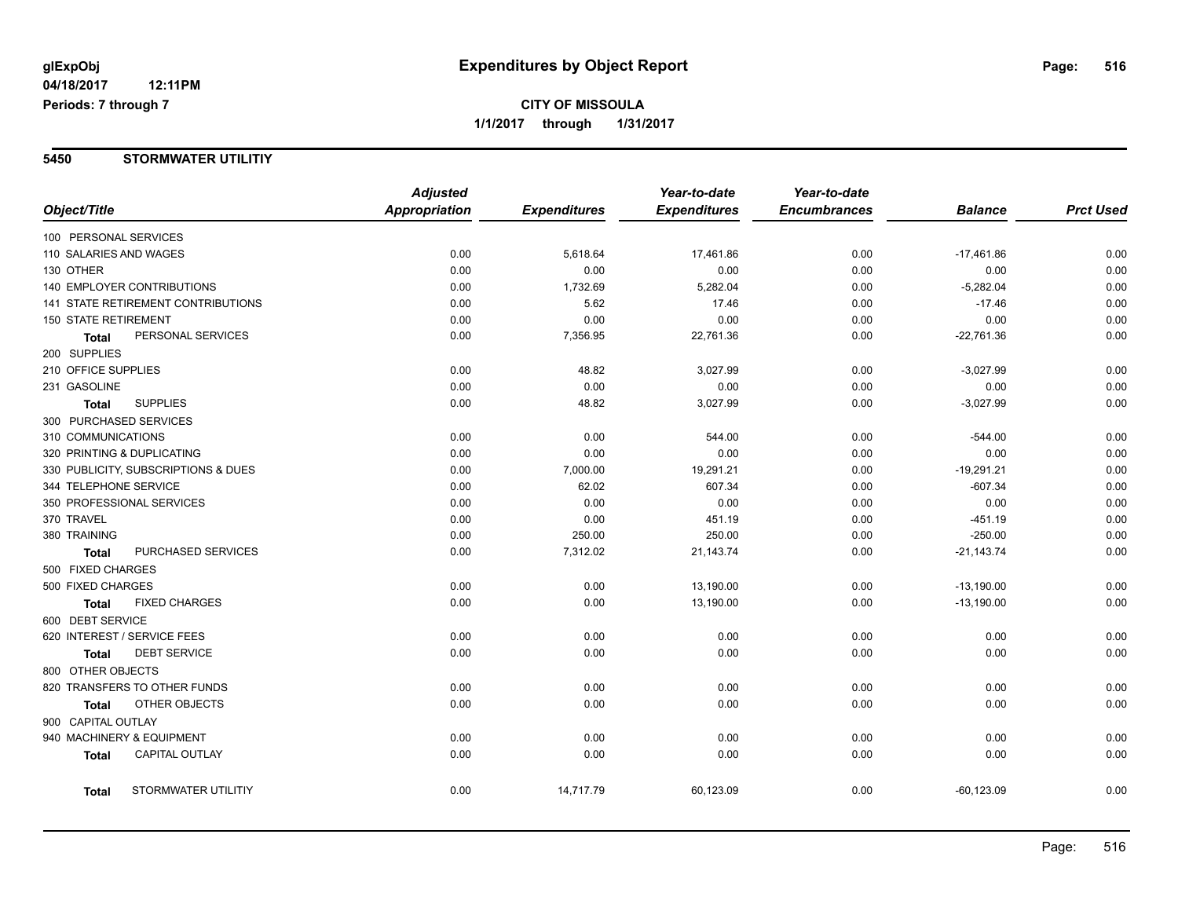**glExpObj**
**04/18/2017 12:11PM**
**Periods: 7 through 7**

# Expenditures by Object Report

**CITY OF MISSOULA**
**1/1/2017 through 1/31/2017**

## 5450 STORMWATER UTILITIY

| Object/Title | Adjusted Appropriation | Expenditures | Year-to-date Expenditures | Year-to-date Encumbrances | Balance | Prct Used |
|---|---|---|---|---|---|---|
| 100 PERSONAL SERVICES | | | | | | |
| 110 SALARIES AND WAGES | 0.00 | 5,618.64 | 17,461.86 | 0.00 | -17,461.86 | 0.00 |
| 130 OTHER | 0.00 | 0.00 | 0.00 | 0.00 | 0.00 | 0.00 |
| 140 EMPLOYER CONTRIBUTIONS | 0.00 | 1,732.69 | 5,282.04 | 0.00 | -5,282.04 | 0.00 |
| 141 STATE RETIREMENT CONTRIBUTIONS | 0.00 | 5.62 | 17.46 | 0.00 | -17.46 | 0.00 |
| 150 STATE RETIREMENT | 0.00 | 0.00 | 0.00 | 0.00 | 0.00 | 0.00 |
| **Total** PERSONAL SERVICES | 0.00 | 7,356.95 | 22,761.36 | 0.00 | -22,761.36 | 0.00 |
| 200 SUPPLIES | | | | | | |
| 210 OFFICE SUPPLIES | 0.00 | 48.82 | 3,027.99 | 0.00 | -3,027.99 | 0.00 |
| 231 GASOLINE | 0.00 | 0.00 | 0.00 | 0.00 | 0.00 | 0.00 |
| **Total** SUPPLIES | 0.00 | 48.82 | 3,027.99 | 0.00 | -3,027.99 | 0.00 |
| 300 PURCHASED SERVICES | | | | | | |
| 310 COMMUNICATIONS | 0.00 | 0.00 | 544.00 | 0.00 | -544.00 | 0.00 |
| 320 PRINTING & DUPLICATING | 0.00 | 0.00 | 0.00 | 0.00 | 0.00 | 0.00 |
| 330 PUBLICITY, SUBSCRIPTIONS & DUES | 0.00 | 7,000.00 | 19,291.21 | 0.00 | -19,291.21 | 0.00 |
| 344 TELEPHONE SERVICE | 0.00 | 62.02 | 607.34 | 0.00 | -607.34 | 0.00 |
| 350 PROFESSIONAL SERVICES | 0.00 | 0.00 | 0.00 | 0.00 | 0.00 | 0.00 |
| 370 TRAVEL | 0.00 | 0.00 | 451.19 | 0.00 | -451.19 | 0.00 |
| 380 TRAINING | 0.00 | 250.00 | 250.00 | 0.00 | -250.00 | 0.00 |
| **Total** PURCHASED SERVICES | 0.00 | 7,312.02 | 21,143.74 | 0.00 | -21,143.74 | 0.00 |
| 500 FIXED CHARGES | | | | | | |
| 500 FIXED CHARGES | 0.00 | 0.00 | 13,190.00 | 0.00 | -13,190.00 | 0.00 |
| **Total** FIXED CHARGES | 0.00 | 0.00 | 13,190.00 | 0.00 | -13,190.00 | 0.00 |
| 600 DEBT SERVICE | | | | | | |
| 620 INTEREST / SERVICE FEES | 0.00 | 0.00 | 0.00 | 0.00 | 0.00 | 0.00 |
| **Total** DEBT SERVICE | 0.00 | 0.00 | 0.00 | 0.00 | 0.00 | 0.00 |
| 800 OTHER OBJECTS | | | | | | |
| 820 TRANSFERS TO OTHER FUNDS | 0.00 | 0.00 | 0.00 | 0.00 | 0.00 | 0.00 |
| **Total** OTHER OBJECTS | 0.00 | 0.00 | 0.00 | 0.00 | 0.00 | 0.00 |
| 900 CAPITAL OUTLAY | | | | | | |
| 940 MACHINERY & EQUIPMENT | 0.00 | 0.00 | 0.00 | 0.00 | 0.00 | 0.00 |
| **Total** CAPITAL OUTLAY | 0.00 | 0.00 | 0.00 | 0.00 | 0.00 | 0.00 |
| **Total** STORMWATER UTILITIY | 0.00 | 14,717.79 | 60,123.09 | 0.00 | -60,123.09 | 0.00 |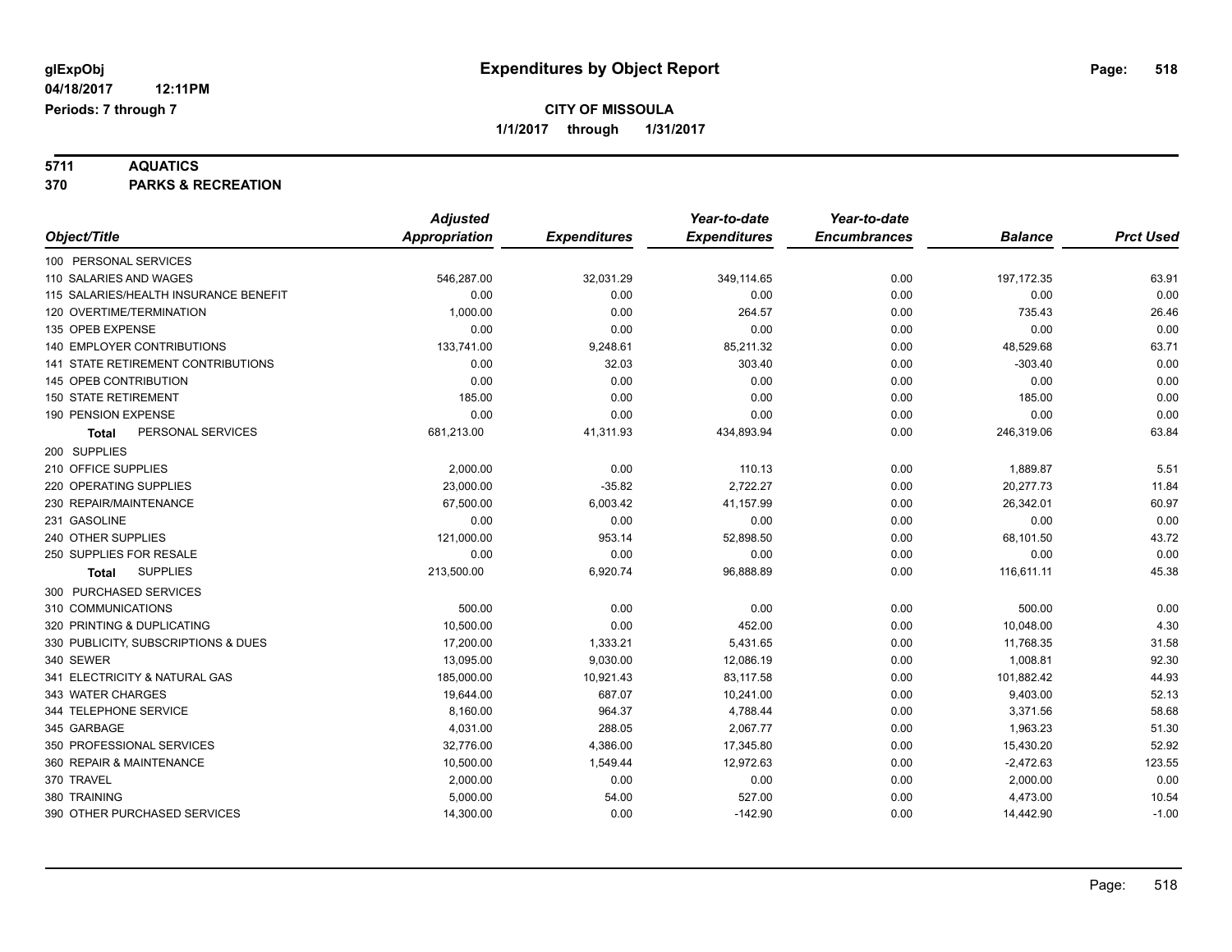# Expenditures by Object Report

glExpObj
04/18/2017 12:11PM
Periods: 7 through 7

**CITY OF MISSOULA**
**1/1/2017 through 1/31/2017**

**5711 AQUATICS**
**370 PARKS & RECREATION**

| Object/Title | Adjusted Appropriation | Expenditures | Year-to-date Expenditures | Year-to-date Encumbrances | Balance | Prct Used |
|---|---|---|---|---|---|---|
| 100 PERSONAL SERVICES | | | | | | |
| 110 SALARIES AND WAGES | 546,287.00 | 32,031.29 | 349,114.65 | 0.00 | 197,172.35 | 63.91 |
| 115 SALARIES/HEALTH INSURANCE BENEFIT | 0.00 | 0.00 | 0.00 | 0.00 | 0.00 | 0.00 |
| 120 OVERTIME/TERMINATION | 1,000.00 | 0.00 | 264.57 | 0.00 | 735.43 | 26.46 |
| 135 OPEB EXPENSE | 0.00 | 0.00 | 0.00 | 0.00 | 0.00 | 0.00 |
| 140 EMPLOYER CONTRIBUTIONS | 133,741.00 | 9,248.61 | 85,211.32 | 0.00 | 48,529.68 | 63.71 |
| 141 STATE RETIREMENT CONTRIBUTIONS | 0.00 | 32.03 | 303.40 | 0.00 | -303.40 | 0.00 |
| 145 OPEB CONTRIBUTION | 0.00 | 0.00 | 0.00 | 0.00 | 0.00 | 0.00 |
| 150 STATE RETIREMENT | 185.00 | 0.00 | 0.00 | 0.00 | 185.00 | 0.00 |
| 190 PENSION EXPENSE | 0.00 | 0.00 | 0.00 | 0.00 | 0.00 | 0.00 |
| **Total** PERSONAL SERVICES | 681,213.00 | 41,311.93 | 434,893.94 | 0.00 | 246,319.06 | 63.84 |
| 200 SUPPLIES | | | | | | |
| 210 OFFICE SUPPLIES | 2,000.00 | 0.00 | 110.13 | 0.00 | 1,889.87 | 5.51 |
| 220 OPERATING SUPPLIES | 23,000.00 | -35.82 | 2,722.27 | 0.00 | 20,277.73 | 11.84 |
| 230 REPAIR/MAINTENANCE | 67,500.00 | 6,003.42 | 41,157.99 | 0.00 | 26,342.01 | 60.97 |
| 231 GASOLINE | 0.00 | 0.00 | 0.00 | 0.00 | 0.00 | 0.00 |
| 240 OTHER SUPPLIES | 121,000.00 | 953.14 | 52,898.50 | 0.00 | 68,101.50 | 43.72 |
| 250 SUPPLIES FOR RESALE | 0.00 | 0.00 | 0.00 | 0.00 | 0.00 | 0.00 |
| **Total** SUPPLIES | 213,500.00 | 6,920.74 | 96,888.89 | 0.00 | 116,611.11 | 45.38 |
| 300 PURCHASED SERVICES | | | | | | |
| 310 COMMUNICATIONS | 500.00 | 0.00 | 0.00 | 0.00 | 500.00 | 0.00 |
| 320 PRINTING & DUPLICATING | 10,500.00 | 0.00 | 452.00 | 0.00 | 10,048.00 | 4.30 |
| 330 PUBLICITY, SUBSCRIPTIONS & DUES | 17,200.00 | 1,333.21 | 5,431.65 | 0.00 | 11,768.35 | 31.58 |
| 340 SEWER | 13,095.00 | 9,030.00 | 12,086.19 | 0.00 | 1,008.81 | 92.30 |
| 341 ELECTRICITY & NATURAL GAS | 185,000.00 | 10,921.43 | 83,117.58 | 0.00 | 101,882.42 | 44.93 |
| 343 WATER CHARGES | 19,644.00 | 687.07 | 10,241.00 | 0.00 | 9,403.00 | 52.13 |
| 344 TELEPHONE SERVICE | 8,160.00 | 964.37 | 4,788.44 | 0.00 | 3,371.56 | 58.68 |
| 345 GARBAGE | 4,031.00 | 288.05 | 2,067.77 | 0.00 | 1,963.23 | 51.30 |
| 350 PROFESSIONAL SERVICES | 32,776.00 | 4,386.00 | 17,345.80 | 0.00 | 15,430.20 | 52.92 |
| 360 REPAIR & MAINTENANCE | 10,500.00 | 1,549.44 | 12,972.63 | 0.00 | -2,472.63 | 123.55 |
| 370 TRAVEL | 2,000.00 | 0.00 | 0.00 | 0.00 | 2,000.00 | 0.00 |
| 380 TRAINING | 5,000.00 | 54.00 | 527.00 | 0.00 | 4,473.00 | 10.54 |
| 390 OTHER PURCHASED SERVICES | 14,300.00 | 0.00 | -142.90 | 0.00 | 14,442.90 | -1.00 |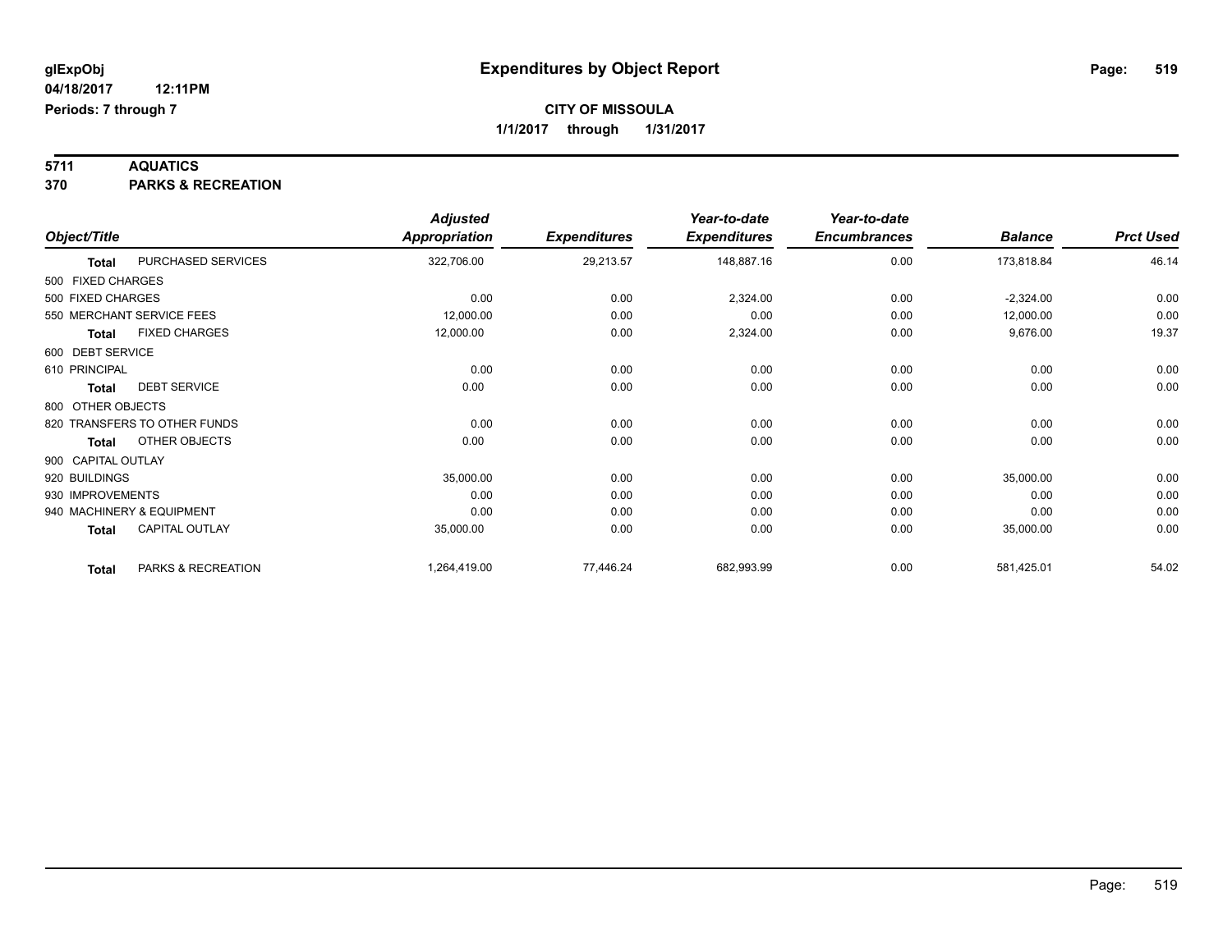# Expenditures by Object Report

glExpObj
04/18/2017 12:11PM
Periods: 7 through 7

**CITY OF MISSOULA**
**1/1/2017 through 1/31/2017**

**5711 AQUATICS**
**370 PARKS & RECREATION**

| Object/Title | | Adjusted Appropriation | Expenditures | Year-to-date Expenditures | Year-to-date Encumbrances | Balance | Prct Used |
|---|---|---|---|---|---|---|---|
| **Total** | PURCHASED SERVICES | 322,706.00 | 29,213.57 | 148,887.16 | 0.00 | 173,818.84 | 46.14 |
| 500 FIXED CHARGES | | | | | | | |
| 500 FIXED CHARGES | | 0.00 | 0.00 | 2,324.00 | 0.00 | -2,324.00 | 0.00 |
| 550 MERCHANT SERVICE FEES | | 12,000.00 | 0.00 | 0.00 | 0.00 | 12,000.00 | 0.00 |
| **Total** | FIXED CHARGES | 12,000.00 | 0.00 | 2,324.00 | 0.00 | 9,676.00 | 19.37 |
| 600 DEBT SERVICE | | | | | | | |
| 610 PRINCIPAL | | 0.00 | 0.00 | 0.00 | 0.00 | 0.00 | 0.00 |
| **Total** | DEBT SERVICE | 0.00 | 0.00 | 0.00 | 0.00 | 0.00 | 0.00 |
| 800 OTHER OBJECTS | | | | | | | |
| 820 TRANSFERS TO OTHER FUNDS | | 0.00 | 0.00 | 0.00 | 0.00 | 0.00 | 0.00 |
| **Total** | OTHER OBJECTS | 0.00 | 0.00 | 0.00 | 0.00 | 0.00 | 0.00 |
| 900 CAPITAL OUTLAY | | | | | | | |
| 920 BUILDINGS | | 35,000.00 | 0.00 | 0.00 | 0.00 | 35,000.00 | 0.00 |
| 930 IMPROVEMENTS | | 0.00 | 0.00 | 0.00 | 0.00 | 0.00 | 0.00 |
| 940 MACHINERY & EQUIPMENT | | 0.00 | 0.00 | 0.00 | 0.00 | 0.00 | 0.00 |
| **Total** | CAPITAL OUTLAY | 35,000.00 | 0.00 | 0.00 | 0.00 | 35,000.00 | 0.00 |
| **Total** | PARKS & RECREATION | 1,264,419.00 | 77,446.24 | 682,993.99 | 0.00 | 581,425.01 | 54.02 |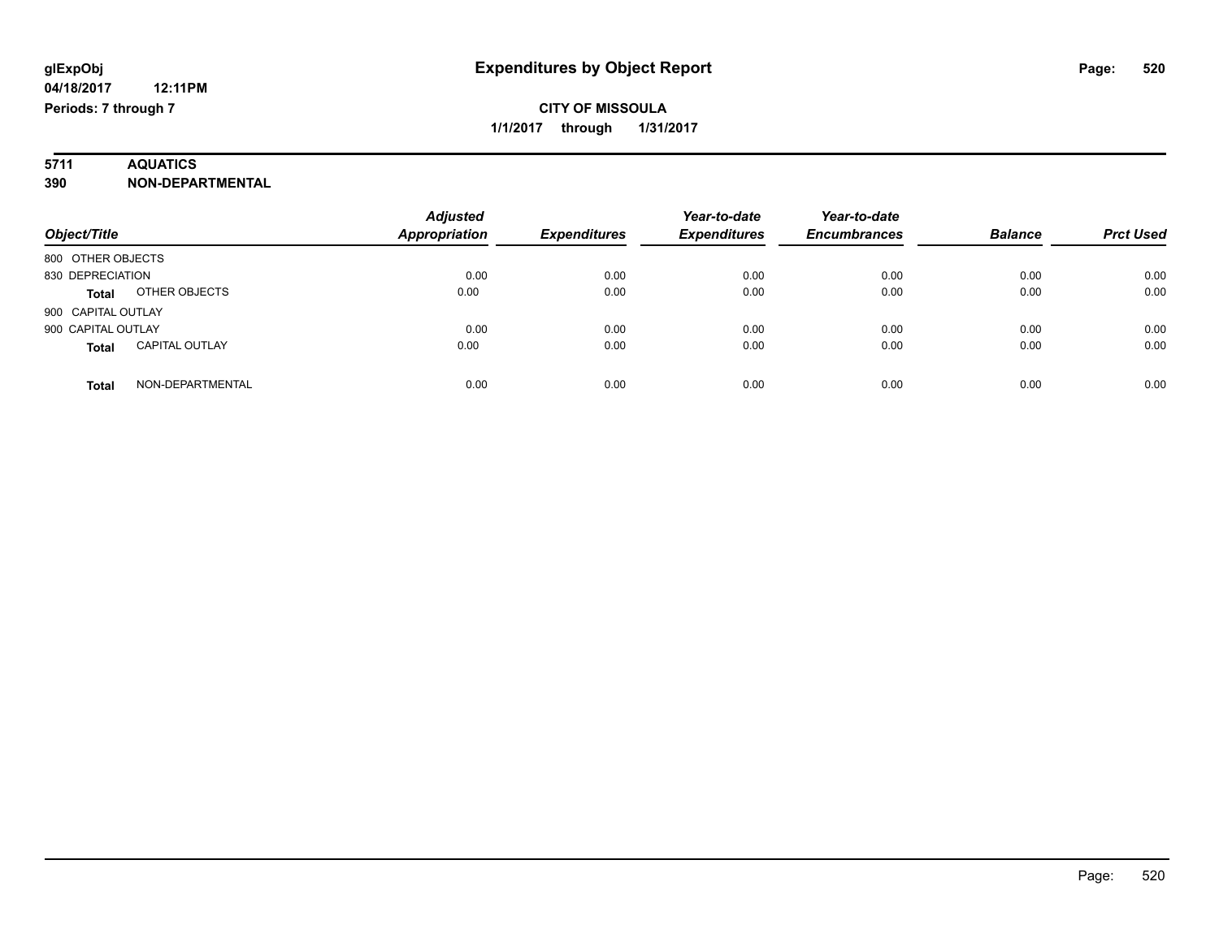**glExpObj**
**04/18/2017 12:11PM**
**Periods: 7 through 7**

# Expenditures by Object Report

**CITY OF MISSOULA**
**1/1/2017 through 1/31/2017**

**5711 AQUATICS**
**390 NON-DEPARTMENTAL**

| Object/Title | | Adjusted Appropriation | Expenditures | Year-to-date Expenditures | Year-to-date Encumbrances | Balance | Prct Used |
|---|---|---|---|---|---|---|---|
| 800 OTHER OBJECTS | | | | | | | |
| 830 DEPRECIATION | | 0.00 | 0.00 | 0.00 | 0.00 | 0.00 | 0.00 |
| **Total** | OTHER OBJECTS | 0.00 | 0.00 | 0.00 | 0.00 | 0.00 | 0.00 |
| 900 CAPITAL OUTLAY | | | | | | | |
| 900 CAPITAL OUTLAY | | 0.00 | 0.00 | 0.00 | 0.00 | 0.00 | 0.00 |
| **Total** | CAPITAL OUTLAY | 0.00 | 0.00 | 0.00 | 0.00 | 0.00 | 0.00 |
| **Total** | NON-DEPARTMENTAL | 0.00 | 0.00 | 0.00 | 0.00 | 0.00 | 0.00 |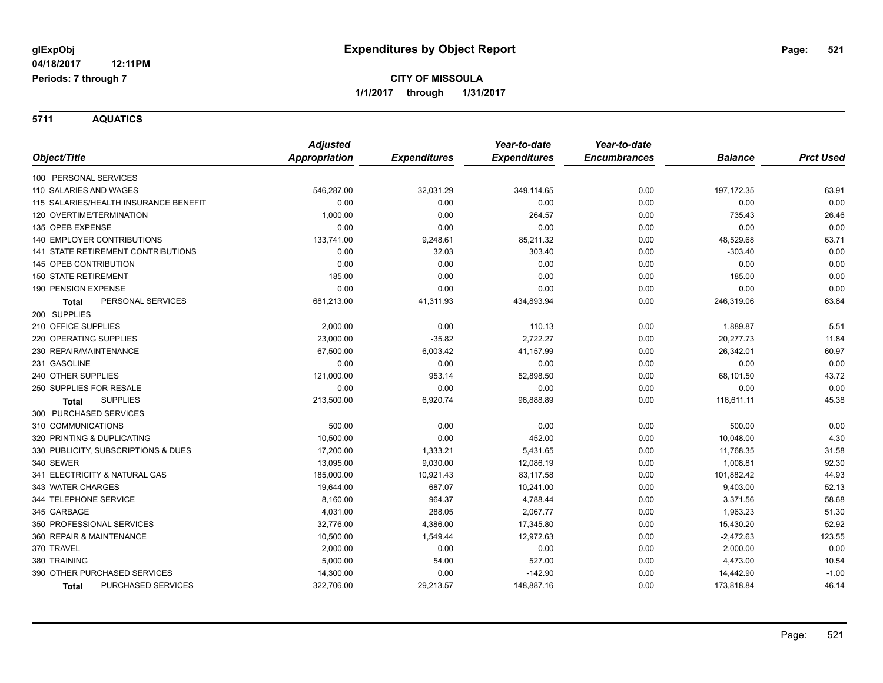# Expenditures by Object Report

glExpObj
04/18/2017 12:11PM
Periods: 7 through 7

**CITY OF MISSOULA**
**1/1/2017 through 1/31/2017**

## 5711 AQUATICS

| Object/Title | Adjusted Appropriation | Expenditures | Year-to-date Expenditures | Year-to-date Encumbrances | Balance | Prct Used |
|---|---|---|---|---|---|---|
| 100 PERSONAL SERVICES | | | | | | |
| 110 SALARIES AND WAGES | 546,287.00 | 32,031.29 | 349,114.65 | 0.00 | 197,172.35 | 63.91 |
| 115 SALARIES/HEALTH INSURANCE BENEFIT | 0.00 | 0.00 | 0.00 | 0.00 | 0.00 | 0.00 |
| 120 OVERTIME/TERMINATION | 1,000.00 | 0.00 | 264.57 | 0.00 | 735.43 | 26.46 |
| 135 OPEB EXPENSE | 0.00 | 0.00 | 0.00 | 0.00 | 0.00 | 0.00 |
| 140 EMPLOYER CONTRIBUTIONS | 133,741.00 | 9,248.61 | 85,211.32 | 0.00 | 48,529.68 | 63.71 |
| 141 STATE RETIREMENT CONTRIBUTIONS | 0.00 | 32.03 | 303.40 | 0.00 | -303.40 | 0.00 |
| 145 OPEB CONTRIBUTION | 0.00 | 0.00 | 0.00 | 0.00 | 0.00 | 0.00 |
| 150 STATE RETIREMENT | 185.00 | 0.00 | 0.00 | 0.00 | 185.00 | 0.00 |
| 190 PENSION EXPENSE | 0.00 | 0.00 | 0.00 | 0.00 | 0.00 | 0.00 |
| **Total** PERSONAL SERVICES | 681,213.00 | 41,311.93 | 434,893.94 | 0.00 | 246,319.06 | 63.84 |
| 200 SUPPLIES | | | | | | |
| 210 OFFICE SUPPLIES | 2,000.00 | 0.00 | 110.13 | 0.00 | 1,889.87 | 5.51 |
| 220 OPERATING SUPPLIES | 23,000.00 | -35.82 | 2,722.27 | 0.00 | 20,277.73 | 11.84 |
| 230 REPAIR/MAINTENANCE | 67,500.00 | 6,003.42 | 41,157.99 | 0.00 | 26,342.01 | 60.97 |
| 231 GASOLINE | 0.00 | 0.00 | 0.00 | 0.00 | 0.00 | 0.00 |
| 240 OTHER SUPPLIES | 121,000.00 | 953.14 | 52,898.50 | 0.00 | 68,101.50 | 43.72 |
| 250 SUPPLIES FOR RESALE | 0.00 | 0.00 | 0.00 | 0.00 | 0.00 | 0.00 |
| **Total** SUPPLIES | 213,500.00 | 6,920.74 | 96,888.89 | 0.00 | 116,611.11 | 45.38 |
| 300 PURCHASED SERVICES | | | | | | |
| 310 COMMUNICATIONS | 500.00 | 0.00 | 0.00 | 0.00 | 500.00 | 0.00 |
| 320 PRINTING & DUPLICATING | 10,500.00 | 0.00 | 452.00 | 0.00 | 10,048.00 | 4.30 |
| 330 PUBLICITY, SUBSCRIPTIONS & DUES | 17,200.00 | 1,333.21 | 5,431.65 | 0.00 | 11,768.35 | 31.58 |
| 340 SEWER | 13,095.00 | 9,030.00 | 12,086.19 | 0.00 | 1,008.81 | 92.30 |
| 341 ELECTRICITY & NATURAL GAS | 185,000.00 | 10,921.43 | 83,117.58 | 0.00 | 101,882.42 | 44.93 |
| 343 WATER CHARGES | 19,644.00 | 687.07 | 10,241.00 | 0.00 | 9,403.00 | 52.13 |
| 344 TELEPHONE SERVICE | 8,160.00 | 964.37 | 4,788.44 | 0.00 | 3,371.56 | 58.68 |
| 345 GARBAGE | 4,031.00 | 288.05 | 2,067.77 | 0.00 | 1,963.23 | 51.30 |
| 350 PROFESSIONAL SERVICES | 32,776.00 | 4,386.00 | 17,345.80 | 0.00 | 15,430.20 | 52.92 |
| 360 REPAIR & MAINTENANCE | 10,500.00 | 1,549.44 | 12,972.63 | 0.00 | -2,472.63 | 123.55 |
| 370 TRAVEL | 2,000.00 | 0.00 | 0.00 | 0.00 | 2,000.00 | 0.00 |
| 380 TRAINING | 5,000.00 | 54.00 | 527.00 | 0.00 | 4,473.00 | 10.54 |
| 390 OTHER PURCHASED SERVICES | 14,300.00 | 0.00 | -142.90 | 0.00 | 14,442.90 | -1.00 |
| **Total** PURCHASED SERVICES | 322,706.00 | 29,213.57 | 148,887.16 | 0.00 | 173,818.84 | 46.14 |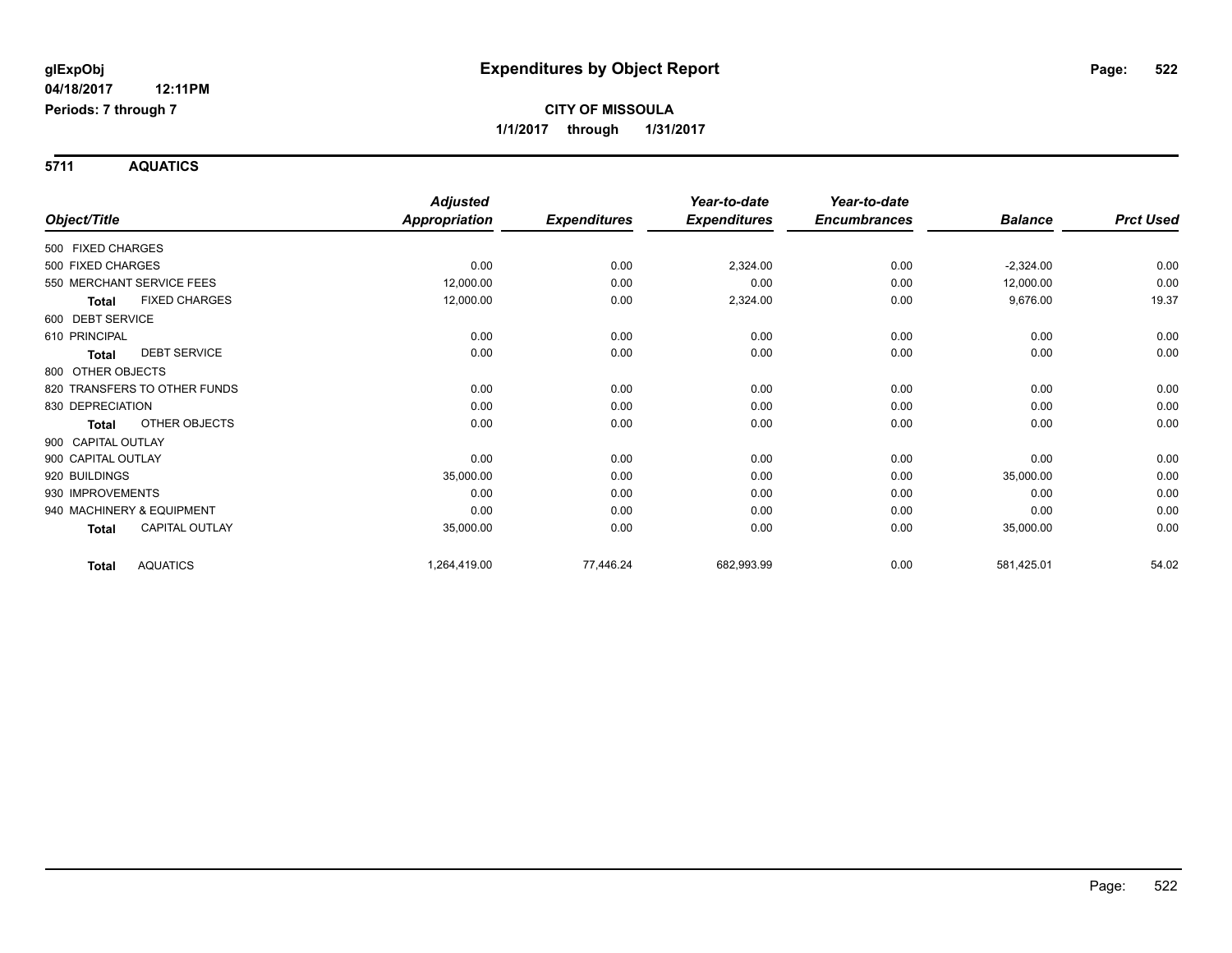# Expenditures by Object Report

glExpObj
04/18/2017 12:11PM
Periods: 7 through 7

**CITY OF MISSOULA**
**1/1/2017 through 1/31/2017**

## 5711 AQUATICS

| Object/Title | Adjusted Appropriation | Expenditures | Year-to-date Expenditures | Year-to-date Encumbrances | Balance | Prct Used |
|---|---|---|---|---|---|---|
| 500 FIXED CHARGES | | | | | | |
| 500 FIXED CHARGES | 0.00 | 0.00 | 2,324.00 | 0.00 | -2,324.00 | 0.00 |
| 550 MERCHANT SERVICE FEES | 12,000.00 | 0.00 | 0.00 | 0.00 | 12,000.00 | 0.00 |
| **Total** FIXED CHARGES | 12,000.00 | 0.00 | 2,324.00 | 0.00 | 9,676.00 | 19.37 |
| 600 DEBT SERVICE | | | | | | |
| 610 PRINCIPAL | 0.00 | 0.00 | 0.00 | 0.00 | 0.00 | 0.00 |
| **Total** DEBT SERVICE | 0.00 | 0.00 | 0.00 | 0.00 | 0.00 | 0.00 |
| 800 OTHER OBJECTS | | | | | | |
| 820 TRANSFERS TO OTHER FUNDS | 0.00 | 0.00 | 0.00 | 0.00 | 0.00 | 0.00 |
| 830 DEPRECIATION | 0.00 | 0.00 | 0.00 | 0.00 | 0.00 | 0.00 |
| **Total** OTHER OBJECTS | 0.00 | 0.00 | 0.00 | 0.00 | 0.00 | 0.00 |
| 900 CAPITAL OUTLAY | | | | | | |
| 900 CAPITAL OUTLAY | 0.00 | 0.00 | 0.00 | 0.00 | 0.00 | 0.00 |
| 920 BUILDINGS | 35,000.00 | 0.00 | 0.00 | 0.00 | 35,000.00 | 0.00 |
| 930 IMPROVEMENTS | 0.00 | 0.00 | 0.00 | 0.00 | 0.00 | 0.00 |
| 940 MACHINERY & EQUIPMENT | 0.00 | 0.00 | 0.00 | 0.00 | 0.00 | 0.00 |
| **Total** CAPITAL OUTLAY | 35,000.00 | 0.00 | 0.00 | 0.00 | 35,000.00 | 0.00 |
| **Total** AQUATICS | 1,264,419.00 | 77,446.24 | 682,993.99 | 0.00 | 581,425.01 | 54.02 |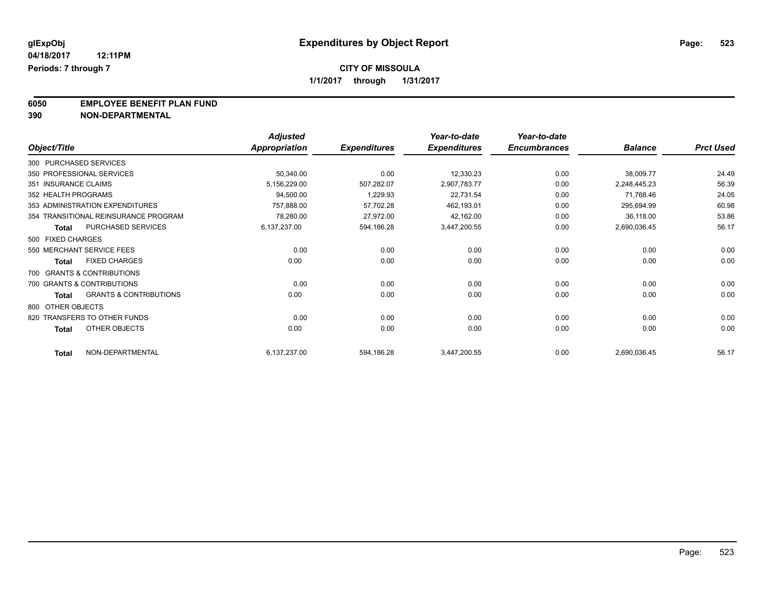glExpObj
04/18/2017 12:11PM
Periods: 7 through 7

# Expenditures by Object Report

**CITY OF MISSOULA**
**1/1/2017 through 1/31/2017**

**6050 EMPLOYEE BENEFIT PLAN FUND**
**390 NON-DEPARTMENTAL**

| Object/Title | | Adjusted Appropriation | Expenditures | Year-to-date Expenditures | Year-to-date Encumbrances | Balance | Prct Used |
|---|---|---|---|---|---|---|---|
| 300 PURCHASED SERVICES | | | | | | | |
| 350 PROFESSIONAL SERVICES | | 50,340.00 | 0.00 | 12,330.23 | 0.00 | 38,009.77 | 24.49 |
| 351 INSURANCE CLAIMS | | 5,156,229.00 | 507,282.07 | 2,907,783.77 | 0.00 | 2,248,445.23 | 56.39 |
| 352 HEALTH PROGRAMS | | 94,500.00 | 1,229.93 | 22,731.54 | 0.00 | 71,768.46 | 24.05 |
| 353 ADMINISTRATION EXPENDITURES | | 757,888.00 | 57,702.28 | 462,193.01 | 0.00 | 295,694.99 | 60.98 |
| 354 TRANSITIONAL REINSURANCE PROGRAM | | 78,280.00 | 27,972.00 | 42,162.00 | 0.00 | 36,118.00 | 53.86 |
| **Total** | PURCHASED SERVICES | 6,137,237.00 | 594,186.28 | 3,447,200.55 | 0.00 | 2,690,036.45 | 56.17 |
| 500 FIXED CHARGES | | | | | | | |
| 550 MERCHANT SERVICE FEES | | 0.00 | 0.00 | 0.00 | 0.00 | 0.00 | 0.00 |
| **Total** | FIXED CHARGES | 0.00 | 0.00 | 0.00 | 0.00 | 0.00 | 0.00 |
| 700 GRANTS & CONTRIBUTIONS | | | | | | | |
| 700 GRANTS & CONTRIBUTIONS | | 0.00 | 0.00 | 0.00 | 0.00 | 0.00 | 0.00 |
| **Total** | GRANTS & CONTRIBUTIONS | 0.00 | 0.00 | 0.00 | 0.00 | 0.00 | 0.00 |
| 800 OTHER OBJECTS | | | | | | | |
| 820 TRANSFERS TO OTHER FUNDS | | 0.00 | 0.00 | 0.00 | 0.00 | 0.00 | 0.00 |
| **Total** | OTHER OBJECTS | 0.00 | 0.00 | 0.00 | 0.00 | 0.00 | 0.00 |
| **Total** | NON-DEPARTMENTAL | 6,137,237.00 | 594,186.28 | 3,447,200.55 | 0.00 | 2,690,036.45 | 56.17 |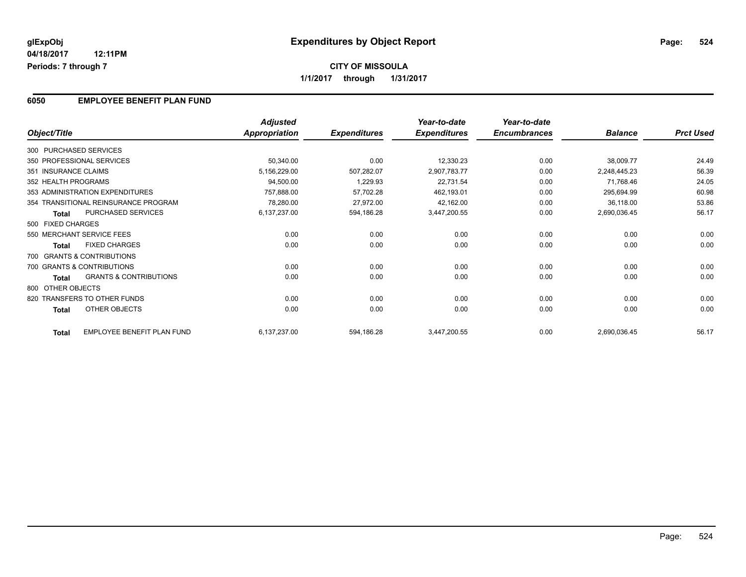**glExpObj** **Expenditures by Object Report**

**04/18/2017 12:11PM**

**Periods: 7 through 7**

**CITY OF MISSOULA**

**1/1/2017 through 1/31/2017**

## 6050 EMPLOYEE BENEFIT PLAN FUND

| Object/Title | Adjusted Appropriation | Expenditures | Year-to-date Expenditures | Year-to-date Encumbrances | Balance | Prct Used |
|---|---|---|---|---|---|---|
| 300 PURCHASED SERVICES | | | | | | |
| 350 PROFESSIONAL SERVICES | 50,340.00 | 0.00 | 12,330.23 | 0.00 | 38,009.77 | 24.49 |
| 351 INSURANCE CLAIMS | 5,156,229.00 | 507,282.07 | 2,907,783.77 | 0.00 | 2,248,445.23 | 56.39 |
| 352 HEALTH PROGRAMS | 94,500.00 | 1,229.93 | 22,731.54 | 0.00 | 71,768.46 | 24.05 |
| 353 ADMINISTRATION EXPENDITURES | 757,888.00 | 57,702.28 | 462,193.01 | 0.00 | 295,694.99 | 60.98 |
| 354 TRANSITIONAL REINSURANCE PROGRAM | 78,280.00 | 27,972.00 | 42,162.00 | 0.00 | 36,118.00 | 53.86 |
| **Total** PURCHASED SERVICES | 6,137,237.00 | 594,186.28 | 3,447,200.55 | 0.00 | 2,690,036.45 | 56.17 |
| 500 FIXED CHARGES | | | | | | |
| 550 MERCHANT SERVICE FEES | 0.00 | 0.00 | 0.00 | 0.00 | 0.00 | 0.00 |
| **Total** FIXED CHARGES | 0.00 | 0.00 | 0.00 | 0.00 | 0.00 | 0.00 |
| 700 GRANTS & CONTRIBUTIONS | | | | | | |
| 700 GRANTS & CONTRIBUTIONS | 0.00 | 0.00 | 0.00 | 0.00 | 0.00 | 0.00 |
| **Total** GRANTS & CONTRIBUTIONS | 0.00 | 0.00 | 0.00 | 0.00 | 0.00 | 0.00 |
| 800 OTHER OBJECTS | | | | | | |
| 820 TRANSFERS TO OTHER FUNDS | 0.00 | 0.00 | 0.00 | 0.00 | 0.00 | 0.00 |
| **Total** OTHER OBJECTS | 0.00 | 0.00 | 0.00 | 0.00 | 0.00 | 0.00 |
| **Total** EMPLOYEE BENEFIT PLAN FUND | 6,137,237.00 | 594,186.28 | 3,447,200.55 | 0.00 | 2,690,036.45 | 56.17 |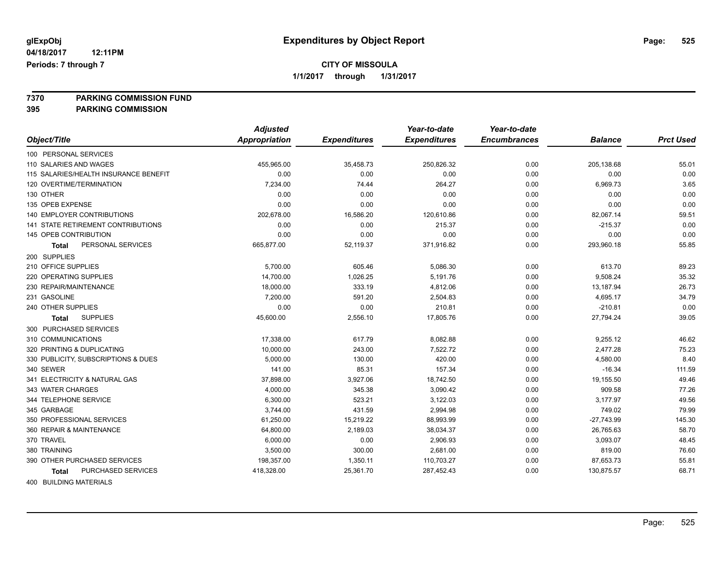# Expenditures by Object Report

glExpObj
04/18/2017 12:11PM
Periods: 7 through 7

**CITY OF MISSOULA**
**1/1/2017 through 1/31/2017**

**7370 PARKING COMMISSION FUND**
**395 PARKING COMMISSION**

| Object/Title | Adjusted Appropriation | Expenditures | Year-to-date Expenditures | Year-to-date Encumbrances | Balance | Prct Used |
|---|---|---|---|---|---|---|
| 100 PERSONAL SERVICES | | | | | | |
| 110 SALARIES AND WAGES | 455,965.00 | 35,458.73 | 250,826.32 | 0.00 | 205,138.68 | 55.01 |
| 115 SALARIES/HEALTH INSURANCE BENEFIT | 0.00 | 0.00 | 0.00 | 0.00 | 0.00 | 0.00 |
| 120 OVERTIME/TERMINATION | 7,234.00 | 74.44 | 264.27 | 0.00 | 6,969.73 | 3.65 |
| 130 OTHER | 0.00 | 0.00 | 0.00 | 0.00 | 0.00 | 0.00 |
| 135 OPEB EXPENSE | 0.00 | 0.00 | 0.00 | 0.00 | 0.00 | 0.00 |
| 140 EMPLOYER CONTRIBUTIONS | 202,678.00 | 16,586.20 | 120,610.86 | 0.00 | 82,067.14 | 59.51 |
| 141 STATE RETIREMENT CONTRIBUTIONS | 0.00 | 0.00 | 215.37 | 0.00 | -215.37 | 0.00 |
| 145 OPEB CONTRIBUTION | 0.00 | 0.00 | 0.00 | 0.00 | 0.00 | 0.00 |
| **Total** PERSONAL SERVICES | 665,877.00 | 52,119.37 | 371,916.82 | 0.00 | 293,960.18 | 55.85 |
| 200 SUPPLIES | | | | | | |
| 210 OFFICE SUPPLIES | 5,700.00 | 605.46 | 5,086.30 | 0.00 | 613.70 | 89.23 |
| 220 OPERATING SUPPLIES | 14,700.00 | 1,026.25 | 5,191.76 | 0.00 | 9,508.24 | 35.32 |
| 230 REPAIR/MAINTENANCE | 18,000.00 | 333.19 | 4,812.06 | 0.00 | 13,187.94 | 26.73 |
| 231 GASOLINE | 7,200.00 | 591.20 | 2,504.83 | 0.00 | 4,695.17 | 34.79 |
| 240 OTHER SUPPLIES | 0.00 | 0.00 | 210.81 | 0.00 | -210.81 | 0.00 |
| **Total** SUPPLIES | 45,600.00 | 2,556.10 | 17,805.76 | 0.00 | 27,794.24 | 39.05 |
| 300 PURCHASED SERVICES | | | | | | |
| 310 COMMUNICATIONS | 17,338.00 | 617.79 | 8,082.88 | 0.00 | 9,255.12 | 46.62 |
| 320 PRINTING & DUPLICATING | 10,000.00 | 243.00 | 7,522.72 | 0.00 | 2,477.28 | 75.23 |
| 330 PUBLICITY, SUBSCRIPTIONS & DUES | 5,000.00 | 130.00 | 420.00 | 0.00 | 4,580.00 | 8.40 |
| 340 SEWER | 141.00 | 85.31 | 157.34 | 0.00 | -16.34 | 111.59 |
| 341 ELECTRICITY & NATURAL GAS | 37,898.00 | 3,927.06 | 18,742.50 | 0.00 | 19,155.50 | 49.46 |
| 343 WATER CHARGES | 4,000.00 | 345.38 | 3,090.42 | 0.00 | 909.58 | 77.26 |
| 344 TELEPHONE SERVICE | 6,300.00 | 523.21 | 3,122.03 | 0.00 | 3,177.97 | 49.56 |
| 345 GARBAGE | 3,744.00 | 431.59 | 2,994.98 | 0.00 | 749.02 | 79.99 |
| 350 PROFESSIONAL SERVICES | 61,250.00 | 15,219.22 | 88,993.99 | 0.00 | -27,743.99 | 145.30 |
| 360 REPAIR & MAINTENANCE | 64,800.00 | 2,189.03 | 38,034.37 | 0.00 | 26,765.63 | 58.70 |
| 370 TRAVEL | 6,000.00 | 0.00 | 2,906.93 | 0.00 | 3,093.07 | 48.45 |
| 380 TRAINING | 3,500.00 | 300.00 | 2,681.00 | 0.00 | 819.00 | 76.60 |
| 390 OTHER PURCHASED SERVICES | 198,357.00 | 1,350.11 | 110,703.27 | 0.00 | 87,653.73 | 55.81 |
| **Total** PURCHASED SERVICES | 418,328.00 | 25,361.70 | 287,452.43 | 0.00 | 130,875.57 | 68.71 |
| 400 BUILDING MATERIALS | | | | | | |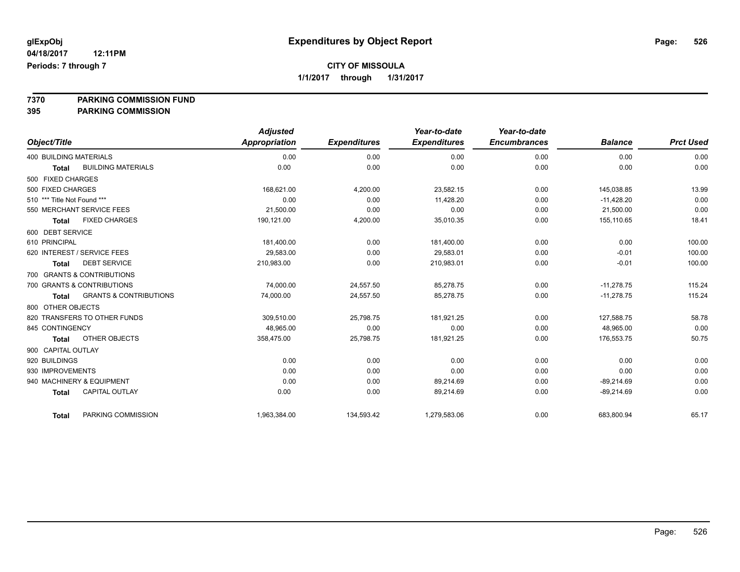glExpObj  
04/18/2017 12:11PM  
Periods: 7 through 7

# Expenditures by Object Report

**CITY OF MISSOULA**

**1/1/2017 through 1/31/2017**

**7370 PARKING COMMISSION FUND**  
**395 PARKING COMMISSION**

| Object/Title | Adjusted Appropriation | Expenditures | Year-to-date Expenditures | Year-to-date Encumbrances | Balance | Prct Used |
|---|---|---|---|---|---|---|
| 400 BUILDING MATERIALS | 0.00 | 0.00 | 0.00 | 0.00 | 0.00 | 0.00 |
| **Total** BUILDING MATERIALS | 0.00 | 0.00 | 0.00 | 0.00 | 0.00 | 0.00 |
| 500 FIXED CHARGES | | | | | | |
| 500 FIXED CHARGES | 168,621.00 | 4,200.00 | 23,582.15 | 0.00 | 145,038.85 | 13.99 |
| 510 *** Title Not Found *** | 0.00 | 0.00 | 11,428.20 | 0.00 | -11,428.20 | 0.00 |
| 550 MERCHANT SERVICE FEES | 21,500.00 | 0.00 | 0.00 | 0.00 | 21,500.00 | 0.00 |
| **Total** FIXED CHARGES | 190,121.00 | 4,200.00 | 35,010.35 | 0.00 | 155,110.65 | 18.41 |
| 600 DEBT SERVICE | | | | | | |
| 610 PRINCIPAL | 181,400.00 | 0.00 | 181,400.00 | 0.00 | 0.00 | 100.00 |
| 620 INTEREST / SERVICE FEES | 29,583.00 | 0.00 | 29,583.01 | 0.00 | -0.01 | 100.00 |
| **Total** DEBT SERVICE | 210,983.00 | 0.00 | 210,983.01 | 0.00 | -0.01 | 100.00 |
| 700 GRANTS & CONTRIBUTIONS | | | | | | |
| 700 GRANTS & CONTRIBUTIONS | 74,000.00 | 24,557.50 | 85,278.75 | 0.00 | -11,278.75 | 115.24 |
| **Total** GRANTS & CONTRIBUTIONS | 74,000.00 | 24,557.50 | 85,278.75 | 0.00 | -11,278.75 | 115.24 |
| 800 OTHER OBJECTS | | | | | | |
| 820 TRANSFERS TO OTHER FUNDS | 309,510.00 | 25,798.75 | 181,921.25 | 0.00 | 127,588.75 | 58.78 |
| 845 CONTINGENCY | 48,965.00 | 0.00 | 0.00 | 0.00 | 48,965.00 | 0.00 |
| **Total** OTHER OBJECTS | 358,475.00 | 25,798.75 | 181,921.25 | 0.00 | 176,553.75 | 50.75 |
| 900 CAPITAL OUTLAY | | | | | | |
| 920 BUILDINGS | 0.00 | 0.00 | 0.00 | 0.00 | 0.00 | 0.00 |
| 930 IMPROVEMENTS | 0.00 | 0.00 | 0.00 | 0.00 | 0.00 | 0.00 |
| 940 MACHINERY & EQUIPMENT | 0.00 | 0.00 | 89,214.69 | 0.00 | -89,214.69 | 0.00 |
| **Total** CAPITAL OUTLAY | 0.00 | 0.00 | 89,214.69 | 0.00 | -89,214.69 | 0.00 |
| **Total** PARKING COMMISSION | 1,963,384.00 | 134,593.42 | 1,279,583.06 | 0.00 | 683,800.94 | 65.17 |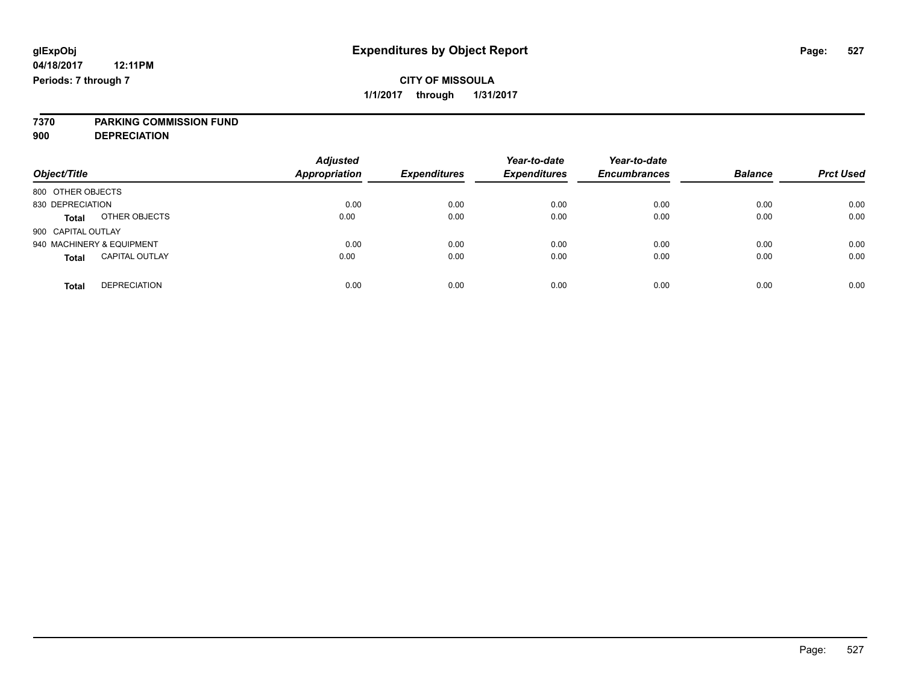**glExpObj** **Expenditures by Object Report**

**04/18/2017 12:11PM**

**Periods: 7 through 7**

**CITY OF MISSOULA**

**1/1/2017 through 1/31/2017**

**7370 PARKING COMMISSION FUND**

**900 DEPRECIATION**

| Object/Title | | Adjusted Appropriation | Expenditures | Year-to-date Expenditures | Year-to-date Encumbrances | Balance | Prct Used |
|---|---|---|---|---|---|---|---|
| 800 OTHER OBJECTS | | | | | | | |
| 830 DEPRECIATION | | 0.00 | 0.00 | 0.00 | 0.00 | 0.00 | 0.00 |
| **Total** | OTHER OBJECTS | 0.00 | 0.00 | 0.00 | 0.00 | 0.00 | 0.00 |
| 900 CAPITAL OUTLAY | | | | | | | |
| 940 MACHINERY & EQUIPMENT | | 0.00 | 0.00 | 0.00 | 0.00 | 0.00 | 0.00 |
| **Total** | CAPITAL OUTLAY | 0.00 | 0.00 | 0.00 | 0.00 | 0.00 | 0.00 |
| **Total** | DEPRECIATION | 0.00 | 0.00 | 0.00 | 0.00 | 0.00 | 0.00 |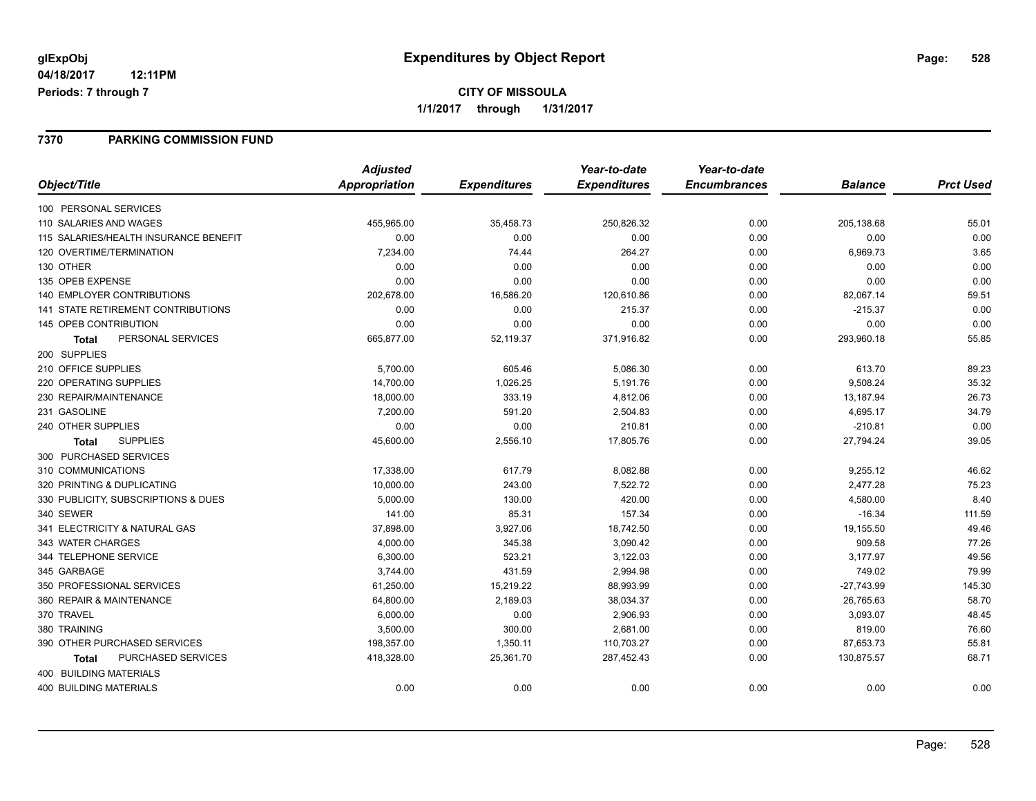**glExpObj**
**04/18/2017 12:11PM**
**Periods: 7 through 7**

# Expenditures by Object Report

**CITY OF MISSOULA**
**1/1/2017 through 1/31/2017**

## 7370 PARKING COMMISSION FUND

| Object/Title | Adjusted Appropriation | Expenditures | Year-to-date Expenditures | Year-to-date Encumbrances | Balance | Prct Used |
|---|---|---|---|---|---|---|
| 100 PERSONAL SERVICES | | | | | | |
| 110 SALARIES AND WAGES | 455,965.00 | 35,458.73 | 250,826.32 | 0.00 | 205,138.68 | 55.01 |
| 115 SALARIES/HEALTH INSURANCE BENEFIT | 0.00 | 0.00 | 0.00 | 0.00 | 0.00 | 0.00 |
| 120 OVERTIME/TERMINATION | 7,234.00 | 74.44 | 264.27 | 0.00 | 6,969.73 | 3.65 |
| 130 OTHER | 0.00 | 0.00 | 0.00 | 0.00 | 0.00 | 0.00 |
| 135 OPEB EXPENSE | 0.00 | 0.00 | 0.00 | 0.00 | 0.00 | 0.00 |
| 140 EMPLOYER CONTRIBUTIONS | 202,678.00 | 16,586.20 | 120,610.86 | 0.00 | 82,067.14 | 59.51 |
| 141 STATE RETIREMENT CONTRIBUTIONS | 0.00 | 0.00 | 215.37 | 0.00 | -215.37 | 0.00 |
| 145 OPEB CONTRIBUTION | 0.00 | 0.00 | 0.00 | 0.00 | 0.00 | 0.00 |
| **Total** PERSONAL SERVICES | 665,877.00 | 52,119.37 | 371,916.82 | 0.00 | 293,960.18 | 55.85 |
| 200 SUPPLIES | | | | | | |
| 210 OFFICE SUPPLIES | 5,700.00 | 605.46 | 5,086.30 | 0.00 | 613.70 | 89.23 |
| 220 OPERATING SUPPLIES | 14,700.00 | 1,026.25 | 5,191.76 | 0.00 | 9,508.24 | 35.32 |
| 230 REPAIR/MAINTENANCE | 18,000.00 | 333.19 | 4,812.06 | 0.00 | 13,187.94 | 26.73 |
| 231 GASOLINE | 7,200.00 | 591.20 | 2,504.83 | 0.00 | 4,695.17 | 34.79 |
| 240 OTHER SUPPLIES | 0.00 | 0.00 | 210.81 | 0.00 | -210.81 | 0.00 |
| **Total** SUPPLIES | 45,600.00 | 2,556.10 | 17,805.76 | 0.00 | 27,794.24 | 39.05 |
| 300 PURCHASED SERVICES | | | | | | |
| 310 COMMUNICATIONS | 17,338.00 | 617.79 | 8,082.88 | 0.00 | 9,255.12 | 46.62 |
| 320 PRINTING & DUPLICATING | 10,000.00 | 243.00 | 7,522.72 | 0.00 | 2,477.28 | 75.23 |
| 330 PUBLICITY, SUBSCRIPTIONS & DUES | 5,000.00 | 130.00 | 420.00 | 0.00 | 4,580.00 | 8.40 |
| 340 SEWER | 141.00 | 85.31 | 157.34 | 0.00 | -16.34 | 111.59 |
| 341 ELECTRICITY & NATURAL GAS | 37,898.00 | 3,927.06 | 18,742.50 | 0.00 | 19,155.50 | 49.46 |
| 343 WATER CHARGES | 4,000.00 | 345.38 | 3,090.42 | 0.00 | 909.58 | 77.26 |
| 344 TELEPHONE SERVICE | 6,300.00 | 523.21 | 3,122.03 | 0.00 | 3,177.97 | 49.56 |
| 345 GARBAGE | 3,744.00 | 431.59 | 2,994.98 | 0.00 | 749.02 | 79.99 |
| 350 PROFESSIONAL SERVICES | 61,250.00 | 15,219.22 | 88,993.99 | 0.00 | -27,743.99 | 145.30 |
| 360 REPAIR & MAINTENANCE | 64,800.00 | 2,189.03 | 38,034.37 | 0.00 | 26,765.63 | 58.70 |
| 370 TRAVEL | 6,000.00 | 0.00 | 2,906.93 | 0.00 | 3,093.07 | 48.45 |
| 380 TRAINING | 3,500.00 | 300.00 | 2,681.00 | 0.00 | 819.00 | 76.60 |
| 390 OTHER PURCHASED SERVICES | 198,357.00 | 1,350.11 | 110,703.27 | 0.00 | 87,653.73 | 55.81 |
| **Total** PURCHASED SERVICES | 418,328.00 | 25,361.70 | 287,452.43 | 0.00 | 130,875.57 | 68.71 |
| 400 BUILDING MATERIALS | | | | | | |
| 400 BUILDING MATERIALS | 0.00 | 0.00 | 0.00 | 0.00 | 0.00 | 0.00 |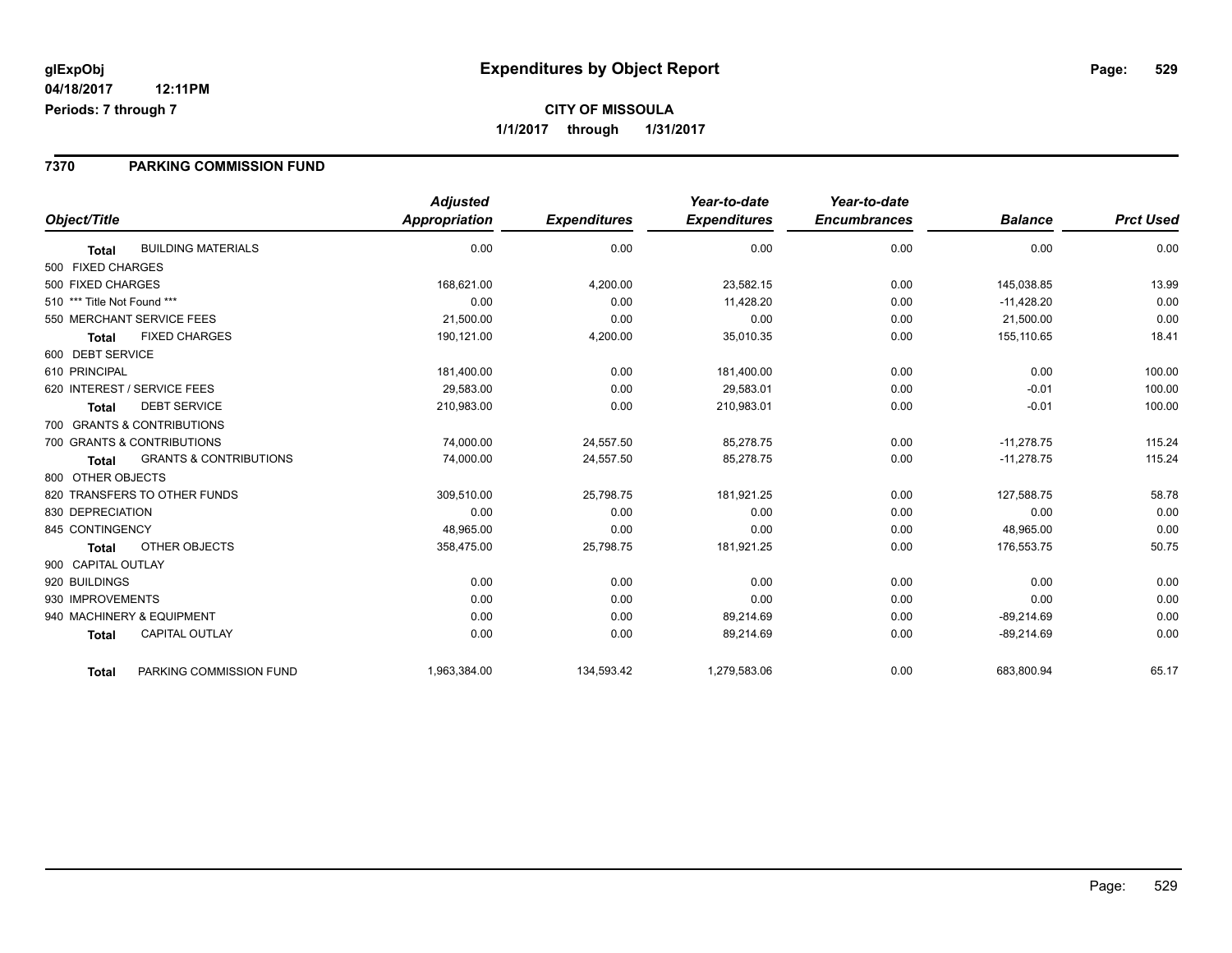# Expenditures by Object Report

glExpObj
04/18/2017 12:11PM
Periods: 7 through 7

**CITY OF MISSOULA**
**1/1/2017 through 1/31/2017**

## 7370 PARKING COMMISSION FUND

| Object/Title | | Adjusted Appropriation | Expenditures | Year-to-date Expenditures | Year-to-date Encumbrances | Balance | Prct Used |
|---|---|---|---|---|---|---|---|
| **Total** | BUILDING MATERIALS | 0.00 | 0.00 | 0.00 | 0.00 | 0.00 | 0.00 |
| 500 FIXED CHARGES | | | | | | | |
| 500 FIXED CHARGES | | 168,621.00 | 4,200.00 | 23,582.15 | 0.00 | 145,038.85 | 13.99 |
| 510 *** Title Not Found *** | | 0.00 | 0.00 | 11,428.20 | 0.00 | -11,428.20 | 0.00 |
| 550 MERCHANT SERVICE FEES | | 21,500.00 | 0.00 | 0.00 | 0.00 | 21,500.00 | 0.00 |
| **Total** | FIXED CHARGES | 190,121.00 | 4,200.00 | 35,010.35 | 0.00 | 155,110.65 | 18.41 |
| 600 DEBT SERVICE | | | | | | | |
| 610 PRINCIPAL | | 181,400.00 | 0.00 | 181,400.00 | 0.00 | 0.00 | 100.00 |
| 620 INTEREST / SERVICE FEES | | 29,583.00 | 0.00 | 29,583.01 | 0.00 | -0.01 | 100.00 |
| **Total** | DEBT SERVICE | 210,983.00 | 0.00 | 210,983.01 | 0.00 | -0.01 | 100.00 |
| 700 GRANTS & CONTRIBUTIONS | | | | | | | |
| 700 GRANTS & CONTRIBUTIONS | | 74,000.00 | 24,557.50 | 85,278.75 | 0.00 | -11,278.75 | 115.24 |
| **Total** | GRANTS & CONTRIBUTIONS | 74,000.00 | 24,557.50 | 85,278.75 | 0.00 | -11,278.75 | 115.24 |
| 800 OTHER OBJECTS | | | | | | | |
| 820 TRANSFERS TO OTHER FUNDS | | 309,510.00 | 25,798.75 | 181,921.25 | 0.00 | 127,588.75 | 58.78 |
| 830 DEPRECIATION | | 0.00 | 0.00 | 0.00 | 0.00 | 0.00 | 0.00 |
| 845 CONTINGENCY | | 48,965.00 | 0.00 | 0.00 | 0.00 | 48,965.00 | 0.00 |
| **Total** | OTHER OBJECTS | 358,475.00 | 25,798.75 | 181,921.25 | 0.00 | 176,553.75 | 50.75 |
| 900 CAPITAL OUTLAY | | | | | | | |
| 920 BUILDINGS | | 0.00 | 0.00 | 0.00 | 0.00 | 0.00 | 0.00 |
| 930 IMPROVEMENTS | | 0.00 | 0.00 | 0.00 | 0.00 | 0.00 | 0.00 |
| 940 MACHINERY & EQUIPMENT | | 0.00 | 0.00 | 89,214.69 | 0.00 | -89,214.69 | 0.00 |
| **Total** | CAPITAL OUTLAY | 0.00 | 0.00 | 89,214.69 | 0.00 | -89,214.69 | 0.00 |
| **Total** | PARKING COMMISSION FUND | 1,963,384.00 | 134,593.42 | 1,279,583.06 | 0.00 | 683,800.94 | 65.17 |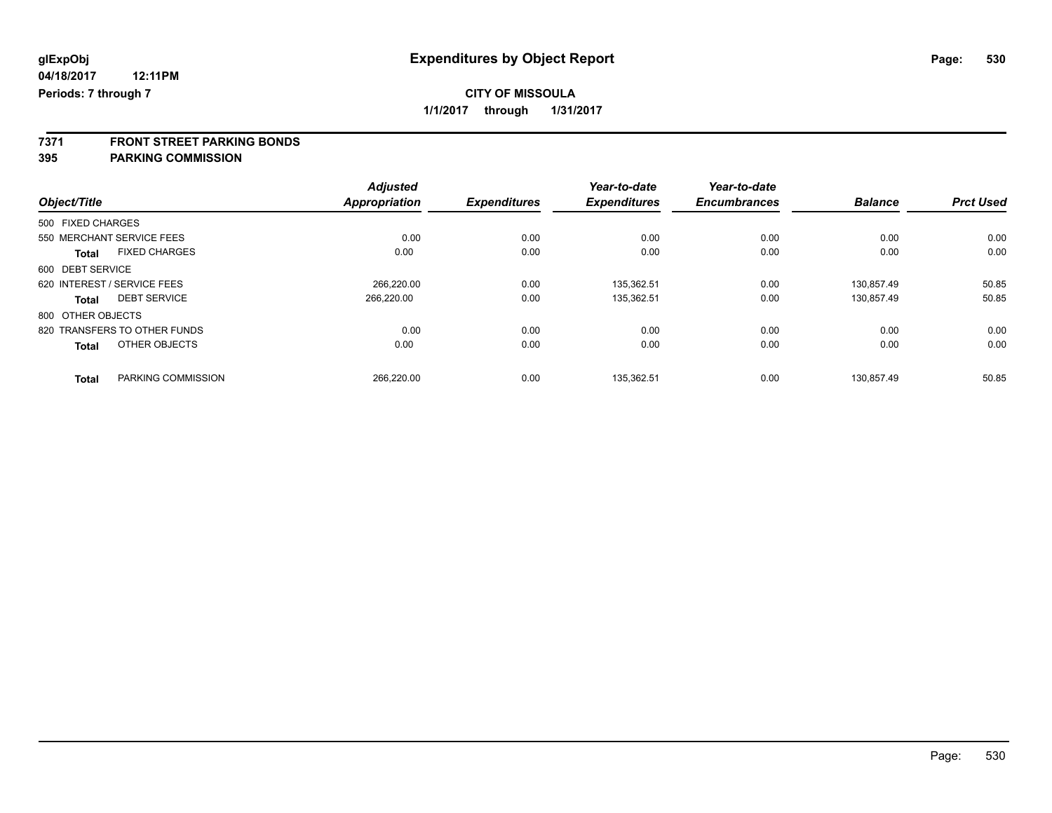glExpObj
04/18/2017 12:11PM
Periods: 7 through 7

# Expenditures by Object Report

**CITY OF MISSOULA**
**1/1/2017 through 1/31/2017**

**7371 FRONT STREET PARKING BONDS**
**395 PARKING COMMISSION**

| Object/Title | | Adjusted Appropriation | Expenditures | Year-to-date Expenditures | Year-to-date Encumbrances | Balance | Prct Used |
|---|---|---|---|---|---|---|---|
| 500 FIXED CHARGES | | | | | | | |
| 550 MERCHANT SERVICE FEES | | 0.00 | 0.00 | 0.00 | 0.00 | 0.00 | 0.00 |
| **Total** | FIXED CHARGES | 0.00 | 0.00 | 0.00 | 0.00 | 0.00 | 0.00 |
| 600 DEBT SERVICE | | | | | | | |
| 620 INTEREST / SERVICE FEES | | 266,220.00 | 0.00 | 135,362.51 | 0.00 | 130,857.49 | 50.85 |
| **Total** | DEBT SERVICE | 266,220.00 | 0.00 | 135,362.51 | 0.00 | 130,857.49 | 50.85 |
| 800 OTHER OBJECTS | | | | | | | |
| 820 TRANSFERS TO OTHER FUNDS | | 0.00 | 0.00 | 0.00 | 0.00 | 0.00 | 0.00 |
| **Total** | OTHER OBJECTS | 0.00 | 0.00 | 0.00 | 0.00 | 0.00 | 0.00 |
| **Total** | PARKING COMMISSION | 266,220.00 | 0.00 | 135,362.51 | 0.00 | 130,857.49 | 50.85 |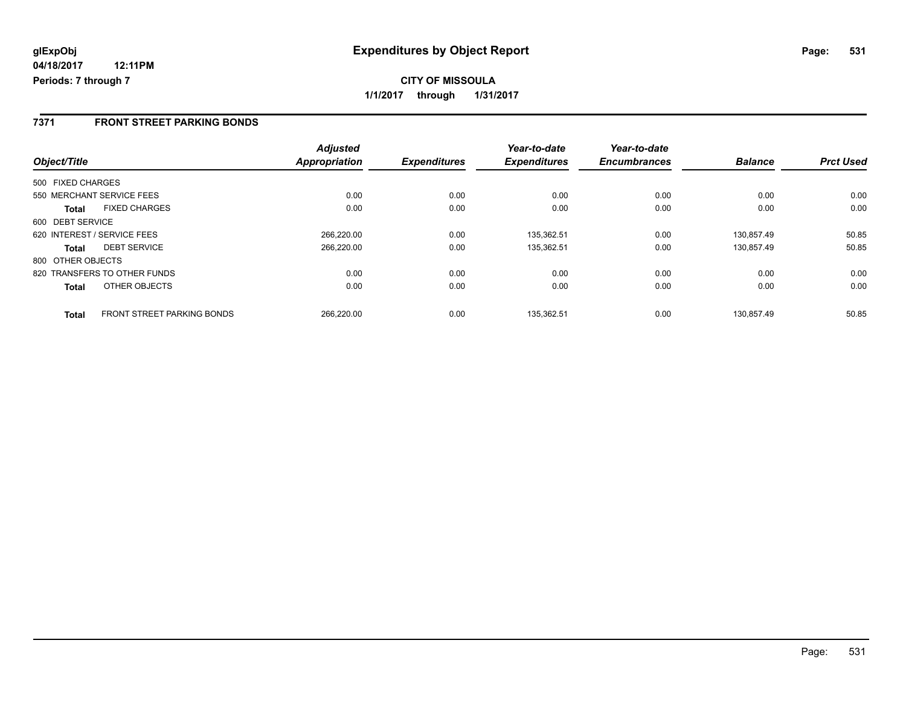glExpObj
04/18/2017 12:11PM
Periods: 7 through 7

# Expenditures by Object Report

**CITY OF MISSOULA**

**1/1/2017 through 1/31/2017**

## 7371 FRONT STREET PARKING BONDS

| Object/Title | Adjusted Appropriation | Expenditures | Year-to-date Expenditures | Year-to-date Encumbrances | Balance | Prct Used |
|---|---|---|---|---|---|---|
| 500 FIXED CHARGES | | | | | | |
| 550 MERCHANT SERVICE FEES | 0.00 | 0.00 | 0.00 | 0.00 | 0.00 | 0.00 |
| **Total** FIXED CHARGES | 0.00 | 0.00 | 0.00 | 0.00 | 0.00 | 0.00 |
| 600 DEBT SERVICE | | | | | | |
| 620 INTEREST / SERVICE FEES | 266,220.00 | 0.00 | 135,362.51 | 0.00 | 130,857.49 | 50.85 |
| **Total** DEBT SERVICE | 266,220.00 | 0.00 | 135,362.51 | 0.00 | 130,857.49 | 50.85 |
| 800 OTHER OBJECTS | | | | | | |
| 820 TRANSFERS TO OTHER FUNDS | 0.00 | 0.00 | 0.00 | 0.00 | 0.00 | 0.00 |
| **Total** OTHER OBJECTS | 0.00 | 0.00 | 0.00 | 0.00 | 0.00 | 0.00 |
| **Total** FRONT STREET PARKING BONDS | 266,220.00 | 0.00 | 135,362.51 | 0.00 | 130,857.49 | 50.85 |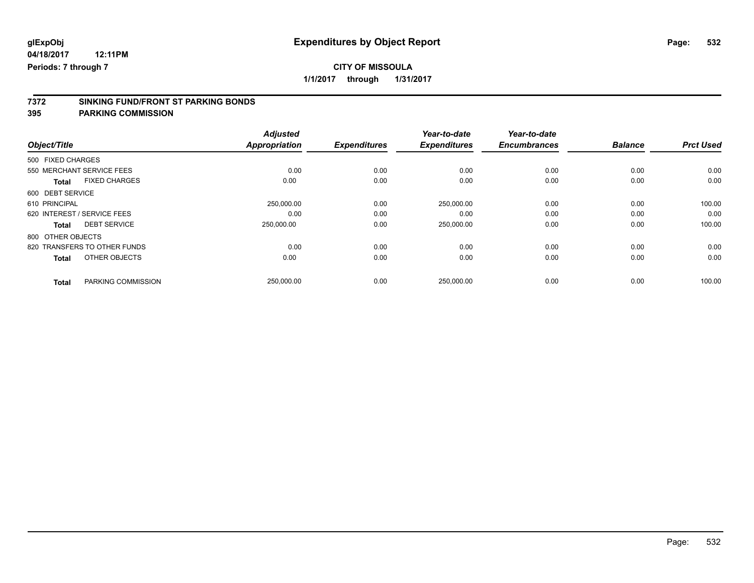**glExpObj**
**04/18/2017 12:11PM**
**Periods: 7 through 7**

# Expenditures by Object Report

**CITY OF MISSOULA**
**1/1/2017 through 1/31/2017**

## 7372 SINKING FUND/FRONT ST PARKING BONDS
## 395 PARKING COMMISSION

| Object/Title | Adjusted Appropriation | Expenditures | Year-to-date Expenditures | Year-to-date Encumbrances | Balance | Prct Used |
|---|---|---|---|---|---|---|
| 500 FIXED CHARGES | | | | | | |
| 550 MERCHANT SERVICE FEES | 0.00 | 0.00 | 0.00 | 0.00 | 0.00 | 0.00 |
| **Total** FIXED CHARGES | 0.00 | 0.00 | 0.00 | 0.00 | 0.00 | 0.00 |
| 600 DEBT SERVICE | | | | | | |
| 610 PRINCIPAL | 250,000.00 | 0.00 | 250,000.00 | 0.00 | 0.00 | 100.00 |
| 620 INTEREST / SERVICE FEES | 0.00 | 0.00 | 0.00 | 0.00 | 0.00 | 0.00 |
| **Total** DEBT SERVICE | 250,000.00 | 0.00 | 250,000.00 | 0.00 | 0.00 | 100.00 |
| 800 OTHER OBJECTS | | | | | | |
| 820 TRANSFERS TO OTHER FUNDS | 0.00 | 0.00 | 0.00 | 0.00 | 0.00 | 0.00 |
| **Total** OTHER OBJECTS | 0.00 | 0.00 | 0.00 | 0.00 | 0.00 | 0.00 |
| **Total** PARKING COMMISSION | 250,000.00 | 0.00 | 250,000.00 | 0.00 | 0.00 | 100.00 |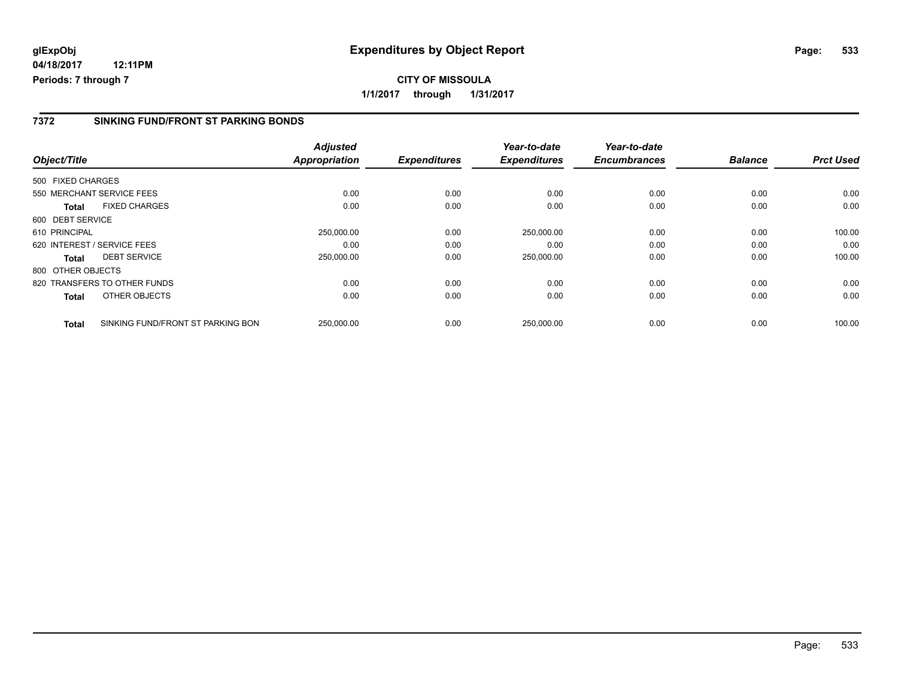# Expenditures by Object Report

glExpObj
04/18/2017 12:11PM
Periods: 7 through 7

**CITY OF MISSOULA**

**1/1/2017 through 1/31/2017**

## 7372 SINKING FUND/FRONT ST PARKING BONDS

| Object/Title | | Adjusted Appropriation | Expenditures | Year-to-date Expenditures | Year-to-date Encumbrances | Balance | Prct Used |
|---|---|---|---|---|---|---|---|
| 500 FIXED CHARGES | | | | | | | |
| 550 MERCHANT SERVICE FEES | | 0.00 | 0.00 | 0.00 | 0.00 | 0.00 | 0.00 |
| **Total** | FIXED CHARGES | 0.00 | 0.00 | 0.00 | 0.00 | 0.00 | 0.00 |
| 600 DEBT SERVICE | | | | | | | |
| 610 PRINCIPAL | | 250,000.00 | 0.00 | 250,000.00 | 0.00 | 0.00 | 100.00 |
| 620 INTEREST / SERVICE FEES | | 0.00 | 0.00 | 0.00 | 0.00 | 0.00 | 0.00 |
| **Total** | DEBT SERVICE | 250,000.00 | 0.00 | 250,000.00 | 0.00 | 0.00 | 100.00 |
| 800 OTHER OBJECTS | | | | | | | |
| 820 TRANSFERS TO OTHER FUNDS | | 0.00 | 0.00 | 0.00 | 0.00 | 0.00 | 0.00 |
| **Total** | OTHER OBJECTS | 0.00 | 0.00 | 0.00 | 0.00 | 0.00 | 0.00 |
| **Total** | SINKING FUND/FRONT ST PARKING BON | 250,000.00 | 0.00 | 250,000.00 | 0.00 | 0.00 | 100.00 |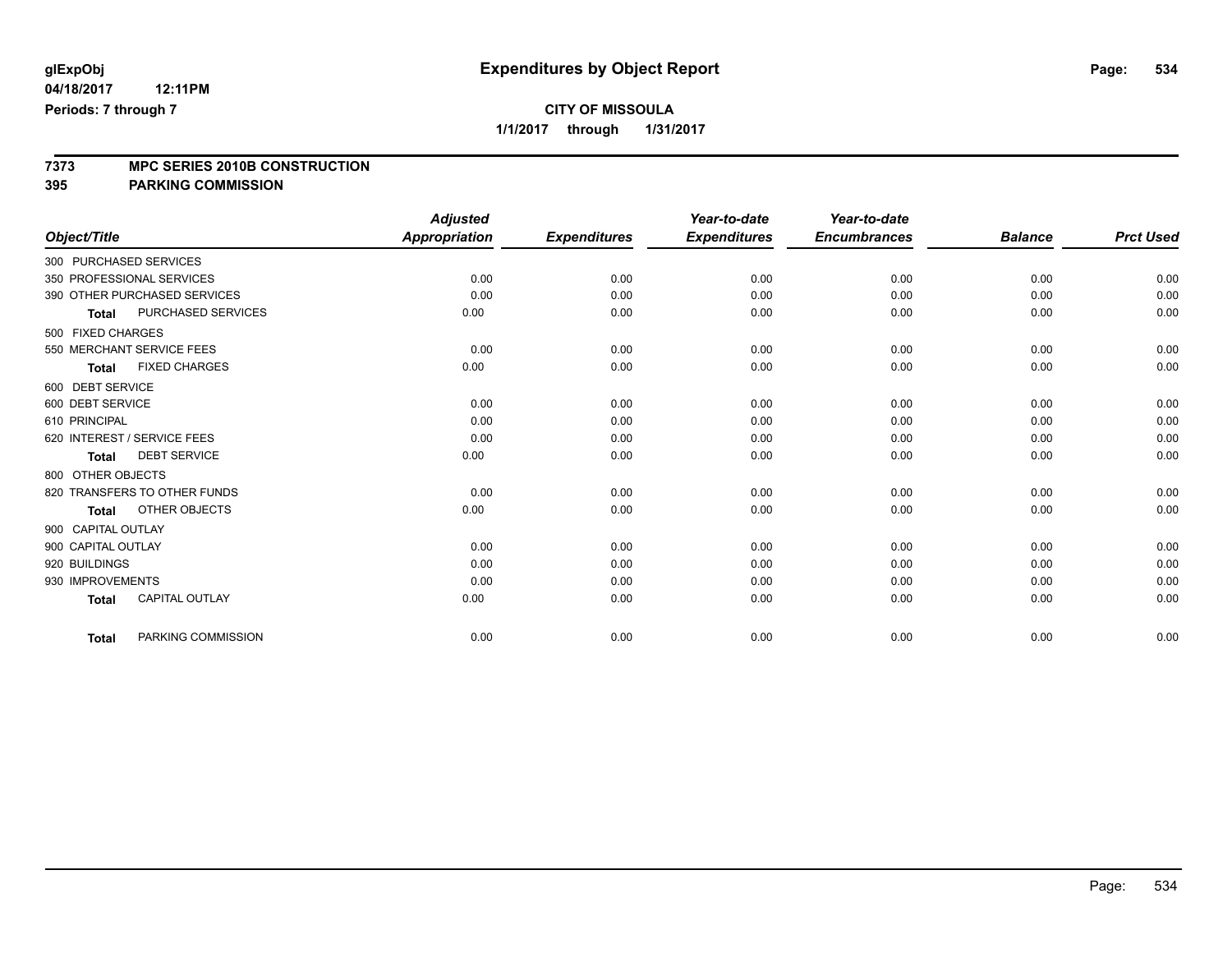**glExpObj**
**04/18/2017 12:11PM**
**Periods: 7 through 7**

# Expenditures by Object Report

**CITY OF MISSOULA**
**1/1/2017 through 1/31/2017**

**7373 MPC SERIES 2010B CONSTRUCTION**
**395 PARKING COMMISSION**

| Object/Title | Adjusted Appropriation | Expenditures | Year-to-date Expenditures | Year-to-date Encumbrances | Balance | Prct Used |
|---|---|---|---|---|---|---|
| 300 PURCHASED SERVICES | | | | | | |
| 350 PROFESSIONAL SERVICES | 0.00 | 0.00 | 0.00 | 0.00 | 0.00 | 0.00 |
| 390 OTHER PURCHASED SERVICES | 0.00 | 0.00 | 0.00 | 0.00 | 0.00 | 0.00 |
| **Total** PURCHASED SERVICES | 0.00 | 0.00 | 0.00 | 0.00 | 0.00 | 0.00 |
| 500 FIXED CHARGES | | | | | | |
| 550 MERCHANT SERVICE FEES | 0.00 | 0.00 | 0.00 | 0.00 | 0.00 | 0.00 |
| **Total** FIXED CHARGES | 0.00 | 0.00 | 0.00 | 0.00 | 0.00 | 0.00 |
| 600 DEBT SERVICE | | | | | | |
| 600 DEBT SERVICE | 0.00 | 0.00 | 0.00 | 0.00 | 0.00 | 0.00 |
| 610 PRINCIPAL | 0.00 | 0.00 | 0.00 | 0.00 | 0.00 | 0.00 |
| 620 INTEREST / SERVICE FEES | 0.00 | 0.00 | 0.00 | 0.00 | 0.00 | 0.00 |
| **Total** DEBT SERVICE | 0.00 | 0.00 | 0.00 | 0.00 | 0.00 | 0.00 |
| 800 OTHER OBJECTS | | | | | | |
| 820 TRANSFERS TO OTHER FUNDS | 0.00 | 0.00 | 0.00 | 0.00 | 0.00 | 0.00 |
| **Total** OTHER OBJECTS | 0.00 | 0.00 | 0.00 | 0.00 | 0.00 | 0.00 |
| 900 CAPITAL OUTLAY | | | | | | |
| 900 CAPITAL OUTLAY | 0.00 | 0.00 | 0.00 | 0.00 | 0.00 | 0.00 |
| 920 BUILDINGS | 0.00 | 0.00 | 0.00 | 0.00 | 0.00 | 0.00 |
| 930 IMPROVEMENTS | 0.00 | 0.00 | 0.00 | 0.00 | 0.00 | 0.00 |
| **Total** CAPITAL OUTLAY | 0.00 | 0.00 | 0.00 | 0.00 | 0.00 | 0.00 |
| **Total** PARKING COMMISSION | 0.00 | 0.00 | 0.00 | 0.00 | 0.00 | 0.00 |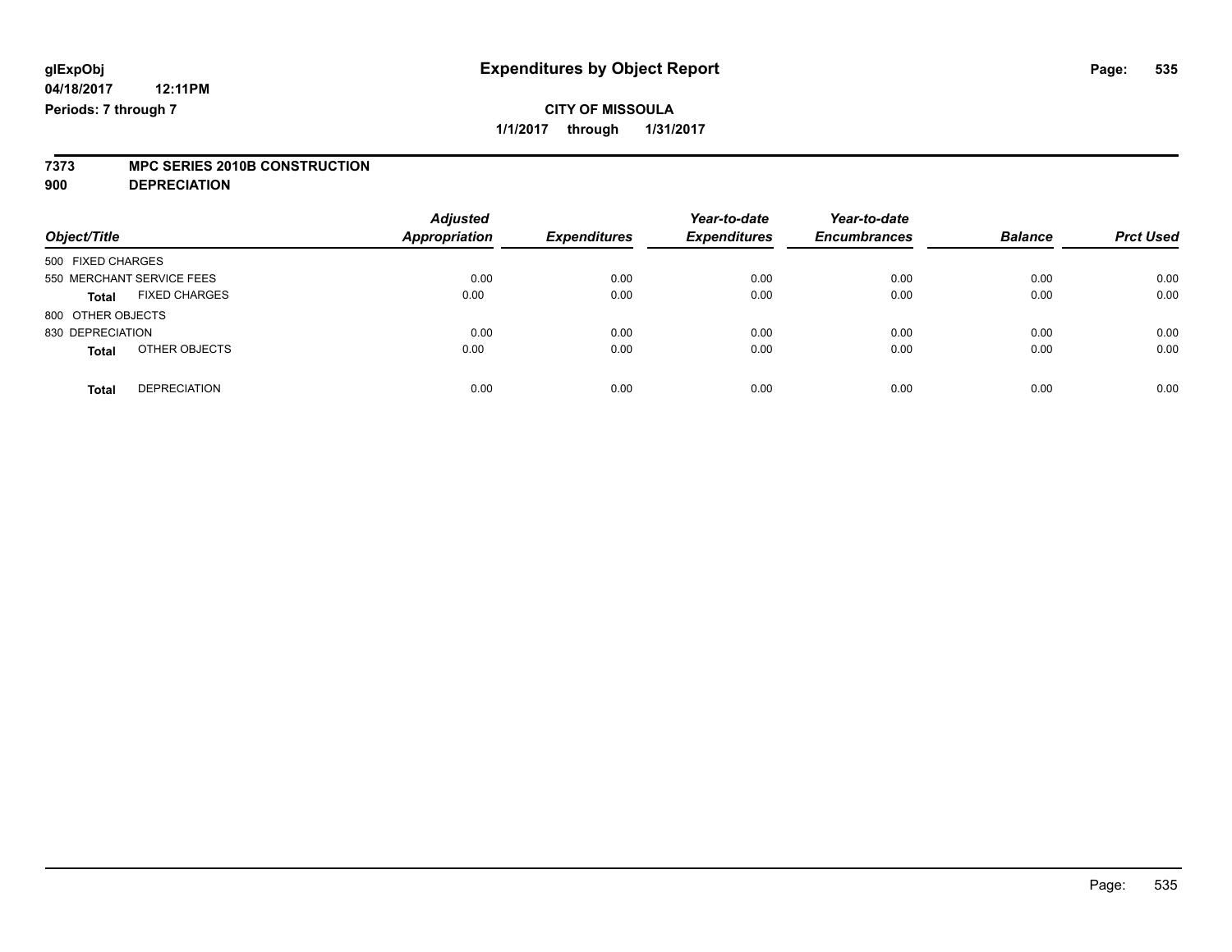# Expenditures by Object Report

glExpObj
04/18/2017 12:11PM
Periods: 7 through 7

**CITY OF MISSOULA**
**1/1/2017 through 1/31/2017**

**7373 MPC SERIES 2010B CONSTRUCTION**
**900 DEPRECIATION**

| Object/Title | Adjusted Appropriation | Expenditures | Year-to-date Expenditures | Year-to-date Encumbrances | Balance | Prct Used |
|---|---|---|---|---|---|---|
| 500 FIXED CHARGES | | | | | | |
| 550 MERCHANT SERVICE FEES | 0.00 | 0.00 | 0.00 | 0.00 | 0.00 | 0.00 |
| **Total** FIXED CHARGES | 0.00 | 0.00 | 0.00 | 0.00 | 0.00 | 0.00 |
| 800 OTHER OBJECTS | | | | | | |
| 830 DEPRECIATION | 0.00 | 0.00 | 0.00 | 0.00 | 0.00 | 0.00 |
| **Total** OTHER OBJECTS | 0.00 | 0.00 | 0.00 | 0.00 | 0.00 | 0.00 |
| **Total** DEPRECIATION | 0.00 | 0.00 | 0.00 | 0.00 | 0.00 | 0.00 |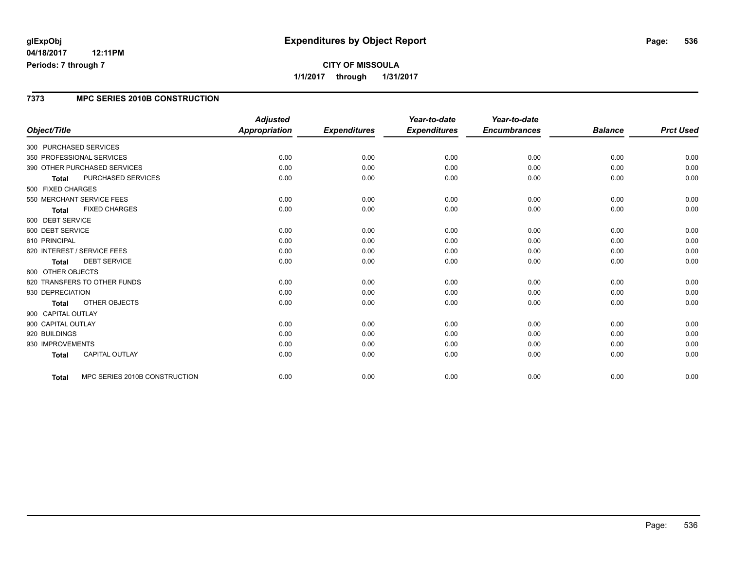glExpObj
04/18/2017 12:11PM
Periods: 7 through 7

# Expenditures by Object Report

**CITY OF MISSOULA**
**1/1/2017 through 1/31/2017**

## 7373 MPC SERIES 2010B CONSTRUCTION

| Object/Title | Adjusted Appropriation | Expenditures | Year-to-date Expenditures | Year-to-date Encumbrances | Balance | Prct Used |
|---|---|---|---|---|---|---|
| 300 PURCHASED SERVICES | | | | | | |
| 350 PROFESSIONAL SERVICES | 0.00 | 0.00 | 0.00 | 0.00 | 0.00 | 0.00 |
| 390 OTHER PURCHASED SERVICES | 0.00 | 0.00 | 0.00 | 0.00 | 0.00 | 0.00 |
| **Total** PURCHASED SERVICES | 0.00 | 0.00 | 0.00 | 0.00 | 0.00 | 0.00 |
| 500 FIXED CHARGES | | | | | | |
| 550 MERCHANT SERVICE FEES | 0.00 | 0.00 | 0.00 | 0.00 | 0.00 | 0.00 |
| **Total** FIXED CHARGES | 0.00 | 0.00 | 0.00 | 0.00 | 0.00 | 0.00 |
| 600 DEBT SERVICE | | | | | | |
| 600 DEBT SERVICE | 0.00 | 0.00 | 0.00 | 0.00 | 0.00 | 0.00 |
| 610 PRINCIPAL | 0.00 | 0.00 | 0.00 | 0.00 | 0.00 | 0.00 |
| 620 INTEREST / SERVICE FEES | 0.00 | 0.00 | 0.00 | 0.00 | 0.00 | 0.00 |
| **Total** DEBT SERVICE | 0.00 | 0.00 | 0.00 | 0.00 | 0.00 | 0.00 |
| 800 OTHER OBJECTS | | | | | | |
| 820 TRANSFERS TO OTHER FUNDS | 0.00 | 0.00 | 0.00 | 0.00 | 0.00 | 0.00 |
| 830 DEPRECIATION | 0.00 | 0.00 | 0.00 | 0.00 | 0.00 | 0.00 |
| **Total** OTHER OBJECTS | 0.00 | 0.00 | 0.00 | 0.00 | 0.00 | 0.00 |
| 900 CAPITAL OUTLAY | | | | | | |
| 900 CAPITAL OUTLAY | 0.00 | 0.00 | 0.00 | 0.00 | 0.00 | 0.00 |
| 920 BUILDINGS | 0.00 | 0.00 | 0.00 | 0.00 | 0.00 | 0.00 |
| 930 IMPROVEMENTS | 0.00 | 0.00 | 0.00 | 0.00 | 0.00 | 0.00 |
| **Total** CAPITAL OUTLAY | 0.00 | 0.00 | 0.00 | 0.00 | 0.00 | 0.00 |
| **Total** MPC SERIES 2010B CONSTRUCTION | 0.00 | 0.00 | 0.00 | 0.00 | 0.00 | 0.00 |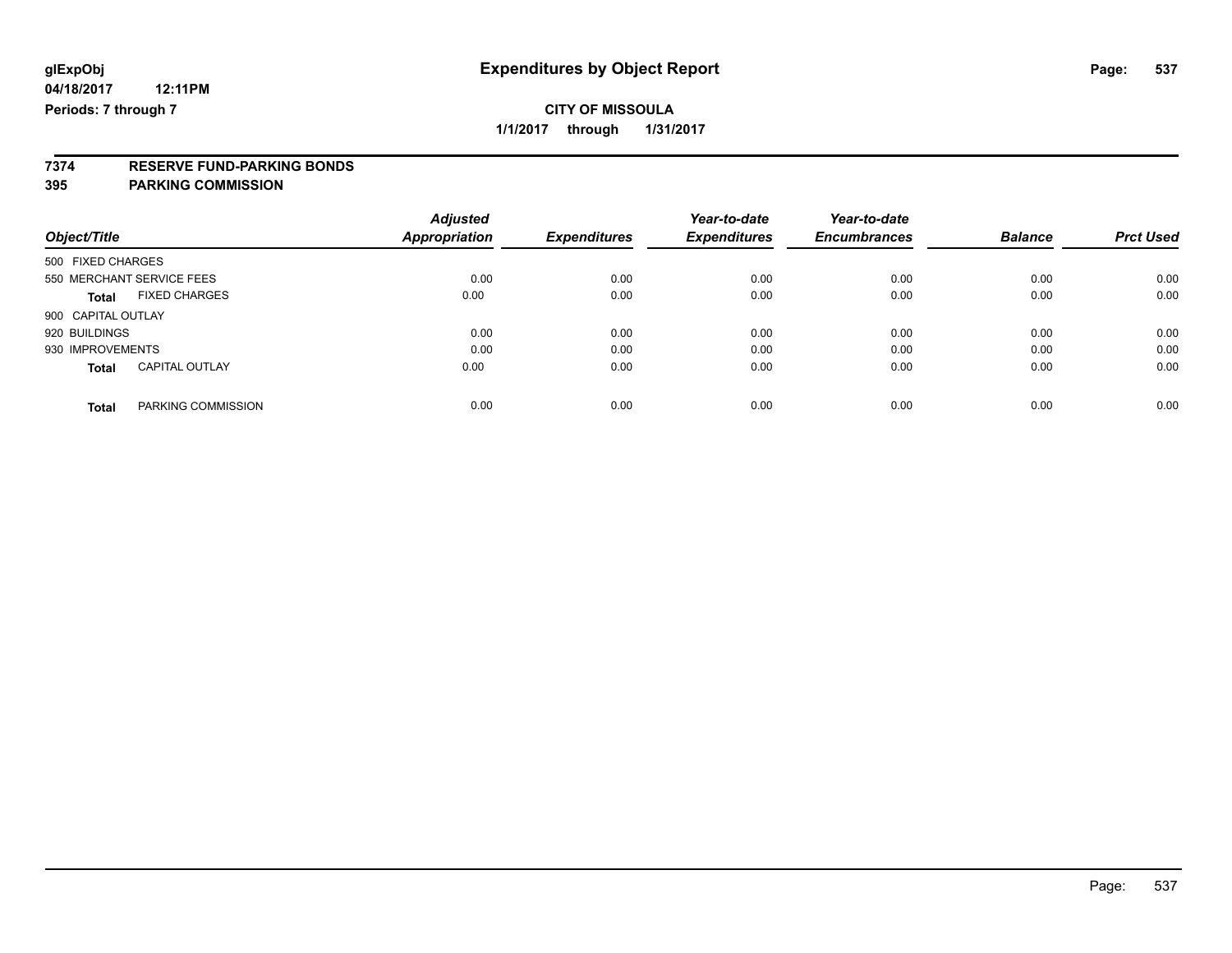**glExpObj** **Expenditures by Object Report**

**04/18/2017 12:11PM**

**Periods: 7 through 7**

**CITY OF MISSOULA**

**1/1/2017 through 1/31/2017**

**7374 RESERVE FUND-PARKING BONDS**

**395 PARKING COMMISSION**

| Object/Title | Adjusted Appropriation | Expenditures | Year-to-date Expenditures | Year-to-date Encumbrances | Balance | Prct Used |
|---|---|---|---|---|---|---|
| 500 FIXED CHARGES | | | | | | |
| 550 MERCHANT SERVICE FEES | 0.00 | 0.00 | 0.00 | 0.00 | 0.00 | 0.00 |
| **Total** FIXED CHARGES | 0.00 | 0.00 | 0.00 | 0.00 | 0.00 | 0.00 |
| 900 CAPITAL OUTLAY | | | | | | |
| 920 BUILDINGS | 0.00 | 0.00 | 0.00 | 0.00 | 0.00 | 0.00 |
| 930 IMPROVEMENTS | 0.00 | 0.00 | 0.00 | 0.00 | 0.00 | 0.00 |
| **Total** CAPITAL OUTLAY | 0.00 | 0.00 | 0.00 | 0.00 | 0.00 | 0.00 |
| **Total** PARKING COMMISSION | 0.00 | 0.00 | 0.00 | 0.00 | 0.00 | 0.00 |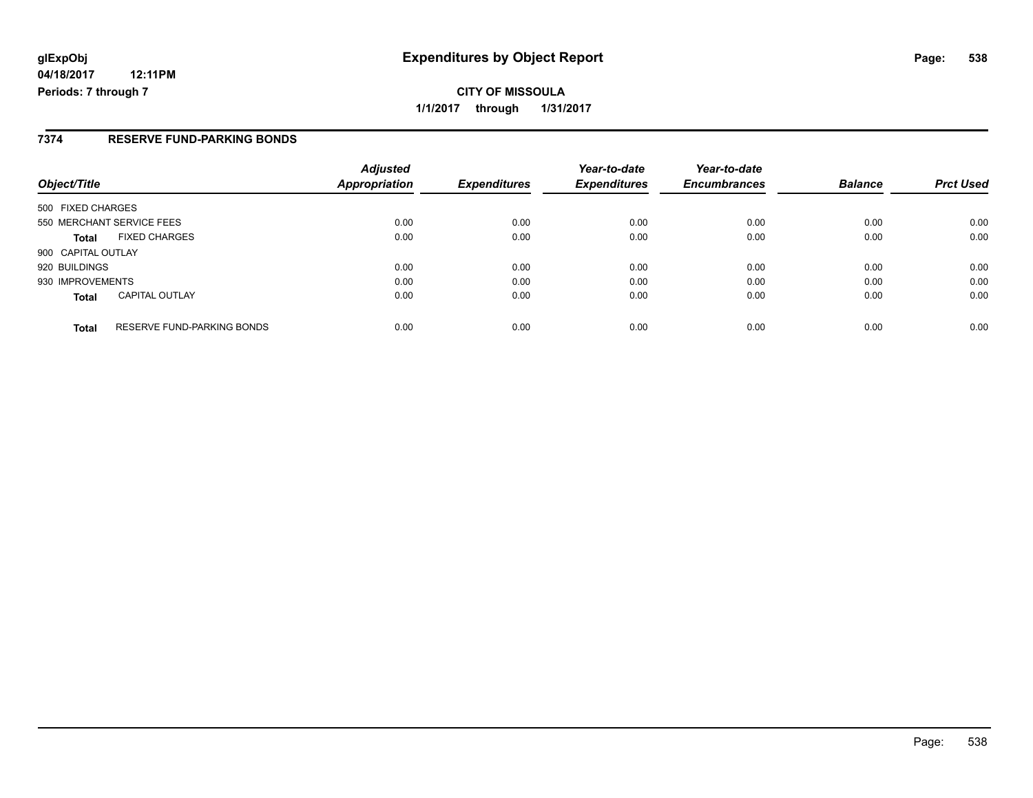# Expenditures by Object Report

glExpObj
04/18/2017 12:11PM
Periods: 7 through 7

**CITY OF MISSOULA**
**1/1/2017 through 1/31/2017**

## 7374 RESERVE FUND-PARKING BONDS

| Object/Title | | Adjusted Appropriation | Expenditures | Year-to-date Expenditures | Year-to-date Encumbrances | Balance | Prct Used |
|---|---|---|---|---|---|---|---|
| 500 FIXED CHARGES | | | | | | | |
| 550 MERCHANT SERVICE FEES | | 0.00 | 0.00 | 0.00 | 0.00 | 0.00 | 0.00 |
| **Total** | FIXED CHARGES | 0.00 | 0.00 | 0.00 | 0.00 | 0.00 | 0.00 |
| 900 CAPITAL OUTLAY | | | | | | | |
| 920 BUILDINGS | | 0.00 | 0.00 | 0.00 | 0.00 | 0.00 | 0.00 |
| 930 IMPROVEMENTS | | 0.00 | 0.00 | 0.00 | 0.00 | 0.00 | 0.00 |
| **Total** | CAPITAL OUTLAY | 0.00 | 0.00 | 0.00 | 0.00 | 0.00 | 0.00 |
| **Total** | RESERVE FUND-PARKING BONDS | 0.00 | 0.00 | 0.00 | 0.00 | 0.00 | 0.00 |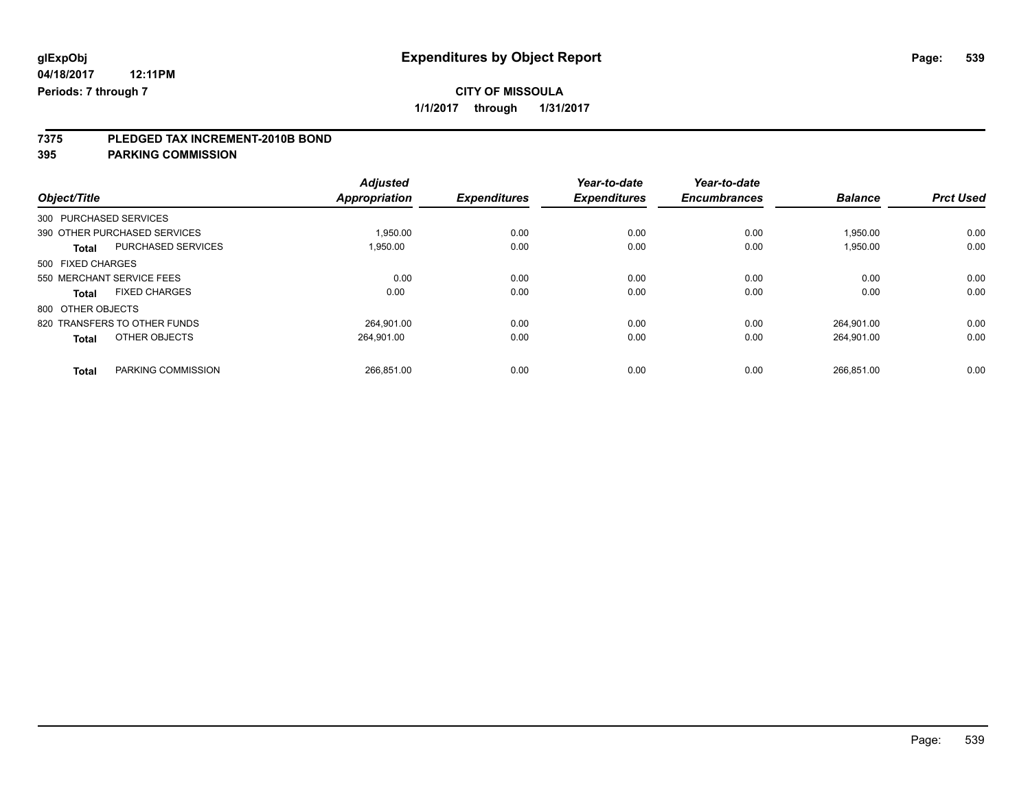**glExpObj** — **Expenditures by Object Report**

**04/18/2017 12:11PM**

**Periods: 7 through 7**

**CITY OF MISSOULA**

**1/1/2017 through 1/31/2017**

## 7375 PLEDGED TAX INCREMENT-2010B BOND

## 395 PARKING COMMISSION

| Object/Title | Adjusted Appropriation | Expenditures | Year-to-date Expenditures | Year-to-date Encumbrances | Balance | Prct Used |
|---|---|---|---|---|---|---|
| 300 PURCHASED SERVICES | | | | | | |
| 390 OTHER PURCHASED SERVICES | 1,950.00 | 0.00 | 0.00 | 0.00 | 1,950.00 | 0.00 |
| **Total** PURCHASED SERVICES | 1,950.00 | 0.00 | 0.00 | 0.00 | 1,950.00 | 0.00 |
| 500 FIXED CHARGES | | | | | | |
| 550 MERCHANT SERVICE FEES | 0.00 | 0.00 | 0.00 | 0.00 | 0.00 | 0.00 |
| **Total** FIXED CHARGES | 0.00 | 0.00 | 0.00 | 0.00 | 0.00 | 0.00 |
| 800 OTHER OBJECTS | | | | | | |
| 820 TRANSFERS TO OTHER FUNDS | 264,901.00 | 0.00 | 0.00 | 0.00 | 264,901.00 | 0.00 |
| **Total** OTHER OBJECTS | 264,901.00 | 0.00 | 0.00 | 0.00 | 264,901.00 | 0.00 |
| **Total** PARKING COMMISSION | 266,851.00 | 0.00 | 0.00 | 0.00 | 266,851.00 | 0.00 |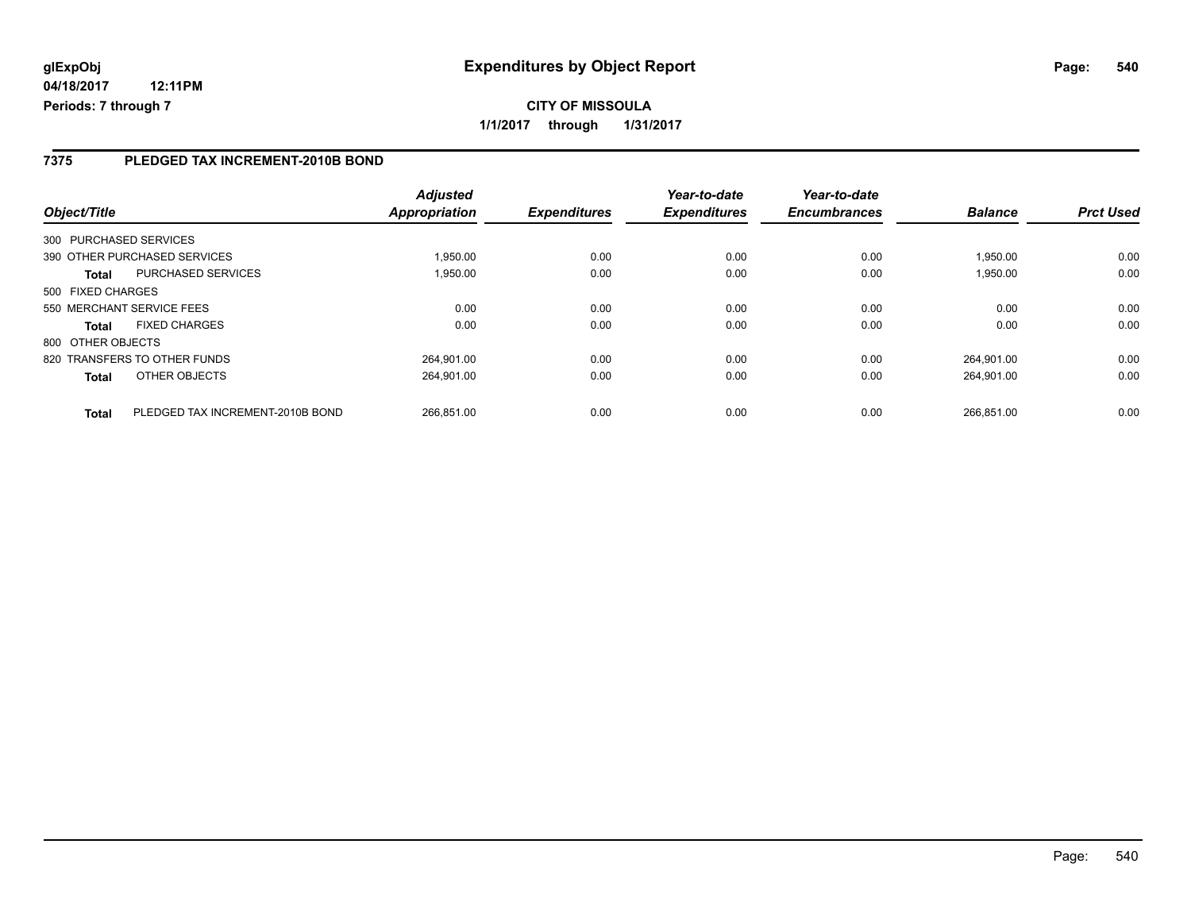glExpObj
04/18/2017 12:11PM
Periods: 7 through 7

# Expenditures by Object Report

**CITY OF MISSOULA**

**1/1/2017 through 1/31/2017**

## 7375 PLEDGED TAX INCREMENT-2010B BOND

| Object/Title | | Adjusted Appropriation | Expenditures | Year-to-date Expenditures | Year-to-date Encumbrances | Balance | Prct Used |
|---|---|---|---|---|---|---|---|
| 300 PURCHASED SERVICES | | | | | | | |
| 390 OTHER PURCHASED SERVICES | | 1,950.00 | 0.00 | 0.00 | 0.00 | 1,950.00 | 0.00 |
| **Total** | PURCHASED SERVICES | 1,950.00 | 0.00 | 0.00 | 0.00 | 1,950.00 | 0.00 |
| 500 FIXED CHARGES | | | | | | | |
| 550 MERCHANT SERVICE FEES | | 0.00 | 0.00 | 0.00 | 0.00 | 0.00 | 0.00 |
| **Total** | FIXED CHARGES | 0.00 | 0.00 | 0.00 | 0.00 | 0.00 | 0.00 |
| 800 OTHER OBJECTS | | | | | | | |
| 820 TRANSFERS TO OTHER FUNDS | | 264,901.00 | 0.00 | 0.00 | 0.00 | 264,901.00 | 0.00 |
| **Total** | OTHER OBJECTS | 264,901.00 | 0.00 | 0.00 | 0.00 | 264,901.00 | 0.00 |
| **Total** | PLEDGED TAX INCREMENT-2010B BOND | 266,851.00 | 0.00 | 0.00 | 0.00 | 266,851.00 | 0.00 |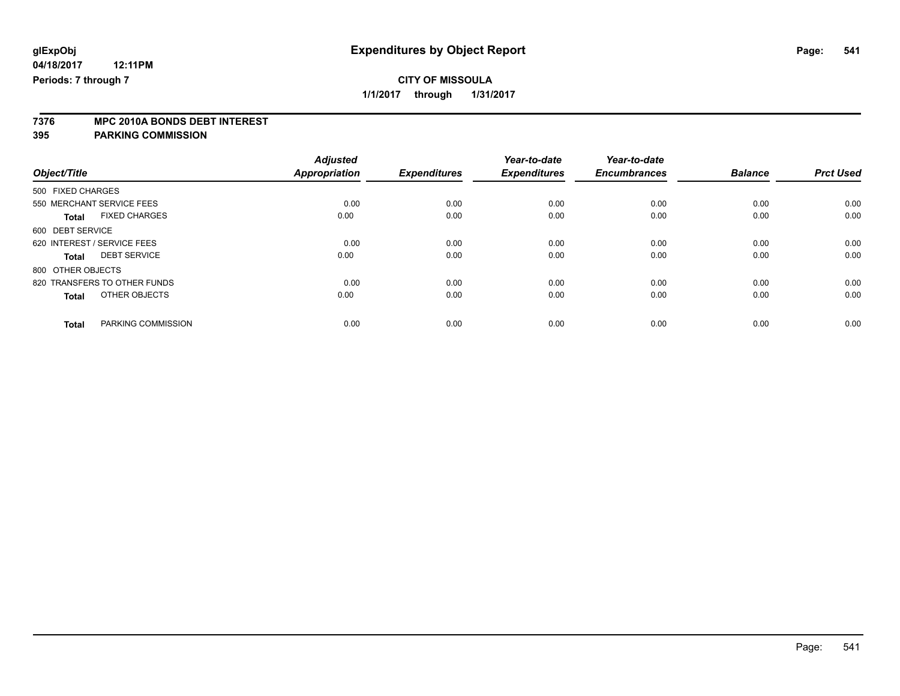glExpObj
04/18/2017 12:11PM
Periods: 7 through 7

# Expenditures by Object Report

**CITY OF MISSOULA**

**1/1/2017 through 1/31/2017**

**7376 MPC 2010A BONDS DEBT INTEREST**
**395 PARKING COMMISSION**

| Object/Title | Adjusted Appropriation | Expenditures | Year-to-date Expenditures | Year-to-date Encumbrances | Balance | Prct Used |
|---|---|---|---|---|---|---|
| 500 FIXED CHARGES | | | | | | |
| 550 MERCHANT SERVICE FEES | 0.00 | 0.00 | 0.00 | 0.00 | 0.00 | 0.00 |
| **Total** FIXED CHARGES | 0.00 | 0.00 | 0.00 | 0.00 | 0.00 | 0.00 |
| 600 DEBT SERVICE | | | | | | |
| 620 INTEREST / SERVICE FEES | 0.00 | 0.00 | 0.00 | 0.00 | 0.00 | 0.00 |
| **Total** DEBT SERVICE | 0.00 | 0.00 | 0.00 | 0.00 | 0.00 | 0.00 |
| 800 OTHER OBJECTS | | | | | | |
| 820 TRANSFERS TO OTHER FUNDS | 0.00 | 0.00 | 0.00 | 0.00 | 0.00 | 0.00 |
| **Total** OTHER OBJECTS | 0.00 | 0.00 | 0.00 | 0.00 | 0.00 | 0.00 |
| **Total** PARKING COMMISSION | 0.00 | 0.00 | 0.00 | 0.00 | 0.00 | 0.00 |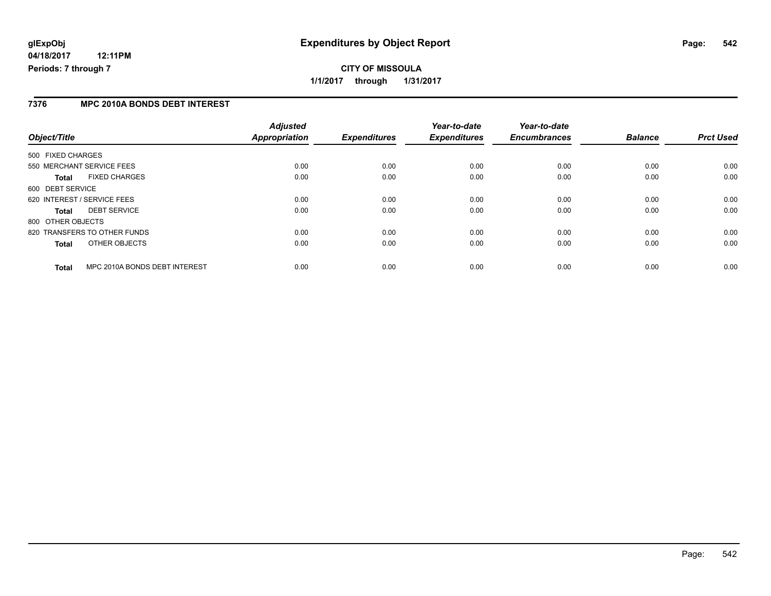**glExpObj** **Expenditures by Object Report**
**04/18/2017 12:11PM**
**Periods: 7 through 7**

**CITY OF MISSOULA**
**1/1/2017 through 1/31/2017**

## 7376 MPC 2010A BONDS DEBT INTEREST

| Object/Title | Adjusted Appropriation | Expenditures | Year-to-date Expenditures | Year-to-date Encumbrances | Balance | Prct Used |
|---|---|---|---|---|---|---|
| 500 FIXED CHARGES | | | | | | |
| 550 MERCHANT SERVICE FEES | 0.00 | 0.00 | 0.00 | 0.00 | 0.00 | 0.00 |
| **Total** FIXED CHARGES | 0.00 | 0.00 | 0.00 | 0.00 | 0.00 | 0.00 |
| 600 DEBT SERVICE | | | | | | |
| 620 INTEREST / SERVICE FEES | 0.00 | 0.00 | 0.00 | 0.00 | 0.00 | 0.00 |
| **Total** DEBT SERVICE | 0.00 | 0.00 | 0.00 | 0.00 | 0.00 | 0.00 |
| 800 OTHER OBJECTS | | | | | | |
| 820 TRANSFERS TO OTHER FUNDS | 0.00 | 0.00 | 0.00 | 0.00 | 0.00 | 0.00 |
| **Total** OTHER OBJECTS | 0.00 | 0.00 | 0.00 | 0.00 | 0.00 | 0.00 |
| **Total** MPC 2010A BONDS DEBT INTEREST | 0.00 | 0.00 | 0.00 | 0.00 | 0.00 | 0.00 |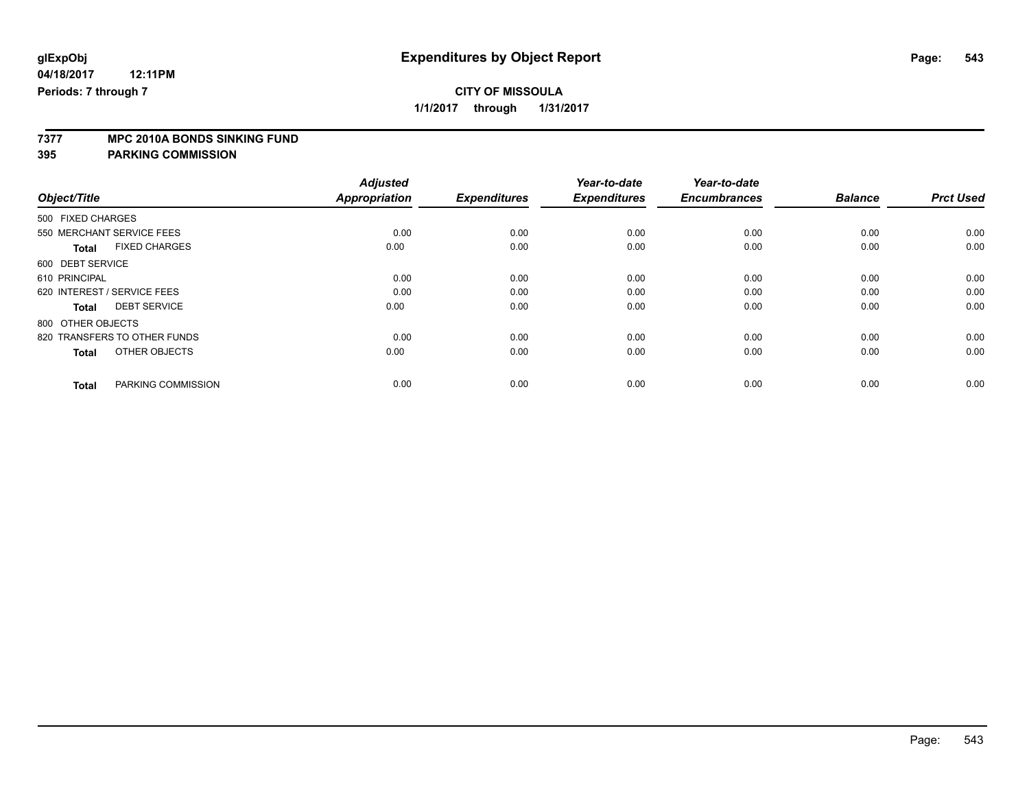**glExpObj**
**04/18/2017 12:11PM**
**Periods: 7 through 7**

# Expenditures by Object Report

**CITY OF MISSOULA**
**1/1/2017 through 1/31/2017**

**7377 MPC 2010A BONDS SINKING FUND**
**395 PARKING COMMISSION**

| Object/Title | Adjusted Appropriation | Expenditures | Year-to-date Expenditures | Year-to-date Encumbrances | Balance | Prct Used |
|---|---|---|---|---|---|---|
| 500 FIXED CHARGES | | | | | | |
| 550 MERCHANT SERVICE FEES | 0.00 | 0.00 | 0.00 | 0.00 | 0.00 | 0.00 |
| **Total** FIXED CHARGES | 0.00 | 0.00 | 0.00 | 0.00 | 0.00 | 0.00 |
| 600 DEBT SERVICE | | | | | | |
| 610 PRINCIPAL | 0.00 | 0.00 | 0.00 | 0.00 | 0.00 | 0.00 |
| 620 INTEREST / SERVICE FEES | 0.00 | 0.00 | 0.00 | 0.00 | 0.00 | 0.00 |
| **Total** DEBT SERVICE | 0.00 | 0.00 | 0.00 | 0.00 | 0.00 | 0.00 |
| 800 OTHER OBJECTS | | | | | | |
| 820 TRANSFERS TO OTHER FUNDS | 0.00 | 0.00 | 0.00 | 0.00 | 0.00 | 0.00 |
| **Total** OTHER OBJECTS | 0.00 | 0.00 | 0.00 | 0.00 | 0.00 | 0.00 |
| **Total** PARKING COMMISSION | 0.00 | 0.00 | 0.00 | 0.00 | 0.00 | 0.00 |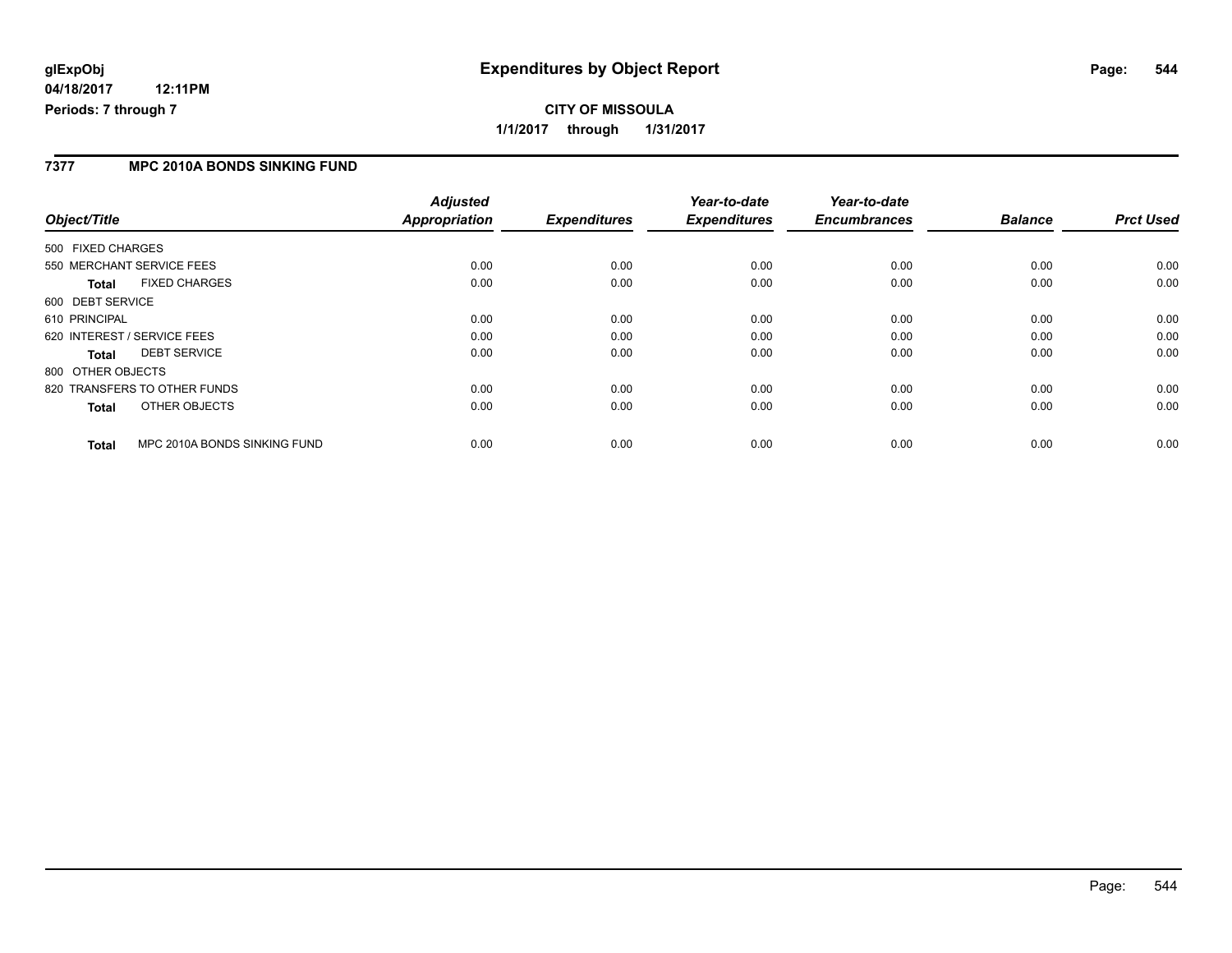**glExpObj**
**04/18/2017 12:11PM**
**Periods: 7 through 7**

# Expenditures by Object Report

**CITY OF MISSOULA**
**1/1/2017 through 1/31/2017**

## 7377 MPC 2010A BONDS SINKING FUND

| Object/Title | *Adjusted Appropriation* | *Expenditures* | *Year-to-date Expenditures* | *Year-to-date Encumbrances* | *Balance* | *Prct Used* |
|---|---|---|---|---|---|---|
| 500 FIXED CHARGES | | | | | | |
| 550 MERCHANT SERVICE FEES | 0.00 | 0.00 | 0.00 | 0.00 | 0.00 | 0.00 |
| **Total** FIXED CHARGES | 0.00 | 0.00 | 0.00 | 0.00 | 0.00 | 0.00 |
| 600 DEBT SERVICE | | | | | | |
| 610 PRINCIPAL | 0.00 | 0.00 | 0.00 | 0.00 | 0.00 | 0.00 |
| 620 INTEREST / SERVICE FEES | 0.00 | 0.00 | 0.00 | 0.00 | 0.00 | 0.00 |
| **Total** DEBT SERVICE | 0.00 | 0.00 | 0.00 | 0.00 | 0.00 | 0.00 |
| 800 OTHER OBJECTS | | | | | | |
| 820 TRANSFERS TO OTHER FUNDS | 0.00 | 0.00 | 0.00 | 0.00 | 0.00 | 0.00 |
| **Total** OTHER OBJECTS | 0.00 | 0.00 | 0.00 | 0.00 | 0.00 | 0.00 |
| **Total** MPC 2010A BONDS SINKING FUND | 0.00 | 0.00 | 0.00 | 0.00 | 0.00 | 0.00 |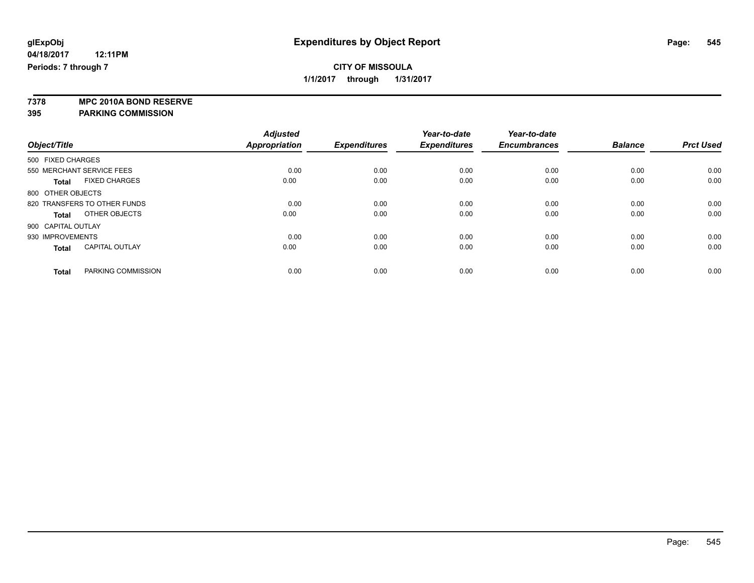**glExpObj**
**04/18/2017 12:11PM**
**Periods: 7 through 7**

# Expenditures by Object Report

**CITY OF MISSOULA**
**1/1/2017 through 1/31/2017**

**7378 MPC 2010A BOND RESERVE**
**395 PARKING COMMISSION**

| Object/Title | Adjusted Appropriation | Expenditures | Year-to-date Expenditures | Year-to-date Encumbrances | Balance | Prct Used |
|---|---|---|---|---|---|---|
| 500 FIXED CHARGES | | | | | | |
| 550 MERCHANT SERVICE FEES | 0.00 | 0.00 | 0.00 | 0.00 | 0.00 | 0.00 |
| **Total** FIXED CHARGES | 0.00 | 0.00 | 0.00 | 0.00 | 0.00 | 0.00 |
| 800 OTHER OBJECTS | | | | | | |
| 820 TRANSFERS TO OTHER FUNDS | 0.00 | 0.00 | 0.00 | 0.00 | 0.00 | 0.00 |
| **Total** OTHER OBJECTS | 0.00 | 0.00 | 0.00 | 0.00 | 0.00 | 0.00 |
| 900 CAPITAL OUTLAY | | | | | | |
| 930 IMPROVEMENTS | 0.00 | 0.00 | 0.00 | 0.00 | 0.00 | 0.00 |
| **Total** CAPITAL OUTLAY | 0.00 | 0.00 | 0.00 | 0.00 | 0.00 | 0.00 |
| **Total** PARKING COMMISSION | 0.00 | 0.00 | 0.00 | 0.00 | 0.00 | 0.00 |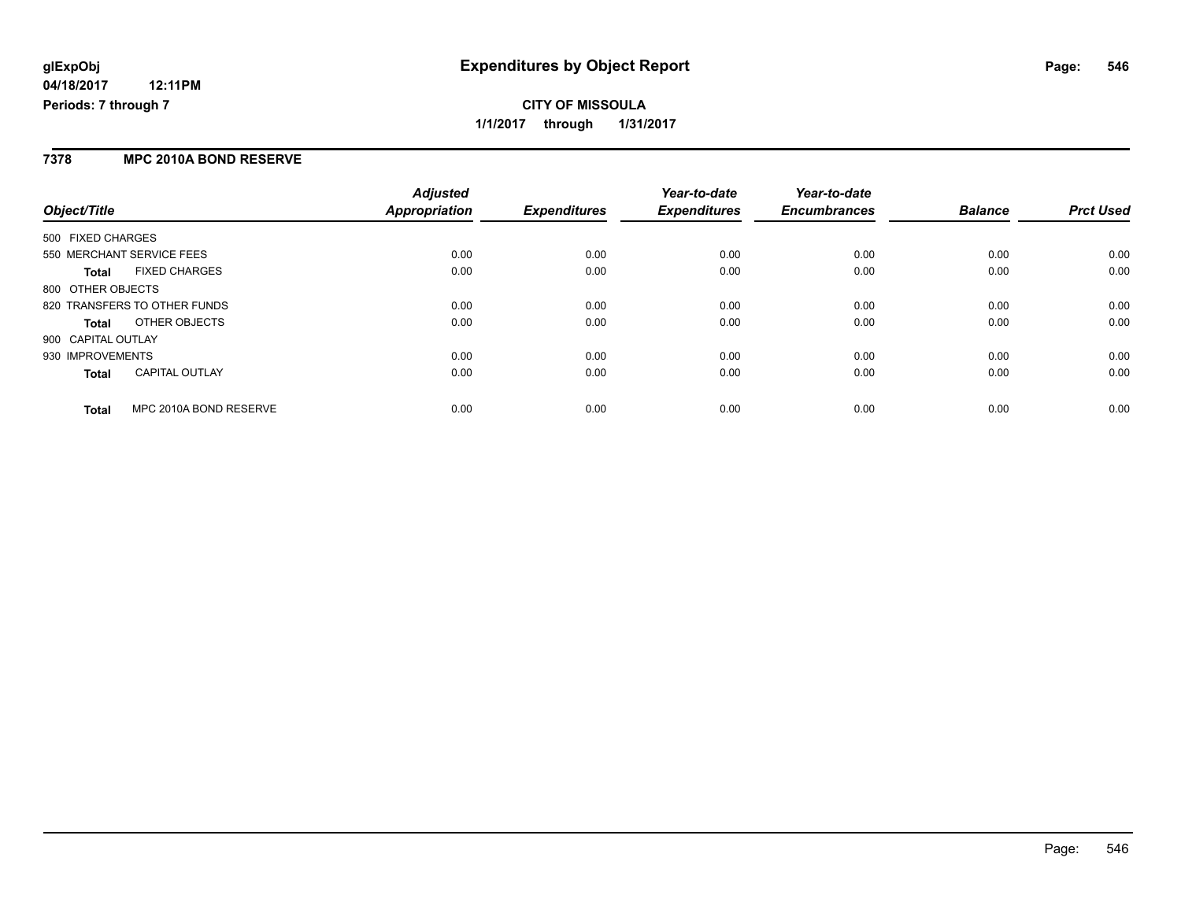**glExpObj**
**04/18/2017 12:11PM**
**Periods: 7 through 7**

# Expenditures by Object Report

**CITY OF MISSOULA**
**1/1/2017 through 1/31/2017**

## 7378 MPC 2010A BOND RESERVE

| Object/Title | Adjusted Appropriation | Expenditures | Year-to-date Expenditures | Year-to-date Encumbrances | Balance | Prct Used |
|---|---|---|---|---|---|---|
| 500 FIXED CHARGES | | | | | | |
| 550 MERCHANT SERVICE FEES | 0.00 | 0.00 | 0.00 | 0.00 | 0.00 | 0.00 |
| **Total** FIXED CHARGES | 0.00 | 0.00 | 0.00 | 0.00 | 0.00 | 0.00 |
| 800 OTHER OBJECTS | | | | | | |
| 820 TRANSFERS TO OTHER FUNDS | 0.00 | 0.00 | 0.00 | 0.00 | 0.00 | 0.00 |
| **Total** OTHER OBJECTS | 0.00 | 0.00 | 0.00 | 0.00 | 0.00 | 0.00 |
| 900 CAPITAL OUTLAY | | | | | | |
| 930 IMPROVEMENTS | 0.00 | 0.00 | 0.00 | 0.00 | 0.00 | 0.00 |
| **Total** CAPITAL OUTLAY | 0.00 | 0.00 | 0.00 | 0.00 | 0.00 | 0.00 |
| **Total** MPC 2010A BOND RESERVE | 0.00 | 0.00 | 0.00 | 0.00 | 0.00 | 0.00 |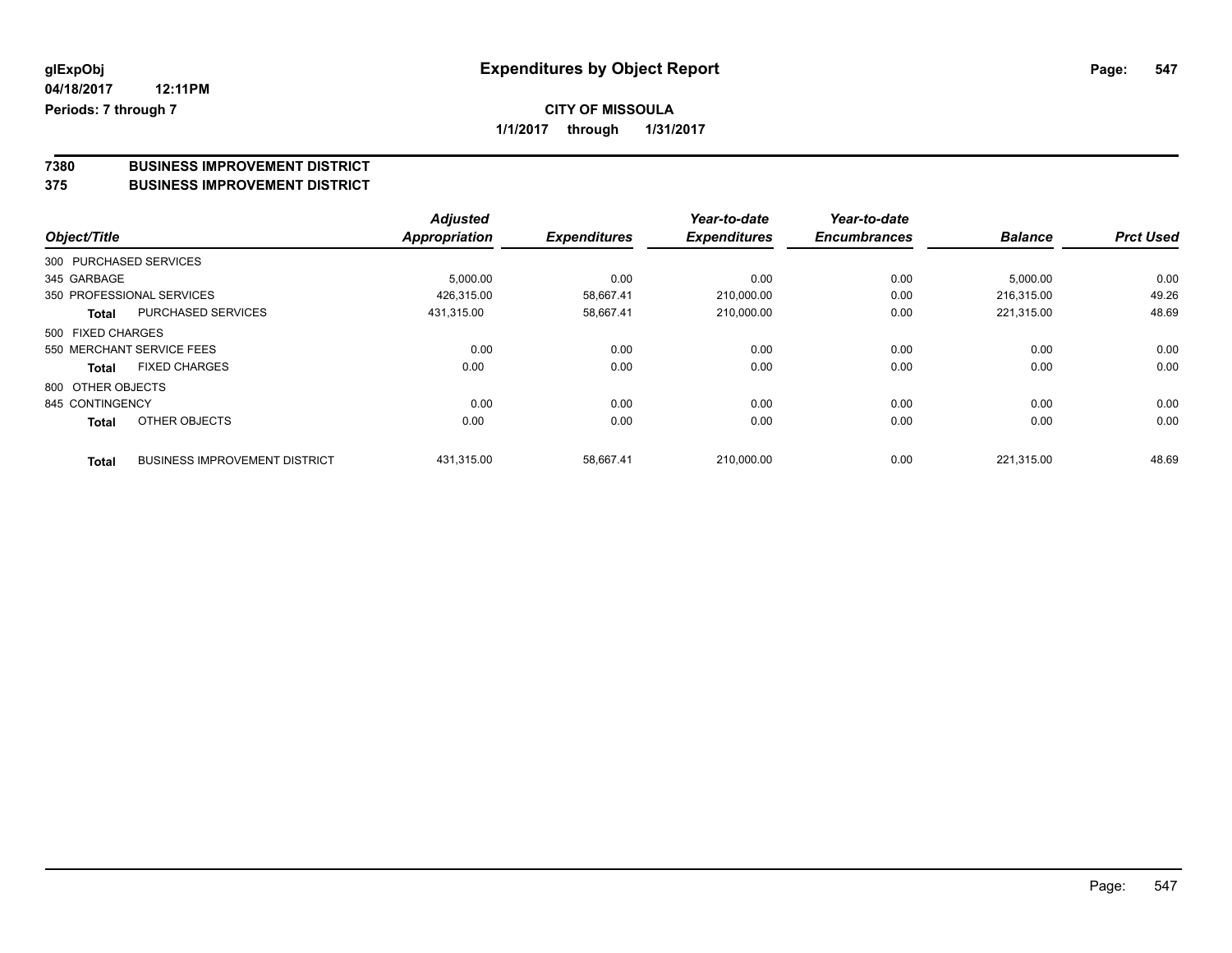**glExpObj** **Expenditures by Object Report**

**04/18/2017 12:11PM**

**Periods: 7 through 7**

**CITY OF MISSOULA**

**1/1/2017 through 1/31/2017**

## 7380 BUSINESS IMPROVEMENT DISTRICT
## 375 BUSINESS IMPROVEMENT DISTRICT

| Object/Title | | Adjusted Appropriation | Expenditures | Year-to-date Expenditures | Year-to-date Encumbrances | Balance | Prct Used |
|---|---|---|---|---|---|---|---|
| 300 PURCHASED SERVICES | | | | | | | |
| 345 GARBAGE | | 5,000.00 | 0.00 | 0.00 | 0.00 | 5,000.00 | 0.00 |
| 350 PROFESSIONAL SERVICES | | 426,315.00 | 58,667.41 | 210,000.00 | 0.00 | 216,315.00 | 49.26 |
| **Total** | PURCHASED SERVICES | 431,315.00 | 58,667.41 | 210,000.00 | 0.00 | 221,315.00 | 48.69 |
| 500 FIXED CHARGES | | | | | | | |
| 550 MERCHANT SERVICE FEES | | 0.00 | 0.00 | 0.00 | 0.00 | 0.00 | 0.00 |
| **Total** | FIXED CHARGES | 0.00 | 0.00 | 0.00 | 0.00 | 0.00 | 0.00 |
| 800 OTHER OBJECTS | | | | | | | |
| 845 CONTINGENCY | | 0.00 | 0.00 | 0.00 | 0.00 | 0.00 | 0.00 |
| **Total** | OTHER OBJECTS | 0.00 | 0.00 | 0.00 | 0.00 | 0.00 | 0.00 |
| **Total** | BUSINESS IMPROVEMENT DISTRICT | 431,315.00 | 58,667.41 | 210,000.00 | 0.00 | 221,315.00 | 48.69 |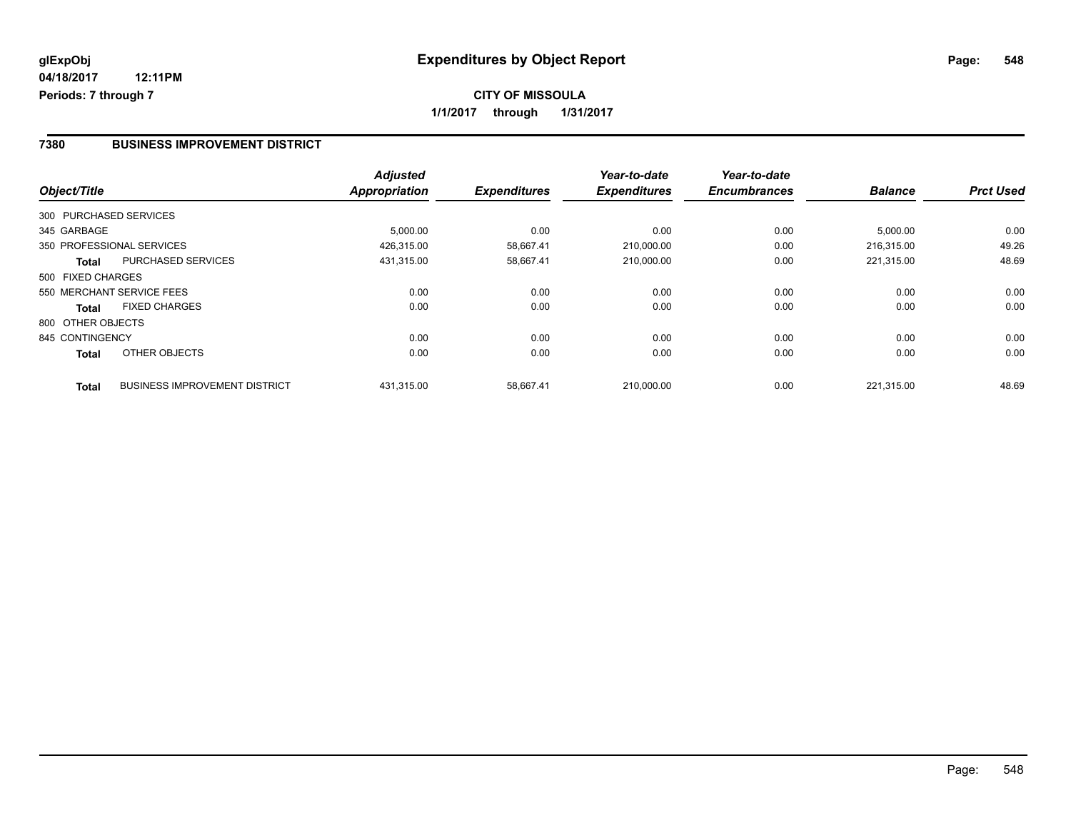**glExpObj** **Expenditures by Object Report**

**04/18/2017 12:11PM**

**Periods: 7 through 7**

**CITY OF MISSOULA**

**1/1/2017 through 1/31/2017**

## 7380 BUSINESS IMPROVEMENT DISTRICT

| Object/Title | | Adjusted Appropriation | Expenditures | Year-to-date Expenditures | Year-to-date Encumbrances | Balance | Prct Used |
|---|---|---|---|---|---|---|---|
| 300 PURCHASED SERVICES | | | | | | | |
| 345 GARBAGE | | 5,000.00 | 0.00 | 0.00 | 0.00 | 5,000.00 | 0.00 |
| 350 PROFESSIONAL SERVICES | | 426,315.00 | 58,667.41 | 210,000.00 | 0.00 | 216,315.00 | 49.26 |
| **Total** | PURCHASED SERVICES | 431,315.00 | 58,667.41 | 210,000.00 | 0.00 | 221,315.00 | 48.69 |
| 500 FIXED CHARGES | | | | | | | |
| 550 MERCHANT SERVICE FEES | | 0.00 | 0.00 | 0.00 | 0.00 | 0.00 | 0.00 |
| **Total** | FIXED CHARGES | 0.00 | 0.00 | 0.00 | 0.00 | 0.00 | 0.00 |
| 800 OTHER OBJECTS | | | | | | | |
| 845 CONTINGENCY | | 0.00 | 0.00 | 0.00 | 0.00 | 0.00 | 0.00 |
| **Total** | OTHER OBJECTS | 0.00 | 0.00 | 0.00 | 0.00 | 0.00 | 0.00 |
| **Total** | BUSINESS IMPROVEMENT DISTRICT | 431,315.00 | 58,667.41 | 210,000.00 | 0.00 | 221,315.00 | 48.69 |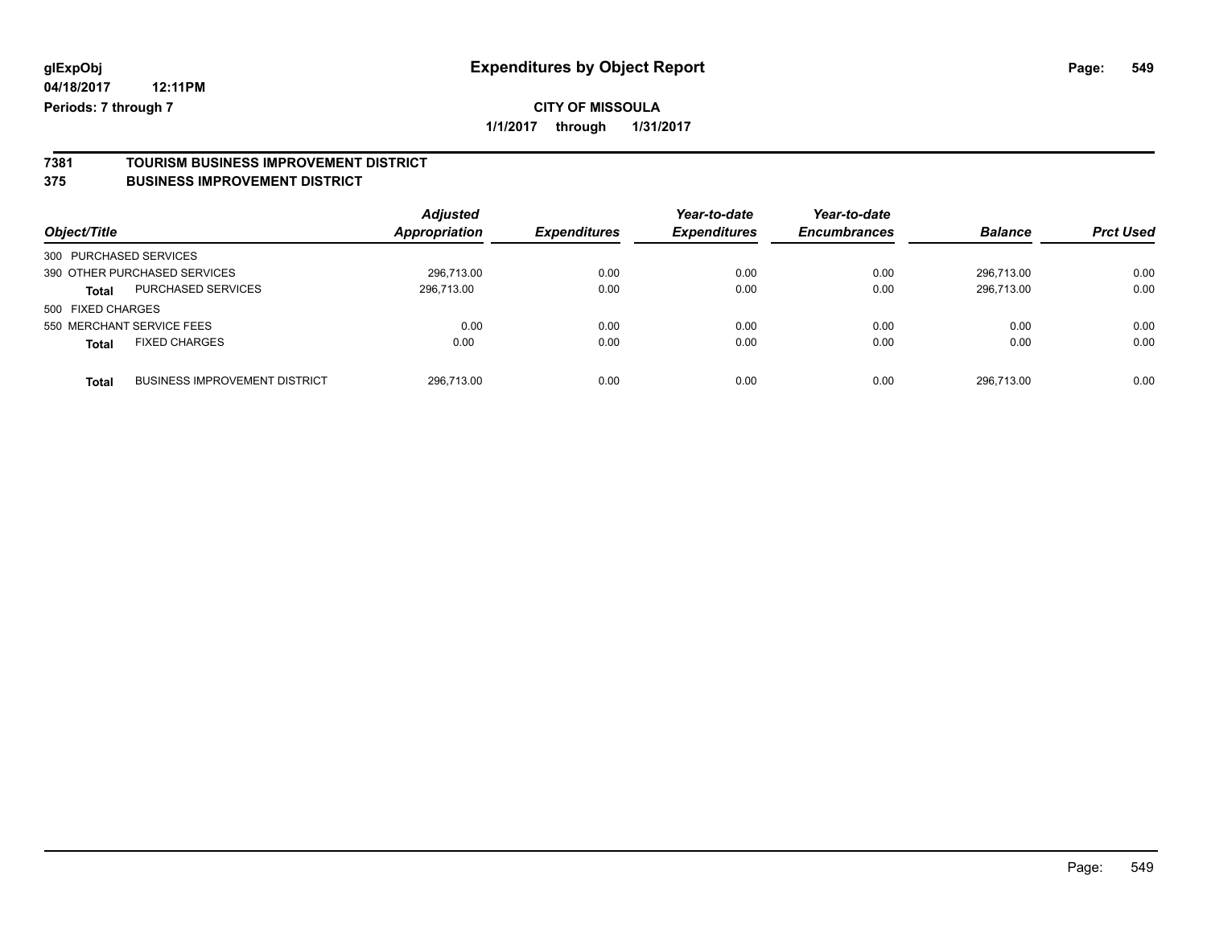**glExpObj** 
**04/18/2017 12:11PM**
**Periods: 7 through 7**

# Expenditures by Object Report

**CITY OF MISSOULA**
**1/1/2017 through 1/31/2017**

## 7381 TOURISM BUSINESS IMPROVEMENT DISTRICT
## 375 BUSINESS IMPROVEMENT DISTRICT

| Object/Title | | Adjusted Appropriation | Expenditures | Year-to-date Expenditures | Year-to-date Encumbrances | Balance | Prct Used |
|---|---|---|---|---|---|---|---|
| 300 PURCHASED SERVICES | | | | | | | |
| 390 OTHER PURCHASED SERVICES | | 296,713.00 | 0.00 | 0.00 | 0.00 | 296,713.00 | 0.00 |
| **Total** | PURCHASED SERVICES | 296,713.00 | 0.00 | 0.00 | 0.00 | 296,713.00 | 0.00 |
| 500 FIXED CHARGES | | | | | | | |
| 550 MERCHANT SERVICE FEES | | 0.00 | 0.00 | 0.00 | 0.00 | 0.00 | 0.00 |
| **Total** | FIXED CHARGES | 0.00 | 0.00 | 0.00 | 0.00 | 0.00 | 0.00 |
| **Total** | BUSINESS IMPROVEMENT DISTRICT | 296,713.00 | 0.00 | 0.00 | 0.00 | 296,713.00 | 0.00 |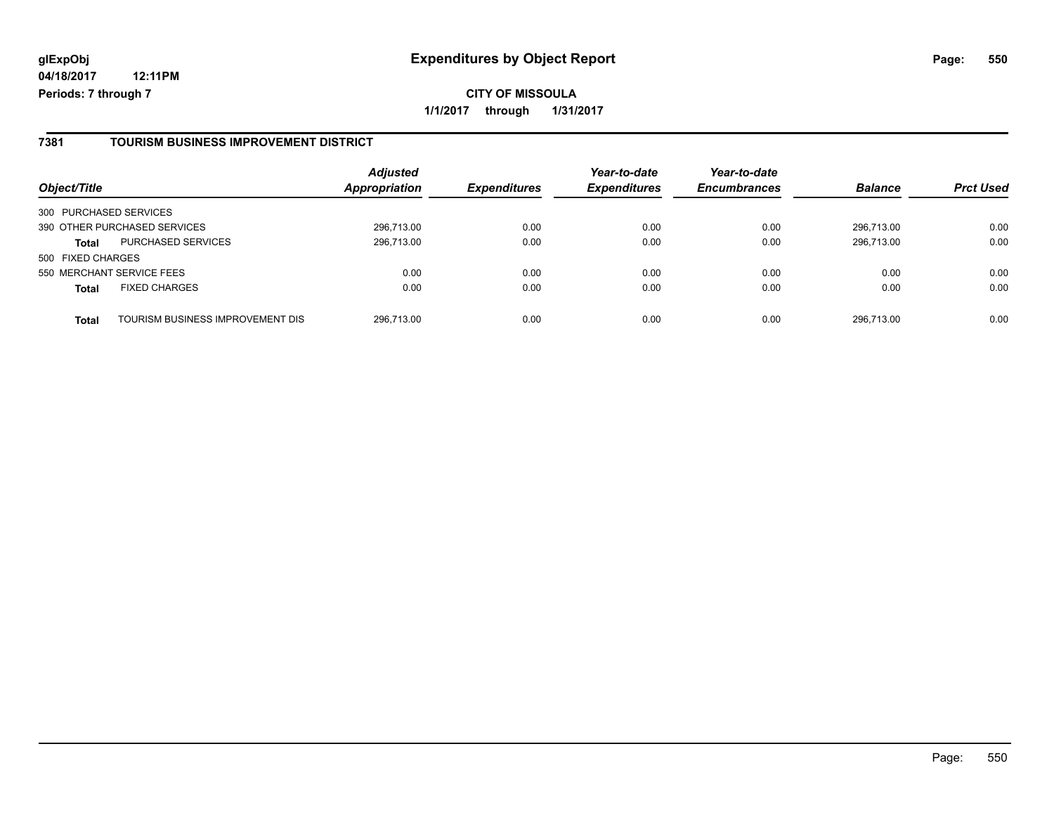# Expenditures by Object Report

glExpObj
04/18/2017 12:11PM
Periods: 7 through 7

**CITY OF MISSOULA**
**1/1/2017 through 1/31/2017**

## 7381 TOURISM BUSINESS IMPROVEMENT DISTRICT

| Object/Title | | Adjusted Appropriation | Expenditures | Year-to-date Expenditures | Year-to-date Encumbrances | Balance | Prct Used |
|---|---|---|---|---|---|---|---|
| 300 PURCHASED SERVICES | | | | | | | |
| 390 OTHER PURCHASED SERVICES | | 296,713.00 | 0.00 | 0.00 | 0.00 | 296,713.00 | 0.00 |
| **Total** | PURCHASED SERVICES | 296,713.00 | 0.00 | 0.00 | 0.00 | 296,713.00 | 0.00 |
| 500 FIXED CHARGES | | | | | | | |
| 550 MERCHANT SERVICE FEES | | 0.00 | 0.00 | 0.00 | 0.00 | 0.00 | 0.00 |
| **Total** | FIXED CHARGES | 0.00 | 0.00 | 0.00 | 0.00 | 0.00 | 0.00 |
| **Total** | TOURISM BUSINESS IMPROVEMENT DIS | 296,713.00 | 0.00 | 0.00 | 0.00 | 296,713.00 | 0.00 |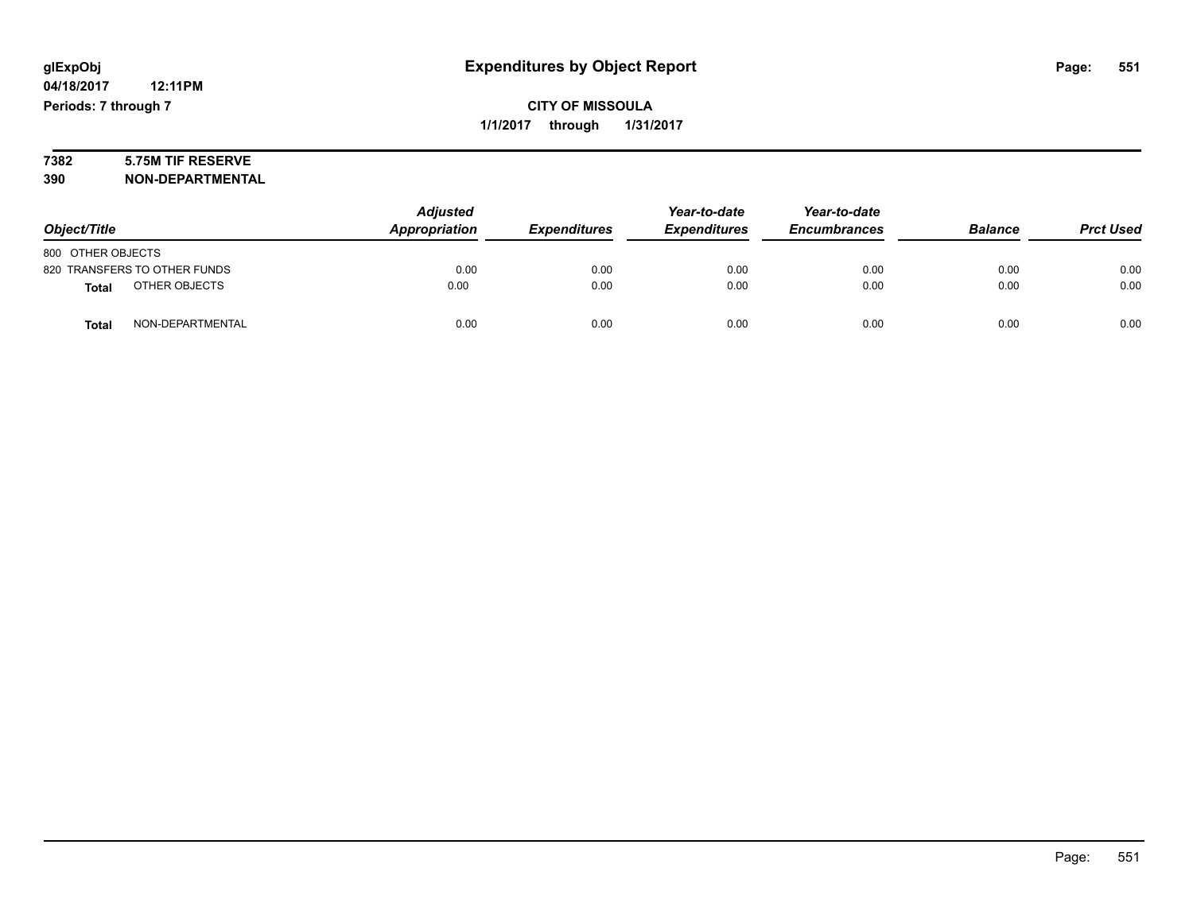**glExpObj** **Expenditures by Object Report**
**04/18/2017 12:11PM**
**Periods: 7 through 7**

**CITY OF MISSOULA**
**1/1/2017 through 1/31/2017**

**7382 5.75M TIF RESERVE**
**390 NON-DEPARTMENTAL**

| Object/Title | Adjusted Appropriation | Expenditures | Year-to-date Expenditures | Year-to-date Encumbrances | Balance | Prct Used |
|---|---|---|---|---|---|---|
| 800 OTHER OBJECTS | | | | | | |
| 820 TRANSFERS TO OTHER FUNDS | 0.00 | 0.00 | 0.00 | 0.00 | 0.00 | 0.00 |
| **Total** OTHER OBJECTS | 0.00 | 0.00 | 0.00 | 0.00 | 0.00 | 0.00 |
| **Total** NON-DEPARTMENTAL | 0.00 | 0.00 | 0.00 | 0.00 | 0.00 | 0.00 |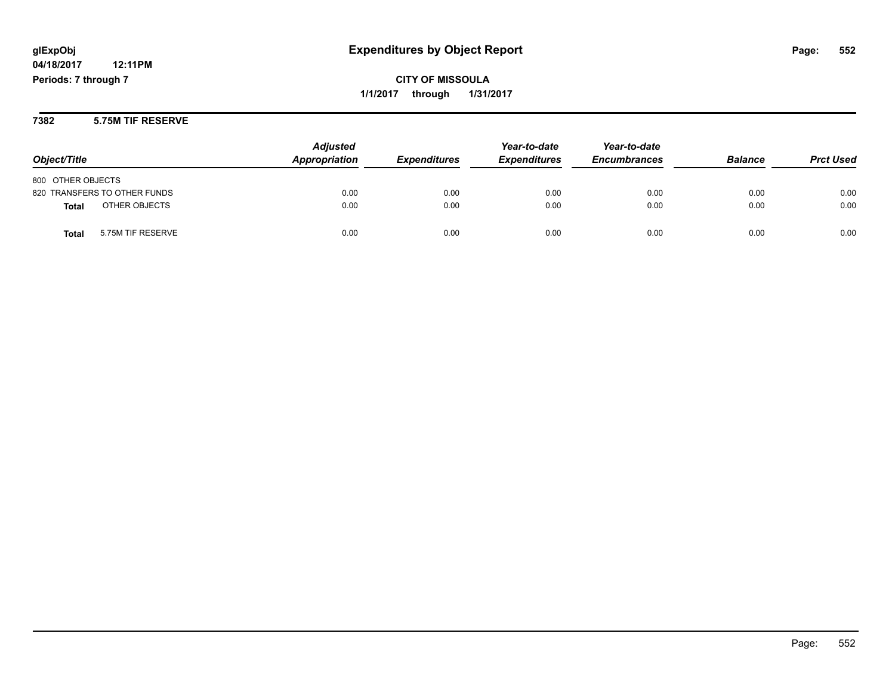# Expenditures by Object Report

glExpObj
04/18/2017 12:11PM
Periods: 7 through 7

**CITY OF MISSOULA**
**1/1/2017 through 1/31/2017**

## 7382 5.75M TIF RESERVE

| Object/Title | Adjusted Appropriation | Expenditures | Year-to-date Expenditures | Year-to-date Encumbrances | Balance | Prct Used |
|---|---|---|---|---|---|---|
| 800 OTHER OBJECTS | | | | | | |
| 820 TRANSFERS TO OTHER FUNDS | 0.00 | 0.00 | 0.00 | 0.00 | 0.00 | 0.00 |
| **Total** OTHER OBJECTS | 0.00 | 0.00 | 0.00 | 0.00 | 0.00 | 0.00 |
| **Total** 5.75M TIF RESERVE | 0.00 | 0.00 | 0.00 | 0.00 | 0.00 | 0.00 |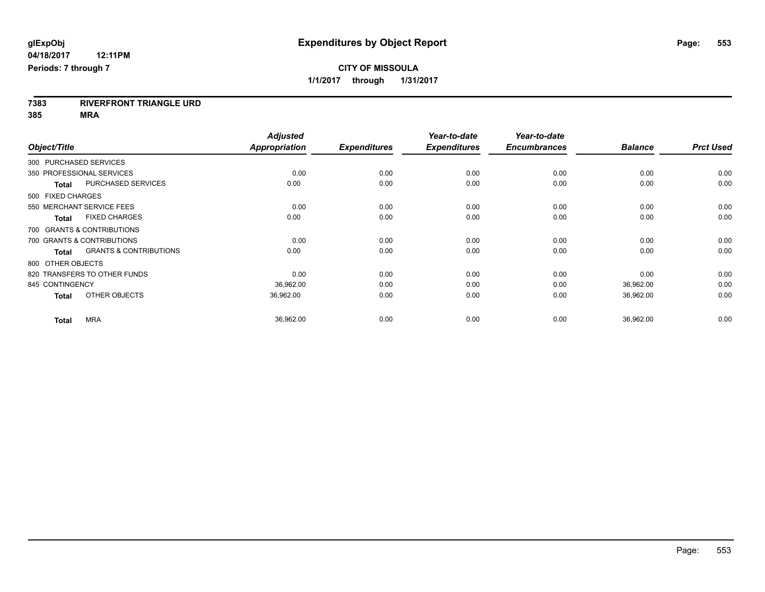**glExpObj** | **Expenditures by Object Report**
**04/18/2017 12:11PM**
**Periods: 7 through 7**

**CITY OF MISSOULA**
**1/1/2017 through 1/31/2017**

**7383 RIVERFRONT TRIANGLE URD**
**385 MRA**

| Object/Title | Adjusted Appropriation | Expenditures | Year-to-date Expenditures | Year-to-date Encumbrances | Balance | Prct Used |
|---|---|---|---|---|---|---|
| 300 PURCHASED SERVICES | | | | | | |
| 350 PROFESSIONAL SERVICES | 0.00 | 0.00 | 0.00 | 0.00 | 0.00 | 0.00 |
| **Total** PURCHASED SERVICES | 0.00 | 0.00 | 0.00 | 0.00 | 0.00 | 0.00 |
| 500 FIXED CHARGES | | | | | | |
| 550 MERCHANT SERVICE FEES | 0.00 | 0.00 | 0.00 | 0.00 | 0.00 | 0.00 |
| **Total** FIXED CHARGES | 0.00 | 0.00 | 0.00 | 0.00 | 0.00 | 0.00 |
| 700 GRANTS & CONTRIBUTIONS | | | | | | |
| 700 GRANTS & CONTRIBUTIONS | 0.00 | 0.00 | 0.00 | 0.00 | 0.00 | 0.00 |
| **Total** GRANTS & CONTRIBUTIONS | 0.00 | 0.00 | 0.00 | 0.00 | 0.00 | 0.00 |
| 800 OTHER OBJECTS | | | | | | |
| 820 TRANSFERS TO OTHER FUNDS | 0.00 | 0.00 | 0.00 | 0.00 | 0.00 | 0.00 |
| 845 CONTINGENCY | 36,962.00 | 0.00 | 0.00 | 0.00 | 36,962.00 | 0.00 |
| **Total** OTHER OBJECTS | 36,962.00 | 0.00 | 0.00 | 0.00 | 36,962.00 | 0.00 |
| **Total** MRA | 36,962.00 | 0.00 | 0.00 | 0.00 | 36,962.00 | 0.00 |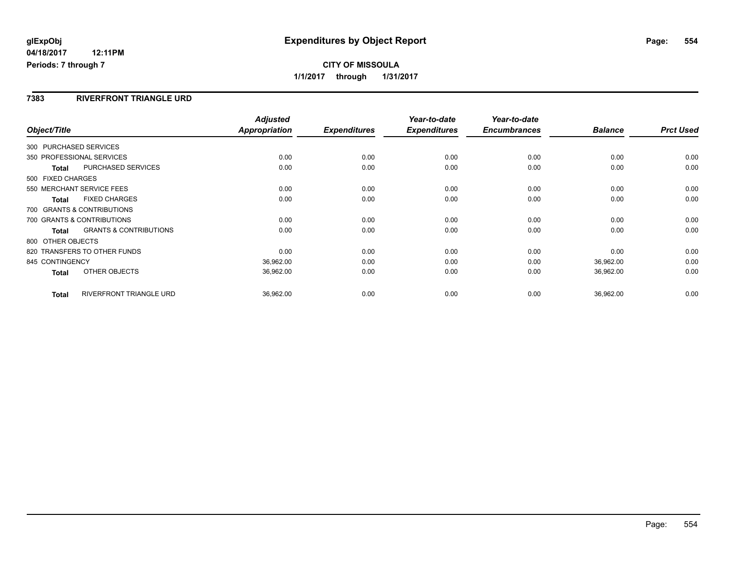glExpObj
04/18/2017 12:11PM
Periods: 7 through 7

# Expenditures by Object Report

**CITY OF MISSOULA**
**1/1/2017 through 1/31/2017**

## 7383 RIVERFRONT TRIANGLE URD

| Object/Title | | Adjusted Appropriation | Expenditures | Year-to-date Expenditures | Year-to-date Encumbrances | Balance | Prct Used |
|---|---|---|---|---|---|---|---|
| 300 PURCHASED SERVICES | | | | | | | |
| 350 PROFESSIONAL SERVICES | | 0.00 | 0.00 | 0.00 | 0.00 | 0.00 | 0.00 |
| Total | PURCHASED SERVICES | 0.00 | 0.00 | 0.00 | 0.00 | 0.00 | 0.00 |
| 500 FIXED CHARGES | | | | | | | |
| 550 MERCHANT SERVICE FEES | | 0.00 | 0.00 | 0.00 | 0.00 | 0.00 | 0.00 |
| Total | FIXED CHARGES | 0.00 | 0.00 | 0.00 | 0.00 | 0.00 | 0.00 |
| 700 GRANTS & CONTRIBUTIONS | | | | | | | |
| 700 GRANTS & CONTRIBUTIONS | | 0.00 | 0.00 | 0.00 | 0.00 | 0.00 | 0.00 |
| Total | GRANTS & CONTRIBUTIONS | 0.00 | 0.00 | 0.00 | 0.00 | 0.00 | 0.00 |
| 800 OTHER OBJECTS | | | | | | | |
| 820 TRANSFERS TO OTHER FUNDS | | 0.00 | 0.00 | 0.00 | 0.00 | 0.00 | 0.00 |
| 845 CONTINGENCY | | 36,962.00 | 0.00 | 0.00 | 0.00 | 36,962.00 | 0.00 |
| Total | OTHER OBJECTS | 36,962.00 | 0.00 | 0.00 | 0.00 | 36,962.00 | 0.00 |
| Total | RIVERFRONT TRIANGLE URD | 36,962.00 | 0.00 | 0.00 | 0.00 | 36,962.00 | 0.00 |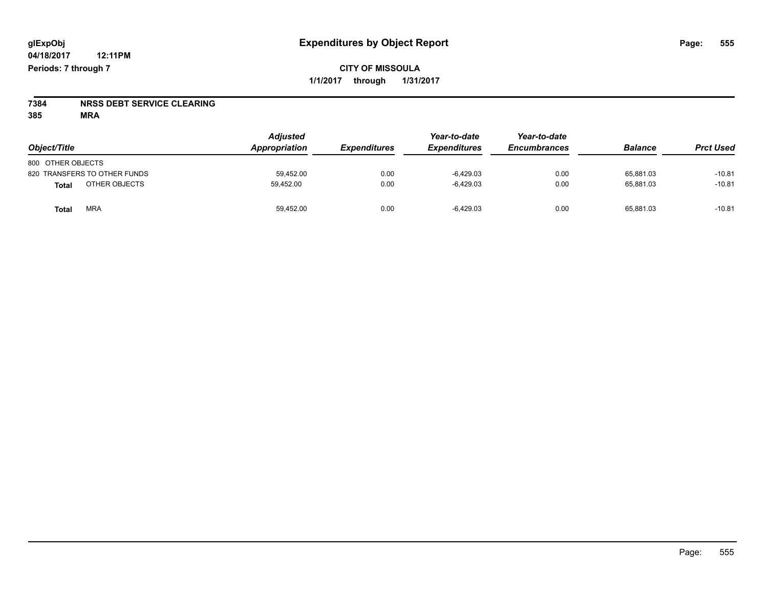**glExpObj** **Expenditures by Object Report**

**04/18/2017 12:11PM**

**Periods: 7 through 7**

**CITY OF MISSOULA**

**1/1/2017 through 1/31/2017**

**7384 NRSS DEBT SERVICE CLEARING**

**385 MRA**

| Object/Title | Adjusted Appropriation | Expenditures | Year-to-date Expenditures | Year-to-date Encumbrances | Balance | Prct Used |
|---|---|---|---|---|---|---|
| 800 OTHER OBJECTS | | | | | | |
| 820 TRANSFERS TO OTHER FUNDS | 59,452.00 | 0.00 | -6,429.03 | 0.00 | 65,881.03 | -10.81 |
| **Total** OTHER OBJECTS | 59,452.00 | 0.00 | -6,429.03 | 0.00 | 65,881.03 | -10.81 |
| **Total** MRA | 59,452.00 | 0.00 | -6,429.03 | 0.00 | 65,881.03 | -10.81 |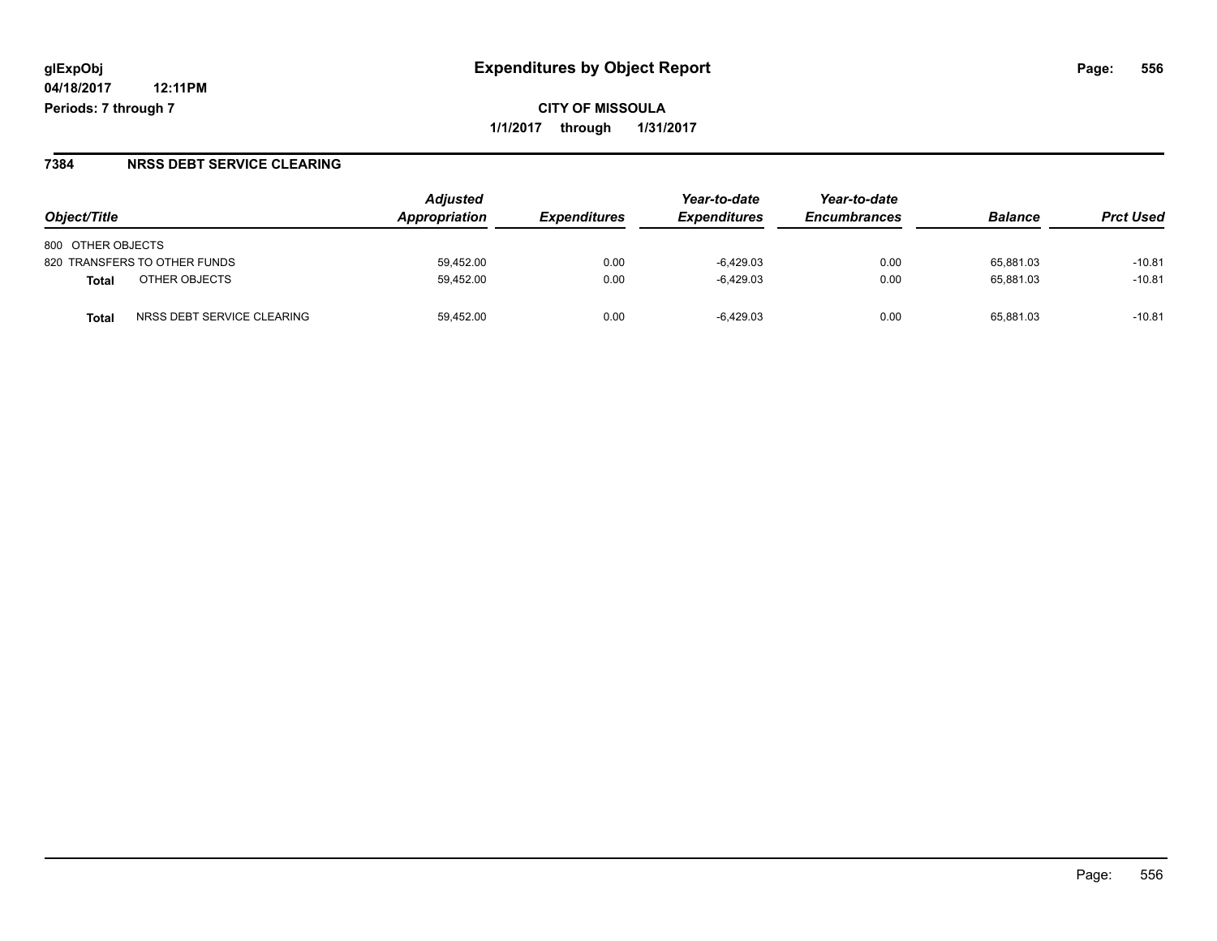# Expenditures by Object Report

glExpObj
04/18/2017 12:11PM
Periods: 7 through 7

**CITY OF MISSOULA**
**1/1/2017 through 1/31/2017**

## 7384 NRSS DEBT SERVICE CLEARING

| Object/Title | Adjusted Appropriation | Expenditures | Year-to-date Expenditures | Year-to-date Encumbrances | Balance | Prct Used |
|---|---|---|---|---|---|---|
| 800 OTHER OBJECTS | | | | | | |
| 820 TRANSFERS TO OTHER FUNDS | 59,452.00 | 0.00 | -6,429.03 | 0.00 | 65,881.03 | -10.81 |
| **Total** OTHER OBJECTS | 59,452.00 | 0.00 | -6,429.03 | 0.00 | 65,881.03 | -10.81 |
| **Total** NRSS DEBT SERVICE CLEARING | 59,452.00 | 0.00 | -6,429.03 | 0.00 | 65,881.03 | -10.81 |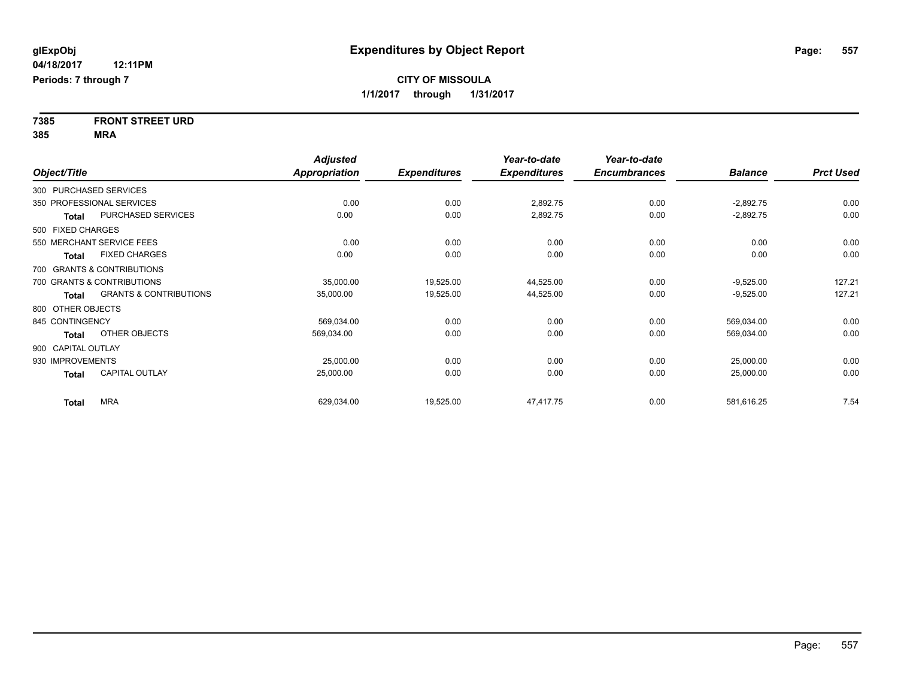**glExpObj**
**04/18/2017 12:11PM**
**Periods: 7 through 7**

# Expenditures by Object Report

**CITY OF MISSOULA**
**1/1/2017 through 1/31/2017**

**7385 FRONT STREET URD**
**385 MRA**

| Object/Title | Adjusted Appropriation | Expenditures | Year-to-date Expenditures | Year-to-date Encumbrances | Balance | Prct Used |
|---|---|---|---|---|---|---|
| 300 PURCHASED SERVICES | | | | | | |
| 350 PROFESSIONAL SERVICES | 0.00 | 0.00 | 2,892.75 | 0.00 | -2,892.75 | 0.00 |
| **Total** PURCHASED SERVICES | 0.00 | 0.00 | 2,892.75 | 0.00 | -2,892.75 | 0.00 |
| 500 FIXED CHARGES | | | | | | |
| 550 MERCHANT SERVICE FEES | 0.00 | 0.00 | 0.00 | 0.00 | 0.00 | 0.00 |
| **Total** FIXED CHARGES | 0.00 | 0.00 | 0.00 | 0.00 | 0.00 | 0.00 |
| 700 GRANTS & CONTRIBUTIONS | | | | | | |
| 700 GRANTS & CONTRIBUTIONS | 35,000.00 | 19,525.00 | 44,525.00 | 0.00 | -9,525.00 | 127.21 |
| **Total** GRANTS & CONTRIBUTIONS | 35,000.00 | 19,525.00 | 44,525.00 | 0.00 | -9,525.00 | 127.21 |
| 800 OTHER OBJECTS | | | | | | |
| 845 CONTINGENCY | 569,034.00 | 0.00 | 0.00 | 0.00 | 569,034.00 | 0.00 |
| **Total** OTHER OBJECTS | 569,034.00 | 0.00 | 0.00 | 0.00 | 569,034.00 | 0.00 |
| 900 CAPITAL OUTLAY | | | | | | |
| 930 IMPROVEMENTS | 25,000.00 | 0.00 | 0.00 | 0.00 | 25,000.00 | 0.00 |
| **Total** CAPITAL OUTLAY | 25,000.00 | 0.00 | 0.00 | 0.00 | 25,000.00 | 0.00 |
| **Total** MRA | 629,034.00 | 19,525.00 | 47,417.75 | 0.00 | 581,616.25 | 7.54 |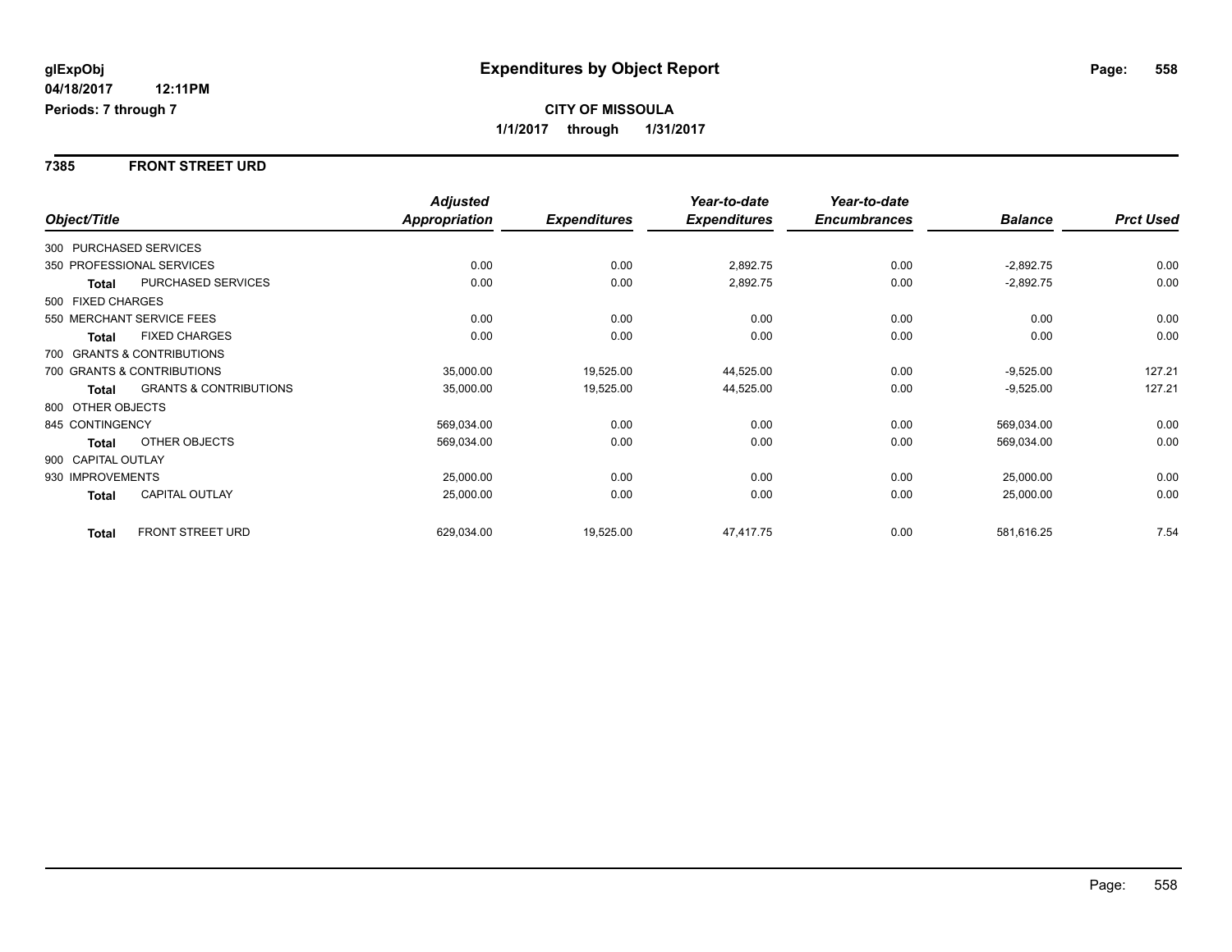**glExpObj**
**04/18/2017 12:11PM**
**Periods: 7 through 7**

# Expenditures by Object Report

**CITY OF MISSOULA**
**1/1/2017 through 1/31/2017**

## 7385 FRONT STREET URD

| Object/Title | | Adjusted Appropriation | Expenditures | Year-to-date Expenditures | Year-to-date Encumbrances | Balance | Prct Used |
|---|---|---|---|---|---|---|---|
| 300 PURCHASED SERVICES | | | | | | | |
| 350 PROFESSIONAL SERVICES | | 0.00 | 0.00 | 2,892.75 | 0.00 | -2,892.75 | 0.00 |
| **Total** | PURCHASED SERVICES | 0.00 | 0.00 | 2,892.75 | 0.00 | -2,892.75 | 0.00 |
| 500 FIXED CHARGES | | | | | | | |
| 550 MERCHANT SERVICE FEES | | 0.00 | 0.00 | 0.00 | 0.00 | 0.00 | 0.00 |
| **Total** | FIXED CHARGES | 0.00 | 0.00 | 0.00 | 0.00 | 0.00 | 0.00 |
| 700 GRANTS & CONTRIBUTIONS | | | | | | | |
| 700 GRANTS & CONTRIBUTIONS | | 35,000.00 | 19,525.00 | 44,525.00 | 0.00 | -9,525.00 | 127.21 |
| **Total** | GRANTS & CONTRIBUTIONS | 35,000.00 | 19,525.00 | 44,525.00 | 0.00 | -9,525.00 | 127.21 |
| 800 OTHER OBJECTS | | | | | | | |
| 845 CONTINGENCY | | 569,034.00 | 0.00 | 0.00 | 0.00 | 569,034.00 | 0.00 |
| **Total** | OTHER OBJECTS | 569,034.00 | 0.00 | 0.00 | 0.00 | 569,034.00 | 0.00 |
| 900 CAPITAL OUTLAY | | | | | | | |
| 930 IMPROVEMENTS | | 25,000.00 | 0.00 | 0.00 | 0.00 | 25,000.00 | 0.00 |
| **Total** | CAPITAL OUTLAY | 25,000.00 | 0.00 | 0.00 | 0.00 | 25,000.00 | 0.00 |
| **Total** | FRONT STREET URD | 629,034.00 | 19,525.00 | 47,417.75 | 0.00 | 581,616.25 | 7.54 |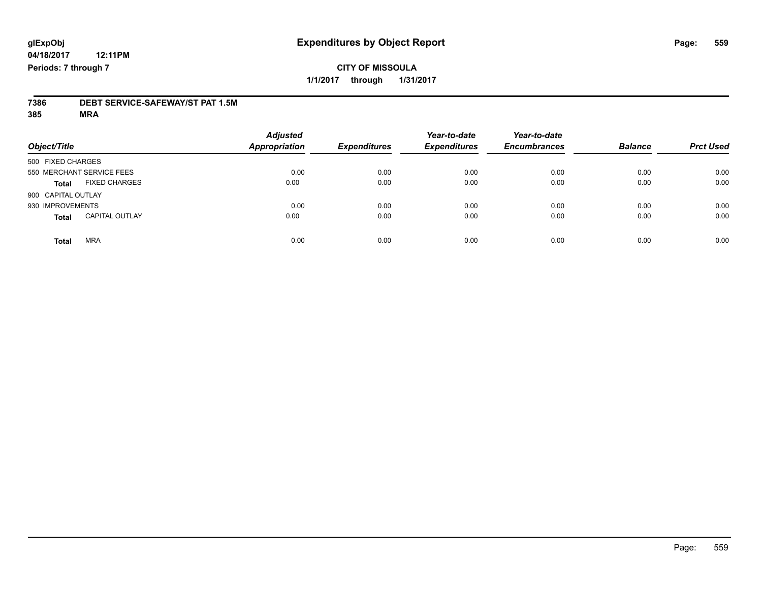glExpObj
04/18/2017 12:11PM
Periods: 7 through 7

# Expenditures by Object Report

CITY OF MISSOULA
1/1/2017 through 1/31/2017

**7386 DEBT SERVICE-SAFEWAY/ST PAT 1.5M**
**385 MRA**

| Object/Title | Adjusted Appropriation | Expenditures | Year-to-date Expenditures | Year-to-date Encumbrances | Balance | Prct Used |
|---|---|---|---|---|---|---|
| 500 FIXED CHARGES | | | | | | |
| 550 MERCHANT SERVICE FEES | 0.00 | 0.00 | 0.00 | 0.00 | 0.00 | 0.00 |
| **Total** FIXED CHARGES | 0.00 | 0.00 | 0.00 | 0.00 | 0.00 | 0.00 |
| 900 CAPITAL OUTLAY | | | | | | |
| 930 IMPROVEMENTS | 0.00 | 0.00 | 0.00 | 0.00 | 0.00 | 0.00 |
| **Total** CAPITAL OUTLAY | 0.00 | 0.00 | 0.00 | 0.00 | 0.00 | 0.00 |
| **Total** MRA | 0.00 | 0.00 | 0.00 | 0.00 | 0.00 | 0.00 |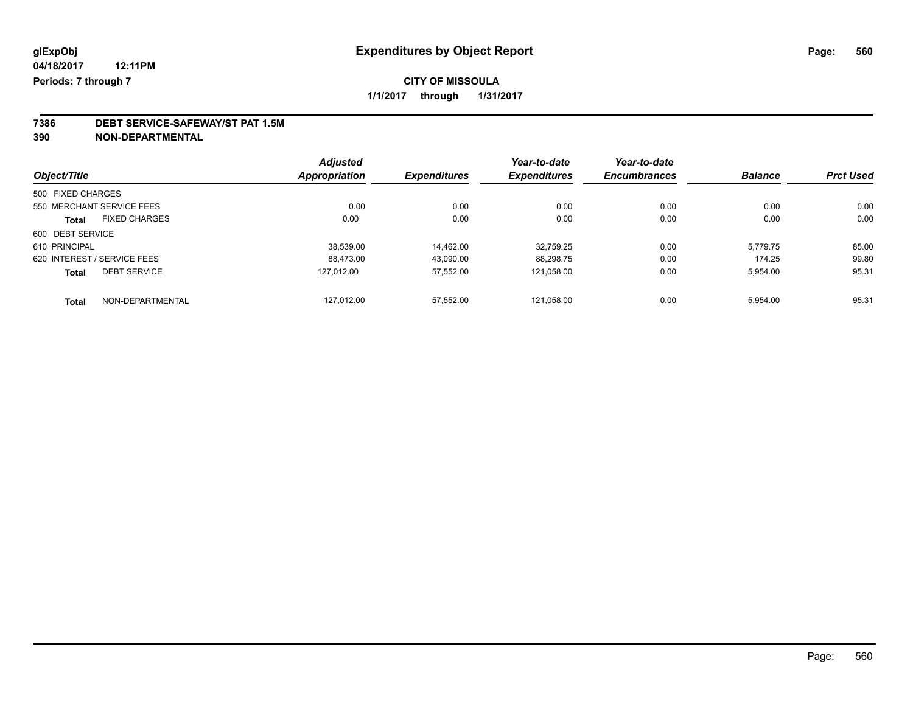**glExpObj** **Expenditures by Object Report**

**04/18/2017 12:11PM**

**Periods: 7 through 7**

**CITY OF MISSOULA**

**1/1/2017 through 1/31/2017**

**7386 DEBT SERVICE-SAFEWAY/ST PAT 1.5M**

**390 NON-DEPARTMENTAL**

| Object/Title | Adjusted Appropriation | Expenditures | Year-to-date Expenditures | Year-to-date Encumbrances | Balance | Prct Used |
|---|---|---|---|---|---|---|
| 500 FIXED CHARGES | | | | | | |
| 550 MERCHANT SERVICE FEES | 0.00 | 0.00 | 0.00 | 0.00 | 0.00 | 0.00 |
| **Total** FIXED CHARGES | 0.00 | 0.00 | 0.00 | 0.00 | 0.00 | 0.00 |
| 600 DEBT SERVICE | | | | | | |
| 610 PRINCIPAL | 38,539.00 | 14,462.00 | 32,759.25 | 0.00 | 5,779.75 | 85.00 |
| 620 INTEREST / SERVICE FEES | 88,473.00 | 43,090.00 | 88,298.75 | 0.00 | 174.25 | 99.80 |
| **Total** DEBT SERVICE | 127,012.00 | 57,552.00 | 121,058.00 | 0.00 | 5,954.00 | 95.31 |
| **Total** NON-DEPARTMENTAL | 127,012.00 | 57,552.00 | 121,058.00 | 0.00 | 5,954.00 | 95.31 |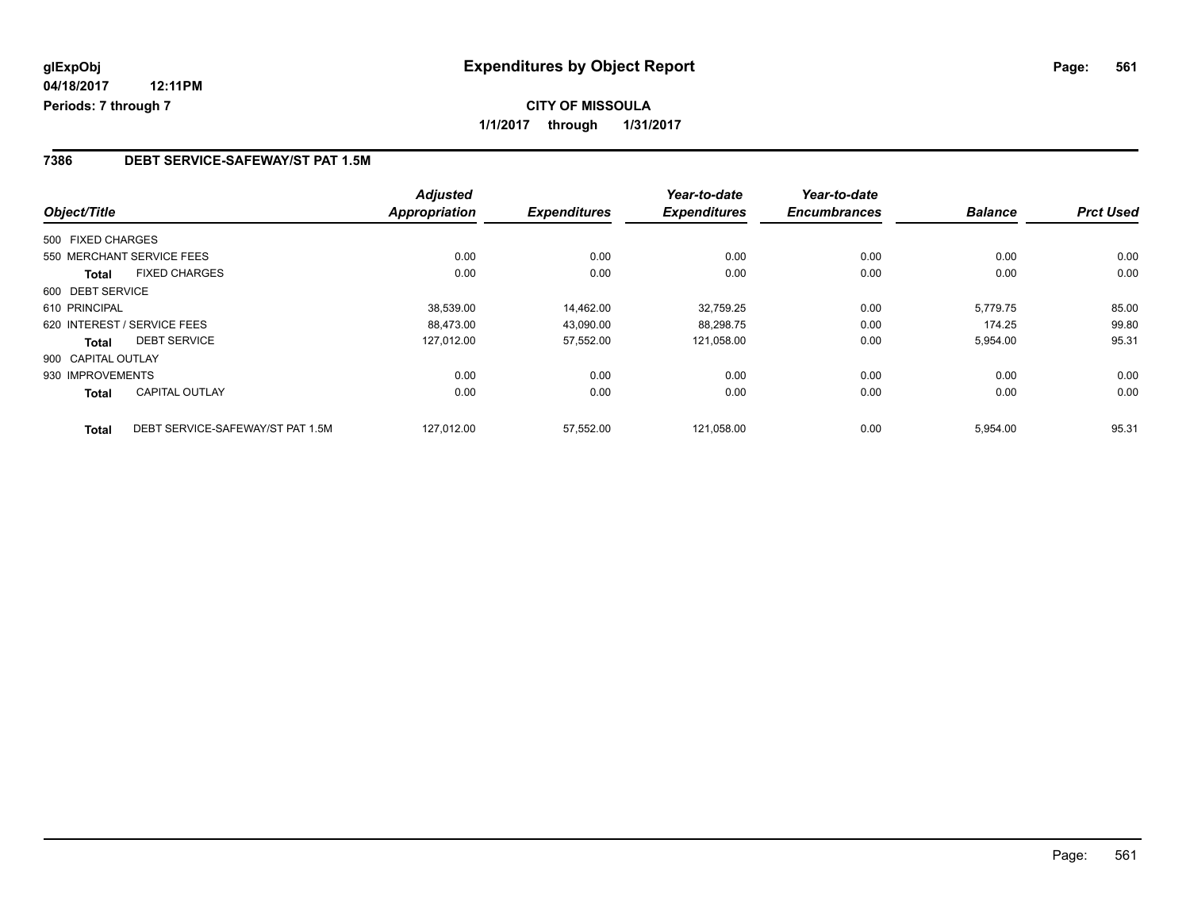glExpObj

04/18/2017 12:11PM

Periods: 7 through 7

# Expenditures by Object Report

**CITY OF MISSOULA**

**1/1/2017 through 1/31/2017**

## 7386 DEBT SERVICE-SAFEWAY/ST PAT 1.5M

| Object/Title | | Adjusted Appropriation | Expenditures | Year-to-date Expenditures | Year-to-date Encumbrances | Balance | Prct Used |
|---|---|---|---|---|---|---|---|
| 500 FIXED CHARGES | | | | | | | |
| 550 MERCHANT SERVICE FEES | | 0.00 | 0.00 | 0.00 | 0.00 | 0.00 | 0.00 |
| **Total** | FIXED CHARGES | 0.00 | 0.00 | 0.00 | 0.00 | 0.00 | 0.00 |
| 600 DEBT SERVICE | | | | | | | |
| 610 PRINCIPAL | | 38,539.00 | 14,462.00 | 32,759.25 | 0.00 | 5,779.75 | 85.00 |
| 620 INTEREST / SERVICE FEES | | 88,473.00 | 43,090.00 | 88,298.75 | 0.00 | 174.25 | 99.80 |
| **Total** | DEBT SERVICE | 127,012.00 | 57,552.00 | 121,058.00 | 0.00 | 5,954.00 | 95.31 |
| 900 CAPITAL OUTLAY | | | | | | | |
| 930 IMPROVEMENTS | | 0.00 | 0.00 | 0.00 | 0.00 | 0.00 | 0.00 |
| **Total** | CAPITAL OUTLAY | 0.00 | 0.00 | 0.00 | 0.00 | 0.00 | 0.00 |
| **Total** | DEBT SERVICE-SAFEWAY/ST PAT 1.5M | 127,012.00 | 57,552.00 | 121,058.00 | 0.00 | 5,954.00 | 95.31 |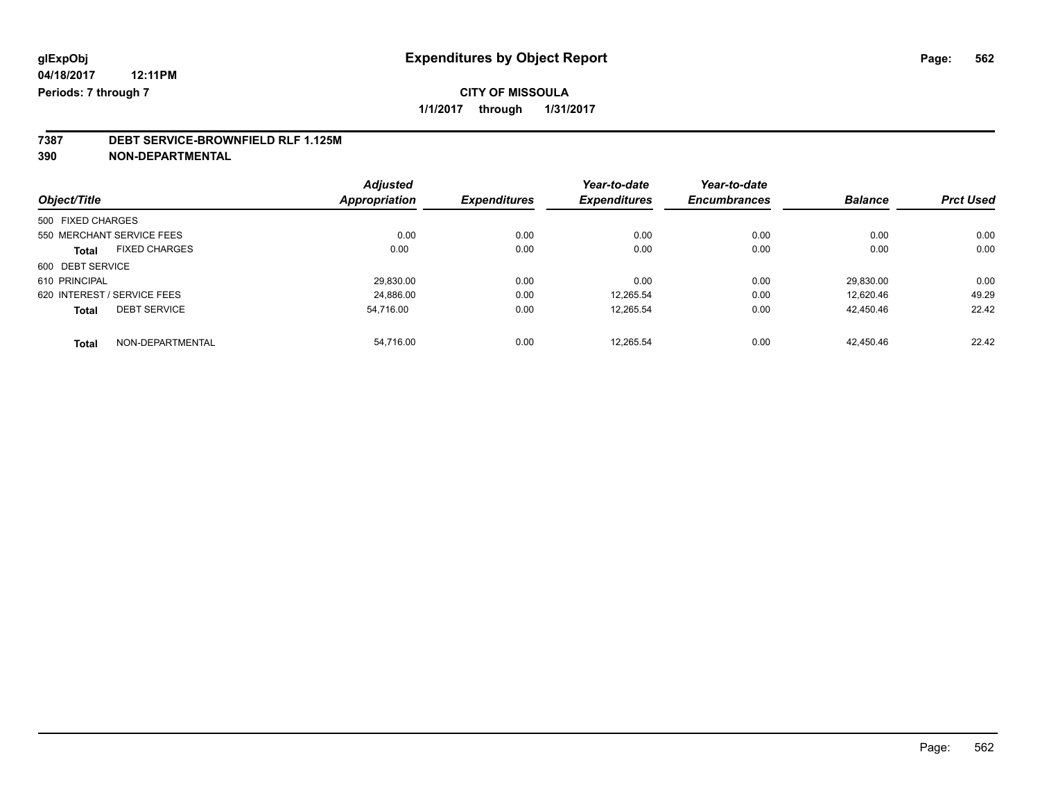**glExpObj** **Expenditures by Object Report**

**04/18/2017 12:11PM**

**Periods: 7 through 7**

**CITY OF MISSOULA**

**1/1/2017 through 1/31/2017**

**7387 DEBT SERVICE-BROWNFIELD RLF 1.125M**

**390 NON-DEPARTMENTAL**

| Object/Title | Adjusted Appropriation | Expenditures | Year-to-date Expenditures | Year-to-date Encumbrances | Balance | Prct Used |
|---|---|---|---|---|---|---|
| 500 FIXED CHARGES | | | | | | |
| 550 MERCHANT SERVICE FEES | 0.00 | 0.00 | 0.00 | 0.00 | 0.00 | 0.00 |
| **Total** FIXED CHARGES | 0.00 | 0.00 | 0.00 | 0.00 | 0.00 | 0.00 |
| 600 DEBT SERVICE | | | | | | |
| 610 PRINCIPAL | 29,830.00 | 0.00 | 0.00 | 0.00 | 29,830.00 | 0.00 |
| 620 INTEREST / SERVICE FEES | 24,886.00 | 0.00 | 12,265.54 | 0.00 | 12,620.46 | 49.29 |
| **Total** DEBT SERVICE | 54,716.00 | 0.00 | 12,265.54 | 0.00 | 42,450.46 | 22.42 |
| **Total** NON-DEPARTMENTAL | 54,716.00 | 0.00 | 12,265.54 | 0.00 | 42,450.46 | 22.42 |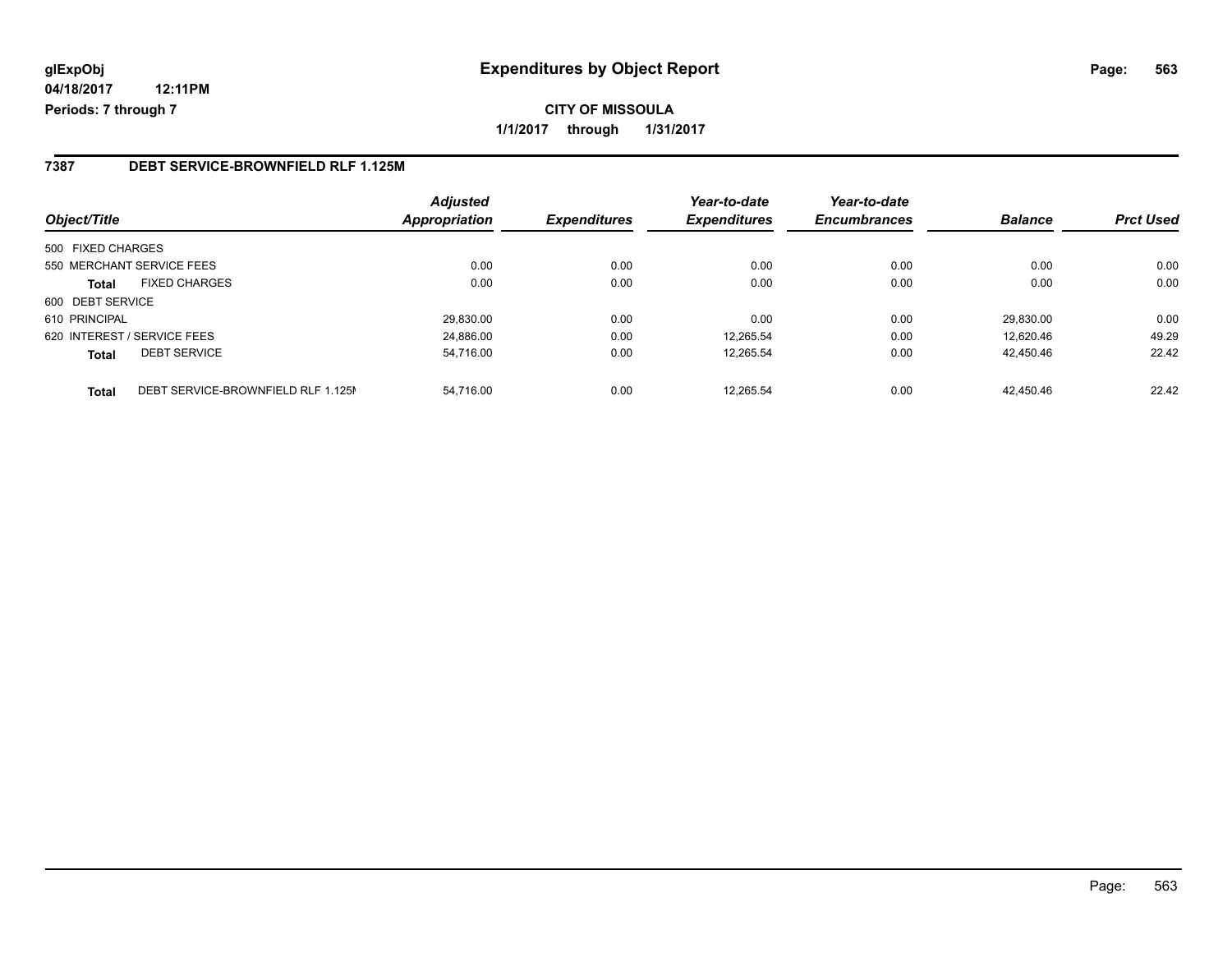**glExpObj**
**04/18/2017 12:11PM**
**Periods: 7 through 7**

# Expenditures by Object Report

**CITY OF MISSOULA**
**1/1/2017 through 1/31/2017**

## 7387 DEBT SERVICE-BROWNFIELD RLF 1.125M

| Object/Title | | Adjusted Appropriation | Expenditures | Year-to-date Expenditures | Year-to-date Encumbrances | Balance | Prct Used |
|---|---|---|---|---|---|---|---|
| 500 FIXED CHARGES | | | | | | | |
| 550 MERCHANT SERVICE FEES | | 0.00 | 0.00 | 0.00 | 0.00 | 0.00 | 0.00 |
| **Total** | FIXED CHARGES | 0.00 | 0.00 | 0.00 | 0.00 | 0.00 | 0.00 |
| 600 DEBT SERVICE | | | | | | | |
| 610 PRINCIPAL | | 29,830.00 | 0.00 | 0.00 | 0.00 | 29,830.00 | 0.00 |
| 620 INTEREST / SERVICE FEES | | 24,886.00 | 0.00 | 12,265.54 | 0.00 | 12,620.46 | 49.29 |
| **Total** | DEBT SERVICE | 54,716.00 | 0.00 | 12,265.54 | 0.00 | 42,450.46 | 22.42 |
| **Total** | DEBT SERVICE-BROWNFIELD RLF 1.125M | 54,716.00 | 0.00 | 12,265.54 | 0.00 | 42,450.46 | 22.42 |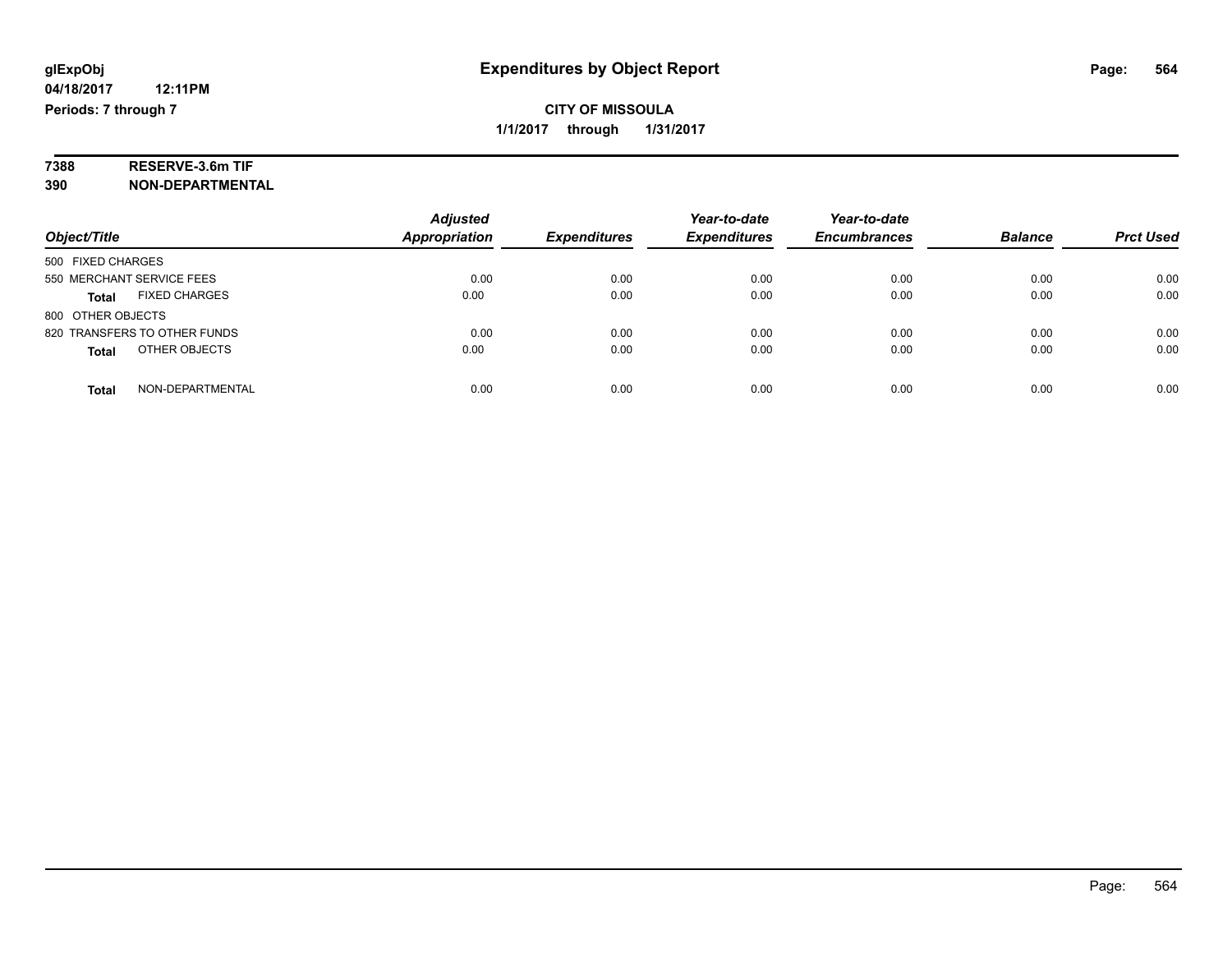**glExpObj**
**04/18/2017 12:11PM**
**Periods: 7 through 7**

# Expenditures by Object Report

**CITY OF MISSOULA**
**1/1/2017 through 1/31/2017**

**7388 RESERVE-3.6m TIF**
**390 NON-DEPARTMENTAL**

| Object/Title | Adjusted Appropriation | Expenditures | Year-to-date Expenditures | Year-to-date Encumbrances | Balance | Prct Used |
|---|---|---|---|---|---|---|
| 500 FIXED CHARGES | | | | | | |
| 550 MERCHANT SERVICE FEES | 0.00 | 0.00 | 0.00 | 0.00 | 0.00 | 0.00 |
| **Total** FIXED CHARGES | 0.00 | 0.00 | 0.00 | 0.00 | 0.00 | 0.00 |
| 800 OTHER OBJECTS | | | | | | |
| 820 TRANSFERS TO OTHER FUNDS | 0.00 | 0.00 | 0.00 | 0.00 | 0.00 | 0.00 |
| **Total** OTHER OBJECTS | 0.00 | 0.00 | 0.00 | 0.00 | 0.00 | 0.00 |
| **Total** NON-DEPARTMENTAL | 0.00 | 0.00 | 0.00 | 0.00 | 0.00 | 0.00 |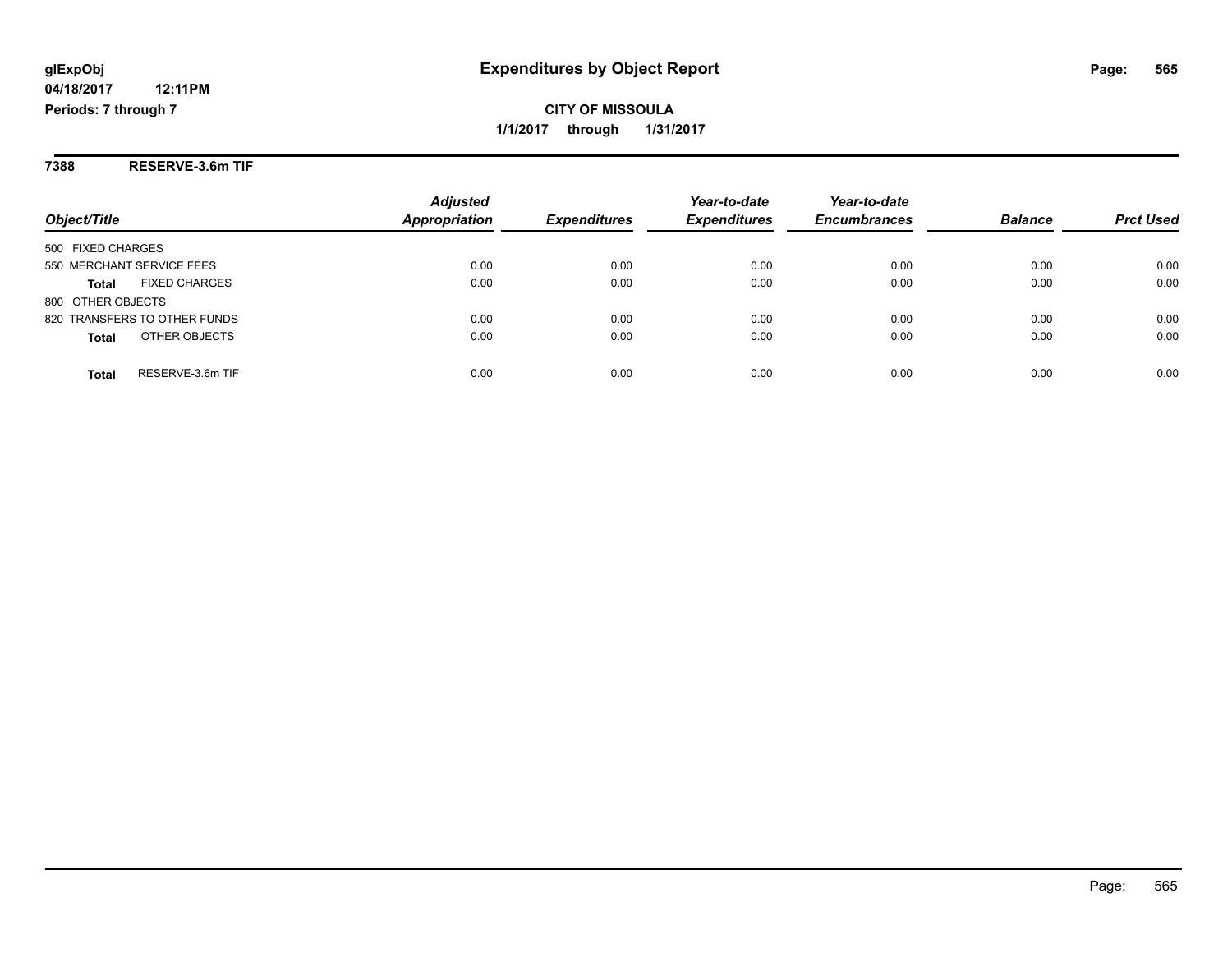**Expenditures by Object Report**

**CITY OF MISSOULA**

**1/1/2017 through 1/31/2017**

glExpObj
04/18/2017 12:11PM
Periods: 7 through 7

**7388 RESERVE-3.6m TIF**

| Object/Title | Adjusted Appropriation | Expenditures | Year-to-date Expenditures | Year-to-date Encumbrances | Balance | Prct Used |
|---|---|---|---|---|---|---|
| 500 FIXED CHARGES | | | | | | |
| 550 MERCHANT SERVICE FEES | 0.00 | 0.00 | 0.00 | 0.00 | 0.00 | 0.00 |
| **Total** FIXED CHARGES | 0.00 | 0.00 | 0.00 | 0.00 | 0.00 | 0.00 |
| 800 OTHER OBJECTS | | | | | | |
| 820 TRANSFERS TO OTHER FUNDS | 0.00 | 0.00 | 0.00 | 0.00 | 0.00 | 0.00 |
| **Total** OTHER OBJECTS | 0.00 | 0.00 | 0.00 | 0.00 | 0.00 | 0.00 |
| **Total** RESERVE-3.6m TIF | 0.00 | 0.00 | 0.00 | 0.00 | 0.00 | 0.00 |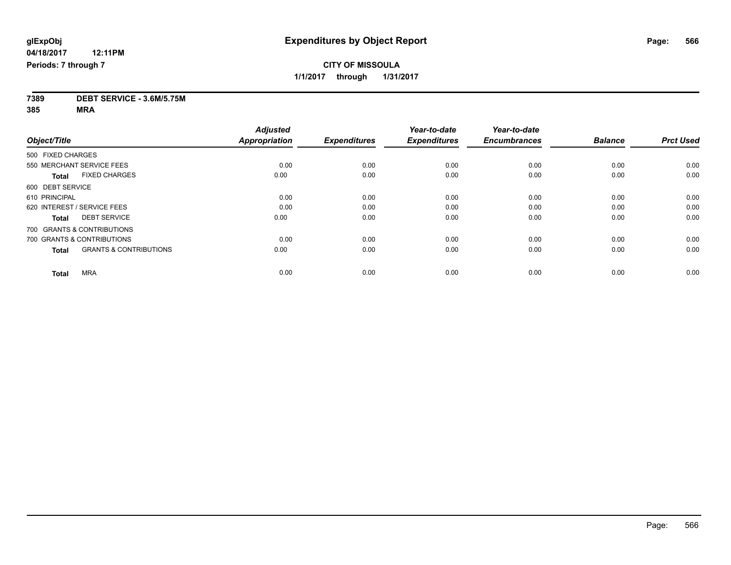**glExpObj**
**04/18/2017 12:11PM**
**Periods: 7 through 7**

# Expenditures by Object Report

**CITY OF MISSOULA**
**1/1/2017 through 1/31/2017**

**7389 DEBT SERVICE - 3.6M/5.75M**
**385 MRA**

| Object/Title | Adjusted Appropriation | Expenditures | Year-to-date Expenditures | Year-to-date Encumbrances | Balance | Prct Used |
|---|---|---|---|---|---|---|
| 500 FIXED CHARGES | | | | | | |
| 550 MERCHANT SERVICE FEES | 0.00 | 0.00 | 0.00 | 0.00 | 0.00 | 0.00 |
| **Total** FIXED CHARGES | 0.00 | 0.00 | 0.00 | 0.00 | 0.00 | 0.00 |
| 600 DEBT SERVICE | | | | | | |
| 610 PRINCIPAL | 0.00 | 0.00 | 0.00 | 0.00 | 0.00 | 0.00 |
| 620 INTEREST / SERVICE FEES | 0.00 | 0.00 | 0.00 | 0.00 | 0.00 | 0.00 |
| **Total** DEBT SERVICE | 0.00 | 0.00 | 0.00 | 0.00 | 0.00 | 0.00 |
| 700 GRANTS & CONTRIBUTIONS | | | | | | |
| 700 GRANTS & CONTRIBUTIONS | 0.00 | 0.00 | 0.00 | 0.00 | 0.00 | 0.00 |
| **Total** GRANTS & CONTRIBUTIONS | 0.00 | 0.00 | 0.00 | 0.00 | 0.00 | 0.00 |
| **Total** MRA | 0.00 | 0.00 | 0.00 | 0.00 | 0.00 | 0.00 |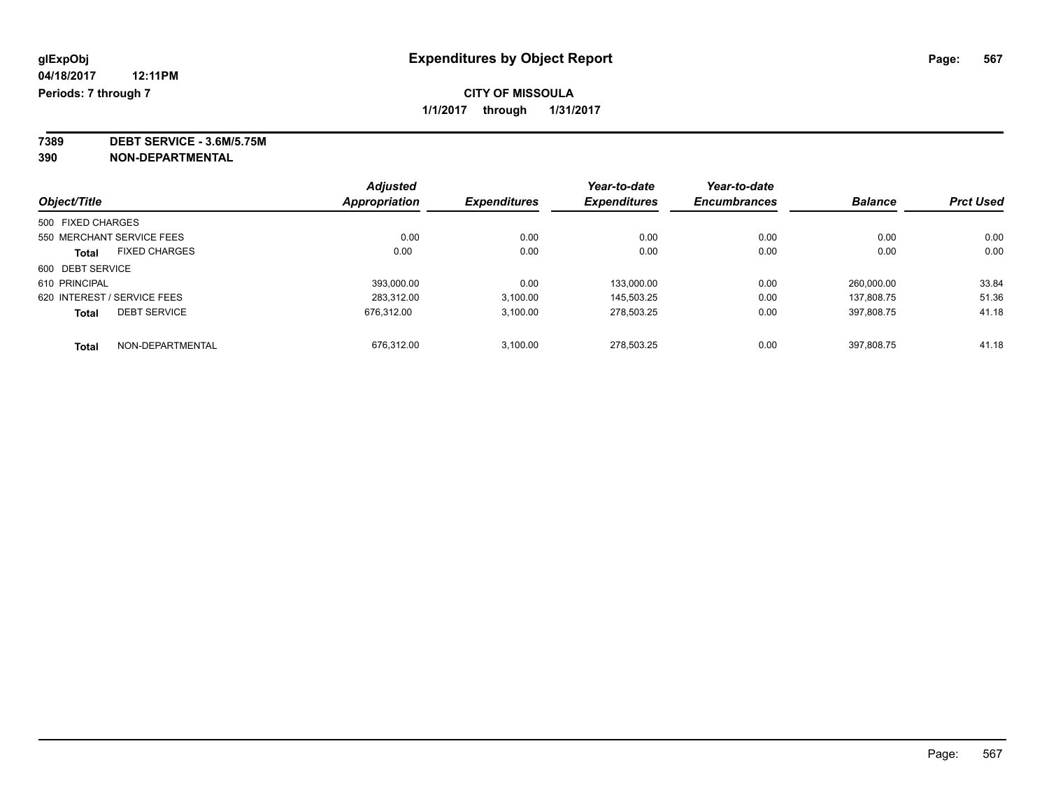**glExpObj** **Expenditures by Object Report**

**04/18/2017 12:11PM**

**Periods: 7 through 7**

**CITY OF MISSOULA**

**1/1/2017 through 1/31/2017**

**7389 DEBT SERVICE - 3.6M/5.75M**

**390 NON-DEPARTMENTAL**

| Object/Title | Adjusted Appropriation | Expenditures | Year-to-date Expenditures | Year-to-date Encumbrances | Balance | Prct Used |
|---|---|---|---|---|---|---|
| 500 FIXED CHARGES | | | | | | |
| 550 MERCHANT SERVICE FEES | 0.00 | 0.00 | 0.00 | 0.00 | 0.00 | 0.00 |
| **Total** FIXED CHARGES | 0.00 | 0.00 | 0.00 | 0.00 | 0.00 | 0.00 |
| 600 DEBT SERVICE | | | | | | |
| 610 PRINCIPAL | 393,000.00 | 0.00 | 133,000.00 | 0.00 | 260,000.00 | 33.84 |
| 620 INTEREST / SERVICE FEES | 283,312.00 | 3,100.00 | 145,503.25 | 0.00 | 137,808.75 | 51.36 |
| **Total** DEBT SERVICE | 676,312.00 | 3,100.00 | 278,503.25 | 0.00 | 397,808.75 | 41.18 |
| **Total** NON-DEPARTMENTAL | 676,312.00 | 3,100.00 | 278,503.25 | 0.00 | 397,808.75 | 41.18 |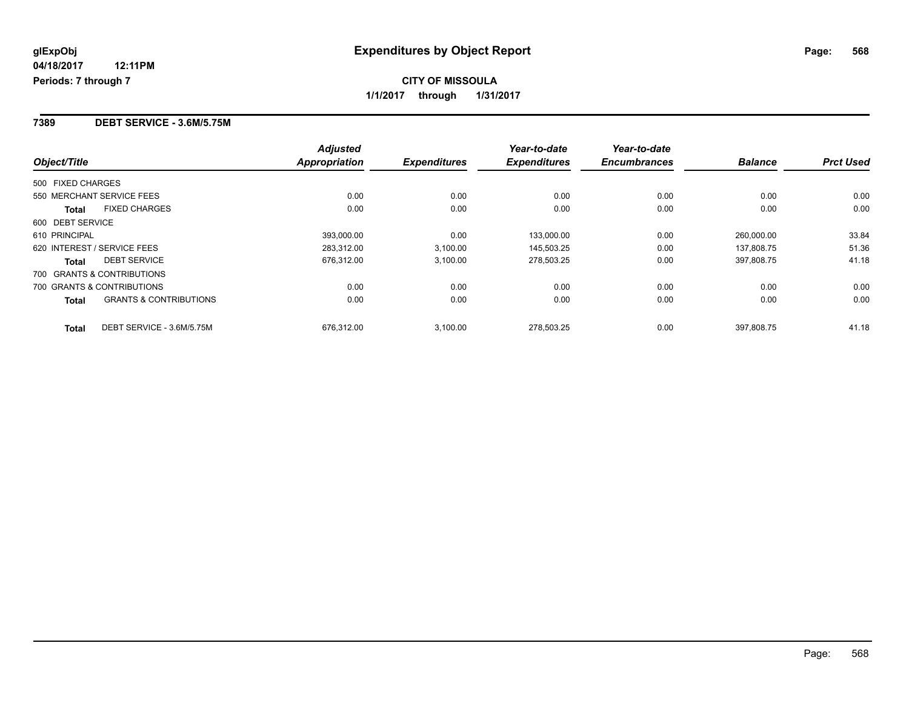**glExpObj**
**04/18/2017 12:11PM**
**Periods: 7 through 7**

# Expenditures by Object Report

**CITY OF MISSOULA**
**1/1/2017 through 1/31/2017**

## 7389 DEBT SERVICE - 3.6M/5.75M

| Object/Title | | Adjusted Appropriation | Expenditures | Year-to-date Expenditures | Year-to-date Encumbrances | Balance | Prct Used |
|---|---|---|---|---|---|---|---|
| 500 FIXED CHARGES | | | | | | | |
| 550 MERCHANT SERVICE FEES | | 0.00 | 0.00 | 0.00 | 0.00 | 0.00 | 0.00 |
| **Total** | FIXED CHARGES | 0.00 | 0.00 | 0.00 | 0.00 | 0.00 | 0.00 |
| 600 DEBT SERVICE | | | | | | | |
| 610 PRINCIPAL | | 393,000.00 | 0.00 | 133,000.00 | 0.00 | 260,000.00 | 33.84 |
| 620 INTEREST / SERVICE FEES | | 283,312.00 | 3,100.00 | 145,503.25 | 0.00 | 137,808.75 | 51.36 |
| **Total** | DEBT SERVICE | 676,312.00 | 3,100.00 | 278,503.25 | 0.00 | 397,808.75 | 41.18 |
| 700 GRANTS & CONTRIBUTIONS | | | | | | | |
| 700 GRANTS & CONTRIBUTIONS | | 0.00 | 0.00 | 0.00 | 0.00 | 0.00 | 0.00 |
| **Total** | GRANTS & CONTRIBUTIONS | 0.00 | 0.00 | 0.00 | 0.00 | 0.00 | 0.00 |
| **Total** | DEBT SERVICE - 3.6M/5.75M | 676,312.00 | 3,100.00 | 278,503.25 | 0.00 | 397,808.75 | 41.18 |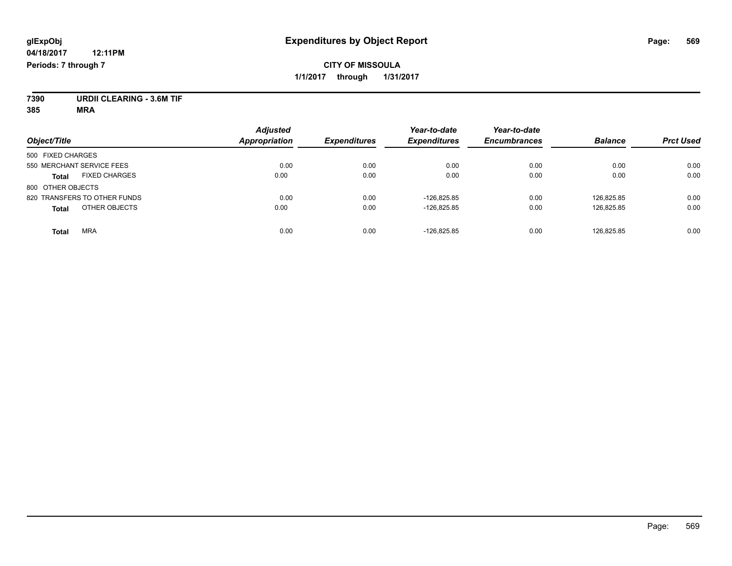**glExpObj**
**04/18/2017 12:11PM**
**Periods: 7 through 7**

# Expenditures by Object Report

**CITY OF MISSOULA**
**1/1/2017 through 1/31/2017**

**7390 URDII CLEARING - 3.6M TIF**
**385 MRA**

| Object/Title | Adjusted Appropriation | Expenditures | Year-to-date Expenditures | Year-to-date Encumbrances | Balance | Prct Used |
|---|---|---|---|---|---|---|
| 500 FIXED CHARGES | | | | | | |
| 550 MERCHANT SERVICE FEES | 0.00 | 0.00 | 0.00 | 0.00 | 0.00 | 0.00 |
| **Total** FIXED CHARGES | 0.00 | 0.00 | 0.00 | 0.00 | 0.00 | 0.00 |
| 800 OTHER OBJECTS | | | | | | |
| 820 TRANSFERS TO OTHER FUNDS | 0.00 | 0.00 | -126,825.85 | 0.00 | 126,825.85 | 0.00 |
| **Total** OTHER OBJECTS | 0.00 | 0.00 | -126,825.85 | 0.00 | 126,825.85 | 0.00 |
| **Total** MRA | 0.00 | 0.00 | -126,825.85 | 0.00 | 126,825.85 | 0.00 |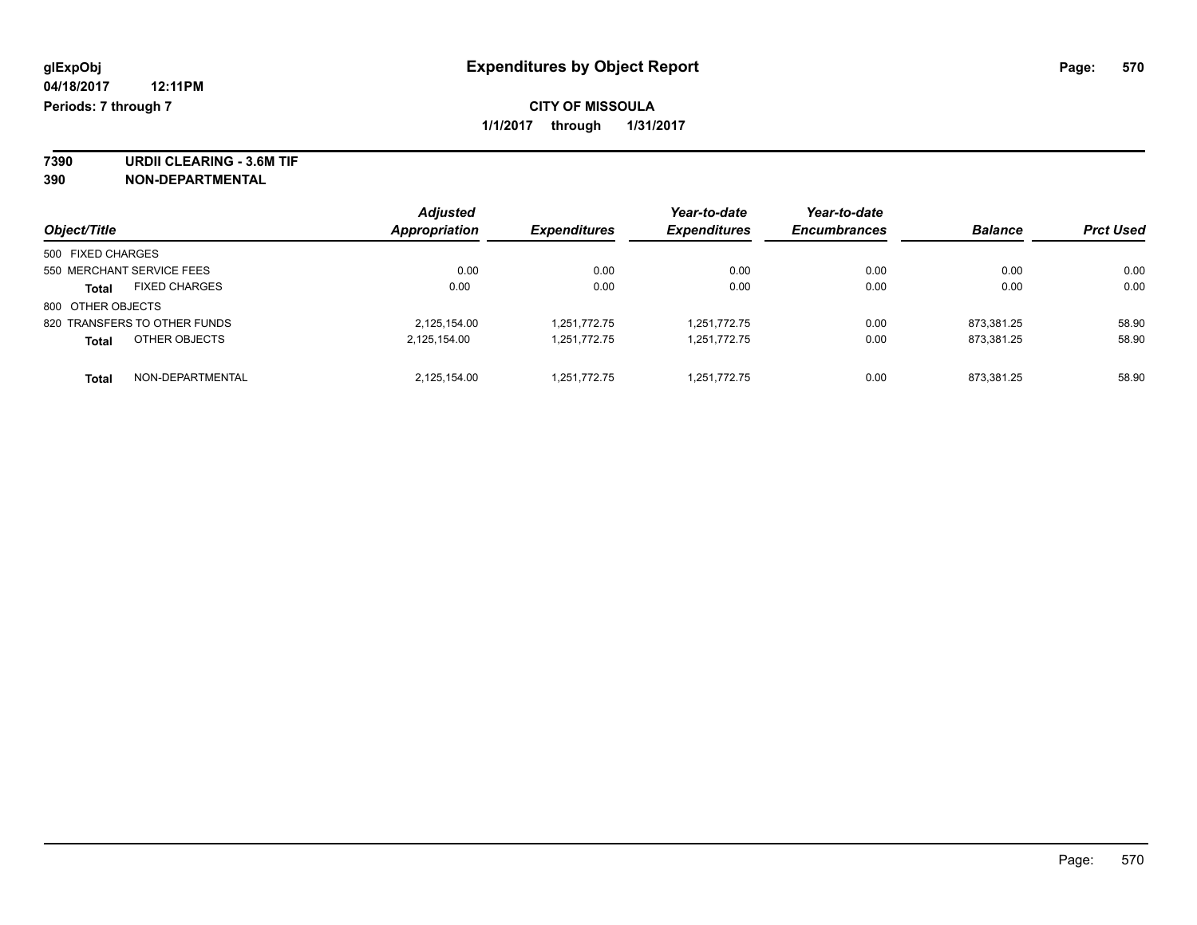**glExpObj**
**04/18/2017 12:11PM**
**Periods: 7 through 7**

# Expenditures by Object Report

**CITY OF MISSOULA**
**1/1/2017 through 1/31/2017**

**7390 URDII CLEARING - 3.6M TIF**
**390 NON-DEPARTMENTAL**

| Object/Title | Adjusted Appropriation | Expenditures | Year-to-date Expenditures | Year-to-date Encumbrances | Balance | Prct Used |
|---|---|---|---|---|---|---|
| 500 FIXED CHARGES | | | | | | |
| 550 MERCHANT SERVICE FEES | 0.00 | 0.00 | 0.00 | 0.00 | 0.00 | 0.00 |
| **Total** FIXED CHARGES | 0.00 | 0.00 | 0.00 | 0.00 | 0.00 | 0.00 |
| 800 OTHER OBJECTS | | | | | | |
| 820 TRANSFERS TO OTHER FUNDS | 2,125,154.00 | 1,251,772.75 | 1,251,772.75 | 0.00 | 873,381.25 | 58.90 |
| **Total** OTHER OBJECTS | 2,125,154.00 | 1,251,772.75 | 1,251,772.75 | 0.00 | 873,381.25 | 58.90 |
| **Total** NON-DEPARTMENTAL | 2,125,154.00 | 1,251,772.75 | 1,251,772.75 | 0.00 | 873,381.25 | 58.90 |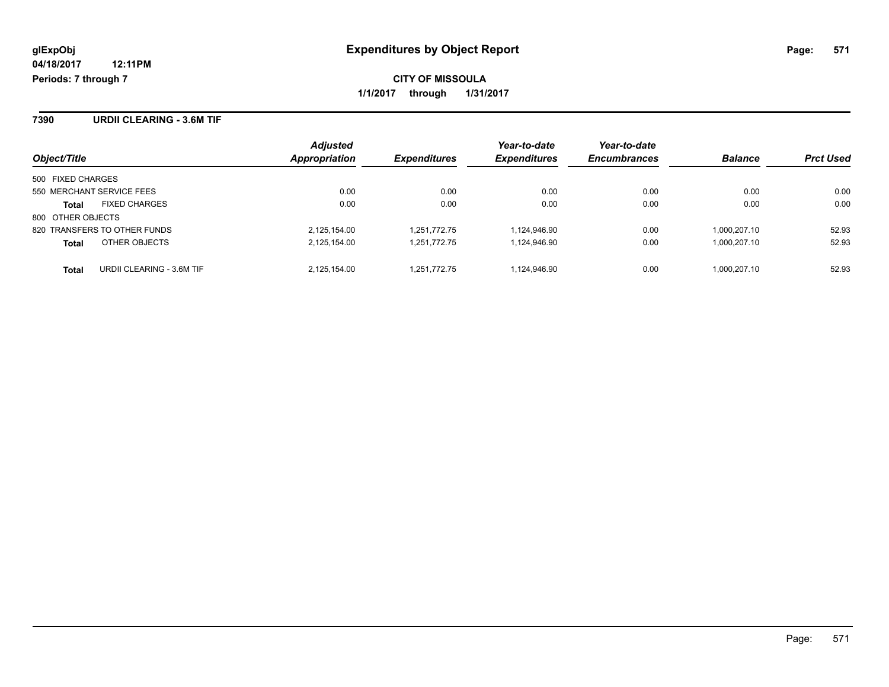# Expenditures by Object Report

glExpObj
04/18/2017 12:11PM
Periods: 7 through 7

**CITY OF MISSOULA**

**1/1/2017 through 1/31/2017**

## 7390 URDII CLEARING - 3.6M TIF

| Object/Title | | Adjusted Appropriation | Expenditures | Year-to-date Expenditures | Year-to-date Encumbrances | Balance | Prct Used |
|---|---|---|---|---|---|---|---|
| 500 FIXED CHARGES | | | | | | | |
| 550 MERCHANT SERVICE FEES | | 0.00 | 0.00 | 0.00 | 0.00 | 0.00 | 0.00 |
| **Total** | FIXED CHARGES | 0.00 | 0.00 | 0.00 | 0.00 | 0.00 | 0.00 |
| 800 OTHER OBJECTS | | | | | | | |
| 820 TRANSFERS TO OTHER FUNDS | | 2,125,154.00 | 1,251,772.75 | 1,124,946.90 | 0.00 | 1,000,207.10 | 52.93 |
| **Total** | OTHER OBJECTS | 2,125,154.00 | 1,251,772.75 | 1,124,946.90 | 0.00 | 1,000,207.10 | 52.93 |
| **Total** | URDII CLEARING - 3.6M TIF | 2,125,154.00 | 1,251,772.75 | 1,124,946.90 | 0.00 | 1,000,207.10 | 52.93 |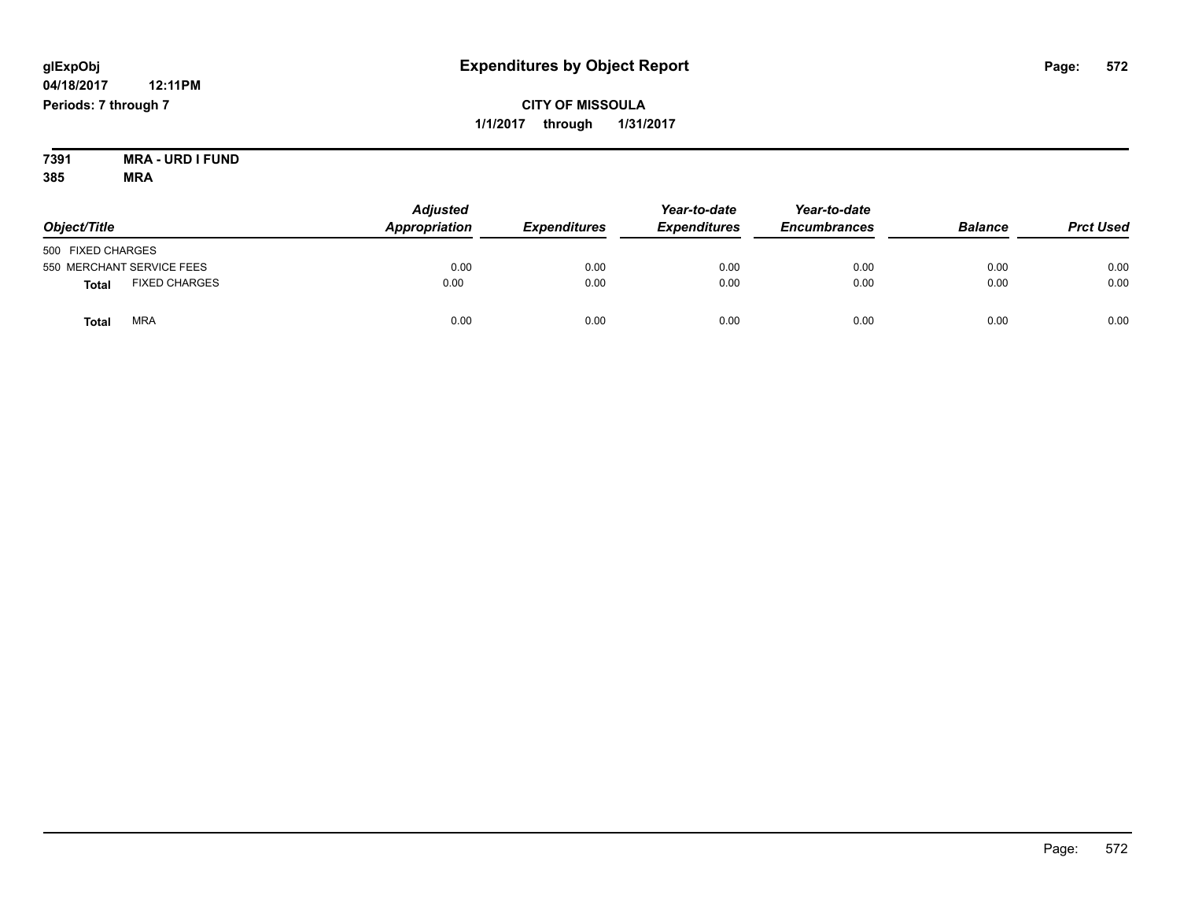glExpObj
04/18/2017 12:11PM
Periods: 7 through 7

# Expenditures by Object Report

**CITY OF MISSOULA**
**1/1/2017 through 1/31/2017**

**7391 MRA - URD I FUND**
**385 MRA**

| Object/Title | Adjusted Appropriation | Expenditures | Year-to-date Expenditures | Year-to-date Encumbrances | Balance | Prct Used |
|---|---|---|---|---|---|---|
| 500 FIXED CHARGES | | | | | | |
| 550 MERCHANT SERVICE FEES | 0.00 | 0.00 | 0.00 | 0.00 | 0.00 | 0.00 |
| **Total** FIXED CHARGES | 0.00 | 0.00 | 0.00 | 0.00 | 0.00 | 0.00 |
| **Total** MRA | 0.00 | 0.00 | 0.00 | 0.00 | 0.00 | 0.00 |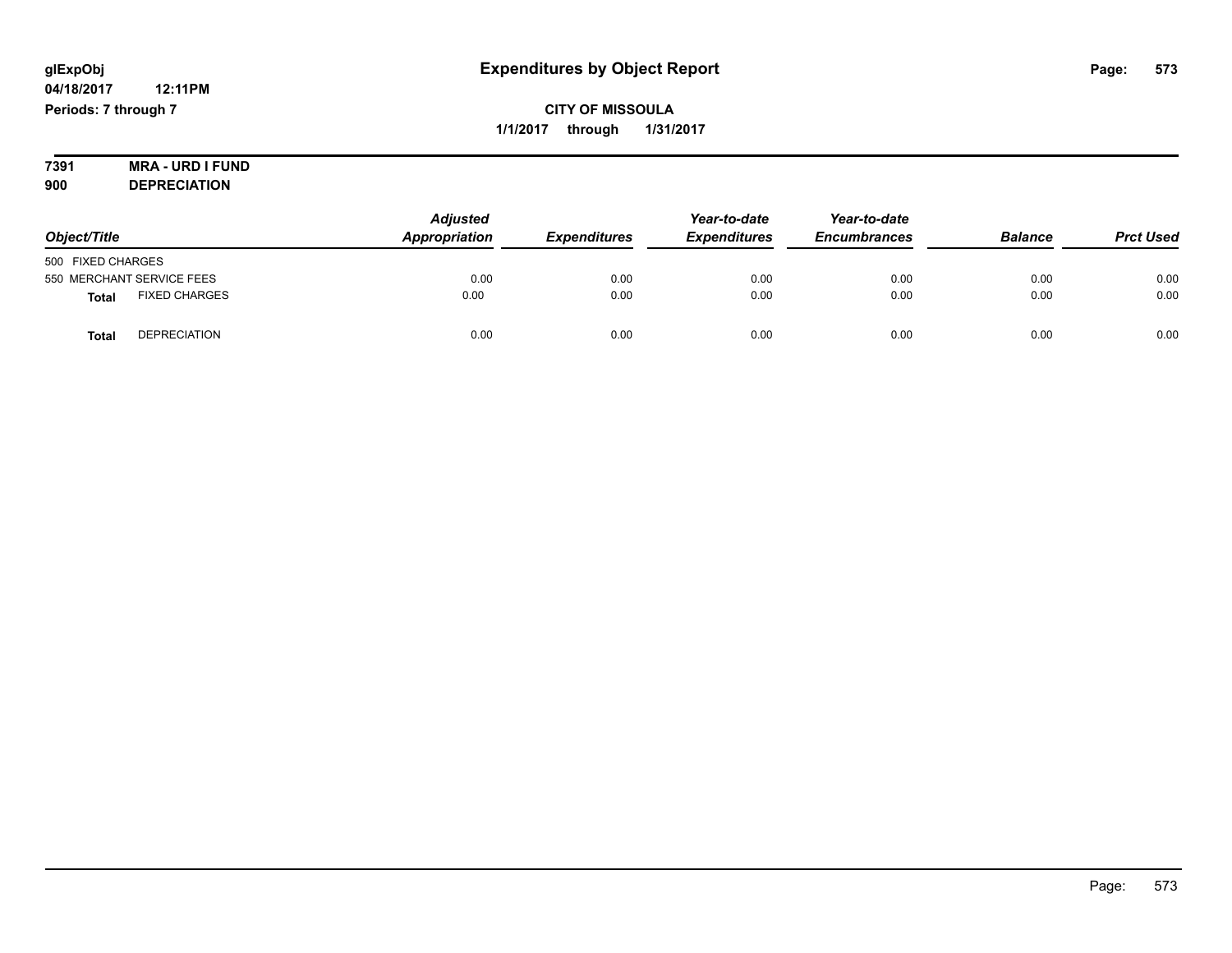# Expenditures by Object Report

**glExpObj**
**04/18/2017 12:11PM**
**Periods: 7 through 7**

**CITY OF MISSOULA**
**1/1/2017 through 1/31/2017**

**7391 MRA - URD I FUND**
**900 DEPRECIATION**

| Object/Title | | *Adjusted Appropriation* | *Expenditures* | *Year-to-date Expenditures* | *Year-to-date Encumbrances* | *Balance* | *Prct Used* |
|---|---|---|---|---|---|---|---|
| 500 FIXED CHARGES | | | | | | | |
| 550 MERCHANT SERVICE FEES | | 0.00 | 0.00 | 0.00 | 0.00 | 0.00 | 0.00 |
| **Total** | FIXED CHARGES | 0.00 | 0.00 | 0.00 | 0.00 | 0.00 | 0.00 |
| **Total** | DEPRECIATION | 0.00 | 0.00 | 0.00 | 0.00 | 0.00 | 0.00 |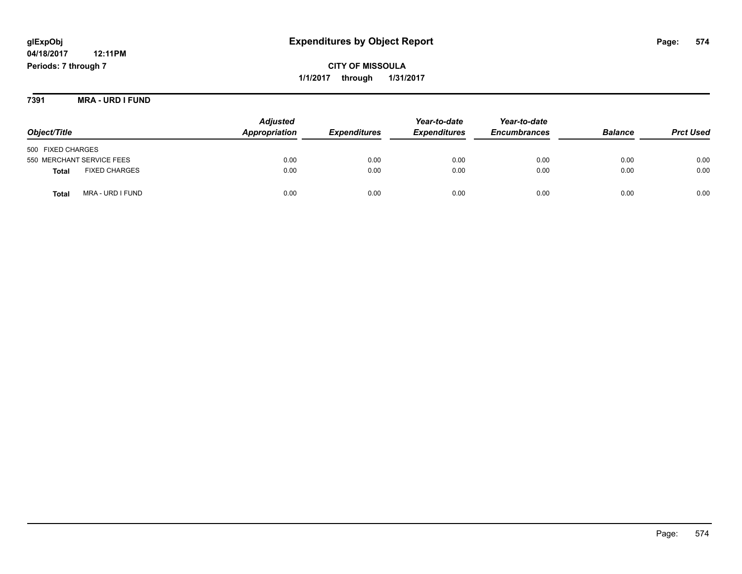**glExpObj** **Expenditures by Object Report**

**04/18/2017 12:11PM**

**Periods: 7 through 7**

**CITY OF MISSOULA**

**1/1/2017 through 1/31/2017**

## 7391 MRA - URD I FUND

| Object/Title | Adjusted Appropriation | Expenditures | Year-to-date Expenditures | Year-to-date Encumbrances | Balance | Prct Used |
|---|---|---|---|---|---|---|
| 500 FIXED CHARGES | | | | | | |
| 550 MERCHANT SERVICE FEES | 0.00 | 0.00 | 0.00 | 0.00 | 0.00 | 0.00 |
| **Total** FIXED CHARGES | 0.00 | 0.00 | 0.00 | 0.00 | 0.00 | 0.00 |
| **Total** MRA - URD I FUND | 0.00 | 0.00 | 0.00 | 0.00 | 0.00 | 0.00 |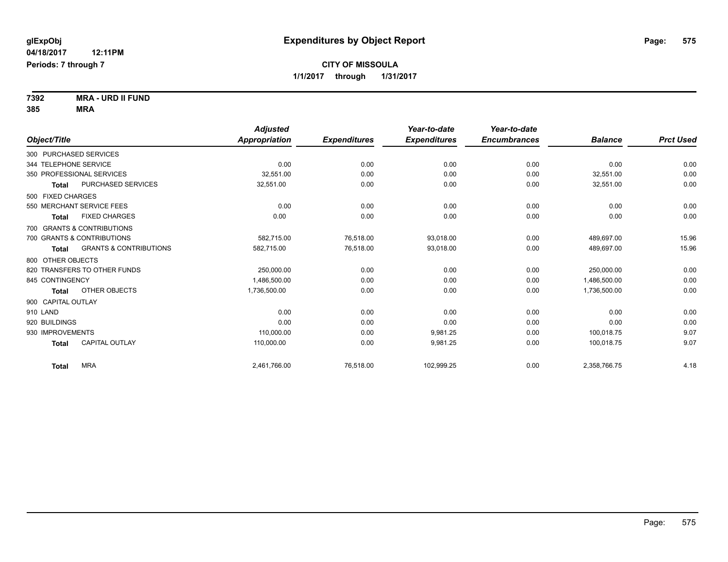glExpObj
04/18/2017 12:11PM
Periods: 7 through 7

# Expenditures by Object Report

**CITY OF MISSOULA**
**1/1/2017 through 1/31/2017**

**7392 MRA - URD II FUND**
**385 MRA**

| Object/Title | Adjusted Appropriation | Expenditures | Year-to-date Expenditures | Year-to-date Encumbrances | Balance | Prct Used |
|---|---|---|---|---|---|---|
| 300 PURCHASED SERVICES | | | | | | |
| 344 TELEPHONE SERVICE | 0.00 | 0.00 | 0.00 | 0.00 | 0.00 | 0.00 |
| 350 PROFESSIONAL SERVICES | 32,551.00 | 0.00 | 0.00 | 0.00 | 32,551.00 | 0.00 |
| **Total** PURCHASED SERVICES | 32,551.00 | 0.00 | 0.00 | 0.00 | 32,551.00 | 0.00 |
| 500 FIXED CHARGES | | | | | | |
| 550 MERCHANT SERVICE FEES | 0.00 | 0.00 | 0.00 | 0.00 | 0.00 | 0.00 |
| **Total** FIXED CHARGES | 0.00 | 0.00 | 0.00 | 0.00 | 0.00 | 0.00 |
| 700 GRANTS & CONTRIBUTIONS | | | | | | |
| 700 GRANTS & CONTRIBUTIONS | 582,715.00 | 76,518.00 | 93,018.00 | 0.00 | 489,697.00 | 15.96 |
| **Total** GRANTS & CONTRIBUTIONS | 582,715.00 | 76,518.00 | 93,018.00 | 0.00 | 489,697.00 | 15.96 |
| 800 OTHER OBJECTS | | | | | | |
| 820 TRANSFERS TO OTHER FUNDS | 250,000.00 | 0.00 | 0.00 | 0.00 | 250,000.00 | 0.00 |
| 845 CONTINGENCY | 1,486,500.00 | 0.00 | 0.00 | 0.00 | 1,486,500.00 | 0.00 |
| **Total** OTHER OBJECTS | 1,736,500.00 | 0.00 | 0.00 | 0.00 | 1,736,500.00 | 0.00 |
| 900 CAPITAL OUTLAY | | | | | | |
| 910 LAND | 0.00 | 0.00 | 0.00 | 0.00 | 0.00 | 0.00 |
| 920 BUILDINGS | 0.00 | 0.00 | 0.00 | 0.00 | 0.00 | 0.00 |
| 930 IMPROVEMENTS | 110,000.00 | 0.00 | 9,981.25 | 0.00 | 100,018.75 | 9.07 |
| **Total** CAPITAL OUTLAY | 110,000.00 | 0.00 | 9,981.25 | 0.00 | 100,018.75 | 9.07 |
| **Total** MRA | 2,461,766.00 | 76,518.00 | 102,999.25 | 0.00 | 2,358,766.75 | 4.18 |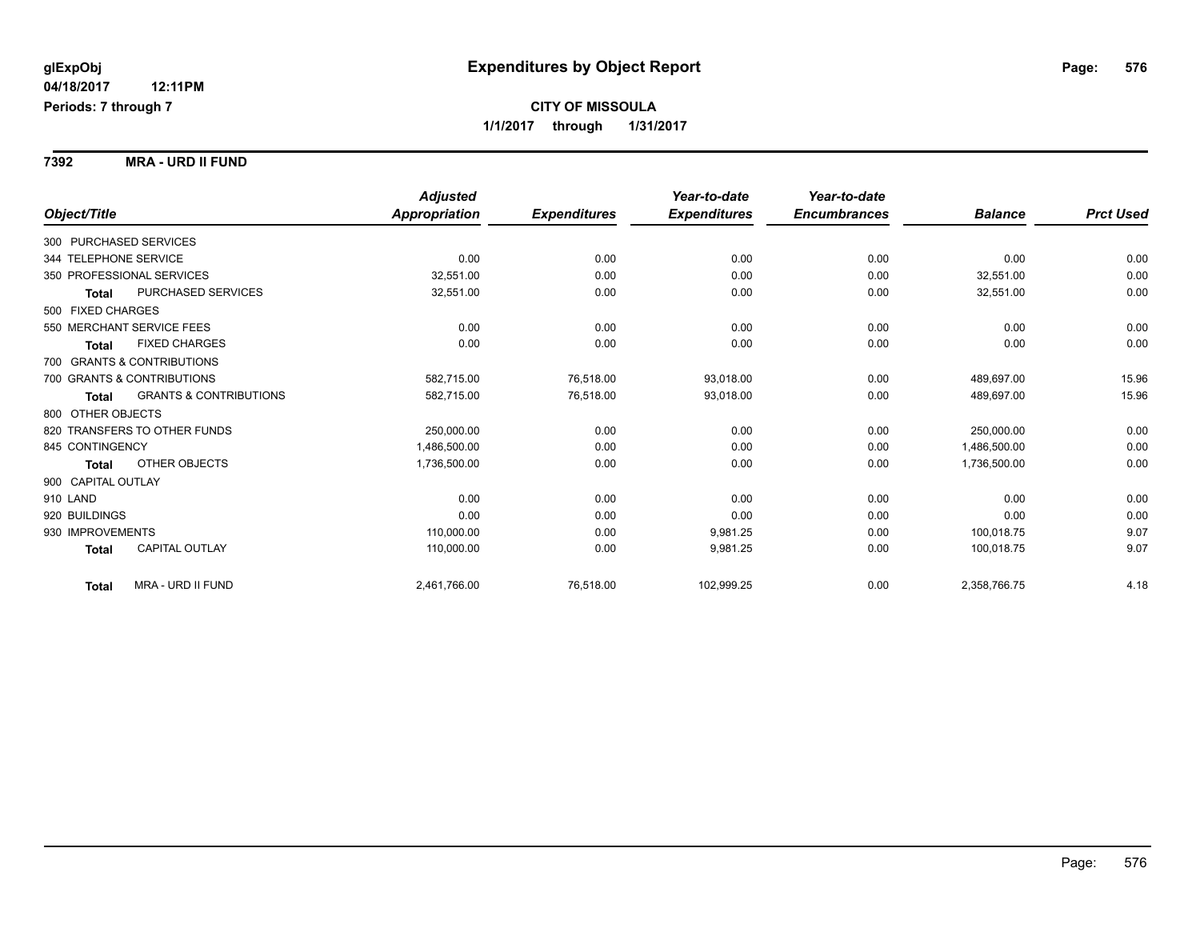glExpObj
04/18/2017 12:11PM
Periods: 7 through 7

# Expenditures by Object Report

**CITY OF MISSOULA**
**1/1/2017 through 1/31/2017**

**7392 MRA - URD II FUND**

| Object/Title | | *Adjusted Appropriation* | *Expenditures* | *Year-to-date Expenditures* | *Year-to-date Encumbrances* | *Balance* | *Prct Used* |
|---|---|---|---|---|---|---|---|
| 300 PURCHASED SERVICES | | | | | | | |
| 344 TELEPHONE SERVICE | | 0.00 | 0.00 | 0.00 | 0.00 | 0.00 | 0.00 |
| 350 PROFESSIONAL SERVICES | | 32,551.00 | 0.00 | 0.00 | 0.00 | 32,551.00 | 0.00 |
| **Total** | PURCHASED SERVICES | 32,551.00 | 0.00 | 0.00 | 0.00 | 32,551.00 | 0.00 |
| 500 FIXED CHARGES | | | | | | | |
| 550 MERCHANT SERVICE FEES | | 0.00 | 0.00 | 0.00 | 0.00 | 0.00 | 0.00 |
| **Total** | FIXED CHARGES | 0.00 | 0.00 | 0.00 | 0.00 | 0.00 | 0.00 |
| 700 GRANTS & CONTRIBUTIONS | | | | | | | |
| 700 GRANTS & CONTRIBUTIONS | | 582,715.00 | 76,518.00 | 93,018.00 | 0.00 | 489,697.00 | 15.96 |
| **Total** | GRANTS & CONTRIBUTIONS | 582,715.00 | 76,518.00 | 93,018.00 | 0.00 | 489,697.00 | 15.96 |
| 800 OTHER OBJECTS | | | | | | | |
| 820 TRANSFERS TO OTHER FUNDS | | 250,000.00 | 0.00 | 0.00 | 0.00 | 250,000.00 | 0.00 |
| 845 CONTINGENCY | | 1,486,500.00 | 0.00 | 0.00 | 0.00 | 1,486,500.00 | 0.00 |
| **Total** | OTHER OBJECTS | 1,736,500.00 | 0.00 | 0.00 | 0.00 | 1,736,500.00 | 0.00 |
| 900 CAPITAL OUTLAY | | | | | | | |
| 910 LAND | | 0.00 | 0.00 | 0.00 | 0.00 | 0.00 | 0.00 |
| 920 BUILDINGS | | 0.00 | 0.00 | 0.00 | 0.00 | 0.00 | 0.00 |
| 930 IMPROVEMENTS | | 110,000.00 | 0.00 | 9,981.25 | 0.00 | 100,018.75 | 9.07 |
| **Total** | CAPITAL OUTLAY | 110,000.00 | 0.00 | 9,981.25 | 0.00 | 100,018.75 | 9.07 |
| **Total** | MRA - URD II FUND | 2,461,766.00 | 76,518.00 | 102,999.25 | 0.00 | 2,358,766.75 | 4.18 |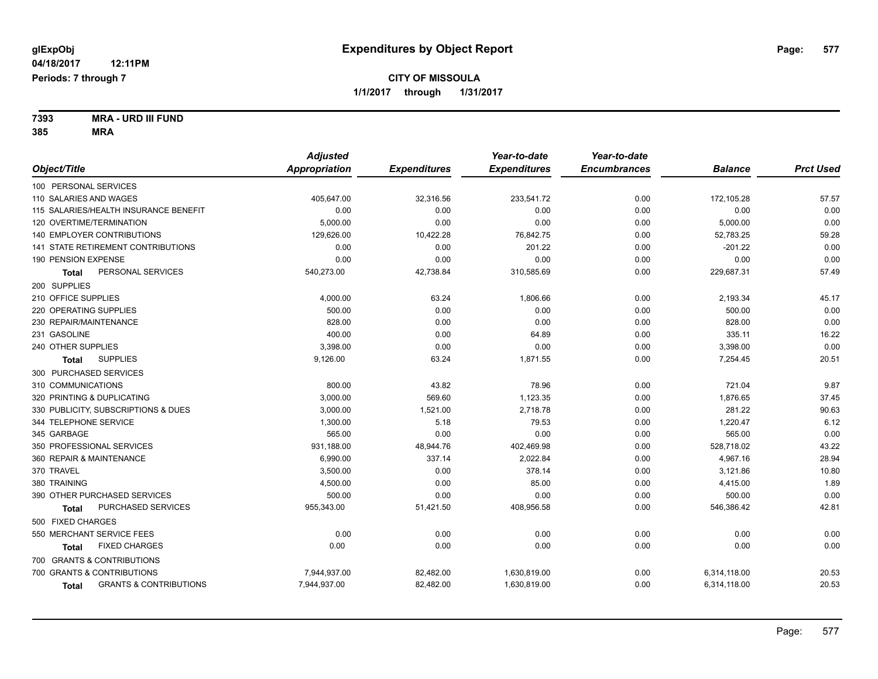# Expenditures by Object Report

glExpObj
04/18/2017 12:11PM
Periods: 7 through 7

**CITY OF MISSOULA**
1/1/2017 through 1/31/2017

**7393 MRA - URD III FUND**
**385 MRA**

| Object/Title | Adjusted Appropriation | Expenditures | Year-to-date Expenditures | Year-to-date Encumbrances | Balance | Prct Used |
|---|---|---|---|---|---|---|
| 100 PERSONAL SERVICES | | | | | | |
| 110 SALARIES AND WAGES | 405,647.00 | 32,316.56 | 233,541.72 | 0.00 | 172,105.28 | 57.57 |
| 115 SALARIES/HEALTH INSURANCE BENEFIT | 0.00 | 0.00 | 0.00 | 0.00 | 0.00 | 0.00 |
| 120 OVERTIME/TERMINATION | 5,000.00 | 0.00 | 0.00 | 0.00 | 5,000.00 | 0.00 |
| 140 EMPLOYER CONTRIBUTIONS | 129,626.00 | 10,422.28 | 76,842.75 | 0.00 | 52,783.25 | 59.28 |
| 141 STATE RETIREMENT CONTRIBUTIONS | 0.00 | 0.00 | 201.22 | 0.00 | -201.22 | 0.00 |
| 190 PENSION EXPENSE | 0.00 | 0.00 | 0.00 | 0.00 | 0.00 | 0.00 |
| **Total** PERSONAL SERVICES | 540,273.00 | 42,738.84 | 310,585.69 | 0.00 | 229,687.31 | 57.49 |
| 200 SUPPLIES | | | | | | |
| 210 OFFICE SUPPLIES | 4,000.00 | 63.24 | 1,806.66 | 0.00 | 2,193.34 | 45.17 |
| 220 OPERATING SUPPLIES | 500.00 | 0.00 | 0.00 | 0.00 | 500.00 | 0.00 |
| 230 REPAIR/MAINTENANCE | 828.00 | 0.00 | 0.00 | 0.00 | 828.00 | 0.00 |
| 231 GASOLINE | 400.00 | 0.00 | 64.89 | 0.00 | 335.11 | 16.22 |
| 240 OTHER SUPPLIES | 3,398.00 | 0.00 | 0.00 | 0.00 | 3,398.00 | 0.00 |
| **Total** SUPPLIES | 9,126.00 | 63.24 | 1,871.55 | 0.00 | 7,254.45 | 20.51 |
| 300 PURCHASED SERVICES | | | | | | |
| 310 COMMUNICATIONS | 800.00 | 43.82 | 78.96 | 0.00 | 721.04 | 9.87 |
| 320 PRINTING & DUPLICATING | 3,000.00 | 569.60 | 1,123.35 | 0.00 | 1,876.65 | 37.45 |
| 330 PUBLICITY, SUBSCRIPTIONS & DUES | 3,000.00 | 1,521.00 | 2,718.78 | 0.00 | 281.22 | 90.63 |
| 344 TELEPHONE SERVICE | 1,300.00 | 5.18 | 79.53 | 0.00 | 1,220.47 | 6.12 |
| 345 GARBAGE | 565.00 | 0.00 | 0.00 | 0.00 | 565.00 | 0.00 |
| 350 PROFESSIONAL SERVICES | 931,188.00 | 48,944.76 | 402,469.98 | 0.00 | 528,718.02 | 43.22 |
| 360 REPAIR & MAINTENANCE | 6,990.00 | 337.14 | 2,022.84 | 0.00 | 4,967.16 | 28.94 |
| 370 TRAVEL | 3,500.00 | 0.00 | 378.14 | 0.00 | 3,121.86 | 10.80 |
| 380 TRAINING | 4,500.00 | 0.00 | 85.00 | 0.00 | 4,415.00 | 1.89 |
| 390 OTHER PURCHASED SERVICES | 500.00 | 0.00 | 0.00 | 0.00 | 500.00 | 0.00 |
| **Total** PURCHASED SERVICES | 955,343.00 | 51,421.50 | 408,956.58 | 0.00 | 546,386.42 | 42.81 |
| 500 FIXED CHARGES | | | | | | |
| 550 MERCHANT SERVICE FEES | 0.00 | 0.00 | 0.00 | 0.00 | 0.00 | 0.00 |
| **Total** FIXED CHARGES | 0.00 | 0.00 | 0.00 | 0.00 | 0.00 | 0.00 |
| 700 GRANTS & CONTRIBUTIONS | | | | | | |
| 700 GRANTS & CONTRIBUTIONS | 7,944,937.00 | 82,482.00 | 1,630,819.00 | 0.00 | 6,314,118.00 | 20.53 |
| **Total** GRANTS & CONTRIBUTIONS | 7,944,937.00 | 82,482.00 | 1,630,819.00 | 0.00 | 6,314,118.00 | 20.53 |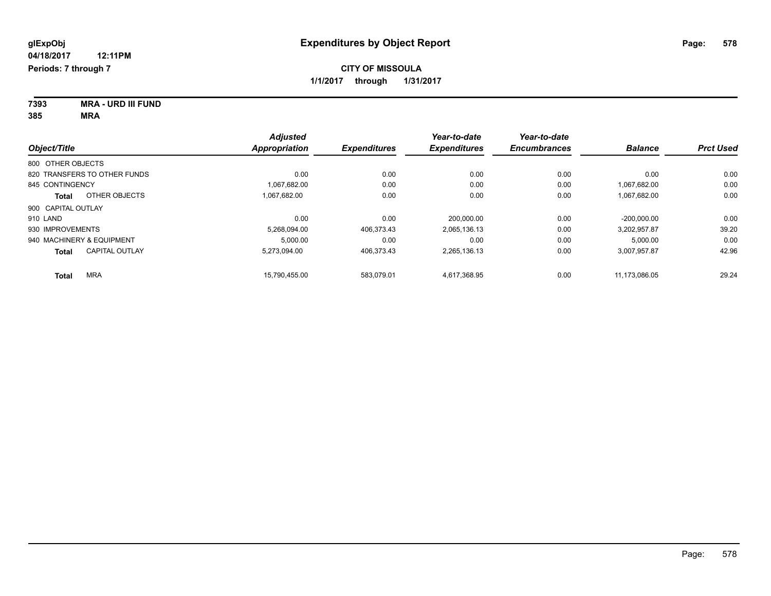glExpObj
04/18/2017 12:11PM
Periods: 7 through 7

# Expenditures by Object Report

**CITY OF MISSOULA**
**1/1/2017 through 1/31/2017**

**7393 MRA - URD III FUND**
**385 MRA**

| Object/Title | Adjusted Appropriation | Expenditures | Year-to-date Expenditures | Year-to-date Encumbrances | Balance | Prct Used |
|---|---|---|---|---|---|---|
| 800 OTHER OBJECTS | | | | | | |
| 820 TRANSFERS TO OTHER FUNDS | 0.00 | 0.00 | 0.00 | 0.00 | 0.00 | 0.00 |
| 845 CONTINGENCY | 1,067,682.00 | 0.00 | 0.00 | 0.00 | 1,067,682.00 | 0.00 |
| **Total** OTHER OBJECTS | 1,067,682.00 | 0.00 | 0.00 | 0.00 | 1,067,682.00 | 0.00 |
| 900 CAPITAL OUTLAY | | | | | | |
| 910 LAND | 0.00 | 0.00 | 200,000.00 | 0.00 | -200,000.00 | 0.00 |
| 930 IMPROVEMENTS | 5,268,094.00 | 406,373.43 | 2,065,136.13 | 0.00 | 3,202,957.87 | 39.20 |
| 940 MACHINERY & EQUIPMENT | 5,000.00 | 0.00 | 0.00 | 0.00 | 5,000.00 | 0.00 |
| **Total** CAPITAL OUTLAY | 5,273,094.00 | 406,373.43 | 2,265,136.13 | 0.00 | 3,007,957.87 | 42.96 |
| **Total** MRA | 15,790,455.00 | 583,079.01 | 4,617,368.95 | 0.00 | 11,173,086.05 | 29.24 |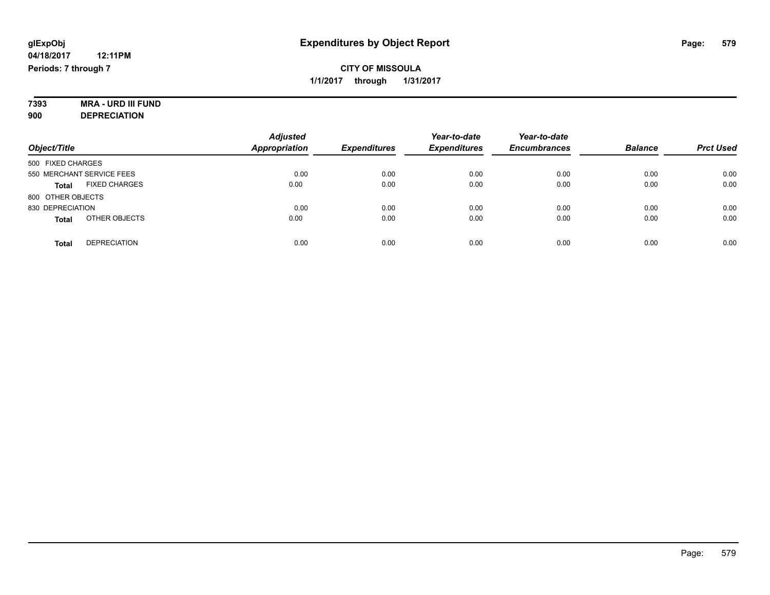# Expenditures by Object Report

glExpObj
04/18/2017 12:11PM
Periods: 7 through 7

**CITY OF MISSOULA**
**1/1/2017 through 1/31/2017**

**7393 MRA - URD III FUND**
**900 DEPRECIATION**

| Object/Title | Adjusted Appropriation | Expenditures | Year-to-date Expenditures | Year-to-date Encumbrances | Balance | Prct Used |
|---|---|---|---|---|---|---|
| 500 FIXED CHARGES | | | | | | |
| 550 MERCHANT SERVICE FEES | 0.00 | 0.00 | 0.00 | 0.00 | 0.00 | 0.00 |
| **Total** FIXED CHARGES | 0.00 | 0.00 | 0.00 | 0.00 | 0.00 | 0.00 |
| 800 OTHER OBJECTS | | | | | | |
| 830 DEPRECIATION | 0.00 | 0.00 | 0.00 | 0.00 | 0.00 | 0.00 |
| **Total** OTHER OBJECTS | 0.00 | 0.00 | 0.00 | 0.00 | 0.00 | 0.00 |
| **Total** DEPRECIATION | 0.00 | 0.00 | 0.00 | 0.00 | 0.00 | 0.00 |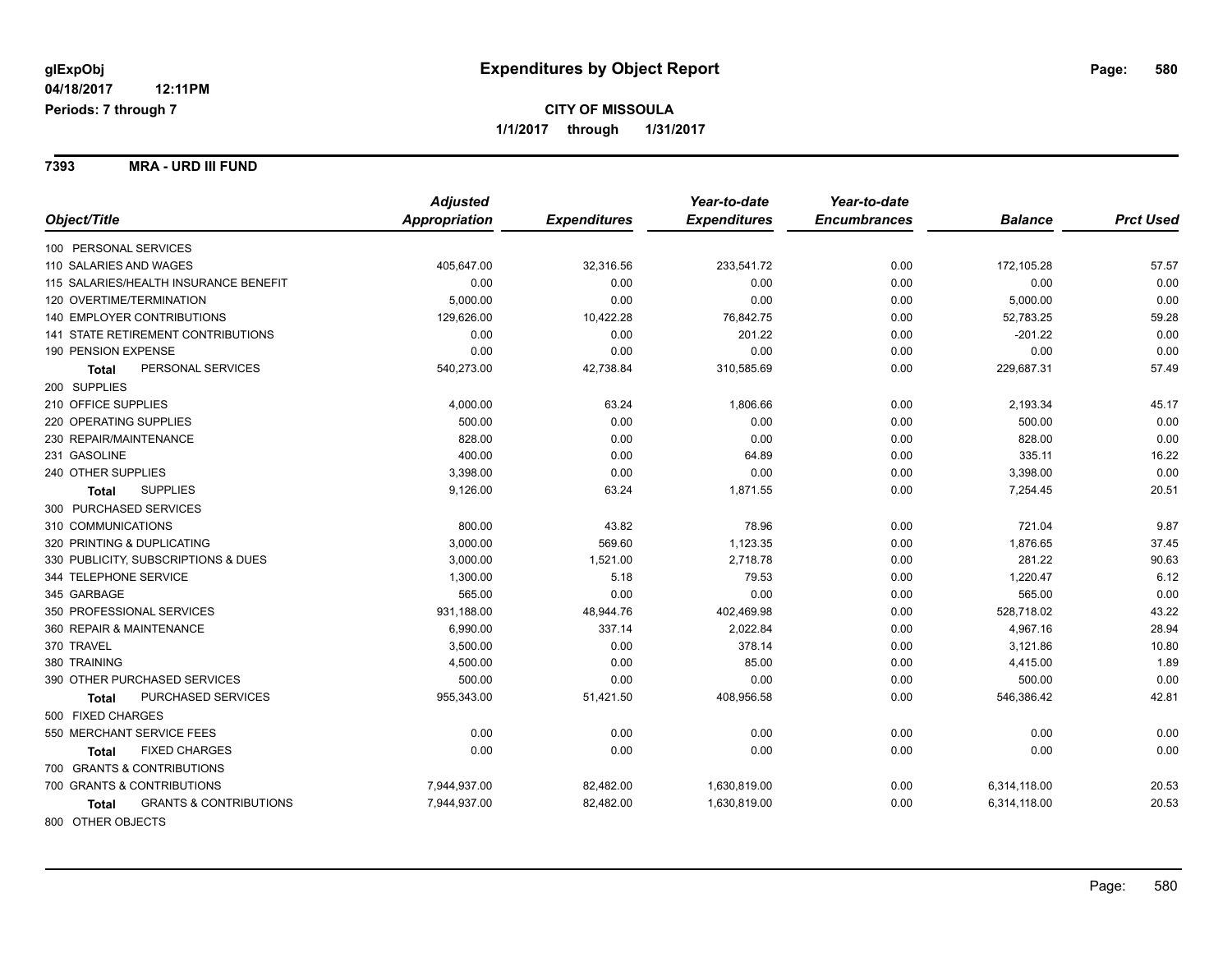**glExpObj**
**04/18/2017 12:11PM**
**Periods: 7 through 7**

# Expenditures by Object Report

**CITY OF MISSOULA**
**1/1/2017 through 1/31/2017**

**7393 MRA - URD III FUND**

| Object/Title | Adjusted Appropriation | Expenditures | Year-to-date Expenditures | Year-to-date Encumbrances | Balance | Prct Used |
|---|---|---|---|---|---|---|
| 100 PERSONAL SERVICES | | | | | | |
| 110 SALARIES AND WAGES | 405,647.00 | 32,316.56 | 233,541.72 | 0.00 | 172,105.28 | 57.57 |
| 115 SALARIES/HEALTH INSURANCE BENEFIT | 0.00 | 0.00 | 0.00 | 0.00 | 0.00 | 0.00 |
| 120 OVERTIME/TERMINATION | 5,000.00 | 0.00 | 0.00 | 0.00 | 5,000.00 | 0.00 |
| 140 EMPLOYER CONTRIBUTIONS | 129,626.00 | 10,422.28 | 76,842.75 | 0.00 | 52,783.25 | 59.28 |
| 141 STATE RETIREMENT CONTRIBUTIONS | 0.00 | 0.00 | 201.22 | 0.00 | -201.22 | 0.00 |
| 190 PENSION EXPENSE | 0.00 | 0.00 | 0.00 | 0.00 | 0.00 | 0.00 |
| **Total** PERSONAL SERVICES | 540,273.00 | 42,738.84 | 310,585.69 | 0.00 | 229,687.31 | 57.49 |
| 200 SUPPLIES | | | | | | |
| 210 OFFICE SUPPLIES | 4,000.00 | 63.24 | 1,806.66 | 0.00 | 2,193.34 | 45.17 |
| 220 OPERATING SUPPLIES | 500.00 | 0.00 | 0.00 | 0.00 | 500.00 | 0.00 |
| 230 REPAIR/MAINTENANCE | 828.00 | 0.00 | 0.00 | 0.00 | 828.00 | 0.00 |
| 231 GASOLINE | 400.00 | 0.00 | 64.89 | 0.00 | 335.11 | 16.22 |
| 240 OTHER SUPPLIES | 3,398.00 | 0.00 | 0.00 | 0.00 | 3,398.00 | 0.00 |
| **Total** SUPPLIES | 9,126.00 | 63.24 | 1,871.55 | 0.00 | 7,254.45 | 20.51 |
| 300 PURCHASED SERVICES | | | | | | |
| 310 COMMUNICATIONS | 800.00 | 43.82 | 78.96 | 0.00 | 721.04 | 9.87 |
| 320 PRINTING & DUPLICATING | 3,000.00 | 569.60 | 1,123.35 | 0.00 | 1,876.65 | 37.45 |
| 330 PUBLICITY, SUBSCRIPTIONS & DUES | 3,000.00 | 1,521.00 | 2,718.78 | 0.00 | 281.22 | 90.63 |
| 344 TELEPHONE SERVICE | 1,300.00 | 5.18 | 79.53 | 0.00 | 1,220.47 | 6.12 |
| 345 GARBAGE | 565.00 | 0.00 | 0.00 | 0.00 | 565.00 | 0.00 |
| 350 PROFESSIONAL SERVICES | 931,188.00 | 48,944.76 | 402,469.98 | 0.00 | 528,718.02 | 43.22 |
| 360 REPAIR & MAINTENANCE | 6,990.00 | 337.14 | 2,022.84 | 0.00 | 4,967.16 | 28.94 |
| 370 TRAVEL | 3,500.00 | 0.00 | 378.14 | 0.00 | 3,121.86 | 10.80 |
| 380 TRAINING | 4,500.00 | 0.00 | 85.00 | 0.00 | 4,415.00 | 1.89 |
| 390 OTHER PURCHASED SERVICES | 500.00 | 0.00 | 0.00 | 0.00 | 500.00 | 0.00 |
| **Total** PURCHASED SERVICES | 955,343.00 | 51,421.50 | 408,956.58 | 0.00 | 546,386.42 | 42.81 |
| 500 FIXED CHARGES | | | | | | |
| 550 MERCHANT SERVICE FEES | 0.00 | 0.00 | 0.00 | 0.00 | 0.00 | 0.00 |
| **Total** FIXED CHARGES | 0.00 | 0.00 | 0.00 | 0.00 | 0.00 | 0.00 |
| 700 GRANTS & CONTRIBUTIONS | | | | | | |
| 700 GRANTS & CONTRIBUTIONS | 7,944,937.00 | 82,482.00 | 1,630,819.00 | 0.00 | 6,314,118.00 | 20.53 |
| **Total** GRANTS & CONTRIBUTIONS | 7,944,937.00 | 82,482.00 | 1,630,819.00 | 0.00 | 6,314,118.00 | 20.53 |
| 800 OTHER OBJECTS | | | | | | |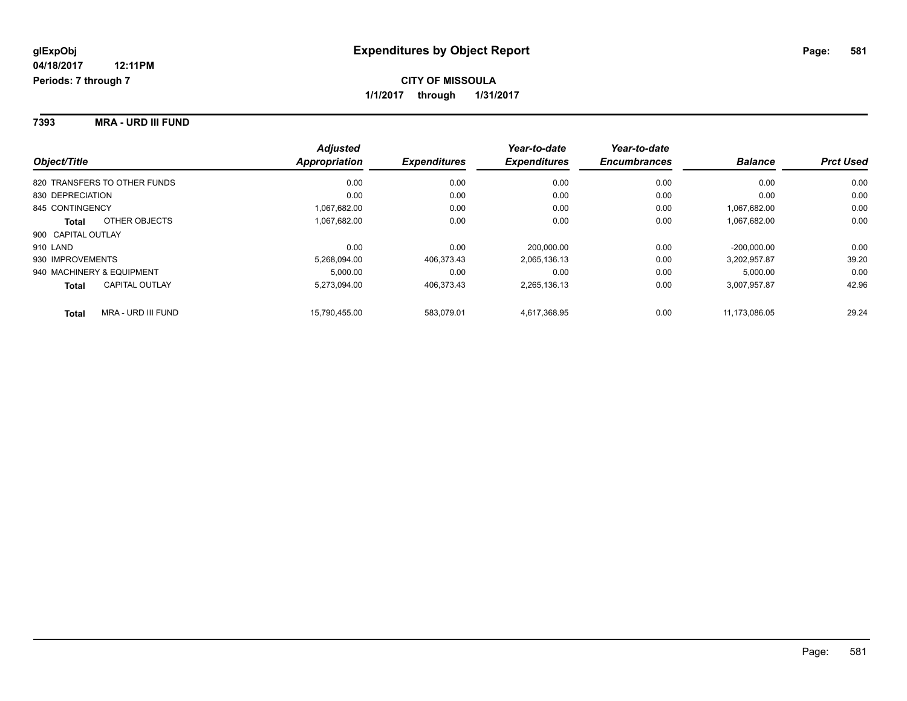**glExpObj**
**04/18/2017 12:11PM**
**Periods: 7 through 7**

# Expenditures by Object Report

**CITY OF MISSOULA**
**1/1/2017 through 1/31/2017**

**7393 MRA - URD III FUND**

| Object/Title | Adjusted Appropriation | Expenditures | Year-to-date Expenditures | Year-to-date Encumbrances | Balance | Prct Used |
|---|---|---|---|---|---|---|
| 820 TRANSFERS TO OTHER FUNDS | 0.00 | 0.00 | 0.00 | 0.00 | 0.00 | 0.00 |
| 830 DEPRECIATION | 0.00 | 0.00 | 0.00 | 0.00 | 0.00 | 0.00 |
| 845 CONTINGENCY | 1,067,682.00 | 0.00 | 0.00 | 0.00 | 1,067,682.00 | 0.00 |
| **Total** OTHER OBJECTS | 1,067,682.00 | 0.00 | 0.00 | 0.00 | 1,067,682.00 | 0.00 |
| 900 CAPITAL OUTLAY | | | | | | |
| 910 LAND | 0.00 | 0.00 | 200,000.00 | 0.00 | -200,000.00 | 0.00 |
| 930 IMPROVEMENTS | 5,268,094.00 | 406,373.43 | 2,065,136.13 | 0.00 | 3,202,957.87 | 39.20 |
| 940 MACHINERY & EQUIPMENT | 5,000.00 | 0.00 | 0.00 | 0.00 | 5,000.00 | 0.00 |
| **Total** CAPITAL OUTLAY | 5,273,094.00 | 406,373.43 | 2,265,136.13 | 0.00 | 3,007,957.87 | 42.96 |
| **Total** MRA - URD III FUND | 15,790,455.00 | 583,079.01 | 4,617,368.95 | 0.00 | 11,173,086.05 | 29.24 |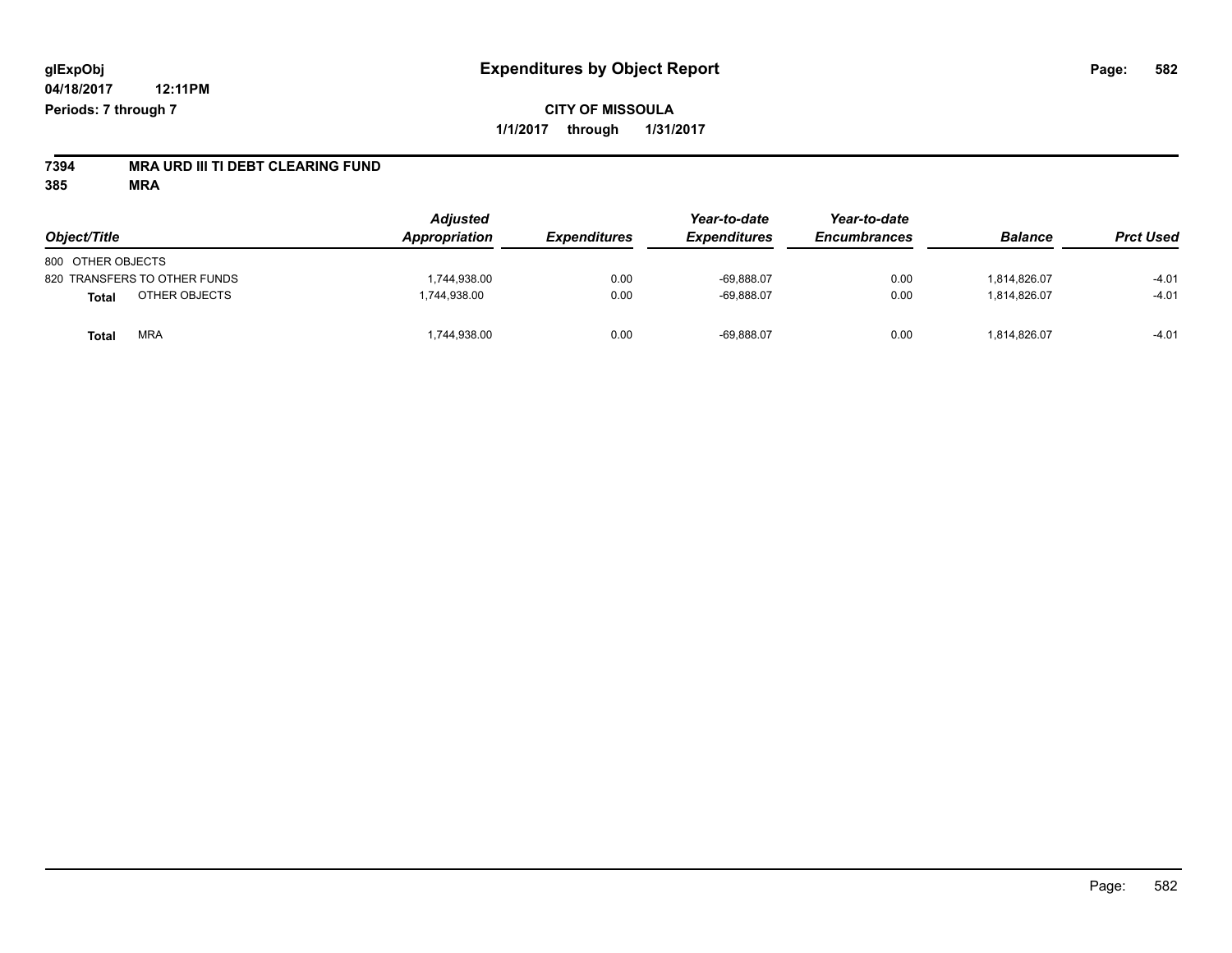**glExpObj**
**04/18/2017 12:11PM**
**Periods: 7 through 7**

# Expenditures by Object Report

**CITY OF MISSOULA**
**1/1/2017 through 1/31/2017**

**7394 MRA URD III TI DEBT CLEARING FUND**
**385 MRA**

| Object/Title | Adjusted Appropriation | Expenditures | Year-to-date Expenditures | Year-to-date Encumbrances | Balance | Prct Used |
|---|---|---|---|---|---|---|
| 800 OTHER OBJECTS | | | | | | |
| 820 TRANSFERS TO OTHER FUNDS | 1,744,938.00 | 0.00 | -69,888.07 | 0.00 | 1,814,826.07 | -4.01 |
| **Total** OTHER OBJECTS | 1,744,938.00 | 0.00 | -69,888.07 | 0.00 | 1,814,826.07 | -4.01 |
| **Total** MRA | 1,744,938.00 | 0.00 | -69,888.07 | 0.00 | 1,814,826.07 | -4.01 |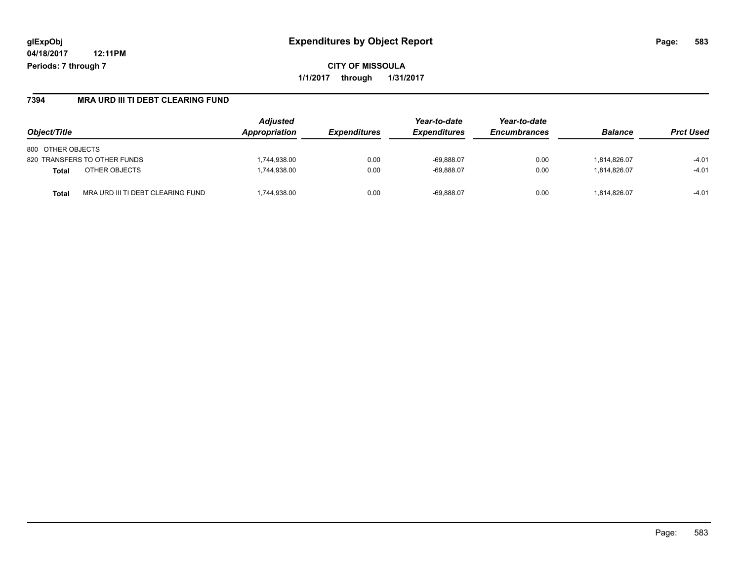**glExpObj**
**04/18/2017 12:11PM**
**Periods: 7 through 7**

# Expenditures by Object Report

**CITY OF MISSOULA**
**1/1/2017 through 1/31/2017**

## 7394 MRA URD III TI DEBT CLEARING FUND

| Object/Title | | Adjusted Appropriation | Expenditures | Year-to-date Expenditures | Year-to-date Encumbrances | Balance | Prct Used |
|---|---|---|---|---|---|---|---|
| 800 OTHER OBJECTS | | | | | | | |
| 820 TRANSFERS TO OTHER FUNDS | | 1,744,938.00 | 0.00 | -69,888.07 | 0.00 | 1,814,826.07 | -4.01 |
| **Total** | OTHER OBJECTS | 1,744,938.00 | 0.00 | -69,888.07 | 0.00 | 1,814,826.07 | -4.01 |
| **Total** | MRA URD III TI DEBT CLEARING FUND | 1,744,938.00 | 0.00 | -69,888.07 | 0.00 | 1,814,826.07 | -4.01 |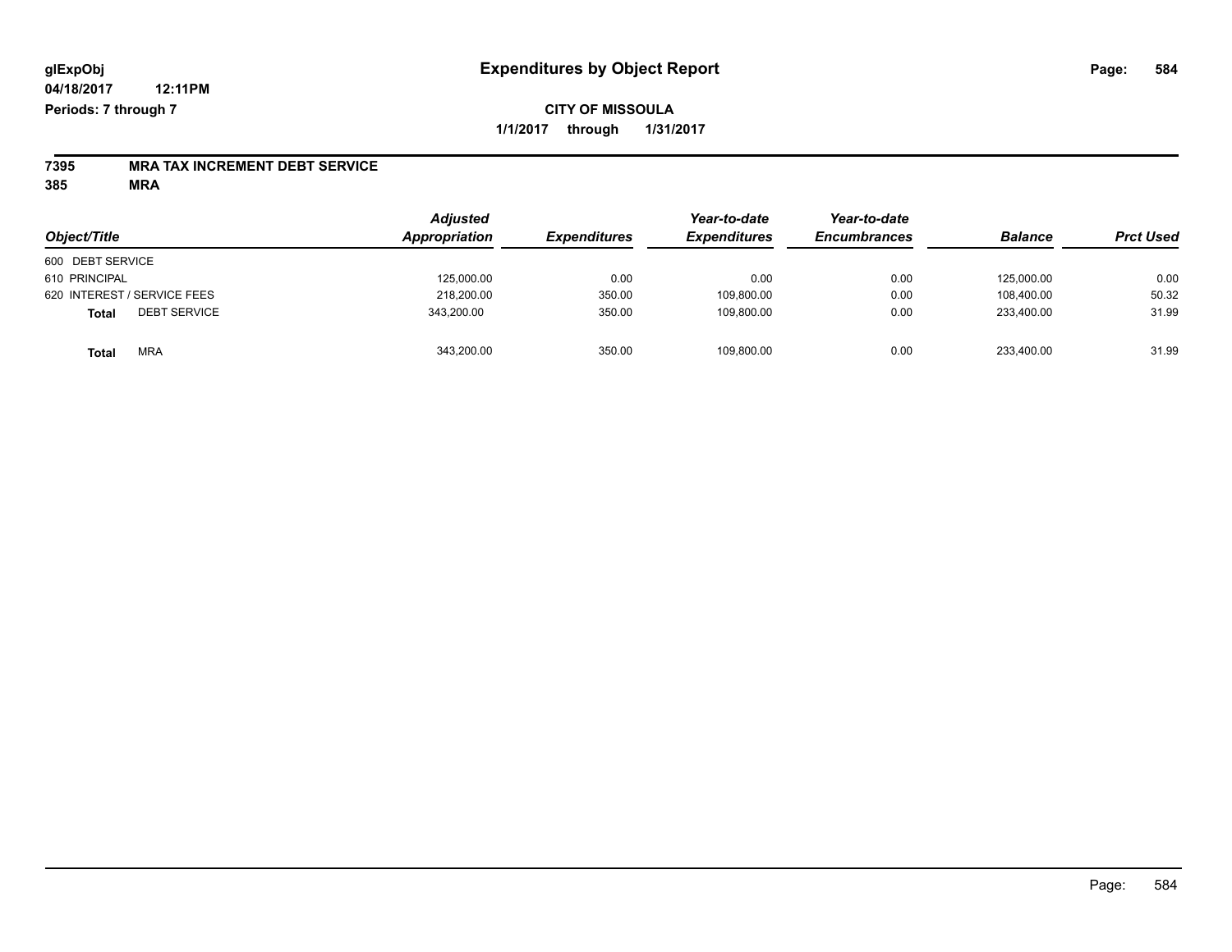glExpObj
04/18/2017 12:11PM
Periods: 7 through 7

# Expenditures by Object Report

**CITY OF MISSOULA**

**1/1/2017 through 1/31/2017**

**7395 MRA TAX INCREMENT DEBT SERVICE**

**385 MRA**

| Object/Title | Adjusted Appropriation | Expenditures | Year-to-date Expenditures | Year-to-date Encumbrances | Balance | Prct Used |
|---|---|---|---|---|---|---|
| 600 DEBT SERVICE | | | | | | |
| 610 PRINCIPAL | 125,000.00 | 0.00 | 0.00 | 0.00 | 125,000.00 | 0.00 |
| 620 INTEREST / SERVICE FEES | 218,200.00 | 350.00 | 109,800.00 | 0.00 | 108,400.00 | 50.32 |
| **Total** DEBT SERVICE | 343,200.00 | 350.00 | 109,800.00 | 0.00 | 233,400.00 | 31.99 |
| **Total** MRA | 343,200.00 | 350.00 | 109,800.00 | 0.00 | 233,400.00 | 31.99 |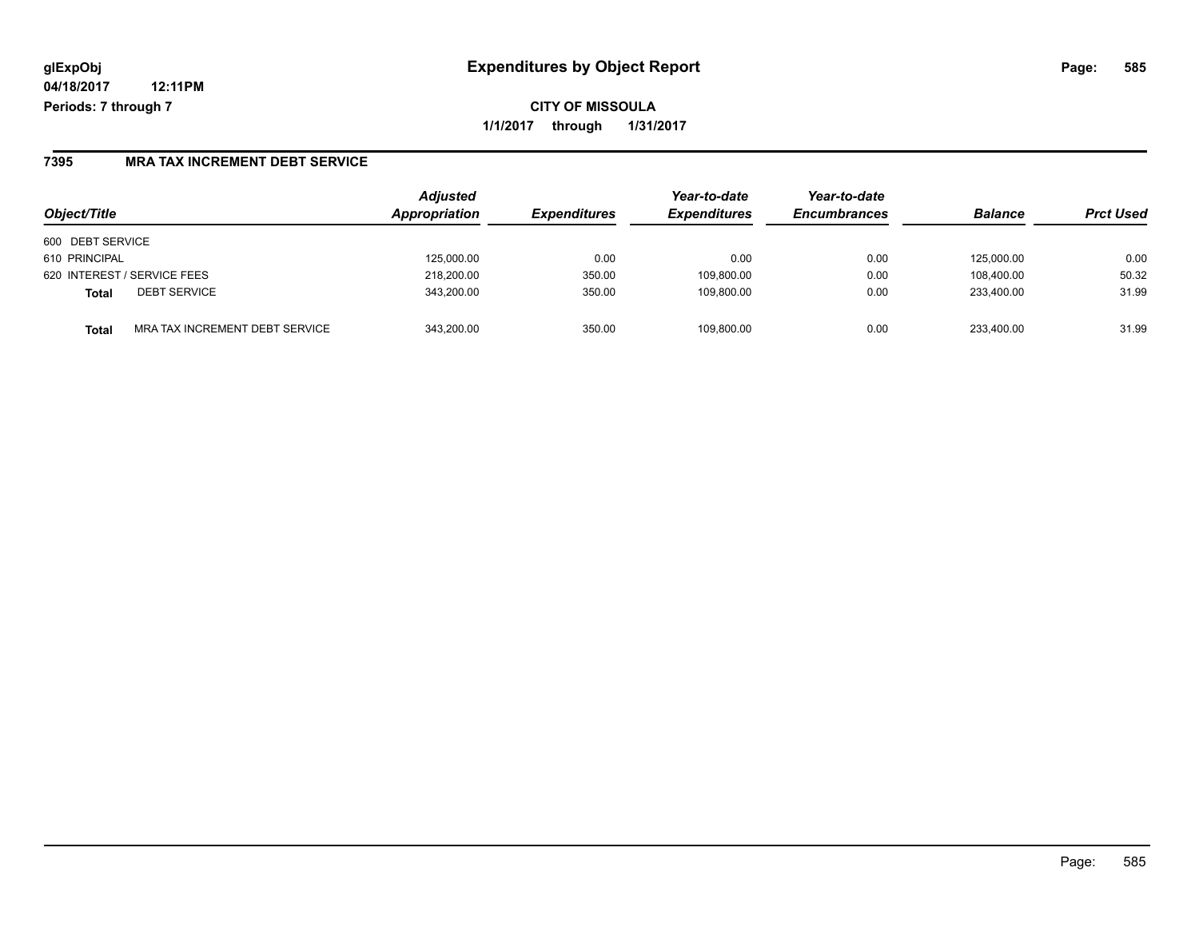# Expenditures by Object Report

glExpObj
04/18/2017 12:11PM
Periods: 7 through 7

**CITY OF MISSOULA**
**1/1/2017 through 1/31/2017**

## 7395 MRA TAX INCREMENT DEBT SERVICE

| Object/Title | | Adjusted Appropriation | Expenditures | Year-to-date Expenditures | Year-to-date Encumbrances | Balance | Prct Used |
|---|---|---|---|---|---|---|---|
| 600 DEBT SERVICE | | | | | | | |
| 610 PRINCIPAL | | 125,000.00 | 0.00 | 0.00 | 0.00 | 125,000.00 | 0.00 |
| 620 INTEREST / SERVICE FEES | | 218,200.00 | 350.00 | 109,800.00 | 0.00 | 108,400.00 | 50.32 |
| **Total** | DEBT SERVICE | 343,200.00 | 350.00 | 109,800.00 | 0.00 | 233,400.00 | 31.99 |
| **Total** | MRA TAX INCREMENT DEBT SERVICE | 343,200.00 | 350.00 | 109,800.00 | 0.00 | 233,400.00 | 31.99 |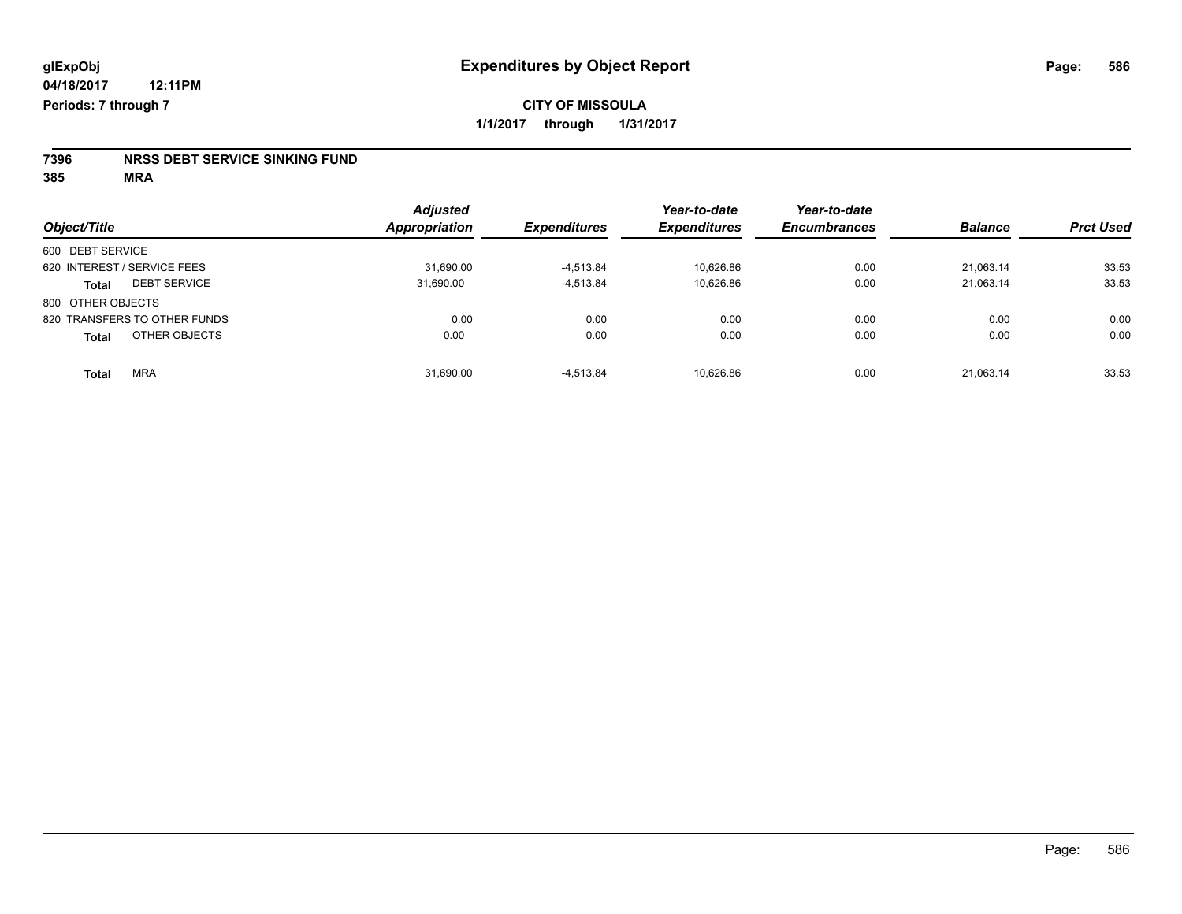**glExpObj**
**04/18/2017 12:11PM**
**Periods: 7 through 7**

# Expenditures by Object Report

**CITY OF MISSOULA**
**1/1/2017 through 1/31/2017**

**7396 NRSS DEBT SERVICE SINKING FUND**
**385 MRA**

| Object/Title | Adjusted Appropriation | Expenditures | Year-to-date Expenditures | Year-to-date Encumbrances | Balance | Prct Used |
|---|---|---|---|---|---|---|
| 600 DEBT SERVICE | | | | | | |
| 620 INTEREST / SERVICE FEES | 31,690.00 | -4,513.84 | 10,626.86 | 0.00 | 21,063.14 | 33.53 |
| **Total** DEBT SERVICE | 31,690.00 | -4,513.84 | 10,626.86 | 0.00 | 21,063.14 | 33.53 |
| 800 OTHER OBJECTS | | | | | | |
| 820 TRANSFERS TO OTHER FUNDS | 0.00 | 0.00 | 0.00 | 0.00 | 0.00 | 0.00 |
| **Total** OTHER OBJECTS | 0.00 | 0.00 | 0.00 | 0.00 | 0.00 | 0.00 |
| **Total** MRA | 31,690.00 | -4,513.84 | 10,626.86 | 0.00 | 21,063.14 | 33.53 |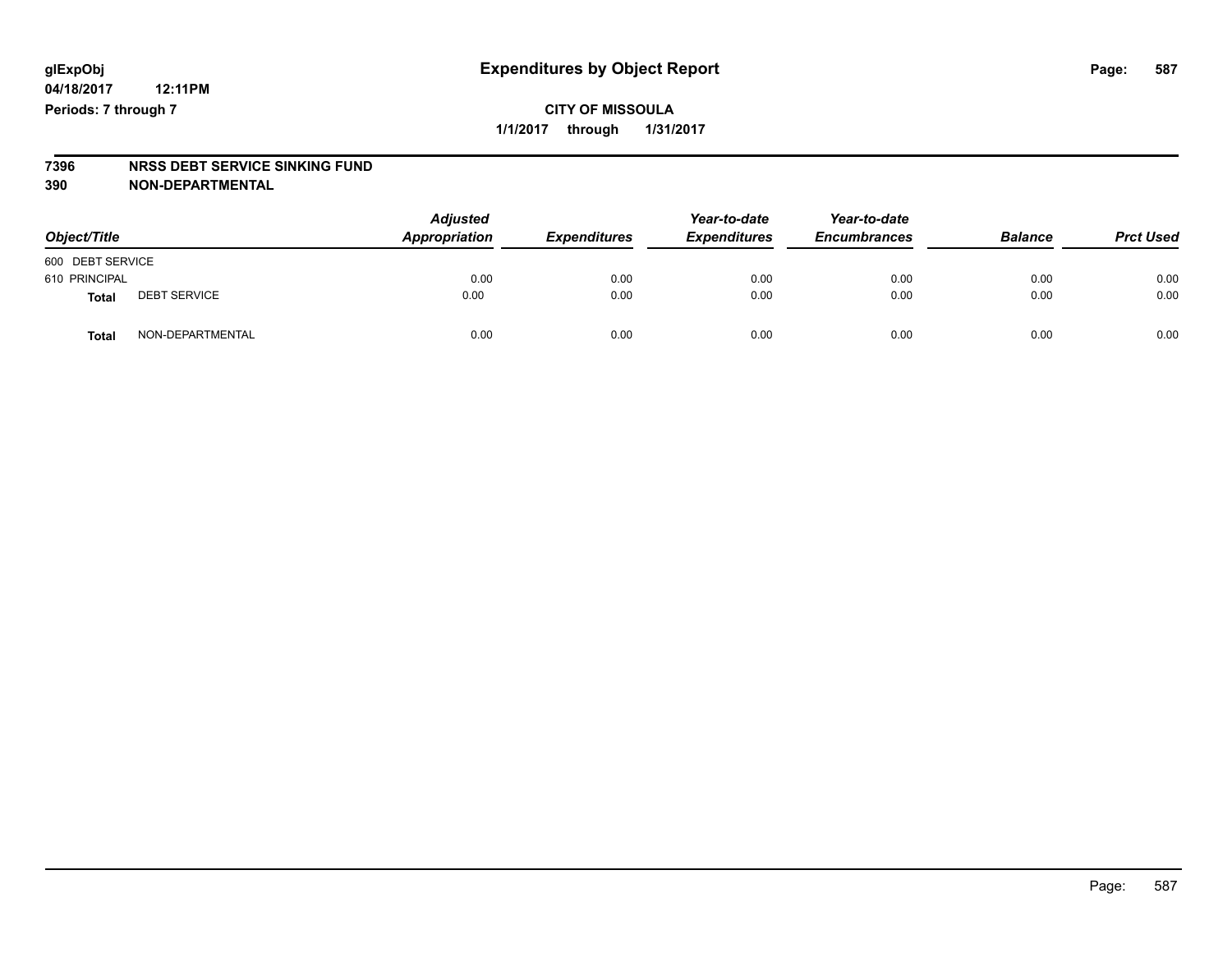# Expenditures by Object Report

glExpObj
04/18/2017 12:11PM
Periods: 7 through 7

**CITY OF MISSOULA**
**1/1/2017 through 1/31/2017**

**7396 NRSS DEBT SERVICE SINKING FUND**
**390 NON-DEPARTMENTAL**

| Object/Title | | *Adjusted Appropriation* | *Expenditures* | *Year-to-date Expenditures* | *Year-to-date Encumbrances* | *Balance* | *Prct Used* |
|---|---|---|---|---|---|---|---|
| 600 DEBT SERVICE | | | | | | | |
| 610 PRINCIPAL | | 0.00 | 0.00 | 0.00 | 0.00 | 0.00 | 0.00 |
| **Total** | DEBT SERVICE | 0.00 | 0.00 | 0.00 | 0.00 | 0.00 | 0.00 |
| **Total** | NON-DEPARTMENTAL | 0.00 | 0.00 | 0.00 | 0.00 | 0.00 | 0.00 |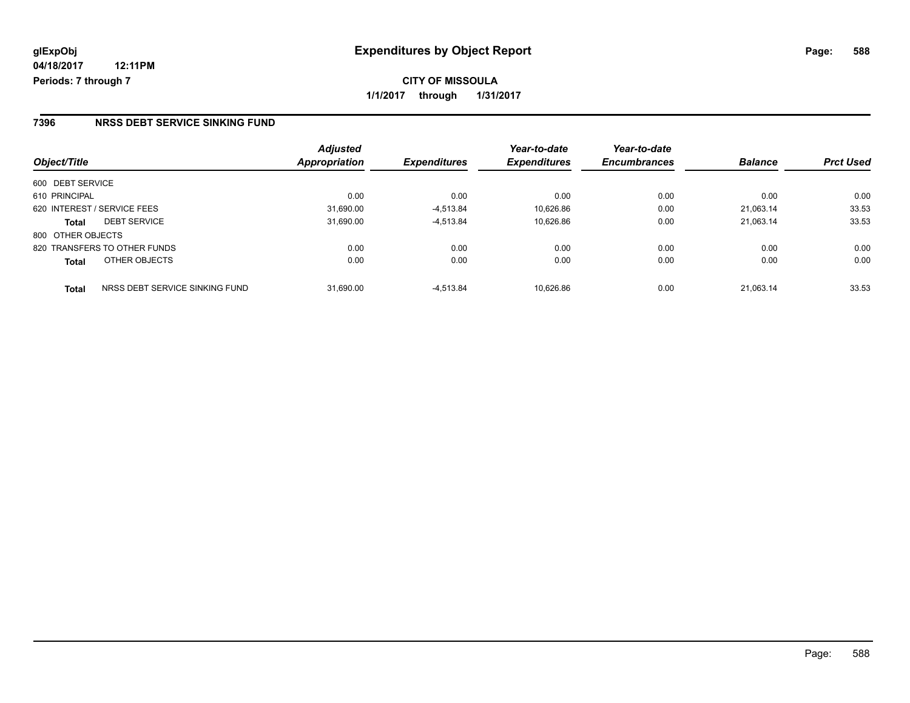glExpObj
04/18/2017 12:11PM
Periods: 7 through 7

# Expenditures by Object Report

**CITY OF MISSOULA**

**1/1/2017 through 1/31/2017**

## 7396 NRSS DEBT SERVICE SINKING FUND

| Object/Title | | Adjusted Appropriation | Expenditures | Year-to-date Expenditures | Year-to-date Encumbrances | Balance | Prct Used |
|---|---|---|---|---|---|---|---|
| 600 DEBT SERVICE | | | | | | | |
| 610 PRINCIPAL | | 0.00 | 0.00 | 0.00 | 0.00 | 0.00 | 0.00 |
| 620 INTEREST / SERVICE FEES | | 31,690.00 | -4,513.84 | 10,626.86 | 0.00 | 21,063.14 | 33.53 |
| **Total** | DEBT SERVICE | 31,690.00 | -4,513.84 | 10,626.86 | 0.00 | 21,063.14 | 33.53 |
| 800 OTHER OBJECTS | | | | | | | |
| 820 TRANSFERS TO OTHER FUNDS | | 0.00 | 0.00 | 0.00 | 0.00 | 0.00 | 0.00 |
| **Total** | OTHER OBJECTS | 0.00 | 0.00 | 0.00 | 0.00 | 0.00 | 0.00 |
| **Total** | NRSS DEBT SERVICE SINKING FUND | 31,690.00 | -4,513.84 | 10,626.86 | 0.00 | 21,063.14 | 33.53 |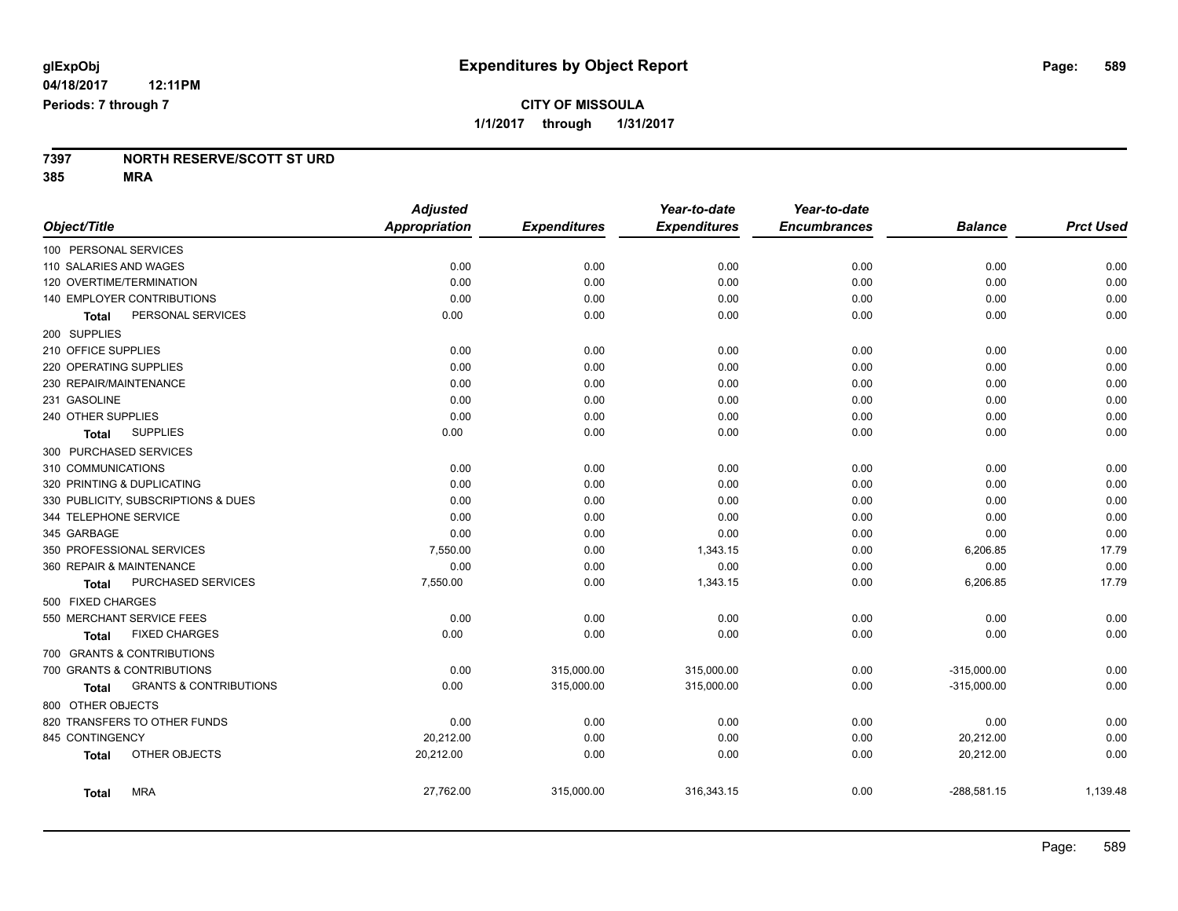**glExpObj**
**04/18/2017 12:11PM**
**Periods: 7 through 7**

# Expenditures by Object Report

**CITY OF MISSOULA**
**1/1/2017 through 1/31/2017**

**7397 NORTH RESERVE/SCOTT ST URD**
**385 MRA**

| Object/Title | Adjusted Appropriation | Expenditures | Year-to-date Expenditures | Year-to-date Encumbrances | Balance | Prct Used |
|---|---|---|---|---|---|---|
| 100 PERSONAL SERVICES | | | | | | |
| 110 SALARIES AND WAGES | 0.00 | 0.00 | 0.00 | 0.00 | 0.00 | 0.00 |
| 120 OVERTIME/TERMINATION | 0.00 | 0.00 | 0.00 | 0.00 | 0.00 | 0.00 |
| 140 EMPLOYER CONTRIBUTIONS | 0.00 | 0.00 | 0.00 | 0.00 | 0.00 | 0.00 |
| **Total** PERSONAL SERVICES | 0.00 | 0.00 | 0.00 | 0.00 | 0.00 | 0.00 |
| 200 SUPPLIES | | | | | | |
| 210 OFFICE SUPPLIES | 0.00 | 0.00 | 0.00 | 0.00 | 0.00 | 0.00 |
| 220 OPERATING SUPPLIES | 0.00 | 0.00 | 0.00 | 0.00 | 0.00 | 0.00 |
| 230 REPAIR/MAINTENANCE | 0.00 | 0.00 | 0.00 | 0.00 | 0.00 | 0.00 |
| 231 GASOLINE | 0.00 | 0.00 | 0.00 | 0.00 | 0.00 | 0.00 |
| 240 OTHER SUPPLIES | 0.00 | 0.00 | 0.00 | 0.00 | 0.00 | 0.00 |
| **Total** SUPPLIES | 0.00 | 0.00 | 0.00 | 0.00 | 0.00 | 0.00 |
| 300 PURCHASED SERVICES | | | | | | |
| 310 COMMUNICATIONS | 0.00 | 0.00 | 0.00 | 0.00 | 0.00 | 0.00 |
| 320 PRINTING & DUPLICATING | 0.00 | 0.00 | 0.00 | 0.00 | 0.00 | 0.00 |
| 330 PUBLICITY, SUBSCRIPTIONS & DUES | 0.00 | 0.00 | 0.00 | 0.00 | 0.00 | 0.00 |
| 344 TELEPHONE SERVICE | 0.00 | 0.00 | 0.00 | 0.00 | 0.00 | 0.00 |
| 345 GARBAGE | 0.00 | 0.00 | 0.00 | 0.00 | 0.00 | 0.00 |
| 350 PROFESSIONAL SERVICES | 7,550.00 | 0.00 | 1,343.15 | 0.00 | 6,206.85 | 17.79 |
| 360 REPAIR & MAINTENANCE | 0.00 | 0.00 | 0.00 | 0.00 | 0.00 | 0.00 |
| **Total** PURCHASED SERVICES | 7,550.00 | 0.00 | 1,343.15 | 0.00 | 6,206.85 | 17.79 |
| 500 FIXED CHARGES | | | | | | |
| 550 MERCHANT SERVICE FEES | 0.00 | 0.00 | 0.00 | 0.00 | 0.00 | 0.00 |
| **Total** FIXED CHARGES | 0.00 | 0.00 | 0.00 | 0.00 | 0.00 | 0.00 |
| 700 GRANTS & CONTRIBUTIONS | | | | | | |
| 700 GRANTS & CONTRIBUTIONS | 0.00 | 315,000.00 | 315,000.00 | 0.00 | -315,000.00 | 0.00 |
| **Total** GRANTS & CONTRIBUTIONS | 0.00 | 315,000.00 | 315,000.00 | 0.00 | -315,000.00 | 0.00 |
| 800 OTHER OBJECTS | | | | | | |
| 820 TRANSFERS TO OTHER FUNDS | 0.00 | 0.00 | 0.00 | 0.00 | 0.00 | 0.00 |
| 845 CONTINGENCY | 20,212.00 | 0.00 | 0.00 | 0.00 | 20,212.00 | 0.00 |
| **Total** OTHER OBJECTS | 20,212.00 | 0.00 | 0.00 | 0.00 | 20,212.00 | 0.00 |
| **Total** MRA | 27,762.00 | 315,000.00 | 316,343.15 | 0.00 | -288,581.15 | 1,139.48 |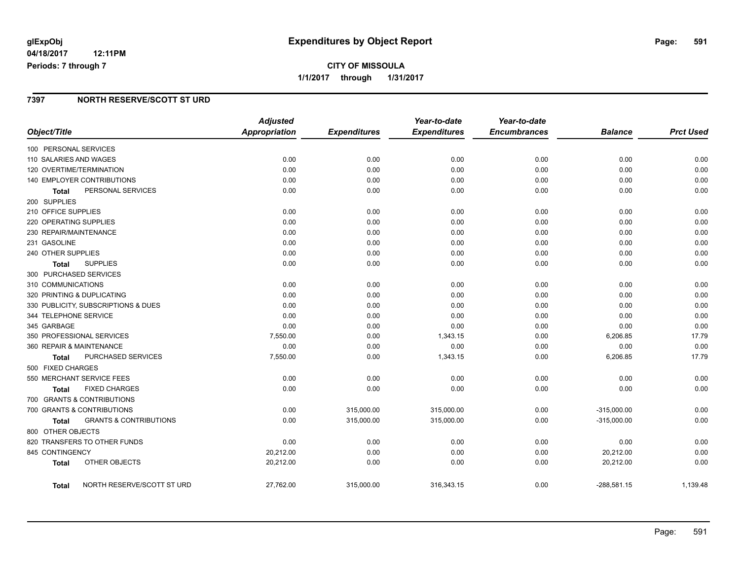# Expenditures by Object Report

glExpObj
04/18/2017 12:11PM
Periods: 7 through 7

**CITY OF MISSOULA**
1/1/2017 through 1/31/2017

## 7397 NORTH RESERVE/SCOTT ST URD

| Object/Title | Adjusted Appropriation | Expenditures | Year-to-date Expenditures | Year-to-date Encumbrances | Balance | Prct Used |
|---|---|---|---|---|---|---|
| 100 PERSONAL SERVICES | | | | | | |
| 110 SALARIES AND WAGES | 0.00 | 0.00 | 0.00 | 0.00 | 0.00 | 0.00 |
| 120 OVERTIME/TERMINATION | 0.00 | 0.00 | 0.00 | 0.00 | 0.00 | 0.00 |
| 140 EMPLOYER CONTRIBUTIONS | 0.00 | 0.00 | 0.00 | 0.00 | 0.00 | 0.00 |
| **Total** PERSONAL SERVICES | 0.00 | 0.00 | 0.00 | 0.00 | 0.00 | 0.00 |
| 200 SUPPLIES | | | | | | |
| 210 OFFICE SUPPLIES | 0.00 | 0.00 | 0.00 | 0.00 | 0.00 | 0.00 |
| 220 OPERATING SUPPLIES | 0.00 | 0.00 | 0.00 | 0.00 | 0.00 | 0.00 |
| 230 REPAIR/MAINTENANCE | 0.00 | 0.00 | 0.00 | 0.00 | 0.00 | 0.00 |
| 231 GASOLINE | 0.00 | 0.00 | 0.00 | 0.00 | 0.00 | 0.00 |
| 240 OTHER SUPPLIES | 0.00 | 0.00 | 0.00 | 0.00 | 0.00 | 0.00 |
| **Total** SUPPLIES | 0.00 | 0.00 | 0.00 | 0.00 | 0.00 | 0.00 |
| 300 PURCHASED SERVICES | | | | | | |
| 310 COMMUNICATIONS | 0.00 | 0.00 | 0.00 | 0.00 | 0.00 | 0.00 |
| 320 PRINTING & DUPLICATING | 0.00 | 0.00 | 0.00 | 0.00 | 0.00 | 0.00 |
| 330 PUBLICITY, SUBSCRIPTIONS & DUES | 0.00 | 0.00 | 0.00 | 0.00 | 0.00 | 0.00 |
| 344 TELEPHONE SERVICE | 0.00 | 0.00 | 0.00 | 0.00 | 0.00 | 0.00 |
| 345 GARBAGE | 0.00 | 0.00 | 0.00 | 0.00 | 0.00 | 0.00 |
| 350 PROFESSIONAL SERVICES | 7,550.00 | 0.00 | 1,343.15 | 0.00 | 6,206.85 | 17.79 |
| 360 REPAIR & MAINTENANCE | 0.00 | 0.00 | 0.00 | 0.00 | 0.00 | 0.00 |
| **Total** PURCHASED SERVICES | 7,550.00 | 0.00 | 1,343.15 | 0.00 | 6,206.85 | 17.79 |
| 500 FIXED CHARGES | | | | | | |
| 550 MERCHANT SERVICE FEES | 0.00 | 0.00 | 0.00 | 0.00 | 0.00 | 0.00 |
| **Total** FIXED CHARGES | 0.00 | 0.00 | 0.00 | 0.00 | 0.00 | 0.00 |
| 700 GRANTS & CONTRIBUTIONS | | | | | | |
| 700 GRANTS & CONTRIBUTIONS | 0.00 | 315,000.00 | 315,000.00 | 0.00 | -315,000.00 | 0.00 |
| **Total** GRANTS & CONTRIBUTIONS | 0.00 | 315,000.00 | 315,000.00 | 0.00 | -315,000.00 | 0.00 |
| 800 OTHER OBJECTS | | | | | | |
| 820 TRANSFERS TO OTHER FUNDS | 0.00 | 0.00 | 0.00 | 0.00 | 0.00 | 0.00 |
| 845 CONTINGENCY | 20,212.00 | 0.00 | 0.00 | 0.00 | 20,212.00 | 0.00 |
| **Total** OTHER OBJECTS | 20,212.00 | 0.00 | 0.00 | 0.00 | 20,212.00 | 0.00 |
| **Total** NORTH RESERVE/SCOTT ST URD | 27,762.00 | 315,000.00 | 316,343.15 | 0.00 | -288,581.15 | 1,139.48 |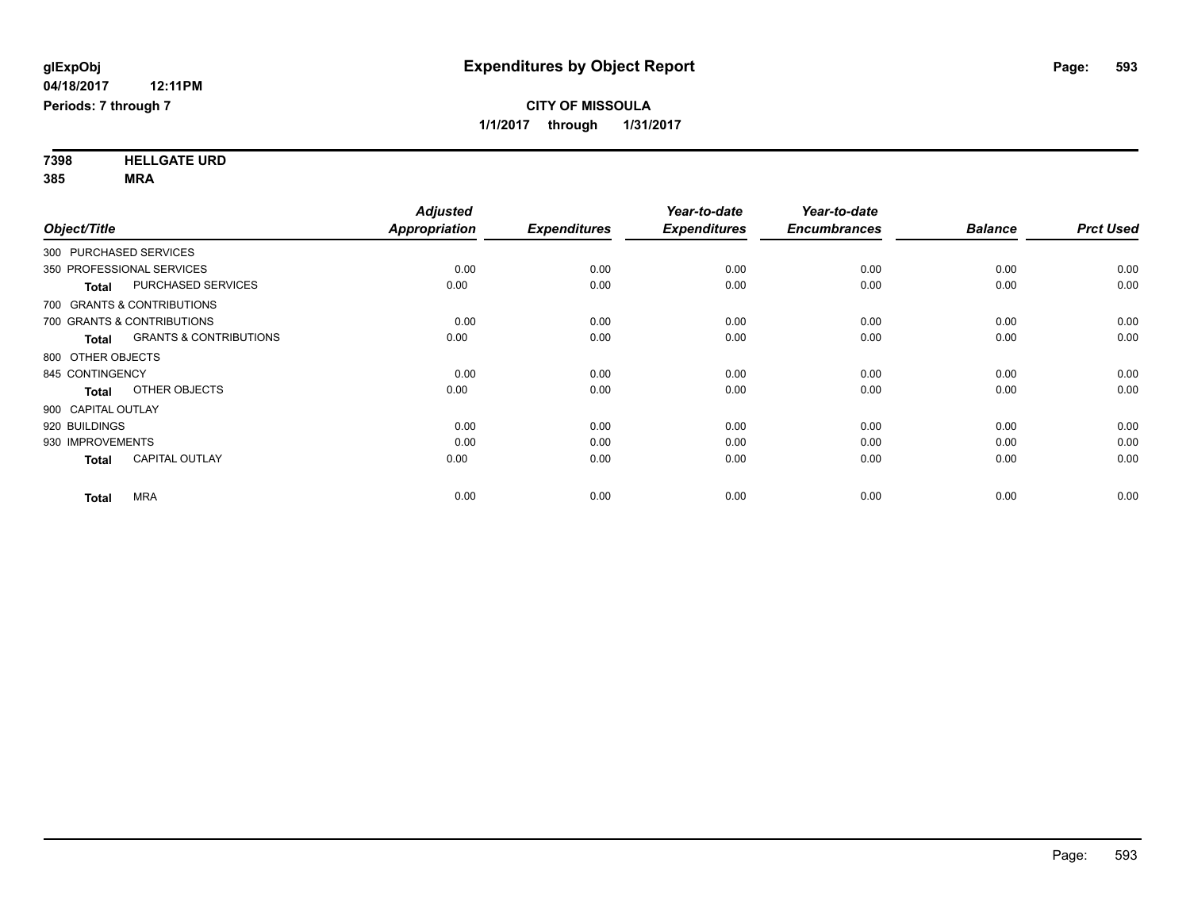**glExpObj**
**04/18/2017 12:11PM**
**Periods: 7 through 7**

# Expenditures by Object Report

**CITY OF MISSOULA**
**1/1/2017 through 1/31/2017**

**7398 HELLGATE URD**
**385 MRA**

| Object/Title | Adjusted Appropriation | Expenditures | Year-to-date Expenditures | Year-to-date Encumbrances | Balance | Prct Used |
|---|---|---|---|---|---|---|
| 300 PURCHASED SERVICES | | | | | | |
| 350 PROFESSIONAL SERVICES | 0.00 | 0.00 | 0.00 | 0.00 | 0.00 | 0.00 |
| **Total** PURCHASED SERVICES | 0.00 | 0.00 | 0.00 | 0.00 | 0.00 | 0.00 |
| 700 GRANTS & CONTRIBUTIONS | | | | | | |
| 700 GRANTS & CONTRIBUTIONS | 0.00 | 0.00 | 0.00 | 0.00 | 0.00 | 0.00 |
| **Total** GRANTS & CONTRIBUTIONS | 0.00 | 0.00 | 0.00 | 0.00 | 0.00 | 0.00 |
| 800 OTHER OBJECTS | | | | | | |
| 845 CONTINGENCY | 0.00 | 0.00 | 0.00 | 0.00 | 0.00 | 0.00 |
| **Total** OTHER OBJECTS | 0.00 | 0.00 | 0.00 | 0.00 | 0.00 | 0.00 |
| 900 CAPITAL OUTLAY | | | | | | |
| 920 BUILDINGS | 0.00 | 0.00 | 0.00 | 0.00 | 0.00 | 0.00 |
| 930 IMPROVEMENTS | 0.00 | 0.00 | 0.00 | 0.00 | 0.00 | 0.00 |
| **Total** CAPITAL OUTLAY | 0.00 | 0.00 | 0.00 | 0.00 | 0.00 | 0.00 |
| **Total** MRA | 0.00 | 0.00 | 0.00 | 0.00 | 0.00 | 0.00 |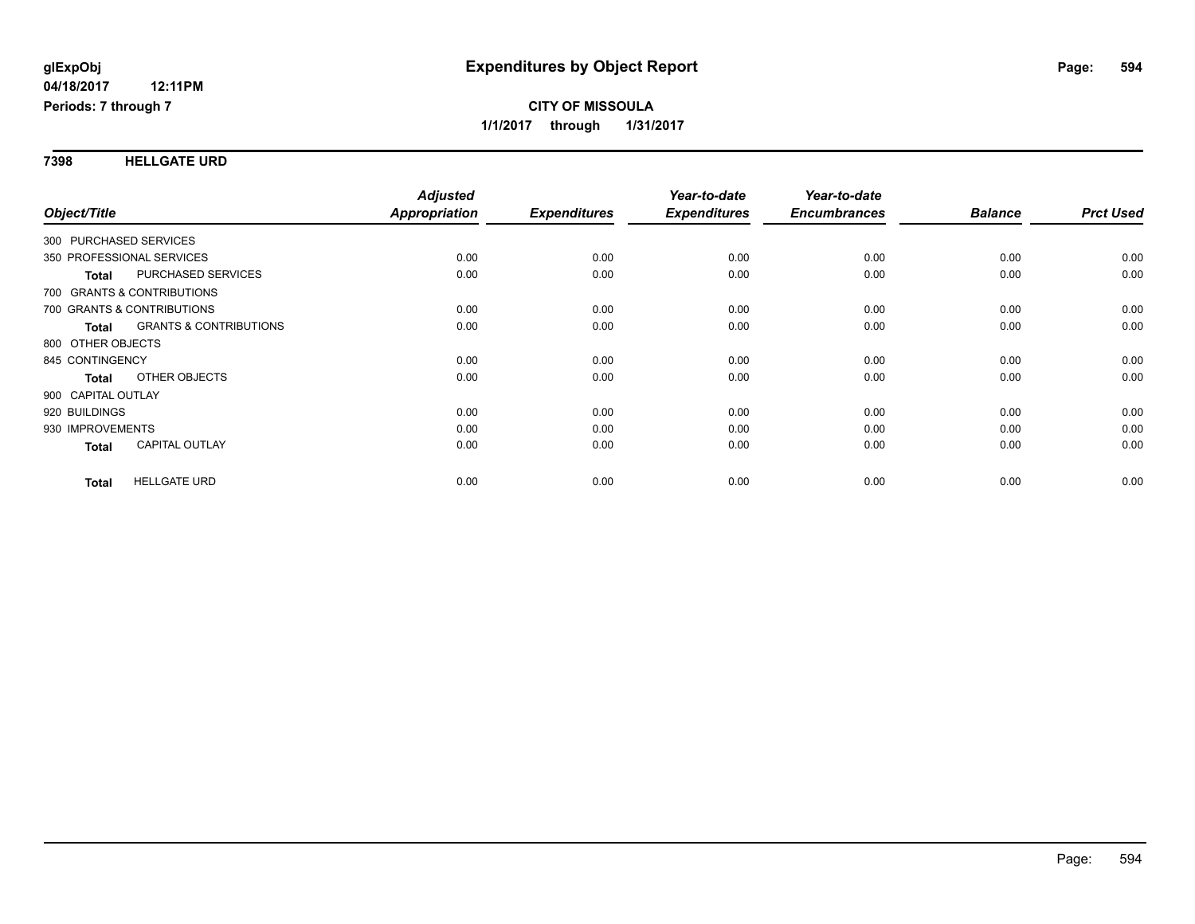**glExpObj**
**04/18/2017 12:11PM**
**Periods: 7 through 7**

# Expenditures by Object Report

**CITY OF MISSOULA**
**1/1/2017 through 1/31/2017**

## 7398 HELLGATE URD

| Object/Title | Adjusted Appropriation | Expenditures | Year-to-date Expenditures | Year-to-date Encumbrances | Balance | Prct Used |
|---|---|---|---|---|---|---|
| 300 PURCHASED SERVICES | | | | | | |
| 350 PROFESSIONAL SERVICES | 0.00 | 0.00 | 0.00 | 0.00 | 0.00 | 0.00 |
| **Total** PURCHASED SERVICES | 0.00 | 0.00 | 0.00 | 0.00 | 0.00 | 0.00 |
| 700 GRANTS & CONTRIBUTIONS | | | | | | |
| 700 GRANTS & CONTRIBUTIONS | 0.00 | 0.00 | 0.00 | 0.00 | 0.00 | 0.00 |
| **Total** GRANTS & CONTRIBUTIONS | 0.00 | 0.00 | 0.00 | 0.00 | 0.00 | 0.00 |
| 800 OTHER OBJECTS | | | | | | |
| 845 CONTINGENCY | 0.00 | 0.00 | 0.00 | 0.00 | 0.00 | 0.00 |
| **Total** OTHER OBJECTS | 0.00 | 0.00 | 0.00 | 0.00 | 0.00 | 0.00 |
| 900 CAPITAL OUTLAY | | | | | | |
| 920 BUILDINGS | 0.00 | 0.00 | 0.00 | 0.00 | 0.00 | 0.00 |
| 930 IMPROVEMENTS | 0.00 | 0.00 | 0.00 | 0.00 | 0.00 | 0.00 |
| **Total** CAPITAL OUTLAY | 0.00 | 0.00 | 0.00 | 0.00 | 0.00 | 0.00 |
| **Total** HELLGATE URD | 0.00 | 0.00 | 0.00 | 0.00 | 0.00 | 0.00 |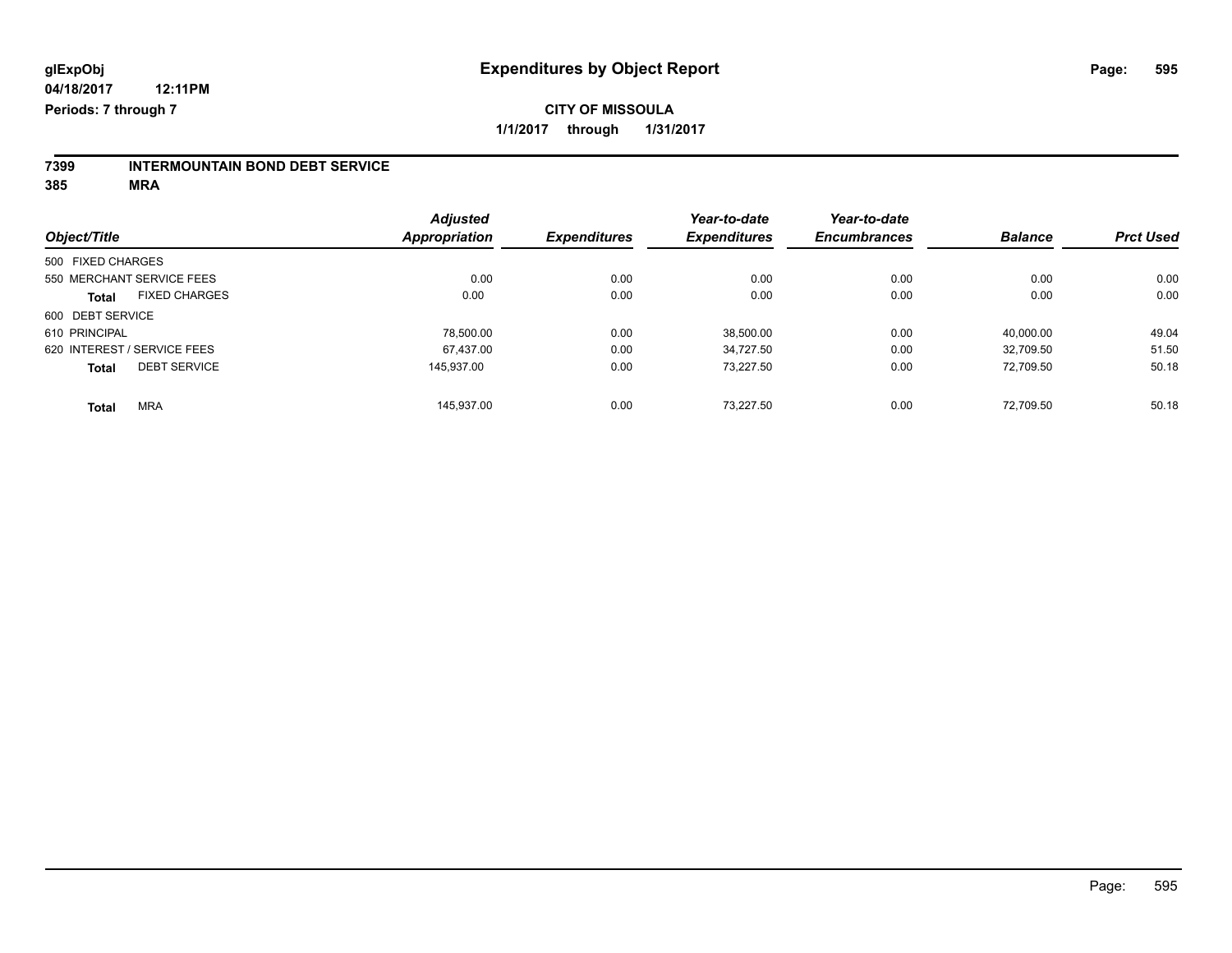glExpObj
04/18/2017 12:11PM
Periods: 7 through 7

# Expenditures by Object Report

**CITY OF MISSOULA**

**1/1/2017 through 1/31/2017**

**7399 INTERMOUNTAIN BOND DEBT SERVICE**
**385 MRA**

| Object/Title | | Adjusted Appropriation | Expenditures | Year-to-date Expenditures | Year-to-date Encumbrances | Balance | Prct Used |
|---|---|---|---|---|---|---|---|
| 500 FIXED CHARGES | | | | | | | |
| 550 MERCHANT SERVICE FEES | | 0.00 | 0.00 | 0.00 | 0.00 | 0.00 | 0.00 |
| **Total** | FIXED CHARGES | 0.00 | 0.00 | 0.00 | 0.00 | 0.00 | 0.00 |
| 600 DEBT SERVICE | | | | | | | |
| 610 PRINCIPAL | | 78,500.00 | 0.00 | 38,500.00 | 0.00 | 40,000.00 | 49.04 |
| 620 INTEREST / SERVICE FEES | | 67,437.00 | 0.00 | 34,727.50 | 0.00 | 32,709.50 | 51.50 |
| **Total** | DEBT SERVICE | 145,937.00 | 0.00 | 73,227.50 | 0.00 | 72,709.50 | 50.18 |
| **Total** | MRA | 145,937.00 | 0.00 | 73,227.50 | 0.00 | 72,709.50 | 50.18 |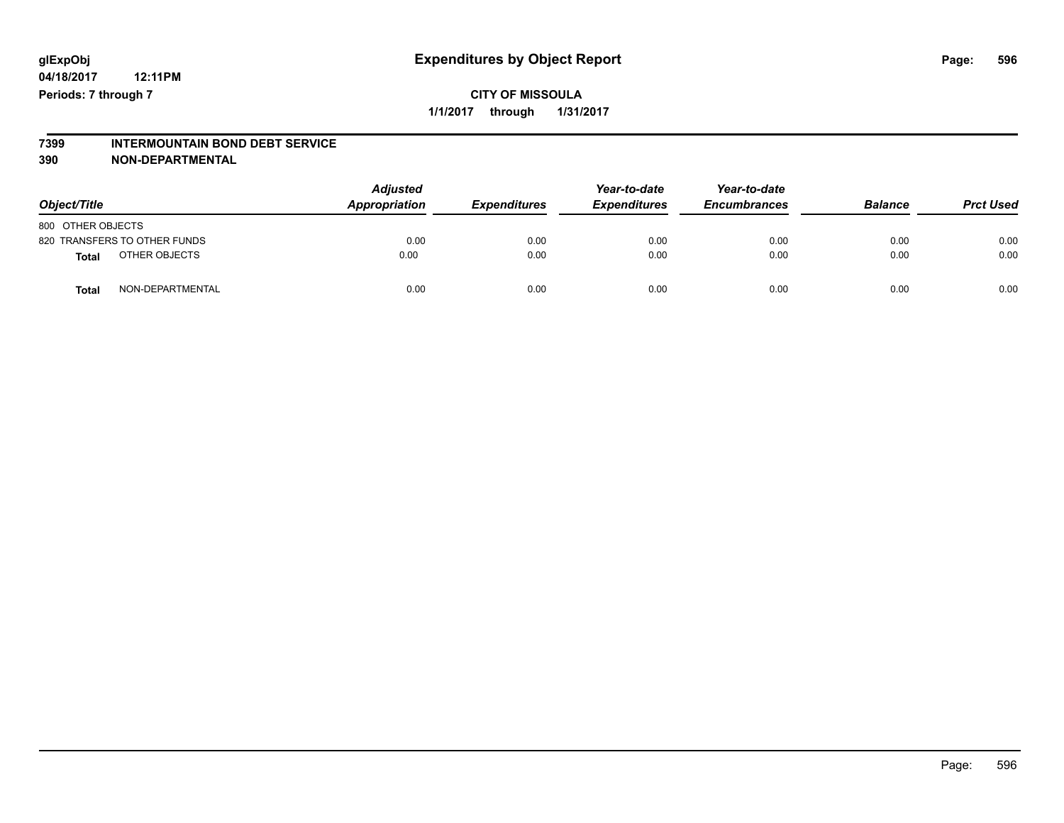glExpObj
04/18/2017 12:11PM
Periods: 7 through 7

# Expenditures by Object Report

**CITY OF MISSOULA**
**1/1/2017 through 1/31/2017**

**7399 INTERMOUNTAIN BOND DEBT SERVICE**
**390 NON-DEPARTMENTAL**

| Object/Title | Adjusted Appropriation | Expenditures | Year-to-date Expenditures | Year-to-date Encumbrances | Balance | Prct Used |
|---|---|---|---|---|---|---|
| 800 OTHER OBJECTS | | | | | | |
| 820 TRANSFERS TO OTHER FUNDS | 0.00 | 0.00 | 0.00 | 0.00 | 0.00 | 0.00 |
| **Total** OTHER OBJECTS | 0.00 | 0.00 | 0.00 | 0.00 | 0.00 | 0.00 |
| **Total** NON-DEPARTMENTAL | 0.00 | 0.00 | 0.00 | 0.00 | 0.00 | 0.00 |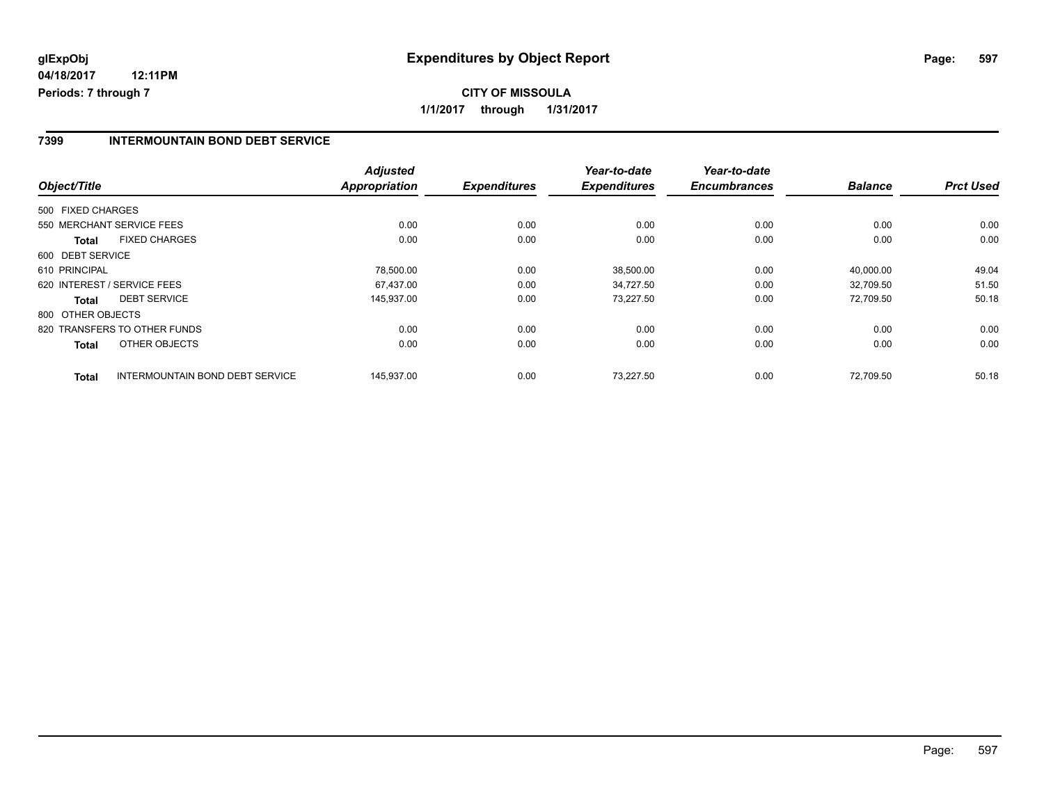# Expenditures by Object Report

glExpObj
04/18/2017 12:11PM
Periods: 7 through 7

**CITY OF MISSOULA**

**1/1/2017 through 1/31/2017**

## 7399 INTERMOUNTAIN BOND DEBT SERVICE

| Object/Title | | Adjusted Appropriation | Expenditures | Year-to-date Expenditures | Year-to-date Encumbrances | Balance | Prct Used |
|---|---|---|---|---|---|---|---|
| 500 FIXED CHARGES | | | | | | | |
| 550 MERCHANT SERVICE FEES | | 0.00 | 0.00 | 0.00 | 0.00 | 0.00 | 0.00 |
| **Total** | FIXED CHARGES | 0.00 | 0.00 | 0.00 | 0.00 | 0.00 | 0.00 |
| 600 DEBT SERVICE | | | | | | | |
| 610 PRINCIPAL | | 78,500.00 | 0.00 | 38,500.00 | 0.00 | 40,000.00 | 49.04 |
| 620 INTEREST / SERVICE FEES | | 67,437.00 | 0.00 | 34,727.50 | 0.00 | 32,709.50 | 51.50 |
| **Total** | DEBT SERVICE | 145,937.00 | 0.00 | 73,227.50 | 0.00 | 72,709.50 | 50.18 |
| 800 OTHER OBJECTS | | | | | | | |
| 820 TRANSFERS TO OTHER FUNDS | | 0.00 | 0.00 | 0.00 | 0.00 | 0.00 | 0.00 |
| **Total** | OTHER OBJECTS | 0.00 | 0.00 | 0.00 | 0.00 | 0.00 | 0.00 |
| **Total** | INTERMOUNTAIN BOND DEBT SERVICE | 145,937.00 | 0.00 | 73,227.50 | 0.00 | 72,709.50 | 50.18 |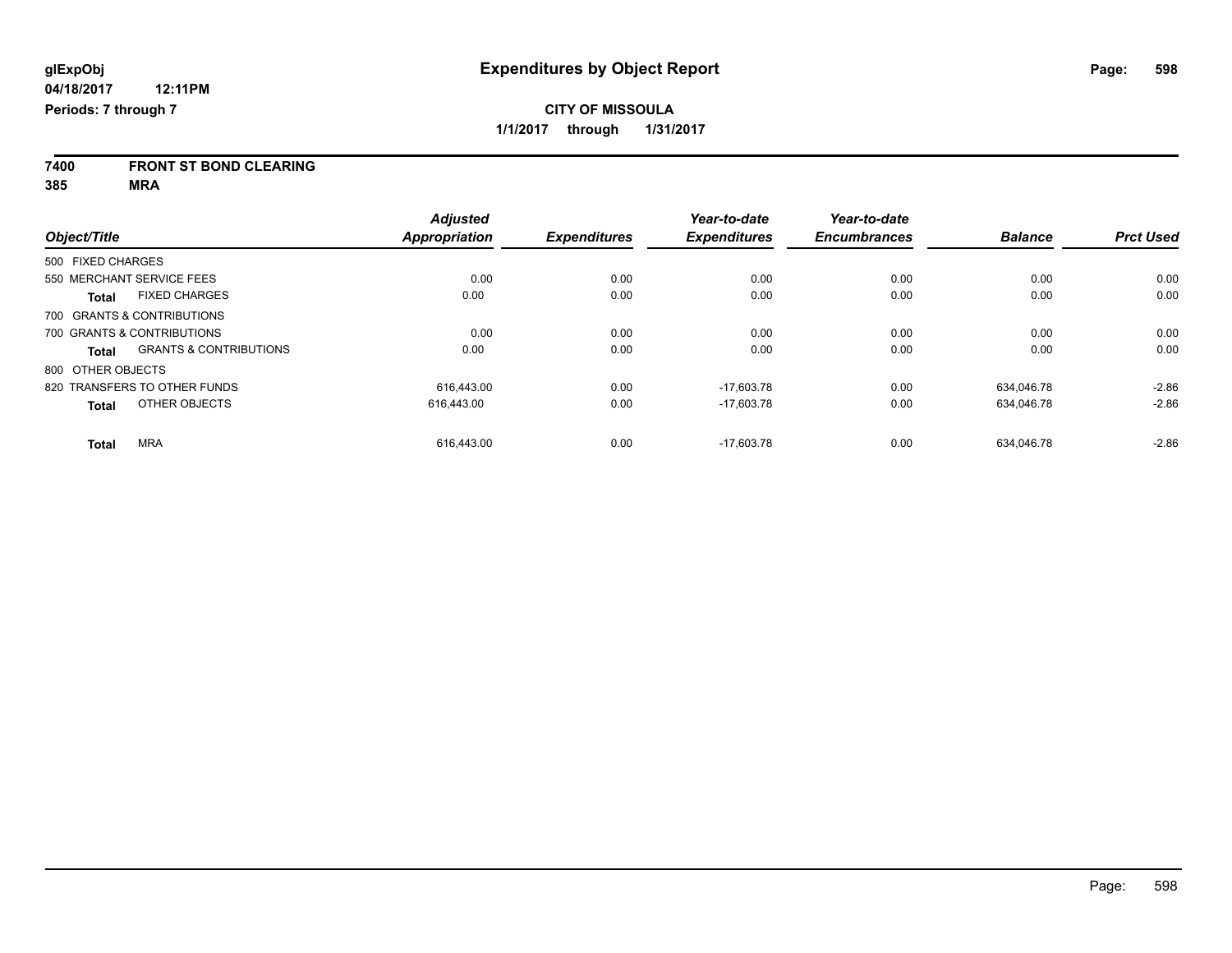glExpObj
04/18/2017 12:11PM
Periods: 7 through 7

# Expenditures by Object Report

**CITY OF MISSOULA**
**1/1/2017 through 1/31/2017**

**7400 FRONT ST BOND CLEARING**
**385 MRA**

| Object/Title | | Adjusted Appropriation | Expenditures | Year-to-date Expenditures | Year-to-date Encumbrances | Balance | Prct Used |
|---|---|---|---|---|---|---|---|
| 500 FIXED CHARGES | | | | | | | |
| 550 MERCHANT SERVICE FEES | | 0.00 | 0.00 | 0.00 | 0.00 | 0.00 | 0.00 |
| **Total** | FIXED CHARGES | 0.00 | 0.00 | 0.00 | 0.00 | 0.00 | 0.00 |
| 700 GRANTS & CONTRIBUTIONS | | | | | | | |
| 700 GRANTS & CONTRIBUTIONS | | 0.00 | 0.00 | 0.00 | 0.00 | 0.00 | 0.00 |
| **Total** | GRANTS & CONTRIBUTIONS | 0.00 | 0.00 | 0.00 | 0.00 | 0.00 | 0.00 |
| 800 OTHER OBJECTS | | | | | | | |
| 820 TRANSFERS TO OTHER FUNDS | | 616,443.00 | 0.00 | -17,603.78 | 0.00 | 634,046.78 | -2.86 |
| **Total** | OTHER OBJECTS | 616,443.00 | 0.00 | -17,603.78 | 0.00 | 634,046.78 | -2.86 |
| **Total** | MRA | 616,443.00 | 0.00 | -17,603.78 | 0.00 | 634,046.78 | -2.86 |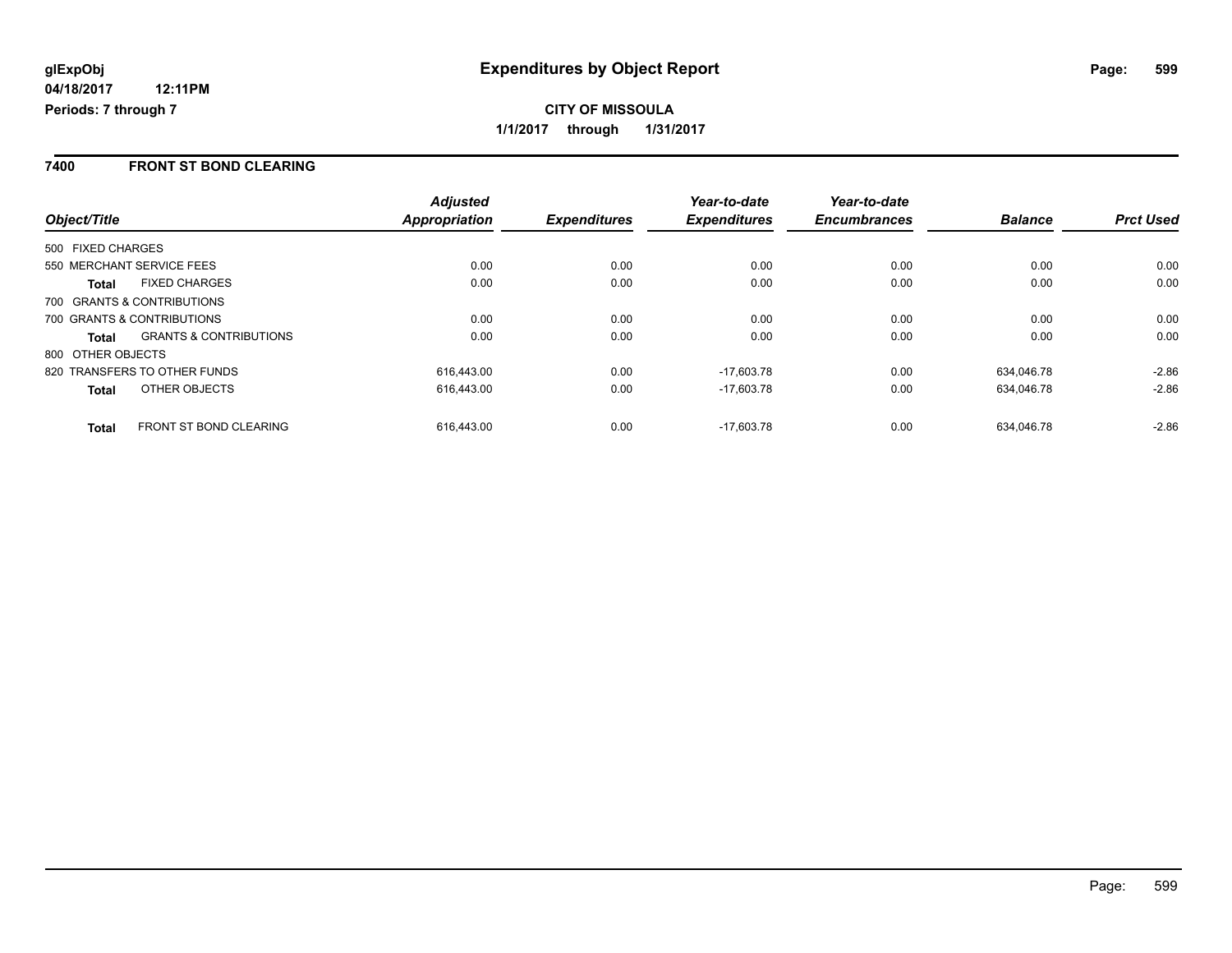**glExpObj** 
**04/18/2017 12:11PM** 
**Periods: 7 through 7**

# Expenditures by Object Report

**CITY OF MISSOULA** 
**1/1/2017 through 1/31/2017**

## 7400 FRONT ST BOND CLEARING

| Object/Title | | Adjusted Appropriation | Expenditures | Year-to-date Expenditures | Year-to-date Encumbrances | Balance | Prct Used |
|---|---|---|---|---|---|---|---|
| 500 FIXED CHARGES | | | | | | | |
| 550 MERCHANT SERVICE FEES | | 0.00 | 0.00 | 0.00 | 0.00 | 0.00 | 0.00 |
| **Total** | FIXED CHARGES | 0.00 | 0.00 | 0.00 | 0.00 | 0.00 | 0.00 |
| 700 GRANTS & CONTRIBUTIONS | | | | | | | |
| 700 GRANTS & CONTRIBUTIONS | | 0.00 | 0.00 | 0.00 | 0.00 | 0.00 | 0.00 |
| **Total** | GRANTS & CONTRIBUTIONS | 0.00 | 0.00 | 0.00 | 0.00 | 0.00 | 0.00 |
| 800 OTHER OBJECTS | | | | | | | |
| 820 TRANSFERS TO OTHER FUNDS | | 616,443.00 | 0.00 | -17,603.78 | 0.00 | 634,046.78 | -2.86 |
| **Total** | OTHER OBJECTS | 616,443.00 | 0.00 | -17,603.78 | 0.00 | 634,046.78 | -2.86 |
| **Total** | FRONT ST BOND CLEARING | 616,443.00 | 0.00 | -17,603.78 | 0.00 | 634,046.78 | -2.86 |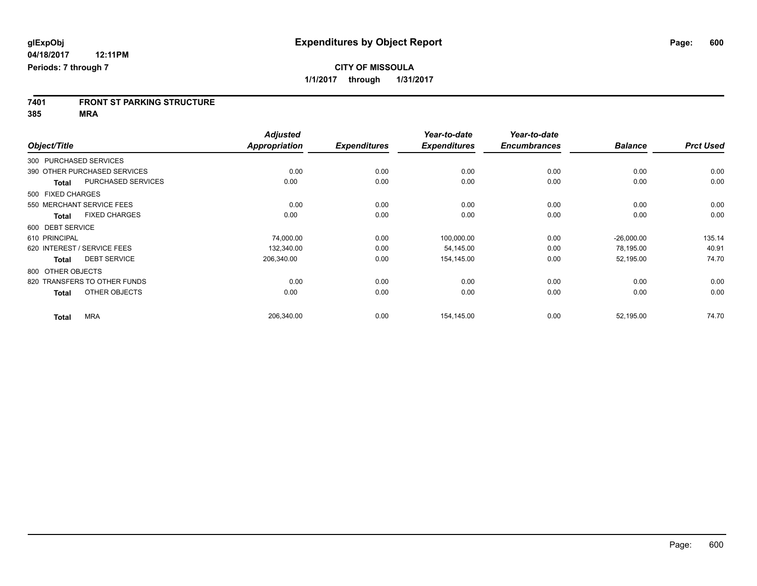**glExpObj**
**04/18/2017 12:11PM**
**Periods: 7 through 7**

# Expenditures by Object Report

**CITY OF MISSOULA**
**1/1/2017 through 1/31/2017**

**7401 FRONT ST PARKING STRUCTURE**
**385 MRA**

| Object/Title | Adjusted Appropriation | Expenditures | Year-to-date Expenditures | Year-to-date Encumbrances | Balance | Prct Used |
|---|---|---|---|---|---|---|
| 300 PURCHASED SERVICES | | | | | | |
| 390 OTHER PURCHASED SERVICES | 0.00 | 0.00 | 0.00 | 0.00 | 0.00 | 0.00 |
| **Total** PURCHASED SERVICES | 0.00 | 0.00 | 0.00 | 0.00 | 0.00 | 0.00 |
| 500 FIXED CHARGES | | | | | | |
| 550 MERCHANT SERVICE FEES | 0.00 | 0.00 | 0.00 | 0.00 | 0.00 | 0.00 |
| **Total** FIXED CHARGES | 0.00 | 0.00 | 0.00 | 0.00 | 0.00 | 0.00 |
| 600 DEBT SERVICE | | | | | | |
| 610 PRINCIPAL | 74,000.00 | 0.00 | 100,000.00 | 0.00 | -26,000.00 | 135.14 |
| 620 INTEREST / SERVICE FEES | 132,340.00 | 0.00 | 54,145.00 | 0.00 | 78,195.00 | 40.91 |
| **Total** DEBT SERVICE | 206,340.00 | 0.00 | 154,145.00 | 0.00 | 52,195.00 | 74.70 |
| 800 OTHER OBJECTS | | | | | | |
| 820 TRANSFERS TO OTHER FUNDS | 0.00 | 0.00 | 0.00 | 0.00 | 0.00 | 0.00 |
| **Total** OTHER OBJECTS | 0.00 | 0.00 | 0.00 | 0.00 | 0.00 | 0.00 |
| **Total** MRA | 206,340.00 | 0.00 | 154,145.00 | 0.00 | 52,195.00 | 74.70 |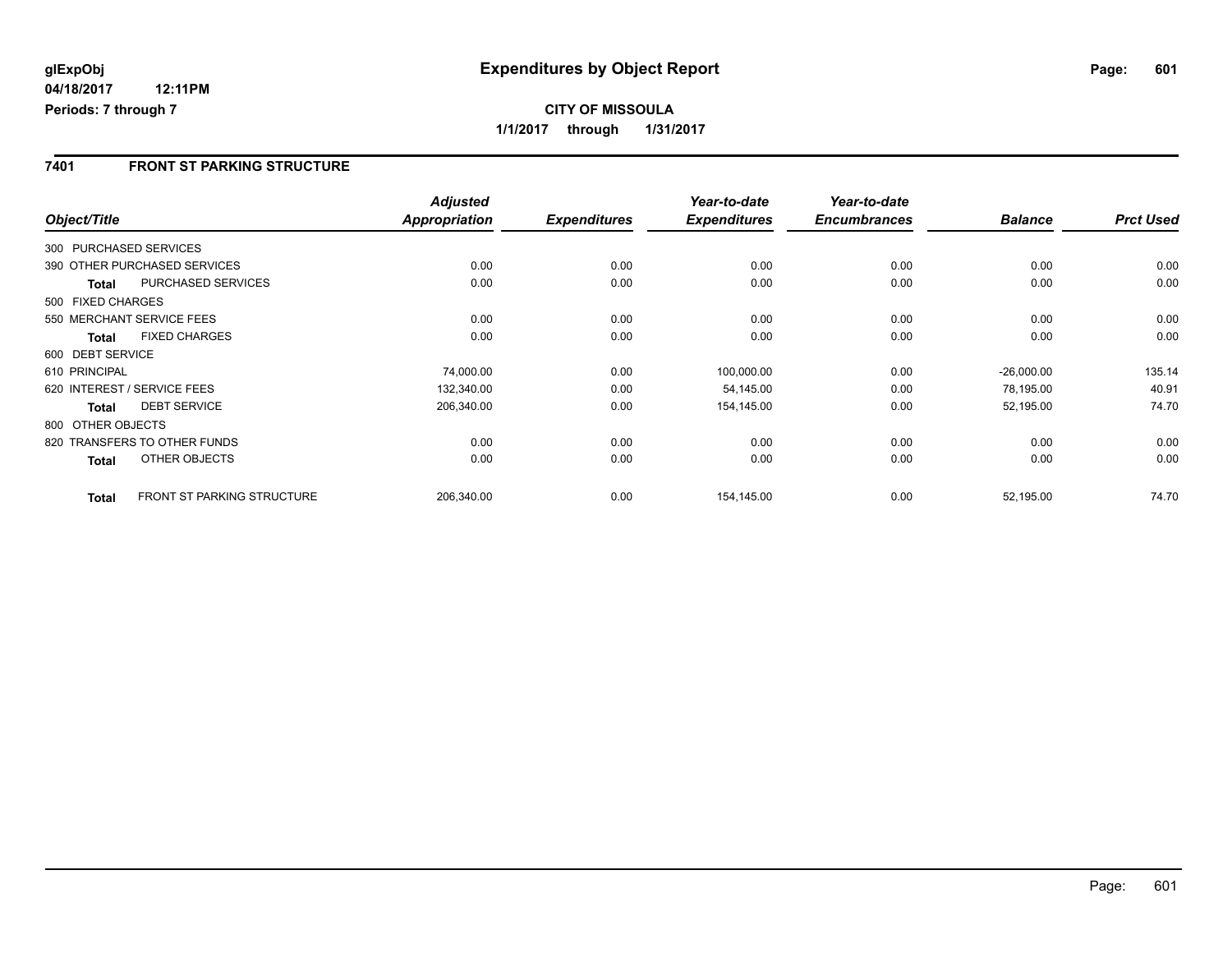**glExpObj**
**04/18/2017 12:11PM**
**Periods: 7 through 7**

# Expenditures by Object Report

**CITY OF MISSOULA**
**1/1/2017 through 1/31/2017**

## 7401 FRONT ST PARKING STRUCTURE

| Object/Title | | Adjusted Appropriation | Expenditures | Year-to-date Expenditures | Year-to-date Encumbrances | Balance | Prct Used |
|---|---|---|---|---|---|---|---|
| 300 PURCHASED SERVICES | | | | | | | |
| 390 OTHER PURCHASED SERVICES | | 0.00 | 0.00 | 0.00 | 0.00 | 0.00 | 0.00 |
| **Total** | PURCHASED SERVICES | 0.00 | 0.00 | 0.00 | 0.00 | 0.00 | 0.00 |
| 500 FIXED CHARGES | | | | | | | |
| 550 MERCHANT SERVICE FEES | | 0.00 | 0.00 | 0.00 | 0.00 | 0.00 | 0.00 |
| **Total** | FIXED CHARGES | 0.00 | 0.00 | 0.00 | 0.00 | 0.00 | 0.00 |
| 600 DEBT SERVICE | | | | | | | |
| 610 PRINCIPAL | | 74,000.00 | 0.00 | 100,000.00 | 0.00 | -26,000.00 | 135.14 |
| 620 INTEREST / SERVICE FEES | | 132,340.00 | 0.00 | 54,145.00 | 0.00 | 78,195.00 | 40.91 |
| **Total** | DEBT SERVICE | 206,340.00 | 0.00 | 154,145.00 | 0.00 | 52,195.00 | 74.70 |
| 800 OTHER OBJECTS | | | | | | | |
| 820 TRANSFERS TO OTHER FUNDS | | 0.00 | 0.00 | 0.00 | 0.00 | 0.00 | 0.00 |
| **Total** | OTHER OBJECTS | 0.00 | 0.00 | 0.00 | 0.00 | 0.00 | 0.00 |
| **Total** | FRONT ST PARKING STRUCTURE | 206,340.00 | 0.00 | 154,145.00 | 0.00 | 52,195.00 | 74.70 |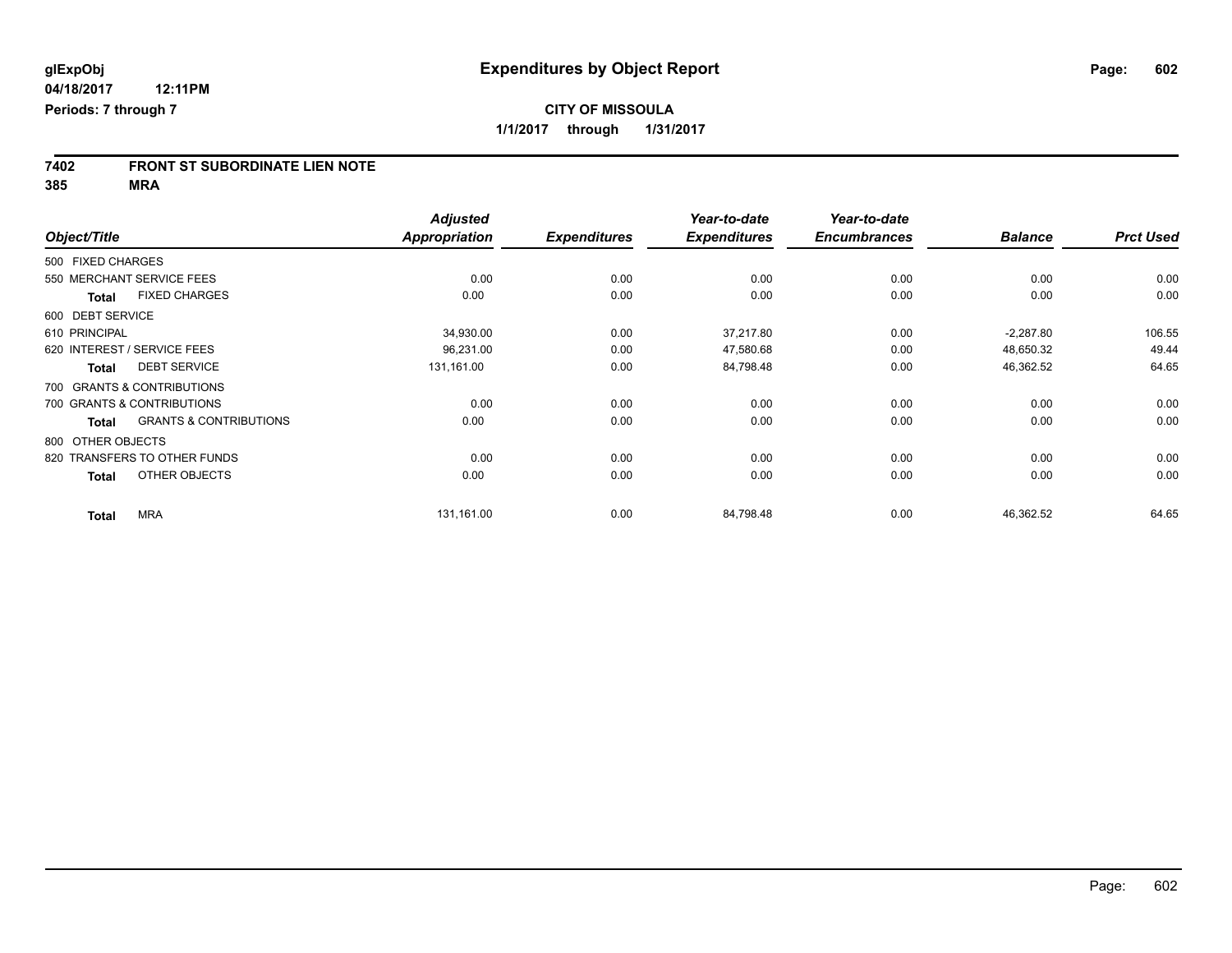**glExpObj** 
**04/18/2017 12:11PM** 
**Periods: 7 through 7**

# Expenditures by Object Report

**CITY OF MISSOULA** 
**1/1/2017 through 1/31/2017**

## 7402 FRONT ST SUBORDINATE LIEN NOTE
## 385 MRA

| Object/Title | Adjusted Appropriation | Expenditures | Year-to-date Expenditures | Year-to-date Encumbrances | Balance | Prct Used |
|---|---|---|---|---|---|---|
| 500 FIXED CHARGES | | | | | | |
| 550 MERCHANT SERVICE FEES | 0.00 | 0.00 | 0.00 | 0.00 | 0.00 | 0.00 |
| **Total** FIXED CHARGES | 0.00 | 0.00 | 0.00 | 0.00 | 0.00 | 0.00 |
| 600 DEBT SERVICE | | | | | | |
| 610 PRINCIPAL | 34,930.00 | 0.00 | 37,217.80 | 0.00 | -2,287.80 | 106.55 |
| 620 INTEREST / SERVICE FEES | 96,231.00 | 0.00 | 47,580.68 | 0.00 | 48,650.32 | 49.44 |
| **Total** DEBT SERVICE | 131,161.00 | 0.00 | 84,798.48 | 0.00 | 46,362.52 | 64.65 |
| 700 GRANTS & CONTRIBUTIONS | | | | | | |
| 700 GRANTS & CONTRIBUTIONS | 0.00 | 0.00 | 0.00 | 0.00 | 0.00 | 0.00 |
| **Total** GRANTS & CONTRIBUTIONS | 0.00 | 0.00 | 0.00 | 0.00 | 0.00 | 0.00 |
| 800 OTHER OBJECTS | | | | | | |
| 820 TRANSFERS TO OTHER FUNDS | 0.00 | 0.00 | 0.00 | 0.00 | 0.00 | 0.00 |
| **Total** OTHER OBJECTS | 0.00 | 0.00 | 0.00 | 0.00 | 0.00 | 0.00 |
| **Total** MRA | 131,161.00 | 0.00 | 84,798.48 | 0.00 | 46,362.52 | 64.65 |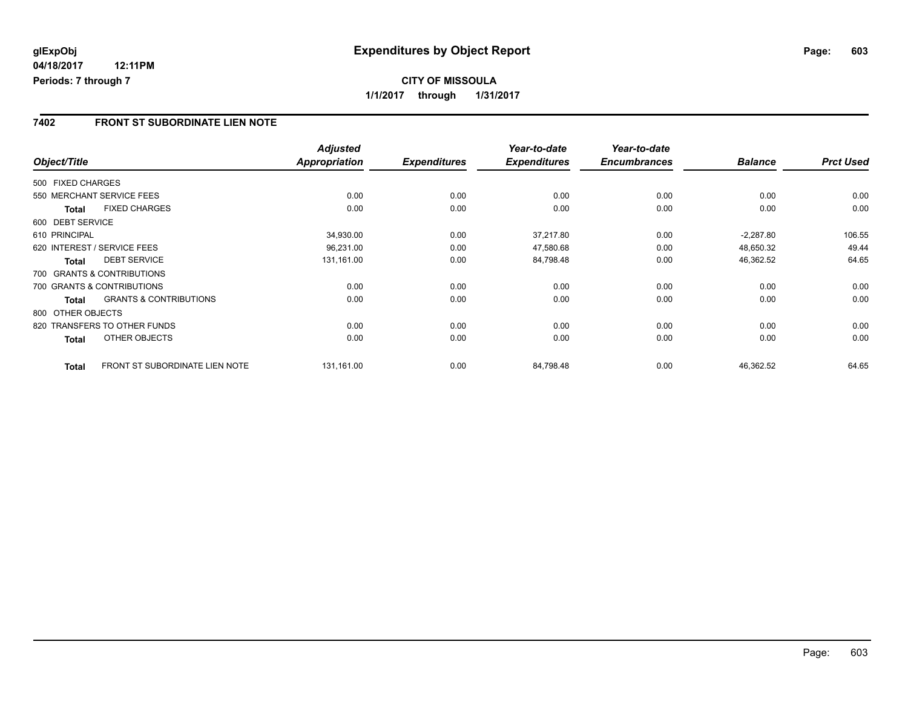**glExpObj**
**04/18/2017 12:11PM**
**Periods: 7 through 7**

# Expenditures by Object Report

**CITY OF MISSOULA**
**1/1/2017 through 1/31/2017**

## 7402 FRONT ST SUBORDINATE LIEN NOTE

| Object/Title | Adjusted Appropriation | Expenditures | Year-to-date Expenditures | Year-to-date Encumbrances | Balance | Prct Used |
|---|---|---|---|---|---|---|
| 500 FIXED CHARGES | | | | | | |
| 550 MERCHANT SERVICE FEES | 0.00 | 0.00 | 0.00 | 0.00 | 0.00 | 0.00 |
| **Total** FIXED CHARGES | 0.00 | 0.00 | 0.00 | 0.00 | 0.00 | 0.00 |
| 600 DEBT SERVICE | | | | | | |
| 610 PRINCIPAL | 34,930.00 | 0.00 | 37,217.80 | 0.00 | -2,287.80 | 106.55 |
| 620 INTEREST / SERVICE FEES | 96,231.00 | 0.00 | 47,580.68 | 0.00 | 48,650.32 | 49.44 |
| **Total** DEBT SERVICE | 131,161.00 | 0.00 | 84,798.48 | 0.00 | 46,362.52 | 64.65 |
| 700 GRANTS & CONTRIBUTIONS | | | | | | |
| 700 GRANTS & CONTRIBUTIONS | 0.00 | 0.00 | 0.00 | 0.00 | 0.00 | 0.00 |
| **Total** GRANTS & CONTRIBUTIONS | 0.00 | 0.00 | 0.00 | 0.00 | 0.00 | 0.00 |
| 800 OTHER OBJECTS | | | | | | |
| 820 TRANSFERS TO OTHER FUNDS | 0.00 | 0.00 | 0.00 | 0.00 | 0.00 | 0.00 |
| **Total** OTHER OBJECTS | 0.00 | 0.00 | 0.00 | 0.00 | 0.00 | 0.00 |
| **Total** FRONT ST SUBORDINATE LIEN NOTE | 131,161.00 | 0.00 | 84,798.48 | 0.00 | 46,362.52 | 64.65 |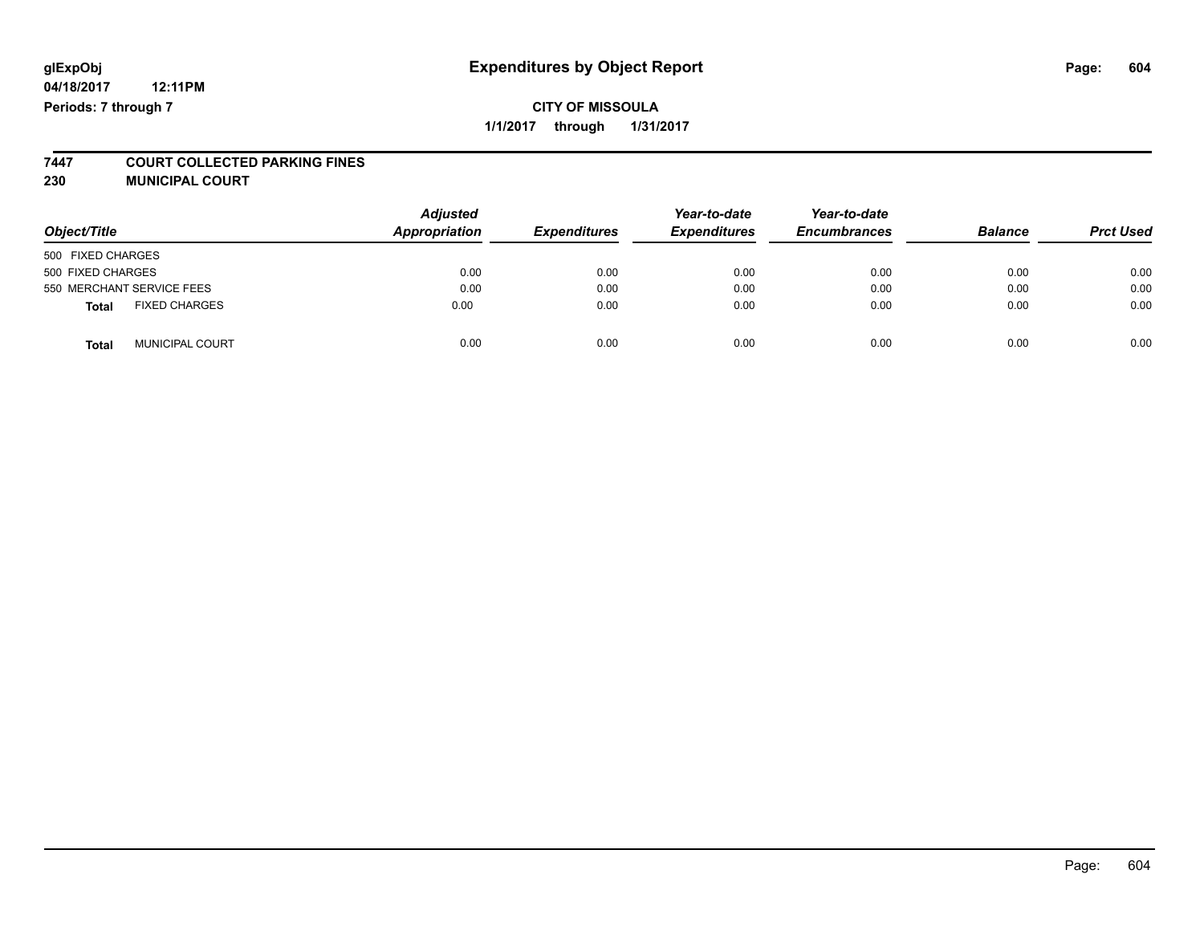glExpObj
04/18/2017 12:11PM
Periods: 7 through 7

# Expenditures by Object Report

**CITY OF MISSOULA**
**1/1/2017 through 1/31/2017**

**7447 COURT COLLECTED PARKING FINES**
**230 MUNICIPAL COURT**

| Object/Title | Adjusted Appropriation | Expenditures | Year-to-date Expenditures | Year-to-date Encumbrances | Balance | Prct Used |
|---|---|---|---|---|---|---|
| 500 FIXED CHARGES | | | | | | |
| 500 FIXED CHARGES | 0.00 | 0.00 | 0.00 | 0.00 | 0.00 | 0.00 |
| 550 MERCHANT SERVICE FEES | 0.00 | 0.00 | 0.00 | 0.00 | 0.00 | 0.00 |
| **Total** FIXED CHARGES | 0.00 | 0.00 | 0.00 | 0.00 | 0.00 | 0.00 |
| **Total** MUNICIPAL COURT | 0.00 | 0.00 | 0.00 | 0.00 | 0.00 | 0.00 |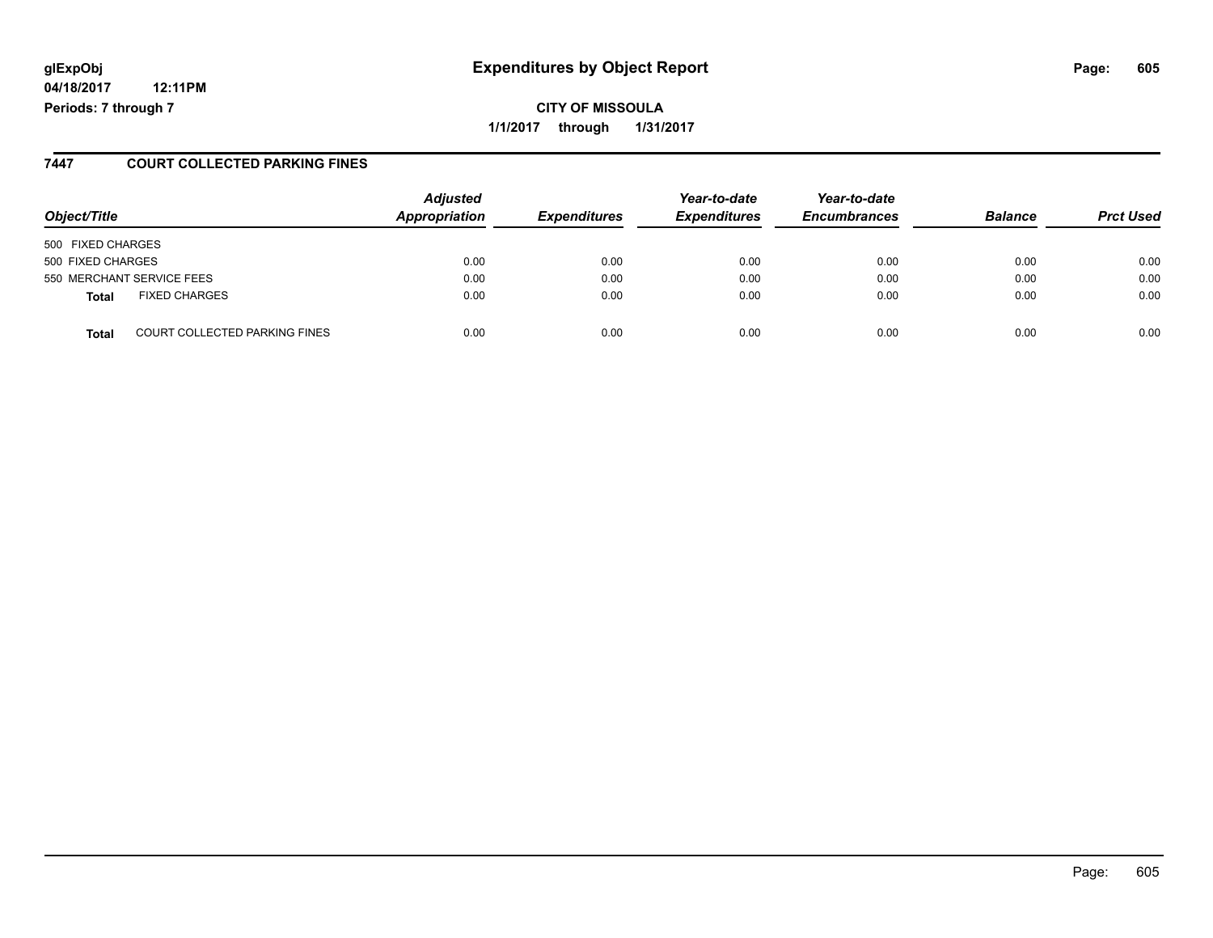**glExpObj**
**04/18/2017 12:11PM**
**Periods: 7 through 7**

# Expenditures by Object Report

**CITY OF MISSOULA**
**1/1/2017 through 1/31/2017**

## 7447 COURT COLLECTED PARKING FINES

| Object/Title | | Adjusted Appropriation | Expenditures | Year-to-date Expenditures | Year-to-date Encumbrances | Balance | Prct Used |
|---|---|---|---|---|---|---|---|
| 500 FIXED CHARGES | | | | | | | |
| 500 FIXED CHARGES | | 0.00 | 0.00 | 0.00 | 0.00 | 0.00 | 0.00 |
| 550 MERCHANT SERVICE FEES | | 0.00 | 0.00 | 0.00 | 0.00 | 0.00 | 0.00 |
| **Total** | FIXED CHARGES | 0.00 | 0.00 | 0.00 | 0.00 | 0.00 | 0.00 |
| **Total** | COURT COLLECTED PARKING FINES | 0.00 | 0.00 | 0.00 | 0.00 | 0.00 | 0.00 |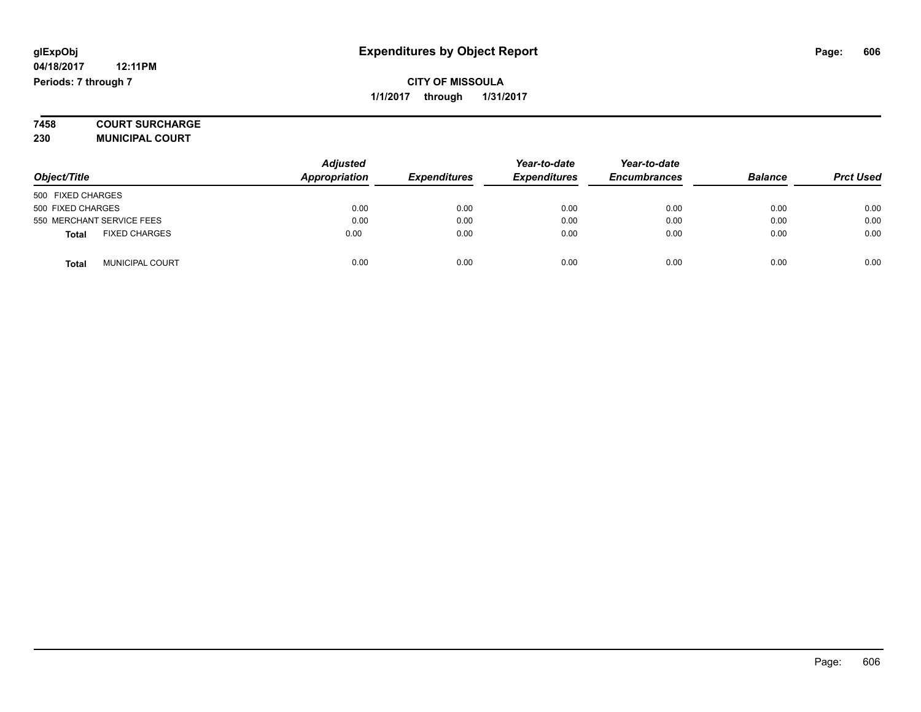glExpObj
04/18/2017 12:11PM
Periods: 7 through 7

# Expenditures by Object Report

**CITY OF MISSOULA**
**1/1/2017 through 1/31/2017**

**7458 COURT SURCHARGE**
**230 MUNICIPAL COURT**

| Object/Title | Adjusted Appropriation | Expenditures | Year-to-date Expenditures | Year-to-date Encumbrances | Balance | Prct Used |
|---|---|---|---|---|---|---|
| 500 FIXED CHARGES | | | | | | |
| 500 FIXED CHARGES | 0.00 | 0.00 | 0.00 | 0.00 | 0.00 | 0.00 |
| 550 MERCHANT SERVICE FEES | 0.00 | 0.00 | 0.00 | 0.00 | 0.00 | 0.00 |
| **Total** FIXED CHARGES | 0.00 | 0.00 | 0.00 | 0.00 | 0.00 | 0.00 |
| **Total** MUNICIPAL COURT | 0.00 | 0.00 | 0.00 | 0.00 | 0.00 | 0.00 |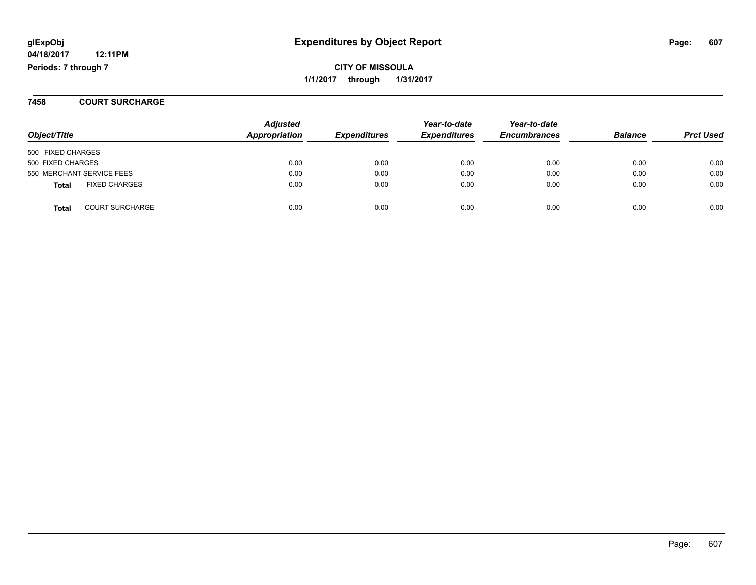**glExpObj**
**04/18/2017 12:11PM**
**Periods: 7 through 7**

# Expenditures by Object Report

**CITY OF MISSOULA**
**1/1/2017 through 1/31/2017**

## 7458 COURT SURCHARGE

| Object/Title | | Adjusted Appropriation | Expenditures | Year-to-date Expenditures | Year-to-date Encumbrances | Balance | Prct Used |
|---|---|---|---|---|---|---|---|
| 500 FIXED CHARGES | | | | | | | |
| 500 FIXED CHARGES | | 0.00 | 0.00 | 0.00 | 0.00 | 0.00 | 0.00 |
| 550 MERCHANT SERVICE FEES | | 0.00 | 0.00 | 0.00 | 0.00 | 0.00 | 0.00 |
| **Total** | FIXED CHARGES | 0.00 | 0.00 | 0.00 | 0.00 | 0.00 | 0.00 |
| **Total** | COURT SURCHARGE | 0.00 | 0.00 | 0.00 | 0.00 | 0.00 | 0.00 |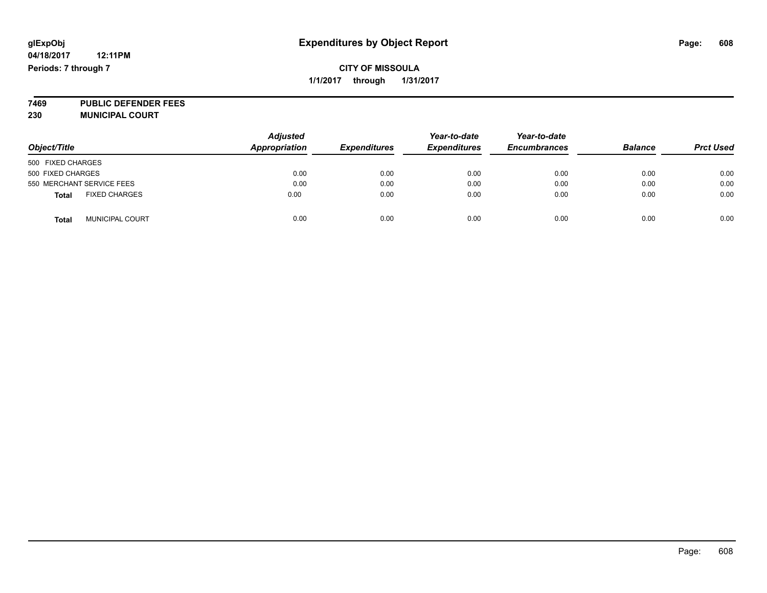glExpObj
04/18/2017 12:11PM
Periods: 7 through 7

# Expenditures by Object Report

**CITY OF MISSOULA**
**1/1/2017 through 1/31/2017**

**7469 PUBLIC DEFENDER FEES**
**230 MUNICIPAL COURT**

| Object/Title | Adjusted Appropriation | Expenditures | Year-to-date Expenditures | Year-to-date Encumbrances | Balance | Prct Used |
|---|---|---|---|---|---|---|
| 500 FIXED CHARGES | | | | | | |
| 500 FIXED CHARGES | 0.00 | 0.00 | 0.00 | 0.00 | 0.00 | 0.00 |
| 550 MERCHANT SERVICE FEES | 0.00 | 0.00 | 0.00 | 0.00 | 0.00 | 0.00 |
| **Total** FIXED CHARGES | 0.00 | 0.00 | 0.00 | 0.00 | 0.00 | 0.00 |
| **Total** MUNICIPAL COURT | 0.00 | 0.00 | 0.00 | 0.00 | 0.00 | 0.00 |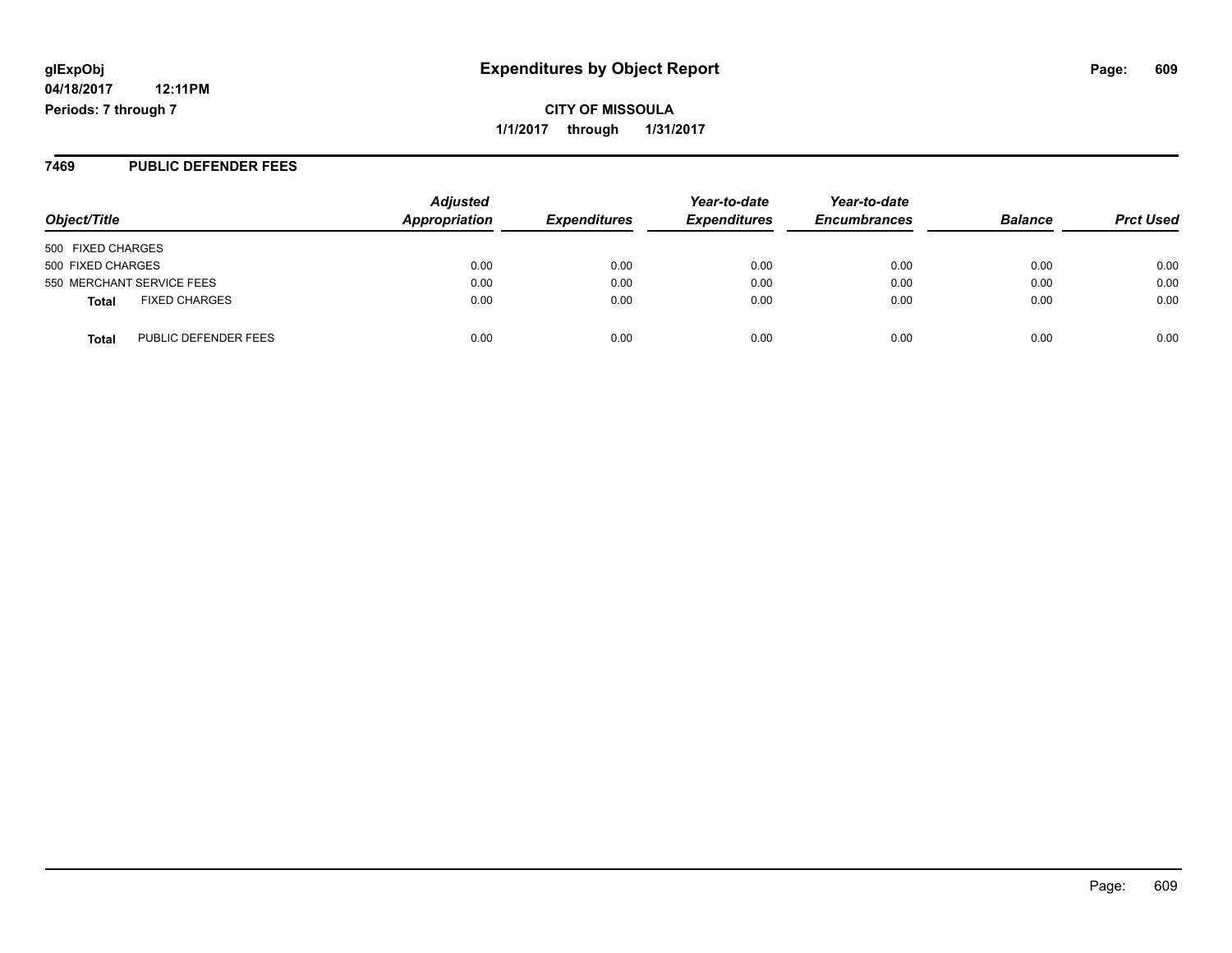**glExpObj** **Expenditures by Object Report**

**04/18/2017 12:11PM**

**Periods: 7 through 7**

**CITY OF MISSOULA**

**1/1/2017 through 1/31/2017**

## 7469 PUBLIC DEFENDER FEES

| Object/Title | Adjusted Appropriation | Expenditures | Year-to-date Expenditures | Year-to-date Encumbrances | Balance | Prct Used |
|---|---|---|---|---|---|---|
| 500 FIXED CHARGES | | | | | | |
| 500 FIXED CHARGES | 0.00 | 0.00 | 0.00 | 0.00 | 0.00 | 0.00 |
| 550 MERCHANT SERVICE FEES | 0.00 | 0.00 | 0.00 | 0.00 | 0.00 | 0.00 |
| **Total** FIXED CHARGES | 0.00 | 0.00 | 0.00 | 0.00 | 0.00 | 0.00 |
| **Total** PUBLIC DEFENDER FEES | 0.00 | 0.00 | 0.00 | 0.00 | 0.00 | 0.00 |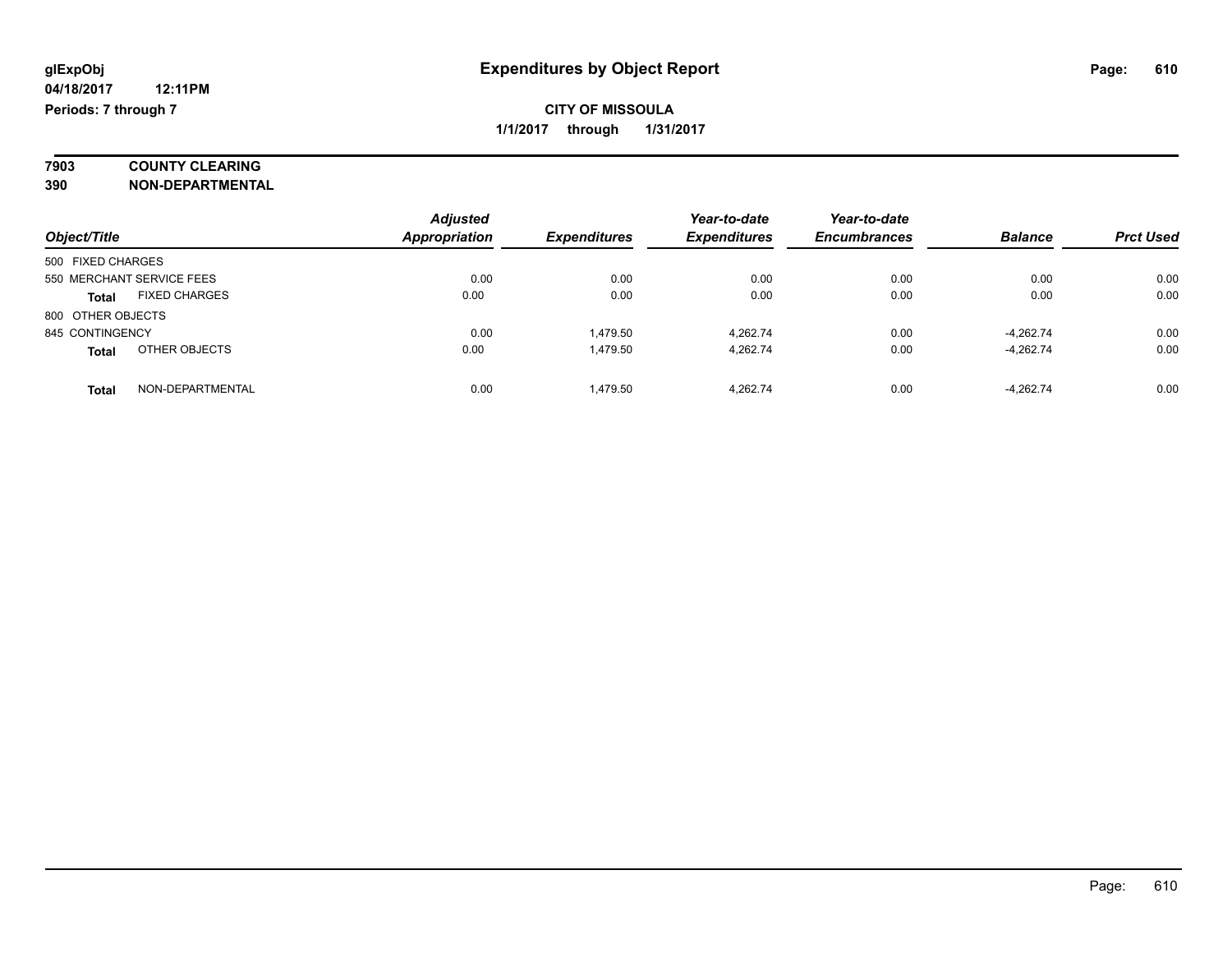# Expenditures by Object Report

glExpObj
04/18/2017 12:11PM
Periods: 7 through 7

**CITY OF MISSOULA**
**1/1/2017 through 1/31/2017**

**7903 COUNTY CLEARING**
**390 NON-DEPARTMENTAL**

| Object/Title | Adjusted Appropriation | Expenditures | Year-to-date Expenditures | Year-to-date Encumbrances | Balance | Prct Used |
|---|---|---|---|---|---|---|
| 500 FIXED CHARGES | | | | | | |
| 550 MERCHANT SERVICE FEES | 0.00 | 0.00 | 0.00 | 0.00 | 0.00 | 0.00 |
| **Total** FIXED CHARGES | 0.00 | 0.00 | 0.00 | 0.00 | 0.00 | 0.00 |
| 800 OTHER OBJECTS | | | | | | |
| 845 CONTINGENCY | 0.00 | 1,479.50 | 4,262.74 | 0.00 | -4,262.74 | 0.00 |
| **Total** OTHER OBJECTS | 0.00 | 1,479.50 | 4,262.74 | 0.00 | -4,262.74 | 0.00 |
| **Total** NON-DEPARTMENTAL | 0.00 | 1,479.50 | 4,262.74 | 0.00 | -4,262.74 | 0.00 |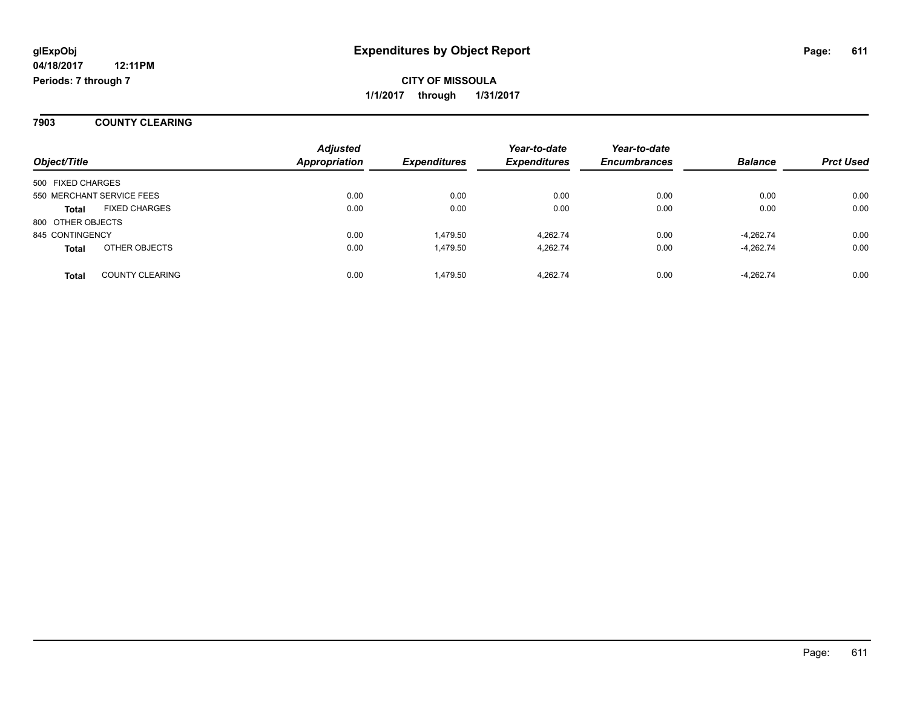# Expenditures by Object Report

glExpObj
04/18/2017 12:11PM
Periods: 7 through 7

**CITY OF MISSOULA**
**1/1/2017 through 1/31/2017**

## 7903 COUNTY CLEARING

| Object/Title | | Adjusted Appropriation | Expenditures | Year-to-date Expenditures | Year-to-date Encumbrances | Balance | Prct Used |
|---|---|---|---|---|---|---|---|
| 500 FIXED CHARGES | | | | | | | |
| 550 MERCHANT SERVICE FEES | | 0.00 | 0.00 | 0.00 | 0.00 | 0.00 | 0.00 |
| **Total** | FIXED CHARGES | 0.00 | 0.00 | 0.00 | 0.00 | 0.00 | 0.00 |
| 800 OTHER OBJECTS | | | | | | | |
| 845 CONTINGENCY | | 0.00 | 1,479.50 | 4,262.74 | 0.00 | -4,262.74 | 0.00 |
| **Total** | OTHER OBJECTS | 0.00 | 1,479.50 | 4,262.74 | 0.00 | -4,262.74 | 0.00 |
| **Total** | COUNTY CLEARING | 0.00 | 1,479.50 | 4,262.74 | 0.00 | -4,262.74 | 0.00 |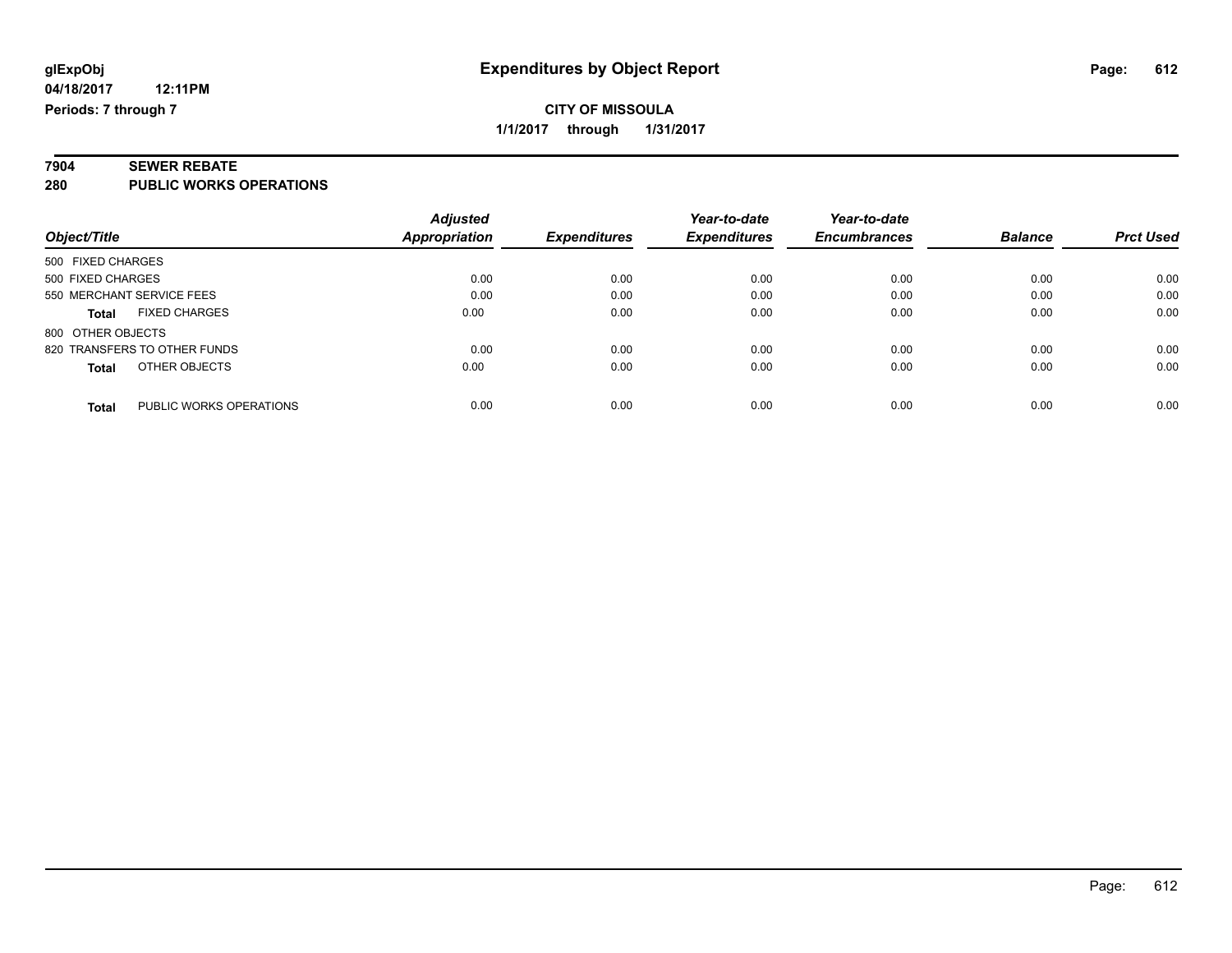glExpObj
04/18/2017 12:11PM
Periods: 7 through 7

# Expenditures by Object Report

**CITY OF MISSOULA**

**1/1/2017 through 1/31/2017**

**7904 SEWER REBATE**

**280 PUBLIC WORKS OPERATIONS**

| Object/Title | Adjusted Appropriation | Expenditures | Year-to-date Expenditures | Year-to-date Encumbrances | Balance | Prct Used |
|---|---|---|---|---|---|---|
| 500 FIXED CHARGES | | | | | | |
| 500 FIXED CHARGES | 0.00 | 0.00 | 0.00 | 0.00 | 0.00 | 0.00 |
| 550 MERCHANT SERVICE FEES | 0.00 | 0.00 | 0.00 | 0.00 | 0.00 | 0.00 |
| **Total** FIXED CHARGES | 0.00 | 0.00 | 0.00 | 0.00 | 0.00 | 0.00 |
| 800 OTHER OBJECTS | | | | | | |
| 820 TRANSFERS TO OTHER FUNDS | 0.00 | 0.00 | 0.00 | 0.00 | 0.00 | 0.00 |
| **Total** OTHER OBJECTS | 0.00 | 0.00 | 0.00 | 0.00 | 0.00 | 0.00 |
| **Total** PUBLIC WORKS OPERATIONS | 0.00 | 0.00 | 0.00 | 0.00 | 0.00 | 0.00 |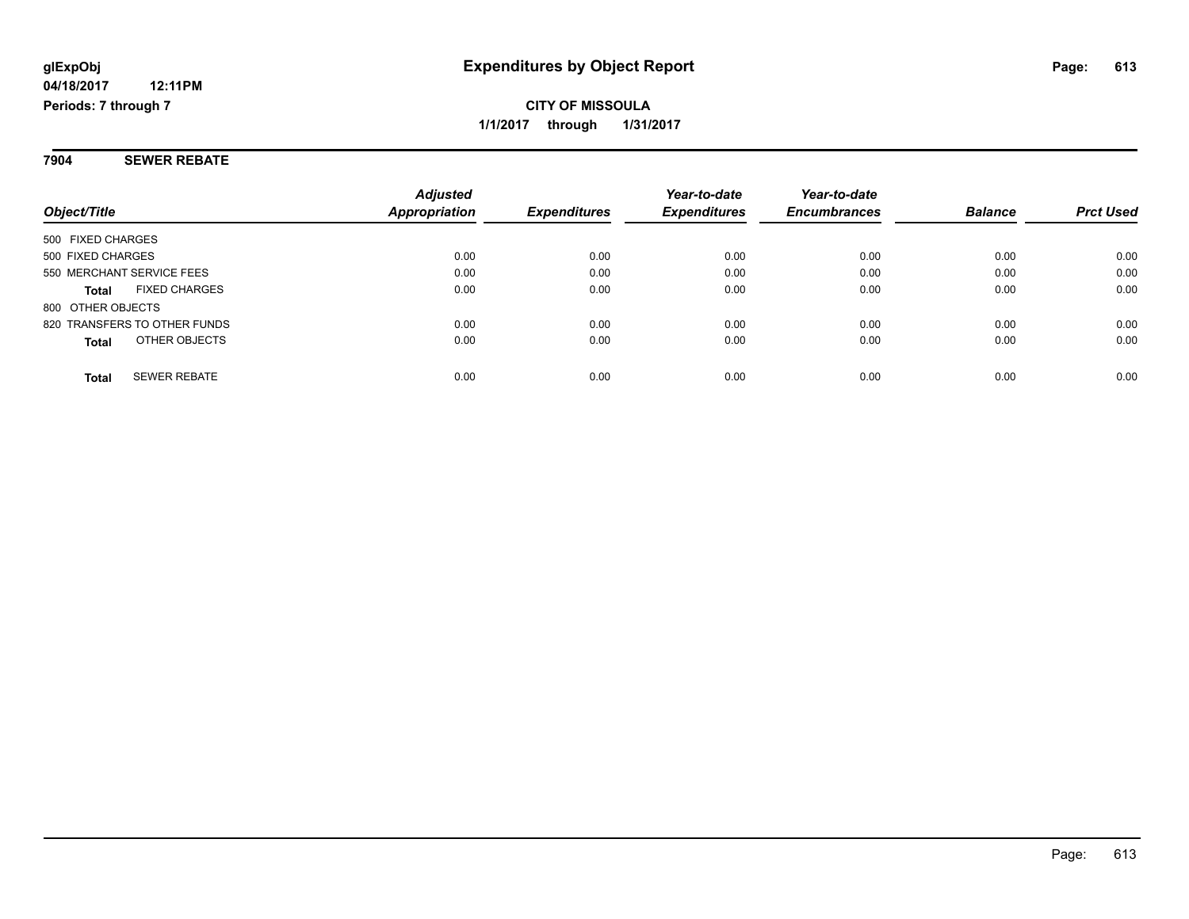glExpObj
04/18/2017 12:11PM
Periods: 7 through 7

# Expenditures by Object Report

**CITY OF MISSOULA**
**1/1/2017 through 1/31/2017**

## 7904 SEWER REBATE

| Object/Title | Adjusted Appropriation | Expenditures | Year-to-date Expenditures | Year-to-date Encumbrances | Balance | Prct Used |
|---|---|---|---|---|---|---|
| 500 FIXED CHARGES | | | | | | |
| 500 FIXED CHARGES | 0.00 | 0.00 | 0.00 | 0.00 | 0.00 | 0.00 |
| 550 MERCHANT SERVICE FEES | 0.00 | 0.00 | 0.00 | 0.00 | 0.00 | 0.00 |
| **Total** FIXED CHARGES | 0.00 | 0.00 | 0.00 | 0.00 | 0.00 | 0.00 |
| 800 OTHER OBJECTS | | | | | | |
| 820 TRANSFERS TO OTHER FUNDS | 0.00 | 0.00 | 0.00 | 0.00 | 0.00 | 0.00 |
| **Total** OTHER OBJECTS | 0.00 | 0.00 | 0.00 | 0.00 | 0.00 | 0.00 |
| **Total** SEWER REBATE | 0.00 | 0.00 | 0.00 | 0.00 | 0.00 | 0.00 |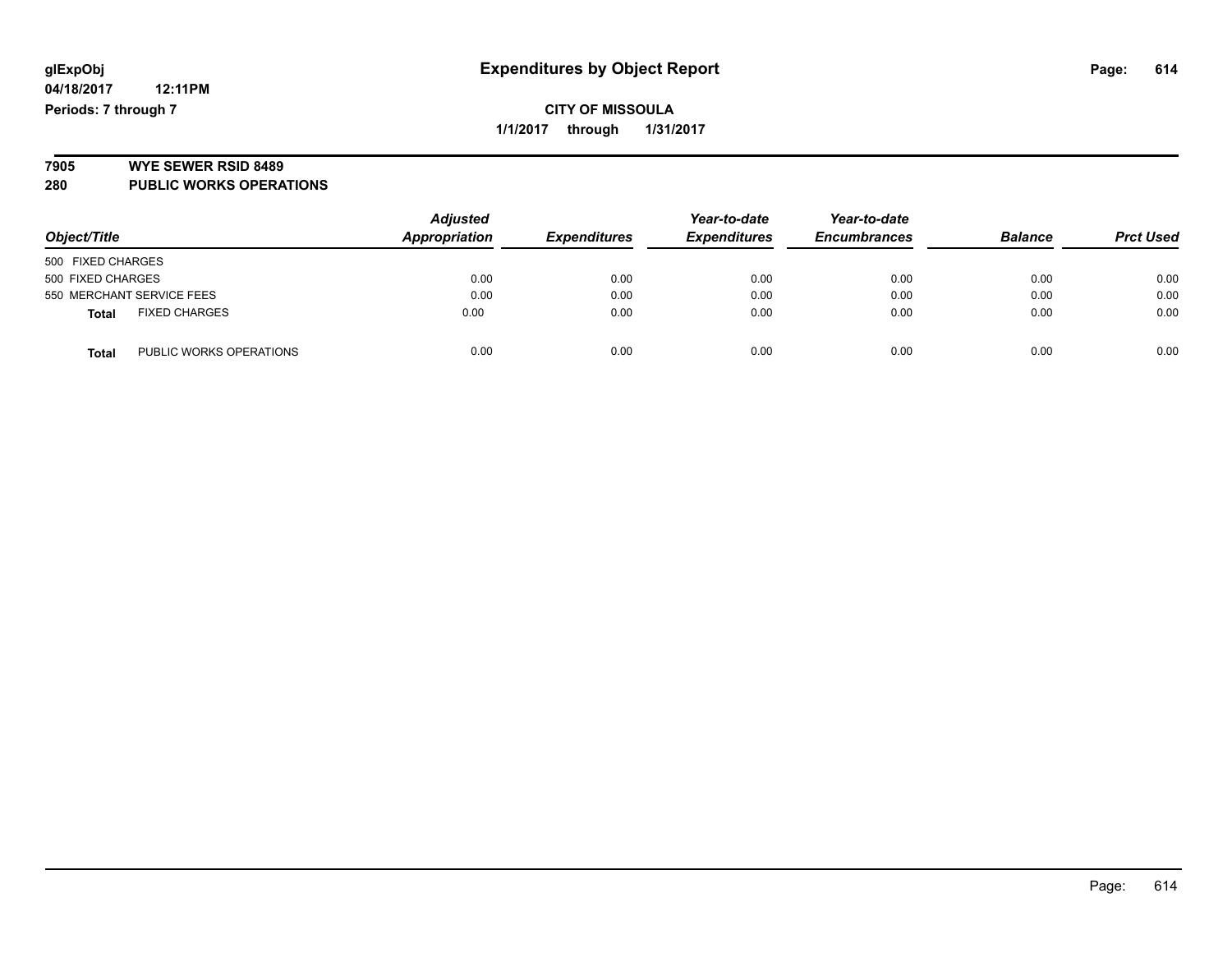**glExpObj** **Expenditures by Object Report**

**04/18/2017 12:11PM**

**Periods: 7 through 7**

**CITY OF MISSOULA**

**1/1/2017 through 1/31/2017**

**7905 WYE SEWER RSID 8489**

**280 PUBLIC WORKS OPERATIONS**

| Object/Title | Adjusted Appropriation | Expenditures | Year-to-date Expenditures | Year-to-date Encumbrances | Balance | Prct Used |
|---|---|---|---|---|---|---|
| 500 FIXED CHARGES | | | | | | |
| 500 FIXED CHARGES | 0.00 | 0.00 | 0.00 | 0.00 | 0.00 | 0.00 |
| 550 MERCHANT SERVICE FEES | 0.00 | 0.00 | 0.00 | 0.00 | 0.00 | 0.00 |
| **Total** FIXED CHARGES | 0.00 | 0.00 | 0.00 | 0.00 | 0.00 | 0.00 |
| **Total** PUBLIC WORKS OPERATIONS | 0.00 | 0.00 | 0.00 | 0.00 | 0.00 | 0.00 |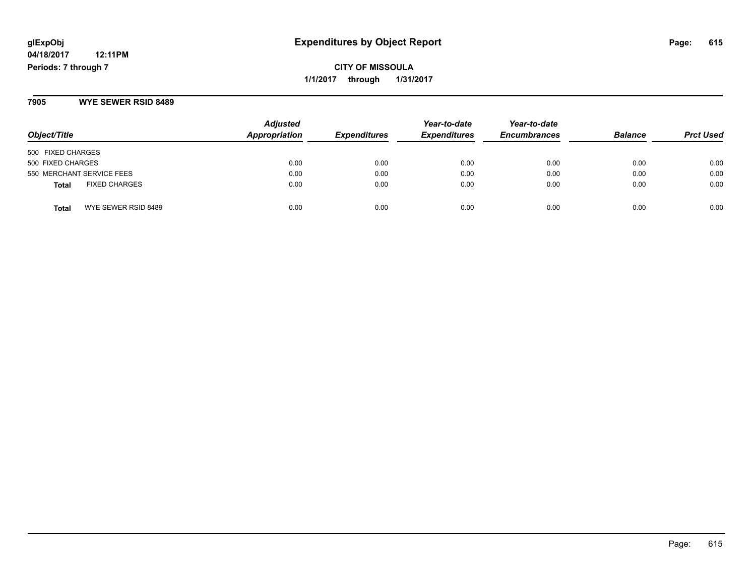**glExpObj**
**04/18/2017 12:11PM**
**Periods: 7 through 7**

# Expenditures by Object Report

**CITY OF MISSOULA**
**1/1/2017 through 1/31/2017**

## 7905 WYE SEWER RSID 8489

| Object/Title | | Adjusted Appropriation | Expenditures | Year-to-date Expenditures | Year-to-date Encumbrances | Balance | Prct Used |
|---|---|---|---|---|---|---|---|
| 500 FIXED CHARGES | | | | | | | |
| 500 FIXED CHARGES | | 0.00 | 0.00 | 0.00 | 0.00 | 0.00 | 0.00 |
| 550 MERCHANT SERVICE FEES | | 0.00 | 0.00 | 0.00 | 0.00 | 0.00 | 0.00 |
| **Total** | FIXED CHARGES | 0.00 | 0.00 | 0.00 | 0.00 | 0.00 | 0.00 |
| **Total** | WYE SEWER RSID 8489 | 0.00 | 0.00 | 0.00 | 0.00 | 0.00 | 0.00 |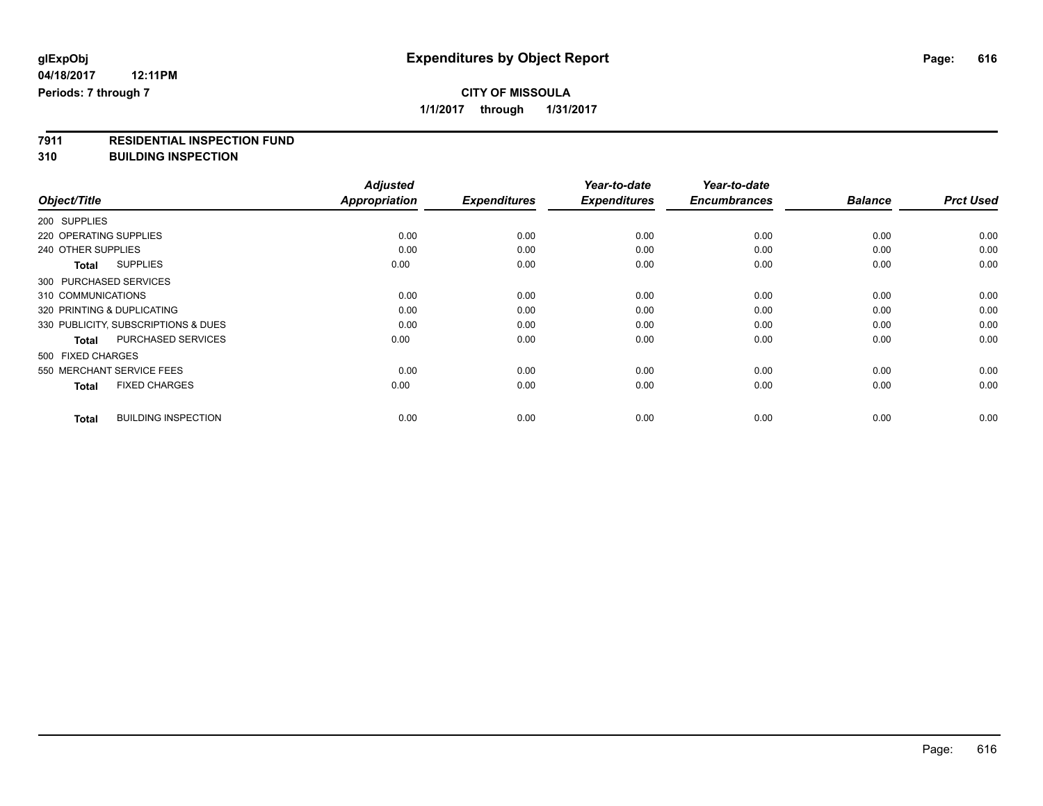**glExpObj**
**04/18/2017 12:11PM**
**Periods: 7 through 7**

# Expenditures by Object Report

**CITY OF MISSOULA**
**1/1/2017 through 1/31/2017**

## 7911 RESIDENTIAL INSPECTION FUND
## 310 BUILDING INSPECTION

| Object/Title | Adjusted Appropriation | Expenditures | Year-to-date Expenditures | Year-to-date Encumbrances | Balance | Prct Used |
|---|---|---|---|---|---|---|
| 200 SUPPLIES | | | | | | |
| 220 OPERATING SUPPLIES | 0.00 | 0.00 | 0.00 | 0.00 | 0.00 | 0.00 |
| 240 OTHER SUPPLIES | 0.00 | 0.00 | 0.00 | 0.00 | 0.00 | 0.00 |
| **Total** SUPPLIES | 0.00 | 0.00 | 0.00 | 0.00 | 0.00 | 0.00 |
| 300 PURCHASED SERVICES | | | | | | |
| 310 COMMUNICATIONS | 0.00 | 0.00 | 0.00 | 0.00 | 0.00 | 0.00 |
| 320 PRINTING & DUPLICATING | 0.00 | 0.00 | 0.00 | 0.00 | 0.00 | 0.00 |
| 330 PUBLICITY, SUBSCRIPTIONS & DUES | 0.00 | 0.00 | 0.00 | 0.00 | 0.00 | 0.00 |
| **Total** PURCHASED SERVICES | 0.00 | 0.00 | 0.00 | 0.00 | 0.00 | 0.00 |
| 500 FIXED CHARGES | | | | | | |
| 550 MERCHANT SERVICE FEES | 0.00 | 0.00 | 0.00 | 0.00 | 0.00 | 0.00 |
| **Total** FIXED CHARGES | 0.00 | 0.00 | 0.00 | 0.00 | 0.00 | 0.00 |
| **Total** BUILDING INSPECTION | 0.00 | 0.00 | 0.00 | 0.00 | 0.00 | 0.00 |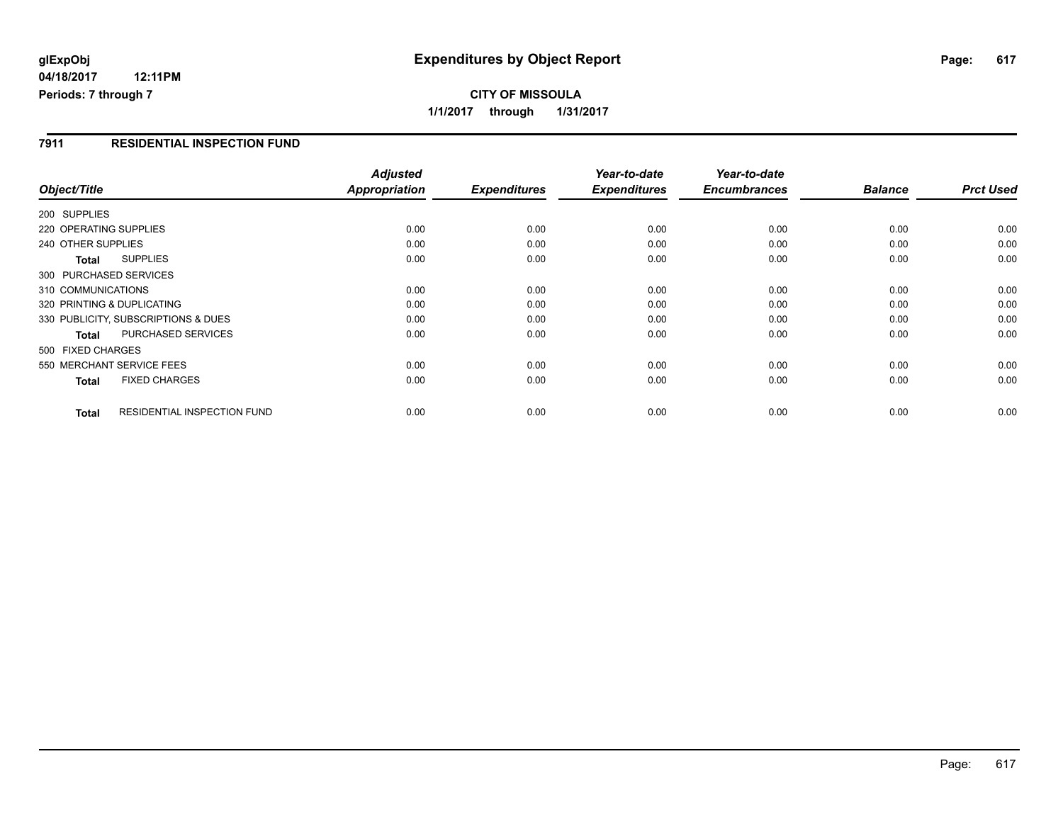**glExpObj**
**04/18/2017 12:11PM**
**Periods: 7 through 7**

# Expenditures by Object Report

**CITY OF MISSOULA**
**1/1/2017 through 1/31/2017**

## 7911 RESIDENTIAL INSPECTION FUND

| Object/Title | Adjusted Appropriation | Expenditures | Year-to-date Expenditures | Year-to-date Encumbrances | Balance | Prct Used |
|---|---|---|---|---|---|---|
| 200 SUPPLIES | | | | | | |
| 220 OPERATING SUPPLIES | 0.00 | 0.00 | 0.00 | 0.00 | 0.00 | 0.00 |
| 240 OTHER SUPPLIES | 0.00 | 0.00 | 0.00 | 0.00 | 0.00 | 0.00 |
| **Total** SUPPLIES | 0.00 | 0.00 | 0.00 | 0.00 | 0.00 | 0.00 |
| 300 PURCHASED SERVICES | | | | | | |
| 310 COMMUNICATIONS | 0.00 | 0.00 | 0.00 | 0.00 | 0.00 | 0.00 |
| 320 PRINTING & DUPLICATING | 0.00 | 0.00 | 0.00 | 0.00 | 0.00 | 0.00 |
| 330 PUBLICITY, SUBSCRIPTIONS & DUES | 0.00 | 0.00 | 0.00 | 0.00 | 0.00 | 0.00 |
| **Total** PURCHASED SERVICES | 0.00 | 0.00 | 0.00 | 0.00 | 0.00 | 0.00 |
| 500 FIXED CHARGES | | | | | | |
| 550 MERCHANT SERVICE FEES | 0.00 | 0.00 | 0.00 | 0.00 | 0.00 | 0.00 |
| **Total** FIXED CHARGES | 0.00 | 0.00 | 0.00 | 0.00 | 0.00 | 0.00 |
| **Total** RESIDENTIAL INSPECTION FUND | 0.00 | 0.00 | 0.00 | 0.00 | 0.00 | 0.00 |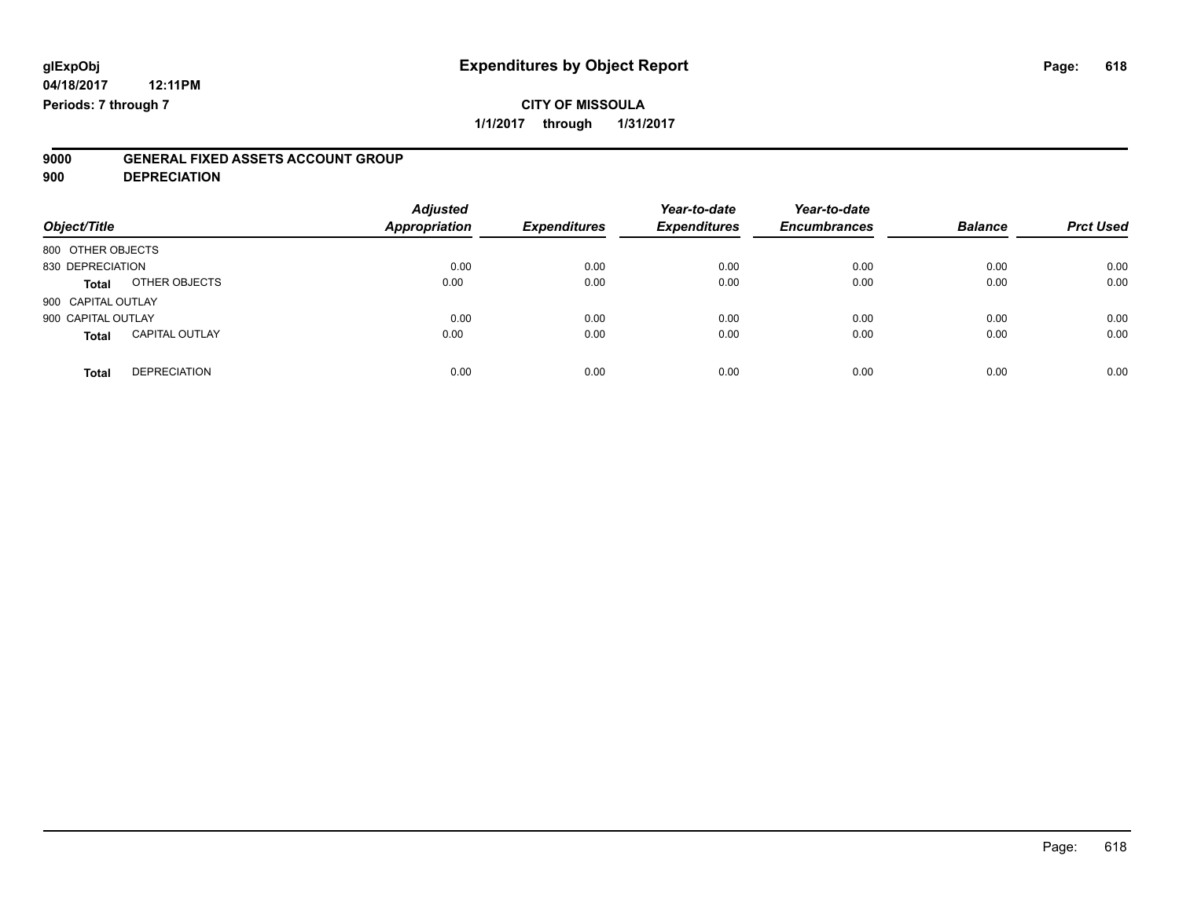# Expenditures by Object Report

glExpObj
04/18/2017 12:11PM
Periods: 7 through 7

**CITY OF MISSOULA**
**1/1/2017 through 1/31/2017**

**9000 GENERAL FIXED ASSETS ACCOUNT GROUP**
**900 DEPRECIATION**

| Object/Title | | Adjusted Appropriation | Expenditures | Year-to-date Expenditures | Year-to-date Encumbrances | Balance | Prct Used |
|---|---|---|---|---|---|---|---|
| 800 OTHER OBJECTS | | | | | | | |
| 830 DEPRECIATION | | 0.00 | 0.00 | 0.00 | 0.00 | 0.00 | 0.00 |
| **Total** | OTHER OBJECTS | 0.00 | 0.00 | 0.00 | 0.00 | 0.00 | 0.00 |
| 900 CAPITAL OUTLAY | | | | | | | |
| 900 CAPITAL OUTLAY | | 0.00 | 0.00 | 0.00 | 0.00 | 0.00 | 0.00 |
| **Total** | CAPITAL OUTLAY | 0.00 | 0.00 | 0.00 | 0.00 | 0.00 | 0.00 |
| **Total** | DEPRECIATION | 0.00 | 0.00 | 0.00 | 0.00 | 0.00 | 0.00 |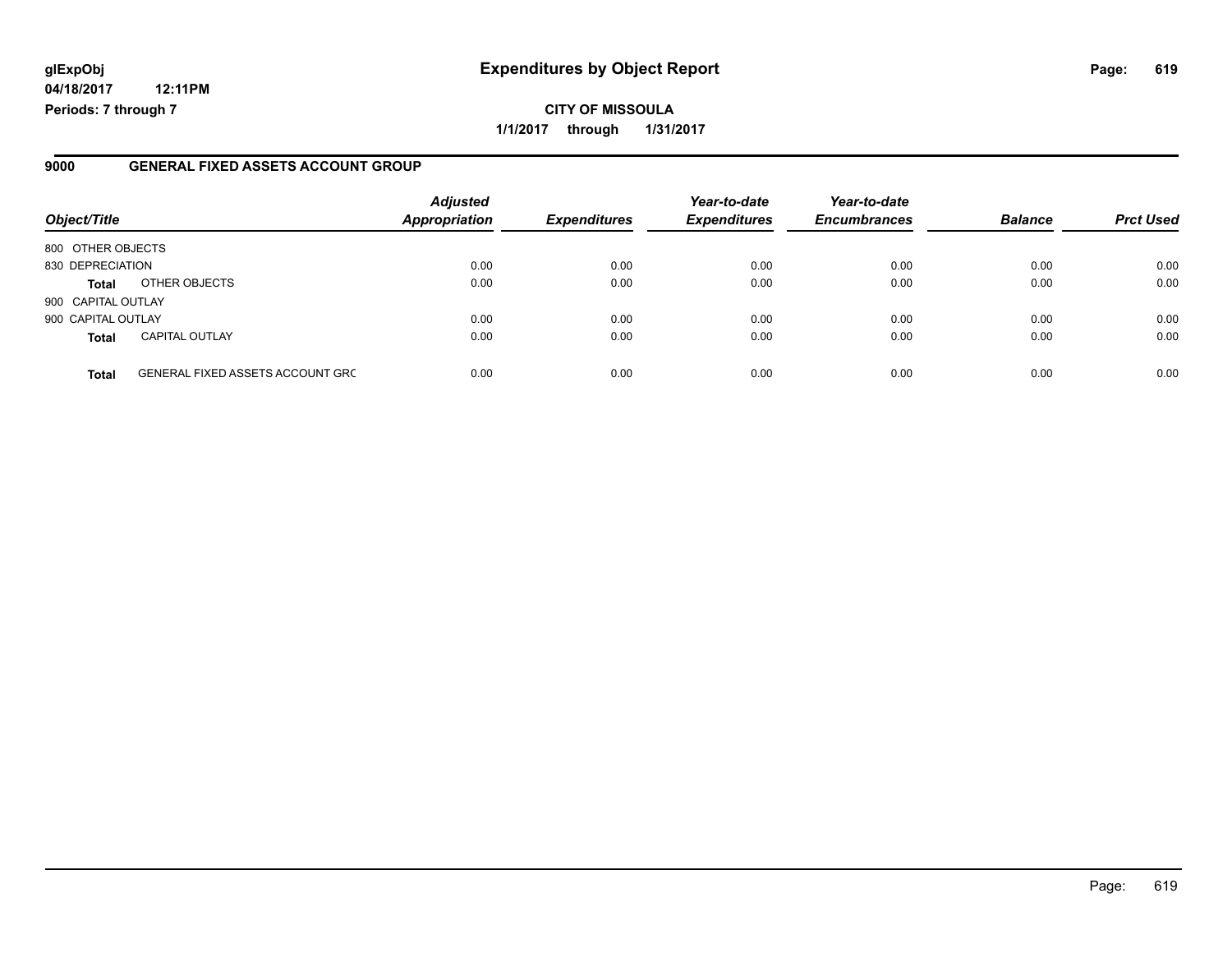# Expenditures by Object Report

**glExpObj**
**04/18/2017 12:11PM**
**Periods: 7 through 7**

**CITY OF MISSOULA**
**1/1/2017 through 1/31/2017**

## 9000 GENERAL FIXED ASSETS ACCOUNT GROUP

| Object/Title | | Adjusted Appropriation | Expenditures | Year-to-date Expenditures | Year-to-date Encumbrances | Balance | Prct Used |
|---|---|---|---|---|---|---|---|
| 800 OTHER OBJECTS | | | | | | | |
| 830 DEPRECIATION | | 0.00 | 0.00 | 0.00 | 0.00 | 0.00 | 0.00 |
| **Total** | OTHER OBJECTS | 0.00 | 0.00 | 0.00 | 0.00 | 0.00 | 0.00 |
| 900 CAPITAL OUTLAY | | | | | | | |
| 900 CAPITAL OUTLAY | | 0.00 | 0.00 | 0.00 | 0.00 | 0.00 | 0.00 |
| **Total** | CAPITAL OUTLAY | 0.00 | 0.00 | 0.00 | 0.00 | 0.00 | 0.00 |
| **Total** | GENERAL FIXED ASSETS ACCOUNT GRC | 0.00 | 0.00 | 0.00 | 0.00 | 0.00 | 0.00 |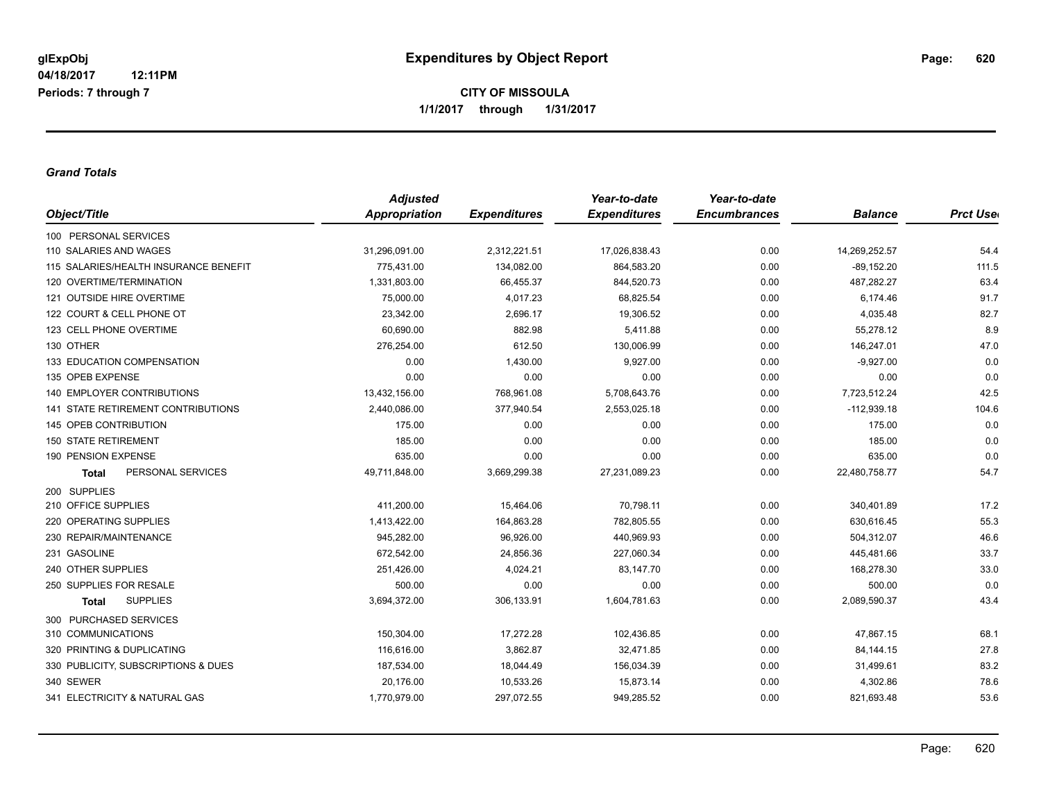**glExpObj**
**04/18/2017 12:11PM**
**Periods: 7 through 7**

# Expenditures by Object Report

**CITY OF MISSOULA**
**1/1/2017 through 1/31/2017**

### *Grand Totals*

| Object/Title | Adjusted Appropriation | Expenditures | Year-to-date Expenditures | Year-to-date Encumbrances | Balance | Prct Used |
|---|---|---|---|---|---|---|
| 100 PERSONAL SERVICES | | | | | | |
| 110 SALARIES AND WAGES | 31,296,091.00 | 2,312,221.51 | 17,026,838.43 | 0.00 | 14,269,252.57 | 54.4 |
| 115 SALARIES/HEALTH INSURANCE BENEFIT | 775,431.00 | 134,082.00 | 864,583.20 | 0.00 | -89,152.20 | 111.5 |
| 120 OVERTIME/TERMINATION | 1,331,803.00 | 66,455.37 | 844,520.73 | 0.00 | 487,282.27 | 63.4 |
| 121 OUTSIDE HIRE OVERTIME | 75,000.00 | 4,017.23 | 68,825.54 | 0.00 | 6,174.46 | 91.7 |
| 122 COURT & CELL PHONE OT | 23,342.00 | 2,696.17 | 19,306.52 | 0.00 | 4,035.48 | 82.7 |
| 123 CELL PHONE OVERTIME | 60,690.00 | 882.98 | 5,411.88 | 0.00 | 55,278.12 | 8.9 |
| 130 OTHER | 276,254.00 | 612.50 | 130,006.99 | 0.00 | 146,247.01 | 47.0 |
| 133 EDUCATION COMPENSATION | 0.00 | 1,430.00 | 9,927.00 | 0.00 | -9,927.00 | 0.0 |
| 135 OPEB EXPENSE | 0.00 | 0.00 | 0.00 | 0.00 | 0.00 | 0.0 |
| 140 EMPLOYER CONTRIBUTIONS | 13,432,156.00 | 768,961.08 | 5,708,643.76 | 0.00 | 7,723,512.24 | 42.5 |
| 141 STATE RETIREMENT CONTRIBUTIONS | 2,440,086.00 | 377,940.54 | 2,553,025.18 | 0.00 | -112,939.18 | 104.6 |
| 145 OPEB CONTRIBUTION | 175.00 | 0.00 | 0.00 | 0.00 | 175.00 | 0.0 |
| 150 STATE RETIREMENT | 185.00 | 0.00 | 0.00 | 0.00 | 185.00 | 0.0 |
| 190 PENSION EXPENSE | 635.00 | 0.00 | 0.00 | 0.00 | 635.00 | 0.0 |
| **Total** PERSONAL SERVICES | 49,711,848.00 | 3,669,299.38 | 27,231,089.23 | 0.00 | 22,480,758.77 | 54.7 |
| 200 SUPPLIES | | | | | | |
| 210 OFFICE SUPPLIES | 411,200.00 | 15,464.06 | 70,798.11 | 0.00 | 340,401.89 | 17.2 |
| 220 OPERATING SUPPLIES | 1,413,422.00 | 164,863.28 | 782,805.55 | 0.00 | 630,616.45 | 55.3 |
| 230 REPAIR/MAINTENANCE | 945,282.00 | 96,926.00 | 440,969.93 | 0.00 | 504,312.07 | 46.6 |
| 231 GASOLINE | 672,542.00 | 24,856.36 | 227,060.34 | 0.00 | 445,481.66 | 33.7 |
| 240 OTHER SUPPLIES | 251,426.00 | 4,024.21 | 83,147.70 | 0.00 | 168,278.30 | 33.0 |
| 250 SUPPLIES FOR RESALE | 500.00 | 0.00 | 0.00 | 0.00 | 500.00 | 0.0 |
| **Total** SUPPLIES | 3,694,372.00 | 306,133.91 | 1,604,781.63 | 0.00 | 2,089,590.37 | 43.4 |
| 300 PURCHASED SERVICES | | | | | | |
| 310 COMMUNICATIONS | 150,304.00 | 17,272.28 | 102,436.85 | 0.00 | 47,867.15 | 68.1 |
| 320 PRINTING & DUPLICATING | 116,616.00 | 3,862.87 | 32,471.85 | 0.00 | 84,144.15 | 27.8 |
| 330 PUBLICITY, SUBSCRIPTIONS & DUES | 187,534.00 | 18,044.49 | 156,034.39 | 0.00 | 31,499.61 | 83.2 |
| 340 SEWER | 20,176.00 | 10,533.26 | 15,873.14 | 0.00 | 4,302.86 | 78.6 |
| 341 ELECTRICITY & NATURAL GAS | 1,770,979.00 | 297,072.55 | 949,285.52 | 0.00 | 821,693.48 | 53.6 |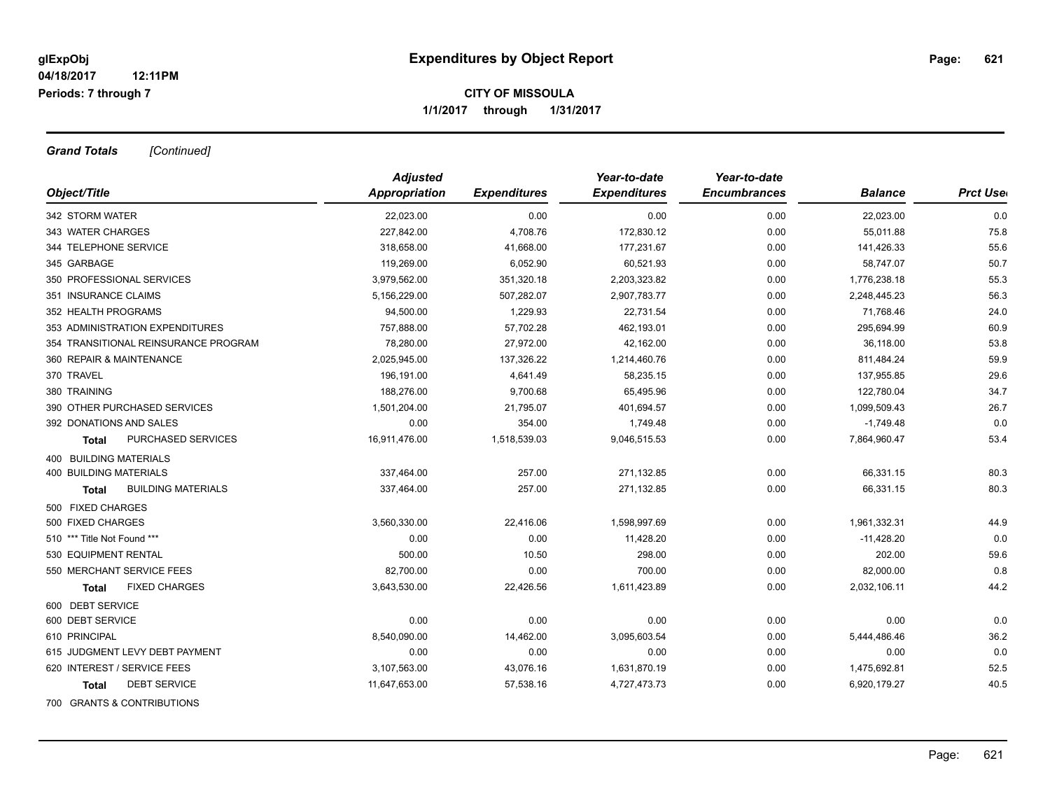**glExpObj** **Expenditures by Object Report**

**04/18/2017 12:11PM**

**Periods: 7 through 7**

**CITY OF MISSOULA**

**1/1/2017 through 1/31/2017**

***Grand Totals*** *[Continued]*

| Object/Title | Adjusted Appropriation | Expenditures | Year-to-date Expenditures | Year-to-date Encumbrances | Balance | Prct Used |
|---|---|---|---|---|---|---|
| 342 STORM WATER | 22,023.00 | 0.00 | 0.00 | 0.00 | 22,023.00 | 0.0 |
| 343 WATER CHARGES | 227,842.00 | 4,708.76 | 172,830.12 | 0.00 | 55,011.88 | 75.8 |
| 344 TELEPHONE SERVICE | 318,658.00 | 41,668.00 | 177,231.67 | 0.00 | 141,426.33 | 55.6 |
| 345 GARBAGE | 119,269.00 | 6,052.90 | 60,521.93 | 0.00 | 58,747.07 | 50.7 |
| 350 PROFESSIONAL SERVICES | 3,979,562.00 | 351,320.18 | 2,203,323.82 | 0.00 | 1,776,238.18 | 55.3 |
| 351 INSURANCE CLAIMS | 5,156,229.00 | 507,282.07 | 2,907,783.77 | 0.00 | 2,248,445.23 | 56.3 |
| 352 HEALTH PROGRAMS | 94,500.00 | 1,229.93 | 22,731.54 | 0.00 | 71,768.46 | 24.0 |
| 353 ADMINISTRATION EXPENDITURES | 757,888.00 | 57,702.28 | 462,193.01 | 0.00 | 295,694.99 | 60.9 |
| 354 TRANSITIONAL REINSURANCE PROGRAM | 78,280.00 | 27,972.00 | 42,162.00 | 0.00 | 36,118.00 | 53.8 |
| 360 REPAIR & MAINTENANCE | 2,025,945.00 | 137,326.22 | 1,214,460.76 | 0.00 | 811,484.24 | 59.9 |
| 370 TRAVEL | 196,191.00 | 4,641.49 | 58,235.15 | 0.00 | 137,955.85 | 29.6 |
| 380 TRAINING | 188,276.00 | 9,700.68 | 65,495.96 | 0.00 | 122,780.04 | 34.7 |
| 390 OTHER PURCHASED SERVICES | 1,501,204.00 | 21,795.07 | 401,694.57 | 0.00 | 1,099,509.43 | 26.7 |
| 392 DONATIONS AND SALES | 0.00 | 354.00 | 1,749.48 | 0.00 | -1,749.48 | 0.0 |
| **Total** PURCHASED SERVICES | 16,911,476.00 | 1,518,539.03 | 9,046,515.53 | 0.00 | 7,864,960.47 | 53.4 |
| 400 BUILDING MATERIALS | | | | | | |
| 400 BUILDING MATERIALS | 337,464.00 | 257.00 | 271,132.85 | 0.00 | 66,331.15 | 80.3 |
| **Total** BUILDING MATERIALS | 337,464.00 | 257.00 | 271,132.85 | 0.00 | 66,331.15 | 80.3 |
| 500 FIXED CHARGES | | | | | | |
| 500 FIXED CHARGES | 3,560,330.00 | 22,416.06 | 1,598,997.69 | 0.00 | 1,961,332.31 | 44.9 |
| 510 *** Title Not Found *** | 0.00 | 0.00 | 11,428.20 | 0.00 | -11,428.20 | 0.0 |
| 530 EQUIPMENT RENTAL | 500.00 | 10.50 | 298.00 | 0.00 | 202.00 | 59.6 |
| 550 MERCHANT SERVICE FEES | 82,700.00 | 0.00 | 700.00 | 0.00 | 82,000.00 | 0.8 |
| **Total** FIXED CHARGES | 3,643,530.00 | 22,426.56 | 1,611,423.89 | 0.00 | 2,032,106.11 | 44.2 |
| 600 DEBT SERVICE | | | | | | |
| 600 DEBT SERVICE | 0.00 | 0.00 | 0.00 | 0.00 | 0.00 | 0.0 |
| 610 PRINCIPAL | 8,540,090.00 | 14,462.00 | 3,095,603.54 | 0.00 | 5,444,486.46 | 36.2 |
| 615 JUDGMENT LEVY DEBT PAYMENT | 0.00 | 0.00 | 0.00 | 0.00 | 0.00 | 0.0 |
| 620 INTEREST / SERVICE FEES | 3,107,563.00 | 43,076.16 | 1,631,870.19 | 0.00 | 1,475,692.81 | 52.5 |
| **Total** DEBT SERVICE | 11,647,653.00 | 57,538.16 | 4,727,473.73 | 0.00 | 6,920,179.27 | 40.5 |
| 700 GRANTS & CONTRIBUTIONS | | | | | | |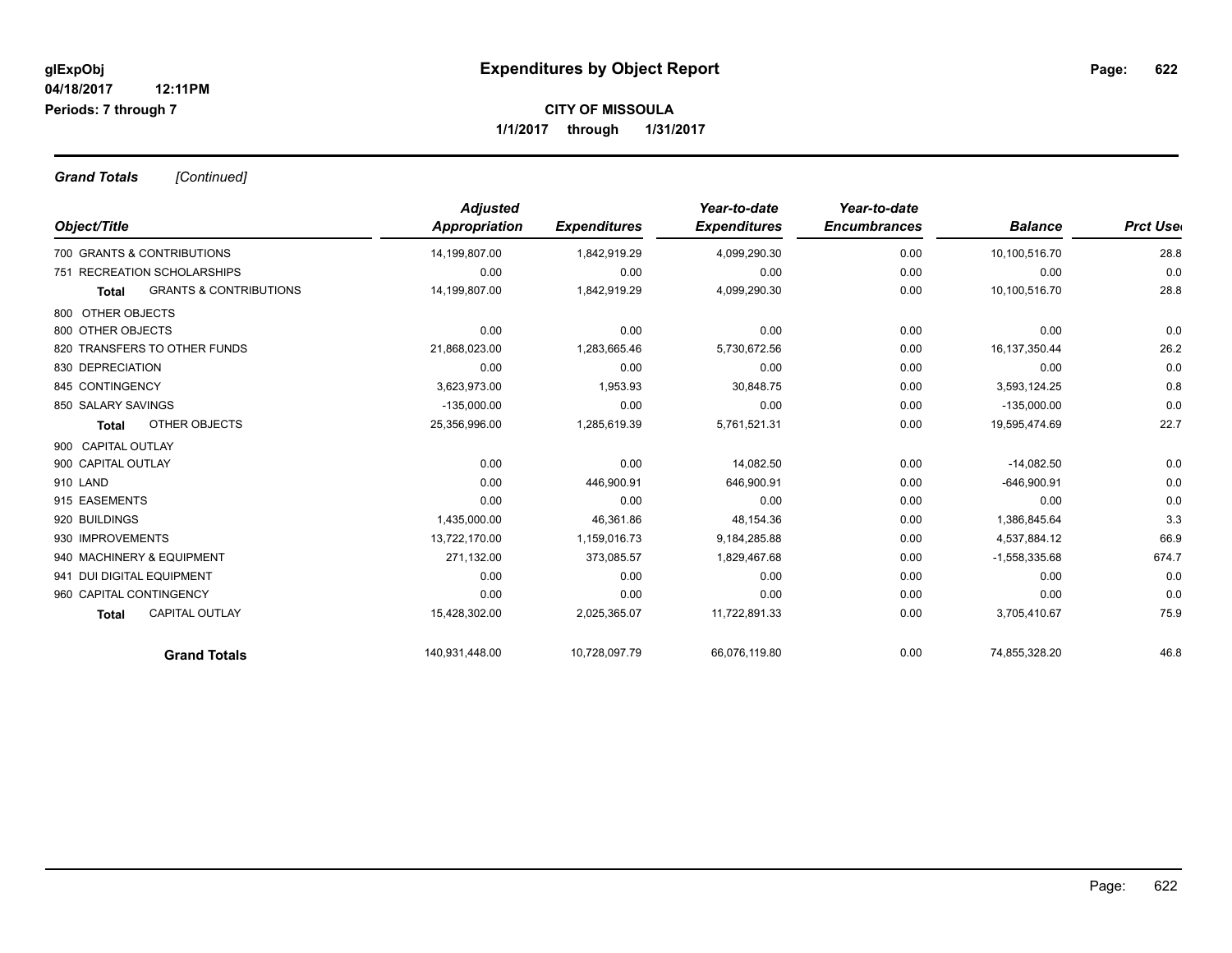**glExpObj** **Expenditures by Object Report**

**04/18/2017 12:11PM**

**Periods: 7 through 7**

**CITY OF MISSOULA**

**1/1/2017 through 1/31/2017**

***Grand Totals*** *[Continued]*

| Object/Title | | Adjusted Appropriation | Expenditures | Year-to-date Expenditures | Year-to-date Encumbrances | Balance | Prct Used |
|---|---|---|---|---|---|---|---|
| 700 GRANTS & CONTRIBUTIONS | | 14,199,807.00 | 1,842,919.29 | 4,099,290.30 | 0.00 | 10,100,516.70 | 28.8 |
| 751 RECREATION SCHOLARSHIPS | | 0.00 | 0.00 | 0.00 | 0.00 | 0.00 | 0.0 |
| **Total** | GRANTS & CONTRIBUTIONS | 14,199,807.00 | 1,842,919.29 | 4,099,290.30 | 0.00 | 10,100,516.70 | 28.8 |
| 800 OTHER OBJECTS | | | | | | | |
| 800 OTHER OBJECTS | | 0.00 | 0.00 | 0.00 | 0.00 | 0.00 | 0.0 |
| 820 TRANSFERS TO OTHER FUNDS | | 21,868,023.00 | 1,283,665.46 | 5,730,672.56 | 0.00 | 16,137,350.44 | 26.2 |
| 830 DEPRECIATION | | 0.00 | 0.00 | 0.00 | 0.00 | 0.00 | 0.0 |
| 845 CONTINGENCY | | 3,623,973.00 | 1,953.93 | 30,848.75 | 0.00 | 3,593,124.25 | 0.8 |
| 850 SALARY SAVINGS | | -135,000.00 | 0.00 | 0.00 | 0.00 | -135,000.00 | 0.0 |
| **Total** | OTHER OBJECTS | 25,356,996.00 | 1,285,619.39 | 5,761,521.31 | 0.00 | 19,595,474.69 | 22.7 |
| 900 CAPITAL OUTLAY | | | | | | | |
| 900 CAPITAL OUTLAY | | 0.00 | 0.00 | 14,082.50 | 0.00 | -14,082.50 | 0.0 |
| 910 LAND | | 0.00 | 446,900.91 | 646,900.91 | 0.00 | -646,900.91 | 0.0 |
| 915 EASEMENTS | | 0.00 | 0.00 | 0.00 | 0.00 | 0.00 | 0.0 |
| 920 BUILDINGS | | 1,435,000.00 | 46,361.86 | 48,154.36 | 0.00 | 1,386,845.64 | 3.3 |
| 930 IMPROVEMENTS | | 13,722,170.00 | 1,159,016.73 | 9,184,285.88 | 0.00 | 4,537,884.12 | 66.9 |
| 940 MACHINERY & EQUIPMENT | | 271,132.00 | 373,085.57 | 1,829,467.68 | 0.00 | -1,558,335.68 | 674.7 |
| 941 DUI DIGITAL EQUIPMENT | | 0.00 | 0.00 | 0.00 | 0.00 | 0.00 | 0.0 |
| 960 CAPITAL CONTINGENCY | | 0.00 | 0.00 | 0.00 | 0.00 | 0.00 | 0.0 |
| **Total** | CAPITAL OUTLAY | 15,428,302.00 | 2,025,365.07 | 11,722,891.33 | 0.00 | 3,705,410.67 | 75.9 |
| **Grand Totals** | | 140,931,448.00 | 10,728,097.79 | 66,076,119.80 | 0.00 | 74,855,328.20 | 46.8 |